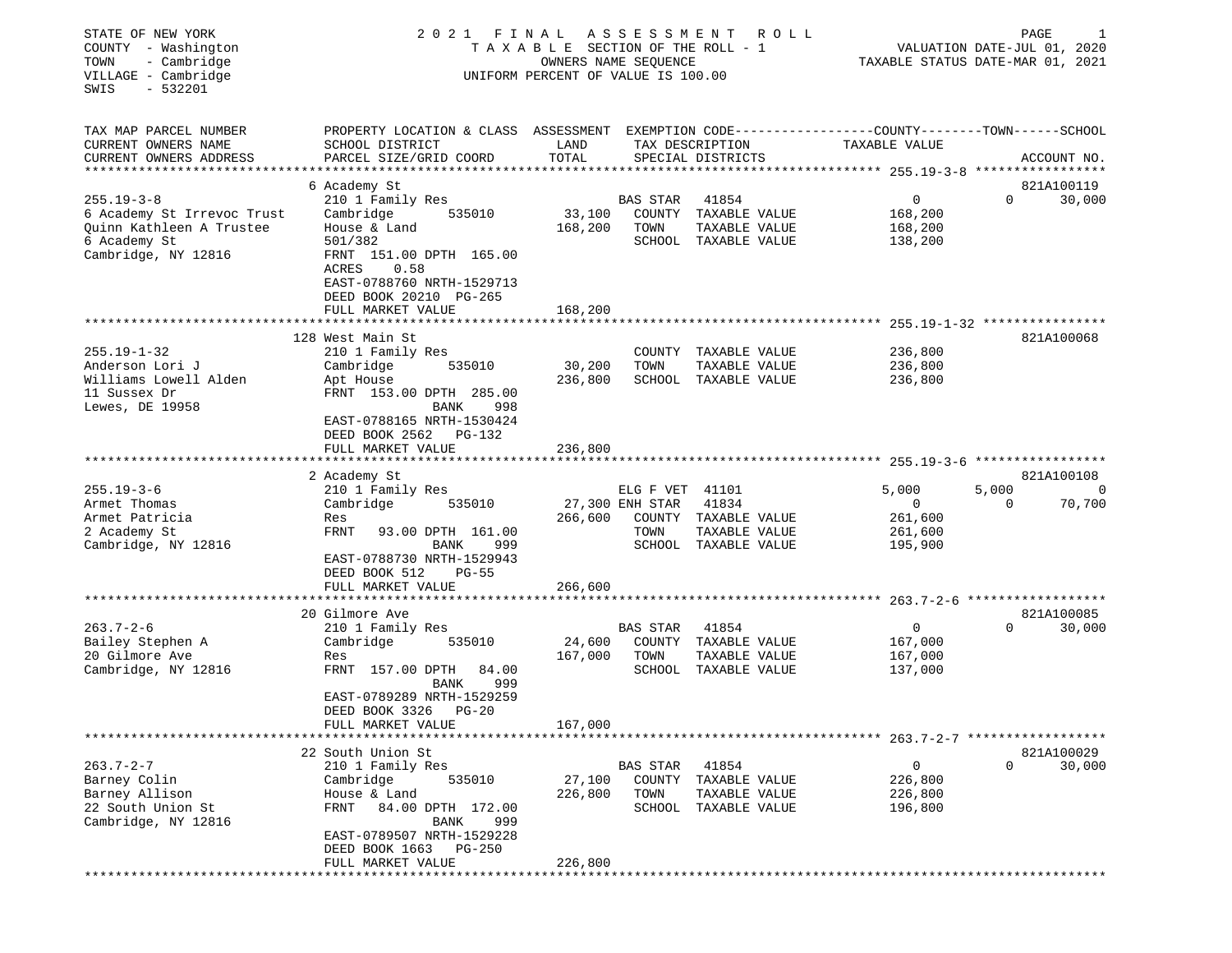STATE OF NEW YORK
COUNTY - Washington
TOWN - Cambridge
VILLAGE - Cambridge
SWIS - 532201

# 2021 FINAL ASSESSMENT ROLL

TAXABLE SECTION OF THE ROLL - 1
OWNERS NAME SEQUENCE
UNIFORM PERCENT OF VALUE IS 100.00

VALUATION DATE-JUL 01, 2020
TAXABLE STATUS DATE-MAR 01, 2021

| TAX MAP PARCEL NUMBER / CURRENT OWNERS NAME / CURRENT OWNERS ADDRESS | PROPERTY LOCATION & CLASS / SCHOOL DISTRICT / PARCEL SIZE/GRID COORD | ASSESSMENT LAND | TOTAL | EXEMPTION CODE / TAX DESCRIPTION / SPECIAL DISTRICTS | COUNTY TAXABLE VALUE | TOWN | SCHOOL | ACCOUNT NO. |
|---|---|---|---|---|---|---|---|---|
| **255.19-3-8** | 6 Academy St | | | | | | | 821A100119 |
| 255.19-3-8 | 210 1 Family Res | | | BAS STAR 41854 | 0 | 0 | 30,000 | |
| 6 Academy St Irrevoc Trust | Cambridge 535010 | 33,100 | | COUNTY TAXABLE VALUE | 168,200 | | | |
| Quinn Kathleen A Trustee | House & Land | | 168,200 | TOWN TAXABLE VALUE | 168,200 | | | |
| 6 Academy St | 501/382 | | | SCHOOL TAXABLE VALUE | 138,200 | | | |
| Cambridge, NY 12816 | FRNT 151.00 DPTH 165.00 | | | | | | | |
| | ACRES 0.58 | | | | | | | |
| | EAST-0788760 NRTH-1529713 | | | | | | | |
| | DEED BOOK 20210 PG-265 | | | | | | | |
| | FULL MARKET VALUE | | 168,200 | | | | | |
| **255.19-1-32** | 128 West Main St | | | | | | | 821A100068 |
| 255.19-1-32 | 210 1 Family Res | | | COUNTY TAXABLE VALUE | 236,800 | | | |
| Anderson Lori J | Cambridge 535010 | 30,200 | | TOWN TAXABLE VALUE | 236,800 | | | |
| Williams Lowell Alden | Apt House | | 236,800 | SCHOOL TAXABLE VALUE | 236,800 | | | |
| 11 Sussex Dr | FRNT 153.00 DPTH 285.00 | | | | | | | |
| Lewes, DE 19958 | BANK 998 | | | | | | | |
| | EAST-0788165 NRTH-1530424 | | | | | | | |
| | DEED BOOK 2562 PG-132 | | | | | | | |
| | FULL MARKET VALUE | | 236,800 | | | | | |
| **255.19-3-6** | 2 Academy St | | | | | | | 821A100108 |
| 255.19-3-6 | 210 1 Family Res | | | ELG F VET 41101 | 5,000 | 5,000 | 0 | |
| Armet Thomas | Cambridge 535010 | 27,300 | | ENH STAR 41834 | 0 | 0 | 70,700 | |
| Armet Patricia | Res | | 266,600 | COUNTY TAXABLE VALUE | 261,600 | | | |
| 2 Academy St | FRNT 93.00 DPTH 161.00 | | | TOWN TAXABLE VALUE | 261,600 | | | |
| Cambridge, NY 12816 | BANK 999 | | | SCHOOL TAXABLE VALUE | 195,900 | | | |
| | EAST-0788730 NRTH-1529943 | | | | | | | |
| | DEED BOOK 512 PG-55 | | | | | | | |
| | FULL MARKET VALUE | | 266,600 | | | | | |
| **263.7-2-6** | 20 Gilmore Ave | | | | | | | 821A100085 |
| 263.7-2-6 | 210 1 Family Res | | | BAS STAR 41854 | 0 | 0 | 30,000 | |
| Bailey Stephen A | Cambridge 535010 | 24,600 | | COUNTY TAXABLE VALUE | 167,000 | | | |
| 20 Gilmore Ave | Res | | 167,000 | TOWN TAXABLE VALUE | 167,000 | | | |
| Cambridge, NY 12816 | FRNT 157.00 DPTH 84.00 | | | SCHOOL TAXABLE VALUE | 137,000 | | | |
| | BANK 999 | | | | | | | |
| | EAST-0789289 NRTH-1529259 | | | | | | | |
| | DEED BOOK 3326 PG-20 | | | | | | | |
| | FULL MARKET VALUE | | 167,000 | | | | | |
| **263.7-2-7** | 22 South Union St | | | | | | | 821A100029 |
| 263.7-2-7 | 210 1 Family Res | | | BAS STAR 41854 | 0 | 0 | 30,000 | |
| Barney Colin | Cambridge 535010 | 27,100 | | COUNTY TAXABLE VALUE | 226,800 | | | |
| Barney Allison | House & Land | | 226,800 | TOWN TAXABLE VALUE | 226,800 | | | |
| 22 South Union St | FRNT 84.00 DPTH 172.00 | | | SCHOOL TAXABLE VALUE | 196,800 | | | |
| Cambridge, NY 12816 | BANK 999 | | | | | | | |
| | EAST-0789507 NRTH-1529228 | | | | | | | |
| | DEED BOOK 1663 PG-250 | | | | | | | |
| | FULL MARKET VALUE | | 226,800 | | | | | |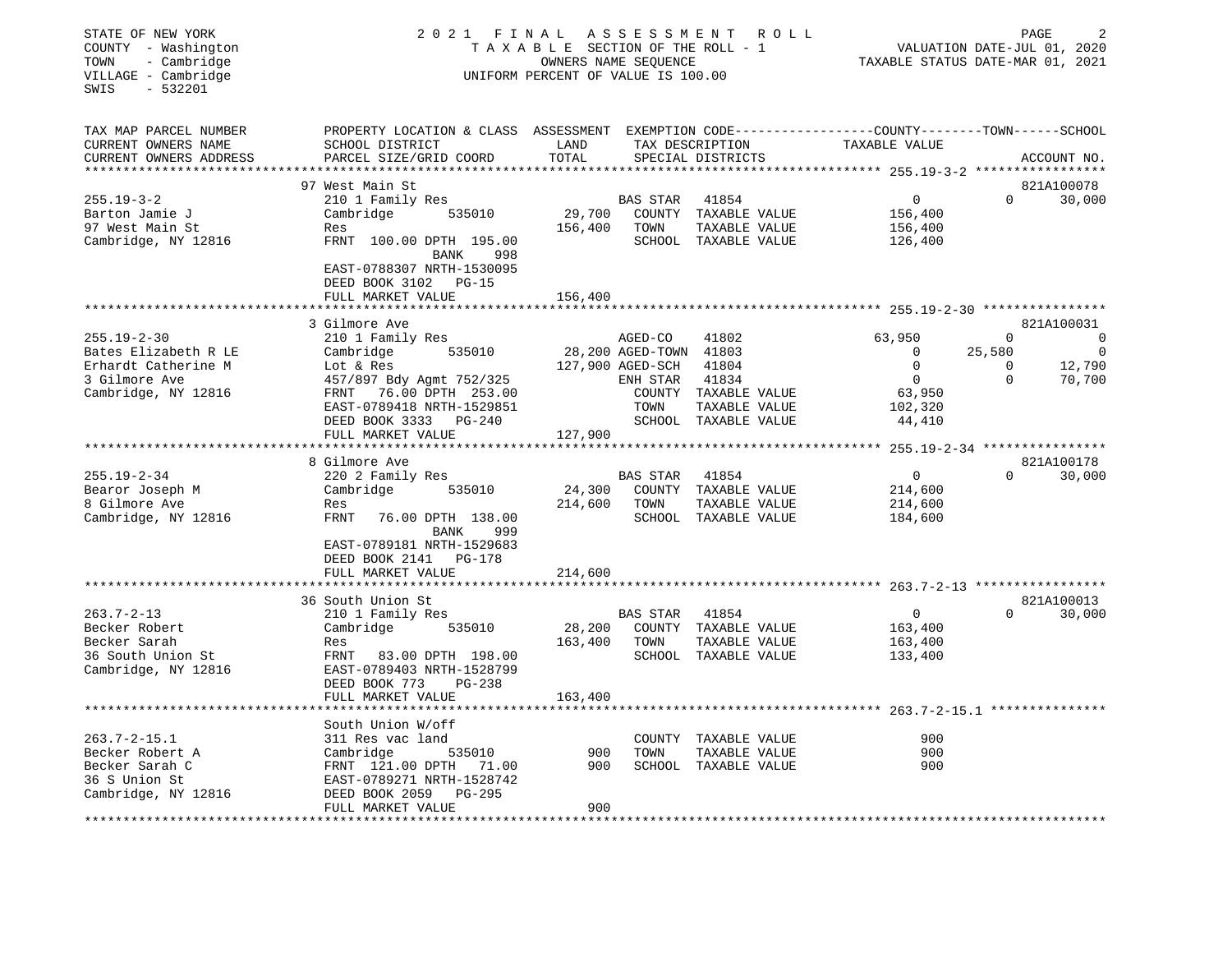STATE OF NEW YORK
COUNTY - Washington
TOWN - Cambridge
VILLAGE - Cambridge
SWIS - 532201

2021 FINAL ASSESSMENT ROLL
TAXABLE SECTION OF THE ROLL - 1
OWNERS NAME SEQUENCE
UNIFORM PERCENT OF VALUE IS 100.00

VALUATION DATE-JUL 01, 2020
TAXABLE STATUS DATE-MAR 01, 2021

| TAX MAP PARCEL NUMBER / CURRENT OWNERS NAME / CURRENT OWNERS ADDRESS | PROPERTY LOCATION & CLASS / SCHOOL DISTRICT / PARCEL SIZE/GRID COORD | ASSESSMENT LAND | TOTAL | EXEMPTION CODE / TAX DESCRIPTION / SPECIAL DISTRICTS | | COUNTY TAXABLE VALUE | TOWN | SCHOOL / ACCOUNT NO. |
|---|---|---|---|---|---|---|---|---|
| **255.19-3-2** | 97 West Main St | | | | | | | 821A100078 |
| 255.19-3-2 | 210 1 Family Res | | | BAS STAR | 41854 | 0 | 0 | 30,000 |
| Barton Jamie J | Cambridge 535010 | 29,700 | | COUNTY | TAXABLE VALUE | 156,400 | | |
| 97 West Main St | Res | | 156,400 | TOWN | TAXABLE VALUE | 156,400 | | |
| Cambridge, NY 12816 | FRNT 100.00 DPTH 195.00 BANK 998 | | | SCHOOL | TAXABLE VALUE | 126,400 | | |
| | EAST-0788307 NRTH-1530095 | | | | | | | |
| | DEED BOOK 3102 PG-15 | | | | | | | |
| | FULL MARKET VALUE | | 156,400 | | | | | |
| **255.19-2-30** | 3 Gilmore Ave | | | | | | | 821A100031 |
| 255.19-2-30 | 210 1 Family Res | | | AGED-CO | 41802 | 63,950 | 0 | 0 |
| Bates Elizabeth R LE | Cambridge 535010 | 28,200 | | AGED-TOWN | 41803 | 0 | 25,580 | 0 |
| Erhardt Catherine M | Lot & Res | | 127,900 | AGED-SCH | 41804 | 0 | 0 | 12,790 |
| 3 Gilmore Ave | 457/897 Bdy Agmt 752/325 | | | ENH STAR | 41834 | 0 | 0 | 70,700 |
| Cambridge, NY 12816 | FRNT 76.00 DPTH 253.00 | | | COUNTY | TAXABLE VALUE | 63,950 | | |
| | EAST-0789418 NRTH-1529851 | | | TOWN | TAXABLE VALUE | 102,320 | | |
| | DEED BOOK 3333 PG-240 | | | SCHOOL | TAXABLE VALUE | 44,410 | | |
| | FULL MARKET VALUE | | 127,900 | | | | | |
| **255.19-2-34** | 8 Gilmore Ave | | | | | | | 821A100178 |
| 255.19-2-34 | 220 2 Family Res | | | BAS STAR | 41854 | 0 | 0 | 30,000 |
| Bearor Joseph M | Cambridge 535010 | 24,300 | | COUNTY | TAXABLE VALUE | 214,600 | | |
| 8 Gilmore Ave | Res | | 214,600 | TOWN | TAXABLE VALUE | 214,600 | | |
| Cambridge, NY 12816 | FRNT 76.00 DPTH 138.00 BANK 999 | | | SCHOOL | TAXABLE VALUE | 184,600 | | |
| | EAST-0789181 NRTH-1529683 | | | | | | | |
| | DEED BOOK 2141 PG-178 | | | | | | | |
| | FULL MARKET VALUE | | 214,600 | | | | | |
| **263.7-2-13** | 36 South Union St | | | | | | | 821A100013 |
| 263.7-2-13 | 210 1 Family Res | | | BAS STAR | 41854 | 0 | 0 | 30,000 |
| Becker Robert | Cambridge 535010 | 28,200 | | COUNTY | TAXABLE VALUE | 163,400 | | |
| Becker Sarah | Res | | 163,400 | TOWN | TAXABLE VALUE | 163,400 | | |
| 36 South Union St | FRNT 83.00 DPTH 198.00 | | | SCHOOL | TAXABLE VALUE | 133,400 | | |
| Cambridge, NY 12816 | EAST-0789403 NRTH-1528799 | | | | | | | |
| | DEED BOOK 773 PG-238 | | | | | | | |
| | FULL MARKET VALUE | | 163,400 | | | | | |
| **263.7-2-15.1** | South Union W/off | | | | | | | |
| 263.7-2-15.1 | 311 Res vac land | | | COUNTY | TAXABLE VALUE | 900 | | |
| Becker Robert A | Cambridge 535010 | 900 | | TOWN | TAXABLE VALUE | 900 | | |
| Becker Sarah C | FRNT 121.00 DPTH 71.00 | | 900 | SCHOOL | TAXABLE VALUE | 900 | | |
| 36 S Union St | EAST-0789271 NRTH-1528742 | | | | | | | |
| Cambridge, NY 12816 | DEED BOOK 2059 PG-295 | | | | | | | |
| | FULL MARKET VALUE | | 900 | | | | | |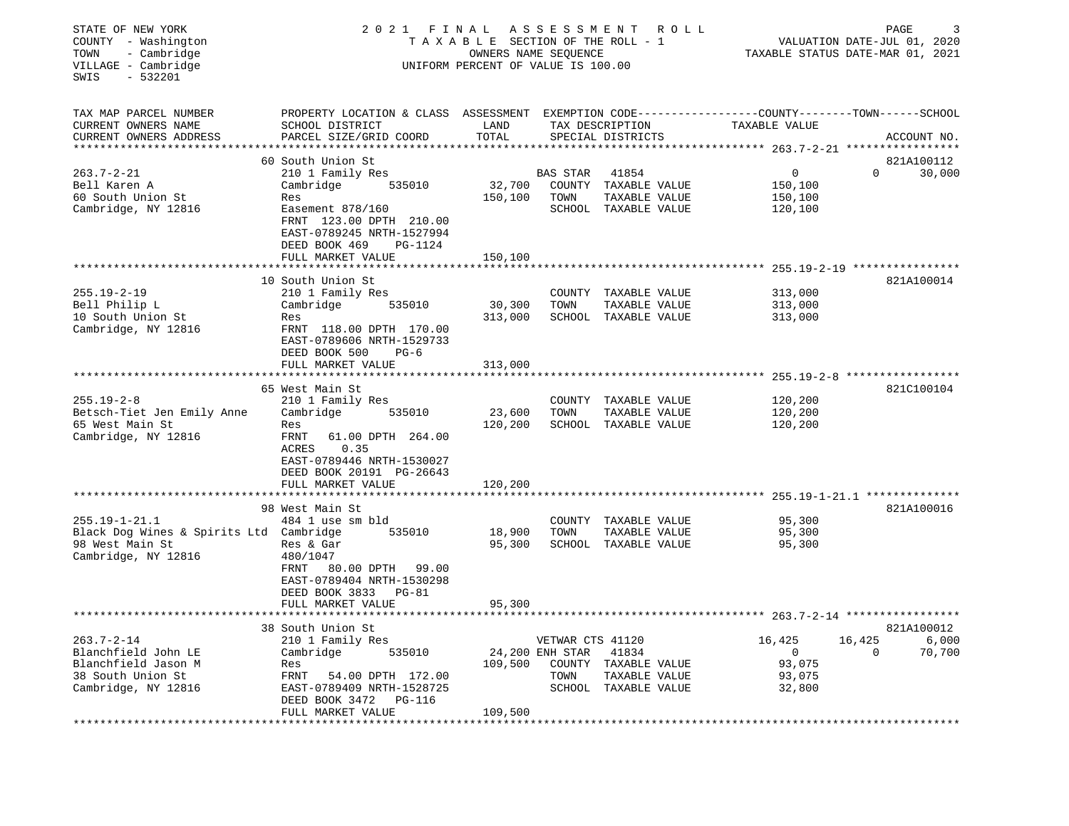STATE OF NEW YORK
COUNTY - Washington
TOWN - Cambridge
VILLAGE - Cambridge
SWIS - 532201

2021 FINAL ASSESSMENT ROLL
TAXABLE SECTION OF THE ROLL - 1
OWNERS NAME SEQUENCE
UNIFORM PERCENT OF VALUE IS 100.00

VALUATION DATE-JUL 01, 2020
TAXABLE STATUS DATE-MAR 01, 2021

```
TAX MAP PARCEL NUMBER          PROPERTY LOCATION & CLASS  ASSESSMENT  EXEMPTION CODE------------------COUNTY--------TOWN------SCHOOL
CURRENT OWNERS NAME            SCHOOL DISTRICT              LAND       TAX DESCRIPTION             TAXABLE VALUE
CURRENT OWNERS ADDRESS         PARCEL SIZE/GRID COORD       TOTAL      SPECIAL DISTRICTS                                        ACCOUNT NO.
******************************************************************************************************* 263.7-2-21 *****************
                               60 South Union St                                                                        821A100112
263.7-2-21                     210 1 Family Res                      BAS STAR   41854              0              0       30,000
Bell Karen A                   Cambridge       535010       32,700   COUNTY  TAXABLE VALUE         150,100
60 South Union St              Res                         150,100   TOWN    TAXABLE VALUE         150,100
Cambridge, NY 12816            Easement 878/160                      SCHOOL  TAXABLE VALUE         120,100
                               FRNT 123.00 DPTH 210.00
                               EAST-0789245 NRTH-1527994
                               DEED BOOK 469     PG-1124
                               FULL MARKET VALUE           150,100
******************************************************************************************************* 255.19-2-19 ****************
                               10 South Union St                                                                        821A100014
255.19-2-19                    210 1 Family Res                      COUNTY  TAXABLE VALUE         313,000
Bell Philip L                  Cambridge       535010       30,300   TOWN    TAXABLE VALUE         313,000
10 South Union St              Res                         313,000   SCHOOL  TAXABLE VALUE         313,000
Cambridge, NY 12816            FRNT 118.00 DPTH 170.00
                               EAST-0789606 NRTH-1529733
                               DEED BOOK 500     PG-6
                               FULL MARKET VALUE           313,000
******************************************************************************************************* 255.19-2-8 *****************
                               65 West Main St                                                                          821C100104
255.19-2-8                     210 1 Family Res                      COUNTY  TAXABLE VALUE         120,200
Betsch-Tiet Jen Emily Anne     Cambridge       535010       23,600   TOWN    TAXABLE VALUE         120,200
65 West Main St                Res                         120,200   SCHOOL  TAXABLE VALUE         120,200
Cambridge, NY 12816            FRNT  61.00 DPTH 264.00
                               ACRES   0.35
                               EAST-0789446 NRTH-1530027
                               DEED BOOK 20191 PG-26643
                               FULL MARKET VALUE           120,200
******************************************************************************************************* 255.19-1-21.1 **************
                               98 West Main St                                                                          821A100016
255.19-1-21.1                  484 1 use sm bld                      COUNTY  TAXABLE VALUE          95,300
Black Dog Wines & Spirits Ltd  Cambridge       535010       18,900   TOWN    TAXABLE VALUE          95,300
98 West Main St                Res & Gar                    95,300   SCHOOL  TAXABLE VALUE          95,300
Cambridge, NY 12816            480/1047
                               FRNT  80.00 DPTH  99.00
                               EAST-0789404 NRTH-1530298
                               DEED BOOK 3833   PG-81
                               FULL MARKET VALUE            95,300
******************************************************************************************************* 263.7-2-14 *****************
                               38 South Union St                                                                        821A100012
263.7-2-14                     210 1 Family Res                      VETWAR CTS 41120           16,425         16,425        6,000
Blanchfield John LE            Cambridge       535010       24,200   ENH STAR   41834              0              0       70,700
Blanchfield Jason M            Res                         109,500   COUNTY  TAXABLE VALUE          93,075
38 South Union St              FRNT  54.00 DPTH 172.00               TOWN    TAXABLE VALUE          93,075
Cambridge, NY 12816            EAST-0789409 NRTH-1528725             SCHOOL  TAXABLE VALUE          32,800
                               DEED BOOK 3472   PG-116
                               FULL MARKET VALUE           109,500
************************************************************************************************************************************
```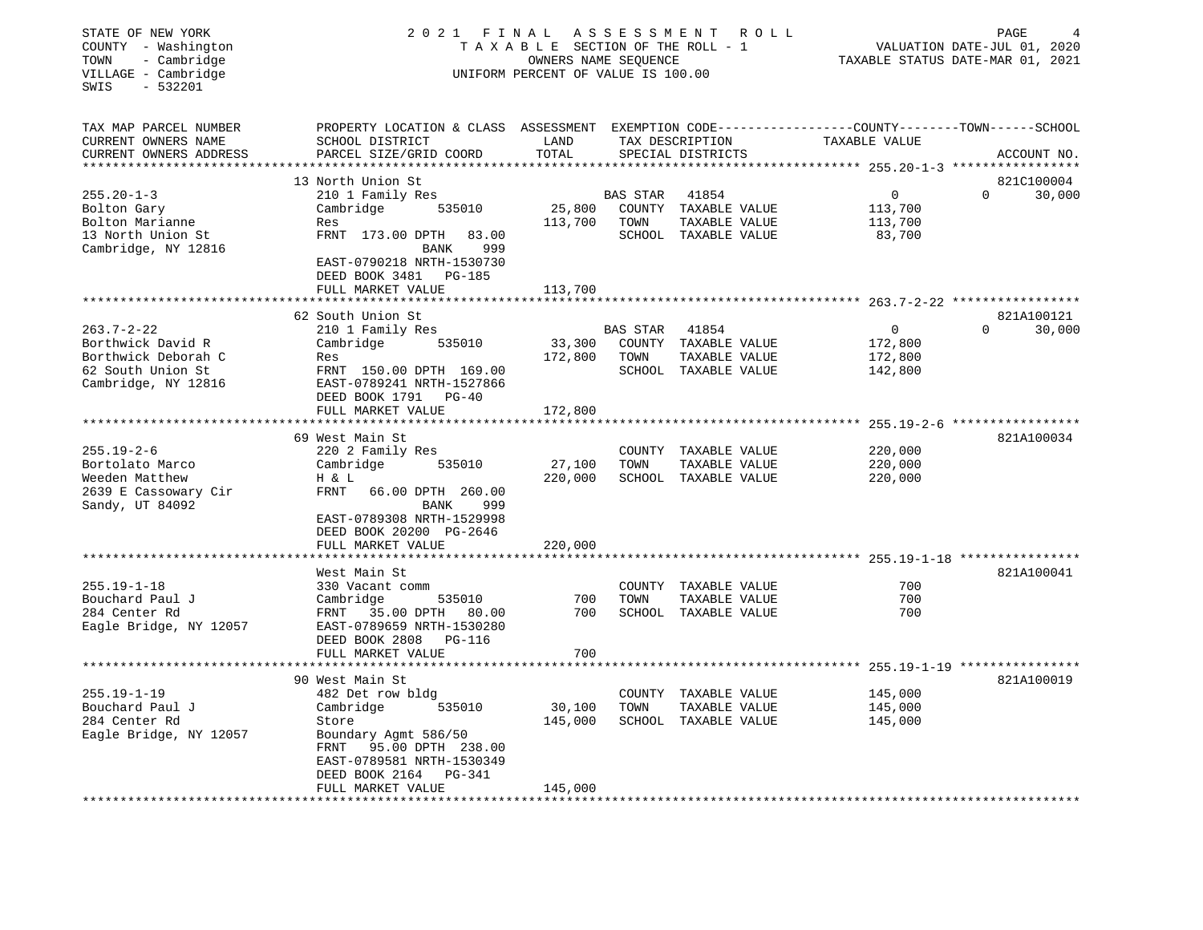STATE OF NEW YORK
COUNTY - Washington
TOWN - Cambridge
VILLAGE - Cambridge
SWIS - 532201

# 2021 FINAL ASSESSMENT ROLL

TAXABLE SECTION OF THE ROLL - 1
OWNERS NAME SEQUENCE
UNIFORM PERCENT OF VALUE IS 100.00

VALUATION DATE-JUL 01, 2020
TAXABLE STATUS DATE-MAR 01, 2021

| TAX MAP PARCEL NUMBER / CURRENT OWNERS NAME / CURRENT OWNERS ADDRESS | PROPERTY LOCATION & CLASS / SCHOOL DISTRICT / PARCEL SIZE/GRID COORD | ASSESSMENT LAND / TOTAL | EXEMPTION CODE / TAX DESCRIPTION / SPECIAL DISTRICTS | COUNTY / TOWN TAXABLE VALUE | SCHOOL / ACCOUNT NO. |
|---|---|---|---|---|---|
| **255.20-1-3** | 13 North Union St | | | | 821C100004 |
| 255.20-1-3 | 210 1 Family Res | | BAS STAR 41854 | 0 | 0 30,000 |
| Bolton Gary | Cambridge 535010 | 25,800 | COUNTY TAXABLE VALUE | 113,700 | |
| Bolton Marianne | Res | 113,700 | TOWN TAXABLE VALUE | 113,700 | |
| 13 North Union St | FRNT 173.00 DPTH 83.00 | | SCHOOL TAXABLE VALUE | 83,700 | |
| Cambridge, NY 12816 | BANK 999 | | | | |
| | EAST-0790218 NRTH-1530730 | | | | |
| | DEED BOOK 3481 PG-185 | | | | |
| | FULL MARKET VALUE | 113,700 | | | |
| **263.7-2-22** | 62 South Union St | | | | 821A100121 |
| 263.7-2-22 | 210 1 Family Res | | BAS STAR 41854 | 0 | 0 30,000 |
| Borthwick David R | Cambridge 535010 | 33,300 | COUNTY TAXABLE VALUE | 172,800 | |
| Borthwick Deborah C | Res | 172,800 | TOWN TAXABLE VALUE | 172,800 | |
| 62 South Union St | FRNT 150.00 DPTH 169.00 | | SCHOOL TAXABLE VALUE | 142,800 | |
| Cambridge, NY 12816 | EAST-0789241 NRTH-1527866 | | | | |
| | DEED BOOK 1791 PG-40 | | | | |
| | FULL MARKET VALUE | 172,800 | | | |
| **255.19-2-6** | 69 West Main St | | | | 821A100034 |
| 255.19-2-6 | 220 2 Family Res | | COUNTY TAXABLE VALUE | 220,000 | |
| Bortolato Marco | Cambridge 535010 | 27,100 | TOWN TAXABLE VALUE | 220,000 | |
| Weeden Matthew | H & L | 220,000 | SCHOOL TAXABLE VALUE | 220,000 | |
| 2639 E Cassowary Cir | FRNT 66.00 DPTH 260.00 | | | | |
| Sandy, UT 84092 | BANK 999 | | | | |
| | EAST-0789308 NRTH-1529998 | | | | |
| | DEED BOOK 20200 PG-2646 | | | | |
| | FULL MARKET VALUE | 220,000 | | | |
| **255.19-1-18** | West Main St | | | | 821A100041 |
| 255.19-1-18 | 330 Vacant comm | | COUNTY TAXABLE VALUE | 700 | |
| Bouchard Paul J | Cambridge 535010 | 700 | TOWN TAXABLE VALUE | 700 | |
| 284 Center Rd | FRNT 35.00 DPTH 80.00 | 700 | SCHOOL TAXABLE VALUE | 700 | |
| Eagle Bridge, NY 12057 | EAST-0789659 NRTH-1530280 | | | | |
| | DEED BOOK 2808 PG-116 | | | | |
| | FULL MARKET VALUE | 700 | | | |
| **255.19-1-19** | 90 West Main St | | | | 821A100019 |
| 255.19-1-19 | 482 Det row bldg | | COUNTY TAXABLE VALUE | 145,000 | |
| Bouchard Paul J | Cambridge 535010 | 30,100 | TOWN TAXABLE VALUE | 145,000 | |
| 284 Center Rd | Store | 145,000 | SCHOOL TAXABLE VALUE | 145,000 | |
| Eagle Bridge, NY 12057 | Boundary Agmt 586/50 | | | | |
| | FRNT 95.00 DPTH 238.00 | | | | |
| | EAST-0789581 NRTH-1530349 | | | | |
| | DEED BOOK 2164 PG-341 | | | | |
| | FULL MARKET VALUE | 145,000 | | | |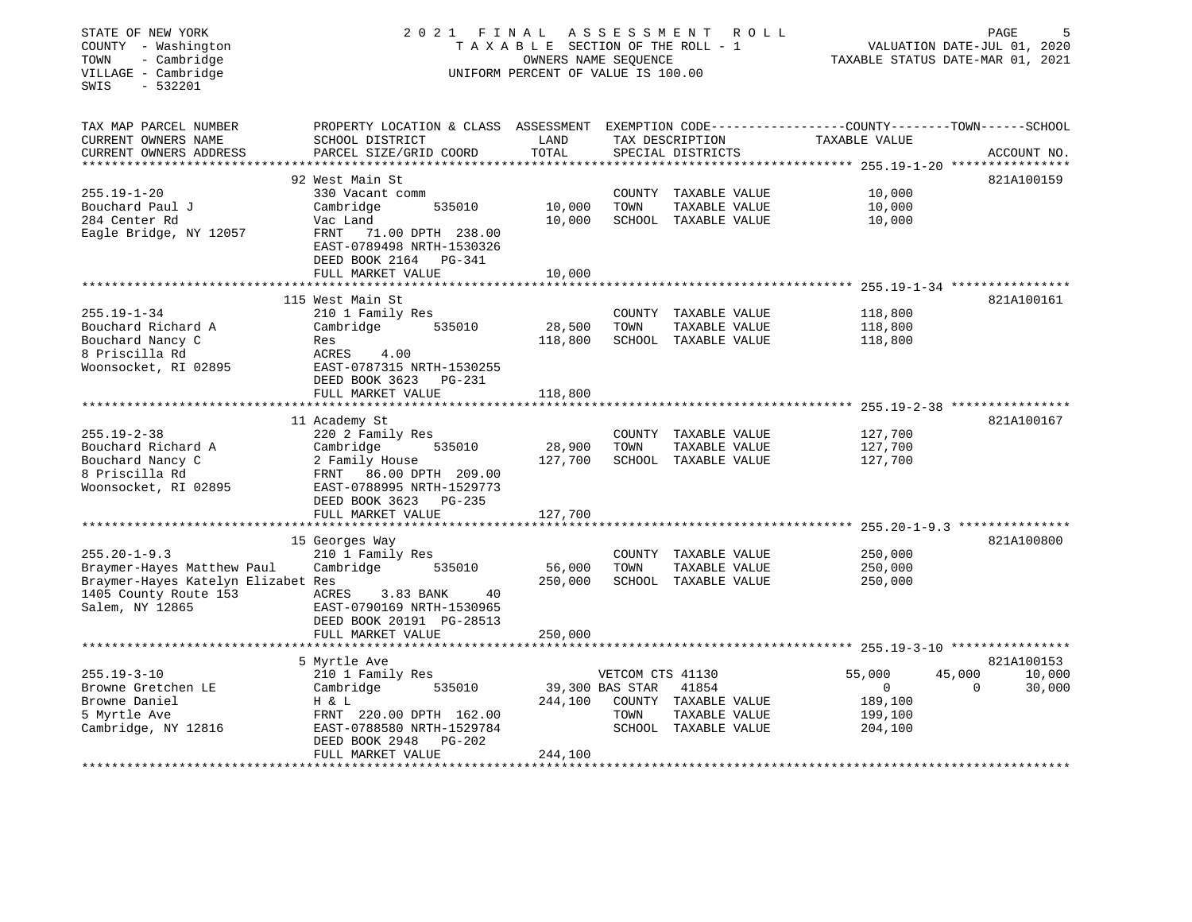STATE OF NEW YORK
COUNTY - Washington
TOWN - Cambridge
VILLAGE - Cambridge
SWIS - 532201

2021 FINAL ASSESSMENT ROLL
TAXABLE SECTION OF THE ROLL - 1
OWNERS NAME SEQUENCE
UNIFORM PERCENT OF VALUE IS 100.00

VALUATION DATE-JUL 01, 2020
TAXABLE STATUS DATE-MAR 01, 2021

| TAX MAP PARCEL NUMBER / CURRENT OWNERS NAME / CURRENT OWNERS ADDRESS | PROPERTY LOCATION & CLASS / SCHOOL DISTRICT / PARCEL SIZE/GRID COORD | ASSESSMENT LAND | TOTAL | EXEMPTION CODE / TAX DESCRIPTION / SPECIAL DISTRICTS | COUNTY TAXABLE VALUE | TOWN | SCHOOL | ACCOUNT NO. |
|---|---|---|---|---|---|---|---|---|
| **255.19-1-20** | 92 West Main St | | | | | | | 821A100159 |
| 255.19-1-20 | 330 Vacant comm | | | COUNTY TAXABLE VALUE | 10,000 | | | |
| Bouchard Paul J | Cambridge 535010 | 10,000 | | TOWN TAXABLE VALUE | 10,000 | | | |
| 284 Center Rd | Vac Land | | 10,000 | SCHOOL TAXABLE VALUE | 10,000 | | | |
| Eagle Bridge, NY 12057 | FRNT 71.00 DPTH 238.00 | | | | | | | |
| | EAST-0789498 NRTH-1530326 | | | | | | | |
| | DEED BOOK 2164 PG-341 | | | | | | | |
| | FULL MARKET VALUE | | 10,000 | | | | | |
| **255.19-1-34** | 115 West Main St | | | | | | | 821A100161 |
| 255.19-1-34 | 210 1 Family Res | | | COUNTY TAXABLE VALUE | 118,800 | | | |
| Bouchard Richard A | Cambridge 535010 | 28,500 | | TOWN TAXABLE VALUE | 118,800 | | | |
| Bouchard Nancy C | Res | | 118,800 | SCHOOL TAXABLE VALUE | 118,800 | | | |
| 8 Priscilla Rd | ACRES 4.00 | | | | | | | |
| Woonsocket, RI 02895 | EAST-0787315 NRTH-1530255 | | | | | | | |
| | DEED BOOK 3623 PG-231 | | | | | | | |
| | FULL MARKET VALUE | | 118,800 | | | | | |
| **255.19-2-38** | 11 Academy St | | | | | | | 821A100167 |
| 255.19-2-38 | 220 2 Family Res | | | COUNTY TAXABLE VALUE | 127,700 | | | |
| Bouchard Richard A | Cambridge 535010 | 28,900 | | TOWN TAXABLE VALUE | 127,700 | | | |
| Bouchard Nancy C | 2 Family House | | 127,700 | SCHOOL TAXABLE VALUE | 127,700 | | | |
| 8 Priscilla Rd | FRNT 86.00 DPTH 209.00 | | | | | | | |
| Woonsocket, RI 02895 | EAST-0788995 NRTH-1529773 | | | | | | | |
| | DEED BOOK 3623 PG-235 | | | | | | | |
| | FULL MARKET VALUE | | 127,700 | | | | | |
| **255.20-1-9.3** | 15 Georges Way | | | | | | | 821A100800 |
| 255.20-1-9.3 | 210 1 Family Res | | | COUNTY TAXABLE VALUE | 250,000 | | | |
| Braymer-Hayes Matthew Paul | Cambridge 535010 | 56,000 | | TOWN TAXABLE VALUE | 250,000 | | | |
| Braymer-Hayes Katelyn Elizabet | Res | | 250,000 | SCHOOL TAXABLE VALUE | 250,000 | | | |
| 1405 County Route 153 | ACRES 3.83 BANK 40 | | | | | | | |
| Salem, NY 12865 | EAST-0790169 NRTH-1530965 | | | | | | | |
| | DEED BOOK 20191 PG-28513 | | | | | | | |
| | FULL MARKET VALUE | | 250,000 | | | | | |
| **255.19-3-10** | 5 Myrtle Ave | | | | | | | 821A100153 |
| 255.19-3-10 | 210 1 Family Res | | | VETCOM CTS 41130 | 55,000 | 45,000 | 10,000 | |
| Browne Gretchen LE | Cambridge 535010 | 39,300 | | BAS STAR 41854 | 0 | 0 | 30,000 | |
| Browne Daniel | H & L | | 244,100 | COUNTY TAXABLE VALUE | 189,100 | | | |
| 5 Myrtle Ave | FRNT 220.00 DPTH 162.00 | | | TOWN TAXABLE VALUE | 199,100 | | | |
| Cambridge, NY 12816 | EAST-0788580 NRTH-1529784 | | | SCHOOL TAXABLE VALUE | 204,100 | | | |
| | DEED BOOK 2948 PG-202 | | | | | | | |
| | FULL MARKET VALUE | | 244,100 | | | | | |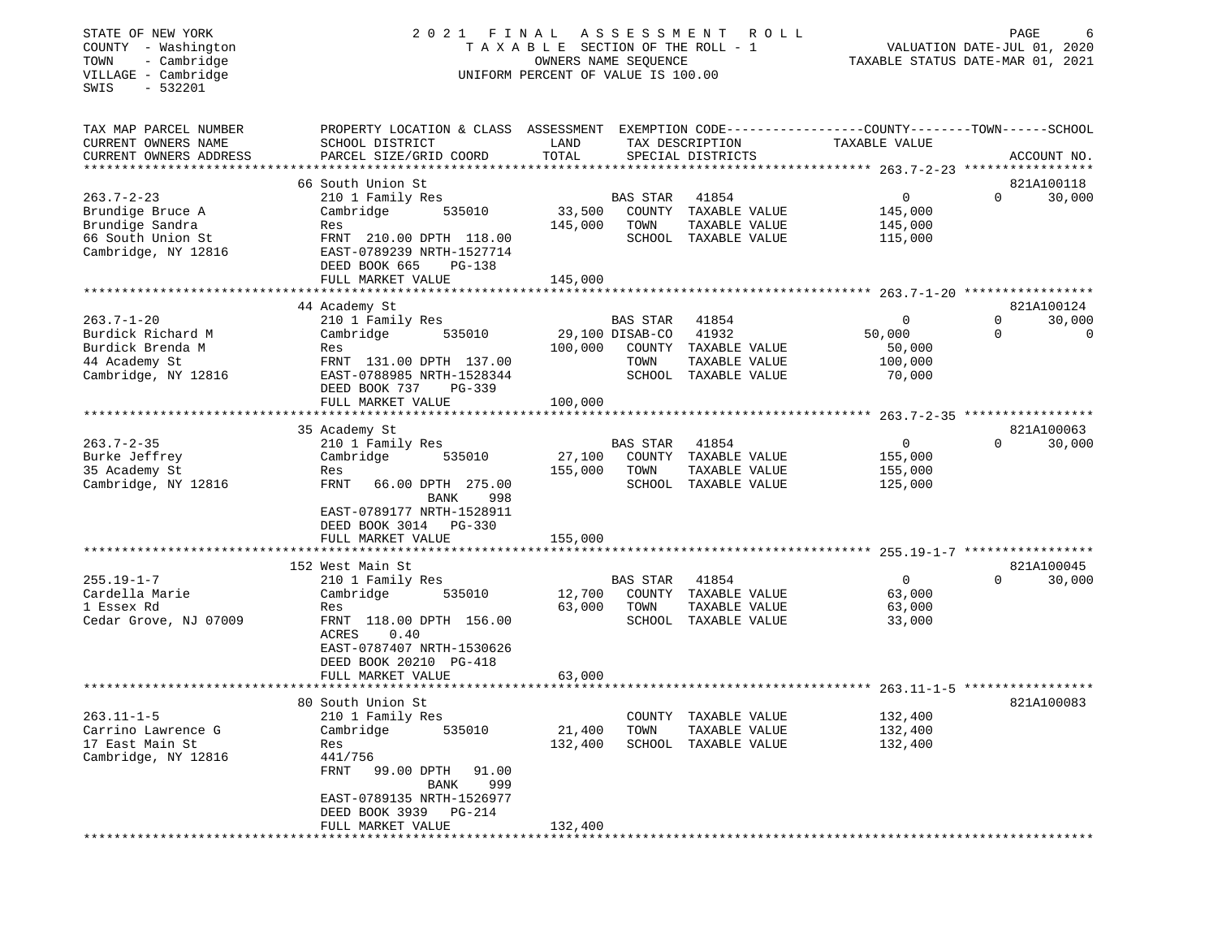STATE OF NEW YORK
COUNTY - Washington
TOWN - Cambridge
VILLAGE - Cambridge
SWIS - 532201

2 0 2 1 F I N A L A S S E S S M E N T R O L L
T A X A B L E SECTION OF THE ROLL - 1
OWNERS NAME SEQUENCE
UNIFORM PERCENT OF VALUE IS 100.00

VALUATION DATE-JUL 01, 2020
TAXABLE STATUS DATE-MAR 01, 2021

```
TAX MAP PARCEL NUMBER     PROPERTY LOCATION & CLASS  ASSESSMENT  EXEMPTION CODE-----------------COUNTY--------TOWN------SCHOOL
CURRENT OWNERS NAME       SCHOOL DISTRICT              LAND      TAX DESCRIPTION             TAXABLE VALUE
CURRENT OWNERS ADDRESS    PARCEL SIZE/GRID COORD       TOTAL     SPECIAL DISTRICTS                                     ACCOUNT NO.
******************************************************************************************************* 263.7-2-23 *****************
                          66 South Union St                                                                           821A100118
263.7-2-23                210 1 Family Res                   BAS STAR   41854                   0             0       30,000
Brundige Bruce A          Cambridge        535010     33,500    COUNTY  TAXABLE VALUE         145,000
Brundige Sandra           Res                        145,000    TOWN    TAXABLE VALUE         145,000
66 South Union St         FRNT 210.00 DPTH 118.00               SCHOOL  TAXABLE VALUE         115,000
Cambridge, NY 12816       EAST-0789239 NRTH-1527714
                          DEED BOOK 665     PG-138
                          FULL MARKET VALUE          145,000
******************************************************************************************************* 263.7-1-20 *****************
                          44 Academy St                                                                               821A100124
263.7-1-20                210 1 Family Res                   BAS STAR   41854                   0             0       30,000
Burdick Richard M         Cambridge        535010     29,100 DISAB-CO   41932              50,000             0            0
Burdick Brenda M          Res                        100,000    COUNTY  TAXABLE VALUE          50,000
44 Academy St             FRNT 131.00 DPTH 137.00               TOWN    TAXABLE VALUE         100,000
Cambridge, NY 12816       EAST-0788985 NRTH-1528344             SCHOOL  TAXABLE VALUE          70,000
                          DEED BOOK 737     PG-339
                          FULL MARKET VALUE          100,000
******************************************************************************************************* 263.7-2-35 *****************
                          35 Academy St                                                                               821A100063
263.7-2-35                210 1 Family Res                   BAS STAR   41854                   0             0       30,000
Burke Jeffrey             Cambridge        535010     27,100    COUNTY  TAXABLE VALUE         155,000
35 Academy St             Res                        155,000    TOWN    TAXABLE VALUE         155,000
Cambridge, NY 12816       FRNT   66.00 DPTH 275.00              SCHOOL  TAXABLE VALUE         125,000
                                         BANK     998
                          EAST-0789177 NRTH-1528911
                          DEED BOOK 3014    PG-330
                          FULL MARKET VALUE          155,000
******************************************************************************************************* 255.19-1-7 *****************
                          152 West Main St                                                                            821A100045
255.19-1-7                210 1 Family Res                   BAS STAR   41854                   0             0       30,000
Cardella Marie            Cambridge        535010     12,700    COUNTY  TAXABLE VALUE          63,000
1 Essex Rd                Res                         63,000    TOWN    TAXABLE VALUE          63,000
Cedar Grove, NJ 07009     FRNT 118.00 DPTH 156.00               SCHOOL  TAXABLE VALUE          33,000
                          ACRES     0.40
                          EAST-0787407 NRTH-1530626
                          DEED BOOK 20210 PG-418
                          FULL MARKET VALUE           63,000
******************************************************************************************************* 263.11-1-5 *****************
                          80 South Union St                                                                           821A100083
263.11-1-5                210 1 Family Res                      COUNTY  TAXABLE VALUE         132,400
Carrino Lawrence G        Cambridge        535010     21,400    TOWN    TAXABLE VALUE         132,400
17 East Main St           Res                        132,400    SCHOOL  TAXABLE VALUE         132,400
Cambridge, NY 12816       441/756
                          FRNT   99.00 DPTH   91.00
                                         BANK     999
                          EAST-0789135 NRTH-1526977
                          DEED BOOK 3939    PG-214
                          FULL MARKET VALUE          132,400
************************************************************************************************************************************
```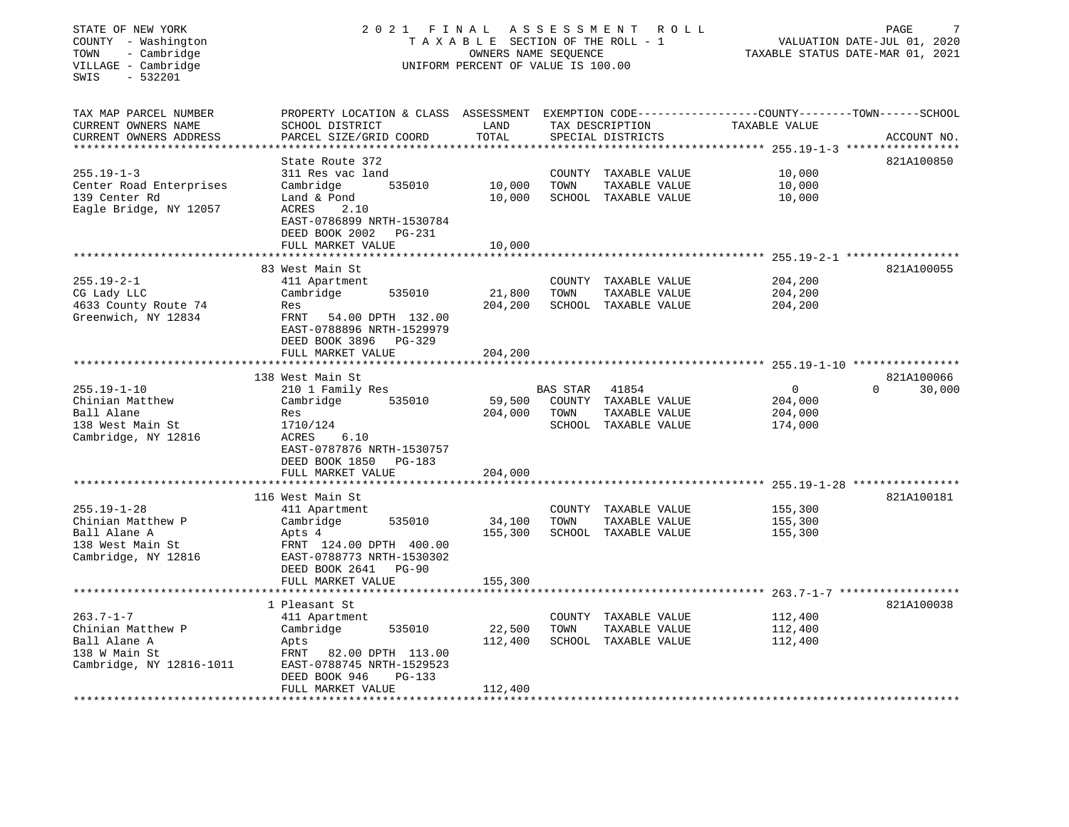STATE OF NEW YORK
COUNTY - Washington
TOWN - Cambridge
VILLAGE - Cambridge
SWIS - 532201

2021 FINAL ASSESSMENT ROLL
TAXABLE SECTION OF THE ROLL - 1
OWNERS NAME SEQUENCE
UNIFORM PERCENT OF VALUE IS 100.00

VALUATION DATE-JUL 01, 2020
TAXABLE STATUS DATE-MAR 01, 2021

| TAX MAP PARCEL NUMBER / CURRENT OWNERS NAME / CURRENT OWNERS ADDRESS | PROPERTY LOCATION & CLASS / SCHOOL DISTRICT / PARCEL SIZE/GRID COORD | ASSESSMENT LAND | TOTAL | EXEMPTION CODE / TAX DESCRIPTION / SPECIAL DISTRICTS | COUNTY TAXABLE VALUE | TOWN | SCHOOL | ACCOUNT NO. |
|---|---|---|---|---|---|---|---|---|
| **255.19-1-3** | State Route 372 | | | | | | | 821A100850 |
| 255.19-1-3 | 311 Res vac land | | | COUNTY TAXABLE VALUE | 10,000 | | | |
| Center Road Enterprises | Cambridge 535010 | 10,000 | | TOWN TAXABLE VALUE | 10,000 | | | |
| 139 Center Rd | Land & Pond | | 10,000 | SCHOOL TAXABLE VALUE | 10,000 | | | |
| Eagle Bridge, NY 12057 | ACRES 2.10 | | | | | | | |
| | EAST-0786899 NRTH-1530784 | | | | | | | |
| | DEED BOOK 2002 PG-231 | | | | | | | |
| | FULL MARKET VALUE | | 10,000 | | | | | |
| **255.19-2-1** | 83 West Main St | | | | | | | 821A100055 |
| 255.19-2-1 | 411 Apartment | | | COUNTY TAXABLE VALUE | 204,200 | | | |
| CG Lady LLC | Cambridge 535010 | 21,800 | | TOWN TAXABLE VALUE | 204,200 | | | |
| 4633 County Route 74 | Res | | 204,200 | SCHOOL TAXABLE VALUE | 204,200 | | | |
| Greenwich, NY 12834 | FRNT 54.00 DPTH 132.00 | | | | | | | |
| | EAST-0788896 NRTH-1529979 | | | | | | | |
| | DEED BOOK 3896 PG-329 | | | | | | | |
| | FULL MARKET VALUE | | 204,200 | | | | | |
| **255.19-1-10** | 138 West Main St | | | | | | | 821A100066 |
| 255.19-1-10 | 210 1 Family Res | | | BAS STAR 41854 | 0 | 0 | 30,000 | |
| Chinian Matthew | Cambridge 535010 | 59,500 | | COUNTY TAXABLE VALUE | 204,000 | | | |
| Ball Alane | Res | | 204,000 | TOWN TAXABLE VALUE | 204,000 | | | |
| 138 West Main St | 1710/124 | | | SCHOOL TAXABLE VALUE | 174,000 | | | |
| Cambridge, NY 12816 | ACRES 6.10 | | | | | | | |
| | EAST-0787876 NRTH-1530757 | | | | | | | |
| | DEED BOOK 1850 PG-183 | | | | | | | |
| | FULL MARKET VALUE | | 204,000 | | | | | |
| **255.19-1-28** | 116 West Main St | | | | | | | 821A100181 |
| 255.19-1-28 | 411 Apartment | | | COUNTY TAXABLE VALUE | 155,300 | | | |
| Chinian Matthew P | Cambridge 535010 | 34,100 | | TOWN TAXABLE VALUE | 155,300 | | | |
| Ball Alane A | Apts 4 | | 155,300 | SCHOOL TAXABLE VALUE | 155,300 | | | |
| 138 West Main St | FRNT 124.00 DPTH 400.00 | | | | | | | |
| Cambridge, NY 12816 | EAST-0788773 NRTH-1530302 | | | | | | | |
| | DEED BOOK 2641 PG-90 | | | | | | | |
| | FULL MARKET VALUE | | 155,300 | | | | | |
| **263.7-1-7** | 1 Pleasant St | | | | | | | 821A100038 |
| 263.7-1-7 | 411 Apartment | | | COUNTY TAXABLE VALUE | 112,400 | | | |
| Chinian Matthew P | Cambridge 535010 | 22,500 | | TOWN TAXABLE VALUE | 112,400 | | | |
| Ball Alane A | Apts | | 112,400 | SCHOOL TAXABLE VALUE | 112,400 | | | |
| 138 W Main St | FRNT 82.00 DPTH 113.00 | | | | | | | |
| Cambridge, NY 12816-1011 | EAST-0788745 NRTH-1529523 | | | | | | | |
| | DEED BOOK 946 PG-133 | | | | | | | |
| | FULL MARKET VALUE | | 112,400 | | | | | |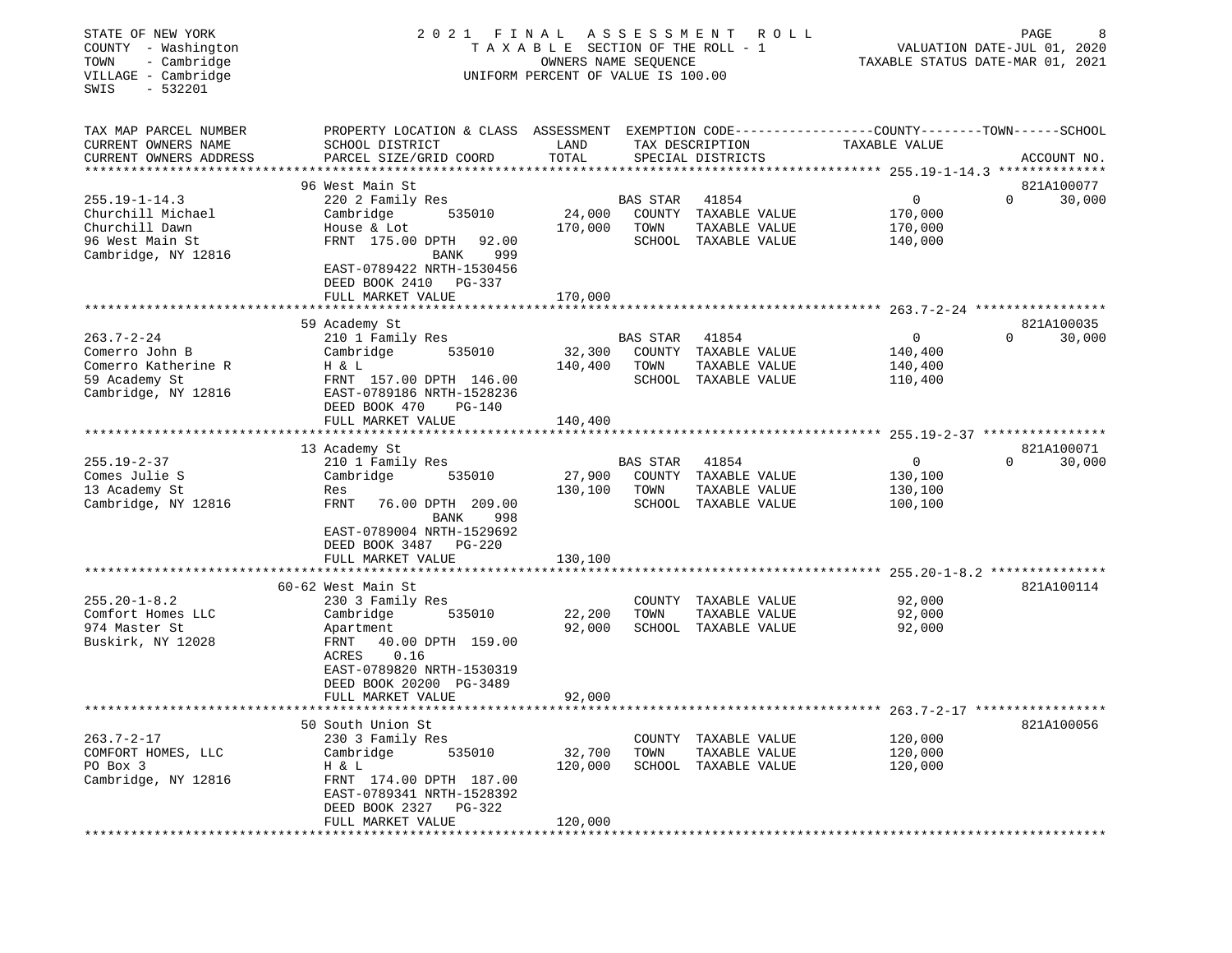STATE OF NEW YORK
COUNTY - Washington
TOWN - Cambridge
VILLAGE - Cambridge
SWIS - 532201

# 2021 FINAL ASSESSMENT ROLL
TAXABLE SECTION OF THE ROLL - 1
OWNERS NAME SEQUENCE
UNIFORM PERCENT OF VALUE IS 100.00

VALUATION DATE-JUL 01, 2020
TAXABLE STATUS DATE-MAR 01, 2021

| TAX MAP PARCEL NUMBER / CURRENT OWNERS NAME / CURRENT OWNERS ADDRESS | PROPERTY LOCATION & CLASS / SCHOOL DISTRICT / PARCEL SIZE/GRID COORD | ASSESSMENT LAND | TOTAL | EXEMPTION CODE / TAX DESCRIPTION / SPECIAL DISTRICTS | COUNTY / TOWN / SCHOOL TAXABLE VALUE | ACCOUNT NO. |
|---|---|---|---|---|---|---|
| 255.19-1-14.3 | 96 West Main St | | | | | 821A100077 |
| 255.19-1-14.3 | 220 2 Family Res | | | BAS STAR 41854 | 0 / 0 / 30,000 | |
| Churchill Michael | Cambridge 535010 | 24,000 | | COUNTY TAXABLE VALUE | 170,000 | |
| Churchill Dawn | House & Lot | | 170,000 | TOWN TAXABLE VALUE | 170,000 | |
| 96 West Main St | FRNT 175.00 DPTH 92.00 | | | SCHOOL TAXABLE VALUE | 140,000 | |
| Cambridge, NY 12816 | BANK 999 | | | | | |
| | EAST-0789422 NRTH-1530456 | | | | | |
| | DEED BOOK 2410 PG-337 | | | | | |
| | FULL MARKET VALUE | | 170,000 | | | |
| 263.7-2-24 | 59 Academy St | | | | | 821A100035 |
| 263.7-2-24 | 210 1 Family Res | | | BAS STAR 41854 | 0 / 0 / 30,000 | |
| Comerro John B | Cambridge 535010 | 32,300 | | COUNTY TAXABLE VALUE | 140,400 | |
| Comerro Katherine R | H & L | | 140,400 | TOWN TAXABLE VALUE | 140,400 | |
| 59 Academy St | FRNT 157.00 DPTH 146.00 | | | SCHOOL TAXABLE VALUE | 110,400 | |
| Cambridge, NY 12816 | EAST-0789186 NRTH-1528236 | | | | | |
| | DEED BOOK 470 PG-140 | | | | | |
| | FULL MARKET VALUE | | 140,400 | | | |
| 255.19-2-37 | 13 Academy St | | | | | 821A100071 |
| 255.19-2-37 | 210 1 Family Res | | | BAS STAR 41854 | 0 / 0 / 30,000 | |
| Comes Julie S | Cambridge 535010 | 27,900 | | COUNTY TAXABLE VALUE | 130,100 | |
| 13 Academy St | Res | | 130,100 | TOWN TAXABLE VALUE | 130,100 | |
| Cambridge, NY 12816 | FRNT 76.00 DPTH 209.00 | | | SCHOOL TAXABLE VALUE | 100,100 | |
| | BANK 998 | | | | | |
| | EAST-0789004 NRTH-1529692 | | | | | |
| | DEED BOOK 3487 PG-220 | | | | | |
| | FULL MARKET VALUE | | 130,100 | | | |
| 255.20-1-8.2 | 60-62 West Main St | | | | | 821A100114 |
| 255.20-1-8.2 | 230 3 Family Res | | | COUNTY TAXABLE VALUE | 92,000 | |
| Comfort Homes LLC | Cambridge 535010 | 22,200 | | TOWN TAXABLE VALUE | 92,000 | |
| 974 Master St | Apartment | | 92,000 | SCHOOL TAXABLE VALUE | 92,000 | |
| Buskirk, NY 12028 | FRNT 40.00 DPTH 159.00 | | | | | |
| | ACRES 0.16 | | | | | |
| | EAST-0789820 NRTH-1530319 | | | | | |
| | DEED BOOK 20200 PG-3489 | | | | | |
| | FULL MARKET VALUE | | 92,000 | | | |
| 263.7-2-17 | 50 South Union St | | | | | 821A100056 |
| 263.7-2-17 | 230 3 Family Res | | | COUNTY TAXABLE VALUE | 120,000 | |
| COMFORT HOMES, LLC | Cambridge 535010 | 32,700 | | TOWN TAXABLE VALUE | 120,000 | |
| PO Box 3 | H & L | | 120,000 | SCHOOL TAXABLE VALUE | 120,000 | |
| Cambridge, NY 12816 | FRNT 174.00 DPTH 187.00 | | | | | |
| | EAST-0789341 NRTH-1528392 | | | | | |
| | DEED BOOK 2327 PG-322 | | | | | |
| | FULL MARKET VALUE | | 120,000 | | | |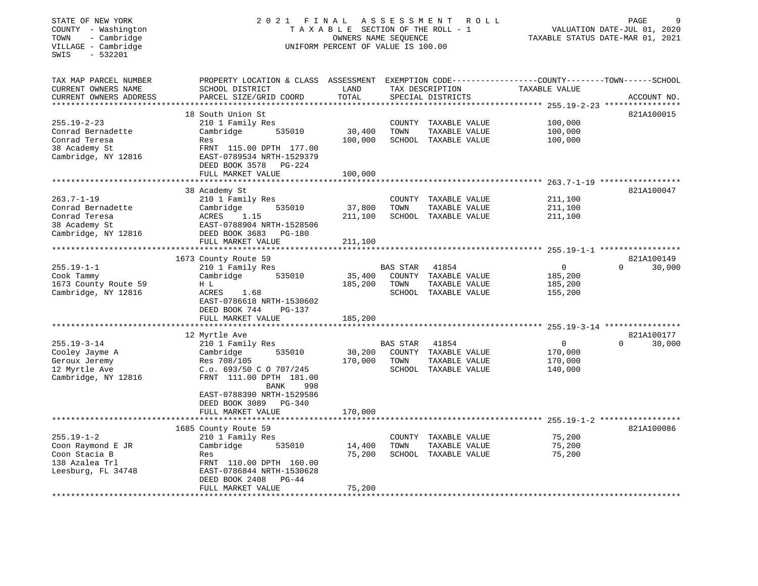STATE OF NEW YORK
COUNTY - Washington
TOWN - Cambridge
VILLAGE - Cambridge
SWIS - 532201

# 2021 FINAL ASSESSMENT ROLL

TAXABLE SECTION OF THE ROLL - 1
OWNERS NAME SEQUENCE
UNIFORM PERCENT OF VALUE IS 100.00

VALUATION DATE-JUL 01, 2020
TAXABLE STATUS DATE-MAR 01, 2021

| TAX MAP PARCEL NUMBER / CURRENT OWNERS NAME / CURRENT OWNERS ADDRESS | PROPERTY LOCATION & CLASS / SCHOOL DISTRICT / PARCEL SIZE/GRID COORD | ASSESSMENT LAND | TOTAL | EXEMPTION CODE / TAX DESCRIPTION / SPECIAL DISTRICTS | COUNTY TAXABLE VALUE | TOWN | SCHOOL | ACCOUNT NO. |
|---|---|---|---|---|---|---|---|---|
| 255.19-2-23 | 18 South Union St | | | | | | | 821A100015 |
| Conrad Bernadette | 210 1 Family Res | | | COUNTY TAXABLE VALUE | 100,000 | | | |
| Conrad Teresa | Cambridge 535010 | 30,400 | | TOWN TAXABLE VALUE | 100,000 | | | |
| 38 Academy St | Res | | 100,000 | SCHOOL TAXABLE VALUE | 100,000 | | | |
| Cambridge, NY 12816 | FRNT 115.00 DPTH 177.00 | | | | | | | |
| | EAST-0789534 NRTH-1529379 | | | | | | | |
| | DEED BOOK 3578 PG-224 | | | | | | | |
| | FULL MARKET VALUE | | 100,000 | | | | | |
| 263.7-1-19 | 38 Academy St | | | | | | | 821A100047 |
| Conrad Bernadette | 210 1 Family Res | | | COUNTY TAXABLE VALUE | 211,100 | | | |
| Conrad Teresa | Cambridge 535010 | 37,800 | | TOWN TAXABLE VALUE | 211,100 | | | |
| 38 Academy St | ACRES 1.15 | | 211,100 | SCHOOL TAXABLE VALUE | 211,100 | | | |
| Cambridge, NY 12816 | EAST-0788904 NRTH-1528506 | | | | | | | |
| | DEED BOOK 3683 PG-180 | | | | | | | |
| | FULL MARKET VALUE | | 211,100 | | | | | |
| 255.19-1-1 | 1673 County Route 59 | | | | | | | 821A100149 |
| Cook Tammy | 210 1 Family Res | | | BAS STAR 41854 | 0 | | 0 | 30,000 |
| 1673 County Route 59 | Cambridge 535010 | 35,400 | | COUNTY TAXABLE VALUE | 185,200 | | | |
| Cambridge, NY 12816 | H L | | 185,200 | TOWN TAXABLE VALUE | 185,200 | | | |
| | ACRES 1.68 | | | SCHOOL TAXABLE VALUE | 155,200 | | | |
| | EAST-0786618 NRTH-1530602 | | | | | | | |
| | DEED BOOK 744 PG-137 | | | | | | | |
| | FULL MARKET VALUE | | 185,200 | | | | | |
| 255.19-3-14 | 12 Myrtle Ave | | | | | | | 821A100177 |
| Cooley Jayme A | 210 1 Family Res | | | BAS STAR 41854 | 0 | | 0 | 30,000 |
| Geroux Jeremy | Cambridge 535010 | 30,200 | | COUNTY TAXABLE VALUE | 170,000 | | | |
| 12 Myrtle Ave | Res 708/105 | | 170,000 | TOWN TAXABLE VALUE | 170,000 | | | |
| Cambridge, NY 12816 | C.o. 693/50 C O 707/245 | | | SCHOOL TAXABLE VALUE | 140,000 | | | |
| | FRNT 111.00 DPTH 181.00 | | | | | | | |
| | BANK 998 | | | | | | | |
| | EAST-0788390 NRTH-1529586 | | | | | | | |
| | DEED BOOK 3089 PG-340 | | | | | | | |
| | FULL MARKET VALUE | | 170,000 | | | | | |
| 255.19-1-2 | 1685 County Route 59 | | | | | | | 821A100086 |
| Coon Raymond E JR | 210 1 Family Res | | | COUNTY TAXABLE VALUE | 75,200 | | | |
| Coon Stacia B | Cambridge 535010 | 14,400 | | TOWN TAXABLE VALUE | 75,200 | | | |
| 138 Azalea Trl | Res | | 75,200 | SCHOOL TAXABLE VALUE | 75,200 | | | |
| Leesburg, FL 34748 | FRNT 110.00 DPTH 160.00 | | | | | | | |
| | EAST-0786844 NRTH-1530628 | | | | | | | |
| | DEED BOOK 2408 PG-44 | | | | | | | |
| | FULL MARKET VALUE | | 75,200 | | | | | |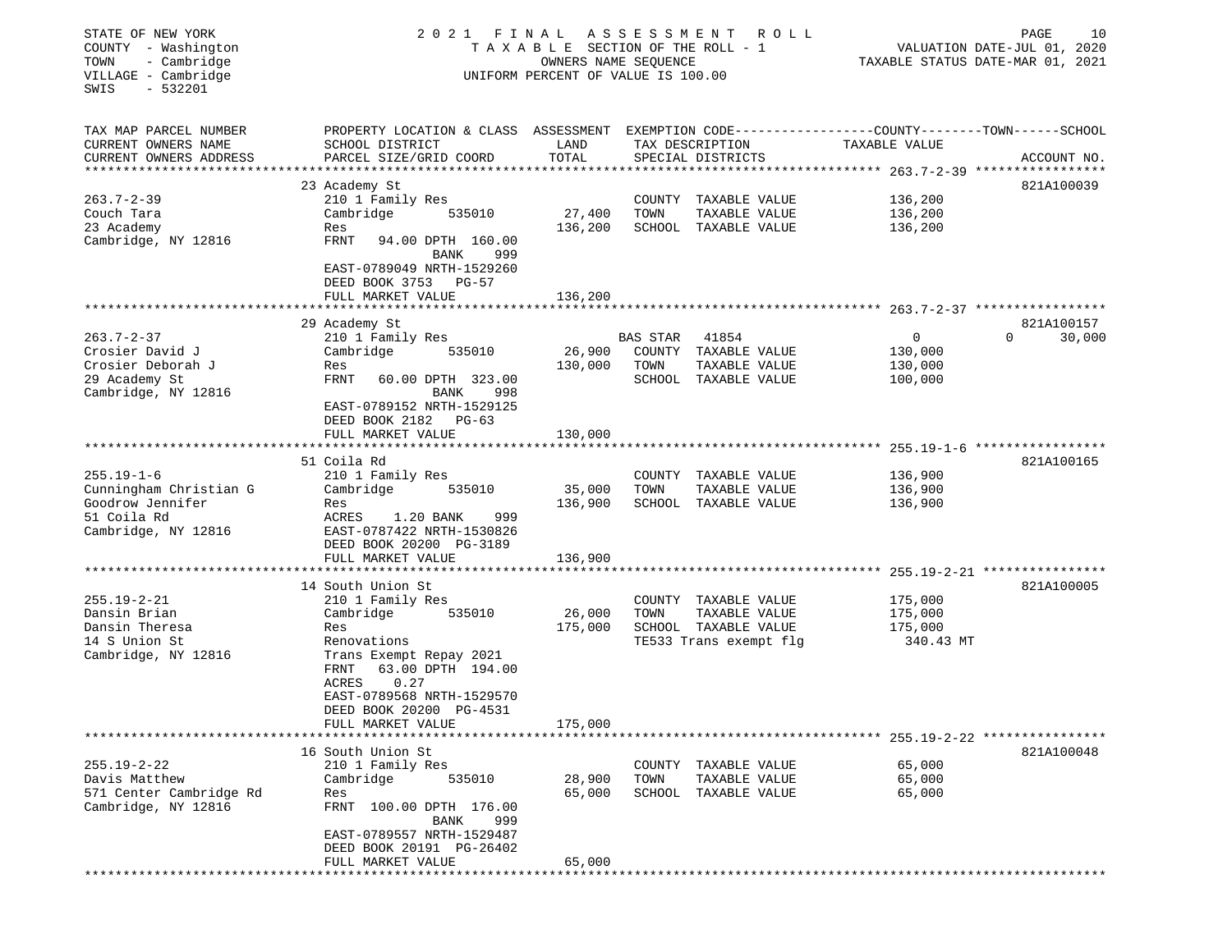STATE OF NEW YORK
COUNTY - Washington
TOWN - Cambridge
VILLAGE - Cambridge
SWIS - 532201

2 0 2 1 F I N A L A S S E S S M E N T R O L L
T A X A B L E SECTION OF THE ROLL - 1
OWNERS NAME SEQUENCE
UNIFORM PERCENT OF VALUE IS 100.00

VALUATION DATE-JUL 01, 2020
TAXABLE STATUS DATE-MAR 01, 2021

| TAX MAP PARCEL NUMBER / CURRENT OWNERS NAME / CURRENT OWNERS ADDRESS | PROPERTY LOCATION & CLASS / SCHOOL DISTRICT / PARCEL SIZE/GRID COORD | ASSESSMENT LAND / TOTAL | EXEMPTION CODE / TAX DESCRIPTION / SPECIAL DISTRICTS | COUNTY / TOWN / SCHOOL TAXABLE VALUE | ACCOUNT NO. |
|---|---|---|---|---|---|
| 263.7-2-39 | 23 Academy St | | | | 821A100039 |
| Couch Tara | 210 1 Family Res | | COUNTY TAXABLE VALUE | 136,200 | |
| 23 Academy | Cambridge 535010 | 27,400 | TOWN TAXABLE VALUE | 136,200 | |
| Cambridge, NY 12816 | Res | 136,200 | SCHOOL TAXABLE VALUE | 136,200 | |
| | FRNT 94.00 DPTH 160.00 BANK 999 | | | | |
| | EAST-0789049 NRTH-1529260 | | | | |
| | DEED BOOK 3753 PG-57 | | | | |
| | FULL MARKET VALUE | 136,200 | | | |
| 263.7-2-37 | 29 Academy St | | | | 821A100157 |
| Crosier David J | 210 1 Family Res | | BAS STAR 41854 | 0 0 30,000 | |
| Crosier Deborah J | Cambridge 535010 | 26,900 | COUNTY TAXABLE VALUE | 130,000 | |
| 29 Academy St | Res | 130,000 | TOWN TAXABLE VALUE | 130,000 | |
| Cambridge, NY 12816 | FRNT 60.00 DPTH 323.00 BANK 998 | | SCHOOL TAXABLE VALUE | 100,000 | |
| | EAST-0789152 NRTH-1529125 | | | | |
| | DEED BOOK 2182 PG-63 | | | | |
| | FULL MARKET VALUE | 130,000 | | | |
| 255.19-1-6 | 51 Coila Rd | | | | 821A100165 |
| Cunningham Christian G | 210 1 Family Res | | COUNTY TAXABLE VALUE | 136,900 | |
| Goodrow Jennifer | Cambridge 535010 | 35,000 | TOWN TAXABLE VALUE | 136,900 | |
| 51 Coila Rd | Res | 136,900 | SCHOOL TAXABLE VALUE | 136,900 | |
| Cambridge, NY 12816 | ACRES 1.20 BANK 999 | | | | |
| | EAST-0787422 NRTH-1530826 | | | | |
| | DEED BOOK 20200 PG-3189 | | | | |
| | FULL MARKET VALUE | 136,900 | | | |
| 255.19-2-21 | 14 South Union St | | | | 821A100005 |
| Dansin Brian | 210 1 Family Res | | COUNTY TAXABLE VALUE | 175,000 | |
| Dansin Theresa | Cambridge 535010 | 26,000 | TOWN TAXABLE VALUE | 175,000 | |
| 14 S Union St | Res | 175,000 | SCHOOL TAXABLE VALUE | 175,000 | |
| Cambridge, NY 12816 | Renovations | | TE533 Trans exempt flg | 340.43 MT | |
| | Trans Exempt Repay 2021 | | | | |
| | FRNT 63.00 DPTH 194.00 | | | | |
| | ACRES 0.27 | | | | |
| | EAST-0789568 NRTH-1529570 | | | | |
| | DEED BOOK 20200 PG-4531 | | | | |
| | FULL MARKET VALUE | 175,000 | | | |
| 255.19-2-22 | 16 South Union St | | | | 821A100048 |
| Davis Matthew | 210 1 Family Res | | COUNTY TAXABLE VALUE | 65,000 | |
| 571 Center Cambridge Rd | Cambridge 535010 | 28,900 | TOWN TAXABLE VALUE | 65,000 | |
| Cambridge, NY 12816 | Res | 65,000 | SCHOOL TAXABLE VALUE | 65,000 | |
| | FRNT 100.00 DPTH 176.00 BANK 999 | | | | |
| | EAST-0789557 NRTH-1529487 | | | | |
| | DEED BOOK 20191 PG-26402 | | | | |
| | FULL MARKET VALUE | 65,000 | | | |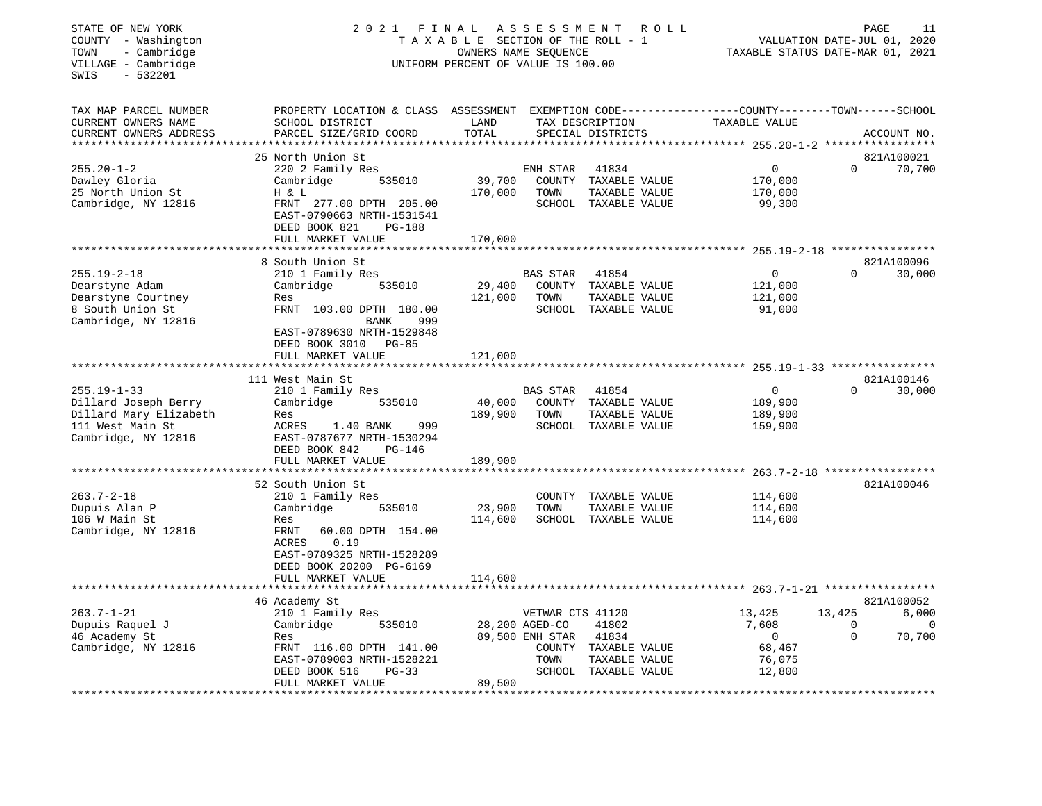STATE OF NEW YORK
COUNTY - Washington
TOWN - Cambridge
VILLAGE - Cambridge
SWIS - 532201

# 2021 FINAL ASSESSMENT ROLL

TAXABLE SECTION OF THE ROLL - 1
OWNERS NAME SEQUENCE
UNIFORM PERCENT OF VALUE IS 100.00

VALUATION DATE-JUL 01, 2020
TAXABLE STATUS DATE-MAR 01, 2021

| TAX MAP PARCEL NUMBER / CURRENT OWNERS NAME / CURRENT OWNERS ADDRESS | PROPERTY LOCATION & CLASS / SCHOOL DISTRICT / PARCEL SIZE/GRID COORD | ASSESSMENT LAND / TOTAL | EXEMPTION CODE / TAX DESCRIPTION / SPECIAL DISTRICTS | COUNTY TAXABLE VALUE | TOWN | SCHOOL / ACCOUNT NO. |
|---|---|---|---|---|---|---|
| **255.20-1-2** | 25 North Union St | | | | | 821A100021 |
| 255.20-1-2 | 220 2 Family Res | | ENH STAR 41834 | 0 | 0 | 70,700 |
| Dawley Gloria | Cambridge 535010 | 39,700 | COUNTY TAXABLE VALUE | 170,000 | | |
| 25 North Union St | H & L | 170,000 | TOWN TAXABLE VALUE | 170,000 | | |
| Cambridge, NY 12816 | FRNT 277.00 DPTH 205.00 | | SCHOOL TAXABLE VALUE | 99,300 | | |
| | EAST-0790663 NRTH-1531541 | | | | | |
| | DEED BOOK 821 PG-188 | | | | | |
| | FULL MARKET VALUE | 170,000 | | | | |
| **255.19-2-18** | 8 South Union St | | | | | 821A100096 |
| 255.19-2-18 | 210 1 Family Res | | BAS STAR 41854 | 0 | 0 | 30,000 |
| Dearstyne Adam | Cambridge 535010 | 29,400 | COUNTY TAXABLE VALUE | 121,000 | | |
| Dearstyne Courtney | Res | 121,000 | TOWN TAXABLE VALUE | 121,000 | | |
| 8 South Union St | FRNT 103.00 DPTH 180.00 | | SCHOOL TAXABLE VALUE | 91,000 | | |
| Cambridge, NY 12816 | BANK 999 | | | | | |
| | EAST-0789630 NRTH-1529848 | | | | | |
| | DEED BOOK 3010 PG-85 | | | | | |
| | FULL MARKET VALUE | 121,000 | | | | |
| **255.19-1-33** | 111 West Main St | | | | | 821A100146 |
| 255.19-1-33 | 210 1 Family Res | | BAS STAR 41854 | 0 | 0 | 30,000 |
| Dillard Joseph Berry | Cambridge 535010 | 40,000 | COUNTY TAXABLE VALUE | 189,900 | | |
| Dillard Mary Elizabeth | Res | 189,900 | TOWN TAXABLE VALUE | 189,900 | | |
| 111 West Main St | ACRES 1.40 BANK 999 | | SCHOOL TAXABLE VALUE | 159,900 | | |
| Cambridge, NY 12816 | EAST-0787677 NRTH-1530294 | | | | | |
| | DEED BOOK 842 PG-146 | | | | | |
| | FULL MARKET VALUE | 189,900 | | | | |
| **263.7-2-18** | 52 South Union St | | | | | 821A100046 |
| 263.7-2-18 | 210 1 Family Res | | COUNTY TAXABLE VALUE | 114,600 | | |
| Dupuis Alan P | Cambridge 535010 | 23,900 | TOWN TAXABLE VALUE | 114,600 | | |
| 106 W Main St | Res | 114,600 | SCHOOL TAXABLE VALUE | 114,600 | | |
| Cambridge, NY 12816 | FRNT 60.00 DPTH 154.00 | | | | | |
| | ACRES 0.19 | | | | | |
| | EAST-0789325 NRTH-1528289 | | | | | |
| | DEED BOOK 20200 PG-6169 | | | | | |
| | FULL MARKET VALUE | 114,600 | | | | |
| **263.7-1-21** | 46 Academy St | | | | | 821A100052 |
| 263.7-1-21 | 210 1 Family Res | | VETWAR CTS 41120 | 13,425 | 13,425 | 6,000 |
| Dupuis Raquel J | Cambridge 535010 | 28,200 | AGED-CO 41802 | 7,608 | 0 | 0 |
| 46 Academy St | Res | 89,500 | ENH STAR 41834 | 0 | 0 | 70,700 |
| Cambridge, NY 12816 | FRNT 116.00 DPTH 141.00 | | COUNTY TAXABLE VALUE | 68,467 | | |
| | EAST-0789003 NRTH-1528221 | | TOWN TAXABLE VALUE | 76,075 | | |
| | DEED BOOK 516 PG-33 | | SCHOOL TAXABLE VALUE | 12,800 | | |
| | FULL MARKET VALUE | 89,500 | | | | |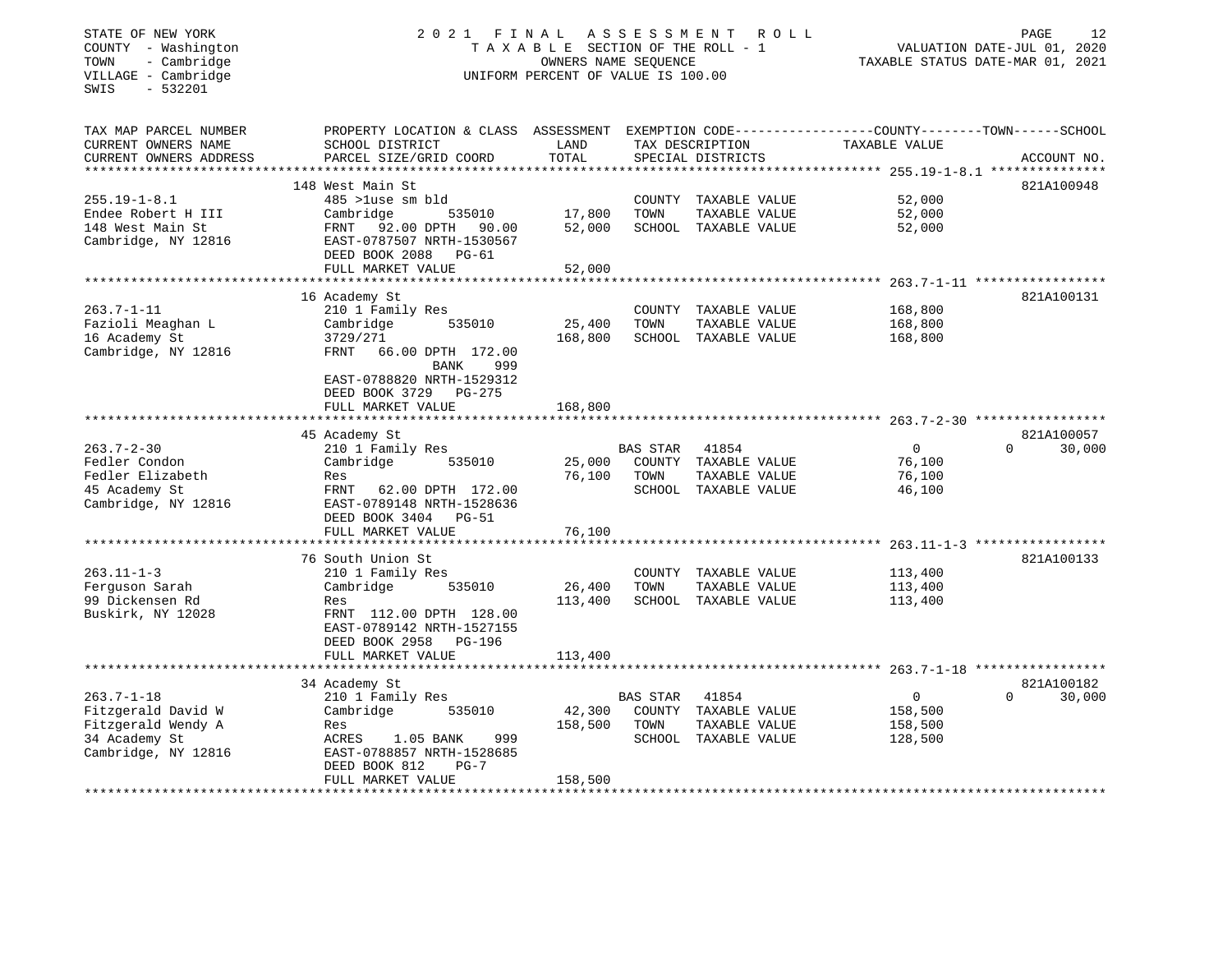STATE OF NEW YORK
COUNTY - Washington
TOWN - Cambridge
VILLAGE - Cambridge
SWIS - 532201

2021 FINAL ASSESSMENT ROLL
TAXABLE SECTION OF THE ROLL - 1
OWNERS NAME SEQUENCE
UNIFORM PERCENT OF VALUE IS 100.00

VALUATION DATE-JUL 01, 2020
TAXABLE STATUS DATE-MAR 01, 2021

| TAX MAP PARCEL NUMBER / CURRENT OWNERS NAME / CURRENT OWNERS ADDRESS | PROPERTY LOCATION & CLASS / SCHOOL DISTRICT / PARCEL SIZE/GRID COORD | ASSESSMENT LAND | TOTAL | EXEMPTION CODE / TAX DESCRIPTION / SPECIAL DISTRICTS | COUNTY TAXABLE VALUE | TOWN | SCHOOL / ACCOUNT NO. |
|---|---|---|---|---|---|---|---|
| **255.19-1-8.1** | 148 West Main St | | | | | | 821A100948 |
| Endee Robert H III | 485 >1use sm bld | | | COUNTY TAXABLE VALUE | 52,000 | | |
| 148 West Main St | Cambridge 535010 | 17,800 | | TOWN TAXABLE VALUE | 52,000 | | |
| Cambridge, NY 12816 | FRNT 92.00 DPTH 90.00 | | 52,000 | SCHOOL TAXABLE VALUE | 52,000 | | |
| | EAST-0787507 NRTH-1530567 | | | | | | |
| | DEED BOOK 2088 PG-61 | | | | | | |
| | FULL MARKET VALUE | | 52,000 | | | | |
| **263.7-1-11** | 16 Academy St | | | | | | 821A100131 |
| Fazioli Meaghan L | 210 1 Family Res | | | COUNTY TAXABLE VALUE | 168,800 | | |
| 16 Academy St | Cambridge 535010 | 25,400 | | TOWN TAXABLE VALUE | 168,800 | | |
| Cambridge, NY 12816 | 3729/271 | | 168,800 | SCHOOL TAXABLE VALUE | 168,800 | | |
| | FRNT 66.00 DPTH 172.00 | | | | | | |
| | BANK 999 | | | | | | |
| | EAST-0788820 NRTH-1529312 | | | | | | |
| | DEED BOOK 3729 PG-275 | | | | | | |
| | FULL MARKET VALUE | | 168,800 | | | | |
| **263.7-2-30** | 45 Academy St | | | | | | 821A100057 |
| Fedler Condon | 210 1 Family Res | | | BAS STAR 41854 | 0 | 0 | 30,000 |
| Fedler Elizabeth | Cambridge 535010 | 25,000 | | COUNTY TAXABLE VALUE | 76,100 | | |
| 45 Academy St | Res | | 76,100 | TOWN TAXABLE VALUE | 76,100 | | |
| Cambridge, NY 12816 | FRNT 62.00 DPTH 172.00 | | | SCHOOL TAXABLE VALUE | 46,100 | | |
| | EAST-0789148 NRTH-1528636 | | | | | | |
| | DEED BOOK 3404 PG-51 | | | | | | |
| | FULL MARKET VALUE | | 76,100 | | | | |
| **263.11-1-3** | 76 South Union St | | | | | | 821A100133 |
| Ferguson Sarah | 210 1 Family Res | | | COUNTY TAXABLE VALUE | 113,400 | | |
| 99 Dickensen Rd | Cambridge 535010 | 26,400 | | TOWN TAXABLE VALUE | 113,400 | | |
| Buskirk, NY 12028 | Res | | 113,400 | SCHOOL TAXABLE VALUE | 113,400 | | |
| | FRNT 112.00 DPTH 128.00 | | | | | | |
| | EAST-0789142 NRTH-1527155 | | | | | | |
| | DEED BOOK 2958 PG-196 | | | | | | |
| | FULL MARKET VALUE | | 113,400 | | | | |
| **263.7-1-18** | 34 Academy St | | | | | | 821A100182 |
| Fitzgerald David W | 210 1 Family Res | | | BAS STAR 41854 | 0 | 0 | 30,000 |
| Fitzgerald Wendy A | Cambridge 535010 | 42,300 | | COUNTY TAXABLE VALUE | 158,500 | | |
| 34 Academy St | Res | | 158,500 | TOWN TAXABLE VALUE | 158,500 | | |
| Cambridge, NY 12816 | ACRES 1.05 BANK 999 | | | SCHOOL TAXABLE VALUE | 128,500 | | |
| | EAST-0788857 NRTH-1528685 | | | | | | |
| | DEED BOOK 812 PG-7 | | | | | | |
| | FULL MARKET VALUE | | 158,500 | | | | |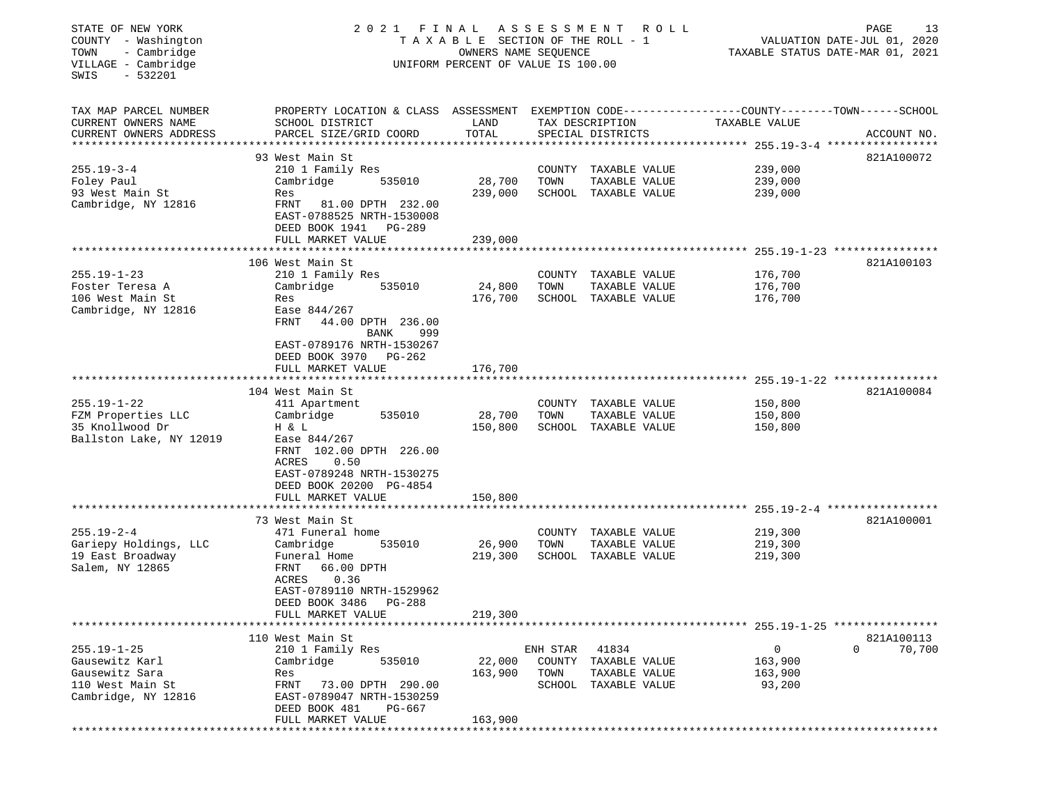STATE OF NEW YORK
COUNTY - Washington
TOWN - Cambridge
VILLAGE - Cambridge
SWIS - 532201

2021 FINAL ASSESSMENT ROLL
TAXABLE SECTION OF THE ROLL - 1
OWNERS NAME SEQUENCE
UNIFORM PERCENT OF VALUE IS 100.00

VALUATION DATE-JUL 01, 2020
TAXABLE STATUS DATE-MAR 01, 2021

| TAX MAP PARCEL NUMBER / CURRENT OWNERS NAME / CURRENT OWNERS ADDRESS | PROPERTY LOCATION & CLASS / SCHOOL DISTRICT / PARCEL SIZE/GRID COORD | ASSESSMENT LAND | TOTAL | EXEMPTION CODE / TAX DESCRIPTION / SPECIAL DISTRICTS | COUNTY TAXABLE VALUE | TOWN | SCHOOL | ACCOUNT NO. |
|---|---|---|---|---|---|---|---|---|
| **255.19-3-4** | 93 West Main St | | | | | | | 821A100072 |
| Foley Paul | 210 1 Family Res | | | COUNTY TAXABLE VALUE | 239,000 | | | |
| 93 West Main St | Cambridge 535010 | 28,700 | | TOWN TAXABLE VALUE | 239,000 | | | |
| Cambridge, NY 12816 | Res | | 239,000 | SCHOOL TAXABLE VALUE | 239,000 | | | |
| | FRNT 81.00 DPTH 232.00 | | | | | | | |
| | EAST-0788525 NRTH-1530008 | | | | | | | |
| | DEED BOOK 1941 PG-289 | | | | | | | |
| | FULL MARKET VALUE | | 239,000 | | | | | |
| **255.19-1-23** | 106 West Main St | | | | | | | 821A100103 |
| Foster Teresa A | 210 1 Family Res | | | COUNTY TAXABLE VALUE | 176,700 | | | |
| 106 West Main St | Cambridge 535010 | 24,800 | | TOWN TAXABLE VALUE | 176,700 | | | |
| Cambridge, NY 12816 | Res | | 176,700 | SCHOOL TAXABLE VALUE | 176,700 | | | |
| | Ease 844/267 | | | | | | | |
| | FRNT 44.00 DPTH 236.00 | | | | | | | |
| | BANK 999 | | | | | | | |
| | EAST-0789176 NRTH-1530267 | | | | | | | |
| | DEED BOOK 3970 PG-262 | | | | | | | |
| | FULL MARKET VALUE | | 176,700 | | | | | |
| **255.19-1-22** | 104 West Main St | | | | | | | 821A100084 |
| FZM Properties LLC | 411 Apartment | | | COUNTY TAXABLE VALUE | 150,800 | | | |
| 35 Knollwood Dr | Cambridge 535010 | 28,700 | | TOWN TAXABLE VALUE | 150,800 | | | |
| Ballston Lake, NY 12019 | H & L | | 150,800 | SCHOOL TAXABLE VALUE | 150,800 | | | |
| | Ease 844/267 | | | | | | | |
| | FRNT 102.00 DPTH 226.00 | | | | | | | |
| | ACRES 0.50 | | | | | | | |
| | EAST-0789248 NRTH-1530275 | | | | | | | |
| | DEED BOOK 20200 PG-4854 | | | | | | | |
| | FULL MARKET VALUE | | 150,800 | | | | | |
| **255.19-2-4** | 73 West Main St | | | | | | | 821A100001 |
| Gariepy Holdings, LLC | 471 Funeral home | | | COUNTY TAXABLE VALUE | 219,300 | | | |
| 19 East Broadway | Cambridge 535010 | 26,900 | | TOWN TAXABLE VALUE | 219,300 | | | |
| Salem, NY 12865 | Funeral Home | | 219,300 | SCHOOL TAXABLE VALUE | 219,300 | | | |
| | FRNT 66.00 DPTH | | | | | | | |
| | ACRES 0.36 | | | | | | | |
| | EAST-0789110 NRTH-1529962 | | | | | | | |
| | DEED BOOK 3486 PG-288 | | | | | | | |
| | FULL MARKET VALUE | | 219,300 | | | | | |
| **255.19-1-25** | 110 West Main St | | | | | | | 821A100113 |
| Gausewitz Karl | 210 1 Family Res | | | ENH STAR 41834 | 0 | 0 | 70,700 | |
| Gausewitz Sara | Cambridge 535010 | 22,000 | | COUNTY TAXABLE VALUE | 163,900 | | | |
| 110 West Main St | Res | | 163,900 | TOWN TAXABLE VALUE | 163,900 | | | |
| Cambridge, NY 12816 | FRNT 73.00 DPTH 290.00 | | | SCHOOL TAXABLE VALUE | 93,200 | | | |
| | EAST-0789047 NRTH-1530259 | | | | | | | |
| | DEED BOOK 481 PG-667 | | | | | | | |
| | FULL MARKET VALUE | | 163,900 | | | | | |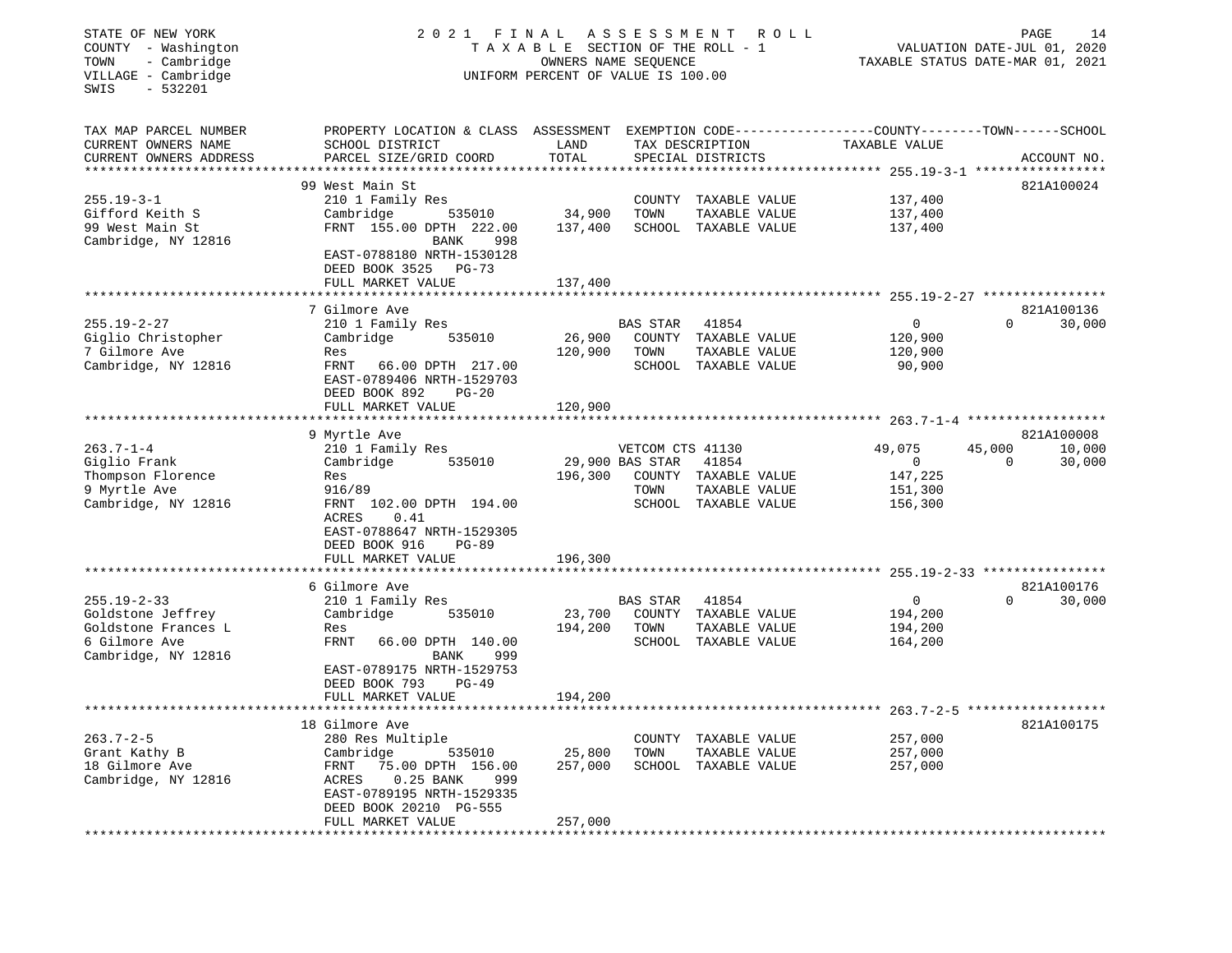STATE OF NEW YORK
COUNTY - Washington
TOWN - Cambridge
VILLAGE - Cambridge
SWIS - 532201

# 2021 FINAL ASSESSMENT ROLL

TAXABLE SECTION OF THE ROLL - 1
OWNERS NAME SEQUENCE
UNIFORM PERCENT OF VALUE IS 100.00

VALUATION DATE-JUL 01, 2020
TAXABLE STATUS DATE-MAR 01, 2021

| TAX MAP PARCEL NUMBER / CURRENT OWNERS NAME / CURRENT OWNERS ADDRESS | PROPERTY LOCATION & CLASS / SCHOOL DISTRICT / PARCEL SIZE/GRID COORD | ASSESSMENT LAND | TOTAL | EXEMPTION CODE / TAX DESCRIPTION / SPECIAL DISTRICTS | COUNTY TAXABLE VALUE | TOWN | SCHOOL | ACCOUNT NO. |
|---|---|---|---|---|---|---|---|---|
| 255.19-3-1 | 99 West Main St | | | | | | | 821A100024 |
| 255.19-3-1 | 210 1 Family Res | | | COUNTY TAXABLE VALUE | 137,400 | | | |
| Gifford Keith S | Cambridge 535010 | 34,900 | | TOWN TAXABLE VALUE | 137,400 | | | |
| 99 West Main St | FRNT 155.00 DPTH 222.00 | | 137,400 | SCHOOL TAXABLE VALUE | 137,400 | | | |
| Cambridge, NY 12816 | BANK 998 | | | | | | | |
| | EAST-0788180 NRTH-1530128 | | | | | | | |
| | DEED BOOK 3525 PG-73 | | | | | | | |
| | FULL MARKET VALUE | | 137,400 | | | | | |
| 255.19-2-27 | 7 Gilmore Ave | | | | | | | 821A100136 |
| 255.19-2-27 | 210 1 Family Res | | | BAS STAR 41854 | 0 | 0 | 30,000 | |
| Giglio Christopher | Cambridge 535010 | 26,900 | | COUNTY TAXABLE VALUE | 120,900 | | | |
| 7 Gilmore Ave | Res | | 120,900 | TOWN TAXABLE VALUE | 120,900 | | | |
| Cambridge, NY 12816 | FRNT 66.00 DPTH 217.00 | | | SCHOOL TAXABLE VALUE | 90,900 | | | |
| | EAST-0789406 NRTH-1529703 | | | | | | | |
| | DEED BOOK 892 PG-20 | | | | | | | |
| | FULL MARKET VALUE | | 120,900 | | | | | |
| 263.7-1-4 | 9 Myrtle Ave | | | | | | | 821A100008 |
| 263.7-1-4 | 210 1 Family Res | | | VETCOM CTS 41130 | 49,075 | 45,000 | 10,000 | |
| Giglio Frank | Cambridge 535010 | 29,900 | | BAS STAR 41854 | 0 | 0 | 30,000 | |
| Thompson Florence | Res | | 196,300 | COUNTY TAXABLE VALUE | 147,225 | | | |
| 9 Myrtle Ave | 916/89 | | | TOWN TAXABLE VALUE | 151,300 | | | |
| Cambridge, NY 12816 | FRNT 102.00 DPTH 194.00 | | | SCHOOL TAXABLE VALUE | 156,300 | | | |
| | ACRES 0.41 | | | | | | | |
| | EAST-0788647 NRTH-1529305 | | | | | | | |
| | DEED BOOK 916 PG-89 | | | | | | | |
| | FULL MARKET VALUE | | 196,300 | | | | | |
| 255.19-2-33 | 6 Gilmore Ave | | | | | | | 821A100176 |
| 255.19-2-33 | 210 1 Family Res | | | BAS STAR 41854 | 0 | 0 | 30,000 | |
| Goldstone Jeffrey | Cambridge 535010 | 23,700 | | COUNTY TAXABLE VALUE | 194,200 | | | |
| Goldstone Frances L | Res | | 194,200 | TOWN TAXABLE VALUE | 194,200 | | | |
| 6 Gilmore Ave | FRNT 66.00 DPTH 140.00 | | | SCHOOL TAXABLE VALUE | 164,200 | | | |
| Cambridge, NY 12816 | BANK 999 | | | | | | | |
| | EAST-0789175 NRTH-1529753 | | | | | | | |
| | DEED BOOK 793 PG-49 | | | | | | | |
| | FULL MARKET VALUE | | 194,200 | | | | | |
| 263.7-2-5 | 18 Gilmore Ave | | | | | | | 821A100175 |
| 263.7-2-5 | 280 Res Multiple | | | COUNTY TAXABLE VALUE | 257,000 | | | |
| Grant Kathy B | Cambridge 535010 | 25,800 | | TOWN TAXABLE VALUE | 257,000 | | | |
| 18 Gilmore Ave | FRNT 75.00 DPTH 156.00 | | 257,000 | SCHOOL TAXABLE VALUE | 257,000 | | | |
| Cambridge, NY 12816 | ACRES 0.25 BANK 999 | | | | | | | |
| | EAST-0789195 NRTH-1529335 | | | | | | | |
| | DEED BOOK 20210 PG-555 | | | | | | | |
| | FULL MARKET VALUE | | 257,000 | | | | | |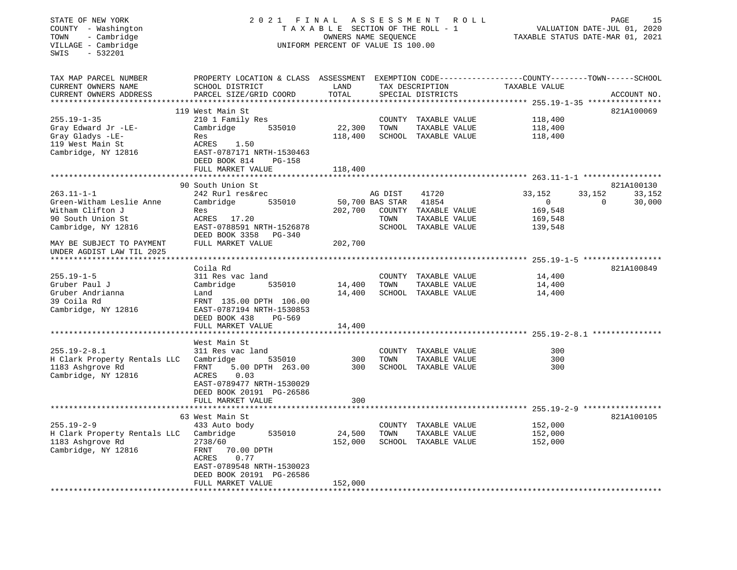STATE OF NEW YORK
COUNTY - Washington
TOWN - Cambridge
VILLAGE - Cambridge
SWIS - 532201

2021 FINAL ASSESSMENT ROLL
TAXABLE SECTION OF THE ROLL - 1
OWNERS NAME SEQUENCE
UNIFORM PERCENT OF VALUE IS 100.00

VALUATION DATE-JUL 01, 2020
TAXABLE STATUS DATE-MAR 01, 2021

| TAX MAP PARCEL NUMBER / CURRENT OWNERS NAME / CURRENT OWNERS ADDRESS | PROPERTY LOCATION & CLASS / SCHOOL DISTRICT / PARCEL SIZE/GRID COORD | ASSESSMENT LAND | TOTAL | EXEMPTION CODE / TAX DESCRIPTION / SPECIAL DISTRICTS | COUNTY TAXABLE VALUE | TOWN | SCHOOL | ACCOUNT NO. |
|---|---|---|---|---|---|---|---|---|
| **255.19-1-35** | 119 West Main St | | | | | | | 821A100069 |
| 255.19-1-35 | 210 1 Family Res | | | COUNTY TAXABLE VALUE | 118,400 | | | |
| Gray Edward Jr -LE- | Cambridge 535010 | 22,300 | | TOWN TAXABLE VALUE | 118,400 | | | |
| Gray Gladys -LE- | Res | | 118,400 | SCHOOL TAXABLE VALUE | 118,400 | | | |
| 119 West Main St | ACRES 1.50 | | | | | | | |
| Cambridge, NY 12816 | EAST-0787171 NRTH-1530463 | | | | | | | |
| | DEED BOOK 814 PG-158 | | | | | | | |
| | FULL MARKET VALUE | | 118,400 | | | | | |
| **263.11-1-1** | 90 South Union St | | | | | | | 821A100130 |
| 263.11-1-1 | 242 Rurl res&rec | | | AG DIST 41720 | 33,152 | 33,152 | 33,152 | |
| Green-Witham Leslie Anne | Cambridge 535010 | 50,700 | | BAS STAR 41854 | 0 | 0 | 30,000 | |
| Witham Clifton J | Res | | 202,700 | COUNTY TAXABLE VALUE | 169,548 | | | |
| 90 South Union St | ACRES 17.20 | | | TOWN TAXABLE VALUE | 169,548 | | | |
| Cambridge, NY 12816 | EAST-0788591 NRTH-1526878 | | | SCHOOL TAXABLE VALUE | 139,548 | | | |
| | DEED BOOK 3358 PG-340 | | | | | | | |
| MAY BE SUBJECT TO PAYMENT | FULL MARKET VALUE | | 202,700 | | | | | |
| UNDER AGDIST LAW TIL 2025 | | | | | | | | |
| **255.19-1-5** | Coila Rd | | | | | | | 821A100849 |
| 255.19-1-5 | 311 Res vac land | | | COUNTY TAXABLE VALUE | 14,400 | | | |
| Gruber Paul J | Cambridge 535010 | 14,400 | | TOWN TAXABLE VALUE | 14,400 | | | |
| Gruber Andrianna | Land | | 14,400 | SCHOOL TAXABLE VALUE | 14,400 | | | |
| 39 Coila Rd | FRNT 135.00 DPTH 106.00 | | | | | | | |
| Cambridge, NY 12816 | EAST-0787194 NRTH-1530853 | | | | | | | |
| | DEED BOOK 438 PG-569 | | | | | | | |
| | FULL MARKET VALUE | | 14,400 | | | | | |
| **255.19-2-8.1** | West Main St | | | | | | | |
| 255.19-2-8.1 | 311 Res vac land | | | COUNTY TAXABLE VALUE | 300 | | | |
| H Clark Property Rentals LLC | Cambridge 535010 | 300 | | TOWN TAXABLE VALUE | 300 | | | |
| 1183 Ashgrove Rd | FRNT 5.00 DPTH 263.00 | | 300 | SCHOOL TAXABLE VALUE | 300 | | | |
| Cambridge, NY 12816 | ACRES 0.03 | | | | | | | |
| | EAST-0789477 NRTH-1530029 | | | | | | | |
| | DEED BOOK 20191 PG-26586 | | | | | | | |
| | FULL MARKET VALUE | | 300 | | | | | |
| **255.19-2-9** | 63 West Main St | | | | | | | 821A100105 |
| 255.19-2-9 | 433 Auto body | | | COUNTY TAXABLE VALUE | 152,000 | | | |
| H Clark Property Rentals LLC | Cambridge 535010 | 24,500 | | TOWN TAXABLE VALUE | 152,000 | | | |
| 1183 Ashgrove Rd | 2738/60 | | 152,000 | SCHOOL TAXABLE VALUE | 152,000 | | | |
| Cambridge, NY 12816 | FRNT 70.00 DPTH | | | | | | | |
| | ACRES 0.77 | | | | | | | |
| | EAST-0789548 NRTH-1530023 | | | | | | | |
| | DEED BOOK 20191 PG-26586 | | | | | | | |
| | FULL MARKET VALUE | | 152,000 | | | | | |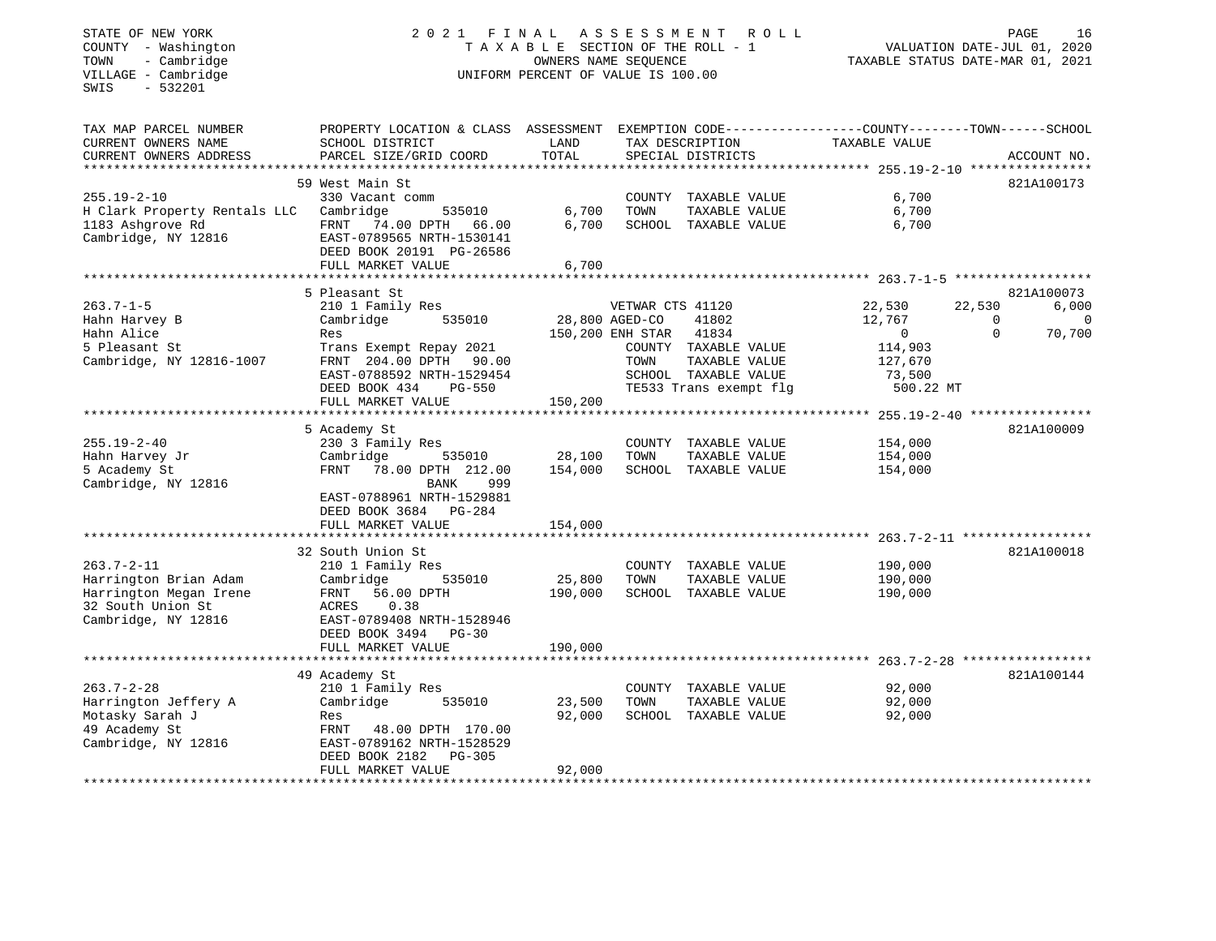STATE OF NEW YORK
COUNTY - Washington
TOWN - Cambridge
VILLAGE - Cambridge
SWIS - 532201

# 2021 FINAL ASSESSMENT ROLL

TAXABLE SECTION OF THE ROLL - 1
OWNERS NAME SEQUENCE
UNIFORM PERCENT OF VALUE IS 100.00

VALUATION DATE-JUL 01, 2020
TAXABLE STATUS DATE-MAR 01, 2021

```
TAX MAP PARCEL NUMBER          PROPERTY LOCATION & CLASS  ASSESSMENT  EXEMPTION CODE------------------COUNTY--------TOWN------SCHOOL
CURRENT OWNERS NAME            SCHOOL DISTRICT               LAND      TAX DESCRIPTION                 TAXABLE VALUE
CURRENT OWNERS ADDRESS         PARCEL SIZE/GRID COORD        TOTAL     SPECIAL DISTRICTS                                    ACCOUNT NO.
******************************************************************************************************* 255.19-2-10 ****************
                               59 West Main St                                                                              821A100173
255.19-2-10                    330 Vacant comm                         COUNTY  TAXABLE VALUE             6,700
H Clark Property Rentals LLC   Cambridge        535010        6,700    TOWN    TAXABLE VALUE             6,700
1183 Ashgrove Rd               FRNT   74.00 DPTH   66.00      6,700    SCHOOL  TAXABLE VALUE             6,700
Cambridge, NY 12816            EAST-0789565 NRTH-1530141
                               DEED BOOK 20191  PG-26586
                               FULL MARKET VALUE              6,700
******************************************************************************************************* 263.7-1-5 ******************
                               5 Pleasant St                                                                                821A100073
263.7-1-5                      210 1 Family Res                 VETWAR CTS 41120                  22,530        22,530         6,000
Hahn Harvey B                  Cambridge        535010       28,800 AGED-CO     41802             12,767             0             0
Hahn Alice                     Res                          150,200 ENH STAR    41834                  0             0        70,700
5 Pleasant St                  Trans Exempt Repay 2021                 COUNTY  TAXABLE VALUE           114,903
Cambridge, NY 12816-1007       FRNT  204.00 DPTH   90.00               TOWN    TAXABLE VALUE           127,670
                               EAST-0788592 NRTH-1529454               SCHOOL  TAXABLE VALUE            73,500
                               DEED BOOK 434    PG-550                 TE533 Trans exempt flg            500.22 MT
                               FULL MARKET VALUE            150,200
******************************************************************************************************* 255.19-2-40 ****************
                               5 Academy St                                                                                 821A100009
255.19-2-40                    230 3 Family Res                        COUNTY  TAXABLE VALUE           154,000
Hahn Harvey Jr                 Cambridge        535010       28,100    TOWN    TAXABLE VALUE           154,000
5 Academy St                   FRNT   78.00 DPTH  212.00    154,000    SCHOOL  TAXABLE VALUE           154,000
Cambridge, NY 12816                          BANK     999
                               EAST-0788961 NRTH-1529881
                               DEED BOOK 3684   PG-284
                               FULL MARKET VALUE            154,000
******************************************************************************************************* 263.7-2-11 *****************
                               32 South Union St                                                                            821A100018
263.7-2-11                     210 1 Family Res                        COUNTY  TAXABLE VALUE           190,000
Harrington Brian Adam          Cambridge        535010       25,800    TOWN    TAXABLE VALUE           190,000
Harrington Megan Irene         FRNT   56.00 DPTH            190,000    SCHOOL  TAXABLE VALUE           190,000
32 South Union St              ACRES    0.38
Cambridge, NY 12816            EAST-0789408 NRTH-1528946
                               DEED BOOK 3494   PG-30
                               FULL MARKET VALUE            190,000
******************************************************************************************************* 263.7-2-28 *****************
                               49 Academy St                                                                                821A100144
263.7-2-28                     210 1 Family Res                        COUNTY  TAXABLE VALUE            92,000
Harrington Jeffery A           Cambridge        535010       23,500    TOWN    TAXABLE VALUE            92,000
Motasky Sarah J                Res                           92,000    SCHOOL  TAXABLE VALUE            92,000
49 Academy St                  FRNT   48.00 DPTH  170.00
Cambridge, NY 12816            EAST-0789162 NRTH-1528529
                               DEED BOOK 2182   PG-305
                               FULL MARKET VALUE             92,000
************************************************************************************************************************************
```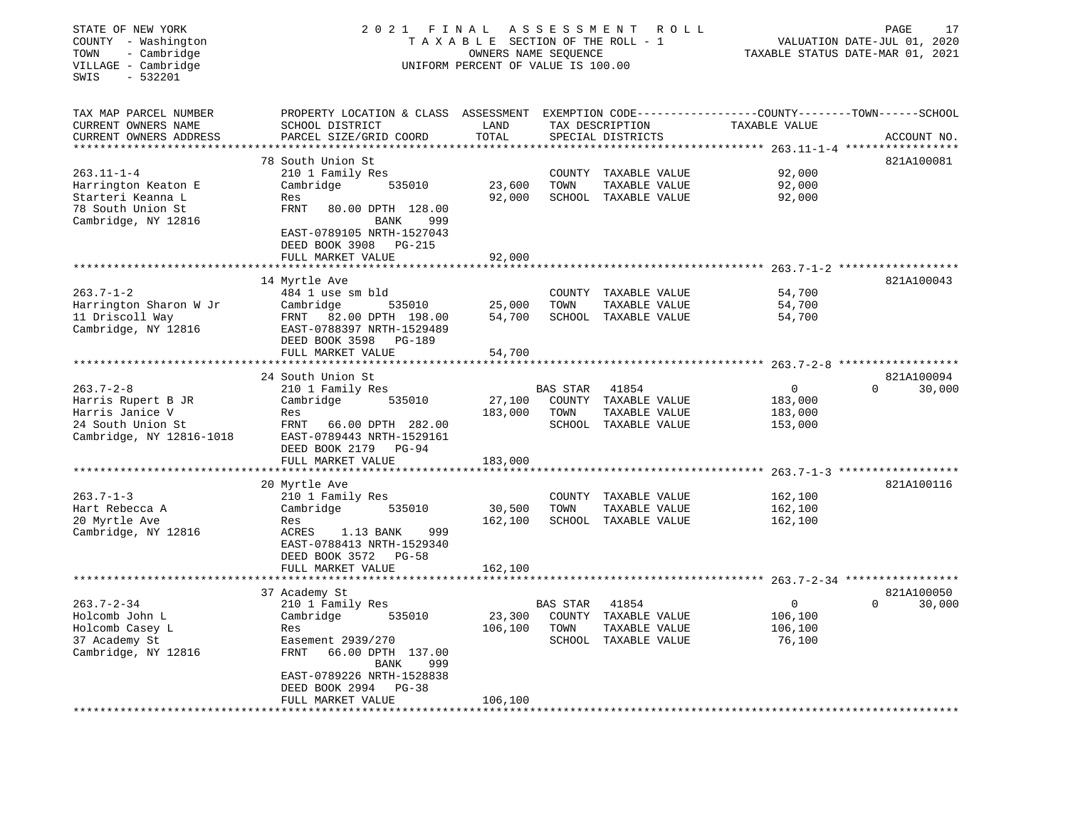STATE OF NEW YORK
COUNTY - Washington
TOWN - Cambridge
VILLAGE - Cambridge
SWIS - 532201

# 2021 FINAL ASSESSMENT ROLL

TAXABLE SECTION OF THE ROLL - 1
OWNERS NAME SEQUENCE
UNIFORM PERCENT OF VALUE IS 100.00

VALUATION DATE-JUL 01, 2020
TAXABLE STATUS DATE-MAR 01, 2021

| TAX MAP PARCEL NUMBER / CURRENT OWNERS NAME / CURRENT OWNERS ADDRESS | PROPERTY LOCATION & CLASS / SCHOOL DISTRICT / PARCEL SIZE/GRID COORD | ASSESSMENT LAND | TOTAL | EXEMPTION CODE / TAX DESCRIPTION / SPECIAL DISTRICTS | COUNTY / TOWN / SCHOOL TAXABLE VALUE | ACCOUNT NO. |
|---|---|---|---|---|---|---|
| 263.11-1-4 | 78 South Union St | | | | | 821A100081 |
| | 210 1 Family Res | | | COUNTY TAXABLE VALUE | 92,000 | |
| Harrington Keaton E | Cambridge 535010 | 23,600 | | TOWN TAXABLE VALUE | 92,000 | |
| Starteri Keanna L | Res | | 92,000 | SCHOOL TAXABLE VALUE | 92,000 | |
| 78 South Union St | FRNT 80.00 DPTH 128.00 | | | | | |
| Cambridge, NY 12816 | BANK 999 | | | | | |
| | EAST-0789105 NRTH-1527043 | | | | | |
| | DEED BOOK 3908 PG-215 | | | | | |
| | FULL MARKET VALUE | | 92,000 | | | |
| 263.7-1-2 | 14 Myrtle Ave | | | | | 821A100043 |
| | 484 1 use sm bld | | | COUNTY TAXABLE VALUE | 54,700 | |
| Harrington Sharon W Jr | Cambridge 535010 | 25,000 | | TOWN TAXABLE VALUE | 54,700 | |
| 11 Driscoll Way | FRNT 82.00 DPTH 198.00 | | 54,700 | SCHOOL TAXABLE VALUE | 54,700 | |
| Cambridge, NY 12816 | EAST-0788397 NRTH-1529489 | | | | | |
| | DEED BOOK 3598 PG-189 | | | | | |
| | FULL MARKET VALUE | | 54,700 | | | |
| 263.7-2-8 | 24 South Union St | | | | | 821A100094 |
| | 210 1 Family Res | | | BAS STAR 41854 | 0 / 0 / 30,000 | |
| Harris Rupert B JR | Cambridge 535010 | 27,100 | | COUNTY TAXABLE VALUE | 183,000 | |
| Harris Janice V | Res | | 183,000 | TOWN TAXABLE VALUE | 183,000 | |
| 24 South Union St | FRNT 66.00 DPTH 282.00 | | | SCHOOL TAXABLE VALUE | 153,000 | |
| Cambridge, NY 12816-1018 | EAST-0789443 NRTH-1529161 | | | | | |
| | DEED BOOK 2179 PG-94 | | | | | |
| | FULL MARKET VALUE | | 183,000 | | | |
| 263.7-1-3 | 20 Myrtle Ave | | | | | 821A100116 |
| | 210 1 Family Res | | | COUNTY TAXABLE VALUE | 162,100 | |
| Hart Rebecca A | Cambridge 535010 | 30,500 | | TOWN TAXABLE VALUE | 162,100 | |
| 20 Myrtle Ave | Res | | 162,100 | SCHOOL TAXABLE VALUE | 162,100 | |
| Cambridge, NY 12816 | ACRES 1.13 BANK 999 | | | | | |
| | EAST-0788413 NRTH-1529340 | | | | | |
| | DEED BOOK 3572 PG-58 | | | | | |
| | FULL MARKET VALUE | | 162,100 | | | |
| 263.7-2-34 | 37 Academy St | | | | | 821A100050 |
| | 210 1 Family Res | | | BAS STAR 41854 | 0 / 0 / 30,000 | |
| Holcomb John L | Cambridge 535010 | 23,300 | | COUNTY TAXABLE VALUE | 106,100 | |
| Holcomb Casey L | Res | | 106,100 | TOWN TAXABLE VALUE | 106,100 | |
| 37 Academy St | Easement 2939/270 | | | SCHOOL TAXABLE VALUE | 76,100 | |
| Cambridge, NY 12816 | FRNT 66.00 DPTH 137.00 | | | | | |
| | BANK 999 | | | | | |
| | EAST-0789226 NRTH-1528838 | | | | | |
| | DEED BOOK 2994 PG-38 | | | | | |
| | FULL MARKET VALUE | | 106,100 | | | |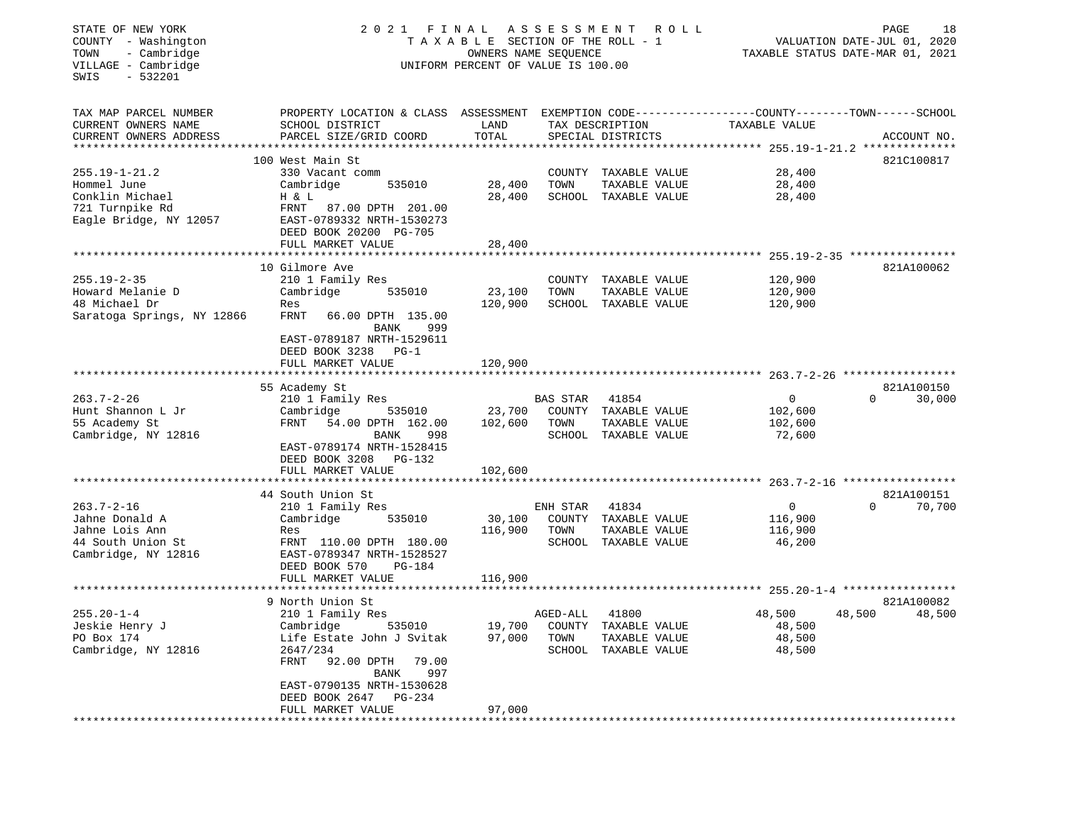STATE OF NEW YORK
COUNTY - Washington
TOWN - Cambridge
VILLAGE - Cambridge
SWIS - 532201

2021 FINAL ASSESSMENT ROLL
TAXABLE SECTION OF THE ROLL - 1
OWNERS NAME SEQUENCE
UNIFORM PERCENT OF VALUE IS 100.00

VALUATION DATE-JUL 01, 2020
TAXABLE STATUS DATE-MAR 01, 2021

| TAX MAP PARCEL NUMBER / CURRENT OWNERS NAME / CURRENT OWNERS ADDRESS | PROPERTY LOCATION & CLASS / SCHOOL DISTRICT / PARCEL SIZE/GRID COORD | ASSESSMENT LAND | TOTAL | EXEMPTION CODE / TAX DESCRIPTION / SPECIAL DISTRICTS | COUNTY TAXABLE VALUE | TOWN | SCHOOL | ACCOUNT NO. |
|---|---|---|---|---|---|---|---|---|
| **255.19-1-21.2** | 100 West Main St | | | | | | | 821C100817 |
| 255.19-1-21.2 | 330 Vacant comm | | | COUNTY TAXABLE VALUE | 28,400 | | | |
| Hommel June | Cambridge 535010 | 28,400 | | TOWN TAXABLE VALUE | 28,400 | | | |
| Conklin Michael | H & L | | 28,400 | SCHOOL TAXABLE VALUE | 28,400 | | | |
| 721 Turnpike Rd | FRNT 87.00 DPTH 201.00 | | | | | | | |
| Eagle Bridge, NY 12057 | EAST-0789332 NRTH-1530273 | | | | | | | |
| | DEED BOOK 20200 PG-705 | | | | | | | |
| | FULL MARKET VALUE | | 28,400 | | | | | |
| **255.19-2-35** | 10 Gilmore Ave | | | | | | | 821A100062 |
| 255.19-2-35 | 210 1 Family Res | | | COUNTY TAXABLE VALUE | 120,900 | | | |
| Howard Melanie D | Cambridge 535010 | 23,100 | | TOWN TAXABLE VALUE | 120,900 | | | |
| 48 Michael Dr | Res | | 120,900 | SCHOOL TAXABLE VALUE | 120,900 | | | |
| Saratoga Springs, NY 12866 | FRNT 66.00 DPTH 135.00 | | | | | | | |
| | BANK 999 | | | | | | | |
| | EAST-0789187 NRTH-1529611 | | | | | | | |
| | DEED BOOK 3238 PG-1 | | | | | | | |
| | FULL MARKET VALUE | | 120,900 | | | | | |
| **263.7-2-26** | 55 Academy St | | | | | | | 821A100150 |
| 263.7-2-26 | 210 1 Family Res | | | BAS STAR 41854 | 0 | 0 | 30,000 | |
| Hunt Shannon L Jr | Cambridge 535010 | 23,700 | | COUNTY TAXABLE VALUE | 102,600 | | | |
| 55 Academy St | FRNT 54.00 DPTH 162.00 | | 102,600 | TOWN TAXABLE VALUE | 102,600 | | | |
| Cambridge, NY 12816 | BANK 998 | | | SCHOOL TAXABLE VALUE | 72,600 | | | |
| | EAST-0789174 NRTH-1528415 | | | | | | | |
| | DEED BOOK 3208 PG-132 | | | | | | | |
| | FULL MARKET VALUE | | 102,600 | | | | | |
| **263.7-2-16** | 44 South Union St | | | | | | | 821A100151 |
| 263.7-2-16 | 210 1 Family Res | | | ENH STAR 41834 | 0 | 0 | 70,700 | |
| Jahne Donald A | Cambridge 535010 | 30,100 | | COUNTY TAXABLE VALUE | 116,900 | | | |
| Jahne Lois Ann | Res | | 116,900 | TOWN TAXABLE VALUE | 116,900 | | | |
| 44 South Union St | FRNT 110.00 DPTH 180.00 | | | SCHOOL TAXABLE VALUE | 46,200 | | | |
| Cambridge, NY 12816 | EAST-0789347 NRTH-1528527 | | | | | | | |
| | DEED BOOK 570 PG-184 | | | | | | | |
| | FULL MARKET VALUE | | 116,900 | | | | | |
| **255.20-1-4** | 9 North Union St | | | | | | | 821A100082 |
| 255.20-1-4 | 210 1 Family Res | | | AGED-ALL 41800 | 48,500 | 48,500 | 48,500 | |
| Jeskie Henry J | Cambridge 535010 | 19,700 | | COUNTY TAXABLE VALUE | 48,500 | | | |
| PO Box 174 | Life Estate John J Svitak | | 97,000 | TOWN TAXABLE VALUE | 48,500 | | | |
| Cambridge, NY 12816 | 2647/234 | | | SCHOOL TAXABLE VALUE | 48,500 | | | |
| | FRNT 92.00 DPTH 79.00 | | | | | | | |
| | BANK 997 | | | | | | | |
| | EAST-0790135 NRTH-1530628 | | | | | | | |
| | DEED BOOK 2647 PG-234 | | | | | | | |
| | FULL MARKET VALUE | | 97,000 | | | | | |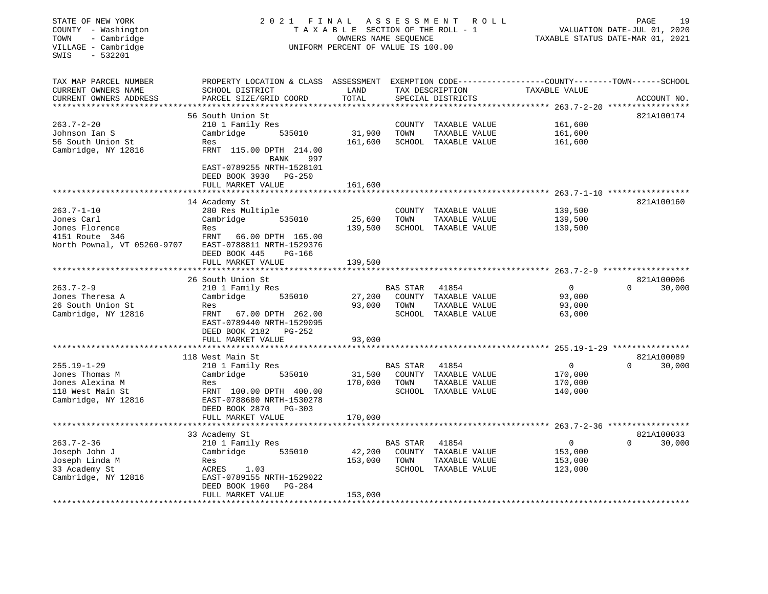STATE OF NEW YORK
COUNTY - Washington
TOWN - Cambridge
VILLAGE - Cambridge
SWIS - 532201

# 2021 FINAL ASSESSMENT ROLL

TAXABLE SECTION OF THE ROLL - 1
OWNERS NAME SEQUENCE
UNIFORM PERCENT OF VALUE IS 100.00

VALUATION DATE-JUL 01, 2020
TAXABLE STATUS DATE-MAR 01, 2021

| TAX MAP PARCEL NUMBER / CURRENT OWNERS NAME / CURRENT OWNERS ADDRESS | PROPERTY LOCATION & CLASS / SCHOOL DISTRICT / PARCEL SIZE/GRID COORD | ASSESSMENT LAND | TOTAL | EXEMPTION CODE / TAX DESCRIPTION / SPECIAL DISTRICTS | COUNTY TAXABLE VALUE | TOWN | SCHOOL | ACCOUNT NO. |
|---|---|---|---|---|---|---|---|---|
| 263.7-2-20 | 56 South Union St | | | | | | | 821A100174 |
| | 210 1 Family Res | | | COUNTY TAXABLE VALUE | 161,600 | | | |
| Johnson Ian S | Cambridge 535010 | 31,900 | | TOWN TAXABLE VALUE | 161,600 | | | |
| 56 South Union St | Res | | 161,600 | SCHOOL TAXABLE VALUE | 161,600 | | | |
| Cambridge, NY 12816 | FRNT 115.00 DPTH 214.00 BANK 997 | | | | | | | |
| | EAST-0789255 NRTH-1528101 | | | | | | | |
| | DEED BOOK 3930 PG-250 | | | | | | | |
| | FULL MARKET VALUE | | 161,600 | | | | | |
| 263.7-1-10 | 14 Academy St | | | | | | | 821A100160 |
| | 280 Res Multiple | | | COUNTY TAXABLE VALUE | 139,500 | | | |
| Jones Carl | Cambridge 535010 | 25,600 | | TOWN TAXABLE VALUE | 139,500 | | | |
| Jones Florence | Res | | 139,500 | SCHOOL TAXABLE VALUE | 139,500 | | | |
| 4151 Route 346 | FRNT 66.00 DPTH 165.00 | | | | | | | |
| North Pownal, VT 05260-9707 | EAST-0788811 NRTH-1529376 | | | | | | | |
| | DEED BOOK 445 PG-166 | | | | | | | |
| | FULL MARKET VALUE | | 139,500 | | | | | |
| 263.7-2-9 | 26 South Union St | | | | | | | 821A100006 |
| | 210 1 Family Res | | | BAS STAR 41854 | 0 | | 0 | 30,000 |
| Jones Theresa A | Cambridge 535010 | 27,200 | | COUNTY TAXABLE VALUE | 93,000 | | | |
| 26 South Union St | Res | | 93,000 | TOWN TAXABLE VALUE | 93,000 | | | |
| Cambridge, NY 12816 | FRNT 67.00 DPTH 262.00 | | | SCHOOL TAXABLE VALUE | 63,000 | | | |
| | EAST-0789440 NRTH-1529095 | | | | | | | |
| | DEED BOOK 2182 PG-252 | | | | | | | |
| | FULL MARKET VALUE | | 93,000 | | | | | |
| 255.19-1-29 | 118 West Main St | | | | | | | 821A100089 |
| | 210 1 Family Res | | | BAS STAR 41854 | 0 | | 0 | 30,000 |
| Jones Thomas M | Cambridge 535010 | 31,500 | | COUNTY TAXABLE VALUE | 170,000 | | | |
| Jones Alexina M | Res | | 170,000 | TOWN TAXABLE VALUE | 170,000 | | | |
| 118 West Main St | FRNT 100.00 DPTH 400.00 | | | SCHOOL TAXABLE VALUE | 140,000 | | | |
| Cambridge, NY 12816 | EAST-0788680 NRTH-1530278 | | | | | | | |
| | DEED BOOK 2870 PG-303 | | | | | | | |
| | FULL MARKET VALUE | | 170,000 | | | | | |
| 263.7-2-36 | 33 Academy St | | | | | | | 821A100033 |
| | 210 1 Family Res | | | BAS STAR 41854 | 0 | | 0 | 30,000 |
| Joseph John J | Cambridge 535010 | 42,200 | | COUNTY TAXABLE VALUE | 153,000 | | | |
| Joseph Linda M | Res | | 153,000 | TOWN TAXABLE VALUE | 153,000 | | | |
| 33 Academy St | ACRES 1.03 | | | SCHOOL TAXABLE VALUE | 123,000 | | | |
| Cambridge, NY 12816 | EAST-0789155 NRTH-1529022 | | | | | | | |
| | DEED BOOK 1960 PG-284 | | | | | | | |
| | FULL MARKET VALUE | | 153,000 | | | | | |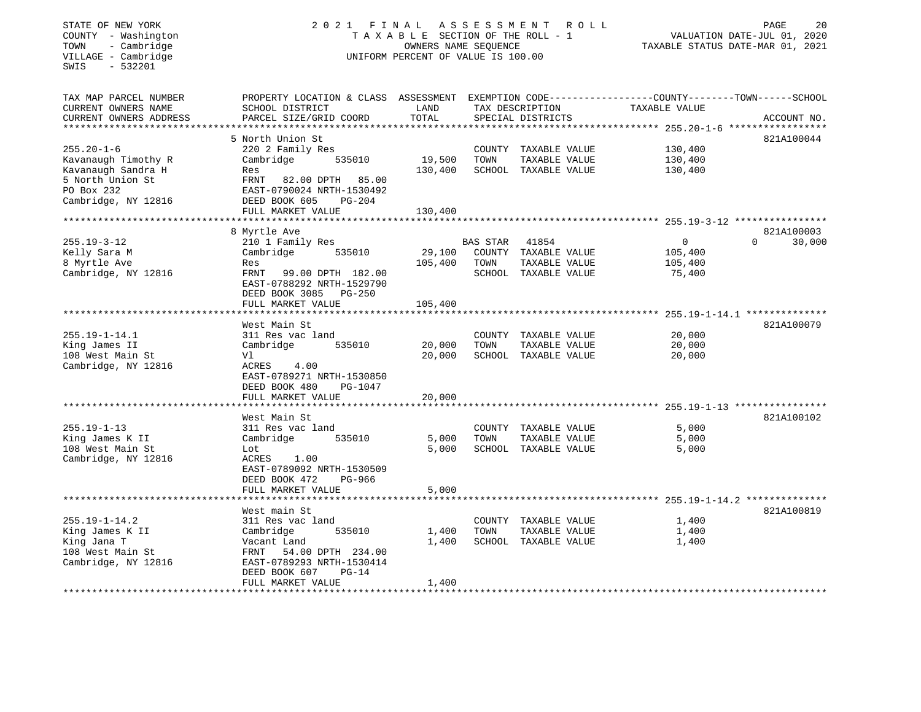STATE OF NEW YORK
COUNTY - Washington
TOWN - Cambridge
VILLAGE - Cambridge
SWIS - 532201

# 2021 FINAL ASSESSMENT ROLL

TAXABLE SECTION OF THE ROLL - 1
OWNERS NAME SEQUENCE
UNIFORM PERCENT OF VALUE IS 100.00

VALUATION DATE-JUL 01, 2020
TAXABLE STATUS DATE-MAR 01, 2021

| TAX MAP PARCEL NUMBER / CURRENT OWNERS NAME / CURRENT OWNERS ADDRESS | PROPERTY LOCATION & CLASS / SCHOOL DISTRICT / PARCEL SIZE/GRID COORD | ASSESSMENT LAND | TOTAL | EXEMPTION CODE / TAX DESCRIPTION / SPECIAL DISTRICTS | COUNTY TAXABLE VALUE | TOWN | SCHOOL | ACCOUNT NO. |
|---|---|---|---|---|---|---|---|---|
| **255.20-1-6** | 5 North Union St | | | | | | | 821A100044 |
| Kavanaugh Timothy R | 220 2 Family Res | | | COUNTY TAXABLE VALUE | 130,400 | | | |
| Kavanaugh Sandra H | Cambridge 535010 | 19,500 | | TOWN TAXABLE VALUE | 130,400 | | | |
| 5 North Union St | Res | | 130,400 | SCHOOL TAXABLE VALUE | 130,400 | | | |
| PO Box 232 | FRNT 82.00 DPTH 85.00 | | | | | | | |
| Cambridge, NY 12816 | EAST-0790024 NRTH-1530492 | | | | | | | |
| | DEED BOOK 605 PG-204 | | | | | | | |
| | FULL MARKET VALUE | | 130,400 | | | | | |
| **255.19-3-12** | 8 Myrtle Ave | | | | | | | 821A100003 |
| Kelly Sara M | 210 1 Family Res | | | BAS STAR 41854 | 0 | 0 | 30,000 | |
| 8 Myrtle Ave | Cambridge 535010 | 29,100 | | COUNTY TAXABLE VALUE | 105,400 | | | |
| Cambridge, NY 12816 | Res | | 105,400 | TOWN TAXABLE VALUE | 105,400 | | | |
| | FRNT 99.00 DPTH 182.00 | | | SCHOOL TAXABLE VALUE | 75,400 | | | |
| | EAST-0788292 NRTH-1529790 | | | | | | | |
| | DEED BOOK 3085 PG-250 | | | | | | | |
| | FULL MARKET VALUE | | 105,400 | | | | | |
| **255.19-1-14.1** | West Main St | | | | | | | 821A100079 |
| King James II | 311 Res vac land | | | COUNTY TAXABLE VALUE | 20,000 | | | |
| 108 West Main St | Cambridge 535010 | 20,000 | | TOWN TAXABLE VALUE | 20,000 | | | |
| Cambridge, NY 12816 | Vl | | 20,000 | SCHOOL TAXABLE VALUE | 20,000 | | | |
| | ACRES 4.00 | | | | | | | |
| | EAST-0789271 NRTH-1530850 | | | | | | | |
| | DEED BOOK 480 PG-1047 | | | | | | | |
| | FULL MARKET VALUE | | 20,000 | | | | | |
| **255.19-1-13** | West Main St | | | | | | | 821A100102 |
| King James K II | 311 Res vac land | | | COUNTY TAXABLE VALUE | 5,000 | | | |
| 108 West Main St | Cambridge 535010 | 5,000 | | TOWN TAXABLE VALUE | 5,000 | | | |
| Cambridge, NY 12816 | Lot | | 5,000 | SCHOOL TAXABLE VALUE | 5,000 | | | |
| | ACRES 1.00 | | | | | | | |
| | EAST-0789092 NRTH-1530509 | | | | | | | |
| | DEED BOOK 472 PG-966 | | | | | | | |
| | FULL MARKET VALUE | | 5,000 | | | | | |
| **255.19-1-14.2** | West main St | | | | | | | 821A100819 |
| King James K II | 311 Res vac land | | | COUNTY TAXABLE VALUE | 1,400 | | | |
| King Jana T | Cambridge 535010 | 1,400 | | TOWN TAXABLE VALUE | 1,400 | | | |
| 108 West Main St | Vacant Land | | 1,400 | SCHOOL TAXABLE VALUE | 1,400 | | | |
| Cambridge, NY 12816 | FRNT 54.00 DPTH 234.00 | | | | | | | |
| | EAST-0789293 NRTH-1530414 | | | | | | | |
| | DEED BOOK 607 PG-14 | | | | | | | |
| | FULL MARKET VALUE | | 1,400 | | | | | |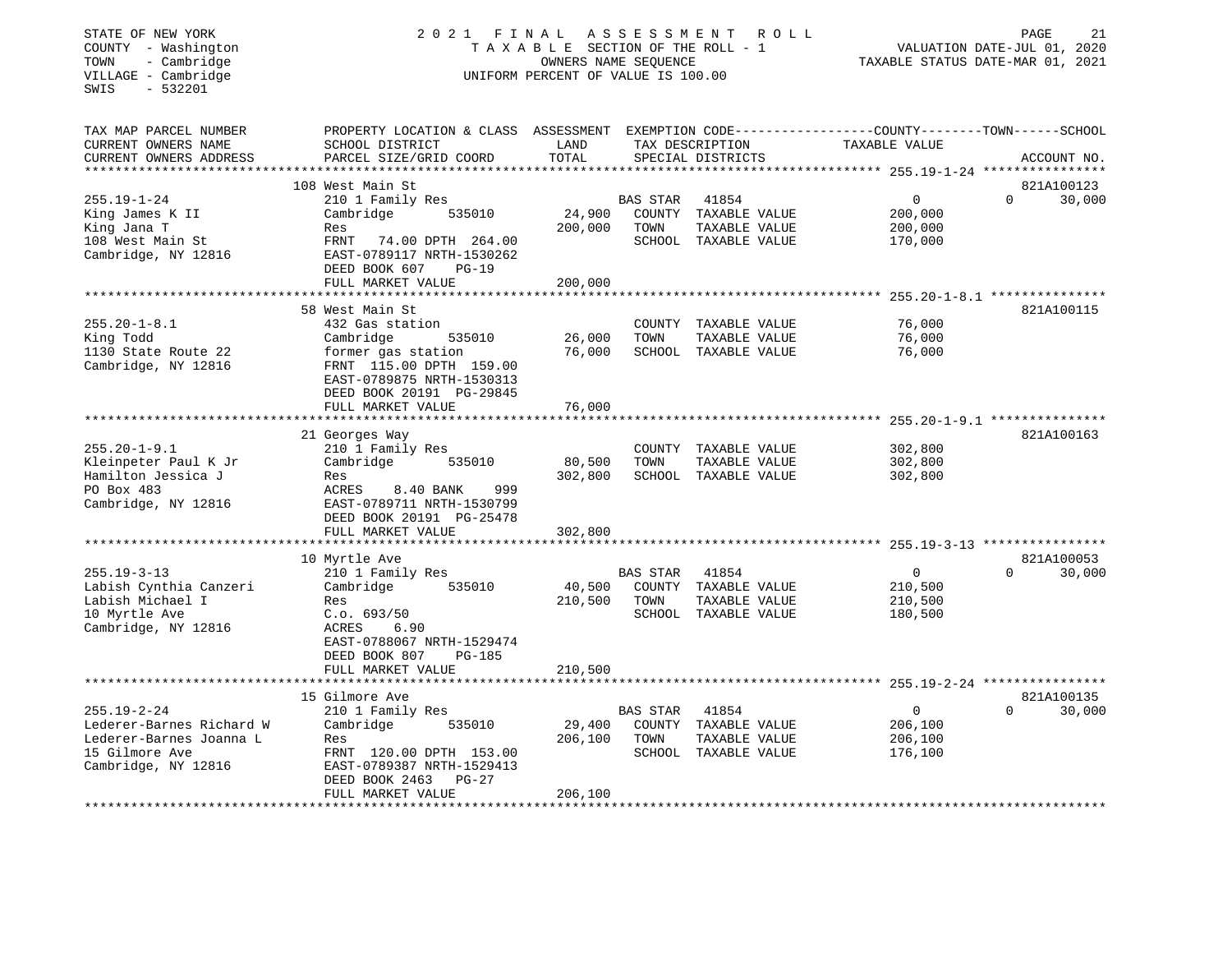STATE OF NEW YORK
COUNTY - Washington
TOWN - Cambridge
VILLAGE - Cambridge
SWIS - 532201

2021 FINAL ASSESSMENT ROLL
TAXABLE SECTION OF THE ROLL - 1
OWNERS NAME SEQUENCE
UNIFORM PERCENT OF VALUE IS 100.00

VALUATION DATE-JUL 01, 2020
TAXABLE STATUS DATE-MAR 01, 2021

| TAX MAP PARCEL NUMBER / CURRENT OWNERS NAME / CURRENT OWNERS ADDRESS | PROPERTY LOCATION & CLASS / SCHOOL DISTRICT / PARCEL SIZE/GRID COORD | ASSESSMENT LAND | TOTAL | EXEMPTION CODE / TAX DESCRIPTION / SPECIAL DISTRICTS | COUNTY | TOWN | SCHOOL / TAXABLE VALUE | ACCOUNT NO. |
|---|---|---|---|---|---|---|---|---|
| **255.19-1-24** | 108 West Main St | | | | | | | 821A100123 |
| King James K II | 210 1 Family Res | | | BAS STAR 41854 | 0 | 0 | 30,000 | |
| King Jana T | Cambridge 535010 | 24,900 | | COUNTY TAXABLE VALUE | 200,000 | | | |
| 108 West Main St | Res | | 200,000 | TOWN TAXABLE VALUE | | 200,000 | | |
| Cambridge, NY 12816 | FRNT 74.00 DPTH 264.00 | | | SCHOOL TAXABLE VALUE | | | 170,000 | |
| | EAST-0789117 NRTH-1530262 | | | | | | | |
| | DEED BOOK 607 PG-19 | | | | | | | |
| | FULL MARKET VALUE | | 200,000 | | | | | |
| **255.20-1-8.1** | 58 West Main St | | | | | | | 821A100115 |
| King Todd | 432 Gas station | | | COUNTY TAXABLE VALUE | 76,000 | | | |
| 1130 State Route 22 | Cambridge 535010 | 26,000 | | TOWN TAXABLE VALUE | | 76,000 | | |
| Cambridge, NY 12816 | former gas station | | 76,000 | SCHOOL TAXABLE VALUE | | | 76,000 | |
| | FRNT 115.00 DPTH 159.00 | | | | | | | |
| | EAST-0789875 NRTH-1530313 | | | | | | | |
| | DEED BOOK 20191 PG-29845 | | | | | | | |
| | FULL MARKET VALUE | | 76,000 | | | | | |
| **255.20-1-9.1** | 21 Georges Way | | | | | | | 821A100163 |
| Kleinpeter Paul K Jr | 210 1 Family Res | | | COUNTY TAXABLE VALUE | 302,800 | | | |
| Hamilton Jessica J | Cambridge 535010 | 80,500 | | TOWN TAXABLE VALUE | | 302,800 | | |
| PO Box 483 | Res | | 302,800 | SCHOOL TAXABLE VALUE | | | 302,800 | |
| Cambridge, NY 12816 | ACRES 8.40 BANK 999 | | | | | | | |
| | EAST-0789711 NRTH-1530799 | | | | | | | |
| | DEED BOOK 20191 PG-25478 | | | | | | | |
| | FULL MARKET VALUE | | 302,800 | | | | | |
| **255.19-3-13** | 10 Myrtle Ave | | | | | | | 821A100053 |
| Labish Cynthia Canzeri | 210 1 Family Res | | | BAS STAR 41854 | 0 | 0 | 30,000 | |
| Labish Michael I | Cambridge 535010 | 40,500 | | COUNTY TAXABLE VALUE | 210,500 | | | |
| 10 Myrtle Ave | Res | | 210,500 | TOWN TAXABLE VALUE | | 210,500 | | |
| Cambridge, NY 12816 | C.o. 693/50 | | | SCHOOL TAXABLE VALUE | | | 180,500 | |
| | ACRES 6.90 | | | | | | | |
| | EAST-0788067 NRTH-1529474 | | | | | | | |
| | DEED BOOK 807 PG-185 | | | | | | | |
| | FULL MARKET VALUE | | 210,500 | | | | | |
| **255.19-2-24** | 15 Gilmore Ave | | | | | | | 821A100135 |
| Lederer-Barnes Richard W | 210 1 Family Res | | | BAS STAR 41854 | 0 | 0 | 30,000 | |
| Lederer-Barnes Joanna L | Cambridge 535010 | 29,400 | | COUNTY TAXABLE VALUE | 206,100 | | | |
| 15 Gilmore Ave | Res | | 206,100 | TOWN TAXABLE VALUE | | 206,100 | | |
| Cambridge, NY 12816 | FRNT 120.00 DPTH 153.00 | | | SCHOOL TAXABLE VALUE | | | 176,100 | |
| | EAST-0789387 NRTH-1529413 | | | | | | | |
| | DEED BOOK 2463 PG-27 | | | | | | | |
| | FULL MARKET VALUE | | 206,100 | | | | | |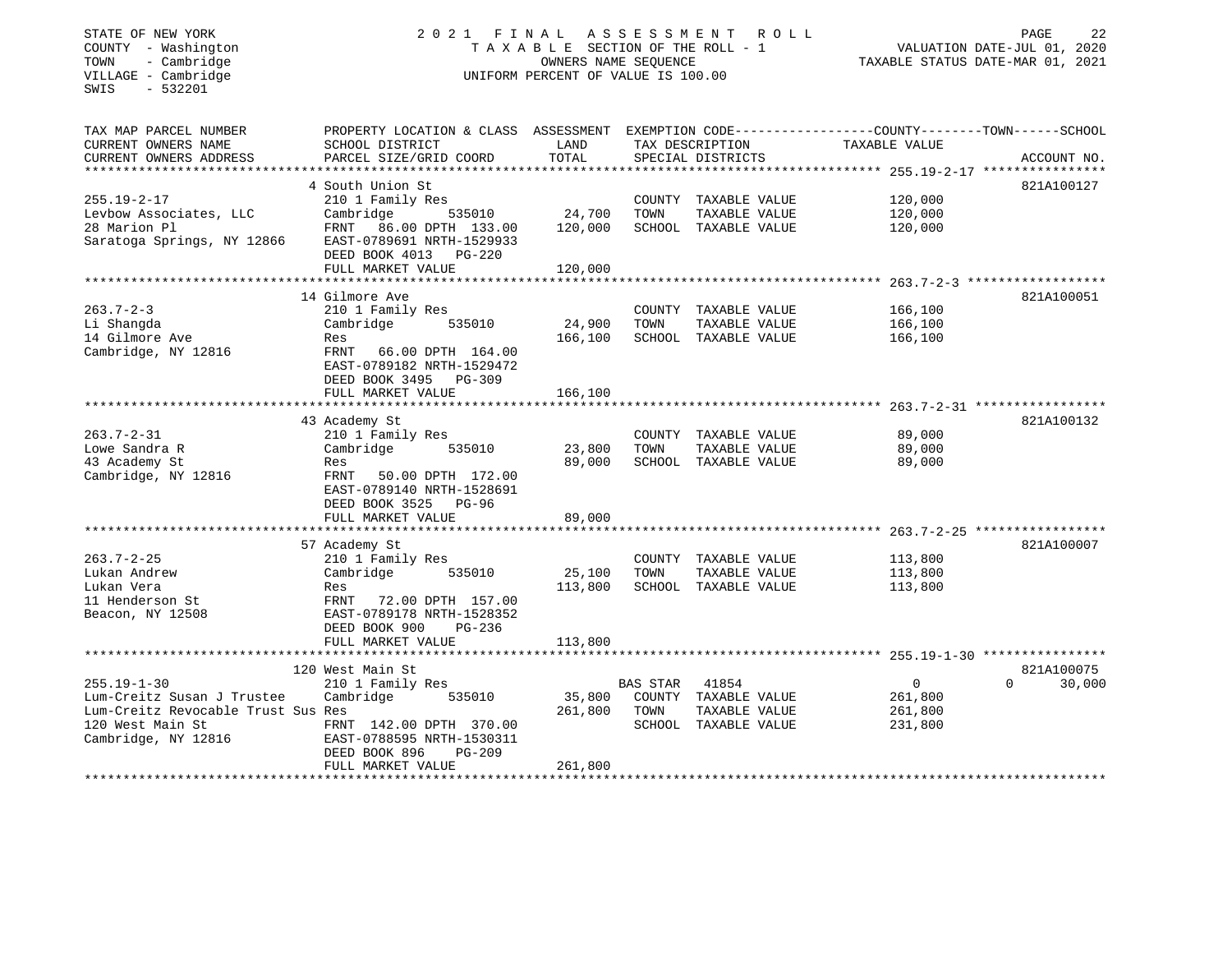STATE OF NEW YORK
COUNTY - Washington
TOWN - Cambridge
VILLAGE - Cambridge
SWIS - 532201

# 2021 FINAL ASSESSMENT ROLL

TAXABLE SECTION OF THE ROLL - 1
OWNERS NAME SEQUENCE
UNIFORM PERCENT OF VALUE IS 100.00

VALUATION DATE-JUL 01, 2020
TAXABLE STATUS DATE-MAR 01, 2021

| TAX MAP PARCEL NUMBER / CURRENT OWNERS NAME / CURRENT OWNERS ADDRESS | PROPERTY LOCATION & CLASS / SCHOOL DISTRICT / PARCEL SIZE/GRID COORD | ASSESSMENT LAND / TOTAL | EXEMPTION CODE / TAX DESCRIPTION / SPECIAL DISTRICTS | COUNTY | TOWN | SCHOOL | ACCOUNT NO. |
|---|---|---|---|---|---|---|---|
| **255.19-2-17** | 4 South Union St | | | | | | 821A100127 |
| Levbow Associates, LLC | 210 1 Family Res | | COUNTY TAXABLE VALUE | 120,000 | | | |
| 28 Marion Pl | Cambridge 535010 | 24,700 | TOWN TAXABLE VALUE | | 120,000 | | |
| Saratoga Springs, NY 12866 | FRNT 86.00 DPTH 133.00 | 120,000 | SCHOOL TAXABLE VALUE | | | 120,000 | |
| | EAST-0789691 NRTH-1529933 | | | | | | |
| | DEED BOOK 4013 PG-220 | | | | | | |
| | FULL MARKET VALUE | 120,000 | | | | | |
| **263.7-2-3** | 14 Gilmore Ave | | | | | | 821A100051 |
| Li Shangda | 210 1 Family Res | | COUNTY TAXABLE VALUE | 166,100 | | | |
| 14 Gilmore Ave | Cambridge 535010 | 24,900 | TOWN TAXABLE VALUE | | 166,100 | | |
| Cambridge, NY 12816 | Res | 166,100 | SCHOOL TAXABLE VALUE | | | 166,100 | |
| | FRNT 66.00 DPTH 164.00 | | | | | | |
| | EAST-0789182 NRTH-1529472 | | | | | | |
| | DEED BOOK 3495 PG-309 | | | | | | |
| | FULL MARKET VALUE | 166,100 | | | | | |
| **263.7-2-31** | 43 Academy St | | | | | | 821A100132 |
| Lowe Sandra R | 210 1 Family Res | | COUNTY TAXABLE VALUE | 89,000 | | | |
| 43 Academy St | Cambridge 535010 | 23,800 | TOWN TAXABLE VALUE | | 89,000 | | |
| Cambridge, NY 12816 | Res | 89,000 | SCHOOL TAXABLE VALUE | | | 89,000 | |
| | FRNT 50.00 DPTH 172.00 | | | | | | |
| | EAST-0789140 NRTH-1528691 | | | | | | |
| | DEED BOOK 3525 PG-96 | | | | | | |
| | FULL MARKET VALUE | 89,000 | | | | | |
| **263.7-2-25** | 57 Academy St | | | | | | 821A100007 |
| Lukan Andrew | 210 1 Family Res | | COUNTY TAXABLE VALUE | 113,800 | | | |
| Lukan Vera | Cambridge 535010 | 25,100 | TOWN TAXABLE VALUE | | 113,800 | | |
| 11 Henderson St | Res | 113,800 | SCHOOL TAXABLE VALUE | | | 113,800 | |
| Beacon, NY 12508 | FRNT 72.00 DPTH 157.00 | | | | | | |
| | EAST-0789178 NRTH-1528352 | | | | | | |
| | DEED BOOK 900 PG-236 | | | | | | |
| | FULL MARKET VALUE | 113,800 | | | | | |
| **255.19-1-30** | 120 West Main St | | | | | | 821A100075 |
| Lum-Creitz Susan J Trustee | 210 1 Family Res | | BAS STAR 41854 | 0 | 0 | 30,000 | |
| Lum-Creitz Revocable Trust Sus | Cambridge 535010 | 35,800 | COUNTY TAXABLE VALUE | 261,800 | | | |
| 120 West Main St | Res | 261,800 | TOWN TAXABLE VALUE | | 261,800 | | |
| Cambridge, NY 12816 | FRNT 142.00 DPTH 370.00 | | SCHOOL TAXABLE VALUE | | | 231,800 | |
| | EAST-0788595 NRTH-1530311 | | | | | | |
| | DEED BOOK 896 PG-209 | | | | | | |
| | FULL MARKET VALUE | 261,800 | | | | | |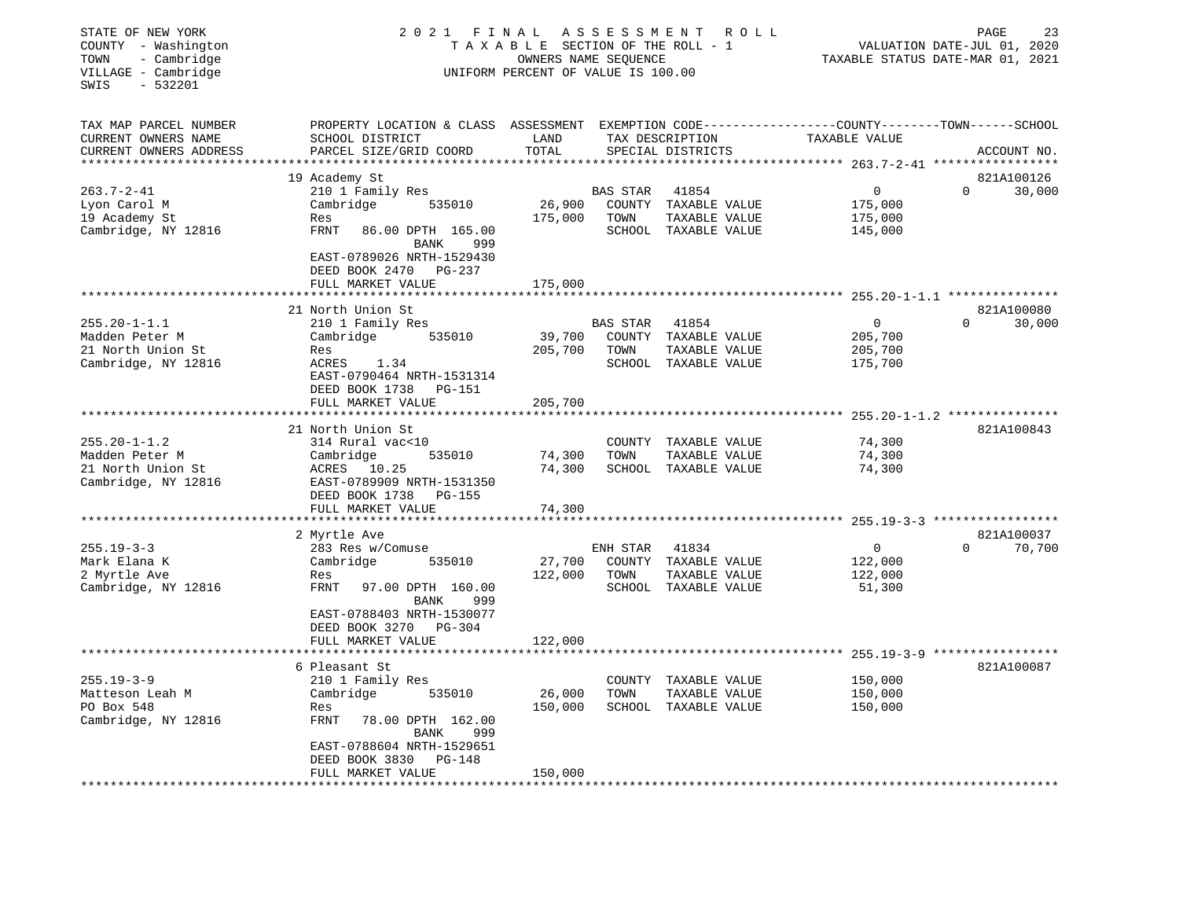STATE OF NEW YORK
COUNTY - Washington
TOWN - Cambridge
VILLAGE - Cambridge
SWIS - 532201

# 2021 FINAL ASSESSMENT ROLL

TAXABLE SECTION OF THE ROLL - 1
OWNERS NAME SEQUENCE
UNIFORM PERCENT OF VALUE IS 100.00

VALUATION DATE-JUL 01, 2020
TAXABLE STATUS DATE-MAR 01, 2021

| TAX MAP PARCEL NUMBER / CURRENT OWNERS NAME / CURRENT OWNERS ADDRESS | PROPERTY LOCATION & CLASS / SCHOOL DISTRICT / PARCEL SIZE/GRID COORD | ASSESSMENT LAND | TOTAL | EXEMPTION CODE / TAX DESCRIPTION / SPECIAL DISTRICTS | | COUNTY / TOWN / SCHOOL TAXABLE VALUE | ACCOUNT NO. |
|---|---|---|---|---|---|---|---|
| **263.7-2-41** | 19 Academy St | | | | | | 821A100126 |
| 263.7-2-41 | 210 1 Family Res | | | BAS STAR 41854 | | 0 | 0 30,000 |
| Lyon Carol M | Cambridge 535010 | 26,900 | | COUNTY TAXABLE VALUE | | 175,000 | |
| 19 Academy St | Res | | 175,000 | TOWN TAXABLE VALUE | | 175,000 | |
| Cambridge, NY 12816 | FRNT 86.00 DPTH 165.00 BANK 999 | | | SCHOOL TAXABLE VALUE | | 145,000 | |
| | EAST-0789026 NRTH-1529430 | | | | | | |
| | DEED BOOK 2470 PG-237 | | | | | | |
| | FULL MARKET VALUE | | 175,000 | | | | |
| **255.20-1-1.1** | 21 North Union St | | | | | | 821A100080 |
| 255.20-1-1.1 | 210 1 Family Res | | | BAS STAR 41854 | | 0 | 0 30,000 |
| Madden Peter M | Cambridge 535010 | 39,700 | | COUNTY TAXABLE VALUE | | 205,700 | |
| 21 North Union St | Res | | 205,700 | TOWN TAXABLE VALUE | | 205,700 | |
| Cambridge, NY 12816 | ACRES 1.34 | | | SCHOOL TAXABLE VALUE | | 175,700 | |
| | EAST-0790464 NRTH-1531314 | | | | | | |
| | DEED BOOK 1738 PG-151 | | | | | | |
| | FULL MARKET VALUE | | 205,700 | | | | |
| **255.20-1-1.2** | 21 North Union St | | | | | | 821A100843 |
| 255.20-1-1.2 | 314 Rural vac<10 | | | COUNTY TAXABLE VALUE | | 74,300 | |
| Madden Peter M | Cambridge 535010 | 74,300 | | TOWN TAXABLE VALUE | | 74,300 | |
| 21 North Union St | ACRES 10.25 | | 74,300 | SCHOOL TAXABLE VALUE | | 74,300 | |
| Cambridge, NY 12816 | EAST-0789909 NRTH-1531350 | | | | | | |
| | DEED BOOK 1738 PG-155 | | | | | | |
| | FULL MARKET VALUE | | 74,300 | | | | |
| **255.19-3-3** | 2 Myrtle Ave | | | | | | 821A100037 |
| 255.19-3-3 | 283 Res w/Comuse | | | ENH STAR 41834 | | 0 | 0 70,700 |
| Mark Elana K | Cambridge 535010 | 27,700 | | COUNTY TAXABLE VALUE | | 122,000 | |
| 2 Myrtle Ave | Res | | 122,000 | TOWN TAXABLE VALUE | | 122,000 | |
| Cambridge, NY 12816 | FRNT 97.00 DPTH 160.00 BANK 999 | | | SCHOOL TAXABLE VALUE | | 51,300 | |
| | EAST-0788403 NRTH-1530077 | | | | | | |
| | DEED BOOK 3270 PG-304 | | | | | | |
| | FULL MARKET VALUE | | 122,000 | | | | |
| **255.19-3-9** | 6 Pleasant St | | | | | | 821A100087 |
| 255.19-3-9 | 210 1 Family Res | | | COUNTY TAXABLE VALUE | | 150,000 | |
| Matteson Leah M | Cambridge 535010 | 26,000 | | TOWN TAXABLE VALUE | | 150,000 | |
| PO Box 548 | Res | | 150,000 | SCHOOL TAXABLE VALUE | | 150,000 | |
| Cambridge, NY 12816 | FRNT 78.00 DPTH 162.00 BANK 999 | | | | | | |
| | EAST-0788604 NRTH-1529651 | | | | | | |
| | DEED BOOK 3830 PG-148 | | | | | | |
| | FULL MARKET VALUE | | 150,000 | | | | |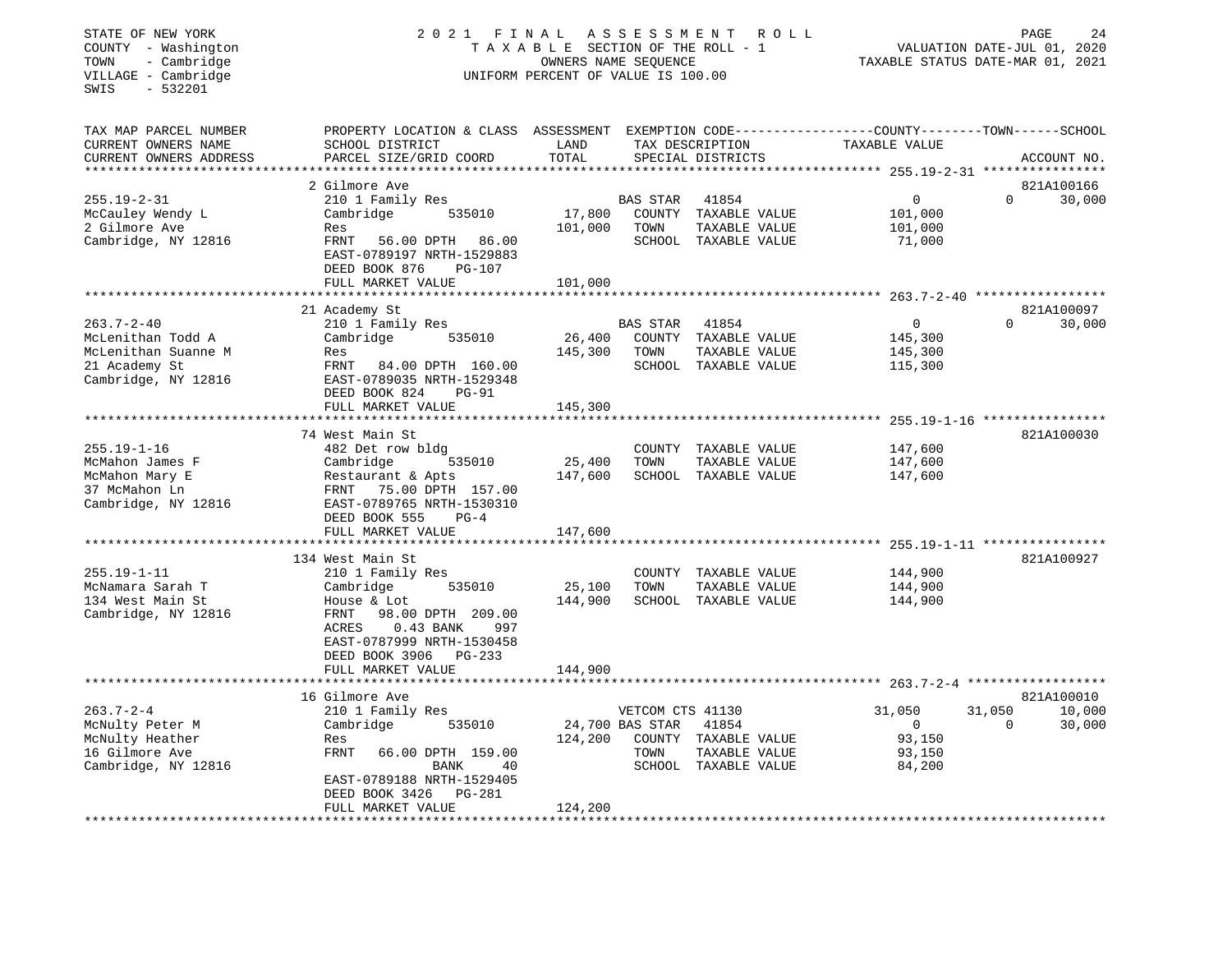STATE OF NEW YORK
COUNTY - Washington
TOWN - Cambridge
VILLAGE - Cambridge
SWIS - 532201

2021 FINAL ASSESSMENT ROLL
TAXABLE SECTION OF THE ROLL - 1
OWNERS NAME SEQUENCE
UNIFORM PERCENT OF VALUE IS 100.00

VALUATION DATE-JUL 01, 2020
TAXABLE STATUS DATE-MAR 01, 2021

| TAX MAP PARCEL NUMBER / CURRENT OWNERS NAME / CURRENT OWNERS ADDRESS | PROPERTY LOCATION & CLASS / SCHOOL DISTRICT / PARCEL SIZE/GRID COORD | ASSESSMENT LAND | TOTAL | EXEMPTION CODE / TAX DESCRIPTION / SPECIAL DISTRICTS | COUNTY | TOWN | SCHOOL | ACCOUNT NO. |
|---|---|---|---|---|---|---|---|---|
| **255.19-2-31** | 2 Gilmore Ave | | | | | | | 821A100166 |
| McCauley Wendy L | 210 1 Family Res | | | BAS STAR 41854 | 0 | 0 | 30,000 | |
| 2 Gilmore Ave | Cambridge 535010 | 17,800 | | COUNTY TAXABLE VALUE | 101,000 | | | |
| Cambridge, NY 12816 | Res | | 101,000 | TOWN TAXABLE VALUE | | 101,000 | | |
| | FRNT 56.00 DPTH 86.00 | | | SCHOOL TAXABLE VALUE | | | 71,000 | |
| | EAST-0789197 NRTH-1529883 | | | | | | | |
| | DEED BOOK 876 PG-107 | | | | | | | |
| | FULL MARKET VALUE | | 101,000 | | | | | |
| **263.7-2-40** | 21 Academy St | | | | | | | 821A100097 |
| McLenithan Todd A | 210 1 Family Res | | | BAS STAR 41854 | 0 | 0 | 30,000 | |
| McLenithan Suanne M | Cambridge 535010 | 26,400 | | COUNTY TAXABLE VALUE | 145,300 | | | |
| 21 Academy St | Res | | 145,300 | TOWN TAXABLE VALUE | | 145,300 | | |
| Cambridge, NY 12816 | FRNT 84.00 DPTH 160.00 | | | SCHOOL TAXABLE VALUE | | | 115,300 | |
| | EAST-0789035 NRTH-1529348 | | | | | | | |
| | DEED BOOK 824 PG-91 | | | | | | | |
| | FULL MARKET VALUE | | 145,300 | | | | | |
| **255.19-1-16** | 74 West Main St | | | | | | | 821A100030 |
| McMahon James F | 482 Det row bldg | | | COUNTY TAXABLE VALUE | 147,600 | | | |
| McMahon Mary E | Cambridge 535010 | 25,400 | | TOWN TAXABLE VALUE | | 147,600 | | |
| 37 McMahon Ln | Restaurant & Apts | | 147,600 | SCHOOL TAXABLE VALUE | | | 147,600 | |
| Cambridge, NY 12816 | FRNT 75.00 DPTH 157.00 | | | | | | | |
| | EAST-0789765 NRTH-1530310 | | | | | | | |
| | DEED BOOK 555 PG-4 | | | | | | | |
| | FULL MARKET VALUE | | 147,600 | | | | | |
| **255.19-1-11** | 134 West Main St | | | | | | | 821A100927 |
| McNamara Sarah T | 210 1 Family Res | | | COUNTY TAXABLE VALUE | 144,900 | | | |
| 134 West Main St | Cambridge 535010 | 25,100 | | TOWN TAXABLE VALUE | | 144,900 | | |
| Cambridge, NY 12816 | House & Lot | | 144,900 | SCHOOL TAXABLE VALUE | | | 144,900 | |
| | FRNT 98.00 DPTH 209.00 | | | | | | | |
| | ACRES 0.43 BANK 997 | | | | | | | |
| | EAST-0787999 NRTH-1530458 | | | | | | | |
| | DEED BOOK 3906 PG-233 | | | | | | | |
| | FULL MARKET VALUE | | 144,900 | | | | | |
| **263.7-2-4** | 16 Gilmore Ave | | | | | | | 821A100010 |
| McNulty Peter M | 210 1 Family Res | | | VETCOM CTS 41130 | 31,050 | 31,050 | 10,000 | |
| McNulty Heather | Cambridge 535010 | 24,700 | | BAS STAR 41854 | 0 | 0 | 30,000 | |
| 16 Gilmore Ave | Res | | 124,200 | COUNTY TAXABLE VALUE | 93,150 | | | |
| Cambridge, NY 12816 | FRNT 66.00 DPTH 159.00 | | | TOWN TAXABLE VALUE | | 93,150 | | |
| | BANK 40 | | | SCHOOL TAXABLE VALUE | | | 84,200 | |
| | EAST-0789188 NRTH-1529405 | | | | | | | |
| | DEED BOOK 3426 PG-281 | | | | | | | |
| | FULL MARKET VALUE | | 124,200 | | | | | |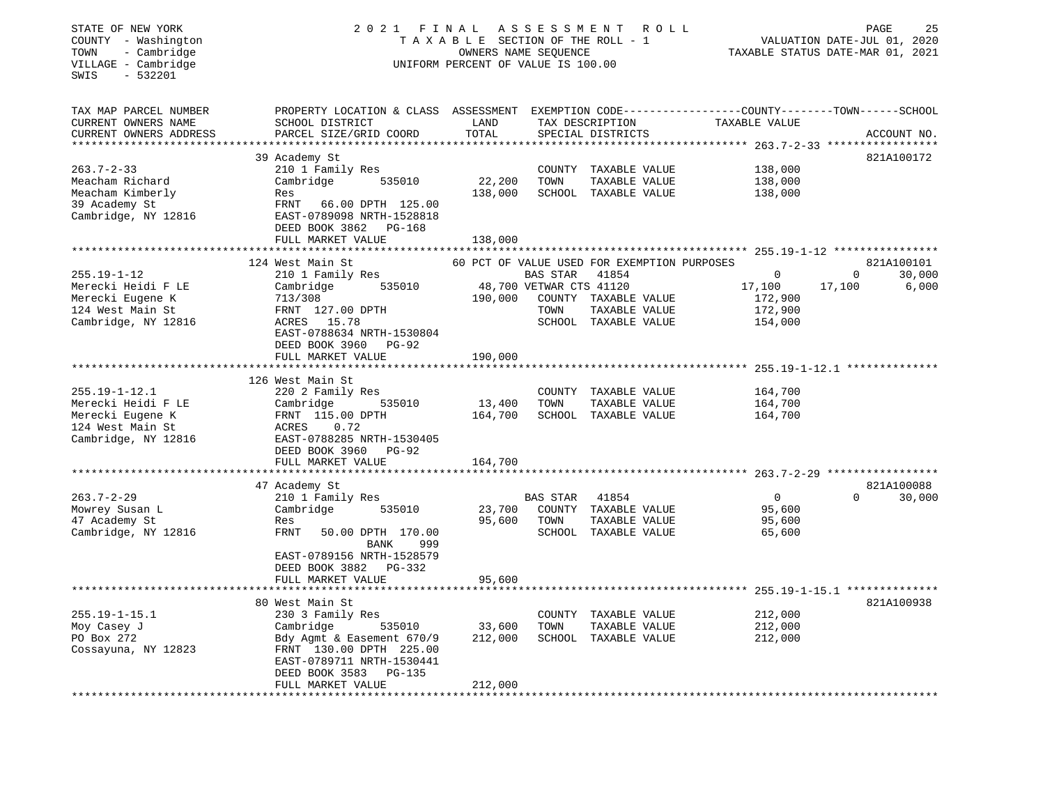STATE OF NEW YORK
COUNTY - Washington
TOWN - Cambridge
VILLAGE - Cambridge
SWIS - 532201

2021 FINAL ASSESSMENT ROLL
TAXABLE SECTION OF THE ROLL - 1
OWNERS NAME SEQUENCE
UNIFORM PERCENT OF VALUE IS 100.00

VALUATION DATE-JUL 01, 2020
TAXABLE STATUS DATE-MAR 01, 2021

| TAX MAP PARCEL NUMBER / CURRENT OWNERS NAME / CURRENT OWNERS ADDRESS | PROPERTY LOCATION & CLASS / SCHOOL DISTRICT / PARCEL SIZE/GRID COORD | ASSESSMENT LAND / TOTAL | EXEMPTION CODE / TAX DESCRIPTION / SPECIAL DISTRICTS | COUNTY TAXABLE VALUE | TOWN | SCHOOL | ACCOUNT NO. |
|---|---|---|---|---|---|---|---|
| **263.7-2-33** | 39 Academy St | | | | | | 821A100172 |
| 263.7-2-33 | 210 1 Family Res | | COUNTY TAXABLE VALUE | 138,000 | | | |
| Meacham Richard | Cambridge 535010 | 22,200 | TOWN TAXABLE VALUE | 138,000 | | | |
| Meacham Kimberly | Res | 138,000 | SCHOOL TAXABLE VALUE | 138,000 | | | |
| 39 Academy St | FRNT 66.00 DPTH 125.00 | | | | | | |
| Cambridge, NY 12816 | EAST-0789098 NRTH-1528818 | | | | | | |
| | DEED BOOK 3862 PG-168 | | | | | | |
| | FULL MARKET VALUE | 138,000 | | | | | |
| **255.19-1-12** | 124 West Main St | | 60 PCT OF VALUE USED FOR EXEMPTION PURPOSES | | | | 821A100101 |
| 255.19-1-12 | 210 1 Family Res | | BAS STAR 41854 | 0 | 0 | 30,000 | |
| Merecki Heidi F LE | Cambridge 535010 | 48,700 | VETWAR CTS 41120 | 17,100 | 17,100 | 6,000 | |
| Merecki Eugene K | 713/308 | 190,000 | COUNTY TAXABLE VALUE | 172,900 | | | |
| 124 West Main St | FRNT 127.00 DPTH | | TOWN TAXABLE VALUE | 172,900 | | | |
| Cambridge, NY 12816 | ACRES 15.78 | | SCHOOL TAXABLE VALUE | 154,000 | | | |
| | EAST-0788634 NRTH-1530804 | | | | | | |
| | DEED BOOK 3960 PG-92 | | | | | | |
| | FULL MARKET VALUE | 190,000 | | | | | |
| **255.19-1-12.1** | 126 West Main St | | | | | | |
| 255.19-1-12.1 | 220 2 Family Res | | COUNTY TAXABLE VALUE | 164,700 | | | |
| Merecki Heidi F LE | Cambridge 535010 | 13,400 | TOWN TAXABLE VALUE | 164,700 | | | |
| Merecki Eugene K | FRNT 115.00 DPTH | 164,700 | SCHOOL TAXABLE VALUE | 164,700 | | | |
| 124 West Main St | ACRES 0.72 | | | | | | |
| Cambridge, NY 12816 | EAST-0788285 NRTH-1530405 | | | | | | |
| | DEED BOOK 3960 PG-92 | | | | | | |
| | FULL MARKET VALUE | 164,700 | | | | | |
| **263.7-2-29** | 47 Academy St | | | | | | 821A100088 |
| 263.7-2-29 | 210 1 Family Res | | BAS STAR 41854 | 0 | 0 | 30,000 | |
| Mowrey Susan L | Cambridge 535010 | 23,700 | COUNTY TAXABLE VALUE | 95,600 | | | |
| 47 Academy St | Res | 95,600 | TOWN TAXABLE VALUE | 95,600 | | | |
| Cambridge, NY 12816 | FRNT 50.00 DPTH 170.00 | | SCHOOL TAXABLE VALUE | 65,600 | | | |
| | BANK 999 | | | | | | |
| | EAST-0789156 NRTH-1528579 | | | | | | |
| | DEED BOOK 3882 PG-332 | | | | | | |
| | FULL MARKET VALUE | 95,600 | | | | | |
| **255.19-1-15.1** | 80 West Main St | | | | | | 821A100938 |
| 255.19-1-15.1 | 230 3 Family Res | | COUNTY TAXABLE VALUE | 212,000 | | | |
| Moy Casey J | Cambridge 535010 | 33,600 | TOWN TAXABLE VALUE | 212,000 | | | |
| PO Box 272 | Bdy Agmt & Easement 670/9 | 212,000 | SCHOOL TAXABLE VALUE | 212,000 | | | |
| Cossayuna, NY 12823 | FRNT 130.00 DPTH 225.00 | | | | | | |
| | EAST-0789711 NRTH-1530441 | | | | | | |
| | DEED BOOK 3583 PG-135 | | | | | | |
| | FULL MARKET VALUE | 212,000 | | | | | |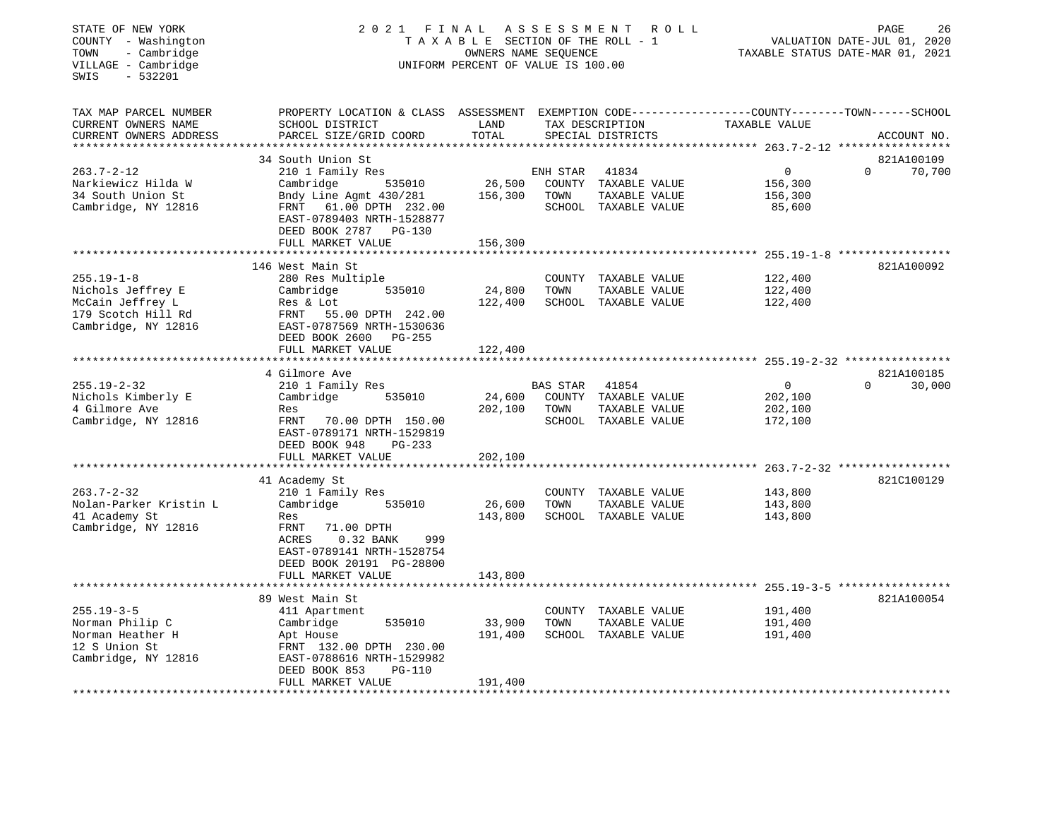STATE OF NEW YORK
COUNTY - Washington
TOWN - Cambridge
VILLAGE - Cambridge
SWIS - 532201

2021 FINAL ASSESSMENT ROLL
TAXABLE SECTION OF THE ROLL - 1
OWNERS NAME SEQUENCE
UNIFORM PERCENT OF VALUE IS 100.00

VALUATION DATE-JUL 01, 2020
TAXABLE STATUS DATE-MAR 01, 2021

| TAX MAP PARCEL NUMBER / CURRENT OWNERS NAME / CURRENT OWNERS ADDRESS | PROPERTY LOCATION & CLASS / SCHOOL DISTRICT / PARCEL SIZE/GRID COORD | ASSESSMENT LAND | TOTAL | EXEMPTION CODE / TAX DESCRIPTION / SPECIAL DISTRICTS | COUNTY / TOWN TAXABLE VALUE | SCHOOL / ACCOUNT NO. |
|---|---|---|---|---|---|---|
| 263.7-2-12 | 34 South Union St | | | | | 821A100109 |
| Narkiewicz Hilda W | 210 1 Family Res | | | ENH STAR 41834 | 0 | 0 70,700 |
| 34 South Union St | Cambridge 535010 | 26,500 | | COUNTY TAXABLE VALUE | 156,300 | |
| Cambridge, NY 12816 | Bndy Line Agmt 430/281 | | 156,300 | TOWN TAXABLE VALUE | 156,300 | |
| | FRNT 61.00 DPTH 232.00 | | | SCHOOL TAXABLE VALUE | 85,600 | |
| | EAST-0789403 NRTH-1528877 | | | | | |
| | DEED BOOK 2787 PG-130 | | | | | |
| | FULL MARKET VALUE | | 156,300 | | | |
| 255.19-1-8 | 146 West Main St | | | | | 821A100092 |
| Nichols Jeffrey E | 280 Res Multiple | | | COUNTY TAXABLE VALUE | 122,400 | |
| McCain Jeffrey L | Cambridge 535010 | 24,800 | | TOWN TAXABLE VALUE | 122,400 | |
| 179 Scotch Hill Rd | Res & Lot | | 122,400 | SCHOOL TAXABLE VALUE | 122,400 | |
| Cambridge, NY 12816 | FRNT 55.00 DPTH 242.00 | | | | | |
| | EAST-0787569 NRTH-1530636 | | | | | |
| | DEED BOOK 2600 PG-255 | | | | | |
| | FULL MARKET VALUE | | 122,400 | | | |
| 255.19-2-32 | 4 Gilmore Ave | | | | | 821A100185 |
| Nichols Kimberly E | 210 1 Family Res | | | BAS STAR 41854 | 0 | 0 30,000 |
| 4 Gilmore Ave | Cambridge 535010 | 24,600 | | COUNTY TAXABLE VALUE | 202,100 | |
| Cambridge, NY 12816 | Res | | 202,100 | TOWN TAXABLE VALUE | 202,100 | |
| | FRNT 70.00 DPTH 150.00 | | | SCHOOL TAXABLE VALUE | 172,100 | |
| | EAST-0789171 NRTH-1529819 | | | | | |
| | DEED BOOK 948 PG-233 | | | | | |
| | FULL MARKET VALUE | | 202,100 | | | |
| 263.7-2-32 | 41 Academy St | | | | | 821C100129 |
| Nolan-Parker Kristin L | 210 1 Family Res | | | COUNTY TAXABLE VALUE | 143,800 | |
| 41 Academy St | Cambridge 535010 | 26,600 | | TOWN TAXABLE VALUE | 143,800 | |
| Cambridge, NY 12816 | Res | | 143,800 | SCHOOL TAXABLE VALUE | 143,800 | |
| | FRNT 71.00 DPTH | | | | | |
| | ACRES 0.32 BANK 999 | | | | | |
| | EAST-0789141 NRTH-1528754 | | | | | |
| | DEED BOOK 20191 PG-28800 | | | | | |
| | FULL MARKET VALUE | | 143,800 | | | |
| 255.19-3-5 | 89 West Main St | | | | | 821A100054 |
| Norman Philip C | 411 Apartment | | | COUNTY TAXABLE VALUE | 191,400 | |
| Norman Heather H | Cambridge 535010 | 33,900 | | TOWN TAXABLE VALUE | 191,400 | |
| 12 S Union St | Apt House | | 191,400 | SCHOOL TAXABLE VALUE | 191,400 | |
| Cambridge, NY 12816 | FRNT 132.00 DPTH 230.00 | | | | | |
| | EAST-0788616 NRTH-1529982 | | | | | |
| | DEED BOOK 853 PG-110 | | | | | |
| | FULL MARKET VALUE | | 191,400 | | | |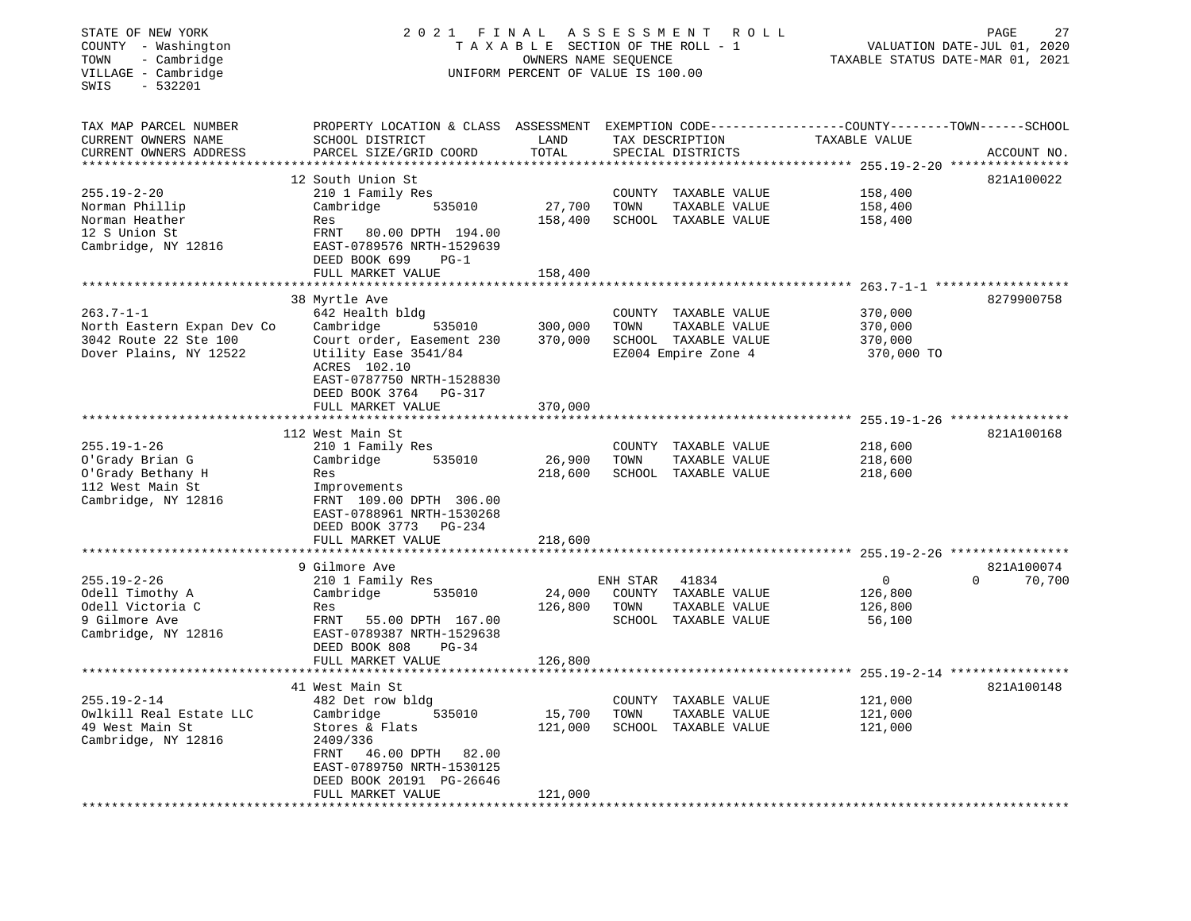STATE OF NEW YORK
COUNTY - Washington
TOWN - Cambridge
VILLAGE - Cambridge
SWIS - 532201

2021 FINAL ASSESSMENT ROLL
TAXABLE SECTION OF THE ROLL - 1
OWNERS NAME SEQUENCE
UNIFORM PERCENT OF VALUE IS 100.00

VALUATION DATE-JUL 01, 2020
TAXABLE STATUS DATE-MAR 01, 2021

| TAX MAP PARCEL NUMBER / CURRENT OWNERS NAME / CURRENT OWNERS ADDRESS | PROPERTY LOCATION & CLASS / SCHOOL DISTRICT / PARCEL SIZE/GRID COORD | ASSESSMENT LAND / TOTAL | EXEMPTION CODE / TAX DESCRIPTION / SPECIAL DISTRICTS | COUNTY / TOWN / SCHOOL TAXABLE VALUE | ACCOUNT NO. |
|---|---|---|---|---|---|
| 255.19-2-20 | 12 South Union St | | | | 821A100022 |
| Norman Phillip | 210 1 Family Res | | COUNTY TAXABLE VALUE | 158,400 | |
| Norman Heather | Cambridge 535010 | 27,700 | TOWN TAXABLE VALUE | 158,400 | |
| 12 S Union St | Res | 158,400 | SCHOOL TAXABLE VALUE | 158,400 | |
| Cambridge, NY 12816 | FRNT 80.00 DPTH 194.00 | | | | |
| | EAST-0789576 NRTH-1529639 | | | | |
| | DEED BOOK 699 PG-1 | | | | |
| | FULL MARKET VALUE | 158,400 | | | |
| 263.7-1-1 | 38 Myrtle Ave | | | | 8279900758 |
| North Eastern Expan Dev Co | 642 Health bldg | | COUNTY TAXABLE VALUE | 370,000 | |
| 3042 Route 22 Ste 100 | Cambridge 535010 | 300,000 | TOWN TAXABLE VALUE | 370,000 | |
| Dover Plains, NY 12522 | Court order, Easement 230 | 370,000 | SCHOOL TAXABLE VALUE | 370,000 | |
| | Utility Ease 3541/84 | | EZ004 Empire Zone 4 | 370,000 TO | |
| | ACRES 102.10 | | | | |
| | EAST-0787750 NRTH-1528830 | | | | |
| | DEED BOOK 3764 PG-317 | | | | |
| | FULL MARKET VALUE | 370,000 | | | |
| 255.19-1-26 | 112 West Main St | | | | 821A100168 |
| O'Grady Brian G | 210 1 Family Res | | COUNTY TAXABLE VALUE | 218,600 | |
| O'Grady Bethany H | Cambridge 535010 | 26,900 | TOWN TAXABLE VALUE | 218,600 | |
| 112 West Main St | Res | 218,600 | SCHOOL TAXABLE VALUE | 218,600 | |
| Cambridge, NY 12816 | Improvements | | | | |
| | FRNT 109.00 DPTH 306.00 | | | | |
| | EAST-0788961 NRTH-1530268 | | | | |
| | DEED BOOK 3773 PG-234 | | | | |
| | FULL MARKET VALUE | 218,600 | | | |
| 255.19-2-26 | 9 Gilmore Ave | | | | 821A100074 |
| Odell Timothy A | 210 1 Family Res | | ENH STAR 41834 | 0 0 | 70,700 |
| Odell Victoria C | Cambridge 535010 | 24,000 | COUNTY TAXABLE VALUE | 126,800 | |
| 9 Gilmore Ave | Res | 126,800 | TOWN TAXABLE VALUE | 126,800 | |
| Cambridge, NY 12816 | FRNT 55.00 DPTH 167.00 | | SCHOOL TAXABLE VALUE | 56,100 | |
| | EAST-0789387 NRTH-1529638 | | | | |
| | DEED BOOK 808 PG-34 | | | | |
| | FULL MARKET VALUE | 126,800 | | | |
| 255.19-2-14 | 41 West Main St | | | | 821A100148 |
| Owlkill Real Estate LLC | 482 Det row bldg | | COUNTY TAXABLE VALUE | 121,000 | |
| 49 West Main St | Cambridge 535010 | 15,700 | TOWN TAXABLE VALUE | 121,000 | |
| Cambridge, NY 12816 | Stores & Flats | 121,000 | SCHOOL TAXABLE VALUE | 121,000 | |
| | 2409/336 | | | | |
| | FRNT 46.00 DPTH 82.00 | | | | |
| | EAST-0789750 NRTH-1530125 | | | | |
| | DEED BOOK 20191 PG-26646 | | | | |
| | FULL MARKET VALUE | 121,000 | | | |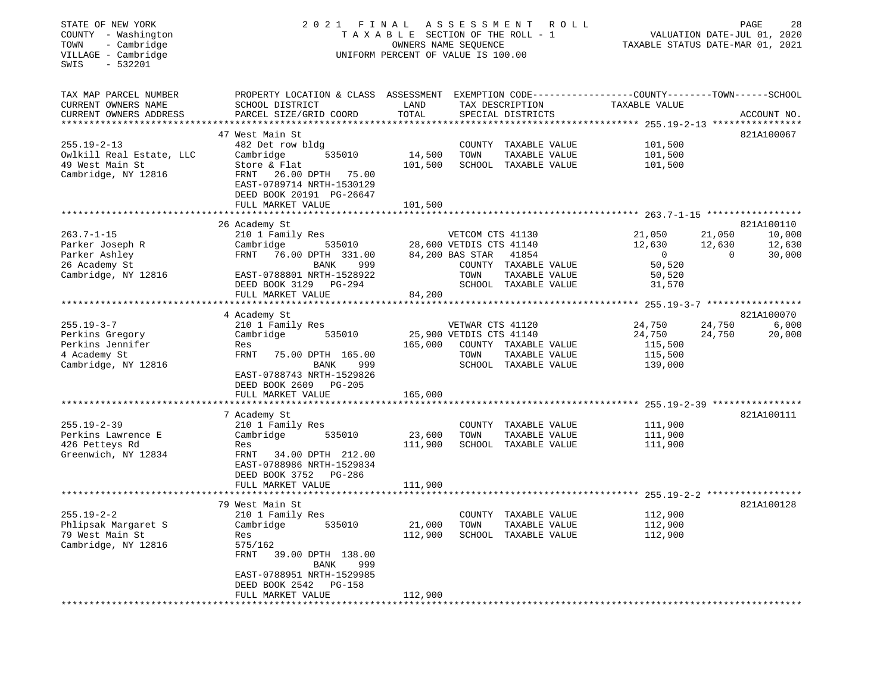STATE OF NEW YORK
COUNTY - Washington
TOWN - Cambridge
VILLAGE - Cambridge
SWIS - 532201

2021 FINAL ASSESSMENT ROLL
TAXABLE SECTION OF THE ROLL - 1
OWNERS NAME SEQUENCE
UNIFORM PERCENT OF VALUE IS 100.00

VALUATION DATE-JUL 01, 2020
TAXABLE STATUS DATE-MAR 01, 2021

| TAX MAP PARCEL NUMBER / CURRENT OWNERS NAME / CURRENT OWNERS ADDRESS | PROPERTY LOCATION & CLASS / SCHOOL DISTRICT / PARCEL SIZE/GRID COORD | ASSESSMENT LAND | TOTAL | EXEMPTION CODE / TAX DESCRIPTION / SPECIAL DISTRICTS | COUNTY TAXABLE VALUE | TOWN | SCHOOL | ACCOUNT NO. |
|---|---|---|---|---|---|---|---|---|
| **255.19-2-13** | 47 West Main St | | | | | | | 821A100067 |
| | 482 Det row bldg | | | COUNTY TAXABLE VALUE | 101,500 | | | |
| Owlkill Real Estate, LLC | Cambridge 535010 | 14,500 | | TOWN TAXABLE VALUE | 101,500 | | | |
| 49 West Main St | Store & Flat | | 101,500 | SCHOOL TAXABLE VALUE | 101,500 | | | |
| Cambridge, NY 12816 | FRNT 26.00 DPTH 75.00 | | | | | | | |
| | EAST-0789714 NRTH-1530129 | | | | | | | |
| | DEED BOOK 20191 PG-26647 | | | | | | | |
| | FULL MARKET VALUE | | 101,500 | | | | | |
| **263.7-1-15** | 26 Academy St | | | | | | | 821A100110 |
| | 210 1 Family Res | | | VETCOM CTS 41130 | 21,050 | 21,050 | 10,000 | |
| Parker Joseph R | Cambridge 535010 | 28,600 | | VETDIS CTS 41140 | 12,630 | 12,630 | 12,630 | |
| Parker Ashley | FRNT 76.00 DPTH 331.00 | | 84,200 | BAS STAR 41854 | 0 | 0 | 30,000 | |
| 26 Academy St | BANK 999 | | | COUNTY TAXABLE VALUE | 50,520 | | | |
| Cambridge, NY 12816 | EAST-0788801 NRTH-1528922 | | | TOWN TAXABLE VALUE | 50,520 | | | |
| | DEED BOOK 3129 PG-294 | | | SCHOOL TAXABLE VALUE | 31,570 | | | |
| | FULL MARKET VALUE | | 84,200 | | | | | |
| **255.19-3-7** | 4 Academy St | | | | | | | 821A100070 |
| | 210 1 Family Res | | | VETWAR CTS 41120 | 24,750 | 24,750 | 6,000 | |
| Perkins Gregory | Cambridge 535010 | 25,900 | | VETDIS CTS 41140 | 24,750 | 24,750 | 20,000 | |
| Perkins Jennifer | Res | | 165,000 | COUNTY TAXABLE VALUE | 115,500 | | | |
| 4 Academy St | FRNT 75.00 DPTH 165.00 | | | TOWN TAXABLE VALUE | 115,500 | | | |
| Cambridge, NY 12816 | BANK 999 | | | SCHOOL TAXABLE VALUE | 139,000 | | | |
| | EAST-0788743 NRTH-1529826 | | | | | | | |
| | DEED BOOK 2609 PG-205 | | | | | | | |
| | FULL MARKET VALUE | | 165,000 | | | | | |
| **255.19-2-39** | 7 Academy St | | | | | | | 821A100111 |
| | 210 1 Family Res | | | COUNTY TAXABLE VALUE | 111,900 | | | |
| Perkins Lawrence E | Cambridge 535010 | 23,600 | | TOWN TAXABLE VALUE | 111,900 | | | |
| 426 Petteys Rd | Res | | 111,900 | SCHOOL TAXABLE VALUE | 111,900 | | | |
| Greenwich, NY 12834 | FRNT 34.00 DPTH 212.00 | | | | | | | |
| | EAST-0788986 NRTH-1529834 | | | | | | | |
| | DEED BOOK 3752 PG-286 | | | | | | | |
| | FULL MARKET VALUE | | 111,900 | | | | | |
| **255.19-2-2** | 79 West Main St | | | | | | | 821A100128 |
| | 210 1 Family Res | | | COUNTY TAXABLE VALUE | 112,900 | | | |
| Phlipsak Margaret S | Cambridge 535010 | 21,000 | | TOWN TAXABLE VALUE | 112,900 | | | |
| 79 West Main St | Res | | 112,900 | SCHOOL TAXABLE VALUE | 112,900 | | | |
| Cambridge, NY 12816 | 575/162 | | | | | | | |
| | FRNT 39.00 DPTH 138.00 | | | | | | | |
| | BANK 999 | | | | | | | |
| | EAST-0788951 NRTH-1529985 | | | | | | | |
| | DEED BOOK 2542 PG-158 | | | | | | | |
| | FULL MARKET VALUE | | 112,900 | | | | | |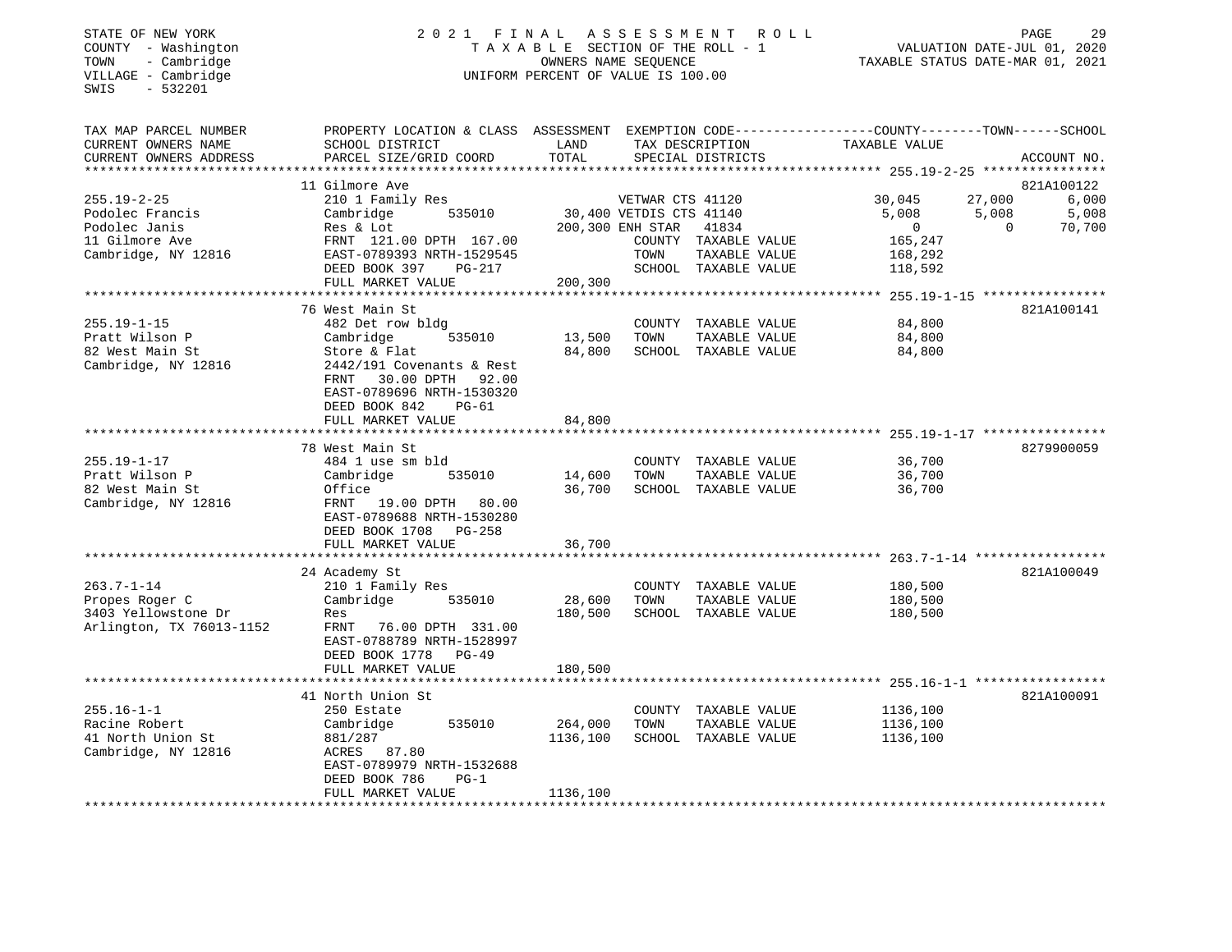STATE OF NEW YORK
COUNTY - Washington
TOWN - Cambridge
VILLAGE - Cambridge
SWIS - 532201

2021 FINAL ASSESSMENT ROLL
TAXABLE SECTION OF THE ROLL - 1
OWNERS NAME SEQUENCE
UNIFORM PERCENT OF VALUE IS 100.00

VALUATION DATE-JUL 01, 2020
TAXABLE STATUS DATE-MAR 01, 2021

| TAX MAP PARCEL NUMBER / CURRENT OWNERS NAME / CURRENT OWNERS ADDRESS | PROPERTY LOCATION & CLASS / SCHOOL DISTRICT / PARCEL SIZE/GRID COORD | ASSESSMENT LAND / TOTAL | EXEMPTION CODE / TAX DESCRIPTION / SPECIAL DISTRICTS | COUNTY TAXABLE VALUE | TOWN | SCHOOL | ACCOUNT NO. |
|---|---|---|---|---|---|---|---|
| **255.19-2-25** | 11 Gilmore Ave | | | | | | 821A100122 |
| 255.19-2-25 | 210 1 Family Res | | VETWAR CTS 41120 | 30,045 | 27,000 | 6,000 | |
| Podolec Francis | Cambridge 535010 | 30,400 | VETDIS CTS 41140 | 5,008 | 5,008 | 5,008 | |
| Podolec Janis | Res & Lot | 200,300 | ENH STAR 41834 | 0 | 0 | 70,700 | |
| 11 Gilmore Ave | FRNT 121.00 DPTH 167.00 | | COUNTY TAXABLE VALUE | 165,247 | | | |
| Cambridge, NY 12816 | EAST-0789393 NRTH-1529545 | | TOWN TAXABLE VALUE | 168,292 | | | |
| | DEED BOOK 397 PG-217 | | SCHOOL TAXABLE VALUE | 118,592 | | | |
| | FULL MARKET VALUE | 200,300 | | | | | |
| **255.19-1-15** | 76 West Main St | | | | | | 821A100141 |
| 255.19-1-15 | 482 Det row bldg | | COUNTY TAXABLE VALUE | 84,800 | | | |
| Pratt Wilson P | Cambridge 535010 | 13,500 | TOWN TAXABLE VALUE | 84,800 | | | |
| 82 West Main St | Store & Flat | 84,800 | SCHOOL TAXABLE VALUE | 84,800 | | | |
| Cambridge, NY 12816 | 2442/191 Covenants & Rest | | | | | | |
| | FRNT 30.00 DPTH 92.00 | | | | | | |
| | EAST-0789696 NRTH-1530320 | | | | | | |
| | DEED BOOK 842 PG-61 | | | | | | |
| | FULL MARKET VALUE | 84,800 | | | | | |
| **255.19-1-17** | 78 West Main St | | | | | | 8279900059 |
| 255.19-1-17 | 484 1 use sm bld | | COUNTY TAXABLE VALUE | 36,700 | | | |
| Pratt Wilson P | Cambridge 535010 | 14,600 | TOWN TAXABLE VALUE | 36,700 | | | |
| 82 West Main St | Office | 36,700 | SCHOOL TAXABLE VALUE | 36,700 | | | |
| Cambridge, NY 12816 | FRNT 19.00 DPTH 80.00 | | | | | | |
| | EAST-0789688 NRTH-1530280 | | | | | | |
| | DEED BOOK 1708 PG-258 | | | | | | |
| | FULL MARKET VALUE | 36,700 | | | | | |
| **263.7-1-14** | 24 Academy St | | | | | | 821A100049 |
| 263.7-1-14 | 210 1 Family Res | | COUNTY TAXABLE VALUE | 180,500 | | | |
| Propes Roger C | Cambridge 535010 | 28,600 | TOWN TAXABLE VALUE | 180,500 | | | |
| 3403 Yellowstone Dr | Res | 180,500 | SCHOOL TAXABLE VALUE | 180,500 | | | |
| Arlington, TX 76013-1152 | FRNT 76.00 DPTH 331.00 | | | | | | |
| | EAST-0788789 NRTH-1528997 | | | | | | |
| | DEED BOOK 1778 PG-49 | | | | | | |
| | FULL MARKET VALUE | 180,500 | | | | | |
| **255.16-1-1** | 41 North Union St | | | | | | 821A100091 |
| 255.16-1-1 | 250 Estate | | COUNTY TAXABLE VALUE | 1136,100 | | | |
| Racine Robert | Cambridge 535010 | 264,000 | TOWN TAXABLE VALUE | 1136,100 | | | |
| 41 North Union St | 881/287 | 1136,100 | SCHOOL TAXABLE VALUE | 1136,100 | | | |
| Cambridge, NY 12816 | ACRES 87.80 | | | | | | |
| | EAST-0789979 NRTH-1532688 | | | | | | |
| | DEED BOOK 786 PG-1 | | | | | | |
| | FULL MARKET VALUE | 1136,100 | | | | | |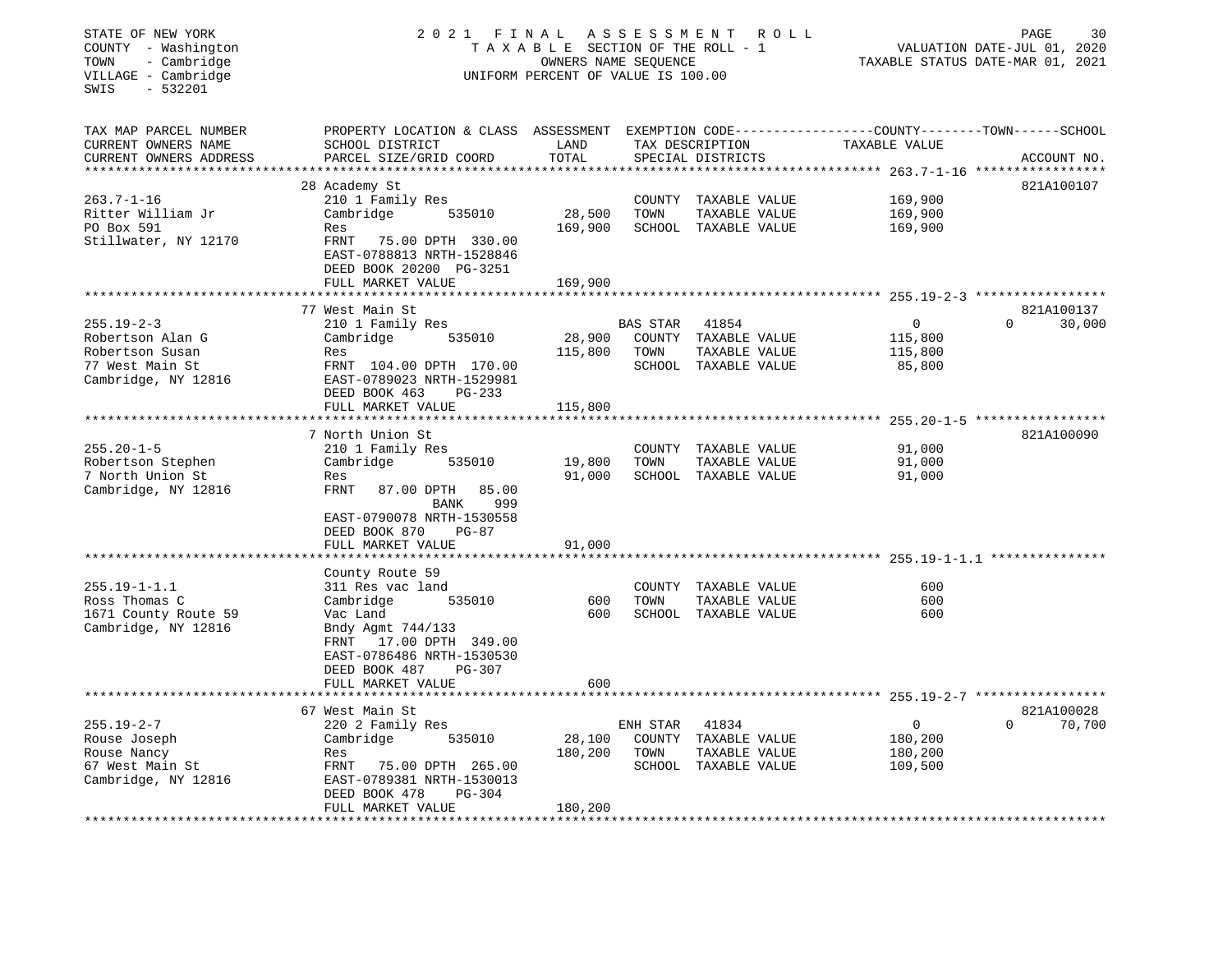STATE OF NEW YORK
COUNTY - Washington
TOWN - Cambridge
VILLAGE - Cambridge
SWIS - 532201

2021 FINAL ASSESSMENT ROLL
TAXABLE SECTION OF THE ROLL - 1
OWNERS NAME SEQUENCE
UNIFORM PERCENT OF VALUE IS 100.00

VALUATION DATE-JUL 01, 2020
TAXABLE STATUS DATE-MAR 01, 2021

| TAX MAP PARCEL NUMBER / CURRENT OWNERS NAME / CURRENT OWNERS ADDRESS | PROPERTY LOCATION & CLASS / SCHOOL DISTRICT / PARCEL SIZE/GRID COORD | ASSESSMENT LAND | TOTAL | EXEMPTION CODE / TAX DESCRIPTION / SPECIAL DISTRICTS | COUNTY TAXABLE VALUE | TOWN | SCHOOL | ACCOUNT NO. |
|---|---|---|---|---|---|---|---|---|
| **263.7-1-16** | 28 Academy St | | | | | | | 821A100107 |
| 263.7-1-16 | 210 1 Family Res | | | COUNTY TAXABLE VALUE | 169,900 | | | |
| Ritter William Jr | Cambridge 535010 | 28,500 | | TOWN TAXABLE VALUE | 169,900 | | | |
| PO Box 591 | Res | | 169,900 | SCHOOL TAXABLE VALUE | 169,900 | | | |
| Stillwater, NY 12170 | FRNT 75.00 DPTH 330.00 | | | | | | | |
| | EAST-0788813 NRTH-1528846 | | | | | | | |
| | DEED BOOK 20200 PG-3251 | | | | | | | |
| | FULL MARKET VALUE | | 169,900 | | | | | |
| **255.19-2-3** | 77 West Main St | | | | | | | 821A100137 |
| 255.19-2-3 | 210 1 Family Res | | | BAS STAR 41854 | 0 | 0 | 30,000 | |
| Robertson Alan G | Cambridge 535010 | 28,900 | | COUNTY TAXABLE VALUE | 115,800 | | | |
| Robertson Susan | Res | | 115,800 | TOWN TAXABLE VALUE | 115,800 | | | |
| 77 West Main St | FRNT 104.00 DPTH 170.00 | | | SCHOOL TAXABLE VALUE | 85,800 | | | |
| Cambridge, NY 12816 | EAST-0789023 NRTH-1529981 | | | | | | | |
| | DEED BOOK 463 PG-233 | | | | | | | |
| | FULL MARKET VALUE | | 115,800 | | | | | |
| **255.20-1-5** | 7 North Union St | | | | | | | 821A100090 |
| 255.20-1-5 | 210 1 Family Res | | | COUNTY TAXABLE VALUE | 91,000 | | | |
| Robertson Stephen | Cambridge 535010 | 19,800 | | TOWN TAXABLE VALUE | 91,000 | | | |
| 7 North Union St | Res | | 91,000 | SCHOOL TAXABLE VALUE | 91,000 | | | |
| Cambridge, NY 12816 | FRNT 87.00 DPTH 85.00 | | | | | | | |
| | BANK 999 | | | | | | | |
| | EAST-0790078 NRTH-1530558 | | | | | | | |
| | DEED BOOK 870 PG-87 | | | | | | | |
| | FULL MARKET VALUE | | 91,000 | | | | | |
| **255.19-1-1.1** | County Route 59 | | | | | | | |
| 255.19-1-1.1 | 311 Res vac land | | | COUNTY TAXABLE VALUE | 600 | | | |
| Ross Thomas C | Cambridge 535010 | 600 | | TOWN TAXABLE VALUE | 600 | | | |
| 1671 County Route 59 | Vac Land | | 600 | SCHOOL TAXABLE VALUE | 600 | | | |
| Cambridge, NY 12816 | Bndy Agmt 744/133 | | | | | | | |
| | FRNT 17.00 DPTH 349.00 | | | | | | | |
| | EAST-0786486 NRTH-1530530 | | | | | | | |
| | DEED BOOK 487 PG-307 | | | | | | | |
| | FULL MARKET VALUE | | 600 | | | | | |
| **255.19-2-7** | 67 West Main St | | | | | | | 821A100028 |
| 255.19-2-7 | 220 2 Family Res | | | ENH STAR 41834 | 0 | 0 | 70,700 | |
| Rouse Joseph | Cambridge 535010 | 28,100 | | COUNTY TAXABLE VALUE | 180,200 | | | |
| Rouse Nancy | Res | | 180,200 | TOWN TAXABLE VALUE | 180,200 | | | |
| 67 West Main St | FRNT 75.00 DPTH 265.00 | | | SCHOOL TAXABLE VALUE | 109,500 | | | |
| Cambridge, NY 12816 | EAST-0789381 NRTH-1530013 | | | | | | | |
| | DEED BOOK 478 PG-304 | | | | | | | |
| | FULL MARKET VALUE | | 180,200 | | | | | |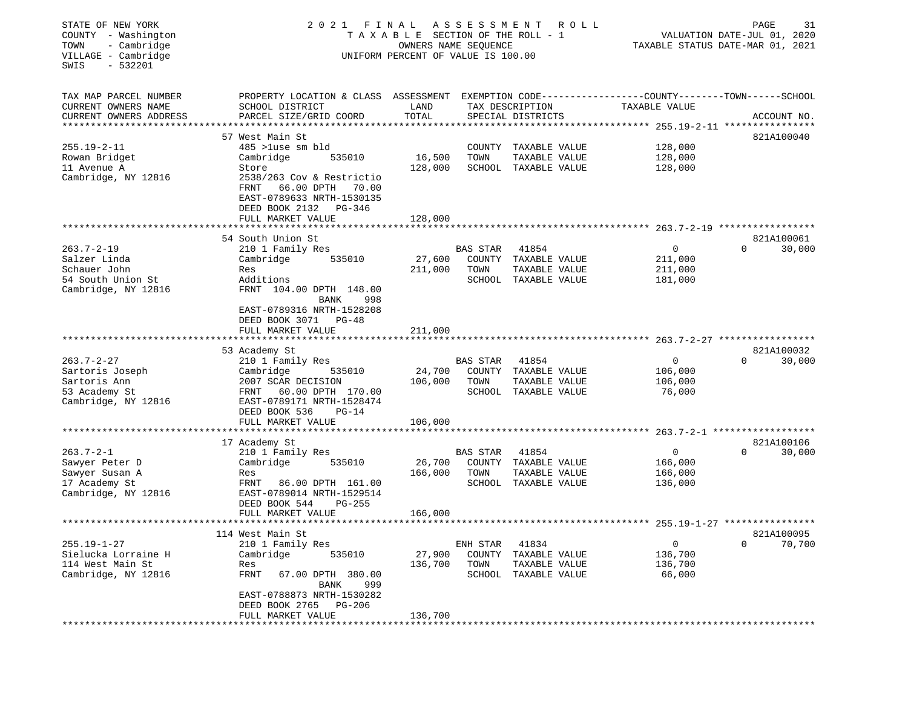STATE OF NEW YORK
COUNTY - Washington
TOWN - Cambridge
VILLAGE - Cambridge
SWIS - 532201

# 2021 FINAL ASSESSMENT ROLL

TAXABLE SECTION OF THE ROLL - 1
OWNERS NAME SEQUENCE
UNIFORM PERCENT OF VALUE IS 100.00

VALUATION DATE-JUL 01, 2020
TAXABLE STATUS DATE-MAR 01, 2021

| TAX MAP PARCEL NUMBER / CURRENT OWNERS NAME / CURRENT OWNERS ADDRESS | PROPERTY LOCATION & CLASS / SCHOOL DISTRICT / PARCEL SIZE/GRID COORD | ASSESSMENT LAND | TOTAL | EXEMPTION CODE / TAX DESCRIPTION / SPECIAL DISTRICTS | | COUNTY / TOWN / SCHOOL TAXABLE VALUE | ACCOUNT NO. |
|---|---|---|---|---|---|---|---|
| **255.19-2-11** | 57 West Main St | | | | | | 821A100040 |
| 255.19-2-11 | 485 >1use sm bld | | | COUNTY | TAXABLE VALUE | 128,000 | |
| Rowan Bridget | Cambridge 535010 | 16,500 | | TOWN | TAXABLE VALUE | 128,000 | |
| 11 Avenue A | Store | | 128,000 | SCHOOL | TAXABLE VALUE | 128,000 | |
| Cambridge, NY 12816 | 2538/263 Cov & Restrictio | | | | | | |
| | FRNT 66.00 DPTH 70.00 | | | | | | |
| | EAST-0789633 NRTH-1530135 | | | | | | |
| | DEED BOOK 2132 PG-346 | | | | | | |
| | FULL MARKET VALUE | | 128,000 | | | | |
| **263.7-2-19** | 54 South Union St | | | | | | 821A100061 |
| 263.7-2-19 | 210 1 Family Res | | | BAS STAR | 41854 | 0 / 0 / 30,000 | |
| Salzer Linda | Cambridge 535010 | 27,600 | | COUNTY | TAXABLE VALUE | 211,000 | |
| Schauer John | Res | | 211,000 | TOWN | TAXABLE VALUE | 211,000 | |
| 54 South Union St | Additions | | | SCHOOL | TAXABLE VALUE | 181,000 | |
| Cambridge, NY 12816 | FRNT 104.00 DPTH 148.00 | | | | | | |
| | BANK 998 | | | | | | |
| | EAST-0789316 NRTH-1528208 | | | | | | |
| | DEED BOOK 3071 PG-48 | | | | | | |
| | FULL MARKET VALUE | | 211,000 | | | | |
| **263.7-2-27** | 53 Academy St | | | | | | 821A100032 |
| 263.7-2-27 | 210 1 Family Res | | | BAS STAR | 41854 | 0 / 0 / 30,000 | |
| Sartoris Joseph | Cambridge 535010 | 24,700 | | COUNTY | TAXABLE VALUE | 106,000 | |
| Sartoris Ann | 2007 SCAR DECISION | | 106,000 | TOWN | TAXABLE VALUE | 106,000 | |
| 53 Academy St | FRNT 60.00 DPTH 170.00 | | | SCHOOL | TAXABLE VALUE | 76,000 | |
| Cambridge, NY 12816 | EAST-0789171 NRTH-1528474 | | | | | | |
| | DEED BOOK 536 PG-14 | | | | | | |
| | FULL MARKET VALUE | | 106,000 | | | | |
| **263.7-2-1** | 17 Academy St | | | | | | 821A100106 |
| 263.7-2-1 | 210 1 Family Res | | | BAS STAR | 41854 | 0 / 0 / 30,000 | |
| Sawyer Peter D | Cambridge 535010 | 26,700 | | COUNTY | TAXABLE VALUE | 166,000 | |
| Sawyer Susan A | Res | | 166,000 | TOWN | TAXABLE VALUE | 166,000 | |
| 17 Academy St | FRNT 86.00 DPTH 161.00 | | | SCHOOL | TAXABLE VALUE | 136,000 | |
| Cambridge, NY 12816 | EAST-0789014 NRTH-1529514 | | | | | | |
| | DEED BOOK 544 PG-255 | | | | | | |
| | FULL MARKET VALUE | | 166,000 | | | | |
| **255.19-1-27** | 114 West Main St | | | | | | 821A100095 |
| 255.19-1-27 | 210 1 Family Res | | | ENH STAR | 41834 | 0 / 0 / 70,700 | |
| Sielucka Lorraine H | Cambridge 535010 | 27,900 | | COUNTY | TAXABLE VALUE | 136,700 | |
| 114 West Main St | Res | | 136,700 | TOWN | TAXABLE VALUE | 136,700 | |
| Cambridge, NY 12816 | FRNT 67.00 DPTH 380.00 | | | SCHOOL | TAXABLE VALUE | 66,000 | |
| | BANK 999 | | | | | | |
| | EAST-0788873 NRTH-1530282 | | | | | | |
| | DEED BOOK 2765 PG-206 | | | | | | |
| | FULL MARKET VALUE | | 136,700 | | | | |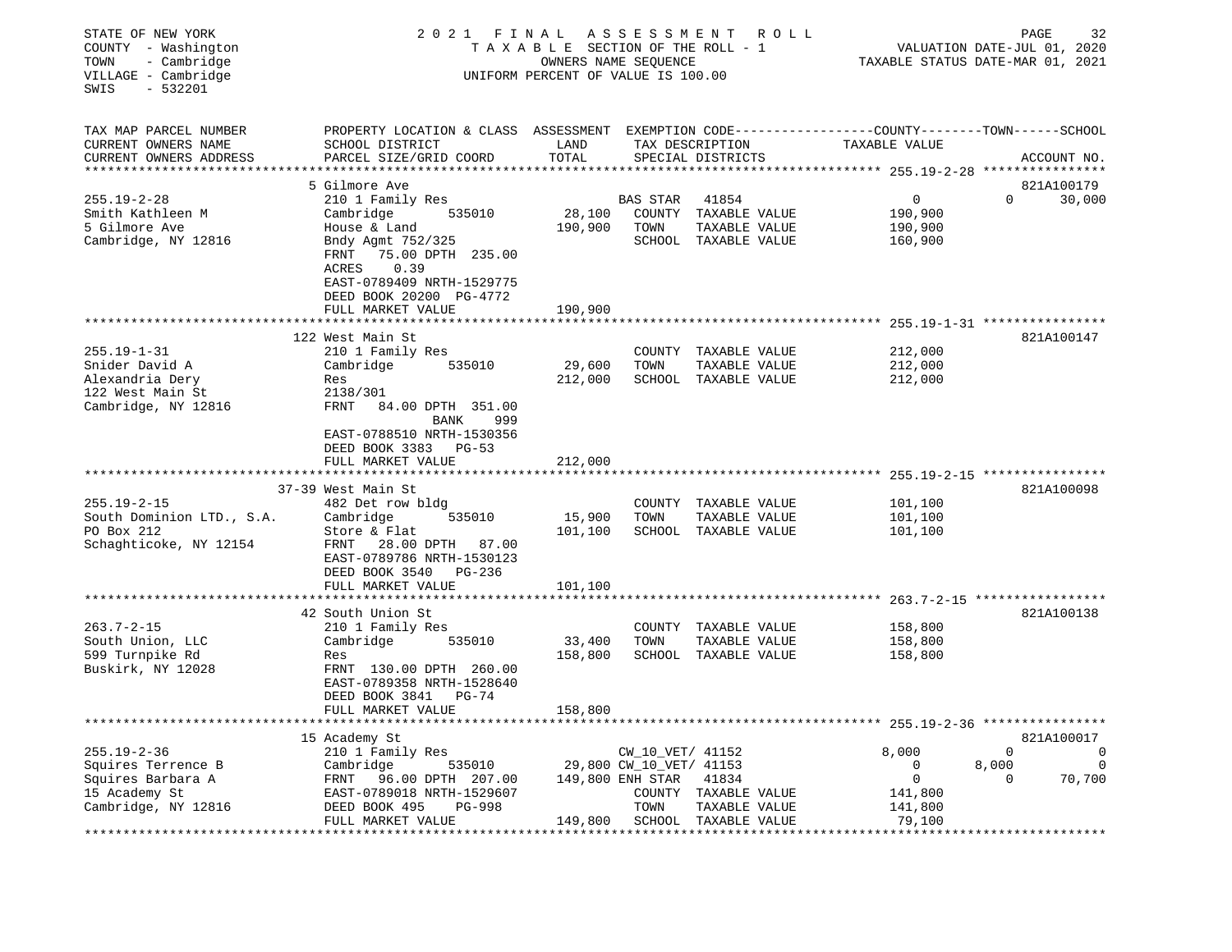STATE OF NEW YORK
COUNTY - Washington
TOWN - Cambridge
VILLAGE - Cambridge
SWIS - 532201

2021 FINAL ASSESSMENT ROLL
TAXABLE SECTION OF THE ROLL - 1
OWNERS NAME SEQUENCE
UNIFORM PERCENT OF VALUE IS 100.00

VALUATION DATE-JUL 01, 2020
TAXABLE STATUS DATE-MAR 01, 2021

| TAX MAP PARCEL NUMBER / CURRENT OWNERS NAME / CURRENT OWNERS ADDRESS | PROPERTY LOCATION & CLASS / SCHOOL DISTRICT / PARCEL SIZE/GRID COORD | ASSESSMENT LAND | TOTAL | EXEMPTION CODE / TAX DESCRIPTION / SPECIAL DISTRICTS | COUNTY TAXABLE VALUE | TOWN | SCHOOL | ACCOUNT NO. |
|---|---|---|---|---|---|---|---|---|
| **255.19-2-28** | 5 Gilmore Ave | | | | | | | 821A100179 |
| 255.19-2-28 | 210 1 Family Res | | | BAS STAR 41854 | 0 | 0 | 30,000 | |
| Smith Kathleen M | Cambridge 535010 | 28,100 | | COUNTY TAXABLE VALUE | 190,900 | | | |
| 5 Gilmore Ave | House & Land | | 190,900 | TOWN TAXABLE VALUE | 190,900 | | | |
| Cambridge, NY 12816 | Bndy Agmt 752/325 | | | SCHOOL TAXABLE VALUE | 160,900 | | | |
| | FRNT 75.00 DPTH 235.00 | | | | | | | |
| | ACRES 0.39 | | | | | | | |
| | EAST-0789409 NRTH-1529775 | | | | | | | |
| | DEED BOOK 20200 PG-4772 | | | | | | | |
| | FULL MARKET VALUE | | 190,900 | | | | | |
| **255.19-1-31** | 122 West Main St | | | | | | | 821A100147 |
| 255.19-1-31 | 210 1 Family Res | | | COUNTY TAXABLE VALUE | 212,000 | | | |
| Snider David A | Cambridge 535010 | 29,600 | | TOWN TAXABLE VALUE | 212,000 | | | |
| Alexandria Dery | Res | | 212,000 | SCHOOL TAXABLE VALUE | 212,000 | | | |
| 122 West Main St | 2138/301 | | | | | | | |
| Cambridge, NY 12816 | FRNT 84.00 DPTH 351.00 | | | | | | | |
| | BANK 999 | | | | | | | |
| | EAST-0788510 NRTH-1530356 | | | | | | | |
| | DEED BOOK 3383 PG-53 | | | | | | | |
| | FULL MARKET VALUE | | 212,000 | | | | | |
| **255.19-2-15** | 37-39 West Main St | | | | | | | 821A100098 |
| 255.19-2-15 | 482 Det row bldg | | | COUNTY TAXABLE VALUE | 101,100 | | | |
| South Dominion LTD., S.A. | Cambridge 535010 | 15,900 | | TOWN TAXABLE VALUE | 101,100 | | | |
| PO Box 212 | Store & Flat | | 101,100 | SCHOOL TAXABLE VALUE | 101,100 | | | |
| Schaghticoke, NY 12154 | FRNT 28.00 DPTH 87.00 | | | | | | | |
| | EAST-0789786 NRTH-1530123 | | | | | | | |
| | DEED BOOK 3540 PG-236 | | | | | | | |
| | FULL MARKET VALUE | | 101,100 | | | | | |
| **263.7-2-15** | 42 South Union St | | | | | | | 821A100138 |
| 263.7-2-15 | 210 1 Family Res | | | COUNTY TAXABLE VALUE | 158,800 | | | |
| South Union, LLC | Cambridge 535010 | 33,400 | | TOWN TAXABLE VALUE | 158,800 | | | |
| 599 Turnpike Rd | Res | | 158,800 | SCHOOL TAXABLE VALUE | 158,800 | | | |
| Buskirk, NY 12028 | FRNT 130.00 DPTH 260.00 | | | | | | | |
| | EAST-0789358 NRTH-1528640 | | | | | | | |
| | DEED BOOK 3841 PG-74 | | | | | | | |
| | FULL MARKET VALUE | | 158,800 | | | | | |
| **255.19-2-36** | 15 Academy St | | | | | | | 821A100017 |
| 255.19-2-36 | 210 1 Family Res | | | CW_10_VET/ 41152 | 8,000 | 0 | 0 | |
| Squires Terrence B | Cambridge 535010 | 29,800 | | CW_10_VET/ 41153 | 0 | 8,000 | 0 | |
| Squires Barbara A | FRNT 96.00 DPTH 207.00 | | 149,800 | ENH STAR 41834 | 0 | 0 | 70,700 | |
| 15 Academy St | EAST-0789018 NRTH-1529607 | | | COUNTY TAXABLE VALUE | 141,800 | | | |
| Cambridge, NY 12816 | DEED BOOK 495 PG-998 | | | TOWN TAXABLE VALUE | 141,800 | | | |
| | FULL MARKET VALUE | | 149,800 | SCHOOL TAXABLE VALUE | 79,100 | | | |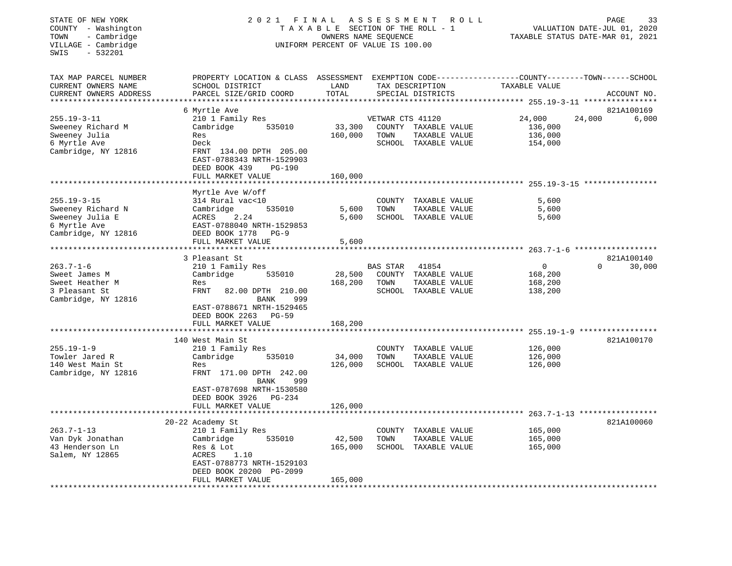STATE OF NEW YORK
COUNTY - Washington
TOWN - Cambridge
VILLAGE - Cambridge
SWIS - 532201

2021 FINAL ASSESSMENT ROLL
TAXABLE SECTION OF THE ROLL - 1
OWNERS NAME SEQUENCE
UNIFORM PERCENT OF VALUE IS 100.00

VALUATION DATE-JUL 01, 2020
TAXABLE STATUS DATE-MAR 01, 2021

| TAX MAP PARCEL NUMBER / CURRENT OWNERS NAME / CURRENT OWNERS ADDRESS | PROPERTY LOCATION & CLASS / SCHOOL DISTRICT / PARCEL SIZE/GRID COORD | ASSESSMENT LAND | ASSESSMENT TOTAL | EXEMPTION CODE / TAX DESCRIPTION / SPECIAL DISTRICTS | COUNTY TAXABLE VALUE | TOWN | SCHOOL | ACCOUNT NO. |
|---|---|---|---|---|---|---|---|---|
| **255.19-3-11** | 6 Myrtle Ave | | | | | | | 821A100169 |
| Sweeney Richard M | 210 1 Family Res | | | VETWAR CTS 41120 | 24,000 | 24,000 | 6,000 | |
| Sweeney Julia | Cambridge 535010 | 33,300 | | COUNTY TAXABLE VALUE | 136,000 | | | |
| 6 Myrtle Ave | Res | | 160,000 | TOWN TAXABLE VALUE | 136,000 | | | |
| Cambridge, NY 12816 | Deck | | | SCHOOL TAXABLE VALUE | 154,000 | | | |
| | FRNT 134.00 DPTH 205.00 | | | | | | | |
| | EAST-0788343 NRTH-1529903 | | | | | | | |
| | DEED BOOK 439 PG-190 | | | | | | | |
| | FULL MARKET VALUE | | 160,000 | | | | | |
| **255.19-3-15** | Myrtle Ave W/off | | | | | | | |
| Sweeney Richard N | 314 Rural vac<10 | | | COUNTY TAXABLE VALUE | 5,600 | | | |
| Sweeney Julia E | Cambridge 535010 | 5,600 | | TOWN TAXABLE VALUE | 5,600 | | | |
| 6 Myrtle Ave | ACRES 2.24 | | 5,600 | SCHOOL TAXABLE VALUE | 5,600 | | | |
| Cambridge, NY 12816 | EAST-0788040 NRTH-1529853 | | | | | | | |
| | DEED BOOK 1778 PG-9 | | | | | | | |
| | FULL MARKET VALUE | | 5,600 | | | | | |
| **263.7-1-6** | 3 Pleasant St | | | | | | | 821A100140 |
| Sweet James M | 210 1 Family Res | | | BAS STAR 41854 | 0 | 0 | 30,000 | |
| Sweet Heather M | Cambridge 535010 | 28,500 | | COUNTY TAXABLE VALUE | 168,200 | | | |
| 3 Pleasant St | Res | | 168,200 | TOWN TAXABLE VALUE | 168,200 | | | |
| Cambridge, NY 12816 | FRNT 82.00 DPTH 210.00 | | | SCHOOL TAXABLE VALUE | 138,200 | | | |
| | BANK 999 | | | | | | | |
| | EAST-0788671 NRTH-1529465 | | | | | | | |
| | DEED BOOK 2263 PG-59 | | | | | | | |
| | FULL MARKET VALUE | | 168,200 | | | | | |
| **255.19-1-9** | 140 West Main St | | | | | | | 821A100170 |
| Towler Jared R | 210 1 Family Res | | | COUNTY TAXABLE VALUE | 126,000 | | | |
| 140 West Main St | Cambridge 535010 | 34,000 | | TOWN TAXABLE VALUE | 126,000 | | | |
| Cambridge, NY 12816 | Res | | 126,000 | SCHOOL TAXABLE VALUE | 126,000 | | | |
| | FRNT 171.00 DPTH 242.00 | | | | | | | |
| | BANK 999 | | | | | | | |
| | EAST-0787698 NRTH-1530580 | | | | | | | |
| | DEED BOOK 3926 PG-234 | | | | | | | |
| | FULL MARKET VALUE | | 126,000 | | | | | |
| **263.7-1-13** | 20-22 Academy St | | | | | | | 821A100060 |
| Van Dyk Jonathan | 210 1 Family Res | | | COUNTY TAXABLE VALUE | 165,000 | | | |
| 43 Henderson Ln | Cambridge 535010 | 42,500 | | TOWN TAXABLE VALUE | 165,000 | | | |
| Salem, NY 12865 | Res & Lot | | 165,000 | SCHOOL TAXABLE VALUE | 165,000 | | | |
| | ACRES 1.10 | | | | | | | |
| | EAST-0788773 NRTH-1529103 | | | | | | | |
| | DEED BOOK 20200 PG-2099 | | | | | | | |
| | FULL MARKET VALUE | | 165,000 | | | | | |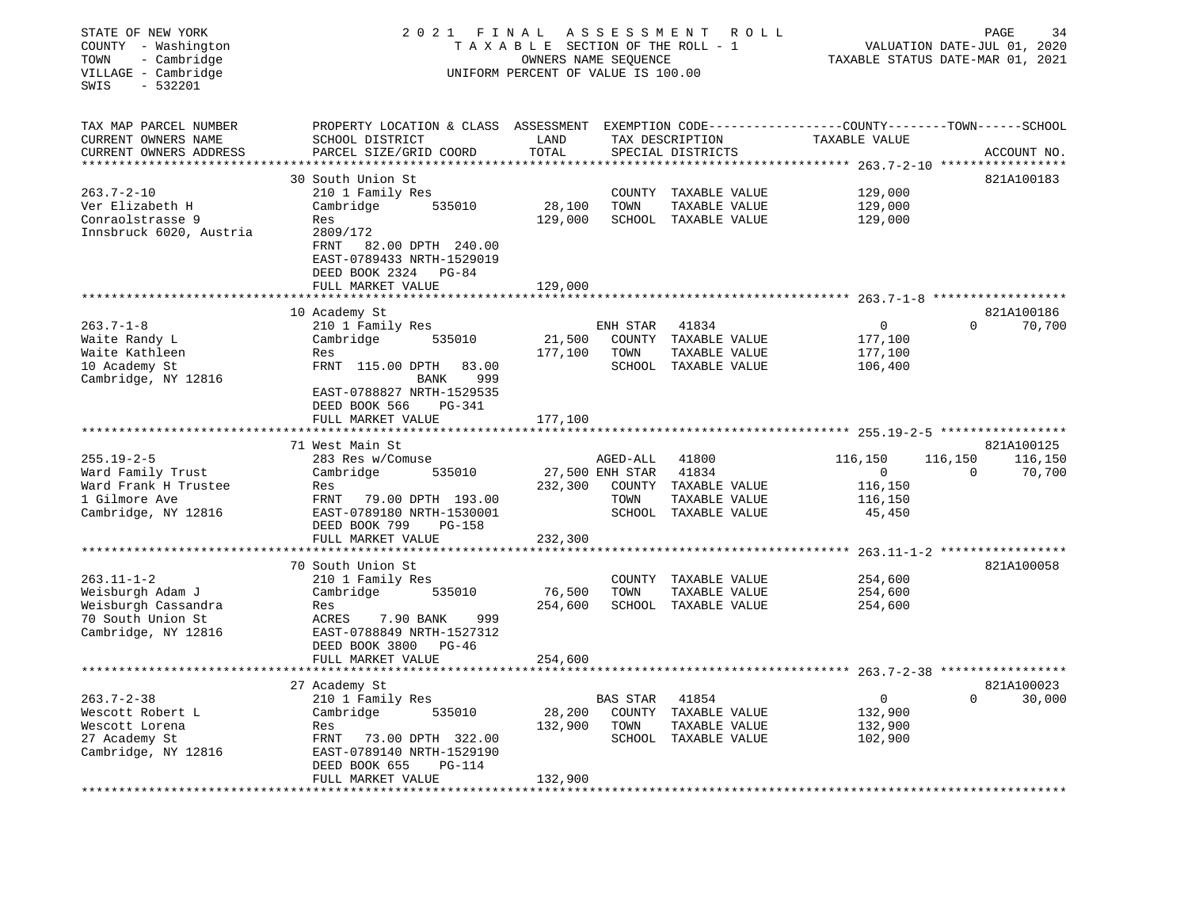STATE OF NEW YORK
COUNTY - Washington
TOWN - Cambridge
VILLAGE - Cambridge
SWIS - 532201

2021 FINAL ASSESSMENT ROLL
TAXABLE SECTION OF THE ROLL - 1
OWNERS NAME SEQUENCE
UNIFORM PERCENT OF VALUE IS 100.00

VALUATION DATE-JUL 01, 2020
TAXABLE STATUS DATE-MAR 01, 2021

```
TAX MAP PARCEL NUMBER          PROPERTY LOCATION & CLASS  ASSESSMENT  EXEMPTION CODE------------------COUNTY--------TOWN------SCHOOL
CURRENT OWNERS NAME            SCHOOL DISTRICT               LAND      TAX DESCRIPTION              TAXABLE VALUE
CURRENT OWNERS ADDRESS         PARCEL SIZE/GRID COORD        TOTAL     SPECIAL DISTRICTS                                   ACCOUNT NO.
******************************************************************************************************* 263.7-2-10 *****************
                               30 South Union St                                                                           821A100183
263.7-2-10                     210 1 Family Res                        COUNTY  TAXABLE VALUE          129,000
Ver Elizabeth H                Cambridge        535010      28,100     TOWN    TAXABLE VALUE          129,000
Conraolstrasse 9               Res                         129,000     SCHOOL  TAXABLE VALUE          129,000
Innsbruck 6020, Austria        2809/172
                               FRNT   82.00 DPTH 240.00
                               EAST-0789433 NRTH-1529019
                               DEED BOOK 2324   PG-84
                               FULL MARKET VALUE           129,000
******************************************************************************************************* 263.7-1-8 ******************
                               10 Academy St                                                                               821A100186
263.7-1-8                      210 1 Family Res                        ENH STAR  41834                      0          0      70,700
Waite Randy L                  Cambridge        535010      21,500     COUNTY  TAXABLE VALUE          177,100
Waite Kathleen                 Res                         177,100     TOWN    TAXABLE VALUE          177,100
10 Academy St                  FRNT 115.00 DPTH  83.00                 SCHOOL  TAXABLE VALUE          106,400
Cambridge, NY 12816                           BANK   999
                               EAST-0788827 NRTH-1529535
                               DEED BOOK 566    PG-341
                               FULL MARKET VALUE           177,100
******************************************************************************************************* 255.19-2-5 *****************
                               71 West Main St                                                                             821A100125
255.19-2-5                     283 Res w/Comuse                        AGED-ALL  41800                116,150    116,150     116,150
Ward Family Trust              Cambridge        535010      27,500 ENH STAR  41834                      0          0      70,700
Ward Frank H Trustee           Res                         232,300     COUNTY  TAXABLE VALUE          116,150
1 Gilmore Ave                  FRNT   79.00 DPTH 193.00                TOWN    TAXABLE VALUE          116,150
Cambridge, NY 12816            EAST-0789180 NRTH-1530001               SCHOOL  TAXABLE VALUE           45,450
                               DEED BOOK 799    PG-158
                               FULL MARKET VALUE           232,300
******************************************************************************************************* 263.11-1-2 *****************
                               70 South Union St                                                                           821A100058
263.11-1-2                     210 1 Family Res                        COUNTY  TAXABLE VALUE          254,600
Weisburgh Adam J               Cambridge        535010      76,500     TOWN    TAXABLE VALUE          254,600
Weisburgh Cassandra            Res                         254,600     SCHOOL  TAXABLE VALUE          254,600
70 South Union St              ACRES     7.90 BANK    999
Cambridge, NY 12816            EAST-0788849 NRTH-1527312
                               DEED BOOK 3800   PG-46
                               FULL MARKET VALUE           254,600
******************************************************************************************************* 263.7-2-38 *****************
                               27 Academy St                                                                               821A100023
263.7-2-38                     210 1 Family Res                        BAS STAR  41854                      0          0      30,000
Wescott Robert L               Cambridge        535010      28,200     COUNTY  TAXABLE VALUE          132,900
Wescott Lorena                 Res                         132,900     TOWN    TAXABLE VALUE          132,900
27 Academy St                  FRNT   73.00 DPTH 322.00                SCHOOL  TAXABLE VALUE          102,900
Cambridge, NY 12816            EAST-0789140 NRTH-1529190
                               DEED BOOK 655    PG-114
                               FULL MARKET VALUE           132,900
************************************************************************************************************************************
```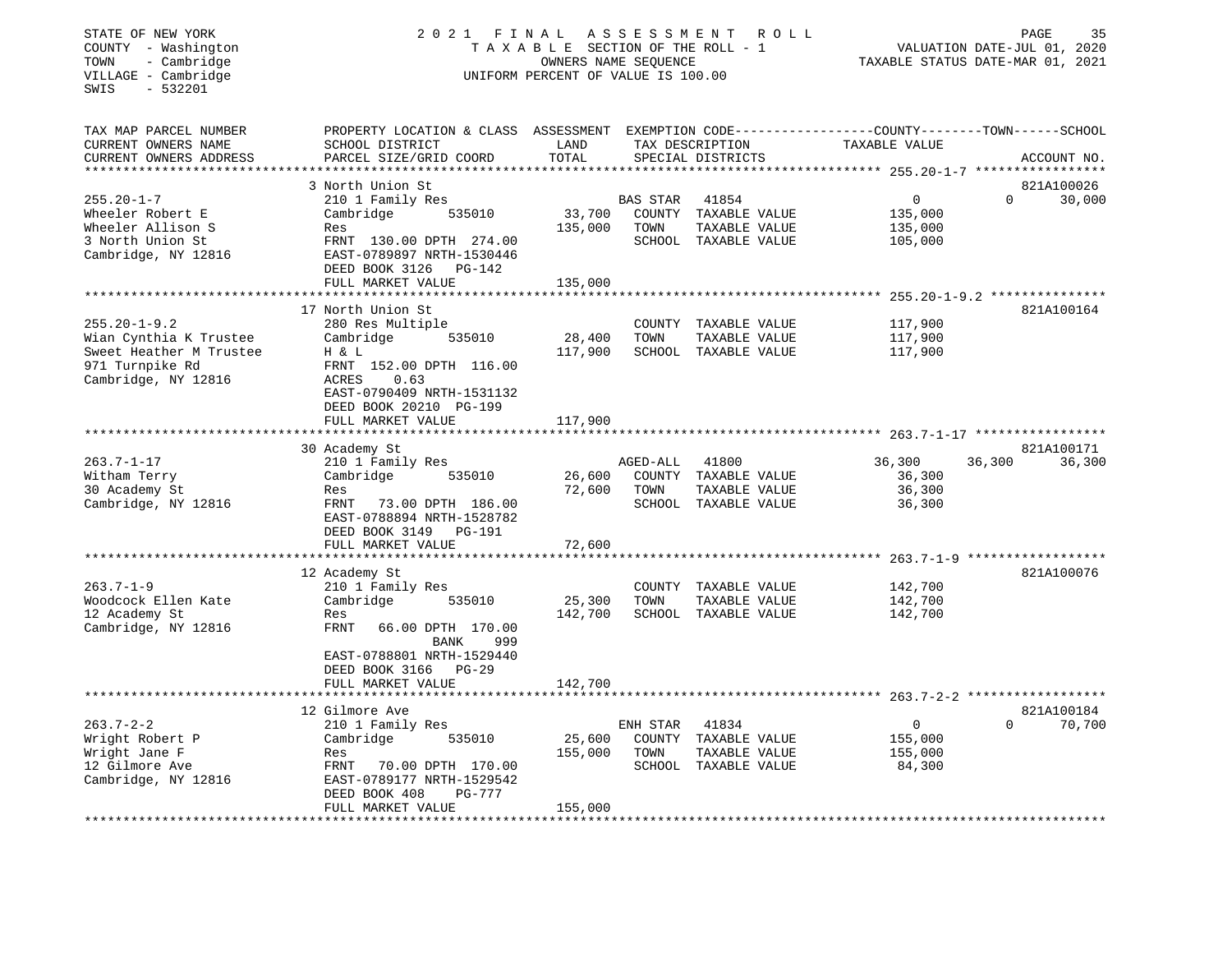STATE OF NEW YORK
COUNTY - Washington
TOWN - Cambridge
VILLAGE - Cambridge
SWIS - 532201

2021 FINAL ASSESSMENT ROLL
TAXABLE SECTION OF THE ROLL - 1
OWNERS NAME SEQUENCE
UNIFORM PERCENT OF VALUE IS 100.00

VALUATION DATE-JUL 01, 2020
TAXABLE STATUS DATE-MAR 01, 2021

| TAX MAP PARCEL NUMBER / CURRENT OWNERS NAME / CURRENT OWNERS ADDRESS | PROPERTY LOCATION & CLASS / SCHOOL DISTRICT / PARCEL SIZE/GRID COORD | ASSESSMENT LAND / TOTAL | EXEMPTION CODE / TAX DESCRIPTION / SPECIAL DISTRICTS | COUNTY TAXABLE VALUE | TOWN | SCHOOL | ACCOUNT NO. |
|---|---|---|---|---|---|---|---|
| **255.20-1-7** | 3 North Union St | | | | | | 821A100026 |
| 255.20-1-7 | 210 1 Family Res | | BAS STAR 41854 | 0 | 0 | 30,000 | |
| Wheeler Robert E | Cambridge 535010 | 33,700 | COUNTY TAXABLE VALUE | 135,000 | | | |
| Wheeler Allison S | Res | 135,000 | TOWN TAXABLE VALUE | 135,000 | | | |
| 3 North Union St | FRNT 130.00 DPTH 274.00 | | SCHOOL TAXABLE VALUE | 105,000 | | | |
| Cambridge, NY 12816 | EAST-0789897 NRTH-1530446 | | | | | | |
| | DEED BOOK 3126 PG-142 | | | | | | |
| | FULL MARKET VALUE | 135,000 | | | | | |
| **255.20-1-9.2** | 17 North Union St | | | | | | 821A100164 |
| 255.20-1-9.2 | 280 Res Multiple | | COUNTY TAXABLE VALUE | 117,900 | | | |
| Wian Cynthia K Trustee | Cambridge 535010 | 28,400 | TOWN TAXABLE VALUE | 117,900 | | | |
| Sweet Heather M Trustee | H & L | 117,900 | SCHOOL TAXABLE VALUE | 117,900 | | | |
| 971 Turnpike Rd | FRNT 152.00 DPTH 116.00 | | | | | | |
| Cambridge, NY 12816 | ACRES 0.63 | | | | | | |
| | EAST-0790409 NRTH-1531132 | | | | | | |
| | DEED BOOK 20210 PG-199 | | | | | | |
| | FULL MARKET VALUE | 117,900 | | | | | |
| **263.7-1-17** | 30 Academy St | | | | | | 821A100171 |
| 263.7-1-17 | 210 1 Family Res | | AGED-ALL 41800 | 36,300 | 36,300 | 36,300 | |
| Witham Terry | Cambridge 535010 | 26,600 | COUNTY TAXABLE VALUE | 36,300 | | | |
| 30 Academy St | Res | 72,600 | TOWN TAXABLE VALUE | 36,300 | | | |
| Cambridge, NY 12816 | FRNT 73.00 DPTH 186.00 | | SCHOOL TAXABLE VALUE | 36,300 | | | |
| | EAST-0788894 NRTH-1528782 | | | | | | |
| | DEED BOOK 3149 PG-191 | | | | | | |
| | FULL MARKET VALUE | 72,600 | | | | | |
| **263.7-1-9** | 12 Academy St | | | | | | 821A100076 |
| 263.7-1-9 | 210 1 Family Res | | COUNTY TAXABLE VALUE | 142,700 | | | |
| Woodcock Ellen Kate | Cambridge 535010 | 25,300 | TOWN TAXABLE VALUE | 142,700 | | | |
| 12 Academy St | Res | 142,700 | SCHOOL TAXABLE VALUE | 142,700 | | | |
| Cambridge, NY 12816 | FRNT 66.00 DPTH 170.00 | | | | | | |
| | BANK 999 | | | | | | |
| | EAST-0788801 NRTH-1529440 | | | | | | |
| | DEED BOOK 3166 PG-29 | | | | | | |
| | FULL MARKET VALUE | 142,700 | | | | | |
| **263.7-2-2** | 12 Gilmore Ave | | | | | | 821A100184 |
| 263.7-2-2 | 210 1 Family Res | | ENH STAR 41834 | 0 | 0 | 70,700 | |
| Wright Robert P | Cambridge 535010 | 25,600 | COUNTY TAXABLE VALUE | 155,000 | | | |
| Wright Jane F | Res | 155,000 | TOWN TAXABLE VALUE | 155,000 | | | |
| 12 Gilmore Ave | FRNT 70.00 DPTH 170.00 | | SCHOOL TAXABLE VALUE | 84,300 | | | |
| Cambridge, NY 12816 | EAST-0789177 NRTH-1529542 | | | | | | |
| | DEED BOOK 408 PG-777 | | | | | | |
| | FULL MARKET VALUE | 155,000 | | | | | |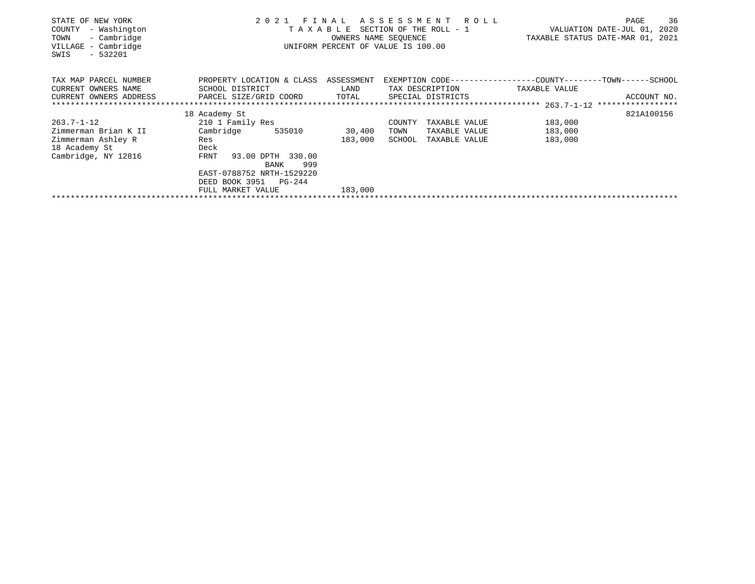STATE OF NEW YORK
COUNTY - Washington
TOWN - Cambridge
VILLAGE - Cambridge
SWIS - 532201

2021 FINAL ASSESSMENT ROLL
TAXABLE SECTION OF THE ROLL - 1
OWNERS NAME SEQUENCE
UNIFORM PERCENT OF VALUE IS 100.00

VALUATION DATE-JUL 01, 2020
TAXABLE STATUS DATE-MAR 01, 2021

| TAX MAP PARCEL NUMBER / CURRENT OWNERS NAME / CURRENT OWNERS ADDRESS | PROPERTY LOCATION & CLASS / SCHOOL DISTRICT / PARCEL SIZE/GRID COORD | ASSESSMENT LAND / TOTAL | EXEMPTION CODE / TAX DESCRIPTION / SPECIAL DISTRICTS | COUNTY / TOWN / SCHOOL TAXABLE VALUE | ACCOUNT NO. |
|---|---|---|---|---|---|
| | 18 Academy St | | | 263.7-1-12 | 821A100156 |
| 263.7-1-12 | 210 1 Family Res | | COUNTY TAXABLE VALUE | 183,000 | |
| Zimmerman Brian K II | Cambridge 535010 | 30,400 | TOWN TAXABLE VALUE | 183,000 | |
| Zimmerman Ashley R | Res | 183,000 | SCHOOL TAXABLE VALUE | 183,000 | |
| 18 Academy St | Deck | | | | |
| Cambridge, NY 12816 | FRNT 93.00 DPTH 330.00 | | | | |
| | BANK 999 | | | | |
| | EAST-0788752 NRTH-1529220 | | | | |
| | DEED BOOK 3951 PG-244 | | | | |
| | FULL MARKET VALUE | 183,000 | | | |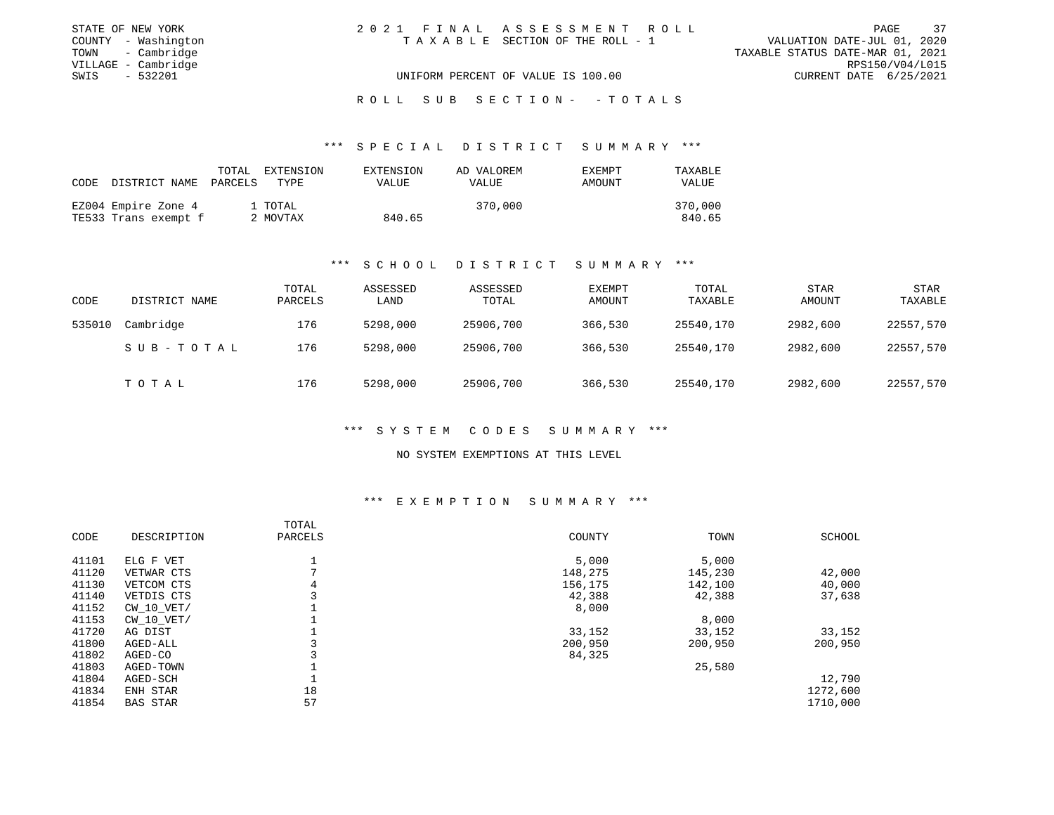STATE OF NEW YORK
COUNTY - Washington
TOWN - Cambridge
VILLAGE - Cambridge
SWIS - 532201

2021 FINAL ASSESSMENT ROLL
TAXABLE SECTION OF THE ROLL - 1
UNIFORM PERCENT OF VALUE IS 100.00

VALUATION DATE-JUL 01, 2020
TAXABLE STATUS DATE-MAR 01, 2021
RPS150/V04/L015
CURRENT DATE 6/25/2021

ROLL SUB SECTION- - TOTALS

## *** SPECIAL DISTRICT SUMMARY ***

| CODE | DISTRICT NAME | TOTAL PARCELS | EXTENSION TYPE | EXTENSION VALUE | AD VALOREM VALUE | EXEMPT AMOUNT | TAXABLE VALUE |
|---|---|---|---|---|---|---|---|
| EZ004 | Empire Zone 4 | 1 | TOTAL | | 370,000 | | 370,000 |
| TE533 | Trans exempt f | 2 | MOVTAX | 840.65 | | | 840.65 |

## *** SCHOOL DISTRICT SUMMARY ***

| CODE | DISTRICT NAME | TOTAL PARCELS | ASSESSED LAND | ASSESSED TOTAL | EXEMPT AMOUNT | TOTAL TAXABLE | STAR AMOUNT | STAR TAXABLE |
|---|---|---|---|---|---|---|---|---|
| 535010 | Cambridge | 176 | 5298,000 | 25906,700 | 366,530 | 25540,170 | 2982,600 | 22557,570 |
| | SUB-TOTAL | 176 | 5298,000 | 25906,700 | 366,530 | 25540,170 | 2982,600 | 22557,570 |
| | TOTAL | 176 | 5298,000 | 25906,700 | 366,530 | 25540,170 | 2982,600 | 22557,570 |

## *** SYSTEM CODES SUMMARY ***

NO SYSTEM EXEMPTIONS AT THIS LEVEL

## *** EXEMPTION SUMMARY ***

| CODE | DESCRIPTION | TOTAL PARCELS | COUNTY | TOWN | SCHOOL |
|---|---|---|---|---|---|
| 41101 | ELG F VET | 1 | 5,000 | 5,000 | |
| 41120 | VETWAR CTS | 7 | 148,275 | 145,230 | 42,000 |
| 41130 | VETCOM CTS | 4 | 156,175 | 142,100 | 40,000 |
| 41140 | VETDIS CTS | 3 | 42,388 | 42,388 | 37,638 |
| 41152 | CW_10_VET/ | 1 | 8,000 | | |
| 41153 | CW_10_VET/ | 1 | | 8,000 | |
| 41720 | AG DIST | 1 | 33,152 | 33,152 | 33,152 |
| 41800 | AGED-ALL | 3 | 200,950 | 200,950 | 200,950 |
| 41802 | AGED-CO | 3 | 84,325 | | |
| 41803 | AGED-TOWN | 1 | | 25,580 | |
| 41804 | AGED-SCH | 1 | | | 12,790 |
| 41834 | ENH STAR | 18 | | | 1272,600 |
| 41854 | BAS STAR | 57 | | | 1710,000 |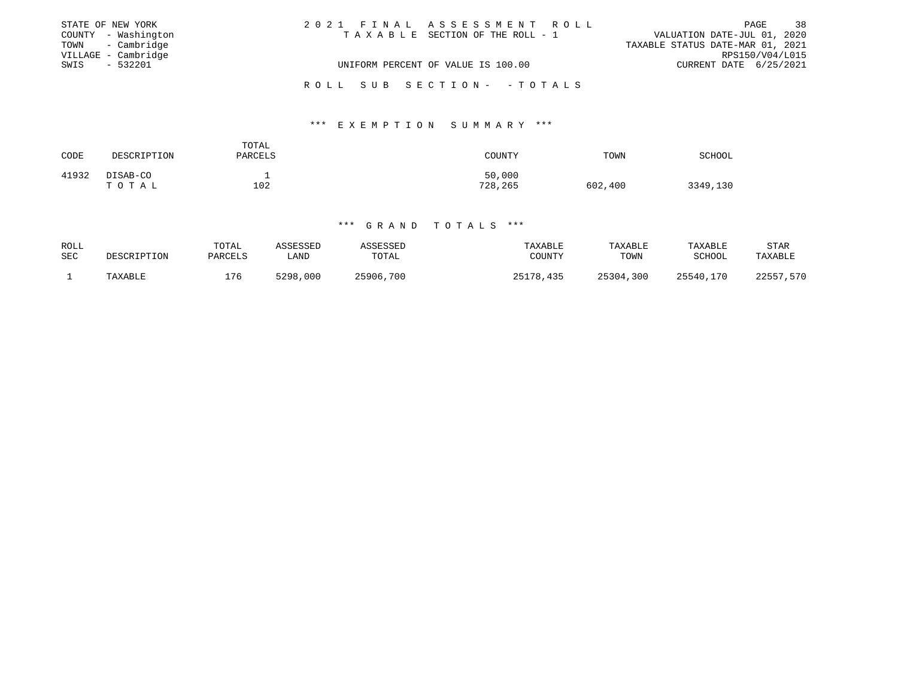STATE OF NEW YORK
COUNTY - Washington
TOWN - Cambridge
VILLAGE - Cambridge
SWIS - 532201

2021 FINAL ASSESSMENT ROLL
TAXABLE SECTION OF THE ROLL - 1
UNIFORM PERCENT OF VALUE IS 100.00

VALUATION DATE-JUL 01, 2020
TAXABLE STATUS DATE-MAR 01, 2021
RPS150/V04/L015
CURRENT DATE 6/25/2021

ROLL SUB SECTION- - TOTALS

### *** EXEMPTION SUMMARY ***

| CODE | DESCRIPTION | TOTAL PARCELS | COUNTY | TOWN | SCHOOL |
|---|---|---|---|---|---|
| 41932 | DISAB-CO | 1 | 50,000 | | |
| | T O T A L | 102 | 728,265 | 602,400 | 3349,130 |

### *** GRAND TOTALS ***

| ROLL SEC | DESCRIPTION | TOTAL PARCELS | ASSESSED LAND | ASSESSED TOTAL | TAXABLE COUNTY | TAXABLE TOWN | TAXABLE SCHOOL | STAR TAXABLE |
|---|---|---|---|---|---|---|---|---|
| 1 | TAXABLE | 176 | 5298,000 | 25906,700 | 25178,435 | 25304,300 | 25540,170 | 22557,570 |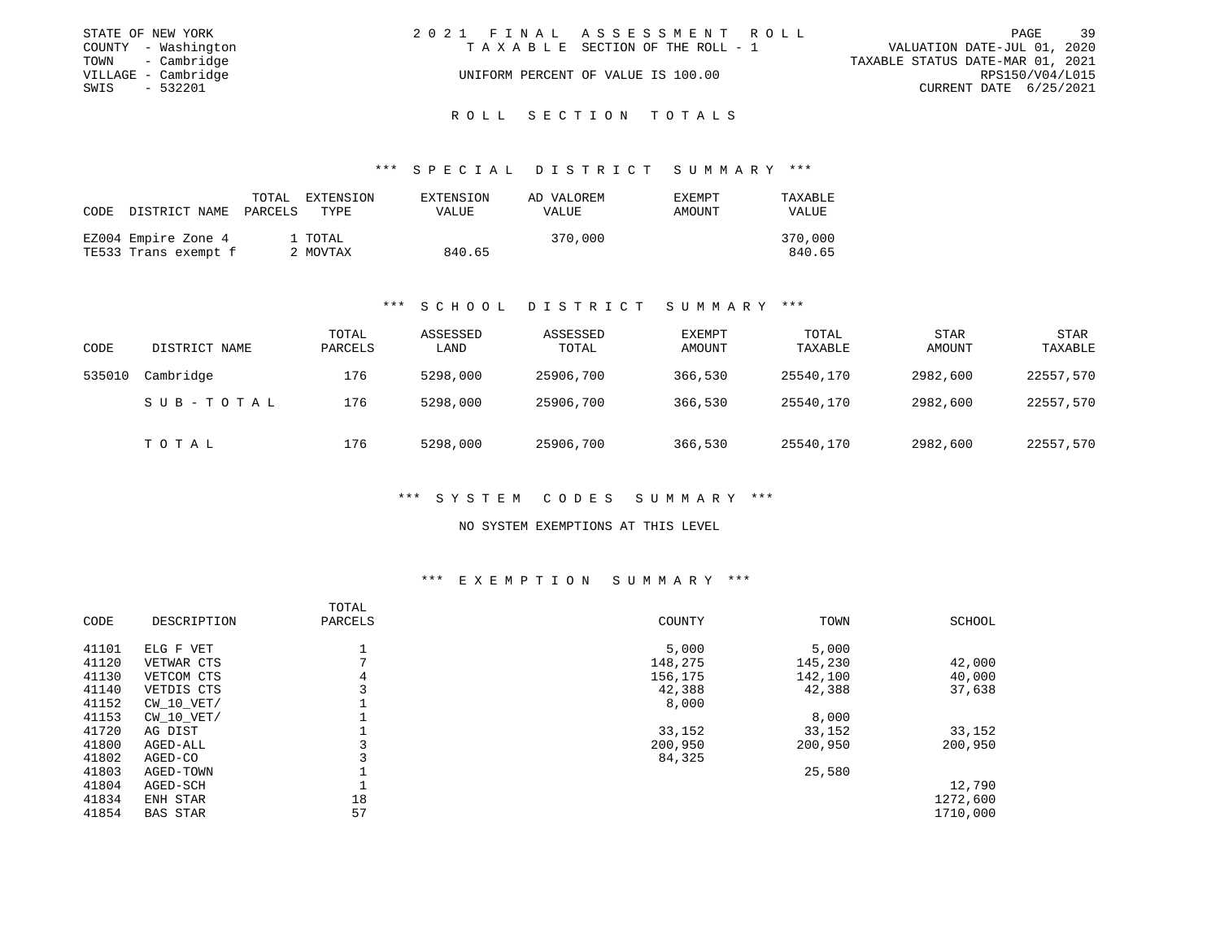STATE OF NEW YORK
COUNTY - Washington
TOWN - Cambridge
VILLAGE - Cambridge
SWIS - 532201

2021 FINAL ASSESSMENT ROLL
TAXABLE SECTION OF THE ROLL - 1
UNIFORM PERCENT OF VALUE IS 100.00

VALUATION DATE-JUL 01, 2020
TAXABLE STATUS DATE-MAR 01, 2021
RPS150/V04/L015
CURRENT DATE 6/25/2021

## ROLL SECTION TOTALS

### *** SPECIAL DISTRICT SUMMARY ***

| CODE | DISTRICT NAME | TOTAL PARCELS | EXTENSION TYPE | EXTENSION VALUE | AD VALOREM VALUE | EXEMPT AMOUNT | TAXABLE VALUE |
|---|---|---|---|---|---|---|---|
| EZ004 | Empire Zone 4 | 1 | TOTAL | | 370,000 | | 370,000 |
| TE533 | Trans exempt f | 2 | MOVTAX | 840.65 | | | 840.65 |

### *** SCHOOL DISTRICT SUMMARY ***

| CODE | DISTRICT NAME | TOTAL PARCELS | ASSESSED LAND | ASSESSED TOTAL | EXEMPT AMOUNT | TOTAL TAXABLE | STAR AMOUNT | STAR TAXABLE |
|---|---|---|---|---|---|---|---|---|
| 535010 | Cambridge | 176 | 5298,000 | 25906,700 | 366,530 | 25540,170 | 2982,600 | 22557,570 |
| | SUB-TOTAL | 176 | 5298,000 | 25906,700 | 366,530 | 25540,170 | 2982,600 | 22557,570 |
| | TOTAL | 176 | 5298,000 | 25906,700 | 366,530 | 25540,170 | 2982,600 | 22557,570 |

### *** SYSTEM CODES SUMMARY ***

NO SYSTEM EXEMPTIONS AT THIS LEVEL

### *** EXEMPTION SUMMARY ***

| CODE | DESCRIPTION | TOTAL PARCELS | COUNTY | TOWN | SCHOOL |
|---|---|---|---|---|---|
| 41101 | ELG F VET | 1 | 5,000 | 5,000 | |
| 41120 | VETWAR CTS | 7 | 148,275 | 145,230 | 42,000 |
| 41130 | VETCOM CTS | 4 | 156,175 | 142,100 | 40,000 |
| 41140 | VETDIS CTS | 3 | 42,388 | 42,388 | 37,638 |
| 41152 | CW_10_VET/ | 1 | 8,000 | | |
| 41153 | CW_10_VET/ | 1 | | 8,000 | |
| 41720 | AG DIST | 1 | 33,152 | 33,152 | 33,152 |
| 41800 | AGED-ALL | 3 | 200,950 | 200,950 | 200,950 |
| 41802 | AGED-CO | 3 | 84,325 | | |
| 41803 | AGED-TOWN | 1 | | 25,580 | |
| 41804 | AGED-SCH | 1 | | | 12,790 |
| 41834 | ENH STAR | 18 | | | 1272,600 |
| 41854 | BAS STAR | 57 | | | 1710,000 |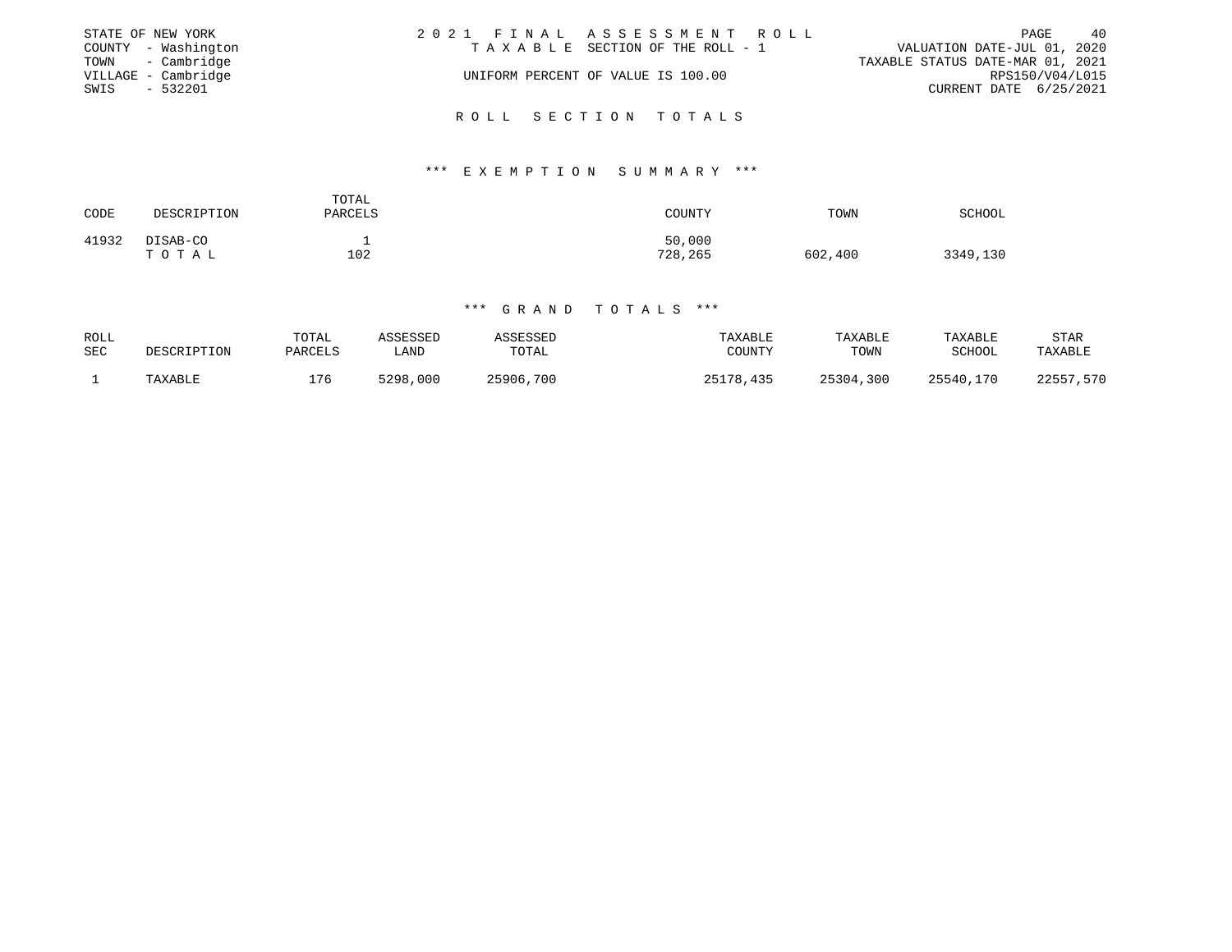STATE OF NEW YORK
COUNTY - Washington
TOWN - Cambridge
VILLAGE - Cambridge
SWIS - 532201

2021 FINAL ASSESSMENT ROLL
TAXABLE SECTION OF THE ROLL - 1
UNIFORM PERCENT OF VALUE IS 100.00

VALUATION DATE-JUL 01, 2020
TAXABLE STATUS DATE-MAR 01, 2021
RPS150/V04/L015
CURRENT DATE 6/25/2021

## ROLL SECTION TOTALS

### *** EXEMPTION SUMMARY ***

| CODE | DESCRIPTION | TOTAL PARCELS | COUNTY | TOWN | SCHOOL |
|---|---|---|---|---|---|
| 41932 | DISAB-CO | 1 | 50,000 | | |
| | TOTAL | 102 | 728,265 | 602,400 | 3349,130 |

### *** GRAND TOTALS ***

| ROLL SEC | DESCRIPTION | TOTAL PARCELS | ASSESSED LAND | ASSESSED TOTAL | TAXABLE COUNTY | TAXABLE TOWN | TAXABLE SCHOOL | STAR TAXABLE |
|---|---|---|---|---|---|---|---|---|
| 1 | TAXABLE | 176 | 5298,000 | 25906,700 | 25178,435 | 25304,300 | 25540,170 | 22557,570 |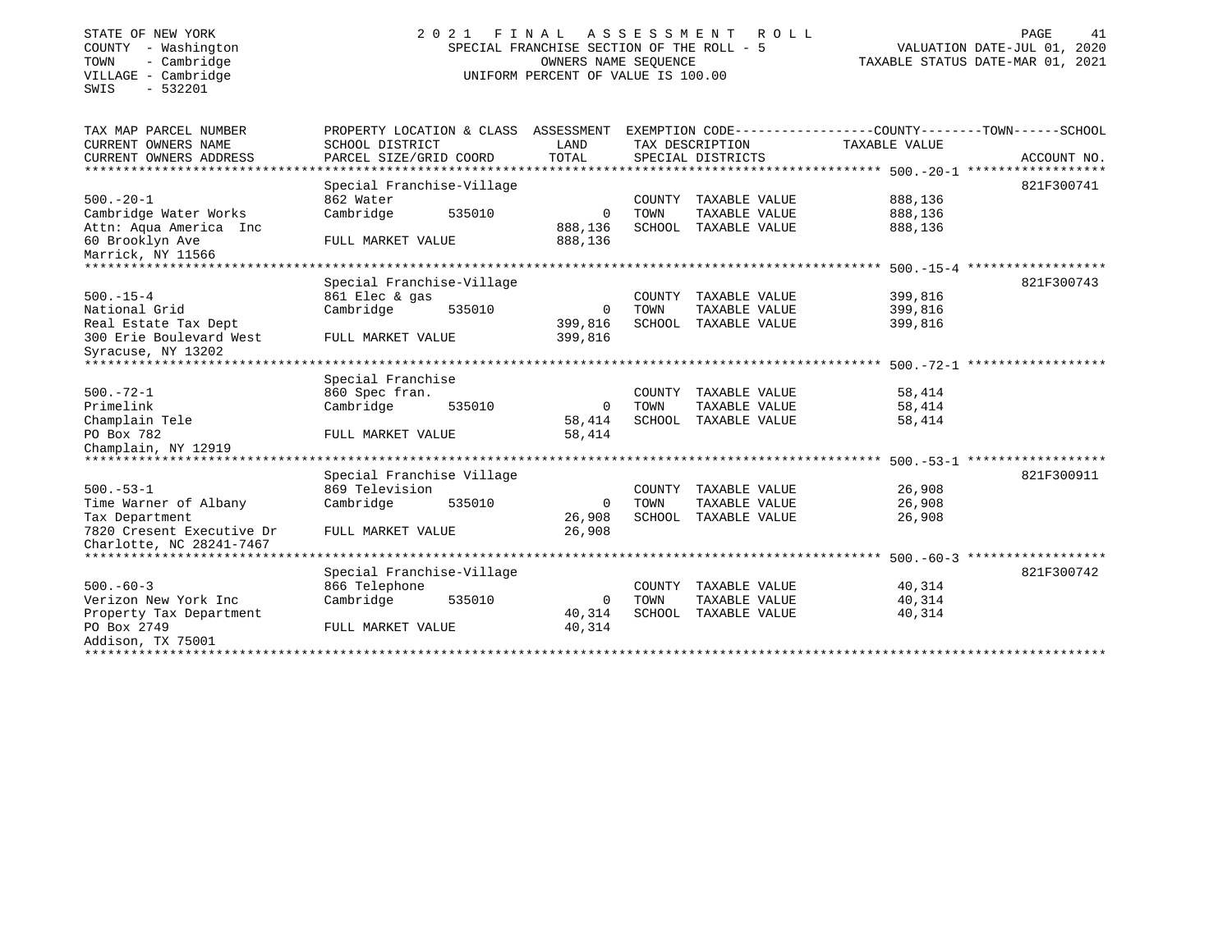STATE OF NEW YORK
COUNTY - Washington
TOWN - Cambridge
VILLAGE - Cambridge
SWIS - 532201

# 2021 FINAL ASSESSMENT ROLL

SPECIAL FRANCHISE SECTION OF THE ROLL - 5
OWNERS NAME SEQUENCE
UNIFORM PERCENT OF VALUE IS 100.00

VALUATION DATE-JUL 01, 2020
TAXABLE STATUS DATE-MAR 01, 2021

| TAX MAP PARCEL NUMBER / CURRENT OWNERS NAME / CURRENT OWNERS ADDRESS | PROPERTY LOCATION & CLASS / SCHOOL DISTRICT / PARCEL SIZE/GRID COORD | ASSESSMENT LAND / TOTAL | EXEMPTION CODE / TAX DESCRIPTION / SPECIAL DISTRICTS | TAXABLE VALUE (COUNTY / TOWN / SCHOOL) | ACCOUNT NO. |
|---|---|---|---|---|---|
| 500.-20-1 | Special Franchise-Village | | | | 821F300741 |
| Cambridge Water Works | 862 Water | | COUNTY TAXABLE VALUE | 888,136 | |
| Attn: Aqua America Inc | Cambridge 535010 | 0 | TOWN TAXABLE VALUE | 888,136 | |
| 60 Brooklyn Ave | | 888,136 | SCHOOL TAXABLE VALUE | 888,136 | |
| Marrick, NY 11566 | FULL MARKET VALUE | 888,136 | | | |
| 500.-15-4 | Special Franchise-Village | | | | 821F300743 |
| National Grid | 861 Elec & gas | | COUNTY TAXABLE VALUE | 399,816 | |
| Real Estate Tax Dept | Cambridge 535010 | 0 | TOWN TAXABLE VALUE | 399,816 | |
| 300 Erie Boulevard West | | 399,816 | SCHOOL TAXABLE VALUE | 399,816 | |
| Syracuse, NY 13202 | FULL MARKET VALUE | 399,816 | | | |
| 500.-72-1 | Special Franchise | | | | |
| Primelink | 860 Spec fran. | | COUNTY TAXABLE VALUE | 58,414 | |
| Champlain Tele | Cambridge 535010 | 0 | TOWN TAXABLE VALUE | 58,414 | |
| PO Box 782 | | 58,414 | SCHOOL TAXABLE VALUE | 58,414 | |
| Champlain, NY 12919 | FULL MARKET VALUE | 58,414 | | | |
| 500.-53-1 | Special Franchise Village | | | | 821F300911 |
| Time Warner of Albany | 869 Television | | COUNTY TAXABLE VALUE | 26,908 | |
| Tax Department | Cambridge 535010 | 0 | TOWN TAXABLE VALUE | 26,908 | |
| 7820 Cresent Executive Dr | | 26,908 | SCHOOL TAXABLE VALUE | 26,908 | |
| Charlotte, NC 28241-7467 | FULL MARKET VALUE | 26,908 | | | |
| 500.-60-3 | Special Franchise-Village | | | | 821F300742 |
| Verizon New York Inc | 866 Telephone | | COUNTY TAXABLE VALUE | 40,314 | |
| Property Tax Department | Cambridge 535010 | 0 | TOWN TAXABLE VALUE | 40,314 | |
| PO Box 2749 | | 40,314 | SCHOOL TAXABLE VALUE | 40,314 | |
| Addison, TX 75001 | FULL MARKET VALUE | 40,314 | | | |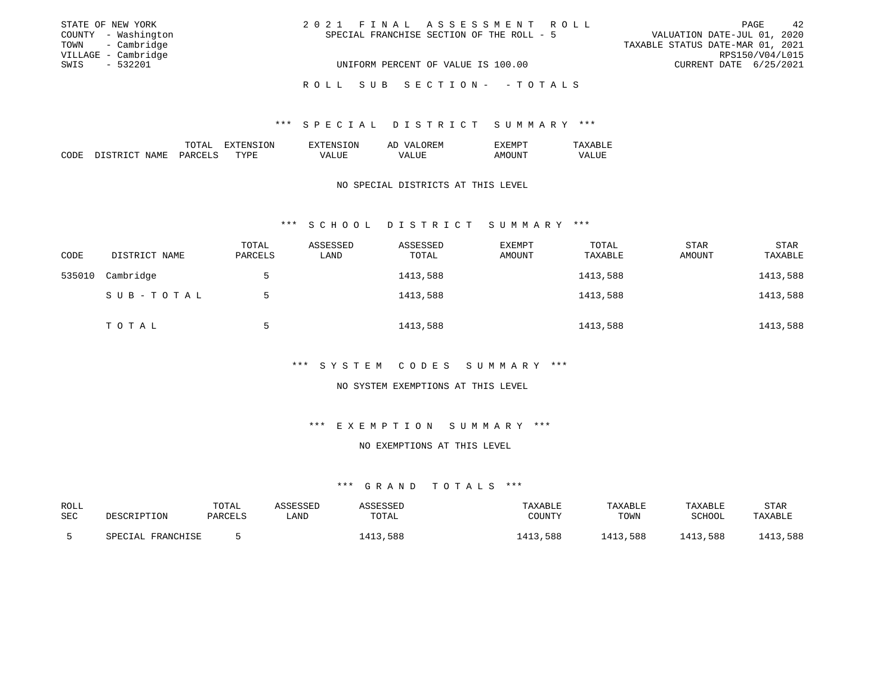STATE OF NEW YORK
COUNTY - Washington
TOWN - Cambridge
VILLAGE - Cambridge
SWIS - 532201

2021 FINAL ASSESSMENT ROLL
SPECIAL FRANCHISE SECTION OF THE ROLL - 5
UNIFORM PERCENT OF VALUE IS 100.00

VALUATION DATE-JUL 01, 2020
TAXABLE STATUS DATE-MAR 01, 2021
RPS150/V04/L015
CURRENT DATE 6/25/2021

ROLL SUB SECTION- - TOTALS

*** SPECIAL DISTRICT SUMMARY ***

| CODE | DISTRICT NAME | TOTAL PARCELS | EXTENSION TYPE | EXTENSION VALUE | AD VALOREM VALUE | EXEMPT AMOUNT | TAXABLE VALUE |
|---|---|---|---|---|---|---|---|

NO SPECIAL DISTRICTS AT THIS LEVEL

*** SCHOOL DISTRICT SUMMARY ***

| CODE | DISTRICT NAME | TOTAL PARCELS | ASSESSED LAND | ASSESSED TOTAL | EXEMPT AMOUNT | TOTAL TAXABLE | STAR AMOUNT | STAR TAXABLE |
|---|---|---|---|---|---|---|---|---|
| 535010 | Cambridge | 5 | | 1413,588 | | 1413,588 | | 1413,588 |
| | SUB-TOTAL | 5 | | 1413,588 | | 1413,588 | | 1413,588 |
| | TOTAL | 5 | | 1413,588 | | 1413,588 | | 1413,588 |

*** SYSTEM CODES SUMMARY ***

NO SYSTEM EXEMPTIONS AT THIS LEVEL

*** EXEMPTION SUMMARY ***

NO EXEMPTIONS AT THIS LEVEL

*** GRAND TOTALS ***

| ROLL SEC | DESCRIPTION | TOTAL PARCELS | ASSESSED LAND | ASSESSED TOTAL | TAXABLE COUNTY | TAXABLE TOWN | TAXABLE SCHOOL | STAR TAXABLE |
|---|---|---|---|---|---|---|---|---|
| 5 | SPECIAL FRANCHISE | 5 | | 1413,588 | 1413,588 | 1413,588 | 1413,588 | 1413,588 |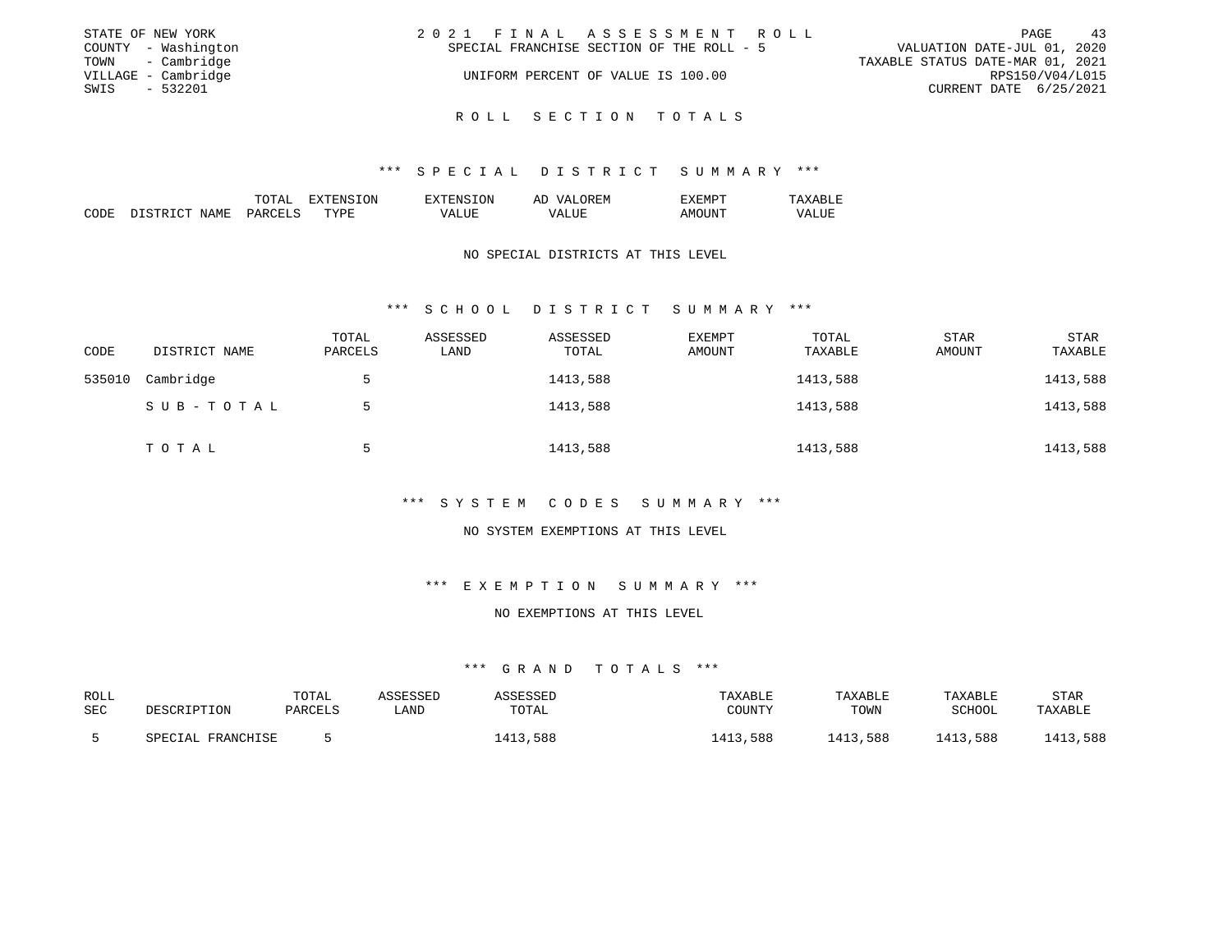STATE OF NEW YORK
COUNTY - Washington
TOWN - Cambridge
VILLAGE - Cambridge
SWIS - 532201

2021 FINAL ASSESSMENT ROLL
SPECIAL FRANCHISE SECTION OF THE ROLL - 5
UNIFORM PERCENT OF VALUE IS 100.00

VALUATION DATE-JUL 01, 2020
TAXABLE STATUS DATE-MAR 01, 2021
RPS150/V04/L015
CURRENT DATE 6/25/2021

## ROLL SECTION TOTALS

### *** SPECIAL DISTRICT SUMMARY ***

| CODE | DISTRICT NAME | TOTAL PARCELS | EXTENSION TYPE | EXTENSION VALUE | AD VALOREM VALUE | EXEMPT AMOUNT | TAXABLE VALUE |
|---|---|---|---|---|---|---|---|

NO SPECIAL DISTRICTS AT THIS LEVEL

### *** SCHOOL DISTRICT SUMMARY ***

| CODE | DISTRICT NAME | TOTAL PARCELS | ASSESSED LAND | ASSESSED TOTAL | EXEMPT AMOUNT | TOTAL TAXABLE | STAR AMOUNT | STAR TAXABLE |
|---|---|---|---|---|---|---|---|---|
| 535010 | Cambridge | 5 | | 1413,588 | | 1413,588 | | 1413,588 |
| | SUB-TOTAL | 5 | | 1413,588 | | 1413,588 | | 1413,588 |
| | TOTAL | 5 | | 1413,588 | | 1413,588 | | 1413,588 |

### *** SYSTEM CODES SUMMARY ***

NO SYSTEM EXEMPTIONS AT THIS LEVEL

### *** EXEMPTION SUMMARY ***

NO EXEMPTIONS AT THIS LEVEL

### *** GRAND TOTALS ***

| ROLL SEC | DESCRIPTION | TOTAL PARCELS | ASSESSED LAND | ASSESSED TOTAL | TAXABLE COUNTY | TAXABLE TOWN | TAXABLE SCHOOL | STAR TAXABLE |
|---|---|---|---|---|---|---|---|---|
| 5 | SPECIAL FRANCHISE | 5 | | 1413,588 | 1413,588 | 1413,588 | 1413,588 | 1413,588 |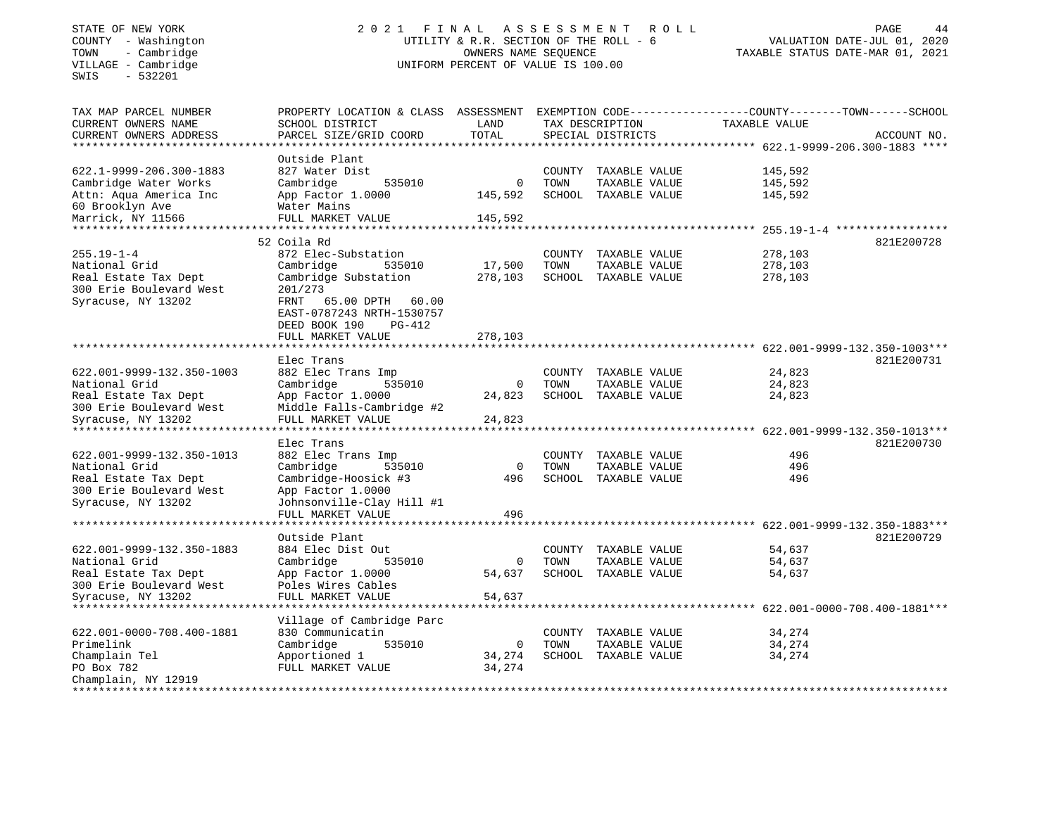STATE OF NEW YORK
COUNTY - Washington
TOWN - Cambridge
VILLAGE - Cambridge
SWIS - 532201

2021 FINAL ASSESSMENT ROLL
UTILITY & R.R. SECTION OF THE ROLL - 6
OWNERS NAME SEQUENCE
UNIFORM PERCENT OF VALUE IS 100.00

VALUATION DATE-JUL 01, 2020
TAXABLE STATUS DATE-MAR 01, 2021

| TAX MAP PARCEL NUMBER / CURRENT OWNERS NAME / CURRENT OWNERS ADDRESS | PROPERTY LOCATION & CLASS / SCHOOL DISTRICT / PARCEL SIZE/GRID COORD | ASSESSMENT LAND | TOTAL | EXEMPTION CODE / TAX DESCRIPTION / SPECIAL DISTRICTS | TAXABLE VALUE | ACCOUNT NO. |
|---|---|---|---|---|---|---|
| **622.1-9999-206.300-1883** | Outside Plant | | | | | |
| 622.1-9999-206.300-1883 | 827 Water Dist | | | COUNTY TAXABLE VALUE | 145,592 | |
| Cambridge Water Works | Cambridge 535010 | 0 | | TOWN TAXABLE VALUE | 145,592 | |
| Attn: Aqua America Inc | App Factor 1.0000 | | 145,592 | SCHOOL TAXABLE VALUE | 145,592 | |
| 60 Brooklyn Ave | Water Mains | | | | | |
| Marrick, NY 11566 | FULL MARKET VALUE | | 145,592 | | | |
| **255.19-1-4** | 52 Coila Rd | | | | | 821E200728 |
| 255.19-1-4 | 872 Elec-Substation | | | COUNTY TAXABLE VALUE | 278,103 | |
| National Grid | Cambridge 535010 | 17,500 | | TOWN TAXABLE VALUE | 278,103 | |
| Real Estate Tax Dept | Cambridge Substation | | 278,103 | SCHOOL TAXABLE VALUE | 278,103 | |
| 300 Erie Boulevard West | 201/273 | | | | | |
| Syracuse, NY 13202 | FRNT 65.00 DPTH 60.00 | | | | | |
| | EAST-0787243 NRTH-1530757 | | | | | |
| | DEED BOOK 190 PG-412 | | | | | |
| | FULL MARKET VALUE | | 278,103 | | | |
| **622.001-9999-132.350-1003** | Elec Trans | | | | | 821E200731 |
| 622.001-9999-132.350-1003 | 882 Elec Trans Imp | | | COUNTY TAXABLE VALUE | 24,823 | |
| National Grid | Cambridge 535010 | 0 | | TOWN TAXABLE VALUE | 24,823 | |
| Real Estate Tax Dept | App Factor 1.0000 | | 24,823 | SCHOOL TAXABLE VALUE | 24,823 | |
| 300 Erie Boulevard West | Middle Falls-Cambridge #2 | | | | | |
| Syracuse, NY 13202 | FULL MARKET VALUE | | 24,823 | | | |
| **622.001-9999-132.350-1013** | Elec Trans | | | | | 821E200730 |
| 622.001-9999-132.350-1013 | 882 Elec Trans Imp | | | COUNTY TAXABLE VALUE | 496 | |
| National Grid | Cambridge 535010 | 0 | | TOWN TAXABLE VALUE | 496 | |
| Real Estate Tax Dept | Cambridge-Hoosick #3 | | 496 | SCHOOL TAXABLE VALUE | 496 | |
| 300 Erie Boulevard West | App Factor 1.0000 | | | | | |
| Syracuse, NY 13202 | Johnsonville-Clay Hill #1 | | | | | |
| | FULL MARKET VALUE | | 496 | | | |
| **622.001-9999-132.350-1883** | Outside Plant | | | | | 821E200729 |
| 622.001-9999-132.350-1883 | 884 Elec Dist Out | | | COUNTY TAXABLE VALUE | 54,637 | |
| National Grid | Cambridge 535010 | 0 | | TOWN TAXABLE VALUE | 54,637 | |
| Real Estate Tax Dept | App Factor 1.0000 | | 54,637 | SCHOOL TAXABLE VALUE | 54,637 | |
| 300 Erie Boulevard West | Poles Wires Cables | | | | | |
| Syracuse, NY 13202 | FULL MARKET VALUE | | 54,637 | | | |
| **622.001-0000-708.400-1881** | Village of Cambridge Parc | | | | | |
| 622.001-0000-708.400-1881 | 830 Communicatin | | | COUNTY TAXABLE VALUE | 34,274 | |
| Primelink | Cambridge 535010 | 0 | | TOWN TAXABLE VALUE | 34,274 | |
| Champlain Tel | Apportioned 1 | | 34,274 | SCHOOL TAXABLE VALUE | 34,274 | |
| PO Box 782 | FULL MARKET VALUE | | 34,274 | | | |
| Champlain, NY 12919 | | | | | | |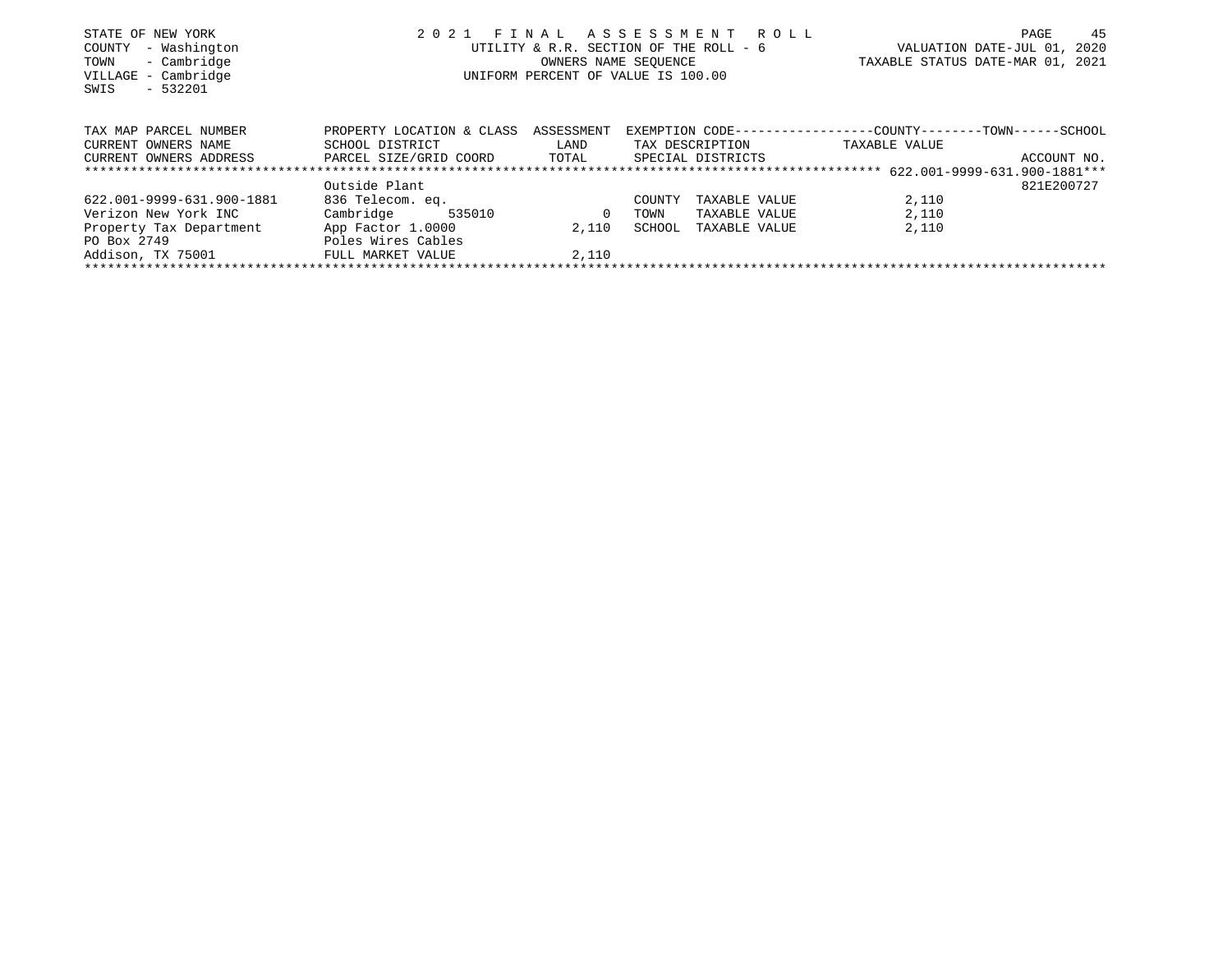STATE OF NEW YORK
COUNTY - Washington
TOWN - Cambridge
VILLAGE - Cambridge
SWIS - 532201

2021 FINAL ASSESSMENT ROLL
UTILITY & R.R. SECTION OF THE ROLL - 6
OWNERS NAME SEQUENCE
UNIFORM PERCENT OF VALUE IS 100.00

VALUATION DATE-JUL 01, 2020
TAXABLE STATUS DATE-MAR 01, 2021

| TAX MAP PARCEL NUMBER / CURRENT OWNERS NAME / CURRENT OWNERS ADDRESS | PROPERTY LOCATION & CLASS / SCHOOL DISTRICT / PARCEL SIZE/GRID COORD | ASSESSMENT LAND / TOTAL | EXEMPTION CODE / TAX DESCRIPTION / SPECIAL DISTRICTS | COUNTY / TOWN / SCHOOL TAXABLE VALUE | ACCOUNT NO. |
|---|---|---|---|---|---|
| ***622.001-9999-631.900-1881*** | Outside Plant | | | | 821E200727 |
| 622.001-9999-631.900-1881 | 836 Telecom. eq. | | COUNTY TAXABLE VALUE | 2,110 | |
| Verizon New York INC | Cambridge 535010 | 0 | TOWN TAXABLE VALUE | 2,110 | |
| Property Tax Department | App Factor 1.0000 | 2,110 | SCHOOL TAXABLE VALUE | 2,110 | |
| PO Box 2749 | Poles Wires Cables | | | | |
| Addison, TX 75001 | FULL MARKET VALUE | 2,110 | | | |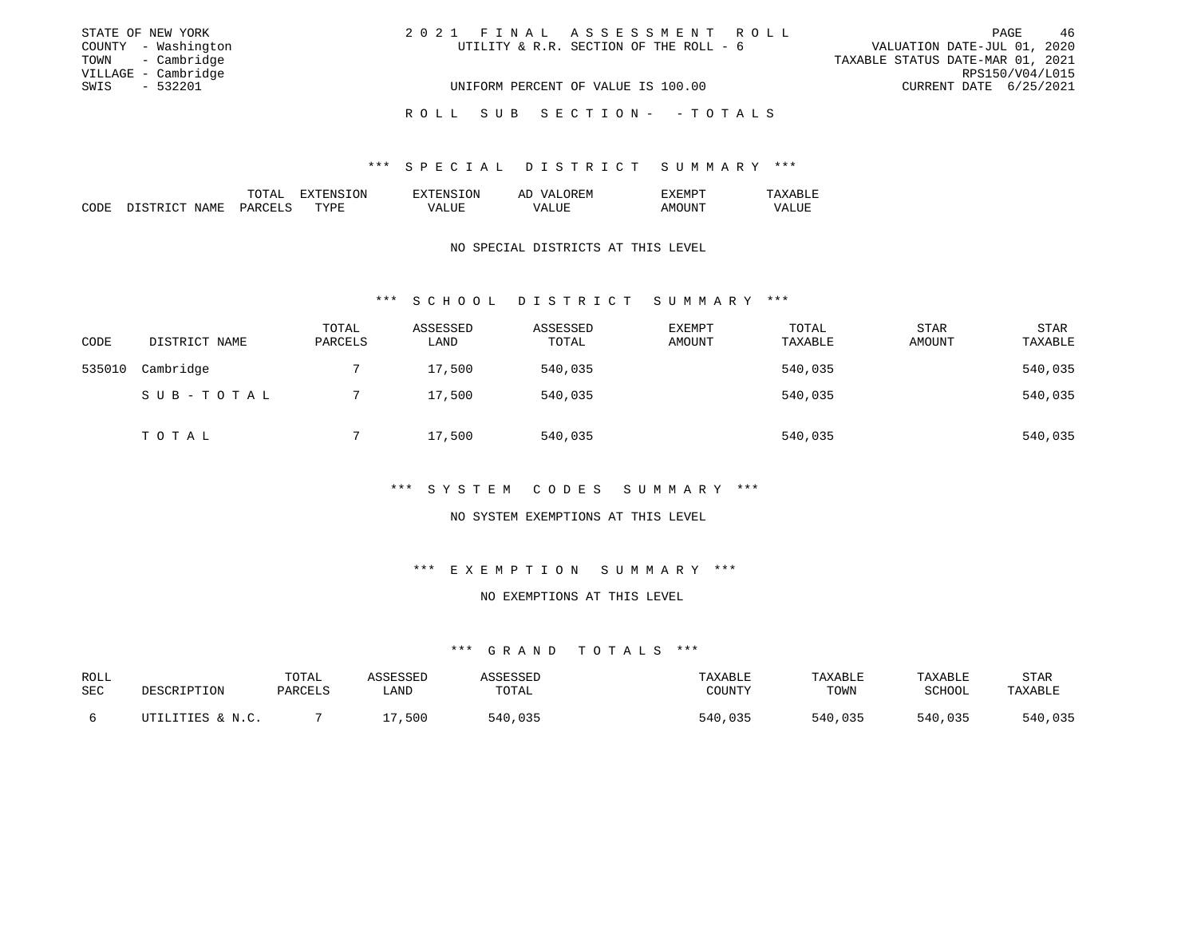STATE OF NEW YORK
COUNTY - Washington
TOWN - Cambridge
VILLAGE - Cambridge
SWIS - 532201

2021 FINAL ASSESSMENT ROLL
UTILITY & R.R. SECTION OF THE ROLL - 6

UNIFORM PERCENT OF VALUE IS 100.00

VALUATION DATE-JUL 01, 2020
TAXABLE STATUS DATE-MAR 01, 2021
RPS150/V04/L015
CURRENT DATE 6/25/2021

ROLL SUB SECTION- - TOTALS

### *** SPECIAL DISTRICT SUMMARY ***

| CODE | DISTRICT NAME | TOTAL PARCELS | EXTENSION TYPE | EXTENSION VALUE | AD VALOREM VALUE | EXEMPT AMOUNT | TAXABLE VALUE |
|---|---|---|---|---|---|---|---|

NO SPECIAL DISTRICTS AT THIS LEVEL

### *** SCHOOL DISTRICT SUMMARY ***

| CODE | DISTRICT NAME | TOTAL PARCELS | ASSESSED LAND | ASSESSED TOTAL | EXEMPT AMOUNT | TOTAL TAXABLE | STAR AMOUNT | STAR TAXABLE |
|---|---|---|---|---|---|---|---|---|
| 535010 | Cambridge | 7 | 17,500 | 540,035 | | 540,035 | | 540,035 |
| | SUB-TOTAL | 7 | 17,500 | 540,035 | | 540,035 | | 540,035 |
| | TOTAL | 7 | 17,500 | 540,035 | | 540,035 | | 540,035 |

### *** SYSTEM CODES SUMMARY ***

NO SYSTEM EXEMPTIONS AT THIS LEVEL

### *** EXEMPTION SUMMARY ***

NO EXEMPTIONS AT THIS LEVEL

### *** GRAND TOTALS ***

| ROLL SEC | DESCRIPTION | TOTAL PARCELS | ASSESSED LAND | ASSESSED TOTAL | TAXABLE COUNTY | TAXABLE TOWN | TAXABLE SCHOOL | STAR TAXABLE |
|---|---|---|---|---|---|---|---|---|
| 6 | UTILITIES & N.C. | 7 | 17,500 | 540,035 | 540,035 | 540,035 | 540,035 | 540,035 |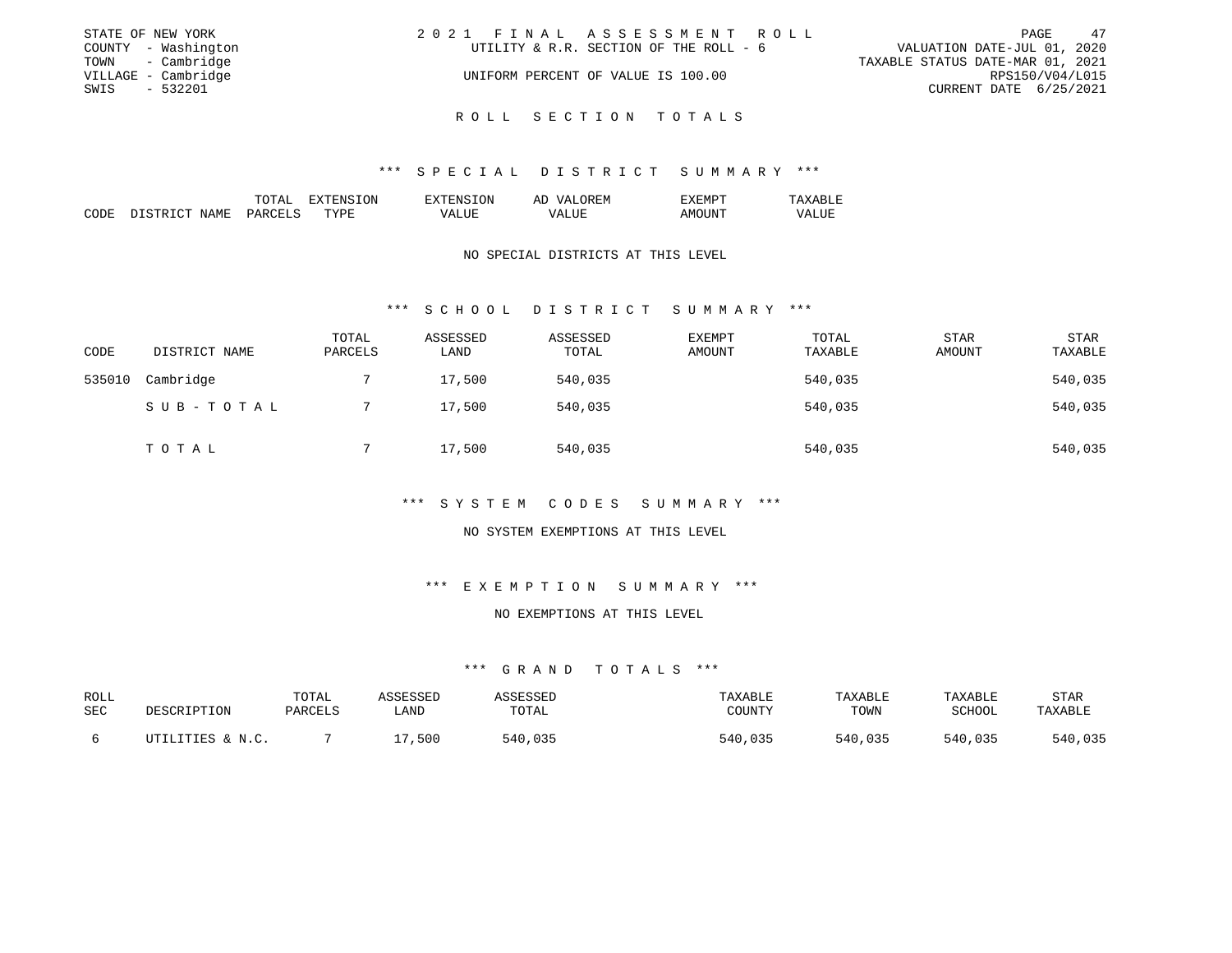STATE OF NEW YORK
COUNTY - Washington
TOWN - Cambridge
VILLAGE - Cambridge
SWIS - 532201

2021 FINAL ASSESSMENT ROLL
UTILITY & R.R. SECTION OF THE ROLL - 6
UNIFORM PERCENT OF VALUE IS 100.00

VALUATION DATE-JUL 01, 2020
TAXABLE STATUS DATE-MAR 01, 2021
RPS150/V04/L015
CURRENT DATE 6/25/2021

## ROLL SECTION TOTALS

### *** SPECIAL DISTRICT SUMMARY ***

| CODE | DISTRICT NAME | TOTAL PARCELS | EXTENSION TYPE | EXTENSION VALUE | AD VALOREM VALUE | EXEMPT AMOUNT | TAXABLE VALUE |
|---|---|---|---|---|---|---|---|

NO SPECIAL DISTRICTS AT THIS LEVEL

### *** SCHOOL DISTRICT SUMMARY ***

| CODE | DISTRICT NAME | TOTAL PARCELS | ASSESSED LAND | ASSESSED TOTAL | EXEMPT AMOUNT | TOTAL TAXABLE | STAR AMOUNT | STAR TAXABLE |
|---|---|---|---|---|---|---|---|---|
| 535010 | Cambridge | 7 | 17,500 | 540,035 | | 540,035 | | 540,035 |
| | SUB-TOTAL | 7 | 17,500 | 540,035 | | 540,035 | | 540,035 |
| | TOTAL | 7 | 17,500 | 540,035 | | 540,035 | | 540,035 |

### *** SYSTEM CODES SUMMARY ***

NO SYSTEM EXEMPTIONS AT THIS LEVEL

### *** EXEMPTION SUMMARY ***

NO EXEMPTIONS AT THIS LEVEL

### *** GRAND TOTALS ***

| ROLL SEC | DESCRIPTION | TOTAL PARCELS | ASSESSED LAND | ASSESSED TOTAL | TAXABLE COUNTY | TAXABLE TOWN | TAXABLE SCHOOL | STAR TAXABLE |
|---|---|---|---|---|---|---|---|---|
| 6 | UTILITIES & N.C. | 7 | 17,500 | 540,035 | 540,035 | 540,035 | 540,035 | 540,035 |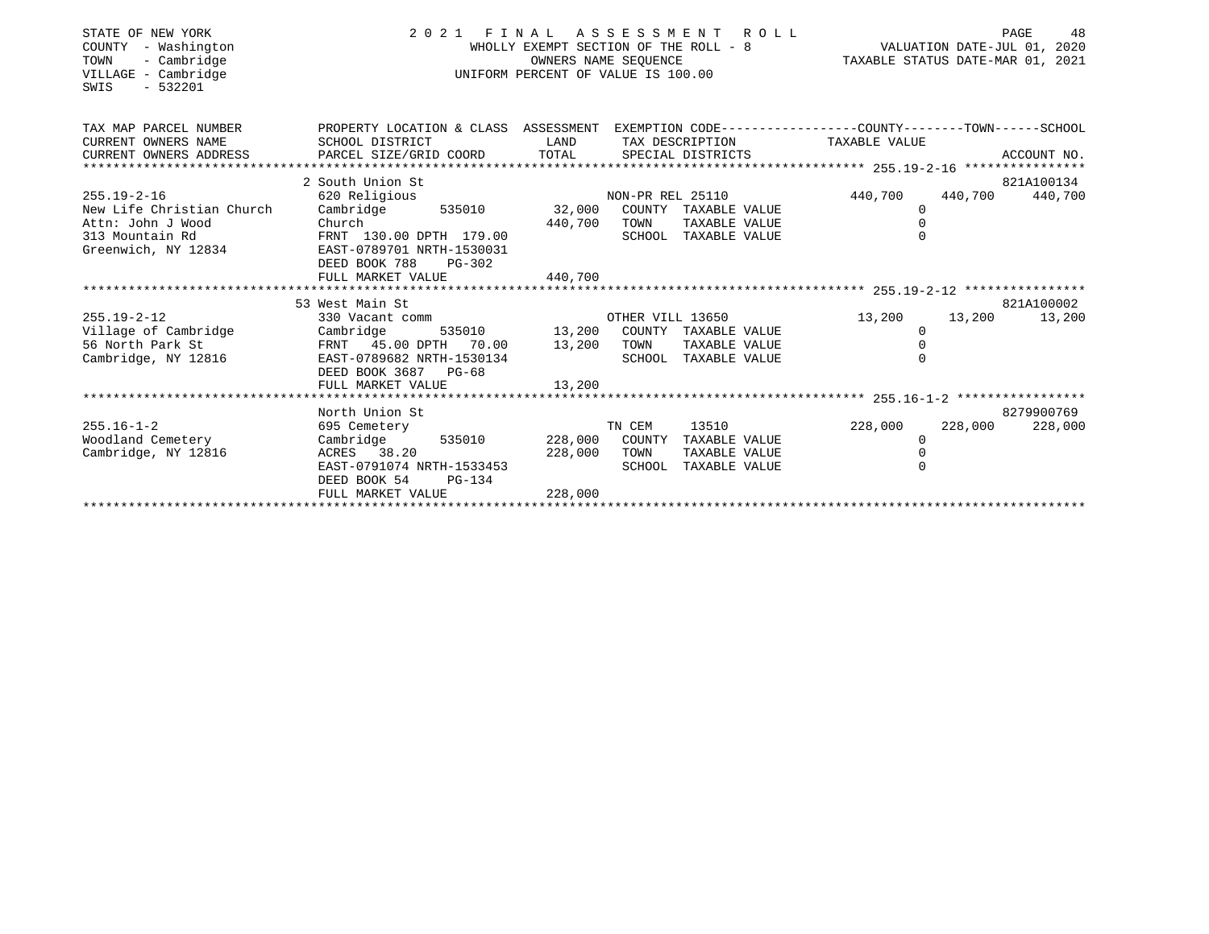STATE OF NEW YORK
COUNTY - Washington
TOWN - Cambridge
VILLAGE - Cambridge
SWIS - 532201

# 2021 FINAL ASSESSMENT ROLL

WHOLLY EXEMPT SECTION OF THE ROLL - 8
OWNERS NAME SEQUENCE
UNIFORM PERCENT OF VALUE IS 100.00

VALUATION DATE-JUL 01, 2020
TAXABLE STATUS DATE-MAR 01, 2021

| TAX MAP PARCEL NUMBER / CURRENT OWNERS NAME / CURRENT OWNERS ADDRESS | PROPERTY LOCATION & CLASS / SCHOOL DISTRICT / PARCEL SIZE/GRID COORD | ASSESSMENT LAND | TOTAL | EXEMPTION CODE / TAX DESCRIPTION / SPECIAL DISTRICTS | COUNTY TAXABLE VALUE | TOWN | SCHOOL | ACCOUNT NO. |
|---|---|---|---|---|---|---|---|---|
| **255.19-2-16** | 2 South Union St | | | | | | | 821A100134 |
| | 620 Religious | | | NON-PR REL 25110 | 440,700 | 440,700 | 440,700 | |
| New Life Christian Church | Cambridge 535010 | 32,000 | | COUNTY TAXABLE VALUE | 0 | | | |
| Attn: John J Wood | Church | | 440,700 | TOWN TAXABLE VALUE | 0 | | | |
| 313 Mountain Rd | FRNT 130.00 DPTH 179.00 | | | SCHOOL TAXABLE VALUE | 0 | | | |
| Greenwich, NY 12834 | EAST-0789701 NRTH-1530031 | | | | | | | |
| | DEED BOOK 788 PG-302 | | | | | | | |
| | FULL MARKET VALUE | | 440,700 | | | | | |
| **255.19-2-12** | 53 West Main St | | | | | | | 821A100002 |
| | 330 Vacant comm | | | OTHER VILL 13650 | 13,200 | 13,200 | 13,200 | |
| Village of Cambridge | Cambridge 535010 | 13,200 | | COUNTY TAXABLE VALUE | 0 | | | |
| 56 North Park St | FRNT 45.00 DPTH 70.00 | | 13,200 | TOWN TAXABLE VALUE | 0 | | | |
| Cambridge, NY 12816 | EAST-0789682 NRTH-1530134 | | | SCHOOL TAXABLE VALUE | 0 | | | |
| | DEED BOOK 3687 PG-68 | | | | | | | |
| | FULL MARKET VALUE | | 13,200 | | | | | |
| **255.16-1-2** | North Union St | | | | | | | 8279900769 |
| | 695 Cemetery | | | TN CEM 13510 | 228,000 | 228,000 | 228,000 | |
| Woodland Cemetery | Cambridge 535010 | 228,000 | | COUNTY TAXABLE VALUE | 0 | | | |
| Cambridge, NY 12816 | ACRES 38.20 | | 228,000 | TOWN TAXABLE VALUE | 0 | | | |
| | EAST-0791074 NRTH-1533453 | | | SCHOOL TAXABLE VALUE | 0 | | | |
| | DEED BOOK 54 PG-134 | | | | | | | |
| | FULL MARKET VALUE | | 228,000 | | | | | |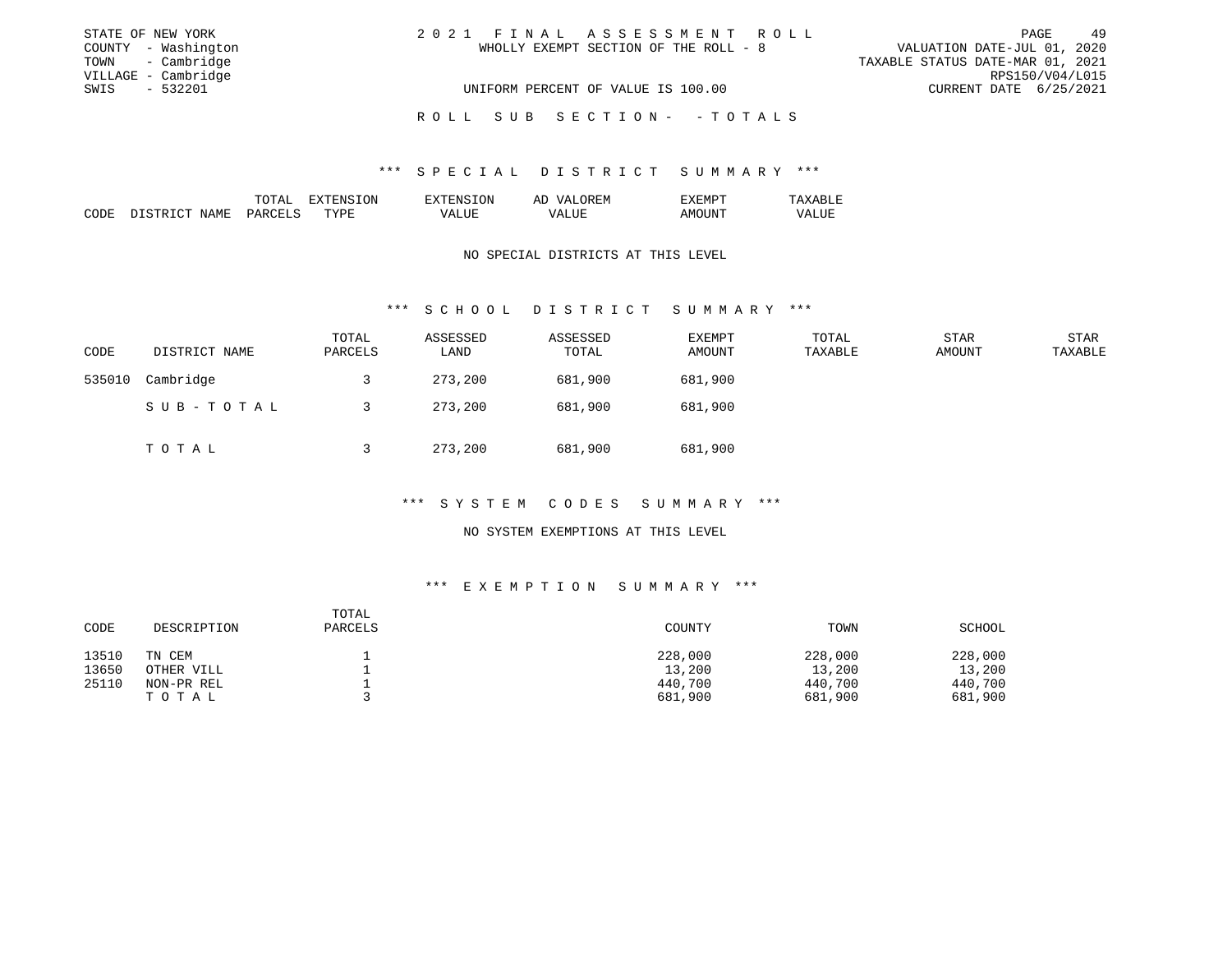STATE OF NEW YORK
COUNTY - Washington
TOWN - Cambridge
VILLAGE - Cambridge
SWIS - 532201

2 0 2 1 F I N A L A S S E S S M E N T R O L L
WHOLLY EXEMPT SECTION OF THE ROLL - 8
UNIFORM PERCENT OF VALUE IS 100.00

VALUATION DATE-JUL 01, 2020
TAXABLE STATUS DATE-MAR 01, 2021
RPS150/V04/L015
CURRENT DATE 6/25/2021

R O L L S U B S E C T I O N - - T O T A L S

### *** S P E C I A L D I S T R I C T S U M M A R Y ***

| CODE | DISTRICT NAME | TOTAL PARCELS | EXTENSION TYPE | EXTENSION VALUE | AD VALOREM VALUE | EXEMPT AMOUNT | TAXABLE VALUE |
|---|---|---|---|---|---|---|---|

NO SPECIAL DISTRICTS AT THIS LEVEL

### *** S C H O O L D I S T R I C T S U M M A R Y ***

| CODE | DISTRICT NAME | TOTAL PARCELS | ASSESSED LAND | ASSESSED TOTAL | EXEMPT AMOUNT | TOTAL TAXABLE | STAR AMOUNT | STAR TAXABLE |
|---|---|---|---|---|---|---|---|---|
| 535010 | Cambridge | 3 | 273,200 | 681,900 | 681,900 | | | |
| | S U B - T O T A L | 3 | 273,200 | 681,900 | 681,900 | | | |
| | T O T A L | 3 | 273,200 | 681,900 | 681,900 | | | |

### *** S Y S T E M C O D E S S U M M A R Y ***

NO SYSTEM EXEMPTIONS AT THIS LEVEL

### *** E X E M P T I O N S U M M A R Y ***

| CODE | DESCRIPTION | TOTAL PARCELS | COUNTY | TOWN | SCHOOL |
|---|---|---|---|---|---|
| 13510 | TN CEM | 1 | 228,000 | 228,000 | 228,000 |
| 13650 | OTHER VILL | 1 | 13,200 | 13,200 | 13,200 |
| 25110 | NON-PR REL | 1 | 440,700 | 440,700 | 440,700 |
| | T O T A L | 3 | 681,900 | 681,900 | 681,900 |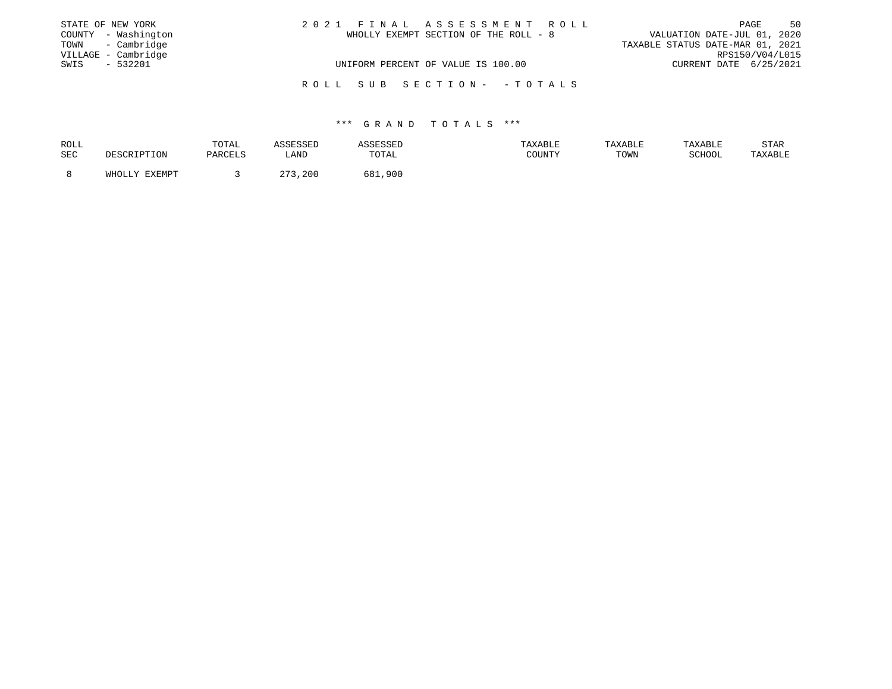STATE OF NEW YORK
COUNTY - Washington
TOWN - Cambridge
VILLAGE - Cambridge
SWIS - 532201

2021 FINAL ASSESSMENT ROLL
WHOLLY EXEMPT SECTION OF THE ROLL - 8

VALUATION DATE-JUL 01, 2020
TAXABLE STATUS DATE-MAR 01, 2021
RPS150/V04/L015

UNIFORM PERCENT OF VALUE IS 100.00

CURRENT DATE 6/25/2021

ROLL SUB SECTION- - TOTALS

*** GRAND TOTALS ***

| ROLL SEC | DESCRIPTION | TOTAL PARCELS | ASSESSED LAND | ASSESSED TOTAL | TAXABLE COUNTY | TAXABLE TOWN | TAXABLE SCHOOL | STAR TAXABLE |
|---|---|---|---|---|---|---|---|---|
| 8 | WHOLLY EXEMPT | 3 | 273,200 | 681,900 | | | | |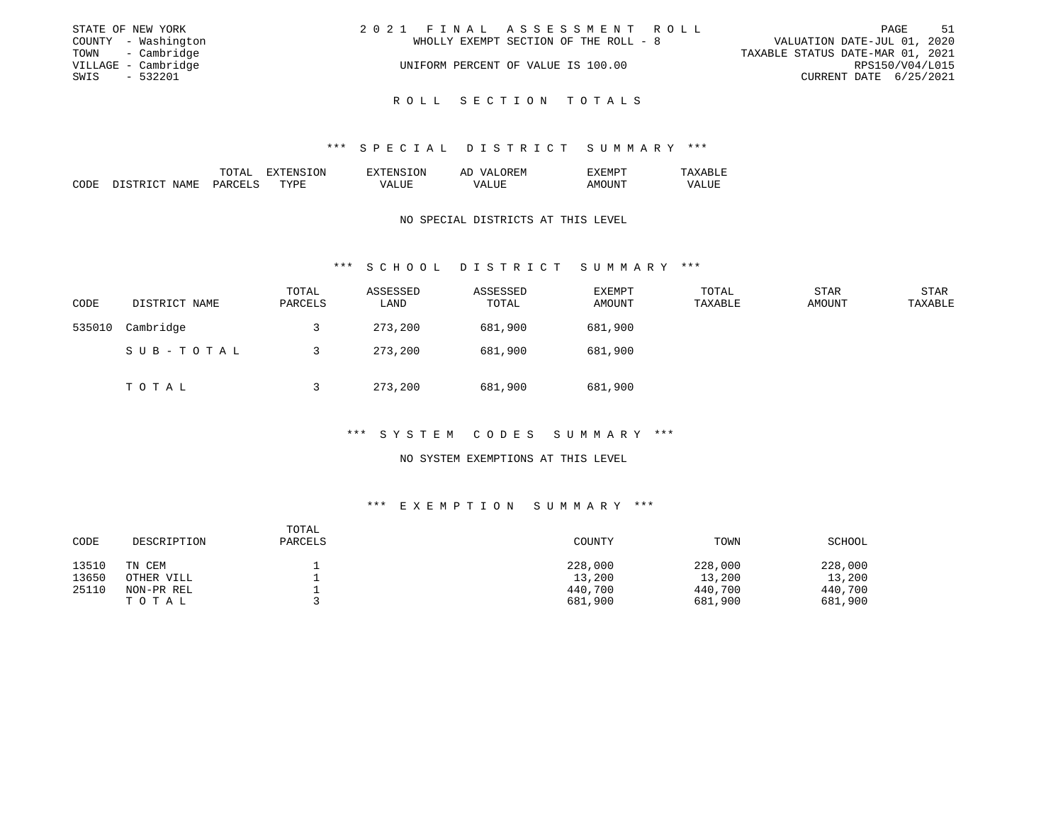STATE OF NEW YORK
COUNTY - Washington
TOWN - Cambridge
VILLAGE - Cambridge
SWIS - 532201

2021 FINAL ASSESSMENT ROLL
WHOLLY EXEMPT SECTION OF THE ROLL - 8
UNIFORM PERCENT OF VALUE IS 100.00

VALUATION DATE-JUL 01, 2020
TAXABLE STATUS DATE-MAR 01, 2021
RPS150/V04/L015
CURRENT DATE 6/25/2021

## ROLL SECTION TOTALS

### *** SPECIAL DISTRICT SUMMARY ***

| CODE | DISTRICT NAME | TOTAL PARCELS | EXTENSION TYPE | EXTENSION VALUE | AD VALOREM VALUE | EXEMPT AMOUNT | TAXABLE VALUE |
|---|---|---|---|---|---|---|---|

NO SPECIAL DISTRICTS AT THIS LEVEL

### *** SCHOOL DISTRICT SUMMARY ***

| CODE | DISTRICT NAME | TOTAL PARCELS | ASSESSED LAND | ASSESSED TOTAL | EXEMPT AMOUNT | TOTAL TAXABLE | STAR AMOUNT | STAR TAXABLE |
|---|---|---|---|---|---|---|---|---|
| 535010 | Cambridge | 3 | 273,200 | 681,900 | 681,900 | | | |
| | SUB-TOTAL | 3 | 273,200 | 681,900 | 681,900 | | | |
| | TOTAL | 3 | 273,200 | 681,900 | 681,900 | | | |

### *** SYSTEM CODES SUMMARY ***

NO SYSTEM EXEMPTIONS AT THIS LEVEL

### *** EXEMPTION SUMMARY ***

| CODE | DESCRIPTION | TOTAL PARCELS | COUNTY | TOWN | SCHOOL |
|---|---|---|---|---|---|
| 13510 | TN CEM | 1 | 228,000 | 228,000 | 228,000 |
| 13650 | OTHER VILL | 1 | 13,200 | 13,200 | 13,200 |
| 25110 | NON-PR REL | 1 | 440,700 | 440,700 | 440,700 |
| | TOTAL | 3 | 681,900 | 681,900 | 681,900 |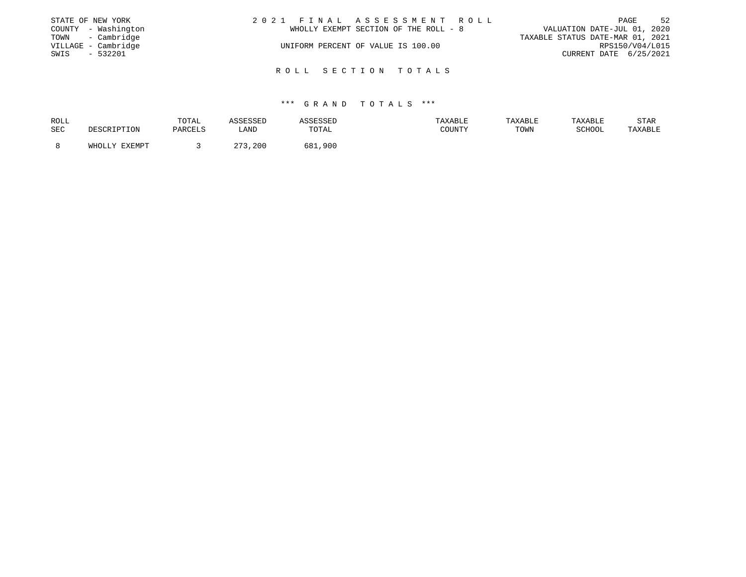STATE OF NEW YORK
COUNTY - Washington
TOWN - Cambridge
VILLAGE - Cambridge
SWIS - 532201

2 0 2 1 F I N A L A S S E S S M E N T R O L L
WHOLLY EXEMPT SECTION OF THE ROLL - 8
UNIFORM PERCENT OF VALUE IS 100.00

VALUATION DATE-JUL 01, 2020
TAXABLE STATUS DATE-MAR 01, 2021
RPS150/V04/L015
CURRENT DATE 6/25/2021

## R O L L S E C T I O N T O T A L S

### \*\*\* G R A N D T O T A L S \*\*\*

| ROLL SEC | DESCRIPTION | TOTAL PARCELS | ASSESSED LAND | ASSESSED TOTAL | TAXABLE COUNTY | TAXABLE TOWN | TAXABLE SCHOOL | STAR TAXABLE |
|---|---|---|---|---|---|---|---|---|
| 8 | WHOLLY EXEMPT | 3 | 273,200 | 681,900 | | | | |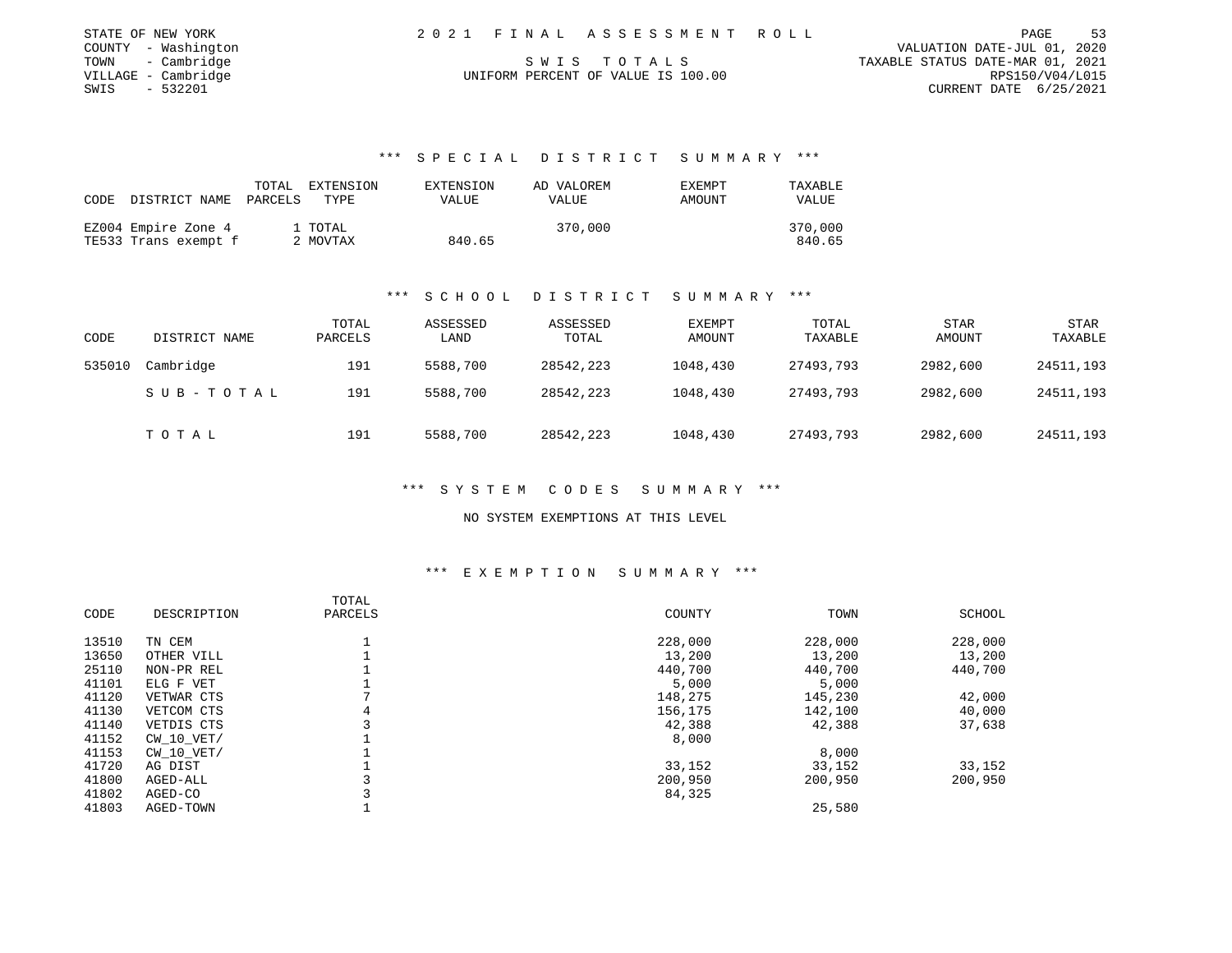STATE OF NEW YORK
COUNTY - Washington
TOWN - Cambridge
VILLAGE - Cambridge
SWIS - 532201

2021 FINAL ASSESSMENT ROLL

SWIS TOTALS

UNIFORM PERCENT OF VALUE IS 100.00

VALUATION DATE-JUL 01, 2020
TAXABLE STATUS DATE-MAR 01, 2021
RPS150/V04/L015
CURRENT DATE 6/25/2021

## *** SPECIAL DISTRICT SUMMARY ***

| CODE | DISTRICT NAME | TOTAL PARCELS | EXTENSION TYPE | EXTENSION VALUE | AD VALOREM VALUE | EXEMPT AMOUNT | TAXABLE VALUE |
|---|---|---|---|---|---|---|---|
| EZ004 | Empire Zone 4 | 1 | TOTAL | | 370,000 | | 370,000 |
| TE533 | Trans exempt f | 2 | MOVTAX | 840.65 | | | 840.65 |

## *** SCHOOL DISTRICT SUMMARY ***

| CODE | DISTRICT NAME | TOTAL PARCELS | ASSESSED LAND | ASSESSED TOTAL | EXEMPT AMOUNT | TOTAL TAXABLE | STAR AMOUNT | STAR TAXABLE |
|---|---|---|---|---|---|---|---|---|
| 535010 | Cambridge | 191 | 5588,700 | 28542,223 | 1048,430 | 27493,793 | 2982,600 | 24511,193 |
| | SUB-TOTAL | 191 | 5588,700 | 28542,223 | 1048,430 | 27493,793 | 2982,600 | 24511,193 |
| | TOTAL | 191 | 5588,700 | 28542,223 | 1048,430 | 27493,793 | 2982,600 | 24511,193 |

## *** SYSTEM CODES SUMMARY ***

NO SYSTEM EXEMPTIONS AT THIS LEVEL

## *** EXEMPTION SUMMARY ***

| CODE | DESCRIPTION | TOTAL PARCELS | COUNTY | TOWN | SCHOOL |
|---|---|---|---|---|---|
| 13510 | TN CEM | 1 | 228,000 | 228,000 | 228,000 |
| 13650 | OTHER VILL | 1 | 13,200 | 13,200 | 13,200 |
| 25110 | NON-PR REL | 1 | 440,700 | 440,700 | 440,700 |
| 41101 | ELG F VET | 1 | 5,000 | 5,000 | |
| 41120 | VETWAR CTS | 7 | 148,275 | 145,230 | 42,000 |
| 41130 | VETCOM CTS | 4 | 156,175 | 142,100 | 40,000 |
| 41140 | VETDIS CTS | 3 | 42,388 | 42,388 | 37,638 |
| 41152 | CW_10_VET/ | 1 | 8,000 | | |
| 41153 | CW_10_VET/ | 1 | | 8,000 | |
| 41720 | AG DIST | 1 | 33,152 | 33,152 | 33,152 |
| 41800 | AGED-ALL | 3 | 200,950 | 200,950 | 200,950 |
| 41802 | AGED-CO | 3 | 84,325 | | |
| 41803 | AGED-TOWN | 1 | | 25,580 | |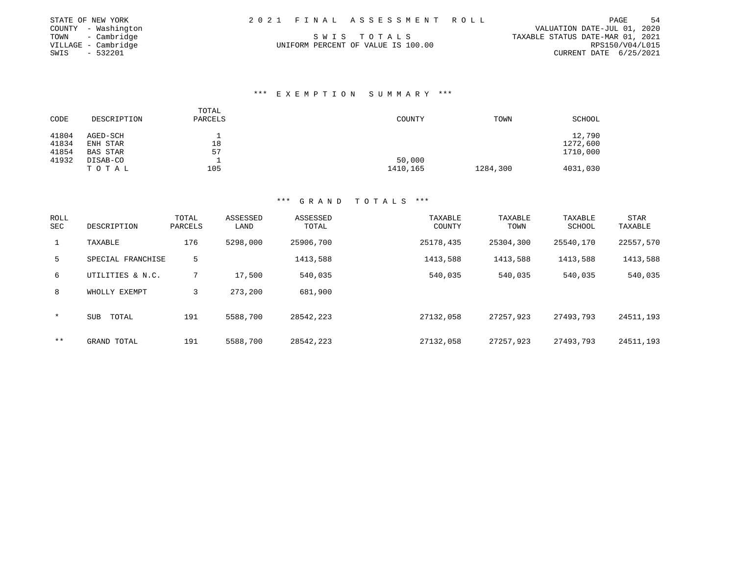STATE OF NEW YORK
COUNTY - Washington
TOWN - Cambridge
VILLAGE - Cambridge
SWIS - 532201

2021 FINAL ASSESSMENT ROLL

SWIS TOTALS

UNIFORM PERCENT OF VALUE IS 100.00

VALUATION DATE-JUL 01, 2020
TAXABLE STATUS DATE-MAR 01, 2021
RPS150/V04/L015
CURRENT DATE 6/25/2021

### *** EXEMPTION SUMMARY ***

| CODE | DESCRIPTION | TOTAL PARCELS | COUNTY | TOWN | SCHOOL |
|---|---|---|---|---|---|
| 41804 | AGED-SCH | 1 | | | 12,790 |
| 41834 | ENH STAR | 18 | | | 1272,600 |
| 41854 | BAS STAR | 57 | | | 1710,000 |
| 41932 | DISAB-CO | 1 | 50,000 | | |
| | T O T A L | 105 | 1410,165 | 1284,300 | 4031,030 |

### *** GRAND TOTALS ***

| ROLL SEC | DESCRIPTION | TOTAL PARCELS | ASSESSED LAND | ASSESSED TOTAL | TAXABLE COUNTY | TAXABLE TOWN | TAXABLE SCHOOL | STAR TAXABLE |
|---|---|---|---|---|---|---|---|---|
| 1 | TAXABLE | 176 | 5298,000 | 25906,700 | 25178,435 | 25304,300 | 25540,170 | 22557,570 |
| 5 | SPECIAL FRANCHISE | 5 | | 1413,588 | 1413,588 | 1413,588 | 1413,588 | 1413,588 |
| 6 | UTILITIES & N.C. | 7 | 17,500 | 540,035 | 540,035 | 540,035 | 540,035 | 540,035 |
| 8 | WHOLLY EXEMPT | 3 | 273,200 | 681,900 | | | | |
| * | SUB TOTAL | 191 | 5588,700 | 28542,223 | 27132,058 | 27257,923 | 27493,793 | 24511,193 |
| ** | GRAND TOTAL | 191 | 5588,700 | 28542,223 | 27132,058 | 27257,923 | 27493,793 | 24511,193 |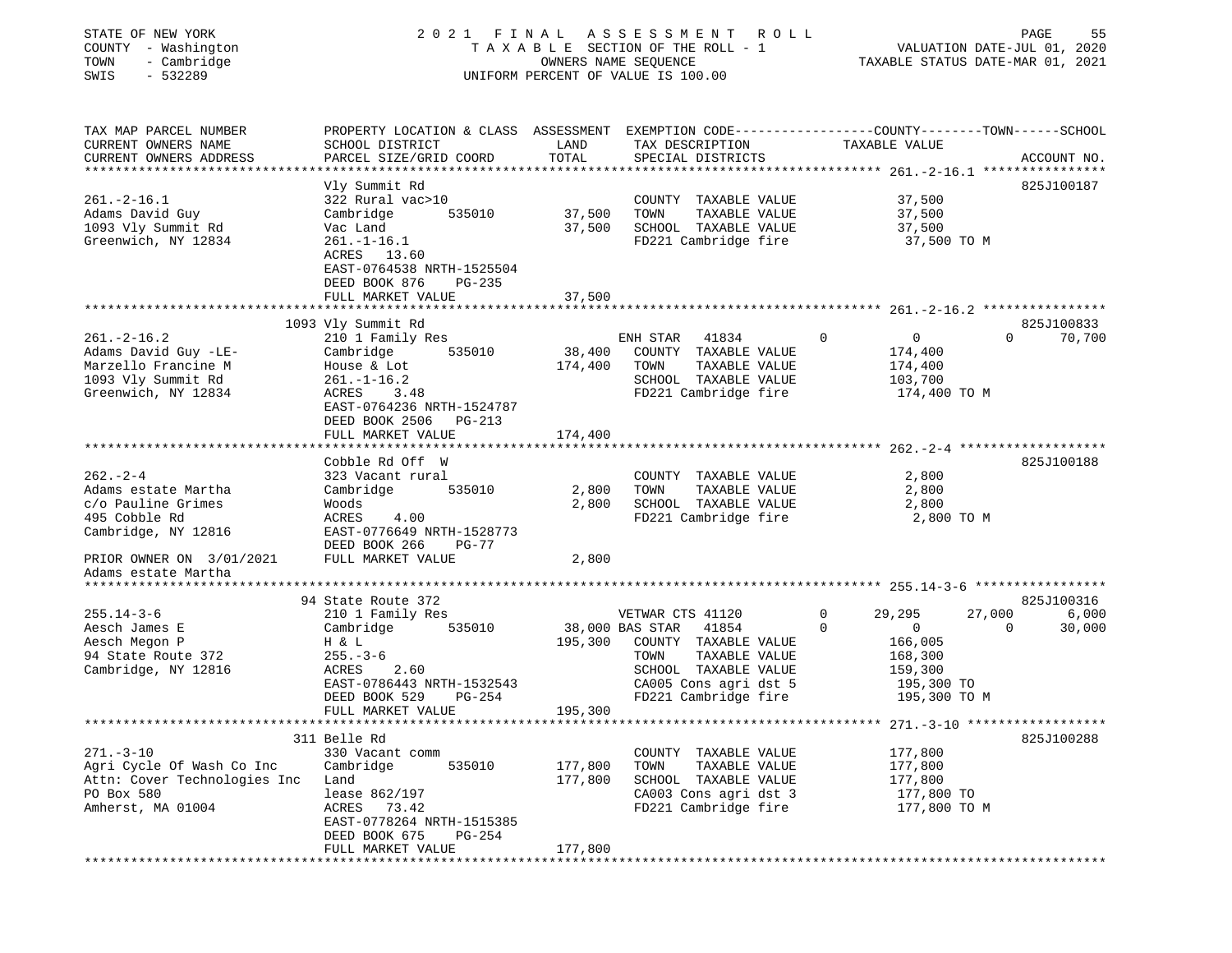STATE OF NEW YORK — 2021 FINAL ASSESSMENT ROLL
COUNTY - Washington — TAXABLE SECTION OF THE ROLL - 1 — VALUATION DATE-JUL 01, 2020
TOWN - Cambridge — OWNERS NAME SEQUENCE — TAXABLE STATUS DATE-MAR 01, 2021
SWIS - 532289 — UNIFORM PERCENT OF VALUE IS 100.00

```
TAX MAP PARCEL NUMBER          PROPERTY LOCATION & CLASS  ASSESSMENT  EXEMPTION CODE-----------------COUNTY--------TOWN------SCHOOL
CURRENT OWNERS NAME            SCHOOL DISTRICT               LAND      TAX DESCRIPTION                 TAXABLE VALUE
CURRENT OWNERS ADDRESS         PARCEL SIZE/GRID COORD        TOTAL     SPECIAL DISTRICTS                                    ACCOUNT NO.
******************************************************************************************************* 261.-2-16.1 ****************
                               Vly Summit Rd                                                                         825J100187
261.-2-16.1                    322 Rural vac>10                        COUNTY  TAXABLE VALUE            37,500
Adams David Guy                Cambridge        535010       37,500    TOWN    TAXABLE VALUE            37,500
1093 Vly Summit Rd             Vac Land                      37,500    SCHOOL  TAXABLE VALUE            37,500
Greenwich, NY 12834            261.-1-16.1                             FD221 Cambridge fire              37,500 TO M
                               ACRES   13.60
                               EAST-0764538 NRTH-1525504
                               DEED BOOK 876    PG-235
                               FULL MARKET VALUE             37,500
******************************************************************************************************* 261.-2-16.2 ****************
                            1093 Vly Summit Rd                                                                       825J100833
261.-2-16.2                    210 1 Family Res                        ENH STAR   41834        0              0             0      70,700
Adams David Guy -LE-           Cambridge        535010       38,400    COUNTY  TAXABLE VALUE           174,400
Marzello Francine M            House & Lot                  174,400    TOWN    TAXABLE VALUE           174,400
1093 Vly Summit Rd             261.-1-16.2                             SCHOOL  TAXABLE VALUE           103,700
Greenwich, NY 12834            ACRES    3.48                           FD221 Cambridge fire             174,400 TO M
                               EAST-0764236 NRTH-1524787
                               DEED BOOK 2506   PG-213
                               FULL MARKET VALUE            174,400
******************************************************************************************************* 262.-2-4 *******************
                               Cobble Rd Off  W                                                                      825J100188
262.-2-4                       323 Vacant rural                        COUNTY  TAXABLE VALUE             2,800
Adams estate Martha            Cambridge        535010        2,800    TOWN    TAXABLE VALUE             2,800
c/o Pauline Grimes             Woods                          2,800    SCHOOL  TAXABLE VALUE             2,800
495 Cobble Rd                  ACRES    4.00                           FD221 Cambridge fire               2,800 TO M
Cambridge, NY 12816            EAST-0776649 NRTH-1528773
                               DEED BOOK 266    PG-77
PRIOR OWNER ON 3/01/2021       FULL MARKET VALUE              2,800
Adams estate Martha
******************************************************************************************************* 255.14-3-6 *****************
                            94 State Route 372                                                                       825J100316
255.14-3-6                     210 1 Family Res                        VETWAR CTS 41120        0         29,295        27,000       6,000
Aesch James E                  Cambridge        535010       38,000 BAS STAR   41854        0              0             0      30,000
Aesch Megon P                  H & L                        195,300    COUNTY  TAXABLE VALUE           166,005
94 State Route 372             255.-3-6                                TOWN    TAXABLE VALUE           168,300
Cambridge, NY 12816            ACRES    2.60                           SCHOOL  TAXABLE VALUE           159,300
                               EAST-0786443 NRTH-1532543               CA005 Cons agri dst 5            195,300 TO
                               DEED BOOK 529    PG-254                 FD221 Cambridge fire             195,300 TO M
                               FULL MARKET VALUE            195,300
******************************************************************************************************* 271.-3-10 ******************
                           311 Belle Rd                                                                              825J100288
271.-3-10                      330 Vacant comm                         COUNTY  TAXABLE VALUE           177,800
Agri Cycle Of Wash Co Inc      Cambridge        535010      177,800    TOWN    TAXABLE VALUE           177,800
Attn: Cover Technologies Inc   Land                         177,800    SCHOOL  TAXABLE VALUE           177,800
PO Box 580                     lease 862/197                           CA003 Cons agri dst 3            177,800 TO
Amherst, MA 01004              ACRES   73.42                           FD221 Cambridge fire             177,800 TO M
                               EAST-0778264 NRTH-1515385
                               DEED BOOK 675    PG-254
                               FULL MARKET VALUE            177,800
************************************************************************************************************************************
```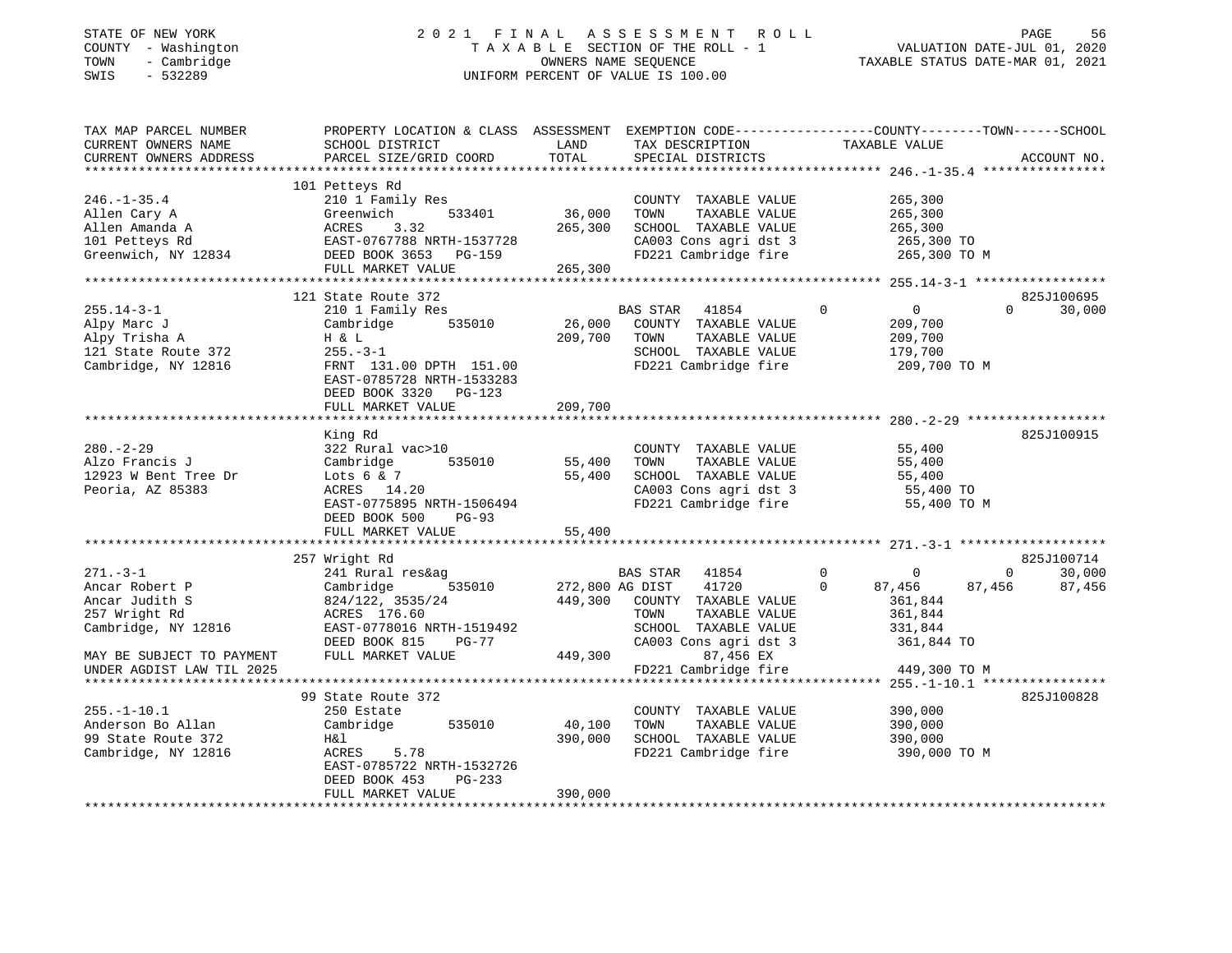STATE OF NEW YORK
COUNTY - Washington
TOWN - Cambridge
SWIS - 532289

2021 FINAL ASSESSMENT ROLL
TAXABLE SECTION OF THE ROLL - 1
OWNERS NAME SEQUENCE
UNIFORM PERCENT OF VALUE IS 100.00

VALUATION DATE-JUL 01, 2020
TAXABLE STATUS DATE-MAR 01, 2021

| TAX MAP PARCEL NUMBER / CURRENT OWNERS NAME / CURRENT OWNERS ADDRESS | PROPERTY LOCATION & CLASS / SCHOOL DISTRICT / PARCEL SIZE/GRID COORD | ASSESSMENT LAND | TOTAL | EXEMPTION CODE / TAX DESCRIPTION / SPECIAL DISTRICTS | COUNTY | TOWN | SCHOOL | ACCOUNT NO. |
|---|---|---|---|---|---|---|---|---|
| **246.-1-35.4** | 101 Petteys Rd | | | | | | | |
| 246.-1-35.4 | 210 1 Family Res | | | COUNTY TAXABLE VALUE | 265,300 | | | |
| Allen Cary A | Greenwich 533401 | 36,000 | | TOWN TAXABLE VALUE | | 265,300 | | |
| Allen Amanda A | ACRES 3.32 | | 265,300 | SCHOOL TAXABLE VALUE | | | 265,300 | |
| 101 Petteys Rd | EAST-0767788 NRTH-1537728 | | | CA003 Cons agri dst 3 | 265,300 TO | | | |
| Greenwich, NY 12834 | DEED BOOK 3653 PG-159 | | | FD221 Cambridge fire | 265,300 TO M | | | |
| | FULL MARKET VALUE | | 265,300 | | | | | |
| **255.14-3-1** | 121 State Route 372 | | | | | | | 825J100695 |
| 255.14-3-1 | 210 1 Family Res | | | BAS STAR 41854 | 0 | 0 | 30,000 | |
| Alpy Marc J | Cambridge 535010 | 26,000 | | COUNTY TAXABLE VALUE | 209,700 | | | |
| Alpy Trisha A | H & L | | 209,700 | TOWN TAXABLE VALUE | | 209,700 | | |
| 121 State Route 372 | 255.-3-1 | | | SCHOOL TAXABLE VALUE | | | 179,700 | |
| Cambridge, NY 12816 | FRNT 131.00 DPTH 151.00 | | | FD221 Cambridge fire | 209,700 TO M | | | |
| | EAST-0785728 NRTH-1533283 | | | | | | | |
| | DEED BOOK 3320 PG-123 | | | | | | | |
| | FULL MARKET VALUE | | 209,700 | | | | | |
| **280.-2-29** | King Rd | | | | | | | 825J100915 |
| 280.-2-29 | 322 Rural vac>10 | | | COUNTY TAXABLE VALUE | 55,400 | | | |
| Alzo Francis J | Cambridge 535010 | 55,400 | | TOWN TAXABLE VALUE | | 55,400 | | |
| 12923 W Bent Tree Dr | Lots 6 & 7 | | 55,400 | SCHOOL TAXABLE VALUE | | | 55,400 | |
| Peoria, AZ 85383 | ACRES 14.20 | | | CA003 Cons agri dst 3 | 55,400 TO | | | |
| | EAST-0775895 NRTH-1506494 | | | FD221 Cambridge fire | 55,400 TO M | | | |
| | DEED BOOK 500 PG-93 | | | | | | | |
| | FULL MARKET VALUE | | 55,400 | | | | | |
| **271.-3-1** | 257 Wright Rd | | | | | | | 825J100714 |
| 271.-3-1 | 241 Rural res&ag | | | BAS STAR 41854 | 0 | 0 | 30,000 | |
| Ancar Robert P | Cambridge 535010 | 272,800 | | AG DIST 41720 | 87,456 | 87,456 | 87,456 | |
| Ancar Judith S | 824/122, 3535/24 | | 449,300 | COUNTY TAXABLE VALUE | 361,844 | | | |
| 257 Wright Rd | ACRES 176.60 | | | TOWN TAXABLE VALUE | | 361,844 | | |
| Cambridge, NY 12816 | EAST-0778016 NRTH-1519492 | | | SCHOOL TAXABLE VALUE | | | 331,844 | |
| | DEED BOOK 815 PG-77 | | | CA003 Cons agri dst 3 | 361,844 TO | | | |
| MAY BE SUBJECT TO PAYMENT | FULL MARKET VALUE | | 449,300 | 87,456 EX | | | | |
| UNDER AGDIST LAW TIL 2025 | | | | FD221 Cambridge fire | 449,300 TO M | | | |
| **255.-1-10.1** | 99 State Route 372 | | | | | | | 825J100828 |
| 255.-1-10.1 | 250 Estate | | | COUNTY TAXABLE VALUE | 390,000 | | | |
| Anderson Bo Allan | Cambridge 535010 | 40,100 | | TOWN TAXABLE VALUE | | 390,000 | | |
| 99 State Route 372 | H&l | | 390,000 | SCHOOL TAXABLE VALUE | | | 390,000 | |
| Cambridge, NY 12816 | ACRES 5.78 | | | FD221 Cambridge fire | 390,000 TO M | | | |
| | EAST-0785722 NRTH-1532726 | | | | | | | |
| | DEED BOOK 453 PG-233 | | | | | | | |
| | FULL MARKET VALUE | | 390,000 | | | | | |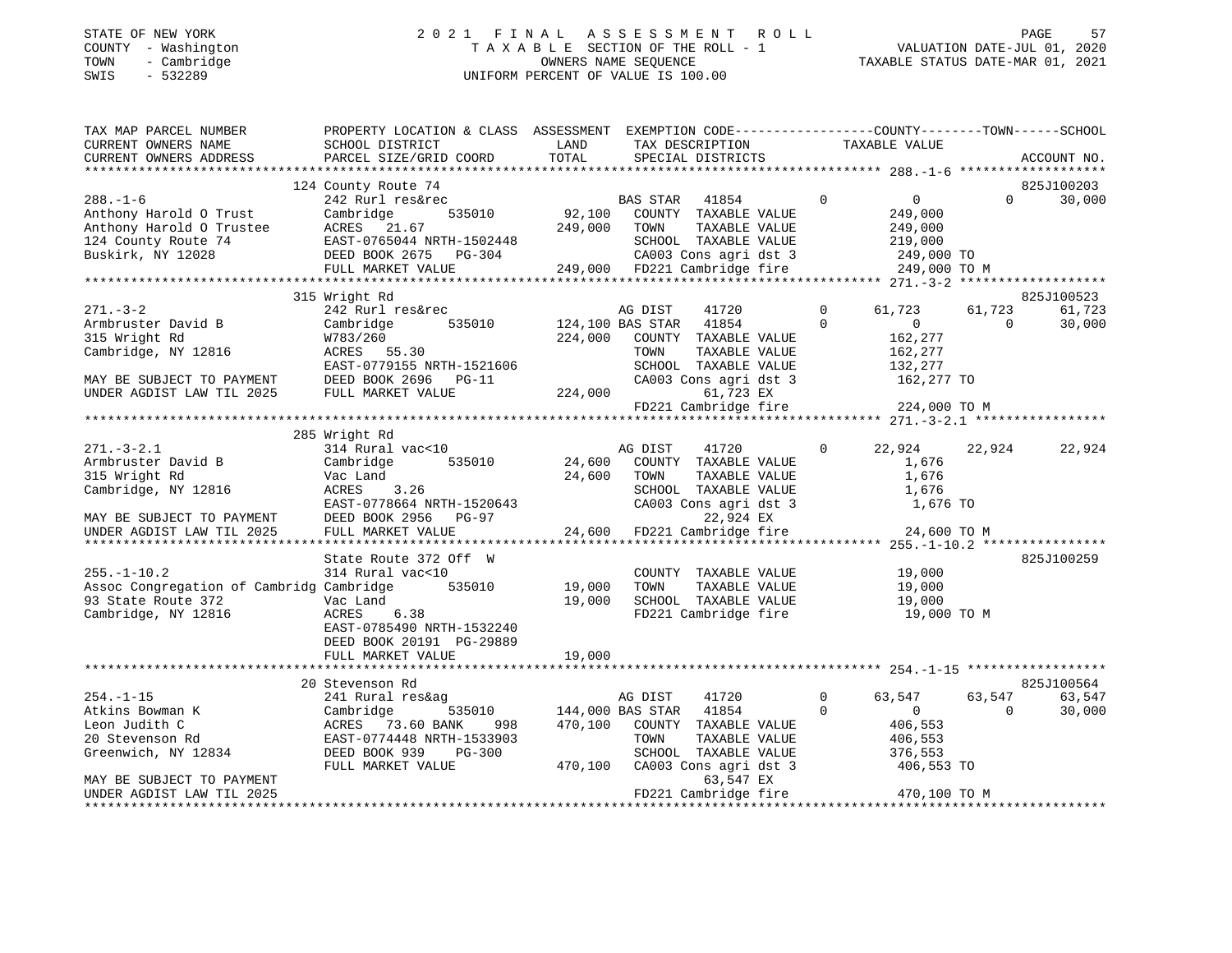STATE OF NEW YORK — 2021 FINAL ASSESSMENT ROLL
COUNTY - Washington — TAXABLE SECTION OF THE ROLL - 1 — VALUATION DATE-JUL 01, 2020
TOWN - Cambridge — OWNERS NAME SEQUENCE — TAXABLE STATUS DATE-MAR 01, 2021
SWIS - 532289 — UNIFORM PERCENT OF VALUE IS 100.00

```
TAX MAP PARCEL NUMBER          PROPERTY LOCATION & CLASS  ASSESSMENT  EXEMPTION CODE-----------------COUNTY--------TOWN------SCHOOL
CURRENT OWNERS NAME            SCHOOL DISTRICT              LAND      TAX DESCRIPTION             TAXABLE VALUE
CURRENT OWNERS ADDRESS         PARCEL SIZE/GRID COORD       TOTAL     SPECIAL DISTRICTS                                      ACCOUNT NO.
*********************************************************************************************** 288.-1-6 *******************
                               124 County Route 74                                                                       825J100203
288.-1-6                       242 Rurl res&rec                       BAS STAR   41854        0         0          0       30,000
Anthony Harold O Trust         Cambridge       535010       92,100    COUNTY  TAXABLE VALUE           249,000
Anthony Harold O Trustee       ACRES  21.67                249,000    TOWN    TAXABLE VALUE           249,000
124 County Route 74            EAST-0765044 NRTH-1502448              SCHOOL  TAXABLE VALUE           219,000
Buskirk, NY 12028              DEED BOOK 2675   PG-304                CA003 Cons agri dst 3            249,000 TO
                               FULL MARKET VALUE           249,000    FD221 Cambridge fire             249,000 TO M
*********************************************************************************************** 271.-3-2 *******************
                               315 Wright Rd                                                                             825J100523
271.-3-2                       242 Rurl res&rec                       AG DIST    41720        0    61,723     61,723       61,723
Armbruster David B             Cambridge       535010      124,100 BAS STAR  41854           0         0          0       30,000
315 Wright Rd                  W783/260                    224,000    COUNTY  TAXABLE VALUE           162,277
Cambridge, NY 12816            ACRES  55.30                           TOWN    TAXABLE VALUE           162,277
                               EAST-0779155 NRTH-1521606              SCHOOL  TAXABLE VALUE           132,277
MAY BE SUBJECT TO PAYMENT      DEED BOOK 2696   PG-11                 CA003 Cons agri dst 3            162,277 TO
UNDER AGDIST LAW TIL 2025      FULL MARKET VALUE           224,000            61,723 EX
                                                                      FD221 Cambridge fire             224,000 TO M
*********************************************************************************************** 271.-3-2.1 *****************
                               285 Wright Rd
271.-3-2.1                     314 Rural vac<10                       AG DIST    41720        0    22,924     22,924       22,924
Armbruster David B             Cambridge       535010       24,600    COUNTY  TAXABLE VALUE             1,676
315 Wright Rd                  Vac Land                     24,600    TOWN    TAXABLE VALUE             1,676
Cambridge, NY 12816            ACRES   3.26                           SCHOOL  TAXABLE VALUE             1,676
                               EAST-0778664 NRTH-1520643              CA003 Cons agri dst 3              1,676 TO
MAY BE SUBJECT TO PAYMENT      DEED BOOK 2956   PG-97                         22,924 EX
UNDER AGDIST LAW TIL 2025      FULL MARKET VALUE            24,600    FD221 Cambridge fire              24,600 TO M
*********************************************************************************************** 255.-1-10.2 ****************
                               State Route 372 Off  W                                                                    825J100259
255.-1-10.2                    314 Rural vac<10                       COUNTY  TAXABLE VALUE            19,000
Assoc Congregation of Cambridg Cambridge       535010       19,000    TOWN    TAXABLE VALUE            19,000
93 State Route 372             Vac Land                     19,000    SCHOOL  TAXABLE VALUE            19,000
Cambridge, NY 12816            ACRES   6.38                           FD221 Cambridge fire              19,000 TO M
                               EAST-0785490 NRTH-1532240
                               DEED BOOK 20191  PG-29889
                               FULL MARKET VALUE            19,000
*********************************************************************************************** 254.-1-15 ******************
                               20 Stevenson Rd                                                                           825J100564
254.-1-15                      241 Rural res&ag                       AG DIST    41720        0    63,547     63,547       63,547
Atkins Bowman K                Cambridge       535010      144,000 BAS STAR  41854           0         0          0       30,000
Leon Judith C                  ACRES  73.60 BANK     998   470,100    COUNTY  TAXABLE VALUE           406,553
20 Stevenson Rd                EAST-0774448 NRTH-1533903              TOWN    TAXABLE VALUE           406,553
Greenwich, NY 12834            DEED BOOK 939    PG-300                SCHOOL  TAXABLE VALUE           376,553
                               FULL MARKET VALUE           470,100    CA003 Cons agri dst 3            406,553 TO
MAY BE SUBJECT TO PAYMENT                                                     63,547 EX
UNDER AGDIST LAW TIL 2025                                             FD221 Cambridge fire             470,100 TO M
*****************************************************************************************************************************
```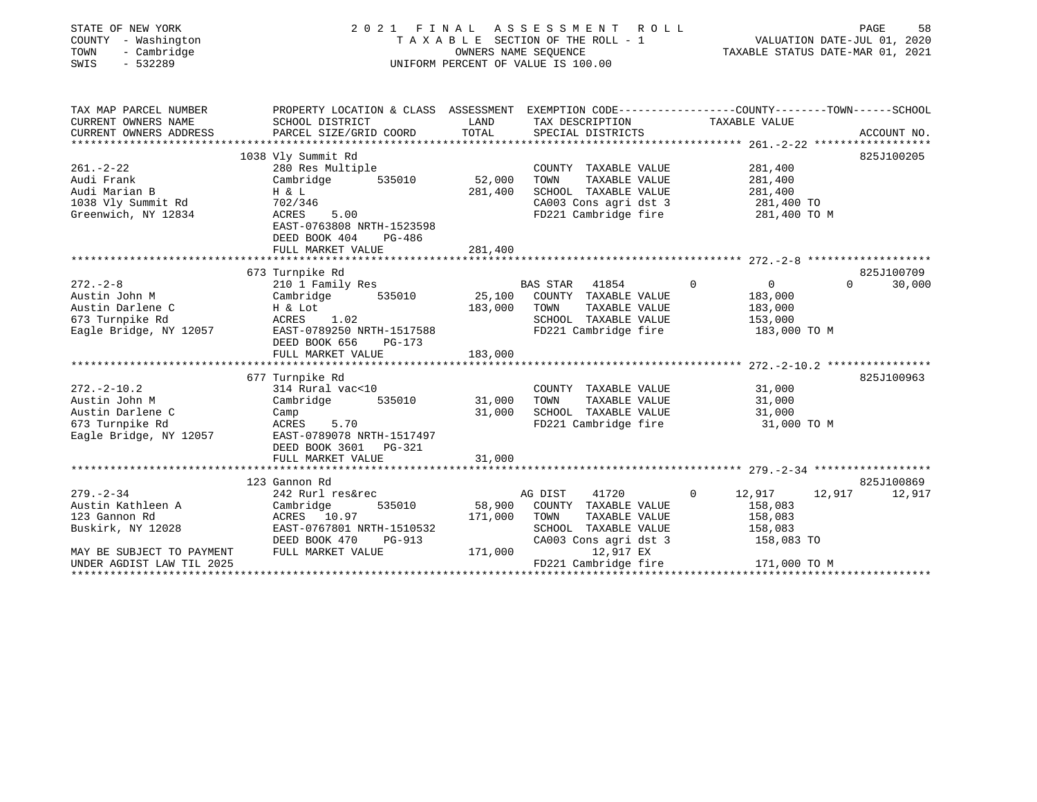STATE OF NEW YORK
COUNTY - Washington
TOWN - Cambridge
SWIS - 532289

# 2021 FINAL ASSESSMENT ROLL

TAXABLE SECTION OF THE ROLL - 1
OWNERS NAME SEQUENCE
UNIFORM PERCENT OF VALUE IS 100.00

VALUATION DATE-JUL 01, 2020
TAXABLE STATUS DATE-MAR 01, 2021

| TAX MAP PARCEL NUMBER / CURRENT OWNERS NAME / CURRENT OWNERS ADDRESS | PROPERTY LOCATION & CLASS / SCHOOL DISTRICT / PARCEL SIZE/GRID COORD | ASSESSMENT LAND / TOTAL | EXEMPTION CODE / TAX DESCRIPTION / SPECIAL DISTRICTS | COUNTY TAXABLE VALUE | TOWN | SCHOOL | ACCOUNT NO. |
|---|---|---|---|---|---|---|---|
| **261.-2-22** | 1038 Vly Summit Rd | | | | | | 825J100205 |
| 261.-2-22 | 280 Res Multiple | | COUNTY TAXABLE VALUE | 281,400 | | | |
| Audi Frank | Cambridge 535010 | 52,000 | TOWN TAXABLE VALUE | 281,400 | | | |
| Audi Marian B | H & L | 281,400 | SCHOOL TAXABLE VALUE | 281,400 | | | |
| 1038 Vly Summit Rd | 702/346 | | CA003 Cons agri dst 3 | 281,400 TO | | | |
| Greenwich, NY 12834 | ACRES 5.00 | | FD221 Cambridge fire | 281,400 TO M | | | |
| | EAST-0763808 NRTH-1523598 | | | | | | |
| | DEED BOOK 404 PG-486 | | | | | | |
| | FULL MARKET VALUE | 281,400 | | | | | |
| **272.-2-8** | 673 Turnpike Rd | | | | | | 825J100709 |
| 272.-2-8 | 210 1 Family Res | | BAS STAR 41854 | 0 | 0 | 30,000 | |
| Austin John M | Cambridge 535010 | 25,100 | COUNTY TAXABLE VALUE | 183,000 | | | |
| Austin Darlene C | H & Lot | 183,000 | TOWN TAXABLE VALUE | 183,000 | | | |
| 673 Turnpike Rd | ACRES 1.02 | | SCHOOL TAXABLE VALUE | 153,000 | | | |
| Eagle Bridge, NY 12057 | EAST-0789250 NRTH-1517588 | | FD221 Cambridge fire | 183,000 TO M | | | |
| | DEED BOOK 656 PG-173 | | | | | | |
| | FULL MARKET VALUE | 183,000 | | | | | |
| **272.-2-10.2** | 677 Turnpike Rd | | | | | | 825J100963 |
| 272.-2-10.2 | 314 Rural vac<10 | | COUNTY TAXABLE VALUE | 31,000 | | | |
| Austin John M | Cambridge 535010 | 31,000 | TOWN TAXABLE VALUE | 31,000 | | | |
| Austin Darlene C | Camp | 31,000 | SCHOOL TAXABLE VALUE | 31,000 | | | |
| 673 Turnpike Rd | ACRES 5.70 | | FD221 Cambridge fire | 31,000 TO M | | | |
| Eagle Bridge, NY 12057 | EAST-0789078 NRTH-1517497 | | | | | | |
| | DEED BOOK 3601 PG-321 | | | | | | |
| | FULL MARKET VALUE | 31,000 | | | | | |
| **279.-2-34** | 123 Gannon Rd | | | | | | 825J100869 |
| 279.-2-34 | 242 Rurl res&rec | | AG DIST 41720 | 12,917 | 12,917 | 12,917 | |
| Austin Kathleen A | Cambridge 535010 | 58,900 | COUNTY TAXABLE VALUE | 158,083 | | | |
| 123 Gannon Rd | ACRES 10.97 | 171,000 | TOWN TAXABLE VALUE | 158,083 | | | |
| Buskirk, NY 12028 | EAST-0767801 NRTH-1510532 | | SCHOOL TAXABLE VALUE | 158,083 | | | |
| | DEED BOOK 470 PG-913 | | CA003 Cons agri dst 3 | 158,083 TO | | | |
| MAY BE SUBJECT TO PAYMENT | FULL MARKET VALUE | 171,000 | 12,917 EX | | | | |
| UNDER AGDIST LAW TIL 2025 | | | FD221 Cambridge fire | 171,000 TO M | | | |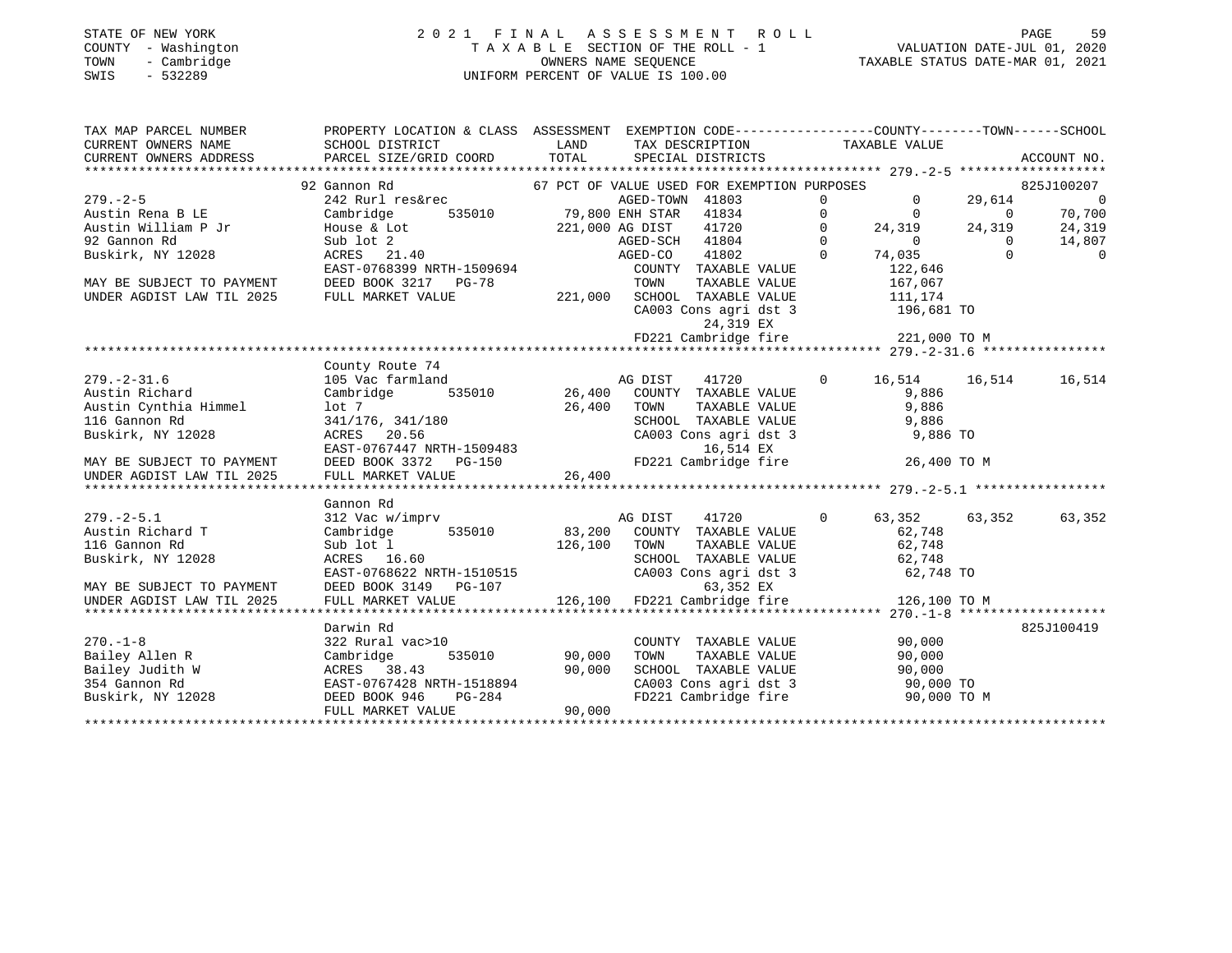STATE OF NEW YORK
COUNTY - Washington
TOWN - Cambridge
SWIS - 532289

2021 FINAL ASSESSMENT ROLL
TAXABLE SECTION OF THE ROLL - 1
OWNERS NAME SEQUENCE
UNIFORM PERCENT OF VALUE IS 100.00

VALUATION DATE-JUL 01, 2020
TAXABLE STATUS DATE-MAR 01, 2021

```
TAX MAP PARCEL NUMBER          PROPERTY LOCATION & CLASS  ASSESSMENT  EXEMPTION CODE-----------------COUNTY--------TOWN------SCHOOL
CURRENT OWNERS NAME            SCHOOL DISTRICT               LAND      TAX DESCRIPTION            TAXABLE VALUE
CURRENT OWNERS ADDRESS         PARCEL SIZE/GRID COORD        TOTAL     SPECIAL DISTRICTS                                    ACCOUNT NO.
******************************************************************************************************* 279.-2-5 *******************
                               92 Gannon Rd                  67 PCT OF VALUE USED FOR EXEMPTION PURPOSES                     825J100207
279.-2-5                       242 Rurl res&rec                    AGED-TOWN  41803        0          0     29,614          0
Austin Rena B LE               Cambridge      535010        79,800 ENH STAR   41834        0          0          0     70,700
Austin William P Jr            House & Lot                 221,000 AG DIST    41720        0     24,319     24,319     24,319
92 Gannon Rd                   Sub lot 2                           AGED-SCH   41804        0          0          0     14,807
Buskirk, NY 12028              ACRES  21.40                        AGED-CO    41802        0     74,035          0          0
                               EAST-0768399 NRTH-1509694           COUNTY  TAXABLE VALUE          122,646
MAY BE SUBJECT TO PAYMENT      DEED BOOK 3217   PG-78              TOWN    TAXABLE VALUE          167,067
UNDER AGDIST LAW TIL 2025      FULL MARKET VALUE           221,000 SCHOOL  TAXABLE VALUE          111,174
                                                                   CA003 Cons agri dst 3          196,681 TO
                                                                        24,319 EX
                                                                   FD221 Cambridge fire           221,000 TO M
******************************************************************************************************* 279.-2-31.6 ****************
                               County Route 74
279.-2-31.6                    105 Vac farmland                    AG DIST    41720        0     16,514     16,514     16,514
Austin Richard                 Cambridge      535010        26,400 COUNTY  TAXABLE VALUE            9,886
Austin Cynthia Himmel          lot 7                        26,400 TOWN    TAXABLE VALUE            9,886
116 Gannon Rd                  341/176, 341/180                    SCHOOL  TAXABLE VALUE            9,886
Buskirk, NY 12028              ACRES  20.56                        CA003 Cons agri dst 3            9,886 TO
                               EAST-0767447 NRTH-1509483                16,514 EX
MAY BE SUBJECT TO PAYMENT      DEED BOOK 3372   PG-150             FD221 Cambridge fire            26,400 TO M
UNDER AGDIST LAW TIL 2025      FULL MARKET VALUE            26,400
******************************************************************************************************* 279.-2-5.1 *****************
                               Gannon Rd
279.-2-5.1                     312 Vac w/imprv                     AG DIST    41720        0     63,352     63,352     63,352
Austin Richard T               Cambridge      535010        83,200 COUNTY  TAXABLE VALUE           62,748
116 Gannon Rd                  Sub lot 1                   126,100 TOWN    TAXABLE VALUE           62,748
Buskirk, NY 12028              ACRES  16.60                        SCHOOL  TAXABLE VALUE           62,748
                               EAST-0768622 NRTH-1510515           CA003 Cons agri dst 3           62,748 TO
MAY BE SUBJECT TO PAYMENT      DEED BOOK 3149   PG-107                  63,352 EX
UNDER AGDIST LAW TIL 2025      FULL MARKET VALUE           126,100 FD221 Cambridge fire           126,100 TO M
******************************************************************************************************* 270.-1-8 *******************
                               Darwin Rd                                                                             825J100419
270.-1-8                       322 Rural vac>10                    COUNTY  TAXABLE VALUE           90,000
Bailey Allen R                 Cambridge      535010        90,000 TOWN    TAXABLE VALUE           90,000
Bailey Judith W                ACRES  38.43                 90,000 SCHOOL  TAXABLE VALUE           90,000
354 Gannon Rd                  EAST-0767428 NRTH-1518894           CA003 Cons agri dst 3           90,000 TO
Buskirk, NY 12028              DEED BOOK 946    PG-284             FD221 Cambridge fire            90,000 TO M
                               FULL MARKET VALUE            90,000
************************************************************************************************************************************
```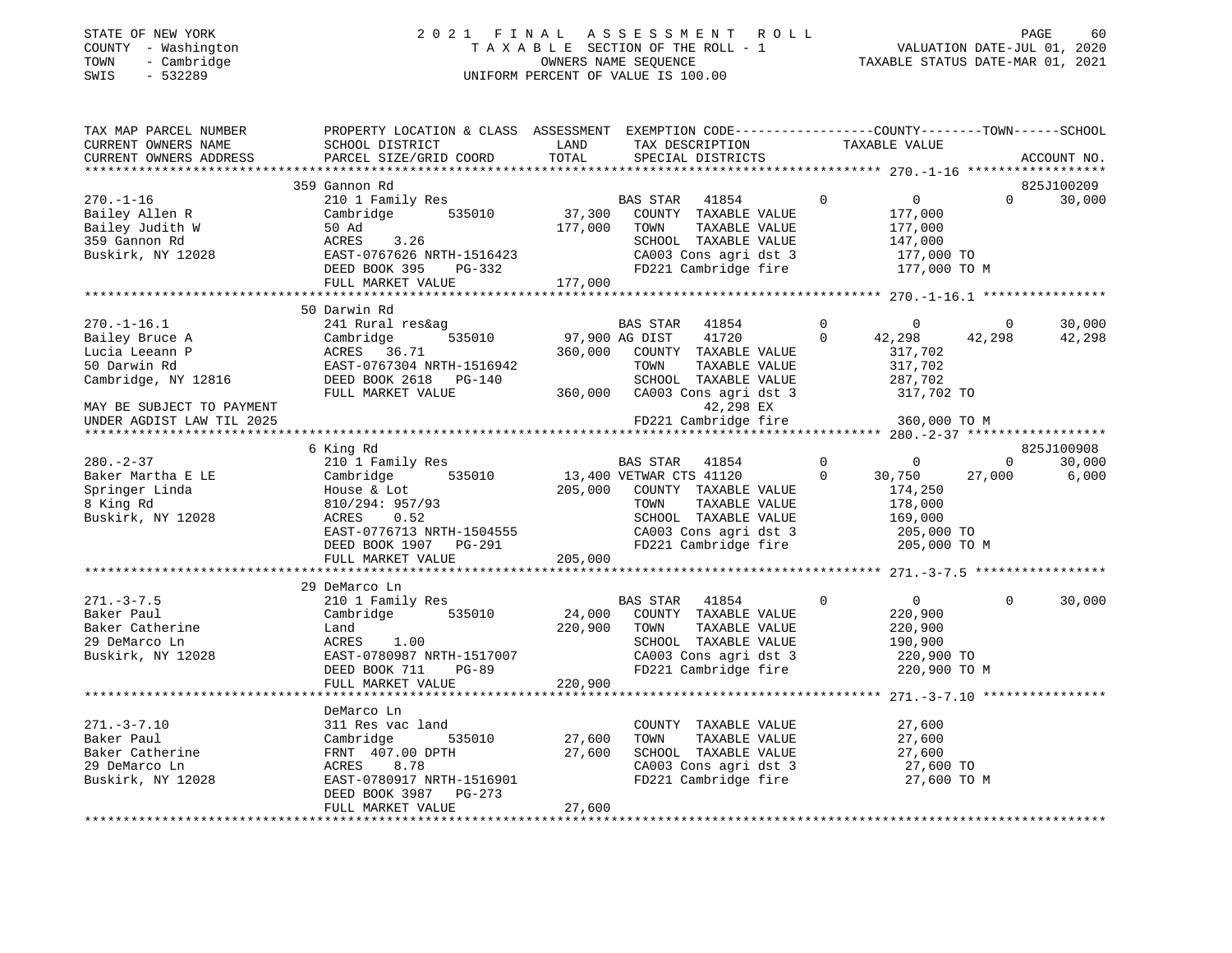STATE OF NEW YORK
COUNTY - Washington
TOWN - Cambridge
SWIS - 532289

2021 FINAL ASSESSMENT ROLL
TAXABLE SECTION OF THE ROLL - 1
OWNERS NAME SEQUENCE
UNIFORM PERCENT OF VALUE IS 100.00

VALUATION DATE-JUL 01, 2020
TAXABLE STATUS DATE-MAR 01, 2021

```
TAX MAP PARCEL NUMBER     PROPERTY LOCATION & CLASS  ASSESSMENT  EXEMPTION CODE-----------------COUNTY--------TOWN------SCHOOL
CURRENT OWNERS NAME       SCHOOL DISTRICT               LAND      TAX DESCRIPTION             TAXABLE VALUE
CURRENT OWNERS ADDRESS    PARCEL SIZE/GRID COORD        TOTAL     SPECIAL DISTRICTS                                          ACCOUNT NO.
******************************************************************************************************* 270.-1-16 ******************
                          359 Gannon Rd                                                                                 825J100209
270.-1-16                 210 1 Family Res                    BAS STAR   41854          0            0            0       30,000
Bailey Allen R            Cambridge       535010     37,300   COUNTY  TAXABLE VALUE           177,000
Bailey Judith W           50 Ad                     177,000   TOWN    TAXABLE VALUE           177,000
359 Gannon Rd             ACRES     3.26                      SCHOOL  TAXABLE VALUE           147,000
Buskirk, NY 12028         EAST-0767626 NRTH-1516423           CA003 Cons agri dst 3            177,000 TO
                          DEED BOOK 395     PG-332            FD221 Cambridge fire             177,000 TO M
                          FULL MARKET VALUE         177,000
******************************************************************************************************* 270.-1-16.1 ****************
                          50 Darwin Rd
270.-1-16.1               241 Rural res&ag                    BAS STAR   41854          0            0            0       30,000
Bailey Bruce A            Cambridge       535010     97,900 AG DIST      41720          0       42,298       42,298       42,298
Lucia Leeann P            ACRES    36.71            360,000   COUNTY  TAXABLE VALUE           317,702
50 Darwin Rd              EAST-0767304 NRTH-1516942           TOWN    TAXABLE VALUE           317,702
Cambridge, NY 12816       DEED BOOK 2618    PG-140            SCHOOL  TAXABLE VALUE           287,702
                          FULL MARKET VALUE         360,000   CA003 Cons agri dst 3            317,702 TO
MAY BE SUBJECT TO PAYMENT                                          42,298 EX
UNDER AGDIST LAW TIL 2025                                     FD221 Cambridge fire             360,000 TO M
******************************************************************************************************* 280.-2-37 ******************
                          6 King Rd                                                                                     825J100908
280.-2-37                 210 1 Family Res                    BAS STAR   41854          0            0            0       30,000
Baker Martha E LE         Cambridge       535010     13,400 VETWAR CTS 41120            0       30,750       27,000        6,000
Springer Linda            House & Lot               205,000   COUNTY  TAXABLE VALUE           174,250
8 King Rd                 810/294: 957/93                     TOWN    TAXABLE VALUE           178,000
Buskirk, NY 12028         ACRES     0.52                      SCHOOL  TAXABLE VALUE           169,000
                          EAST-0776713 NRTH-1504555           CA003 Cons agri dst 3            205,000 TO
                          DEED BOOK 1907    PG-291            FD221 Cambridge fire             205,000 TO M
                          FULL MARKET VALUE         205,000
******************************************************************************************************* 271.-3-7.5 *****************
                          29 DeMarco Ln
271.-3-7.5                210 1 Family Res                    BAS STAR   41854          0            0            0       30,000
Baker Paul                Cambridge       535010     24,000   COUNTY  TAXABLE VALUE           220,900
Baker Catherine           Land                      220,900   TOWN    TAXABLE VALUE           220,900
29 DeMarco Ln             ACRES     1.00                      SCHOOL  TAXABLE VALUE           190,900
Buskirk, NY 12028         EAST-0780987 NRTH-1517007           CA003 Cons agri dst 3            220,900 TO
                          DEED BOOK 711     PG-89             FD221 Cambridge fire             220,900 TO M
                          FULL MARKET VALUE         220,900
******************************************************************************************************* 271.-3-7.10 ****************
                          DeMarco Ln
271.-3-7.10               311 Res vac land                    COUNTY  TAXABLE VALUE            27,600
Baker Paul                Cambridge       535010     27,600   TOWN    TAXABLE VALUE            27,600
Baker Catherine           FRNT 407.00 DPTH           27,600   SCHOOL  TAXABLE VALUE            27,600
29 DeMarco Ln             ACRES     8.78                      CA003 Cons agri dst 3             27,600 TO
Buskirk, NY 12028         EAST-0780917 NRTH-1516901           FD221 Cambridge fire              27,600 TO M
                          DEED BOOK 3987    PG-273
                          FULL MARKET VALUE          27,600
************************************************************************************************************************************
```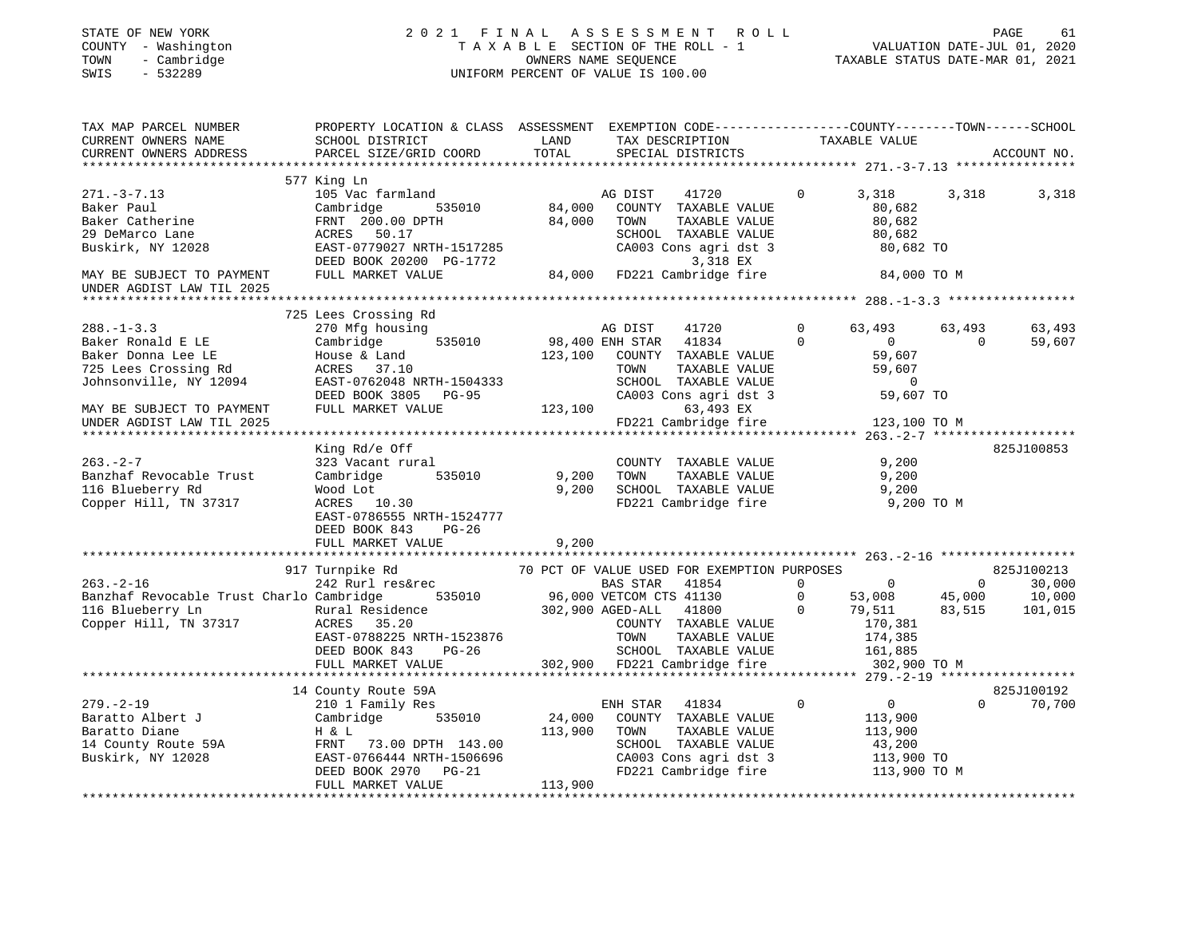STATE OF NEW YORK
COUNTY - Washington
TOWN - Cambridge
SWIS - 532289

2021 FINAL ASSESSMENT ROLL
TAXABLE SECTION OF THE ROLL - 1
OWNERS NAME SEQUENCE
UNIFORM PERCENT OF VALUE IS 100.00

VALUATION DATE-JUL 01, 2020
TAXABLE STATUS DATE-MAR 01, 2021

```
TAX MAP PARCEL NUMBER          PROPERTY LOCATION & CLASS  ASSESSMENT  EXEMPTION CODE-----------------COUNTY--------TOWN------SCHOOL
CURRENT OWNERS NAME            SCHOOL DISTRICT              LAND      TAX DESCRIPTION            TAXABLE VALUE
CURRENT OWNERS ADDRESS         PARCEL SIZE/GRID COORD       TOTAL     SPECIAL DISTRICTS                                    ACCOUNT NO.
******************************************************************************************************* 271.-3-7.13 ****************
                               577 King Ln
271.-3-7.13                    105 Vac farmland                   AG DIST     41720        0       3,318      3,318       3,318
Baker Paul                     Cambridge       535010     84,000   COUNTY  TAXABLE VALUE            80,682
Baker Catherine                FRNT 200.00 DPTH           84,000   TOWN    TAXABLE VALUE            80,682
29 DeMarco Lane                ACRES  50.17                        SCHOOL  TAXABLE VALUE            80,682
Buskirk, NY 12028              EAST-0779027 NRTH-1517285           CA003 Cons agri dst 3             80,682 TO
                               DEED BOOK 20200 PG-1772                   3,318 EX
MAY BE SUBJECT TO PAYMENT      FULL MARKET VALUE          84,000   FD221 Cambridge fire              84,000 TO M
UNDER AGDIST LAW TIL 2025
******************************************************************************************************* 288.-1-3.3 *****************
                               725 Lees Crossing Rd
288.-1-3.3                     270 Mfg housing                    AG DIST     41720        0      63,493     63,493      63,493
Baker Ronald E LE              Cambridge       535010     98,400 ENH STAR   41834        0           0          0      59,607
Baker Donna Lee LE             House & Land              123,100   COUNTY  TAXABLE VALUE            59,607
725 Lees Crossing Rd           ACRES  37.10                        TOWN    TAXABLE VALUE            59,607
Johnsonville, NY 12094         EAST-0762048 NRTH-1504333           SCHOOL  TAXABLE VALUE                 0
                               DEED BOOK 3805   PG-95              CA003 Cons agri dst 3             59,607 TO
MAY BE SUBJECT TO PAYMENT      FULL MARKET VALUE         123,100         63,493 EX
UNDER AGDIST LAW TIL 2025                                          FD221 Cambridge fire             123,100 TO M
******************************************************************************************************* 263.-2-7 *******************
                               King Rd/e Off                                                                          825J100853
263.-2-7                       323 Vacant rural                    COUNTY  TAXABLE VALUE             9,200
Banzhaf Revocable Trust        Cambridge       535010      9,200   TOWN    TAXABLE VALUE             9,200
116 Blueberry Rd               Wood Lot                    9,200   SCHOOL  TAXABLE VALUE             9,200
Copper Hill, TN 37317          ACRES  10.30                        FD221 Cambridge fire               9,200 TO M
                               EAST-0786555 NRTH-1524777
                               DEED BOOK 843    PG-26
                               FULL MARKET VALUE           9,200
******************************************************************************************************* 263.-2-16 ******************
                               917 Turnpike Rd            70 PCT OF VALUE USED FOR EXEMPTION PURPOSES                    825J100213
263.-2-16                      242 Rurl res&rec                   BAS STAR    41854        0           0          0      30,000
Banzhaf Revocable Trust Charlo Cambridge       535010     96,000 VETCOM CTS 41130        0      53,008     45,000      10,000
116 Blueberry Ln               Rural Residence           302,900 AGED-ALL   41800        0      79,511     83,515     101,015
Copper Hill, TN 37317          ACRES  35.20                        COUNTY  TAXABLE VALUE           170,381
                               EAST-0788225 NRTH-1523876           TOWN    TAXABLE VALUE           174,385
                               DEED BOOK 843    PG-26              SCHOOL  TAXABLE VALUE           161,885
                               FULL MARKET VALUE         302,900   FD221 Cambridge fire            302,900 TO M
******************************************************************************************************* 279.-2-19 ******************
                               14 County Route 59A                                                                    825J100192
279.-2-19                      210 1 Family Res                   ENH STAR   41834        0           0          0      70,700
Baratto Albert J               Cambridge       535010     24,000   COUNTY  TAXABLE VALUE           113,900
Baratto Diane                  H & L                     113,900   TOWN    TAXABLE VALUE           113,900
14 County Route 59A            FRNT  73.00 DPTH 143.00             SCHOOL  TAXABLE VALUE            43,200
Buskirk, NY 12028              EAST-0766444 NRTH-1506696           CA003 Cons agri dst 3            113,900 TO
                               DEED BOOK 2970   PG-21              FD221 Cambridge fire            113,900 TO M
                               FULL MARKET VALUE         113,900
************************************************************************************************************************************
```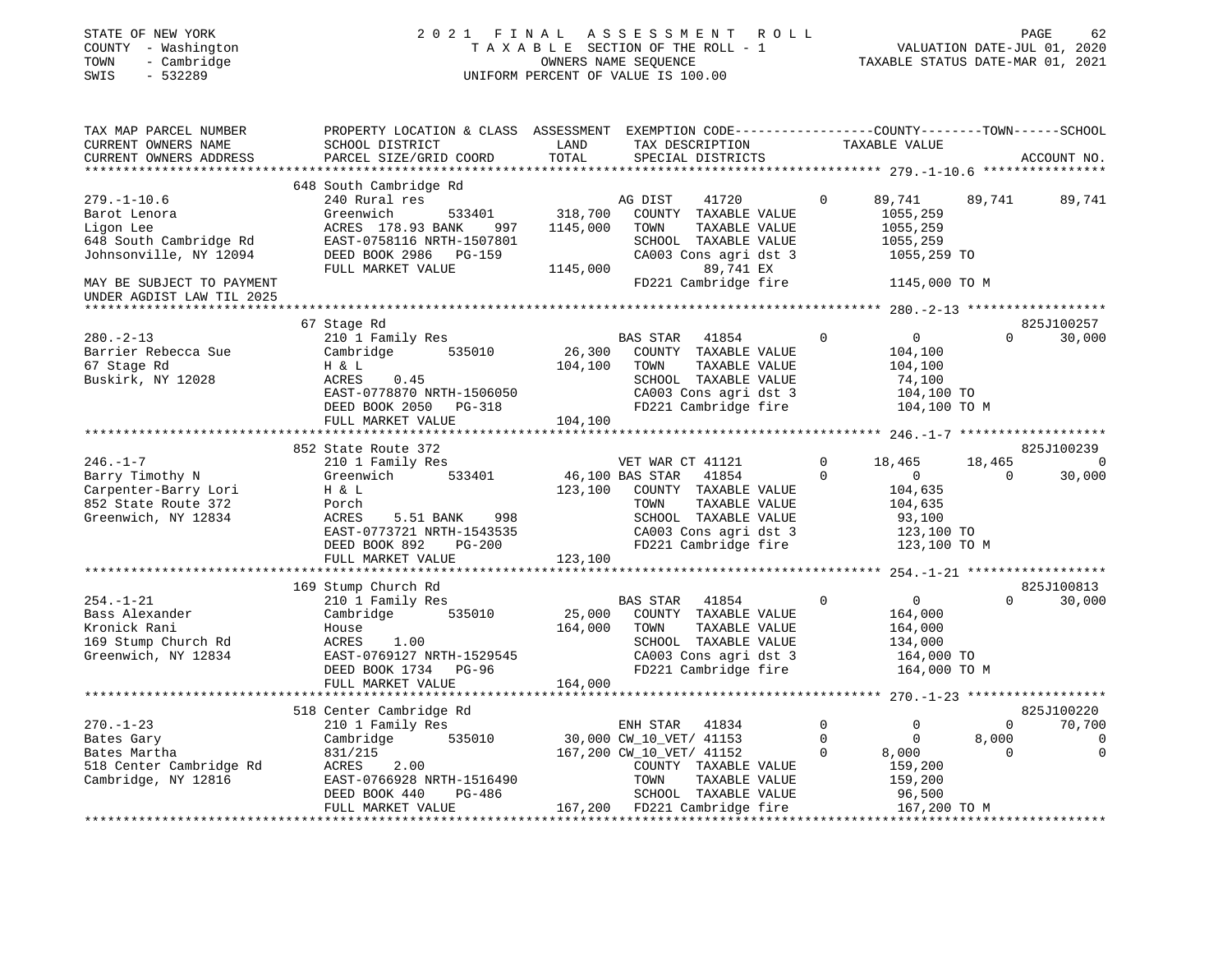STATE OF NEW YORK | 2021 FINAL ASSESSMENT ROLL
COUNTY - Washington | TAXABLE SECTION OF THE ROLL - 1 | VALUATION DATE-JUL 01, 2020
TOWN - Cambridge | OWNERS NAME SEQUENCE | TAXABLE STATUS DATE-MAR 01, 2021
SWIS - 532289 | UNIFORM PERCENT OF VALUE IS 100.00

```
TAX MAP PARCEL NUMBER          PROPERTY LOCATION & CLASS  ASSESSMENT  EXEMPTION CODE-----------------COUNTY--------TOWN------SCHOOL
CURRENT OWNERS NAME            SCHOOL DISTRICT               LAND      TAX DESCRIPTION                  TAXABLE VALUE
CURRENT OWNERS ADDRESS         PARCEL SIZE/GRID COORD        TOTAL     SPECIAL DISTRICTS                                  ACCOUNT NO.
*************************************************************************************************** 279.-1-10.6 ****************
                               648 South Cambridge Rd
279.-1-10.6                    240 Rural res                           AG DIST     41720        0       89,741     89,741     89,741
Barot Lenora                   Greenwich         533401    318,700     COUNTY  TAXABLE VALUE           1055,259
Ligon Lee                      ACRES 178.93 BANK     997  1145,000     TOWN    TAXABLE VALUE           1055,259
648 South Cambridge Rd         EAST-0758116 NRTH-1507801               SCHOOL  TAXABLE VALUE           1055,259
Johnsonville, NY 12094         DEED BOOK 2986   PG-159                 CA003 Cons agri dst 3            1055,259 TO
                               FULL MARKET VALUE          1145,000          89,741 EX
MAY BE SUBJECT TO PAYMENT                                              FD221 Cambridge fire             1145,000 TO M
UNDER AGDIST LAW TIL 2025
*************************************************************************************************** 280.-2-13 ******************
                               67 Stage Rd                                                                             825J100257
280.-2-13                      210 1 Family Res                        BAS STAR    41854        0           0          0     30,000
Barrier Rebecca Sue            Cambridge         535010     26,300     COUNTY  TAXABLE VALUE            104,100
67 Stage Rd                    H & L                        104,100    TOWN    TAXABLE VALUE            104,100
Buskirk, NY 12028              ACRES     0.45                          SCHOOL  TAXABLE VALUE             74,100
                               EAST-0778870 NRTH-1506050               CA003 Cons agri dst 3             104,100 TO
                               DEED BOOK 2050   PG-318                 FD221 Cambridge fire              104,100 TO M
                               FULL MARKET VALUE           104,100
*************************************************************************************************** 246.-1-7 *******************
                               852 State Route 372                                                                     825J100239
246.-1-7                       210 1 Family Res                        VET WAR CT 41121         0      18,465     18,465          0
Barry Timothy N                Greenwich         533401     46,100 BAS STAR    41854        0           0          0     30,000
Carpenter-Barry Lori           H & L                        123,100    COUNTY  TAXABLE VALUE            104,635
852 State Route 372            Porch                                   TOWN    TAXABLE VALUE            104,635
Greenwich, NY 12834            ACRES     5.51 BANK     998             SCHOOL  TAXABLE VALUE             93,100
                               EAST-0773721 NRTH-1543535               CA003 Cons agri dst 3             123,100 TO
                               DEED BOOK 892    PG-200                 FD221 Cambridge fire              123,100 TO M
                               FULL MARKET VALUE           123,100
*************************************************************************************************** 254.-1-21 ******************
                               169 Stump Church Rd                                                                     825J100813
254.-1-21                      210 1 Family Res                        BAS STAR    41854        0           0          0     30,000
Bass Alexander                 Cambridge         535010     25,000     COUNTY  TAXABLE VALUE            164,000
Kronick Rani                   House                        164,000    TOWN    TAXABLE VALUE            164,000
169 Stump Church Rd            ACRES     1.00                          SCHOOL  TAXABLE VALUE            134,000
Greenwich, NY 12834            EAST-0769127 NRTH-1529545               CA003 Cons agri dst 3             164,000 TO
                               DEED BOOK 1734   PG-96                  FD221 Cambridge fire              164,000 TO M
                               FULL MARKET VALUE           164,000
*************************************************************************************************** 270.-1-23 ******************
                               518 Center Cambridge Rd                                                                 825J100220
270.-1-23                      210 1 Family Res                        ENH STAR    41834        0           0          0     70,700
Bates Gary                     Cambridge         535010     30,000 CW_10_VET/  41153        0           0      8,000          0
Bates Martha                   831/215                      167,200 CW_10_VET/  41152        0       8,000          0          0
518 Center Cambridge Rd        ACRES     2.00                          COUNTY  TAXABLE VALUE            159,200
Cambridge, NY 12816            EAST-0766928 NRTH-1516490               TOWN    TAXABLE VALUE            159,200
                               DEED BOOK 440    PG-486                 SCHOOL  TAXABLE VALUE             96,500
                               FULL MARKET VALUE           167,200     FD221 Cambridge fire              167,200 TO M
********************************************************************************************************************************
```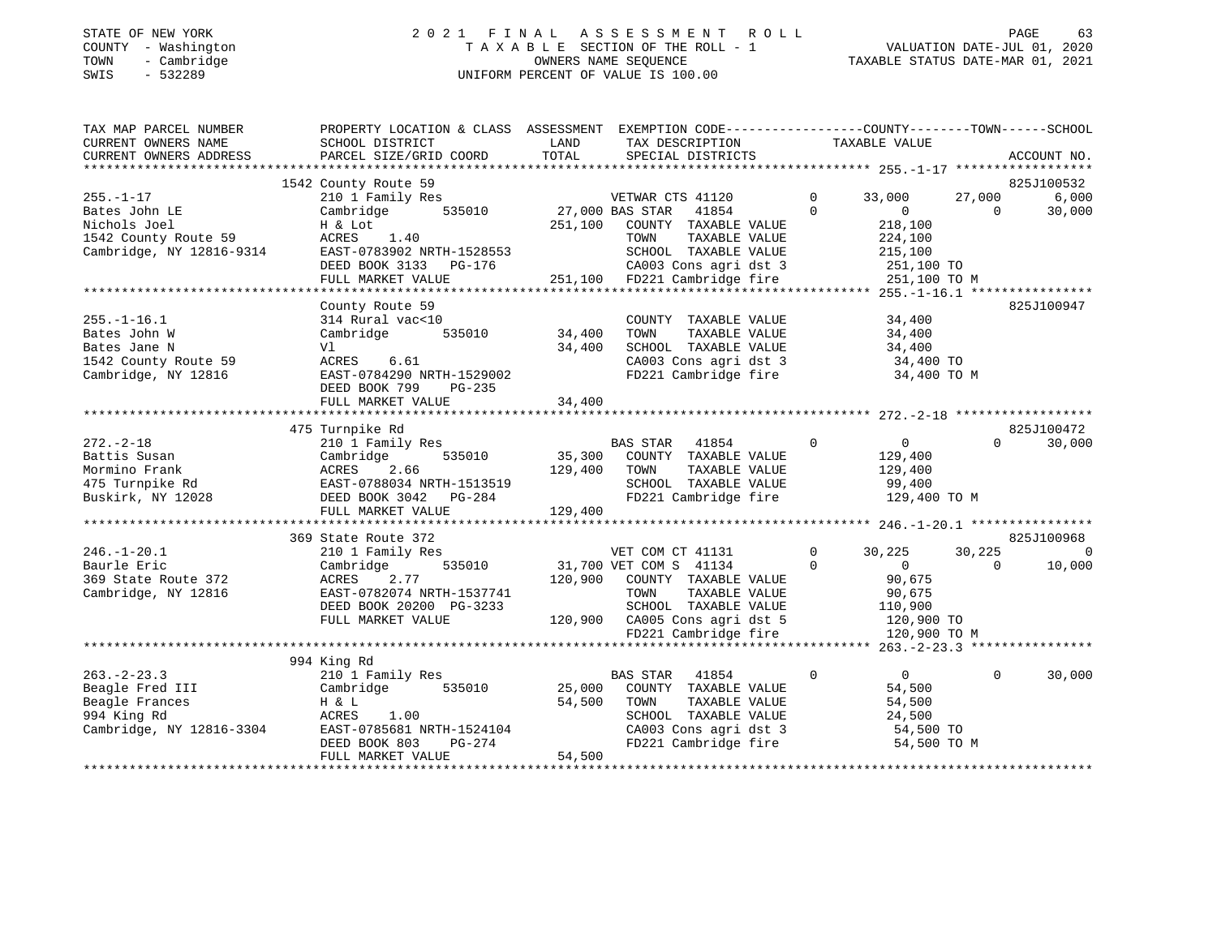STATE OF NEW YORK
COUNTY - Washington
TOWN - Cambridge
SWIS - 532289

# 2021 FINAL ASSESSMENT ROLL

TAXABLE SECTION OF THE ROLL - 1
OWNERS NAME SEQUENCE
UNIFORM PERCENT OF VALUE IS 100.00

VALUATION DATE-JUL 01, 2020
TAXABLE STATUS DATE-MAR 01, 2021

```
TAX MAP PARCEL NUMBER      PROPERTY LOCATION & CLASS  ASSESSMENT  EXEMPTION CODE-----------------COUNTY--------TOWN------SCHOOL
CURRENT OWNERS NAME        SCHOOL DISTRICT            LAND        TAX DESCRIPTION            TAXABLE VALUE
CURRENT OWNERS ADDRESS     PARCEL SIZE/GRID COORD     TOTAL       SPECIAL DISTRICTS                                      ACCOUNT NO.
******************************************************************************************************* 255.-1-17 ******************
                           1542 County Route 59                                                                           825J100532
255.-1-17                  210 1 Family Res                  VETWAR CTS 41120       0       33,000      27,000          6,000
Bates John LE              Cambridge        535010     27,000 BAS STAR  41854       0            0           0         30,000
Nichols Joel               H & Lot                    251,100   COUNTY  TAXABLE VALUE          218,100
1542 County Route 59       ACRES     1.40                       TOWN    TAXABLE VALUE          224,100
Cambridge, NY 12816-9314   EAST-0783902 NRTH-1528553            SCHOOL  TAXABLE VALUE          215,100
                           DEED BOOK 3133   PG-176              CA003 Cons agri dst 3          251,100 TO
                           FULL MARKET VALUE          251,100   FD221 Cambridge fire           251,100 TO M
******************************************************************************************************* 255.-1-16.1 ****************
                           County Route 59                                                                                825J100947
255.-1-16.1                314 Rural vac<10                     COUNTY  TAXABLE VALUE           34,400
Bates John W               Cambridge        535010     34,400   TOWN    TAXABLE VALUE           34,400
Bates Jane N               Vl                          34,400   SCHOOL  TAXABLE VALUE           34,400
1542 County Route 59       ACRES     6.61                       CA003 Cons agri dst 3           34,400 TO
Cambridge, NY 12816        EAST-0784290 NRTH-1529002            FD221 Cambridge fire            34,400 TO M
                           DEED BOOK 799    PG-235
                           FULL MARKET VALUE           34,400
******************************************************************************************************* 272.-2-18 ******************
                           475 Turnpike Rd                                                                                825J100472
272.-2-18                  210 1 Family Res                  BAS STAR  41854        0            0           0         30,000
Battis Susan               Cambridge        535010     35,300   COUNTY  TAXABLE VALUE          129,400
Mormino Frank              ACRES     2.66             129,400   TOWN    TAXABLE VALUE          129,400
475 Turnpike Rd            EAST-0788034 NRTH-1513519            SCHOOL  TAXABLE VALUE           99,400
Buskirk, NY 12028          DEED BOOK 3042   PG-284              FD221 Cambridge fire           129,400 TO M
                           FULL MARKET VALUE          129,400
******************************************************************************************************* 246.-1-20.1 ****************
                           369 State Route 372                                                                            825J100968
246.-1-20.1                210 1 Family Res                  VET COM CT 41131       0       30,225      30,225              0
Baurle Eric                Cambridge        535010     31,700 VET COM S  41134      0            0           0         10,000
369 State Route 372        ACRES     2.77             120,900   COUNTY  TAXABLE VALUE           90,675
Cambridge, NY 12816        EAST-0782074 NRTH-1537741            TOWN    TAXABLE VALUE           90,675
                           DEED BOOK 20200 PG-3233              SCHOOL  TAXABLE VALUE          110,900
                           FULL MARKET VALUE          120,900   CA005 Cons agri dst 5          120,900 TO
                                                                FD221 Cambridge fire           120,900 TO M
******************************************************************************************************* 263.-2-23.3 ****************
                           994 King Rd
263.-2-23.3                210 1 Family Res                  BAS STAR  41854        0            0           0         30,000
Beagle Fred III            Cambridge        535010     25,000   COUNTY  TAXABLE VALUE           54,500
Beagle Frances             H & L                       54,500   TOWN    TAXABLE VALUE           54,500
994 King Rd                ACRES     1.00                       SCHOOL  TAXABLE VALUE           24,500
Cambridge, NY 12816-3304   EAST-0785681 NRTH-1524104            CA003 Cons agri dst 3           54,500 TO
                           DEED BOOK 803    PG-274              FD221 Cambridge fire            54,500 TO M
                           FULL MARKET VALUE           54,500
************************************************************************************************************************************
```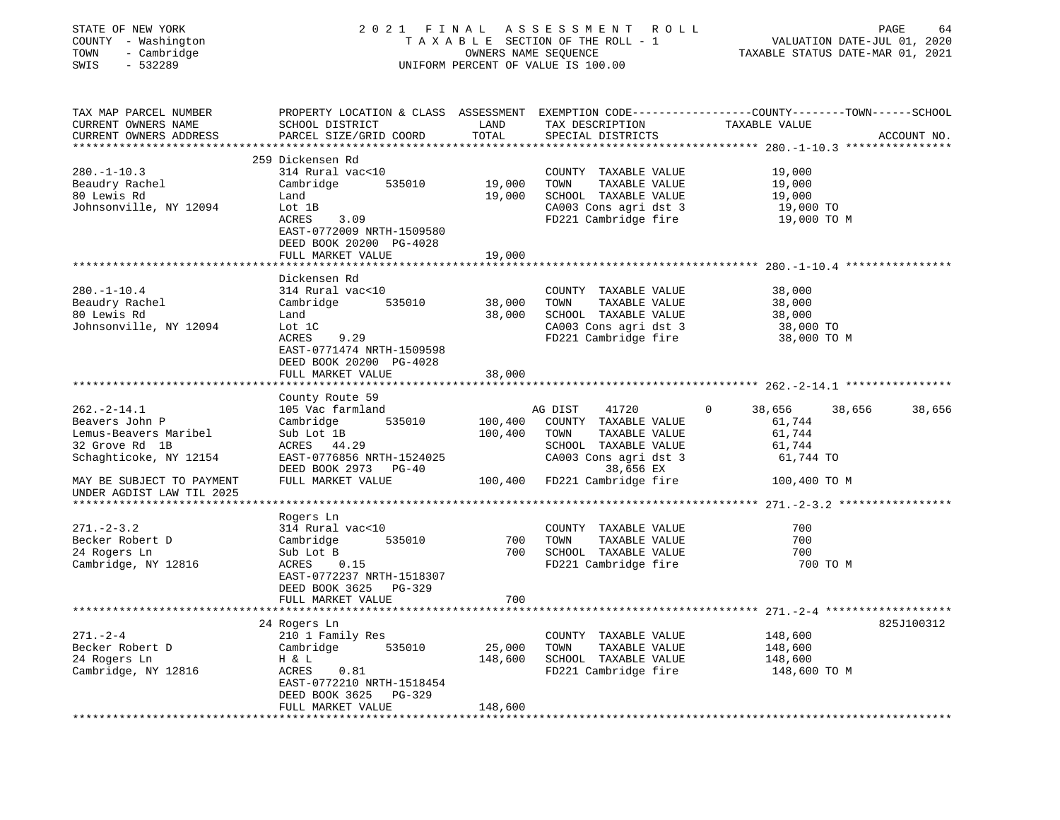STATE OF NEW YORK | 2021 FINAL ASSESSMENT ROLL | VALUATION DATE-JUL 01, 2020
COUNTY - Washington | TAXABLE SECTION OF THE ROLL - 1 | TAXABLE STATUS DATE-MAR 01, 2021
TOWN - Cambridge | OWNERS NAME SEQUENCE
SWIS - 532289 | UNIFORM PERCENT OF VALUE IS 100.00

| TAX MAP PARCEL NUMBER / CURRENT OWNERS NAME / CURRENT OWNERS ADDRESS | PROPERTY LOCATION & CLASS / SCHOOL DISTRICT / PARCEL SIZE/GRID COORD | ASSESSMENT LAND | TOTAL | EXEMPTION CODE / TAX DESCRIPTION / SPECIAL DISTRICTS | COUNTY TAXABLE VALUE | TOWN | SCHOOL | ACCOUNT NO. |
|---|---|---|---|---|---|---|---|---|
| **280.-1-10.3** | 259 Dickensen Rd | | | | | | | |
| 280.-1-10.3 | 314 Rural vac<10 | | | COUNTY TAXABLE VALUE | 19,000 | | | |
| Beaudry Rachel | Cambridge 535010 | 19,000 | | TOWN TAXABLE VALUE | 19,000 | | | |
| 80 Lewis Rd | Land | | 19,000 | SCHOOL TAXABLE VALUE | 19,000 | | | |
| Johnsonville, NY 12094 | Lot 1B | | | CA003 Cons agri dst 3 | 19,000 TO | | | |
| | ACRES 3.09 | | | FD221 Cambridge fire | 19,000 TO M | | | |
| | EAST-0772009 NRTH-1509580 | | | | | | | |
| | DEED BOOK 20200 PG-4028 | | | | | | | |
| | FULL MARKET VALUE | | 19,000 | | | | | |
| **280.-1-10.4** | Dickensen Rd | | | | | | | |
| 280.-1-10.4 | 314 Rural vac<10 | | | COUNTY TAXABLE VALUE | 38,000 | | | |
| Beaudry Rachel | Cambridge 535010 | 38,000 | | TOWN TAXABLE VALUE | 38,000 | | | |
| 80 Lewis Rd | Land | | 38,000 | SCHOOL TAXABLE VALUE | 38,000 | | | |
| Johnsonville, NY 12094 | Lot 1C | | | CA003 Cons agri dst 3 | 38,000 TO | | | |
| | ACRES 9.29 | | | FD221 Cambridge fire | 38,000 TO M | | | |
| | EAST-0771474 NRTH-1509598 | | | | | | | |
| | DEED BOOK 20200 PG-4028 | | | | | | | |
| | FULL MARKET VALUE | | 38,000 | | | | | |
| **262.-2-14.1** | County Route 59 | | | | | | | |
| 262.-2-14.1 | 105 Vac farmland | | | AG DIST 41720 0 | 38,656 | 38,656 | 38,656 | |
| Beavers John P | Cambridge 535010 | 100,400 | | COUNTY TAXABLE VALUE | 61,744 | | | |
| Lemus-Beavers Maribel | Sub Lot 1B | | 100,400 | TOWN TAXABLE VALUE | 61,744 | | | |
| 32 Grove Rd 1B | ACRES 44.29 | | | SCHOOL TAXABLE VALUE | 61,744 | | | |
| Schaghticoke, NY 12154 | EAST-0776856 NRTH-1524025 | | | CA003 Cons agri dst 3 | 61,744 TO | | | |
| | DEED BOOK 2973 PG-40 | | | 38,656 EX | | | | |
| MAY BE SUBJECT TO PAYMENT | FULL MARKET VALUE | | 100,400 | FD221 Cambridge fire | 100,400 TO M | | | |
| UNDER AGDIST LAW TIL 2025 | | | | | | | | |
| **271.-2-3.2** | Rogers Ln | | | | | | | |
| 271.-2-3.2 | 314 Rural vac<10 | | | COUNTY TAXABLE VALUE | 700 | | | |
| Becker Robert D | Cambridge 535010 | 700 | | TOWN TAXABLE VALUE | 700 | | | |
| 24 Rogers Ln | Sub Lot B | | 700 | SCHOOL TAXABLE VALUE | 700 | | | |
| Cambridge, NY 12816 | ACRES 0.15 | | | FD221 Cambridge fire | 700 TO M | | | |
| | EAST-0772237 NRTH-1518307 | | | | | | | |
| | DEED BOOK 3625 PG-329 | | | | | | | |
| | FULL MARKET VALUE | | 700 | | | | | |
| **271.-2-4** | 24 Rogers Ln | | | | | | | 825J100312 |
| 271.-2-4 | 210 1 Family Res | | | COUNTY TAXABLE VALUE | 148,600 | | | |
| Becker Robert D | Cambridge 535010 | 25,000 | | TOWN TAXABLE VALUE | 148,600 | | | |
| 24 Rogers Ln | H & L | | 148,600 | SCHOOL TAXABLE VALUE | 148,600 | | | |
| Cambridge, NY 12816 | ACRES 0.81 | | | FD221 Cambridge fire | 148,600 TO M | | | |
| | EAST-0772210 NRTH-1518454 | | | | | | | |
| | DEED BOOK 3625 PG-329 | | | | | | | |
| | FULL MARKET VALUE | | 148,600 | | | | | |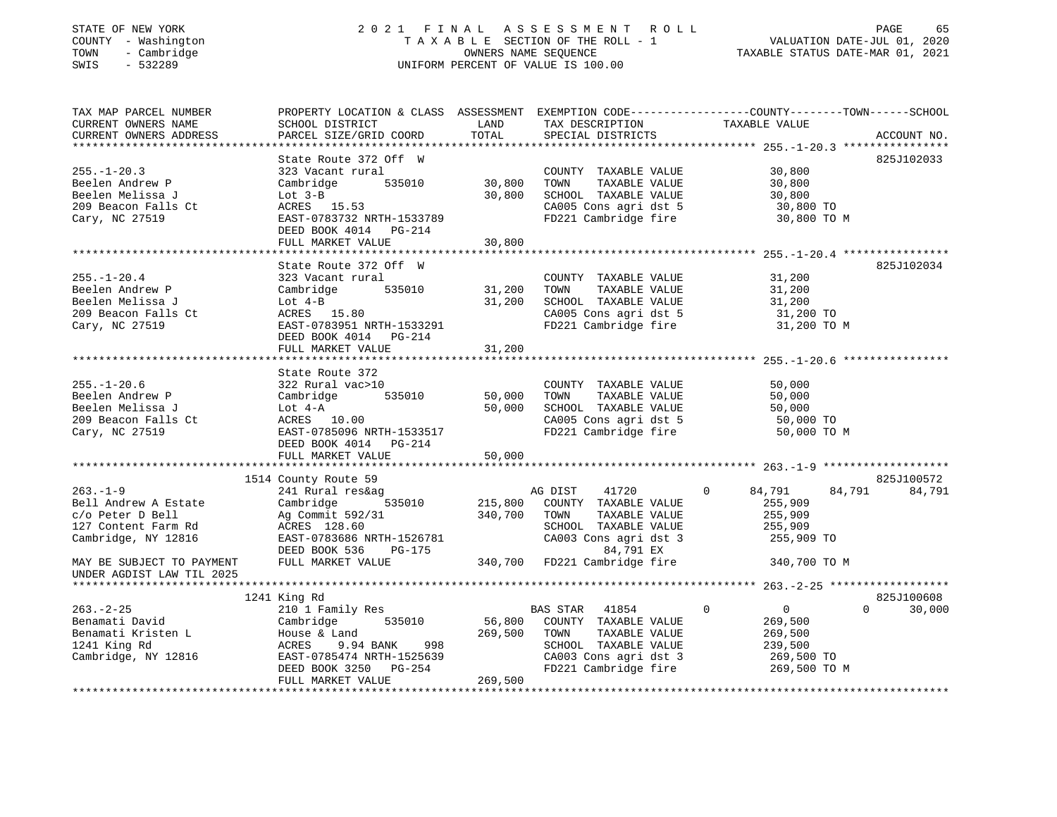STATE OF NEW YORK
COUNTY - Washington
TOWN - Cambridge
SWIS - 532289

2021 FINAL ASSESSMENT ROLL
TAXABLE SECTION OF THE ROLL - 1
OWNERS NAME SEQUENCE
UNIFORM PERCENT OF VALUE IS 100.00

VALUATION DATE-JUL 01, 2020
TAXABLE STATUS DATE-MAR 01, 2021

```
TAX MAP PARCEL NUMBER          PROPERTY LOCATION & CLASS  ASSESSMENT  EXEMPTION CODE-----------------COUNTY--------TOWN------SCHOOL
CURRENT OWNERS NAME            SCHOOL DISTRICT              LAND      TAX DESCRIPTION              TAXABLE VALUE
CURRENT OWNERS ADDRESS         PARCEL SIZE/GRID COORD       TOTAL     SPECIAL DISTRICTS                                    ACCOUNT NO.
******************************************************************************************************* 255.-1-20.3 ****************
                               State Route 372 Off  W                                                                  825J102033
255.-1-20.3                    323 Vacant rural                       COUNTY  TAXABLE VALUE            30,800
Beelen Andrew P                Cambridge        535010      30,800    TOWN     TAXABLE VALUE            30,800
Beelen Melissa J               Lot 3-B                      30,800    SCHOOL  TAXABLE VALUE            30,800
209 Beacon Falls Ct            ACRES  15.53                           CA005 Cons agri dst 5             30,800 TO
Cary, NC 27519                 EAST-0783732 NRTH-1533789              FD221 Cambridge fire              30,800 TO M
                               DEED BOOK 4014   PG-214
                               FULL MARKET VALUE            30,800
******************************************************************************************************* 255.-1-20.4 ****************
                               State Route 372 Off  W                                                                  825J102034
255.-1-20.4                    323 Vacant rural                       COUNTY  TAXABLE VALUE            31,200
Beelen Andrew P                Cambridge        535010      31,200    TOWN     TAXABLE VALUE            31,200
Beelen Melissa J               Lot 4-B                      31,200    SCHOOL  TAXABLE VALUE            31,200
209 Beacon Falls Ct            ACRES  15.80                           CA005 Cons agri dst 5             31,200 TO
Cary, NC 27519                 EAST-0783951 NRTH-1533291              FD221 Cambridge fire              31,200 TO M
                               DEED BOOK 4014   PG-214
                               FULL MARKET VALUE            31,200
******************************************************************************************************* 255.-1-20.6 ****************
                               State Route 372
255.-1-20.6                    322 Rural vac>10                       COUNTY  TAXABLE VALUE            50,000
Beelen Andrew P                Cambridge        535010      50,000    TOWN     TAXABLE VALUE            50,000
Beelen Melissa J               Lot 4-A                      50,000    SCHOOL  TAXABLE VALUE            50,000
209 Beacon Falls Ct            ACRES  10.00                           CA005 Cons agri dst 5             50,000 TO
Cary, NC 27519                 EAST-0785096 NRTH-1533517              FD221 Cambridge fire              50,000 TO M
                               DEED BOOK 4014   PG-214
                               FULL MARKET VALUE            50,000
******************************************************************************************************* 263.-1-9 *******************
                          1514 County Route 59                                                                         825J100572
263.-1-9                       241 Rural res&ag                       AG DIST    41720        0         84,791     84,791     84,791
Bell Andrew A Estate           Cambridge        535010     215,800    COUNTY  TAXABLE VALUE           255,909
c/o Peter D Bell               Ag Commit 592/31            340,700    TOWN     TAXABLE VALUE           255,909
127 Content Farm Rd            ACRES 128.60                           SCHOOL  TAXABLE VALUE           255,909
Cambridge, NY 12816            EAST-0783686 NRTH-1526781              CA003 Cons agri dst 3            255,909 TO
                               DEED BOOK 536    PG-175                        84,791 EX
MAY BE SUBJECT TO PAYMENT      FULL MARKET VALUE           340,700    FD221 Cambridge fire             340,700 TO M
UNDER AGDIST LAW TIL 2025
******************************************************************************************************* 263.-2-25 ******************
                          1241 King Rd                                                                                 825J100608
263.-2-25                      210 1 Family Res                       BAS STAR   41854        0              0          0     30,000
Benamati David                 Cambridge        535010      56,800    COUNTY  TAXABLE VALUE           269,500
Benamati Kristen L             House & Land                269,500    TOWN     TAXABLE VALUE           269,500
1241 King Rd                   ACRES    9.94 BANK     998             SCHOOL  TAXABLE VALUE           239,500
Cambridge, NY 12816            EAST-0785474 NRTH-1525639              CA003 Cons agri dst 3            269,500 TO
                               DEED BOOK 3250   PG-254                FD221 Cambridge fire             269,500 TO M
                               FULL MARKET VALUE           269,500
************************************************************************************************************************************
```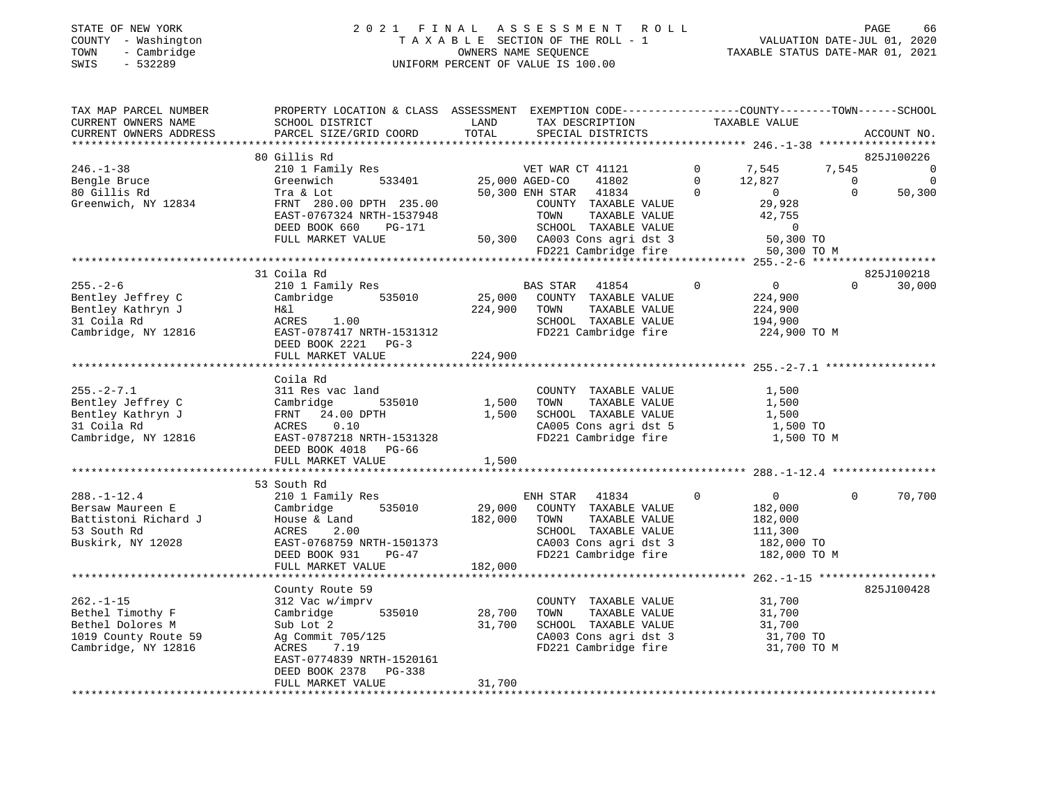STATE OF NEW YORK
COUNTY - Washington
TOWN - Cambridge
SWIS - 532289

# 2021 FINAL ASSESSMENT ROLL
TAXABLE SECTION OF THE ROLL - 1
OWNERS NAME SEQUENCE
UNIFORM PERCENT OF VALUE IS 100.00

VALUATION DATE-JUL 01, 2020
TAXABLE STATUS DATE-MAR 01, 2021

| TAX MAP PARCEL NUMBER / CURRENT OWNERS NAME / CURRENT OWNERS ADDRESS | PROPERTY LOCATION & CLASS / SCHOOL DISTRICT / PARCEL SIZE/GRID COORD | ASSESSMENT LAND | TOTAL | EXEMPTION CODE / TAX DESCRIPTION / SPECIAL DISTRICTS | | COUNTY | TOWN | SCHOOL / ACCOUNT NO. |
|---|---|---|---|---|---|---|---|---|
| 246.-1-38 | 80 Gillis Rd | | | | | | | 825J100226 |
| 246.-1-38 | 210 1 Family Res | | | VET WAR CT 41121 | 0 | 7,545 | 7,545 | 0 |
| Bengle Bruce | Greenwich 533401 | 25,000 | | AGED-CO 41802 | 0 | 12,827 | 0 | 0 |
| 80 Gillis Rd | Tra & Lot | | 50,300 | ENH STAR 41834 | 0 | 0 | 0 | 50,300 |
| Greenwich, NY 12834 | FRNT 280.00 DPTH 235.00 | | | COUNTY TAXABLE VALUE | | 29,928 | | |
| | EAST-0767324 NRTH-1537948 | | | TOWN TAXABLE VALUE | | 42,755 | | |
| | DEED BOOK 660 PG-171 | | | SCHOOL TAXABLE VALUE | | 0 | | |
| | FULL MARKET VALUE | | 50,300 | CA003 Cons agri dst 3 | | 50,300 TO | | |
| | | | | FD221 Cambridge fire | | 50,300 TO M | | |
| 255.-2-6 | 31 Coila Rd | | | | | | | 825J100218 |
| 255.-2-6 | 210 1 Family Res | | | BAS STAR 41854 | 0 | 0 | 0 | 30,000 |
| Bentley Jeffrey C | Cambridge 535010 | 25,000 | | COUNTY TAXABLE VALUE | | 224,900 | | |
| Bentley Kathryn J | H&l | | 224,900 | TOWN TAXABLE VALUE | | 224,900 | | |
| 31 Coila Rd | ACRES 1.00 | | | SCHOOL TAXABLE VALUE | | 194,900 | | |
| Cambridge, NY 12816 | EAST-0787417 NRTH-1531312 | | | FD221 Cambridge fire | | 224,900 TO M | | |
| | DEED BOOK 2221 PG-3 | | | | | | | |
| | FULL MARKET VALUE | | 224,900 | | | | | |
| 255.-2-7.1 | Coila Rd | | | | | | | |
| 255.-2-7.1 | 311 Res vac land | | | COUNTY TAXABLE VALUE | | 1,500 | | |
| Bentley Jeffrey C | Cambridge 535010 | 1,500 | | TOWN TAXABLE VALUE | | 1,500 | | |
| Bentley Kathryn J | FRNT 24.00 DPTH | | 1,500 | SCHOOL TAXABLE VALUE | | 1,500 | | |
| 31 Coila Rd | ACRES 0.10 | | | CA005 Cons agri dst 5 | | 1,500 TO | | |
| Cambridge, NY 12816 | EAST-0787218 NRTH-1531328 | | | FD221 Cambridge fire | | 1,500 TO M | | |
| | DEED BOOK 4018 PG-66 | | | | | | | |
| | FULL MARKET VALUE | | 1,500 | | | | | |
| 288.-1-12.4 | 53 South Rd | | | | | | | |
| 288.-1-12.4 | 210 1 Family Res | | | ENH STAR 41834 | 0 | 0 | 0 | 70,700 |
| Bersaw Maureen E | Cambridge 535010 | 29,000 | | COUNTY TAXABLE VALUE | | 182,000 | | |
| Battistoni Richard J | House & Land | | 182,000 | TOWN TAXABLE VALUE | | 182,000 | | |
| 53 South Rd | ACRES 2.00 | | | SCHOOL TAXABLE VALUE | | 111,300 | | |
| Buskirk, NY 12028 | EAST-0768759 NRTH-1501373 | | | CA003 Cons agri dst 3 | | 182,000 TO | | |
| | DEED BOOK 931 PG-47 | | | FD221 Cambridge fire | | 182,000 TO M | | |
| | FULL MARKET VALUE | | 182,000 | | | | | |
| 262.-1-15 | County Route 59 | | | | | | | 825J100428 |
| 262.-1-15 | 312 Vac w/imprv | | | COUNTY TAXABLE VALUE | | 31,700 | | |
| Bethel Timothy F | Cambridge 535010 | 28,700 | | TOWN TAXABLE VALUE | | 31,700 | | |
| Bethel Dolores M | Sub Lot 2 | | 31,700 | SCHOOL TAXABLE VALUE | | 31,700 | | |
| 1019 County Route 59 | Ag Commit 705/125 | | | CA003 Cons agri dst 3 | | 31,700 TO | | |
| Cambridge, NY 12816 | ACRES 7.19 | | | FD221 Cambridge fire | | 31,700 TO M | | |
| | EAST-0774839 NRTH-1520161 | | | | | | | |
| | DEED BOOK 2378 PG-338 | | | | | | | |
| | FULL MARKET VALUE | | 31,700 | | | | | |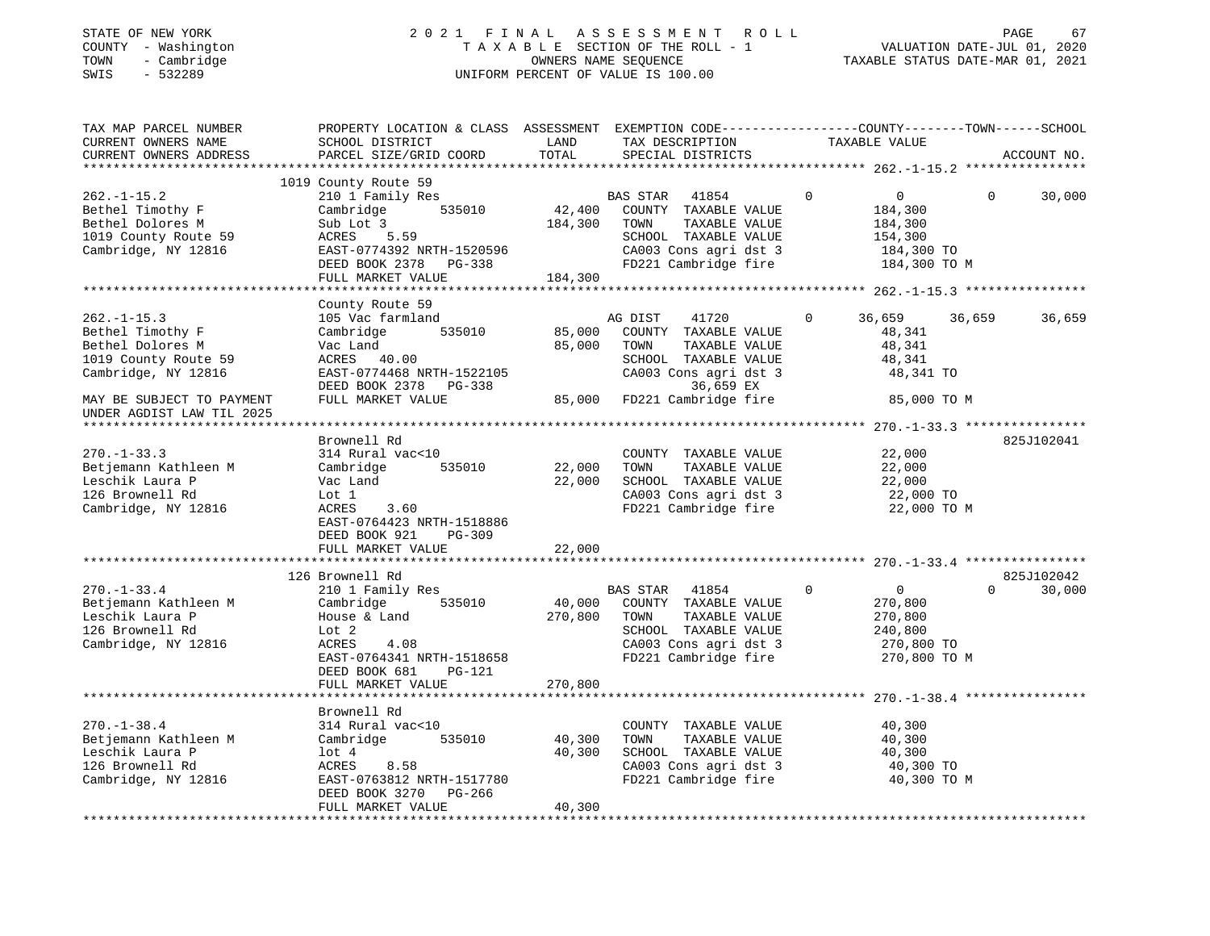STATE OF NEW YORK
COUNTY - Washington
TOWN - Cambridge
SWIS - 532289

# 2021 FINAL ASSESSMENT ROLL

TAXABLE SECTION OF THE ROLL - 1
OWNERS NAME SEQUENCE
UNIFORM PERCENT OF VALUE IS 100.00

VALUATION DATE-JUL 01, 2020
TAXABLE STATUS DATE-MAR 01, 2021

| TAX MAP PARCEL NUMBER / CURRENT OWNERS NAME / CURRENT OWNERS ADDRESS | PROPERTY LOCATION & CLASS / SCHOOL DISTRICT / PARCEL SIZE/GRID COORD | ASSESSMENT LAND / TOTAL | EXEMPTION CODE / TAX DESCRIPTION / SPECIAL DISTRICTS | COUNTY | TOWN | SCHOOL | TAXABLE VALUE / ACCOUNT NO. |
|---|---|---|---|---|---|---|---|
| **262.-1-15.2** | 1019 County Route 59 | | | | | | |
| 262.-1-15.2 | 210 1 Family Res | | BAS STAR 41854 | 0 | 0 | 0 | 30,000 |
| Bethel Timothy F | Cambridge 535010 | 42,400 | COUNTY TAXABLE VALUE | | | | 184,300 |
| Bethel Dolores M | Sub Lot 3 | 184,300 | TOWN TAXABLE VALUE | | | | 184,300 |
| 1019 County Route 59 | ACRES 5.59 | | SCHOOL TAXABLE VALUE | | | | 154,300 |
| Cambridge, NY 12816 | EAST-0774392 NRTH-1520596 | | CA003 Cons agri dst 3 | | | | 184,300 TO |
| | DEED BOOK 2378 PG-338 | | FD221 Cambridge fire | | | | 184,300 TO M |
| | FULL MARKET VALUE | 184,300 | | | | | |
| **262.-1-15.3** | County Route 59 | | | | | | |
| 262.-1-15.3 | 105 Vac farmland | | AG DIST 41720 | 0 | 36,659 | 36,659 | 36,659 |
| Bethel Timothy F | Cambridge 535010 | 85,000 | COUNTY TAXABLE VALUE | | | | 48,341 |
| Bethel Dolores M | Vac Land | 85,000 | TOWN TAXABLE VALUE | | | | 48,341 |
| 1019 County Route 59 | ACRES 40.00 | | SCHOOL TAXABLE VALUE | | | | 48,341 |
| Cambridge, NY 12816 | EAST-0774468 NRTH-1522105 | | CA003 Cons agri dst 3 | | | | 48,341 TO |
| | DEED BOOK 2378 PG-338 | | 36,659 EX | | | | |
| MAY BE SUBJECT TO PAYMENT UNDER AGDIST LAW TIL 2025 | FULL MARKET VALUE | 85,000 | FD221 Cambridge fire | | | | 85,000 TO M |
| **270.-1-33.3** | Brownell Rd | | | | | | 825J102041 |
| 270.-1-33.3 | 314 Rural vac<10 | | COUNTY TAXABLE VALUE | | | | 22,000 |
| Betjemann Kathleen M | Cambridge 535010 | 22,000 | TOWN TAXABLE VALUE | | | | 22,000 |
| Leschik Laura P | Vac Land | 22,000 | SCHOOL TAXABLE VALUE | | | | 22,000 |
| 126 Brownell Rd | Lot 1 | | CA003 Cons agri dst 3 | | | | 22,000 TO |
| Cambridge, NY 12816 | ACRES 3.60 | | FD221 Cambridge fire | | | | 22,000 TO M |
| | EAST-0764423 NRTH-1518886 | | | | | | |
| | DEED BOOK 921 PG-309 | | | | | | |
| | FULL MARKET VALUE | 22,000 | | | | | |
| **270.-1-33.4** | 126 Brownell Rd | | | | | | 825J102042 |
| 270.-1-33.4 | 210 1 Family Res | | BAS STAR 41854 | 0 | 0 | 0 | 30,000 |
| Betjemann Kathleen M | Cambridge 535010 | 40,000 | COUNTY TAXABLE VALUE | | | | 270,800 |
| Leschik Laura P | House & Land | 270,800 | TOWN TAXABLE VALUE | | | | 270,800 |
| 126 Brownell Rd | Lot 2 | | SCHOOL TAXABLE VALUE | | | | 240,800 |
| Cambridge, NY 12816 | ACRES 4.08 | | CA003 Cons agri dst 3 | | | | 270,800 TO |
| | EAST-0764341 NRTH-1518658 | | FD221 Cambridge fire | | | | 270,800 TO M |
| | DEED BOOK 681 PG-121 | | | | | | |
| | FULL MARKET VALUE | 270,800 | | | | | |
| **270.-1-38.4** | Brownell Rd | | | | | | |
| 270.-1-38.4 | 314 Rural vac<10 | | COUNTY TAXABLE VALUE | | | | 40,300 |
| Betjemann Kathleen M | Cambridge 535010 | 40,300 | TOWN TAXABLE VALUE | | | | 40,300 |
| Leschik Laura P | lot 4 | 40,300 | SCHOOL TAXABLE VALUE | | | | 40,300 |
| 126 Brownell Rd | ACRES 8.58 | | CA003 Cons agri dst 3 | | | | 40,300 TO |
| Cambridge, NY 12816 | EAST-0763812 NRTH-1517780 | | FD221 Cambridge fire | | | | 40,300 TO M |
| | DEED BOOK 3270 PG-266 | | | | | | |
| | FULL MARKET VALUE | 40,300 | | | | | |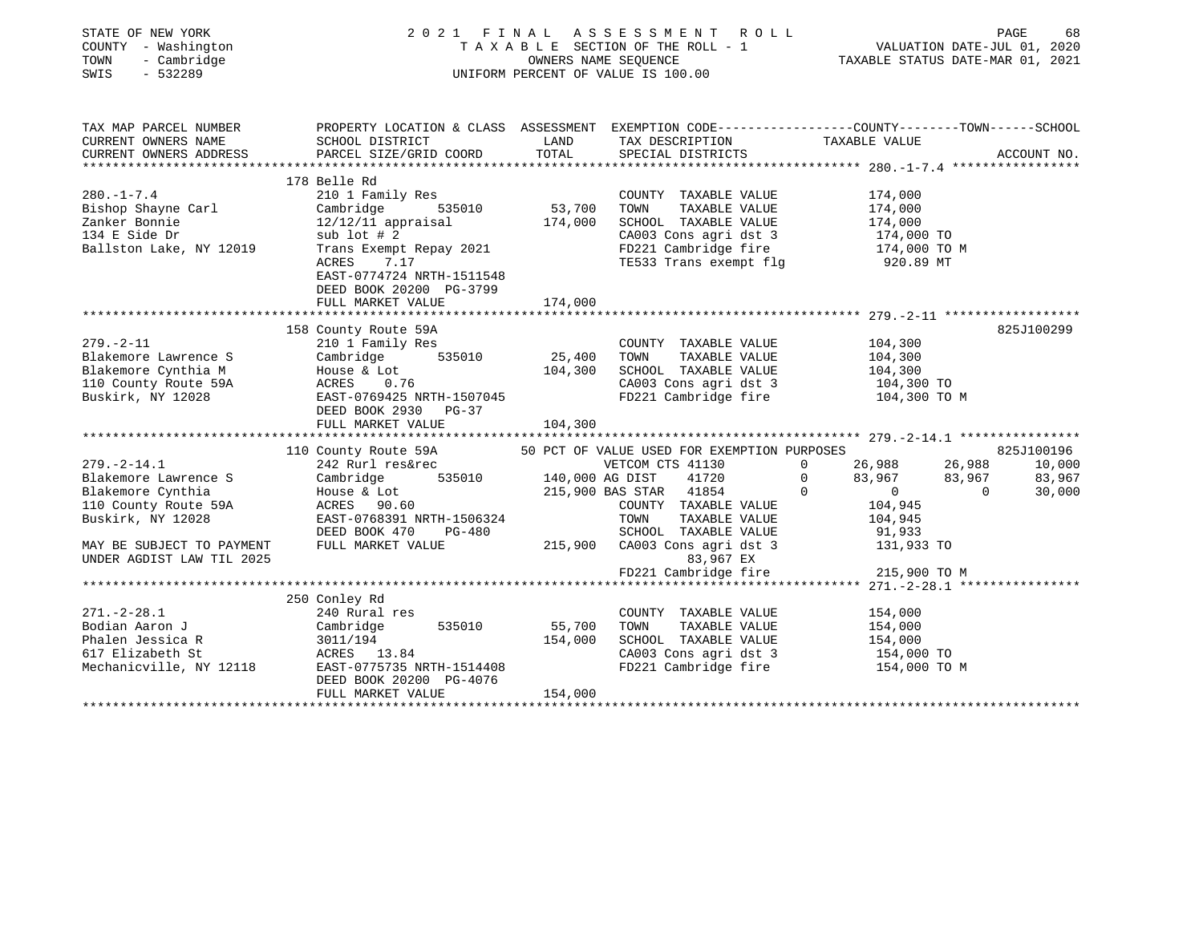STATE OF NEW YORK | 2021 FINAL ASSESSMENT ROLL | PAGE 68
COUNTY - Washington | TAXABLE SECTION OF THE ROLL - 1 | VALUATION DATE-JUL 01, 2020
TOWN - Cambridge | OWNERS NAME SEQUENCE | TAXABLE STATUS DATE-MAR 01, 2021
SWIS - 532289 | UNIFORM PERCENT OF VALUE IS 100.00

```
TAX MAP PARCEL NUMBER          PROPERTY LOCATION & CLASS  ASSESSMENT  EXEMPTION CODE------------------COUNTY--------TOWN------SCHOOL
CURRENT OWNERS NAME            SCHOOL DISTRICT              LAND      TAX DESCRIPTION                 TAXABLE VALUE
CURRENT OWNERS ADDRESS         PARCEL SIZE/GRID COORD       TOTAL     SPECIAL DISTRICTS                                     ACCOUNT NO.
******************************************************************************************************* 280.-1-7.4 *****************
                               178 Belle Rd
280.-1-7.4                     210 1 Family Res                       COUNTY  TAXABLE VALUE             174,000
Bishop Shayne Carl             Cambridge        535010       53,700   TOWN    TAXABLE VALUE             174,000
Zanker Bonnie                  12/12/11 appraisal           174,000   SCHOOL  TAXABLE VALUE             174,000
134 E Side Dr                  sub lot # 2                            CA003 Cons agri dst 3              174,000 TO
Ballston Lake, NY 12019        Trans Exempt Repay 2021                FD221 Cambridge fire               174,000 TO M
                               ACRES      7.17                        TE533 Trans exempt flg              920.89 MT
                               EAST-0774724 NRTH-1511548
                               DEED BOOK 20200 PG-3799
                               FULL MARKET VALUE            174,000
******************************************************************************************************* 279.-2-11 ******************
                               158 County Route 59A                                                                   825J100299
279.-2-11                      210 1 Family Res                       COUNTY  TAXABLE VALUE             104,300
Blakemore Lawrence S           Cambridge        535010       25,400   TOWN    TAXABLE VALUE             104,300
Blakemore Cynthia M            House & Lot                  104,300   SCHOOL  TAXABLE VALUE             104,300
110 County Route 59A           ACRES      0.76                        CA003 Cons agri dst 3              104,300 TO
Buskirk, NY 12028              EAST-0769425 NRTH-1507045              FD221 Cambridge fire               104,300 TO M
                               DEED BOOK 2930   PG-37
                               FULL MARKET VALUE            104,300
******************************************************************************************************* 279.-2-14.1 ****************
                               110 County Route 59A        50 PCT OF VALUE USED FOR EXEMPTION PURPOSES                 825J100196
279.-2-14.1                    242 Rurl res&rec                       VETCOM CTS 41130        0      26,988      26,988      10,000
Blakemore Lawrence S           Cambridge        535010      140,000 AG DIST    41720          0      83,967      83,967      83,967
Blakemore Cynthia              House & Lot                  215,900 BAS STAR   41854          0           0           0      30,000
110 County Route 59A           ACRES     90.60                        COUNTY  TAXABLE VALUE             104,945
Buskirk, NY 12028              EAST-0768391 NRTH-1506324              TOWN    TAXABLE VALUE             104,945
                               DEED BOOK 470    PG-480                SCHOOL  TAXABLE VALUE              91,933
MAY BE SUBJECT TO PAYMENT      FULL MARKET VALUE            215,900   CA003 Cons agri dst 3              131,933 TO
UNDER AGDIST LAW TIL 2025                                                  83,967 EX
                                                                      FD221 Cambridge fire               215,900 TO M
******************************************************************************************************* 271.-2-28.1 ****************
                               250 Conley Rd
271.-2-28.1                    240 Rural res                          COUNTY  TAXABLE VALUE             154,000
Bodian Aaron J                 Cambridge        535010       55,700   TOWN    TAXABLE VALUE             154,000
Phalen Jessica R               3011/194                     154,000   SCHOOL  TAXABLE VALUE             154,000
617 Elizabeth St               ACRES     13.84                        CA003 Cons agri dst 3              154,000 TO
Mechanicville, NY 12118        EAST-0775735 NRTH-1514408              FD221 Cambridge fire               154,000 TO M
                               DEED BOOK 20200 PG-4076
                               FULL MARKET VALUE            154,000
************************************************************************************************************************************
```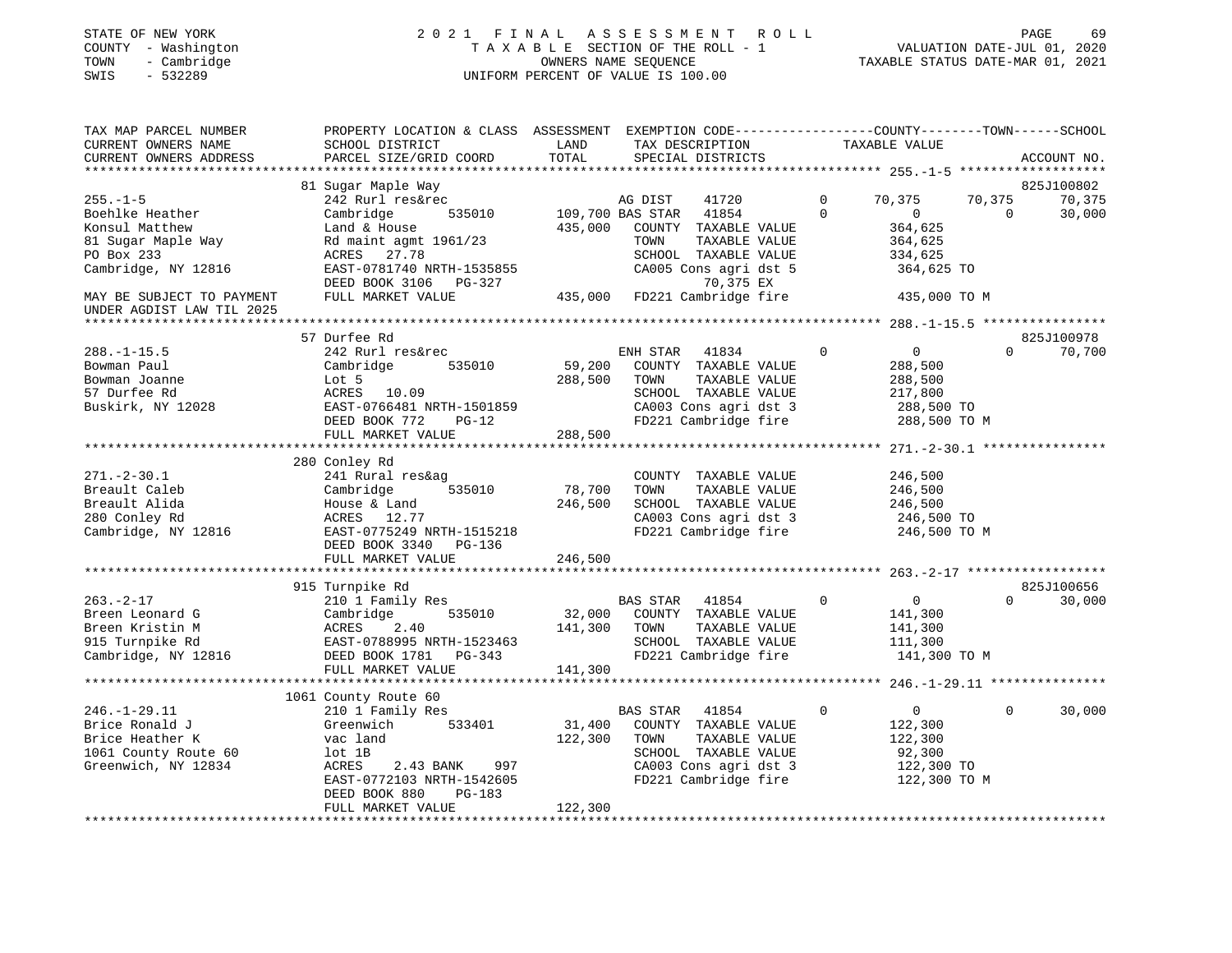STATE OF NEW YORK
COUNTY - Washington
TOWN - Cambridge
SWIS - 532289

# 2021 FINAL ASSESSMENT ROLL

TAXABLE SECTION OF THE ROLL - 1
OWNERS NAME SEQUENCE
UNIFORM PERCENT OF VALUE IS 100.00

VALUATION DATE-JUL 01, 2020
TAXABLE STATUS DATE-MAR 01, 2021

| TAX MAP PARCEL NUMBER / CURRENT OWNERS NAME / CURRENT OWNERS ADDRESS | PROPERTY LOCATION & CLASS / SCHOOL DISTRICT / PARCEL SIZE/GRID COORD | ASSESSMENT LAND | TOTAL | EXEMPTION CODE / TAX DESCRIPTION / SPECIAL DISTRICTS | COUNTY TAXABLE VALUE | TOWN | SCHOOL | ACCOUNT NO. |
|---|---|---|---|---|---|---|---|---|
| **255.-1-5** | 81 Sugar Maple Way | | | | | | | 825J100802 |
| | 242 Rurl res&rec | | | AG DIST 41720 0 | 70,375 | 70,375 | 70,375 | |
| Boehlke Heather | Cambridge 535010 | 109,700 | | BAS STAR 41854 0 | 0 | 0 | 30,000 | |
| Konsul Matthew | Land & House | | 435,000 | COUNTY TAXABLE VALUE | 364,625 | | | |
| 81 Sugar Maple Way | Rd maint agmt 1961/23 | | | TOWN TAXABLE VALUE | 364,625 | | | |
| PO Box 233 | ACRES 27.78 | | | SCHOOL TAXABLE VALUE | 334,625 | | | |
| Cambridge, NY 12816 | EAST-0781740 NRTH-1535855 | | | CA005 Cons agri dst 5 | 364,625 TO | | | |
| | DEED BOOK 3106 PG-327 | | | 70,375 EX | | | | |
| MAY BE SUBJECT TO PAYMENT UNDER AGDIST LAW TIL 2025 | FULL MARKET VALUE | | 435,000 | FD221 Cambridge fire | 435,000 TO M | | | |
| **288.-1-15.5** | 57 Durfee Rd | | | | | | | 825J100978 |
| | 242 Rurl res&rec | | | ENH STAR 41834 0 | 0 | 0 | 70,700 | |
| Bowman Paul | Cambridge 535010 | 59,200 | | COUNTY TAXABLE VALUE | 288,500 | | | |
| Bowman Joanne | Lot 5 | | 288,500 | TOWN TAXABLE VALUE | 288,500 | | | |
| 57 Durfee Rd | ACRES 10.09 | | | SCHOOL TAXABLE VALUE | 217,800 | | | |
| Buskirk, NY 12028 | EAST-0766481 NRTH-1501859 | | | CA003 Cons agri dst 3 | 288,500 TO | | | |
| | DEED BOOK 772 PG-12 | | | FD221 Cambridge fire | 288,500 TO M | | | |
| | FULL MARKET VALUE | | 288,500 | | | | | |
| **271.-2-30.1** | 280 Conley Rd | | | | | | | |
| | 241 Rural res&ag | | | COUNTY TAXABLE VALUE | 246,500 | | | |
| Breault Caleb | Cambridge 535010 | 78,700 | | TOWN TAXABLE VALUE | 246,500 | | | |
| Breault Alida | House & Land | | 246,500 | SCHOOL TAXABLE VALUE | 246,500 | | | |
| 280 Conley Rd | ACRES 12.77 | | | CA003 Cons agri dst 3 | 246,500 TO | | | |
| Cambridge, NY 12816 | EAST-0775249 NRTH-1515218 | | | FD221 Cambridge fire | 246,500 TO M | | | |
| | DEED BOOK 3340 PG-136 | | | | | | | |
| | FULL MARKET VALUE | | 246,500 | | | | | |
| **263.-2-17** | 915 Turnpike Rd | | | | | | | 825J100656 |
| | 210 1 Family Res | | | BAS STAR 41854 0 | 0 | 0 | 30,000 | |
| Breen Leonard G | Cambridge 535010 | 32,000 | | COUNTY TAXABLE VALUE | 141,300 | | | |
| Breen Kristin M | ACRES 2.40 | | 141,300 | TOWN TAXABLE VALUE | 141,300 | | | |
| 915 Turnpike Rd | EAST-0788995 NRTH-1523463 | | | SCHOOL TAXABLE VALUE | 111,300 | | | |
| Cambridge, NY 12816 | DEED BOOK 1781 PG-343 | | | FD221 Cambridge fire | 141,300 TO M | | | |
| | FULL MARKET VALUE | | 141,300 | | | | | |
| **246.-1-29.11** | 1061 County Route 60 | | | | | | | |
| | 210 1 Family Res | | | BAS STAR 41854 0 | 0 | 0 | 30,000 | |
| Brice Ronald J | Greenwich 533401 | 31,400 | | COUNTY TAXABLE VALUE | 122,300 | | | |
| Brice Heather K | vac land | | 122,300 | TOWN TAXABLE VALUE | 122,300 | | | |
| 1061 County Route 60 | lot 1B | | | SCHOOL TAXABLE VALUE | 92,300 | | | |
| Greenwich, NY 12834 | ACRES 2.43 BANK 997 | | | CA003 Cons agri dst 3 | 122,300 TO | | | |
| | EAST-0772103 NRTH-1542605 | | | FD221 Cambridge fire | 122,300 TO M | | | |
| | DEED BOOK 880 PG-183 | | | | | | | |
| | FULL MARKET VALUE | | 122,300 | | | | | |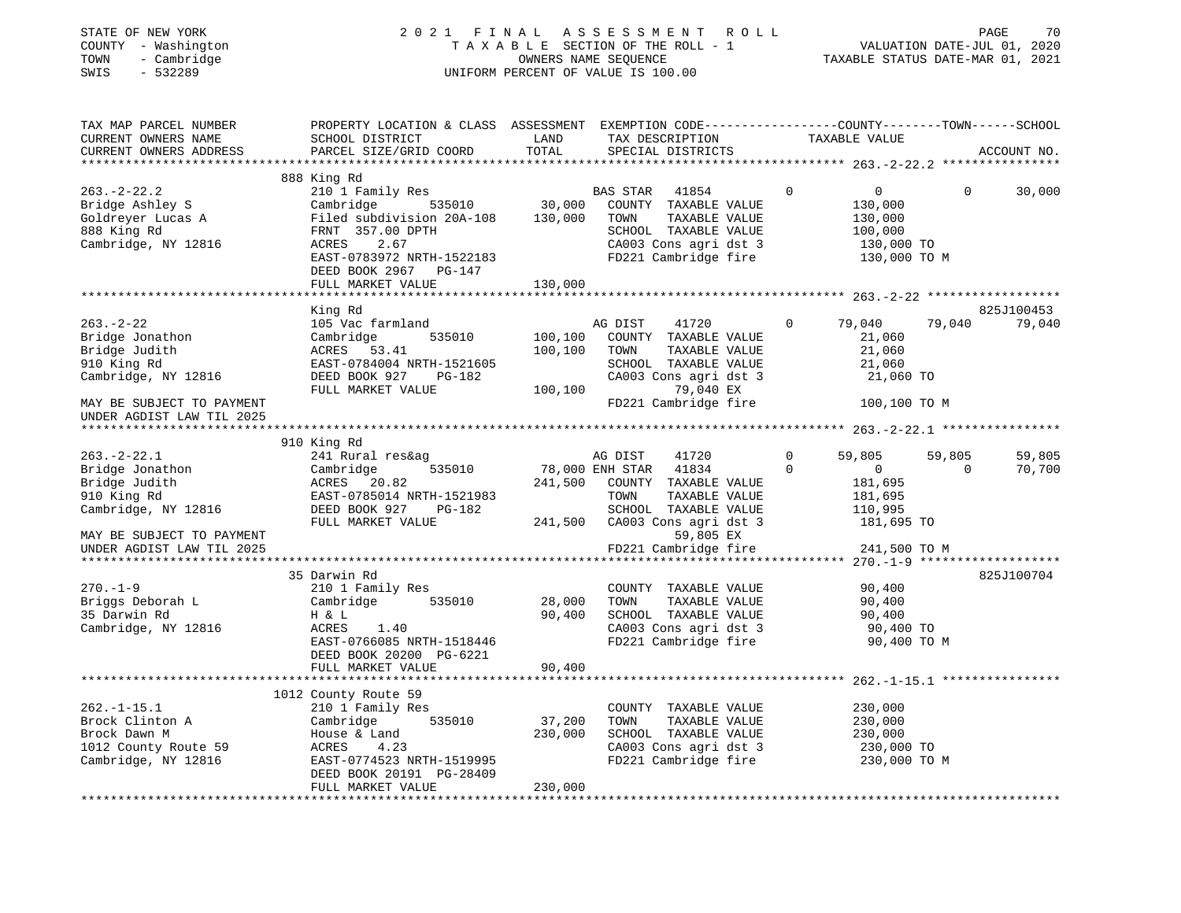STATE OF NEW YORK | COUNTY - Washington | TOWN - Cambridge | SWIS - 532289

# 2021 FINAL ASSESSMENT ROLL

TAXABLE SECTION OF THE ROLL - 1
OWNERS NAME SEQUENCE
UNIFORM PERCENT OF VALUE IS 100.00

VALUATION DATE-JUL 01, 2020
TAXABLE STATUS DATE-MAR 01, 2021

| TAX MAP PARCEL NUMBER / CURRENT OWNERS NAME / CURRENT OWNERS ADDRESS | PROPERTY LOCATION & CLASS / SCHOOL DISTRICT / PARCEL SIZE/GRID COORD | ASSESSMENT LAND / TOTAL | EXEMPTION CODE / TAX DESCRIPTION / SPECIAL DISTRICTS | COUNTY TAXABLE VALUE | TOWN | SCHOOL | ACCOUNT NO. |
|---|---|---|---|---|---|---|---|
| **263.-2-22.2** | 888 King Rd | | | | | | |
| 263.-2-22.2 | 210 1 Family Res | | BAS STAR 41854 | 0 | 0 | 30,000 | |
| Bridge Ashley S | Cambridge 535010 | 30,000 | COUNTY TAXABLE VALUE | 130,000 | | | |
| Goldreyer Lucas A | Filed subdivision 20A-108 | 130,000 | TOWN TAXABLE VALUE | 130,000 | | | |
| 888 King Rd | FRNT 357.00 DPTH | | SCHOOL TAXABLE VALUE | 100,000 | | | |
| Cambridge, NY 12816 | ACRES 2.67 | | CA003 Cons agri dst 3 | 130,000 TO | | | |
| | EAST-0783972 NRTH-1522183 | | FD221 Cambridge fire | 130,000 TO M | | | |
| | DEED BOOK 2967 PG-147 | | | | | | |
| | FULL MARKET VALUE | 130,000 | | | | | |
| **263.-2-22** | King Rd | | | | | | 825J100453 |
| 263.-2-22 | 105 Vac farmland | | AG DIST 41720 | 79,040 | 79,040 | 79,040 | |
| Bridge Jonathon | Cambridge 535010 | 100,100 | COUNTY TAXABLE VALUE | 21,060 | | | |
| Bridge Judith | ACRES 53.41 | 100,100 | TOWN TAXABLE VALUE | 21,060 | | | |
| 910 King Rd | EAST-0784004 NRTH-1521605 | | SCHOOL TAXABLE VALUE | 21,060 | | | |
| Cambridge, NY 12816 | DEED BOOK 927 PG-182 | | CA003 Cons agri dst 3 | 21,060 TO | | | |
| | FULL MARKET VALUE | 100,100 | 79,040 EX | | | | |
| MAY BE SUBJECT TO PAYMENT UNDER AGDIST LAW TIL 2025 | | | FD221 Cambridge fire | 100,100 TO M | | | |
| **263.-2-22.1** | 910 King Rd | | | | | | |
| 263.-2-22.1 | 241 Rural res&ag | | AG DIST 41720 | 59,805 | 59,805 | 59,805 | |
| Bridge Jonathon | Cambridge 535010 | 78,000 | ENH STAR 41834 | 0 | 0 | 70,700 | |
| Bridge Judith | ACRES 20.82 | 241,500 | COUNTY TAXABLE VALUE | 181,695 | | | |
| 910 King Rd | EAST-0785014 NRTH-1521983 | | TOWN TAXABLE VALUE | 181,695 | | | |
| Cambridge, NY 12816 | DEED BOOK 927 PG-182 | | SCHOOL TAXABLE VALUE | 110,995 | | | |
| | FULL MARKET VALUE | 241,500 | CA003 Cons agri dst 3 | 181,695 TO | | | |
| MAY BE SUBJECT TO PAYMENT | | | 59,805 EX | | | | |
| UNDER AGDIST LAW TIL 2025 | | | FD221 Cambridge fire | 241,500 TO M | | | |
| **270.-1-9** | 35 Darwin Rd | | | | | | 825J100704 |
| 270.-1-9 | 210 1 Family Res | | COUNTY TAXABLE VALUE | 90,400 | | | |
| Briggs Deborah L | Cambridge 535010 | 28,000 | TOWN TAXABLE VALUE | 90,400 | | | |
| 35 Darwin Rd | H & L | 90,400 | SCHOOL TAXABLE VALUE | 90,400 | | | |
| Cambridge, NY 12816 | ACRES 1.40 | | CA003 Cons agri dst 3 | 90,400 TO | | | |
| | EAST-0766085 NRTH-1518446 | | FD221 Cambridge fire | 90,400 TO M | | | |
| | DEED BOOK 20200 PG-6221 | | | | | | |
| | FULL MARKET VALUE | 90,400 | | | | | |
| **262.-1-15.1** | 1012 County Route 59 | | | | | | |
| 262.-1-15.1 | 210 1 Family Res | | COUNTY TAXABLE VALUE | 230,000 | | | |
| Brock Clinton A | Cambridge 535010 | 37,200 | TOWN TAXABLE VALUE | 230,000 | | | |
| Brock Dawn M | House & Land | 230,000 | SCHOOL TAXABLE VALUE | 230,000 | | | |
| 1012 County Route 59 | ACRES 4.23 | | CA003 Cons agri dst 3 | 230,000 TO | | | |
| Cambridge, NY 12816 | EAST-0774523 NRTH-1519995 | | FD221 Cambridge fire | 230,000 TO M | | | |
| | DEED BOOK 20191 PG-28409 | | | | | | |
| | FULL MARKET VALUE | 230,000 | | | | | |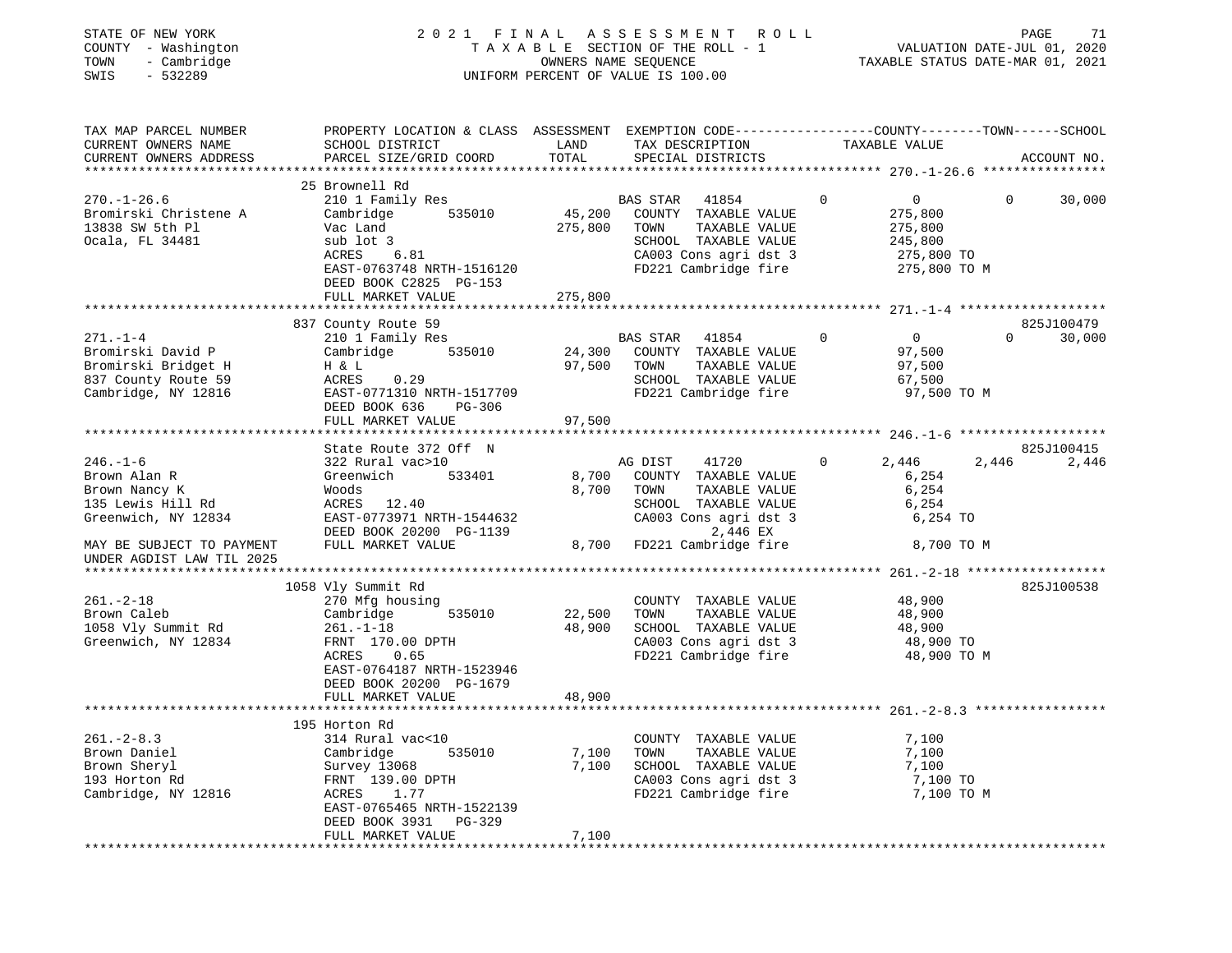STATE OF NEW YORK
COUNTY - Washington
TOWN - Cambridge
SWIS - 532289

# 2021 FINAL ASSESSMENT ROLL
TAXABLE SECTION OF THE ROLL - 1
OWNERS NAME SEQUENCE
UNIFORM PERCENT OF VALUE IS 100.00

VALUATION DATE-JUL 01, 2020
TAXABLE STATUS DATE-MAR 01, 2021

| TAX MAP PARCEL NUMBER / CURRENT OWNERS NAME / CURRENT OWNERS ADDRESS | PROPERTY LOCATION & CLASS / SCHOOL DISTRICT / PARCEL SIZE/GRID COORD | ASSESSMENT LAND | TOTAL | EXEMPTION CODE / TAX DESCRIPTION / SPECIAL DISTRICTS | COUNTY TAXABLE VALUE | TOWN | SCHOOL | ACCOUNT NO. |
|---|---|---|---|---|---|---|---|---|
| **270.-1-26.6** | 25 Brownell Rd | | | | | | | |
| 270.-1-26.6 | 210 1 Family Res | | | BAS STAR 41854 | 0 | 0 | 30,000 | |
| Bromirski Christene A | Cambridge 535010 | 45,200 | | COUNTY TAXABLE VALUE | 275,800 | | | |
| 13838 SW 5th Pl | Vac Land | | 275,800 | TOWN TAXABLE VALUE | 275,800 | | | |
| Ocala, FL 34481 | sub lot 3 | | | SCHOOL TAXABLE VALUE | 245,800 | | | |
| | ACRES 6.81 | | | CA003 Cons agri dst 3 | 275,800 TO | | | |
| | EAST-0763748 NRTH-1516120 | | | FD221 Cambridge fire | 275,800 TO M | | | |
| | DEED BOOK C2825 PG-153 | | | | | | | |
| | FULL MARKET VALUE | | 275,800 | | | | | |
| **271.-1-4** | 837 County Route 59 | | | | | | | 825J100479 |
| 271.-1-4 | 210 1 Family Res | | | BAS STAR 41854 | 0 | 0 | 30,000 | |
| Bromirski David P | Cambridge 535010 | 24,300 | | COUNTY TAXABLE VALUE | 97,500 | | | |
| Bromirski Bridget H | H & L | | 97,500 | TOWN TAXABLE VALUE | 97,500 | | | |
| 837 County Route 59 | ACRES 0.29 | | | SCHOOL TAXABLE VALUE | 67,500 | | | |
| Cambridge, NY 12816 | EAST-0771310 NRTH-1517709 | | | FD221 Cambridge fire | 97,500 TO M | | | |
| | DEED BOOK 636 PG-306 | | | | | | | |
| | FULL MARKET VALUE | | 97,500 | | | | | |
| **246.-1-6** | State Route 372 Off N | | | | | | | 825J100415 |
| 246.-1-6 | 322 Rural vac>10 | | | AG DIST 41720 | 2,446 | 2,446 | 2,446 | |
| Brown Alan R | Greenwich 533401 | 8,700 | | COUNTY TAXABLE VALUE | 6,254 | | | |
| Brown Nancy K | Woods | | 8,700 | TOWN TAXABLE VALUE | 6,254 | | | |
| 135 Lewis Hill Rd | ACRES 12.40 | | | SCHOOL TAXABLE VALUE | 6,254 | | | |
| Greenwich, NY 12834 | EAST-0773971 NRTH-1544632 | | | CA003 Cons agri dst 3 | 6,254 TO | | | |
| | DEED BOOK 20200 PG-1139 | | | 2,446 EX | | | | |
| MAY BE SUBJECT TO PAYMENT | FULL MARKET VALUE | | 8,700 | FD221 Cambridge fire | 8,700 TO M | | | |
| UNDER AGDIST LAW TIL 2025 | | | | | | | | |
| **261.-2-18** | 1058 Vly Summit Rd | | | | | | | 825J100538 |
| 261.-2-18 | 270 Mfg housing | | | COUNTY TAXABLE VALUE | 48,900 | | | |
| Brown Caleb | Cambridge 535010 | 22,500 | | TOWN TAXABLE VALUE | 48,900 | | | |
| 1058 Vly Summit Rd | 261.-1-18 | | 48,900 | SCHOOL TAXABLE VALUE | 48,900 | | | |
| Greenwich, NY 12834 | FRNT 170.00 DPTH | | | CA003 Cons agri dst 3 | 48,900 TO | | | |
| | ACRES 0.65 | | | FD221 Cambridge fire | 48,900 TO M | | | |
| | EAST-0764187 NRTH-1523946 | | | | | | | |
| | DEED BOOK 20200 PG-1679 | | | | | | | |
| | FULL MARKET VALUE | | 48,900 | | | | | |
| **261.-2-8.3** | 195 Horton Rd | | | | | | | |
| 261.-2-8.3 | 314 Rural vac<10 | | | COUNTY TAXABLE VALUE | 7,100 | | | |
| Brown Daniel | Cambridge 535010 | 7,100 | | TOWN TAXABLE VALUE | 7,100 | | | |
| Brown Sheryl | Survey 13068 | | 7,100 | SCHOOL TAXABLE VALUE | 7,100 | | | |
| 193 Horton Rd | FRNT 139.00 DPTH | | | CA003 Cons agri dst 3 | 7,100 TO | | | |
| Cambridge, NY 12816 | ACRES 1.77 | | | FD221 Cambridge fire | 7,100 TO M | | | |
| | EAST-0765465 NRTH-1522139 | | | | | | | |
| | DEED BOOK 3931 PG-329 | | | | | | | |
| | FULL MARKET VALUE | | 7,100 | | | | | |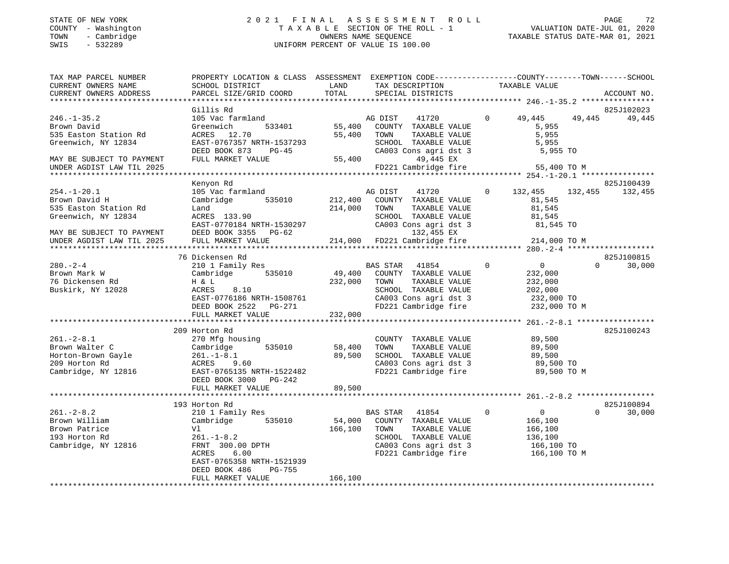STATE OF NEW YORK
COUNTY - Washington
TOWN - Cambridge
SWIS - 532289

2021 FINAL ASSESSMENT ROLL
TAXABLE SECTION OF THE ROLL - 1
OWNERS NAME SEQUENCE
UNIFORM PERCENT OF VALUE IS 100.00

VALUATION DATE-JUL 01, 2020
TAXABLE STATUS DATE-MAR 01, 2021

| TAX MAP PARCEL NUMBER / CURRENT OWNERS NAME / CURRENT OWNERS ADDRESS | PROPERTY LOCATION & CLASS / SCHOOL DISTRICT / PARCEL SIZE/GRID COORD | ASSESSMENT LAND | TOTAL | EXEMPTION CODE / TAX DESCRIPTION / SPECIAL DISTRICTS | COUNTY TAXABLE VALUE | TOWN | SCHOOL / ACCOUNT NO. |
|---|---|---|---|---|---|---|---|
| **246.-1-35.2** | Gillis Rd | | | | | | 825J102023 |
| Brown David | 105 Vac farmland | | | AG DIST 41720 0 | 49,445 | 49,445 | 49,445 |
| 535 Easton Station Rd | Greenwich 533401 | 55,400 | | COUNTY TAXABLE VALUE | 5,955 | | |
| Greenwich, NY 12834 | ACRES 12.70 | | 55,400 | TOWN TAXABLE VALUE | 5,955 | | |
| | EAST-0767357 NRTH-1537293 | | | SCHOOL TAXABLE VALUE | 5,955 | | |
| | DEED BOOK 873 PG-45 | | | CA003 Cons agri dst 3 | 5,955 TO | | |
| MAY BE SUBJECT TO PAYMENT | FULL MARKET VALUE | | 55,400 | 49,445 EX | | | |
| UNDER AGDIST LAW TIL 2025 | | | | FD221 Cambridge fire | 55,400 TO M | | |
| **254.-1-20.1** | Kenyon Rd | | | | | | 825J100439 |
| Brown David H | 105 Vac farmland | | | AG DIST 41720 0 | 132,455 | 132,455 | 132,455 |
| 535 Easton Station Rd | Cambridge 535010 | 212,400 | | COUNTY TAXABLE VALUE | 81,545 | | |
| Greenwich, NY 12834 | Land | | 214,000 | TOWN TAXABLE VALUE | 81,545 | | |
| | ACRES 133.90 | | | SCHOOL TAXABLE VALUE | 81,545 | | |
| | EAST-0770184 NRTH-1530297 | | | CA003 Cons agri dst 3 | 81,545 TO | | |
| MAY BE SUBJECT TO PAYMENT | DEED BOOK 3355 PG-62 | | | 132,455 EX | | | |
| UNDER AGDIST LAW TIL 2025 | FULL MARKET VALUE | | 214,000 | FD221 Cambridge fire | 214,000 TO M | | |
| **280.-2-4** | 76 Dickensen Rd | | | | | | 825J100815 |
| Brown Mark W | 210 1 Family Res | | | BAS STAR 41854 0 | 0 | 0 | 30,000 |
| 76 Dickensen Rd | Cambridge 535010 | 49,400 | | COUNTY TAXABLE VALUE | 232,000 | | |
| Buskirk, NY 12028 | H & L | | 232,000 | TOWN TAXABLE VALUE | 232,000 | | |
| | ACRES 8.10 | | | SCHOOL TAXABLE VALUE | 202,000 | | |
| | EAST-0776186 NRTH-1508761 | | | CA003 Cons agri dst 3 | 232,000 TO | | |
| | DEED BOOK 2522 PG-271 | | | FD221 Cambridge fire | 232,000 TO M | | |
| | FULL MARKET VALUE | | 232,000 | | | | |
| **261.-2-8.1** | 209 Horton Rd | | | | | | 825J100243 |
| Brown Walter C | 270 Mfg housing | | | COUNTY TAXABLE VALUE | 89,500 | | |
| Horton-Brown Gayle | Cambridge 535010 | 58,400 | | TOWN TAXABLE VALUE | 89,500 | | |
| 209 Horton Rd | 261.-1-8.1 | | 89,500 | SCHOOL TAXABLE VALUE | 89,500 | | |
| Cambridge, NY 12816 | ACRES 9.60 | | | CA003 Cons agri dst 3 | 89,500 TO | | |
| | EAST-0765135 NRTH-1522482 | | | FD221 Cambridge fire | 89,500 TO M | | |
| | DEED BOOK 3000 PG-242 | | | | | | |
| | FULL MARKET VALUE | | 89,500 | | | | |
| **261.-2-8.2** | 193 Horton Rd | | | | | | 825J100894 |
| Brown William | 210 1 Family Res | | | BAS STAR 41854 0 | 0 | 0 | 30,000 |
| Brown Patrice | Cambridge 535010 | 54,000 | | COUNTY TAXABLE VALUE | 166,100 | | |
| 193 Horton Rd | Vl | | 166,100 | TOWN TAXABLE VALUE | 166,100 | | |
| Cambridge, NY 12816 | 261.-1-8.2 | | | SCHOOL TAXABLE VALUE | 136,100 | | |
| | FRNT 300.00 DPTH | | | CA003 Cons agri dst 3 | 166,100 TO | | |
| | ACRES 6.00 | | | FD221 Cambridge fire | 166,100 TO M | | |
| | EAST-0765358 NRTH-1521939 | | | | | | |
| | DEED BOOK 486 PG-755 | | | | | | |
| | FULL MARKET VALUE | | 166,100 | | | | |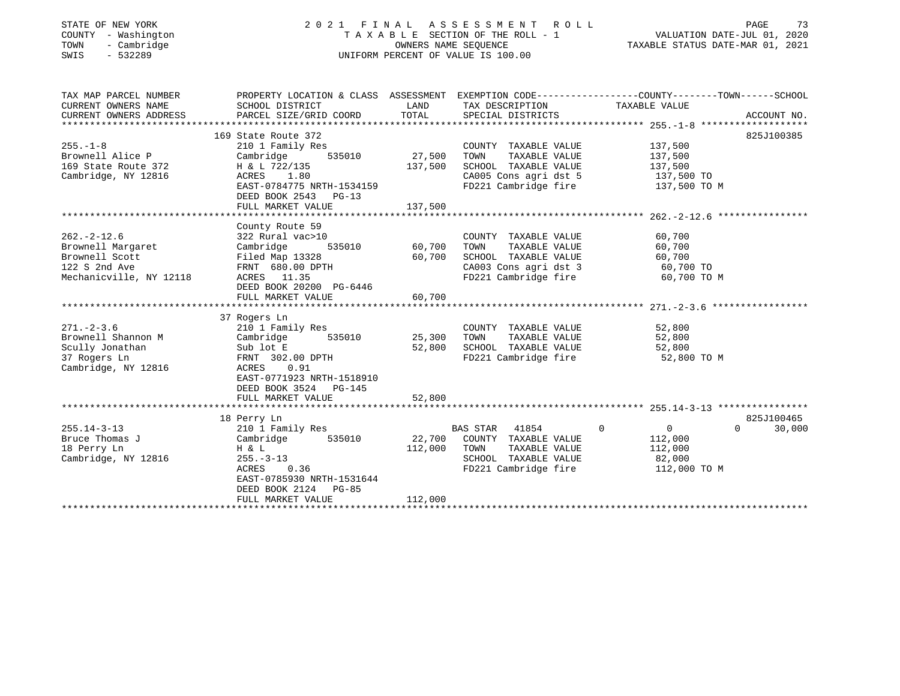STATE OF NEW YORK
COUNTY - Washington
TOWN - Cambridge
SWIS - 532289

# 2021 FINAL ASSESSMENT ROLL

TAXABLE SECTION OF THE ROLL - 1
OWNERS NAME SEQUENCE
UNIFORM PERCENT OF VALUE IS 100.00

VALUATION DATE-JUL 01, 2020
TAXABLE STATUS DATE-MAR 01, 2021

| TAX MAP PARCEL NUMBER / CURRENT OWNERS NAME / CURRENT OWNERS ADDRESS | PROPERTY LOCATION & CLASS / SCHOOL DISTRICT / PARCEL SIZE/GRID COORD | ASSESSMENT LAND | TOTAL | EXEMPTION CODE / TAX DESCRIPTION / SPECIAL DISTRICTS | COUNTY / TOWN / SCHOOL TAXABLE VALUE | ACCOUNT NO. |
|---|---|---|---|---|---|---|
| **255.-1-8** | 169 State Route 372 | | | | | 825J100385 |
| 255.-1-8 | 210 1 Family Res | | | COUNTY TAXABLE VALUE | 137,500 | |
| Brownell Alice P | Cambridge 535010 | 27,500 | | TOWN TAXABLE VALUE | 137,500 | |
| 169 State Route 372 | H & L 722/135 | | 137,500 | SCHOOL TAXABLE VALUE | 137,500 | |
| Cambridge, NY 12816 | ACRES 1.80 | | | CA005 Cons agri dst 5 | 137,500 TO | |
| | EAST-0784775 NRTH-1534159 | | | FD221 Cambridge fire | 137,500 TO M | |
| | DEED BOOK 2543 PG-13 | | | | | |
| | FULL MARKET VALUE | | 137,500 | | | |
| **262.-2-12.6** | County Route 59 | | | | | |
| 262.-2-12.6 | 322 Rural vac>10 | | | COUNTY TAXABLE VALUE | 60,700 | |
| Brownell Margaret | Cambridge 535010 | 60,700 | | TOWN TAXABLE VALUE | 60,700 | |
| Brownell Scott | Filed Map 13328 | | 60,700 | SCHOOL TAXABLE VALUE | 60,700 | |
| 122 S 2nd Ave | FRNT 680.00 DPTH | | | CA003 Cons agri dst 3 | 60,700 TO | |
| Mechanicville, NY 12118 | ACRES 11.35 | | | FD221 Cambridge fire | 60,700 TO M | |
| | DEED BOOK 20200 PG-6446 | | | | | |
| | FULL MARKET VALUE | | 60,700 | | | |
| **271.-2-3.6** | 37 Rogers Ln | | | | | |
| 271.-2-3.6 | 210 1 Family Res | | | COUNTY TAXABLE VALUE | 52,800 | |
| Brownell Shannon M | Cambridge 535010 | 25,300 | | TOWN TAXABLE VALUE | 52,800 | |
| Scully Jonathan | Sub lot E | | 52,800 | SCHOOL TAXABLE VALUE | 52,800 | |
| 37 Rogers Ln | FRNT 302.00 DPTH | | | FD221 Cambridge fire | 52,800 TO M | |
| Cambridge, NY 12816 | ACRES 0.91 | | | | | |
| | EAST-0771923 NRTH-1518910 | | | | | |
| | DEED BOOK 3524 PG-145 | | | | | |
| | FULL MARKET VALUE | | 52,800 | | | |
| **255.14-3-13** | 18 Perry Ln | | | | | 825J100465 |
| 255.14-3-13 | 210 1 Family Res | | | BAS STAR 41854 | 0 / 0 / 30,000 | |
| Bruce Thomas J | Cambridge 535010 | 22,700 | | COUNTY TAXABLE VALUE | 112,000 | |
| 18 Perry Ln | H & L | | 112,000 | TOWN TAXABLE VALUE | 112,000 | |
| Cambridge, NY 12816 | 255.-3-13 | | | SCHOOL TAXABLE VALUE | 82,000 | |
| | ACRES 0.36 | | | FD221 Cambridge fire | 112,000 TO M | |
| | EAST-0785930 NRTH-1531644 | | | | | |
| | DEED BOOK 2124 PG-85 | | | | | |
| | FULL MARKET VALUE | | 112,000 | | | |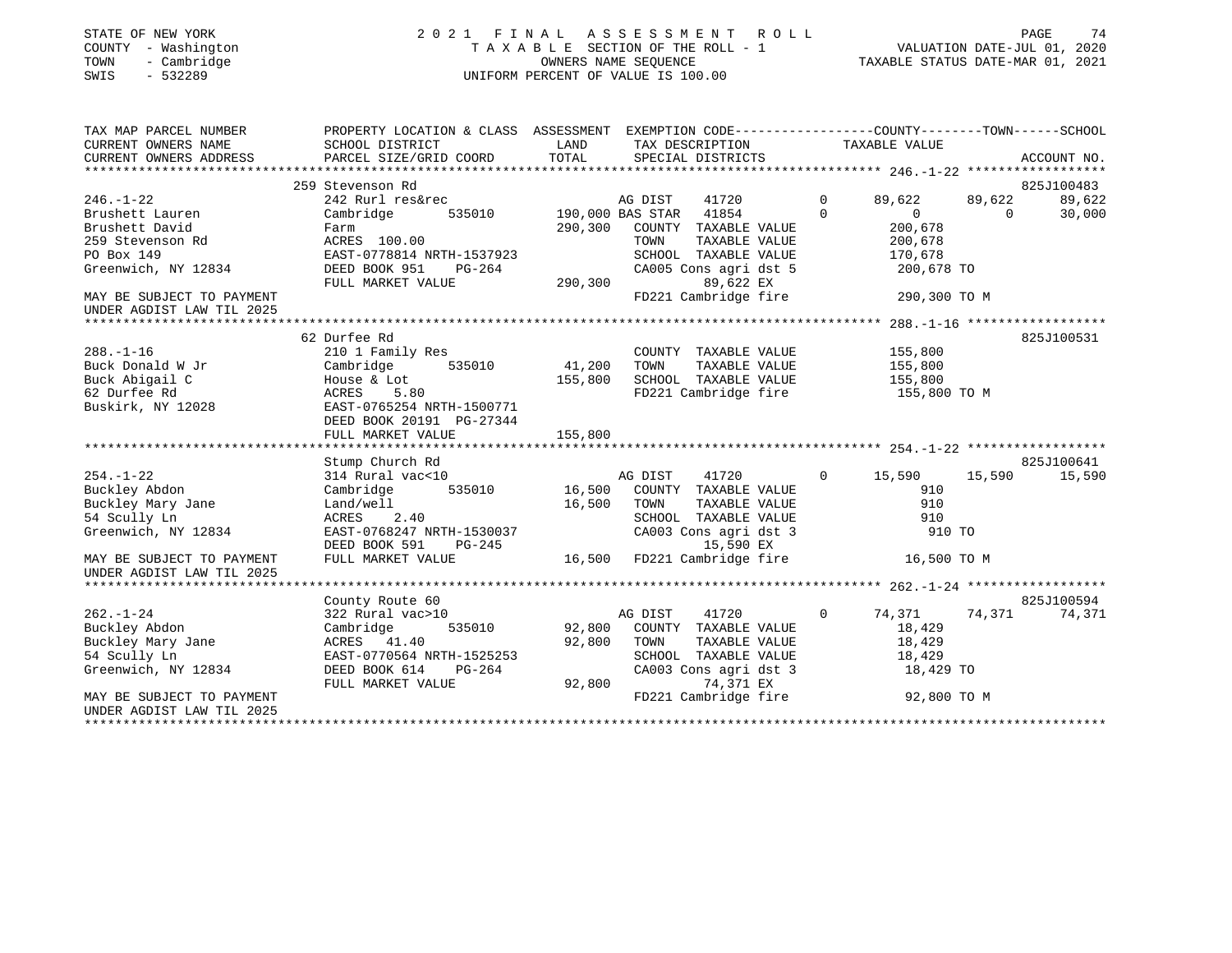STATE OF NEW YORK
COUNTY - Washington
TOWN - Cambridge
SWIS - 532289

# 2021 FINAL ASSESSMENT ROLL

TAXABLE SECTION OF THE ROLL - 1
OWNERS NAME SEQUENCE
UNIFORM PERCENT OF VALUE IS 100.00

VALUATION DATE-JUL 01, 2020
TAXABLE STATUS DATE-MAR 01, 2021

```
TAX MAP PARCEL NUMBER      PROPERTY LOCATION & CLASS  ASSESSMENT  EXEMPTION CODE------------------COUNTY--------TOWN------SCHOOL
CURRENT OWNERS NAME        SCHOOL DISTRICT            LAND        TAX DESCRIPTION            TAXABLE VALUE
CURRENT OWNERS ADDRESS     PARCEL SIZE/GRID COORD     TOTAL       SPECIAL DISTRICTS                                      ACCOUNT NO.
******************************************************************************************** 246.-1-22 ******************
                           259 Stevenson Rd                                                                          825J100483
246.-1-22                  242 Rurl res&rec                    AG DIST     41720        0        89,622     89,622     89,622
Brushett Lauren            Cambridge      535010   190,000 BAS STAR   41854        0             0          0     30,000
Brushett David             Farm                      290,300   COUNTY  TAXABLE VALUE            200,678
259 Stevenson Rd           ACRES 100.00                        TOWN    TAXABLE VALUE            200,678
PO Box 149                 EAST-0778814 NRTH-1537923           SCHOOL  TAXABLE VALUE            170,678
Greenwich, NY 12834        DEED BOOK 951    PG-264             CA005 Cons agri dst 5            200,678 TO
                           FULL MARKET VALUE         290,300           89,622 EX
MAY BE SUBJECT TO PAYMENT                                      FD221 Cambridge fire             290,300 TO M
UNDER AGDIST LAW TIL 2025
******************************************************************************************** 288.-1-16 ******************
                           62 Durfee Rd                                                                              825J100531
288.-1-16                  210 1 Family Res                    COUNTY  TAXABLE VALUE            155,800
Buck Donald W Jr           Cambridge      535010      41,200   TOWN    TAXABLE VALUE            155,800
Buck Abigail C             House & Lot               155,800   SCHOOL  TAXABLE VALUE            155,800
62 Durfee Rd               ACRES    5.80                       FD221 Cambridge fire             155,800 TO M
Buskirk, NY 12028          EAST-0765254 NRTH-1500771
                           DEED BOOK 20191 PG-27344
                           FULL MARKET VALUE         155,800
******************************************************************************************** 254.-1-22 ******************
                           Stump Church Rd                                                                           825J100641
254.-1-22                  314 Rural vac<10                    AG DIST     41720        0        15,590     15,590     15,590
Buckley Abdon              Cambridge      535010      16,500   COUNTY  TAXABLE VALUE                910
Buckley Mary Jane          Land/well                  16,500   TOWN    TAXABLE VALUE                910
54 Scully Ln               ACRES    2.40                       SCHOOL  TAXABLE VALUE                910
Greenwich, NY 12834        EAST-0768247 NRTH-1530037           CA003 Cons agri dst 3                910 TO
                           DEED BOOK 591    PG-245                     15,590 EX
MAY BE SUBJECT TO PAYMENT  FULL MARKET VALUE          16,500   FD221 Cambridge fire              16,500 TO M
UNDER AGDIST LAW TIL 2025
******************************************************************************************** 262.-1-24 ******************
                           County Route 60                                                                           825J100594
262.-1-24                  322 Rural vac>10                    AG DIST     41720        0        74,371     74,371     74,371
Buckley Abdon              Cambridge      535010      92,800   COUNTY  TAXABLE VALUE             18,429
Buckley Mary Jane          ACRES   41.40              92,800   TOWN    TAXABLE VALUE             18,429
54 Scully Ln               EAST-0770564 NRTH-1525253           SCHOOL  TAXABLE VALUE             18,429
Greenwich, NY 12834        DEED BOOK 614    PG-264             CA003 Cons agri dst 3             18,429 TO
                           FULL MARKET VALUE          92,800           74,371 EX
MAY BE SUBJECT TO PAYMENT                                      FD221 Cambridge fire              92,800 TO M
UNDER AGDIST LAW TIL 2025
*************************************************************************************************************************
```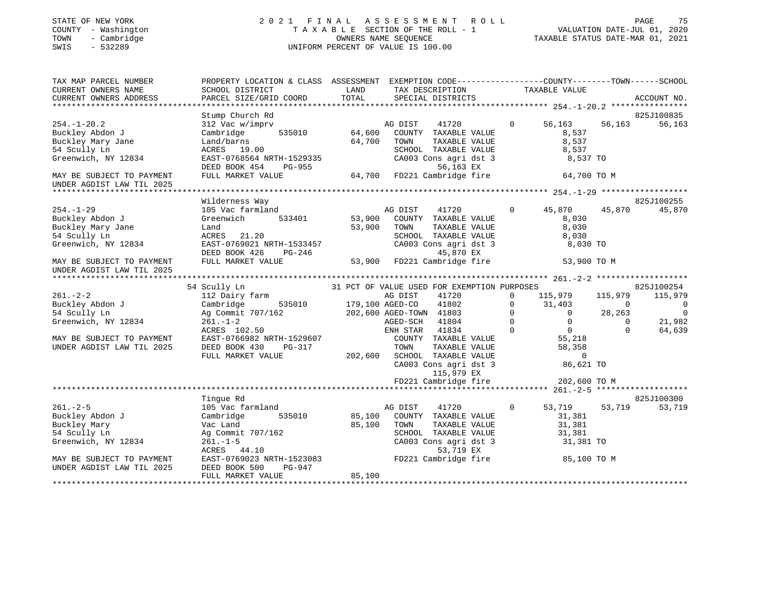STATE OF NEW YORK
COUNTY - Washington
TOWN - Cambridge
SWIS - 532289

2021 FINAL ASSESSMENT ROLL
TAXABLE SECTION OF THE ROLL - 1
OWNERS NAME SEQUENCE
UNIFORM PERCENT OF VALUE IS 100.00

VALUATION DATE-JUL 01, 2020
TAXABLE STATUS DATE-MAR 01, 2021

```
TAX MAP PARCEL NUMBER      PROPERTY LOCATION & CLASS  ASSESSMENT  EXEMPTION CODE------------------COUNTY--------TOWN------SCHOOL
CURRENT OWNERS NAME        SCHOOL DISTRICT            LAND        TAX DESCRIPTION             TAXABLE VALUE
CURRENT OWNERS ADDRESS     PARCEL SIZE/GRID COORD     TOTAL       SPECIAL DISTRICTS                                       ACCOUNT NO.
******************************************************************************************************* 254.-1-20.2 ****************
                           Stump Church Rd                                                                                825J100835
254.-1-20.2                312 Vac w/imprv                        AG DIST     41720          0       56,163     56,163     56,163
Buckley Abdon J            Cambridge        535010       64,600   COUNTY  TAXABLE VALUE               8,537
Buckley Mary Jane          Land/barns                    64,700   TOWN    TAXABLE VALUE               8,537
54 Scully Ln               ACRES   19.00                          SCHOOL  TAXABLE VALUE               8,537
Greenwich, NY 12834        EAST-0768564 NRTH-1529335              CA003 Cons agri dst 3               8,537 TO
                           DEED BOOK 454    PG-955                     56,163 EX
MAY BE SUBJECT TO PAYMENT  FULL MARKET VALUE             64,700   FD221 Cambridge fire               64,700 TO M
UNDER AGDIST LAW TIL 2025
******************************************************************************************************* 254.-1-29 ******************
                           Wilderness Way                                                                                 825J100255
254.-1-29                  105 Vac farmland                       AG DIST     41720          0       45,870     45,870     45,870
Buckley Abdon J            Greenwich        533401       53,900   COUNTY  TAXABLE VALUE               8,030
Buckley Mary Jane          Land                          53,900   TOWN    TAXABLE VALUE               8,030
54 Scully Ln               ACRES   21.20                          SCHOOL  TAXABLE VALUE               8,030
Greenwich, NY 12834        EAST-0769021 NRTH-1533457              CA003 Cons agri dst 3               8,030 TO
                           DEED BOOK 426    PG-246                     45,870 EX
MAY BE SUBJECT TO PAYMENT  FULL MARKET VALUE             53,900   FD221 Cambridge fire               53,900 TO M
UNDER AGDIST LAW TIL 2025
******************************************************************************************************* 261.-2-2 *******************
                           54 Scully Ln               31 PCT OF VALUE USED FOR EXEMPTION PURPOSES                         825J100254
261.-2-2                   112 Dairy farm                         AG DIST     41720          0      115,979    115,979    115,979
Buckley Abdon J            Cambridge        535010      179,100   AGED-CO     41802          0       31,403          0          0
54 Scully Ln               Ag Commit 707/162            202,600   AGED-TOWN   41803          0            0     28,263          0
Greenwich, NY 12834        261.-1-2                               AGED-SCH    41804          0            0          0     21,982
                           ACRES  102.50                          ENH STAR    41834          0            0          0     64,639
MAY BE SUBJECT TO PAYMENT  EAST-0766982 NRTH-1529607              COUNTY  TAXABLE VALUE              55,218
UNDER AGDIST LAW TIL 2025  DEED BOOK 430    PG-317                TOWN    TAXABLE VALUE              58,358
                           FULL MARKET VALUE            202,600   SCHOOL  TAXABLE VALUE                   0
                                                                  CA003 Cons agri dst 3              86,621 TO
                                                                       115,979 EX
                                                                  FD221 Cambridge fire              202,600 TO M
******************************************************************************************************* 261.-2-5 *******************
                           Tingue Rd                                                                                      825J100300
261.-2-5                   105 Vac farmland                       AG DIST     41720          0       53,719     53,719     53,719
Buckley Abdon J            Cambridge        535010       85,100   COUNTY  TAXABLE VALUE              31,381
Buckley Mary               Vac Land                      85,100   TOWN    TAXABLE VALUE              31,381
54 Scully Ln               Ag Commit 707/162                      SCHOOL  TAXABLE VALUE              31,381
Greenwich, NY 12834        261.-1-5                               CA003 Cons agri dst 3              31,381 TO
                           ACRES   44.10                               53,719 EX
MAY BE SUBJECT TO PAYMENT  EAST-0769023 NRTH-1523083              FD221 Cambridge fire               85,100 TO M
UNDER AGDIST LAW TIL 2025  DEED BOOK 500    PG-947
                           FULL MARKET VALUE             85,100
************************************************************************************************************************************
```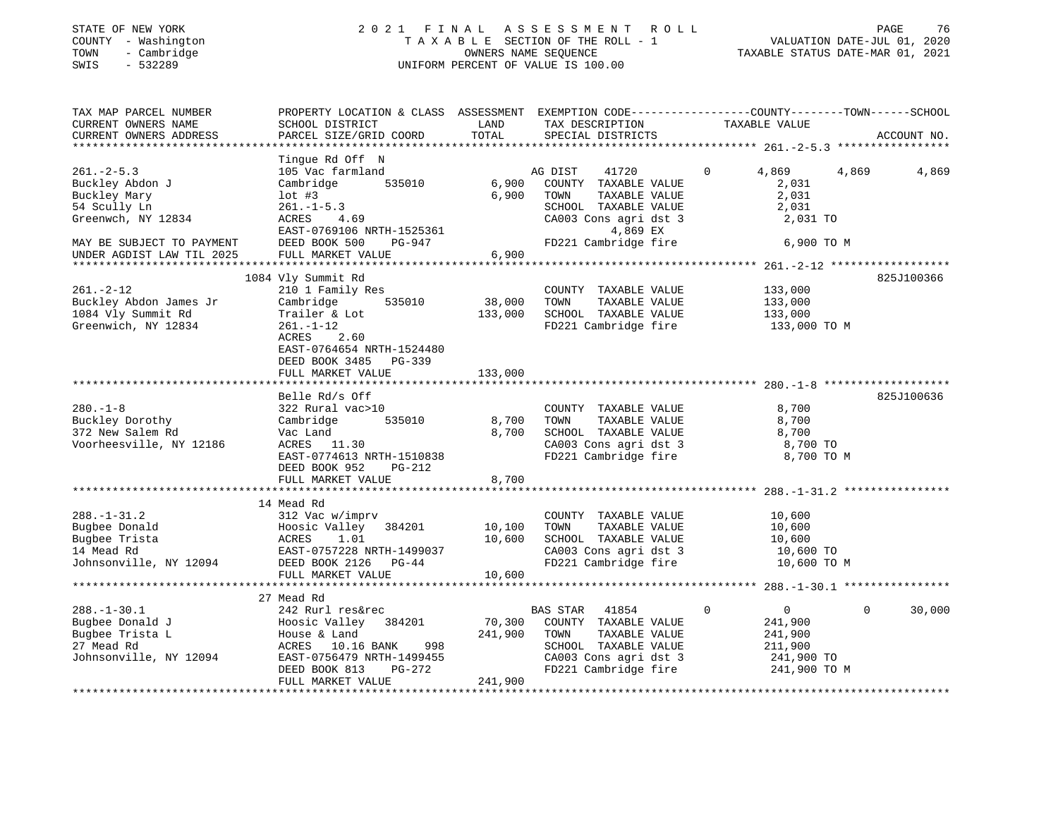STATE OF NEW YORK
COUNTY - Washington
TOWN - Cambridge
SWIS - 532289

# 2021 FINAL ASSESSMENT ROLL

TAXABLE SECTION OF THE ROLL - 1
OWNERS NAME SEQUENCE
UNIFORM PERCENT OF VALUE IS 100.00

VALUATION DATE-JUL 01, 2020
TAXABLE STATUS DATE-MAR 01, 2021

```
TAX MAP PARCEL NUMBER          PROPERTY LOCATION & CLASS  ASSESSMENT  EXEMPTION CODE-----------------COUNTY--------TOWN------SCHOOL
CURRENT OWNERS NAME            SCHOOL DISTRICT              LAND      TAX DESCRIPTION              TAXABLE VALUE
CURRENT OWNERS ADDRESS         PARCEL SIZE/GRID COORD       TOTAL     SPECIAL DISTRICTS                                    ACCOUNT NO.
******************************************************************************************************* 261.-2-5.3 *****************
                               Tingue Rd Off  N
261.-2-5.3                     105 Vac farmland                     AG DIST    41720        0      4,869      4,869      4,869
Buckley Abdon J                Cambridge        535010      6,900   COUNTY  TAXABLE VALUE            2,031
Buckley Mary                   lot #3                        6,900   TOWN    TAXABLE VALUE            2,031
54 Scully Ln                   261.-1-5.3                             SCHOOL  TAXABLE VALUE            2,031
Greenwch, NY 12834             ACRES     4.69                         CA003 Cons agri dst 3             2,031 TO
                               EAST-0769106 NRTH-1525361                    4,869 EX
MAY BE SUBJECT TO PAYMENT      DEED BOOK 500     PG-947               FD221 Cambridge fire              6,900 TO M
UNDER AGDIST LAW TIL 2025      FULL MARKET VALUE             6,900
******************************************************************************************************* 261.-2-12 ******************
                          1084 Vly Summit Rd                                                                       825J100366
261.-2-12                      210 1 Family Res                      COUNTY  TAXABLE VALUE          133,000
Buckley Abdon James Jr         Cambridge        535010     38,000   TOWN    TAXABLE VALUE          133,000
1084 Vly Summit Rd             Trailer & Lot              133,000   SCHOOL  TAXABLE VALUE          133,000
Greenwich, NY 12834            261.-1-12                              FD221 Cambridge fire            133,000 TO M
                               ACRES     2.60
                               EAST-0764654 NRTH-1524480
                               DEED BOOK 3485    PG-339
                               FULL MARKET VALUE           133,000
******************************************************************************************************* 280.-1-8 *******************
                               Belle Rd/s Off                                                                      825J100636
280.-1-8                       322 Rural vac>10                      COUNTY  TAXABLE VALUE            8,700
Buckley Dorothy                Cambridge        535010      8,700   TOWN    TAXABLE VALUE            8,700
372 New Salem Rd               Vac Land                      8,700   SCHOOL  TAXABLE VALUE            8,700
Voorheesville, NY 12186        ACRES    11.30                         CA003 Cons agri dst 3             8,700 TO
                               EAST-0774613 NRTH-1510838              FD221 Cambridge fire              8,700 TO M
                               DEED BOOK 952     PG-212
                               FULL MARKET VALUE             8,700
******************************************************************************************************* 288.-1-31.2 ****************
                            14 Mead Rd
288.-1-31.2                    312 Vac w/imprv                       COUNTY  TAXABLE VALUE           10,600
Bugbee Donald                  Hoosic Valley   384201      10,100   TOWN    TAXABLE VALUE           10,600
Bugbee Trista                  ACRES     1.01               10,600   SCHOOL  TAXABLE VALUE           10,600
14 Mead Rd                     EAST-0757228 NRTH-1499037              CA003 Cons agri dst 3            10,600 TO
Johnsonville, NY 12094         DEED BOOK 2126    PG-44                FD221 Cambridge fire             10,600 TO M
                               FULL MARKET VALUE            10,600
******************************************************************************************************* 288.-1-30.1 ****************
                            27 Mead Rd
288.-1-30.1                    242 Rurl res&rec                      BAS STAR   41854        0          0          0     30,000
Bugbee Donald J                Hoosic Valley   384201      70,300   COUNTY  TAXABLE VALUE          241,900
Bugbee Trista L                House & Land               241,900   TOWN    TAXABLE VALUE          241,900
27 Mead Rd                     ACRES    10.16 BANK     998            SCHOOL  TAXABLE VALUE          211,900
Johnsonville, NY 12094         EAST-0756479 NRTH-1499455              CA003 Cons agri dst 3           241,900 TO
                               DEED BOOK 813     PG-272               FD221 Cambridge fire            241,900 TO M
                               FULL MARKET VALUE           241,900
************************************************************************************************************************************
```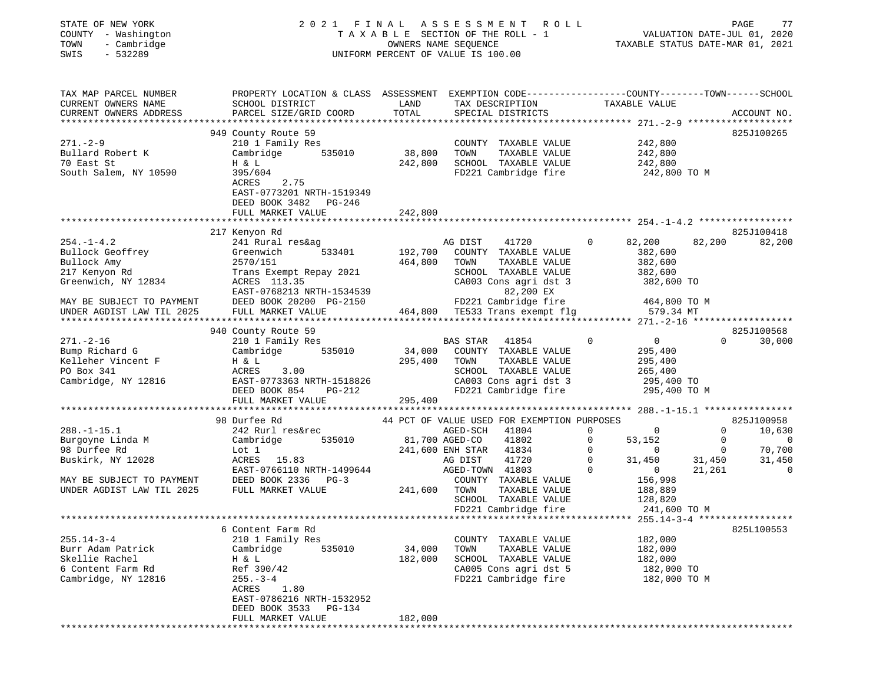STATE OF NEW YORK
COUNTY - Washington
TOWN - Cambridge
SWIS - 532289

2021 FINAL ASSESSMENT ROLL
TAXABLE SECTION OF THE ROLL - 1
OWNERS NAME SEQUENCE
UNIFORM PERCENT OF VALUE IS 100.00

VALUATION DATE-JUL 01, 2020
TAXABLE STATUS DATE-MAR 01, 2021

```
TAX MAP PARCEL NUMBER         PROPERTY LOCATION & CLASS  ASSESSMENT  EXEMPTION CODE------------------COUNTY--------TOWN------SCHOOL
CURRENT OWNERS NAME           SCHOOL DISTRICT               LAND      TAX DESCRIPTION                TAXABLE VALUE
CURRENT OWNERS ADDRESS        PARCEL SIZE/GRID COORD        TOTAL     SPECIAL DISTRICTS                                      ACCOUNT NO.
******************************************************************************************************* 271.-2-9 *******************
                              949 County Route 59                                                                          825J100265
271.-2-9                      210 1 Family Res                      COUNTY  TAXABLE VALUE            242,800
Bullard Robert K              Cambridge       535010       38,800   TOWN    TAXABLE VALUE            242,800
70 East St                    H & L                       242,800   SCHOOL  TAXABLE VALUE            242,800
South Salem, NY 10590         395/604                               FD221 Cambridge fire              242,800 TO M
                              ACRES     2.75
                              EAST-0773201 NRTH-1519349
                              DEED BOOK 3482   PG-246
                              FULL MARKET VALUE           242,800
******************************************************************************************************* 254.-1-4.2 *****************
                              217 Kenyon Rd                                                                                825J100418
254.-1-4.2                    241 Rural res&ag                      AG DIST     41720        0       82,200      82,200      82,200
Bullock Geoffrey              Greenwich       533401      192,700   COUNTY  TAXABLE VALUE            382,600
Bullock Amy                   2570/151                    464,800   TOWN    TAXABLE VALUE            382,600
217 Kenyon Rd                 Trans Exempt Repay 2021               SCHOOL  TAXABLE VALUE            382,600
Greenwich, NY 12834           ACRES  113.35                         CA003 Cons agri dst 3             382,600 TO
                              EAST-0768213 NRTH-1534539                   82,200 EX
MAY BE SUBJECT TO PAYMENT     DEED BOOK 20200 PG-2150               FD221 Cambridge fire              464,800 TO M
UNDER AGDIST LAW TIL 2025     FULL MARKET VALUE           464,800   TE533 Trans exempt flg             579.34 MT
******************************************************************************************************* 271.-2-16 ******************
                              940 County Route 59                                                                          825J100568
271.-2-16                     210 1 Family Res                      BAS STAR    41854        0            0           0      30,000
Bump Richard G                Cambridge       535010       34,000   COUNTY  TAXABLE VALUE            295,400
Kelleher Vincent F            H & L                       295,400   TOWN    TAXABLE VALUE            295,400
PO Box 341                    ACRES     3.00                        SCHOOL  TAXABLE VALUE            265,400
Cambridge, NY 12816           EAST-0773363 NRTH-1518826             CA003 Cons agri dst 3             295,400 TO
                              DEED BOOK 854    PG-212               FD221 Cambridge fire              295,400 TO M
                              FULL MARKET VALUE           295,400
******************************************************************************************************* 288.-1-15.1 ****************
                              98 Durfee Rd                  44 PCT OF VALUE USED FOR EXEMPTION PURPOSES                    825J100958
288.-1-15.1                   242 Rurl res&rec                      AGED-SCH    41804        0            0           0      10,630
Burgoyne Linda M              Cambridge       535010    81,700 AGED-CO      41802        0       53,152           0           0
98 Durfee Rd                  Lot 1                     241,600 ENH STAR    41834        0            0           0      70,700
Buskirk, NY 12028             ACRES    15.83                        AG DIST     41720        0       31,450      31,450      31,450
                              EAST-0766110 NRTH-1499644             AGED-TOWN   41803        0            0      21,261           0
MAY BE SUBJECT TO PAYMENT     DEED BOOK 2336   PG-3                 COUNTY  TAXABLE VALUE            156,998
UNDER AGDIST LAW TIL 2025     FULL MARKET VALUE           241,600   TOWN    TAXABLE VALUE            188,889
                                                                    SCHOOL  TAXABLE VALUE            128,820
                                                                    FD221 Cambridge fire              241,600 TO M
******************************************************************************************************* 255.14-3-4 *****************
                              6 Content Farm Rd                                                                            825L100553
255.14-3-4                    210 1 Family Res                      COUNTY  TAXABLE VALUE            182,000
Burr Adam Patrick             Cambridge       535010       34,000   TOWN    TAXABLE VALUE            182,000
Skellie Rachel                H & L                       182,000   SCHOOL  TAXABLE VALUE            182,000
6 Content Farm Rd             Ref 390/42                            CA005 Cons agri dst 5             182,000 TO
Cambridge, NY 12816           255.-3-4                              FD221 Cambridge fire              182,000 TO M
                              ACRES     1.80
                              EAST-0786216 NRTH-1532952
                              DEED BOOK 3533   PG-134
                              FULL MARKET VALUE           182,000
************************************************************************************************************************************
```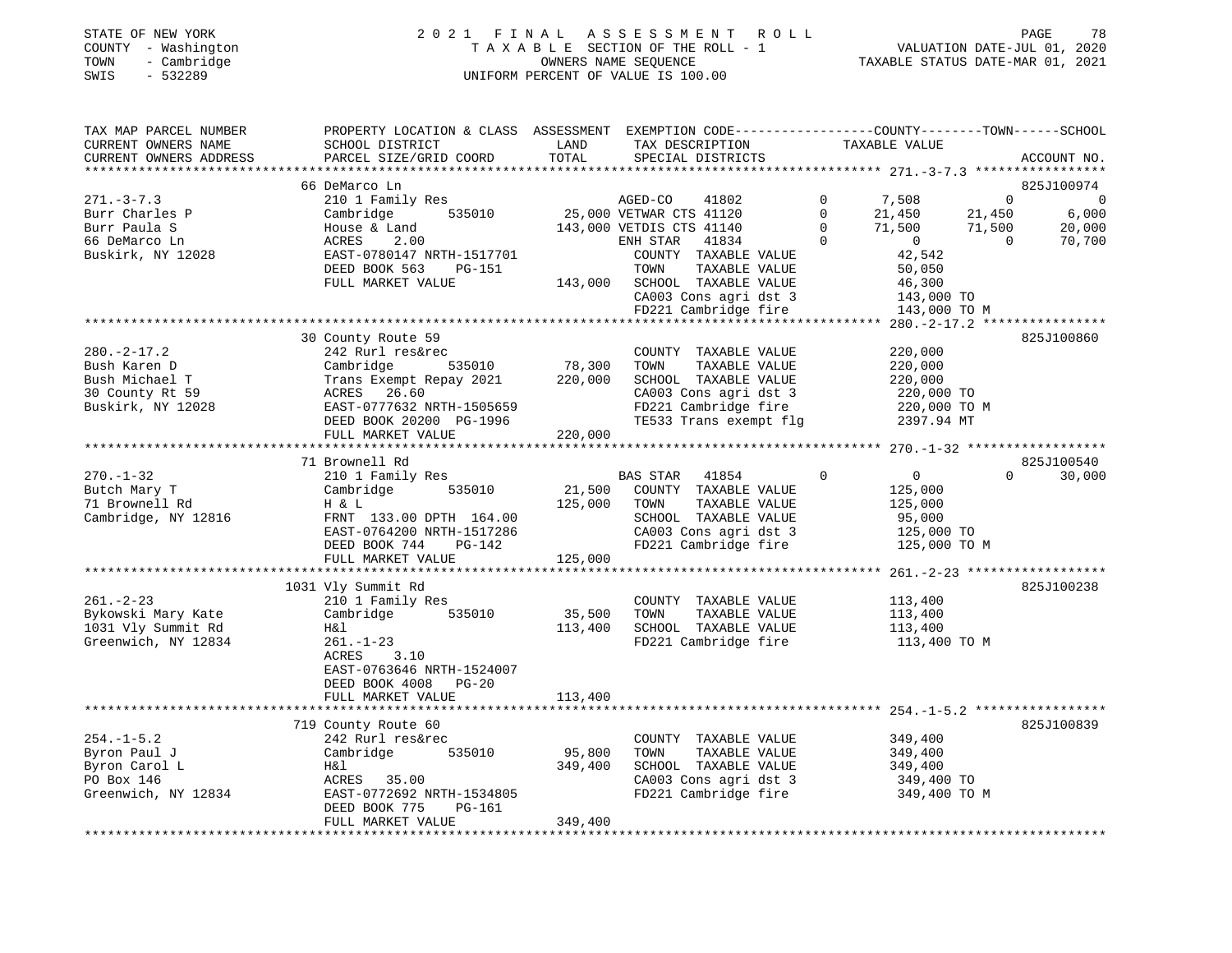STATE OF NEW YORK
COUNTY - Washington
TOWN - Cambridge
SWIS - 532289

# 2021 FINAL ASSESSMENT ROLL
TAXABLE SECTION OF THE ROLL - 1
OWNERS NAME SEQUENCE
UNIFORM PERCENT OF VALUE IS 100.00

VALUATION DATE-JUL 01, 2020
TAXABLE STATUS DATE-MAR 01, 2021

```
TAX MAP PARCEL NUMBER     PROPERTY LOCATION & CLASS  ASSESSMENT  EXEMPTION CODE------------------COUNTY--------TOWN------SCHOOL
CURRENT OWNERS NAME       SCHOOL DISTRICT              LAND      TAX DESCRIPTION               TAXABLE VALUE
CURRENT OWNERS ADDRESS    PARCEL SIZE/GRID COORD       TOTAL     SPECIAL DISTRICTS                                       ACCOUNT NO.
******************************************************************************************************* 271.-3-7.3 *****************
                          66 DeMarco Ln                                                                                  825J100974
271.-3-7.3                210 1 Family Res                     AGED-CO     41802          0        7,508          0            0
Burr Charles P            Cambridge        535010       25,000 VETWAR CTS 41120           0       21,450     21,450        6,000
Burr Paula S              House & Land                 143,000 VETDIS CTS 41140           0       71,500     71,500       20,000
66 DeMarco Ln             ACRES     2.00                       ENH STAR    41834          0            0          0       70,700
Buskirk, NY 12028         EAST-0780147 NRTH-1517701            COUNTY  TAXABLE VALUE            42,542
                          DEED BOOK 563     PG-151             TOWN    TAXABLE VALUE            50,050
                          FULL MARKET VALUE            143,000 SCHOOL  TAXABLE VALUE            46,300
                                                               CA003 Cons agri dst 3           143,000 TO
                                                               FD221 Cambridge fire            143,000 TO M
******************************************************************************************************* 280.-2-17.2 ****************
                          30 County Route 59                                                                             825J100860
280.-2-17.2               242 Rurl res&rec                     COUNTY  TAXABLE VALUE           220,000
Bush Karen D              Cambridge        535010       78,300 TOWN    TAXABLE VALUE           220,000
Bush Michael T            Trans Exempt Repay 2021      220,000 SCHOOL  TAXABLE VALUE           220,000
30 County Rt 59           ACRES    26.60                       CA003 Cons agri dst 3           220,000 TO
Buskirk, NY 12028         EAST-0777632 NRTH-1505659            FD221 Cambridge fire            220,000 TO M
                          DEED BOOK 20200 PG-1996              TE533 Trans exempt flg          2397.94 MT
                          FULL MARKET VALUE            220,000
******************************************************************************************************* 270.-1-32 ******************
                          71 Brownell Rd                                                                                 825J100540
270.-1-32                 210 1 Family Res                     BAS STAR    41854          0            0          0       30,000
Butch Mary T              Cambridge        535010       21,500 COUNTY  TAXABLE VALUE           125,000
71 Brownell Rd            H & L                        125,000 TOWN    TAXABLE VALUE           125,000
Cambridge, NY 12816       FRNT 133.00 DPTH 164.00              SCHOOL  TAXABLE VALUE            95,000
                          EAST-0764200 NRTH-1517286            CA003 Cons agri dst 3           125,000 TO
                          DEED BOOK 744     PG-142             FD221 Cambridge fire            125,000 TO M
                          FULL MARKET VALUE            125,000
******************************************************************************************************* 261.-2-23 ******************
                          1031 Vly Summit Rd                                                                             825J100238
261.-2-23                 210 1 Family Res                     COUNTY  TAXABLE VALUE           113,400
Bykowski Mary Kate        Cambridge        535010       35,500 TOWN    TAXABLE VALUE           113,400
1031 Vly Summit Rd        H&l                          113,400 SCHOOL  TAXABLE VALUE           113,400
Greenwich, NY 12834       261.-1-23                            FD221 Cambridge fire            113,400 TO M
                          ACRES     3.10
                          EAST-0763646 NRTH-1524007
                          DEED BOOK 4008    PG-20
                          FULL MARKET VALUE            113,400
******************************************************************************************************* 254.-1-5.2 *****************
                          719 County Route 60                                                                            825J100839
254.-1-5.2                242 Rurl res&rec                     COUNTY  TAXABLE VALUE           349,400
Byron Paul J              Cambridge        535010       95,800 TOWN    TAXABLE VALUE           349,400
Byron Carol L             H&l                          349,400 SCHOOL  TAXABLE VALUE           349,400
PO Box 146                ACRES    35.00                       CA003 Cons agri dst 3           349,400 TO
Greenwich, NY 12834       EAST-0772692 NRTH-1534805            FD221 Cambridge fire            349,400 TO M
                          DEED BOOK 775     PG-161
                          FULL MARKET VALUE            349,400
************************************************************************************************************************************
```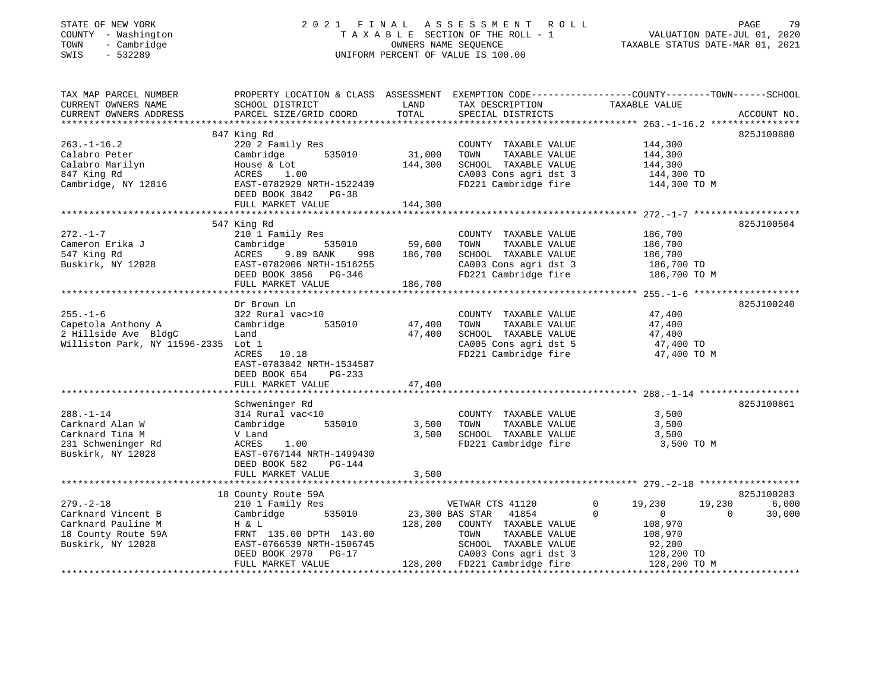STATE OF NEW YORK
COUNTY - Washington
TOWN - Cambridge
SWIS - 532289

# 2021 FINAL ASSESSMENT ROLL
TAXABLE SECTION OF THE ROLL - 1
OWNERS NAME SEQUENCE
UNIFORM PERCENT OF VALUE IS 100.00

VALUATION DATE-JUL 01, 2020
TAXABLE STATUS DATE-MAR 01, 2021

| TAX MAP PARCEL NUMBER / CURRENT OWNERS NAME / CURRENT OWNERS ADDRESS | PROPERTY LOCATION & CLASS / SCHOOL DISTRICT / PARCEL SIZE/GRID COORD | ASSESSMENT LAND | TOTAL | EXEMPTION CODE / TAX DESCRIPTION / SPECIAL DISTRICTS | COUNTY | TOWN | SCHOOL / TAXABLE VALUE | ACCOUNT NO. |
|---|---|---|---|---|---|---|---|---|
| 263.-1-16.2 | 847 King Rd | | | | | | | 825J100880 |
| 263.-1-16.2 | 220 2 Family Res | | | COUNTY TAXABLE VALUE | | | 144,300 | |
| Calabro Peter | Cambridge 535010 | 31,000 | | TOWN TAXABLE VALUE | | | 144,300 | |
| Calabro Marilyn | House & Lot | | 144,300 | SCHOOL TAXABLE VALUE | | | 144,300 | |
| 847 King Rd | ACRES 1.00 | | | CA003 Cons agri dst 3 | | | 144,300 TO | |
| Cambridge, NY 12816 | EAST-0782929 NRTH-1522439 | | | FD221 Cambridge fire | | | 144,300 TO M | |
| | DEED BOOK 3842 PG-38 | | | | | | | |
| | FULL MARKET VALUE | | 144,300 | | | | | |
| 272.-1-7 | 547 King Rd | | | | | | | 825J100504 |
| 272.-1-7 | 210 1 Family Res | | | COUNTY TAXABLE VALUE | | | 186,700 | |
| Cameron Erika J | Cambridge 535010 | 59,600 | | TOWN TAXABLE VALUE | | | 186,700 | |
| 547 King Rd | ACRES 9.89 BANK 998 | | 186,700 | SCHOOL TAXABLE VALUE | | | 186,700 | |
| Buskirk, NY 12028 | EAST-0782006 NRTH-1516255 | | | CA003 Cons agri dst 3 | | | 186,700 TO | |
| | DEED BOOK 3856 PG-346 | | | FD221 Cambridge fire | | | 186,700 TO M | |
| | FULL MARKET VALUE | | 186,700 | | | | | |
| 255.-1-6 | Dr Brown Ln | | | | | | | 825J100240 |
| 255.-1-6 | 322 Rural vac>10 | | | COUNTY TAXABLE VALUE | | | 47,400 | |
| Capetola Anthony A | Cambridge 535010 | 47,400 | | TOWN TAXABLE VALUE | | | 47,400 | |
| 2 Hillside Ave BldgC | Land | | 47,400 | SCHOOL TAXABLE VALUE | | | 47,400 | |
| Williston Park, NY 11596-2335 | Lot 1 | | | CA005 Cons agri dst 5 | | | 47,400 TO | |
| | ACRES 10.18 | | | FD221 Cambridge fire | | | 47,400 TO M | |
| | EAST-0783842 NRTH-1534587 | | | | | | | |
| | DEED BOOK 654 PG-233 | | | | | | | |
| | FULL MARKET VALUE | | 47,400 | | | | | |
| 288.-1-14 | Schweninger Rd | | | | | | | 825J100861 |
| 288.-1-14 | 314 Rural vac<10 | | | COUNTY TAXABLE VALUE | | | 3,500 | |
| Carknard Alan W | Cambridge 535010 | 3,500 | | TOWN TAXABLE VALUE | | | 3,500 | |
| Carknard Tina M | V Land | | 3,500 | SCHOOL TAXABLE VALUE | | | 3,500 | |
| 231 Schweninger Rd | ACRES 1.00 | | | FD221 Cambridge fire | | | 3,500 TO M | |
| Buskirk, NY 12028 | EAST-0767144 NRTH-1499430 | | | | | | | |
| | DEED BOOK 582 PG-144 | | | | | | | |
| | FULL MARKET VALUE | | 3,500 | | | | | |
| 279.-2-18 | 18 County Route 59A | | | | | | | 825J100283 |
| 279.-2-18 | 210 1 Family Res | | | VETWAR CTS 41120 0 | 19,230 | 19,230 | 6,000 | |
| Carknard Vincent B | Cambridge 535010 | 23,300 | | BAS STAR 41854 0 | 0 | 0 | 30,000 | |
| Carknard Pauline M | H & L | | 128,200 | COUNTY TAXABLE VALUE | | | 108,970 | |
| 18 County Route 59A | FRNT 135.00 DPTH 143.00 | | | TOWN TAXABLE VALUE | | | 108,970 | |
| Buskirk, NY 12028 | EAST-0766539 NRTH-1506745 | | | SCHOOL TAXABLE VALUE | | | 92,200 | |
| | DEED BOOK 2970 PG-17 | | | CA003 Cons agri dst 3 | | | 128,200 TO | |
| | FULL MARKET VALUE | | 128,200 | FD221 Cambridge fire | | | 128,200 TO M | |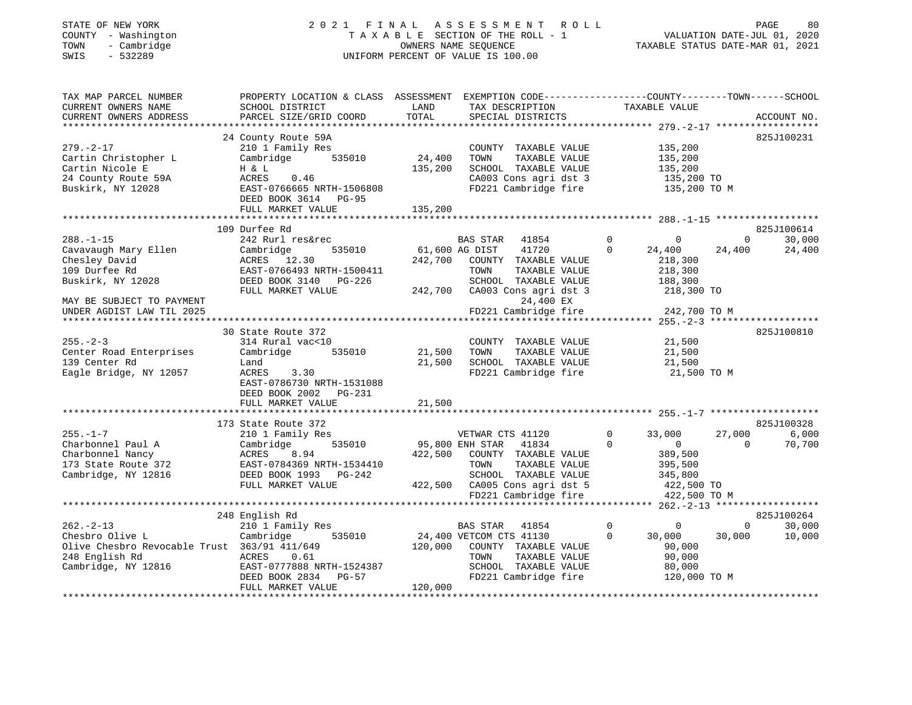STATE OF NEW YORK — 2021 FINAL ASSESSMENT ROLL
COUNTY - Washington — TAXABLE SECTION OF THE ROLL - 1 — VALUATION DATE-JUL 01, 2020
TOWN - Cambridge — OWNERS NAME SEQUENCE — TAXABLE STATUS DATE-MAR 01, 2021
SWIS - 532289 — UNIFORM PERCENT OF VALUE IS 100.00

| TAX MAP PARCEL NUMBER / CURRENT OWNERS NAME / CURRENT OWNERS ADDRESS | PROPERTY LOCATION & CLASS / SCHOOL DISTRICT / PARCEL SIZE/GRID COORD | ASSESSMENT LAND | TOTAL | EXEMPTION CODE / TAX DESCRIPTION / SPECIAL DISTRICTS | COUNTY TAXABLE VALUE | TOWN | SCHOOL | ACCOUNT NO. |
|---|---|---|---|---|---|---|---|---|
| **279.-2-17** | 24 County Route 59A | | | | | | | 825J100231 |
| Cartin Christopher L | 210 1 Family Res | | | COUNTY TAXABLE VALUE | 135,200 | | | |
| Cartin Nicole E | Cambridge 535010 | 24,400 | | TOWN TAXABLE VALUE | 135,200 | | | |
| 24 County Route 59A | H & L | | 135,200 | SCHOOL TAXABLE VALUE | 135,200 | | | |
| Buskirk, NY 12028 | ACRES 0.46 | | | CA003 Cons agri dst 3 | 135,200 TO | | | |
| | EAST-0766665 NRTH-1506808 | | | FD221 Cambridge fire | 135,200 TO M | | | |
| | DEED BOOK 3614 PG-95 | | | | | | | |
| | FULL MARKET VALUE | | 135,200 | | | | | |
| **288.-1-15** | 109 Durfee Rd | | | | | | | 825J100614 |
| Cavavaugh Mary Ellen | 242 Rurl res&rec | | | BAS STAR 41854 | 0 | 0 | 30,000 | |
| Chesley David | Cambridge 535010 | 61,600 | | AG DIST 41720 | 24,400 | 24,400 | 24,400 | |
| 109 Durfee Rd | ACRES 12.30 | | 242,700 | COUNTY TAXABLE VALUE | 218,300 | | | |
| Buskirk, NY 12028 | EAST-0766493 NRTH-1500411 | | | TOWN TAXABLE VALUE | 218,300 | | | |
| | DEED BOOK 3140 PG-226 | | | SCHOOL TAXABLE VALUE | 188,300 | | | |
| | FULL MARKET VALUE | | 242,700 | CA003 Cons agri dst 3 | 218,300 TO | | | |
| MAY BE SUBJECT TO PAYMENT | | | | 24,400 EX | | | | |
| UNDER AGDIST LAW TIL 2025 | | | | FD221 Cambridge fire | 242,700 TO M | | | |
| **255.-2-3** | 30 State Route 372 | | | | | | | 825J100810 |
| Center Road Enterprises | 314 Rural vac<10 | | | COUNTY TAXABLE VALUE | 21,500 | | | |
| 139 Center Rd | Cambridge 535010 | 21,500 | | TOWN TAXABLE VALUE | 21,500 | | | |
| Eagle Bridge, NY 12057 | Land | | 21,500 | SCHOOL TAXABLE VALUE | 21,500 | | | |
| | ACRES 3.30 | | | FD221 Cambridge fire | 21,500 TO M | | | |
| | EAST-0786730 NRTH-1531088 | | | | | | | |
| | DEED BOOK 2002 PG-231 | | | | | | | |
| | FULL MARKET VALUE | | 21,500 | | | | | |
| **255.-1-7** | 173 State Route 372 | | | | | | | 825J100328 |
| Charbonnel Paul A | 210 1 Family Res | | | VETWAR CTS 41120 | 33,000 | 27,000 | 6,000 | |
| Charbonnel Nancy | Cambridge 535010 | 95,800 | | ENH STAR 41834 | 0 | 0 | 70,700 | |
| 173 State Route 372 | ACRES 8.94 | | 422,500 | COUNTY TAXABLE VALUE | 389,500 | | | |
| Cambridge, NY 12816 | EAST-0784369 NRTH-1534410 | | | TOWN TAXABLE VALUE | 395,500 | | | |
| | DEED BOOK 1993 PG-242 | | | SCHOOL TAXABLE VALUE | 345,800 | | | |
| | FULL MARKET VALUE | | 422,500 | CA005 Cons agri dst 5 | 422,500 TO | | | |
| | | | | FD221 Cambridge fire | 422,500 TO M | | | |
| **262.-2-13** | 248 English Rd | | | | | | | 825J100264 |
| Chesbro Olive L | 210 1 Family Res | | | BAS STAR 41854 | 0 | 0 | 30,000 | |
| Olive Chesbro Revocable Trust | Cambridge 535010 | 24,400 | | VETCOM CTS 41130 | 30,000 | 30,000 | 10,000 | |
| 248 English Rd | 363/91 411/649 | | 120,000 | COUNTY TAXABLE VALUE | 90,000 | | | |
| Cambridge, NY 12816 | ACRES 0.61 | | | TOWN TAXABLE VALUE | 90,000 | | | |
| | EAST-0777888 NRTH-1524387 | | | SCHOOL TAXABLE VALUE | 80,000 | | | |
| | DEED BOOK 2834 PG-57 | | | FD221 Cambridge fire | 120,000 TO M | | | |
| | FULL MARKET VALUE | | 120,000 | | | | | |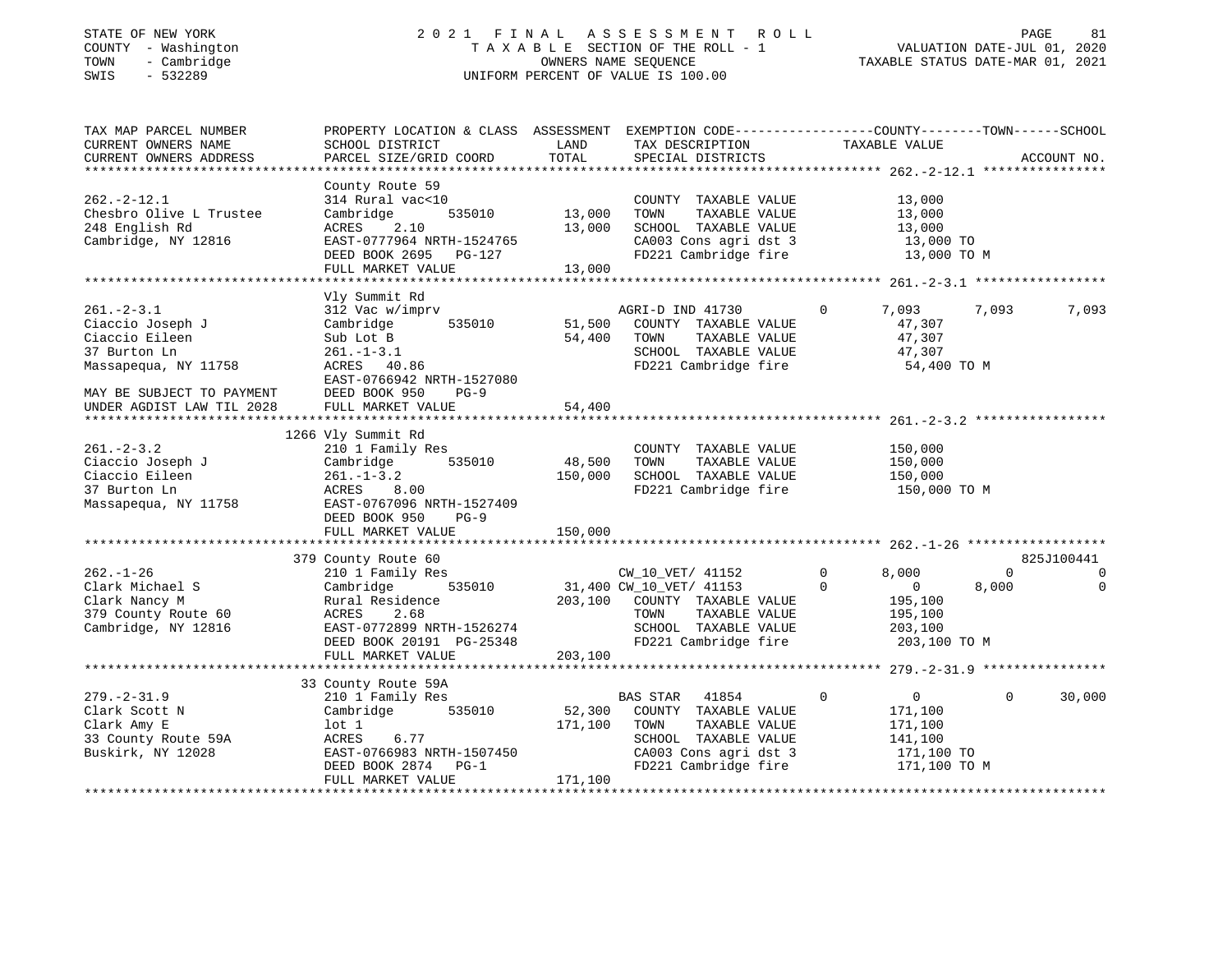STATE OF NEW YORK
COUNTY - Washington
TOWN - Cambridge
SWIS - 532289

2021 FINAL ASSESSMENT ROLL
TAXABLE SECTION OF THE ROLL - 1
OWNERS NAME SEQUENCE
UNIFORM PERCENT OF VALUE IS 100.00

VALUATION DATE-JUL 01, 2020
TAXABLE STATUS DATE-MAR 01, 2021

```
TAX MAP PARCEL NUMBER         PROPERTY LOCATION & CLASS  ASSESSMENT  EXEMPTION CODE------------------COUNTY--------TOWN------SCHOOL
CURRENT OWNERS NAME           SCHOOL DISTRICT               LAND      TAX DESCRIPTION                  TAXABLE VALUE
CURRENT OWNERS ADDRESS        PARCEL SIZE/GRID COORD        TOTAL     SPECIAL DISTRICTS                                        ACCOUNT NO.
******************************************************************************************************* 262.-2-12.1 ****************
                              County Route 59
262.-2-12.1                   314 Rural vac<10                        COUNTY  TAXABLE VALUE             13,000
Chesbro Olive L Trustee       Cambridge       535010       13,000     TOWN    TAXABLE VALUE             13,000
248 English Rd                ACRES    2.10                13,000     SCHOOL  TAXABLE VALUE             13,000
Cambridge, NY 12816           EAST-0777964 NRTH-1524765               CA003 Cons agri dst 3             13,000 TO
                              DEED BOOK 2695   PG-127                 FD221 Cambridge fire              13,000 TO M
                              FULL MARKET VALUE            13,000
******************************************************************************************************* 261.-2-3.1 *****************
                              Vly Summit Rd
261.-2-3.1                    312 Vac w/imprv                         AGRI-D IND 41730        0       7,093      7,093       7,093
Ciaccio Joseph J              Cambridge       535010       51,500     COUNTY  TAXABLE VALUE             47,307
Ciaccio Eileen                Sub Lot B                    54,400     TOWN    TAXABLE VALUE             47,307
37 Burton Ln                  261.-1-3.1                              SCHOOL  TAXABLE VALUE             47,307
Massapequa, NY 11758          ACRES   40.86                           FD221 Cambridge fire              54,400 TO M
                              EAST-0766942 NRTH-1527080
MAY BE SUBJECT TO PAYMENT     DEED BOOK 950    PG-9
UNDER AGDIST LAW TIL 2028     FULL MARKET VALUE            54,400
******************************************************************************************************* 261.-2-3.2 *****************
                         1266 Vly Summit Rd
261.-2-3.2                    210 1 Family Res                        COUNTY  TAXABLE VALUE            150,000
Ciaccio Joseph J              Cambridge       535010       48,500     TOWN    TAXABLE VALUE            150,000
Ciaccio Eileen                261.-1-3.2                  150,000     SCHOOL  TAXABLE VALUE            150,000
37 Burton Ln                  ACRES    8.00                           FD221 Cambridge fire             150,000 TO M
Massapequa, NY 11758          EAST-0767096 NRTH-1527409
                              DEED BOOK 950    PG-9
                              FULL MARKET VALUE           150,000
******************************************************************************************************* 262.-1-26 ******************
                          379 County Route 60                                                                          825J100441
262.-1-26                     210 1 Family Res                        CW_10_VET/ 41152        0       8,000          0           0
Clark Michael S               Cambridge       535010       31,400 CW_10_VET/ 41153            0           0      8,000           0
Clark Nancy M                 Rural Residence             203,100     COUNTY  TAXABLE VALUE            195,100
379 County Route 60           ACRES    2.68                           TOWN    TAXABLE VALUE            195,100
Cambridge, NY 12816           EAST-0772899 NRTH-1526274               SCHOOL  TAXABLE VALUE            203,100
                              DEED BOOK 20191 PG-25348                FD221 Cambridge fire             203,100 TO M
                              FULL MARKET VALUE           203,100
******************************************************************************************************* 279.-2-31.9 ****************
                           33 County Route 59A
279.-2-31.9                   210 1 Family Res                        BAS STAR  41854         0           0          0      30,000
Clark Scott N                 Cambridge       535010       52,300     COUNTY  TAXABLE VALUE            171,100
Clark Amy E                   lot 1                       171,100     TOWN    TAXABLE VALUE            171,100
33 County Route 59A           ACRES    6.77                           SCHOOL  TAXABLE VALUE            141,100
Buskirk, NY 12028             EAST-0766983 NRTH-1507450               CA003 Cons agri dst 3            171,100 TO
                              DEED BOOK 2874   PG-1                   FD221 Cambridge fire             171,100 TO M
                              FULL MARKET VALUE           171,100
************************************************************************************************************************************
```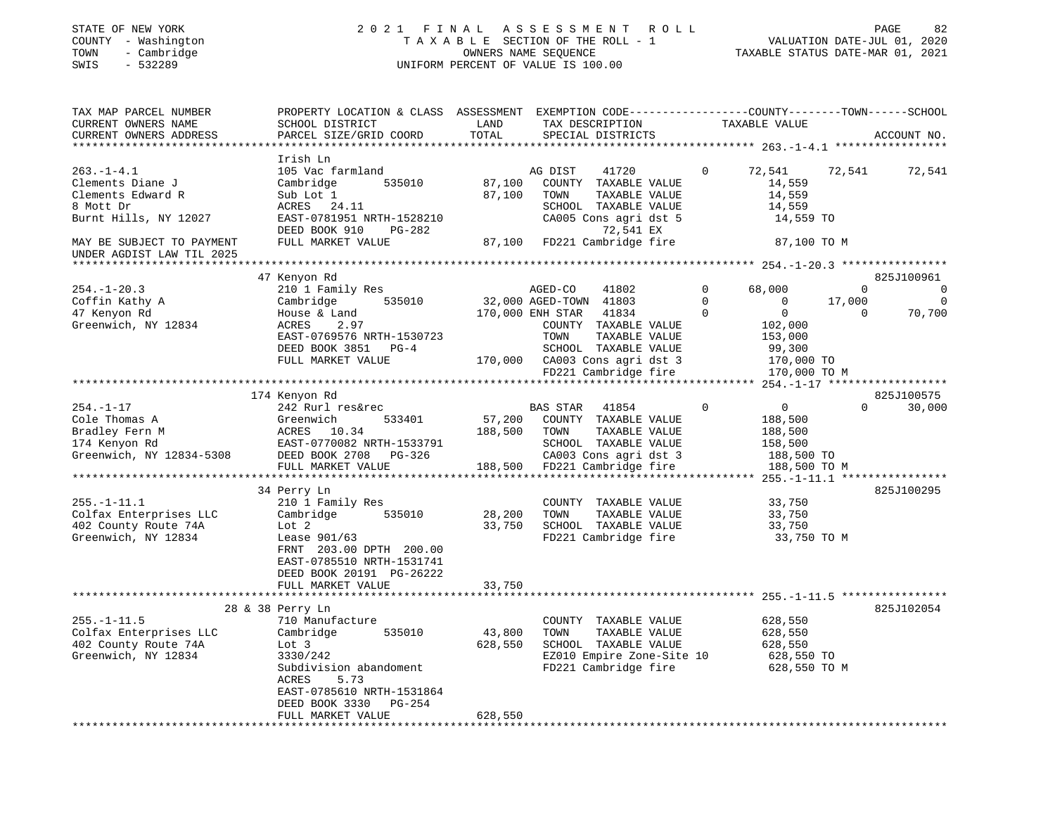STATE OF NEW YORK — 2021 FINAL ASSESSMENT ROLL
COUNTY - Washington — TAXABLE SECTION OF THE ROLL - 1 — VALUATION DATE-JUL 01, 2020
TOWN - Cambridge — OWNERS NAME SEQUENCE — TAXABLE STATUS DATE-MAR 01, 2021
SWIS - 532289 — UNIFORM PERCENT OF VALUE IS 100.00

```
TAX MAP PARCEL NUMBER          PROPERTY LOCATION & CLASS  ASSESSMENT  EXEMPTION CODE-----------------COUNTY--------TOWN------SCHOOL
CURRENT OWNERS NAME            SCHOOL DISTRICT             LAND       TAX DESCRIPTION              TAXABLE VALUE
CURRENT OWNERS ADDRESS         PARCEL SIZE/GRID COORD      TOTAL      SPECIAL DISTRICTS                                      ACCOUNT NO.
******************************************************************************************************* 263.-1-4.1 *****************
                               Irish Ln
263.-1-4.1                     105 Vac farmland                       AG DIST       41720        0      72,541     72,541     72,541
Clements Diane J               Cambridge      535010        87,100    COUNTY  TAXABLE VALUE             14,559
Clements Edward R              Sub Lot 1                    87,100    TOWN    TAXABLE VALUE             14,559
8 Mott Dr                      ACRES   24.11                          SCHOOL  TAXABLE VALUE             14,559
Burnt Hills, NY 12027          EAST-0781951 NRTH-1528210              CA005 Cons agri dst 5              14,559 TO
                               DEED BOOK 910    PG-282                        72,541 EX
MAY BE SUBJECT TO PAYMENT      FULL MARKET VALUE            87,100    FD221 Cambridge fire               87,100 TO M
UNDER AGDIST LAW TIL 2025
******************************************************************************************************* 254.-1-20.3 ****************
                               47 Kenyon Rd                                                                          825J100961
254.-1-20.3                    210 1 Family Res                       AGED-CO       41802        0      68,000          0          0
Coffin Kathy A                 Cambridge      535010        32,000 AGED-TOWN  41803              0           0     17,000          0
47 Kenyon Rd                   House & Land                170,000 ENH STAR   41834              0           0          0     70,700
Greenwich, NY 12834            ACRES    2.97                          COUNTY  TAXABLE VALUE            102,000
                               EAST-0769576 NRTH-1530723              TOWN    TAXABLE VALUE            153,000
                               DEED BOOK 3851   PG-4                  SCHOOL  TAXABLE VALUE             99,300
                               FULL MARKET VALUE           170,000    CA003 Cons agri dst 3            170,000 TO
                                                                      FD221 Cambridge fire             170,000 TO M
******************************************************************************************************* 254.-1-17 ******************
                               174 Kenyon Rd                                                                         825J100575
254.-1-17                      242 Rurl res&rec                       BAS STAR      41854        0           0          0     30,000
Cole Thomas A                  Greenwich      533401        57,200    COUNTY  TAXABLE VALUE            188,500
Bradley Fern M                 ACRES   10.34               188,500    TOWN    TAXABLE VALUE            188,500
174 Kenyon Rd                  EAST-0770082 NRTH-1533791              SCHOOL  TAXABLE VALUE            158,500
Greenwich, NY 12834-5308       DEED BOOK 2708   PG-326                CA003 Cons agri dst 3            188,500 TO
                               FULL MARKET VALUE           188,500    FD221 Cambridge fire             188,500 TO M
******************************************************************************************************* 255.-1-11.1 ****************
                               34 Perry Ln                                                                           825J100295
255.-1-11.1                    210 1 Family Res                       COUNTY  TAXABLE VALUE             33,750
Colfax Enterprises LLC         Cambridge      535010        28,200    TOWN    TAXABLE VALUE             33,750
402 County Route 74A           Lot 2                        33,750    SCHOOL  TAXABLE VALUE             33,750
Greenwich, NY 12834            Lease 901/63                           FD221 Cambridge fire              33,750 TO M
                               FRNT 203.00 DPTH 200.00
                               EAST-0785510 NRTH-1531741
                               DEED BOOK 20191 PG-26222
                               FULL MARKET VALUE            33,750
******************************************************************************************************* 255.-1-11.5 ****************
                               28 & 38 Perry Ln                                                                      825J102054
255.-1-11.5                    710 Manufacture                        COUNTY  TAXABLE VALUE            628,550
Colfax Enterprises LLC         Cambridge      535010        43,800    TOWN    TAXABLE VALUE            628,550
402 County Route 74A           Lot 3                       628,550    SCHOOL  TAXABLE VALUE            628,550
Greenwich, NY 12834            3330/242                               EZ010 Empire Zone-Site 10        628,550 TO
                               Subdivision abandoment                 FD221 Cambridge fire             628,550 TO M
                               ACRES    5.73
                               EAST-0785610 NRTH-1531864
                               DEED BOOK 3330   PG-254
                               FULL MARKET VALUE           628,550
************************************************************************************************************************************
```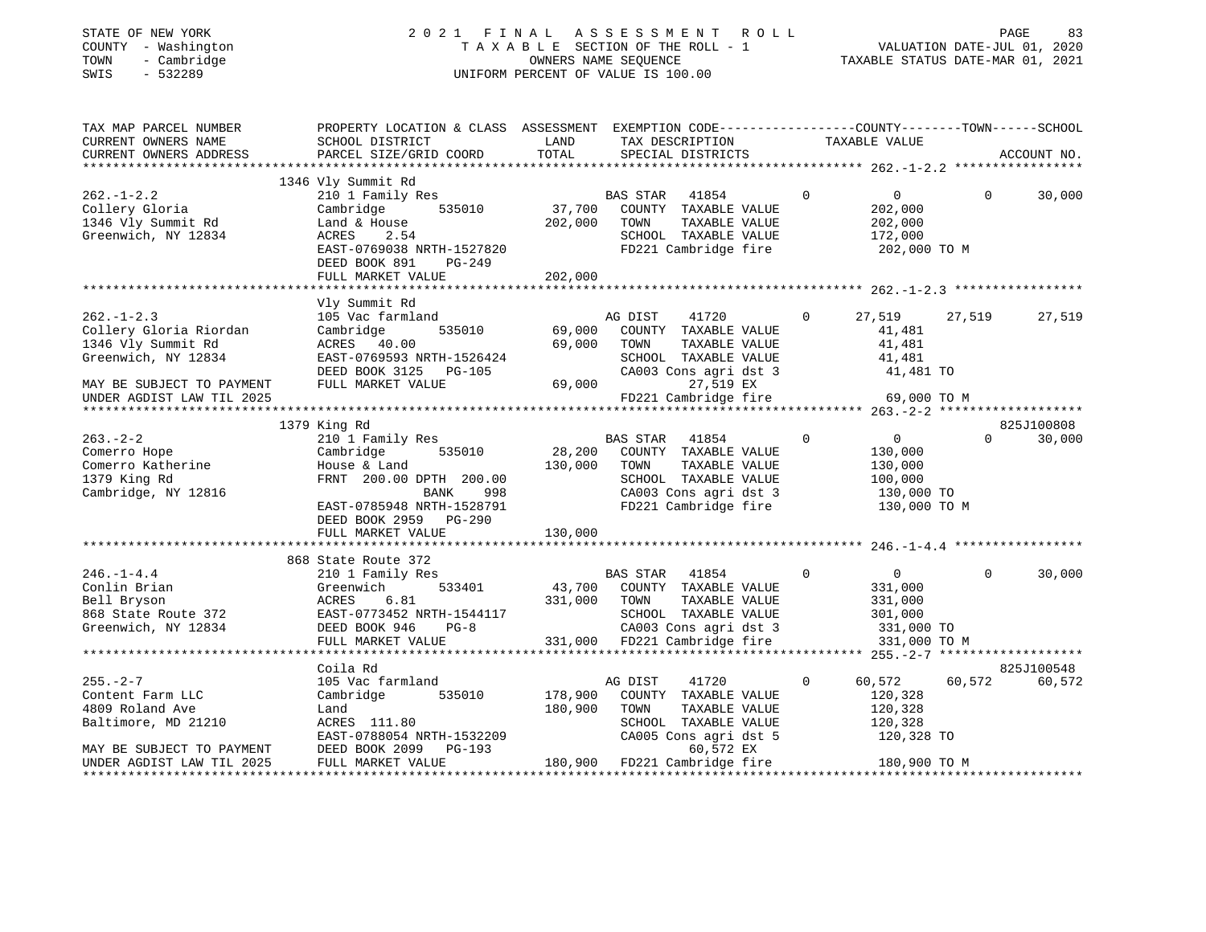STATE OF NEW YORK  
COUNTY - Washington  
TOWN - Cambridge  
SWIS - 532289

2021 FINAL ASSESSMENT ROLL  
TAXABLE SECTION OF THE ROLL - 1  
OWNERS NAME SEQUENCE  
UNIFORM PERCENT OF VALUE IS 100.00

VALUATION DATE-JUL 01, 2020  
TAXABLE STATUS DATE-MAR 01, 2021

```
TAX MAP PARCEL NUMBER          PROPERTY LOCATION & CLASS  ASSESSMENT  EXEMPTION CODE------------------COUNTY--------TOWN------SCHOOL
CURRENT OWNERS NAME            SCHOOL DISTRICT              LAND      TAX DESCRIPTION              TAXABLE VALUE
CURRENT OWNERS ADDRESS         PARCEL SIZE/GRID COORD       TOTAL     SPECIAL DISTRICTS                                    ACCOUNT NO.
******************************************************************************************************* 262.-1-2.2 *****************
                               1346 Vly Summit Rd
262.-1-2.2                     210 1 Family Res                   BAS STAR   41854          0           0           0       30,000
Collery Gloria                 Cambridge        535010       37,700   COUNTY  TAXABLE VALUE          202,000
1346 Vly Summit Rd             Land & House                 202,000   TOWN    TAXABLE VALUE          202,000
Greenwich, NY 12834            ACRES     2.54                         SCHOOL  TAXABLE VALUE          172,000
                               EAST-0769038 NRTH-1527820              FD221 Cambridge fire           202,000 TO M
                               DEED BOOK 891     PG-249
                               FULL MARKET VALUE            202,000
******************************************************************************************************* 262.-1-2.3 *****************
                               Vly Summit Rd
262.-1-2.3                     105 Vac farmland                   AG DIST    41720          0      27,519      27,519       27,519
Collery Gloria Riordan         Cambridge        535010       69,000   COUNTY  TAXABLE VALUE           41,481
1346 Vly Summit Rd             ACRES    40.00                69,000   TOWN    TAXABLE VALUE           41,481
Greenwich, NY 12834            EAST-0769593 NRTH-1526424              SCHOOL  TAXABLE VALUE           41,481
                               DEED BOOK 3125   PG-105                CA003 Cons agri dst 3           41,481 TO
MAY BE SUBJECT TO PAYMENT      FULL MARKET VALUE             69,000              27,519 EX
UNDER AGDIST LAW TIL 2025                                             FD221 Cambridge fire            69,000 TO M
******************************************************************************************************* 263.-2-2 *******************
                               1379 King Rd                                                                           825J100808
263.-2-2                       210 1 Family Res                   BAS STAR   41854          0           0           0       30,000
Comerro Hope                   Cambridge        535010       28,200   COUNTY  TAXABLE VALUE          130,000
Comerro Katherine              House & Land                 130,000   TOWN    TAXABLE VALUE          130,000
1379 King Rd                   FRNT  200.00 DPTH  200.00              SCHOOL  TAXABLE VALUE          100,000
Cambridge, NY 12816                          BANK     998              CA003 Cons agri dst 3          130,000 TO
                               EAST-0785948 NRTH-1528791              FD221 Cambridge fire           130,000 TO M
                               DEED BOOK 2959   PG-290
                               FULL MARKET VALUE            130,000
******************************************************************************************************* 246.-1-4.4 *****************
                               868 State Route 372
246.-1-4.4                     210 1 Family Res                   BAS STAR   41854          0           0           0       30,000
Conlin Brian                   Greenwich        533401       43,700   COUNTY  TAXABLE VALUE          331,000
Bell Bryson                    ACRES     6.81               331,000   TOWN    TAXABLE VALUE          331,000
868 State Route 372            EAST-0773452 NRTH-1544117              SCHOOL  TAXABLE VALUE          301,000
Greenwich, NY 12834            DEED BOOK 946     PG-8                 CA003 Cons agri dst 3          331,000 TO
                               FULL MARKET VALUE            331,000   FD221 Cambridge fire           331,000 TO M
******************************************************************************************************* 255.-2-7 *******************
                               Coila Rd                                                                               825J100548
255.-2-7                       105 Vac farmland                   AG DIST    41720          0      60,572      60,572       60,572
Content Farm LLC               Cambridge        535010      178,900   COUNTY  TAXABLE VALUE          120,328
4809 Roland Ave                Land                         180,900   TOWN    TAXABLE VALUE          120,328
Baltimore, MD 21210            ACRES   111.80                         SCHOOL  TAXABLE VALUE          120,328
                               EAST-0788054 NRTH-1532209              CA005 Cons agri dst 5          120,328 TO
MAY BE SUBJECT TO PAYMENT      DEED BOOK 2099   PG-193                           60,572 EX
UNDER AGDIST LAW TIL 2025      FULL MARKET VALUE            180,900   FD221 Cambridge fire           180,900 TO M
************************************************************************************************************************************
```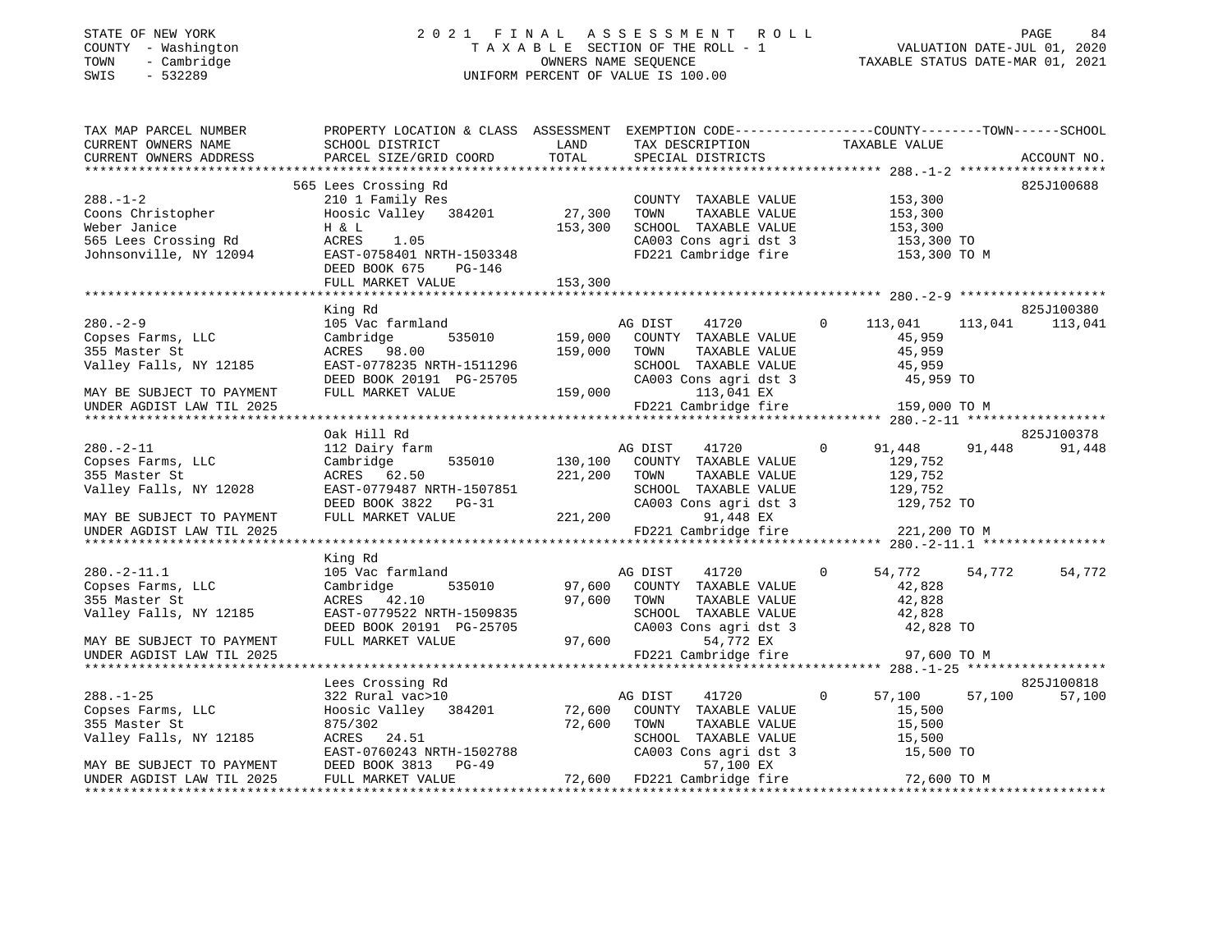STATE OF NEW YORK
COUNTY - Washington
TOWN - Cambridge
SWIS - 532289

2021 FINAL ASSESSMENT ROLL
TAXABLE SECTION OF THE ROLL - 1
OWNERS NAME SEQUENCE
UNIFORM PERCENT OF VALUE IS 100.00

VALUATION DATE-JUL 01, 2020
TAXABLE STATUS DATE-MAR 01, 2021

```
TAX MAP PARCEL NUMBER     PROPERTY LOCATION & CLASS  ASSESSMENT  EXEMPTION CODE-----------------COUNTY--------TOWN------SCHOOL
CURRENT OWNERS NAME       SCHOOL DISTRICT               LAND      TAX DESCRIPTION              TAXABLE VALUE
CURRENT OWNERS ADDRESS    PARCEL SIZE/GRID COORD        TOTAL     SPECIAL DISTRICTS                                      ACCOUNT NO.
******************************************************************************************************* 288.-1-2 *******************
                          565 Lees Crossing Rd                                                                          825J100688
288.-1-2                  210 1 Family Res                         COUNTY  TAXABLE VALUE          153,300
Coons Christopher         Hoosic Valley  384201      27,300        TOWN    TAXABLE VALUE          153,300
Weber Janice              H & L                     153,300        SCHOOL  TAXABLE VALUE          153,300
565 Lees Crossing Rd      ACRES    1.05                            CA003 Cons agri dst 3          153,300 TO
Johnsonville, NY 12094    EAST-0758401 NRTH-1503348                FD221 Cambridge fire           153,300 TO M
                          DEED BOOK 675    PG-146
                          FULL MARKET VALUE         153,300
******************************************************************************************************* 280.-2-9 *******************
                          King Rd                                                                                       825J100380
280.-2-9                  105 Vac farmland                         AG DIST      41720         0    113,041    113,041    113,041
Copses Farms, LLC         Cambridge      535010     159,000        COUNTY  TAXABLE VALUE           45,959
355 Master St             ACRES   98.00             159,000        TOWN    TAXABLE VALUE           45,959
Valley Falls, NY 12185    EAST-0778235 NRTH-1511296                SCHOOL  TAXABLE VALUE           45,959
                          DEED BOOK 20191 PG-25705                 CA003 Cons agri dst 3           45,959 TO
MAY BE SUBJECT TO PAYMENT FULL MARKET VALUE         159,000              113,041 EX
UNDER AGDIST LAW TIL 2025                                          FD221 Cambridge fire           159,000 TO M
******************************************************************************************************* 280.-2-11 ******************
                          Oak Hill Rd                                                                                   825J100378
280.-2-11                 112 Dairy farm                           AG DIST      41720         0     91,448     91,448     91,448
Copses Farms, LLC         Cambridge      535010     130,100        COUNTY  TAXABLE VALUE          129,752
355 Master St             ACRES   62.50             221,200        TOWN    TAXABLE VALUE          129,752
Valley Falls, NY 12028    EAST-0779487 NRTH-1507851                SCHOOL  TAXABLE VALUE          129,752
                          DEED BOOK 3822   PG-31                   CA003 Cons agri dst 3          129,752 TO
MAY BE SUBJECT TO PAYMENT FULL MARKET VALUE         221,200               91,448 EX
UNDER AGDIST LAW TIL 2025                                          FD221 Cambridge fire           221,200 TO M
******************************************************************************************************* 280.-2-11.1 ****************
                          King Rd
280.-2-11.1               105 Vac farmland                         AG DIST      41720         0     54,772     54,772     54,772
Copses Farms, LLC         Cambridge      535010      97,600        COUNTY  TAXABLE VALUE           42,828
355 Master St             ACRES   42.10              97,600        TOWN    TAXABLE VALUE           42,828
Valley Falls, NY 12185    EAST-0779522 NRTH-1509835                SCHOOL  TAXABLE VALUE           42,828
                          DEED BOOK 20191 PG-25705                 CA003 Cons agri dst 3           42,828 TO
MAY BE SUBJECT TO PAYMENT FULL MARKET VALUE          97,600               54,772 EX
UNDER AGDIST LAW TIL 2025                                          FD221 Cambridge fire            97,600 TO M
******************************************************************************************************* 288.-1-25 ******************
                          Lees Crossing Rd                                                                              825J100818
288.-1-25                 322 Rural vac>10                         AG DIST      41720         0     57,100     57,100     57,100
Copses Farms, LLC         Hoosic Valley  384201      72,600        COUNTY  TAXABLE VALUE           15,500
355 Master St             875/302                    72,600        TOWN    TAXABLE VALUE           15,500
Valley Falls, NY 12185    ACRES   24.51                            SCHOOL  TAXABLE VALUE           15,500
                          EAST-0760243 NRTH-1502788                CA003 Cons agri dst 3           15,500 TO
MAY BE SUBJECT TO PAYMENT DEED BOOK 3813   PG-49                          57,100 EX
UNDER AGDIST LAW TIL 2025 FULL MARKET VALUE          72,600        FD221 Cambridge fire            72,600 TO M
************************************************************************************************************************************
```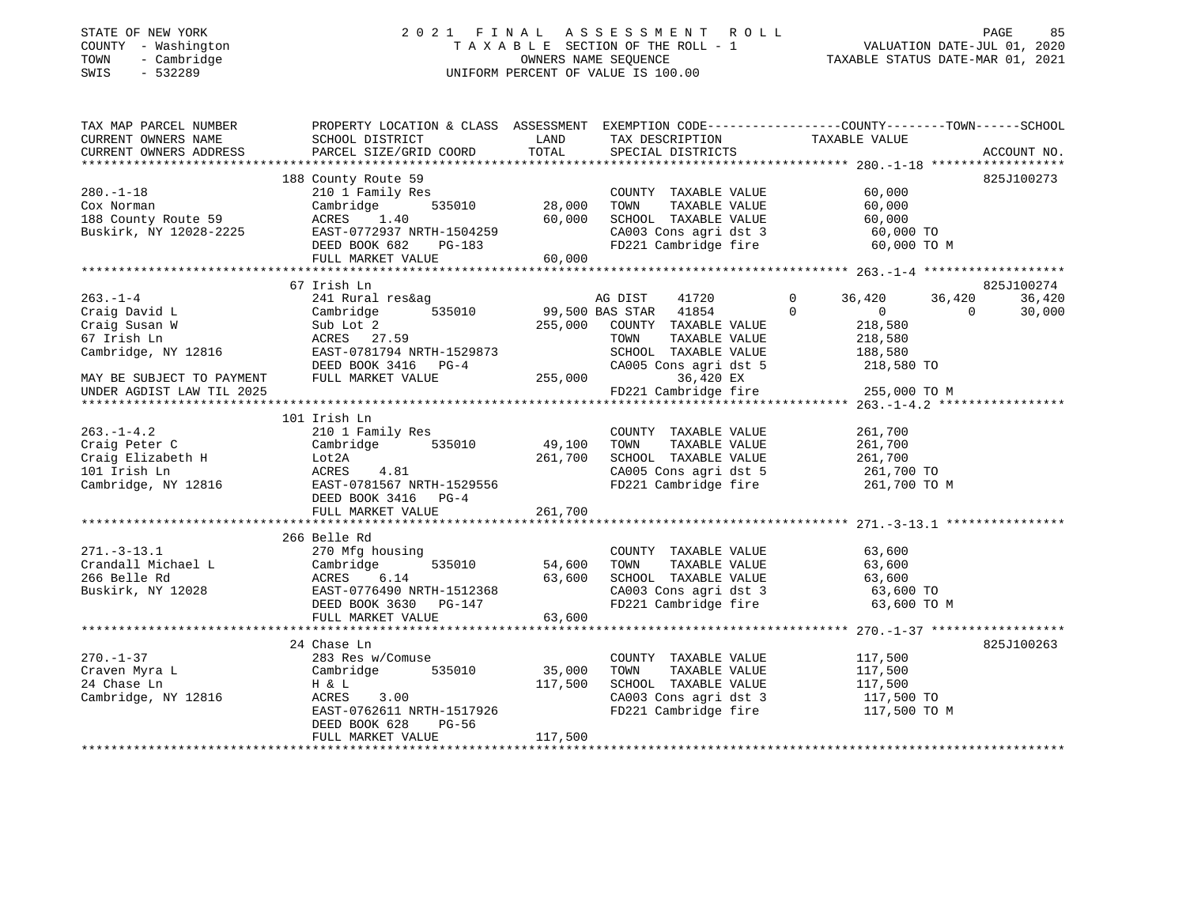STATE OF NEW YORK  
COUNTY - Washington  
TOWN - Cambridge  
SWIS - 532289

2021 FINAL ASSESSMENT ROLL  
TAXABLE SECTION OF THE ROLL - 1  
OWNERS NAME SEQUENCE  
UNIFORM PERCENT OF VALUE IS 100.00

VALUATION DATE-JUL 01, 2020  
TAXABLE STATUS DATE-MAR 01, 2021

| TAX MAP PARCEL NUMBER / CURRENT OWNERS NAME / CURRENT OWNERS ADDRESS | PROPERTY LOCATION & CLASS / SCHOOL DISTRICT / PARCEL SIZE/GRID COORD | ASSESSMENT LAND / TOTAL | EXEMPTION CODE / TAX DESCRIPTION / SPECIAL DISTRICTS | COUNTY TAXABLE VALUE | TOWN | SCHOOL | ACCOUNT NO. |
|---|---|---|---|---|---|---|---|
| **280.-1-18** | 188 County Route 59 | | | | | | 825J100273 |
| Cox Norman | 210 1 Family Res | | COUNTY TAXABLE VALUE | 60,000 | | | |
| 188 County Route 59 | Cambridge 535010 | 28,000 | TOWN TAXABLE VALUE | 60,000 | | | |
| Buskirk, NY 12028-2225 | ACRES 1.40 | 60,000 | SCHOOL TAXABLE VALUE | 60,000 | | | |
| | EAST-0772937 NRTH-1504259 | | CA003 Cons agri dst 3 | 60,000 TO | | | |
| | DEED BOOK 682 PG-183 | | FD221 Cambridge fire | 60,000 TO M | | | |
| | FULL MARKET VALUE | 60,000 | | | | | |
| **263.-1-4** | 67 Irish Ln | | | | | | 825J100274 |
| Craig David L | 241 Rural res&ag | | AG DIST 41720 0 | 36,420 | 36,420 | 36,420 | |
| Craig Susan W | Cambridge 535010 | 99,500 | BAS STAR 41854 0 | 0 | 0 | 30,000 | |
| 67 Irish Ln | Sub Lot 2 | 255,000 | COUNTY TAXABLE VALUE | 218,580 | | | |
| Cambridge, NY 12816 | ACRES 27.59 | | TOWN TAXABLE VALUE | 218,580 | | | |
| | EAST-0781794 NRTH-1529873 | | SCHOOL TAXABLE VALUE | 188,580 | | | |
| | DEED BOOK 3416 PG-4 | | CA005 Cons agri dst 5 | 218,580 TO | | | |
| MAY BE SUBJECT TO PAYMENT | FULL MARKET VALUE | 255,000 | 36,420 EX | | | | |
| UNDER AGDIST LAW TIL 2025 | | | FD221 Cambridge fire | 255,000 TO M | | | |
| **263.-1-4.2** | 101 Irish Ln | | | | | | |
| Craig Peter C | 210 1 Family Res | | COUNTY TAXABLE VALUE | 261,700 | | | |
| Craig Elizabeth H | Cambridge 535010 | 49,100 | TOWN TAXABLE VALUE | 261,700 | | | |
| 101 Irish Ln | Lot2A | 261,700 | SCHOOL TAXABLE VALUE | 261,700 | | | |
| Cambridge, NY 12816 | ACRES 4.81 | | CA005 Cons agri dst 5 | 261,700 TO | | | |
| | EAST-0781567 NRTH-1529556 | | FD221 Cambridge fire | 261,700 TO M | | | |
| | DEED BOOK 3416 PG-4 | | | | | | |
| | FULL MARKET VALUE | 261,700 | | | | | |
| **271.-3-13.1** | 266 Belle Rd | | | | | | |
| Crandall Michael L | 270 Mfg housing | | COUNTY TAXABLE VALUE | 63,600 | | | |
| 266 Belle Rd | Cambridge 535010 | 54,600 | TOWN TAXABLE VALUE | 63,600 | | | |
| Buskirk, NY 12028 | ACRES 6.14 | 63,600 | SCHOOL TAXABLE VALUE | 63,600 | | | |
| | EAST-0776490 NRTH-1512368 | | CA003 Cons agri dst 3 | 63,600 TO | | | |
| | DEED BOOK 3630 PG-147 | | FD221 Cambridge fire | 63,600 TO M | | | |
| | FULL MARKET VALUE | 63,600 | | | | | |
| **270.-1-37** | 24 Chase Ln | | | | | | 825J100263 |
| Craven Myra L | 283 Res w/Comuse | | COUNTY TAXABLE VALUE | 117,500 | | | |
| 24 Chase Ln | Cambridge 535010 | 35,000 | TOWN TAXABLE VALUE | 117,500 | | | |
| Cambridge, NY 12816 | H & L | 117,500 | SCHOOL TAXABLE VALUE | 117,500 | | | |
| | ACRES 3.00 | | CA003 Cons agri dst 3 | 117,500 TO | | | |
| | EAST-0762611 NRTH-1517926 | | FD221 Cambridge fire | 117,500 TO M | | | |
| | DEED BOOK 628 PG-56 | | | | | | |
| | FULL MARKET VALUE | 117,500 | | | | | |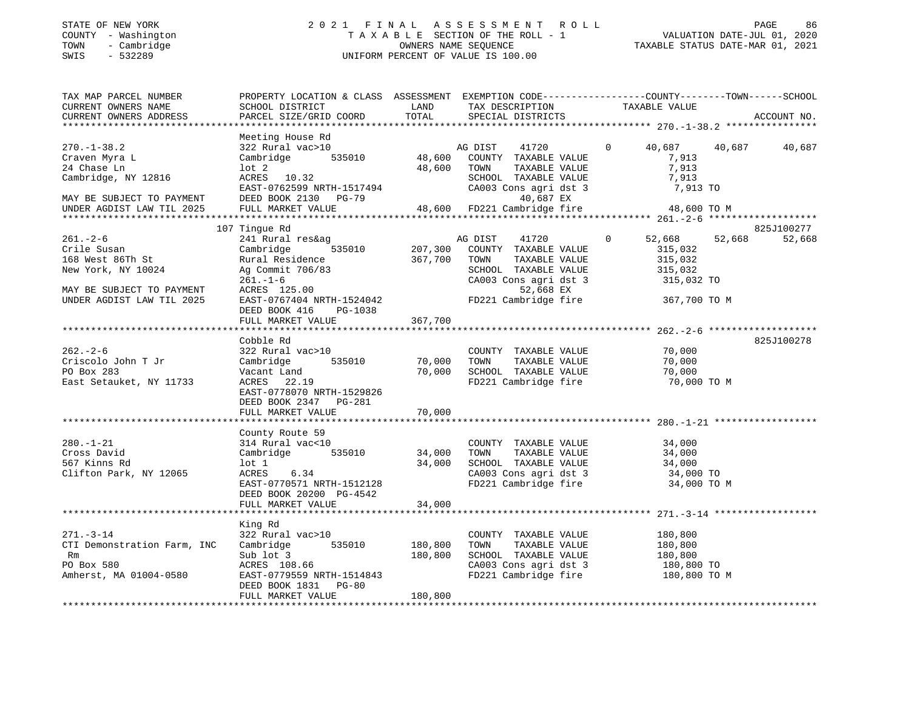STATE OF NEW YORK
COUNTY - Washington
TOWN - Cambridge
SWIS - 532289

2021 FINAL ASSESSMENT ROLL
TAXABLE SECTION OF THE ROLL - 1
OWNERS NAME SEQUENCE
UNIFORM PERCENT OF VALUE IS 100.00

VALUATION DATE-JUL 01, 2020
TAXABLE STATUS DATE-MAR 01, 2021

| TAX MAP PARCEL NUMBER / CURRENT OWNERS NAME / CURRENT OWNERS ADDRESS | PROPERTY LOCATION & CLASS / SCHOOL DISTRICT / PARCEL SIZE/GRID COORD | ASSESSMENT LAND | TOTAL | EXEMPTION CODE / TAX DESCRIPTION / SPECIAL DISTRICTS | COUNTY TAXABLE VALUE | TOWN | SCHOOL | ACCOUNT NO. |
|---|---|---|---|---|---|---|---|---|
| **270.-1-38.2** | Meeting House Rd | | | | | | | |
| 270.-1-38.2 | 322 Rural vac>10 | | | AG DIST 41720 0 | 40,687 | 40,687 | 40,687 | |
| Craven Myra L | Cambridge 535010 | 48,600 | | COUNTY TAXABLE VALUE | 7,913 | | | |
| 24 Chase Ln | lot 2 | | 48,600 | TOWN TAXABLE VALUE | 7,913 | | | |
| Cambridge, NY 12816 | ACRES 10.32 | | | SCHOOL TAXABLE VALUE | 7,913 | | | |
| | EAST-0762599 NRTH-1517494 | | | CA003 Cons agri dst 3 | 7,913 TO | | | |
| MAY BE SUBJECT TO PAYMENT | DEED BOOK 2130 PG-79 | | | 40,687 EX | | | | |
| UNDER AGDIST LAW TIL 2025 | FULL MARKET VALUE | | 48,600 | FD221 Cambridge fire | 48,600 TO M | | | |
| **261.-2-6** | 107 Tingue Rd | | | | | | | 825J100277 |
| 261.-2-6 | 241 Rural res&ag | | | AG DIST 41720 0 | 52,668 | 52,668 | 52,668 | |
| Crile Susan | Cambridge 535010 | 207,300 | | COUNTY TAXABLE VALUE | 315,032 | | | |
| 168 West 86Th St | Rural Residence | | 367,700 | TOWN TAXABLE VALUE | 315,032 | | | |
| New York, NY 10024 | Ag Commit 706/83 | | | SCHOOL TAXABLE VALUE | 315,032 | | | |
| | 261.-1-6 | | | CA003 Cons agri dst 3 | 315,032 TO | | | |
| MAY BE SUBJECT TO PAYMENT | ACRES 125.00 | | | 52,668 EX | | | | |
| UNDER AGDIST LAW TIL 2025 | EAST-0767404 NRTH-1524042 | | | FD221 Cambridge fire | 367,700 TO M | | | |
| | DEED BOOK 416 PG-1038 | | | | | | | |
| | FULL MARKET VALUE | | 367,700 | | | | | |
| **262.-2-6** | Cobble Rd | | | | | | | 825J100278 |
| 262.-2-6 | 322 Rural vac>10 | | | COUNTY TAXABLE VALUE | 70,000 | | | |
| Criscolo John T Jr | Cambridge 535010 | 70,000 | | TOWN TAXABLE VALUE | 70,000 | | | |
| PO Box 283 | Vacant Land | | 70,000 | SCHOOL TAXABLE VALUE | 70,000 | | | |
| East Setauket, NY 11733 | ACRES 22.19 | | | FD221 Cambridge fire | 70,000 TO M | | | |
| | EAST-0778070 NRTH-1529826 | | | | | | | |
| | DEED BOOK 2347 PG-281 | | | | | | | |
| | FULL MARKET VALUE | | 70,000 | | | | | |
| **280.-1-21** | County Route 59 | | | | | | | |
| 280.-1-21 | 314 Rural vac<10 | | | COUNTY TAXABLE VALUE | 34,000 | | | |
| Cross David | Cambridge 535010 | 34,000 | | TOWN TAXABLE VALUE | 34,000 | | | |
| 567 Kinns Rd | lot 1 | | 34,000 | SCHOOL TAXABLE VALUE | 34,000 | | | |
| Clifton Park, NY 12065 | ACRES 6.34 | | | CA003 Cons agri dst 3 | 34,000 TO | | | |
| | EAST-0770571 NRTH-1512128 | | | FD221 Cambridge fire | 34,000 TO M | | | |
| | DEED BOOK 20200 PG-4542 | | | | | | | |
| | FULL MARKET VALUE | | 34,000 | | | | | |
| **271.-3-14** | King Rd | | | | | | | |
| 271.-3-14 | 322 Rural vac>10 | | | COUNTY TAXABLE VALUE | 180,800 | | | |
| CTI Demonstration Farm, INC | Cambridge 535010 | 180,800 | | TOWN TAXABLE VALUE | 180,800 | | | |
| Rm | Sub lot 3 | | 180,800 | SCHOOL TAXABLE VALUE | 180,800 | | | |
| PO Box 580 | ACRES 108.66 | | | CA003 Cons agri dst 3 | 180,800 TO | | | |
| Amherst, MA 01004-0580 | EAST-0779559 NRTH-1514843 | | | FD221 Cambridge fire | 180,800 TO M | | | |
| | DEED BOOK 1831 PG-80 | | | | | | | |
| | FULL MARKET VALUE | | 180,800 | | | | | |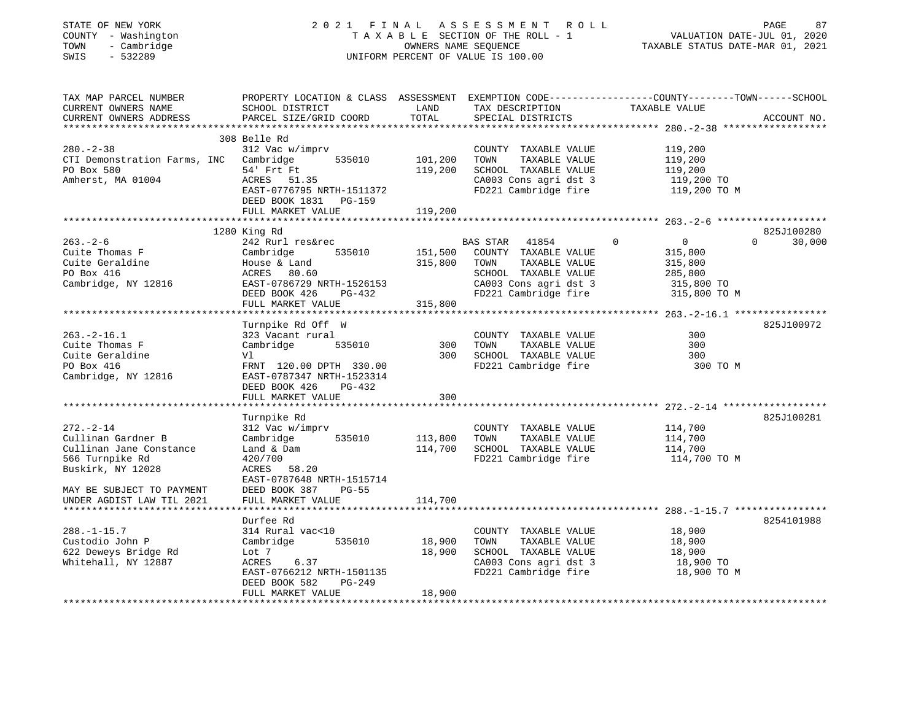STATE OF NEW YORK — 2021 FINAL ASSESSMENT ROLL
COUNTY - Washington — TAXABLE SECTION OF THE ROLL - 1 — VALUATION DATE-JUL 01, 2020
TOWN - Cambridge — OWNERS NAME SEQUENCE — TAXABLE STATUS DATE-MAR 01, 2021
SWIS - 532289 — UNIFORM PERCENT OF VALUE IS 100.00

| TAX MAP PARCEL NUMBER / CURRENT OWNERS NAME / CURRENT OWNERS ADDRESS | PROPERTY LOCATION & CLASS / SCHOOL DISTRICT / PARCEL SIZE/GRID COORD | ASSESSMENT LAND | TOTAL | EXEMPTION CODE / TAX DESCRIPTION / SPECIAL DISTRICTS | COUNTY | TOWN | SCHOOL / TAXABLE VALUE | ACCOUNT NO. |
|---|---|---|---|---|---|---|---|---|
| **280.-2-38** | 308 Belle Rd | | | | | | | |
| 280.-2-38 | 312 Vac w/imprv | | | COUNTY TAXABLE VALUE | | | 119,200 | |
| CTI Demonstration Farms, INC | Cambridge 535010 | 101,200 | | TOWN TAXABLE VALUE | | | 119,200 | |
| PO Box 580 | 54' Frt Ft | | 119,200 | SCHOOL TAXABLE VALUE | | | 119,200 | |
| Amherst, MA 01004 | ACRES 51.35 | | | CA003 Cons agri dst 3 | | | 119,200 TO | |
| | EAST-0776795 NRTH-1511372 | | | FD221 Cambridge fire | | | 119,200 TO M | |
| | DEED BOOK 1831 PG-159 | | | | | | | |
| | FULL MARKET VALUE | | 119,200 | | | | | |
| **263.-2-6** | 1280 King Rd | | | | | | | 825J100280 |
| 263.-2-6 | 242 Rurl res&rec | | | BAS STAR 41854 | 0 | 0 | 0 30,000 | |
| Cuite Thomas F | Cambridge 535010 | 151,500 | | COUNTY TAXABLE VALUE | | | 315,800 | |
| Cuite Geraldine | House & Land | | 315,800 | TOWN TAXABLE VALUE | | | 315,800 | |
| PO Box 416 | ACRES 80.60 | | | SCHOOL TAXABLE VALUE | | | 285,800 | |
| Cambridge, NY 12816 | EAST-0786729 NRTH-1526153 | | | CA003 Cons agri dst 3 | | | 315,800 TO | |
| | DEED BOOK 426 PG-432 | | | FD221 Cambridge fire | | | 315,800 TO M | |
| | FULL MARKET VALUE | | 315,800 | | | | | |
| **263.-2-16.1** | Turnpike Rd Off W | | | | | | | 825J100972 |
| 263.-2-16.1 | 323 Vacant rural | | | COUNTY TAXABLE VALUE | | | 300 | |
| Cuite Thomas F | Cambridge 535010 | 300 | | TOWN TAXABLE VALUE | | | 300 | |
| Cuite Geraldine | Vl | | 300 | SCHOOL TAXABLE VALUE | | | 300 | |
| PO Box 416 | FRNT 120.00 DPTH 330.00 | | | FD221 Cambridge fire | | | 300 TO M | |
| Cambridge, NY 12816 | EAST-0787347 NRTH-1523314 | | | | | | | |
| | DEED BOOK 426 PG-432 | | | | | | | |
| | FULL MARKET VALUE | | 300 | | | | | |
| **272.-2-14** | Turnpike Rd | | | | | | | 825J100281 |
| 272.-2-14 | 312 Vac w/imprv | | | COUNTY TAXABLE VALUE | | | 114,700 | |
| Cullinan Gardner B | Cambridge 535010 | 113,800 | | TOWN TAXABLE VALUE | | | 114,700 | |
| Cullinan Jane Constance | Land & Dam | | 114,700 | SCHOOL TAXABLE VALUE | | | 114,700 | |
| 566 Turnpike Rd | 420/700 | | | FD221 Cambridge fire | | | 114,700 TO M | |
| Buskirk, NY 12028 | ACRES 58.20 | | | | | | | |
| | EAST-0787648 NRTH-1515714 | | | | | | | |
| MAY BE SUBJECT TO PAYMENT | DEED BOOK 387 PG-55 | | | | | | | |
| UNDER AGDIST LAW TIL 2021 | FULL MARKET VALUE | | 114,700 | | | | | |
| **288.-1-15.7** | Durfee Rd | | | | | | | 8254101988 |
| 288.-1-15.7 | 314 Rural vac<10 | | | COUNTY TAXABLE VALUE | | | 18,900 | |
| Custodio John P | Cambridge 535010 | 18,900 | | TOWN TAXABLE VALUE | | | 18,900 | |
| 622 Deweys Bridge Rd | Lot 7 | | 18,900 | SCHOOL TAXABLE VALUE | | | 18,900 | |
| Whitehall, NY 12887 | ACRES 6.37 | | | CA003 Cons agri dst 3 | | | 18,900 TO | |
| | EAST-0766212 NRTH-1501135 | | | FD221 Cambridge fire | | | 18,900 TO M | |
| | DEED BOOK 582 PG-249 | | | | | | | |
| | FULL MARKET VALUE | | 18,900 | | | | | |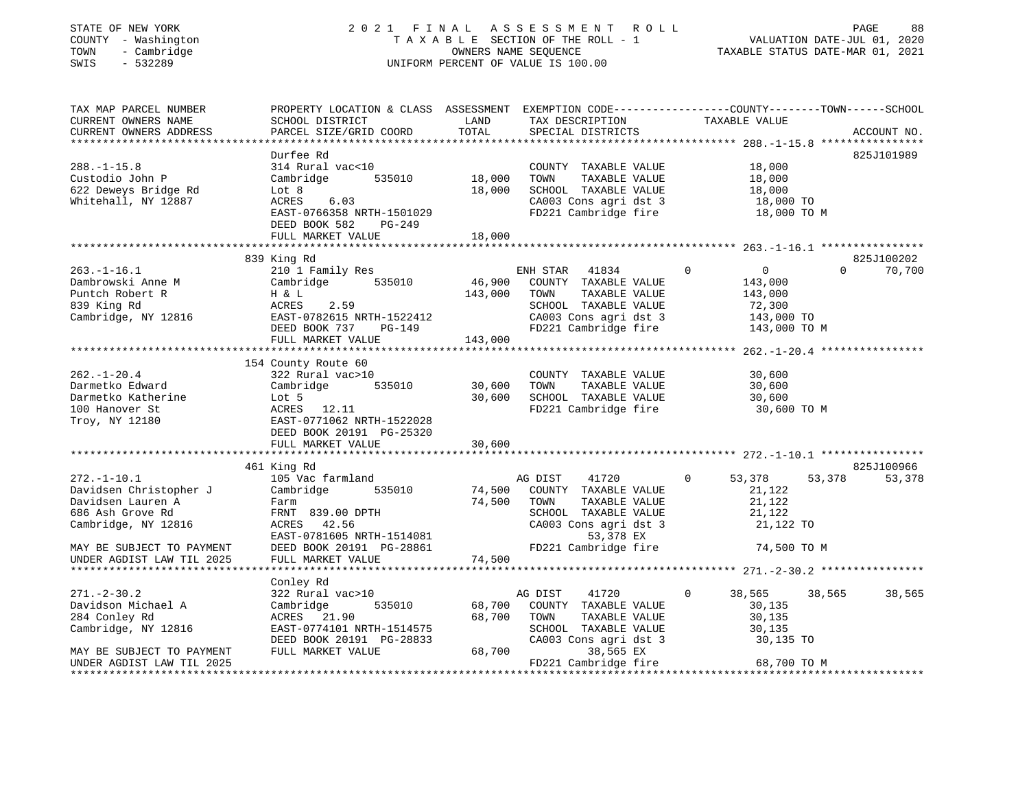STATE OF NEW YORK — 2021 FINAL ASSESSMENT ROLL
COUNTY - Washington — TAXABLE SECTION OF THE ROLL - 1 — VALUATION DATE-JUL 01, 2020
TOWN - Cambridge — OWNERS NAME SEQUENCE — TAXABLE STATUS DATE-MAR 01, 2021
SWIS - 532289 — UNIFORM PERCENT OF VALUE IS 100.00

| TAX MAP PARCEL NUMBER / CURRENT OWNERS NAME / CURRENT OWNERS ADDRESS | PROPERTY LOCATION & CLASS / SCHOOL DISTRICT / PARCEL SIZE/GRID COORD | ASSESSMENT LAND | TOTAL | EXEMPTION CODE / TAX DESCRIPTION / SPECIAL DISTRICTS | COUNTY | TOWN | SCHOOL | ACCOUNT NO. |
|---|---|---|---|---|---|---|---|---|
| **288.-1-15.8** | Durfee Rd | | | | | | | 825J101989 |
| Custodio John P | 314 Rural vac<10 | | | COUNTY TAXABLE VALUE | 18,000 | | | |
| 622 Deweys Bridge Rd | Cambridge 535010 | 18,000 | | TOWN TAXABLE VALUE | | 18,000 | | |
| Whitehall, NY 12887 | Lot 8 | | 18,000 | SCHOOL TAXABLE VALUE | | | 18,000 | |
| | ACRES 6.03 | | | CA003 Cons agri dst 3 | 18,000 TO | | | |
| | EAST-0766358 NRTH-1501029 | | | FD221 Cambridge fire | 18,000 TO M | | | |
| | DEED BOOK 582 PG-249 | | | | | | | |
| | FULL MARKET VALUE | | 18,000 | | | | | |
| **263.-1-16.1** | 839 King Rd | | | | | | | 825J100202 |
| Dambrowski Anne M | 210 1 Family Res | | | ENH STAR 41834 | 0 | 0 | 70,700 | |
| Puntch Robert R | Cambridge 535010 | 46,900 | | COUNTY TAXABLE VALUE | 143,000 | | | |
| 839 King Rd | H & L | | 143,000 | TOWN TAXABLE VALUE | | 143,000 | | |
| Cambridge, NY 12816 | ACRES 2.59 | | | SCHOOL TAXABLE VALUE | | | 72,300 | |
| | EAST-0782615 NRTH-1522412 | | | CA003 Cons agri dst 3 | 143,000 TO | | | |
| | DEED BOOK 737 PG-149 | | | FD221 Cambridge fire | 143,000 TO M | | | |
| | FULL MARKET VALUE | | 143,000 | | | | | |
| **262.-1-20.4** | 154 County Route 60 | | | | | | | |
| Darmetko Edward | 322 Rural vac>10 | | | COUNTY TAXABLE VALUE | 30,600 | | | |
| Darmetko Katherine | Cambridge 535010 | 30,600 | | TOWN TAXABLE VALUE | | 30,600 | | |
| 100 Hanover St | Lot 5 | | 30,600 | SCHOOL TAXABLE VALUE | | | 30,600 | |
| Troy, NY 12180 | ACRES 12.11 | | | FD221 Cambridge fire | 30,600 TO M | | | |
| | EAST-0771062 NRTH-1522028 | | | | | | | |
| | DEED BOOK 20191 PG-25320 | | | | | | | |
| | FULL MARKET VALUE | | 30,600 | | | | | |
| **272.-1-10.1** | 461 King Rd | | | | | | | 825J100966 |
| Davidsen Christopher J | 105 Vac farmland | | | AG DIST 41720 | 53,378 | 53,378 | 53,378 | |
| Davidsen Lauren A | Cambridge 535010 | 74,500 | | COUNTY TAXABLE VALUE | 21,122 | | | |
| 686 Ash Grove Rd | Farm | | 74,500 | TOWN TAXABLE VALUE | | 21,122 | | |
| Cambridge, NY 12816 | FRNT 839.00 DPTH | | | SCHOOL TAXABLE VALUE | | | 21,122 | |
| | ACRES 42.56 | | | CA003 Cons agri dst 3 | 21,122 TO | | | |
| | EAST-0781605 NRTH-1514081 | | | 53,378 EX | | | | |
| MAY BE SUBJECT TO PAYMENT | DEED BOOK 20191 PG-28861 | | | FD221 Cambridge fire | 74,500 TO M | | | |
| UNDER AGDIST LAW TIL 2025 | FULL MARKET VALUE | | 74,500 | | | | | |
| **271.-2-30.2** | Conley Rd | | | | | | | |
| Davidson Michael A | 322 Rural vac>10 | | | AG DIST 41720 | 38,565 | 38,565 | 38,565 | |
| 284 Conley Rd | Cambridge 535010 | 68,700 | | COUNTY TAXABLE VALUE | 30,135 | | | |
| Cambridge, NY 12816 | ACRES 21.90 | | 68,700 | TOWN TAXABLE VALUE | | 30,135 | | |
| | EAST-0774101 NRTH-1514575 | | | SCHOOL TAXABLE VALUE | | | 30,135 | |
| | DEED BOOK 20191 PG-28833 | | | CA003 Cons agri dst 3 | 30,135 TO | | | |
| MAY BE SUBJECT TO PAYMENT | FULL MARKET VALUE | | 68,700 | 38,565 EX | | | | |
| UNDER AGDIST LAW TIL 2025 | | | | FD221 Cambridge fire | 68,700 TO M | | | |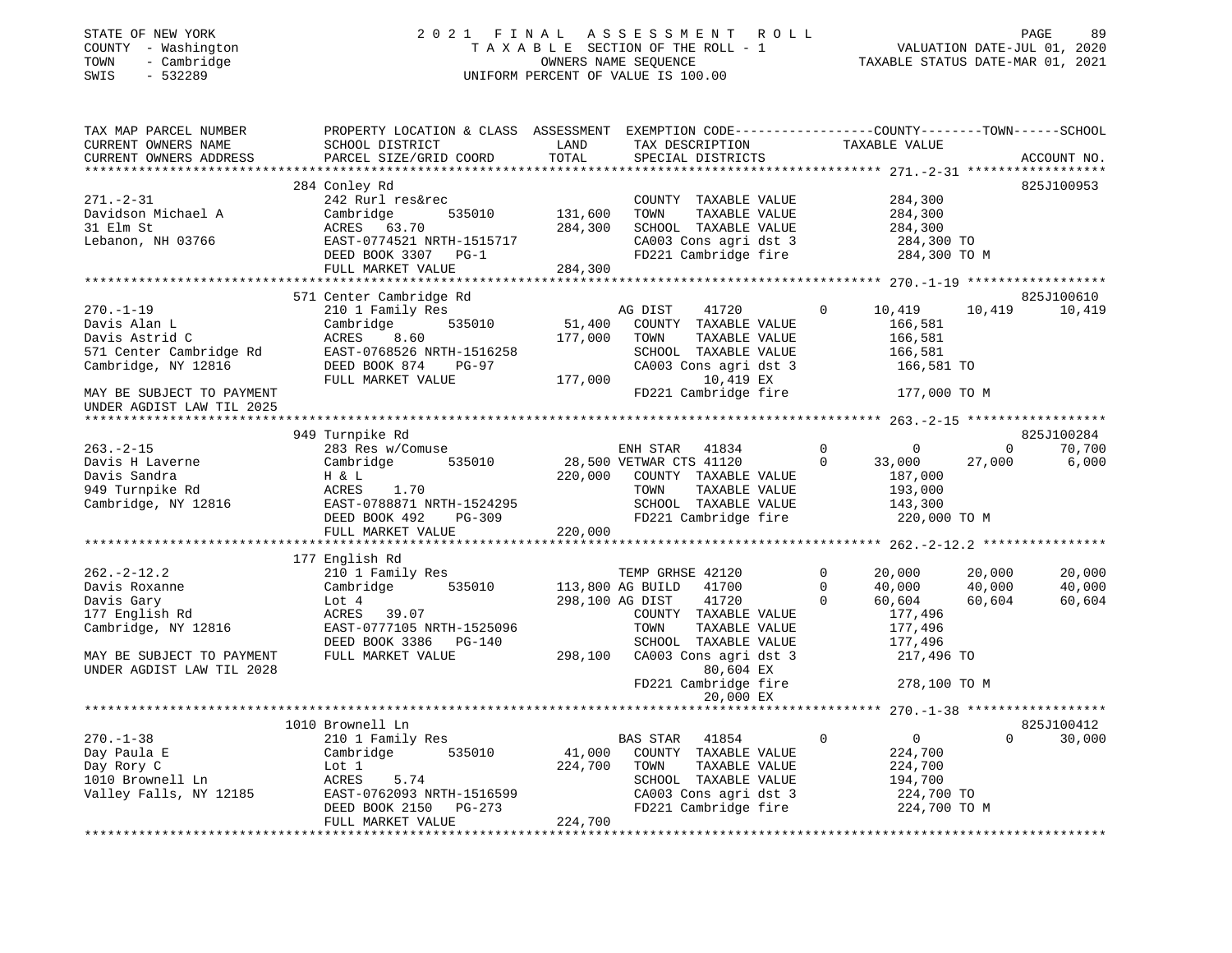STATE OF NEW YORK
COUNTY - Washington
TOWN - Cambridge
SWIS - 532289

# 2021 FINAL ASSESSMENT ROLL

TAXABLE SECTION OF THE ROLL - 1
OWNERS NAME SEQUENCE
UNIFORM PERCENT OF VALUE IS 100.00

VALUATION DATE-JUL 01, 2020
TAXABLE STATUS DATE-MAR 01, 2021

```
TAX MAP PARCEL NUMBER          PROPERTY LOCATION & CLASS  ASSESSMENT  EXEMPTION CODE------------------COUNTY--------TOWN------SCHOOL
CURRENT OWNERS NAME            SCHOOL DISTRICT              LAND      TAX DESCRIPTION              TAXABLE VALUE
CURRENT OWNERS ADDRESS         PARCEL SIZE/GRID COORD       TOTAL     SPECIAL DISTRICTS                                        ACCOUNT NO.
******************************************************************************************************* 271.-2-31 ******************
                               284 Conley Rd                                                                               825J100953
271.-2-31                      242 Rurl res&rec                       COUNTY  TAXABLE VALUE         284,300
Davidson Michael A             Cambridge        535010     131,600    TOWN    TAXABLE VALUE         284,300
31 Elm St                      ACRES   63.70               284,300    SCHOOL  TAXABLE VALUE         284,300
Lebanon, NH 03766              EAST-0774521 NRTH-1515717              CA003 Cons agri dst 3           284,300 TO
                               DEED BOOK 3307   PG-1                  FD221 Cambridge fire            284,300 TO M
                               FULL MARKET VALUE           284,300
******************************************************************************************************* 270.-1-19 ******************
                               571 Center Cambridge Rd                                                                     825J100610
270.-1-19                      210 1 Family Res                       AG DIST     41720        0       10,419     10,419     10,419
Davis Alan L                   Cambridge        535010      51,400    COUNTY  TAXABLE VALUE         166,581
Davis Astrid C                 ACRES    8.60               177,000    TOWN    TAXABLE VALUE         166,581
571 Center Cambridge Rd        EAST-0768526 NRTH-1516258              SCHOOL  TAXABLE VALUE         166,581
Cambridge, NY 12816            DEED BOOK 874    PG-97                 CA003 Cons agri dst 3           166,581 TO
                               FULL MARKET VALUE           177,000          10,419 EX
MAY BE SUBJECT TO PAYMENT                                             FD221 Cambridge fire            177,000 TO M
UNDER AGDIST LAW TIL 2025
******************************************************************************************************* 263.-2-15 ******************
                               949 Turnpike Rd                                                                             825J100284
263.-2-15                      283 Res w/Comuse                       ENH STAR    41834        0            0          0     70,700
Davis H Laverne                Cambridge        535010      28,500 VETWAR CTS 41120        0       33,000     27,000      6,000
Davis Sandra                   H & L                       220,000    COUNTY  TAXABLE VALUE         187,000
949 Turnpike Rd                ACRES    1.70                          TOWN    TAXABLE VALUE         193,000
Cambridge, NY 12816            EAST-0788871 NRTH-1524295              SCHOOL  TAXABLE VALUE         143,300
                               DEED BOOK 492    PG-309                FD221 Cambridge fire            220,000 TO M
                               FULL MARKET VALUE           220,000
******************************************************************************************************* 262.-2-12.2 ****************
                               177 English Rd
262.-2-12.2                    210 1 Family Res                       TEMP GRHSE 42120         0       20,000     20,000     20,000
Davis Roxanne                  Cambridge        535010     113,800 AG BUILD   41700        0       40,000     40,000     40,000
Davis Gary                     Lot 4                       298,100 AG DIST    41720        0       60,604     60,604     60,604
177 English Rd                 ACRES   39.07                          COUNTY  TAXABLE VALUE         177,496
Cambridge, NY 12816            EAST-0777105 NRTH-1525096              TOWN    TAXABLE VALUE         177,496
                               DEED BOOK 3386   PG-140                SCHOOL  TAXABLE VALUE         177,496
MAY BE SUBJECT TO PAYMENT      FULL MARKET VALUE           298,100    CA003 Cons agri dst 3           217,496 TO
UNDER AGDIST LAW TIL 2028                                                   80,604 EX
                                                                      FD221 Cambridge fire            278,100 TO M
                                                                            20,000 EX
******************************************************************************************************* 270.-1-38 ******************
                               1010 Brownell Ln                                                                            825J100412
270.-1-38                      210 1 Family Res                       BAS STAR    41854        0            0          0     30,000
Day Paula E                    Cambridge        535010      41,000    COUNTY  TAXABLE VALUE         224,700
Day Rory C                     Lot 1                       224,700    TOWN    TAXABLE VALUE         224,700
1010 Brownell Ln               ACRES    5.74                          SCHOOL  TAXABLE VALUE         194,700
Valley Falls, NY 12185         EAST-0762093 NRTH-1516599              CA003 Cons agri dst 3           224,700 TO
                               DEED BOOK 2150   PG-273                FD221 Cambridge fire            224,700 TO M
                               FULL MARKET VALUE           224,700
************************************************************************************************************************************
```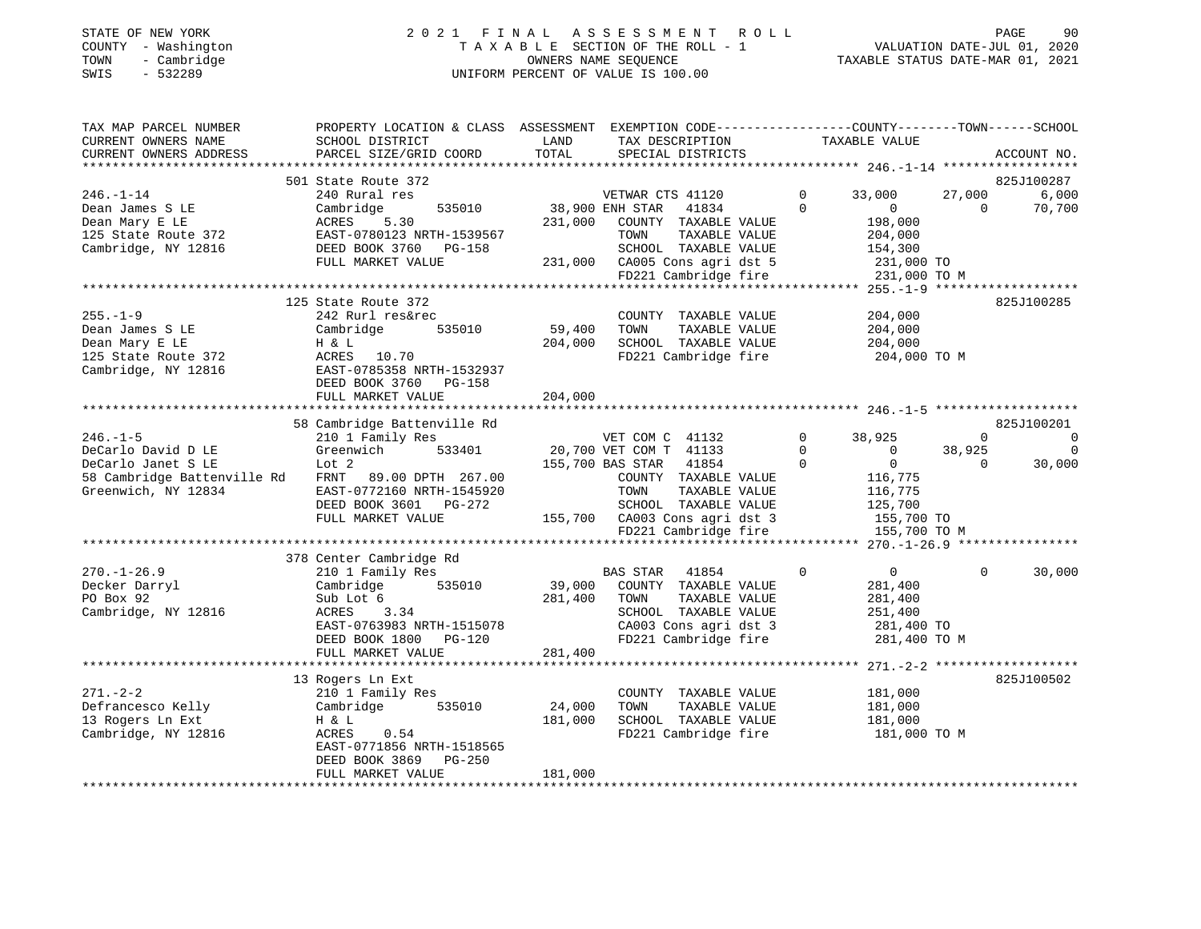STATE OF NEW YORK
COUNTY - Washington
TOWN - Cambridge
SWIS - 532289

2021 FINAL ASSESSMENT ROLL
TAXABLE SECTION OF THE ROLL - 1
OWNERS NAME SEQUENCE
UNIFORM PERCENT OF VALUE IS 100.00

VALUATION DATE-JUL 01, 2020
TAXABLE STATUS DATE-MAR 01, 2021

| TAX MAP PARCEL NUMBER / CURRENT OWNERS NAME / CURRENT OWNERS ADDRESS | PROPERTY LOCATION & CLASS / SCHOOL DISTRICT / PARCEL SIZE/GRID COORD | ASSESSMENT LAND / TOTAL | EXEMPTION CODE / TAX DESCRIPTION / SPECIAL DISTRICTS | COUNTY TAXABLE VALUE | TOWN | SCHOOL | ACCOUNT NO. |
|---|---|---|---|---|---|---|---|
| **246.-1-14** | 501 State Route 372 | | | | | | 825J100287 |
| | 240 Rural res | | VETWAR CTS 41120 0 | 33,000 | 27,000 | 6,000 | |
| Dean James S LE | Cambridge 535010 | 38,900 | ENH STAR 41834 0 | 0 | 0 | 70,700 | |
| Dean Mary E LE | ACRES 5.30 | 231,000 | COUNTY TAXABLE VALUE | 198,000 | | | |
| 125 State Route 372 | EAST-0780123 NRTH-1539567 | | TOWN TAXABLE VALUE | 204,000 | | | |
| Cambridge, NY 12816 | DEED BOOK 3760 PG-158 | | SCHOOL TAXABLE VALUE | 154,300 | | | |
| | FULL MARKET VALUE | 231,000 | CA005 Cons agri dst 5 | 231,000 TO | | | |
| | | | FD221 Cambridge fire | 231,000 TO M | | | |
| **255.-1-9** | 125 State Route 372 | | | | | | 825J100285 |
| | 242 Rurl res&rec | | COUNTY TAXABLE VALUE | 204,000 | | | |
| Dean James S LE | Cambridge 535010 | 59,400 | TOWN TAXABLE VALUE | 204,000 | | | |
| Dean Mary E LE | H & L | 204,000 | SCHOOL TAXABLE VALUE | 204,000 | | | |
| 125 State Route 372 | ACRES 10.70 | | FD221 Cambridge fire | 204,000 TO M | | | |
| Cambridge, NY 12816 | EAST-0785358 NRTH-1532937 | | | | | | |
| | DEED BOOK 3760 PG-158 | | | | | | |
| | FULL MARKET VALUE | 204,000 | | | | | |
| **246.-1-5** | 58 Cambridge Battenville Rd | | | | | | 825J100201 |
| | 210 1 Family Res | | VET COM C 41132 0 | 38,925 | 0 | 0 | |
| DeCarlo David D LE | Greenwich 533401 | 20,700 | VET COM T 41133 0 | 0 | 38,925 | 0 | |
| DeCarlo Janet S LE | Lot 2 | 155,700 | BAS STAR 41854 0 | 0 | 0 | 30,000 | |
| 58 Cambridge Battenville Rd | FRNT 89.00 DPTH 267.00 | | COUNTY TAXABLE VALUE | 116,775 | | | |
| Greenwich, NY 12834 | EAST-0772160 NRTH-1545920 | | TOWN TAXABLE VALUE | 116,775 | | | |
| | DEED BOOK 3601 PG-272 | | SCHOOL TAXABLE VALUE | 125,700 | | | |
| | FULL MARKET VALUE | 155,700 | CA003 Cons agri dst 3 | 155,700 TO | | | |
| | | | FD221 Cambridge fire | 155,700 TO M | | | |
| **270.-1-26.9** | 378 Center Cambridge Rd | | | | | | |
| | 210 1 Family Res | | BAS STAR 41854 0 | 0 | 0 | 30,000 | |
| Decker Darryl | Cambridge 535010 | 39,000 | COUNTY TAXABLE VALUE | 281,400 | | | |
| PO Box 92 | Sub Lot 6 | 281,400 | TOWN TAXABLE VALUE | 281,400 | | | |
| Cambridge, NY 12816 | ACRES 3.34 | | SCHOOL TAXABLE VALUE | 251,400 | | | |
| | EAST-0763983 NRTH-1515078 | | CA003 Cons agri dst 3 | 281,400 TO | | | |
| | DEED BOOK 1800 PG-120 | | FD221 Cambridge fire | 281,400 TO M | | | |
| | FULL MARKET VALUE | 281,400 | | | | | |
| **271.-2-2** | 13 Rogers Ln Ext | | | | | | 825J100502 |
| | 210 1 Family Res | | COUNTY TAXABLE VALUE | 181,000 | | | |
| Defrancesco Kelly | Cambridge 535010 | 24,000 | TOWN TAXABLE VALUE | 181,000 | | | |
| 13 Rogers Ln Ext | H & L | 181,000 | SCHOOL TAXABLE VALUE | 181,000 | | | |
| Cambridge, NY 12816 | ACRES 0.54 | | FD221 Cambridge fire | 181,000 TO M | | | |
| | EAST-0771856 NRTH-1518565 | | | | | | |
| | DEED BOOK 3869 PG-250 | | | | | | |
| | FULL MARKET VALUE | 181,000 | | | | | |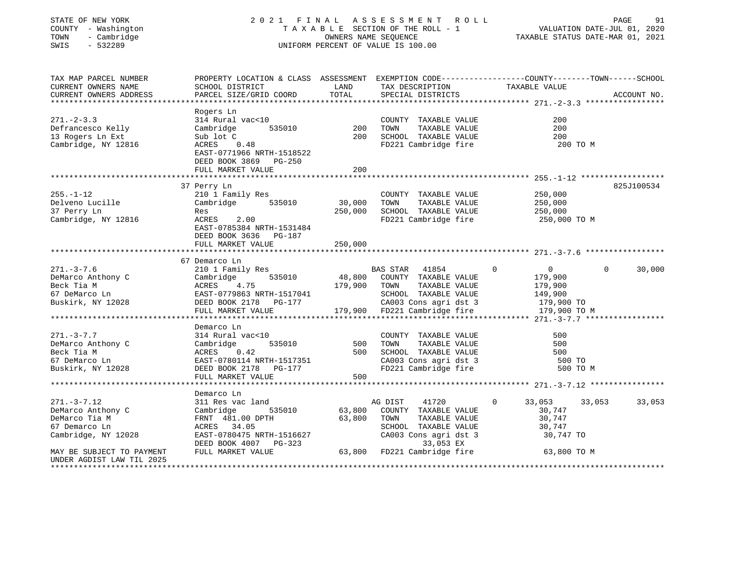STATE OF NEW YORK — 2021 FINAL ASSESSMENT ROLL
COUNTY - Washington — TAXABLE SECTION OF THE ROLL - 1 — VALUATION DATE-JUL 01, 2020
TOWN - Cambridge — OWNERS NAME SEQUENCE — TAXABLE STATUS DATE-MAR 01, 2021
SWIS - 532289 — UNIFORM PERCENT OF VALUE IS 100.00

```
TAX MAP PARCEL NUMBER          PROPERTY LOCATION & CLASS  ASSESSMENT  EXEMPTION CODE-----------------COUNTY--------TOWN------SCHOOL
CURRENT OWNERS NAME            SCHOOL DISTRICT               LAND      TAX DESCRIPTION             TAXABLE VALUE
CURRENT OWNERS ADDRESS         PARCEL SIZE/GRID COORD       TOTAL      SPECIAL DISTRICTS                                     ACCOUNT NO.
******************************************************************************************************* 271.-2-3.3 *****************
                               Rogers Ln
271.-2-3.3                     314 Rural vac<10                        COUNTY  TAXABLE VALUE              200
Defrancesco Kelly              Cambridge        535010        200      TOWN    TAXABLE VALUE              200
13 Rogers Ln Ext               Sub lot C                      200      SCHOOL  TAXABLE VALUE              200
Cambridge, NY 12816            ACRES     0.48                          FD221 Cambridge fire               200 TO M
                               EAST-0771966 NRTH-1518522
                               DEED BOOK 3869   PG-250
                               FULL MARKET VALUE              200
******************************************************************************************************* 255.-1-12 ******************
                               37 Perry Ln                                                                           825J100534
255.-1-12                      210 1 Family Res                        COUNTY  TAXABLE VALUE          250,000
Delveno Lucille                Cambridge        535010     30,000      TOWN    TAXABLE VALUE          250,000
37 Perry Ln                    Res                        250,000      SCHOOL  TAXABLE VALUE          250,000
Cambridge, NY 12816            ACRES     2.00                          FD221 Cambridge fire           250,000 TO M
                               EAST-0785384 NRTH-1531484
                               DEED BOOK 3636   PG-187
                               FULL MARKET VALUE          250,000
******************************************************************************************************* 271.-3-7.6 *****************
                               67 Demarco Ln
271.-3-7.6                     210 1 Family Res                        BAS STAR  41854         0           0            0       30,000
DeMarco Anthony C              Cambridge        535010     48,800      COUNTY  TAXABLE VALUE          179,900
Beck Tia M                     ACRES     4.75             179,900      TOWN    TAXABLE VALUE          179,900
67 DeMarco Ln                  EAST-0779863 NRTH-1517041               SCHOOL  TAXABLE VALUE          149,900
Buskirk, NY 12028              DEED BOOK 2178   PG-177                 CA003 Cons agri dst 3          179,900 TO
                               FULL MARKET VALUE          179,900      FD221 Cambridge fire           179,900 TO M
******************************************************************************************************* 271.-3-7.7 *****************
                               Demarco Ln
271.-3-7.7                     314 Rural vac<10                        COUNTY  TAXABLE VALUE              500
DeMarco Anthony C              Cambridge        535010        500      TOWN    TAXABLE VALUE              500
Beck Tia M                     ACRES     0.42                 500      SCHOOL  TAXABLE VALUE              500
67 DeMarco Ln                  EAST-0780114 NRTH-1517351               CA003 Cons agri dst 3              500 TO
Buskirk, NY 12028              DEED BOOK 2178   PG-177                 FD221 Cambridge fire               500 TO M
                               FULL MARKET VALUE              500
******************************************************************************************************* 271.-3-7.12 ****************
                               Demarco Ln
271.-3-7.12                    311 Res vac land                        AG DIST   41720         0      33,053       33,053       33,053
DeMarco Anthony C              Cambridge        535010     63,800      COUNTY  TAXABLE VALUE           30,747
DeMarco Tia M                  FRNT 481.00 DPTH            63,800      TOWN    TAXABLE VALUE           30,747
67 Demarco Ln                  ACRES    34.05                          SCHOOL  TAXABLE VALUE           30,747
Cambridge, NY 12028            EAST-0780475 NRTH-1516627               CA003 Cons agri dst 3           30,747 TO
                               DEED BOOK 4007   PG-323                        33,053 EX
MAY BE SUBJECT TO PAYMENT      FULL MARKET VALUE           63,800      FD221 Cambridge fire            63,800 TO M
UNDER AGDIST LAW TIL 2025
************************************************************************************************************************************
```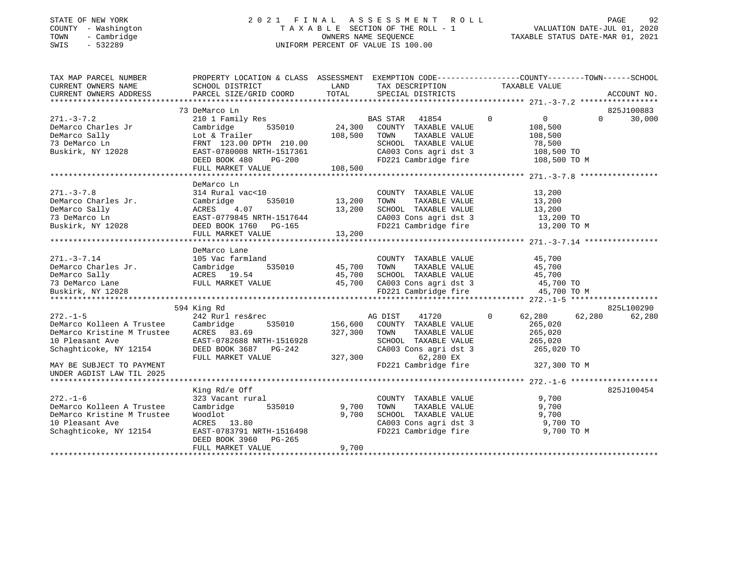STATE OF NEW YORK
COUNTY - Washington
TOWN - Cambridge
SWIS - 532289

2021 FINAL ASSESSMENT ROLL
TAXABLE SECTION OF THE ROLL - 1
OWNERS NAME SEQUENCE
UNIFORM PERCENT OF VALUE IS 100.00

VALUATION DATE-JUL 01, 2020
TAXABLE STATUS DATE-MAR 01, 2021

```
TAX MAP PARCEL NUMBER          PROPERTY LOCATION & CLASS  ASSESSMENT  EXEMPTION CODE-----------------COUNTY--------TOWN------SCHOOL
CURRENT OWNERS NAME            SCHOOL DISTRICT             LAND        TAX DESCRIPTION              TAXABLE VALUE
CURRENT OWNERS ADDRESS         PARCEL SIZE/GRID COORD      TOTAL       SPECIAL DISTRICTS                                     ACCOUNT NO.
******************************************************************************************************* 271.-3-7.2 *****************
                               73 DeMarco Ln                                                                              825J100883
271.-3-7.2                     210 1 Family Res                        BAS STAR   41854          0         0           0       30,000
DeMarco Charles Jr             Cambridge       535010      24,300      COUNTY  TAXABLE VALUE          108,500
DeMarco Sally                  Lot & Trailer              108,500      TOWN    TAXABLE VALUE          108,500
73 DeMarco Ln                  FRNT 123.00 DPTH 210.00                 SCHOOL  TAXABLE VALUE           78,500
Buskirk, NY 12028              EAST-0780008 NRTH-1517361               CA003 Cons agri dst 3          108,500 TO
                               DEED BOOK 480    PG-200                 FD221 Cambridge fire           108,500 TO M
                               FULL MARKET VALUE          108,500
******************************************************************************************************* 271.-3-7.8 *****************
                               DeMarco Ln
271.-3-7.8                     314 Rural vac<10                        COUNTY  TAXABLE VALUE           13,200
DeMarco Charles Jr.            Cambridge       535010      13,200      TOWN    TAXABLE VALUE           13,200
DeMarco Sally                  ACRES     4.07              13,200      SCHOOL  TAXABLE VALUE           13,200
73 DeMarco Ln                  EAST-0779845 NRTH-1517644               CA003 Cons agri dst 3           13,200 TO
Buskirk, NY 12028              DEED BOOK 1760   PG-165                 FD221 Cambridge fire            13,200 TO M
                               FULL MARKET VALUE           13,200
******************************************************************************************************* 271.-3-7.14 ****************
                               DeMarco Lane
271.-3-7.14                    105 Vac farmland                        COUNTY  TAXABLE VALUE           45,700
DeMarco Charles Jr.            Cambridge       535010      45,700      TOWN    TAXABLE VALUE           45,700
DeMarco Sally                  ACRES    19.54              45,700      SCHOOL  TAXABLE VALUE           45,700
73 DeMarco Lane                FULL MARKET VALUE           45,700      CA003 Cons agri dst 3           45,700 TO
Buskirk, NY 12028                                                      FD221 Cambridge fire            45,700 TO M
******************************************************************************************************* 272.-1-5 *******************
                               594 King Rd                                                                                825L100290
272.-1-5                       242 Rurl res&rec                        AG DIST    41720          0    62,280      62,280       62,280
DeMarco Kolleen A Trustee      Cambridge       535010     156,600      COUNTY  TAXABLE VALUE          265,020
DeMarco Kristine M Trustee     ACRES    83.69             327,300      TOWN    TAXABLE VALUE          265,020
10 Pleasant Ave                EAST-0782688 NRTH-1516928               SCHOOL  TAXABLE VALUE          265,020
Schaghticoke, NY 12154         DEED BOOK 3687   PG-242                 CA003 Cons agri dst 3          265,020 TO
                               FULL MARKET VALUE          327,300             62,280 EX
MAY BE SUBJECT TO PAYMENT                                              FD221 Cambridge fire           327,300 TO M
UNDER AGDIST LAW TIL 2025
******************************************************************************************************* 272.-1-6 *******************
                               King Rd/e Off                                                                              825J100454
272.-1-6                       323 Vacant rural                        COUNTY  TAXABLE VALUE            9,700
DeMarco Kolleen A Trustee      Cambridge       535010       9,700      TOWN    TAXABLE VALUE            9,700
DeMarco Kristine M Trustee     Woodlot                      9,700      SCHOOL  TAXABLE VALUE            9,700
10 Pleasant Ave                ACRES    13.80                          CA003 Cons agri dst 3            9,700 TO
Schaghticoke, NY 12154         EAST-0783791 NRTH-1516498               FD221 Cambridge fire             9,700 TO M
                               DEED BOOK 3960   PG-265
                               FULL MARKET VALUE            9,700
************************************************************************************************************************************
```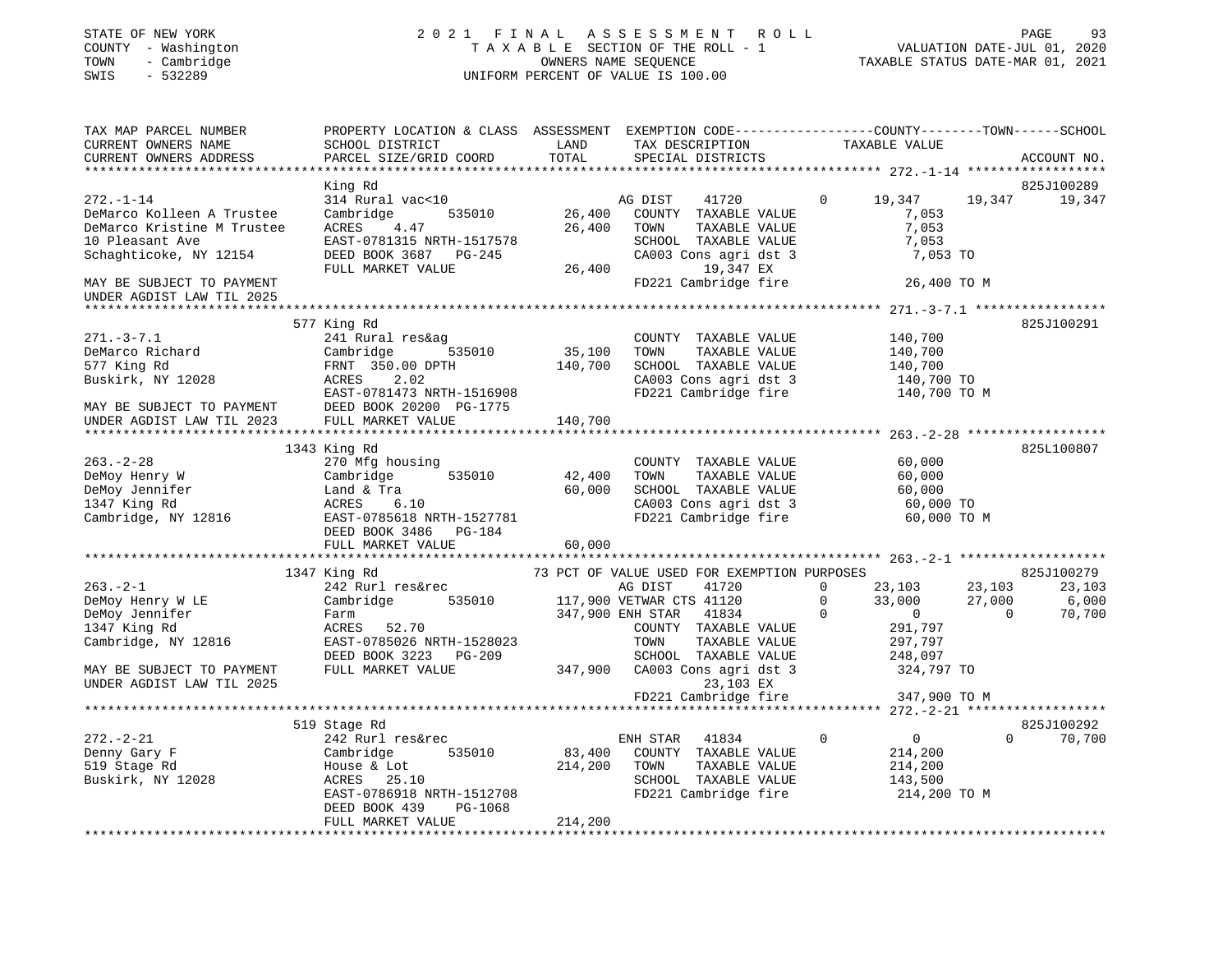STATE OF NEW YORK
COUNTY - Washington
TOWN - Cambridge
SWIS - 532289

2021 FINAL ASSESSMENT ROLL
TAXABLE SECTION OF THE ROLL - 1
OWNERS NAME SEQUENCE
UNIFORM PERCENT OF VALUE IS 100.00

VALUATION DATE-JUL 01, 2020
TAXABLE STATUS DATE-MAR 01, 2021

```
TAX MAP PARCEL NUMBER          PROPERTY LOCATION & CLASS  ASSESSMENT  EXEMPTION CODE-----------------COUNTY--------TOWN------SCHOOL
CURRENT OWNERS NAME            SCHOOL DISTRICT               LAND      TAX DESCRIPTION              TAXABLE VALUE
CURRENT OWNERS ADDRESS         PARCEL SIZE/GRID COORD        TOTAL     SPECIAL DISTRICTS                                    ACCOUNT NO.
*********************************************************************************************** 272.-1-14 ******************
                               King Rd                                                                               825J100289
272.-1-14                      314 Rural vac<10                        AG DIST     41720          0      19,347     19,347     19,347
DeMarco Kolleen A Trustee      Cambridge        535010       26,400    COUNTY  TAXABLE VALUE               7,053
DeMarco Kristine M Trustee     ACRES     4.47                26,400    TOWN    TAXABLE VALUE               7,053
10 Pleasant Ave                EAST-0781315 NRTH-1517578               SCHOOL  TAXABLE VALUE               7,053
Schaghticoke, NY 12154         DEED BOOK 3687   PG-245                 CA003 Cons agri dst 3               7,053 TO
                               FULL MARKET VALUE             26,400           19,347 EX
MAY BE SUBJECT TO PAYMENT                                              FD221 Cambridge fire               26,400 TO M
UNDER AGDIST LAW TIL 2025
*********************************************************************************************** 271.-3-7.1 *****************
                               577 King Rd                                                                           825J100291
271.-3-7.1                     241 Rural res&ag                        COUNTY  TAXABLE VALUE             140,700
DeMarco Richard                Cambridge        535010       35,100    TOWN    TAXABLE VALUE             140,700
577 King Rd                    FRNT  350.00 DPTH            140,700    SCHOOL  TAXABLE VALUE             140,700
Buskirk, NY 12028              ACRES     2.02                          CA003 Cons agri dst 3             140,700 TO
                               EAST-0781473 NRTH-1516908               FD221 Cambridge fire              140,700 TO M
MAY BE SUBJECT TO PAYMENT      DEED BOOK 20200  PG-1775
UNDER AGDIST LAW TIL 2023      FULL MARKET VALUE            140,700
*********************************************************************************************** 263.-2-28 ******************
                               1343 King Rd                                                                          825L100807
263.-2-28                      270 Mfg housing                         COUNTY  TAXABLE VALUE              60,000
DeMoy Henry W                  Cambridge        535010       42,400    TOWN    TAXABLE VALUE              60,000
DeMoy Jennifer                 Land & Tra                    60,000    SCHOOL  TAXABLE VALUE              60,000
1347 King Rd                   ACRES     6.10                          CA003 Cons agri dst 3              60,000 TO
Cambridge, NY 12816            EAST-0785618 NRTH-1527781               FD221 Cambridge fire               60,000 TO M
                               DEED BOOK 3486   PG-184
                               FULL MARKET VALUE             60,000
*********************************************************************************************** 263.-2-1 *******************
                               1347 King Rd                 73 PCT OF VALUE USED FOR EXEMPTION PURPOSES                      825J100279
263.-2-1                       242 Rurl res&rec                        AG DIST     41720          0      23,103     23,103     23,103
DeMoy Henry W LE               Cambridge        535010      117,900 VETWAR CTS 41120              0      33,000     27,000      6,000
DeMoy Jennifer                 Farm                         347,900 ENH STAR   41834              0           0          0     70,700
1347 King Rd                   ACRES    52.70                          COUNTY  TAXABLE VALUE             291,797
Cambridge, NY 12816            EAST-0785026 NRTH-1528023               TOWN    TAXABLE VALUE             297,797
                               DEED BOOK 3223   PG-209                 SCHOOL  TAXABLE VALUE             248,097
MAY BE SUBJECT TO PAYMENT      FULL MARKET VALUE            347,900    CA003 Cons agri dst 3             324,797 TO
UNDER AGDIST LAW TIL 2025                                                     23,103 EX
                                                                       FD221 Cambridge fire              347,900 TO M
*********************************************************************************************** 272.-2-21 ******************
                               519 Stage Rd                                                                          825J100292
272.-2-21                      242 Rurl res&rec                        ENH STAR    41834          0           0          0     70,700
Denny Gary F                   Cambridge        535010       83,400    COUNTY  TAXABLE VALUE             214,200
519 Stage Rd                   House & Lot                  214,200    TOWN    TAXABLE VALUE             214,200
Buskirk, NY 12028              ACRES    25.10                          SCHOOL  TAXABLE VALUE             143,500
                               EAST-0786918 NRTH-1512708               FD221 Cambridge fire              214,200 TO M
                               DEED BOOK 439    PG-1068
                               FULL MARKET VALUE            214,200
****************************************************************************************************************************
```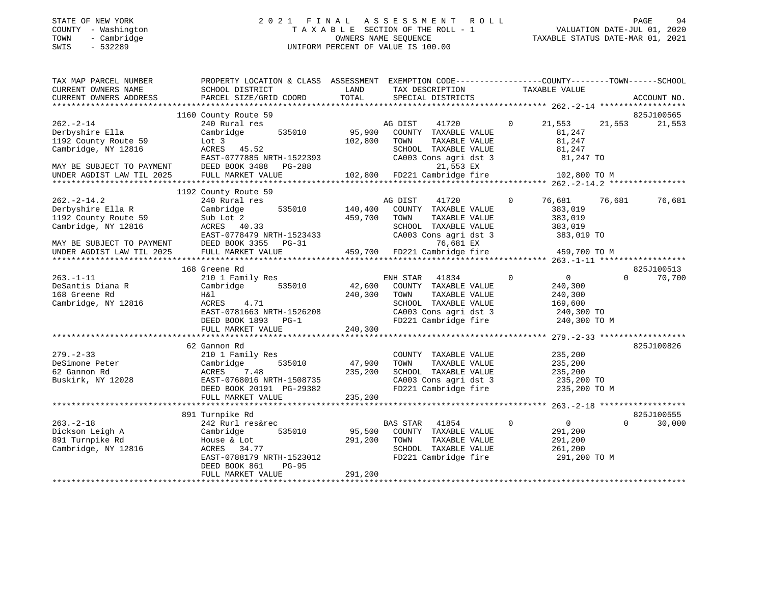STATE OF NEW YORK
COUNTY - Washington
TOWN - Cambridge
SWIS - 532289

# 2021 FINAL ASSESSMENT ROLL

TAXABLE SECTION OF THE ROLL - 1
OWNERS NAME SEQUENCE
UNIFORM PERCENT OF VALUE IS 100.00

VALUATION DATE-JUL 01, 2020
TAXABLE STATUS DATE-MAR 01, 2021

```
TAX MAP PARCEL NUMBER      PROPERTY LOCATION & CLASS  ASSESSMENT  EXEMPTION CODE------------------COUNTY--------TOWN------SCHOOL
CURRENT OWNERS NAME        SCHOOL DISTRICT              LAND      TAX DESCRIPTION              TAXABLE VALUE
CURRENT OWNERS ADDRESS     PARCEL SIZE/GRID COORD       TOTAL     SPECIAL DISTRICTS                                        ACCOUNT NO.
******************************************************************************************************* 262.-2-14 ******************
                           1160 County Route 59                                                                            825J100565
262.-2-14                  240 Rural res                          AG DIST     41720          0      21,553     21,553      21,553
Derbyshire Ella            Cambridge      535010        95,900    COUNTY  TAXABLE VALUE              81,247
1192 County Route 59       Lot 3                       102,800    TOWN    TAXABLE VALUE              81,247
Cambridge, NY 12816        ACRES   45.52                          SCHOOL  TAXABLE VALUE              81,247
                           EAST-0777885 NRTH-1522393              CA003 Cons agri dst 3              81,247 TO
MAY BE SUBJECT TO PAYMENT  DEED BOOK 3488   PG-288                      21,553 EX
UNDER AGDIST LAW TIL 2025  FULL MARKET VALUE           102,800    FD221 Cambridge fire              102,800 TO M
******************************************************************************************************* 262.-2-14.2 ****************
                           1192 County Route 59
262.-2-14.2                240 Rural res                          AG DIST     41720          0      76,681     76,681      76,681
Derbyshire Ella R          Cambridge      535010       140,400    COUNTY  TAXABLE VALUE             383,019
1192 County Route 59       Sub Lot 2                   459,700    TOWN    TAXABLE VALUE             383,019
Cambridge, NY 12816        ACRES   40.33                          SCHOOL  TAXABLE VALUE             383,019
                           EAST-0778479 NRTH-1523433              CA003 Cons agri dst 3             383,019 TO
MAY BE SUBJECT TO PAYMENT  DEED BOOK 3355   PG-31                       76,681 EX
UNDER AGDIST LAW TIL 2025  FULL MARKET VALUE           459,700    FD221 Cambridge fire              459,700 TO M
******************************************************************************************************* 263.-1-11 ******************
                           168 Greene Rd                                                                                   825J100513
263.-1-11                  210 1 Family Res                       ENH STAR    41834          0           0          0      70,700
DeSantis Diana R           Cambridge      535010        42,600    COUNTY  TAXABLE VALUE             240,300
168 Greene Rd              H&l                         240,300    TOWN    TAXABLE VALUE             240,300
Cambridge, NY 12816        ACRES    4.71                          SCHOOL  TAXABLE VALUE             169,600
                           EAST-0781663 NRTH-1526208              CA003 Cons agri dst 3             240,300 TO
                           DEED BOOK 1893   PG-1                  FD221 Cambridge fire              240,300 TO M
                           FULL MARKET VALUE           240,300
******************************************************************************************************* 279.-2-33 ******************
                           62 Gannon Rd                                                                                    825J100826
279.-2-33                  210 1 Family Res                       COUNTY  TAXABLE VALUE             235,200
DeSimone Peter             Cambridge      535010        47,900    TOWN    TAXABLE VALUE             235,200
62 Gannon Rd               ACRES    7.48               235,200    SCHOOL  TAXABLE VALUE             235,200
Buskirk, NY 12028          EAST-0768016 NRTH-1508735              CA003 Cons agri dst 3             235,200 TO
                           DEED BOOK 20191 PG-29382               FD221 Cambridge fire              235,200 TO M
                           FULL MARKET VALUE           235,200
******************************************************************************************************* 263.-2-18 ******************
                           891 Turnpike Rd                                                                                 825J100555
263.-2-18                  242 Rurl res&rec                       BAS STAR    41854          0           0          0      30,000
Dickson Leigh A            Cambridge      535010        95,500    COUNTY  TAXABLE VALUE             291,200
891 Turnpike Rd            House & Lot                 291,200    TOWN    TAXABLE VALUE             291,200
Cambridge, NY 12816        ACRES   34.77                          SCHOOL  TAXABLE VALUE             261,200
                           EAST-0788179 NRTH-1523012              FD221 Cambridge fire              291,200 TO M
                           DEED BOOK 861    PG-95
                           FULL MARKET VALUE           291,200
************************************************************************************************************************************
```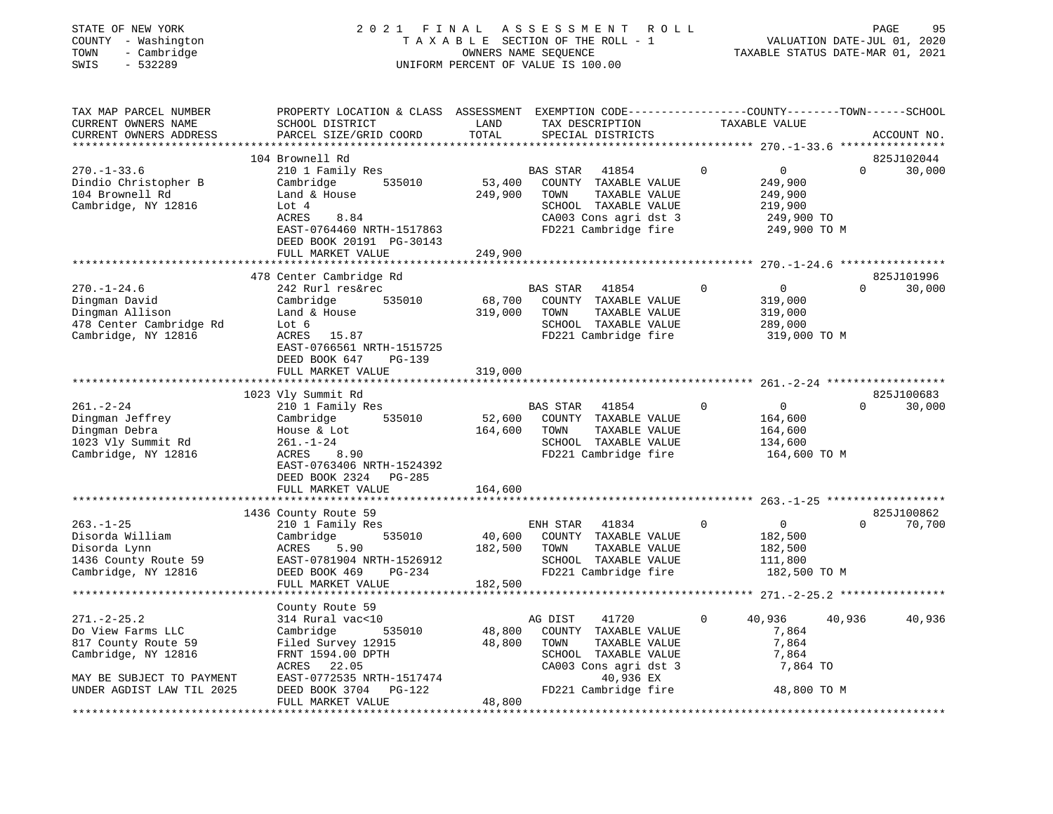STATE OF NEW YORK — 2021 FINAL ASSESSMENT ROLL
COUNTY - Washington — TAXABLE SECTION OF THE ROLL - 1 — VALUATION DATE-JUL 01, 2020
TOWN - Cambridge — OWNERS NAME SEQUENCE — TAXABLE STATUS DATE-MAR 01, 2021
SWIS - 532289 — UNIFORM PERCENT OF VALUE IS 100.00

| TAX MAP PARCEL NUMBER / CURRENT OWNERS NAME / CURRENT OWNERS ADDRESS | PROPERTY LOCATION & CLASS / SCHOOL DISTRICT / PARCEL SIZE/GRID COORD | ASSESSMENT LAND | TOTAL | EXEMPTION CODE / TAX DESCRIPTION / SPECIAL DISTRICTS | COUNTY | TOWN | SCHOOL / TAXABLE VALUE | ACCOUNT NO. |
|---|---|---|---|---|---|---|---|---|
| 270.-1-33.6 | 104 Brownell Rd | | | | | | | 825J102044 |
| Dindio Christopher B | 210 1 Family Res | | | BAS STAR 41854 | 0 | 0 | 0 / 30,000 | |
| 104 Brownell Rd | Cambridge 535010 | 53,400 | | COUNTY TAXABLE VALUE | 249,900 | | | |
| Cambridge, NY 12816 | Land & House | | 249,900 | TOWN TAXABLE VALUE | | 249,900 | | |
| | Lot 4 | | | SCHOOL TAXABLE VALUE | | | 219,900 | |
| | ACRES 8.84 | | | CA003 Cons agri dst 3 | 249,900 TO | | | |
| | EAST-0764460 NRTH-1517863 | | | FD221 Cambridge fire | 249,900 TO M | | | |
| | DEED BOOK 20191 PG-30143 | | | | | | | |
| | FULL MARKET VALUE | | 249,900 | | | | | |
| 270.-1-24.6 | 478 Center Cambridge Rd | | | | | | | 825J101996 |
| Dingman David | 242 Rurl res&rec | | | BAS STAR 41854 | 0 | 0 | 0 / 30,000 | |
| Dingman Allison | Cambridge 535010 | 68,700 | | COUNTY TAXABLE VALUE | 319,000 | | | |
| 478 Center Cambridge Rd | Land & House | | 319,000 | TOWN TAXABLE VALUE | | 319,000 | | |
| Cambridge, NY 12816 | Lot 6 | | | SCHOOL TAXABLE VALUE | | | 289,000 | |
| | ACRES 15.87 | | | FD221 Cambridge fire | 319,000 TO M | | | |
| | EAST-0766561 NRTH-1515725 | | | | | | | |
| | DEED BOOK 647 PG-139 | | | | | | | |
| | FULL MARKET VALUE | | 319,000 | | | | | |
| 261.-2-24 | 1023 Vly Summit Rd | | | | | | | 825J100683 |
| Dingman Jeffrey | 210 1 Family Res | | | BAS STAR 41854 | 0 | 0 | 0 / 30,000 | |
| Dingman Debra | Cambridge 535010 | 52,600 | | COUNTY TAXABLE VALUE | 164,600 | | | |
| 1023 Vly Summit Rd | House & Lot | | 164,600 | TOWN TAXABLE VALUE | | 164,600 | | |
| Cambridge, NY 12816 | 261.-1-24 | | | SCHOOL TAXABLE VALUE | | | 134,600 | |
| | ACRES 8.90 | | | FD221 Cambridge fire | 164,600 TO M | | | |
| | EAST-0763406 NRTH-1524392 | | | | | | | |
| | DEED BOOK 2324 PG-285 | | | | | | | |
| | FULL MARKET VALUE | | 164,600 | | | | | |
| 263.-1-25 | 1436 County Route 59 | | | | | | | 825J100862 |
| Disorda William | 210 1 Family Res | | | ENH STAR 41834 | 0 | 0 | 0 / 70,700 | |
| Disorda Lynn | Cambridge 535010 | 40,600 | | COUNTY TAXABLE VALUE | 182,500 | | | |
| 1436 County Route 59 | ACRES 5.90 | | 182,500 | TOWN TAXABLE VALUE | | 182,500 | | |
| Cambridge, NY 12816 | EAST-0781904 NRTH-1526912 | | | SCHOOL TAXABLE VALUE | | | 111,800 | |
| | DEED BOOK 469 PG-234 | | | FD221 Cambridge fire | 182,500 TO M | | | |
| | FULL MARKET VALUE | | 182,500 | | | | | |
| 271.-2-25.2 | County Route 59 | | | | | | | |
| Do View Farms LLC | 314 Rural vac<10 | | | AG DIST 41720 | 0 / 40,936 | 40,936 | 40,936 | |
| 817 County Route 59 | Cambridge 535010 | 48,800 | | COUNTY TAXABLE VALUE | 7,864 | | | |
| Cambridge, NY 12816 | Filed Survey 12915 | | 48,800 | TOWN TAXABLE VALUE | | 7,864 | | |
| | FRNT 1594.00 DPTH | | | SCHOOL TAXABLE VALUE | | | 7,864 | |
| | ACRES 22.05 | | | CA003 Cons agri dst 3 | 7,864 TO | | | |
| MAY BE SUBJECT TO PAYMENT | EAST-0772535 NRTH-1517474 | | | 40,936 EX | | | | |
| UNDER AGDIST LAW TIL 2025 | DEED BOOK 3704 PG-122 | | | FD221 Cambridge fire | 48,800 TO M | | | |
| | FULL MARKET VALUE | | 48,800 | | | | | |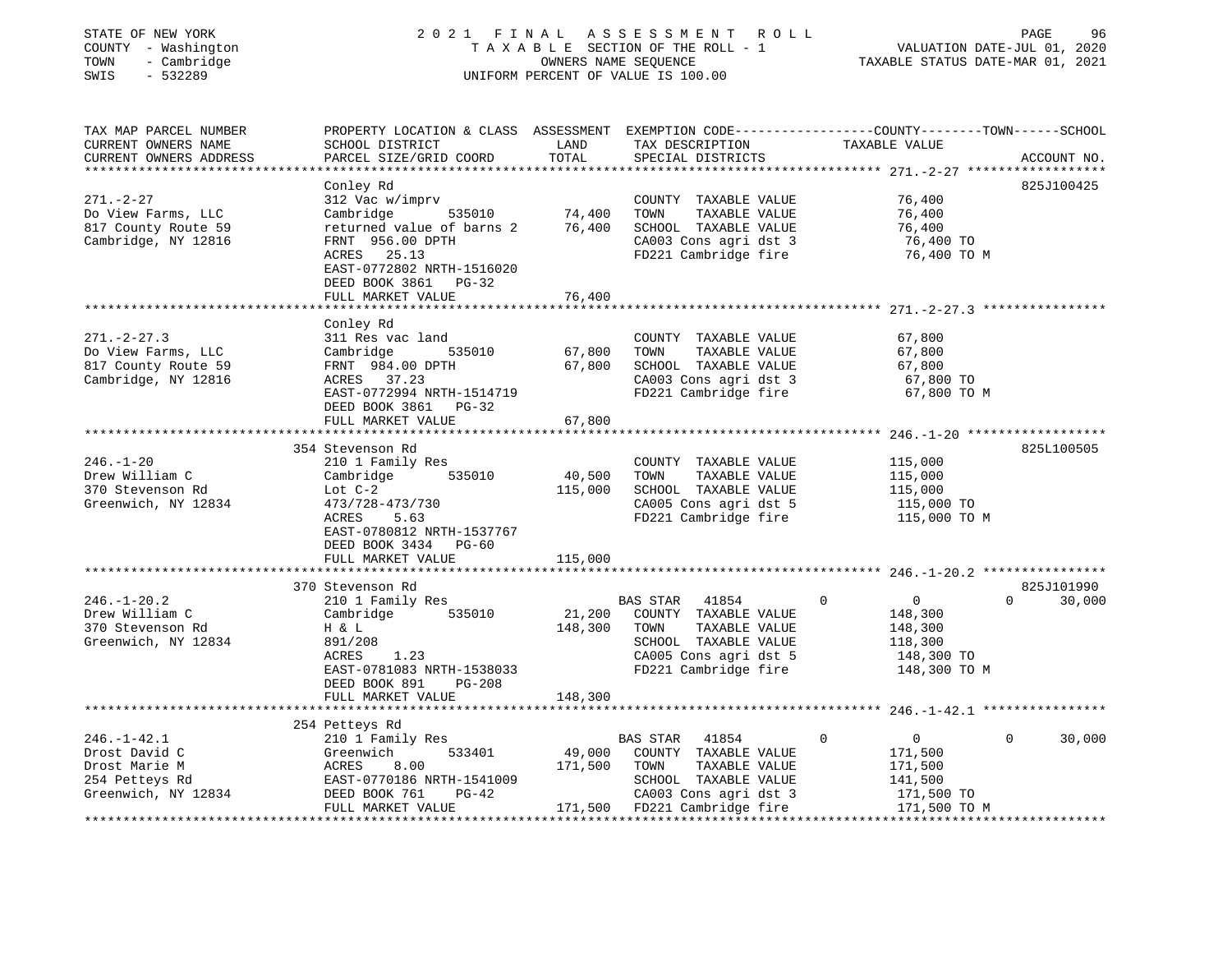STATE OF NEW YORK
COUNTY - Washington
TOWN - Cambridge
SWIS - 532289

# 2021 FINAL ASSESSMENT ROLL
TAXABLE SECTION OF THE ROLL - 1
OWNERS NAME SEQUENCE
UNIFORM PERCENT OF VALUE IS 100.00

VALUATION DATE-JUL 01, 2020
TAXABLE STATUS DATE-MAR 01, 2021

| TAX MAP PARCEL NUMBER / CURRENT OWNERS NAME / CURRENT OWNERS ADDRESS | PROPERTY LOCATION & CLASS / SCHOOL DISTRICT / PARCEL SIZE/GRID COORD | ASSESSMENT LAND | TOTAL | EXEMPTION CODE / TAX DESCRIPTION / SPECIAL DISTRICTS | COUNTY | TOWN | SCHOOL / TAXABLE VALUE | ACCOUNT NO. |
|---|---|---|---|---|---|---|---|---|
| **271.-2-27** | Conley Rd | | | | | | | 825J100425 |
| Do View Farms, LLC | 312 Vac w/imprv | | | COUNTY TAXABLE VALUE | 76,400 | | | |
| 817 County Route 59 | Cambridge 535010 | 74,400 | | TOWN TAXABLE VALUE | | 76,400 | | |
| Cambridge, NY 12816 | returned value of barns 2 | | 76,400 | SCHOOL TAXABLE VALUE | | | 76,400 | |
| | FRNT 956.00 DPTH | | | CA003 Cons agri dst 3 | 76,400 TO | | | |
| | ACRES 25.13 | | | FD221 Cambridge fire | 76,400 TO M | | | |
| | EAST-0772802 NRTH-1516020 | | | | | | | |
| | DEED BOOK 3861 PG-32 | | | | | | | |
| | FULL MARKET VALUE | | 76,400 | | | | | |
| **271.-2-27.3** | Conley Rd | | | | | | | |
| Do View Farms, LLC | 311 Res vac land | | | COUNTY TAXABLE VALUE | 67,800 | | | |
| 817 County Route 59 | Cambridge 535010 | 67,800 | | TOWN TAXABLE VALUE | | 67,800 | | |
| Cambridge, NY 12816 | FRNT 984.00 DPTH | | 67,800 | SCHOOL TAXABLE VALUE | | | 67,800 | |
| | ACRES 37.23 | | | CA003 Cons agri dst 3 | 67,800 TO | | | |
| | EAST-0772994 NRTH-1514719 | | | FD221 Cambridge fire | 67,800 TO M | | | |
| | DEED BOOK 3861 PG-32 | | | | | | | |
| | FULL MARKET VALUE | | 67,800 | | | | | |
| **246.-1-20** | 354 Stevenson Rd | | | | | | | 825L100505 |
| Drew William C | 210 1 Family Res | | | COUNTY TAXABLE VALUE | 115,000 | | | |
| 370 Stevenson Rd | Cambridge 535010 | 40,500 | | TOWN TAXABLE VALUE | | 115,000 | | |
| Greenwich, NY 12834 | Lot C-2 | | 115,000 | SCHOOL TAXABLE VALUE | | | 115,000 | |
| | 473/728-473/730 | | | CA005 Cons agri dst 5 | 115,000 TO | | | |
| | ACRES 5.63 | | | FD221 Cambridge fire | 115,000 TO M | | | |
| | EAST-0780812 NRTH-1537767 | | | | | | | |
| | DEED BOOK 3434 PG-60 | | | | | | | |
| | FULL MARKET VALUE | | 115,000 | | | | | |
| **246.-1-20.2** | 370 Stevenson Rd | | | | | | | 825J101990 |
| Drew William C | 210 1 Family Res | | | BAS STAR 41854 | 0 | 0 | 0 | 30,000 |
| 370 Stevenson Rd | Cambridge 535010 | 21,200 | | COUNTY TAXABLE VALUE | 148,300 | | | |
| Greenwich, NY 12834 | H & L | | 148,300 | TOWN TAXABLE VALUE | | 148,300 | | |
| | 891/208 | | | SCHOOL TAXABLE VALUE | | | 118,300 | |
| | ACRES 1.23 | | | CA005 Cons agri dst 5 | 148,300 TO | | | |
| | EAST-0781083 NRTH-1538033 | | | FD221 Cambridge fire | 148,300 TO M | | | |
| | DEED BOOK 891 PG-208 | | | | | | | |
| | FULL MARKET VALUE | | 148,300 | | | | | |
| **246.-1-42.1** | 254 Petteys Rd | | | | | | | |
| Drost David C | 210 1 Family Res | | | BAS STAR 41854 | 0 | 0 | 0 | 30,000 |
| Drost Marie M | Greenwich 533401 | 49,000 | | COUNTY TAXABLE VALUE | 171,500 | | | |
| 254 Petteys Rd | ACRES 8.00 | | 171,500 | TOWN TAXABLE VALUE | | 171,500 | | |
| Greenwich, NY 12834 | EAST-0770186 NRTH-1541009 | | | SCHOOL TAXABLE VALUE | | | 141,500 | |
| | DEED BOOK 761 PG-42 | | | CA003 Cons agri dst 3 | 171,500 TO | | | |
| | FULL MARKET VALUE | | 171,500 | FD221 Cambridge fire | 171,500 TO M | | | |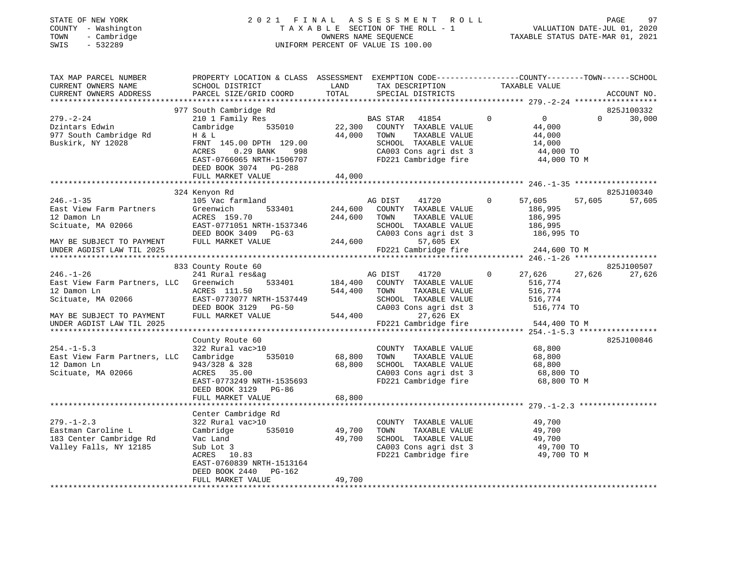STATE OF NEW YORK
COUNTY - Washington
TOWN - Cambridge
SWIS - 532289

2021 FINAL ASSESSMENT ROLL
TAXABLE SECTION OF THE ROLL - 1
OWNERS NAME SEQUENCE
UNIFORM PERCENT OF VALUE IS 100.00

VALUATION DATE-JUL 01, 2020
TAXABLE STATUS DATE-MAR 01, 2021

```
TAX MAP PARCEL NUMBER          PROPERTY LOCATION & CLASS  ASSESSMENT  EXEMPTION CODE------------------COUNTY--------TOWN------SCHOOL
CURRENT OWNERS NAME            SCHOOL DISTRICT               LAND       TAX DESCRIPTION              TAXABLE VALUE
CURRENT OWNERS ADDRESS         PARCEL SIZE/GRID COORD        TOTAL      SPECIAL DISTRICTS                                          ACCOUNT NO.
****************************************************************************************************** 279.-2-24 ******************
                               977 South Cambridge Rd                                                                          825J100332
279.-2-24                      210 1 Family Res                         BAS STAR   41854          0           0            0      30,000
Dzintars Edwin                 Cambridge        535010        22,300    COUNTY  TAXABLE VALUE           44,000
977 South Cambridge Rd         H & L                          44,000    TOWN    TAXABLE VALUE           44,000
Buskirk, NY 12028              FRNT 145.00 DPTH 129.00                  SCHOOL  TAXABLE VALUE           14,000
                               ACRES    0.29 BANK     998               CA003 Cons agri dst 3            44,000 TO
                               EAST-0766065 NRTH-1506707                FD221 Cambridge fire             44,000 TO M
                               DEED BOOK 3074   PG-288
                               FULL MARKET VALUE              44,000
****************************************************************************************************** 246.-1-35 ******************
                               324 Kenyon Rd                                                                                   825J100340
246.-1-35                      105 Vac farmland                         AG DIST    41720          0      57,605       57,605      57,605
East View Farm Partners        Greenwich        533401       244,600    COUNTY  TAXABLE VALUE          186,995
12 Damon Ln                    ACRES  159.70                 244,600    TOWN    TAXABLE VALUE          186,995
Scituate, MA 02066             EAST-0771051 NRTH-1537346                SCHOOL  TAXABLE VALUE          186,995
                               DEED BOOK 3409   PG-63                   CA003 Cons agri dst 3           186,995 TO
MAY BE SUBJECT TO PAYMENT      FULL MARKET VALUE             244,600           57,605 EX
UNDER AGDIST LAW TIL 2025                                               FD221 Cambridge fire            244,600 TO M
****************************************************************************************************** 246.-1-26 ******************
                               833 County Route 60                                                                             825J100507
246.-1-26                      241 Rural res&ag                         AG DIST    41720          0      27,626       27,626      27,626
East View Farm Partners, LLC   Greenwich        533401       184,400    COUNTY  TAXABLE VALUE          516,774
12 Damon Ln                    ACRES  111.50                 544,400    TOWN    TAXABLE VALUE          516,774
Scituate, MA 02066             EAST-0773077 NRTH-1537449                SCHOOL  TAXABLE VALUE          516,774
                               DEED BOOK 3129   PG-50                   CA003 Cons agri dst 3           516,774 TO
MAY BE SUBJECT TO PAYMENT      FULL MARKET VALUE             544,400           27,626 EX
UNDER AGDIST LAW TIL 2025                                               FD221 Cambridge fire            544,400 TO M
****************************************************************************************************** 254.-1-5.3 *****************
                               County Route 60                                                                                 825J100846
254.-1-5.3                     322 Rural vac>10                         COUNTY  TAXABLE VALUE           68,800
East View Farm Partners, LLC   Cambridge        535010        68,800    TOWN    TAXABLE VALUE           68,800
12 Damon Ln                    943/328 & 328                  68,800    SCHOOL  TAXABLE VALUE           68,800
Scituate, MA 02066             ACRES   35.00                            CA003 Cons agri dst 3            68,800 TO
                               EAST-0773249 NRTH-1535693                FD221 Cambridge fire             68,800 TO M
                               DEED BOOK 3129   PG-86
                               FULL MARKET VALUE              68,800
****************************************************************************************************** 279.-1-2.3 *****************
                               Center Cambridge Rd
279.-1-2.3                     322 Rural vac>10                         COUNTY  TAXABLE VALUE           49,700
Eastman Caroline L             Cambridge        535010        49,700    TOWN    TAXABLE VALUE           49,700
183 Center Cambridge Rd        Vac Land                       49,700    SCHOOL  TAXABLE VALUE           49,700
Valley Falls, NY 12185         Sub Lot 3                                CA003 Cons agri dst 3            49,700 TO
                               ACRES   10.83                            FD221 Cambridge fire             49,700 TO M
                               EAST-0760839 NRTH-1513164
                               DEED BOOK 2440   PG-162
                               FULL MARKET VALUE              49,700
************************************************************************************************************************************
```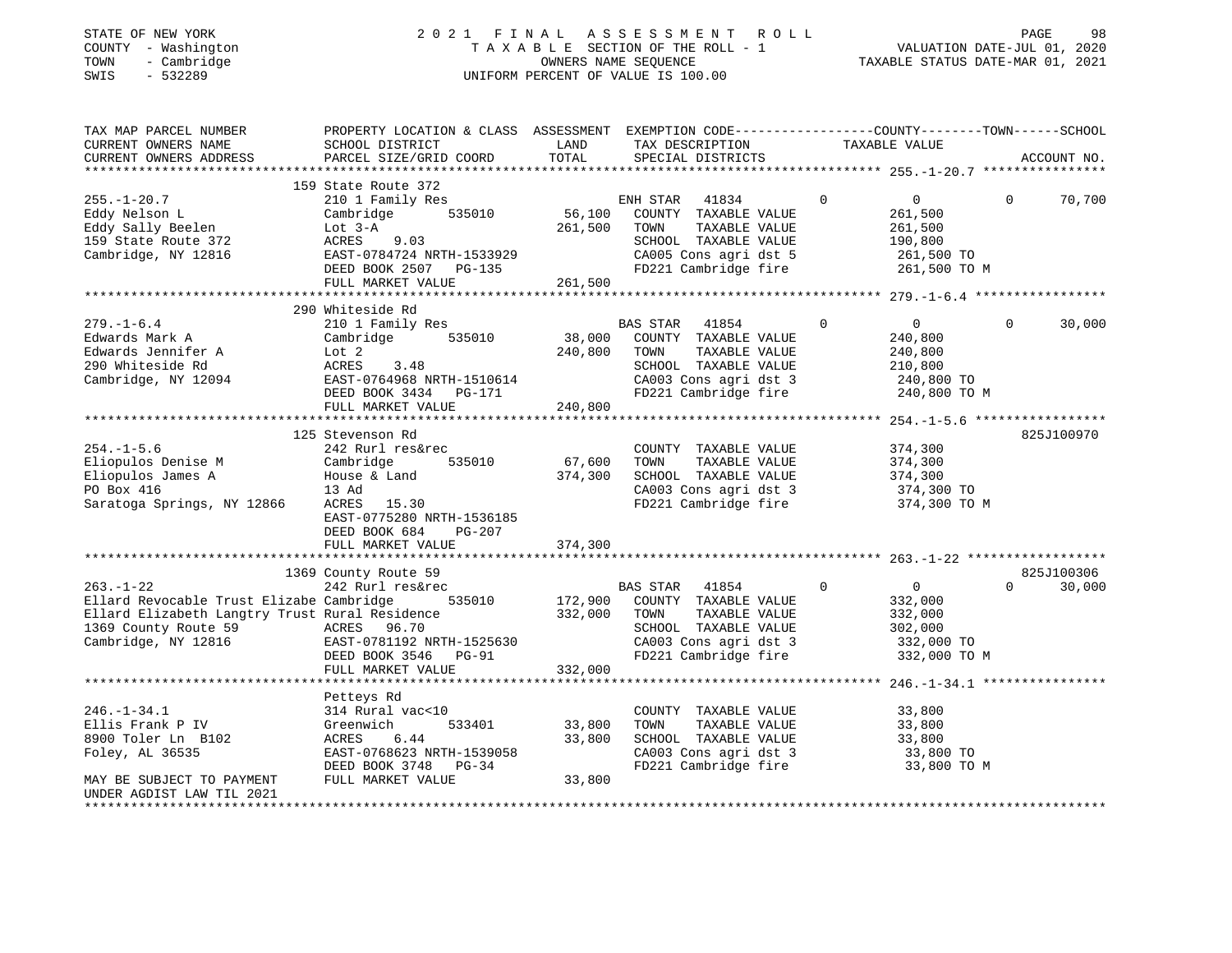STATE OF NEW YORK
COUNTY - Washington
TOWN - Cambridge
SWIS - 532289

2021 FINAL ASSESSMENT ROLL
TAXABLE SECTION OF THE ROLL - 1
OWNERS NAME SEQUENCE
UNIFORM PERCENT OF VALUE IS 100.00

VALUATION DATE-JUL 01, 2020
TAXABLE STATUS DATE-MAR 01, 2021

```
TAX MAP PARCEL NUMBER          PROPERTY LOCATION & CLASS  ASSESSMENT  EXEMPTION CODE-----------------COUNTY--------TOWN------SCHOOL
CURRENT OWNERS NAME            SCHOOL DISTRICT               LAND      TAX DESCRIPTION              TAXABLE VALUE
CURRENT OWNERS ADDRESS         PARCEL SIZE/GRID COORD       TOTAL      SPECIAL DISTRICTS                                        ACCOUNT NO.
******************************************************************************************************* 255.-1-20.7 ****************
                               159 State Route 372
255.-1-20.7                    210 1 Family Res                         ENH STAR  41834          0           0           0     70,700
Eddy Nelson L                  Cambridge      535010        56,100      COUNTY  TAXABLE VALUE          261,500
Eddy Sally Beelen              Lot 3-A                     261,500      TOWN    TAXABLE VALUE          261,500
159 State Route 372            ACRES    9.03                            SCHOOL  TAXABLE VALUE          190,800
Cambridge, NY 12816            EAST-0784724 NRTH-1533929                CA005 Cons agri dst 5           261,500 TO
                               DEED BOOK 2507   PG-135                  FD221 Cambridge fire            261,500 TO M
                               FULL MARKET VALUE           261,500
******************************************************************************************************* 279.-1-6.4 *****************
                               290 Whiteside Rd
279.-1-6.4                     210 1 Family Res                         BAS STAR  41854          0           0           0     30,000
Edwards Mark A                 Cambridge      535010        38,000      COUNTY  TAXABLE VALUE          240,800
Edwards Jennifer A             Lot 2                       240,800      TOWN    TAXABLE VALUE          240,800
290 Whiteside Rd               ACRES    3.48                            SCHOOL  TAXABLE VALUE          210,800
Cambridge, NY 12094            EAST-0764968 NRTH-1510614                CA003 Cons agri dst 3           240,800 TO
                               DEED BOOK 3434   PG-171                  FD221 Cambridge fire            240,800 TO M
                               FULL MARKET VALUE           240,800
******************************************************************************************************* 254.-1-5.6 *****************
                               125 Stevenson Rd                                                                            825J100970
254.-1-5.6                     242 Rurl res&rec                         COUNTY  TAXABLE VALUE          374,300
Eliopulos Denise M             Cambridge      535010        67,600      TOWN    TAXABLE VALUE          374,300
Eliopulos James A              House & Land                374,300      SCHOOL  TAXABLE VALUE          374,300
PO Box 416                     13 Ad                                    CA003 Cons agri dst 3           374,300 TO
Saratoga Springs, NY 12866     ACRES   15.30                            FD221 Cambridge fire            374,300 TO M
                               EAST-0775280 NRTH-1536185
                               DEED BOOK 684    PG-207
                               FULL MARKET VALUE           374,300
******************************************************************************************************* 263.-1-22 ******************
                               1369 County Route 59                                                                        825J100306
263.-1-22                      242 Rurl res&rec                         BAS STAR  41854          0           0           0     30,000
Ellard Revocable Trust Elizabe Cambridge      535010       172,900      COUNTY  TAXABLE VALUE          332,000
Ellard Elizabeth Langtry Trust Rural Residence             332,000      TOWN    TAXABLE VALUE          332,000
1369 County Route 59           ACRES   96.70                            SCHOOL  TAXABLE VALUE          302,000
Cambridge, NY 12816            EAST-0781192 NRTH-1525630                CA003 Cons agri dst 3           332,000 TO
                               DEED BOOK 3546   PG-91                   FD221 Cambridge fire            332,000 TO M
                               FULL MARKET VALUE           332,000
******************************************************************************************************* 246.-1-34.1 ****************
                               Petteys Rd
246.-1-34.1                    314 Rural vac<10                         COUNTY  TAXABLE VALUE           33,800
Ellis Frank P IV               Greenwich      533401        33,800      TOWN    TAXABLE VALUE           33,800
8900 Toler Ln  B102            ACRES    6.44                33,800      SCHOOL  TAXABLE VALUE           33,800
Foley, AL 36535                EAST-0768623 NRTH-1539058                CA003 Cons agri dst 3            33,800 TO
                               DEED BOOK 3748   PG-34                   FD221 Cambridge fire             33,800 TO M
MAY BE SUBJECT TO PAYMENT      FULL MARKET VALUE            33,800
UNDER AGDIST LAW TIL 2021
************************************************************************************************************************************
```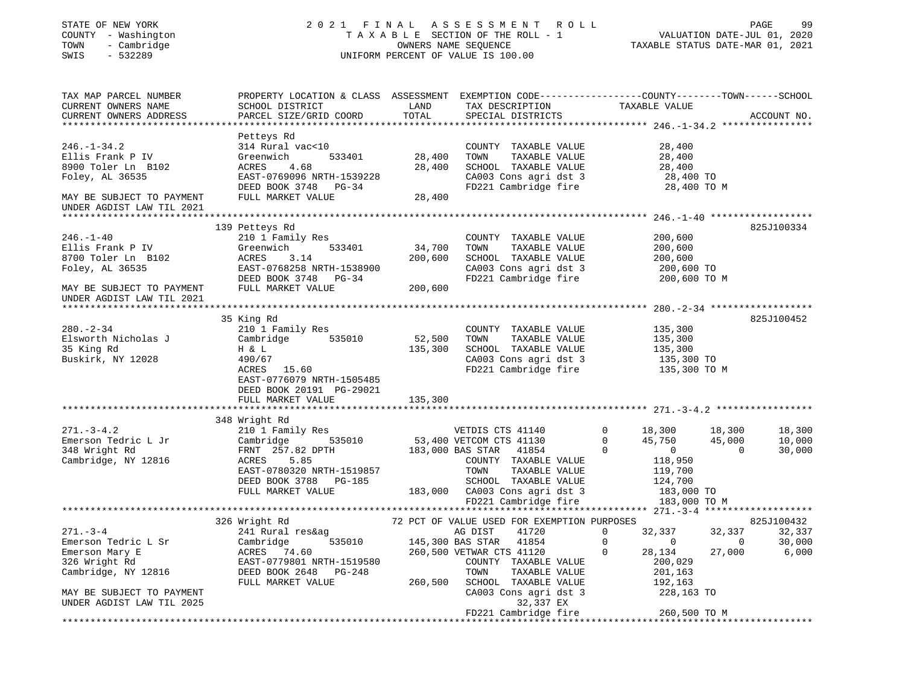STATE OF NEW YORK
COUNTY - Washington
TOWN - Cambridge
SWIS - 532289

# 2021 FINAL ASSESSMENT ROLL

TAXABLE SECTION OF THE ROLL - 1
OWNERS NAME SEQUENCE
UNIFORM PERCENT OF VALUE IS 100.00

VALUATION DATE-JUL 01, 2020
TAXABLE STATUS DATE-MAR 01, 2021

| TAX MAP PARCEL NUMBER / CURRENT OWNERS NAME / CURRENT OWNERS ADDRESS | PROPERTY LOCATION & CLASS / SCHOOL DISTRICT / PARCEL SIZE/GRID COORD | ASSESSMENT LAND | TOTAL | EXEMPTION CODE / TAX DESCRIPTION / SPECIAL DISTRICTS | COUNTY TAXABLE VALUE | TOWN | SCHOOL | ACCOUNT NO. |
|---|---|---|---|---|---|---|---|---|
| **246.-1-34.2** | Petteys Rd | | | | | | | |
| Ellis Frank P IV | 314 Rural vac<10 | | | COUNTY TAXABLE VALUE | 28,400 | | | |
| 8900 Toler Ln B102 | Greenwich 533401 | 28,400 | | TOWN TAXABLE VALUE | 28,400 | | | |
| Foley, AL 36535 | ACRES 4.68 | | 28,400 | SCHOOL TAXABLE VALUE | 28,400 | | | |
| | EAST-0769096 NRTH-1539228 | | | CA003 Cons agri dst 3 | 28,400 TO | | | |
| | DEED BOOK 3748 PG-34 | | | FD221 Cambridge fire | 28,400 TO M | | | |
| MAY BE SUBJECT TO PAYMENT UNDER AGDIST LAW TIL 2021 | FULL MARKET VALUE | | 28,400 | | | | | |
| **246.-1-40** | 139 Petteys Rd | | | | | | | 825J100334 |
| Ellis Frank P IV | 210 1 Family Res | | | COUNTY TAXABLE VALUE | 200,600 | | | |
| 8700 Toler Ln B102 | Greenwich 533401 | 34,700 | | TOWN TAXABLE VALUE | 200,600 | | | |
| Foley, AL 36535 | ACRES 3.14 | | 200,600 | SCHOOL TAXABLE VALUE | 200,600 | | | |
| | EAST-0768258 NRTH-1538900 | | | CA003 Cons agri dst 3 | 200,600 TO | | | |
| | DEED BOOK 3748 PG-34 | | | FD221 Cambridge fire | 200,600 TO M | | | |
| MAY BE SUBJECT TO PAYMENT UNDER AGDIST LAW TIL 2021 | FULL MARKET VALUE | | 200,600 | | | | | |
| **280.-2-34** | 35 King Rd | | | | | | | 825J100452 |
| Elsworth Nicholas J | 210 1 Family Res | | | COUNTY TAXABLE VALUE | 135,300 | | | |
| 35 King Rd | Cambridge 535010 | 52,500 | | TOWN TAXABLE VALUE | 135,300 | | | |
| Buskirk, NY 12028 | H & L | | 135,300 | SCHOOL TAXABLE VALUE | 135,300 | | | |
| | 490/67 | | | CA003 Cons agri dst 3 | 135,300 TO | | | |
| | ACRES 15.60 | | | FD221 Cambridge fire | 135,300 TO M | | | |
| | EAST-0776079 NRTH-1505485 | | | | | | | |
| | DEED BOOK 20191 PG-29021 | | | | | | | |
| | FULL MARKET VALUE | | 135,300 | | | | | |
| **271.-3-4.2** | 348 Wright Rd | | | | | | | |
| Emerson Tedric L Jr | 210 1 Family Res | | | VETDIS CTS 41140 0 | 18,300 | 18,300 | 18,300 | |
| 348 Wright Rd | Cambridge 535010 | 53,400 | | VETCOM CTS 41130 0 | 45,750 | 45,000 | 10,000 | |
| Cambridge, NY 12816 | FRNT 257.82 DPTH | | 183,000 | BAS STAR 41854 0 | 0 | 0 | 30,000 | |
| | ACRES 5.85 | | | COUNTY TAXABLE VALUE | 118,950 | | | |
| | EAST-0780320 NRTH-1519857 | | | TOWN TAXABLE VALUE | 119,700 | | | |
| | DEED BOOK 3788 PG-185 | | | SCHOOL TAXABLE VALUE | 124,700 | | | |
| | FULL MARKET VALUE | | 183,000 | CA003 Cons agri dst 3 | 183,000 TO | | | |
| | | | | FD221 Cambridge fire | 183,000 TO M | | | |
| **271.-3-4** | 326 Wright Rd | | | 72 PCT OF VALUE USED FOR EXEMPTION PURPOSES | | | | 825J100432 |
| Emerson Tedric L Sr | 241 Rural res&ag | | | AG DIST 41720 0 | 32,337 | 32,337 | 32,337 | |
| Emerson Mary E | Cambridge 535010 | 145,300 | | BAS STAR 41854 0 | 0 | 0 | 30,000 | |
| 326 Wright Rd | ACRES 74.60 | | 260,500 | VETWAR CTS 41120 0 | 28,134 | 27,000 | 6,000 | |
| Cambridge, NY 12816 | EAST-0779801 NRTH-1519580 | | | COUNTY TAXABLE VALUE | 200,029 | | | |
| | DEED BOOK 2648 PG-248 | | | TOWN TAXABLE VALUE | 201,163 | | | |
| | FULL MARKET VALUE | | 260,500 | SCHOOL TAXABLE VALUE | 192,163 | | | |
| MAY BE SUBJECT TO PAYMENT UNDER AGDIST LAW TIL 2025 | | | | CA003 Cons agri dst 3 | 228,163 TO | | | |
| | | | | 32,337 EX | | | | |
| | | | | FD221 Cambridge fire | 260,500 TO M | | | |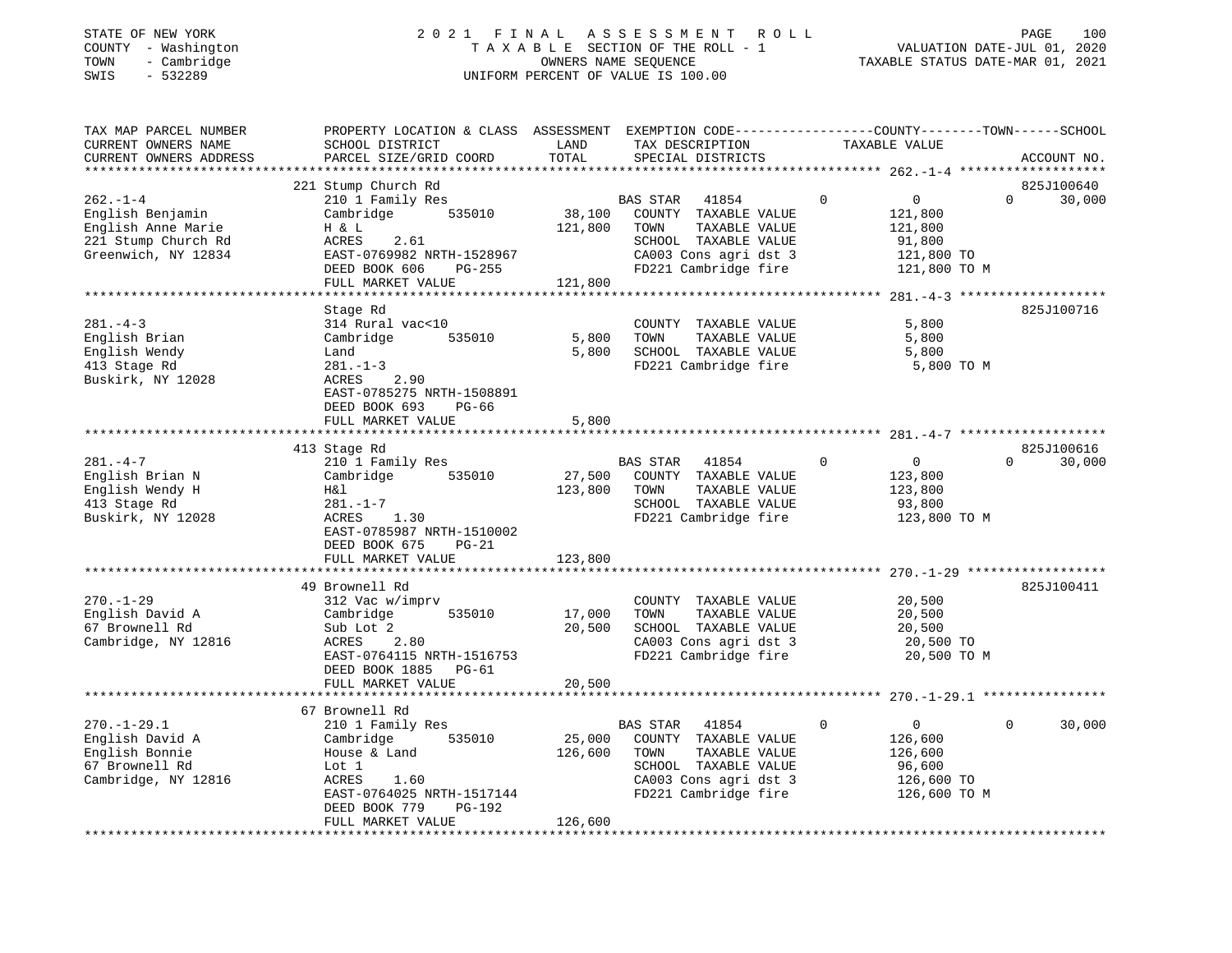STATE OF NEW YORK — COUNTY - Washington — TOWN - Cambridge — SWIS - 532289

2021 FINAL ASSESSMENT ROLL
TAXABLE SECTION OF THE ROLL - 1
OWNERS NAME SEQUENCE
UNIFORM PERCENT OF VALUE IS 100.00

VALUATION DATE-JUL 01, 2020
TAXABLE STATUS DATE-MAR 01, 2021

| TAX MAP PARCEL NUMBER / CURRENT OWNERS NAME / CURRENT OWNERS ADDRESS | PROPERTY LOCATION & CLASS / SCHOOL DISTRICT / PARCEL SIZE/GRID COORD | ASSESSMENT LAND | TOTAL | EXEMPTION CODE / TAX DESCRIPTION / SPECIAL DISTRICTS | COUNTY TAXABLE VALUE | TOWN | SCHOOL | ACCOUNT NO. |
|---|---|---|---|---|---|---|---|---|
| 262.-1-4 | 221 Stump Church Rd | | | | | | | 825J100640 |
| English Benjamin | 210 1 Family Res | | | BAS STAR 41854 | 0 | 0 | 0 | 30,000 |
| English Anne Marie | Cambridge 535010 | 38,100 | | COUNTY TAXABLE VALUE | 121,800 | | | |
| 221 Stump Church Rd | H & L | | 121,800 | TOWN TAXABLE VALUE | 121,800 | | | |
| Greenwich, NY 12834 | ACRES 2.61 | | | SCHOOL TAXABLE VALUE | 91,800 | | | |
| | EAST-0769982 NRTH-1528967 | | | CA003 Cons agri dst 3 | 121,800 TO | | | |
| | DEED BOOK 606 PG-255 | | | FD221 Cambridge fire | 121,800 TO M | | | |
| | FULL MARKET VALUE | | 121,800 | | | | | |
| 281.-4-3 | Stage Rd | | | | | | | 825J100716 |
| English Brian | 314 Rural vac<10 | | | COUNTY TAXABLE VALUE | 5,800 | | | |
| English Wendy | Cambridge 535010 | 5,800 | | TOWN TAXABLE VALUE | 5,800 | | | |
| 413 Stage Rd | Land | | 5,800 | SCHOOL TAXABLE VALUE | 5,800 | | | |
| Buskirk, NY 12028 | 281.-1-3 | | | FD221 Cambridge fire | 5,800 TO M | | | |
| | ACRES 2.90 | | | | | | | |
| | EAST-0785275 NRTH-1508891 | | | | | | | |
| | DEED BOOK 693 PG-66 | | | | | | | |
| | FULL MARKET VALUE | | 5,800 | | | | | |
| 281.-4-7 | 413 Stage Rd | | | | | | | 825J100616 |
| English Brian N | 210 1 Family Res | | | BAS STAR 41854 | 0 | 0 | 0 | 30,000 |
| English Wendy H | Cambridge 535010 | 27,500 | | COUNTY TAXABLE VALUE | 123,800 | | | |
| 413 Stage Rd | H&l | | 123,800 | TOWN TAXABLE VALUE | 123,800 | | | |
| Buskirk, NY 12028 | 281.-1-7 | | | SCHOOL TAXABLE VALUE | 93,800 | | | |
| | ACRES 1.30 | | | FD221 Cambridge fire | 123,800 TO M | | | |
| | EAST-0785987 NRTH-1510002 | | | | | | | |
| | DEED BOOK 675 PG-21 | | | | | | | |
| | FULL MARKET VALUE | | 123,800 | | | | | |
| 270.-1-29 | 49 Brownell Rd | | | | | | | 825J100411 |
| English David A | 312 Vac w/imprv | | | COUNTY TAXABLE VALUE | 20,500 | | | |
| 67 Brownell Rd | Cambridge 535010 | 17,000 | | TOWN TAXABLE VALUE | 20,500 | | | |
| Cambridge, NY 12816 | Sub Lot 2 | | 20,500 | SCHOOL TAXABLE VALUE | 20,500 | | | |
| | ACRES 2.80 | | | CA003 Cons agri dst 3 | 20,500 TO | | | |
| | EAST-0764115 NRTH-1516753 | | | FD221 Cambridge fire | 20,500 TO M | | | |
| | DEED BOOK 1885 PG-61 | | | | | | | |
| | FULL MARKET VALUE | | 20,500 | | | | | |
| 270.-1-29.1 | 67 Brownell Rd | | | | | | | |
| English David A | 210 1 Family Res | | | BAS STAR 41854 | 0 | 0 | 0 | 30,000 |
| English Bonnie | Cambridge 535010 | 25,000 | | COUNTY TAXABLE VALUE | 126,600 | | | |
| 67 Brownell Rd | House & Land | | 126,600 | TOWN TAXABLE VALUE | 126,600 | | | |
| Cambridge, NY 12816 | Lot 1 | | | SCHOOL TAXABLE VALUE | 96,600 | | | |
| | ACRES 1.60 | | | CA003 Cons agri dst 3 | 126,600 TO | | | |
| | EAST-0764025 NRTH-1517144 | | | FD221 Cambridge fire | 126,600 TO M | | | |
| | DEED BOOK 779 PG-192 | | | | | | | |
| | FULL MARKET VALUE | | 126,600 | | | | | |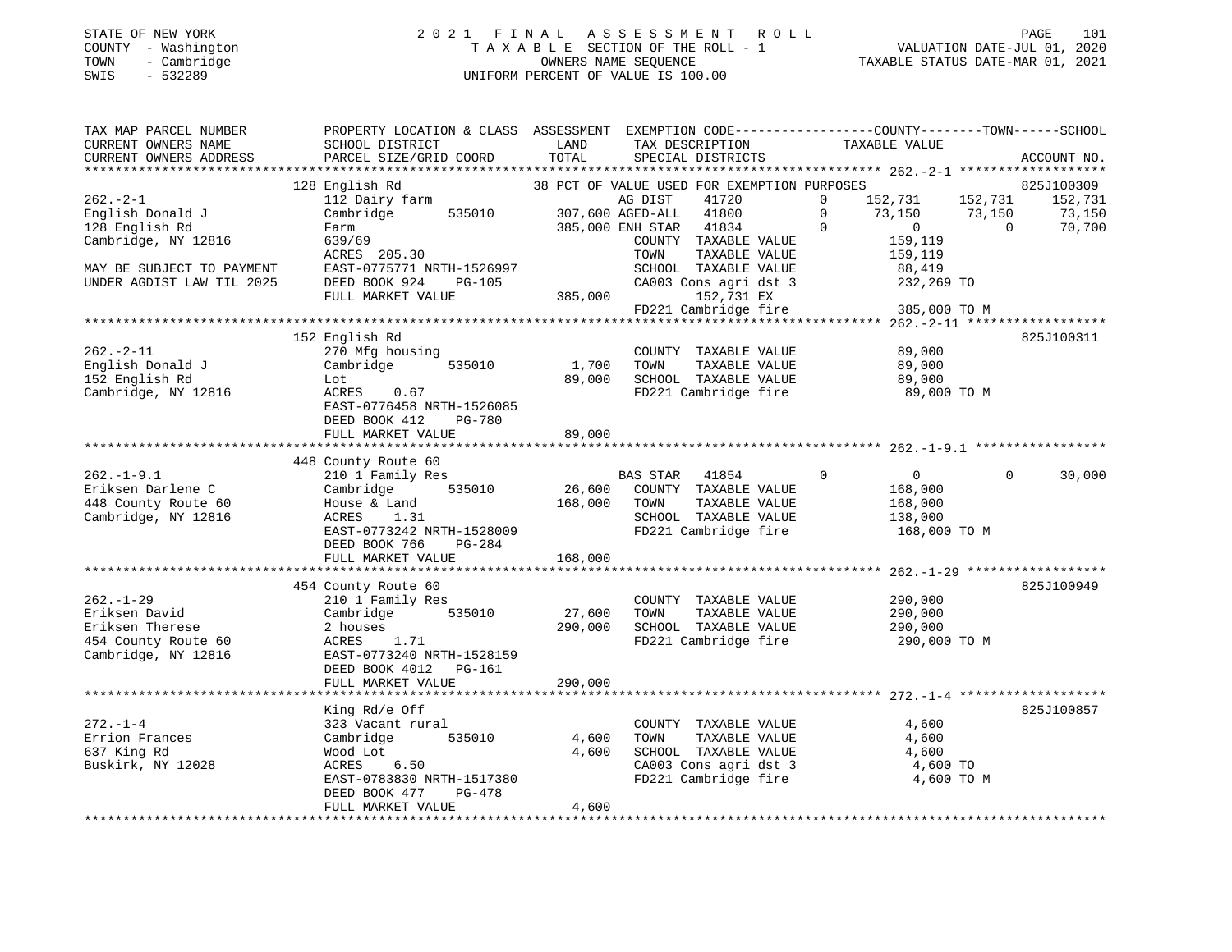STATE OF NEW YORK
COUNTY - Washington
TOWN - Cambridge
SWIS - 532289

2021 FINAL ASSESSMENT ROLL
TAXABLE SECTION OF THE ROLL - 1
OWNERS NAME SEQUENCE
UNIFORM PERCENT OF VALUE IS 100.00

VALUATION DATE-JUL 01, 2020
TAXABLE STATUS DATE-MAR 01, 2021

```
TAX MAP PARCEL NUMBER          PROPERTY LOCATION & CLASS  ASSESSMENT  EXEMPTION CODE------------------COUNTY--------TOWN------SCHOOL
CURRENT OWNERS NAME            SCHOOL DISTRICT               LAND      TAX DESCRIPTION              TAXABLE VALUE
CURRENT OWNERS ADDRESS         PARCEL SIZE/GRID COORD        TOTAL     SPECIAL DISTRICTS                                     ACCOUNT NO.
******************************************************************************************************* 262.-2-1 *******************
                               128 English Rd              38 PCT OF VALUE USED FOR EXEMPTION PURPOSES                        825J100309
262.-2-1                       112 Dairy farm                          AG DIST    41720        0    152,731    152,731    152,731
English Donald J               Cambridge      535010       307,600 AGED-ALL   41800        0     73,150     73,150     73,150
128 English Rd                 Farm                        385,000 ENH STAR   41834        0          0          0     70,700
Cambridge, NY 12816            639/69                                  COUNTY  TAXABLE VALUE            159,119
                               ACRES  205.30                           TOWN    TAXABLE VALUE            159,119
MAY BE SUBJECT TO PAYMENT      EAST-0775771 NRTH-1526997               SCHOOL  TAXABLE VALUE             88,419
UNDER AGDIST LAW TIL 2025      DEED BOOK 924    PG-105                 CA003 Cons agri dst 3            232,269 TO
                               FULL MARKET VALUE           385,000           152,731 EX
                                                                       FD221 Cambridge fire             385,000 TO M
******************************************************************************************************* 262.-2-11 ******************
                               152 English Rd                                                                         825J100311
262.-2-11                      270 Mfg housing                         COUNTY  TAXABLE VALUE             89,000
English Donald J               Cambridge      535010         1,700     TOWN    TAXABLE VALUE             89,000
152 English Rd                 Lot                          89,000     SCHOOL  TAXABLE VALUE             89,000
Cambridge, NY 12816            ACRES    0.67                           FD221 Cambridge fire              89,000 TO M
                               EAST-0776458 NRTH-1526085
                               DEED BOOK 412    PG-780
                               FULL MARKET VALUE            89,000
******************************************************************************************************* 262.-1-9.1 *****************
                               448 County Route 60
262.-1-9.1                     210 1 Family Res                        BAS STAR   41854        0          0          0     30,000
Eriksen Darlene C              Cambridge      535010        26,600     COUNTY  TAXABLE VALUE            168,000
448 County Route 60            House & Land                168,000     TOWN    TAXABLE VALUE            168,000
Cambridge, NY 12816            ACRES    1.31                           SCHOOL  TAXABLE VALUE            138,000
                               EAST-0773242 NRTH-1528009               FD221 Cambridge fire             168,000 TO M
                               DEED BOOK 766    PG-284
                               FULL MARKET VALUE           168,000
******************************************************************************************************* 262.-1-29 ******************
                               454 County Route 60                                                                    825J100949
262.-1-29                      210 1 Family Res                        COUNTY  TAXABLE VALUE            290,000
Eriksen David                  Cambridge      535010        27,600     TOWN    TAXABLE VALUE            290,000
Eriksen Therese                2 houses                    290,000     SCHOOL  TAXABLE VALUE            290,000
454 County Route 60            ACRES    1.71                           FD221 Cambridge fire             290,000 TO M
Cambridge, NY 12816            EAST-0773240 NRTH-1528159
                               DEED BOOK 4012   PG-161
                               FULL MARKET VALUE           290,000
******************************************************************************************************* 272.-1-4 *******************
                               King Rd/e Off                                                                          825J100857
272.-1-4                       323 Vacant rural                        COUNTY  TAXABLE VALUE              4,600
Errion Frances                 Cambridge      535010         4,600     TOWN    TAXABLE VALUE              4,600
637 King Rd                    Wood Lot                      4,600     SCHOOL  TAXABLE VALUE              4,600
Buskirk, NY 12028              ACRES    6.50                           CA003 Cons agri dst 3              4,600 TO
                               EAST-0783830 NRTH-1517380               FD221 Cambridge fire               4,600 TO M
                               DEED BOOK 477    PG-478
                               FULL MARKET VALUE             4,600
************************************************************************************************************************************
```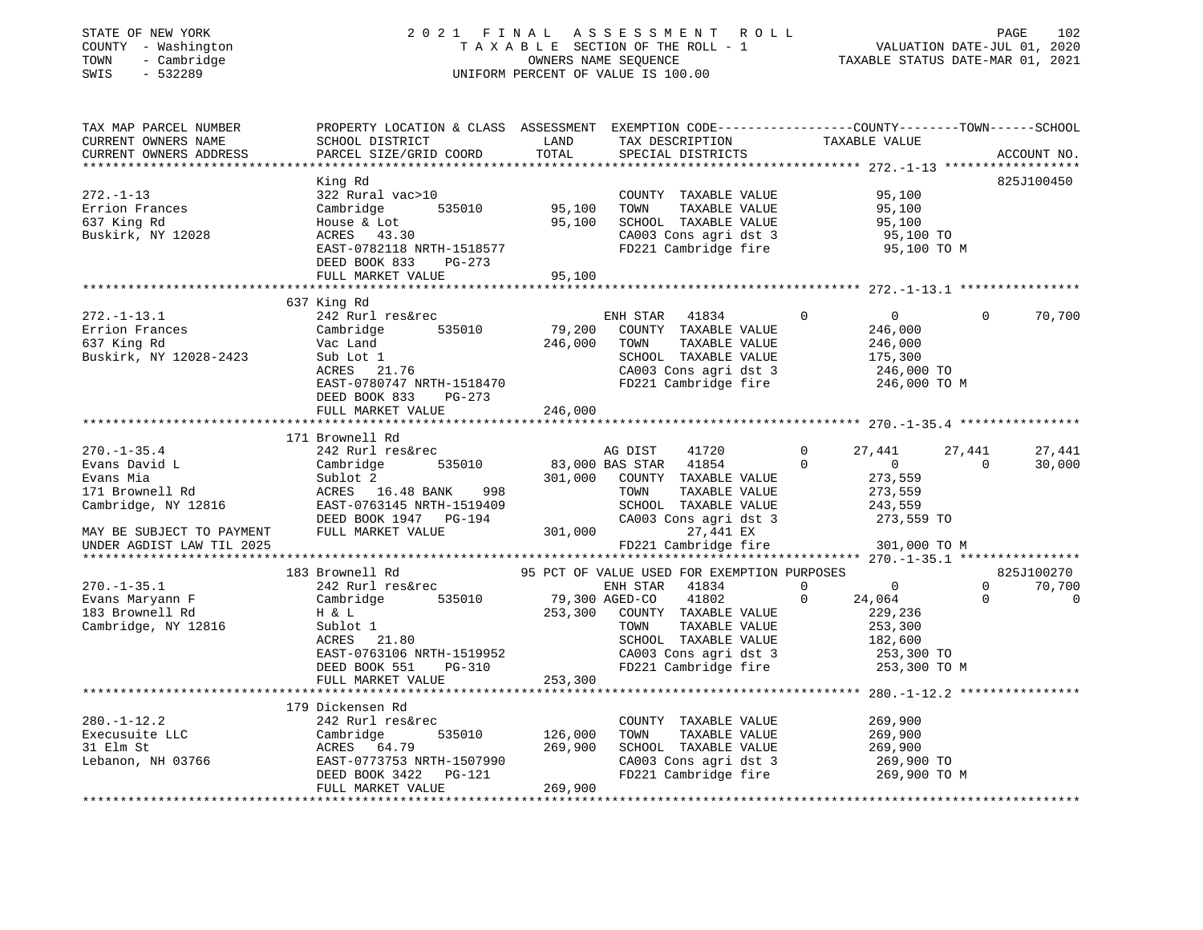STATE OF NEW YORK | 2021 FINAL ASSESSMENT ROLL
COUNTY - Washington | TAXABLE SECTION OF THE ROLL - 1 | VALUATION DATE-JUL 01, 2020
TOWN - Cambridge | OWNERS NAME SEQUENCE | TAXABLE STATUS DATE-MAR 01, 2021
SWIS - 532289 | UNIFORM PERCENT OF VALUE IS 100.00

| TAX MAP PARCEL NUMBER<br>CURRENT OWNERS NAME<br>CURRENT OWNERS ADDRESS | PROPERTY LOCATION & CLASS<br>SCHOOL DISTRICT<br>PARCEL SIZE/GRID COORD | ASSESSMENT<br>LAND<br>TOTAL | EXEMPTION CODE<br>TAX DESCRIPTION<br>SPECIAL DISTRICTS | COUNTY<br>TAXABLE VALUE | TOWN | SCHOOL<br>ACCOUNT NO. |
|---|---|---|---|---|---|---|
| **272.-1-13** | King Rd | | | | | 825J100450 |
| 272.-1-13 | 322 Rural vac>10 | | COUNTY TAXABLE VALUE | 95,100 | | |
| Errion Frances | Cambridge 535010 | 95,100 | TOWN TAXABLE VALUE | 95,100 | | |
| 637 King Rd | House & Lot | 95,100 | SCHOOL TAXABLE VALUE | 95,100 | | |
| Buskirk, NY 12028 | ACRES 43.30 | | CA003 Cons agri dst 3 | 95,100 TO | | |
| | EAST-0782118 NRTH-1518577 | | FD221 Cambridge fire | 95,100 TO M | | |
| | DEED BOOK 833 PG-273 | | | | | |
| | FULL MARKET VALUE | 95,100 | | | | |
| **272.-1-13.1** | 637 King Rd | | | | | |
| 272.-1-13.1 | 242 Rurl res&rec | | ENH STAR 41834 0 | 0 | 0 | 70,700 |
| Errion Frances | Cambridge 535010 | 79,200 | COUNTY TAXABLE VALUE | 246,000 | | |
| 637 King Rd | Vac Land | 246,000 | TOWN TAXABLE VALUE | 246,000 | | |
| Buskirk, NY 12028-2423 | Sub Lot 1 | | SCHOOL TAXABLE VALUE | 175,300 | | |
| | ACRES 21.76 | | CA003 Cons agri dst 3 | 246,000 TO | | |
| | EAST-0780747 NRTH-1518470 | | FD221 Cambridge fire | 246,000 TO M | | |
| | DEED BOOK 833 PG-273 | | | | | |
| | FULL MARKET VALUE | 246,000 | | | | |
| **270.-1-35.4** | 171 Brownell Rd | | | | | |
| 270.-1-35.4 | 242 Rurl res&rec | | AG DIST 41720 0 | 27,441 | 27,441 | 27,441 |
| Evans David L | Cambridge 535010 | 83,000 | BAS STAR 41854 0 | 0 | 0 | 30,000 |
| Evans Mia | Sublot 2 | 301,000 | COUNTY TAXABLE VALUE | 273,559 | | |
| 171 Brownell Rd | ACRES 16.48 BANK 998 | | TOWN TAXABLE VALUE | 273,559 | | |
| Cambridge, NY 12816 | EAST-0763145 NRTH-1519409 | | SCHOOL TAXABLE VALUE | 243,559 | | |
| | DEED BOOK 1947 PG-194 | | CA003 Cons agri dst 3 | 273,559 TO | | |
| MAY BE SUBJECT TO PAYMENT | FULL MARKET VALUE | 301,000 | 27,441 EX | | | |
| UNDER AGDIST LAW TIL 2025 | | | FD221 Cambridge fire | 301,000 TO M | | |
| **270.-1-35.1** | 183 Brownell Rd | | 95 PCT OF VALUE USED FOR EXEMPTION PURPOSES | | | 825J100270 |
| 270.-1-35.1 | 242 Rurl res&rec | | ENH STAR 41834 0 | 0 | 0 | 70,700 |
| Evans Maryann F | Cambridge 535010 | 79,300 | AGED-CO 41802 0 | 24,064 | 0 | 0 |
| 183 Brownell Rd | H & L | 253,300 | COUNTY TAXABLE VALUE | 229,236 | | |
| Cambridge, NY 12816 | Sublot 1 | | TOWN TAXABLE VALUE | 253,300 | | |
| | ACRES 21.80 | | SCHOOL TAXABLE VALUE | 182,600 | | |
| | EAST-0763106 NRTH-1519952 | | CA003 Cons agri dst 3 | 253,300 TO | | |
| | DEED BOOK 551 PG-310 | | FD221 Cambridge fire | 253,300 TO M | | |
| | FULL MARKET VALUE | 253,300 | | | | |
| **280.-1-12.2** | 179 Dickensen Rd | | | | | |
| 280.-1-12.2 | 242 Rurl res&rec | | COUNTY TAXABLE VALUE | 269,900 | | |
| Execusuite LLC | Cambridge 535010 | 126,000 | TOWN TAXABLE VALUE | 269,900 | | |
| 31 Elm St | ACRES 64.79 | 269,900 | SCHOOL TAXABLE VALUE | 269,900 | | |
| Lebanon, NH 03766 | EAST-0773753 NRTH-1507990 | | CA003 Cons agri dst 3 | 269,900 TO | | |
| | DEED BOOK 3422 PG-121 | | FD221 Cambridge fire | 269,900 TO M | | |
| | FULL MARKET VALUE | 269,900 | | | | |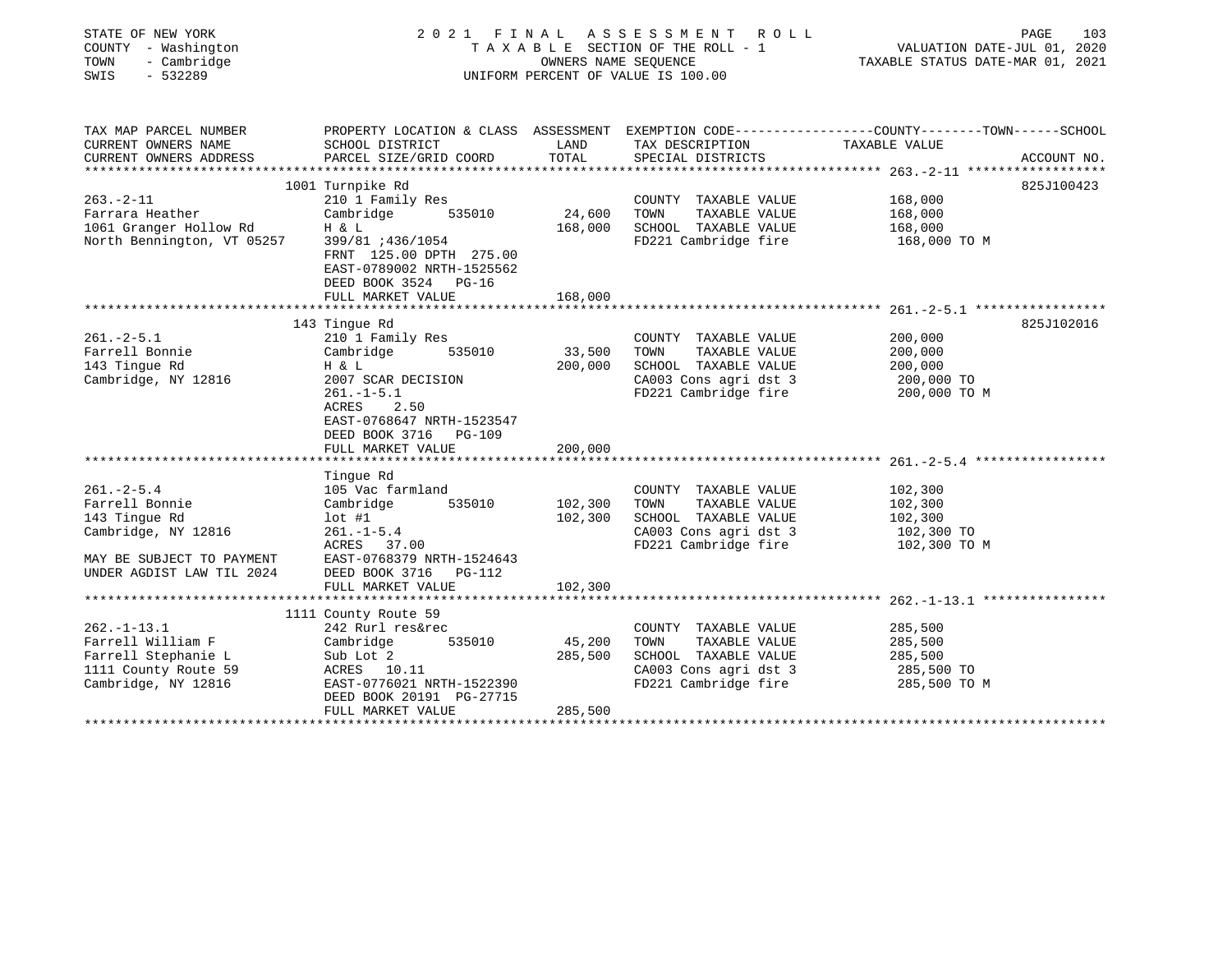STATE OF NEW YORK | COUNTY - Washington | TOWN - Cambridge | SWIS - 532289

# 2021 FINAL ASSESSMENT ROLL

TAXABLE SECTION OF THE ROLL - 1
OWNERS NAME SEQUENCE
UNIFORM PERCENT OF VALUE IS 100.00

VALUATION DATE-JUL 01, 2020
TAXABLE STATUS DATE-MAR 01, 2021

| TAX MAP PARCEL NUMBER / CURRENT OWNERS NAME / CURRENT OWNERS ADDRESS | PROPERTY LOCATION & CLASS / SCHOOL DISTRICT / PARCEL SIZE/GRID COORD | ASSESSMENT LAND | TOTAL | EXEMPTION CODE / TAX DESCRIPTION / SPECIAL DISTRICTS | COUNTY--------TOWN------SCHOOL TAXABLE VALUE | ACCOUNT NO. |
|---|---|---|---|---|---|---|
| 263.-2-11 | 1001 Turnpike Rd | | | | | 825J100423 |
| Farrara Heather | 210 1 Family Res | | | COUNTY TAXABLE VALUE | 168,000 | |
| 1061 Granger Hollow Rd | Cambridge 535010 | 24,600 | | TOWN TAXABLE VALUE | 168,000 | |
| North Bennington, VT 05257 | H & L | | 168,000 | SCHOOL TAXABLE VALUE | 168,000 | |
| | 399/81 ;436/1054 | | | FD221 Cambridge fire | 168,000 TO M | |
| | FRNT 125.00 DPTH 275.00 | | | | | |
| | EAST-0789002 NRTH-1525562 | | | | | |
| | DEED BOOK 3524 PG-16 | | | | | |
| | FULL MARKET VALUE | | 168,000 | | | |
| 261.-2-5.1 | 143 Tingue Rd | | | | | 825J102016 |
| Farrell Bonnie | 210 1 Family Res | | | COUNTY TAXABLE VALUE | 200,000 | |
| 143 Tingue Rd | Cambridge 535010 | 33,500 | | TOWN TAXABLE VALUE | 200,000 | |
| Cambridge, NY 12816 | H & L | | 200,000 | SCHOOL TAXABLE VALUE | 200,000 | |
| | 2007 SCAR DECISION | | | CA003 Cons agri dst 3 | 200,000 TO | |
| | 261.-1-5.1 | | | FD221 Cambridge fire | 200,000 TO M | |
| | ACRES 2.50 | | | | | |
| | EAST-0768647 NRTH-1523547 | | | | | |
| | DEED BOOK 3716 PG-109 | | | | | |
| | FULL MARKET VALUE | | 200,000 | | | |
| 261.-2-5.4 | Tingue Rd | | | | | |
| Farrell Bonnie | 105 Vac farmland | | | COUNTY TAXABLE VALUE | 102,300 | |
| 143 Tingue Rd | Cambridge 535010 | 102,300 | | TOWN TAXABLE VALUE | 102,300 | |
| Cambridge, NY 12816 | lot #1 | | 102,300 | SCHOOL TAXABLE VALUE | 102,300 | |
| | 261.-1-5.4 | | | CA003 Cons agri dst 3 | 102,300 TO | |
| MAY BE SUBJECT TO PAYMENT | ACRES 37.00 | | | FD221 Cambridge fire | 102,300 TO M | |
| UNDER AGDIST LAW TIL 2024 | EAST-0768379 NRTH-1524643 | | | | | |
| | DEED BOOK 3716 PG-112 | | | | | |
| | FULL MARKET VALUE | | 102,300 | | | |
| 262.-1-13.1 | 1111 County Route 59 | | | | | |
| Farrell William F | 242 Rurl res&rec | | | COUNTY TAXABLE VALUE | 285,500 | |
| Farrell Stephanie L | Cambridge 535010 | 45,200 | | TOWN TAXABLE VALUE | 285,500 | |
| 1111 County Route 59 | Sub Lot 2 | | 285,500 | SCHOOL TAXABLE VALUE | 285,500 | |
| Cambridge, NY 12816 | ACRES 10.11 | | | CA003 Cons agri dst 3 | 285,500 TO | |
| | EAST-0776021 NRTH-1522390 | | | FD221 Cambridge fire | 285,500 TO M | |
| | DEED BOOK 20191 PG-27715 | | | | | |
| | FULL MARKET VALUE | | 285,500 | | | |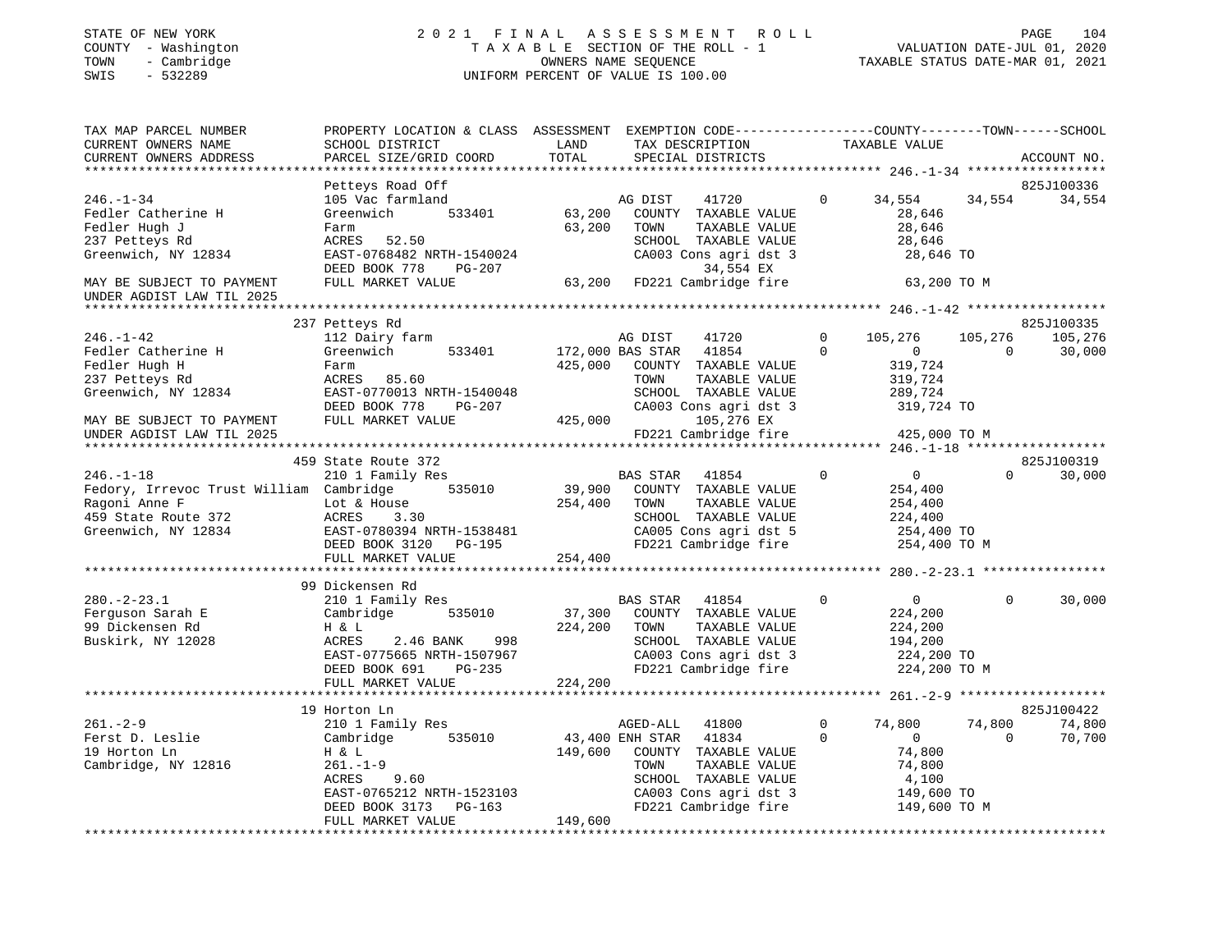STATE OF NEW YORK
COUNTY - Washington
TOWN - Cambridge
SWIS - 532289

# 2021 FINAL ASSESSMENT ROLL

TAXABLE SECTION OF THE ROLL - 1
OWNERS NAME SEQUENCE
UNIFORM PERCENT OF VALUE IS 100.00

VALUATION DATE-JUL 01, 2020
TAXABLE STATUS DATE-MAR 01, 2021

```
TAX MAP PARCEL NUMBER          PROPERTY LOCATION & CLASS  ASSESSMENT  EXEMPTION CODE-----------------COUNTY--------TOWN------SCHOOL
CURRENT OWNERS NAME            SCHOOL DISTRICT              LAND      TAX DESCRIPTION              TAXABLE VALUE
CURRENT OWNERS ADDRESS         PARCEL SIZE/GRID COORD       TOTAL     SPECIAL DISTRICTS                                     ACCOUNT NO.
********************************************************************************************** 246.-1-34 ******************
                               Petteys Road Off                                                                             825J100336
246.-1-34                      105 Vac farmland                    AG DIST      41720         0      34,554     34,554      34,554
Fedler Catherine H             Greenwich       533401        63,200   COUNTY  TAXABLE VALUE             28,646
Fedler Hugh J                  Farm                          63,200   TOWN    TAXABLE VALUE             28,646
237 Petteys Rd                 ACRES   52.50                          SCHOOL  TAXABLE VALUE             28,646
Greenwich, NY 12834            EAST-0768482 NRTH-1540024              CA003 Cons agri dst 3              28,646 TO
                               DEED BOOK 778    PG-207                          34,554 EX
MAY BE SUBJECT TO PAYMENT      FULL MARKET VALUE              63,200  FD221 Cambridge fire               63,200 TO M
UNDER AGDIST LAW TIL 2025
********************************************************************************************** 246.-1-42 ******************
                               237 Petteys Rd                                                                               825J100335
246.-1-42                      112 Dairy farm                      AG DIST      41720         0     105,276    105,276     105,276
Fedler Catherine H             Greenwich       533401       172,000 BAS STAR    41854         0           0          0      30,000
Fedler Hugh H                  Farm                         425,000   COUNTY  TAXABLE VALUE            319,724
237 Petteys Rd                 ACRES   85.60                          TOWN    TAXABLE VALUE            319,724
Greenwich, NY 12834            EAST-0770013 NRTH-1540048              SCHOOL  TAXABLE VALUE            289,724
                               DEED BOOK 778    PG-207                CA003 Cons agri dst 3             319,724 TO
MAY BE SUBJECT TO PAYMENT      FULL MARKET VALUE             425,000           105,276 EX
UNDER AGDIST LAW TIL 2025                                             FD221 Cambridge fire              425,000 TO M
********************************************************************************************** 246.-1-18 ******************
                               459 State Route 372                                                                          825J100319
246.-1-18                      210 1 Family Res                    BAS STAR     41854         0           0          0      30,000
Fedory, Irrevoc Trust William  Cambridge       535010        39,900   COUNTY  TAXABLE VALUE            254,400
Ragoni Anne F                  Lot & House                  254,400   TOWN    TAXABLE VALUE            254,400
459 State Route 372            ACRES    3.30                          SCHOOL  TAXABLE VALUE            224,400
Greenwich, NY 12834            EAST-0780394 NRTH-1538481              CA005 Cons agri dst 5             254,400 TO
                               DEED BOOK 3120   PG-195                FD221 Cambridge fire              254,400 TO M
                               FULL MARKET VALUE             254,400
********************************************************************************************** 280.-2-23.1 ****************
                               99 Dickensen Rd
280.-2-23.1                    210 1 Family Res                    BAS STAR     41854         0           0          0      30,000
Ferguson Sarah E               Cambridge       535010        37,300   COUNTY  TAXABLE VALUE            224,200
99 Dickensen Rd                H & L                        224,200   TOWN    TAXABLE VALUE            224,200
Buskirk, NY 12028              ACRES    2.46 BANK     998             SCHOOL  TAXABLE VALUE            194,200
                               EAST-0775665 NRTH-1507967              CA003 Cons agri dst 3             224,200 TO
                               DEED BOOK 691    PG-235                FD221 Cambridge fire              224,200 TO M
                               FULL MARKET VALUE             224,200
********************************************************************************************** 261.-2-9 *******************
                               19 Horton Ln                                                                                 825J100422
261.-2-9                       210 1 Family Res                    AGED-ALL     41800         0      74,800     74,800      74,800
Ferst D. Leslie                Cambridge       535010        43,400 ENH STAR    41834         0           0          0      70,700
19 Horton Ln                   H & L                        149,600   COUNTY  TAXABLE VALUE             74,800
Cambridge, NY 12816            261.-1-9                               TOWN    TAXABLE VALUE             74,800
                               ACRES    9.60                          SCHOOL  TAXABLE VALUE              4,100
                               EAST-0765212 NRTH-1523103              CA003 Cons agri dst 3             149,600 TO
                               DEED BOOK 3173   PG-163                FD221 Cambridge fire              149,600 TO M
                               FULL MARKET VALUE             149,600
****************************************************************************************************************************
```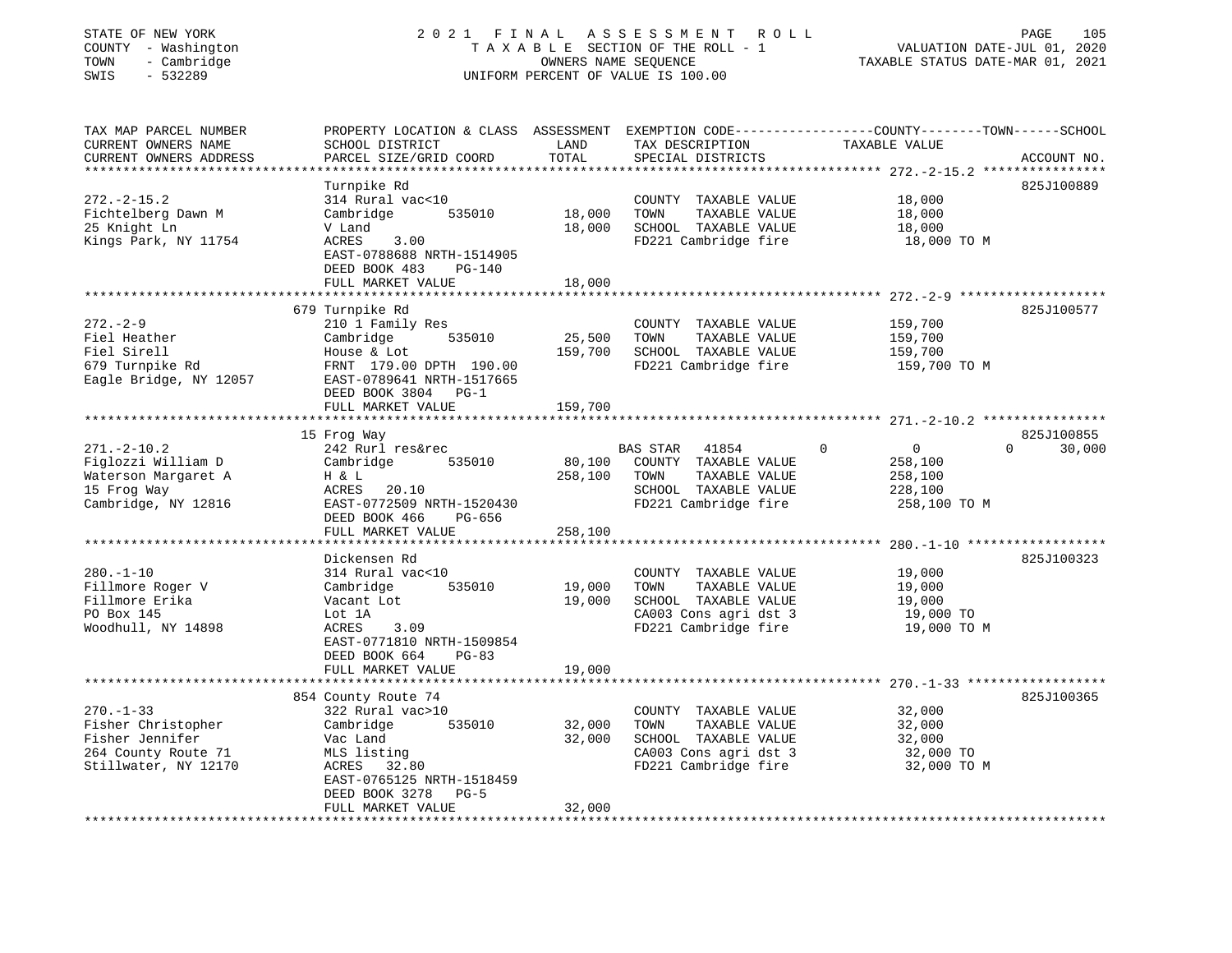STATE OF NEW YORK | 2021 FINAL ASSESSMENT ROLL | PAGE 105
COUNTY - Washington | TAXABLE SECTION OF THE ROLL - 1 | VALUATION DATE-JUL 01, 2020
TOWN - Cambridge | OWNERS NAME SEQUENCE | TAXABLE STATUS DATE-MAR 01, 2021
SWIS - 532289 | UNIFORM PERCENT OF VALUE IS 100.00

| TAX MAP PARCEL NUMBER<br>CURRENT OWNERS NAME<br>CURRENT OWNERS ADDRESS | PROPERTY LOCATION & CLASS<br>SCHOOL DISTRICT<br>PARCEL SIZE/GRID COORD | ASSESSMENT<br>LAND<br>TOTAL | EXEMPTION CODE<br>TAX DESCRIPTION<br>SPECIAL DISTRICTS | COUNTY / TOWN / SCHOOL<br>TAXABLE VALUE | ACCOUNT NO. |
|---|---|---|---|---|---|
| **272.-2-15.2** | Turnpike Rd | | | | 825J100889 |
| 272.-2-15.2 | 314 Rural vac<10 | | COUNTY TAXABLE VALUE | 18,000 | |
| Fichtelberg Dawn M | Cambridge 535010 | 18,000 | TOWN TAXABLE VALUE | 18,000 | |
| 25 Knight Ln | V Land | 18,000 | SCHOOL TAXABLE VALUE | 18,000 | |
| Kings Park, NY 11754 | ACRES 3.00 | | FD221 Cambridge fire | 18,000 TO M | |
| | EAST-0788688 NRTH-1514905 | | | | |
| | DEED BOOK 483 PG-140 | | | | |
| | FULL MARKET VALUE | 18,000 | | | |
| **272.-2-9** | 679 Turnpike Rd | | | | 825J100577 |
| 272.-2-9 | 210 1 Family Res | | COUNTY TAXABLE VALUE | 159,700 | |
| Fiel Heather | Cambridge 535010 | 25,500 | TOWN TAXABLE VALUE | 159,700 | |
| Fiel Sirell | House & Lot | 159,700 | SCHOOL TAXABLE VALUE | 159,700 | |
| 679 Turnpike Rd | FRNT 179.00 DPTH 190.00 | | FD221 Cambridge fire | 159,700 TO M | |
| Eagle Bridge, NY 12057 | EAST-0789641 NRTH-1517665 | | | | |
| | DEED BOOK 3804 PG-1 | | | | |
| | FULL MARKET VALUE | 159,700 | | | |
| **271.-2-10.2** | 15 Frog Way | | | | 825J100855 |
| 271.-2-10.2 | 242 Rurl res&rec | | BAS STAR 41854 | 0 / 0 / 30,000 | |
| Figlozzi William D | Cambridge 535010 | 80,100 | COUNTY TAXABLE VALUE | 258,100 | |
| Waterson Margaret A | H & L | 258,100 | TOWN TAXABLE VALUE | 258,100 | |
| 15 Frog Way | ACRES 20.10 | | SCHOOL TAXABLE VALUE | 228,100 | |
| Cambridge, NY 12816 | EAST-0772509 NRTH-1520430 | | FD221 Cambridge fire | 258,100 TO M | |
| | DEED BOOK 466 PG-656 | | | | |
| | FULL MARKET VALUE | 258,100 | | | |
| **280.-1-10** | Dickensen Rd | | | | 825J100323 |
| 280.-1-10 | 314 Rural vac<10 | | COUNTY TAXABLE VALUE | 19,000 | |
| Fillmore Roger V | Cambridge 535010 | 19,000 | TOWN TAXABLE VALUE | 19,000 | |
| Fillmore Erika | Vacant Lot | 19,000 | SCHOOL TAXABLE VALUE | 19,000 | |
| PO Box 145 | Lot 1A | | CA003 Cons agri dst 3 | 19,000 TO | |
| Woodhull, NY 14898 | ACRES 3.09 | | FD221 Cambridge fire | 19,000 TO M | |
| | EAST-0771810 NRTH-1509854 | | | | |
| | DEED BOOK 664 PG-83 | | | | |
| | FULL MARKET VALUE | 19,000 | | | |
| **270.-1-33** | 854 County Route 74 | | | | 825J100365 |
| 270.-1-33 | 322 Rural vac>10 | | COUNTY TAXABLE VALUE | 32,000 | |
| Fisher Christopher | Cambridge 535010 | 32,000 | TOWN TAXABLE VALUE | 32,000 | |
| Fisher Jennifer | Vac Land | 32,000 | SCHOOL TAXABLE VALUE | 32,000 | |
| 264 County Route 71 | MLS listing | | CA003 Cons agri dst 3 | 32,000 TO | |
| Stillwater, NY 12170 | ACRES 32.80 | | FD221 Cambridge fire | 32,000 TO M | |
| | EAST-0765125 NRTH-1518459 | | | | |
| | DEED BOOK 3278 PG-5 | | | | |
| | FULL MARKET VALUE | 32,000 | | | |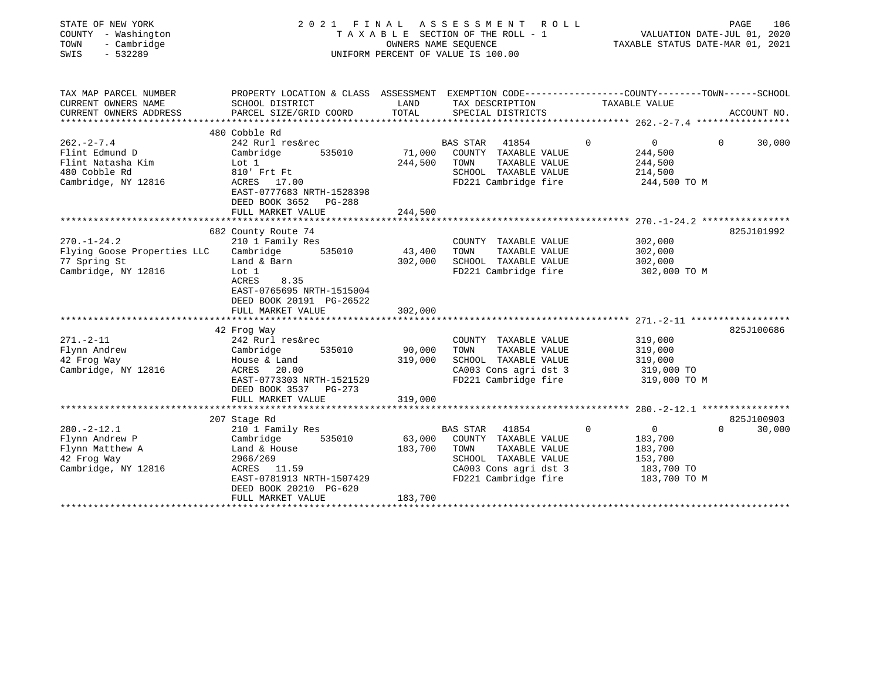STATE OF NEW YORK — COUNTY - Washington — TOWN - Cambridge — SWIS - 532289

2021 FINAL ASSESSMENT ROLL
TAXABLE SECTION OF THE ROLL - 1
OWNERS NAME SEQUENCE
UNIFORM PERCENT OF VALUE IS 100.00

VALUATION DATE-JUL 01, 2020
TAXABLE STATUS DATE-MAR 01, 2021

| TAX MAP PARCEL NUMBER / CURRENT OWNERS NAME / CURRENT OWNERS ADDRESS | PROPERTY LOCATION & CLASS / SCHOOL DISTRICT / PARCEL SIZE/GRID COORD | ASSESSMENT LAND / TOTAL | EXEMPTION CODE / TAX DESCRIPTION / SPECIAL DISTRICTS | COUNTY | TOWN | SCHOOL | TAXABLE VALUE | ACCOUNT NO. |
|---|---|---|---|---|---|---|---|---|
| **262.-2-7.4** | 480 Cobble Rd | | | | | | | |
| 262.-2-7.4 | 242 Rurl res&rec | | BAS STAR 41854 | 0 | 0 | 30,000 | | |
| Flint Edmund D | Cambridge 535010 | 71,000 | COUNTY TAXABLE VALUE | | | | 244,500 | |
| Flint Natasha Kim | Lot 1 | 244,500 | TOWN TAXABLE VALUE | | | | 244,500 | |
| 480 Cobble Rd | 810' Frt Ft | | SCHOOL TAXABLE VALUE | | | | 214,500 | |
| Cambridge, NY 12816 | ACRES 17.00 | | FD221 Cambridge fire | | | | 244,500 TO M | |
| | EAST-0777683 NRTH-1528398 | | | | | | | |
| | DEED BOOK 3652 PG-288 | | | | | | | |
| | FULL MARKET VALUE | 244,500 | | | | | | |
| **270.-1-24.2** | 682 County Route 74 | | | | | | | 825J101992 |
| 270.-1-24.2 | 210 1 Family Res | | COUNTY TAXABLE VALUE | | | | 302,000 | |
| Flying Goose Properties LLC | Cambridge 535010 | 43,400 | TOWN TAXABLE VALUE | | | | 302,000 | |
| 77 Spring St | Land & Barn | 302,000 | SCHOOL TAXABLE VALUE | | | | 302,000 | |
| Cambridge, NY 12816 | Lot 1 | | FD221 Cambridge fire | | | | 302,000 TO M | |
| | ACRES 8.35 | | | | | | | |
| | EAST-0765695 NRTH-1515004 | | | | | | | |
| | DEED BOOK 20191 PG-26522 | | | | | | | |
| | FULL MARKET VALUE | 302,000 | | | | | | |
| **271.-2-11** | 42 Frog Way | | | | | | | 825J100686 |
| 271.-2-11 | 242 Rurl res&rec | | COUNTY TAXABLE VALUE | | | | 319,000 | |
| Flynn Andrew | Cambridge 535010 | 90,000 | TOWN TAXABLE VALUE | | | | 319,000 | |
| 42 Frog Way | House & Land | 319,000 | SCHOOL TAXABLE VALUE | | | | 319,000 | |
| Cambridge, NY 12816 | ACRES 20.00 | | CA003 Cons agri dst 3 | | | | 319,000 TO | |
| | EAST-0773303 NRTH-1521529 | | FD221 Cambridge fire | | | | 319,000 TO M | |
| | DEED BOOK 3537 PG-273 | | | | | | | |
| | FULL MARKET VALUE | 319,000 | | | | | | |
| **280.-2-12.1** | 207 Stage Rd | | | | | | | 825J100903 |
| 280.-2-12.1 | 210 1 Family Res | | BAS STAR 41854 | 0 | 0 | 30,000 | | |
| Flynn Andrew P | Cambridge 535010 | 63,000 | COUNTY TAXABLE VALUE | | | | 183,700 | |
| Flynn Matthew A | Land & House | 183,700 | TOWN TAXABLE VALUE | | | | 183,700 | |
| 42 Frog Way | 2966/269 | | SCHOOL TAXABLE VALUE | | | | 153,700 | |
| Cambridge, NY 12816 | ACRES 11.59 | | CA003 Cons agri dst 3 | | | | 183,700 TO | |
| | EAST-0781913 NRTH-1507429 | | FD221 Cambridge fire | | | | 183,700 TO M | |
| | DEED BOOK 20210 PG-620 | | | | | | | |
| | FULL MARKET VALUE | 183,700 | | | | | | |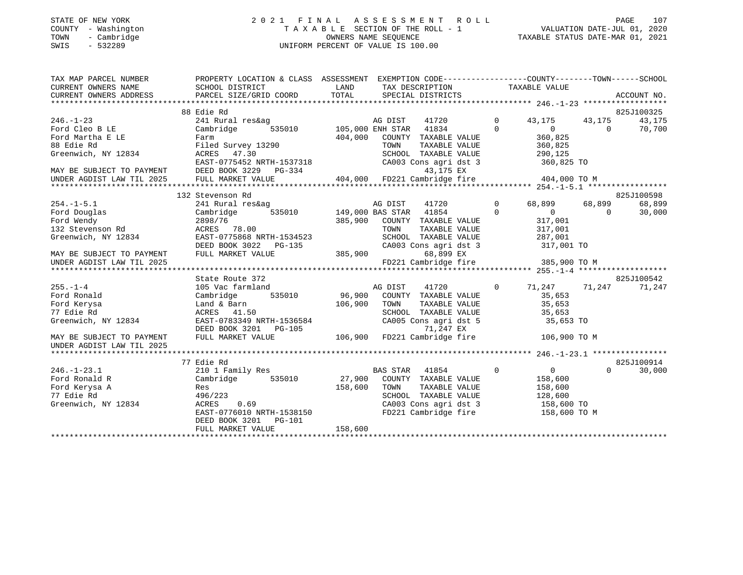STATE OF NEW YORK
COUNTY - Washington
TOWN - Cambridge
SWIS - 532289

# 2021 FINAL ASSESSMENT ROLL

TAXABLE SECTION OF THE ROLL - 1
OWNERS NAME SEQUENCE
UNIFORM PERCENT OF VALUE IS 100.00

VALUATION DATE-JUL 01, 2020
TAXABLE STATUS DATE-MAR 01, 2021

```
TAX MAP PARCEL NUMBER      PROPERTY LOCATION & CLASS  ASSESSMENT  EXEMPTION CODE------------------COUNTY--------TOWN------SCHOOL
CURRENT OWNERS NAME        SCHOOL DISTRICT            LAND        TAX DESCRIPTION              TAXABLE VALUE
CURRENT OWNERS ADDRESS     PARCEL SIZE/GRID COORD     TOTAL       SPECIAL DISTRICTS                                      ACCOUNT NO.
******************************************************************************************************* 246.-1-23 ******************
                           88 Edie Rd                                                                                825J100325
246.-1-23                  241 Rural res&ag                  AG DIST      41720         0     43,175     43,175     43,175
Ford Cleo B LE             Cambridge        535010   105,000 ENH STAR     41834         0          0          0     70,700
Ford Martha E LE           Farm                      404,000   COUNTY  TAXABLE VALUE            360,825
88 Edie Rd                 Filed Survey 13290                  TOWN    TAXABLE VALUE            360,825
Greenwich, NY 12834        ACRES   47.30                       SCHOOL  TAXABLE VALUE            290,125
                           EAST-0775452 NRTH-1537318           CA003 Cons agri dst 3            360,825 TO
MAY BE SUBJECT TO PAYMENT  DEED BOOK 3229   PG-334                   43,175 EX
UNDER AGDIST LAW TIL 2025  FULL MARKET VALUE         404,000   FD221 Cambridge fire             404,000 TO M
******************************************************************************************************* 254.-1-5.1 *****************
                           132 Stevenson Rd                                                                          825J100598
254.-1-5.1                 241 Rural res&ag                  AG DIST      41720         0     68,899     68,899     68,899
Ford Douglas               Cambridge        535010   149,000 BAS STAR     41854         0          0          0     30,000
Ford Wendy                 2898/76                   385,900   COUNTY  TAXABLE VALUE            317,001
132 Stevenson Rd           ACRES   78.00                       TOWN    TAXABLE VALUE            317,001
Greenwich, NY 12834        EAST-0775868 NRTH-1534523           SCHOOL  TAXABLE VALUE            287,001
                           DEED BOOK 3022   PG-135             CA003 Cons agri dst 3            317,001 TO
MAY BE SUBJECT TO PAYMENT  FULL MARKET VALUE         385,900         68,899 EX
UNDER AGDIST LAW TIL 2025                                      FD221 Cambridge fire             385,900 TO M
******************************************************************************************************* 255.-1-4 *******************
                           State Route 372                                                                           825J100542
255.-1-4                   105 Vac farmland                  AG DIST      41720         0     71,247     71,247     71,247
Ford Ronald                Cambridge        535010    96,900   COUNTY  TAXABLE VALUE             35,653
Ford Kerysa                Land & Barn               106,900   TOWN    TAXABLE VALUE             35,653
77 Edie Rd                 ACRES   41.50                       SCHOOL  TAXABLE VALUE             35,653
Greenwich, NY 12834        EAST-0783349 NRTH-1536584           CA005 Cons agri dst 5             35,653 TO
                           DEED BOOK 3201   PG-105                   71,247 EX
MAY BE SUBJECT TO PAYMENT  FULL MARKET VALUE         106,900   FD221 Cambridge fire             106,900 TO M
UNDER AGDIST LAW TIL 2025
******************************************************************************************************* 246.-1-23.1 ****************
                           77 Edie Rd                                                                                825J100914
246.-1-23.1                210 1 Family Res                  BAS STAR     41854         0          0          0     30,000
Ford Ronald R              Cambridge        535010    27,900   COUNTY  TAXABLE VALUE            158,600
Ford Kerysa A              Res                       158,600   TOWN    TAXABLE VALUE            158,600
77 Edie Rd                 496/223                             SCHOOL  TAXABLE VALUE            128,600
Greenwich, NY 12834        ACRES    0.69                       CA003 Cons agri dst 3            158,600 TO
                           EAST-0776010 NRTH-1538150           FD221 Cambridge fire             158,600 TO M
                           DEED BOOK 3201   PG-101
                           FULL MARKET VALUE         158,600
************************************************************************************************************************************
```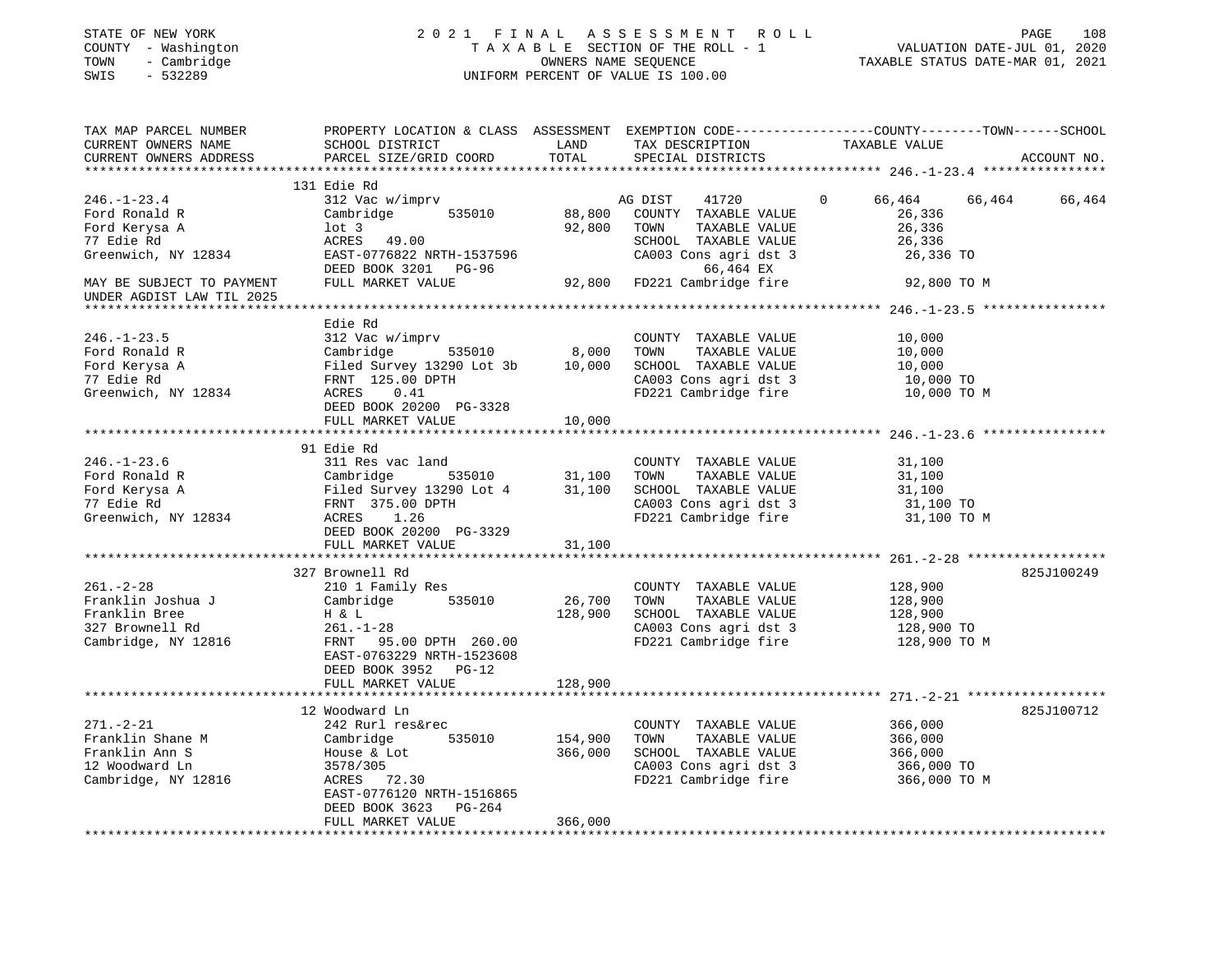STATE OF NEW YORK | COUNTY - Washington | TOWN - Cambridge | SWIS - 532289

# 2021 FINAL ASSESSMENT ROLL
TAXABLE SECTION OF THE ROLL - 1
OWNERS NAME SEQUENCE
UNIFORM PERCENT OF VALUE IS 100.00

VALUATION DATE-JUL 01, 2020
TAXABLE STATUS DATE-MAR 01, 2021

```
TAX MAP PARCEL NUMBER          PROPERTY LOCATION & CLASS  ASSESSMENT  EXEMPTION CODE------------------COUNTY--------TOWN------SCHOOL
CURRENT OWNERS NAME            SCHOOL DISTRICT              LAND      TAX DESCRIPTION             TAXABLE VALUE
CURRENT OWNERS ADDRESS         PARCEL SIZE/GRID COORD       TOTAL     SPECIAL DISTRICTS                                     ACCOUNT NO.
******************************************************************************************************* 246.-1-23.4 ****************
                               131 Edie Rd
246.-1-23.4                    312 Vac w/imprv                         AG DIST    41720        0      66,464     66,464     66,464
Ford Ronald R                  Cambridge         535010       88,800   COUNTY  TAXABLE VALUE            26,336
Ford Kerysa A                  lot 3                          92,800   TOWN    TAXABLE VALUE            26,336
77 Edie Rd                     ACRES   49.00                           SCHOOL  TAXABLE VALUE            26,336
Greenwich, NY 12834            EAST-0776822 NRTH-1537596               CA003 Cons agri dst 3            26,336 TO
                               DEED BOOK 3201   PG-96                        66,464 EX
MAY BE SUBJECT TO PAYMENT      FULL MARKET VALUE              92,800   FD221 Cambridge fire             92,800 TO M
UNDER AGDIST LAW TIL 2025
******************************************************************************************************* 246.-1-23.5 ****************
                               Edie Rd
246.-1-23.5                    312 Vac w/imprv                         COUNTY  TAXABLE VALUE            10,000
Ford Ronald R                  Cambridge         535010        8,000   TOWN    TAXABLE VALUE            10,000
Ford Kerysa A                  Filed Survey 13290 Lot 3b      10,000   SCHOOL  TAXABLE VALUE            10,000
77 Edie Rd                     FRNT  125.00 DPTH                       CA003 Cons agri dst 3            10,000 TO
Greenwich, NY 12834            ACRES    0.41                           FD221 Cambridge fire             10,000 TO M
                               DEED BOOK 20200  PG-3328
                               FULL MARKET VALUE              10,000
******************************************************************************************************* 246.-1-23.6 ****************
                               91 Edie Rd
246.-1-23.6                    311 Res vac land                        COUNTY  TAXABLE VALUE            31,100
Ford Ronald R                  Cambridge         535010       31,100   TOWN    TAXABLE VALUE            31,100
Ford Kerysa A                  Filed Survey 13290 Lot 4       31,100   SCHOOL  TAXABLE VALUE            31,100
77 Edie Rd                     FRNT  375.00 DPTH                       CA003 Cons agri dst 3            31,100 TO
Greenwich, NY 12834            ACRES    1.26                           FD221 Cambridge fire             31,100 TO M
                               DEED BOOK 20200  PG-3329
                               FULL MARKET VALUE              31,100
******************************************************************************************************* 261.-2-28 ******************
                               327 Brownell Rd                                                                      825J100249
261.-2-28                      210 1 Family Res                        COUNTY  TAXABLE VALUE           128,900
Franklin Joshua J              Cambridge         535010       26,700   TOWN    TAXABLE VALUE           128,900
Franklin Bree                  H & L                         128,900   SCHOOL  TAXABLE VALUE           128,900
327 Brownell Rd                261.-1-28                               CA003 Cons agri dst 3           128,900 TO
Cambridge, NY 12816            FRNT   95.00 DPTH 260.00                FD221 Cambridge fire            128,900 TO M
                               EAST-0763229 NRTH-1523608
                               DEED BOOK 3952   PG-12
                               FULL MARKET VALUE             128,900
******************************************************************************************************* 271.-2-21 ******************
                               12 Woodward Ln                                                                       825J100712
271.-2-21                      242 Rurl res&rec                        COUNTY  TAXABLE VALUE           366,000
Franklin Shane M               Cambridge         535010      154,900   TOWN    TAXABLE VALUE           366,000
Franklin Ann S                 House & Lot                   366,000   SCHOOL  TAXABLE VALUE           366,000
12 Woodward Ln                 3578/305                                CA003 Cons agri dst 3           366,000 TO
Cambridge, NY 12816            ACRES   72.30                           FD221 Cambridge fire            366,000 TO M
                               EAST-0776120 NRTH-1516865
                               DEED BOOK 3623   PG-264
                               FULL MARKET VALUE             366,000
************************************************************************************************************************************
```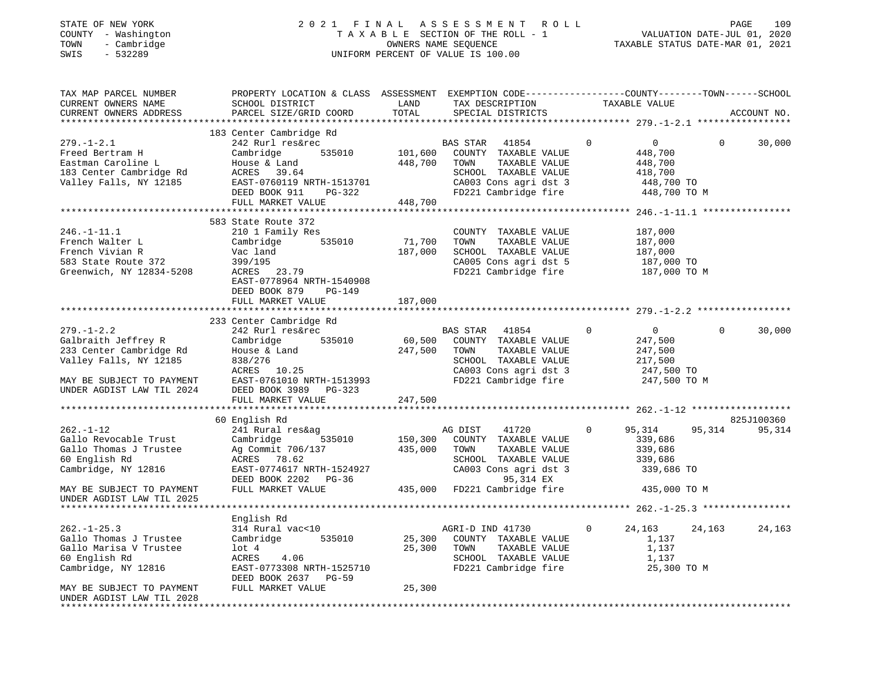STATE OF NEW YORK — 2021 FINAL ASSESSMENT ROLL — PAGE 109
COUNTY - Washington — TAXABLE SECTION OF THE ROLL - 1 — VALUATION DATE-JUL 01, 2020
TOWN - Cambridge — OWNERS NAME SEQUENCE — TAXABLE STATUS DATE-MAR 01, 2021
SWIS - 532289 — UNIFORM PERCENT OF VALUE IS 100.00

| TAX MAP PARCEL NUMBER / CURRENT OWNERS NAME / CURRENT OWNERS ADDRESS | PROPERTY LOCATION & CLASS / SCHOOL DISTRICT / PARCEL SIZE/GRID COORD | ASSESSMENT LAND / TOTAL | EXEMPTION CODE / TAX DESCRIPTION / SPECIAL DISTRICTS | COUNTY | TOWN | SCHOOL / ACCOUNT NO. |
|---|---|---|---|---|---|---|
| **279.-1-2.1** | 183 Center Cambridge Rd | | | | | |
| Freed Bertram H | 242 Rurl res&rec | | BAS STAR 41854 | 0 | 0 | 30,000 |
| Eastman Caroline L | Cambridge 535010 | 101,600 | COUNTY TAXABLE VALUE | 448,700 | | |
| 183 Center Cambridge Rd | House & Land | 448,700 | TOWN TAXABLE VALUE | | 448,700 | |
| Valley Falls, NY 12185 | ACRES 39.64 | | SCHOOL TAXABLE VALUE | | | 418,700 |
| | EAST-0760119 NRTH-1513701 | | CA003 Cons agri dst 3 | 448,700 TO | | |
| | DEED BOOK 911 PG-322 | | FD221 Cambridge fire | 448,700 TO M | | |
| | FULL MARKET VALUE | 448,700 | | | | |
| **246.-1-11.1** | 583 State Route 372 | | | | | |
| French Walter L | 210 1 Family Res | | COUNTY TAXABLE VALUE | 187,000 | | |
| French Vivian R | Cambridge 535010 | 71,700 | TOWN TAXABLE VALUE | | 187,000 | |
| 583 State Route 372 | Vac land | 187,000 | SCHOOL TAXABLE VALUE | | | 187,000 |
| Greenwich, NY 12834-5208 | 399/195 | | CA005 Cons agri dst 5 | 187,000 TO | | |
| | ACRES 23.79 | | FD221 Cambridge fire | 187,000 TO M | | |
| | EAST-0778964 NRTH-1540908 | | | | | |
| | DEED BOOK 879 PG-149 | | | | | |
| | FULL MARKET VALUE | 187,000 | | | | |
| **279.-1-2.2** | 233 Center Cambridge Rd | | | | | |
| Galbraith Jeffrey R | 242 Rurl res&rec | | BAS STAR 41854 | 0 | 0 | 30,000 |
| 233 Center Cambridge Rd | Cambridge 535010 | 60,500 | COUNTY TAXABLE VALUE | 247,500 | | |
| Valley Falls, NY 12185 | House & Land | 247,500 | TOWN TAXABLE VALUE | | 247,500 | |
| | 838/276 | | SCHOOL TAXABLE VALUE | | | 217,500 |
| | ACRES 10.25 | | CA003 Cons agri dst 3 | 247,500 TO | | |
| MAY BE SUBJECT TO PAYMENT | EAST-0761010 NRTH-1513993 | | FD221 Cambridge fire | 247,500 TO M | | |
| UNDER AGDIST LAW TIL 2024 | DEED BOOK 3989 PG-323 | | | | | |
| | FULL MARKET VALUE | 247,500 | | | | |
| **262.-1-12** | 60 English Rd | | | | | 825J100360 |
| Gallo Revocable Trust | 241 Rural res&ag | | AG DIST 41720 | 95,314 | 95,314 | 95,314 |
| Gallo Thomas J Trustee | Cambridge 535010 | 150,300 | COUNTY TAXABLE VALUE | 339,686 | | |
| 60 English Rd | Ag Commit 706/137 | 435,000 | TOWN TAXABLE VALUE | | 339,686 | |
| Cambridge, NY 12816 | ACRES 78.62 | | SCHOOL TAXABLE VALUE | | | 339,686 |
| | EAST-0774617 NRTH-1524927 | | CA003 Cons agri dst 3 | 339,686 TO | | |
| | DEED BOOK 2202 PG-36 | | 95,314 EX | | | |
| MAY BE SUBJECT TO PAYMENT | FULL MARKET VALUE | 435,000 | FD221 Cambridge fire | 435,000 TO M | | |
| UNDER AGDIST LAW TIL 2025 | | | | | | |
| **262.-1-25.3** | English Rd | | | | | |
| Gallo Thomas J Trustee | 314 Rural vac<10 | | AGRI-D IND 41730 | 24,163 | 24,163 | 24,163 |
| Gallo Marisa V Trustee | Cambridge 535010 | 25,300 | COUNTY TAXABLE VALUE | 1,137 | | |
| 60 English Rd | lot 4 | 25,300 | TOWN TAXABLE VALUE | | 1,137 | |
| Cambridge, NY 12816 | ACRES 4.06 | | SCHOOL TAXABLE VALUE | | | 1,137 |
| | EAST-0773308 NRTH-1525710 | | FD221 Cambridge fire | 25,300 TO M | | |
| | DEED BOOK 2637 PG-59 | | | | | |
| MAY BE SUBJECT TO PAYMENT | FULL MARKET VALUE | 25,300 | | | | |
| UNDER AGDIST LAW TIL 2028 | | | | | | |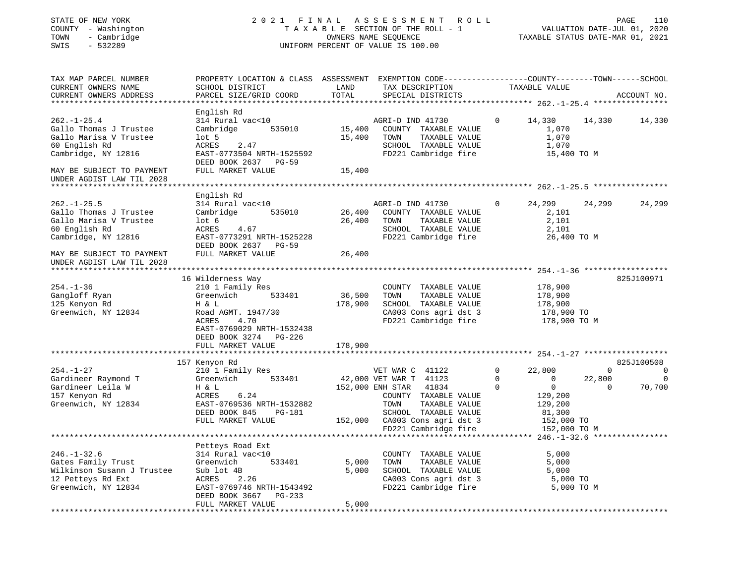STATE OF NEW YORK
COUNTY - Washington
TOWN - Cambridge
SWIS - 532289

2021 FINAL ASSESSMENT ROLL
TAXABLE SECTION OF THE ROLL - 1
OWNERS NAME SEQUENCE
UNIFORM PERCENT OF VALUE IS 100.00

VALUATION DATE-JUL 01, 2020
TAXABLE STATUS DATE-MAR 01, 2021

```
TAX MAP PARCEL NUMBER          PROPERTY LOCATION & CLASS  ASSESSMENT  EXEMPTION CODE-----------------COUNTY--------TOWN------SCHOOL
CURRENT OWNERS NAME            SCHOOL DISTRICT               LAND      TAX DESCRIPTION            TAXABLE VALUE
CURRENT OWNERS ADDRESS         PARCEL SIZE/GRID COORD        TOTAL     SPECIAL DISTRICTS                                   ACCOUNT NO.
******************************************************************************************************* 262.-1-25.4 ****************
                               English Rd
262.-1-25.4                    314 Rural vac<10                   AGRI-D IND 41730       0     14,330      14,330      14,330
Gallo Thomas J Trustee         Cambridge      535010      15,400   COUNTY  TAXABLE VALUE          1,070
Gallo Marisa V Trustee         lot 5                      15,400   TOWN    TAXABLE VALUE          1,070
60 English Rd                  ACRES    2.47                       SCHOOL  TAXABLE VALUE          1,070
Cambridge, NY 12816            EAST-0773504 NRTH-1525592           FD221 Cambridge fire          15,400 TO M
                               DEED BOOK 2637   PG-59
MAY BE SUBJECT TO PAYMENT      FULL MARKET VALUE          15,400
UNDER AGDIST LAW TIL 2028
******************************************************************************************************* 262.-1-25.5 ****************
                               English Rd
262.-1-25.5                    314 Rural vac<10                   AGRI-D IND 41730       0     24,299      24,299      24,299
Gallo Thomas J Trustee         Cambridge      535010      26,400   COUNTY  TAXABLE VALUE          2,101
Gallo Marisa V Trustee         lot 6                      26,400   TOWN    TAXABLE VALUE          2,101
60 English Rd                  ACRES    4.67                       SCHOOL  TAXABLE VALUE          2,101
Cambridge, NY 12816            EAST-0773291 NRTH-1525228           FD221 Cambridge fire          26,400 TO M
                               DEED BOOK 2637   PG-59
MAY BE SUBJECT TO PAYMENT      FULL MARKET VALUE          26,400
UNDER AGDIST LAW TIL 2028
******************************************************************************************************* 254.-1-36 ******************
                               16 Wilderness Way                                                                   825J100971
254.-1-36                      210 1 Family Res                    COUNTY  TAXABLE VALUE        178,900
Gangloff Ryan                  Greenwich      533401      36,500   TOWN    TAXABLE VALUE        178,900
125 Kenyon Rd                  H & L                     178,900   SCHOOL  TAXABLE VALUE        178,900
Greenwich, NY 12834            Road AGMT. 1947/30                  CA003 Cons agri dst 3        178,900 TO
                               ACRES    4.70                       FD221 Cambridge fire         178,900 TO M
                               EAST-0769029 NRTH-1532438
                               DEED BOOK 3274   PG-226
                               FULL MARKET VALUE         178,900
******************************************************************************************************* 254.-1-27 ******************
                               157 Kenyon Rd                                                                       825J100508
254.-1-27                      210 1 Family Res                   VET WAR C  41122       0     22,800           0           0
Gardineer Raymond T            Greenwich      533401      42,000 VET WAR T  41123       0          0      22,800           0
Gardineer Leila W              H & L                     152,000 ENH STAR   41834       0          0           0      70,700
157 Kenyon Rd                  ACRES    6.24                       COUNTY  TAXABLE VALUE        129,200
Greenwich, NY 12834            EAST-0769536 NRTH-1532882           TOWN    TAXABLE VALUE        129,200
                               DEED BOOK 845    PG-181             SCHOOL  TAXABLE VALUE         81,300
                               FULL MARKET VALUE         152,000   CA003 Cons agri dst 3        152,000 TO
                                                                   FD221 Cambridge fire         152,000 TO M
******************************************************************************************************* 246.-1-32.6 ****************
                               Petteys Road Ext
246.-1-32.6                    314 Rural vac<10                    COUNTY  TAXABLE VALUE          5,000
Gates Family Trust             Greenwich      533401       5,000   TOWN    TAXABLE VALUE          5,000
Wilkinson Susann J Trustee     Sub lot 4B                  5,000   SCHOOL  TAXABLE VALUE          5,000
12 Petteys Rd Ext              ACRES    2.26                       CA003 Cons agri dst 3          5,000 TO
Greenwich, NY 12834            EAST-0769746 NRTH-1543492           FD221 Cambridge fire           5,000 TO M
                               DEED BOOK 3667   PG-233
                               FULL MARKET VALUE           5,000
************************************************************************************************************************************
```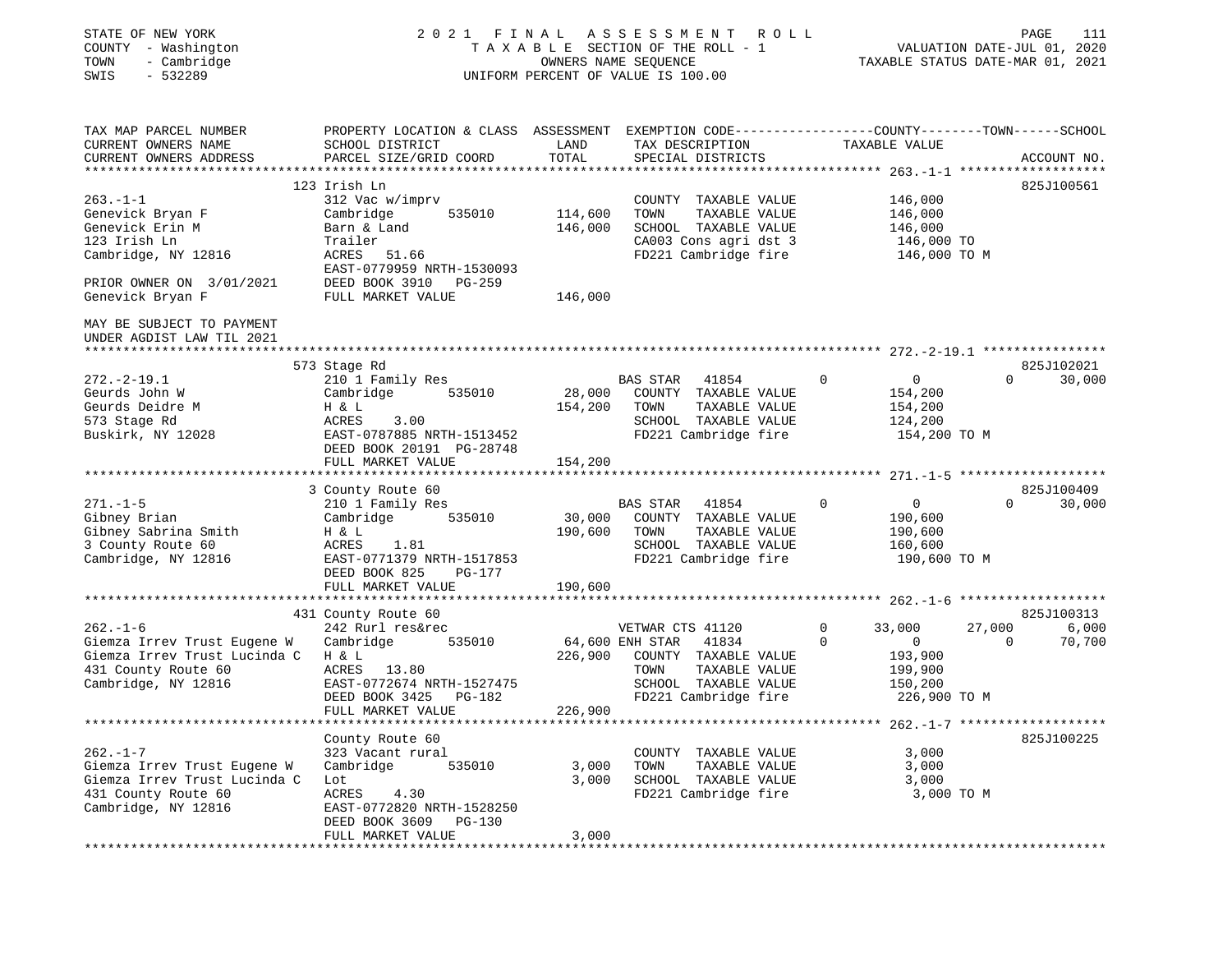STATE OF NEW YORK
COUNTY - Washington
TOWN - Cambridge
SWIS - 532289

2021 FINAL ASSESSMENT ROLL
TAXABLE SECTION OF THE ROLL - 1
OWNERS NAME SEQUENCE
UNIFORM PERCENT OF VALUE IS 100.00

VALUATION DATE-JUL 01, 2020
TAXABLE STATUS DATE-MAR 01, 2021

```
TAX MAP PARCEL NUMBER          PROPERTY LOCATION & CLASS  ASSESSMENT  EXEMPTION CODE------------------COUNTY--------TOWN------SCHOOL
CURRENT OWNERS NAME            SCHOOL DISTRICT              LAND      TAX DESCRIPTION              TAXABLE VALUE
CURRENT OWNERS ADDRESS         PARCEL SIZE/GRID COORD       TOTAL     SPECIAL DISTRICTS                                    ACCOUNT NO.
******************************************************************************************************* 263.-1-1 *******************
                               123 Irish Ln                                                                               825J100561
263.-1-1                       312 Vac w/imprv                        COUNTY  TAXABLE VALUE            146,000
Genevick Bryan F               Cambridge       535010     114,600     TOWN    TAXABLE VALUE            146,000
Genevick Erin M                Barn & Land                146,000     SCHOOL  TAXABLE VALUE            146,000
123 Irish Ln                   Trailer                                CA003 Cons agri dst 3            146,000 TO
Cambridge, NY 12816            ACRES   51.66                          FD221 Cambridge fire             146,000 TO M
                               EAST-0779959 NRTH-1530093
PRIOR OWNER ON 3/01/2021       DEED BOOK 3910   PG-259
Genevick Bryan F               FULL MARKET VALUE          146,000

MAY BE SUBJECT TO PAYMENT
UNDER AGDIST LAW TIL 2021
******************************************************************************************************* 272.-2-19.1 ****************
                               573 Stage Rd                                                                               825J102021
272.-2-19.1                    210 1 Family Res                       BAS STAR   41854        0              0            0     30,000
Geurds John W                  Cambridge       535010      28,000     COUNTY  TAXABLE VALUE            154,200
Geurds Deidre M                H & L                      154,200     TOWN    TAXABLE VALUE            154,200
573 Stage Rd                   ACRES    3.00                          SCHOOL  TAXABLE VALUE            124,200
Buskirk, NY 12028              EAST-0787885 NRTH-1513452              FD221 Cambridge fire             154,200 TO M
                               DEED BOOK 20191 PG-28748
                               FULL MARKET VALUE          154,200
******************************************************************************************************* 271.-1-5 *******************
                               3 County Route 60                                                                          825J100409
271.-1-5                       210 1 Family Res                       BAS STAR   41854        0              0            0     30,000
Gibney Brian                   Cambridge       535010      30,000     COUNTY  TAXABLE VALUE            190,600
Gibney Sabrina Smith           H & L                      190,600     TOWN    TAXABLE VALUE            190,600
3 County Route 60              ACRES    1.81                          SCHOOL  TAXABLE VALUE            160,600
Cambridge, NY 12816            EAST-0771379 NRTH-1517853              FD221 Cambridge fire             190,600 TO M
                               DEED BOOK 825     PG-177
                               FULL MARKET VALUE          190,600
******************************************************************************************************* 262.-1-6 *******************
                               431 County Route 60                                                                        825J100313
262.-1-6                       242 Rurl res&rec                       VETWAR CTS 41120        0         33,000       27,000      6,000
Giemza Irrev Trust Eugene W    Cambridge       535010      64,600 ENH STAR   41834        0              0            0     70,700
Giemza Irrev Trust Lucinda C   H & L                      226,900     COUNTY  TAXABLE VALUE            193,900
431 County Route 60            ACRES   13.80                          TOWN    TAXABLE VALUE            199,900
Cambridge, NY 12816            EAST-0772674 NRTH-1527475              SCHOOL  TAXABLE VALUE            150,200
                               DEED BOOK 3425   PG-182                FD221 Cambridge fire             226,900 TO M
                               FULL MARKET VALUE          226,900
******************************************************************************************************* 262.-1-7 *******************
                               County Route 60                                                                            825J100225
262.-1-7                       323 Vacant rural                       COUNTY  TAXABLE VALUE              3,000
Giemza Irrev Trust Eugene W    Cambridge       535010       3,000     TOWN    TAXABLE VALUE              3,000
Giemza Irrev Trust Lucinda C   Lot                          3,000     SCHOOL  TAXABLE VALUE              3,000
431 County Route 60            ACRES    4.30                          FD221 Cambridge fire               3,000 TO M
Cambridge, NY 12816            EAST-0772820 NRTH-1528250
                               DEED BOOK 3609   PG-130
                               FULL MARKET VALUE            3,000
************************************************************************************************************************************
```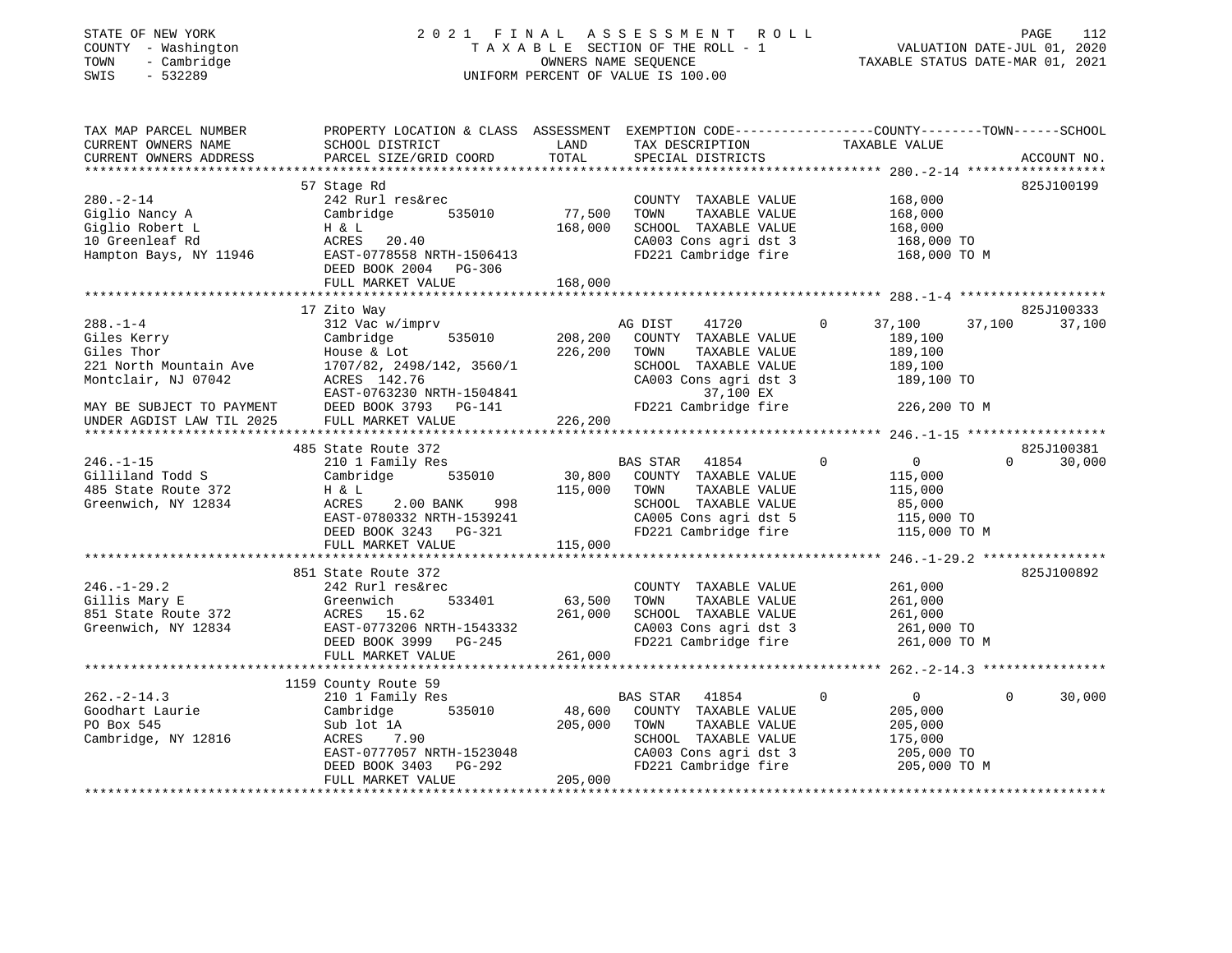STATE OF NEW YORK
COUNTY - Washington
TOWN - Cambridge
SWIS - 532289

# 2021 FINAL ASSESSMENT ROLL

TAXABLE SECTION OF THE ROLL - 1
OWNERS NAME SEQUENCE
UNIFORM PERCENT OF VALUE IS 100.00

VALUATION DATE-JUL 01, 2020
TAXABLE STATUS DATE-MAR 01, 2021

| TAX MAP PARCEL NUMBER / CURRENT OWNERS NAME / CURRENT OWNERS ADDRESS | PROPERTY LOCATION & CLASS / SCHOOL DISTRICT / PARCEL SIZE/GRID COORD | ASSESSMENT LAND / TOTAL | EXEMPTION CODE / TAX DESCRIPTION / SPECIAL DISTRICTS | COUNTY | TOWN | SCHOOL | ACCOUNT NO. |
|---|---|---|---|---|---|---|---|
| **280.-2-14** | 57 Stage Rd | | | | | | 825J100199 |
| Giglio Nancy A | 242 Rurl res&rec | | COUNTY TAXABLE VALUE | 168,000 | | | |
| Giglio Robert L | Cambridge 535010 | 77,500 | TOWN TAXABLE VALUE | | 168,000 | | |
| 10 Greenleaf Rd | H & L | 168,000 | SCHOOL TAXABLE VALUE | | | 168,000 | |
| Hampton Bays, NY 11946 | ACRES 20.40 | | CA003 Cons agri dst 3 | 168,000 TO | | | |
| | EAST-0778558 NRTH-1506413 | | FD221 Cambridge fire | 168,000 TO M | | | |
| | DEED BOOK 2004 PG-306 | | | | | | |
| | FULL MARKET VALUE | 168,000 | | | | | |
| **288.-1-4** | 17 Zito Way | | | | | | 825J100333 |
| Giles Kerry | 312 Vac w/imprv | | AG DIST 41720 0 | 37,100 | 37,100 | 37,100 | |
| Giles Thor | Cambridge 535010 | 208,200 | COUNTY TAXABLE VALUE | 189,100 | | | |
| 221 North Mountain Ave | House & Lot | 226,200 | TOWN TAXABLE VALUE | | 189,100 | | |
| Montclair, NJ 07042 | 1707/82, 2498/142, 3560/1 | | SCHOOL TAXABLE VALUE | | | 189,100 | |
| | ACRES 142.76 | | CA003 Cons agri dst 3 | 189,100 TO | | | |
| | EAST-0763230 NRTH-1504841 | | 37,100 EX | | | | |
| MAY BE SUBJECT TO PAYMENT | DEED BOOK 3793 PG-141 | | FD221 Cambridge fire | 226,200 TO M | | | |
| UNDER AGDIST LAW TIL 2025 | FULL MARKET VALUE | 226,200 | | | | | |
| **246.-1-15** | 485 State Route 372 | | | | | | 825J100381 |
| Gilliland Todd S | 210 1 Family Res | | BAS STAR 41854 0 | 0 | 0 | 30,000 | |
| 485 State Route 372 | Cambridge 535010 | 30,800 | COUNTY TAXABLE VALUE | 115,000 | | | |
| Greenwich, NY 12834 | H & L | 115,000 | TOWN TAXABLE VALUE | | 115,000 | | |
| | ACRES 2.00 BANK 998 | | SCHOOL TAXABLE VALUE | | | 85,000 | |
| | EAST-0780332 NRTH-1539241 | | CA005 Cons agri dst 5 | 115,000 TO | | | |
| | DEED BOOK 3243 PG-321 | | FD221 Cambridge fire | 115,000 TO M | | | |
| | FULL MARKET VALUE | 115,000 | | | | | |
| **246.-1-29.2** | 851 State Route 372 | | | | | | 825J100892 |
| Gillis Mary E | 242 Rurl res&rec | | COUNTY TAXABLE VALUE | 261,000 | | | |
| 851 State Route 372 | Greenwich 533401 | 63,500 | TOWN TAXABLE VALUE | | 261,000 | | |
| Greenwich, NY 12834 | ACRES 15.62 | 261,000 | SCHOOL TAXABLE VALUE | | | 261,000 | |
| | EAST-0773206 NRTH-1543332 | | CA003 Cons agri dst 3 | 261,000 TO | | | |
| | DEED BOOK 3999 PG-245 | | FD221 Cambridge fire | 261,000 TO M | | | |
| | FULL MARKET VALUE | 261,000 | | | | | |
| **262.-2-14.3** | 1159 County Route 59 | | | | | | |
| Goodhart Laurie | 210 1 Family Res | | BAS STAR 41854 0 | 0 | 0 | 30,000 | |
| PO Box 545 | Cambridge 535010 | 48,600 | COUNTY TAXABLE VALUE | 205,000 | | | |
| Cambridge, NY 12816 | Sub lot 1A | 205,000 | TOWN TAXABLE VALUE | | 205,000 | | |
| | ACRES 7.90 | | SCHOOL TAXABLE VALUE | | | 175,000 | |
| | EAST-0777057 NRTH-1523048 | | CA003 Cons agri dst 3 | 205,000 TO | | | |
| | DEED BOOK 3403 PG-292 | | FD221 Cambridge fire | 205,000 TO M | | | |
| | FULL MARKET VALUE | 205,000 | | | | | |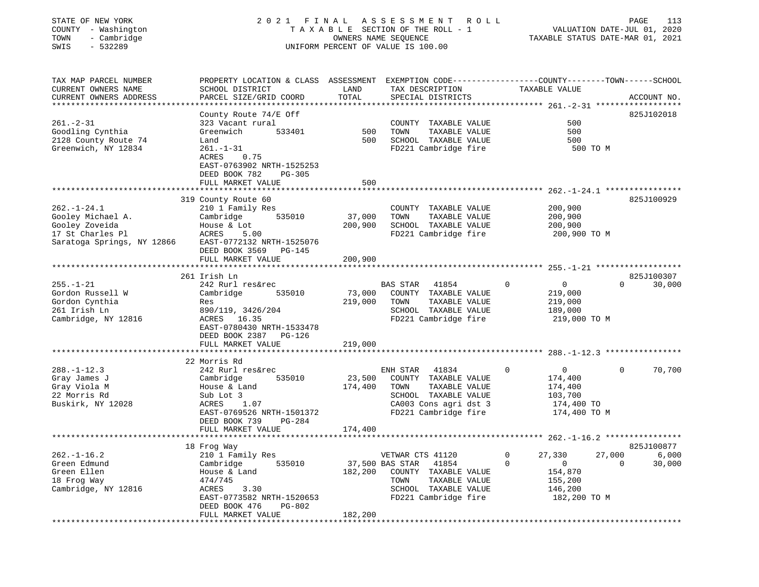STATE OF NEW YORK  
COUNTY - Washington  
TOWN - Cambridge  
SWIS - 532289

**2021 FINAL ASSESSMENT ROLL**  
TAXABLE SECTION OF THE ROLL - 1  
OWNERS NAME SEQUENCE  
UNIFORM PERCENT OF VALUE IS 100.00

VALUATION DATE-JUL 01, 2020  
TAXABLE STATUS DATE-MAR 01, 2021

```
TAX MAP PARCEL NUMBER          PROPERTY LOCATION & CLASS  ASSESSMENT  EXEMPTION CODE-----------------COUNTY--------TOWN------SCHOOL
CURRENT OWNERS NAME            SCHOOL DISTRICT               LAND      TAX DESCRIPTION              TAXABLE VALUE
CURRENT OWNERS ADDRESS         PARCEL SIZE/GRID COORD        TOTAL     SPECIAL DISTRICTS                                       ACCOUNT NO.
******************************************************************************************************* 261.-2-31 ******************
                               County Route 74/E Off                                                                        825J102018
261.-2-31                      323 Vacant rural                        COUNTY  TAXABLE VALUE               500
Goodling Cynthia               Greenwich        533401          500    TOWN    TAXABLE VALUE               500
2128 County Route 74           Land                             500    SCHOOL  TAXABLE VALUE               500
Greenwich, NY 12834            261.-1-31                               FD221 Cambridge fire                 500 TO M
                               ACRES     0.75
                               EAST-0763902 NRTH-1525253
                               DEED BOOK 782     PG-305
                               FULL MARKET VALUE                500
******************************************************************************************************* 262.-1-24.1 ****************
                           319 County Route 60                                                                              825J100929
262.-1-24.1                    210 1 Family Res                        COUNTY  TAXABLE VALUE           200,900
Gooley Michael A.              Cambridge        535010       37,000    TOWN    TAXABLE VALUE           200,900
Gooley Zoveida                 House & Lot                  200,900    SCHOOL  TAXABLE VALUE           200,900
17 St Charles Pl               ACRES     5.00                          FD221 Cambridge fire             200,900 TO M
Saratoga Springs, NY 12866     EAST-0772132 NRTH-1525076
                               DEED BOOK 3569    PG-145
                               FULL MARKET VALUE            200,900
******************************************************************************************************* 255.-1-21 ******************
                           261 Irish Ln                                                                                     825J100307
255.-1-21                      242 Rurl res&rec                        BAS STAR   41854         0            0            0     30,000
Gordon Russell W               Cambridge        535010       73,000    COUNTY  TAXABLE VALUE           219,000
Gordon Cynthia                 Res                          219,000    TOWN    TAXABLE VALUE           219,000
261 Irish Ln                   890/119, 3426/204                       SCHOOL  TAXABLE VALUE           189,000
Cambridge, NY 12816            ACRES    16.35                          FD221 Cambridge fire             219,000 TO M
                               EAST-0780430 NRTH-1533478
                               DEED BOOK 2387    PG-126
                               FULL MARKET VALUE            219,000
******************************************************************************************************* 288.-1-12.3 ****************
                            22 Morris Rd
288.-1-12.3                    242 Rurl res&rec                        ENH STAR   41834         0            0            0     70,700
Gray James J                   Cambridge        535010       23,500    COUNTY  TAXABLE VALUE           174,400
Gray Viola M                   House & Land                 174,400    TOWN    TAXABLE VALUE           174,400
22 Morris Rd                   Sub Lot 3                               SCHOOL  TAXABLE VALUE           103,700
Buskirk, NY 12028              ACRES     1.07                          CA003 Cons agri dst 3            174,400 TO
                               EAST-0769526 NRTH-1501372               FD221 Cambridge fire             174,400 TO M
                               DEED BOOK 739     PG-284
                               FULL MARKET VALUE            174,400
******************************************************************************************************* 262.-1-16.2 ****************
                            18 Frog Way                                                                                     825J100877
262.-1-16.2                    210 1 Family Res                        VETWAR CTS 41120         0       27,330       27,000      6,000
Green Edmund                   Cambridge        535010       37,500 BAS STAR   41854         0            0            0     30,000
Green Ellen                    House & Land                 182,200    COUNTY  TAXABLE VALUE           154,870
18 Frog Way                    474/745                                 TOWN    TAXABLE VALUE           155,200
Cambridge, NY 12816            ACRES     3.30                          SCHOOL  TAXABLE VALUE           146,200
                               EAST-0773582 NRTH-1520653               FD221 Cambridge fire             182,200 TO M
                               DEED BOOK 476     PG-802
                               FULL MARKET VALUE            182,200
************************************************************************************************************************************
```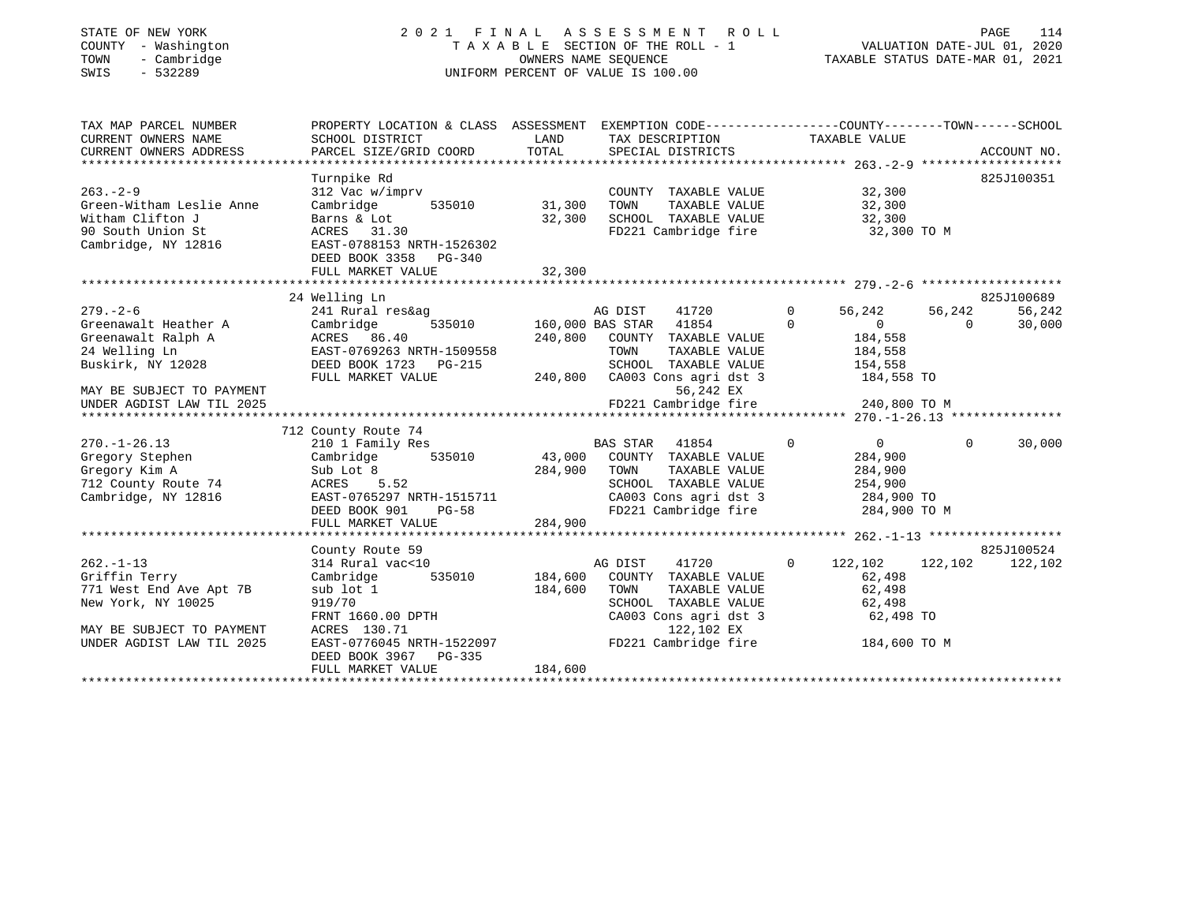STATE OF NEW YORK
COUNTY - Washington
TOWN - Cambridge
SWIS - 532289

# 2021 FINAL ASSESSMENT ROLL

TAXABLE SECTION OF THE ROLL - 1
OWNERS NAME SEQUENCE
UNIFORM PERCENT OF VALUE IS 100.00

VALUATION DATE-JUL 01, 2020
TAXABLE STATUS DATE-MAR 01, 2021

| TAX MAP PARCEL NUMBER / CURRENT OWNERS NAME / CURRENT OWNERS ADDRESS | PROPERTY LOCATION & CLASS / SCHOOL DISTRICT / PARCEL SIZE/GRID COORD | ASSESSMENT LAND | TOTAL | EXEMPTION CODE / TAX DESCRIPTION / SPECIAL DISTRICTS | | COUNTY TAXABLE VALUE | TOWN | SCHOOL | ACCOUNT NO. |
|---|---|---|---|---|---|---|---|---|---|
| **263.-2-9** | Turnpike Rd | | | | | | | | 825J100351 |
| 263.-2-9 | 312 Vac w/imprv | | | COUNTY TAXABLE VALUE | | 32,300 | | | |
| Green-Witham Leslie Anne | Cambridge 535010 | 31,300 | | TOWN TAXABLE VALUE | | 32,300 | | | |
| Witham Clifton J | Barns & Lot | | 32,300 | SCHOOL TAXABLE VALUE | | 32,300 | | | |
| 90 South Union St | ACRES 31.30 | | | FD221 Cambridge fire | | 32,300 TO M | | | |
| Cambridge, NY 12816 | EAST-0788153 NRTH-1526302 | | | | | | | | |
| | DEED BOOK 3358 PG-340 | | | | | | | | |
| | FULL MARKET VALUE | | 32,300 | | | | | | |
| **279.-2-6** | 24 Welling Ln | | | | | | | | 825J100689 |
| 279.-2-6 | 241 Rural res&ag | | | AG DIST 41720 | 0 | 56,242 | 56,242 | 56,242 | |
| Greenawalt Heather A | Cambridge 535010 | 160,000 | | BAS STAR 41854 | 0 | 0 | 0 | 30,000 | |
| Greenawalt Ralph A | ACRES 86.40 | | 240,800 | COUNTY TAXABLE VALUE | | 184,558 | | | |
| 24 Welling Ln | EAST-0769263 NRTH-1509558 | | | TOWN TAXABLE VALUE | | 184,558 | | | |
| Buskirk, NY 12028 | DEED BOOK 1723 PG-215 | | | SCHOOL TAXABLE VALUE | | 154,558 | | | |
| | FULL MARKET VALUE | | 240,800 | CA003 Cons agri dst 3 | | 184,558 TO | | | |
| MAY BE SUBJECT TO PAYMENT | | | | 56,242 EX | | | | | |
| UNDER AGDIST LAW TIL 2025 | | | | FD221 Cambridge fire | | 240,800 TO M | | | |
| **270.-1-26.13** | 712 County Route 74 | | | | | | | | |
| 270.-1-26.13 | 210 1 Family Res | | | BAS STAR 41854 | 0 | 0 | 0 | 30,000 | |
| Gregory Stephen | Cambridge 535010 | 43,000 | | COUNTY TAXABLE VALUE | | 284,900 | | | |
| Gregory Kim A | Sub Lot 8 | | 284,900 | TOWN TAXABLE VALUE | | 284,900 | | | |
| 712 County Route 74 | ACRES 5.52 | | | SCHOOL TAXABLE VALUE | | 254,900 | | | |
| Cambridge, NY 12816 | EAST-0765297 NRTH-1515711 | | | CA003 Cons agri dst 3 | | 284,900 TO | | | |
| | DEED BOOK 901 PG-58 | | | FD221 Cambridge fire | | 284,900 TO M | | | |
| | FULL MARKET VALUE | | 284,900 | | | | | | |
| **262.-1-13** | County Route 59 | | | | | | | | 825J100524 |
| 262.-1-13 | 314 Rural vac<10 | | | AG DIST 41720 | 0 | 122,102 | 122,102 | 122,102 | |
| Griffin Terry | Cambridge 535010 | 184,600 | | COUNTY TAXABLE VALUE | | 62,498 | | | |
| 771 West End Ave Apt 7B | sub lot 1 | | 184,600 | TOWN TAXABLE VALUE | | 62,498 | | | |
| New York, NY 10025 | 919/70 | | | SCHOOL TAXABLE VALUE | | 62,498 | | | |
| | FRNT 1660.00 DPTH | | | CA003 Cons agri dst 3 | | 62,498 TO | | | |
| MAY BE SUBJECT TO PAYMENT | ACRES 130.71 | | | 122,102 EX | | | | | |
| UNDER AGDIST LAW TIL 2025 | EAST-0776045 NRTH-1522097 | | | FD221 Cambridge fire | | 184,600 TO M | | | |
| | DEED BOOK 3967 PG-335 | | | | | | | | |
| | FULL MARKET VALUE | | 184,600 | | | | | | |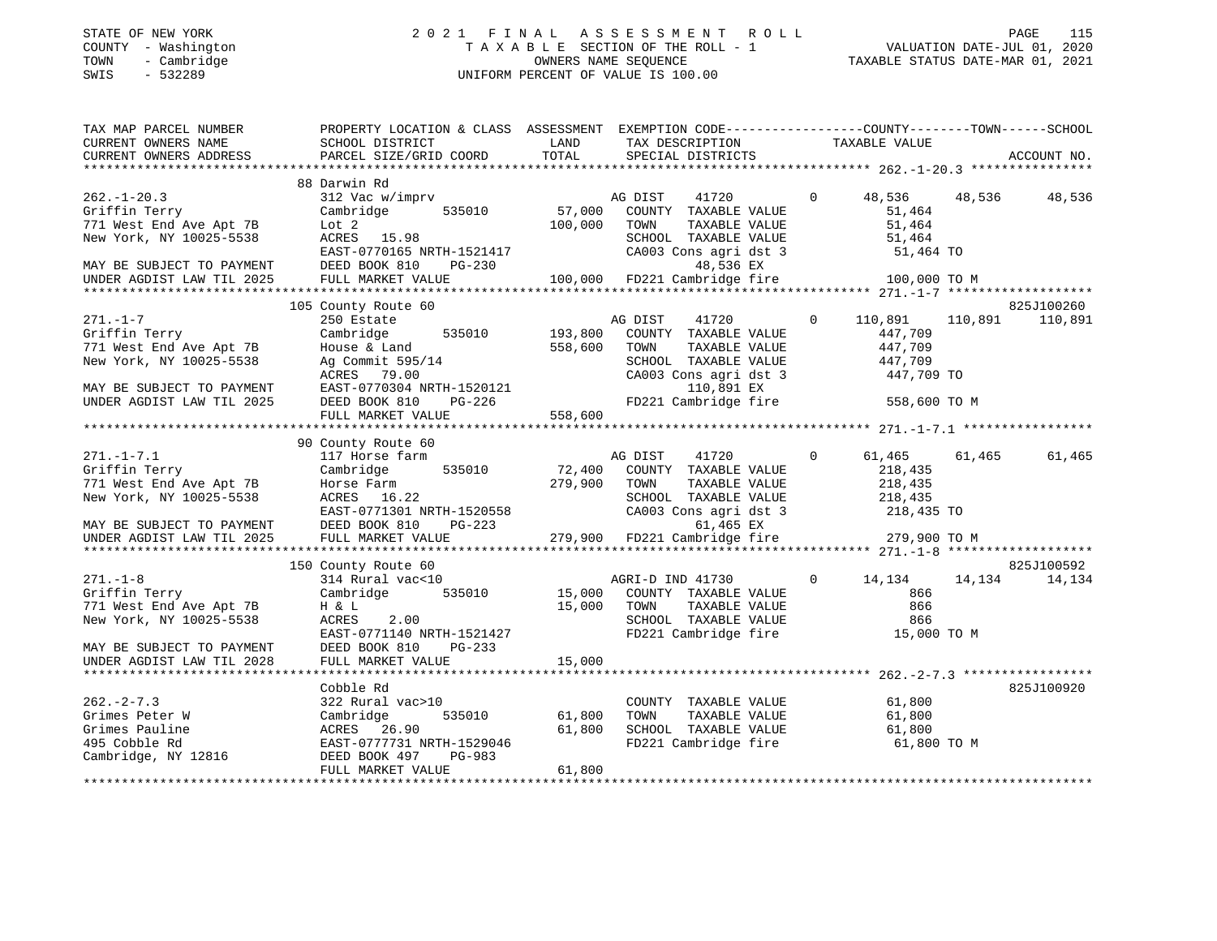STATE OF NEW YORK
COUNTY - Washington
TOWN - Cambridge
SWIS - 532289

2021 FINAL ASSESSMENT ROLL
TAXABLE SECTION OF THE ROLL - 1
OWNERS NAME SEQUENCE
UNIFORM PERCENT OF VALUE IS 100.00

VALUATION DATE-JUL 01, 2020
TAXABLE STATUS DATE-MAR 01, 2021

| TAX MAP PARCEL NUMBER / CURRENT OWNERS NAME / CURRENT OWNERS ADDRESS | PROPERTY LOCATION & CLASS / SCHOOL DISTRICT / PARCEL SIZE/GRID COORD | ASSESSMENT LAND / TOTAL | EXEMPTION CODE / TAX DESCRIPTION / SPECIAL DISTRICTS | COUNTY | TOWN | SCHOOL | ACCOUNT NO. |
|---|---|---|---|---|---|---|---|
| **262.-1-20.3** | 88 Darwin Rd | | | | | | |
| 262.-1-20.3 | 312 Vac w/imprv | | AG DIST 41720 0 | 48,536 | 48,536 | 48,536 | |
| Griffin Terry | Cambridge 535010 | 57,000 | COUNTY TAXABLE VALUE | 51,464 | | | |
| 771 West End Ave Apt 7B | Lot 2 | 100,000 | TOWN TAXABLE VALUE | | 51,464 | | |
| New York, NY 10025-5538 | ACRES 15.98 | | SCHOOL TAXABLE VALUE | | | 51,464 | |
| | EAST-0770165 NRTH-1521417 | | CA003 Cons agri dst 3 | 51,464 TO | | | |
| MAY BE SUBJECT TO PAYMENT | DEED BOOK 810 PG-230 | | 48,536 EX | | | | |
| UNDER AGDIST LAW TIL 2025 | FULL MARKET VALUE | 100,000 | FD221 Cambridge fire | 100,000 TO M | | | |
| **271.-1-7** | 105 County Route 60 | | | | | | 825J100260 |
| 271.-1-7 | 250 Estate | | AG DIST 41720 0 | 110,891 | 110,891 | 110,891 | |
| Griffin Terry | Cambridge 535010 | 193,800 | COUNTY TAXABLE VALUE | 447,709 | | | |
| 771 West End Ave Apt 7B | House & Land | 558,600 | TOWN TAXABLE VALUE | | 447,709 | | |
| New York, NY 10025-5538 | Ag Commit 595/14 | | SCHOOL TAXABLE VALUE | | | 447,709 | |
| | ACRES 79.00 | | CA003 Cons agri dst 3 | 447,709 TO | | | |
| MAY BE SUBJECT TO PAYMENT | EAST-0770304 NRTH-1520121 | | 110,891 EX | | | | |
| UNDER AGDIST LAW TIL 2025 | DEED BOOK 810 PG-226 | | FD221 Cambridge fire | 558,600 TO M | | | |
| | FULL MARKET VALUE | 558,600 | | | | | |
| **271.-1-7.1** | 90 County Route 60 | | | | | | |
| 271.-1-7.1 | 117 Horse farm | | AG DIST 41720 0 | 61,465 | 61,465 | 61,465 | |
| Griffin Terry | Cambridge 535010 | 72,400 | COUNTY TAXABLE VALUE | 218,435 | | | |
| 771 West End Ave Apt 7B | Horse Farm | 279,900 | TOWN TAXABLE VALUE | | 218,435 | | |
| New York, NY 10025-5538 | ACRES 16.22 | | SCHOOL TAXABLE VALUE | | | 218,435 | |
| | EAST-0771301 NRTH-1520558 | | CA003 Cons agri dst 3 | 218,435 TO | | | |
| MAY BE SUBJECT TO PAYMENT | DEED BOOK 810 PG-223 | | 61,465 EX | | | | |
| UNDER AGDIST LAW TIL 2025 | FULL MARKET VALUE | 279,900 | FD221 Cambridge fire | 279,900 TO M | | | |
| **271.-1-8** | 150 County Route 60 | | | | | | 825J100592 |
| 271.-1-8 | 314 Rural vac<10 | | AGRI-D IND 41730 0 | 14,134 | 14,134 | 14,134 | |
| Griffin Terry | Cambridge 535010 | 15,000 | COUNTY TAXABLE VALUE | 866 | | | |
| 771 West End Ave Apt 7B | H & L | 15,000 | TOWN TAXABLE VALUE | | 866 | | |
| New York, NY 10025-5538 | ACRES 2.00 | | SCHOOL TAXABLE VALUE | | | 866 | |
| | EAST-0771140 NRTH-1521427 | | FD221 Cambridge fire | 15,000 TO M | | | |
| MAY BE SUBJECT TO PAYMENT | DEED BOOK 810 PG-233 | | | | | | |
| UNDER AGDIST LAW TIL 2028 | FULL MARKET VALUE | 15,000 | | | | | |
| **262.-2-7.3** | Cobble Rd | | | | | | 825J100920 |
| 262.-2-7.3 | 322 Rural vac>10 | | COUNTY TAXABLE VALUE | 61,800 | | | |
| Grimes Peter W | Cambridge 535010 | 61,800 | TOWN TAXABLE VALUE | | 61,800 | | |
| Grimes Pauline | ACRES 26.90 | 61,800 | SCHOOL TAXABLE VALUE | | | 61,800 | |
| 495 Cobble Rd | EAST-0777731 NRTH-1529046 | | FD221 Cambridge fire | 61,800 TO M | | | |
| Cambridge, NY 12816 | DEED BOOK 497 PG-983 | | | | | | |
| | FULL MARKET VALUE | 61,800 | | | | | |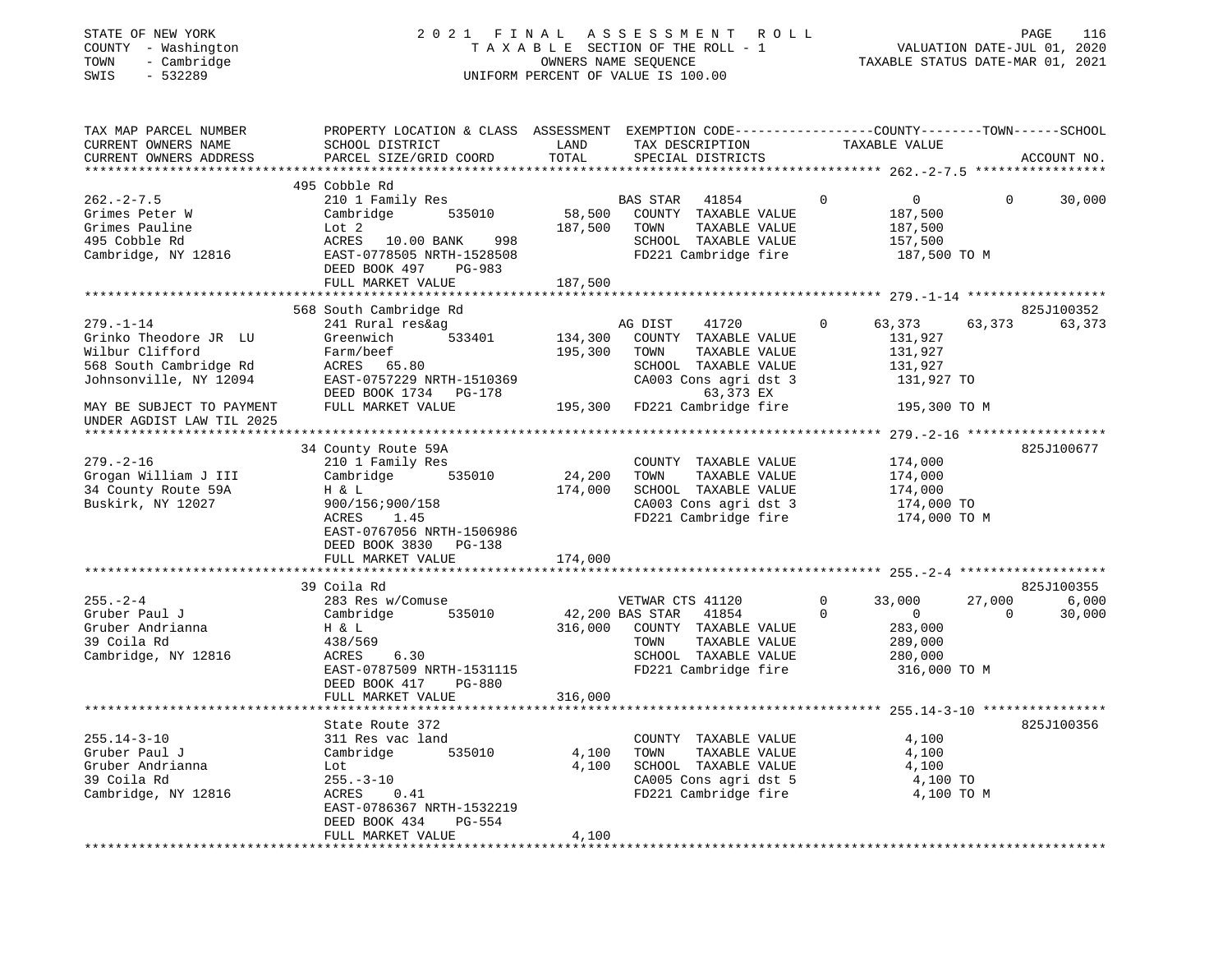STATE OF NEW YORK
COUNTY - Washington
TOWN - Cambridge
SWIS - 532289

2021 FINAL ASSESSMENT ROLL
TAXABLE SECTION OF THE ROLL - 1
OWNERS NAME SEQUENCE
UNIFORM PERCENT OF VALUE IS 100.00

VALUATION DATE-JUL 01, 2020
TAXABLE STATUS DATE-MAR 01, 2021

| TAX MAP PARCEL NUMBER / CURRENT OWNERS NAME / CURRENT OWNERS ADDRESS | PROPERTY LOCATION & CLASS / SCHOOL DISTRICT / PARCEL SIZE/GRID COORD | ASSESSMENT LAND / TOTAL | EXEMPTION CODE / TAX DESCRIPTION / SPECIAL DISTRICTS | COUNTY | TOWN | SCHOOL | ACCOUNT NO. |
|---|---|---|---|---|---|---|---|
| **262.-2-7.5** | 495 Cobble Rd | | | | | | |
| Grimes Peter W | 210 1 Family Res | | BAS STAR 41854 | 0 | 0 | 30,000 | |
| Grimes Pauline | Cambridge 535010 | 58,500 | COUNTY TAXABLE VALUE | 187,500 | | | |
| 495 Cobble Rd | Lot 2 | 187,500 | TOWN TAXABLE VALUE | | 187,500 | | |
| Cambridge, NY 12816 | ACRES 10.00 BANK 998 | | SCHOOL TAXABLE VALUE | | | 157,500 | |
| | EAST-0778505 NRTH-1528508 | | FD221 Cambridge fire | 187,500 TO M | | | |
| | DEED BOOK 497 PG-983 | | | | | | |
| | FULL MARKET VALUE | 187,500 | | | | | |
| **279.-1-14** | 568 South Cambridge Rd | | | | | | 825J100352 |
| Grinko Theodore JR LU | 241 Rural res&ag | | AG DIST 41720 | 63,373 | 63,373 | 63,373 | |
| Wilbur Clifford | Greenwich 533401 | 134,300 | COUNTY TAXABLE VALUE | 131,927 | | | |
| 568 South Cambridge Rd | Farm/beef | 195,300 | TOWN TAXABLE VALUE | | 131,927 | | |
| Johnsonville, NY 12094 | ACRES 65.80 | | SCHOOL TAXABLE VALUE | | | 131,927 | |
| | EAST-0757229 NRTH-1510369 | | CA003 Cons agri dst 3 | 131,927 TO | | | |
| | DEED BOOK 1734 PG-178 | | 63,373 EX | | | | |
| MAY BE SUBJECT TO PAYMENT UNDER AGDIST LAW TIL 2025 | FULL MARKET VALUE | 195,300 | FD221 Cambridge fire | 195,300 TO M | | | |
| **279.-2-16** | 34 County Route 59A | | | | | | 825J100677 |
| Grogan William J III | 210 1 Family Res | | COUNTY TAXABLE VALUE | 174,000 | | | |
| 34 County Route 59A | Cambridge 535010 | 24,200 | TOWN TAXABLE VALUE | | 174,000 | | |
| Buskirk, NY 12027 | H & L | 174,000 | SCHOOL TAXABLE VALUE | | | 174,000 | |
| | 900/156;900/158 | | CA003 Cons agri dst 3 | 174,000 TO | | | |
| | ACRES 1.45 | | FD221 Cambridge fire | 174,000 TO M | | | |
| | EAST-0767056 NRTH-1506986 | | | | | | |
| | DEED BOOK 3830 PG-138 | | | | | | |
| | FULL MARKET VALUE | 174,000 | | | | | |
| **255.-2-4** | 39 Coila Rd | | | | | | 825J100355 |
| Gruber Paul J | 283 Res w/Comuse | | VETWAR CTS 41120 | 33,000 | 27,000 | 6,000 | |
| Gruber Andrianna | Cambridge 535010 | 42,200 | BAS STAR 41854 | 0 | 0 | 30,000 | |
| 39 Coila Rd | H & L | 316,000 | COUNTY TAXABLE VALUE | 283,000 | | | |
| Cambridge, NY 12816 | 438/569 | | TOWN TAXABLE VALUE | | 289,000 | | |
| | ACRES 6.30 | | SCHOOL TAXABLE VALUE | | | 280,000 | |
| | EAST-0787509 NRTH-1531115 | | FD221 Cambridge fire | 316,000 TO M | | | |
| | DEED BOOK 417 PG-880 | | | | | | |
| | FULL MARKET VALUE | 316,000 | | | | | |
| **255.14-3-10** | State Route 372 | | | | | | 825J100356 |
| Gruber Paul J | 311 Res vac land | | COUNTY TAXABLE VALUE | 4,100 | | | |
| Gruber Andrianna | Cambridge 535010 | 4,100 | TOWN TAXABLE VALUE | | 4,100 | | |
| 39 Coila Rd | Lot | 4,100 | SCHOOL TAXABLE VALUE | | | 4,100 | |
| Cambridge, NY 12816 | 255.-3-10 | | CA005 Cons agri dst 5 | 4,100 TO | | | |
| | ACRES 0.41 | | FD221 Cambridge fire | 4,100 TO M | | | |
| | EAST-0786367 NRTH-1532219 | | | | | | |
| | DEED BOOK 434 PG-554 | | | | | | |
| | FULL MARKET VALUE | 4,100 | | | | | |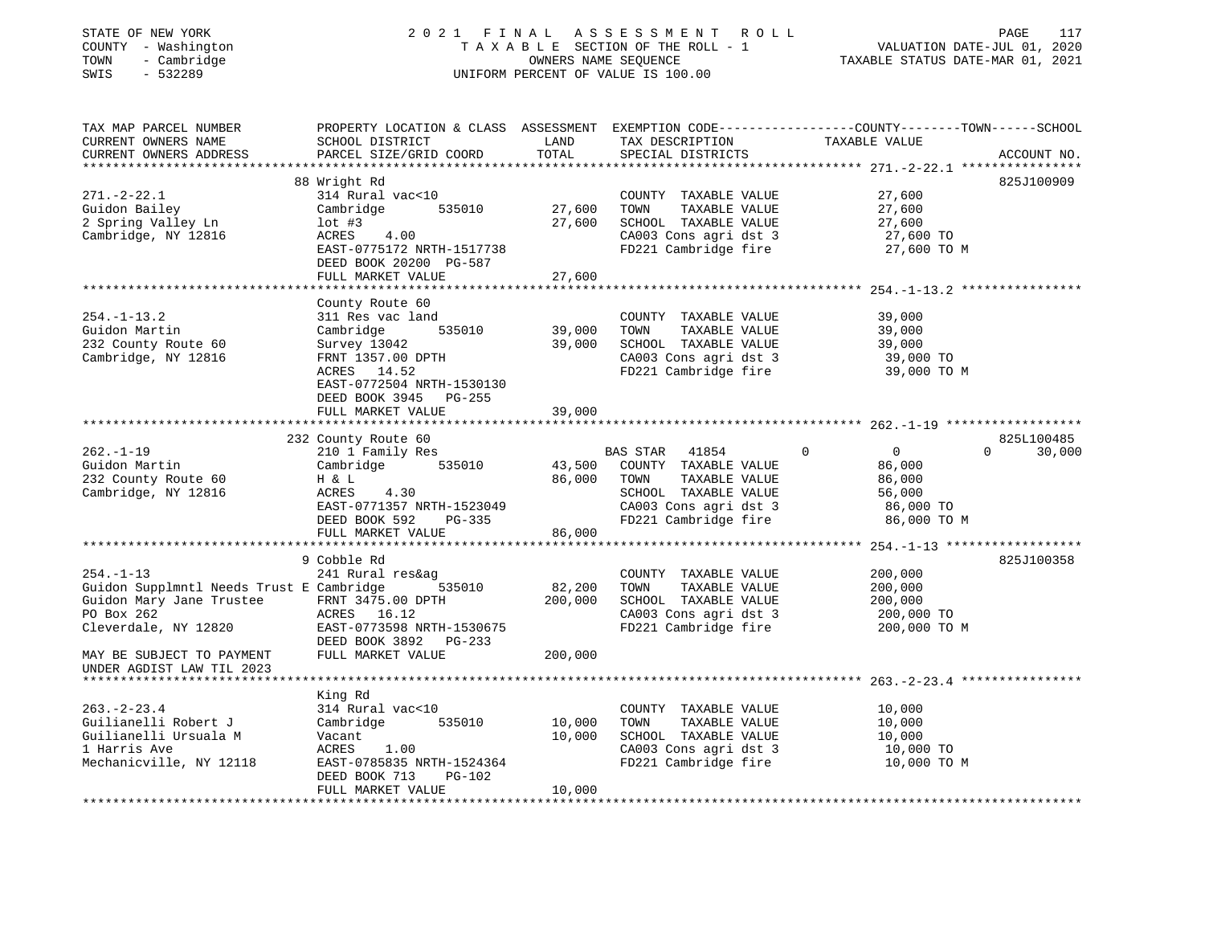STATE OF NEW YORK
COUNTY - Washington
TOWN - Cambridge
SWIS - 532289

2021 FINAL ASSESSMENT ROLL
TAXABLE SECTION OF THE ROLL - 1
OWNERS NAME SEQUENCE
UNIFORM PERCENT OF VALUE IS 100.00

VALUATION DATE-JUL 01, 2020
TAXABLE STATUS DATE-MAR 01, 2021

```
TAX MAP PARCEL NUMBER          PROPERTY LOCATION & CLASS  ASSESSMENT  EXEMPTION CODE------------------COUNTY--------TOWN------SCHOOL
CURRENT OWNERS NAME            SCHOOL DISTRICT               LAND      TAX DESCRIPTION              TAXABLE VALUE
CURRENT OWNERS ADDRESS         PARCEL SIZE/GRID COORD        TOTAL     SPECIAL DISTRICTS                                      ACCOUNT NO.
*********************************************************************************************************** 271.-2-22.1 ****************
                               88 Wright Rd                                                                                825J100909
271.-2-22.1                    314 Rural vac<10                         COUNTY  TAXABLE VALUE             27,600
Guidon Bailey                  Cambridge        535010       27,600     TOWN    TAXABLE VALUE             27,600
2 Spring Valley Ln             lot #3                        27,600     SCHOOL  TAXABLE VALUE             27,600
Cambridge, NY 12816            ACRES     4.00                           CA003 Cons agri dst 3              27,600 TO
                               EAST-0775172 NRTH-1517738                FD221 Cambridge fire               27,600 TO M
                               DEED BOOK 20200  PG-587
                               FULL MARKET VALUE             27,600
*********************************************************************************************************** 254.-1-13.2 ****************
                               County Route 60
254.-1-13.2                    311 Res vac land                         COUNTY  TAXABLE VALUE             39,000
Guidon Martin                  Cambridge        535010       39,000     TOWN    TAXABLE VALUE             39,000
232 County Route 60            Survey 13042                  39,000     SCHOOL  TAXABLE VALUE             39,000
Cambridge, NY 12816            FRNT 1357.00 DPTH                        CA003 Cons agri dst 3              39,000 TO
                               ACRES    14.52                           FD221 Cambridge fire               39,000 TO M
                               EAST-0772504 NRTH-1530130
                               DEED BOOK 3945   PG-255
                               FULL MARKET VALUE             39,000
*********************************************************************************************************** 262.-1-19 ******************
                               232 County Route 60                                                                         825L100485
262.-1-19                      210 1 Family Res                         BAS STAR   41854         0            0            0     30,000
Guidon Martin                  Cambridge        535010       43,500     COUNTY  TAXABLE VALUE             86,000
232 County Route 60            H & L                         86,000     TOWN    TAXABLE VALUE             86,000
Cambridge, NY 12816            ACRES     4.30                           SCHOOL  TAXABLE VALUE             56,000
                               EAST-0771357 NRTH-1523049                CA003 Cons agri dst 3              86,000 TO
                               DEED BOOK 592    PG-335                  FD221 Cambridge fire               86,000 TO M
                               FULL MARKET VALUE             86,000
*********************************************************************************************************** 254.-1-13 ******************
                               9 Cobble Rd                                                                                 825J100358
254.-1-13                      241 Rural res&ag                         COUNTY  TAXABLE VALUE            200,000
Guidon Supplmntl Needs Trust E Cambridge        535010       82,200     TOWN    TAXABLE VALUE            200,000
Guidon Mary Jane Trustee       FRNT 3475.00 DPTH            200,000     SCHOOL  TAXABLE VALUE            200,000
PO Box 262                     ACRES    16.12                           CA003 Cons agri dst 3             200,000 TO
Cleverdale, NY 12820           EAST-0773598 NRTH-1530675                FD221 Cambridge fire              200,000 TO M
                               DEED BOOK 3892   PG-233
MAY BE SUBJECT TO PAYMENT      FULL MARKET VALUE            200,000
UNDER AGDIST LAW TIL 2023
*********************************************************************************************************** 263.-2-23.4 ****************
                               King Rd
263.-2-23.4                    314 Rural vac<10                         COUNTY  TAXABLE VALUE             10,000
Guilianelli Robert J           Cambridge        535010       10,000     TOWN    TAXABLE VALUE             10,000
Guilianelli Ursuala M          Vacant                        10,000     SCHOOL  TAXABLE VALUE             10,000
1 Harris Ave                   ACRES     1.00                           CA003 Cons agri dst 3              10,000 TO
Mechanicville, NY 12118        EAST-0785835 NRTH-1524364                FD221 Cambridge fire               10,000 TO M
                               DEED BOOK 713    PG-102
                               FULL MARKET VALUE             10,000
************************************************************************************************************************************
```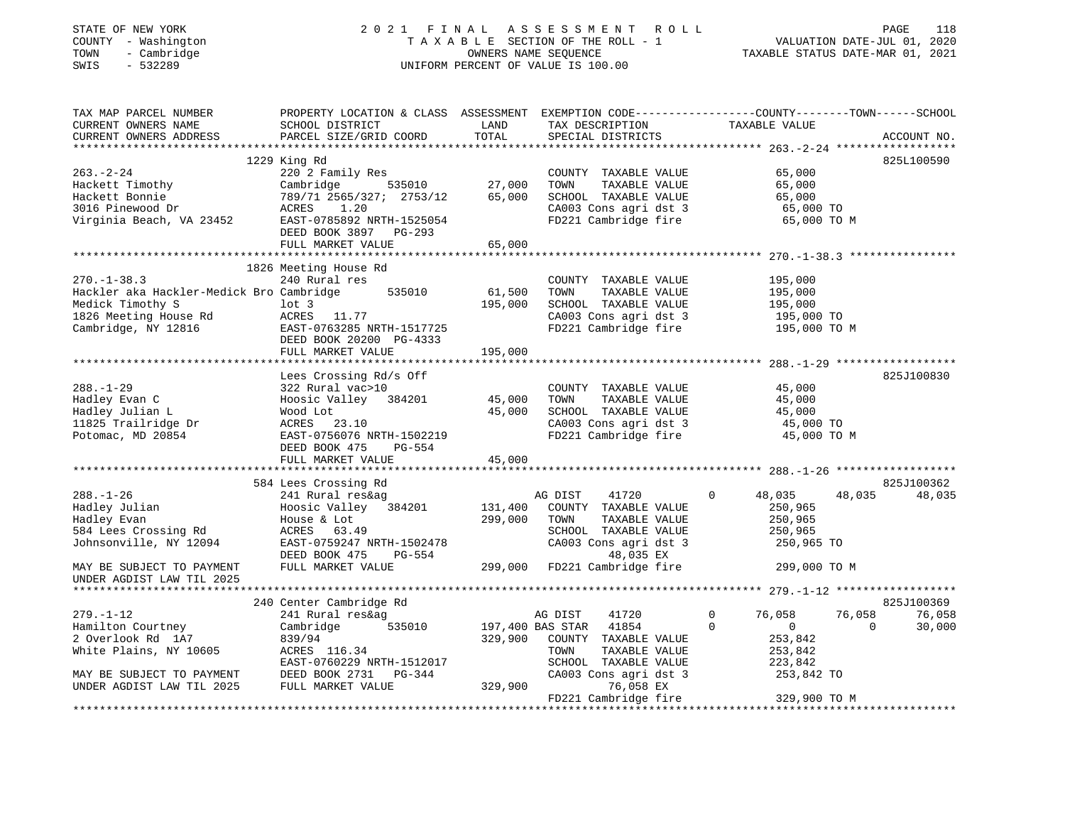STATE OF NEW YORK
COUNTY - Washington
TOWN - Cambridge
SWIS - 532289

# 2021 FINAL ASSESSMENT ROLL
TAXABLE SECTION OF THE ROLL - 1
OWNERS NAME SEQUENCE
UNIFORM PERCENT OF VALUE IS 100.00

VALUATION DATE-JUL 01, 2020
TAXABLE STATUS DATE-MAR 01, 2021

```
TAX MAP PARCEL NUMBER          PROPERTY LOCATION & CLASS  ASSESSMENT  EXEMPTION CODE-----------------COUNTY--------TOWN------SCHOOL
CURRENT OWNERS NAME            SCHOOL DISTRICT               LAND      TAX DESCRIPTION              TAXABLE VALUE
CURRENT OWNERS ADDRESS         PARCEL SIZE/GRID COORD        TOTAL     SPECIAL DISTRICTS                                        ACCOUNT NO.
******************************************************************************************************* 263.-2-24 ******************
                               1229 King Rd                                                                                825L100590
263.-2-24                      220 2 Family Res                        COUNTY  TAXABLE VALUE             65,000
Hackett Timothy                Cambridge        535010       27,000    TOWN    TAXABLE VALUE             65,000
Hackett Bonnie                 789/71 2565/327;  2753/12     65,000    SCHOOL  TAXABLE VALUE             65,000
3016 Pinewood Dr               ACRES    1.20                           CA003 Cons agri dst 3              65,000 TO
Virginia Beach, VA 23452       EAST-0785892 NRTH-1525054               FD221 Cambridge fire               65,000 TO M
                               DEED BOOK 3897   PG-293
                               FULL MARKET VALUE             65,000
******************************************************************************************************* 270.-1-38.3 ****************
                               1826 Meeting House Rd
270.-1-38.3                    240 Rural res                           COUNTY  TAXABLE VALUE            195,000
Hackler aka Hackler-Medick Bro Cambridge        535010       61,500    TOWN    TAXABLE VALUE            195,000
Medick Timothy S               lot 3                        195,000    SCHOOL  TAXABLE VALUE            195,000
1826 Meeting House Rd          ACRES   11.77                           CA003 Cons agri dst 3             195,000 TO
Cambridge, NY 12816            EAST-0763285 NRTH-1517725               FD221 Cambridge fire              195,000 TO M
                               DEED BOOK 20200  PG-4333
                               FULL MARKET VALUE            195,000
******************************************************************************************************* 288.-1-29 ******************
                               Lees Crossing Rd/s Off                                                                      825J100830
288.-1-29                      322 Rural vac>10                        COUNTY  TAXABLE VALUE             45,000
Hadley Evan C                  Hoosic Valley   384201        45,000    TOWN    TAXABLE VALUE             45,000
Hadley Julian L                Wood Lot                      45,000    SCHOOL  TAXABLE VALUE             45,000
11825 Trailridge Dr            ACRES   23.10                           CA003 Cons agri dst 3              45,000 TO
Potomac, MD 20854              EAST-0756076 NRTH-1502219               FD221 Cambridge fire               45,000 TO M
                               DEED BOOK 475    PG-554
                               FULL MARKET VALUE             45,000
******************************************************************************************************* 288.-1-26 ******************
                               584 Lees Crossing Rd                                                                        825J100362
288.-1-26                      241 Rural res&ag                        AG DIST     41720        0       48,035     48,035     48,035
Hadley Julian                  Hoosic Valley   384201       131,400    COUNTY  TAXABLE VALUE            250,965
Hadley Evan                    House & Lot                  299,000    TOWN    TAXABLE VALUE            250,965
584 Lees Crossing Rd           ACRES   63.49                           SCHOOL  TAXABLE VALUE            250,965
Johnsonville, NY 12094         EAST-0759247 NRTH-1502478               CA003 Cons agri dst 3             250,965 TO
                               DEED BOOK 475    PG-554                        48,035 EX
MAY BE SUBJECT TO PAYMENT      FULL MARKET VALUE            299,000    FD221 Cambridge fire              299,000 TO M
UNDER AGDIST LAW TIL 2025
******************************************************************************************************* 279.-1-12 ******************
                               240 Center Cambridge Rd                                                                     825J100369
279.-1-12                      241 Rural res&ag                        AG DIST     41720        0       76,058     76,058     76,058
Hamilton Courtney              Cambridge        535010      197,400 BAS STAR   41854        0            0          0     30,000
2 Overlook Rd  1A7             839/94                       329,900    COUNTY  TAXABLE VALUE            253,842
White Plains, NY 10605         ACRES  116.34                           TOWN    TAXABLE VALUE            253,842
                               EAST-0760229 NRTH-1512017               SCHOOL  TAXABLE VALUE            223,842
MAY BE SUBJECT TO PAYMENT      DEED BOOK 2731   PG-344                 CA003 Cons agri dst 3             253,842 TO
UNDER AGDIST LAW TIL 2025      FULL MARKET VALUE            329,900           76,058 EX
                                                                       FD221 Cambridge fire              329,900 TO M
************************************************************************************************************************************
```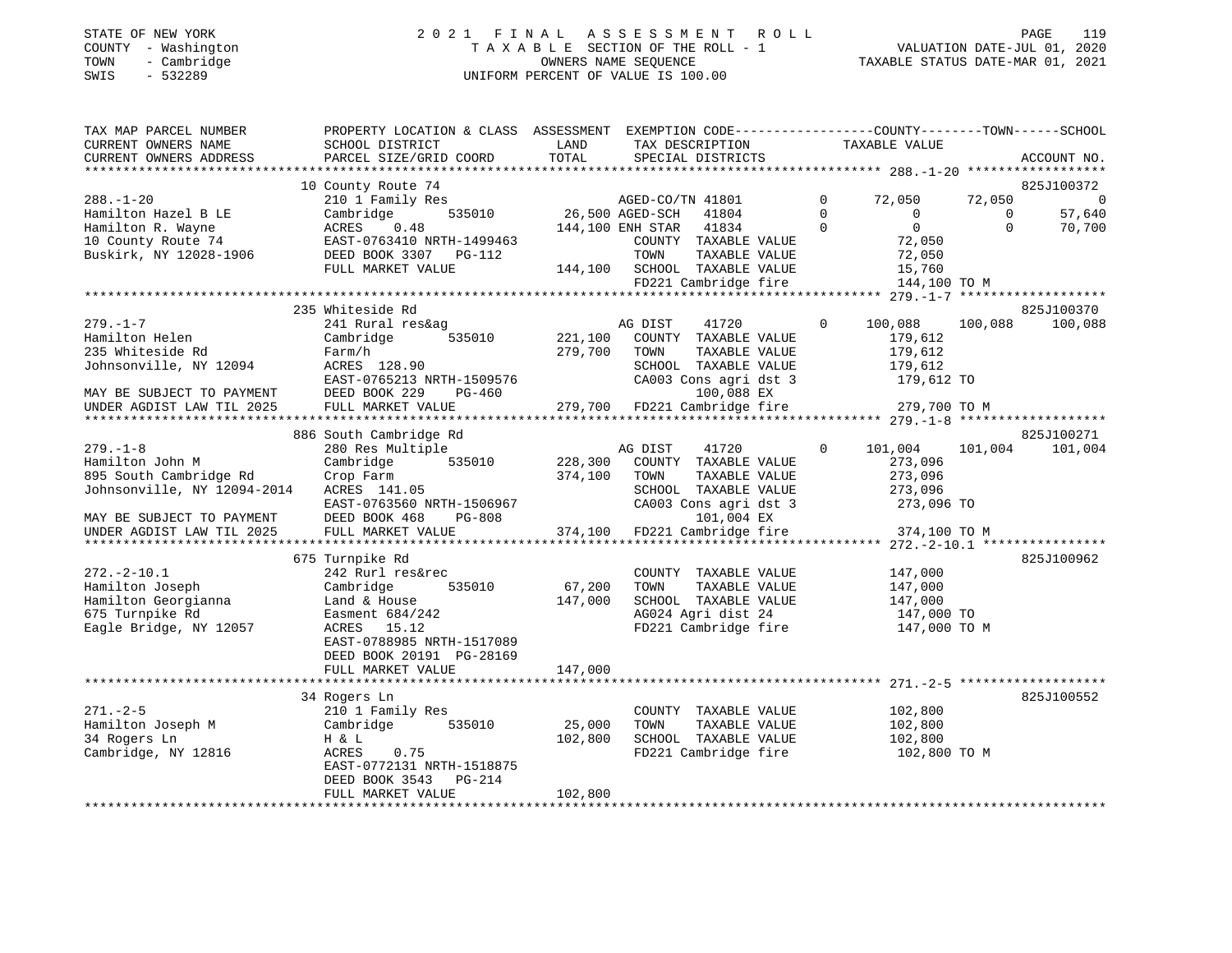STATE OF NEW YORK
COUNTY - Washington
TOWN - Cambridge
SWIS - 532289

2021 FINAL ASSESSMENT ROLL
TAXABLE SECTION OF THE ROLL - 1
OWNERS NAME SEQUENCE
UNIFORM PERCENT OF VALUE IS 100.00

VALUATION DATE-JUL 01, 2020
TAXABLE STATUS DATE-MAR 01, 2021

| TAX MAP PARCEL NUMBER / CURRENT OWNERS NAME / CURRENT OWNERS ADDRESS | PROPERTY LOCATION & CLASS / SCHOOL DISTRICT / PARCEL SIZE/GRID COORD | ASSESSMENT LAND / TOTAL | EXEMPTION CODE / TAX DESCRIPTION / SPECIAL DISTRICTS | COUNTY TAXABLE VALUE | TOWN | SCHOOL / ACCOUNT NO. |
|---|---|---|---|---|---|---|
| | 10 County Route 74 | | | | | 825J100372 |
| 288.-1-20 | 210 1 Family Res | | AGED-CO/TN 41801 0 | 72,050 | 72,050 | 0 |
| Hamilton Hazel B LE | Cambridge 535010 | 26,500 | AGED-SCH 41804 0 | 0 | 0 | 57,640 |
| Hamilton R. Wayne | ACRES 0.48 | 144,100 | ENH STAR 41834 0 | 0 | 0 | 70,700 |
| 10 County Route 74 | EAST-0763410 NRTH-1499463 | | COUNTY TAXABLE VALUE | 72,050 | | |
| Buskirk, NY 12028-1906 | DEED BOOK 3307 PG-112 | | TOWN TAXABLE VALUE | 72,050 | | |
| | FULL MARKET VALUE | 144,100 | SCHOOL TAXABLE VALUE | 15,760 | | |
| | | | FD221 Cambridge fire | 144,100 TO M | | |
| | 235 Whiteside Rd | | | | | 825J100370 |
| 279.-1-7 | 241 Rural res&ag | | AG DIST 41720 0 | 100,088 | 100,088 | 100,088 |
| Hamilton Helen | Cambridge 535010 | 221,100 | COUNTY TAXABLE VALUE | 179,612 | | |
| 235 Whiteside Rd | Farm/h | 279,700 | TOWN TAXABLE VALUE | 179,612 | | |
| Johnsonville, NY 12094 | ACRES 128.90 | | SCHOOL TAXABLE VALUE | 179,612 | | |
| | EAST-0765213 NRTH-1509576 | | CA003 Cons agri dst 3 | 179,612 TO | | |
| MAY BE SUBJECT TO PAYMENT | DEED BOOK 229 PG-460 | | 100,088 EX | | | |
| UNDER AGDIST LAW TIL 2025 | FULL MARKET VALUE | 279,700 | FD221 Cambridge fire | 279,700 TO M | | |
| | 886 South Cambridge Rd | | | | | 825J100271 |
| 279.-1-8 | 280 Res Multiple | | AG DIST 41720 0 | 101,004 | 101,004 | 101,004 |
| Hamilton John M | Cambridge 535010 | 228,300 | COUNTY TAXABLE VALUE | 273,096 | | |
| 895 South Cambridge Rd | Crop Farm | 374,100 | TOWN TAXABLE VALUE | 273,096 | | |
| Johnsonville, NY 12094-2014 | ACRES 141.05 | | SCHOOL TAXABLE VALUE | 273,096 | | |
| | EAST-0763560 NRTH-1506967 | | CA003 Cons agri dst 3 | 273,096 TO | | |
| MAY BE SUBJECT TO PAYMENT | DEED BOOK 468 PG-808 | | 101,004 EX | | | |
| UNDER AGDIST LAW TIL 2025 | FULL MARKET VALUE | 374,100 | FD221 Cambridge fire | 374,100 TO M | | |
| | 675 Turnpike Rd | | | | | 825J100962 |
| 272.-2-10.1 | 242 Rurl res&rec | | COUNTY TAXABLE VALUE | 147,000 | | |
| Hamilton Joseph | Cambridge 535010 | 67,200 | TOWN TAXABLE VALUE | 147,000 | | |
| Hamilton Georgianna | Land & House | 147,000 | SCHOOL TAXABLE VALUE | 147,000 | | |
| 675 Turnpike Rd | Easment 684/242 | | AG024 Agri dist 24 | 147,000 TO | | |
| Eagle Bridge, NY 12057 | ACRES 15.12 | | FD221 Cambridge fire | 147,000 TO M | | |
| | EAST-0788985 NRTH-1517089 | | | | | |
| | DEED BOOK 20191 PG-28169 | | | | | |
| | FULL MARKET VALUE | 147,000 | | | | |
| | 34 Rogers Ln | | | | | 825J100552 |
| 271.-2-5 | 210 1 Family Res | | COUNTY TAXABLE VALUE | 102,800 | | |
| Hamilton Joseph M | Cambridge 535010 | 25,000 | TOWN TAXABLE VALUE | 102,800 | | |
| 34 Rogers Ln | H & L | 102,800 | SCHOOL TAXABLE VALUE | 102,800 | | |
| Cambridge, NY 12816 | ACRES 0.75 | | FD221 Cambridge fire | 102,800 TO M | | |
| | EAST-0772131 NRTH-1518875 | | | | | |
| | DEED BOOK 3543 PG-214 | | | | | |
| | FULL MARKET VALUE | 102,800 | | | | |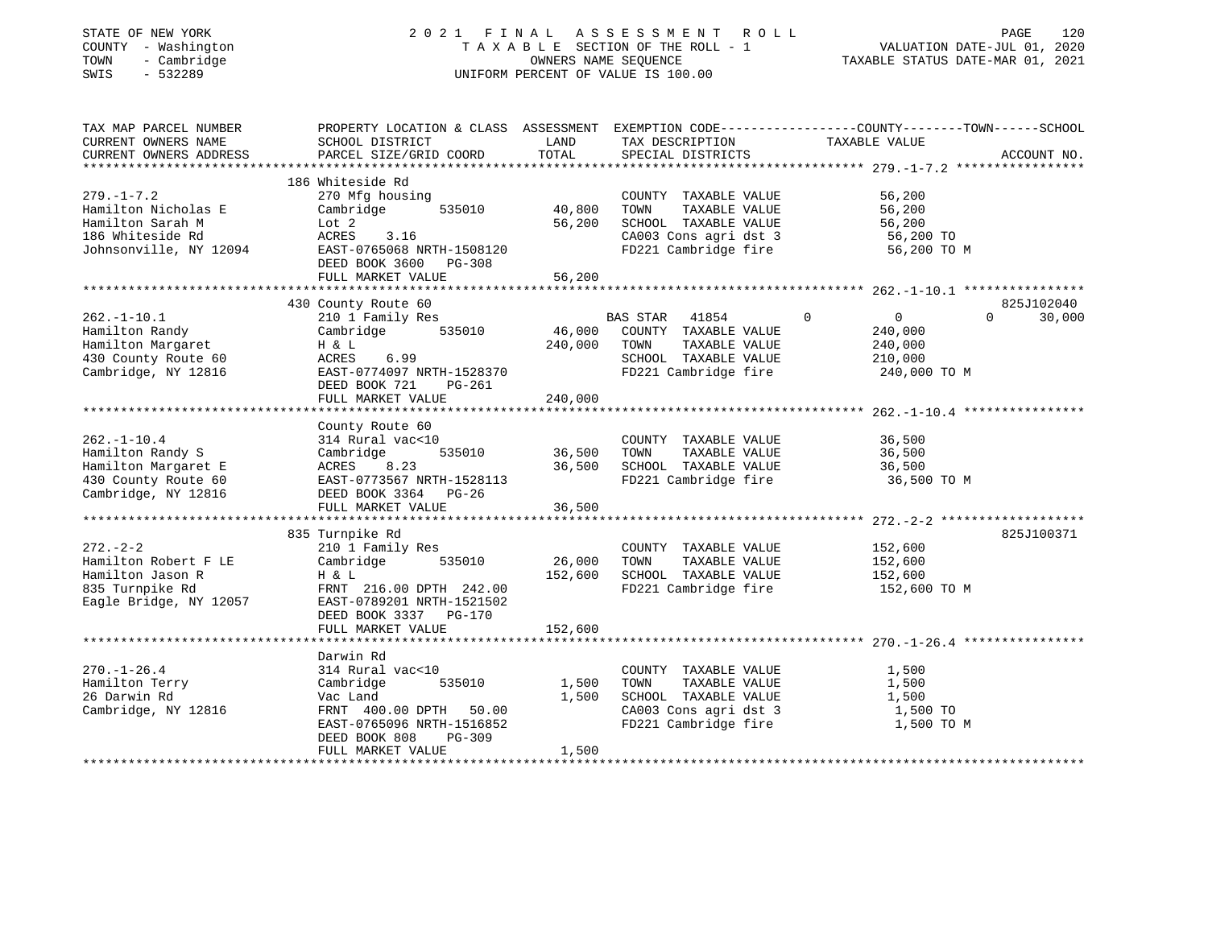STATE OF NEW YORK
COUNTY - Washington
TOWN - Cambridge
SWIS - 532289

2021 FINAL ASSESSMENT ROLL
TAXABLE SECTION OF THE ROLL - 1
OWNERS NAME SEQUENCE
UNIFORM PERCENT OF VALUE IS 100.00

VALUATION DATE-JUL 01, 2020
TAXABLE STATUS DATE-MAR 01, 2021

| TAX MAP PARCEL NUMBER / CURRENT OWNERS NAME / CURRENT OWNERS ADDRESS | PROPERTY LOCATION & CLASS / SCHOOL DISTRICT / PARCEL SIZE/GRID COORD | ASSESSMENT LAND | TOTAL | EXEMPTION CODE / TAX DESCRIPTION / SPECIAL DISTRICTS | COUNTY | TOWN | SCHOOL | TAXABLE VALUE | ACCOUNT NO. |
|---|---|---|---|---|---|---|---|---|---|
| 279.-1-7.2 | 186 Whiteside Rd | | | | | | | | |
| Hamilton Nicholas E | 270 Mfg housing | | | COUNTY TAXABLE VALUE | | | | 56,200 | |
| Hamilton Sarah M | Cambridge 535010 | 40,800 | | TOWN TAXABLE VALUE | | | | 56,200 | |
| 186 Whiteside Rd | Lot 2 | | 56,200 | SCHOOL TAXABLE VALUE | | | | 56,200 | |
| Johnsonville, NY 12094 | ACRES 3.16 | | | CA003 Cons agri dst 3 | | | | 56,200 TO | |
| | EAST-0765068 NRTH-1508120 | | | FD221 Cambridge fire | | | | 56,200 TO M | |
| | DEED BOOK 3600 PG-308 | | | | | | | | |
| | FULL MARKET VALUE | | 56,200 | | | | | | |
| 262.-1-10.1 | 430 County Route 60 | | | | | | | | 825J102040 |
| Hamilton Randy | 210 1 Family Res | | | BAS STAR 41854 | 0 | 0 | 0 | 30,000 | |
| Hamilton Margaret | Cambridge 535010 | 46,000 | | COUNTY TAXABLE VALUE | | | | 240,000 | |
| 430 County Route 60 | H & L | | 240,000 | TOWN TAXABLE VALUE | | | | 240,000 | |
| Cambridge, NY 12816 | ACRES 6.99 | | | SCHOOL TAXABLE VALUE | | | | 210,000 | |
| | EAST-0774097 NRTH-1528370 | | | FD221 Cambridge fire | | | | 240,000 TO M | |
| | DEED BOOK 721 PG-261 | | | | | | | | |
| | FULL MARKET VALUE | | 240,000 | | | | | | |
| 262.-1-10.4 | County Route 60 | | | | | | | | |
| Hamilton Randy S | 314 Rural vac<10 | | | COUNTY TAXABLE VALUE | | | | 36,500 | |
| Hamilton Margaret E | Cambridge 535010 | 36,500 | | TOWN TAXABLE VALUE | | | | 36,500 | |
| 430 County Route 60 | ACRES 8.23 | | 36,500 | SCHOOL TAXABLE VALUE | | | | 36,500 | |
| Cambridge, NY 12816 | EAST-0773567 NRTH-1528113 | | | FD221 Cambridge fire | | | | 36,500 TO M | |
| | DEED BOOK 3364 PG-26 | | | | | | | | |
| | FULL MARKET VALUE | | 36,500 | | | | | | |
| 272.-2-2 | 835 Turnpike Rd | | | | | | | | 825J100371 |
| Hamilton Robert F LE | 210 1 Family Res | | | COUNTY TAXABLE VALUE | | | | 152,600 | |
| Hamilton Jason R | Cambridge 535010 | 26,000 | | TOWN TAXABLE VALUE | | | | 152,600 | |
| 835 Turnpike Rd | H & L | | 152,600 | SCHOOL TAXABLE VALUE | | | | 152,600 | |
| Eagle Bridge, NY 12057 | FRNT 216.00 DPTH 242.00 | | | FD221 Cambridge fire | | | | 152,600 TO M | |
| | EAST-0789201 NRTH-1521502 | | | | | | | | |
| | DEED BOOK 3337 PG-170 | | | | | | | | |
| | FULL MARKET VALUE | | 152,600 | | | | | | |
| 270.-1-26.4 | Darwin Rd | | | | | | | | |
| Hamilton Terry | 314 Rural vac<10 | | | COUNTY TAXABLE VALUE | | | | 1,500 | |
| 26 Darwin Rd | Cambridge 535010 | 1,500 | | TOWN TAXABLE VALUE | | | | 1,500 | |
| Cambridge, NY 12816 | Vac Land | | 1,500 | SCHOOL TAXABLE VALUE | | | | 1,500 | |
| | FRNT 400.00 DPTH 50.00 | | | CA003 Cons agri dst 3 | | | | 1,500 TO | |
| | EAST-0765096 NRTH-1516852 | | | FD221 Cambridge fire | | | | 1,500 TO M | |
| | DEED BOOK 808 PG-309 | | | | | | | | |
| | FULL MARKET VALUE | | 1,500 | | | | | | |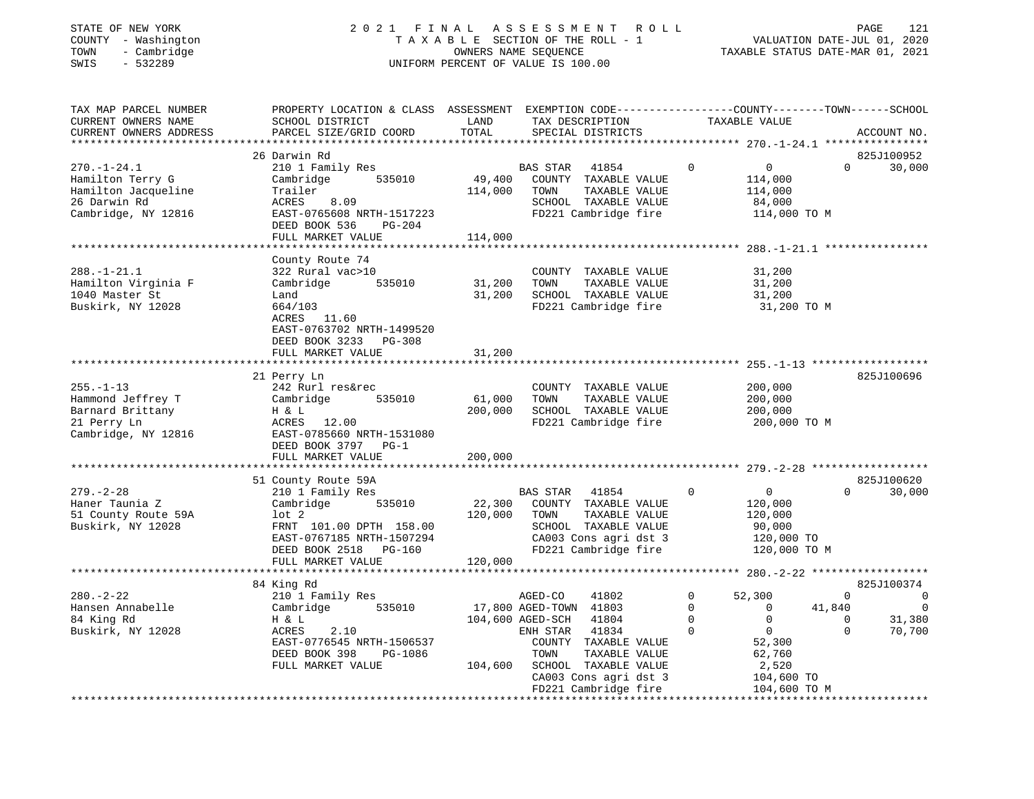STATE OF NEW YORK
COUNTY - Washington
TOWN - Cambridge
SWIS - 532289

# 2021 FINAL ASSESSMENT ROLL

TAXABLE SECTION OF THE ROLL - 1
OWNERS NAME SEQUENCE
UNIFORM PERCENT OF VALUE IS 100.00

VALUATION DATE-JUL 01, 2020
TAXABLE STATUS DATE-MAR 01, 2021

| TAX MAP PARCEL NUMBER / CURRENT OWNERS NAME / CURRENT OWNERS ADDRESS | PROPERTY LOCATION & CLASS / SCHOOL DISTRICT / PARCEL SIZE/GRID COORD | ASSESSMENT LAND / TOTAL | EXEMPTION CODE / TAX DESCRIPTION / SPECIAL DISTRICTS | COUNTY TAXABLE VALUE | TOWN | SCHOOL / ACCOUNT NO. |
|---|---|---|---|---|---|---|
| 270.-1-24.1 | 26 Darwin Rd | | | | | 825J100952 |
| Hamilton Terry G | 210 1 Family Res | | BAS STAR 41854 0 | 0 | 0 | 30,000 |
| Hamilton Jacqueline | Cambridge 535010 | 49,400 | COUNTY TAXABLE VALUE | 114,000 | | |
| 26 Darwin Rd | Trailer | 114,000 | TOWN TAXABLE VALUE | 114,000 | | |
| Cambridge, NY 12816 | ACRES 8.09 | | SCHOOL TAXABLE VALUE | 84,000 | | |
| | EAST-0765608 NRTH-1517223 | | FD221 Cambridge fire | 114,000 TO M | | |
| | DEED BOOK 536 PG-204 | | | | | |
| | FULL MARKET VALUE | 114,000 | | | | |
| 288.-1-21.1 | County Route 74 | | | | | |
| Hamilton Virginia F | 322 Rural vac>10 | | COUNTY TAXABLE VALUE | 31,200 | | |
| 1040 Master St | Cambridge 535010 | 31,200 | TOWN TAXABLE VALUE | 31,200 | | |
| Buskirk, NY 12028 | Land | 31,200 | SCHOOL TAXABLE VALUE | 31,200 | | |
| | 664/103 | | FD221 Cambridge fire | 31,200 TO M | | |
| | ACRES 11.60 | | | | | |
| | EAST-0763702 NRTH-1499520 | | | | | |
| | DEED BOOK 3233 PG-308 | | | | | |
| | FULL MARKET VALUE | 31,200 | | | | |
| 255.-1-13 | 21 Perry Ln | | | | | 825J100696 |
| Hammond Jeffrey T | 242 Rurl res&rec | | COUNTY TAXABLE VALUE | 200,000 | | |
| Barnard Brittany | Cambridge 535010 | 61,000 | TOWN TAXABLE VALUE | 200,000 | | |
| 21 Perry Ln | H & L | 200,000 | SCHOOL TAXABLE VALUE | 200,000 | | |
| Cambridge, NY 12816 | ACRES 12.00 | | FD221 Cambridge fire | 200,000 TO M | | |
| | EAST-0785660 NRTH-1531080 | | | | | |
| | DEED BOOK 3797 PG-1 | | | | | |
| | FULL MARKET VALUE | 200,000 | | | | |
| 279.-2-28 | 51 County Route 59A | | | | | 825J100620 |
| Haner Taunia Z | 210 1 Family Res | | BAS STAR 41854 0 | 0 | 0 | 30,000 |
| 51 County Route 59A | Cambridge 535010 | 22,300 | COUNTY TAXABLE VALUE | 120,000 | | |
| Buskirk, NY 12028 | lot 2 | 120,000 | TOWN TAXABLE VALUE | 120,000 | | |
| | FRNT 101.00 DPTH 158.00 | | SCHOOL TAXABLE VALUE | 90,000 | | |
| | EAST-0767185 NRTH-1507294 | | CA003 Cons agri dst 3 | 120,000 TO | | |
| | DEED BOOK 2518 PG-160 | | FD221 Cambridge fire | 120,000 TO M | | |
| | FULL MARKET VALUE | 120,000 | | | | |
| 280.-2-22 | 84 King Rd | | | | | 825J100374 |
| Hansen Annabelle | 210 1 Family Res | | AGED-CO 41802 0 | 52,300 | 0 | 0 |
| 84 King Rd | Cambridge 535010 | 17,800 | AGED-TOWN 41803 0 | 0 | 41,840 | 0 |
| Buskirk, NY 12028 | H & L | 104,600 | AGED-SCH 41804 0 | 0 | 0 | 31,380 |
| | ACRES 2.10 | | ENH STAR 41834 0 | 0 | 0 | 70,700 |
| | EAST-0776545 NRTH-1506537 | | COUNTY TAXABLE VALUE | 52,300 | | |
| | DEED BOOK 398 PG-1086 | | TOWN TAXABLE VALUE | 62,760 | | |
| | FULL MARKET VALUE | 104,600 | SCHOOL TAXABLE VALUE | 2,520 | | |
| | | | CA003 Cons agri dst 3 | 104,600 TO | | |
| | | | FD221 Cambridge fire | 104,600 TO M | | |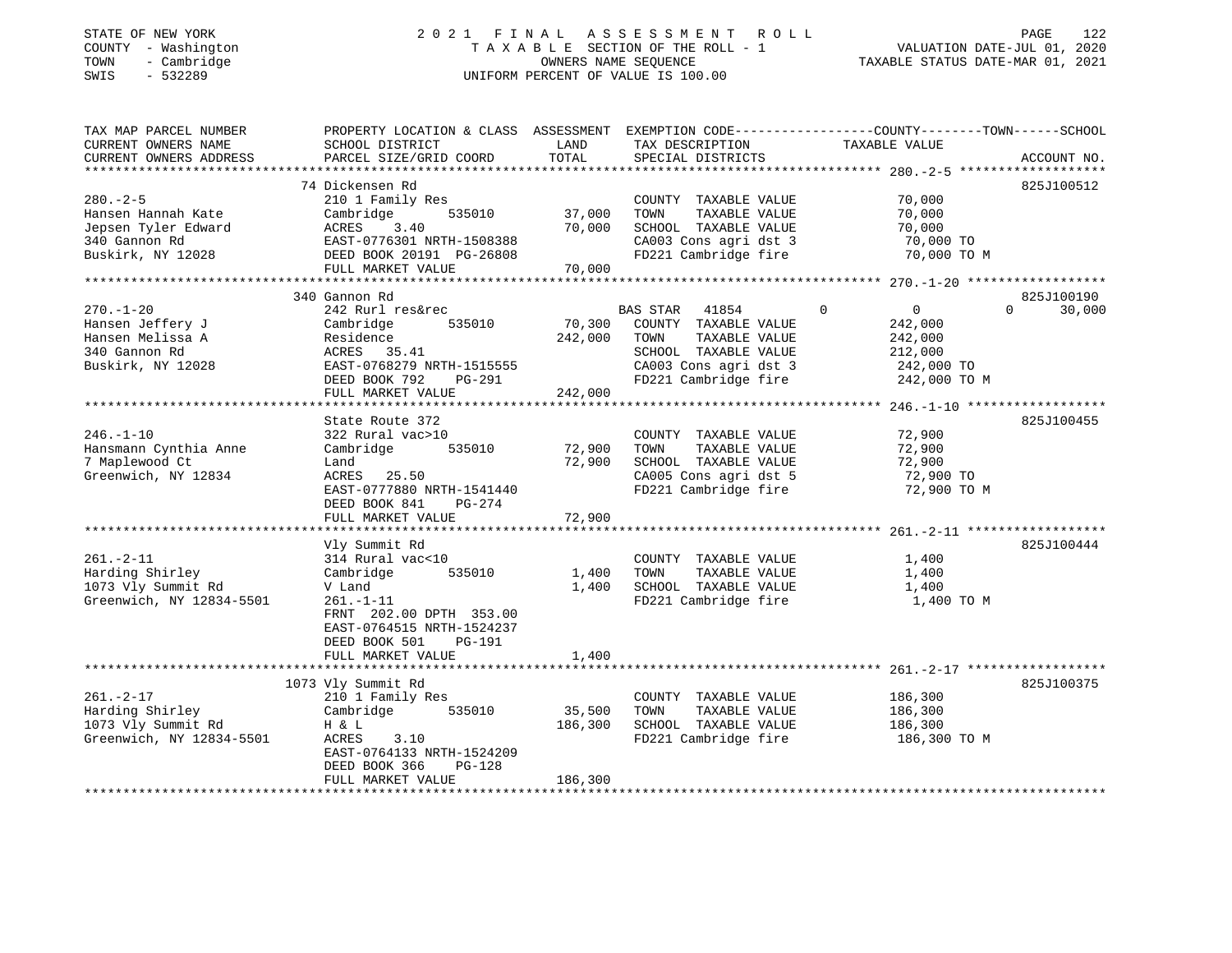STATE OF NEW YORK
COUNTY - Washington
TOWN - Cambridge
SWIS - 532289

2021 FINAL ASSESSMENT ROLL
TAXABLE SECTION OF THE ROLL - 1
OWNERS NAME SEQUENCE
UNIFORM PERCENT OF VALUE IS 100.00

VALUATION DATE-JUL 01, 2020
TAXABLE STATUS DATE-MAR 01, 2021

| TAX MAP PARCEL NUMBER / CURRENT OWNERS NAME / CURRENT OWNERS ADDRESS | PROPERTY LOCATION & CLASS / SCHOOL DISTRICT / PARCEL SIZE/GRID COORD | ASSESSMENT LAND | TOTAL | EXEMPTION CODE / TAX DESCRIPTION / SPECIAL DISTRICTS | COUNTY | TOWN | SCHOOL / TAXABLE VALUE | ACCOUNT NO. |
|---|---|---|---|---|---|---|---|---|
| **280.-2-5** | 74 Dickensen Rd | | | | | | | 825J100512 |
| Hansen Hannah Kate | 210 1 Family Res | | | COUNTY TAXABLE VALUE | 70,000 | | | |
| Jepsen Tyler Edward | Cambridge 535010 | 37,000 | | TOWN TAXABLE VALUE | | 70,000 | | |
| 340 Gannon Rd | ACRES 3.40 | | 70,000 | SCHOOL TAXABLE VALUE | | | 70,000 | |
| Buskirk, NY 12028 | EAST-0776301 NRTH-1508388 | | | CA003 Cons agri dst 3 | 70,000 TO | | | |
| | DEED BOOK 20191 PG-26808 | | | FD221 Cambridge fire | 70,000 TO M | | | |
| | FULL MARKET VALUE | | 70,000 | | | | | |
| **270.-1-20** | 340 Gannon Rd | | | | | | | 825J100190 |
| Hansen Jeffery J | 242 Rurl res&rec | | | BAS STAR 41854 | 0 | 0 | 30,000 | |
| Hansen Melissa A | Cambridge 535010 | 70,300 | | COUNTY TAXABLE VALUE | 242,000 | | | |
| 340 Gannon Rd | Residence | | 242,000 | TOWN TAXABLE VALUE | | 242,000 | | |
| Buskirk, NY 12028 | ACRES 35.41 | | | SCHOOL TAXABLE VALUE | | | 212,000 | |
| | EAST-0768279 NRTH-1515555 | | | CA003 Cons agri dst 3 | 242,000 TO | | | |
| | DEED BOOK 792 PG-291 | | | FD221 Cambridge fire | 242,000 TO M | | | |
| | FULL MARKET VALUE | | 242,000 | | | | | |
| **246.-1-10** | State Route 372 | | | | | | | 825J100455 |
| Hansmann Cynthia Anne | 322 Rural vac>10 | | | COUNTY TAXABLE VALUE | 72,900 | | | |
| 7 Maplewood Ct | Cambridge 535010 | 72,900 | | TOWN TAXABLE VALUE | | 72,900 | | |
| Greenwich, NY 12834 | Land | | 72,900 | SCHOOL TAXABLE VALUE | | | 72,900 | |
| | ACRES 25.50 | | | CA005 Cons agri dst 5 | 72,900 TO | | | |
| | EAST-0777880 NRTH-1541440 | | | FD221 Cambridge fire | 72,900 TO M | | | |
| | DEED BOOK 841 PG-274 | | | | | | | |
| | FULL MARKET VALUE | | 72,900 | | | | | |
| **261.-2-11** | Vly Summit Rd | | | | | | | 825J100444 |
| Harding Shirley | 314 Rural vac<10 | | | COUNTY TAXABLE VALUE | 1,400 | | | |
| 1073 Vly Summit Rd | Cambridge 535010 | 1,400 | | TOWN TAXABLE VALUE | | 1,400 | | |
| Greenwich, NY 12834-5501 | V Land | | 1,400 | SCHOOL TAXABLE VALUE | | | 1,400 | |
| | 261.-1-11 | | | FD221 Cambridge fire | 1,400 TO M | | | |
| | FRNT 202.00 DPTH 353.00 | | | | | | | |
| | EAST-0764515 NRTH-1524237 | | | | | | | |
| | DEED BOOK 501 PG-191 | | | | | | | |
| | FULL MARKET VALUE | | 1,400 | | | | | |
| **261.-2-17** | 1073 Vly Summit Rd | | | | | | | 825J100375 |
| Harding Shirley | 210 1 Family Res | | | COUNTY TAXABLE VALUE | 186,300 | | | |
| 1073 Vly Summit Rd | Cambridge 535010 | 35,500 | | TOWN TAXABLE VALUE | | 186,300 | | |
| Greenwich, NY 12834-5501 | H & L | | 186,300 | SCHOOL TAXABLE VALUE | | | 186,300 | |
| | ACRES 3.10 | | | FD221 Cambridge fire | 186,300 TO M | | | |
| | EAST-0764133 NRTH-1524209 | | | | | | | |
| | DEED BOOK 366 PG-128 | | | | | | | |
| | FULL MARKET VALUE | | 186,300 | | | | | |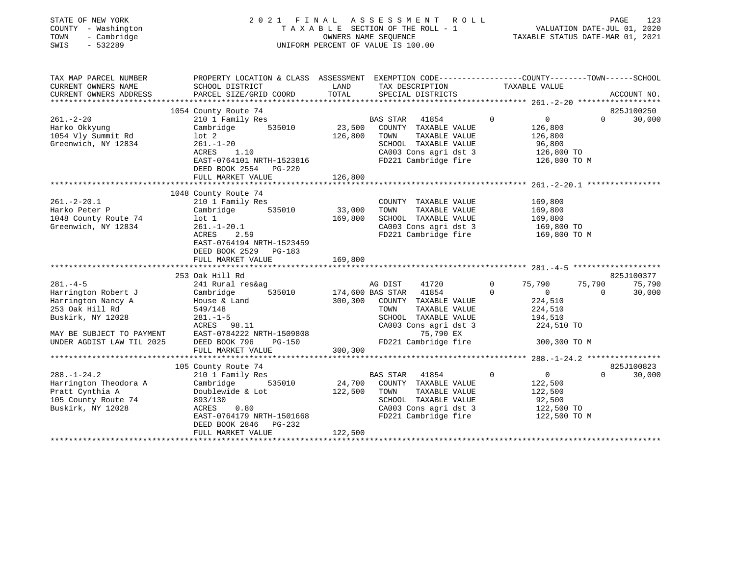STATE OF NEW YORK
COUNTY - Washington
TOWN - Cambridge
SWIS - 532289

2 0 2 1 F I N A L A S S E S S M E N T R O L L
T A X A B L E SECTION OF THE ROLL - 1
OWNERS NAME SEQUENCE
UNIFORM PERCENT OF VALUE IS 100.00

VALUATION DATE-JUL 01, 2020
TAXABLE STATUS DATE-MAR 01, 2021

```
TAX MAP PARCEL NUMBER          PROPERTY LOCATION & CLASS  ASSESSMENT  EXEMPTION CODE-----------------COUNTY--------TOWN------SCHOOL
CURRENT OWNERS NAME            SCHOOL DISTRICT               LAND      TAX DESCRIPTION              TAXABLE VALUE
CURRENT OWNERS ADDRESS         PARCEL SIZE/GRID COORD        TOTAL     SPECIAL DISTRICTS                                     ACCOUNT NO.
******************************************************************************************************* 261.-2-20 ******************
                               1054 County Route 74                                                                          825J100250
261.-2-20                      210 1 Family Res                     BAS STAR  41854          0          0            0     30,000
Harko Okkyung                  Cambridge      535010       23,500   COUNTY  TAXABLE VALUE            126,800
1054 Vly Summit Rd             lot 2                      126,800   TOWN    TAXABLE VALUE            126,800
Greenwich, NY 12834            261.-1-20                            SCHOOL  TAXABLE VALUE             96,800
                               ACRES    1.10                        CA003 Cons agri dst 3            126,800 TO
                               EAST-0764101 NRTH-1523816            FD221 Cambridge fire             126,800 TO M
                               DEED BOOK 2554   PG-220
                               FULL MARKET VALUE          126,800
******************************************************************************************************* 261.-2-20.1 ****************
                               1048 County Route 74
261.-2-20.1                    210 1 Family Res                     COUNTY  TAXABLE VALUE            169,800
Harko Peter P                  Cambridge      535010       33,000   TOWN    TAXABLE VALUE            169,800
1048 County Route 74           lot 1                      169,800   SCHOOL  TAXABLE VALUE            169,800
Greenwich, NY 12834            261.-1-20.1                          CA003 Cons agri dst 3            169,800 TO
                               ACRES    2.59                        FD221 Cambridge fire             169,800 TO M
                               EAST-0764194 NRTH-1523459
                               DEED BOOK 2529   PG-183
                               FULL MARKET VALUE          169,800
******************************************************************************************************* 281.-4-5 *******************
                               253 Oak Hill Rd                                                                               825J100377
281.-4-5                       241 Rural res&ag                     AG DIST   41720          0     75,790       75,790     75,790
Harrington Robert J            Cambridge      535010      174,600 BAS STAR  41854          0          0            0     30,000
Harrington Nancy A             House & Land               300,300   COUNTY  TAXABLE VALUE            224,510
253 Oak Hill Rd                549/148                              TOWN    TAXABLE VALUE            224,510
Buskirk, NY 12028              281.-1-5                             SCHOOL  TAXABLE VALUE            194,510
                               ACRES   98.11                        CA003 Cons agri dst 3            224,510 TO
MAY BE SUBJECT TO PAYMENT      EAST-0784222 NRTH-1509808                      75,790 EX
UNDER AGDIST LAW TIL 2025      DEED BOOK 796    PG-150              FD221 Cambridge fire             300,300 TO M
                               FULL MARKET VALUE          300,300
******************************************************************************************************* 288.-1-24.2 ****************
                               105 County Route 74                                                                           825J100823
288.-1-24.2                    210 1 Family Res                     BAS STAR  41854          0          0            0     30,000
Harrington Theodora A          Cambridge      535010       24,700   COUNTY  TAXABLE VALUE            122,500
Pratt Cynthia A                Doublewide & Lot           122,500   TOWN    TAXABLE VALUE            122,500
105 County Route 74            893/130                              SCHOOL  TAXABLE VALUE             92,500
Buskirk, NY 12028              ACRES    0.80                        CA003 Cons agri dst 3            122,500 TO
                               EAST-0764179 NRTH-1501668            FD221 Cambridge fire             122,500 TO M
                               DEED BOOK 2846   PG-232
                               FULL MARKET VALUE          122,500
************************************************************************************************************************************
```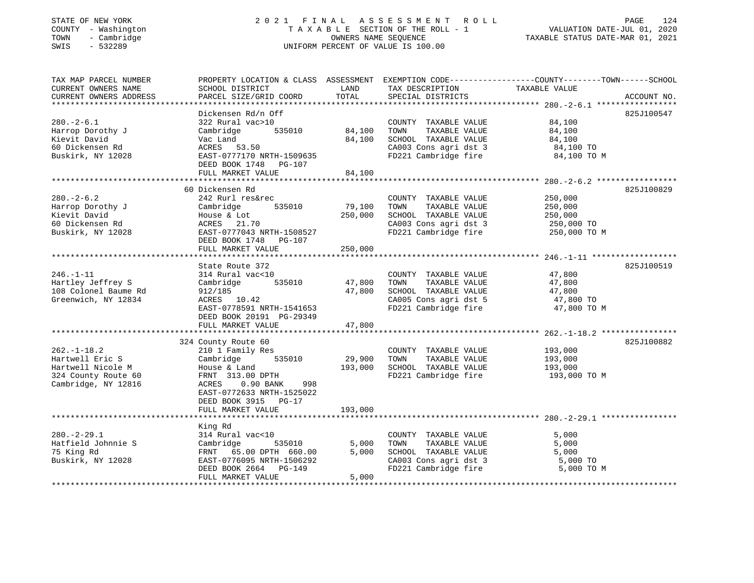STATE OF NEW YORK
COUNTY - Washington
TOWN - Cambridge
SWIS - 532289

2021 FINAL ASSESSMENT ROLL
TAXABLE SECTION OF THE ROLL - 1
OWNERS NAME SEQUENCE
UNIFORM PERCENT OF VALUE IS 100.00

VALUATION DATE-JUL 01, 2020
TAXABLE STATUS DATE-MAR 01, 2021

| TAX MAP PARCEL NUMBER / CURRENT OWNERS NAME / CURRENT OWNERS ADDRESS | PROPERTY LOCATION & CLASS / SCHOOL DISTRICT / PARCEL SIZE/GRID COORD | ASSESSMENT LAND | TOTAL | EXEMPTION CODE / TAX DESCRIPTION / SPECIAL DISTRICTS | TAXABLE VALUE | ACCOUNT NO. |
|---|---|---|---|---|---|---|
| **280.-2-6.1** | Dickensen Rd/n Off | | | | | 825J100547 |
| Harrop Dorothy J | 322 Rural vac>10 | | | COUNTY TAXABLE VALUE | 84,100 | |
| Kievit David | Cambridge 535010 | 84,100 | | TOWN TAXABLE VALUE | 84,100 | |
| 60 Dickensen Rd | Vac Land | | 84,100 | SCHOOL TAXABLE VALUE | 84,100 | |
| Buskirk, NY 12028 | ACRES 53.50 | | | CA003 Cons agri dst 3 | 84,100 TO | |
| | EAST-0777170 NRTH-1509635 | | | FD221 Cambridge fire | 84,100 TO M | |
| | DEED BOOK 1748 PG-107 | | | | | |
| | FULL MARKET VALUE | | 84,100 | | | |
| **280.-2-6.2** | 60 Dickensen Rd | | | | | 825J100829 |
| Harrop Dorothy J | 242 Rurl res&rec | | | COUNTY TAXABLE VALUE | 250,000 | |
| Kievit David | Cambridge 535010 | 79,100 | | TOWN TAXABLE VALUE | 250,000 | |
| 60 Dickensen Rd | House & Lot | | 250,000 | SCHOOL TAXABLE VALUE | 250,000 | |
| Buskirk, NY 12028 | ACRES 21.70 | | | CA003 Cons agri dst 3 | 250,000 TO | |
| | EAST-0777043 NRTH-1508527 | | | FD221 Cambridge fire | 250,000 TO M | |
| | DEED BOOK 1748 PG-107 | | | | | |
| | FULL MARKET VALUE | | 250,000 | | | |
| **246.-1-11** | State Route 372 | | | | | 825J100519 |
| Hartley Jeffrey S | 314 Rural vac<10 | | | COUNTY TAXABLE VALUE | 47,800 | |
| 108 Colonel Baume Rd | Cambridge 535010 | 47,800 | | TOWN TAXABLE VALUE | 47,800 | |
| Greenwich, NY 12834 | 912/185 | | 47,800 | SCHOOL TAXABLE VALUE | 47,800 | |
| | ACRES 10.42 | | | CA005 Cons agri dst 5 | 47,800 TO | |
| | EAST-0778591 NRTH-1541653 | | | FD221 Cambridge fire | 47,800 TO M | |
| | DEED BOOK 20191 PG-29349 | | | | | |
| | FULL MARKET VALUE | | 47,800 | | | |
| **262.-1-18.2** | 324 County Route 60 | | | | | 825J100882 |
| Hartwell Eric S | 210 1 Family Res | | | COUNTY TAXABLE VALUE | 193,000 | |
| Hartwell Nicole M | Cambridge 535010 | 29,900 | | TOWN TAXABLE VALUE | 193,000 | |
| 324 County Route 60 | House & Land | | 193,000 | SCHOOL TAXABLE VALUE | 193,000 | |
| Cambridge, NY 12816 | FRNT 313.00 DPTH | | | FD221 Cambridge fire | 193,000 TO M | |
| | ACRES 0.90 BANK 998 | | | | | |
| | EAST-0772633 NRTH-1525022 | | | | | |
| | DEED BOOK 3915 PG-17 | | | | | |
| | FULL MARKET VALUE | | 193,000 | | | |
| **280.-2-29.1** | King Rd | | | | | |
| Hatfield Johnnie S | 314 Rural vac<10 | | | COUNTY TAXABLE VALUE | 5,000 | |
| 75 King Rd | Cambridge 535010 | 5,000 | | TOWN TAXABLE VALUE | 5,000 | |
| Buskirk, NY 12028 | FRNT 65.00 DPTH 660.00 | | 5,000 | SCHOOL TAXABLE VALUE | 5,000 | |
| | EAST-0776095 NRTH-1506292 | | | CA003 Cons agri dst 3 | 5,000 TO | |
| | DEED BOOK 2664 PG-149 | | | FD221 Cambridge fire | 5,000 TO M | |
| | FULL MARKET VALUE | | 5,000 | | | |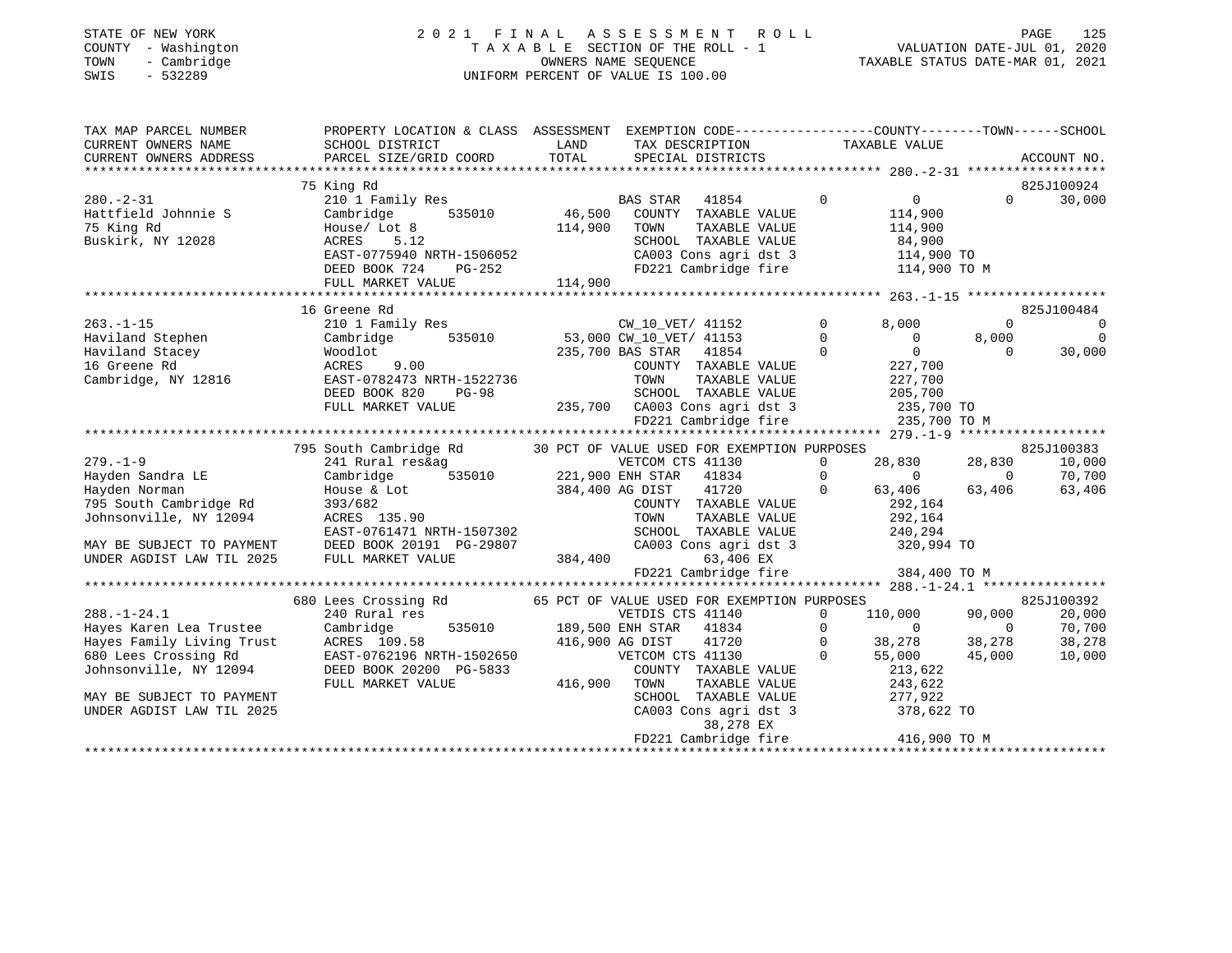STATE OF NEW YORK
COUNTY - Washington
TOWN - Cambridge
SWIS - 532289

2021 FINAL ASSESSMENT ROLL
TAXABLE SECTION OF THE ROLL - 1
OWNERS NAME SEQUENCE
UNIFORM PERCENT OF VALUE IS 100.00

VALUATION DATE-JUL 01, 2020
TAXABLE STATUS DATE-MAR 01, 2021

```
TAX MAP PARCEL NUMBER      PROPERTY LOCATION & CLASS  ASSESSMENT  EXEMPTION CODE-----------------COUNTY--------TOWN------SCHOOL
CURRENT OWNERS NAME        SCHOOL DISTRICT            LAND        TAX DESCRIPTION              TAXABLE VALUE
CURRENT OWNERS ADDRESS     PARCEL SIZE/GRID COORD     TOTAL       SPECIAL DISTRICTS                                      ACCOUNT NO.
******************************************************************************************** 280.-2-31 ******************
                           75 King Rd                                                                                825J100924
280.-2-31                  210 1 Family Res                      BAS STAR   41854         0          0           0       30,000
Hattfield Johnnie S        Cambridge     535010       46,500     COUNTY  TAXABLE VALUE           114,900
75 King Rd                 House/ Lot 8              114,900     TOWN    TAXABLE VALUE           114,900
Buskirk, NY 12028          ACRES    5.12                         SCHOOL  TAXABLE VALUE            84,900
                           EAST-0775940 NRTH-1506052             CA003 Cons agri dst 3           114,900 TO
                           DEED BOOK 724    PG-252               FD221 Cambridge fire            114,900 TO M
                           FULL MARKET VALUE         114,900
******************************************************************************************** 263.-1-15 ******************
                           16 Greene Rd                                                                              825J100484
263.-1-15                  210 1 Family Res                      CW_10_VET/ 41152         0      8,000           0            0
Haviland Stephen           Cambridge     535010       53,000 CW_10_VET/ 41153             0          0       8,000            0
Haviland Stacey            Woodlot                   235,700 BAS STAR   41854             0          0           0       30,000
16 Greene Rd               ACRES    9.00                         COUNTY  TAXABLE VALUE           227,700
Cambridge, NY 12816        EAST-0782473 NRTH-1522736             TOWN    TAXABLE VALUE           227,700
                           DEED BOOK 820    PG-98                SCHOOL  TAXABLE VALUE           205,700
                           FULL MARKET VALUE         235,700     CA003 Cons agri dst 3           235,700 TO
                                                                 FD221 Cambridge fire            235,700 TO M
******************************************************************************************** 279.-1-9 *******************
                           795 South Cambridge Rd     30 PCT OF VALUE USED FOR EXEMPTION PURPOSES                    825J100383
279.-1-9                   241 Rural res&ag                      VETCOM CTS 41130         0     28,830      28,830       10,000
Hayden Sandra LE           Cambridge     535010      221,900 ENH STAR   41834             0          0           0       70,700
Hayden Norman              House & Lot               384,400 AG DIST    41720             0     63,406      63,406       63,406
795 South Cambridge Rd     393/682                               COUNTY  TAXABLE VALUE           292,164
Johnsonville, NY 12094     ACRES  135.90                         TOWN    TAXABLE VALUE           292,164
                           EAST-0761471 NRTH-1507302             SCHOOL  TAXABLE VALUE           240,294
MAY BE SUBJECT TO PAYMENT  DEED BOOK 20191 PG-29807              CA003 Cons agri dst 3           320,994 TO
UNDER AGDIST LAW TIL 2025  FULL MARKET VALUE         384,400          63,406 EX
                                                                 FD221 Cambridge fire            384,400 TO M
******************************************************************************************** 288.-1-24.1 ****************
                           680 Lees Crossing Rd       65 PCT OF VALUE USED FOR EXEMPTION PURPOSES                    825J100392
288.-1-24.1                240 Rural res                         VETDIS CTS 41140         0    110,000      90,000       20,000
Hayes Karen Lea Trustee    Cambridge     535010      189,500 ENH STAR   41834             0          0           0       70,700
Hayes Family Living Trust  ACRES  109.58             416,900 AG DIST    41720             0     38,278      38,278       38,278
680 Lees Crossing Rd       EAST-0762196 NRTH-1502650             VETCOM CTS 41130         0     55,000      45,000       10,000
Johnsonville, NY 12094     DEED BOOK 20200 PG-5833               COUNTY  TAXABLE VALUE           213,622
                           FULL MARKET VALUE         416,900     TOWN    TAXABLE VALUE           243,622
MAY BE SUBJECT TO PAYMENT                                        SCHOOL  TAXABLE VALUE           277,922
UNDER AGDIST LAW TIL 2025                                        CA003 Cons agri dst 3           378,622 TO
                                                                      38,278 EX
                                                                 FD221 Cambridge fire            416,900 TO M
****************************************************************************************************************************
```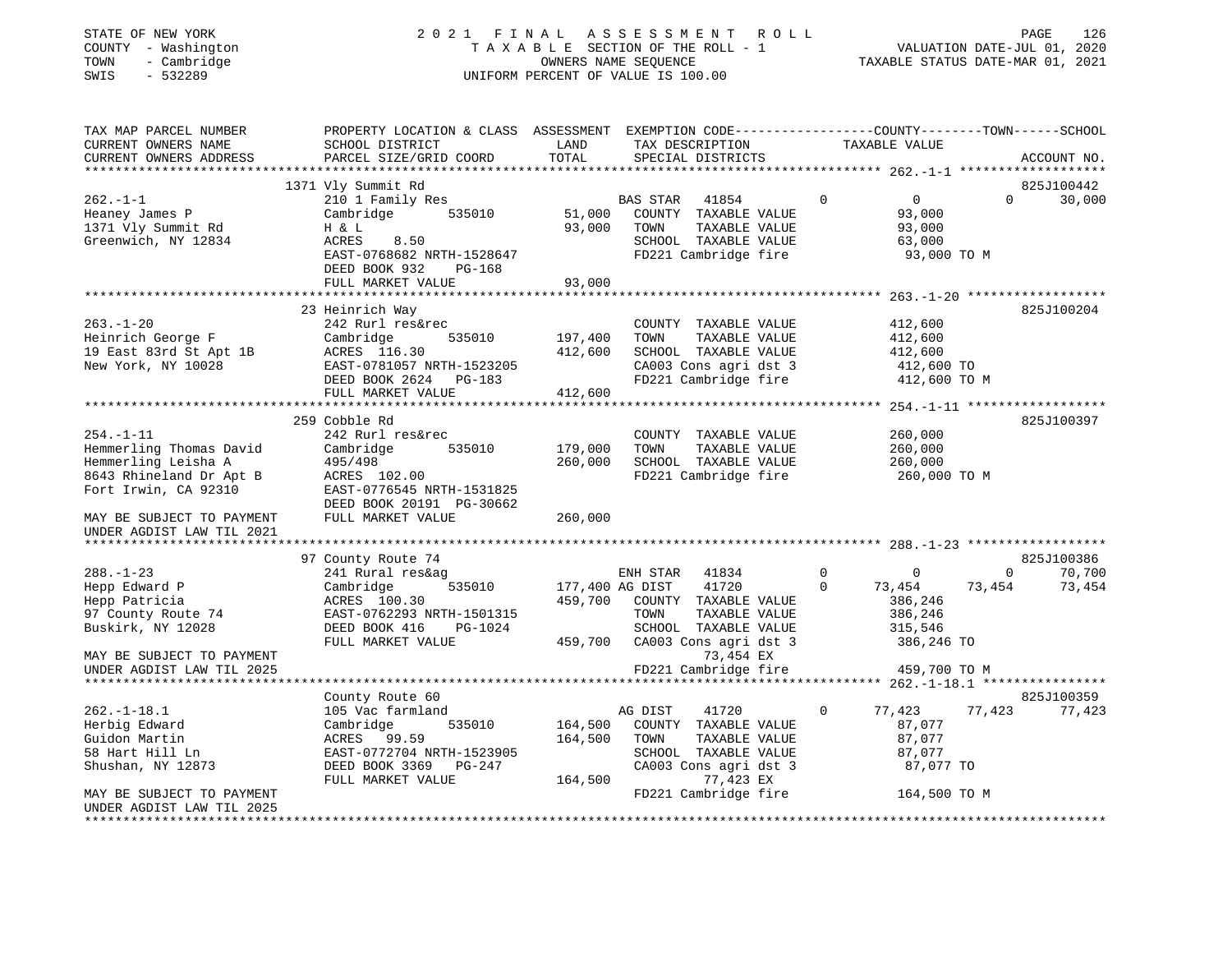STATE OF NEW YORK
COUNTY - Washington
TOWN - Cambridge
SWIS - 532289

2021 FINAL ASSESSMENT ROLL
TAXABLE SECTION OF THE ROLL - 1
OWNERS NAME SEQUENCE
UNIFORM PERCENT OF VALUE IS 100.00

VALUATION DATE-JUL 01, 2020
TAXABLE STATUS DATE-MAR 01, 2021

```
TAX MAP PARCEL NUMBER          PROPERTY LOCATION & CLASS  ASSESSMENT  EXEMPTION CODE------------------COUNTY--------TOWN------SCHOOL
CURRENT OWNERS NAME            SCHOOL DISTRICT              LAND      TAX DESCRIPTION                 TAXABLE VALUE
CURRENT OWNERS ADDRESS         PARCEL SIZE/GRID COORD       TOTAL     SPECIAL DISTRICTS                                      ACCOUNT NO.
******************************************************************************************************* 262.-1-1 *******************
                               1371 Vly Summit Rd                                                                          825J100442
262.-1-1                       210 1 Family Res                        BAS STAR   41854          0           0           0      30,000
Heaney James P                 Cambridge        535010      51,000     COUNTY  TAXABLE VALUE              93,000
1371 Vly Summit Rd             H & L                         93,000    TOWN     TAXABLE VALUE              93,000
Greenwich, NY 12834            ACRES    8.50                           SCHOOL  TAXABLE VALUE              63,000
                               EAST-0768682 NRTH-1528647               FD221 Cambridge fire                93,000 TO M
                               DEED BOOK 932     PG-168
                               FULL MARKET VALUE             93,000
******************************************************************************************************* 263.-1-20 ******************
                               23 Heinrich Way                                                                             825J100204
263.-1-20                      242 Rurl res&rec                        COUNTY  TAXABLE VALUE             412,600
Heinrich George F              Cambridge        535010     197,400     TOWN     TAXABLE VALUE             412,600
19 East 83rd St Apt 1B         ACRES  116.30                412,600    SCHOOL  TAXABLE VALUE             412,600
New York, NY 10028             EAST-0781057 NRTH-1523205               CA003 Cons agri dst 3              412,600 TO
                               DEED BOOK 2624    PG-183                FD221 Cambridge fire               412,600 TO M
                               FULL MARKET VALUE            412,600
******************************************************************************************************* 254.-1-11 ******************
                               259 Cobble Rd                                                                               825J100397
254.-1-11                      242 Rurl res&rec                        COUNTY  TAXABLE VALUE             260,000
Hemmerling Thomas David        Cambridge        535010     179,000     TOWN     TAXABLE VALUE             260,000
Hemmerling Leisha A            495/498                      260,000    SCHOOL  TAXABLE VALUE             260,000
8643 Rhineland Dr Apt B        ACRES  102.00                           FD221 Cambridge fire               260,000 TO M
Fort Irwin, CA 92310           EAST-0776545 NRTH-1531825
                               DEED BOOK 20191 PG-30662
MAY BE SUBJECT TO PAYMENT      FULL MARKET VALUE            260,000
UNDER AGDIST LAW TIL 2021
******************************************************************************************************* 288.-1-23 ******************
                               97 County Route 74                                                                          825J100386
288.-1-23                      241 Rural res&ag                        ENH STAR   41834          0           0           0      70,700
Hepp Edward P                  Cambridge        535010     177,400 AG DIST     41720          0      73,454      73,454      73,454
Hepp Patricia                  ACRES  100.30                459,700    COUNTY  TAXABLE VALUE             386,246
97 County Route 74             EAST-0762293 NRTH-1501315               TOWN     TAXABLE VALUE             386,246
Buskirk, NY 12028              DEED BOOK 416     PG-1024               SCHOOL  TAXABLE VALUE             315,546
                               FULL MARKET VALUE            459,700    CA003 Cons agri dst 3              386,246 TO
MAY BE SUBJECT TO PAYMENT                                                      73,454 EX
UNDER AGDIST LAW TIL 2025                                              FD221 Cambridge fire               459,700 TO M
******************************************************************************************************* 262.-1-18.1 ****************
                               County Route 60                                                                             825J100359
262.-1-18.1                    105 Vac farmland                        AG DIST    41720          0      77,423      77,423      77,423
Herbig Edward                  Cambridge        535010     164,500     COUNTY  TAXABLE VALUE              87,077
Guidon Martin                  ACRES   99.59                164,500    TOWN     TAXABLE VALUE              87,077
58 Hart Hill Ln                EAST-0772704 NRTH-1523905               SCHOOL  TAXABLE VALUE              87,077
Shushan, NY 12873              DEED BOOK 3369    PG-247                CA003 Cons agri dst 3               87,077 TO
                               FULL MARKET VALUE            164,500            77,423 EX
MAY BE SUBJECT TO PAYMENT                                              FD221 Cambridge fire               164,500 TO M
UNDER AGDIST LAW TIL 2025
************************************************************************************************************************************
```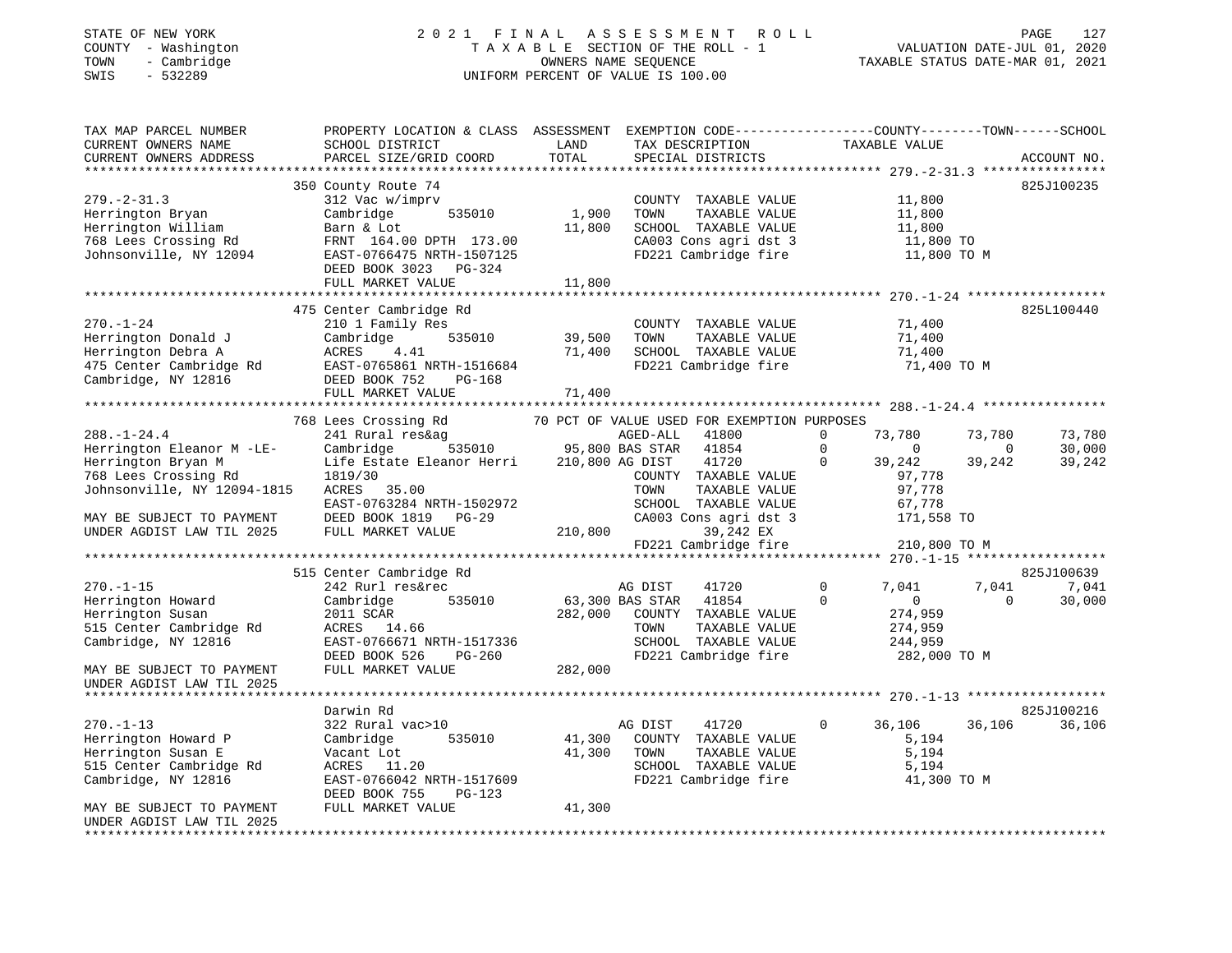STATE OF NEW YORK
COUNTY - Washington
TOWN - Cambridge
SWIS - 532289

2021 FINAL ASSESSMENT ROLL
TAXABLE SECTION OF THE ROLL - 1
OWNERS NAME SEQUENCE
UNIFORM PERCENT OF VALUE IS 100.00

VALUATION DATE-JUL 01, 2020
TAXABLE STATUS DATE-MAR 01, 2021

```
TAX MAP PARCEL NUMBER          PROPERTY LOCATION & CLASS  ASSESSMENT  EXEMPTION CODE-----------------COUNTY--------TOWN------SCHOOL
CURRENT OWNERS NAME            SCHOOL DISTRICT              LAND       TAX DESCRIPTION              TAXABLE VALUE
CURRENT OWNERS ADDRESS         PARCEL SIZE/GRID COORD       TOTAL      SPECIAL DISTRICTS                                         ACCOUNT NO.
*********************************************************************************************** 279.-2-31.3 ****************
                               350 County Route 74                                                                          825J100235
279.-2-31.3                    312 Vac w/imprv                          COUNTY  TAXABLE VALUE            11,800
Herrington Bryan               Cambridge        535010       1,900     TOWN    TAXABLE VALUE            11,800
Herrington William             Barn & Lot                    11,800     SCHOOL  TAXABLE VALUE            11,800
768 Lees Crossing Rd           FRNT 164.00 DPTH 173.00                 CA003 Cons agri dst 3             11,800 TO
Johnsonville, NY 12094         EAST-0766475 NRTH-1507125               FD221 Cambridge fire              11,800 TO M
                               DEED BOOK 3023   PG-324
                               FULL MARKET VALUE             11,800
*********************************************************************************************** 270.-1-24 ******************
                               475 Center Cambridge Rd                                                                      825L100440
270.-1-24                      210 1 Family Res                         COUNTY  TAXABLE VALUE            71,400
Herrington Donald J            Cambridge        535010      39,500     TOWN    TAXABLE VALUE            71,400
Herrington Debra A             ACRES    4.41                71,400     SCHOOL  TAXABLE VALUE            71,400
475 Center Cambridge Rd        EAST-0765861 NRTH-1516684               FD221 Cambridge fire              71,400 TO M
Cambridge, NY 12816            DEED BOOK 752    PG-168
                               FULL MARKET VALUE             71,400
*********************************************************************************************** 288.-1-24.4 ****************
                               768 Lees Crossing Rd          70 PCT OF VALUE USED FOR EXEMPTION PURPOSES
288.-1-24.4                    241 Rural res&ag                         AGED-ALL    41800        0      73,780      73,780      73,780
Herrington Eleanor M -LE-      Cambridge        535010      95,800 BAS STAR    41854        0           0           0      30,000
Herrington Bryan M             Life Estate Eleanor Herri   210,800 AG DIST     41720        0      39,242      39,242      39,242
768 Lees Crossing Rd           1819/30                                  COUNTY  TAXABLE VALUE            97,778
Johnsonville, NY 12094-1815    ACRES   35.00                            TOWN    TAXABLE VALUE            97,778
                               EAST-0763284 NRTH-1502972               SCHOOL  TAXABLE VALUE            67,778
MAY BE SUBJECT TO PAYMENT      DEED BOOK 1819   PG-29                  CA003 Cons agri dst 3            171,558 TO
UNDER AGDIST LAW TIL 2025      FULL MARKET VALUE            210,800            39,242 EX
                                                                        FD221 Cambridge fire             210,800 TO M
*********************************************************************************************** 270.-1-15 ******************
                               515 Center Cambridge Rd                                                                      825J100639
270.-1-15                      242 Rurl res&rec                         AG DIST     41720        0       7,041       7,041       7,041
Herrington Howard              Cambridge        535010      63,300 BAS STAR    41854        0           0           0      30,000
Herrington Susan               2011 SCAR                   282,000     COUNTY  TAXABLE VALUE           274,959
515 Center Cambridge Rd        ACRES   14.66                            TOWN    TAXABLE VALUE           274,959
Cambridge, NY 12816            EAST-0766671 NRTH-1517336               SCHOOL  TAXABLE VALUE           244,959
                               DEED BOOK 526    PG-260                 FD221 Cambridge fire             282,000 TO M
MAY BE SUBJECT TO PAYMENT      FULL MARKET VALUE            282,000
UNDER AGDIST LAW TIL 2025
*********************************************************************************************** 270.-1-13 ******************
                               Darwin Rd                                                                                    825J100216
270.-1-13                      322 Rural vac>10                         AG DIST     41720        0      36,106      36,106      36,106
Herrington Howard P            Cambridge        535010      41,300     COUNTY  TAXABLE VALUE             5,194
Herrington Susan E             Vacant Lot                   41,300     TOWN    TAXABLE VALUE             5,194
515 Center Cambridge Rd        ACRES   11.20                            SCHOOL  TAXABLE VALUE             5,194
Cambridge, NY 12816            EAST-0766042 NRTH-1517609               FD221 Cambridge fire              41,300 TO M
                               DEED BOOK 755    PG-123
MAY BE SUBJECT TO PAYMENT      FULL MARKET VALUE             41,300
UNDER AGDIST LAW TIL 2025
******************************************************************************************************************************
```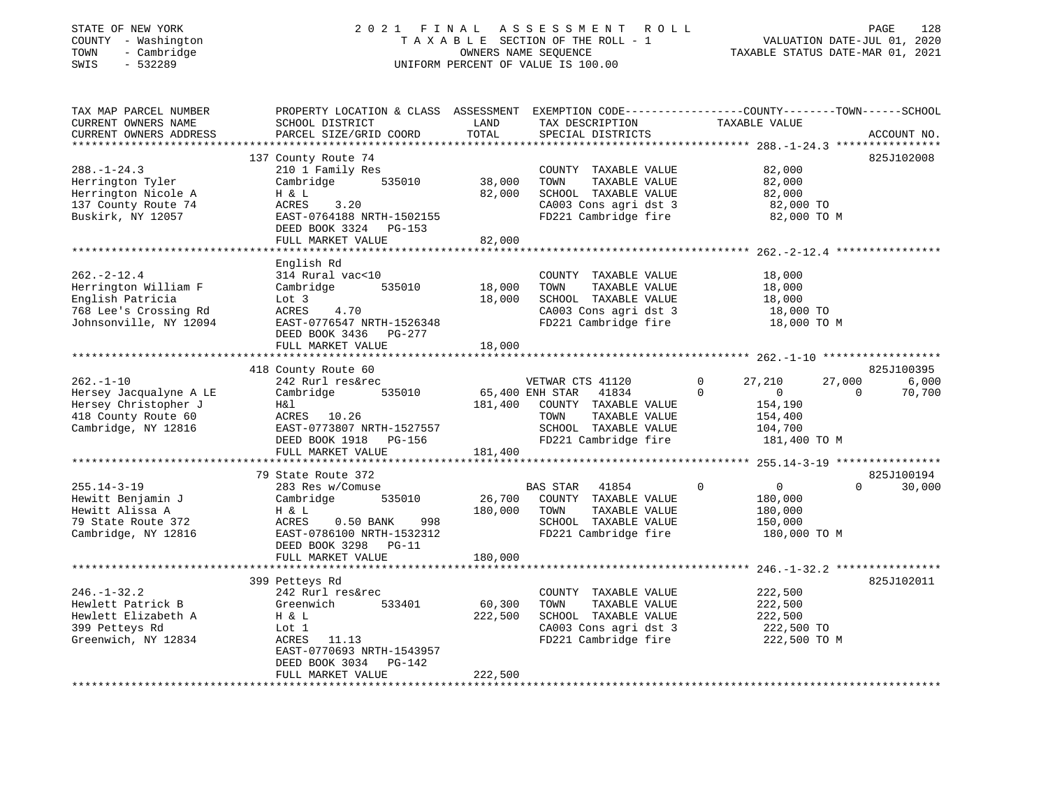STATE OF NEW YORK
COUNTY - Washington
TOWN - Cambridge
SWIS - 532289

# 2021 FINAL ASSESSMENT ROLL

TAXABLE SECTION OF THE ROLL - 1
OWNERS NAME SEQUENCE
UNIFORM PERCENT OF VALUE IS 100.00

VALUATION DATE-JUL 01, 2020
TAXABLE STATUS DATE-MAR 01, 2021

```
TAX MAP PARCEL NUMBER          PROPERTY LOCATION & CLASS  ASSESSMENT  EXEMPTION CODE------------------COUNTY--------TOWN------SCHOOL
CURRENT OWNERS NAME            SCHOOL DISTRICT              LAND      TAX DESCRIPTION              TAXABLE VALUE
CURRENT OWNERS ADDRESS         PARCEL SIZE/GRID COORD       TOTAL     SPECIAL DISTRICTS                                      ACCOUNT NO.
*********************************************************************************************** 288.-1-24.3 ****************
                               137 County Route 74                                                                      825J102008
288.-1-24.3                    210 1 Family Res                        COUNTY  TAXABLE VALUE           82,000
Herrington Tyler               Cambridge        535010       38,000    TOWN    TAXABLE VALUE           82,000
Herrington Nicole A            H & L                         82,000    SCHOOL  TAXABLE VALUE           82,000
137 County Route 74            ACRES    3.20                           CA003 Cons agri dst 3            82,000 TO
Buskirk, NY 12057              EAST-0764188 NRTH-1502155               FD221 Cambridge fire             82,000 TO M
                               DEED BOOK 3324   PG-153
                               FULL MARKET VALUE             82,000
*********************************************************************************************** 262.-2-12.4 ****************
                               English Rd
262.-2-12.4                    314 Rural vac<10                        COUNTY  TAXABLE VALUE           18,000
Herrington William F           Cambridge        535010       18,000    TOWN    TAXABLE VALUE           18,000
English Patricia               Lot 3                         18,000    SCHOOL  TAXABLE VALUE           18,000
768 Lee's Crossing Rd          ACRES    4.70                           CA003 Cons agri dst 3            18,000 TO
Johnsonville, NY 12094         EAST-0776547 NRTH-1526348               FD221 Cambridge fire             18,000 TO M
                               DEED BOOK 3436   PG-277
                               FULL MARKET VALUE             18,000
*********************************************************************************************** 262.-1-10 ******************
                               418 County Route 60                                                                      825J100395
262.-1-10                      242 Rurl res&rec                        VETWAR CTS 41120        0       27,210      27,000       6,000
Hersey Jacqualyne A LE         Cambridge        535010       65,400 ENH STAR  41834        0            0           0      70,700
Hersey Christopher J           H&l                          181,400    COUNTY  TAXABLE VALUE          154,190
418 County Route 60            ACRES   10.26                           TOWN    TAXABLE VALUE          154,400
Cambridge, NY 12816            EAST-0773807 NRTH-1527557               SCHOOL  TAXABLE VALUE          104,700
                               DEED BOOK 1918   PG-156                 FD221 Cambridge fire            181,400 TO M
                               FULL MARKET VALUE            181,400
*********************************************************************************************** 255.14-3-19 ****************
                               79 State Route 372                                                                       825J100194
255.14-3-19                    283 Res w/Comuse                        BAS STAR  41854         0            0           0      30,000
Hewitt Benjamin J              Cambridge        535010       26,700    COUNTY  TAXABLE VALUE          180,000
Hewitt Alissa A                H & L                        180,000    TOWN    TAXABLE VALUE          180,000
79 State Route 372             ACRES    0.50 BANK    998               SCHOOL  TAXABLE VALUE          150,000
Cambridge, NY 12816            EAST-0786100 NRTH-1532312               FD221 Cambridge fire            180,000 TO M
                               DEED BOOK 3298   PG-11
                               FULL MARKET VALUE            180,000
*********************************************************************************************** 246.-1-32.2 ****************
                               399 Petteys Rd                                                                           825J102011
246.-1-32.2                    242 Rurl res&rec                        COUNTY  TAXABLE VALUE          222,500
Hewlett Patrick B              Greenwich        533401       60,300    TOWN    TAXABLE VALUE          222,500
Hewlett Elizabeth A            H & L                        222,500    SCHOOL  TAXABLE VALUE          222,500
399 Petteys Rd                 Lot 1                                   CA003 Cons agri dst 3           222,500 TO
Greenwich, NY 12834            ACRES   11.13                           FD221 Cambridge fire            222,500 TO M
                               EAST-0770693 NRTH-1543957
                               DEED BOOK 3034   PG-142
                               FULL MARKET VALUE            222,500
******************************************************************************************************************************
```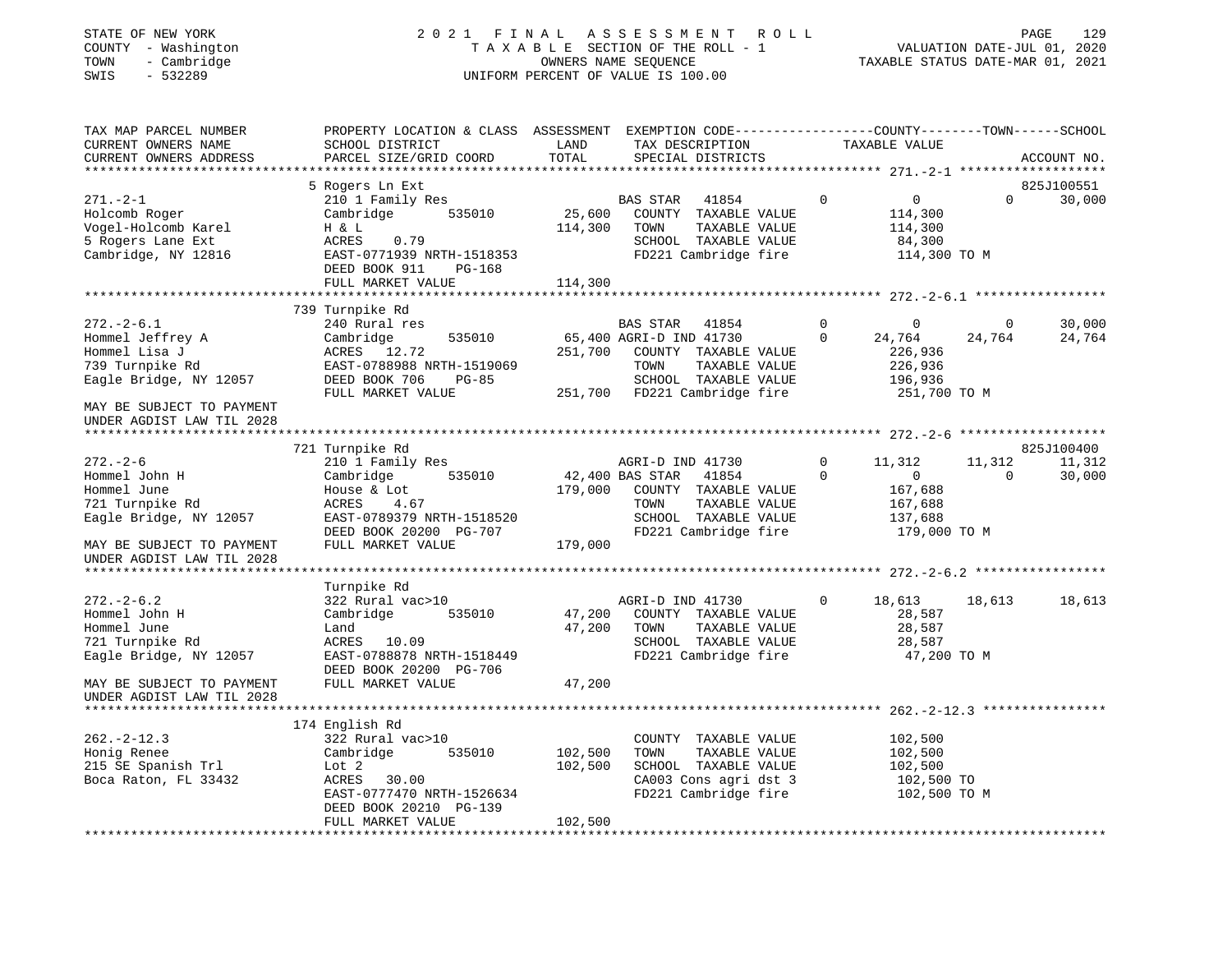STATE OF NEW YORK | 2021 FINAL ASSESSMENT ROLL | PAGE 129
COUNTY - Washington | TAXABLE SECTION OF THE ROLL - 1 | VALUATION DATE-JUL 01, 2020
TOWN - Cambridge | OWNERS NAME SEQUENCE | TAXABLE STATUS DATE-MAR 01, 2021
SWIS - 532289 | UNIFORM PERCENT OF VALUE IS 100.00

| TAX MAP PARCEL NUMBER / CURRENT OWNERS NAME / CURRENT OWNERS ADDRESS | PROPERTY LOCATION & CLASS / SCHOOL DISTRICT / PARCEL SIZE/GRID COORD | ASSESSMENT LAND / TOTAL | EXEMPTION CODE / TAX DESCRIPTION / SPECIAL DISTRICTS | COUNTY TAXABLE VALUE | TOWN | SCHOOL | ACCOUNT NO. |
|---|---|---|---|---|---|---|---|
| **271.-2-1** | 5 Rogers Ln Ext | | | | | | 825J100551 |
| 271.-2-1 | 210 1 Family Res | | BAS STAR 41854 0 | 0 | 0 | 30,000 | |
| Holcomb Roger | Cambridge 535010 | 25,600 | COUNTY TAXABLE VALUE | 114,300 | | | |
| Vogel-Holcomb Karel | H & L | 114,300 | TOWN TAXABLE VALUE | 114,300 | | | |
| 5 Rogers Lane Ext | ACRES 0.79 | | SCHOOL TAXABLE VALUE | 84,300 | | | |
| Cambridge, NY 12816 | EAST-0771939 NRTH-1518353 | | FD221 Cambridge fire | 114,300 TO M | | | |
| | DEED BOOK 911 PG-168 | | | | | | |
| | FULL MARKET VALUE | 114,300 | | | | | |
| **272.-2-6.1** | 739 Turnpike Rd | | | | | | |
| 272.-2-6.1 | 240 Rural res | | BAS STAR 41854 0 | 0 | 0 | 30,000 | |
| Hommel Jeffrey A | Cambridge 535010 | 65,400 | AGRI-D IND 41730 0 | 24,764 | 24,764 | 24,764 | |
| Hommel Lisa J | ACRES 12.72 | 251,700 | COUNTY TAXABLE VALUE | 226,936 | | | |
| 739 Turnpike Rd | EAST-0788988 NRTH-1519069 | | TOWN TAXABLE VALUE | 226,936 | | | |
| Eagle Bridge, NY 12057 | DEED BOOK 706 PG-85 | | SCHOOL TAXABLE VALUE | 196,936 | | | |
| | FULL MARKET VALUE | 251,700 | FD221 Cambridge fire | 251,700 TO M | | | |
| MAY BE SUBJECT TO PAYMENT UNDER AGDIST LAW TIL 2028 | | | | | | | |
| **272.-2-6** | 721 Turnpike Rd | | | | | | 825J100400 |
| 272.-2-6 | 210 1 Family Res | | AGRI-D IND 41730 0 | 11,312 | 11,312 | 11,312 | |
| Hommel John H | Cambridge 535010 | 42,400 | BAS STAR 41854 0 | 0 | 0 | 30,000 | |
| Hommel June | House & Lot | 179,000 | COUNTY TAXABLE VALUE | 167,688 | | | |
| 721 Turnpike Rd | ACRES 4.67 | | TOWN TAXABLE VALUE | 167,688 | | | |
| Eagle Bridge, NY 12057 | EAST-0789379 NRTH-1518520 | | SCHOOL TAXABLE VALUE | 137,688 | | | |
| | DEED BOOK 20200 PG-707 | | FD221 Cambridge fire | 179,000 TO M | | | |
| MAY BE SUBJECT TO PAYMENT UNDER AGDIST LAW TIL 2028 | FULL MARKET VALUE | 179,000 | | | | | |
| **272.-2-6.2** | Turnpike Rd | | | | | | |
| 272.-2-6.2 | 322 Rural vac>10 | | AGRI-D IND 41730 0 | 18,613 | 18,613 | 18,613 | |
| Hommel John H | Cambridge 535010 | 47,200 | COUNTY TAXABLE VALUE | 28,587 | | | |
| Hommel June | Land | 47,200 | TOWN TAXABLE VALUE | 28,587 | | | |
| 721 Turnpike Rd | ACRES 10.09 | | SCHOOL TAXABLE VALUE | 28,587 | | | |
| Eagle Bridge, NY 12057 | EAST-0788878 NRTH-1518449 | | FD221 Cambridge fire | 47,200 TO M | | | |
| | DEED BOOK 20200 PG-706 | | | | | | |
| MAY BE SUBJECT TO PAYMENT UNDER AGDIST LAW TIL 2028 | FULL MARKET VALUE | 47,200 | | | | | |
| **262.-2-12.3** | 174 English Rd | | | | | | |
| 262.-2-12.3 | 322 Rural vac>10 | | COUNTY TAXABLE VALUE | 102,500 | | | |
| Honig Renee | Cambridge 535010 | 102,500 | TOWN TAXABLE VALUE | 102,500 | | | |
| 215 SE Spanish Trl | Lot 2 | 102,500 | SCHOOL TAXABLE VALUE | 102,500 | | | |
| Boca Raton, FL 33432 | ACRES 30.00 | | CA003 Cons agri dst 3 | 102,500 TO | | | |
| | EAST-0777470 NRTH-1526634 | | FD221 Cambridge fire | 102,500 TO M | | | |
| | DEED BOOK 20210 PG-139 | | | | | | |
| | FULL MARKET VALUE | 102,500 | | | | | |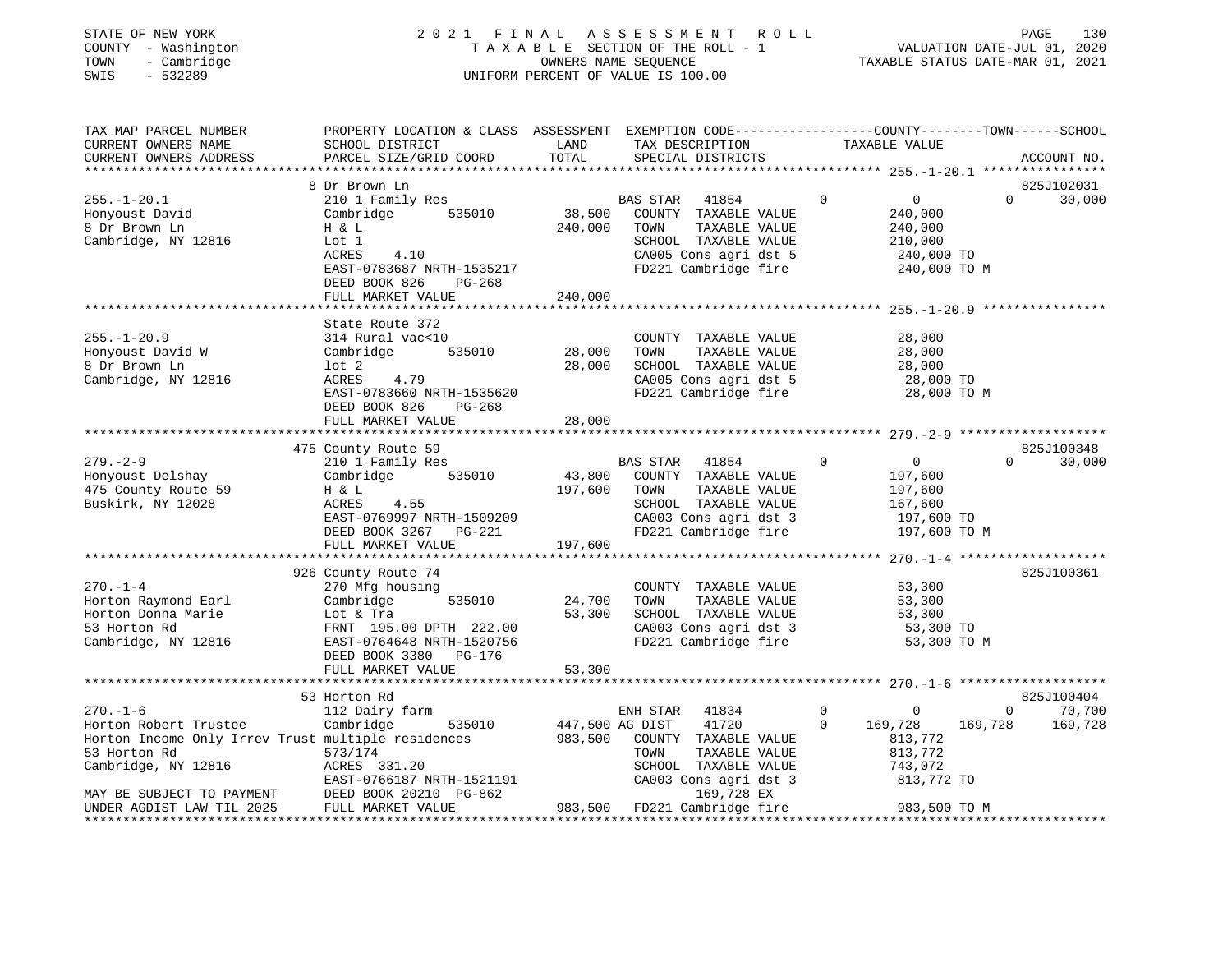STATE OF NEW YORK
COUNTY - Washington
TOWN - Cambridge
SWIS - 532289

# 2021 FINAL ASSESSMENT ROLL

TAXABLE SECTION OF THE ROLL - 1
OWNERS NAME SEQUENCE
UNIFORM PERCENT OF VALUE IS 100.00

VALUATION DATE-JUL 01, 2020
TAXABLE STATUS DATE-MAR 01, 2021

| TAX MAP PARCEL NUMBER<br>CURRENT OWNERS NAME<br>CURRENT OWNERS ADDRESS | PROPERTY LOCATION & CLASS<br>SCHOOL DISTRICT<br>PARCEL SIZE/GRID COORD | ASSESSMENT<br>LAND<br>TOTAL | EXEMPTION CODE<br>TAX DESCRIPTION<br>SPECIAL DISTRICTS | COUNTY | TOWN | SCHOOL<br>ACCOUNT NO. |
|---|---|---|---|---|---|---|
| **255.-1-20.1** | 8 Dr Brown Ln | | | | | 825J102031 |
| 255.-1-20.1 | 210 1 Family Res | | BAS STAR 41854 | 0 | 0 | 30,000 |
| Honyoust David | Cambridge 535010 | 38,500 | COUNTY TAXABLE VALUE | 240,000 | | |
| 8 Dr Brown Ln | H & L | 240,000 | TOWN TAXABLE VALUE | | 240,000 | |
| Cambridge, NY 12816 | Lot 1 | | SCHOOL TAXABLE VALUE | | | 210,000 |
| | ACRES 4.10 | | CA005 Cons agri dst 5 | 240,000 TO | | |
| | EAST-0783687 NRTH-1535217 | | FD221 Cambridge fire | 240,000 TO M | | |
| | DEED BOOK 826 PG-268 | | | | | |
| | FULL MARKET VALUE | 240,000 | | | | |
| **255.-1-20.9** | State Route 372 | | | | | |
| 255.-1-20.9 | 314 Rural vac<10 | | COUNTY TAXABLE VALUE | 28,000 | | |
| Honyoust David W | Cambridge 535010 | 28,000 | TOWN TAXABLE VALUE | | 28,000 | |
| 8 Dr Brown Ln | lot 2 | 28,000 | SCHOOL TAXABLE VALUE | | | 28,000 |
| Cambridge, NY 12816 | ACRES 4.79 | | CA005 Cons agri dst 5 | 28,000 TO | | |
| | EAST-0783660 NRTH-1535620 | | FD221 Cambridge fire | 28,000 TO M | | |
| | DEED BOOK 826 PG-268 | | | | | |
| | FULL MARKET VALUE | 28,000 | | | | |
| **279.-2-9** | 475 County Route 59 | | | | | 825J100348 |
| 279.-2-9 | 210 1 Family Res | | BAS STAR 41854 | 0 | 0 | 30,000 |
| Honyoust Delshay | Cambridge 535010 | 43,800 | COUNTY TAXABLE VALUE | 197,600 | | |
| 475 County Route 59 | H & L | 197,600 | TOWN TAXABLE VALUE | | 197,600 | |
| Buskirk, NY 12028 | ACRES 4.55 | | SCHOOL TAXABLE VALUE | | | 167,600 |
| | EAST-0769997 NRTH-1509209 | | CA003 Cons agri dst 3 | 197,600 TO | | |
| | DEED BOOK 3267 PG-221 | | FD221 Cambridge fire | 197,600 TO M | | |
| | FULL MARKET VALUE | 197,600 | | | | |
| **270.-1-4** | 926 County Route 74 | | | | | 825J100361 |
| 270.-1-4 | 270 Mfg housing | | COUNTY TAXABLE VALUE | 53,300 | | |
| Horton Raymond Earl | Cambridge 535010 | 24,700 | TOWN TAXABLE VALUE | | 53,300 | |
| Horton Donna Marie | Lot & Tra | 53,300 | SCHOOL TAXABLE VALUE | | | 53,300 |
| 53 Horton Rd | FRNT 195.00 DPTH 222.00 | | CA003 Cons agri dst 3 | 53,300 TO | | |
| Cambridge, NY 12816 | EAST-0764648 NRTH-1520756 | | FD221 Cambridge fire | 53,300 TO M | | |
| | DEED BOOK 3380 PG-176 | | | | | |
| | FULL MARKET VALUE | 53,300 | | | | |
| **270.-1-6** | 53 Horton Rd | | | | | 825J100404 |
| 270.-1-6 | 112 Dairy farm | | ENH STAR 41834 | 0 | 0 | 70,700 |
| Horton Robert Trustee | Cambridge 535010 | 447,500 | AG DIST 41720 | 169,728 | 169,728 | 169,728 |
| Horton Income Only Irrev Trust | multiple residences | 983,500 | COUNTY TAXABLE VALUE | 813,772 | | |
| 53 Horton Rd | 573/174 | | TOWN TAXABLE VALUE | | 813,772 | |
| Cambridge, NY 12816 | ACRES 331.20 | | SCHOOL TAXABLE VALUE | | | 743,072 |
| | EAST-0766187 NRTH-1521191 | | CA003 Cons agri dst 3 | 813,772 TO | | |
| MAY BE SUBJECT TO PAYMENT | DEED BOOK 20210 PG-862 | | 169,728 EX | | | |
| UNDER AGDIST LAW TIL 2025 | FULL MARKET VALUE | 983,500 | FD221 Cambridge fire | 983,500 TO M | | |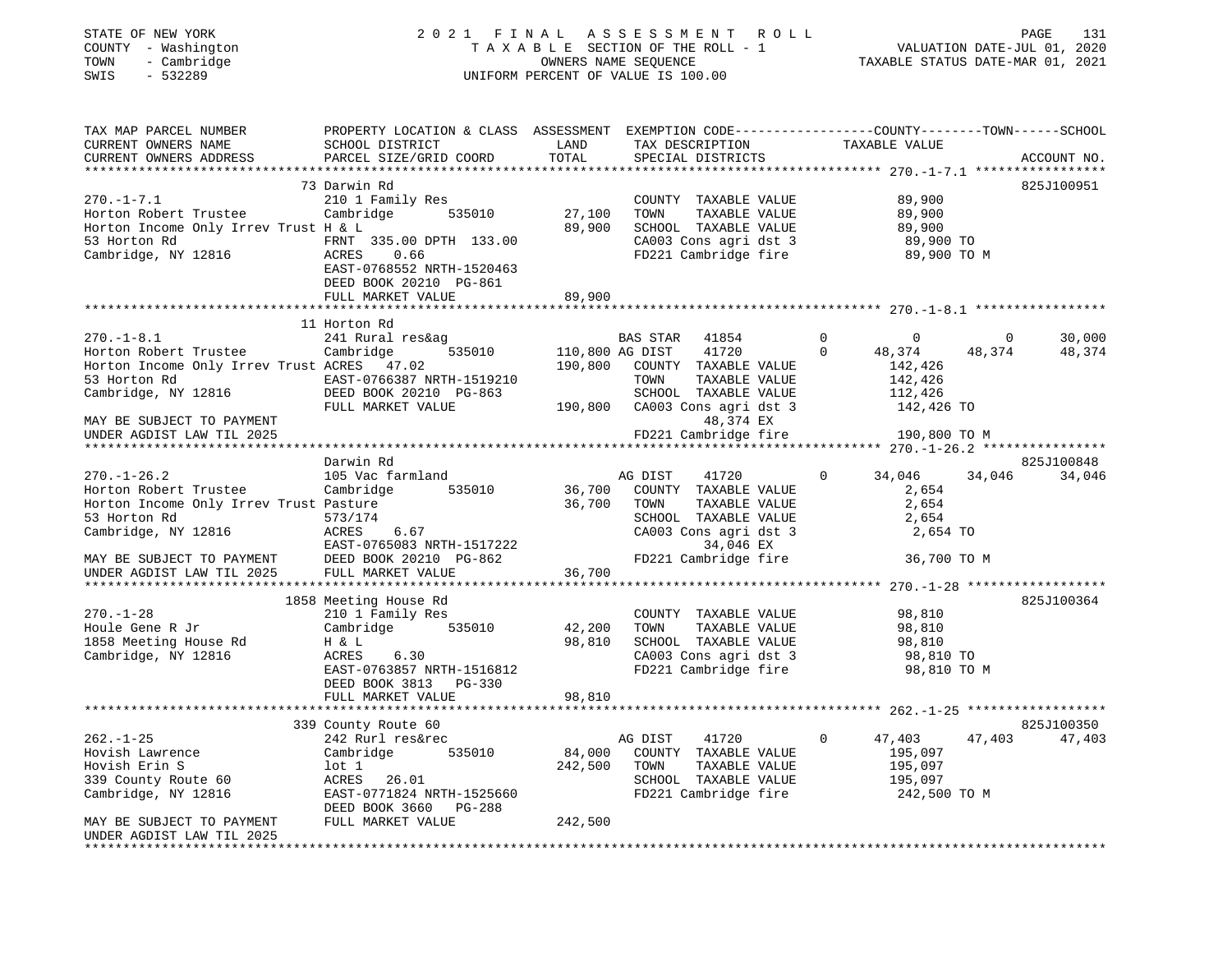STATE OF NEW YORK
COUNTY - Washington
TOWN - Cambridge
SWIS - 532289

# 2021 FINAL ASSESSMENT ROLL

TAXABLE SECTION OF THE ROLL - 1
OWNERS NAME SEQUENCE
UNIFORM PERCENT OF VALUE IS 100.00

VALUATION DATE-JUL 01, 2020
TAXABLE STATUS DATE-MAR 01, 2021

```
TAX MAP PARCEL NUMBER          PROPERTY LOCATION & CLASS  ASSESSMENT  EXEMPTION CODE-----------------COUNTY--------TOWN------SCHOOL
CURRENT OWNERS NAME            SCHOOL DISTRICT              LAND      TAX DESCRIPTION              TAXABLE VALUE
CURRENT OWNERS ADDRESS         PARCEL SIZE/GRID COORD       TOTAL     SPECIAL DISTRICTS                                      ACCOUNT NO.
******************************************************************************************************* 270.-1-7.1 *****************
                               73 Darwin Rd                                                                                  825J100951
270.-1-7.1                     210 1 Family Res                       COUNTY  TAXABLE VALUE            89,900
Horton Robert Trustee          Cambridge        535010      27,100    TOWN    TAXABLE VALUE            89,900
Horton Income Only Irrev Trust H & L                        89,900    SCHOOL  TAXABLE VALUE            89,900
53 Horton Rd                   FRNT 335.00 DPTH 133.00                CA003 Cons agri dst 3             89,900 TO
Cambridge, NY 12816            ACRES     0.66                         FD221 Cambridge fire              89,900 TO M
                               EAST-0768552 NRTH-1520463
                               DEED BOOK 20210 PG-861
                               FULL MARKET VALUE            89,900
******************************************************************************************************* 270.-1-8.1 *****************
                               11 Horton Rd
270.-1-8.1                     241 Rural res&ag                       BAS STAR  41854          0             0           0     30,000
Horton Robert Trustee          Cambridge        535010     110,800 AG DIST   41720          0        48,374      48,374     48,374
Horton Income Only Irrev Trust ACRES    47.02              190,800    COUNTY  TAXABLE VALUE           142,426
53 Horton Rd                   EAST-0766387 NRTH-1519210              TOWN    TAXABLE VALUE           142,426
Cambridge, NY 12816            DEED BOOK 20210 PG-863                 SCHOOL  TAXABLE VALUE           112,426
                               FULL MARKET VALUE           190,800    CA003 Cons agri dst 3            142,426 TO
MAY BE SUBJECT TO PAYMENT                                                  48,374 EX
UNDER AGDIST LAW TIL 2025                                             FD221 Cambridge fire             190,800 TO M
******************************************************************************************************* 270.-1-26.2 ****************
                               Darwin Rd                                                                                     825J100848
270.-1-26.2                    105 Vac farmland                       AG DIST   41720          0        34,046      34,046     34,046
Horton Robert Trustee          Cambridge        535010      36,700    COUNTY  TAXABLE VALUE             2,654
Horton Income Only Irrev Trust Pasture                      36,700    TOWN    TAXABLE VALUE             2,654
53 Horton Rd                   573/174                                SCHOOL  TAXABLE VALUE             2,654
Cambridge, NY 12816            ACRES     6.67                         CA003 Cons agri dst 3              2,654 TO
                               EAST-0765083 NRTH-1517222                   34,046 EX
MAY BE SUBJECT TO PAYMENT      DEED BOOK 20210 PG-862                 FD221 Cambridge fire              36,700 TO M
UNDER AGDIST LAW TIL 2025      FULL MARKET VALUE            36,700
******************************************************************************************************* 270.-1-28 ******************
                               1858 Meeting House Rd                                                                         825J100364
270.-1-28                      210 1 Family Res                       COUNTY  TAXABLE VALUE            98,810
Houle Gene R Jr                Cambridge        535010      42,200    TOWN    TAXABLE VALUE            98,810
1858 Meeting House Rd          H & L                        98,810    SCHOOL  TAXABLE VALUE            98,810
Cambridge, NY 12816            ACRES     6.30                         CA003 Cons agri dst 3             98,810 TO
                               EAST-0763857 NRTH-1516812              FD221 Cambridge fire              98,810 TO M
                               DEED BOOK 3813    PG-330
                               FULL MARKET VALUE            98,810
******************************************************************************************************* 262.-1-25 ******************
                               339 County Route 60                                                                           825J100350
262.-1-25                      242 Rurl res&rec                       AG DIST   41720          0        47,403      47,403     47,403
Hovish Lawrence                Cambridge        535010      84,000    COUNTY  TAXABLE VALUE           195,097
Hovish Erin S                  lot 1                       242,500    TOWN    TAXABLE VALUE           195,097
339 County Route 60            ACRES    26.01                         SCHOOL  TAXABLE VALUE           195,097
Cambridge, NY 12816            EAST-0771824 NRTH-1525660              FD221 Cambridge fire             242,500 TO M
                               DEED BOOK 3660    PG-288
MAY BE SUBJECT TO PAYMENT      FULL MARKET VALUE           242,500
UNDER AGDIST LAW TIL 2025
************************************************************************************************************************************
```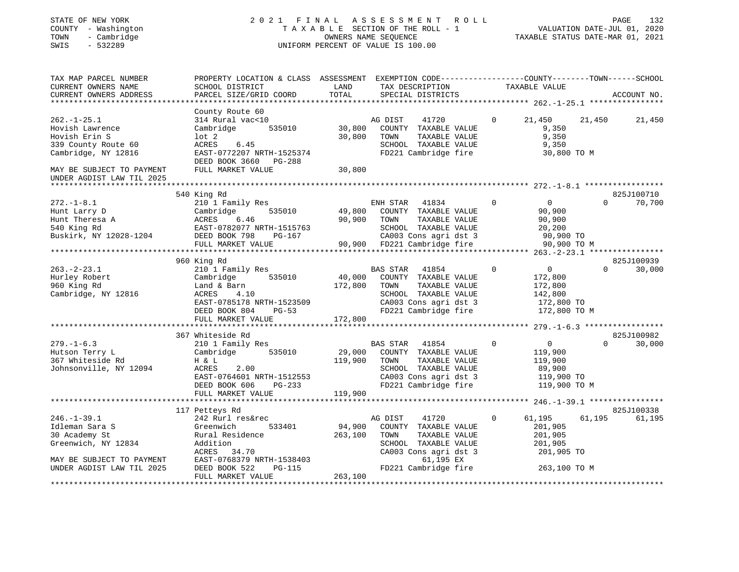STATE OF NEW YORK
COUNTY - Washington
TOWN - Cambridge
SWIS - 532289

2021 FINAL ASSESSMENT ROLL
TAXABLE SECTION OF THE ROLL - 1
OWNERS NAME SEQUENCE
UNIFORM PERCENT OF VALUE IS 100.00

VALUATION DATE-JUL 01, 2020
TAXABLE STATUS DATE-MAR 01, 2021

| TAX MAP PARCEL NUMBER / CURRENT OWNERS NAME / CURRENT OWNERS ADDRESS | PROPERTY LOCATION & CLASS / SCHOOL DISTRICT / PARCEL SIZE/GRID COORD | ASSESSMENT LAND | TOTAL | EXEMPTION CODE / TAX DESCRIPTION / SPECIAL DISTRICTS | COUNTY TAXABLE VALUE | TOWN | SCHOOL | ACCOUNT NO. |
|---|---|---|---|---|---|---|---|---|
| **262.-1-25.1** | County Route 60 | | | | | | | |
| 262.-1-25.1 | 314 Rural vac<10 | | | AG DIST 41720 0 | 21,450 | 21,450 | 21,450 | |
| Hovish Lawrence | Cambridge 535010 | 30,800 | | COUNTY TAXABLE VALUE | 9,350 | | | |
| Hovish Erin S | lot 2 | | 30,800 | TOWN TAXABLE VALUE | 9,350 | | | |
| 339 County Route 60 | ACRES 6.45 | | | SCHOOL TAXABLE VALUE | 9,350 | | | |
| Cambridge, NY 12816 | EAST-0772207 NRTH-1525374 | | | FD221 Cambridge fire | 30,800 TO M | | | |
| | DEED BOOK 3660 PG-288 | | | | | | | |
| MAY BE SUBJECT TO PAYMENT | FULL MARKET VALUE | | 30,800 | | | | | |
| UNDER AGDIST LAW TIL 2025 | | | | | | | | |
| **272.-1-8.1** | 540 King Rd | | | | | | | 825J100710 |
| 272.-1-8.1 | 210 1 Family Res | | | ENH STAR 41834 0 | 0 | 0 | 70,700 | |
| Hunt Larry D | Cambridge 535010 | 49,800 | | COUNTY TAXABLE VALUE | 90,900 | | | |
| Hunt Theresa A | ACRES 6.46 | | 90,900 | TOWN TAXABLE VALUE | 90,900 | | | |
| 540 King Rd | EAST-0782077 NRTH-1515763 | | | SCHOOL TAXABLE VALUE | 20,200 | | | |
| Buskirk, NY 12028-1204 | DEED BOOK 798 PG-167 | | | CA003 Cons agri dst 3 | 90,900 TO | | | |
| | FULL MARKET VALUE | | 90,900 | FD221 Cambridge fire | 90,900 TO M | | | |
| **263.-2-23.1** | 960 King Rd | | | | | | | 825J100939 |
| 263.-2-23.1 | 210 1 Family Res | | | BAS STAR 41854 0 | 0 | 0 | 30,000 | |
| Hurley Robert | Cambridge 535010 | 40,000 | | COUNTY TAXABLE VALUE | 172,800 | | | |
| 960 King Rd | Land & Barn | | 172,800 | TOWN TAXABLE VALUE | 172,800 | | | |
| Cambridge, NY 12816 | ACRES 4.10 | | | SCHOOL TAXABLE VALUE | 142,800 | | | |
| | EAST-0785178 NRTH-1523509 | | | CA003 Cons agri dst 3 | 172,800 TO | | | |
| | DEED BOOK 804 PG-53 | | | FD221 Cambridge fire | 172,800 TO M | | | |
| | FULL MARKET VALUE | | 172,800 | | | | | |
| **279.-1-6.3** | 367 Whiteside Rd | | | | | | | 825J100982 |
| 279.-1-6.3 | 210 1 Family Res | | | BAS STAR 41854 0 | 0 | 0 | 30,000 | |
| Hutson Terry L | Cambridge 535010 | 29,000 | | COUNTY TAXABLE VALUE | 119,900 | | | |
| 367 Whiteside Rd | H & L | | 119,900 | TOWN TAXABLE VALUE | 119,900 | | | |
| Johnsonville, NY 12094 | ACRES 2.00 | | | SCHOOL TAXABLE VALUE | 89,900 | | | |
| | EAST-0764601 NRTH-1512553 | | | CA003 Cons agri dst 3 | 119,900 TO | | | |
| | DEED BOOK 606 PG-233 | | | FD221 Cambridge fire | 119,900 TO M | | | |
| | FULL MARKET VALUE | | 119,900 | | | | | |
| **246.-1-39.1** | 117 Petteys Rd | | | | | | | 825J100338 |
| 246.-1-39.1 | 242 Rurl res&rec | | | AG DIST 41720 0 | 61,195 | 61,195 | 61,195 | |
| Idleman Sara S | Greenwich 533401 | 94,900 | | COUNTY TAXABLE VALUE | 201,905 | | | |
| 30 Academy St | Rural Residence | | 263,100 | TOWN TAXABLE VALUE | 201,905 | | | |
| Greenwich, NY 12834 | Addition | | | SCHOOL TAXABLE VALUE | 201,905 | | | |
| | ACRES 34.70 | | | CA003 Cons agri dst 3 | 201,905 TO | | | |
| MAY BE SUBJECT TO PAYMENT | EAST-0768379 NRTH-1538403 | | | 61,195 EX | | | | |
| UNDER AGDIST LAW TIL 2025 | DEED BOOK 522 PG-115 | | | FD221 Cambridge fire | 263,100 TO M | | | |
| | FULL MARKET VALUE | | 263,100 | | | | | |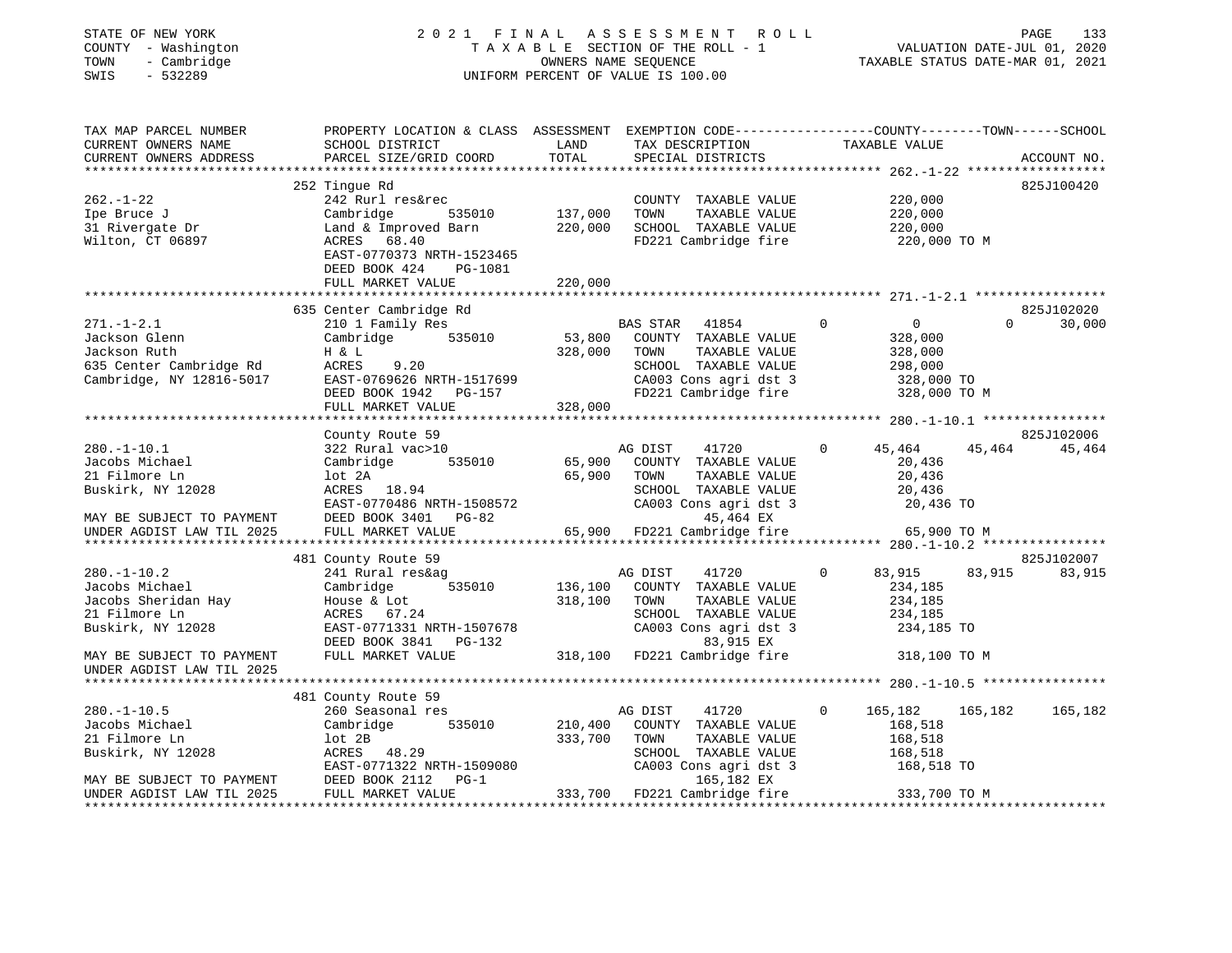STATE OF NEW YORK
COUNTY - Washington
TOWN - Cambridge
SWIS - 532289

2021 FINAL ASSESSMENT ROLL
TAXABLE SECTION OF THE ROLL - 1
OWNERS NAME SEQUENCE
UNIFORM PERCENT OF VALUE IS 100.00

VALUATION DATE-JUL 01, 2020
TAXABLE STATUS DATE-MAR 01, 2021

| TAX MAP PARCEL NUMBER / CURRENT OWNERS NAME / CURRENT OWNERS ADDRESS | PROPERTY LOCATION & CLASS / SCHOOL DISTRICT / PARCEL SIZE/GRID COORD | ASSESSMENT LAND / TOTAL | EXEMPTION CODE / TAX DESCRIPTION / SPECIAL DISTRICTS | COUNTY TAXABLE VALUE | TOWN | SCHOOL | ACCOUNT NO. |
|---|---|---|---|---|---|---|---|
| 262.-1-22 | 252 Tingue Rd | | | | | | 825J100420 |
| Ipe Bruce J | 242 Rurl res&rec | | COUNTY TAXABLE VALUE | 220,000 | | | |
| 31 Rivergate Dr | Cambridge 535010 | 137,000 | TOWN TAXABLE VALUE | 220,000 | | | |
| Wilton, CT 06897 | Land & Improved Barn | 220,000 | SCHOOL TAXABLE VALUE | 220,000 | | | |
| | ACRES 68.40 | | FD221 Cambridge fire | 220,000 TO M | | | |
| | EAST-0770373 NRTH-1523465 | | | | | | |
| | DEED BOOK 424 PG-1081 | | | | | | |
| | FULL MARKET VALUE | 220,000 | | | | | |
| 271.-1-2.1 | 635 Center Cambridge Rd | | | | | | 825J102020 |
| Jackson Glenn | 210 1 Family Res | | BAS STAR 41854 0 | 0 | 0 | 30,000 | |
| Jackson Ruth | Cambridge 535010 | 53,800 | COUNTY TAXABLE VALUE | 328,000 | | | |
| 635 Center Cambridge Rd | H & L | 328,000 | TOWN TAXABLE VALUE | 328,000 | | | |
| Cambridge, NY 12816-5017 | ACRES 9.20 | | SCHOOL TAXABLE VALUE | 298,000 | | | |
| | EAST-0769626 NRTH-1517699 | | CA003 Cons agri dst 3 | 328,000 TO | | | |
| | DEED BOOK 1942 PG-157 | | FD221 Cambridge fire | 328,000 TO M | | | |
| | FULL MARKET VALUE | 328,000 | | | | | |
| 280.-1-10.1 | County Route 59 | | | | | | 825J102006 |
| Jacobs Michael | 322 Rural vac>10 | | AG DIST 41720 0 | 45,464 | 45,464 | 45,464 | |
| 21 Filmore Ln | Cambridge 535010 | 65,900 | COUNTY TAXABLE VALUE | 20,436 | | | |
| Buskirk, NY 12028 | lot 2A | 65,900 | TOWN TAXABLE VALUE | 20,436 | | | |
| | ACRES 18.94 | | SCHOOL TAXABLE VALUE | 20,436 | | | |
| | EAST-0770486 NRTH-1508572 | | CA003 Cons agri dst 3 | 20,436 TO | | | |
| MAY BE SUBJECT TO PAYMENT | DEED BOOK 3401 PG-82 | | 45,464 EX | | | | |
| UNDER AGDIST LAW TIL 2025 | FULL MARKET VALUE | 65,900 | FD221 Cambridge fire | 65,900 TO M | | | |
| 280.-1-10.2 | 481 County Route 59 | | | | | | 825J102007 |
| Jacobs Michael | 241 Rural res&ag | | AG DIST 41720 0 | 83,915 | 83,915 | 83,915 | |
| Jacobs Sheridan Hay | Cambridge 535010 | 136,100 | COUNTY TAXABLE VALUE | 234,185 | | | |
| 21 Filmore Ln | House & Lot | 318,100 | TOWN TAXABLE VALUE | 234,185 | | | |
| Buskirk, NY 12028 | ACRES 67.24 | | SCHOOL TAXABLE VALUE | 234,185 | | | |
| | EAST-0771331 NRTH-1507678 | | CA003 Cons agri dst 3 | 234,185 TO | | | |
| | DEED BOOK 3841 PG-132 | | 83,915 EX | | | | |
| MAY BE SUBJECT TO PAYMENT | FULL MARKET VALUE | 318,100 | FD221 Cambridge fire | 318,100 TO M | | | |
| UNDER AGDIST LAW TIL 2025 | | | | | | | |
| 280.-1-10.5 | 481 County Route 59 | | | | | | |
| Jacobs Michael | 260 Seasonal res | | AG DIST 41720 0 | 165,182 | 165,182 | 165,182 | |
| 21 Filmore Ln | Cambridge 535010 | 210,400 | COUNTY TAXABLE VALUE | 168,518 | | | |
| Buskirk, NY 12028 | lot 2B | 333,700 | TOWN TAXABLE VALUE | 168,518 | | | |
| | ACRES 48.29 | | SCHOOL TAXABLE VALUE | 168,518 | | | |
| | EAST-0771322 NRTH-1509080 | | CA003 Cons agri dst 3 | 168,518 TO | | | |
| MAY BE SUBJECT TO PAYMENT | DEED BOOK 2112 PG-1 | | 165,182 EX | | | | |
| UNDER AGDIST LAW TIL 2025 | FULL MARKET VALUE | 333,700 | FD221 Cambridge fire | 333,700 TO M | | | |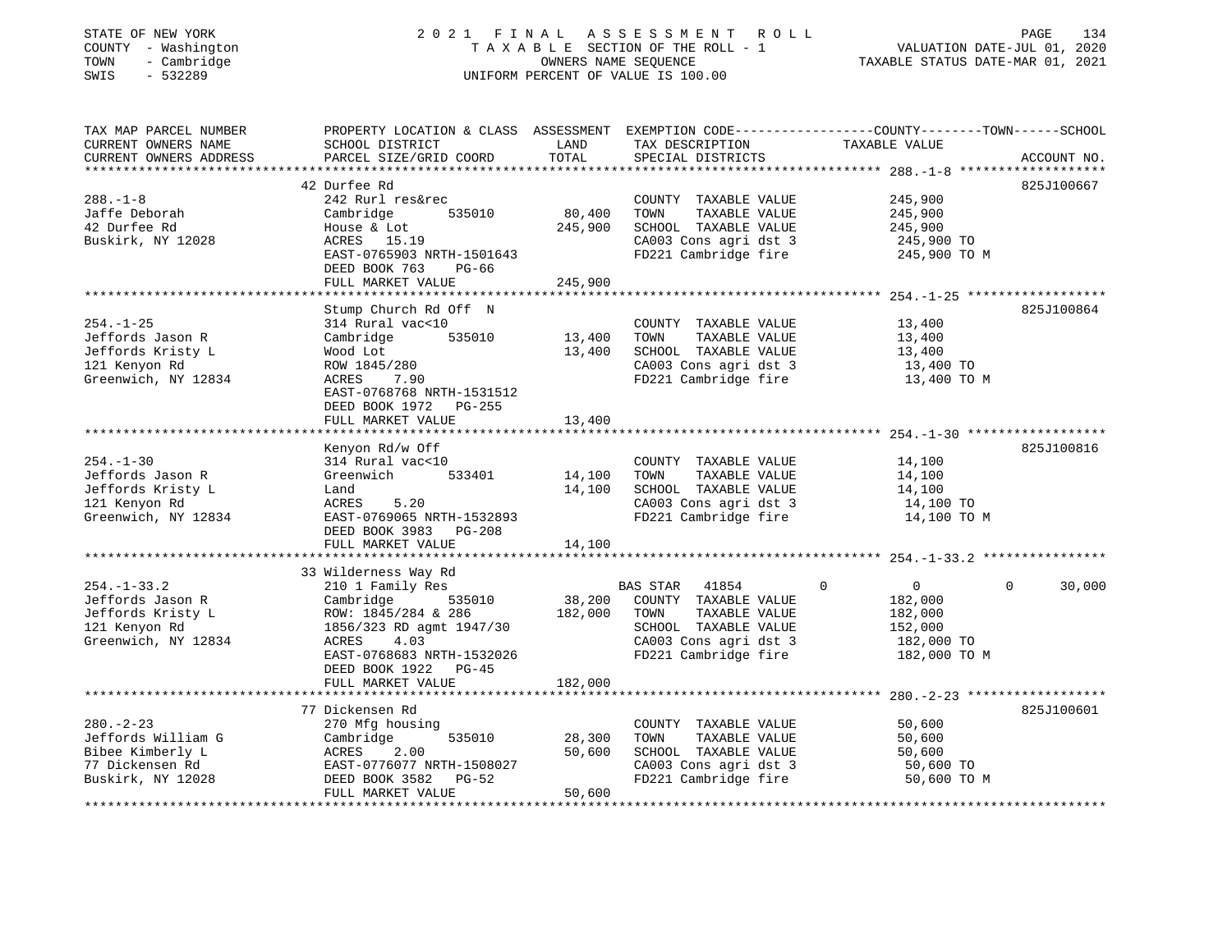STATE OF NEW YORK
COUNTY - Washington
TOWN - Cambridge
SWIS - 532289

# 2021 FINAL ASSESSMENT ROLL

TAXABLE SECTION OF THE ROLL - 1
OWNERS NAME SEQUENCE
UNIFORM PERCENT OF VALUE IS 100.00

VALUATION DATE-JUL 01, 2020
TAXABLE STATUS DATE-MAR 01, 2021

| TAX MAP PARCEL NUMBER / CURRENT OWNERS NAME / CURRENT OWNERS ADDRESS | PROPERTY LOCATION & CLASS / SCHOOL DISTRICT / PARCEL SIZE/GRID COORD | ASSESSMENT LAND | TOTAL | EXEMPTION CODE / TAX DESCRIPTION / SPECIAL DISTRICTS | COUNTY / TOWN / SCHOOL TAXABLE VALUE | ACCOUNT NO. |
|---|---|---|---|---|---|---|
| **288.-1-8** | 42 Durfee Rd | | | | | 825J100667 |
| 288.-1-8 | 242 Rurl res&rec | | | COUNTY TAXABLE VALUE | 245,900 | |
| Jaffe Deborah | Cambridge 535010 | 80,400 | | TOWN TAXABLE VALUE | 245,900 | |
| 42 Durfee Rd | House & Lot | | 245,900 | SCHOOL TAXABLE VALUE | 245,900 | |
| Buskirk, NY 12028 | ACRES 15.19 | | | CA003 Cons agri dst 3 | 245,900 TO | |
| | EAST-0765903 NRTH-1501643 | | | FD221 Cambridge fire | 245,900 TO M | |
| | DEED BOOK 763 PG-66 | | | | | |
| | FULL MARKET VALUE | | 245,900 | | | |
| **254.-1-25** | Stump Church Rd Off N | | | | | 825J100864 |
| 254.-1-25 | 314 Rural vac<10 | | | COUNTY TAXABLE VALUE | 13,400 | |
| Jeffords Jason R | Cambridge 535010 | 13,400 | | TOWN TAXABLE VALUE | 13,400 | |
| Jeffords Kristy L | Wood Lot | | 13,400 | SCHOOL TAXABLE VALUE | 13,400 | |
| 121 Kenyon Rd | ROW 1845/280 | | | CA003 Cons agri dst 3 | 13,400 TO | |
| Greenwich, NY 12834 | ACRES 7.90 | | | FD221 Cambridge fire | 13,400 TO M | |
| | EAST-0768768 NRTH-1531512 | | | | | |
| | DEED BOOK 1972 PG-255 | | | | | |
| | FULL MARKET VALUE | | 13,400 | | | |
| **254.-1-30** | Kenyon Rd/w Off | | | | | 825J100816 |
| 254.-1-30 | 314 Rural vac<10 | | | COUNTY TAXABLE VALUE | 14,100 | |
| Jeffords Jason R | Greenwich 533401 | 14,100 | | TOWN TAXABLE VALUE | 14,100 | |
| Jeffords Kristy L | Land | | 14,100 | SCHOOL TAXABLE VALUE | 14,100 | |
| 121 Kenyon Rd | ACRES 5.20 | | | CA003 Cons agri dst 3 | 14,100 TO | |
| Greenwich, NY 12834 | EAST-0769065 NRTH-1532893 | | | FD221 Cambridge fire | 14,100 TO M | |
| | DEED BOOK 3983 PG-208 | | | | | |
| | FULL MARKET VALUE | | 14,100 | | | |
| **254.-1-33.2** | 33 Wilderness Way Rd | | | | | |
| 254.-1-33.2 | 210 1 Family Res | | | BAS STAR 41854 | 0 / 0 / 30,000 | |
| Jeffords Jason R | Cambridge 535010 | 38,200 | | COUNTY TAXABLE VALUE | 182,000 | |
| Jeffords Kristy L | ROW: 1845/284 & 286 | | 182,000 | TOWN TAXABLE VALUE | 182,000 | |
| 121 Kenyon Rd | 1856/323 RD agmt 1947/30 | | | SCHOOL TAXABLE VALUE | 152,000 | |
| Greenwich, NY 12834 | ACRES 4.03 | | | CA003 Cons agri dst 3 | 182,000 TO | |
| | EAST-0768683 NRTH-1532026 | | | FD221 Cambridge fire | 182,000 TO M | |
| | DEED BOOK 1922 PG-45 | | | | | |
| | FULL MARKET VALUE | | 182,000 | | | |
| **280.-2-23** | 77 Dickensen Rd | | | | | 825J100601 |
| 280.-2-23 | 270 Mfg housing | | | COUNTY TAXABLE VALUE | 50,600 | |
| Jeffords William G | Cambridge 535010 | 28,300 | | TOWN TAXABLE VALUE | 50,600 | |
| Bibee Kimberly L | ACRES 2.00 | | 50,600 | SCHOOL TAXABLE VALUE | 50,600 | |
| 77 Dickensen Rd | EAST-0776077 NRTH-1508027 | | | CA003 Cons agri dst 3 | 50,600 TO | |
| Buskirk, NY 12028 | DEED BOOK 3582 PG-52 | | | FD221 Cambridge fire | 50,600 TO M | |
| | FULL MARKET VALUE | | 50,600 | | | |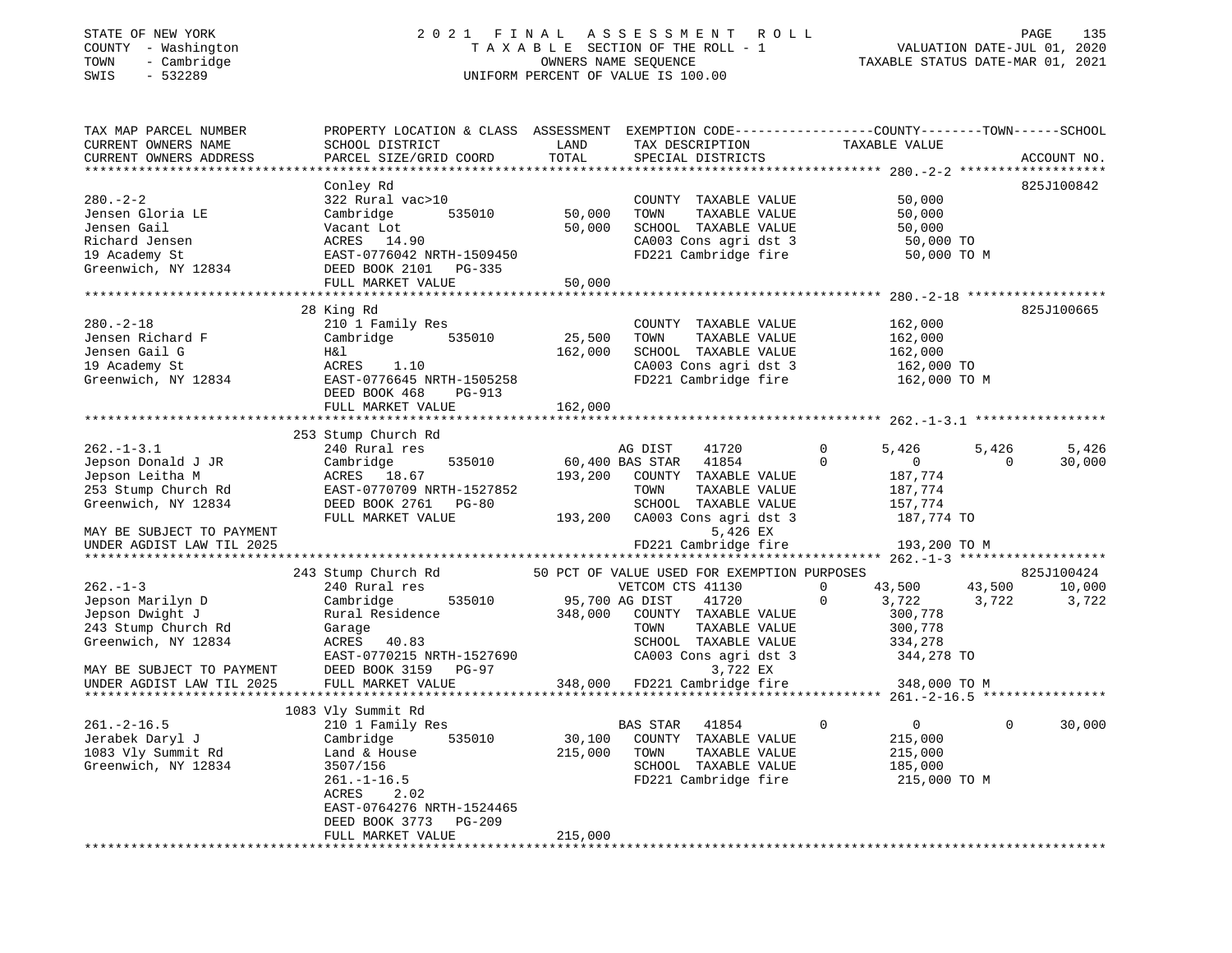STATE OF NEW YORK                    2021 FINAL ASSESSMENT ROLL
COUNTY - Washington                  TAXABLE SECTION OF THE ROLL - 1                 VALUATION DATE-JUL 01, 2020
TOWN - Cambridge                     OWNERS NAME SEQUENCE                            TAXABLE STATUS DATE-MAR 01, 2021
SWIS - 532289                        UNIFORM PERCENT OF VALUE IS 100.00

```
TAX MAP PARCEL NUMBER          PROPERTY LOCATION & CLASS  ASSESSMENT  EXEMPTION CODE------------------COUNTY--------TOWN------SCHOOL
CURRENT OWNERS NAME            SCHOOL DISTRICT               LAND      TAX DESCRIPTION               TAXABLE VALUE
CURRENT OWNERS ADDRESS         PARCEL SIZE/GRID COORD        TOTAL     SPECIAL DISTRICTS                                       ACCOUNT NO.
******************************************************************************************************* 280.-2-2 *******************
                               Conley Rd                                                                                   825J100842
280.-2-2                       322 Rural vac>10                        COUNTY  TAXABLE VALUE              50,000
Jensen Gloria LE               Cambridge      535010      50,000       TOWN    TAXABLE VALUE              50,000
Jensen Gail                    Vacant Lot                 50,000       SCHOOL  TAXABLE VALUE              50,000
Richard Jensen                 ACRES   14.90                           CA003 Cons agri dst 3               50,000 TO
19 Academy St                  EAST-0776042 NRTH-1509450               FD221 Cambridge fire                50,000 TO M
Greenwich, NY 12834            DEED BOOK 2101   PG-335
                               FULL MARKET VALUE          50,000
******************************************************************************************************* 280.-2-18 ******************
                               28 King Rd                                                                                  825J100665
280.-2-18                      210 1 Family Res                        COUNTY  TAXABLE VALUE             162,000
Jensen Richard F               Cambridge      535010      25,500       TOWN    TAXABLE VALUE             162,000
Jensen Gail G                  H&l                       162,000       SCHOOL  TAXABLE VALUE             162,000
19 Academy St                  ACRES    1.10                           CA003 Cons agri dst 3              162,000 TO
Greenwich, NY 12834            EAST-0776645 NRTH-1505258               FD221 Cambridge fire               162,000 TO M
                               DEED BOOK 468    PG-913
                               FULL MARKET VALUE         162,000
******************************************************************************************************* 262.-1-3.1 *****************
                               253 Stump Church Rd
262.-1-3.1                     240 Rural res                           AG DIST     41720         0        5,426      5,426      5,426
Jepson Donald J JR             Cambridge      535010      60,400 BAS STAR  41854         0            0          0     30,000
Jepson Leitha M                ACRES   18.67             193,200       COUNTY  TAXABLE VALUE             187,774
253 Stump Church Rd            EAST-0770709 NRTH-1527852               TOWN    TAXABLE VALUE             187,774
Greenwich, NY 12834            DEED BOOK 2761   PG-80                  SCHOOL  TAXABLE VALUE             157,774
                               FULL MARKET VALUE         193,200       CA003 Cons agri dst 3              187,774 TO
MAY BE SUBJECT TO PAYMENT                                                      5,426 EX
UNDER AGDIST LAW TIL 2025                                              FD221 Cambridge fire               193,200 TO M
******************************************************************************************************* 262.-1-3 *******************
                               243 Stump Church Rd          50 PCT OF VALUE USED FOR EXEMPTION PURPOSES                    825J100424
262.-1-3                       240 Rural res                           VETCOM CTS 41130          0       43,500     43,500     10,000
Jepson Marilyn D               Cambridge      535010      95,700 AG DIST     41720           0        3,722      3,722      3,722
Jepson Dwight J                Rural Residence           348,000       COUNTY  TAXABLE VALUE             300,778
243 Stump Church Rd            Garage                                  TOWN    TAXABLE VALUE             300,778
Greenwich, NY 12834            ACRES   40.83                           SCHOOL  TAXABLE VALUE             334,278
                               EAST-0770215 NRTH-1527690               CA003 Cons agri dst 3              344,278 TO
MAY BE SUBJECT TO PAYMENT      DEED BOOK 3159   PG-97                          3,722 EX
UNDER AGDIST LAW TIL 2025      FULL MARKET VALUE         348,000       FD221 Cambridge fire               348,000 TO M
******************************************************************************************************* 261.-2-16.5 ****************
                               1083 Vly Summit Rd
261.-2-16.5                    210 1 Family Res                        BAS STAR    41854         0            0          0     30,000
Jerabek Daryl J                Cambridge      535010      30,100       COUNTY  TAXABLE VALUE             215,000
1083 Vly Summit Rd             Land & House              215,000       TOWN    TAXABLE VALUE             215,000
Greenwich, NY 12834            3507/156                                SCHOOL  TAXABLE VALUE             185,000
                               261.-1-16.5                             FD221 Cambridge fire               215,000 TO M
                               ACRES    2.02
                               EAST-0764276 NRTH-1524465
                               DEED BOOK 3773   PG-209
                               FULL MARKET VALUE         215,000
************************************************************************************************************************************
```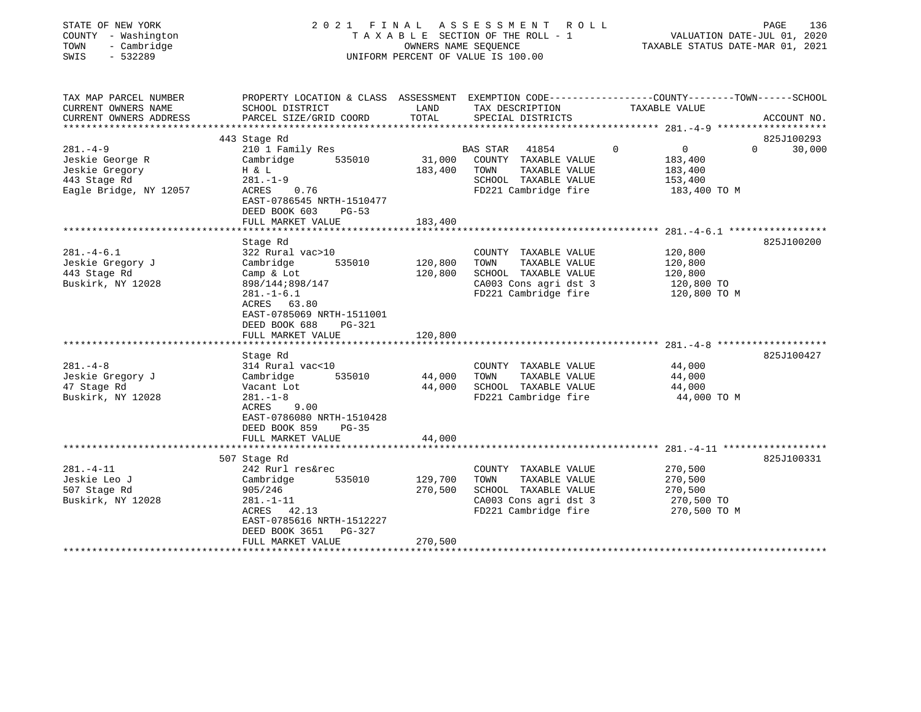STATE OF NEW YORK
COUNTY - Washington
TOWN - Cambridge
SWIS - 532289

# 2021 FINAL ASSESSMENT ROLL

TAXABLE SECTION OF THE ROLL - 1
OWNERS NAME SEQUENCE
UNIFORM PERCENT OF VALUE IS 100.00

VALUATION DATE-JUL 01, 2020
TAXABLE STATUS DATE-MAR 01, 2021

| TAX MAP PARCEL NUMBER / CURRENT OWNERS NAME / CURRENT OWNERS ADDRESS | PROPERTY LOCATION & CLASS / SCHOOL DISTRICT / PARCEL SIZE/GRID COORD | ASSESSMENT LAND / TOTAL | EXEMPTION CODE / TAX DESCRIPTION / SPECIAL DISTRICTS | COUNTY | TOWN | SCHOOL | ACCOUNT NO. |
|---|---|---|---|---|---|---|---|
| 281.-4-9 | 443 Stage Rd | | | | | | 825J100293 |
| Jeskie George R | 210 1 Family Res | | BAS STAR 41854 | 0 | 0 | 30,000 | |
| Jeskie Gregory | Cambridge 535010 | 31,000 | COUNTY TAXABLE VALUE | 183,400 | | | |
| 443 Stage Rd | H & L | 183,400 | TOWN TAXABLE VALUE | | 183,400 | | |
| Eagle Bridge, NY 12057 | 281.-1-9 | | SCHOOL TAXABLE VALUE | | | 153,400 | |
| | ACRES 0.76 | | FD221 Cambridge fire | 183,400 TO M | | | |
| | EAST-0786545 NRTH-1510477 | | | | | | |
| | DEED BOOK 603 PG-53 | | | | | | |
| | FULL MARKET VALUE | 183,400 | | | | | |
| 281.-4-6.1 | Stage Rd | | | | | | 825J100200 |
| Jeskie Gregory J | 322 Rural vac>10 | | COUNTY TAXABLE VALUE | 120,800 | | | |
| 443 Stage Rd | Cambridge 535010 | 120,800 | TOWN TAXABLE VALUE | | 120,800 | | |
| Buskirk, NY 12028 | Camp & Lot | 120,800 | SCHOOL TAXABLE VALUE | | | 120,800 | |
| | 898/144;898/147 | | CA003 Cons agri dst 3 | 120,800 TO | | | |
| | 281.-1-6.1 | | FD221 Cambridge fire | 120,800 TO M | | | |
| | ACRES 63.80 | | | | | | |
| | EAST-0785069 NRTH-1511001 | | | | | | |
| | DEED BOOK 688 PG-321 | | | | | | |
| | FULL MARKET VALUE | 120,800 | | | | | |
| 281.-4-8 | Stage Rd | | | | | | 825J100427 |
| Jeskie Gregory J | 314 Rural vac<10 | | COUNTY TAXABLE VALUE | 44,000 | | | |
| 47 Stage Rd | Cambridge 535010 | 44,000 | TOWN TAXABLE VALUE | | 44,000 | | |
| Buskirk, NY 12028 | Vacant Lot | 44,000 | SCHOOL TAXABLE VALUE | | | 44,000 | |
| | 281.-1-8 | | FD221 Cambridge fire | 44,000 TO M | | | |
| | ACRES 9.00 | | | | | | |
| | EAST-0786080 NRTH-1510428 | | | | | | |
| | DEED BOOK 859 PG-35 | | | | | | |
| | FULL MARKET VALUE | 44,000 | | | | | |
| 281.-4-11 | 507 Stage Rd | | | | | | 825J100331 |
| Jeskie Leo J | 242 Rurl res&rec | | COUNTY TAXABLE VALUE | 270,500 | | | |
| 507 Stage Rd | Cambridge 535010 | 129,700 | TOWN TAXABLE VALUE | | 270,500 | | |
| Buskirk, NY 12028 | 905/246 | 270,500 | SCHOOL TAXABLE VALUE | | | 270,500 | |
| | 281.-1-11 | | CA003 Cons agri dst 3 | 270,500 TO | | | |
| | ACRES 42.13 | | FD221 Cambridge fire | 270,500 TO M | | | |
| | EAST-0785616 NRTH-1512227 | | | | | | |
| | DEED BOOK 3651 PG-327 | | | | | | |
| | FULL MARKET VALUE | 270,500 | | | | | |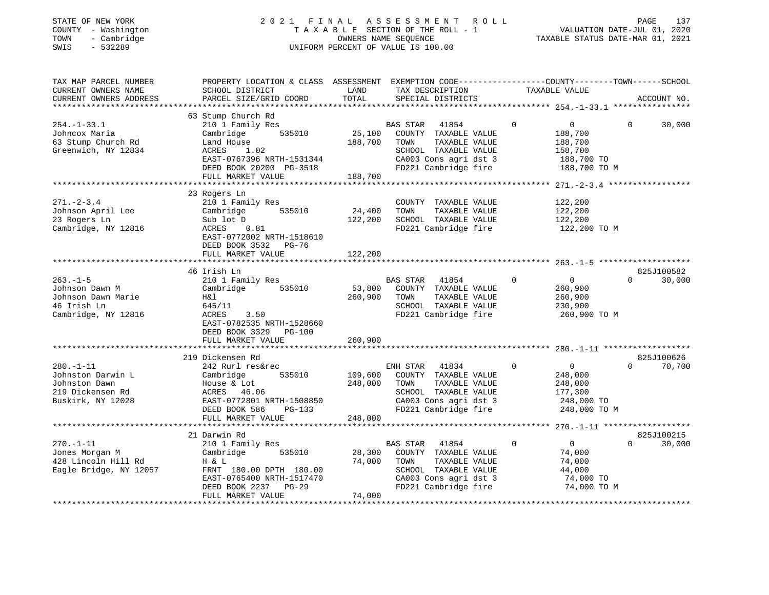STATE OF NEW YORK
COUNTY - Washington
TOWN - Cambridge
SWIS - 532289

2021 FINAL ASSESSMENT ROLL
TAXABLE SECTION OF THE ROLL - 1
OWNERS NAME SEQUENCE
UNIFORM PERCENT OF VALUE IS 100.00

VALUATION DATE-JUL 01, 2020
TAXABLE STATUS DATE-MAR 01, 2021

| TAX MAP PARCEL NUMBER / CURRENT OWNERS NAME / CURRENT OWNERS ADDRESS | PROPERTY LOCATION & CLASS / SCHOOL DISTRICT / PARCEL SIZE/GRID COORD | ASSESSMENT LAND | TOTAL | EXEMPTION CODE / TAX DESCRIPTION / SPECIAL DISTRICTS | COUNTY | TOWN | SCHOOL TAXABLE VALUE | ACCOUNT NO. |
|---|---|---|---|---|---|---|---|---|
| 254.-1-33.1 | 63 Stump Church Rd | | | | | | | |
| 254.-1-33.1 | 210 1 Family Res | | | BAS STAR 41854 | 0 | 0 | 30,000 | |
| Johncox Maria | Cambridge 535010 | 25,100 | | COUNTY TAXABLE VALUE | 188,700 | | | |
| 63 Stump Church Rd | Land House | | 188,700 | TOWN TAXABLE VALUE | | 188,700 | | |
| Greenwich, NY 12834 | ACRES 1.02 | | | SCHOOL TAXABLE VALUE | | | 158,700 | |
| | EAST-0767396 NRTH-1531344 | | | CA003 Cons agri dst 3 | 188,700 TO | | | |
| | DEED BOOK 20200 PG-3518 | | | FD221 Cambridge fire | 188,700 TO M | | | |
| | FULL MARKET VALUE | | 188,700 | | | | | |
| 271.-2-3.4 | 23 Rogers Ln | | | | | | | |
| 271.-2-3.4 | 210 1 Family Res | | | COUNTY TAXABLE VALUE | 122,200 | | | |
| Johnson April Lee | Cambridge 535010 | 24,400 | | TOWN TAXABLE VALUE | | 122,200 | | |
| 23 Rogers Ln | Sub lot D | | 122,200 | SCHOOL TAXABLE VALUE | | | 122,200 | |
| Cambridge, NY 12816 | ACRES 0.81 | | | FD221 Cambridge fire | 122,200 TO M | | | |
| | EAST-0772002 NRTH-1518610 | | | | | | | |
| | DEED BOOK 3532 PG-76 | | | | | | | |
| | FULL MARKET VALUE | | 122,200 | | | | | |
| 263.-1-5 | 46 Irish Ln | | | | | | | 825J100582 |
| 263.-1-5 | 210 1 Family Res | | | BAS STAR 41854 | 0 | 0 | 30,000 | |
| Johnson Dawn M | Cambridge 535010 | 53,800 | | COUNTY TAXABLE VALUE | 260,900 | | | |
| Johnson Dawn Marie | H&l | | 260,900 | TOWN TAXABLE VALUE | | 260,900 | | |
| 46 Irish Ln | 645/11 | | | SCHOOL TAXABLE VALUE | | | 230,900 | |
| Cambridge, NY 12816 | ACRES 3.50 | | | FD221 Cambridge fire | 260,900 TO M | | | |
| | EAST-0782535 NRTH-1528660 | | | | | | | |
| | DEED BOOK 3329 PG-100 | | | | | | | |
| | FULL MARKET VALUE | | 260,900 | | | | | |
| 280.-1-11 | 219 Dickensen Rd | | | | | | | 825J100626 |
| 280.-1-11 | 242 Rurl res&rec | | | ENH STAR 41834 | 0 | 0 | 70,700 | |
| Johnston Darwin L | Cambridge 535010 | 109,600 | | COUNTY TAXABLE VALUE | 248,000 | | | |
| Johnston Dawn | House & Lot | | 248,000 | TOWN TAXABLE VALUE | | 248,000 | | |
| 219 Dickensen Rd | ACRES 46.06 | | | SCHOOL TAXABLE VALUE | | | 177,300 | |
| Buskirk, NY 12028 | EAST-0772801 NRTH-1508850 | | | CA003 Cons agri dst 3 | 248,000 TO | | | |
| | DEED BOOK 586 PG-133 | | | FD221 Cambridge fire | 248,000 TO M | | | |
| | FULL MARKET VALUE | | 248,000 | | | | | |
| 270.-1-11 | 21 Darwin Rd | | | | | | | 825J100215 |
| 270.-1-11 | 210 1 Family Res | | | BAS STAR 41854 | 0 | 0 | 30,000 | |
| Jones Morgan M | Cambridge 535010 | 28,300 | | COUNTY TAXABLE VALUE | 74,000 | | | |
| 428 Lincoln Hill Rd | H & L | | 74,000 | TOWN TAXABLE VALUE | | 74,000 | | |
| Eagle Bridge, NY 12057 | FRNT 180.00 DPTH 180.00 | | | SCHOOL TAXABLE VALUE | | | 44,000 | |
| | EAST-0765400 NRTH-1517470 | | | CA003 Cons agri dst 3 | 74,000 TO | | | |
| | DEED BOOK 2237 PG-29 | | | FD221 Cambridge fire | 74,000 TO M | | | |
| | FULL MARKET VALUE | | 74,000 | | | | | |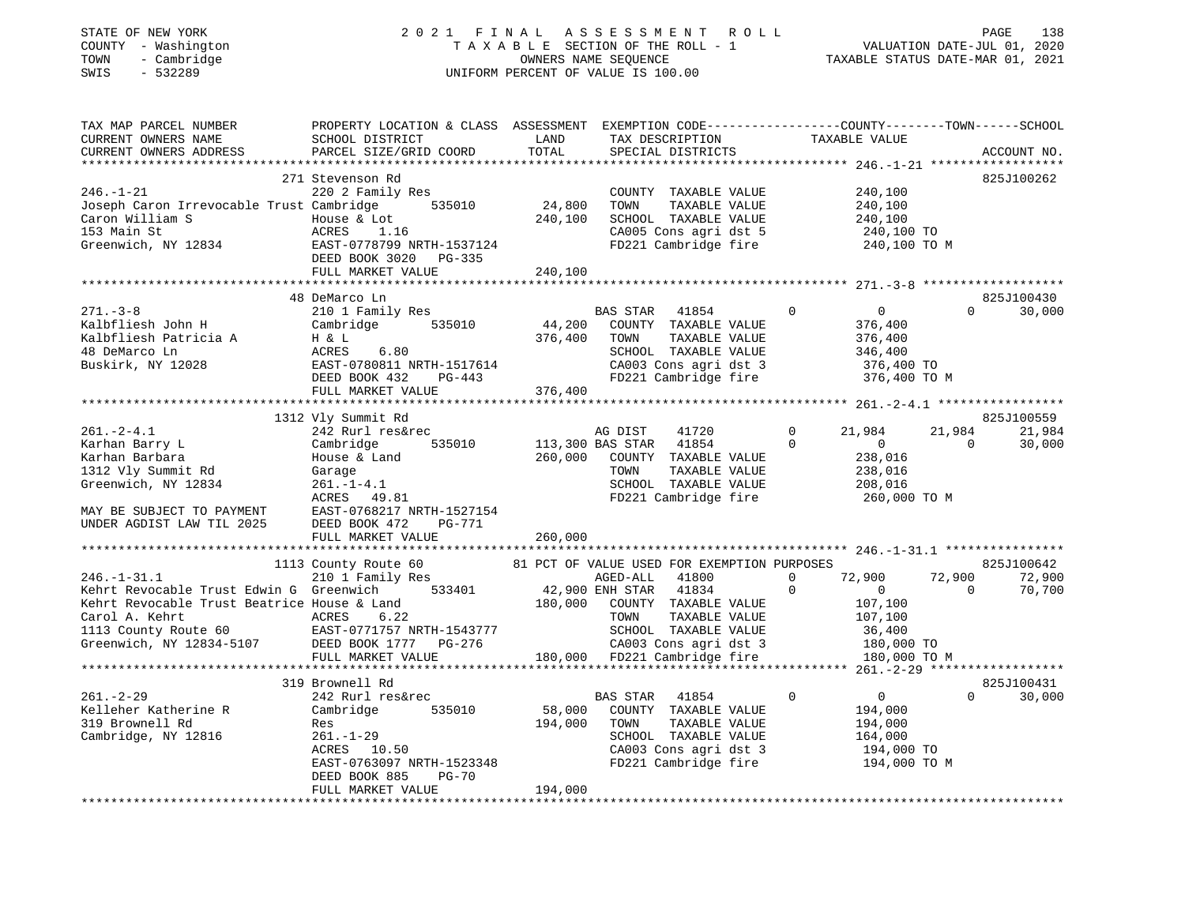STATE OF NEW YORK
COUNTY - Washington
TOWN - Cambridge
SWIS - 532289

2021 FINAL ASSESSMENT ROLL
TAXABLE SECTION OF THE ROLL - 1
OWNERS NAME SEQUENCE
UNIFORM PERCENT OF VALUE IS 100.00

VALUATION DATE-JUL 01, 2020
TAXABLE STATUS DATE-MAR 01, 2021

```
TAX MAP PARCEL NUMBER          PROPERTY LOCATION & CLASS  ASSESSMENT  EXEMPTION CODE------------------COUNTY--------TOWN------SCHOOL
CURRENT OWNERS NAME            SCHOOL DISTRICT               LAND      TAX DESCRIPTION              TAXABLE VALUE
CURRENT OWNERS ADDRESS         PARCEL SIZE/GRID COORD       TOTAL      SPECIAL DISTRICTS                                        ACCOUNT NO.
******************************************************************************************************* 246.-1-21 ******************
                               271 Stevenson Rd                                                                             825J100262
246.-1-21                      220 2 Family Res                        COUNTY  TAXABLE VALUE            240,100
Joseph Caron Irrevocable Trust Cambridge      535010        24,800     TOWN    TAXABLE VALUE            240,100
Caron William S                House & Lot                 240,100     SCHOOL  TAXABLE VALUE            240,100
153 Main St                    ACRES     1.16                          CA005 Cons agri dst 5             240,100 TO
Greenwich, NY 12834            EAST-0778799 NRTH-1537124               FD221 Cambridge fire              240,100 TO M
                               DEED BOOK 3020   PG-335
                               FULL MARKET VALUE           240,100
******************************************************************************************************* 271.-3-8 *******************
                               48 DeMarco Ln                                                                                825J100430
271.-3-8                       210 1 Family Res                        BAS STAR   41854          0            0           0     30,000
Kalbfliesh John H              Cambridge      535010        44,200     COUNTY  TAXABLE VALUE            376,400
Kalbfliesh Patricia A          H & L                       376,400     TOWN    TAXABLE VALUE            376,400
48 DeMarco Ln                  ACRES     6.80                          SCHOOL  TAXABLE VALUE            346,400
Buskirk, NY 12028              EAST-0780811 NRTH-1517614               CA003 Cons agri dst 3             376,400 TO
                               DEED BOOK 432    PG-443                 FD221 Cambridge fire              376,400 TO M
                               FULL MARKET VALUE           376,400
******************************************************************************************************* 261.-2-4.1 *****************
                               1312 Vly Summit Rd                                                                           825J100559
261.-2-4.1                     242 Rurl res&rec                        AG DIST    41720          0       21,984      21,984     21,984
Karhan Barry L                 Cambridge      535010       113,300 BAS STAR   41854          0            0           0     30,000
Karhan Barbara                 House & Land                260,000     COUNTY  TAXABLE VALUE            238,016
1312 Vly Summit Rd             Garage                                  TOWN    TAXABLE VALUE            238,016
Greenwich, NY 12834            261.-1-4.1                              SCHOOL  TAXABLE VALUE            208,016
                               ACRES    49.81                          FD221 Cambridge fire              260,000 TO M
MAY BE SUBJECT TO PAYMENT      EAST-0768217 NRTH-1527154
UNDER AGDIST LAW TIL 2025      DEED BOOK 472    PG-771
                               FULL MARKET VALUE           260,000
******************************************************************************************************* 246.-1-31.1 ****************
                               1113 County Route 60           81 PCT OF VALUE USED FOR EXEMPTION PURPOSES                   825J100642
246.-1-31.1                    210 1 Family Res                        AGED-ALL   41800          0       72,900      72,900     72,900
Kehrt Revocable Trust Edwin G  Greenwich      533401        42,900 ENH STAR   41834          0            0           0     70,700
Kehrt Revocable Trust Beatrice House & Land                180,000     COUNTY  TAXABLE VALUE            107,100
Carol A. Kehrt                 ACRES     6.22                          TOWN    TAXABLE VALUE            107,100
1113 County Route 60           EAST-0771757 NRTH-1543777               SCHOOL  TAXABLE VALUE             36,400
Greenwich, NY 12834-5107       DEED BOOK 1777   PG-276                 CA003 Cons agri dst 3             180,000 TO
                               FULL MARKET VALUE           180,000     FD221 Cambridge fire              180,000 TO M
******************************************************************************************************* 261.-2-29 ******************
                               319 Brownell Rd                                                                              825J100431
261.-2-29                      242 Rurl res&rec                        BAS STAR   41854          0            0           0     30,000
Kelleher Katherine R           Cambridge      535010        58,000     COUNTY  TAXABLE VALUE            194,000
319 Brownell Rd                Res                         194,000     TOWN    TAXABLE VALUE            194,000
Cambridge, NY 12816            261.-1-29                               SCHOOL  TAXABLE VALUE            164,000
                               ACRES    10.50                          CA003 Cons agri dst 3             194,000 TO
                               EAST-0763097 NRTH-1523348               FD221 Cambridge fire              194,000 TO M
                               DEED BOOK 885    PG-70
                               FULL MARKET VALUE           194,000
************************************************************************************************************************************
```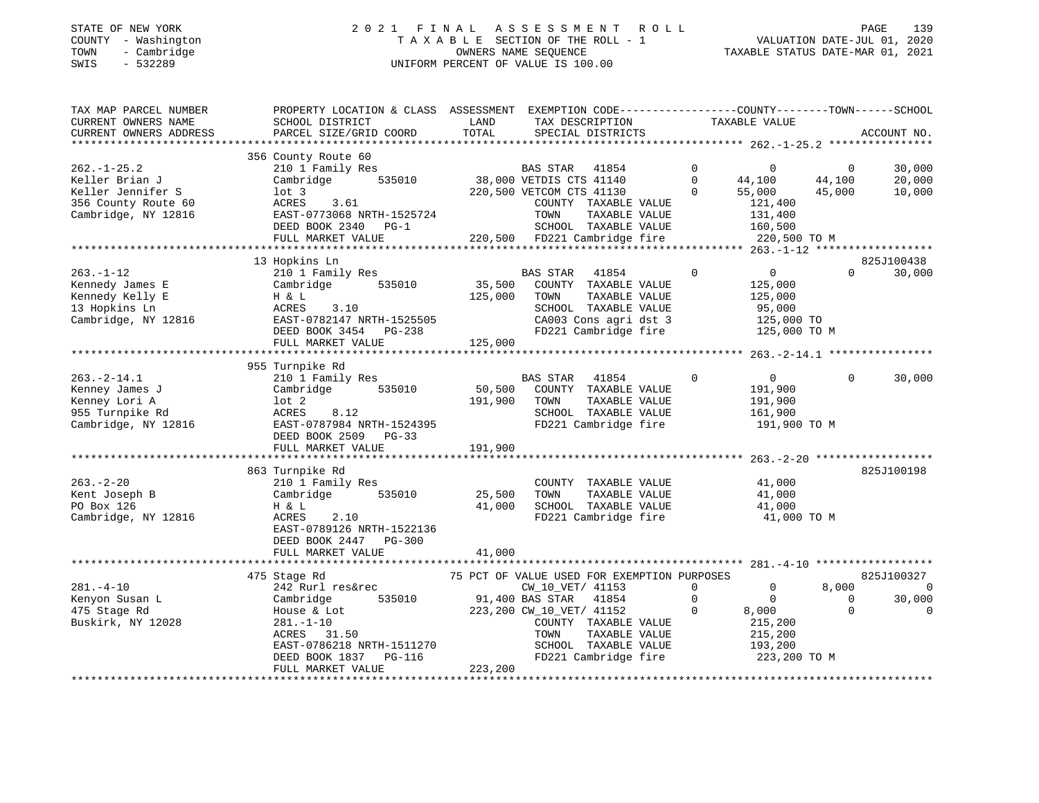STATE OF NEW YORK
COUNTY - Washington
TOWN - Cambridge
SWIS - 532289

# 2021 FINAL ASSESSMENT ROLL
TAXABLE SECTION OF THE ROLL - 1
OWNERS NAME SEQUENCE
UNIFORM PERCENT OF VALUE IS 100.00

VALUATION DATE-JUL 01, 2020
TAXABLE STATUS DATE-MAR 01, 2021

| TAX MAP PARCEL NUMBER / CURRENT OWNERS NAME / CURRENT OWNERS ADDRESS | PROPERTY LOCATION & CLASS / SCHOOL DISTRICT / PARCEL SIZE/GRID COORD | ASSESSMENT LAND / TOTAL | EXEMPTION CODE / TAX DESCRIPTION / SPECIAL DISTRICTS | | COUNTY TAXABLE VALUE | TOWN | SCHOOL | ACCOUNT NO. |
|---|---|---|---|---|---|---|---|---|
| **262.-1-25.2** | 356 County Route 60 | | | | | | | |
| 262.-1-25.2 | 210 1 Family Res | | BAS STAR 41854 | 0 | 0 | 0 | 30,000 | |
| Keller Brian J | Cambridge 535010 | 38,000 | VETDIS CTS 41140 | 0 | 44,100 | 44,100 | 20,000 | |
| Keller Jennifer S | lot 3 | 220,500 | VETCOM CTS 41130 | 0 | 55,000 | 45,000 | 10,000 | |
| 356 County Route 60 | ACRES 3.61 | | COUNTY TAXABLE VALUE | | 121,400 | | | |
| Cambridge, NY 12816 | EAST-0773068 NRTH-1525724 | | TOWN TAXABLE VALUE | | 131,400 | | | |
| | DEED BOOK 2340 PG-1 | | SCHOOL TAXABLE VALUE | | 160,500 | | | |
| | FULL MARKET VALUE | 220,500 | FD221 Cambridge fire | | 220,500 TO M | | | |
| **263.-1-12** | 13 Hopkins Ln | | | | | | | 825J100438 |
| 263.-1-12 | 210 1 Family Res | | BAS STAR 41854 | 0 | 0 | 0 | 30,000 | |
| Kennedy James E | Cambridge 535010 | 35,500 | COUNTY TAXABLE VALUE | | 125,000 | | | |
| Kennedy Kelly E | H & L | 125,000 | TOWN TAXABLE VALUE | | 125,000 | | | |
| 13 Hopkins Ln | ACRES 3.10 | | SCHOOL TAXABLE VALUE | | 95,000 | | | |
| Cambridge, NY 12816 | EAST-0782147 NRTH-1525505 | | CA003 Cons agri dst 3 | | 125,000 TO | | | |
| | DEED BOOK 3454 PG-238 | | FD221 Cambridge fire | | 125,000 TO M | | | |
| | FULL MARKET VALUE | 125,000 | | | | | | |
| **263.-2-14.1** | 955 Turnpike Rd | | | | | | | |
| 263.-2-14.1 | 210 1 Family Res | | BAS STAR 41854 | 0 | 0 | 0 | 30,000 | |
| Kenney James J | Cambridge 535010 | 50,500 | COUNTY TAXABLE VALUE | | 191,900 | | | |
| Kenney Lori A | lot 2 | 191,900 | TOWN TAXABLE VALUE | | 191,900 | | | |
| 955 Turnpike Rd | ACRES 8.12 | | SCHOOL TAXABLE VALUE | | 161,900 | | | |
| Cambridge, NY 12816 | EAST-0787984 NRTH-1524395 | | FD221 Cambridge fire | | 191,900 TO M | | | |
| | DEED BOOK 2509 PG-33 | | | | | | | |
| | FULL MARKET VALUE | 191,900 | | | | | | |
| **263.-2-20** | 863 Turnpike Rd | | | | | | | 825J100198 |
| 263.-2-20 | 210 1 Family Res | | COUNTY TAXABLE VALUE | | 41,000 | | | |
| Kent Joseph B | Cambridge 535010 | 25,500 | TOWN TAXABLE VALUE | | 41,000 | | | |
| PO Box 126 | H & L | 41,000 | SCHOOL TAXABLE VALUE | | 41,000 | | | |
| Cambridge, NY 12816 | ACRES 2.10 | | FD221 Cambridge fire | | 41,000 TO M | | | |
| | EAST-0789126 NRTH-1522136 | | | | | | | |
| | DEED BOOK 2447 PG-300 | | | | | | | |
| | FULL MARKET VALUE | 41,000 | | | | | | |
| **281.-4-10** | 475 Stage Rd | | 75 PCT OF VALUE USED FOR EXEMPTION PURPOSES | | | | | 825J100327 |
| 281.-4-10 | 242 Rurl res&rec | | CW_10_VET/ 41153 | 0 | 0 | 8,000 | 0 | |
| Kenyon Susan L | Cambridge 535010 | 91,400 | BAS STAR 41854 | 0 | 0 | 0 | 30,000 | |
| 475 Stage Rd | House & Lot | 223,200 | CW_10_VET/ 41152 | 0 | 8,000 | 0 | 0 | |
| Buskirk, NY 12028 | 281.-1-10 | | COUNTY TAXABLE VALUE | | 215,200 | | | |
| | ACRES 31.50 | | TOWN TAXABLE VALUE | | 215,200 | | | |
| | EAST-0786218 NRTH-1511270 | | SCHOOL TAXABLE VALUE | | 193,200 | | | |
| | DEED BOOK 1837 PG-116 | | FD221 Cambridge fire | | 223,200 TO M | | | |
| | FULL MARKET VALUE | 223,200 | | | | | | |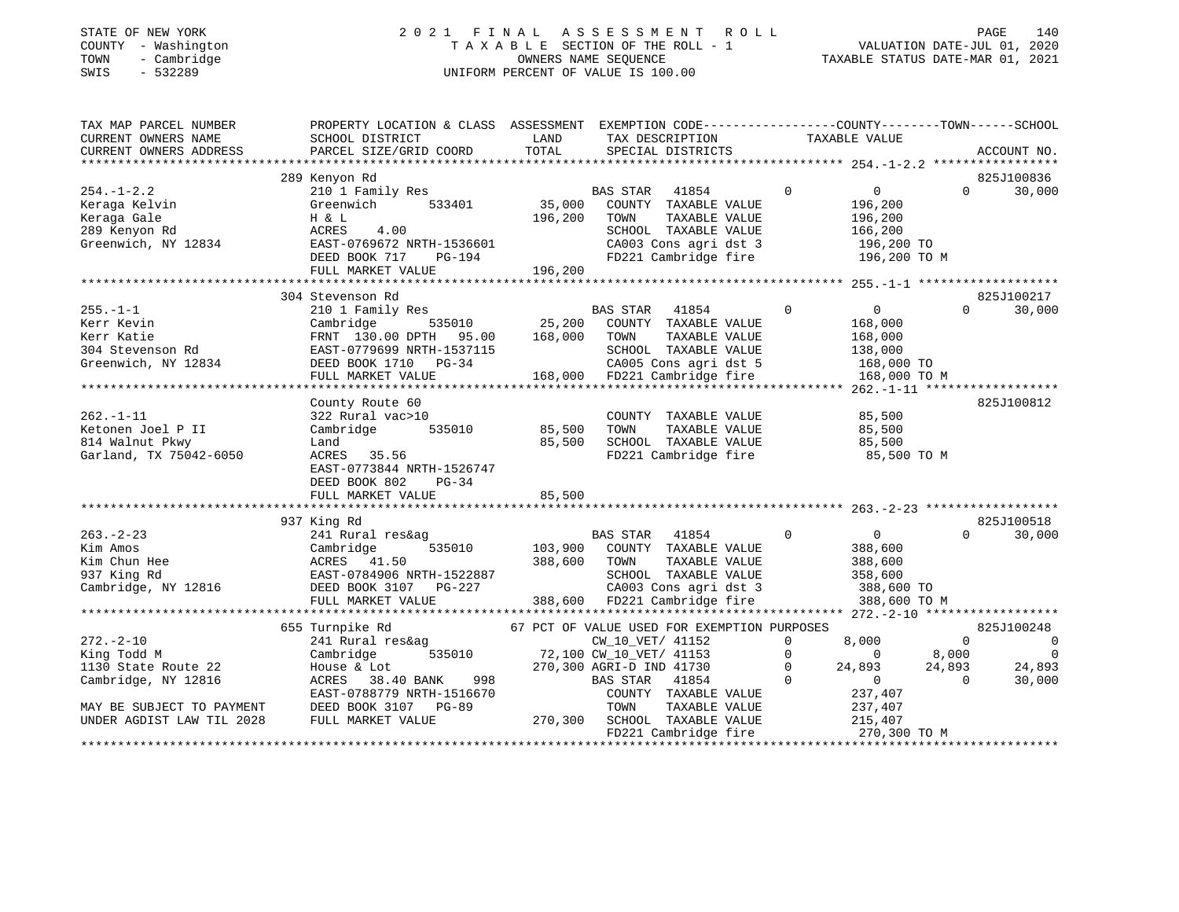STATE OF NEW YORK
COUNTY - Washington
TOWN - Cambridge
SWIS - 532289

# 2021 FINAL ASSESSMENT ROLL
TAXABLE SECTION OF THE ROLL - 1
OWNERS NAME SEQUENCE
UNIFORM PERCENT OF VALUE IS 100.00

VALUATION DATE-JUL 01, 2020
TAXABLE STATUS DATE-MAR 01, 2021

```
TAX MAP PARCEL NUMBER     PROPERTY LOCATION & CLASS  ASSESSMENT  EXEMPTION CODE-----------------COUNTY--------TOWN------SCHOOL
CURRENT OWNERS NAME       SCHOOL DISTRICT              LAND      TAX DESCRIPTION              TAXABLE VALUE
CURRENT OWNERS ADDRESS    PARCEL SIZE/GRID COORD       TOTAL     SPECIAL DISTRICTS                                        ACCOUNT NO.
******************************************************************************************** 254.-1-2.2 *****************
                          289 Kenyon Rd                                                                               825J100836
254.-1-2.2                210 1 Family Res                       BAS STAR   41854        0          0           0     30,000
Keraga Kelvin             Greenwich      533401       35,000     COUNTY  TAXABLE VALUE           196,200
Keraga Gale               H & L                      196,200     TOWN    TAXABLE VALUE           196,200
289 Kenyon Rd             ACRES     4.00                         SCHOOL  TAXABLE VALUE           166,200
Greenwich, NY 12834       EAST-0769672 NRTH-1536601              CA003 Cons agri dst 3            196,200 TO
                          DEED BOOK 717     PG-194               FD221 Cambridge fire             196,200 TO M
                          FULL MARKET VALUE          196,200
******************************************************************************************** 255.-1-1 *******************
                          304 Stevenson Rd                                                                            825J100217
255.-1-1                  210 1 Family Res                       BAS STAR   41854        0          0           0     30,000
Kerr Kevin                Cambridge      535010       25,200     COUNTY  TAXABLE VALUE           168,000
Kerr Katie                FRNT 130.00 DPTH  95.00    168,000     TOWN    TAXABLE VALUE           168,000
304 Stevenson Rd          EAST-0779699 NRTH-1537115              SCHOOL  TAXABLE VALUE           138,000
Greenwich, NY 12834       DEED BOOK 1710    PG-34                CA005 Cons agri dst 5            168,000 TO
                          FULL MARKET VALUE          168,000     FD221 Cambridge fire             168,000 TO M
******************************************************************************************** 262.-1-11 ******************
                          County Route 60                                                                             825J100812
262.-1-11                 322 Rural vac>10                       COUNTY  TAXABLE VALUE            85,500
Ketonen Joel P II         Cambridge      535010       85,500     TOWN    TAXABLE VALUE            85,500
814 Walnut Pkwy           Land                        85,500     SCHOOL  TAXABLE VALUE            85,500
Garland, TX 75042-6050    ACRES    35.56                         FD221 Cambridge fire              85,500 TO M
                          EAST-0773844 NRTH-1526747
                          DEED BOOK 802     PG-34
                          FULL MARKET VALUE           85,500
******************************************************************************************** 263.-2-23 ******************
                          937 King Rd                                                                                 825J100518
263.-2-23                 241 Rural res&ag                       BAS STAR   41854        0          0           0     30,000
Kim Amos                  Cambridge      535010      103,900     COUNTY  TAXABLE VALUE           388,600
Kim Chun Hee              ACRES    41.50             388,600     TOWN    TAXABLE VALUE           388,600
937 King Rd               EAST-0784906 NRTH-1522887              SCHOOL  TAXABLE VALUE           358,600
Cambridge, NY 12816       DEED BOOK 3107    PG-227               CA003 Cons agri dst 3            388,600 TO
                          FULL MARKET VALUE          388,600     FD221 Cambridge fire             388,600 TO M
******************************************************************************************** 272.-2-10 ******************
                          655 Turnpike Rd            67 PCT OF VALUE USED FOR EXEMPTION PURPOSES                      825J100248
272.-2-10                 241 Rural res&ag                       CW_10_VET/ 41152        0      8,000           0          0
King Todd M               Cambridge      535010       72,100     CW_10_VET/ 41153        0          0       8,000          0
1130 State Route 22       House & Lot                270,300     AGRI-D IND 41730        0     24,893      24,893     24,893
Cambridge, NY 12816       ACRES    38.40 BANK    998             BAS STAR   41854        0          0           0     30,000
                          EAST-0788779 NRTH-1516670              COUNTY  TAXABLE VALUE           237,407
MAY BE SUBJECT TO PAYMENT DEED BOOK 3107    PG-89                TOWN    TAXABLE VALUE           237,407
UNDER AGDIST LAW TIL 2028 FULL MARKET VALUE          270,300     SCHOOL  TAXABLE VALUE           215,407
                                                                 FD221 Cambridge fire             270,300 TO M
**************************************************************************************************************************
```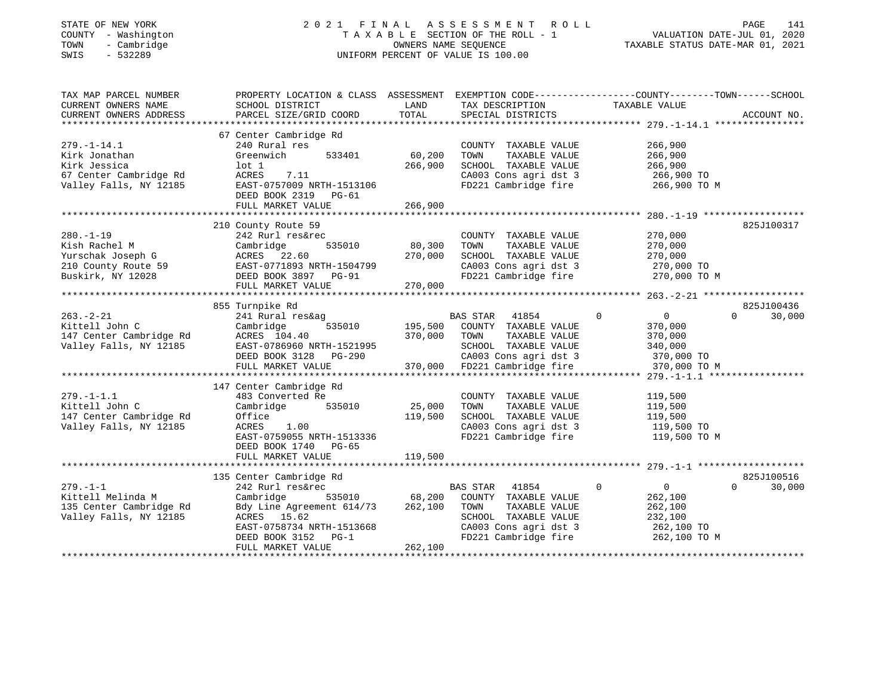STATE OF NEW YORK  
COUNTY - Washington  
TOWN - Cambridge  
SWIS - 532289

2021 FINAL ASSESSMENT ROLL  
TAXABLE SECTION OF THE ROLL - 1  
OWNERS NAME SEQUENCE  
UNIFORM PERCENT OF VALUE IS 100.00

VALUATION DATE-JUL 01, 2020  
TAXABLE STATUS DATE-MAR 01, 2021

| TAX MAP PARCEL NUMBER / CURRENT OWNERS NAME / CURRENT OWNERS ADDRESS | PROPERTY LOCATION & CLASS / SCHOOL DISTRICT / PARCEL SIZE/GRID COORD | ASSESSMENT LAND / TOTAL | EXEMPTION CODE / TAX DESCRIPTION / SPECIAL DISTRICTS | COUNTY | TOWN | SCHOOL / TAXABLE VALUE | ACCOUNT NO. |
|---|---|---|---|---|---|---|---|
| **279.-1-14.1** | 67 Center Cambridge Rd | | | | | | |
| 279.-1-14.1 | 240 Rural res | | COUNTY TAXABLE VALUE | 266,900 | | | |
| Kirk Jonathan | Greenwich 533401 | 60,200 | TOWN TAXABLE VALUE | | 266,900 | | |
| Kirk Jessica | lot 1 | 266,900 | SCHOOL TAXABLE VALUE | | | 266,900 | |
| 67 Center Cambridge Rd | ACRES 7.11 | | CA003 Cons agri dst 3 | | | 266,900 TO | |
| Valley Falls, NY 12185 | EAST-0757009 NRTH-1513106 | | FD221 Cambridge fire | | | 266,900 TO M | |
| | DEED BOOK 2319 PG-61 | | | | | | |
| | FULL MARKET VALUE | 266,900 | | | | | |
| **280.-1-19** | 210 County Route 59 | | | | | | 825J100317 |
| 280.-1-19 | 242 Rurl res&rec | | COUNTY TAXABLE VALUE | 270,000 | | | |
| Kish Rachel M | Cambridge 535010 | 80,300 | TOWN TAXABLE VALUE | | 270,000 | | |
| Yurschak Joseph G | ACRES 22.60 | 270,000 | SCHOOL TAXABLE VALUE | | | 270,000 | |
| 210 County Route 59 | EAST-0771893 NRTH-1504799 | | CA003 Cons agri dst 3 | | | 270,000 TO | |
| Buskirk, NY 12028 | DEED BOOK 3897 PG-91 | | FD221 Cambridge fire | | | 270,000 TO M | |
| | FULL MARKET VALUE | 270,000 | | | | | |
| **263.-2-21** | 855 Turnpike Rd | | | | | | 825J100436 |
| 263.-2-21 | 241 Rural res&ag | | BAS STAR 41854 | 0 | 0 | 30,000 | |
| Kittell John C | Cambridge 535010 | 195,500 | COUNTY TAXABLE VALUE | 370,000 | | | |
| 147 Center Cambridge Rd | ACRES 104.40 | 370,000 | TOWN TAXABLE VALUE | | 370,000 | | |
| Valley Falls, NY 12185 | EAST-0786960 NRTH-1521995 | | SCHOOL TAXABLE VALUE | | | 340,000 | |
| | DEED BOOK 3128 PG-290 | | CA003 Cons agri dst 3 | | | 370,000 TO | |
| | FULL MARKET VALUE | 370,000 | FD221 Cambridge fire | | | 370,000 TO M | |
| **279.-1-1.1** | 147 Center Cambridge Rd | | | | | | |
| 279.-1-1.1 | 483 Converted Re | | COUNTY TAXABLE VALUE | 119,500 | | | |
| Kittell John C | Cambridge 535010 | 25,000 | TOWN TAXABLE VALUE | | 119,500 | | |
| 147 Center Cambridge Rd | Office | 119,500 | SCHOOL TAXABLE VALUE | | | 119,500 | |
| Valley Falls, NY 12185 | ACRES 1.00 | | CA003 Cons agri dst 3 | | | 119,500 TO | |
| | EAST-0759055 NRTH-1513336 | | FD221 Cambridge fire | | | 119,500 TO M | |
| | DEED BOOK 1740 PG-65 | | | | | | |
| | FULL MARKET VALUE | 119,500 | | | | | |
| **279.-1-1** | 135 Center Cambridge Rd | | | | | | 825J100516 |
| 279.-1-1 | 242 Rurl res&rec | | BAS STAR 41854 | 0 | 0 | 30,000 | |
| Kittell Melinda M | Cambridge 535010 | 68,200 | COUNTY TAXABLE VALUE | 262,100 | | | |
| 135 Center Cambridge Rd | Bdy Line Agreement 614/73 | 262,100 | TOWN TAXABLE VALUE | | 262,100 | | |
| Valley Falls, NY 12185 | ACRES 15.62 | | SCHOOL TAXABLE VALUE | | | 232,100 | |
| | EAST-0758734 NRTH-1513668 | | CA003 Cons agri dst 3 | | | 262,100 TO | |
| | DEED BOOK 3152 PG-1 | | FD221 Cambridge fire | | | 262,100 TO M | |
| | FULL MARKET VALUE | 262,100 | | | | | |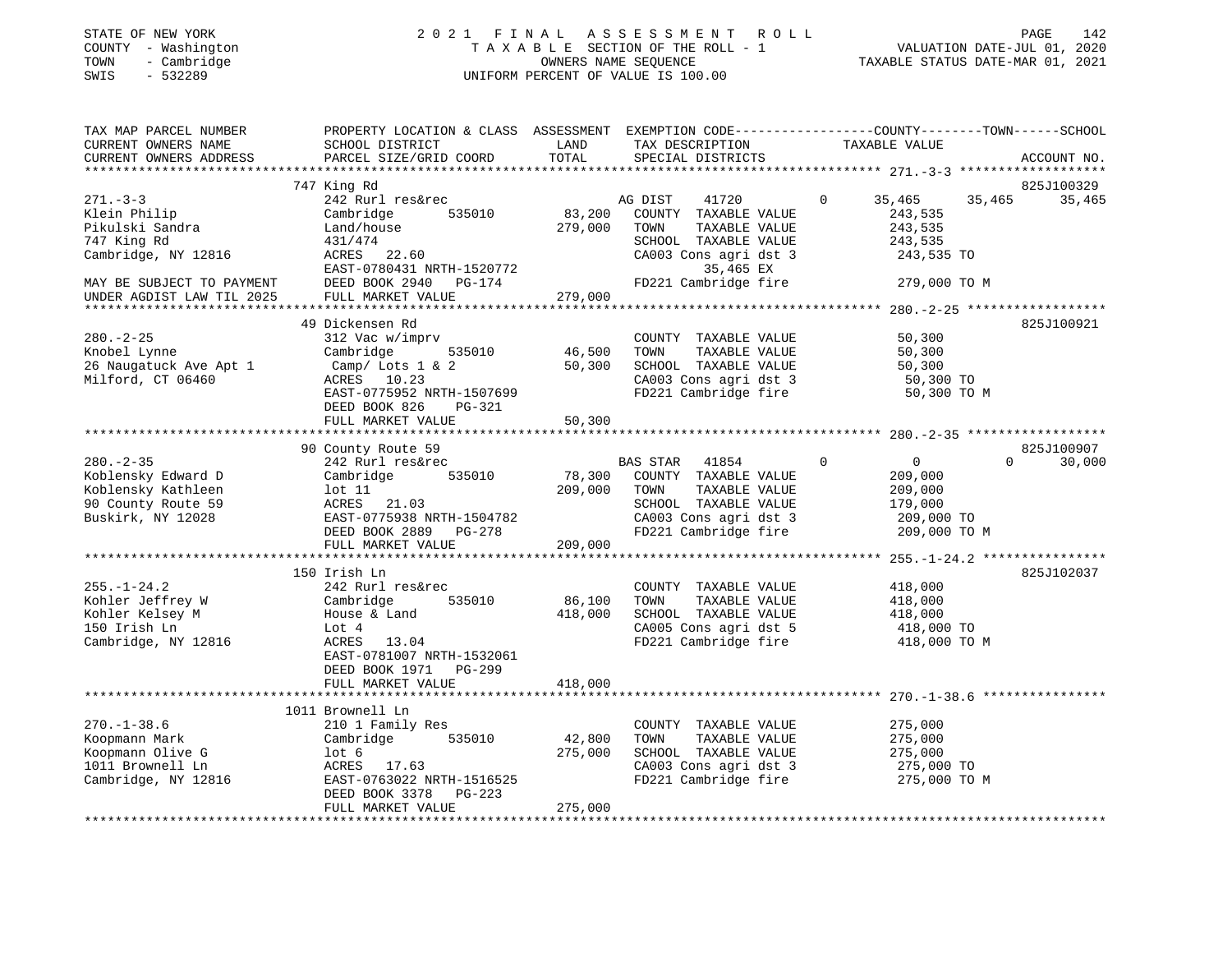STATE OF NEW YORK | 2021 FINAL ASSESSMENT ROLL | PAGE 142
COUNTY - Washington | TAXABLE SECTION OF THE ROLL - 1 | VALUATION DATE-JUL 01, 2020
TOWN - Cambridge | OWNERS NAME SEQUENCE | TAXABLE STATUS DATE-MAR 01, 2021
SWIS - 532289 | UNIFORM PERCENT OF VALUE IS 100.00

```
TAX MAP PARCEL NUMBER          PROPERTY LOCATION & CLASS  ASSESSMENT  EXEMPTION CODE-----------------COUNTY--------TOWN------SCHOOL
CURRENT OWNERS NAME            SCHOOL DISTRICT              LAND      TAX DESCRIPTION              TAXABLE VALUE
CURRENT OWNERS ADDRESS         PARCEL SIZE/GRID COORD       TOTAL     SPECIAL DISTRICTS                                      ACCOUNT NO.
******************************************************************************************************* 271.-3-3 *******************
                               747 King Rd                                                                               825J100329
271.-3-3                       242 Rurl res&rec                       AG DIST      41720          0     35,465     35,465     35,465
Klein Philip                   Cambridge         535010      83,200   COUNTY  TAXABLE VALUE             243,535
Pikulski Sandra                Land/house                    279,000  TOWN    TAXABLE VALUE             243,535
747 King Rd                    431/474                                SCHOOL  TAXABLE VALUE             243,535
Cambridge, NY 12816            ACRES  22.60                           CA003 Cons agri dst 3              243,535 TO
                               EAST-0780431 NRTH-1520772                     35,465 EX
MAY BE SUBJECT TO PAYMENT      DEED BOOK 2940   PG-174                FD221 Cambridge fire               279,000 TO M
UNDER AGDIST LAW TIL 2025      FULL MARKET VALUE             279,000
******************************************************************************************************* 280.-2-25 ******************
                               49 Dickensen Rd                                                                           825J100921
280.-2-25                      312 Vac w/imprv                        COUNTY  TAXABLE VALUE              50,300
Knobel Lynne                   Cambridge         535010      46,500   TOWN    TAXABLE VALUE              50,300
26 Naugatuck Ave Apt 1          Camp/ Lots 1 & 2              50,300   SCHOOL  TAXABLE VALUE              50,300
Milford, CT 06460              ACRES  10.23                           CA003 Cons agri dst 3               50,300 TO
                               EAST-0775952 NRTH-1507699              FD221 Cambridge fire                50,300 TO M
                               DEED BOOK 826    PG-321
                               FULL MARKET VALUE              50,300
******************************************************************************************************* 280.-2-35 ******************
                               90 County Route 59                                                                        825J100907
280.-2-35                      242 Rurl res&rec                       BAS STAR     41854          0          0          0     30,000
Koblensky Edward D             Cambridge         535010      78,300   COUNTY  TAXABLE VALUE             209,000
Koblensky Kathleen             lot 11                        209,000  TOWN    TAXABLE VALUE             209,000
90 County Route 59             ACRES  21.03                           SCHOOL  TAXABLE VALUE             179,000
Buskirk, NY 12028              EAST-0775938 NRTH-1504782              CA003 Cons agri dst 3              209,000 TO
                               DEED BOOK 2889   PG-278                FD221 Cambridge fire               209,000 TO M
                               FULL MARKET VALUE             209,000
******************************************************************************************************* 255.-1-24.2 ****************
                               150 Irish Ln                                                                              825J102037
255.-1-24.2                    242 Rurl res&rec                       COUNTY  TAXABLE VALUE             418,000
Kohler Jeffrey W               Cambridge         535010      86,100   TOWN    TAXABLE VALUE             418,000
Kohler Kelsey M                House & Land                  418,000  SCHOOL  TAXABLE VALUE             418,000
150 Irish Ln                   Lot 4                                  CA005 Cons agri dst 5              418,000 TO
Cambridge, NY 12816            ACRES  13.04                           FD221 Cambridge fire               418,000 TO M
                               EAST-0781007 NRTH-1532061
                               DEED BOOK 1971   PG-299
                               FULL MARKET VALUE             418,000
******************************************************************************************************* 270.-1-38.6 ****************
                               1011 Brownell Ln
270.-1-38.6                    210 1 Family Res                       COUNTY  TAXABLE VALUE             275,000
Koopmann Mark                  Cambridge         535010      42,800   TOWN    TAXABLE VALUE             275,000
Koopmann Olive G               lot 6                         275,000  SCHOOL  TAXABLE VALUE             275,000
1011 Brownell Ln               ACRES  17.63                           CA003 Cons agri dst 3              275,000 TO
Cambridge, NY 12816            EAST-0763022 NRTH-1516525              FD221 Cambridge fire               275,000 TO M
                               DEED BOOK 3378   PG-223
                               FULL MARKET VALUE             275,000
************************************************************************************************************************************
```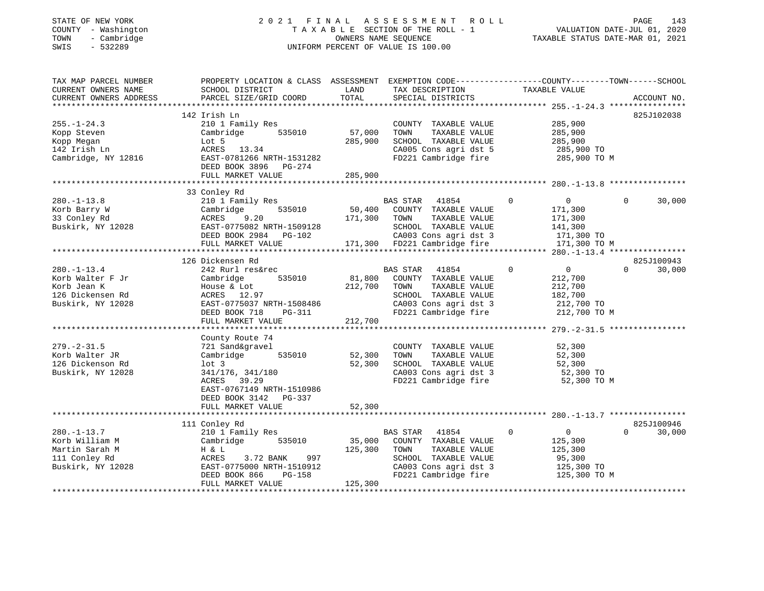STATE OF NEW YORK | 2021 FINAL ASSESSMENT ROLL | PAGE 143
COUNTY - Washington | TAXABLE SECTION OF THE ROLL - 1 | VALUATION DATE-JUL 01, 2020
TOWN - Cambridge | OWNERS NAME SEQUENCE | TAXABLE STATUS DATE-MAR 01, 2021
SWIS - 532289 | UNIFORM PERCENT OF VALUE IS 100.00

| TAX MAP PARCEL NUMBER / CURRENT OWNERS NAME / CURRENT OWNERS ADDRESS | PROPERTY LOCATION & CLASS / SCHOOL DISTRICT / PARCEL SIZE/GRID COORD | ASSESSMENT LAND | TOTAL | EXEMPTION CODE / TAX DESCRIPTION / SPECIAL DISTRICTS | COUNTY | TOWN | SCHOOL TAXABLE VALUE | ACCOUNT NO. |
|---|---|---|---|---|---|---|---|---|
| **255.-1-24.3** | 142 Irish Ln | | | | | | | 825J102038 |
| 255.-1-24.3 | 210 1 Family Res | | | COUNTY TAXABLE VALUE | 285,900 | | | |
| Kopp Steven | Cambridge 535010 | 57,000 | | TOWN TAXABLE VALUE | | 285,900 | | |
| Kopp Megan | Lot 5 | | 285,900 | SCHOOL TAXABLE VALUE | | | 285,900 | |
| 142 Irish Ln | ACRES 13.34 | | | CA005 Cons agri dst 5 | 285,900 TO | | | |
| Cambridge, NY 12816 | EAST-0781266 NRTH-1531282 | | | FD221 Cambridge fire | 285,900 TO M | | | |
| | DEED BOOK 3896 PG-274 | | | | | | | |
| | FULL MARKET VALUE | | 285,900 | | | | | |
| **280.-1-13.8** | 33 Conley Rd | | | | | | | |
| 280.-1-13.8 | 210 1 Family Res | | | BAS STAR 41854 | 0 | 0 | 30,000 | |
| Korb Barry W | Cambridge 535010 | 50,400 | | COUNTY TAXABLE VALUE | 171,300 | | | |
| 33 Conley Rd | ACRES 9.20 | | 171,300 | TOWN TAXABLE VALUE | | 171,300 | | |
| Buskirk, NY 12028 | EAST-0775082 NRTH-1509128 | | | SCHOOL TAXABLE VALUE | | | 141,300 | |
| | DEED BOOK 2984 PG-102 | | | CA003 Cons agri dst 3 | 171,300 TO | | | |
| | FULL MARKET VALUE | | 171,300 | FD221 Cambridge fire | 171,300 TO M | | | |
| **280.-1-13.4** | 126 Dickensen Rd | | | | | | | 825J100943 |
| 280.-1-13.4 | 242 Rurl res&rec | | | BAS STAR 41854 | 0 | 0 | 30,000 | |
| Korb Walter F Jr | Cambridge 535010 | 81,800 | | COUNTY TAXABLE VALUE | 212,700 | | | |
| Korb Jean K | House & Lot | | 212,700 | TOWN TAXABLE VALUE | | 212,700 | | |
| 126 Dickensen Rd | ACRES 12.97 | | | SCHOOL TAXABLE VALUE | | | 182,700 | |
| Buskirk, NY 12028 | EAST-0775037 NRTH-1508486 | | | CA003 Cons agri dst 3 | 212,700 TO | | | |
| | DEED BOOK 718 PG-311 | | | FD221 Cambridge fire | 212,700 TO M | | | |
| | FULL MARKET VALUE | | 212,700 | | | | | |
| **279.-2-31.5** | County Route 74 | | | | | | | |
| 279.-2-31.5 | 721 Sand&gravel | | | COUNTY TAXABLE VALUE | 52,300 | | | |
| Korb Walter JR | Cambridge 535010 | 52,300 | | TOWN TAXABLE VALUE | | 52,300 | | |
| 126 Dickenson Rd | lot 3 | | 52,300 | SCHOOL TAXABLE VALUE | | | 52,300 | |
| Buskirk, NY 12028 | 341/176, 341/180 | | | CA003 Cons agri dst 3 | 52,300 TO | | | |
| | ACRES 39.29 | | | FD221 Cambridge fire | 52,300 TO M | | | |
| | EAST-0767149 NRTH-1510986 | | | | | | | |
| | DEED BOOK 3142 PG-337 | | | | | | | |
| | FULL MARKET VALUE | | 52,300 | | | | | |
| **280.-1-13.7** | 111 Conley Rd | | | | | | | 825J100946 |
| 280.-1-13.7 | 210 1 Family Res | | | BAS STAR 41854 | 0 | 0 | 30,000 | |
| Korb William M | Cambridge 535010 | 35,000 | | COUNTY TAXABLE VALUE | 125,300 | | | |
| Martin Sarah M | H & L | | 125,300 | TOWN TAXABLE VALUE | | 125,300 | | |
| 111 Conley Rd | ACRES 3.72 BANK 997 | | | SCHOOL TAXABLE VALUE | | | 95,300 | |
| Buskirk, NY 12028 | EAST-0775000 NRTH-1510912 | | | CA003 Cons agri dst 3 | 125,300 TO | | | |
| | DEED BOOK 866 PG-158 | | | FD221 Cambridge fire | 125,300 TO M | | | |
| | FULL MARKET VALUE | | 125,300 | | | | | |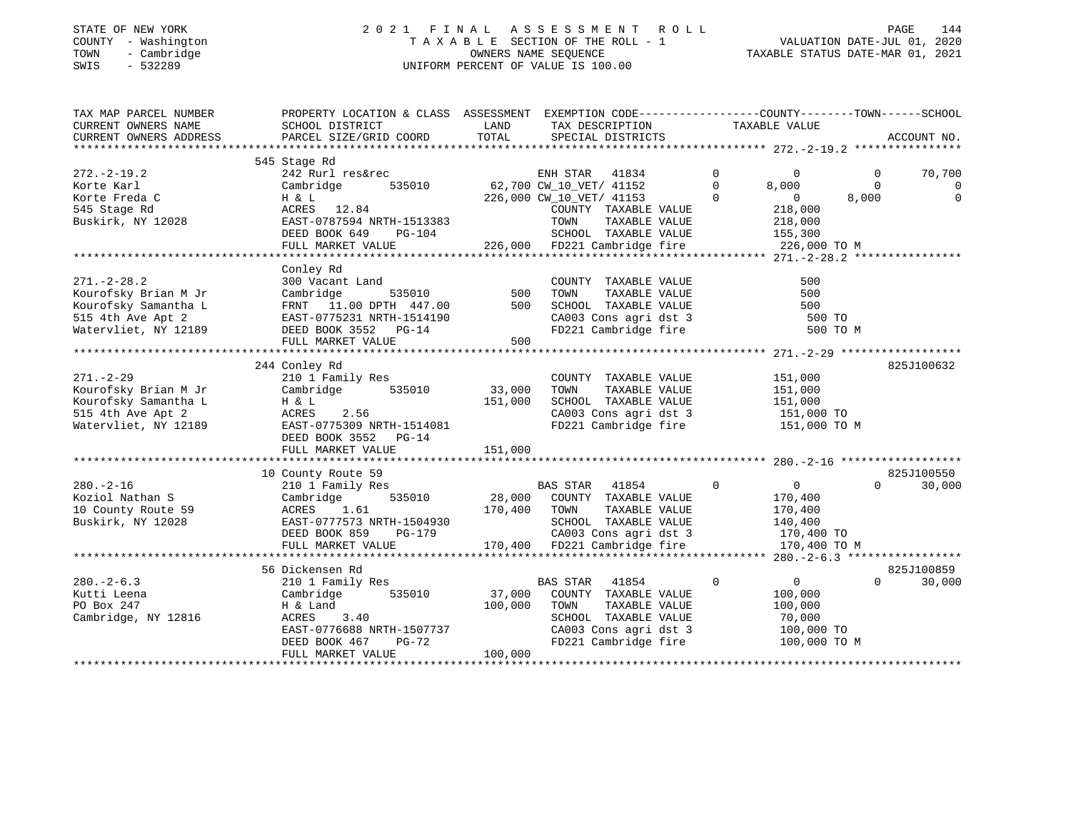STATE OF NEW YORK &nbsp;&nbsp;&nbsp;&nbsp; 2021 FINAL ASSESSMENT ROLL
COUNTY - Washington &nbsp;&nbsp;&nbsp;&nbsp; TAXABLE SECTION OF THE ROLL - 1 &nbsp;&nbsp;&nbsp;&nbsp; VALUATION DATE-JUL 01, 2020
TOWN - Cambridge &nbsp;&nbsp;&nbsp;&nbsp; OWNERS NAME SEQUENCE &nbsp;&nbsp;&nbsp;&nbsp; TAXABLE STATUS DATE-MAR 01, 2021
SWIS - 532289 &nbsp;&nbsp;&nbsp;&nbsp; UNIFORM PERCENT OF VALUE IS 100.00

```
TAX MAP PARCEL NUMBER     PROPERTY LOCATION & CLASS  ASSESSMENT  EXEMPTION CODE-----------------COUNTY--------TOWN------SCHOOL
CURRENT OWNERS NAME       SCHOOL DISTRICT             LAND       TAX DESCRIPTION              TAXABLE VALUE
CURRENT OWNERS ADDRESS    PARCEL SIZE/GRID COORD      TOTAL      SPECIAL DISTRICTS                                     ACCOUNT NO.
******************************************************************************************************* 272.-2-19.2 ****************
                          545 Stage Rd
272.-2-19.2               242 Rurl res&rec                        ENH STAR   41834          0         0         0       70,700
Korte Karl                Cambridge       535010      62,700 CW_10_VET/ 41152          0     8,000         0            0
Korte Freda C             H & L                      226,000 CW_10_VET/ 41153          0         0     8,000            0
545 Stage Rd              ACRES   12.84                        COUNTY  TAXABLE VALUE              218,000
Buskirk, NY 12028         EAST-0787594 NRTH-1513383            TOWN    TAXABLE VALUE              218,000
                          DEED BOOK 649    PG-104              SCHOOL  TAXABLE VALUE              155,300
                          FULL MARKET VALUE          226,000   FD221 Cambridge fire             226,000 TO M
******************************************************************************************************* 271.-2-28.2 ****************
                          Conley Rd
271.-2-28.2               300 Vacant Land                      COUNTY  TAXABLE VALUE                  500
Kourofsky Brian M Jr      Cambridge       535010         500   TOWN    TAXABLE VALUE                  500
Kourofsky Samantha L      FRNT   11.00 DPTH 447.00       500   SCHOOL  TAXABLE VALUE                  500
515 4th Ave Apt 2         EAST-0775231 NRTH-1514190            CA003 Cons agri dst 3                  500 TO
Watervliet, NY 12189      DEED BOOK 3552   PG-14               FD221 Cambridge fire                   500 TO M
                          FULL MARKET VALUE              500
******************************************************************************************************* 271.-2-29 ******************
                          244 Conley Rd                                                                            825J100632
271.-2-29                 210 1 Family Res                     COUNTY  TAXABLE VALUE              151,000
Kourofsky Brian M Jr      Cambridge       535010      33,000   TOWN    TAXABLE VALUE              151,000
Kourofsky Samantha L      H & L                      151,000   SCHOOL  TAXABLE VALUE              151,000
515 4th Ave Apt 2         ACRES    2.56                        CA003 Cons agri dst 3              151,000 TO
Watervliet, NY 12189      EAST-0775309 NRTH-1514081            FD221 Cambridge fire               151,000 TO M
                          DEED BOOK 3552   PG-14
                          FULL MARKET VALUE          151,000
******************************************************************************************************* 280.-2-16 ******************
                          10 County Route 59                                                                       825J100550
280.-2-16                 210 1 Family Res                     BAS STAR   41854          0         0         0       30,000
Koziol Nathan S           Cambridge       535010      28,000   COUNTY  TAXABLE VALUE              170,400
10 County Route 59        ACRES    1.61              170,400   TOWN    TAXABLE VALUE              170,400
Buskirk, NY 12028         EAST-0777573 NRTH-1504930            SCHOOL  TAXABLE VALUE              140,400
                          DEED BOOK 859    PG-179              CA003 Cons agri dst 3              170,400 TO
                          FULL MARKET VALUE          170,400   FD221 Cambridge fire               170,400 TO M
******************************************************************************************************* 280.-2-6.3 *****************
                          56 Dickensen Rd                                                                          825J100859
280.-2-6.3                210 1 Family Res                     BAS STAR   41854          0         0         0       30,000
Kutti Leena               Cambridge       535010      37,000   COUNTY  TAXABLE VALUE              100,000
PO Box 247                H & Land                   100,000   TOWN    TAXABLE VALUE              100,000
Cambridge, NY 12816       ACRES    3.40                        SCHOOL  TAXABLE VALUE               70,000
                          EAST-0776688 NRTH-1507737            CA003 Cons agri dst 3              100,000 TO
                          DEED BOOK 467    PG-72               FD221 Cambridge fire               100,000 TO M
                          FULL MARKET VALUE          100,000
************************************************************************************************************************************
```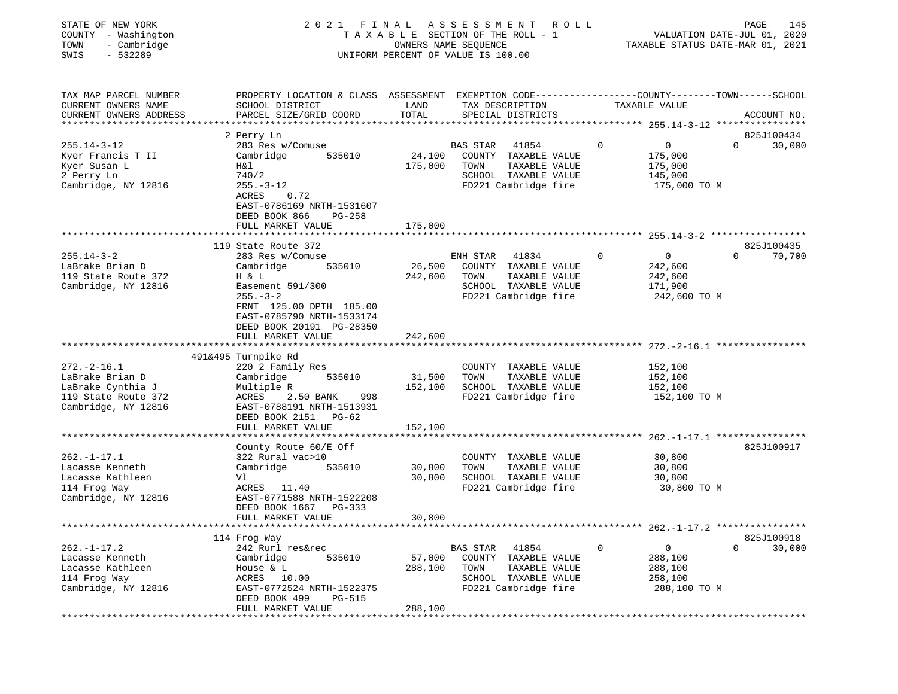STATE OF NEW YORK
COUNTY - Washington
TOWN - Cambridge
SWIS - 532289

# 2021 FINAL ASSESSMENT ROLL

TAXABLE SECTION OF THE ROLL - 1
OWNERS NAME SEQUENCE
UNIFORM PERCENT OF VALUE IS 100.00

VALUATION DATE-JUL 01, 2020
TAXABLE STATUS DATE-MAR 01, 2021

| TAX MAP PARCEL NUMBER / CURRENT OWNERS NAME / CURRENT OWNERS ADDRESS | PROPERTY LOCATION & CLASS / SCHOOL DISTRICT / PARCEL SIZE/GRID COORD | ASSESSMENT LAND | TOTAL | EXEMPTION CODE / TAX DESCRIPTION / SPECIAL DISTRICTS | COUNTY TAXABLE VALUE | TOWN | SCHOOL | ACCOUNT NO. |
|---|---|---|---|---|---|---|---|---|
| **255.14-3-12** | 2 Perry Ln | | | | | | | 825J100434 |
| 255.14-3-12 | 283 Res w/Comuse | | | BAS STAR 41854 | 0 | 0 | 0 | 30,000 |
| Kyer Francis T II | Cambridge 535010 | 24,100 | | COUNTY TAXABLE VALUE | 175,000 | | | |
| Kyer Susan L | H&l | | 175,000 | TOWN TAXABLE VALUE | 175,000 | | | |
| 2 Perry Ln | 740/2 | | | SCHOOL TAXABLE VALUE | 145,000 | | | |
| Cambridge, NY 12816 | 255.-3-12 | | | FD221 Cambridge fire | 175,000 TO M | | | |
| | ACRES 0.72 | | | | | | | |
| | EAST-0786169 NRTH-1531607 | | | | | | | |
| | DEED BOOK 866 PG-258 | | | | | | | |
| | FULL MARKET VALUE | | 175,000 | | | | | |
| **255.14-3-2** | 119 State Route 372 | | | | | | | 825J100435 |
| 255.14-3-2 | 283 Res w/Comuse | | | ENH STAR 41834 | 0 | 0 | 0 | 70,700 |
| LaBrake Brian D | Cambridge 535010 | 26,500 | | COUNTY TAXABLE VALUE | 242,600 | | | |
| 119 State Route 372 | H & L | | 242,600 | TOWN TAXABLE VALUE | 242,600 | | | |
| Cambridge, NY 12816 | Easement 591/300 | | | SCHOOL TAXABLE VALUE | 171,900 | | | |
| | 255.-3-2 | | | FD221 Cambridge fire | 242,600 TO M | | | |
| | FRNT 125.00 DPTH 185.00 | | | | | | | |
| | EAST-0785790 NRTH-1533174 | | | | | | | |
| | DEED BOOK 20191 PG-28350 | | | | | | | |
| | FULL MARKET VALUE | | 242,600 | | | | | |
| **272.-2-16.1** | 491&495 Turnpike Rd | | | | | | | |
| 272.-2-16.1 | 220 2 Family Res | | | COUNTY TAXABLE VALUE | 152,100 | | | |
| LaBrake Brian D | Cambridge 535010 | 31,500 | | TOWN TAXABLE VALUE | 152,100 | | | |
| LaBrake Cynthia J | Multiple R | | 152,100 | SCHOOL TAXABLE VALUE | 152,100 | | | |
| 119 State Route 372 | ACRES 2.50 BANK 998 | | | FD221 Cambridge fire | 152,100 TO M | | | |
| Cambridge, NY 12816 | EAST-0788191 NRTH-1513931 | | | | | | | |
| | DEED BOOK 2151 PG-62 | | | | | | | |
| | FULL MARKET VALUE | | 152,100 | | | | | |
| **262.-1-17.1** | County Route 60/E Off | | | | | | | 825J100917 |
| 262.-1-17.1 | 322 Rural vac>10 | | | COUNTY TAXABLE VALUE | 30,800 | | | |
| Lacasse Kenneth | Cambridge 535010 | 30,800 | | TOWN TAXABLE VALUE | 30,800 | | | |
| Lacasse Kathleen | Vl | | 30,800 | SCHOOL TAXABLE VALUE | 30,800 | | | |
| 114 Frog Way | ACRES 11.40 | | | FD221 Cambridge fire | 30,800 TO M | | | |
| Cambridge, NY 12816 | EAST-0771588 NRTH-1522208 | | | | | | | |
| | DEED BOOK 1667 PG-333 | | | | | | | |
| | FULL MARKET VALUE | | 30,800 | | | | | |
| **262.-1-17.2** | 114 Frog Way | | | | | | | 825J100918 |
| 262.-1-17.2 | 242 Rurl res&rec | | | BAS STAR 41854 | 0 | 0 | 0 | 30,000 |
| Lacasse Kenneth | Cambridge 535010 | 57,000 | | COUNTY TAXABLE VALUE | 288,100 | | | |
| Lacasse Kathleen | House & L | | 288,100 | TOWN TAXABLE VALUE | 288,100 | | | |
| 114 Frog Way | ACRES 10.00 | | | SCHOOL TAXABLE VALUE | 258,100 | | | |
| Cambridge, NY 12816 | EAST-0772524 NRTH-1522375 | | | FD221 Cambridge fire | 288,100 TO M | | | |
| | DEED BOOK 499 PG-515 | | | | | | | |
| | FULL MARKET VALUE | | 288,100 | | | | | |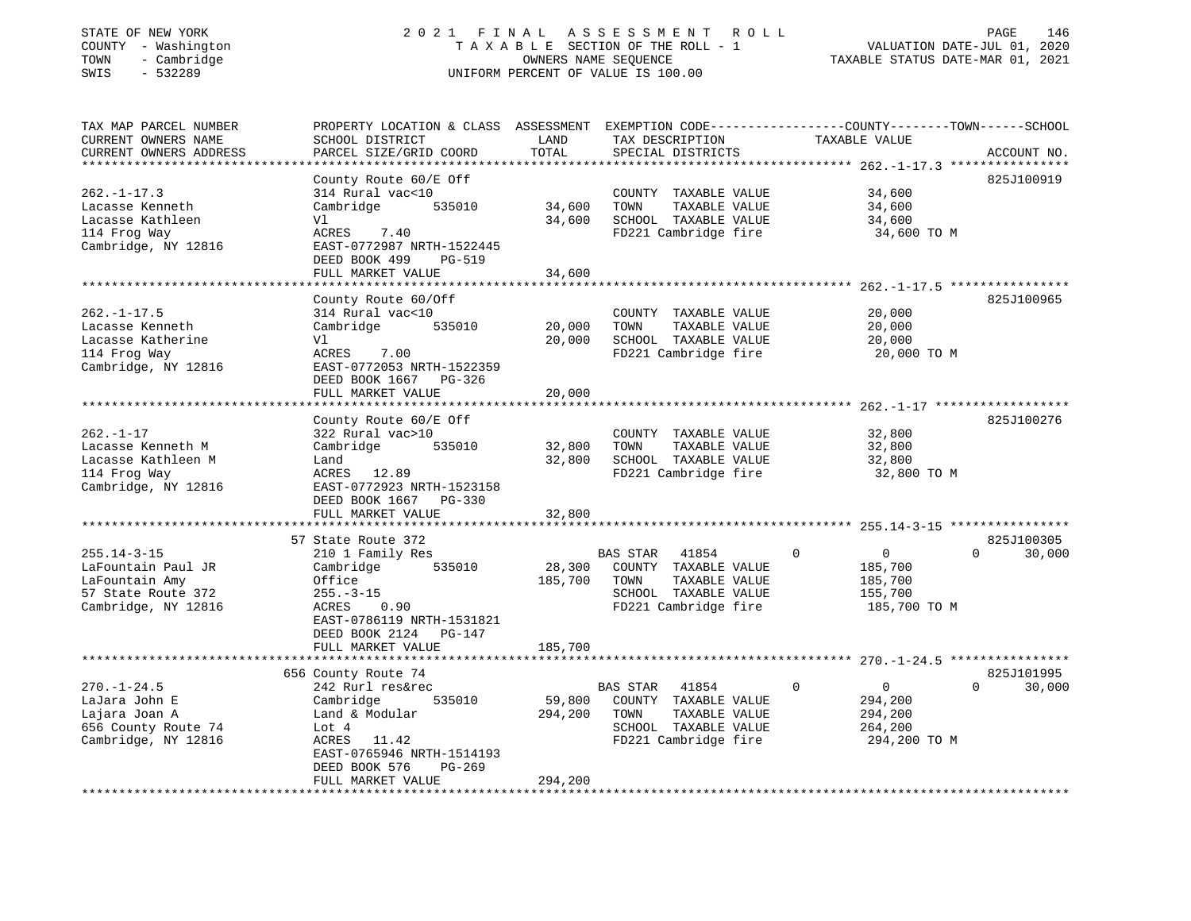STATE OF NEW YORK
COUNTY - Washington
TOWN - Cambridge
SWIS - 532289

# 2021 FINAL ASSESSMENT ROLL

TAXABLE SECTION OF THE ROLL - 1
OWNERS NAME SEQUENCE
UNIFORM PERCENT OF VALUE IS 100.00

VALUATION DATE-JUL 01, 2020
TAXABLE STATUS DATE-MAR 01, 2021

| TAX MAP PARCEL NUMBER / CURRENT OWNERS NAME / CURRENT OWNERS ADDRESS | PROPERTY LOCATION & CLASS / SCHOOL DISTRICT / PARCEL SIZE/GRID COORD | ASSESSMENT LAND | TOTAL | EXEMPTION CODE / TAX DESCRIPTION / SPECIAL DISTRICTS | COUNTY | TOWN | SCHOOL / ACCOUNT NO. |
|---|---|---|---|---|---|---|---|
| 262.-1-17.3 | County Route 60/E Off | | | | | | 825J100919 |
| 262.-1-17.3 | 314 Rural vac<10 | | | COUNTY TAXABLE VALUE | 34,600 | | |
| Lacasse Kenneth | Cambridge 535010 | 34,600 | | TOWN TAXABLE VALUE | | 34,600 | |
| Lacasse Kathleen | Vl | | 34,600 | SCHOOL TAXABLE VALUE | | | 34,600 |
| 114 Frog Way | ACRES 7.40 | | | FD221 Cambridge fire | 34,600 TO M | | |
| Cambridge, NY 12816 | EAST-0772987 NRTH-1522445 | | | | | | |
| | DEED BOOK 499 PG-519 | | | | | | |
| | FULL MARKET VALUE | | 34,600 | | | | |
| 262.-1-17.5 | County Route 60/Off | | | | | | 825J100965 |
| 262.-1-17.5 | 314 Rural vac<10 | | | COUNTY TAXABLE VALUE | 20,000 | | |
| Lacasse Kenneth | Cambridge 535010 | 20,000 | | TOWN TAXABLE VALUE | | 20,000 | |
| Lacasse Katherine | Vl | | 20,000 | SCHOOL TAXABLE VALUE | | | 20,000 |
| 114 Frog Way | ACRES 7.00 | | | FD221 Cambridge fire | 20,000 TO M | | |
| Cambridge, NY 12816 | EAST-0772053 NRTH-1522359 | | | | | | |
| | DEED BOOK 1667 PG-326 | | | | | | |
| | FULL MARKET VALUE | | 20,000 | | | | |
| 262.-1-17 | County Route 60/E Off | | | | | | 825J100276 |
| 262.-1-17 | 322 Rural vac>10 | | | COUNTY TAXABLE VALUE | 32,800 | | |
| Lacasse Kenneth M | Cambridge 535010 | 32,800 | | TOWN TAXABLE VALUE | | 32,800 | |
| Lacasse Kathleen M | Land | | 32,800 | SCHOOL TAXABLE VALUE | | | 32,800 |
| 114 Frog Way | ACRES 12.89 | | | FD221 Cambridge fire | 32,800 TO M | | |
| Cambridge, NY 12816 | EAST-0772923 NRTH-1523158 | | | | | | |
| | DEED BOOK 1667 PG-330 | | | | | | |
| | FULL MARKET VALUE | | 32,800 | | | | |
| 255.14-3-15 | 57 State Route 372 | | | | | | 825J100305 |
| 255.14-3-15 | 210 1 Family Res | | | BAS STAR 41854 | 0 | 0 | 30,000 |
| LaFountain Paul JR | Cambridge 535010 | 28,300 | | COUNTY TAXABLE VALUE | 185,700 | | |
| LaFountain Amy | Office | | 185,700 | TOWN TAXABLE VALUE | | 185,700 | |
| 57 State Route 372 | 255.-3-15 | | | SCHOOL TAXABLE VALUE | | | 155,700 |
| Cambridge, NY 12816 | ACRES 0.90 | | | FD221 Cambridge fire | 185,700 TO M | | |
| | EAST-0786119 NRTH-1531821 | | | | | | |
| | DEED BOOK 2124 PG-147 | | | | | | |
| | FULL MARKET VALUE | | 185,700 | | | | |
| 270.-1-24.5 | 656 County Route 74 | | | | | | 825J101995 |
| 270.-1-24.5 | 242 Rurl res&rec | | | BAS STAR 41854 | 0 | 0 | 30,000 |
| LaJara John E | Cambridge 535010 | 59,800 | | COUNTY TAXABLE VALUE | 294,200 | | |
| Lajara Joan A | Land & Modular | | 294,200 | TOWN TAXABLE VALUE | | 294,200 | |
| 656 County Route 74 | Lot 4 | | | SCHOOL TAXABLE VALUE | | | 264,200 |
| Cambridge, NY 12816 | ACRES 11.42 | | | FD221 Cambridge fire | 294,200 TO M | | |
| | EAST-0765946 NRTH-1514193 | | | | | | |
| | DEED BOOK 576 PG-269 | | | | | | |
| | FULL MARKET VALUE | | 294,200 | | | | |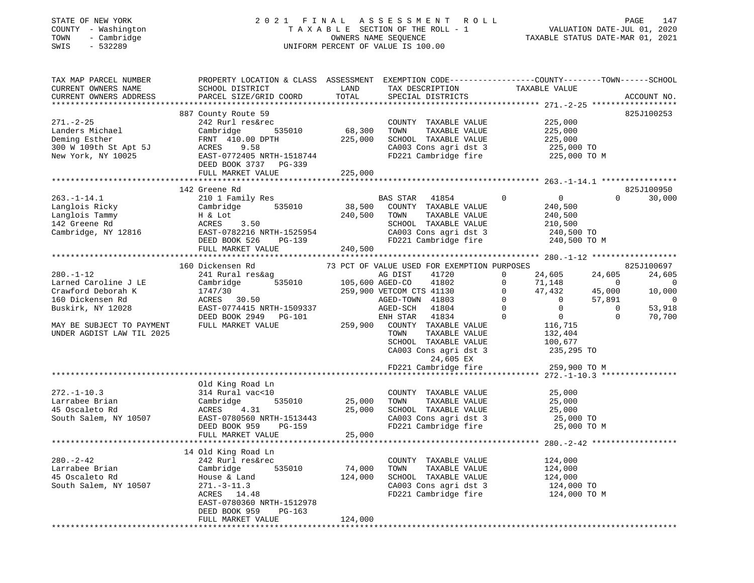STATE OF NEW YORK
COUNTY - Washington
TOWN - Cambridge
SWIS - 532289

2021 FINAL ASSESSMENT ROLL
TAXABLE SECTION OF THE ROLL - 1
OWNERS NAME SEQUENCE
UNIFORM PERCENT OF VALUE IS 100.00

VALUATION DATE-JUL 01, 2020
TAXABLE STATUS DATE-MAR 01, 2021

```
TAX MAP PARCEL NUMBER          PROPERTY LOCATION & CLASS  ASSESSMENT  EXEMPTION CODE------------------COUNTY--------TOWN------SCHOOL
CURRENT OWNERS NAME            SCHOOL DISTRICT               LAND      TAX DESCRIPTION                 TAXABLE VALUE
CURRENT OWNERS ADDRESS         PARCEL SIZE/GRID COORD        TOTAL     SPECIAL DISTRICTS                                         ACCOUNT NO.
****************************************************************************************************** 271.-2-25 ******************
                               887 County Route 59                                                                     825J100253
271.-2-25                      242 Rurl res&rec                        COUNTY  TAXABLE VALUE             225,000
Landers Michael                Cambridge        535010      68,300     TOWN    TAXABLE VALUE             225,000
Deming Esther                  FRNT 410.00 DPTH            225,000     SCHOOL  TAXABLE VALUE             225,000
300 W 109th St Apt 5J          ACRES    9.58                           CA003 Cons agri dst 3              225,000 TO
New York, NY 10025             EAST-0772405 NRTH-1518744               FD221 Cambridge fire               225,000 TO M
                               DEED BOOK 3737   PG-339
                               FULL MARKET VALUE           225,000
****************************************************************************************************** 263.-1-14.1 ****************
                               142 Greene Rd                                                                           825J100950
263.-1-14.1                    210 1 Family Res                        BAS STAR   41854        0            0             0       30,000
Langlois Ricky                 Cambridge        535010      38,500     COUNTY  TAXABLE VALUE             240,500
Langlois Tammy                 H & Lot                     240,500     TOWN    TAXABLE VALUE             240,500
142 Greene Rd                  ACRES    3.50                           SCHOOL  TAXABLE VALUE             210,500
Cambridge, NY 12816            EAST-0782216 NRTH-1525954               CA003 Cons agri dst 3              240,500 TO
                               DEED BOOK 526    PG-139                 FD221 Cambridge fire               240,500 TO M
                               FULL MARKET VALUE           240,500
****************************************************************************************************** 280.-1-12 ******************
                               160 Dickensen Rd             73 PCT OF VALUE USED FOR EXEMPTION PURPOSES                825J100697
280.-1-12                      241 Rural res&ag                        AG DIST    41720        0       24,605        24,605      24,605
Larned Caroline J LE           Cambridge        535010     105,600 AGED-CO    41802        0       71,148             0           0
Crawford Deborah K             1747/30                     259,900 VETCOM CTS 41130        0       47,432        45,000      10,000
160 Dickensen Rd               ACRES   30.50                       AGED-TOWN  41803        0            0        57,891           0
Buskirk, NY 12028              EAST-0774415 NRTH-1509337           AGED-SCH   41804        0            0             0      53,918
                               DEED BOOK 2949   PG-101             ENH STAR   41834        0            0             0      70,700
MAY BE SUBJECT TO PAYMENT      FULL MARKET VALUE           259,900     COUNTY  TAXABLE VALUE             116,715
UNDER AGDIST LAW TIL 2025                                              TOWN    TAXABLE VALUE             132,404
                                                                       SCHOOL  TAXABLE VALUE             100,677
                                                                       CA003 Cons agri dst 3              235,295 TO
                                                                            24,605 EX
                                                                       FD221 Cambridge fire               259,900 TO M
****************************************************************************************************** 272.-1-10.3 ****************
                               Old King Road Ln
272.-1-10.3                    314 Rural vac<10                        COUNTY  TAXABLE VALUE              25,000
Larrabee Brian                 Cambridge        535010      25,000     TOWN    TAXABLE VALUE              25,000
45 Oscaleto Rd                 ACRES    4.31                25,000     SCHOOL  TAXABLE VALUE              25,000
South Salem, NY 10507          EAST-0780560 NRTH-1513443               CA003 Cons agri dst 3               25,000 TO
                               DEED BOOK 959    PG-159                 FD221 Cambridge fire                25,000 TO M
                               FULL MARKET VALUE            25,000
****************************************************************************************************** 280.-2-42 ******************
                               14 Old King Road Ln
280.-2-42                      242 Rurl res&rec                        COUNTY  TAXABLE VALUE             124,000
Larrabee Brian                 Cambridge        535010      74,000     TOWN    TAXABLE VALUE             124,000
45 Oscaleto Rd                 House & Land                124,000     SCHOOL  TAXABLE VALUE             124,000
South Salem, NY 10507          271.-3-11.3                             CA003 Cons agri dst 3              124,000 TO
                               ACRES   14.48                           FD221 Cambridge fire               124,000 TO M
                               EAST-0780360 NRTH-1512978
                               DEED BOOK 959    PG-163
                               FULL MARKET VALUE           124,000
************************************************************************************************************************************
```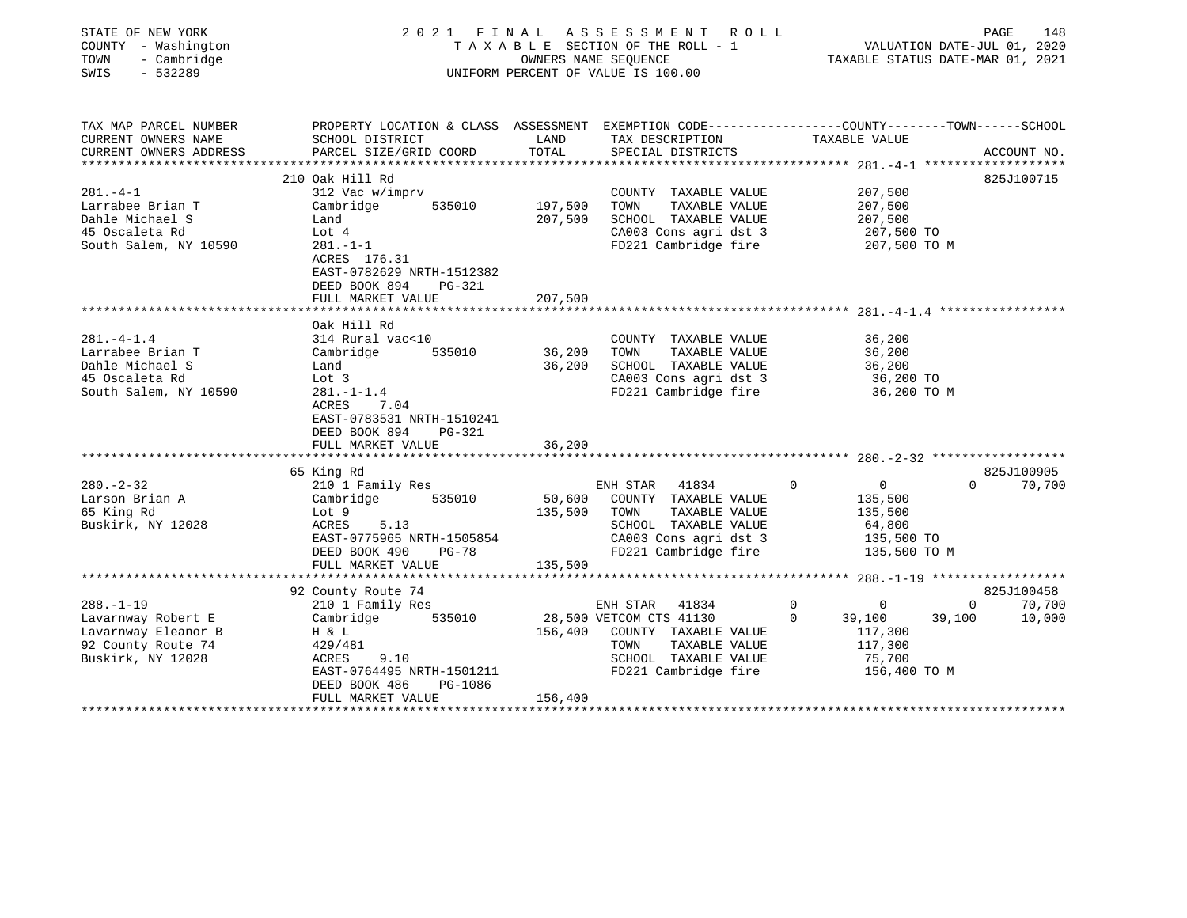STATE OF NEW YORK
COUNTY - Washington
TOWN - Cambridge
SWIS - 532289

# 2021 FINAL ASSESSMENT ROLL

TAXABLE SECTION OF THE ROLL - 1
OWNERS NAME SEQUENCE
UNIFORM PERCENT OF VALUE IS 100.00

VALUATION DATE-JUL 01, 2020
TAXABLE STATUS DATE-MAR 01, 2021

| TAX MAP PARCEL NUMBER / CURRENT OWNERS NAME / CURRENT OWNERS ADDRESS | PROPERTY LOCATION & CLASS / SCHOOL DISTRICT / PARCEL SIZE/GRID COORD | ASSESSMENT LAND | TOTAL | EXEMPTION CODE / TAX DESCRIPTION / SPECIAL DISTRICTS | COUNTY TAXABLE VALUE | TOWN | SCHOOL | ACCOUNT NO. |
|---|---|---|---|---|---|---|---|---|
| **281.-4-1** | 210 Oak Hill Rd | | | | | | | 825J100715 |
| 281.-4-1 | 312 Vac w/imprv | | | COUNTY TAXABLE VALUE | 207,500 | | | |
| Larrabee Brian T | Cambridge 535010 | 197,500 | | TOWN TAXABLE VALUE | 207,500 | | | |
| Dahle Michael S | Land | | 207,500 | SCHOOL TAXABLE VALUE | 207,500 | | | |
| 45 Oscaleta Rd | Lot 4 | | | CA003 Cons agri dst 3 | 207,500 TO | | | |
| South Salem, NY 10590 | 281.-1-1 | | | FD221 Cambridge fire | 207,500 TO M | | | |
| | ACRES 176.31 | | | | | | | |
| | EAST-0782629 NRTH-1512382 | | | | | | | |
| | DEED BOOK 894 PG-321 | | | | | | | |
| | FULL MARKET VALUE | | 207,500 | | | | | |
| **281.-4-1.4** | Oak Hill Rd | | | | | | | |
| 281.-4-1.4 | 314 Rural vac<10 | | | COUNTY TAXABLE VALUE | 36,200 | | | |
| Larrabee Brian T | Cambridge 535010 | 36,200 | | TOWN TAXABLE VALUE | 36,200 | | | |
| Dahle Michael S | Land | | 36,200 | SCHOOL TAXABLE VALUE | 36,200 | | | |
| 45 Oscaleta Rd | Lot 3 | | | CA003 Cons agri dst 3 | 36,200 TO | | | |
| South Salem, NY 10590 | 281.-1-1.4 | | | FD221 Cambridge fire | 36,200 TO M | | | |
| | ACRES 7.04 | | | | | | | |
| | EAST-0783531 NRTH-1510241 | | | | | | | |
| | DEED BOOK 894 PG-321 | | | | | | | |
| | FULL MARKET VALUE | | 36,200 | | | | | |
| **280.-2-32** | 65 King Rd | | | | | | | 825J100905 |
| 280.-2-32 | 210 1 Family Res | | | ENH STAR 41834 | 0 | 0 | 70,700 | |
| Larson Brian A | Cambridge 535010 | 50,600 | | COUNTY TAXABLE VALUE | 135,500 | | | |
| 65 King Rd | Lot 9 | | 135,500 | TOWN TAXABLE VALUE | 135,500 | | | |
| Buskirk, NY 12028 | ACRES 5.13 | | | SCHOOL TAXABLE VALUE | 64,800 | | | |
| | EAST-0775965 NRTH-1505854 | | | CA003 Cons agri dst 3 | 135,500 TO | | | |
| | DEED BOOK 490 PG-78 | | | FD221 Cambridge fire | 135,500 TO M | | | |
| | FULL MARKET VALUE | | 135,500 | | | | | |
| **288.-1-19** | 92 County Route 74 | | | | | | | 825J100458 |
| 288.-1-19 | 210 1 Family Res | | | ENH STAR 41834 | 0 | 0 | 70,700 | |
| Lavarnway Robert E | Cambridge 535010 | 28,500 | | VETCOM CTS 41130 | 39,100 | 39,100 | 10,000 | |
| Lavarnway Eleanor B | H & L | | 156,400 | COUNTY TAXABLE VALUE | 117,300 | | | |
| 92 County Route 74 | 429/481 | | | TOWN TAXABLE VALUE | 117,300 | | | |
| Buskirk, NY 12028 | ACRES 9.10 | | | SCHOOL TAXABLE VALUE | 75,700 | | | |
| | EAST-0764495 NRTH-1501211 | | | FD221 Cambridge fire | 156,400 TO M | | | |
| | DEED BOOK 486 PG-1086 | | | | | | | |
| | FULL MARKET VALUE | | 156,400 | | | | | |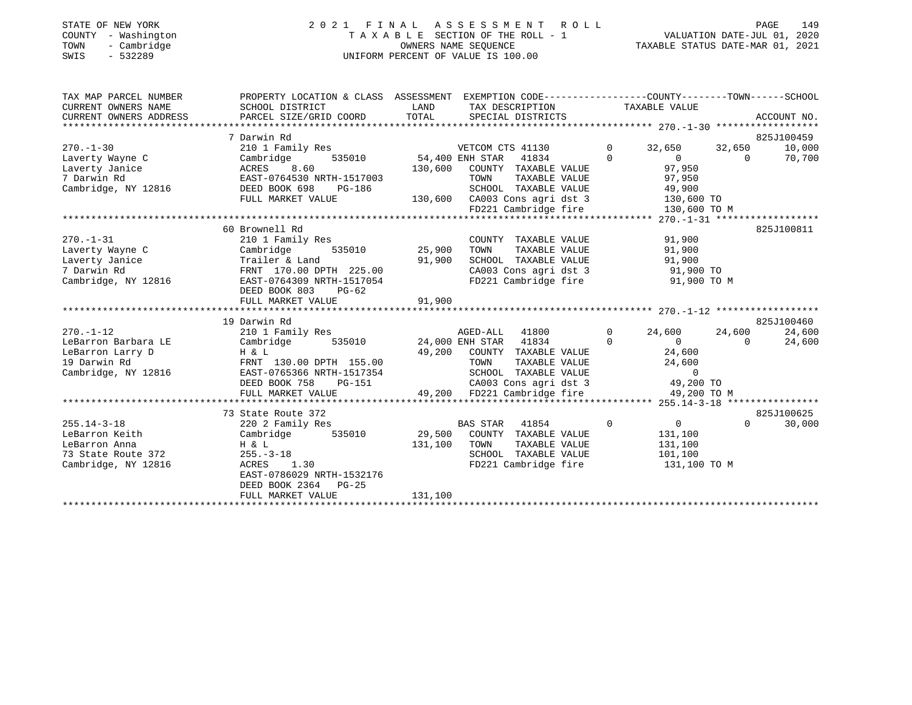STATE OF NEW YORK
COUNTY - Washington
TOWN - Cambridge
SWIS - 532289

2021 FINAL ASSESSMENT ROLL
TAXABLE SECTION OF THE ROLL - 1
OWNERS NAME SEQUENCE
UNIFORM PERCENT OF VALUE IS 100.00

VALUATION DATE-JUL 01, 2020
TAXABLE STATUS DATE-MAR 01, 2021

```
TAX MAP PARCEL NUMBER     PROPERTY LOCATION & CLASS  ASSESSMENT  EXEMPTION CODE-----------------COUNTY--------TOWN------SCHOOL
CURRENT OWNERS NAME       SCHOOL DISTRICT              LAND      TAX DESCRIPTION            TAXABLE VALUE
CURRENT OWNERS ADDRESS    PARCEL SIZE/GRID COORD       TOTAL     SPECIAL DISTRICTS                                    ACCOUNT NO.
******************************************************************************************** 270.-1-30 ******************
                          7 Darwin Rd                                                                                825J100459
270.-1-30                 210 1 Family Res                   VETCOM CTS 41130        0      32,650      32,650      10,000
Laverty Wayne C           Cambridge       535010      54,400 ENH STAR  41834         0           0           0      70,700
Laverty Janice            ACRES    8.60              130,600   COUNTY  TAXABLE VALUE          97,950
7 Darwin Rd               EAST-0764530 NRTH-1517003            TOWN    TAXABLE VALUE          97,950
Cambridge, NY 12816       DEED BOOK 698    PG-186              SCHOOL  TAXABLE VALUE          49,900
                          FULL MARKET VALUE          130,600   CA003 Cons agri dst 3         130,600 TO
                                                               FD221 Cambridge fire          130,600 TO M
******************************************************************************************** 270.-1-31 ******************
                          60 Brownell Rd                                                                             825J100811
270.-1-31                 210 1 Family Res                     COUNTY  TAXABLE VALUE          91,900
Laverty Wayne C           Cambridge       535010      25,900   TOWN    TAXABLE VALUE          91,900
Laverty Janice            Trailer & Land              91,900   SCHOOL  TAXABLE VALUE          91,900
7 Darwin Rd               FRNT 170.00 DPTH 225.00              CA003 Cons agri dst 3          91,900 TO
Cambridge, NY 12816       EAST-0764309 NRTH-1517054            FD221 Cambridge fire           91,900 TO M
                          DEED BOOK 803    PG-62
                          FULL MARKET VALUE           91,900
******************************************************************************************** 270.-1-12 ******************
                          19 Darwin Rd                                                                               825J100460
270.-1-12                 210 1 Family Res                     AGED-ALL  41800       0      24,600      24,600      24,600
LeBarron Barbara LE       Cambridge       535010      24,000 ENH STAR  41834         0           0           0      24,600
LeBarron Larry D          H & L                       49,200   COUNTY  TAXABLE VALUE          24,600
19 Darwin Rd              FRNT 130.00 DPTH 155.00              TOWN    TAXABLE VALUE          24,600
Cambridge, NY 12816       EAST-0765366 NRTH-1517354            SCHOOL  TAXABLE VALUE               0
                          DEED BOOK 758    PG-151              CA003 Cons agri dst 3          49,200 TO
                          FULL MARKET VALUE           49,200   FD221 Cambridge fire           49,200 TO M
******************************************************************************************** 255.14-3-18 ****************
                          73 State Route 372                                                                         825J100625
255.14-3-18               220 2 Family Res                     BAS STAR  41854       0           0           0      30,000
LeBarron Keith            Cambridge       535010      29,500   COUNTY  TAXABLE VALUE         131,100
LeBarron Anna             H & L                      131,100   TOWN    TAXABLE VALUE         131,100
73 State Route 372        255.-3-18                            SCHOOL  TAXABLE VALUE         101,100
Cambridge, NY 12816       ACRES    1.30                        FD221 Cambridge fire          131,100 TO M
                          EAST-0786029 NRTH-1532176
                          DEED BOOK 2364   PG-25
                          FULL MARKET VALUE          131,100
*********************************************************************************************************************************
```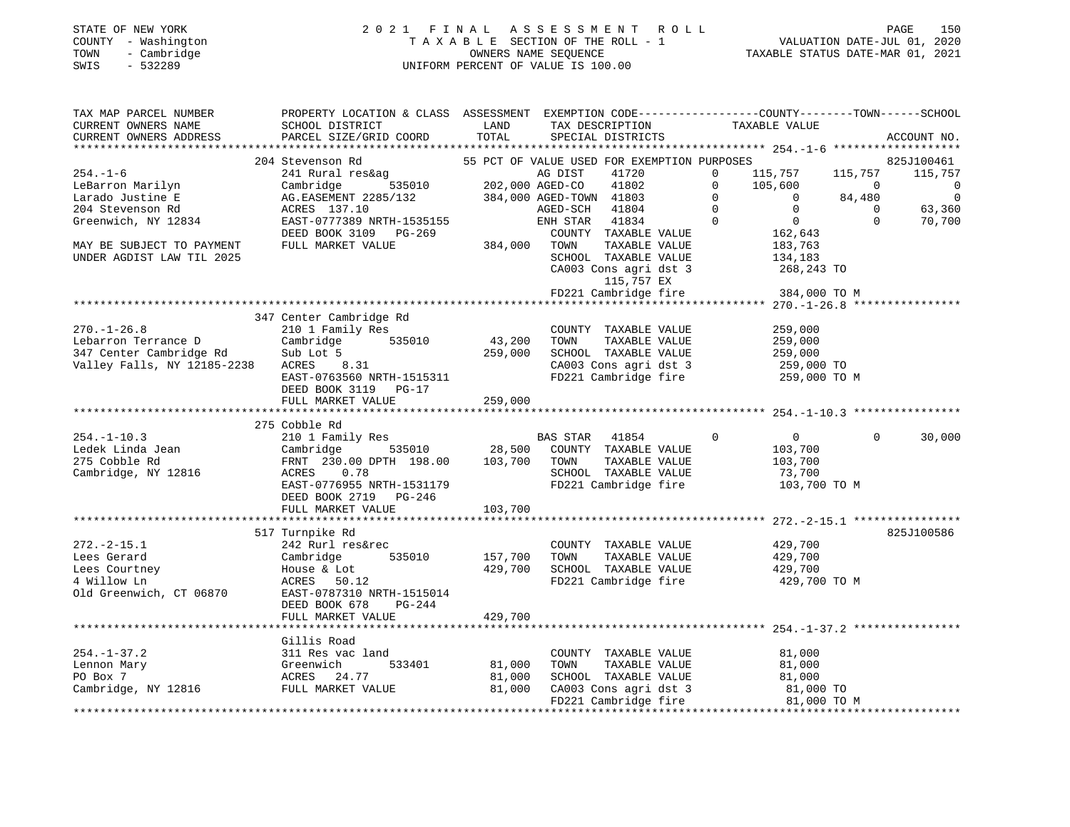STATE OF NEW YORK — 2021 FINAL ASSESSMENT ROLL
COUNTY - Washington — TAXABLE SECTION OF THE ROLL - 1 — VALUATION DATE-JUL 01, 2020
TOWN - Cambridge — OWNERS NAME SEQUENCE — TAXABLE STATUS DATE-MAR 01, 2021
SWIS - 532289 — UNIFORM PERCENT OF VALUE IS 100.00

| TAX MAP PARCEL NUMBER / CURRENT OWNERS NAME / CURRENT OWNERS ADDRESS | PROPERTY LOCATION & CLASS / SCHOOL DISTRICT / PARCEL SIZE/GRID COORD | ASSESSMENT LAND | TOTAL | EXEMPTION CODE / TAX DESCRIPTION / SPECIAL DISTRICTS | COUNTY TAXABLE VALUE | TOWN | SCHOOL | ACCOUNT NO. |
|---|---|---|---|---|---|---|---|---|
| | 204 Stevenson Rd | | | 55 PCT OF VALUE USED FOR EXEMPTION PURPOSES | | | | 825J100461 |
| 254.-1-6 | 241 Rural res&ag | | | AG DIST 41720 0 | 115,757 | 115,757 | 115,757 | |
| LeBarron Marilyn | Cambridge 535010 | 202,000 | | AGED-CO 41802 0 | 105,600 | 0 | 0 | |
| Larado Justine E | AG.EASEMENT 2285/132 | | 384,000 | AGED-TOWN 41803 0 | 0 | 84,480 | 0 | |
| 204 Stevenson Rd | ACRES 137.10 | | | AGED-SCH 41804 0 | 0 | 0 | 63,360 | |
| Greenwich, NY 12834 | EAST-0777389 NRTH-1535155 | | | ENH STAR 41834 0 | 0 | 0 | 70,700 | |
| | DEED BOOK 3109 PG-269 | | | COUNTY TAXABLE VALUE | 162,643 | | | |
| MAY BE SUBJECT TO PAYMENT | FULL MARKET VALUE | | 384,000 | TOWN TAXABLE VALUE | 183,763 | | | |
| UNDER AGDIST LAW TIL 2025 | | | | SCHOOL TAXABLE VALUE | 134,183 | | | |
| | | | | CA003 Cons agri dst 3 | 268,243 TO | | | |
| | | | | 115,757 EX | | | | |
| | | | | FD221 Cambridge fire | 384,000 TO M | | | |
| | 347 Center Cambridge Rd | | | | | | | |
| 270.-1-26.8 | 210 1 Family Res | | | COUNTY TAXABLE VALUE | 259,000 | | | |
| Lebarron Terrance D | Cambridge 535010 | 43,200 | | TOWN TAXABLE VALUE | 259,000 | | | |
| 347 Center Cambridge Rd | Sub Lot 5 | | 259,000 | SCHOOL TAXABLE VALUE | 259,000 | | | |
| Valley Falls, NY 12185-2238 | ACRES 8.31 | | | CA003 Cons agri dst 3 | 259,000 TO | | | |
| | EAST-0763560 NRTH-1515311 | | | FD221 Cambridge fire | 259,000 TO M | | | |
| | DEED BOOK 3119 PG-17 | | | | | | | |
| | FULL MARKET VALUE | | 259,000 | | | | | |
| | 275 Cobble Rd | | | | | | | |
| 254.-1-10.3 | 210 1 Family Res | | | BAS STAR 41854 0 | 0 | 0 | 30,000 | |
| Ledek Linda Jean | Cambridge 535010 | 28,500 | | COUNTY TAXABLE VALUE | 103,700 | | | |
| 275 Cobble Rd | FRNT 230.00 DPTH 198.00 | | 103,700 | TOWN TAXABLE VALUE | 103,700 | | | |
| Cambridge, NY 12816 | ACRES 0.78 | | | SCHOOL TAXABLE VALUE | 73,700 | | | |
| | EAST-0776955 NRTH-1531179 | | | FD221 Cambridge fire | 103,700 TO M | | | |
| | DEED BOOK 2719 PG-246 | | | | | | | |
| | FULL MARKET VALUE | | 103,700 | | | | | |
| | 517 Turnpike Rd | | | | | | | 825J100586 |
| 272.-2-15.1 | 242 Rurl res&rec | | | COUNTY TAXABLE VALUE | 429,700 | | | |
| Lees Gerard | Cambridge 535010 | 157,700 | | TOWN TAXABLE VALUE | 429,700 | | | |
| Lees Courtney | House & Lot | | 429,700 | SCHOOL TAXABLE VALUE | 429,700 | | | |
| 4 Willow Ln | ACRES 50.12 | | | FD221 Cambridge fire | 429,700 TO M | | | |
| Old Greenwich, CT 06870 | EAST-0787310 NRTH-1515014 | | | | | | | |
| | DEED BOOK 678 PG-244 | | | | | | | |
| | FULL MARKET VALUE | | 429,700 | | | | | |
| | Gillis Road | | | | | | | |
| 254.-1-37.2 | 311 Res vac land | | | COUNTY TAXABLE VALUE | 81,000 | | | |
| Lennon Mary | Greenwich 533401 | 81,000 | | TOWN TAXABLE VALUE | 81,000 | | | |
| PO Box 7 | ACRES 24.77 | | 81,000 | SCHOOL TAXABLE VALUE | 81,000 | | | |
| Cambridge, NY 12816 | FULL MARKET VALUE | | 81,000 | CA003 Cons agri dst 3 | 81,000 TO | | | |
| | | | | FD221 Cambridge fire | 81,000 TO M | | | |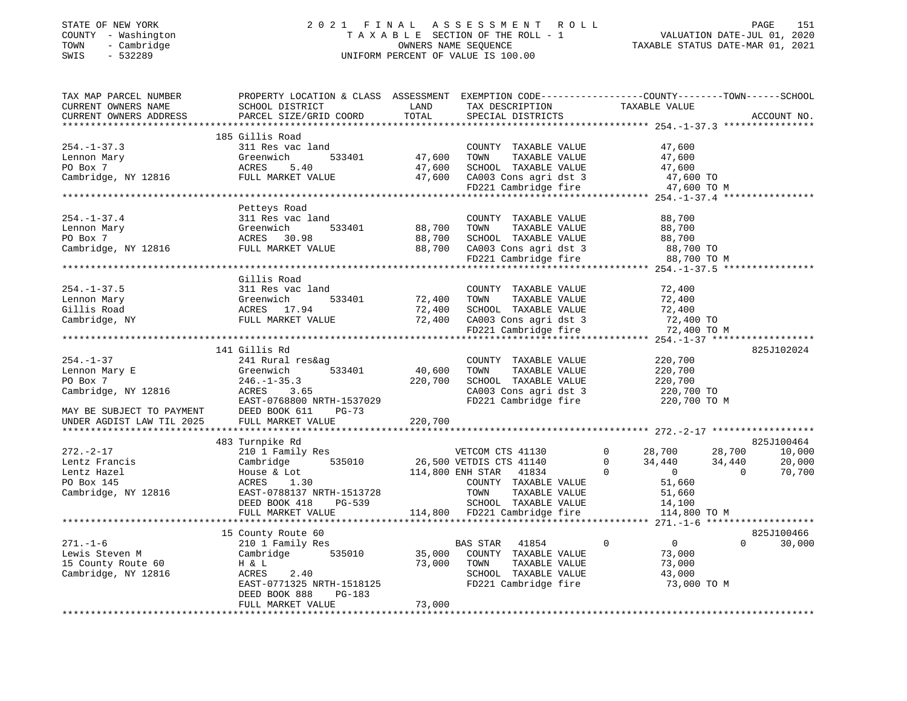STATE OF NEW YORK
COUNTY - Washington
TOWN - Cambridge
SWIS - 532289

2 0 2 1 F I N A L A S S E S S M E N T R O L L
T A X A B L E SECTION OF THE ROLL - 1
OWNERS NAME SEQUENCE
UNIFORM PERCENT OF VALUE IS 100.00

VALUATION DATE-JUL 01, 2020
TAXABLE STATUS DATE-MAR 01, 2021

```
TAX MAP PARCEL NUMBER     PROPERTY LOCATION & CLASS  ASSESSMENT  EXEMPTION CODE-----------------COUNTY--------TOWN------SCHOOL
CURRENT OWNERS NAME       SCHOOL DISTRICT               LAND      TAX DESCRIPTION            TAXABLE VALUE
CURRENT OWNERS ADDRESS    PARCEL SIZE/GRID COORD        TOTAL     SPECIAL DISTRICTS                                   ACCOUNT NO.
****************************************************************************************************** 254.-1-37.3 ****************
                          185 Gillis Road
254.-1-37.3               311 Res vac land                        COUNTY  TAXABLE VALUE           47,600
Lennon Mary               Greenwich       533401        47,600    TOWN    TAXABLE VALUE           47,600
PO Box 7                  ACRES    5.40                 47,600    SCHOOL  TAXABLE VALUE           47,600
Cambridge, NY 12816       FULL MARKET VALUE             47,600    CA003 Cons agri dst 3            47,600 TO
                                                                  FD221 Cambridge fire             47,600 TO M
****************************************************************************************************** 254.-1-37.4 ****************
                          Petteys Road
254.-1-37.4               311 Res vac land                        COUNTY  TAXABLE VALUE           88,700
Lennon Mary               Greenwich       533401        88,700    TOWN    TAXABLE VALUE           88,700
PO Box 7                  ACRES   30.98                 88,700    SCHOOL  TAXABLE VALUE           88,700
Cambridge, NY 12816       FULL MARKET VALUE             88,700    CA003 Cons agri dst 3            88,700 TO
                                                                  FD221 Cambridge fire             88,700 TO M
****************************************************************************************************** 254.-1-37.5 ****************
                          Gillis Road
254.-1-37.5               311 Res vac land                        COUNTY  TAXABLE VALUE           72,400
Lennon Mary               Greenwich       533401        72,400    TOWN    TAXABLE VALUE           72,400
Gillis Road               ACRES   17.94                 72,400    SCHOOL  TAXABLE VALUE           72,400
Cambridge, NY             FULL MARKET VALUE             72,400    CA003 Cons agri dst 3            72,400 TO
                                                                  FD221 Cambridge fire             72,400 TO M
****************************************************************************************************** 254.-1-37 ******************
                          141 Gillis Rd                                                                               825J102024
254.-1-37                 241 Rural res&ag                        COUNTY  TAXABLE VALUE          220,700
Lennon Mary E             Greenwich       533401        40,600    TOWN    TAXABLE VALUE          220,700
PO Box 7                  246.-1-35.3                  220,700    SCHOOL  TAXABLE VALUE          220,700
Cambridge, NY 12816       ACRES    3.65                           CA003 Cons agri dst 3           220,700 TO
                          EAST-0768800 NRTH-1537029               FD221 Cambridge fire            220,700 TO M
MAY BE SUBJECT TO PAYMENT DEED BOOK 611    PG-73
UNDER AGDIST LAW TIL 2025 FULL MARKET VALUE            220,700
****************************************************************************************************** 272.-2-17 ******************
                          483 Turnpike Rd                                                                             825J100464
272.-2-17                 210 1 Family Res                        VETCOM CTS 41130        0       28,700      28,700      10,000
Lentz Francis             Cambridge       535010        26,500 VETDIS CTS 41140           0       34,440      34,440      20,000
Lentz Hazel               House & Lot                  114,800 ENH STAR   41834           0            0           0      70,700
PO Box 145                ACRES    1.30                           COUNTY  TAXABLE VALUE           51,660
Cambridge, NY 12816       EAST-0788137 NRTH-1513728               TOWN    TAXABLE VALUE           51,660
                          DEED BOOK 418    PG-539                 SCHOOL  TAXABLE VALUE           14,100
                          FULL MARKET VALUE            114,800    FD221 Cambridge fire            114,800 TO M
****************************************************************************************************** 271.-1-6 *******************
                          15 County Route 60                                                                          825J100466
271.-1-6                  210 1 Family Res                        BAS STAR   41854            0          0           0      30,000
Lewis Steven M            Cambridge       535010        35,000    COUNTY  TAXABLE VALUE           73,000
15 County Route 60        H & L                         73,000    TOWN    TAXABLE VALUE           73,000
Cambridge, NY 12816       ACRES    2.40                           SCHOOL  TAXABLE VALUE           43,000
                          EAST-0771325 NRTH-1518125               FD221 Cambridge fire             73,000 TO M
                          DEED BOOK 888    PG-183
                          FULL MARKET VALUE             73,000
************************************************************************************************************************************
```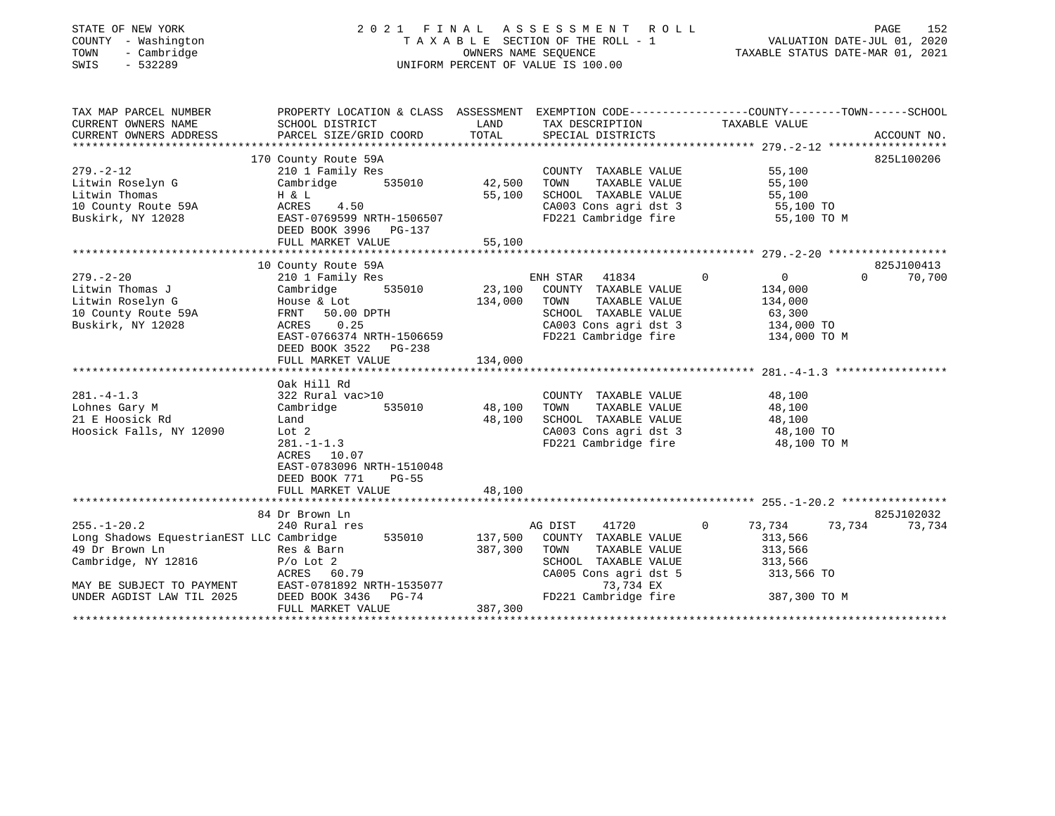STATE OF NEW YORK
COUNTY - Washington
TOWN - Cambridge
SWIS - 532289

# 2021 FINAL ASSESSMENT ROLL

TAXABLE SECTION OF THE ROLL - 1
OWNERS NAME SEQUENCE
UNIFORM PERCENT OF VALUE IS 100.00

VALUATION DATE-JUL 01, 2020
TAXABLE STATUS DATE-MAR 01, 2021

| TAX MAP PARCEL NUMBER / CURRENT OWNERS NAME / CURRENT OWNERS ADDRESS | PROPERTY LOCATION & CLASS / SCHOOL DISTRICT / PARCEL SIZE/GRID COORD | ASSESSMENT LAND | TOTAL | EXEMPTION CODE / TAX DESCRIPTION / SPECIAL DISTRICTS | COUNTY | TOWN | SCHOOL | ACCOUNT NO. |
|---|---|---|---|---|---|---|---|---|
| 279.-2-12 | 170 County Route 59A | | | | | | | 825L100206 |
| Litwin Roselyn G | 210 1 Family Res | | | COUNTY TAXABLE VALUE | 55,100 | | | |
| Litwin Thomas | Cambridge 535010 | 42,500 | | TOWN TAXABLE VALUE | | 55,100 | | |
| 10 County Route 59A | H & L | | 55,100 | SCHOOL TAXABLE VALUE | | | 55,100 | |
| Buskirk, NY 12028 | ACRES 4.50 | | | CA003 Cons agri dst 3 | 55,100 TO | | | |
| | EAST-0769599 NRTH-1506507 | | | FD221 Cambridge fire | 55,100 TO M | | | |
| | DEED BOOK 3996 PG-137 | | | | | | | |
| | FULL MARKET VALUE | | 55,100 | | | | | |
| 279.-2-20 | 10 County Route 59A | | | | | | | 825J100413 |
| Litwin Thomas J | 210 1 Family Res | | | ENH STAR 41834 | 0 | 0 | 70,700 | |
| Litwin Roselyn G | Cambridge 535010 | 23,100 | | COUNTY TAXABLE VALUE | 134,000 | | | |
| 10 County Route 59A | House & Lot | | 134,000 | TOWN TAXABLE VALUE | | 134,000 | | |
| Buskirk, NY 12028 | FRNT 50.00 DPTH | | | SCHOOL TAXABLE VALUE | | | 63,300 | |
| | ACRES 0.25 | | | CA003 Cons agri dst 3 | 134,000 TO | | | |
| | EAST-0766374 NRTH-1506659 | | | FD221 Cambridge fire | 134,000 TO M | | | |
| | DEED BOOK 3522 PG-238 | | | | | | | |
| | FULL MARKET VALUE | | 134,000 | | | | | |
| 281.-4-1.3 | Oak Hill Rd | | | | | | | |
| Lohnes Gary M | 322 Rural vac>10 | | | COUNTY TAXABLE VALUE | 48,100 | | | |
| 21 E Hoosick Rd | Cambridge 535010 | 48,100 | | TOWN TAXABLE VALUE | | 48,100 | | |
| Hoosick Falls, NY 12090 | Land | | 48,100 | SCHOOL TAXABLE VALUE | | | 48,100 | |
| | Lot 2 | | | CA003 Cons agri dst 3 | 48,100 TO | | | |
| | 281.-1-1.3 | | | FD221 Cambridge fire | 48,100 TO M | | | |
| | ACRES 10.07 | | | | | | | |
| | EAST-0783096 NRTH-1510048 | | | | | | | |
| | DEED BOOK 771 PG-55 | | | | | | | |
| | FULL MARKET VALUE | | 48,100 | | | | | |
| 255.-1-20.2 | 84 Dr Brown Ln | | | | | | | 825J102032 |
| Long Shadows EquestrianEST LLC | 240 Rural res | | | AG DIST 41720 | 73,734 | 73,734 | 73,734 | |
| 49 Dr Brown Ln | Cambridge 535010 | 137,500 | | COUNTY TAXABLE VALUE | 313,566 | | | |
| Cambridge, NY 12816 | Res & Barn | | 387,300 | TOWN TAXABLE VALUE | | 313,566 | | |
| | P/o Lot 2 | | | SCHOOL TAXABLE VALUE | | | 313,566 | |
| | ACRES 60.79 | | | CA005 Cons agri dst 5 | 313,566 TO | | | |
| MAY BE SUBJECT TO PAYMENT | EAST-0781892 NRTH-1535077 | | | 73,734 EX | | | | |
| UNDER AGDIST LAW TIL 2025 | DEED BOOK 3436 PG-74 | | | FD221 Cambridge fire | 387,300 TO M | | | |
| | FULL MARKET VALUE | | 387,300 | | | | | |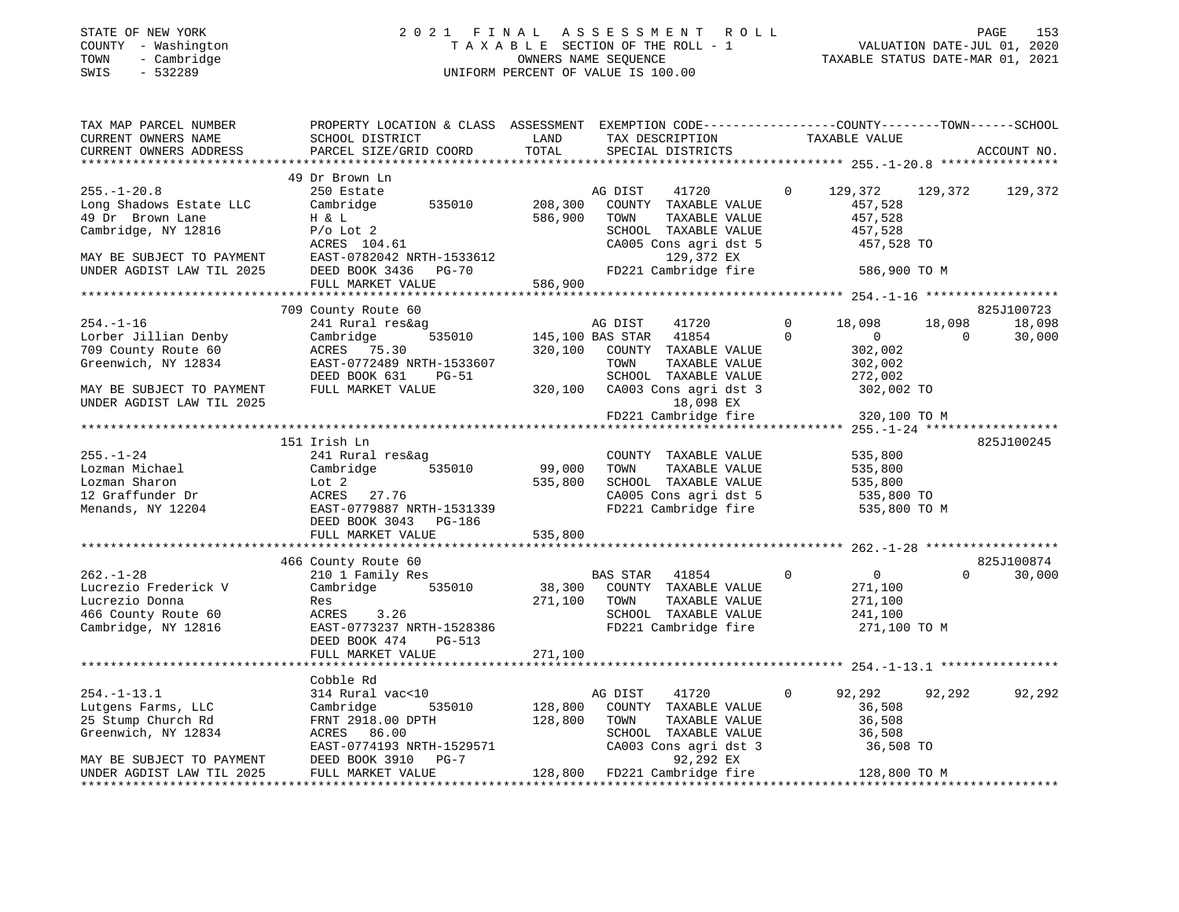STATE OF NEW YORK                    2021 FINAL ASSESSMENT ROLL
COUNTY - Washington                  TAXABLE SECTION OF THE ROLL - 1                VALUATION DATE-JUL 01, 2020
TOWN - Cambridge                     OWNERS NAME SEQUENCE                           TAXABLE STATUS DATE-MAR 01, 2021
SWIS - 532289                        UNIFORM PERCENT OF VALUE IS 100.00

```
TAX MAP PARCEL NUMBER          PROPERTY LOCATION & CLASS  ASSESSMENT  EXEMPTION CODE-----------------COUNTY--------TOWN------SCHOOL
CURRENT OWNERS NAME            SCHOOL DISTRICT               LAND      TAX DESCRIPTION              TAXABLE VALUE
CURRENT OWNERS ADDRESS         PARCEL SIZE/GRID COORD        TOTAL     SPECIAL DISTRICTS                                  ACCOUNT NO.
******************************************************************************************************* 255.-1-20.8 ****************
                               49 Dr Brown Ln
255.-1-20.8                    250 Estate                          AG DIST     41720        0    129,372    129,372    129,372
Long Shadows Estate LLC        Cambridge       535010    208,300   COUNTY  TAXABLE VALUE          457,528
49 Dr  Brown Lane              H & L                     586,900   TOWN    TAXABLE VALUE          457,528
Cambridge, NY 12816            P/o Lot 2                           SCHOOL  TAXABLE VALUE          457,528
                               ACRES 104.61                        CA005 Cons agri dst 5           457,528 TO
MAY BE SUBJECT TO PAYMENT      EAST-0782042 NRTH-1533612                 129,372 EX
UNDER AGDIST LAW TIL 2025      DEED BOOK 3436   PG-70              FD221 Cambridge fire            586,900 TO M
                               FULL MARKET VALUE         586,900
******************************************************************************************************* 254.-1-16 ******************
                               709 County Route 60                                                                825J100723
254.-1-16                      241 Rural res&ag                    AG DIST     41720        0     18,098     18,098     18,098
Lorber Jillian Denby           Cambridge       535010    145,100 BAS STAR   41854        0          0          0     30,000
709 County Route 60            ACRES  75.30              320,100   COUNTY  TAXABLE VALUE          302,002
Greenwich, NY 12834            EAST-0772489 NRTH-1533607           TOWN    TAXABLE VALUE          302,002
                               DEED BOOK 631    PG-51              SCHOOL  TAXABLE VALUE          272,002
MAY BE SUBJECT TO PAYMENT      FULL MARKET VALUE         320,100   CA003 Cons agri dst 3           302,002 TO
UNDER AGDIST LAW TIL 2025                                                 18,098 EX
                                                                   FD221 Cambridge fire            320,100 TO M
******************************************************************************************************* 255.-1-24 ******************
                               151 Irish Ln                                                                       825J100245
255.-1-24                      241 Rural res&ag                    COUNTY  TAXABLE VALUE          535,800
Lozman Michael                 Cambridge       535010     99,000   TOWN    TAXABLE VALUE          535,800
Lozman Sharon                  Lot 2                     535,800   SCHOOL  TAXABLE VALUE          535,800
12 Graffunder Dr               ACRES  27.76                        CA005 Cons agri dst 5           535,800 TO
Menands, NY 12204              EAST-0779887 NRTH-1531339           FD221 Cambridge fire            535,800 TO M
                               DEED BOOK 3043   PG-186
                               FULL MARKET VALUE         535,800
******************************************************************************************************* 262.-1-28 ******************
                               466 County Route 60                                                                825J100874
262.-1-28                      210 1 Family Res                    BAS STAR   41854        0          0          0     30,000
Lucrezio Frederick V           Cambridge       535010     38,300   COUNTY  TAXABLE VALUE          271,100
Lucrezio Donna                 Res                       271,100   TOWN    TAXABLE VALUE          271,100
466 County Route 60            ACRES   3.26                        SCHOOL  TAXABLE VALUE          241,100
Cambridge, NY 12816            EAST-0773237 NRTH-1528386           FD221 Cambridge fire            271,100 TO M
                               DEED BOOK 474    PG-513
                               FULL MARKET VALUE         271,100
******************************************************************************************************* 254.-1-13.1 ****************
                               Cobble Rd
254.-1-13.1                    314 Rural vac<10                    AG DIST     41720        0     92,292     92,292     92,292
Lutgens Farms, LLC             Cambridge       535010    128,800   COUNTY  TAXABLE VALUE           36,508
25 Stump Church Rd             FRNT 2918.00 DPTH         128,800   TOWN    TAXABLE VALUE           36,508
Greenwich, NY 12834            ACRES  86.00                        SCHOOL  TAXABLE VALUE           36,508
                               EAST-0774193 NRTH-1529571           CA003 Cons agri dst 3            36,508 TO
MAY BE SUBJECT TO PAYMENT      DEED BOOK 3910   PG-7                      92,292 EX
UNDER AGDIST LAW TIL 2025      FULL MARKET VALUE         128,800   FD221 Cambridge fire            128,800 TO M
************************************************************************************************************************************
```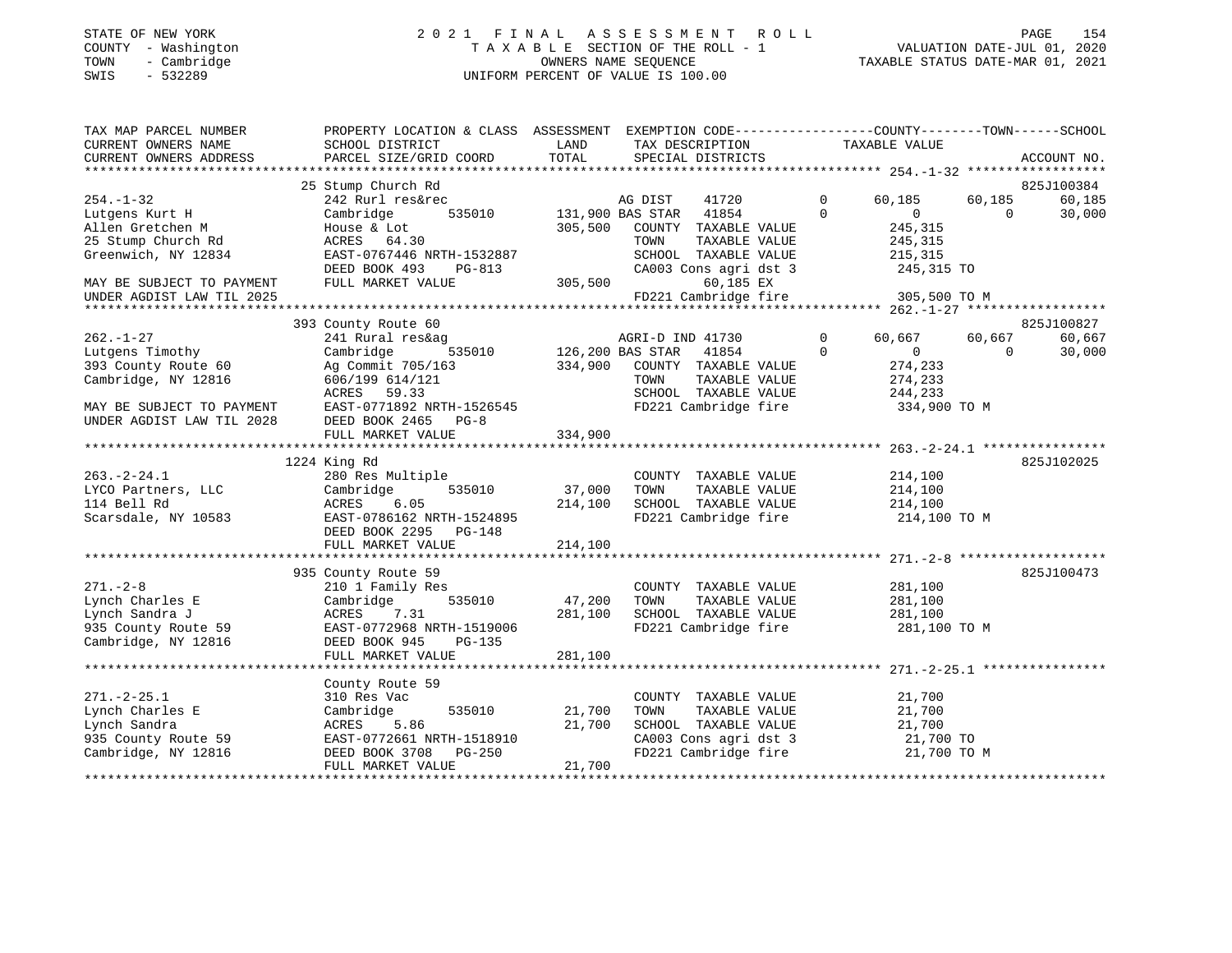STATE OF NEW YORK
COUNTY - Washington
TOWN - Cambridge
SWIS - 532289

2021 FINAL ASSESSMENT ROLL
TAXABLE SECTION OF THE ROLL - 1
OWNERS NAME SEQUENCE
UNIFORM PERCENT OF VALUE IS 100.00

VALUATION DATE-JUL 01, 2020
TAXABLE STATUS DATE-MAR 01, 2021

```
TAX MAP PARCEL NUMBER       PROPERTY LOCATION & CLASS  ASSESSMENT  EXEMPTION CODE-----------------COUNTY--------TOWN------SCHOOL
CURRENT OWNERS NAME         SCHOOL DISTRICT               LAND      TAX DESCRIPTION            TAXABLE VALUE
CURRENT OWNERS ADDRESS      PARCEL SIZE/GRID COORD       TOTAL      SPECIAL DISTRICTS                                     ACCOUNT NO.
******************************************************************************************************* 254.-1-32 ******************
                            25 Stump Church Rd                                                                            825J100384
254.-1-32                   242 Rurl res&rec                    AG DIST     41720        0      60,185     60,185     60,185
Lutgens Kurt H              Cambridge        535010     131,900 BAS STAR    41854        0           0          0     30,000
Allen Gretchen M            House & Lot                 305,500   COUNTY  TAXABLE VALUE          245,315
25 Stump Church Rd          ACRES   64.30                          TOWN    TAXABLE VALUE          245,315
Greenwich, NY 12834         EAST-0767446 NRTH-1532887              SCHOOL  TAXABLE VALUE          215,315
                            DEED BOOK 493    PG-813                CA003 Cons agri dst 3          245,315 TO
MAY BE SUBJECT TO PAYMENT   FULL MARKET VALUE           305,500          60,185 EX
UNDER AGDIST LAW TIL 2025                                          FD221 Cambridge fire           305,500 TO M
******************************************************************************************************* 262.-1-27 ******************
                            393 County Route 60                                                                           825J100827
262.-1-27                   241 Rural res&ag                    AGRI-D IND 41730         0      60,667     60,667     60,667
Lutgens Timothy             Cambridge        535010     126,200 BAS STAR    41854        0           0          0     30,000
393 County Route 60         Ag Commit 705/163           334,900   COUNTY  TAXABLE VALUE          274,233
Cambridge, NY 12816         606/199 614/121                        TOWN    TAXABLE VALUE          274,233
                            ACRES   59.33                          SCHOOL  TAXABLE VALUE          244,233
MAY BE SUBJECT TO PAYMENT   EAST-0771892 NRTH-1526545              FD221 Cambridge fire           334,900 TO M
UNDER AGDIST LAW TIL 2028   DEED BOOK 2465   PG-8
                            FULL MARKET VALUE           334,900
******************************************************************************************************* 263.-2-24.1 ****************
                            1224 King Rd                                                                                  825J102025
263.-2-24.1                 280 Res Multiple                       COUNTY  TAXABLE VALUE          214,100
LYCO Partners, LLC          Cambridge        535010      37,000    TOWN    TAXABLE VALUE          214,100
114 Bell Rd                 ACRES    6.05               214,100    SCHOOL  TAXABLE VALUE          214,100
Scarsdale, NY 10583         EAST-0786162 NRTH-1524895              FD221 Cambridge fire           214,100 TO M
                            DEED BOOK 2295   PG-148
                            FULL MARKET VALUE           214,100
******************************************************************************************************* 271.-2-8 *******************
                            935 County Route 59                                                                           825J100473
271.-2-8                    210 1 Family Res                       COUNTY  TAXABLE VALUE          281,100
Lynch Charles E             Cambridge        535010      47,200    TOWN    TAXABLE VALUE          281,100
Lynch Sandra J              ACRES    7.31               281,100    SCHOOL  TAXABLE VALUE          281,100
935 County Route 59         EAST-0772968 NRTH-1519006              FD221 Cambridge fire           281,100 TO M
Cambridge, NY 12816         DEED BOOK 945    PG-135
                            FULL MARKET VALUE           281,100
******************************************************************************************************* 271.-2-25.1 ****************
                            County Route 59
271.-2-25.1                 310 Res Vac                            COUNTY  TAXABLE VALUE           21,700
Lynch Charles E             Cambridge        535010      21,700    TOWN    TAXABLE VALUE           21,700
Lynch Sandra                ACRES    5.86                21,700    SCHOOL  TAXABLE VALUE           21,700
935 County Route 59         EAST-0772661 NRTH-1518910              CA003 Cons agri dst 3           21,700 TO
Cambridge, NY 12816         DEED BOOK 3708   PG-250                FD221 Cambridge fire            21,700 TO M
                            FULL MARKET VALUE            21,700
************************************************************************************************************************************
```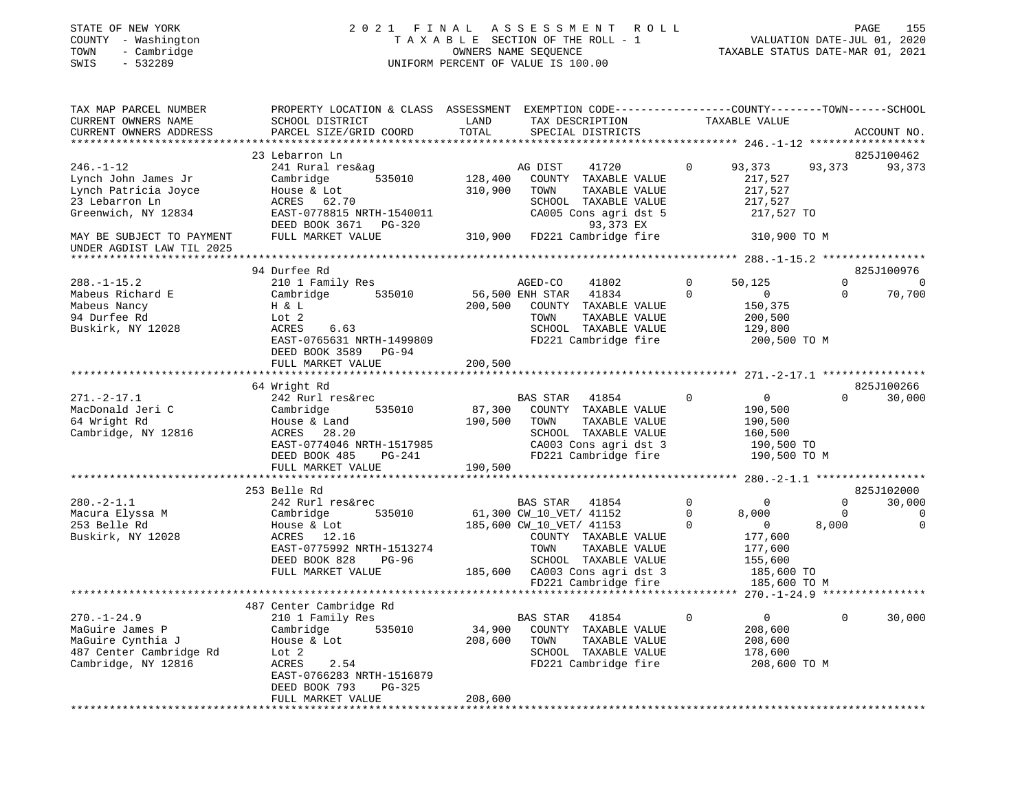STATE OF NEW YORK
COUNTY - Washington
TOWN - Cambridge
SWIS - 532289

2021 FINAL ASSESSMENT ROLL
TAXABLE SECTION OF THE ROLL - 1
OWNERS NAME SEQUENCE
UNIFORM PERCENT OF VALUE IS 100.00

VALUATION DATE-JUL 01, 2020
TAXABLE STATUS DATE-MAR 01, 2021

```
TAX MAP PARCEL NUMBER          PROPERTY LOCATION & CLASS  ASSESSMENT  EXEMPTION CODE-----------------COUNTY--------TOWN------SCHOOL
CURRENT OWNERS NAME            SCHOOL DISTRICT             LAND        TAX DESCRIPTION               TAXABLE VALUE
CURRENT OWNERS ADDRESS         PARCEL SIZE/GRID COORD      TOTAL       SPECIAL DISTRICTS                                     ACCOUNT NO.
******************************************************************************************************* 246.-1-12 ******************
                               23 Lebarron Ln                                                                            825J100462
246.-1-12                      241 Rural res&ag                         AG DIST     41720        0      93,373     93,373     93,373
Lynch John James Jr            Cambridge        535010     128,400      COUNTY  TAXABLE VALUE              217,527
Lynch Patricia Joyce           House & Lot                 310,900      TOWN    TAXABLE VALUE              217,527
23 Lebarron Ln                 ACRES   62.70                            SCHOOL  TAXABLE VALUE              217,527
Greenwich, NY 12834            EAST-0778815 NRTH-1540011                CA005 Cons agri dst 5              217,527 TO
                               DEED BOOK 3671   PG-320                         93,373 EX
MAY BE SUBJECT TO PAYMENT      FULL MARKET VALUE           310,900      FD221 Cambridge fire               310,900 TO M
UNDER AGDIST LAW TIL 2025
******************************************************************************************************* 288.-1-15.2 ****************
                               94 Durfee Rd                                                                              825J100976
288.-1-15.2                    210 1 Family Res                         AGED-CO     41802        0      50,125          0          0
Mabeus Richard E               Cambridge        535010      56,500 ENH STAR    41834        0           0          0     70,700
Mabeus Nancy                   H & L                       200,500      COUNTY  TAXABLE VALUE              150,375
94 Durfee Rd                   Lot 2                                    TOWN    TAXABLE VALUE              200,500
Buskirk, NY 12028              ACRES    6.63                            SCHOOL  TAXABLE VALUE              129,800
                               EAST-0765631 NRTH-1499809                FD221 Cambridge fire               200,500 TO M
                               DEED BOOK 3589   PG-94
                               FULL MARKET VALUE           200,500
******************************************************************************************************* 271.-2-17.1 ****************
                               64 Wright Rd                                                                              825J100266
271.-2-17.1                    242 Rurl res&rec                         BAS STAR    41854        0           0          0     30,000
MacDonald Jeri C               Cambridge        535010      87,300      COUNTY  TAXABLE VALUE              190,500
64 Wright Rd                   House & Land                190,500      TOWN    TAXABLE VALUE              190,500
Cambridge, NY 12816            ACRES   28.20                            SCHOOL  TAXABLE VALUE              160,500
                               EAST-0774046 NRTH-1517985                CA003 Cons agri dst 3              190,500 TO
                               DEED BOOK 485    PG-241                  FD221 Cambridge fire               190,500 TO M
                               FULL MARKET VALUE           190,500
******************************************************************************************************* 280.-2-1.1 *****************
                               253 Belle Rd                                                                              825J102000
280.-2-1.1                     242 Rurl res&rec                         BAS STAR    41854        0           0          0     30,000
Macura Elyssa M                Cambridge        535010      61,300 CW_10_VET/ 41152        0       8,000          0          0
253 Belle Rd                   House & Lot                 185,600 CW_10_VET/ 41153        0           0      8,000          0
Buskirk, NY 12028              ACRES   12.16                            COUNTY  TAXABLE VALUE              177,600
                               EAST-0775992 NRTH-1513274                TOWN    TAXABLE VALUE              177,600
                               DEED BOOK 828    PG-96                   SCHOOL  TAXABLE VALUE              155,600
                               FULL MARKET VALUE           185,600      CA003 Cons agri dst 3              185,600 TO
                                                                        FD221 Cambridge fire               185,600 TO M
******************************************************************************************************* 270.-1-24.9 ****************
                               487 Center Cambridge Rd
270.-1-24.9                    210 1 Family Res                         BAS STAR    41854        0           0          0     30,000
MaGuire James P                Cambridge        535010      34,900      COUNTY  TAXABLE VALUE              208,600
MaGuire Cynthia J              House & Lot                 208,600      TOWN    TAXABLE VALUE              208,600
487 Center Cambridge Rd        Lot 2                                    SCHOOL  TAXABLE VALUE              178,600
Cambridge, NY 12816            ACRES    2.54                            FD221 Cambridge fire               208,600 TO M
                               EAST-0766283 NRTH-1516879
                               DEED BOOK 793    PG-325
                               FULL MARKET VALUE           208,600
************************************************************************************************************************************
```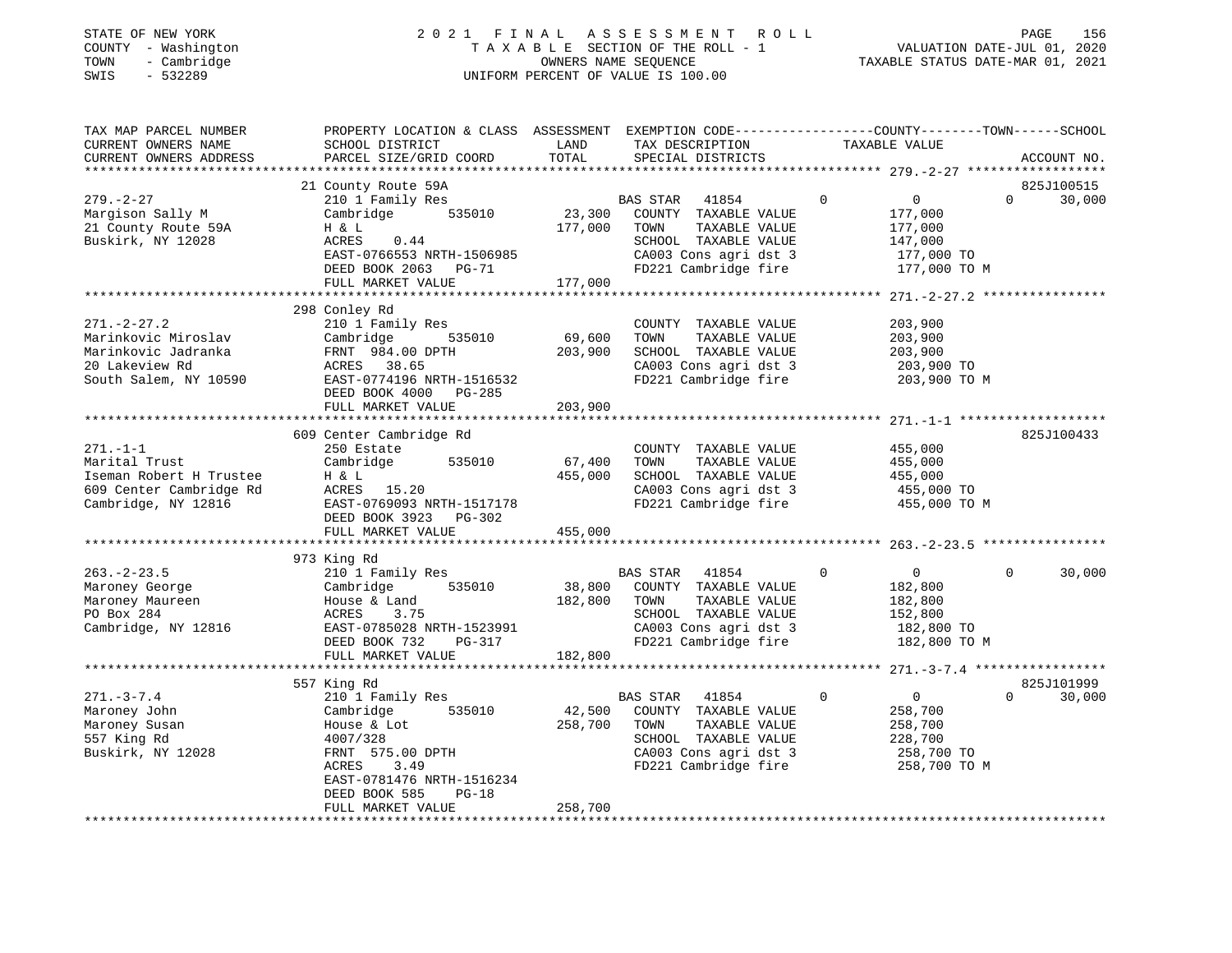STATE OF NEW YORK — 2021 FINAL ASSESSMENT ROLL
COUNTY - Washington — TAXABLE SECTION OF THE ROLL - 1 — VALUATION DATE-JUL 01, 2020
TOWN - Cambridge — OWNERS NAME SEQUENCE — TAXABLE STATUS DATE-MAR 01, 2021
SWIS - 532289 — UNIFORM PERCENT OF VALUE IS 100.00

| TAX MAP PARCEL NUMBER / CURRENT OWNERS NAME / CURRENT OWNERS ADDRESS | PROPERTY LOCATION & CLASS / SCHOOL DISTRICT / PARCEL SIZE/GRID COORD | ASSESSMENT LAND / TOTAL | EXEMPTION CODE / TAX DESCRIPTION / SPECIAL DISTRICTS | COUNTY | TOWN | SCHOOL TAXABLE VALUE | ACCOUNT NO. |
|---|---|---|---|---|---|---|---|
| **279.-2-27** | 21 County Route 59A | | | | | | 825J100515 |
| Margison Sally M | 210 1 Family Res | | BAS STAR 41854 | 0 | 0 | 30,000 | |
| 21 County Route 59A | Cambridge 535010 | 23,300 | COUNTY TAXABLE VALUE | 177,000 | | | |
| Buskirk, NY 12028 | H & L | 177,000 | TOWN TAXABLE VALUE | | 177,000 | | |
| | ACRES 0.44 | | SCHOOL TAXABLE VALUE | | | 147,000 | |
| | EAST-0766553 NRTH-1506985 | | CA003 Cons agri dst 3 | 177,000 TO | | | |
| | DEED BOOK 2063 PG-71 | | FD221 Cambridge fire | 177,000 TO M | | | |
| | FULL MARKET VALUE | 177,000 | | | | | |
| **271.-2-27.2** | 298 Conley Rd | | | | | | |
| Marinkovic Miroslav | 210 1 Family Res | | COUNTY TAXABLE VALUE | 203,900 | | | |
| Marinkovic Jadranka | Cambridge 535010 | 69,600 | TOWN TAXABLE VALUE | | 203,900 | | |
| 20 Lakeview Rd | FRNT 984.00 DPTH | 203,900 | SCHOOL TAXABLE VALUE | | | 203,900 | |
| South Salem, NY 10590 | ACRES 38.65 | | CA003 Cons agri dst 3 | 203,900 TO | | | |
| | EAST-0774196 NRTH-1516532 | | FD221 Cambridge fire | 203,900 TO M | | | |
| | DEED BOOK 4000 PG-285 | | | | | | |
| | FULL MARKET VALUE | 203,900 | | | | | |
| **271.-1-1** | 609 Center Cambridge Rd | | | | | | 825J100433 |
| Marital Trust | 250 Estate | | COUNTY TAXABLE VALUE | 455,000 | | | |
| Iseman Robert H Trustee | Cambridge 535010 | 67,400 | TOWN TAXABLE VALUE | | 455,000 | | |
| 609 Center Cambridge Rd | H & L | 455,000 | SCHOOL TAXABLE VALUE | | | 455,000 | |
| Cambridge, NY 12816 | ACRES 15.20 | | CA003 Cons agri dst 3 | 455,000 TO | | | |
| | EAST-0769093 NRTH-1517178 | | FD221 Cambridge fire | 455,000 TO M | | | |
| | DEED BOOK 3923 PG-302 | | | | | | |
| | FULL MARKET VALUE | 455,000 | | | | | |
| **263.-2-23.5** | 973 King Rd | | | | | | |
| Maroney George | 210 1 Family Res | | BAS STAR 41854 | 0 | 0 | 30,000 | |
| Maroney Maureen | Cambridge 535010 | 38,800 | COUNTY TAXABLE VALUE | 182,800 | | | |
| PO Box 284 | House & Land | 182,800 | TOWN TAXABLE VALUE | | 182,800 | | |
| Cambridge, NY 12816 | ACRES 3.75 | | SCHOOL TAXABLE VALUE | | | 152,800 | |
| | EAST-0785028 NRTH-1523991 | | CA003 Cons agri dst 3 | 182,800 TO | | | |
| | DEED BOOK 732 PG-317 | | FD221 Cambridge fire | 182,800 TO M | | | |
| | FULL MARKET VALUE | 182,800 | | | | | |
| **271.-3-7.4** | 557 King Rd | | | | | | 825J101999 |
| Maroney John | 210 1 Family Res | | BAS STAR 41854 | 0 | 0 | 30,000 | |
| Maroney Susan | Cambridge 535010 | 42,500 | COUNTY TAXABLE VALUE | 258,700 | | | |
| 557 King Rd | House & Lot | 258,700 | TOWN TAXABLE VALUE | | 258,700 | | |
| Buskirk, NY 12028 | 4007/328 | | SCHOOL TAXABLE VALUE | | | 228,700 | |
| | FRNT 575.00 DPTH | | CA003 Cons agri dst 3 | 258,700 TO | | | |
| | ACRES 3.49 | | FD221 Cambridge fire | 258,700 TO M | | | |
| | EAST-0781476 NRTH-1516234 | | | | | | |
| | DEED BOOK 585 PG-18 | | | | | | |
| | FULL MARKET VALUE | 258,700 | | | | | |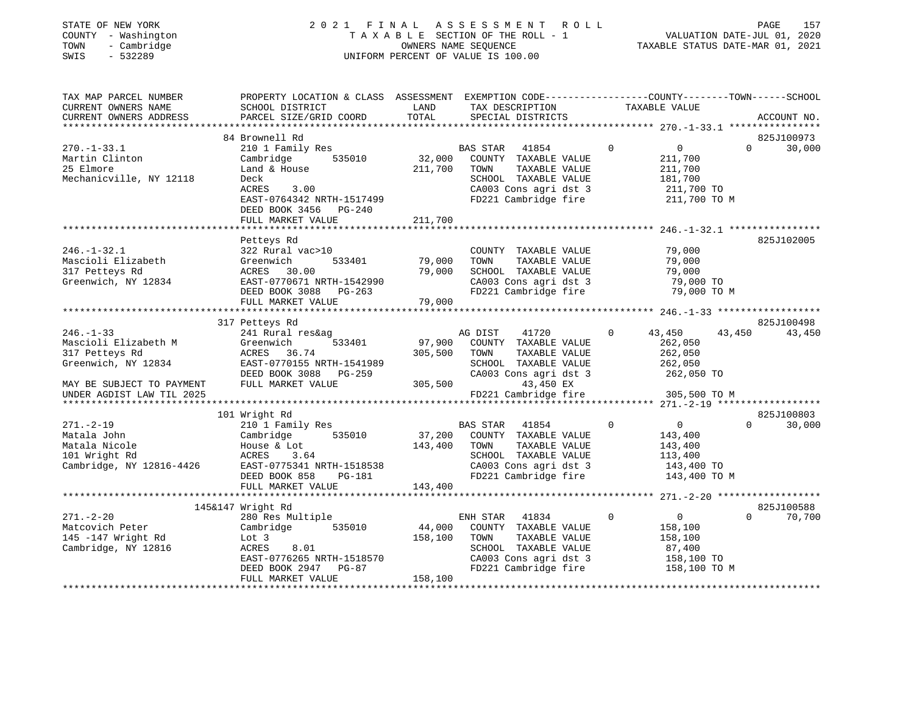STATE OF NEW YORK
COUNTY - Washington
TOWN - Cambridge
SWIS - 532289

2021 FINAL ASSESSMENT ROLL
TAXABLE SECTION OF THE ROLL - 1
OWNERS NAME SEQUENCE
UNIFORM PERCENT OF VALUE IS 100.00

VALUATION DATE-JUL 01, 2020
TAXABLE STATUS DATE-MAR 01, 2021

```
TAX MAP PARCEL NUMBER      PROPERTY LOCATION & CLASS  ASSESSMENT  EXEMPTION CODE-----------------COUNTY--------TOWN------SCHOOL
CURRENT OWNERS NAME        SCHOOL DISTRICT            LAND        TAX DESCRIPTION                TAXABLE VALUE
CURRENT OWNERS ADDRESS     PARCEL SIZE/GRID COORD     TOTAL       SPECIAL DISTRICTS                                       ACCOUNT NO.
******************************************************************************************************* 270.-1-33.1 ****************
                           84 Brownell Rd                                                                              825J100973
270.-1-33.1                210 1 Family Res                        BAS STAR  41854          0          0          0      30,000
Martin Clinton             Cambridge      535010      32,000       COUNTY  TAXABLE VALUE             211,700
25 Elmore                  Land & House               211,700      TOWN    TAXABLE VALUE             211,700
Mechanicville, NY 12118    Deck                                    SCHOOL  TAXABLE VALUE             181,700
                           ACRES     3.00                          CA003 Cons agri dst 3             211,700 TO
                           EAST-0764342 NRTH-1517499               FD221 Cambridge fire              211,700 TO M
                           DEED BOOK 3456   PG-240
                           FULL MARKET VALUE          211,700
******************************************************************************************************* 246.-1-32.1 ****************
                           Petteys Rd                                                                                  825J102005
246.-1-32.1                322 Rural vac>10                        COUNTY  TAXABLE VALUE              79,000
Mascioli Elizabeth         Greenwich      533401      79,000       TOWN    TAXABLE VALUE              79,000
317 Petteys Rd             ACRES    30.00             79,000       SCHOOL  TAXABLE VALUE              79,000
Greenwich, NY 12834        EAST-0770671 NRTH-1542990               CA003 Cons agri dst 3              79,000 TO
                           DEED BOOK 3088   PG-263                 FD221 Cambridge fire               79,000 TO M
                           FULL MARKET VALUE           79,000
******************************************************************************************************* 246.-1-33 ******************
                           317 Petteys Rd                                                                              825J100498
246.-1-33                  241 Rural res&ag                        AG DIST   41720          0     43,450     43,450      43,450
Mascioli Elizabeth M       Greenwich      533401      97,900       COUNTY  TAXABLE VALUE             262,050
317 Petteys Rd             ACRES    36.74             305,500      TOWN    TAXABLE VALUE             262,050
Greenwich, NY 12834        EAST-0770155 NRTH-1541989               SCHOOL  TAXABLE VALUE             262,050
                           DEED BOOK 3088   PG-259                 CA003 Cons agri dst 3             262,050 TO
MAY BE SUBJECT TO PAYMENT  FULL MARKET VALUE          305,500            43,450 EX
UNDER AGDIST LAW TIL 2025                                          FD221 Cambridge fire              305,500 TO M
******************************************************************************************************* 271.-2-19 ******************
                           101 Wright Rd                                                                               825J100803
271.-2-19                  210 1 Family Res                        BAS STAR  41854          0          0          0      30,000
Matala John                Cambridge      535010      37,200       COUNTY  TAXABLE VALUE             143,400
Matala Nicole              House & Lot                143,400      TOWN    TAXABLE VALUE             143,400
101 Wright Rd              ACRES     3.64                          SCHOOL  TAXABLE VALUE             113,400
Cambridge, NY 12816-4426   EAST-0775341 NRTH-1518538               CA003 Cons agri dst 3             143,400 TO
                           DEED BOOK 858    PG-181                 FD221 Cambridge fire              143,400 TO M
                           FULL MARKET VALUE          143,400
******************************************************************************************************* 271.-2-20 ******************
                           145&147 Wright Rd                                                                           825J100588
271.-2-20                  280 Res Multiple                        ENH STAR  41834          0          0          0      70,700
Matcovich Peter            Cambridge      535010      44,000       COUNTY  TAXABLE VALUE             158,100
145 -147 Wright Rd         Lot 3                      158,100      TOWN    TAXABLE VALUE             158,100
Cambridge, NY 12816        ACRES     8.01                          SCHOOL  TAXABLE VALUE              87,400
                           EAST-0776265 NRTH-1518570               CA003 Cons agri dst 3             158,100 TO
                           DEED BOOK 2947   PG-87                  FD221 Cambridge fire              158,100 TO M
                           FULL MARKET VALUE          158,100
************************************************************************************************************************************
```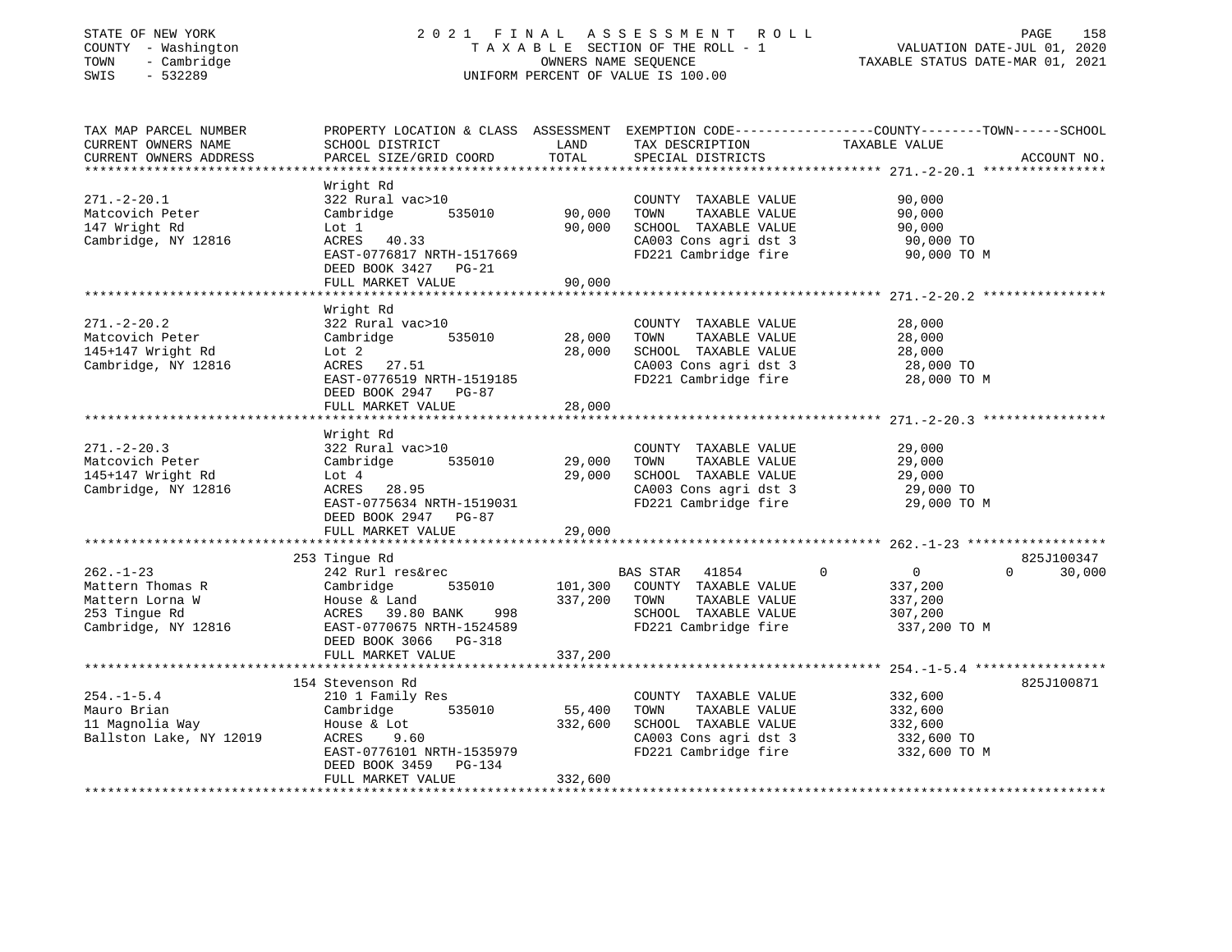STATE OF NEW YORK
COUNTY - Washington
TOWN - Cambridge
SWIS - 532289

2021 FINAL ASSESSMENT ROLL
TAXABLE SECTION OF THE ROLL - 1
OWNERS NAME SEQUENCE
UNIFORM PERCENT OF VALUE IS 100.00

VALUATION DATE-JUL 01, 2020
TAXABLE STATUS DATE-MAR 01, 2021

| TAX MAP PARCEL NUMBER / CURRENT OWNERS NAME / CURRENT OWNERS ADDRESS | PROPERTY LOCATION & CLASS / SCHOOL DISTRICT / PARCEL SIZE/GRID COORD | ASSESSMENT LAND / TOTAL | EXEMPTION CODE / TAX DESCRIPTION / SPECIAL DISTRICTS | COUNTY | TOWN | SCHOOL TAXABLE VALUE | ACCOUNT NO. |
|---|---|---|---|---|---|---|---|
| **271.-2-20.1** | Wright Rd | | | | | | |
| 271.-2-20.1 | 322 Rural vac>10 | | COUNTY TAXABLE VALUE | 90,000 | | | |
| Matcovich Peter | Cambridge 535010 | 90,000 | TOWN TAXABLE VALUE | | 90,000 | | |
| 147 Wright Rd | Lot 1 | 90,000 | SCHOOL TAXABLE VALUE | | | 90,000 | |
| Cambridge, NY 12816 | ACRES 40.33 | | CA003 Cons agri dst 3 | 90,000 TO | | | |
| | EAST-0776817 NRTH-1517669 | | FD221 Cambridge fire | 90,000 TO M | | | |
| | DEED BOOK 3427 PG-21 | | | | | | |
| | FULL MARKET VALUE | 90,000 | | | | | |
| **271.-2-20.2** | Wright Rd | | | | | | |
| 271.-2-20.2 | 322 Rural vac>10 | | COUNTY TAXABLE VALUE | 28,000 | | | |
| Matcovich Peter | Cambridge 535010 | 28,000 | TOWN TAXABLE VALUE | | 28,000 | | |
| 145+147 Wright Rd | Lot 2 | 28,000 | SCHOOL TAXABLE VALUE | | | 28,000 | |
| Cambridge, NY 12816 | ACRES 27.51 | | CA003 Cons agri dst 3 | 28,000 TO | | | |
| | EAST-0776519 NRTH-1519185 | | FD221 Cambridge fire | 28,000 TO M | | | |
| | DEED BOOK 2947 PG-87 | | | | | | |
| | FULL MARKET VALUE | 28,000 | | | | | |
| **271.-2-20.3** | Wright Rd | | | | | | |
| 271.-2-20.3 | 322 Rural vac>10 | | COUNTY TAXABLE VALUE | 29,000 | | | |
| Matcovich Peter | Cambridge 535010 | 29,000 | TOWN TAXABLE VALUE | | 29,000 | | |
| 145+147 Wright Rd | Lot 4 | 29,000 | SCHOOL TAXABLE VALUE | | | 29,000 | |
| Cambridge, NY 12816 | ACRES 28.95 | | CA003 Cons agri dst 3 | 29,000 TO | | | |
| | EAST-0775634 NRTH-1519031 | | FD221 Cambridge fire | 29,000 TO M | | | |
| | DEED BOOK 2947 PG-87 | | | | | | |
| | FULL MARKET VALUE | 29,000 | | | | | |
| **262.-1-23** | 253 Tingue Rd | | | | | | 825J100347 |
| 262.-1-23 | 242 Rurl res&rec | | BAS STAR 41854 | 0 | 0 | 0 30,000 | |
| Mattern Thomas R | Cambridge 535010 | 101,300 | COUNTY TAXABLE VALUE | 337,200 | | | |
| Mattern Lorna W | House & Land | 337,200 | TOWN TAXABLE VALUE | | 337,200 | | |
| 253 Tingue Rd | ACRES 39.80 BANK 998 | | SCHOOL TAXABLE VALUE | | | 307,200 | |
| Cambridge, NY 12816 | EAST-0770675 NRTH-1524589 | | FD221 Cambridge fire | 337,200 TO M | | | |
| | DEED BOOK 3066 PG-318 | | | | | | |
| | FULL MARKET VALUE | 337,200 | | | | | |
| **254.-1-5.4** | 154 Stevenson Rd | | | | | | 825J100871 |
| 254.-1-5.4 | 210 1 Family Res | | COUNTY TAXABLE VALUE | 332,600 | | | |
| Mauro Brian | Cambridge 535010 | 55,400 | TOWN TAXABLE VALUE | | 332,600 | | |
| 11 Magnolia Way | House & Lot | 332,600 | SCHOOL TAXABLE VALUE | | | 332,600 | |
| Ballston Lake, NY 12019 | ACRES 9.60 | | CA003 Cons agri dst 3 | 332,600 TO | | | |
| | EAST-0776101 NRTH-1535979 | | FD221 Cambridge fire | 332,600 TO M | | | |
| | DEED BOOK 3459 PG-134 | | | | | | |
| | FULL MARKET VALUE | 332,600 | | | | | |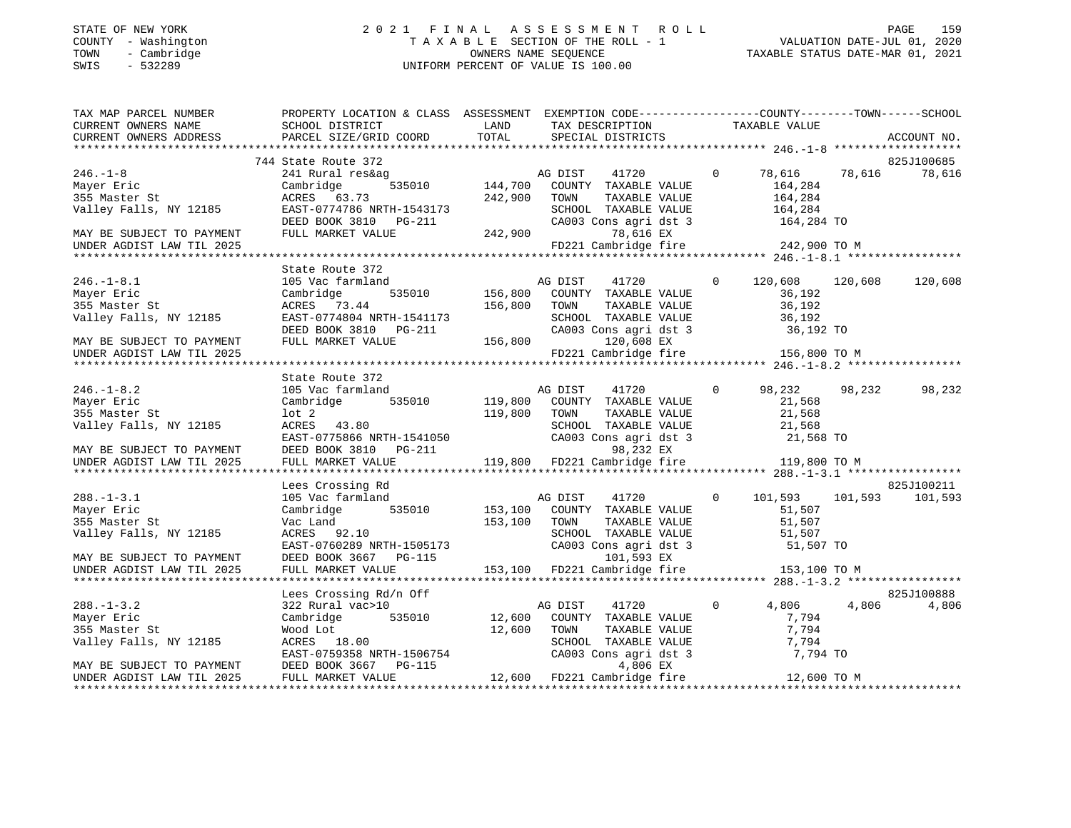STATE OF NEW YORK
COUNTY - Washington
TOWN - Cambridge
SWIS - 532289

2021 FINAL ASSESSMENT ROLL
TAXABLE SECTION OF THE ROLL - 1
OWNERS NAME SEQUENCE
UNIFORM PERCENT OF VALUE IS 100.00

VALUATION DATE-JUL 01, 2020
TAXABLE STATUS DATE-MAR 01, 2021

| TAX MAP PARCEL NUMBER / CURRENT OWNERS NAME / CURRENT OWNERS ADDRESS | PROPERTY LOCATION & CLASS / SCHOOL DISTRICT / PARCEL SIZE/GRID COORD | ASSESSMENT LAND | TOTAL | EXEMPTION CODE / TAX DESCRIPTION / SPECIAL DISTRICTS | COUNTY TAXABLE VALUE | TOWN | SCHOOL | ACCOUNT NO. |
|---|---|---|---|---|---|---|---|---|
| 246.-1-8 | 744 State Route 372 | | | | | | | 825J100685 |
| Mayer Eric | 241 Rural res&ag | | | AG DIST 41720 0 | 78,616 | 78,616 | 78,616 | |
| 355 Master St | Cambridge 535010 | 144,700 | | COUNTY TAXABLE VALUE | 164,284 | | | |
| Valley Falls, NY 12185 | ACRES 63.73 | | 242,900 | TOWN TAXABLE VALUE | 164,284 | | | |
| | EAST-0774786 NRTH-1543173 | | | SCHOOL TAXABLE VALUE | 164,284 | | | |
| | DEED BOOK 3810 PG-211 | | | CA003 Cons agri dst 3 | 164,284 TO | | | |
| MAY BE SUBJECT TO PAYMENT | FULL MARKET VALUE | | 242,900 | 78,616 EX | | | | |
| UNDER AGDIST LAW TIL 2025 | | | | FD221 Cambridge fire | 242,900 TO M | | | |
| 246.-1-8.1 | State Route 372 | | | | | | | |
| Mayer Eric | 105 Vac farmland | | | AG DIST 41720 0 | 120,608 | 120,608 | 120,608 | |
| 355 Master St | Cambridge 535010 | 156,800 | | COUNTY TAXABLE VALUE | 36,192 | | | |
| Valley Falls, NY 12185 | ACRES 73.44 | | 156,800 | TOWN TAXABLE VALUE | 36,192 | | | |
| | EAST-0774804 NRTH-1541173 | | | SCHOOL TAXABLE VALUE | 36,192 | | | |
| | DEED BOOK 3810 PG-211 | | | CA003 Cons agri dst 3 | 36,192 TO | | | |
| MAY BE SUBJECT TO PAYMENT | FULL MARKET VALUE | | 156,800 | 120,608 EX | | | | |
| UNDER AGDIST LAW TIL 2025 | | | | FD221 Cambridge fire | 156,800 TO M | | | |
| 246.-1-8.2 | State Route 372 | | | | | | | |
| Mayer Eric | 105 Vac farmland | | | AG DIST 41720 0 | 98,232 | 98,232 | 98,232 | |
| 355 Master St | Cambridge 535010 | 119,800 | | COUNTY TAXABLE VALUE | 21,568 | | | |
| Valley Falls, NY 12185 | lot 2 | | 119,800 | TOWN TAXABLE VALUE | 21,568 | | | |
| | ACRES 43.80 | | | SCHOOL TAXABLE VALUE | 21,568 | | | |
| | EAST-0775866 NRTH-1541050 | | | CA003 Cons agri dst 3 | 21,568 TO | | | |
| MAY BE SUBJECT TO PAYMENT | DEED BOOK 3810 PG-211 | | | 98,232 EX | | | | |
| UNDER AGDIST LAW TIL 2025 | FULL MARKET VALUE | | 119,800 | FD221 Cambridge fire | 119,800 TO M | | | |
| 288.-1-3.1 | Lees Crossing Rd | | | | | | | 825J100211 |
| Mayer Eric | 105 Vac farmland | | | AG DIST 41720 0 | 101,593 | 101,593 | 101,593 | |
| 355 Master St | Cambridge 535010 | 153,100 | | COUNTY TAXABLE VALUE | 51,507 | | | |
| Valley Falls, NY 12185 | Vac Land | | 153,100 | TOWN TAXABLE VALUE | 51,507 | | | |
| | ACRES 92.10 | | | SCHOOL TAXABLE VALUE | 51,507 | | | |
| | EAST-0760289 NRTH-1505173 | | | CA003 Cons agri dst 3 | 51,507 TO | | | |
| MAY BE SUBJECT TO PAYMENT | DEED BOOK 3667 PG-115 | | | 101,593 EX | | | | |
| UNDER AGDIST LAW TIL 2025 | FULL MARKET VALUE | | 153,100 | FD221 Cambridge fire | 153,100 TO M | | | |
| 288.-1-3.2 | Lees Crossing Rd/n Off | | | | | | | 825J100888 |
| Mayer Eric | 322 Rural vac>10 | | | AG DIST 41720 0 | 4,806 | 4,806 | 4,806 | |
| 355 Master St | Cambridge 535010 | 12,600 | | COUNTY TAXABLE VALUE | 7,794 | | | |
| Valley Falls, NY 12185 | Wood Lot | | 12,600 | TOWN TAXABLE VALUE | 7,794 | | | |
| | ACRES 18.00 | | | SCHOOL TAXABLE VALUE | 7,794 | | | |
| | EAST-0759358 NRTH-1506754 | | | CA003 Cons agri dst 3 | 7,794 TO | | | |
| MAY BE SUBJECT TO PAYMENT | DEED BOOK 3667 PG-115 | | | 4,806 EX | | | | |
| UNDER AGDIST LAW TIL 2025 | FULL MARKET VALUE | | 12,600 | FD221 Cambridge fire | 12,600 TO M | | | |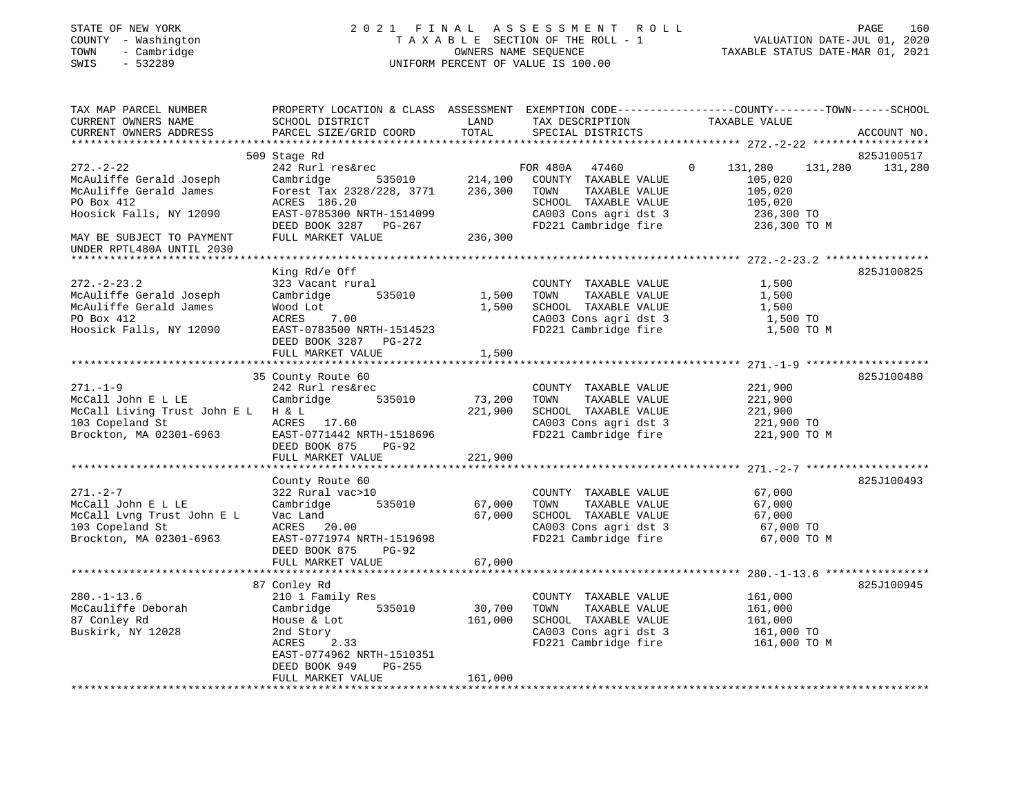STATE OF NEW YORK | 2021 FINAL ASSESSMENT ROLL | PAGE 160
COUNTY - Washington | TAXABLE SECTION OF THE ROLL - 1 | VALUATION DATE-JUL 01, 2020
TOWN - Cambridge | OWNERS NAME SEQUENCE | TAXABLE STATUS DATE-MAR 01, 2021
SWIS - 532289 | UNIFORM PERCENT OF VALUE IS 100.00

| TAX MAP PARCEL NUMBER / CURRENT OWNERS NAME / CURRENT OWNERS ADDRESS | PROPERTY LOCATION & CLASS / SCHOOL DISTRICT / PARCEL SIZE/GRID COORD | ASSESSMENT LAND | TOTAL | EXEMPTION CODE / TAX DESCRIPTION / SPECIAL DISTRICTS | COUNTY TAXABLE VALUE | TOWN | SCHOOL / ACCOUNT NO. |
|---|---|---|---|---|---|---|---|
| **272.-2-22** | 509 Stage Rd | | | | | | 825J100517 |
| McAuliffe Gerald Joseph | 242 Rurl res&rec | | | FOR 480A 47460 0 | 131,280 | 131,280 | 131,280 |
| McAuliffe Gerald James | Cambridge 535010 | 214,100 | | COUNTY TAXABLE VALUE | 105,020 | | |
| PO Box 412 | Forest Tax 2328/228, 3771 | | 236,300 | TOWN TAXABLE VALUE | 105,020 | | |
| Hoosick Falls, NY 12090 | ACRES 186.20 | | | SCHOOL TAXABLE VALUE | 105,020 | | |
| | EAST-0785300 NRTH-1514099 | | | CA003 Cons agri dst 3 | 236,300 TO | | |
| | DEED BOOK 3287 PG-267 | | | FD221 Cambridge fire | 236,300 TO M | | |
| MAY BE SUBJECT TO PAYMENT UNDER RPTL480A UNTIL 2030 | FULL MARKET VALUE | | 236,300 | | | | |
| **272.-2-23.2** | King Rd/e Off | | | | | | 825J100825 |
| McAuliffe Gerald Joseph | 323 Vacant rural | | | COUNTY TAXABLE VALUE | 1,500 | | |
| McAuliffe Gerald James | Cambridge 535010 | 1,500 | | TOWN TAXABLE VALUE | 1,500 | | |
| PO Box 412 | Wood Lot | | 1,500 | SCHOOL TAXABLE VALUE | 1,500 | | |
| Hoosick Falls, NY 12090 | ACRES 7.00 | | | CA003 Cons agri dst 3 | 1,500 TO | | |
| | EAST-0783500 NRTH-1514523 | | | FD221 Cambridge fire | 1,500 TO M | | |
| | DEED BOOK 3287 PG-272 | | | | | | |
| | FULL MARKET VALUE | | 1,500 | | | | |
| **271.-1-9** | 35 County Route 60 | | | | | | 825J100480 |
| McCall John E L LE | 242 Rurl res&rec | | | COUNTY TAXABLE VALUE | 221,900 | | |
| McCall Living Trust John E L | Cambridge 535010 | 73,200 | | TOWN TAXABLE VALUE | 221,900 | | |
| 103 Copeland St | H & L | | 221,900 | SCHOOL TAXABLE VALUE | 221,900 | | |
| Brockton, MA 02301-6963 | ACRES 17.60 | | | CA003 Cons agri dst 3 | 221,900 TO | | |
| | EAST-0771442 NRTH-1518696 | | | FD221 Cambridge fire | 221,900 TO M | | |
| | DEED BOOK 875 PG-92 | | | | | | |
| | FULL MARKET VALUE | | 221,900 | | | | |
| **271.-2-7** | County Route 60 | | | | | | 825J100493 |
| McCall John E L LE | 322 Rural vac>10 | | | COUNTY TAXABLE VALUE | 67,000 | | |
| McCall Lvng Trust John E L | Cambridge 535010 | 67,000 | | TOWN TAXABLE VALUE | 67,000 | | |
| 103 Copeland St | Vac Land | | 67,000 | SCHOOL TAXABLE VALUE | 67,000 | | |
| Brockton, MA 02301-6963 | ACRES 20.00 | | | CA003 Cons agri dst 3 | 67,000 TO | | |
| | EAST-0771974 NRTH-1519698 | | | FD221 Cambridge fire | 67,000 TO M | | |
| | DEED BOOK 875 PG-92 | | | | | | |
| | FULL MARKET VALUE | | 67,000 | | | | |
| **280.-1-13.6** | 87 Conley Rd | | | | | | 825J100945 |
| McCauliffe Deborah | 210 1 Family Res | | | COUNTY TAXABLE VALUE | 161,000 | | |
| 87 Conley Rd | Cambridge 535010 | 30,700 | | TOWN TAXABLE VALUE | 161,000 | | |
| Buskirk, NY 12028 | House & Lot | | 161,000 | SCHOOL TAXABLE VALUE | 161,000 | | |
| | 2nd Story | | | CA003 Cons agri dst 3 | 161,000 TO | | |
| | ACRES 2.33 | | | FD221 Cambridge fire | 161,000 TO M | | |
| | EAST-0774962 NRTH-1510351 | | | | | | |
| | DEED BOOK 949 PG-255 | | | | | | |
| | FULL MARKET VALUE | | 161,000 | | | | |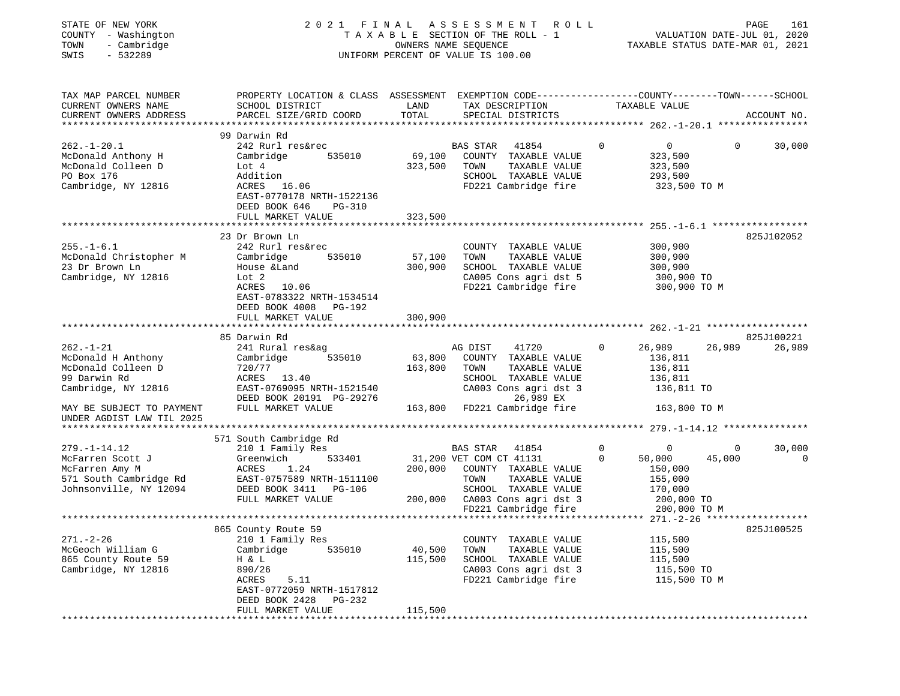STATE OF NEW YORK
COUNTY - Washington
TOWN - Cambridge
SWIS - 532289

2021 FINAL ASSESSMENT ROLL
TAXABLE SECTION OF THE ROLL - 1
OWNERS NAME SEQUENCE
UNIFORM PERCENT OF VALUE IS 100.00

VALUATION DATE-JUL 01, 2020
TAXABLE STATUS DATE-MAR 01, 2021

```
TAX MAP PARCEL NUMBER          PROPERTY LOCATION & CLASS  ASSESSMENT  EXEMPTION CODE-----------------COUNTY--------TOWN------SCHOOL
CURRENT OWNERS NAME            SCHOOL DISTRICT              LAND      TAX DESCRIPTION             TAXABLE VALUE
CURRENT OWNERS ADDRESS         PARCEL SIZE/GRID COORD       TOTAL     SPECIAL DISTRICTS                                        ACCOUNT NO.
******************************************************************************************************** 262.-1-20.1 ****************
                               99 Darwin Rd
262.-1-20.1                    242 Rurl res&rec                       BAS STAR   41854          0          0            0      30,000
McDonald Anthony H             Cambridge        535010      69,100    COUNTY  TAXABLE VALUE           323,500
McDonald Colleen D             Lot 4                       323,500    TOWN    TAXABLE VALUE           323,500
PO Box 176                     Addition                               SCHOOL  TAXABLE VALUE           293,500
Cambridge, NY 12816            ACRES   16.06                          FD221 Cambridge fire             323,500 TO M
                               EAST-0770178 NRTH-1522136
                               DEED BOOK 646     PG-310
                               FULL MARKET VALUE           323,500
******************************************************************************************************** 255.-1-6.1 *****************
                               23 Dr Brown Ln                                                                            825J102052
255.-1-6.1                     242 Rurl res&rec                       COUNTY  TAXABLE VALUE           300,900
McDonald Christopher M         Cambridge        535010      57,100    TOWN    TAXABLE VALUE           300,900
23 Dr Brown Ln                 House &Land                 300,900    SCHOOL  TAXABLE VALUE           300,900
Cambridge, NY 12816            Lot 2                                  CA005 Cons agri dst 5            300,900 TO
                               ACRES   10.06                          FD221 Cambridge fire             300,900 TO M
                               EAST-0783322 NRTH-1534514
                               DEED BOOK 4008    PG-192
                               FULL MARKET VALUE           300,900
******************************************************************************************************** 262.-1-21 ******************
                               85 Darwin Rd                                                                              825J100221
262.-1-21                      241 Rural res&ag                       AG DIST    41720          0     26,989       26,989      26,989
McDonald H Anthony             Cambridge        535010      63,800    COUNTY  TAXABLE VALUE           136,811
McDonald Colleen D             720/77                      163,800    TOWN    TAXABLE VALUE           136,811
99 Darwin Rd                   ACRES   13.40                          SCHOOL  TAXABLE VALUE           136,811
Cambridge, NY 12816            EAST-0769095 NRTH-1521540              CA003 Cons agri dst 3            136,811 TO
                               DEED BOOK 20191 PG-29276                      26,989 EX
MAY BE SUBJECT TO PAYMENT      FULL MARKET VALUE           163,800    FD221 Cambridge fire             163,800 TO M
UNDER AGDIST LAW TIL 2025
******************************************************************************************************** 279.-1-14.12 ***************
                               571 South Cambridge Rd
279.-1-14.12                   210 1 Family Res                       BAS STAR   41854          0          0            0      30,000
McFarren Scott J               Greenwich        533401      31,200 VET COM CT 41131             0     50,000       45,000           0
McFarren Amy M                 ACRES    1.24               200,000    COUNTY  TAXABLE VALUE           150,000
571 South Cambridge Rd         EAST-0757589 NRTH-1511100              TOWN    TAXABLE VALUE           155,000
Johnsonville, NY 12094         DEED BOOK 3411    PG-106               SCHOOL  TAXABLE VALUE           170,000
                               FULL MARKET VALUE           200,000    CA003 Cons agri dst 3            200,000 TO
                                                                      FD221 Cambridge fire             200,000 TO M
******************************************************************************************************** 271.-2-26 ******************
                               865 County Route 59                                                                       825J100525
271.-2-26                      210 1 Family Res                       COUNTY  TAXABLE VALUE           115,500
McGeoch William G              Cambridge        535010      40,500    TOWN    TAXABLE VALUE           115,500
865 County Route 59            H & L                       115,500    SCHOOL  TAXABLE VALUE           115,500
Cambridge, NY 12816            890/26                                 CA003 Cons agri dst 3            115,500 TO
                               ACRES    5.11                          FD221 Cambridge fire             115,500 TO M
                               EAST-0772059 NRTH-1517812
                               DEED BOOK 2428    PG-232
                               FULL MARKET VALUE           115,500
*************************************************************************************************************************************
```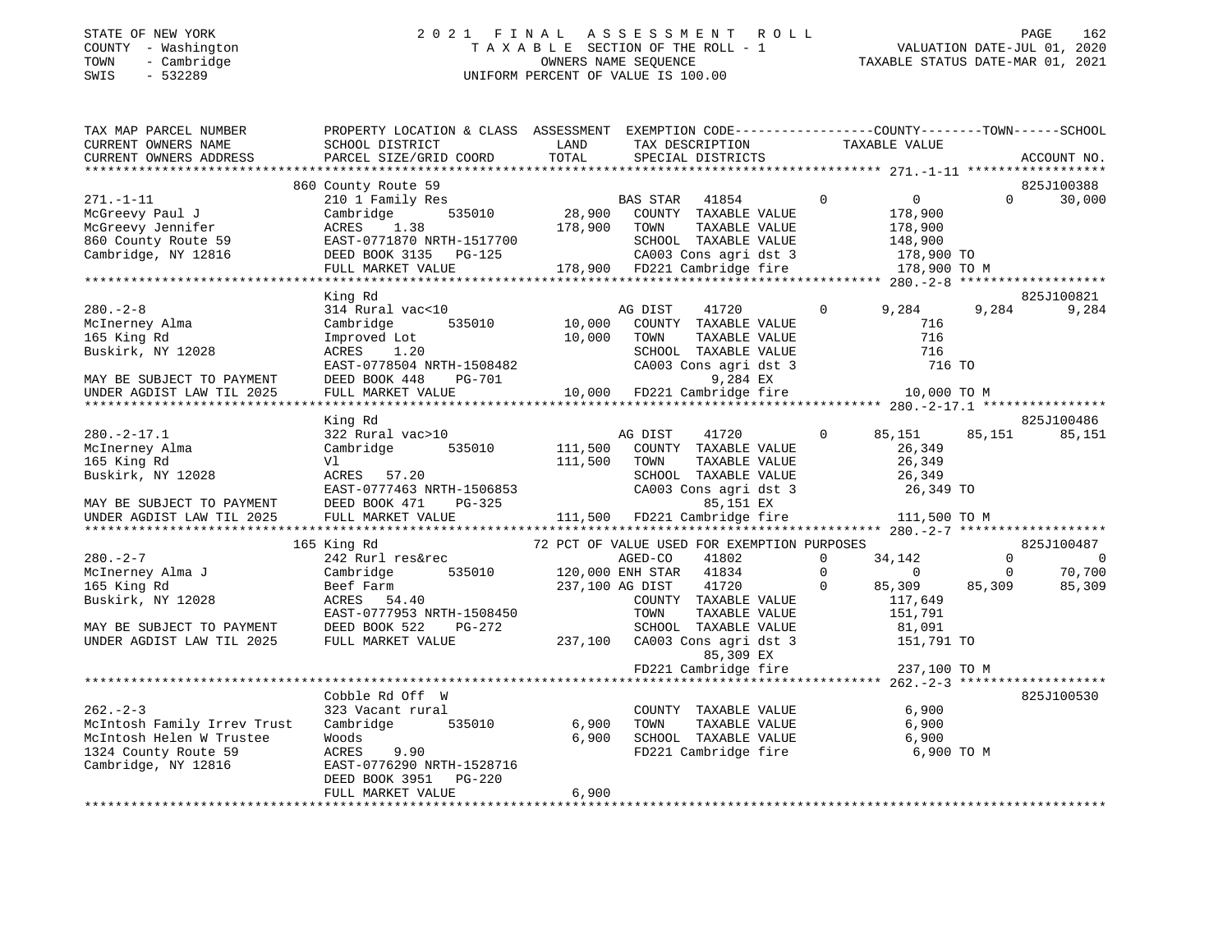STATE OF NEW YORK
COUNTY - Washington
TOWN - Cambridge
SWIS - 532289

2021 FINAL ASSESSMENT ROLL
TAXABLE SECTION OF THE ROLL - 1
OWNERS NAME SEQUENCE
UNIFORM PERCENT OF VALUE IS 100.00

VALUATION DATE-JUL 01, 2020
TAXABLE STATUS DATE-MAR 01, 2021

```
TAX MAP PARCEL NUMBER          PROPERTY LOCATION & CLASS  ASSESSMENT  EXEMPTION CODE-----------------COUNTY--------TOWN------SCHOOL
CURRENT OWNERS NAME            SCHOOL DISTRICT              LAND       TAX DESCRIPTION              TAXABLE VALUE
CURRENT OWNERS ADDRESS         PARCEL SIZE/GRID COORD       TOTAL      SPECIAL DISTRICTS                                        ACCOUNT NO.
*********************************************************************************************** 271.-1-11 ******************
                               860 County Route 59                                                                          825J100388
271.-1-11                      210 1 Family Res                       BAS STAR  41854         0           0           0       30,000
McGreevy Paul J                Cambridge      535010       28,900     COUNTY  TAXABLE VALUE          178,900
McGreevy Jennifer              ACRES    1.38              178,900     TOWN    TAXABLE VALUE          178,900
860 County Route 59            EAST-0771870 NRTH-1517700              SCHOOL  TAXABLE VALUE          148,900
Cambridge, NY 12816            DEED BOOK 3135   PG-125                CA003 Cons agri dst 3           178,900 TO
                               FULL MARKET VALUE          178,900     FD221 Cambridge fire            178,900 TO M
*********************************************************************************************** 280.-2-8 *******************
                               King Rd                                                                                      825J100821
280.-2-8                       314 Rural vac<10                       AG DIST   41720         0       9,284       9,284        9,284
McInerney Alma                 Cambridge      535010       10,000     COUNTY  TAXABLE VALUE              716
165 King Rd                    Improved Lot                10,000     TOWN    TAXABLE VALUE              716
Buskirk, NY 12028              ACRES    1.20                          SCHOOL  TAXABLE VALUE              716
                               EAST-0778504 NRTH-1508482              CA003 Cons agri dst 3               716 TO
MAY BE SUBJECT TO PAYMENT      DEED BOOK 448    PG-701                       9,284 EX
UNDER AGDIST LAW TIL 2025      FULL MARKET VALUE           10,000     FD221 Cambridge fire             10,000 TO M
*********************************************************************************************** 280.-2-17.1 ****************
                               King Rd                                                                                      825J100486
280.-2-17.1                    322 Rural vac>10                       AG DIST   41720         0      85,151      85,151       85,151
McInerney Alma                 Cambridge      535010      111,500     COUNTY  TAXABLE VALUE           26,349
165 King Rd                    Vl                         111,500     TOWN    TAXABLE VALUE           26,349
Buskirk, NY 12028              ACRES   57.20                          SCHOOL  TAXABLE VALUE           26,349
                               EAST-0777463 NRTH-1506853              CA003 Cons agri dst 3            26,349 TO
MAY BE SUBJECT TO PAYMENT      DEED BOOK 471    PG-325                      85,151 EX
UNDER AGDIST LAW TIL 2025      FULL MARKET VALUE          111,500     FD221 Cambridge fire            111,500 TO M
*********************************************************************************************** 280.-2-7 *******************
                               165 King Rd                  72 PCT OF VALUE USED FOR EXEMPTION PURPOSES                     825J100487
280.-2-7                       242 Rurl res&rec                       AGED-CO   41802         0      34,142           0            0
McInerney Alma J               Cambridge      535010      120,000 ENH STAR  41834         0           0           0       70,700
165 King Rd                    Beef Farm                  237,100 AG DIST   41720         0      85,309      85,309       85,309
Buskirk, NY 12028              ACRES   54.40                          COUNTY  TAXABLE VALUE          117,649
                               EAST-0777953 NRTH-1508450              TOWN    TAXABLE VALUE          151,791
MAY BE SUBJECT TO PAYMENT      DEED BOOK 522    PG-272                SCHOOL  TAXABLE VALUE           81,091
UNDER AGDIST LAW TIL 2025      FULL MARKET VALUE          237,100     CA003 Cons agri dst 3           151,791 TO
                                                                            85,309 EX
                                                                      FD221 Cambridge fire            237,100 TO M
*********************************************************************************************** 262.-2-3 *******************
                               Cobble Rd Off  W                                                                             825J100530
262.-2-3                       323 Vacant rural                       COUNTY  TAXABLE VALUE            6,900
McIntosh Family Irrev Trust    Cambridge      535010        6,900     TOWN    TAXABLE VALUE            6,900
McIntosh Helen W Trustee       Woods                        6,900     SCHOOL  TAXABLE VALUE            6,900
1324 County Route 59           ACRES    9.90                          FD221 Cambridge fire              6,900 TO M
Cambridge, NY 12816            EAST-0776290 NRTH-1528716
                               DEED BOOK 3951   PG-220
                               FULL MARKET VALUE            6,900
******************************************************************************************************************************
```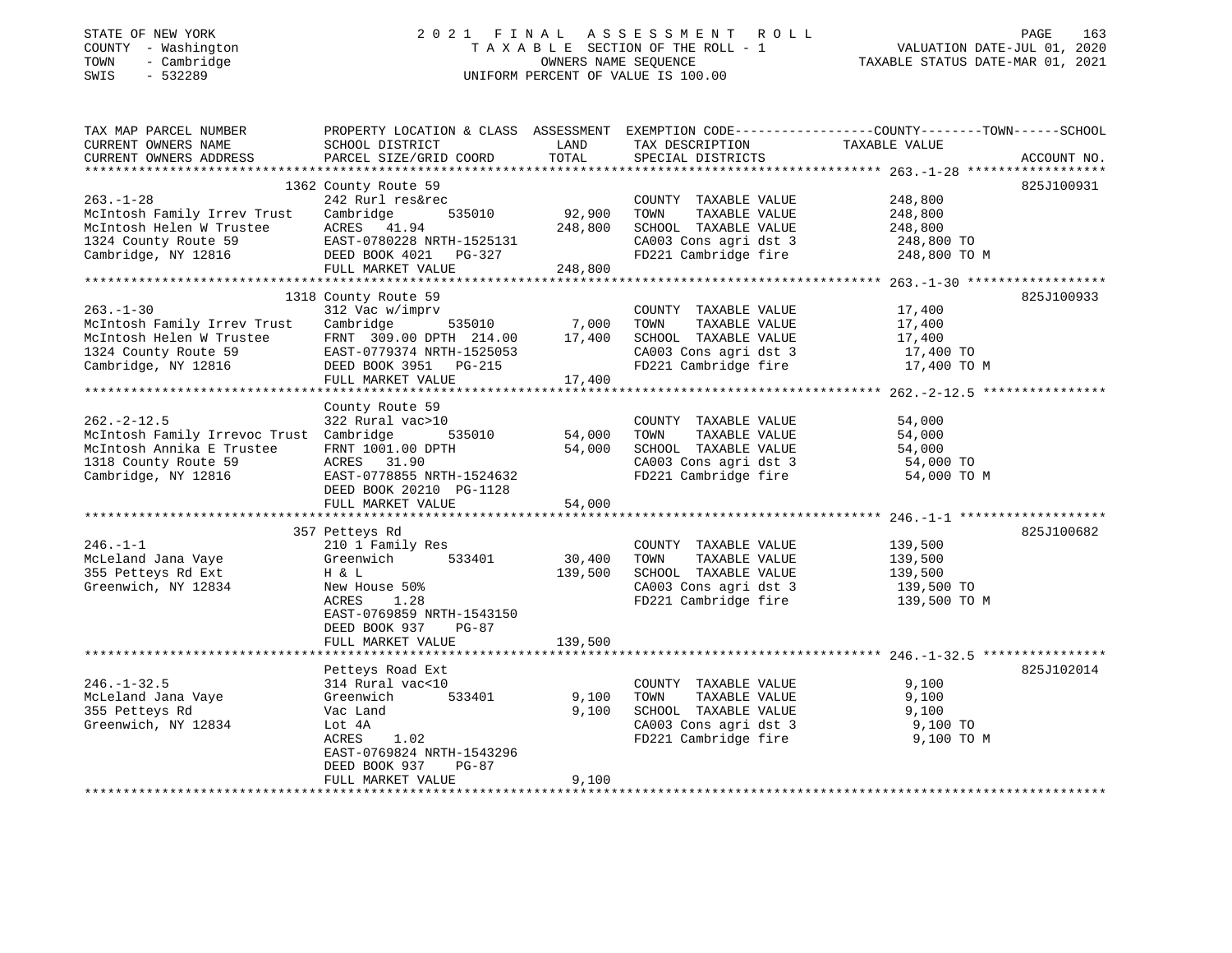STATE OF NEW YORK
COUNTY - Washington
TOWN - Cambridge
SWIS - 532289

# 2021 FINAL ASSESSMENT ROLL

TAXABLE SECTION OF THE ROLL - 1
OWNERS NAME SEQUENCE
UNIFORM PERCENT OF VALUE IS 100.00

VALUATION DATE-JUL 01, 2020
TAXABLE STATUS DATE-MAR 01, 2021

| TAX MAP PARCEL NUMBER<br>CURRENT OWNERS NAME<br>CURRENT OWNERS ADDRESS | PROPERTY LOCATION & CLASS<br>SCHOOL DISTRICT<br>PARCEL SIZE/GRID COORD | ASSESSMENT<br>LAND<br>TOTAL | EXEMPTION CODE<br>TAX DESCRIPTION<br>SPECIAL DISTRICTS | COUNTY--------TOWN------SCHOOL<br>TAXABLE VALUE | ACCOUNT NO. |
|---|---|---|---|---|---|
| 263.-1-28 | 1362 County Route 59 | | | | 825J100931 |
| 263.-1-28 | 242 Rurl res&rec | | COUNTY TAXABLE VALUE | 248,800 | |
| McIntosh Family Irrev Trust | Cambridge 535010 | 92,900 | TOWN TAXABLE VALUE | 248,800 | |
| McIntosh Helen W Trustee | ACRES 41.94 | 248,800 | SCHOOL TAXABLE VALUE | 248,800 | |
| 1324 County Route 59 | EAST-0780228 NRTH-1525131 | | CA003 Cons agri dst 3 | 248,800 TO | |
| Cambridge, NY 12816 | DEED BOOK 4021 PG-327 | | FD221 Cambridge fire | 248,800 TO M | |
| | FULL MARKET VALUE | 248,800 | | | |
| 263.-1-30 | 1318 County Route 59 | | | | 825J100933 |
| 263.-1-30 | 312 Vac w/imprv | | COUNTY TAXABLE VALUE | 17,400 | |
| McIntosh Family Irrev Trust | Cambridge 535010 | 7,000 | TOWN TAXABLE VALUE | 17,400 | |
| McIntosh Helen W Trustee | FRNT 309.00 DPTH 214.00 | 17,400 | SCHOOL TAXABLE VALUE | 17,400 | |
| 1324 County Route 59 | EAST-0779374 NRTH-1525053 | | CA003 Cons agri dst 3 | 17,400 TO | |
| Cambridge, NY 12816 | DEED BOOK 3951 PG-215 | | FD221 Cambridge fire | 17,400 TO M | |
| | FULL MARKET VALUE | 17,400 | | | |
| 262.-2-12.5 | County Route 59 | | | | |
| 262.-2-12.5 | 322 Rural vac>10 | | COUNTY TAXABLE VALUE | 54,000 | |
| McIntosh Family Irrevoc Trust | Cambridge 535010 | 54,000 | TOWN TAXABLE VALUE | 54,000 | |
| McIntosh Annika E Trustee | FRNT 1001.00 DPTH | 54,000 | SCHOOL TAXABLE VALUE | 54,000 | |
| 1318 County Route 59 | ACRES 31.90 | | CA003 Cons agri dst 3 | 54,000 TO | |
| Cambridge, NY 12816 | EAST-0778855 NRTH-1524632 | | FD221 Cambridge fire | 54,000 TO M | |
| | DEED BOOK 20210 PG-1128 | | | | |
| | FULL MARKET VALUE | 54,000 | | | |
| 246.-1-1 | 357 Petteys Rd | | | | 825J100682 |
| 246.-1-1 | 210 1 Family Res | | COUNTY TAXABLE VALUE | 139,500 | |
| McLeland Jana Vaye | Greenwich 533401 | 30,400 | TOWN TAXABLE VALUE | 139,500 | |
| 355 Petteys Rd Ext | H & L | 139,500 | SCHOOL TAXABLE VALUE | 139,500 | |
| Greenwich, NY 12834 | New House 50% | | CA003 Cons agri dst 3 | 139,500 TO | |
| | ACRES 1.28 | | FD221 Cambridge fire | 139,500 TO M | |
| | EAST-0769859 NRTH-1543150 | | | | |
| | DEED BOOK 937 PG-87 | | | | |
| | FULL MARKET VALUE | 139,500 | | | |
| 246.-1-32.5 | Petteys Road Ext | | | | 825J102014 |
| 246.-1-32.5 | 314 Rural vac<10 | | COUNTY TAXABLE VALUE | 9,100 | |
| McLeland Jana Vaye | Greenwich 533401 | 9,100 | TOWN TAXABLE VALUE | 9,100 | |
| 355 Petteys Rd | Vac Land | 9,100 | SCHOOL TAXABLE VALUE | 9,100 | |
| Greenwich, NY 12834 | Lot 4A | | CA003 Cons agri dst 3 | 9,100 TO | |
| | ACRES 1.02 | | FD221 Cambridge fire | 9,100 TO M | |
| | EAST-0769824 NRTH-1543296 | | | | |
| | DEED BOOK 937 PG-87 | | | | |
| | FULL MARKET VALUE | 9,100 | | | |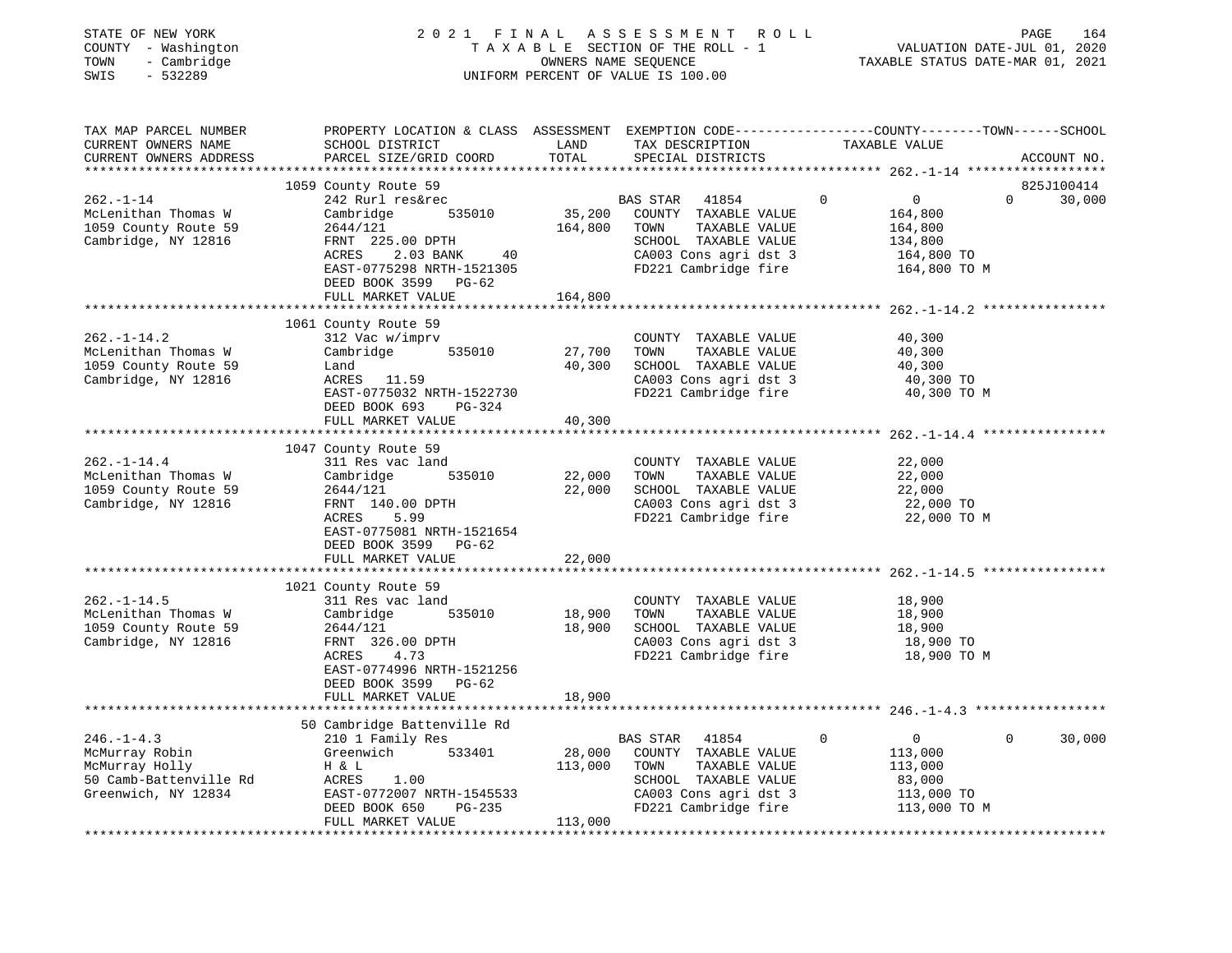STATE OF NEW YORK — 2021 FINAL ASSESSMENT ROLL
COUNTY - Washington — TAXABLE SECTION OF THE ROLL - 1 — VALUATION DATE-JUL 01, 2020
TOWN - Cambridge — OWNERS NAME SEQUENCE — TAXABLE STATUS DATE-MAR 01, 2021
SWIS - 532289 — UNIFORM PERCENT OF VALUE IS 100.00

```
TAX MAP PARCEL NUMBER       PROPERTY LOCATION & CLASS  ASSESSMENT  EXEMPTION CODE-----------------COUNTY--------TOWN------SCHOOL
CURRENT OWNERS NAME         SCHOOL DISTRICT               LAND      TAX DESCRIPTION              TAXABLE VALUE
CURRENT OWNERS ADDRESS      PARCEL SIZE/GRID COORD        TOTAL     SPECIAL DISTRICTS                                     ACCOUNT NO.
*********************************************************************************************** 262.-1-14 ******************
                          1059 County Route 59                                                                    825J100414
262.-1-14                  242 Rurl res&rec                      BAS STAR   41854          0            0          0     30,000
McLenithan Thomas W        Cambridge        535010       35,200   COUNTY  TAXABLE VALUE              164,800
1059 County Route 59       2644/121                     164,800   TOWN    TAXABLE VALUE              164,800
Cambridge, NY 12816        FRNT 225.00 DPTH                       SCHOOL  TAXABLE VALUE              134,800
                           ACRES    2.03 BANK     40              CA003 Cons agri dst 3              164,800 TO
                           EAST-0775298 NRTH-1521305              FD221 Cambridge fire               164,800 TO M
                           DEED BOOK 3599   PG-62
                           FULL MARKET VALUE            164,800
*********************************************************************************************** 262.-1-14.2 ****************
                          1061 County Route 59
262.-1-14.2                312 Vac w/imprv                        COUNTY  TAXABLE VALUE               40,300
McLenithan Thomas W        Cambridge        535010       27,700   TOWN    TAXABLE VALUE               40,300
1059 County Route 59       Land                          40,300   SCHOOL  TAXABLE VALUE               40,300
Cambridge, NY 12816        ACRES   11.59                          CA003 Cons agri dst 3               40,300 TO
                           EAST-0775032 NRTH-1522730              FD221 Cambridge fire                40,300 TO M
                           DEED BOOK 693    PG-324
                           FULL MARKET VALUE             40,300
*********************************************************************************************** 262.-1-14.4 ****************
                          1047 County Route 59
262.-1-14.4                311 Res vac land                       COUNTY  TAXABLE VALUE               22,000
McLenithan Thomas W        Cambridge        535010       22,000   TOWN    TAXABLE VALUE               22,000
1059 County Route 59       2644/121                      22,000   SCHOOL  TAXABLE VALUE               22,000
Cambridge, NY 12816        FRNT 140.00 DPTH                       CA003 Cons agri dst 3               22,000 TO
                           ACRES    5.99                          FD221 Cambridge fire                22,000 TO M
                           EAST-0775081 NRTH-1521654
                           DEED BOOK 3599   PG-62
                           FULL MARKET VALUE             22,000
*********************************************************************************************** 262.-1-14.5 ****************
                          1021 County Route 59
262.-1-14.5                311 Res vac land                       COUNTY  TAXABLE VALUE               18,900
McLenithan Thomas W        Cambridge        535010       18,900   TOWN    TAXABLE VALUE               18,900
1059 County Route 59       2644/121                      18,900   SCHOOL  TAXABLE VALUE               18,900
Cambridge, NY 12816        FRNT 326.00 DPTH                       CA003 Cons agri dst 3               18,900 TO
                           ACRES    4.73                          FD221 Cambridge fire                18,900 TO M
                           EAST-0774996 NRTH-1521256
                           DEED BOOK 3599   PG-62
                           FULL MARKET VALUE             18,900
*********************************************************************************************** 246.-1-4.3 *****************
                          50 Cambridge Battenville Rd
246.-1-4.3                 210 1 Family Res                      BAS STAR   41854          0            0          0     30,000
McMurray Robin             Greenwich        533401       28,000   COUNTY  TAXABLE VALUE              113,000
McMurray Holly             H & L                        113,000   TOWN    TAXABLE VALUE              113,000
50 Camb-Battenville Rd     ACRES    1.00                          SCHOOL  TAXABLE VALUE               83,000
Greenwich, NY 12834        EAST-0772007 NRTH-1545533              CA003 Cons agri dst 3              113,000 TO
                           DEED BOOK 650    PG-235                FD221 Cambridge fire               113,000 TO M
                           FULL MARKET VALUE            113,000
****************************************************************************************************************************
```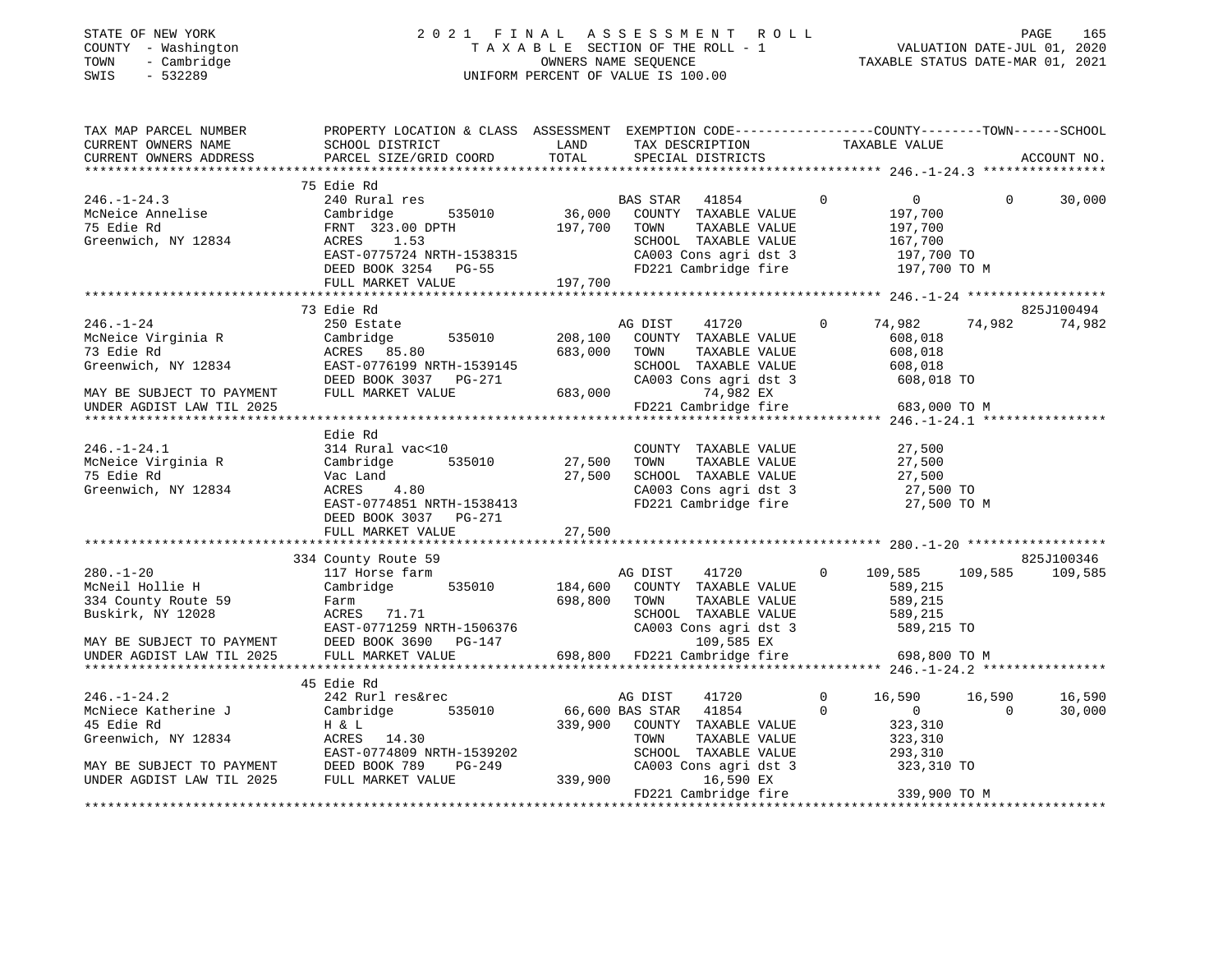STATE OF NEW YORK
COUNTY - Washington
TOWN - Cambridge
SWIS - 532289

# 2021 FINAL ASSESSMENT ROLL
TAXABLE SECTION OF THE ROLL - 1
OWNERS NAME SEQUENCE
UNIFORM PERCENT OF VALUE IS 100.00

VALUATION DATE-JUL 01, 2020
TAXABLE STATUS DATE-MAR 01, 2021

```
TAX MAP PARCEL NUMBER          PROPERTY LOCATION & CLASS  ASSESSMENT  EXEMPTION CODE------------------COUNTY--------TOWN------SCHOOL
CURRENT OWNERS NAME            SCHOOL DISTRICT            LAND        TAX DESCRIPTION              TAXABLE VALUE
CURRENT OWNERS ADDRESS         PARCEL SIZE/GRID COORD     TOTAL       SPECIAL DISTRICTS                                     ACCOUNT NO.
******************************************************************************************************* 246.-1-24.3 ****************
                               75 Edie Rd
246.-1-24.3                    240 Rural res                          BAS STAR   41854        0          0           0       30,000
McNeice Annelise               Cambridge       535010      36,000     COUNTY  TAXABLE VALUE            197,700
75 Edie Rd                     FRNT 323.00 DPTH           197,700     TOWN    TAXABLE VALUE            197,700
Greenwich, NY 12834            ACRES    1.53                          SCHOOL  TAXABLE VALUE            167,700
                               EAST-0775724 NRTH-1538315              CA003 Cons agri dst 3            197,700 TO
                               DEED BOOK 3254   PG-55                 FD221 Cambridge fire             197,700 TO M
                               FULL MARKET VALUE          197,700
******************************************************************************************************* 246.-1-24 ******************
                               73 Edie Rd                                                                             825J100494
246.-1-24                      250 Estate                             AG DIST    41720        0     74,982      74,982      74,982
McNeice Virginia R             Cambridge       535010     208,100     COUNTY  TAXABLE VALUE            608,018
73 Edie Rd                     ACRES   85.80              683,000     TOWN    TAXABLE VALUE            608,018
Greenwich, NY 12834            EAST-0776199 NRTH-1539145              SCHOOL  TAXABLE VALUE            608,018
                               DEED BOOK 3037   PG-271                CA003 Cons agri dst 3            608,018 TO
MAY BE SUBJECT TO PAYMENT      FULL MARKET VALUE          683,000               74,982 EX
UNDER AGDIST LAW TIL 2025                                             FD221 Cambridge fire             683,000 TO M
******************************************************************************************************* 246.-1-24.1 ****************
                               Edie Rd
246.-1-24.1                    314 Rural vac<10                       COUNTY  TAXABLE VALUE             27,500
McNeice Virginia R             Cambridge       535010      27,500     TOWN    TAXABLE VALUE             27,500
75 Edie Rd                     Vac Land                    27,500     SCHOOL  TAXABLE VALUE             27,500
Greenwich, NY 12834            ACRES    4.80                          CA003 Cons agri dst 3             27,500 TO
                               EAST-0774851 NRTH-1538413              FD221 Cambridge fire              27,500 TO M
                               DEED BOOK 3037   PG-271
                               FULL MARKET VALUE           27,500
******************************************************************************************************* 280.-1-20 ******************
                               334 County Route 59                                                                    825J100346
280.-1-20                      117 Horse farm                         AG DIST    41720        0    109,585     109,585     109,585
McNeil Hollie H                Cambridge       535010     184,600     COUNTY  TAXABLE VALUE            589,215
334 County Route 59            Farm                       698,800     TOWN    TAXABLE VALUE            589,215
Buskirk, NY 12028              ACRES   71.71                          SCHOOL  TAXABLE VALUE            589,215
                               EAST-0771259 NRTH-1506376              CA003 Cons agri dst 3            589,215 TO
MAY BE SUBJECT TO PAYMENT      DEED BOOK 3690   PG-147                         109,585 EX
UNDER AGDIST LAW TIL 2025      FULL MARKET VALUE          698,800     FD221 Cambridge fire             698,800 TO M
******************************************************************************************************* 246.-1-24.2 ****************
                               45 Edie Rd
246.-1-24.2                    242 Rurl res&rec                       AG DIST    41720        0     16,590      16,590      16,590
McNiece Katherine J            Cambridge       535010      66,600 BAS STAR   41854        0          0           0       30,000
45 Edie Rd                     H & L                      339,900     COUNTY  TAXABLE VALUE            323,310
Greenwich, NY 12834            ACRES   14.30                          TOWN    TAXABLE VALUE            323,310
                               EAST-0774809 NRTH-1539202              SCHOOL  TAXABLE VALUE            293,310
MAY BE SUBJECT TO PAYMENT      DEED BOOK 789    PG-249                CA003 Cons agri dst 3            323,310 TO
UNDER AGDIST LAW TIL 2025      FULL MARKET VALUE          339,900               16,590 EX
                                                                      FD221 Cambridge fire             339,900 TO M
************************************************************************************************************************************
```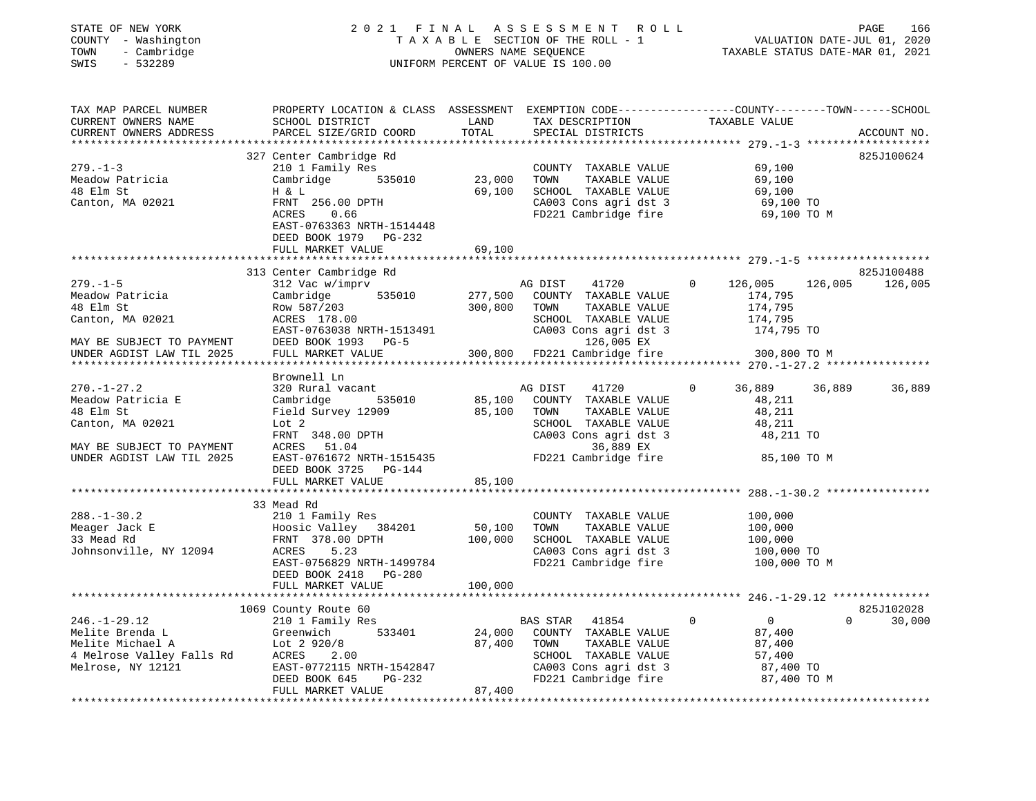STATE OF NEW YORK
COUNTY - Washington
TOWN - Cambridge
SWIS - 532289

2021 FINAL ASSESSMENT ROLL
TAXABLE SECTION OF THE ROLL - 1
OWNERS NAME SEQUENCE
UNIFORM PERCENT OF VALUE IS 100.00

VALUATION DATE-JUL 01, 2020
TAXABLE STATUS DATE-MAR 01, 2021

```
TAX MAP PARCEL NUMBER          PROPERTY LOCATION & CLASS  ASSESSMENT  EXEMPTION CODE-----------------COUNTY--------TOWN------SCHOOL
CURRENT OWNERS NAME            SCHOOL DISTRICT              LAND      TAX DESCRIPTION               TAXABLE VALUE
CURRENT OWNERS ADDRESS         PARCEL SIZE/GRID COORD       TOTAL     SPECIAL DISTRICTS                                      ACCOUNT NO.
******************************************************************************************************* 279.-1-3 *******************
                               327 Center Cambridge Rd                                                                      825J100624
279.-1-3                       210 1 Family Res                       COUNTY  TAXABLE VALUE              69,100
Meadow Patricia                Cambridge       535010      23,000     TOWN    TAXABLE VALUE              69,100
48 Elm St                      H & L                       69,100     SCHOOL  TAXABLE VALUE              69,100
Canton, MA 02021               FRNT 256.00 DPTH                       CA003 Cons agri dst 3               69,100 TO
                               ACRES    0.66                          FD221 Cambridge fire                69,100 TO M
                               EAST-0763363 NRTH-1514448
                               DEED BOOK 1979   PG-232
                               FULL MARKET VALUE           69,100
******************************************************************************************************* 279.-1-5 *******************
                               313 Center Cambridge Rd                                                                      825J100488
279.-1-5                       312 Vac w/imprv                        AG DIST     41720          0     126,005    126,005    126,005
Meadow Patricia                Cambridge       535010     277,500     COUNTY  TAXABLE VALUE             174,795
48 Elm St                      Row 587/203                300,800     TOWN    TAXABLE VALUE             174,795
Canton, MA 02021               ACRES  178.00                          SCHOOL  TAXABLE VALUE             174,795
                               EAST-0763038 NRTH-1513491              CA003 Cons agri dst 3              174,795 TO
MAY BE SUBJECT TO PAYMENT      DEED BOOK 1993   PG-5                          126,005 EX
UNDER AGDIST LAW TIL 2025      FULL MARKET VALUE          300,800     FD221 Cambridge fire               300,800 TO M
******************************************************************************************************* 270.-1-27.2 ****************
                               Brownell Ln
270.-1-27.2                    320 Rural vacant                       AG DIST     41720          0      36,889     36,889     36,889
Meadow Patricia E              Cambridge       535010      85,100     COUNTY  TAXABLE VALUE              48,211
48 Elm St                      Field Survey 12909          85,100     TOWN    TAXABLE VALUE              48,211
Canton, MA 02021               Lot 2                                  SCHOOL  TAXABLE VALUE              48,211
                               FRNT 348.00 DPTH                       CA003 Cons agri dst 3               48,211 TO
MAY BE SUBJECT TO PAYMENT      ACRES   51.04                                   36,889 EX
UNDER AGDIST LAW TIL 2025      EAST-0761672 NRTH-1515435              FD221 Cambridge fire                85,100 TO M
                               DEED BOOK 3725   PG-144
                               FULL MARKET VALUE           85,100
******************************************************************************************************* 288.-1-30.2 ****************
                               33 Mead Rd
288.-1-30.2                    210 1 Family Res                       COUNTY  TAXABLE VALUE             100,000
Meager Jack E                  Hoosic Valley   384201      50,100     TOWN    TAXABLE VALUE             100,000
33 Mead Rd                     FRNT 378.00 DPTH           100,000     SCHOOL  TAXABLE VALUE             100,000
Johnsonville, NY 12094         ACRES    5.23                          CA003 Cons agri dst 3              100,000 TO
                               EAST-0756829 NRTH-1499784              FD221 Cambridge fire               100,000 TO M
                               DEED BOOK 2418   PG-280
                               FULL MARKET VALUE          100,000
******************************************************************************************************* 246.-1-29.12 ***************
                               1069 County Route 60                                                                         825J102028
246.-1-29.12                   210 1 Family Res                       BAS STAR    41854          0           0          0     30,000
Melite Brenda L                Greenwich       533401      24,000     COUNTY  TAXABLE VALUE              87,400
Melite Michael A               Lot 2 920/8                 87,400     TOWN    TAXABLE VALUE              87,400
4 Melrose Valley Falls Rd      ACRES    2.00                          SCHOOL  TAXABLE VALUE              57,400
Melrose, NY 12121              EAST-0772115 NRTH-1542847              CA003 Cons agri dst 3               87,400 TO
                               DEED BOOK 645    PG-232                FD221 Cambridge fire                87,400 TO M
                               FULL MARKET VALUE           87,400
************************************************************************************************************************************
```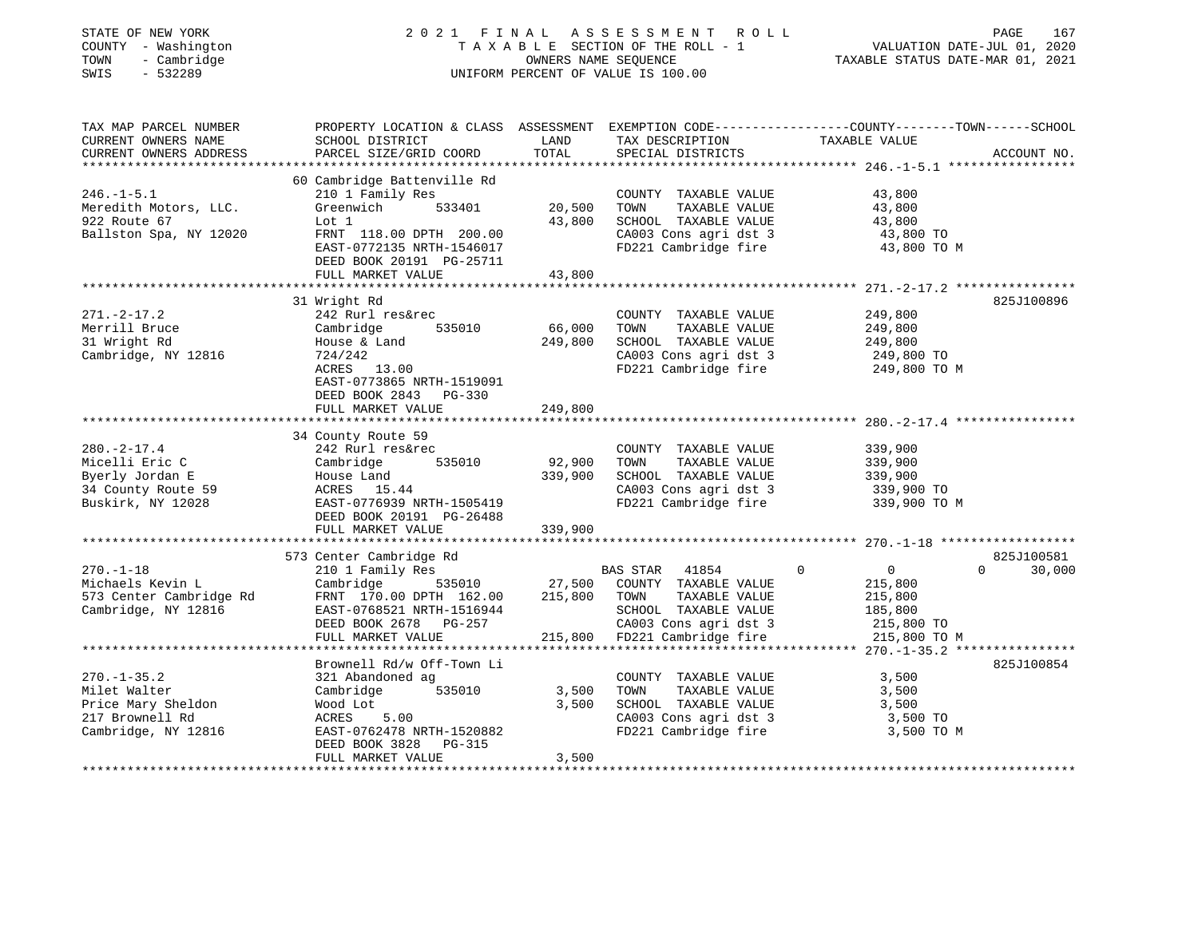STATE OF NEW YORK
COUNTY - Washington
TOWN - Cambridge
SWIS - 532289

# 2021 FINAL ASSESSMENT ROLL

TAXABLE SECTION OF THE ROLL - 1
OWNERS NAME SEQUENCE
UNIFORM PERCENT OF VALUE IS 100.00

VALUATION DATE-JUL 01, 2020
TAXABLE STATUS DATE-MAR 01, 2021

| TAX MAP PARCEL NUMBER / CURRENT OWNERS NAME / CURRENT OWNERS ADDRESS | PROPERTY LOCATION & CLASS / SCHOOL DISTRICT / PARCEL SIZE/GRID COORD | ASSESSMENT LAND | TOTAL | EXEMPTION CODE / TAX DESCRIPTION / SPECIAL DISTRICTS | COUNTY | TOWN | SCHOOL TAXABLE VALUE | ACCOUNT NO. |
|---|---|---|---|---|---|---|---|---|
| **246.-1-5.1** | 60 Cambridge Battenville Rd | | | | | | | |
| Meredith Motors, LLC. | 210 1 Family Res | | | COUNTY TAXABLE VALUE | 43,800 | | | |
| 922 Route 67 | Greenwich 533401 | 20,500 | | TOWN TAXABLE VALUE | | 43,800 | | |
| Ballston Spa, NY 12020 | Lot 1 | | 43,800 | SCHOOL TAXABLE VALUE | | | 43,800 | |
| | FRNT 118.00 DPTH 200.00 | | | CA003 Cons agri dst 3 | 43,800 TO | | | |
| | EAST-0772135 NRTH-1546017 | | | FD221 Cambridge fire | 43,800 TO M | | | |
| | DEED BOOK 20191 PG-25711 | | | | | | | |
| | FULL MARKET VALUE | | 43,800 | | | | | |
| **271.-2-17.2** | 31 Wright Rd | | | | | | | 825J100896 |
| Merrill Bruce | 242 Rurl res&rec | | | COUNTY TAXABLE VALUE | 249,800 | | | |
| 31 Wright Rd | Cambridge 535010 | 66,000 | | TOWN TAXABLE VALUE | | 249,800 | | |
| Cambridge, NY 12816 | House & Land | | 249,800 | SCHOOL TAXABLE VALUE | | | 249,800 | |
| | 724/242 | | | CA003 Cons agri dst 3 | 249,800 TO | | | |
| | ACRES 13.00 | | | FD221 Cambridge fire | 249,800 TO M | | | |
| | EAST-0773865 NRTH-1519091 | | | | | | | |
| | DEED BOOK 2843 PG-330 | | | | | | | |
| | FULL MARKET VALUE | | 249,800 | | | | | |
| **280.-2-17.4** | 34 County Route 59 | | | | | | | |
| Micelli Eric C | 242 Rurl res&rec | | | COUNTY TAXABLE VALUE | 339,900 | | | |
| Byerly Jordan E | Cambridge 535010 | 92,900 | | TOWN TAXABLE VALUE | | 339,900 | | |
| 34 County Route 59 | House Land | | 339,900 | SCHOOL TAXABLE VALUE | | | 339,900 | |
| Buskirk, NY 12028 | ACRES 15.44 | | | CA003 Cons agri dst 3 | 339,900 TO | | | |
| | EAST-0776939 NRTH-1505419 | | | FD221 Cambridge fire | 339,900 TO M | | | |
| | DEED BOOK 20191 PG-26488 | | | | | | | |
| | FULL MARKET VALUE | | 339,900 | | | | | |
| **270.-1-18** | 573 Center Cambridge Rd | | | | | | | 825J100581 |
| Michaels Kevin L | 210 1 Family Res | | | BAS STAR 41854 | 0 | 0 | 30,000 | |
| 573 Center Cambridge Rd | Cambridge 535010 | 27,500 | | COUNTY TAXABLE VALUE | 215,800 | | | |
| Cambridge, NY 12816 | FRNT 170.00 DPTH 162.00 | | 215,800 | TOWN TAXABLE VALUE | | 215,800 | | |
| | EAST-0768521 NRTH-1516944 | | | SCHOOL TAXABLE VALUE | | | 185,800 | |
| | DEED BOOK 2678 PG-257 | | | CA003 Cons agri dst 3 | 215,800 TO | | | |
| | FULL MARKET VALUE | | 215,800 | FD221 Cambridge fire | 215,800 TO M | | | |
| **270.-1-35.2** | Brownell Rd/w Off-Town Li | | | | | | | 825J100854 |
| Milet Walter | 321 Abandoned ag | | | COUNTY TAXABLE VALUE | 3,500 | | | |
| Price Mary Sheldon | Cambridge 535010 | 3,500 | | TOWN TAXABLE VALUE | | 3,500 | | |
| 217 Brownell Rd | Wood Lot | | 3,500 | SCHOOL TAXABLE VALUE | | | 3,500 | |
| Cambridge, NY 12816 | ACRES 5.00 | | | CA003 Cons agri dst 3 | 3,500 TO | | | |
| | EAST-0762478 NRTH-1520882 | | | FD221 Cambridge fire | 3,500 TO M | | | |
| | DEED BOOK 3828 PG-315 | | | | | | | |
| | FULL MARKET VALUE | | 3,500 | | | | | |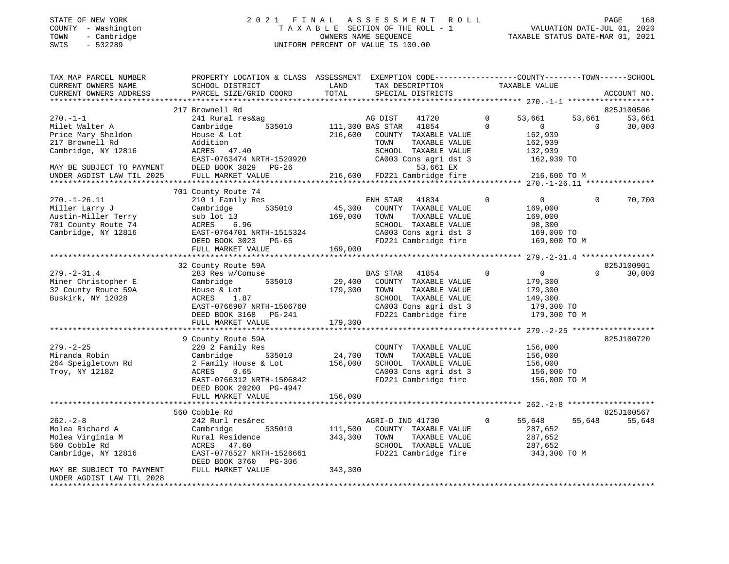STATE OF NEW YORK
COUNTY - Washington
TOWN - Cambridge
SWIS - 532289

# 2021 FINAL ASSESSMENT ROLL
TAXABLE SECTION OF THE ROLL - 1
OWNERS NAME SEQUENCE
UNIFORM PERCENT OF VALUE IS 100.00

VALUATION DATE-JUL 01, 2020
TAXABLE STATUS DATE-MAR 01, 2021

| TAX MAP PARCEL NUMBER / CURRENT OWNERS NAME / CURRENT OWNERS ADDRESS | PROPERTY LOCATION & CLASS / SCHOOL DISTRICT / PARCEL SIZE/GRID COORD | ASSESSMENT LAND | TOTAL | EXEMPTION CODE / TAX DESCRIPTION / SPECIAL DISTRICTS | COUNTY TAXABLE VALUE | TOWN | SCHOOL | ACCOUNT NO. |
|---|---|---|---|---|---|---|---|---|
| 270.-1-1 | 217 Brownell Rd | | | | | | | 825J100506 |
| Milet Walter A | 241 Rural res&ag | | | AG DIST 41720 0 | 53,661 | 53,661 | 53,661 | |
| Price Mary Sheldon | Cambridge 535010 | 111,300 | | BAS STAR 41854 0 | 0 | 0 | 30,000 | |
| 217 Brownell Rd | House & Lot | | 216,600 | COUNTY TAXABLE VALUE | 162,939 | | | |
| Cambridge, NY 12816 | Addition | | | TOWN TAXABLE VALUE | 162,939 | | | |
| | ACRES 47.40 | | | SCHOOL TAXABLE VALUE | 132,939 | | | |
| | EAST-0763474 NRTH-1520920 | | | CA003 Cons agri dst 3 | 162,939 TO | | | |
| MAY BE SUBJECT TO PAYMENT | DEED BOOK 3829 PG-26 | | | 53,661 EX | | | | |
| UNDER AGDIST LAW TIL 2025 | FULL MARKET VALUE | | 216,600 | FD221 Cambridge fire | 216,600 TO M | | | |
| 270.-1-26.11 | 701 County Route 74 | | | | | | | |
| Miller Larry J | 210 1 Family Res | | | ENH STAR 41834 0 | 0 | 0 | 70,700 | |
| Austin-Miller Terry | Cambridge 535010 | 45,300 | | COUNTY TAXABLE VALUE | 169,000 | | | |
| 701 County Route 74 | sub lot 13 | | 169,000 | TOWN TAXABLE VALUE | 169,000 | | | |
| Cambridge, NY 12816 | ACRES 6.96 | | | SCHOOL TAXABLE VALUE | 98,300 | | | |
| | EAST-0764701 NRTH-1515324 | | | CA003 Cons agri dst 3 | 169,000 TO | | | |
| | DEED BOOK 3023 PG-65 | | | FD221 Cambridge fire | 169,000 TO M | | | |
| | FULL MARKET VALUE | | 169,000 | | | | | |
| 279.-2-31.4 | 32 County Route 59A | | | | | | | 825J100901 |
| Miner Christopher E | 283 Res w/Comuse | | | BAS STAR 41854 0 | 0 | 0 | 30,000 | |
| 32 County Route 59A | Cambridge 535010 | 29,400 | | COUNTY TAXABLE VALUE | 179,300 | | | |
| Buskirk, NY 12028 | House & Lot | | 179,300 | TOWN TAXABLE VALUE | 179,300 | | | |
| | ACRES 1.87 | | | SCHOOL TAXABLE VALUE | 149,300 | | | |
| | EAST-0766907 NRTH-1506760 | | | CA003 Cons agri dst 3 | 179,300 TO | | | |
| | DEED BOOK 3168 PG-241 | | | FD221 Cambridge fire | 179,300 TO M | | | |
| | FULL MARKET VALUE | | 179,300 | | | | | |
| 279.-2-25 | 9 County Route 59A | | | | | | | 825J100720 |
| Miranda Robin | 220 2 Family Res | | | COUNTY TAXABLE VALUE | 156,000 | | | |
| 264 Speigletown Rd | Cambridge 535010 | 24,700 | | TOWN TAXABLE VALUE | 156,000 | | | |
| Troy, NY 12182 | 2 Family House & Lot | | 156,000 | SCHOOL TAXABLE VALUE | 156,000 | | | |
| | ACRES 0.65 | | | CA003 Cons agri dst 3 | 156,000 TO | | | |
| | EAST-0766312 NRTH-1506842 | | | FD221 Cambridge fire | 156,000 TO M | | | |
| | DEED BOOK 20200 PG-4947 | | | | | | | |
| | FULL MARKET VALUE | | 156,000 | | | | | |
| 262.-2-8 | 560 Cobble Rd | | | | | | | 825J100567 |
| Molea Richard A | 242 Rurl res&rec | | | AGRI-D IND 41730 0 | 55,648 | 55,648 | 55,648 | |
| Molea Virginia M | Cambridge 535010 | 111,500 | | COUNTY TAXABLE VALUE | 287,652 | | | |
| 560 Cobble Rd | Rural Residence | | 343,300 | TOWN TAXABLE VALUE | 287,652 | | | |
| Cambridge, NY 12816 | ACRES 47.60 | | | SCHOOL TAXABLE VALUE | 287,652 | | | |
| | EAST-0778527 NRTH-1526661 | | | FD221 Cambridge fire | 343,300 TO M | | | |
| | DEED BOOK 3760 PG-306 | | | | | | | |
| MAY BE SUBJECT TO PAYMENT | FULL MARKET VALUE | | 343,300 | | | | | |
| UNDER AGDIST LAW TIL 2028 | | | | | | | | |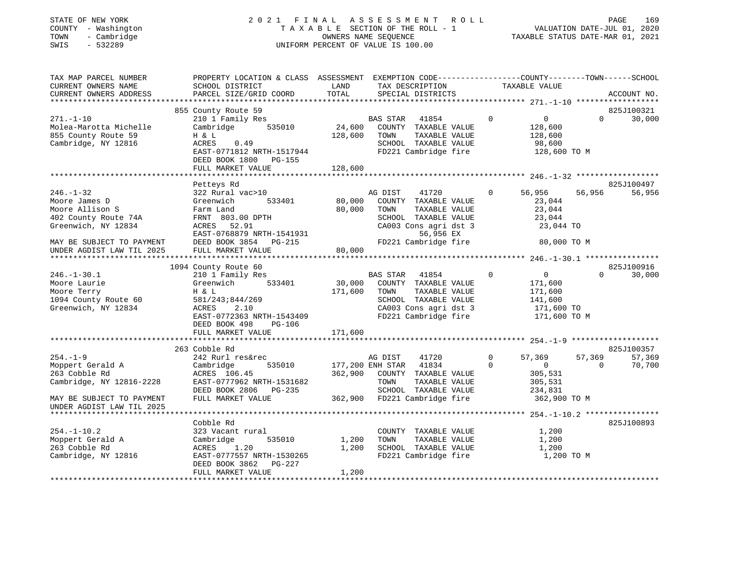STATE OF NEW YORK
COUNTY - Washington
TOWN - Cambridge
SWIS - 532289

2021 FINAL ASSESSMENT ROLL
TAXABLE SECTION OF THE ROLL - 1
OWNERS NAME SEQUENCE
UNIFORM PERCENT OF VALUE IS 100.00

VALUATION DATE-JUL 01, 2020
TAXABLE STATUS DATE-MAR 01, 2021

```
TAX MAP PARCEL NUMBER          PROPERTY LOCATION & CLASS  ASSESSMENT  EXEMPTION CODE------------------COUNTY--------TOWN------SCHOOL
CURRENT OWNERS NAME            SCHOOL DISTRICT               LAND      TAX DESCRIPTION             TAXABLE VALUE
CURRENT OWNERS ADDRESS         PARCEL SIZE/GRID COORD        TOTAL     SPECIAL DISTRICTS                                        ACCOUNT NO.
**************************************************************************************************** 271.-1-10 ******************
                               855 County Route 59                                                                        825J100321
271.-1-10                      210 1 Family Res                      BAS STAR   41854          0           0           0      30,000
Molea-Marotta Michelle         Cambridge        535010     24,600    COUNTY  TAXABLE VALUE           128,600
855 County Route 59            H & L                      128,600    TOWN    TAXABLE VALUE           128,600
Cambridge, NY 12816            ACRES     0.49                        SCHOOL  TAXABLE VALUE            98,600
                               EAST-0771812 NRTH-1517944             FD221 Cambridge fire            128,600 TO M
                               DEED BOOK 1800   PG-155
                               FULL MARKET VALUE          128,600
**************************************************************************************************** 246.-1-32 ******************
                               Petteys Rd                                                                                 825J100497
246.-1-32                      322 Rural vac>10                      AG DIST    41720          0      56,956      56,956      56,956
Moore James D                  Greenwich        533401     80,000    COUNTY  TAXABLE VALUE            23,044
Moore Allison S                Farm Land                   80,000    TOWN    TAXABLE VALUE            23,044
402 County Route 74A           FRNT  803.00 DPTH                     SCHOOL  TAXABLE VALUE            23,044
Greenwich, NY 12834            ACRES    52.91                        CA003 Cons agri dst 3            23,044 TO
                               EAST-0768879 NRTH-1541931                  56,956 EX
MAY BE SUBJECT TO PAYMENT      DEED BOOK 3854   PG-215               FD221 Cambridge fire             80,000 TO M
UNDER AGDIST LAW TIL 2025      FULL MARKET VALUE           80,000
**************************************************************************************************** 246.-1-30.1 ****************
                               1094 County Route 60                                                                       825J100916
246.-1-30.1                    210 1 Family Res                      BAS STAR   41854          0           0           0      30,000
Moore Laurie                   Greenwich        533401     30,000    COUNTY  TAXABLE VALUE           171,600
Moore Terry                    H & L                      171,600    TOWN    TAXABLE VALUE           171,600
1094 County Route 60           581/243;844/269                       SCHOOL  TAXABLE VALUE           141,600
Greenwich, NY 12834            ACRES     2.10                        CA003 Cons agri dst 3           171,600 TO
                               EAST-0772363 NRTH-1543409             FD221 Cambridge fire            171,600 TO M
                               DEED BOOK 498    PG-106
                               FULL MARKET VALUE          171,600
**************************************************************************************************** 254.-1-9 *******************
                               263 Cobble Rd                                                                              825J100357
254.-1-9                       242 Rurl res&rec                      AG DIST    41720          0      57,369      57,369      57,369
Moppert Gerald A               Cambridge        535010    177,200 ENH STAR  41834          0           0           0      70,700
263 Cobble Rd                  ACRES   106.45             362,900    COUNTY  TAXABLE VALUE           305,531
Cambridge, NY 12816-2228       EAST-0777962 NRTH-1531682             TOWN    TAXABLE VALUE           305,531
                               DEED BOOK 2806   PG-235               SCHOOL  TAXABLE VALUE           234,831
MAY BE SUBJECT TO PAYMENT      FULL MARKET VALUE          362,900    FD221 Cambridge fire            362,900 TO M
UNDER AGDIST LAW TIL 2025
**************************************************************************************************** 254.-1-10.2 ****************
                               Cobble Rd                                                                                  825J100893
254.-1-10.2                    323 Vacant rural                      COUNTY  TAXABLE VALUE             1,200
Moppert Gerald A               Cambridge        535010      1,200    TOWN    TAXABLE VALUE             1,200
263 Cobble Rd                  ACRES     1.20               1,200    SCHOOL  TAXABLE VALUE             1,200
Cambridge, NY 12816            EAST-0777557 NRTH-1530265             FD221 Cambridge fire              1,200 TO M
                               DEED BOOK 3862   PG-227
                               FULL MARKET VALUE            1,200
********************************************************************************************************************************
```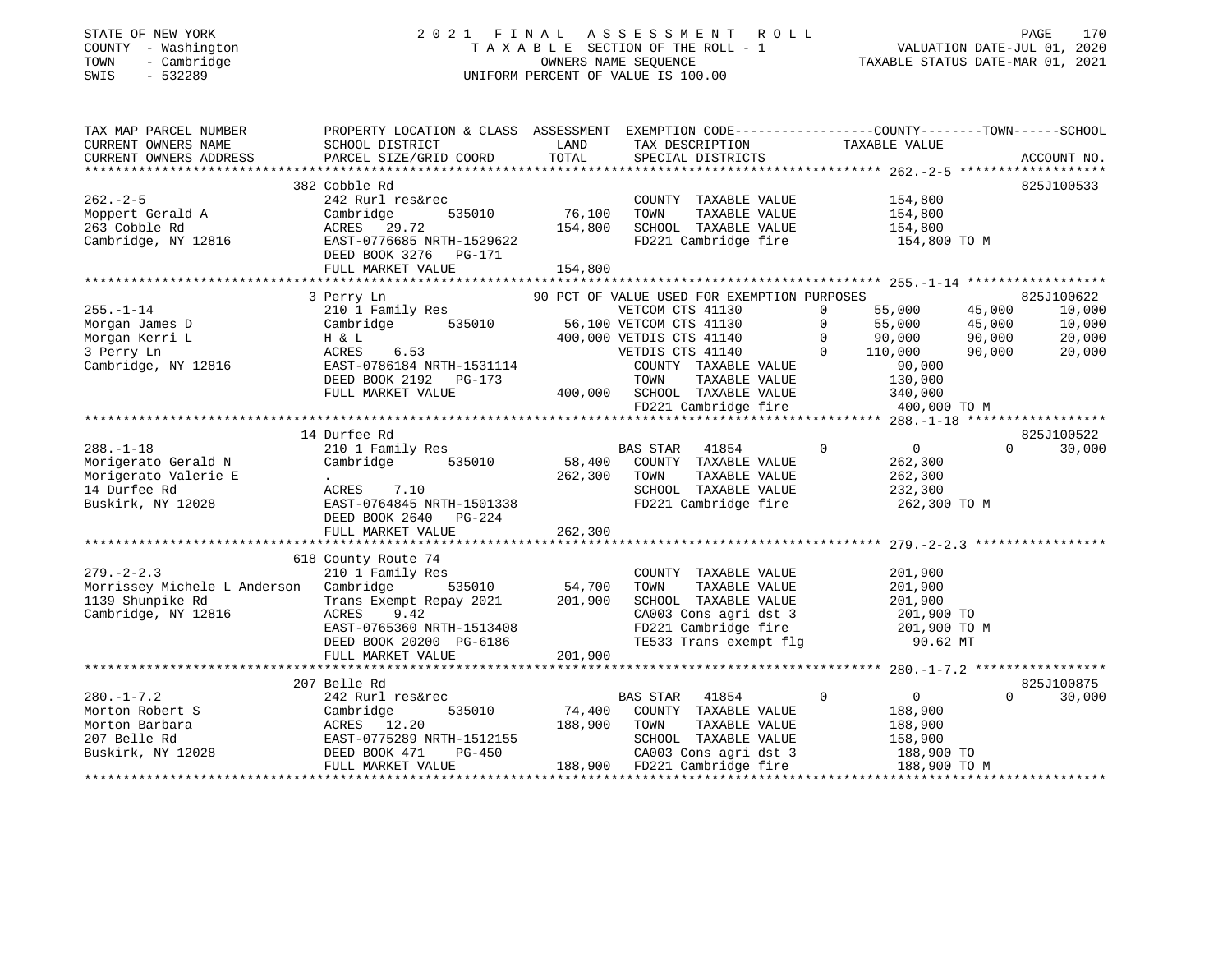STATE OF NEW YORK
COUNTY - Washington
TOWN - Cambridge
SWIS - 532289

# 2021 FINAL ASSESSMENT ROLL
TAXABLE SECTION OF THE ROLL - 1
OWNERS NAME SEQUENCE
UNIFORM PERCENT OF VALUE IS 100.00

VALUATION DATE-JUL 01, 2020
TAXABLE STATUS DATE-MAR 01, 2021

```
TAX MAP PARCEL NUMBER          PROPERTY LOCATION & CLASS  ASSESSMENT  EXEMPTION CODE-----------------COUNTY--------TOWN------SCHOOL
CURRENT OWNERS NAME            SCHOOL DISTRICT            LAND        TAX DESCRIPTION              TAXABLE VALUE
CURRENT OWNERS ADDRESS         PARCEL SIZE/GRID COORD     TOTAL       SPECIAL DISTRICTS                                     ACCOUNT NO.
******************************************************************************************************* 262.-2-5 *******************
                               382 Cobble Rd                                                                               825J100533
262.-2-5                       242 Rurl res&rec                        COUNTY  TAXABLE VALUE          154,800
Moppert Gerald A               Cambridge        535010     76,100      TOWN    TAXABLE VALUE          154,800
263 Cobble Rd                  ACRES   29.72              154,800      SCHOOL  TAXABLE VALUE          154,800
Cambridge, NY 12816            EAST-0776685 NRTH-1529622               FD221 Cambridge fire             154,800 TO M
                               DEED BOOK 3276   PG-171
                               FULL MARKET VALUE          154,800
******************************************************************************************************* 255.-1-14 ******************
                               3 Perry Ln                  90 PCT OF VALUE USED FOR EXEMPTION PURPOSES                    825J100622
255.-1-14                      210 1 Family Res                        VETCOM CTS 41130        0      55,000      45,000      10,000
Morgan James D                 Cambridge        535010     56,100 VETCOM CTS 41130        0      55,000      45,000      10,000
Morgan Kerri L                 H & L                      400,000 VETDIS CTS 41140        0      90,000      90,000      20,000
3 Perry Ln                     ACRES    6.53                       VETDIS CTS 41140        0     110,000      90,000      20,000
Cambridge, NY 12816            EAST-0786184 NRTH-1531114               COUNTY  TAXABLE VALUE           90,000
                               DEED BOOK 2192   PG-173                 TOWN    TAXABLE VALUE          130,000
                               FULL MARKET VALUE          400,000      SCHOOL  TAXABLE VALUE          340,000
                                                                       FD221 Cambridge fire             400,000 TO M
******************************************************************************************************* 288.-1-18 ******************
                               14 Durfee Rd                                                                                825J100522
288.-1-18                      210 1 Family Res                        BAS STAR   41854        0           0           0      30,000
Morigerato Gerald N            Cambridge        535010     58,400      COUNTY  TAXABLE VALUE          262,300
Morigerato Valerie E           .                          262,300      TOWN    TAXABLE VALUE          262,300
14 Durfee Rd                   ACRES    7.10                           SCHOOL  TAXABLE VALUE          232,300
Buskirk, NY 12028              EAST-0764845 NRTH-1501338               FD221 Cambridge fire             262,300 TO M
                               DEED BOOK 2640   PG-224
                               FULL MARKET VALUE          262,300
******************************************************************************************************* 279.-2-2.3 *****************
                               618 County Route 74
279.-2-2.3                     210 1 Family Res                        COUNTY  TAXABLE VALUE          201,900
Morrissey Michele L Anderson   Cambridge        535010     54,700      TOWN    TAXABLE VALUE          201,900
1139 Shunpike Rd               Trans Exempt Repay 2021    201,900      SCHOOL  TAXABLE VALUE          201,900
Cambridge, NY 12816            ACRES    9.42                           CA003 Cons agri dst 3            201,900 TO
                               EAST-0765360 NRTH-1513408               FD221 Cambridge fire             201,900 TO M
                               DEED BOOK 20200  PG-6186                TE533 Trans exempt flg             90.62 MT
                               FULL MARKET VALUE          201,900
******************************************************************************************************* 280.-1-7.2 *****************
                               207 Belle Rd                                                                                825J100875
280.-1-7.2                     242 Rurl res&rec                        BAS STAR   41854        0           0           0      30,000
Morton Robert S                Cambridge        535010     74,400      COUNTY  TAXABLE VALUE          188,900
Morton Barbara                 ACRES   12.20              188,900      TOWN    TAXABLE VALUE          188,900
207 Belle Rd                   EAST-0775289 NRTH-1512155               SCHOOL  TAXABLE VALUE          158,900
Buskirk, NY 12028              DEED BOOK 471    PG-450                 CA003 Cons agri dst 3            188,900 TO
                               FULL MARKET VALUE          188,900      FD221 Cambridge fire             188,900 TO M
************************************************************************************************************************************
```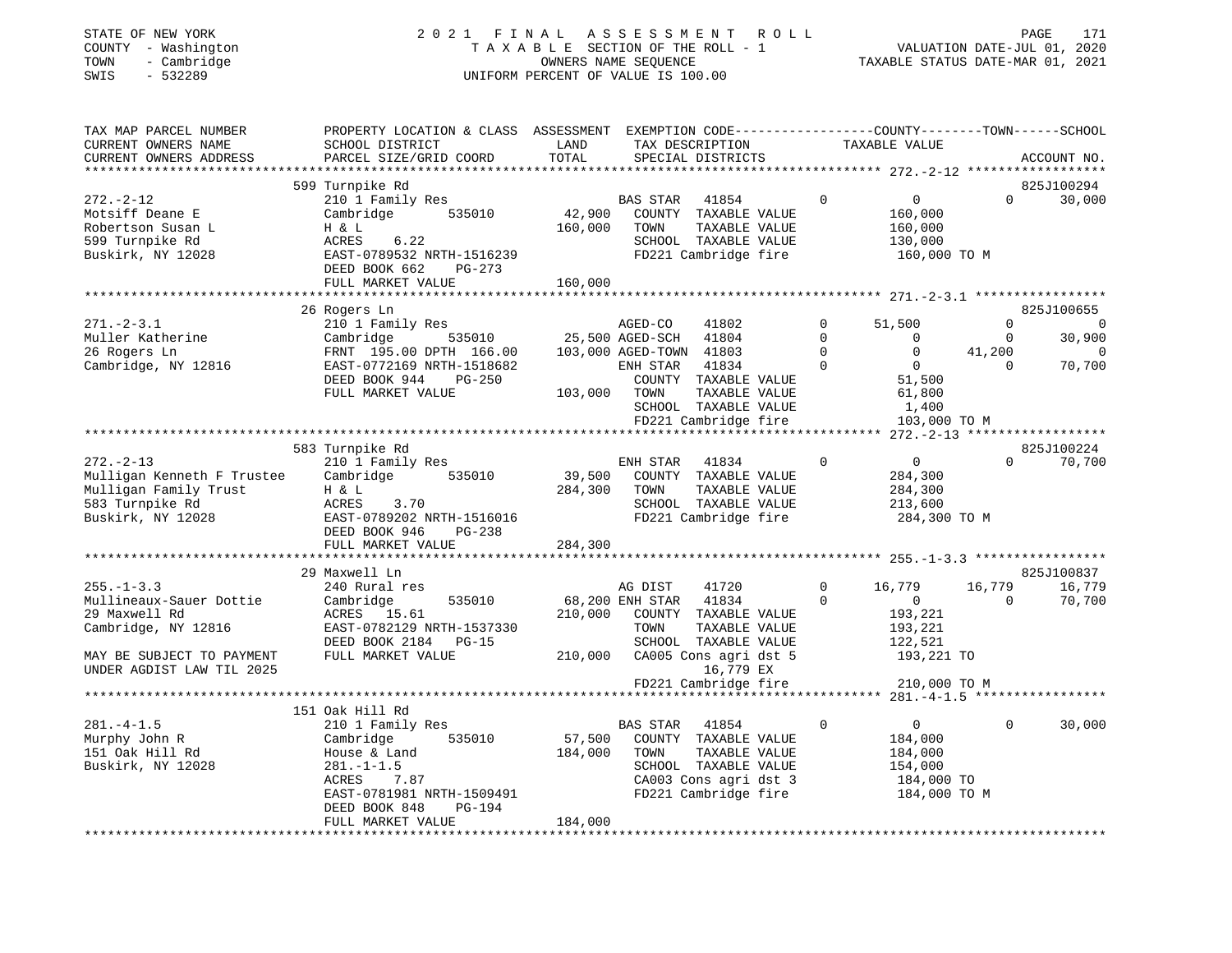STATE OF NEW YORK &nbsp;&nbsp;&nbsp;&nbsp; 2021 FINAL ASSESSMENT ROLL
COUNTY - Washington &nbsp;&nbsp;&nbsp;&nbsp; TAXABLE SECTION OF THE ROLL - 1 &nbsp;&nbsp;&nbsp;&nbsp; VALUATION DATE-JUL 01, 2020
TOWN - Cambridge &nbsp;&nbsp;&nbsp;&nbsp; OWNERS NAME SEQUENCE &nbsp;&nbsp;&nbsp;&nbsp; TAXABLE STATUS DATE-MAR 01, 2021
SWIS - 532289 &nbsp;&nbsp;&nbsp;&nbsp; UNIFORM PERCENT OF VALUE IS 100.00

| TAX MAP PARCEL NUMBER / CURRENT OWNERS NAME / CURRENT OWNERS ADDRESS | PROPERTY LOCATION & CLASS / SCHOOL DISTRICT / PARCEL SIZE/GRID COORD | ASSESSMENT LAND / TOTAL | EXEMPTION CODE / TAX DESCRIPTION / SPECIAL DISTRICTS | COUNTY TAXABLE VALUE | TOWN | SCHOOL | ACCOUNT NO. |
|---|---|---|---|---|---|---|---|
| | 599 Turnpike Rd | | | | | | 825J100294 |
| 272.-2-12 | 210 1 Family Res | | BAS STAR 41854 | 0 | 0 | 30,000 | |
| Motsiff Deane E | Cambridge 535010 | 42,900 | COUNTY TAXABLE VALUE | 160,000 | | | |
| Robertson Susan L | H & L | 160,000 | TOWN TAXABLE VALUE | 160,000 | | | |
| 599 Turnpike Rd | ACRES 6.22 | | SCHOOL TAXABLE VALUE | 130,000 | | | |
| Buskirk, NY 12028 | EAST-0789532 NRTH-1516239 | | FD221 Cambridge fire | 160,000 TO M | | | |
| | DEED BOOK 662 PG-273 | | | | | | |
| | FULL MARKET VALUE | 160,000 | | | | | |
| | 26 Rogers Ln | | | | | | 825J100655 |
| 271.-2-3.1 | 210 1 Family Res | | AGED-CO 41802 | 51,500 | 0 | 0 | |
| Muller Katherine | Cambridge 535010 | 25,500 | AGED-SCH 41804 | 0 | 0 | 30,900 | |
| 26 Rogers Ln | FRNT 195.00 DPTH 166.00 | 103,000 | AGED-TOWN 41803 | 0 | 41,200 | 0 | |
| Cambridge, NY 12816 | EAST-0772169 NRTH-1518682 | | ENH STAR 41834 | 0 | 0 | 70,700 | |
| | DEED BOOK 944 PG-250 | | COUNTY TAXABLE VALUE | 51,500 | | | |
| | FULL MARKET VALUE | 103,000 | TOWN TAXABLE VALUE | 61,800 | | | |
| | | | SCHOOL TAXABLE VALUE | 1,400 | | | |
| | | | FD221 Cambridge fire | 103,000 TO M | | | |
| | 583 Turnpike Rd | | | | | | 825J100224 |
| 272.-2-13 | 210 1 Family Res | | ENH STAR 41834 | 0 | 0 | 70,700 | |
| Mulligan Kenneth F Trustee | Cambridge 535010 | 39,500 | COUNTY TAXABLE VALUE | 284,300 | | | |
| Mulligan Family Trust | H & L | 284,300 | TOWN TAXABLE VALUE | 284,300 | | | |
| 583 Turnpike Rd | ACRES 3.70 | | SCHOOL TAXABLE VALUE | 213,600 | | | |
| Buskirk, NY 12028 | EAST-0789202 NRTH-1516016 | | FD221 Cambridge fire | 284,300 TO M | | | |
| | DEED BOOK 946 PG-238 | | | | | | |
| | FULL MARKET VALUE | 284,300 | | | | | |
| | 29 Maxwell Ln | | | | | | 825J100837 |
| 255.-1-3.3 | 240 Rural res | | AG DIST 41720 | 16,779 | 16,779 | 16,779 | |
| Mullineaux-Sauer Dottie | Cambridge 535010 | 68,200 | ENH STAR 41834 | 0 | 0 | 70,700 | |
| 29 Maxwell Rd | ACRES 15.61 | 210,000 | COUNTY TAXABLE VALUE | 193,221 | | | |
| Cambridge, NY 12816 | EAST-0782129 NRTH-1537330 | | TOWN TAXABLE VALUE | 193,221 | | | |
| | DEED BOOK 2184 PG-15 | | SCHOOL TAXABLE VALUE | 122,521 | | | |
| MAY BE SUBJECT TO PAYMENT | FULL MARKET VALUE | 210,000 | CA005 Cons agri dst 5 | 193,221 TO | | | |
| UNDER AGDIST LAW TIL 2025 | | | 16,779 EX | | | | |
| | | | FD221 Cambridge fire | 210,000 TO M | | | |
| | 151 Oak Hill Rd | | | | | | |
| 281.-4-1.5 | 210 1 Family Res | | BAS STAR 41854 | 0 | 0 | 30,000 | |
| Murphy John R | Cambridge 535010 | 57,500 | COUNTY TAXABLE VALUE | 184,000 | | | |
| 151 Oak Hill Rd | House & Land | 184,000 | TOWN TAXABLE VALUE | 184,000 | | | |
| Buskirk, NY 12028 | 281.-1-1.5 | | SCHOOL TAXABLE VALUE | 154,000 | | | |
| | ACRES 7.87 | | CA003 Cons agri dst 3 | 184,000 TO | | | |
| | EAST-0781981 NRTH-1509491 | | FD221 Cambridge fire | 184,000 TO M | | | |
| | DEED BOOK 848 PG-194 | | | | | | |
| | FULL MARKET VALUE | 184,000 | | | | | |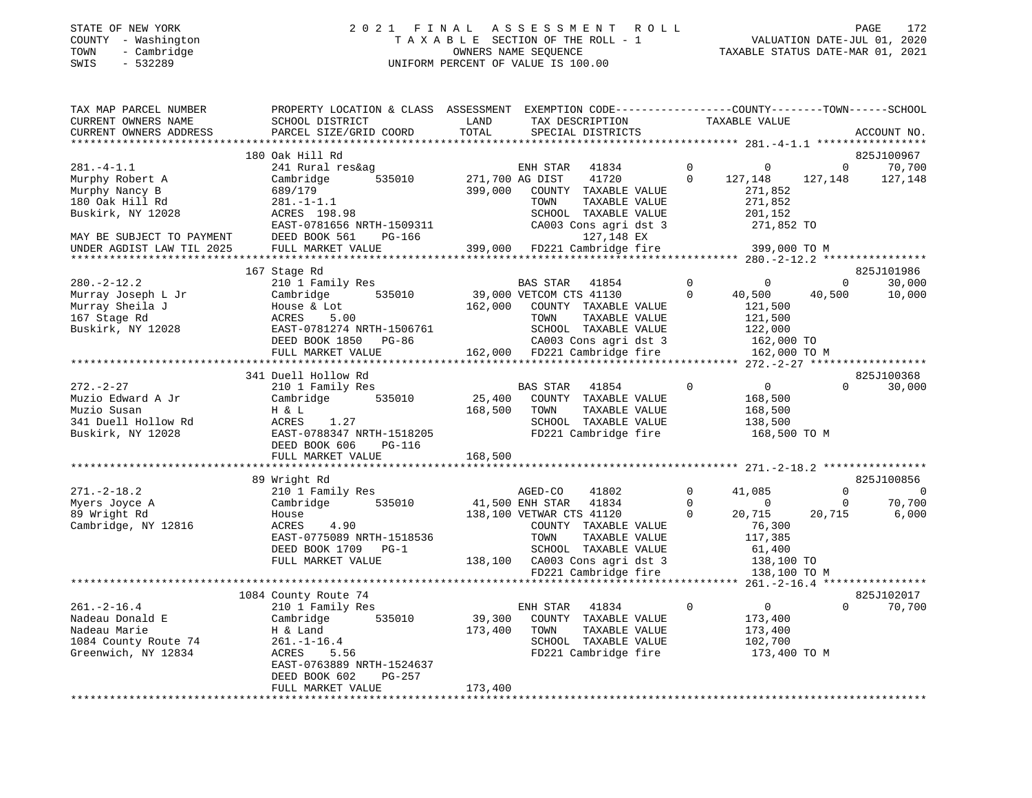STATE OF NEW YORK
COUNTY - Washington
TOWN - Cambridge
SWIS - 532289

# 2021 FINAL ASSESSMENT ROLL

TAXABLE SECTION OF THE ROLL - 1
OWNERS NAME SEQUENCE
UNIFORM PERCENT OF VALUE IS 100.00

VALUATION DATE-JUL 01, 2020
TAXABLE STATUS DATE-MAR 01, 2021

```
TAX MAP PARCEL NUMBER        PROPERTY LOCATION & CLASS  ASSESSMENT  EXEMPTION CODE-----------------COUNTY--------TOWN------SCHOOL
CURRENT OWNERS NAME          SCHOOL DISTRICT              LAND       TAX DESCRIPTION              TAXABLE VALUE
CURRENT OWNERS ADDRESS       PARCEL SIZE/GRID COORD       TOTAL      SPECIAL DISTRICTS                                      ACCOUNT NO.
******************************************************************************************************* 281.-4-1.1 *****************
                             180 Oak Hill Rd                                                                                825J100967
281.-4-1.1                   241 Rural res&ag                        ENH STAR   41834         0          0          0       70,700
Murphy Robert A              Cambridge        535010   271,700 AG DIST    41720         0    127,148    127,148     127,148
Murphy Nancy B               689/179                   399,000   COUNTY  TAXABLE VALUE            271,852
180 Oak Hill Rd              281.-1-1.1                          TOWN    TAXABLE VALUE            271,852
Buskirk, NY 12028            ACRES  198.98                       SCHOOL  TAXABLE VALUE            201,152
                             EAST-0781656 NRTH-1509311           CA003 Cons agri dst 3            271,852 TO
MAY BE SUBJECT TO PAYMENT    DEED BOOK 561    PG-166                  127,148 EX
UNDER AGDIST LAW TIL 2025    FULL MARKET VALUE         399,000   FD221 Cambridge fire             399,000 TO M
******************************************************************************************************* 280.-2-12.2 ****************
                             167 Stage Rd                                                                                   825J101986
280.-2-12.2                  210 1 Family Res                        BAS STAR   41854         0          0          0       30,000
Murray Joseph L Jr           Cambridge        535010    39,000 VETCOM CTS 41130         0     40,500     40,500      10,000
Murray Sheila J              House & Lot               162,000   COUNTY  TAXABLE VALUE            121,500
167 Stage Rd                 ACRES    5.00                       TOWN    TAXABLE VALUE            121,500
Buskirk, NY 12028            EAST-0781274 NRTH-1506761           SCHOOL  TAXABLE VALUE            122,000
                             DEED BOOK 1850   PG-86              CA003 Cons agri dst 3            162,000 TO
                             FULL MARKET VALUE         162,000   FD221 Cambridge fire             162,000 TO M
******************************************************************************************************* 272.-2-27 ******************
                             341 Duell Hollow Rd                                                                            825J100368
272.-2-27                    210 1 Family Res                        BAS STAR   41854         0          0          0       30,000
Muzio Edward A Jr            Cambridge        535010    25,400   COUNTY  TAXABLE VALUE            168,500
Muzio Susan                  H & L                     168,500   TOWN    TAXABLE VALUE            168,500
341 Duell Hollow Rd          ACRES    1.27                       SCHOOL  TAXABLE VALUE            138,500
Buskirk, NY 12028            EAST-0788347 NRTH-1518205           FD221 Cambridge fire             168,500 TO M
                             DEED BOOK 606    PG-116
                             FULL MARKET VALUE         168,500
******************************************************************************************************* 271.-2-18.2 ****************
                             89 Wright Rd                                                                                   825J100856
271.-2-18.2                  210 1 Family Res                        AGED-CO    41802         0     41,085          0           0
Myers Joyce A                Cambridge        535010    41,500 ENH STAR   41834         0          0          0      70,700
89 Wright Rd                 House                     138,100 VETWAR CTS 41120         0     20,715     20,715       6,000
Cambridge, NY 12816          ACRES    4.90                       COUNTY  TAXABLE VALUE             76,300
                             EAST-0775089 NRTH-1518536           TOWN    TAXABLE VALUE            117,385
                             DEED BOOK 1709   PG-1               SCHOOL  TAXABLE VALUE             61,400
                             FULL MARKET VALUE         138,100   CA003 Cons agri dst 3            138,100 TO
                                                                 FD221 Cambridge fire             138,100 TO M
******************************************************************************************************* 261.-2-16.4 ****************
                             1084 County Route 74                                                                           825J102017
261.-2-16.4                  210 1 Family Res                        ENH STAR   41834         0          0          0       70,700
Nadeau Donald E              Cambridge        535010    39,300   COUNTY  TAXABLE VALUE            173,400
Nadeau Marie                 H & Land                  173,400   TOWN    TAXABLE VALUE            173,400
1084 County Route 74         261.-1-16.4                         SCHOOL  TAXABLE VALUE            102,700
Greenwich, NY 12834          ACRES    5.56                       FD221 Cambridge fire             173,400 TO M
                             EAST-0763889 NRTH-1524637
                             DEED BOOK 602    PG-257
                             FULL MARKET VALUE         173,400
************************************************************************************************************************************
```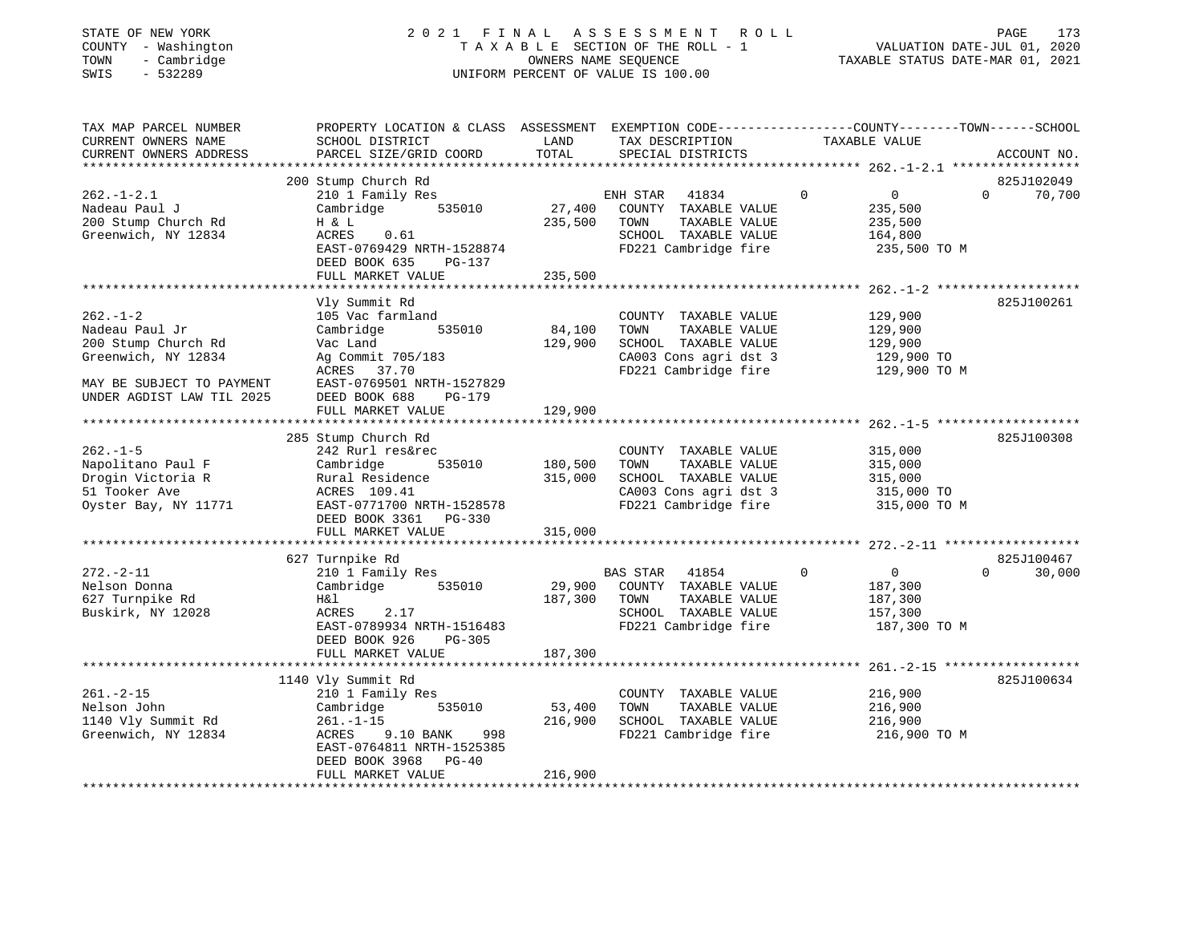STATE OF NEW YORK
COUNTY - Washington
TOWN - Cambridge
SWIS - 532289

2 0 2 1 F I N A L A S S E S S M E N T R O L L
T A X A B L E SECTION OF THE ROLL - 1
OWNERS NAME SEQUENCE
UNIFORM PERCENT OF VALUE IS 100.00

VALUATION DATE-JUL 01, 2020
TAXABLE STATUS DATE-MAR 01, 2021

| TAX MAP PARCEL NUMBER / CURRENT OWNERS NAME / CURRENT OWNERS ADDRESS | PROPERTY LOCATION & CLASS / SCHOOL DISTRICT / PARCEL SIZE/GRID COORD | ASSESSMENT LAND | TOTAL | EXEMPTION CODE / TAX DESCRIPTION / SPECIAL DISTRICTS | COUNTY TAXABLE VALUE | TOWN | SCHOOL | ACCOUNT NO. |
|---|---|---|---|---|---|---|---|---|
| **262.-1-2.1** | 200 Stump Church Rd | | | | | | | 825J102049 |
| Nadeau Paul J | 210 1 Family Res | | | ENH STAR 41834 | 0 | 0 | 70,700 | |
| 200 Stump Church Rd | Cambridge 535010 | 27,400 | | COUNTY TAXABLE VALUE | 235,500 | | | |
| Greenwich, NY 12834 | H & L | | 235,500 | TOWN TAXABLE VALUE | 235,500 | | | |
| | ACRES 0.61 | | | SCHOOL TAXABLE VALUE | 164,800 | | | |
| | EAST-0769429 NRTH-1528874 | | | FD221 Cambridge fire | 235,500 TO M | | | |
| | DEED BOOK 635 PG-137 | | | | | | | |
| | FULL MARKET VALUE | | 235,500 | | | | | |
| **262.-1-2** | Vly Summit Rd | | | | | | | 825J100261 |
| Nadeau Paul Jr | 105 Vac farmland | | | COUNTY TAXABLE VALUE | 129,900 | | | |
| 200 Stump Church Rd | Cambridge 535010 | 84,100 | | TOWN TAXABLE VALUE | 129,900 | | | |
| Greenwich, NY 12834 | Vac Land | | 129,900 | SCHOOL TAXABLE VALUE | 129,900 | | | |
| | Ag Commit 705/183 | | | CA003 Cons agri dst 3 | 129,900 TO | | | |
| | ACRES 37.70 | | | FD221 Cambridge fire | 129,900 TO M | | | |
| MAY BE SUBJECT TO PAYMENT | EAST-0769501 NRTH-1527829 | | | | | | | |
| UNDER AGDIST LAW TIL 2025 | DEED BOOK 688 PG-179 | | | | | | | |
| | FULL MARKET VALUE | | 129,900 | | | | | |
| **262.-1-5** | 285 Stump Church Rd | | | | | | | 825J100308 |
| Napolitano Paul F | 242 Rurl res&rec | | | COUNTY TAXABLE VALUE | 315,000 | | | |
| Drogin Victoria R | Cambridge 535010 | 180,500 | | TOWN TAXABLE VALUE | 315,000 | | | |
| 51 Tooker Ave | Rural Residence | | 315,000 | SCHOOL TAXABLE VALUE | 315,000 | | | |
| Oyster Bay, NY 11771 | ACRES 109.41 | | | CA003 Cons agri dst 3 | 315,000 TO | | | |
| | EAST-0771700 NRTH-1528578 | | | FD221 Cambridge fire | 315,000 TO M | | | |
| | DEED BOOK 3361 PG-330 | | | | | | | |
| | FULL MARKET VALUE | | 315,000 | | | | | |
| **272.-2-11** | 627 Turnpike Rd | | | | | | | 825J100467 |
| Nelson Donna | 210 1 Family Res | | | BAS STAR 41854 | 0 | 0 | 30,000 | |
| 627 Turnpike Rd | Cambridge 535010 | 29,900 | | COUNTY TAXABLE VALUE | 187,300 | | | |
| Buskirk, NY 12028 | H&l | | 187,300 | TOWN TAXABLE VALUE | 187,300 | | | |
| | ACRES 2.17 | | | SCHOOL TAXABLE VALUE | 157,300 | | | |
| | EAST-0789934 NRTH-1516483 | | | FD221 Cambridge fire | 187,300 TO M | | | |
| | DEED BOOK 926 PG-305 | | | | | | | |
| | FULL MARKET VALUE | | 187,300 | | | | | |
| **261.-2-15** | 1140 Vly Summit Rd | | | | | | | 825J100634 |
| Nelson John | 210 1 Family Res | | | COUNTY TAXABLE VALUE | 216,900 | | | |
| 1140 Vly Summit Rd | Cambridge 535010 | 53,400 | | TOWN TAXABLE VALUE | 216,900 | | | |
| Greenwich, NY 12834 | 261.-1-15 | | 216,900 | SCHOOL TAXABLE VALUE | 216,900 | | | |
| | ACRES 9.10 BANK 998 | | | FD221 Cambridge fire | 216,900 TO M | | | |
| | EAST-0764811 NRTH-1525385 | | | | | | | |
| | DEED BOOK 3968 PG-40 | | | | | | | |
| | FULL MARKET VALUE | | 216,900 | | | | | |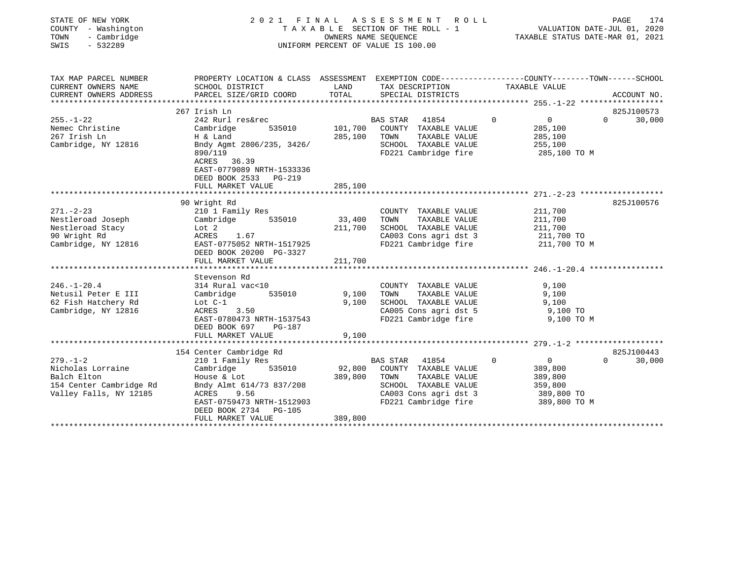STATE OF NEW YORK
COUNTY - Washington
TOWN - Cambridge
SWIS - 532289

2021 FINAL ASSESSMENT ROLL
TAXABLE SECTION OF THE ROLL - 1
OWNERS NAME SEQUENCE
UNIFORM PERCENT OF VALUE IS 100.00

VALUATION DATE-JUL 01, 2020
TAXABLE STATUS DATE-MAR 01, 2021

| TAX MAP PARCEL NUMBER / CURRENT OWNERS NAME / CURRENT OWNERS ADDRESS | PROPERTY LOCATION & CLASS / SCHOOL DISTRICT / PARCEL SIZE/GRID COORD | ASSESSMENT LAND | TOTAL | EXEMPTION CODE / TAX DESCRIPTION / SPECIAL DISTRICTS | COUNTY TAXABLE VALUE | TOWN | SCHOOL | ACCOUNT NO. |
|---|---|---|---|---|---|---|---|---|
| 255.-1-22 | 267 Irish Ln | | | | | | | 825J100573 |
| Nemec Christine | 242 Rurl res&rec | | | BAS STAR 41854 | 0 | 0 | 30,000 | |
| 267 Irish Ln | Cambridge 535010 | 101,700 | | COUNTY TAXABLE VALUE | 285,100 | | | |
| Cambridge, NY 12816 | H & Land | | 285,100 | TOWN TAXABLE VALUE | 285,100 | | | |
| | Bndy Agmt 2806/235, 3426/890/119 | | | SCHOOL TAXABLE VALUE | 255,100 | | | |
| | ACRES 36.39 | | | FD221 Cambridge fire | 285,100 TO M | | | |
| | EAST-0779089 NRTH-1533336 | | | | | | | |
| | DEED BOOK 2533 PG-219 | | | | | | | |
| | FULL MARKET VALUE | | 285,100 | | | | | |
| 271.-2-23 | 90 Wright Rd | | | | | | | 825J100576 |
| Nestleroad Joseph | 210 1 Family Res | | | COUNTY TAXABLE VALUE | 211,700 | | | |
| Nestleroad Stacy | Cambridge 535010 | 33,400 | | TOWN TAXABLE VALUE | 211,700 | | | |
| 90 Wright Rd | Lot 2 | | 211,700 | SCHOOL TAXABLE VALUE | 211,700 | | | |
| Cambridge, NY 12816 | ACRES 1.67 | | | CA003 Cons agri dst 3 | 211,700 TO | | | |
| | EAST-0775052 NRTH-1517925 | | | FD221 Cambridge fire | 211,700 TO M | | | |
| | DEED BOOK 20200 PG-3327 | | | | | | | |
| | FULL MARKET VALUE | | 211,700 | | | | | |
| 246.-1-20.4 | Stevenson Rd | | | | | | | |
| Netusil Peter E III | 314 Rural vac<10 | | | COUNTY TAXABLE VALUE | 9,100 | | | |
| 62 Fish Hatchery Rd | Cambridge 535010 | 9,100 | | TOWN TAXABLE VALUE | 9,100 | | | |
| Cambridge, NY 12816 | Lot C-1 | | 9,100 | SCHOOL TAXABLE VALUE | 9,100 | | | |
| | ACRES 3.50 | | | CA005 Cons agri dst 5 | 9,100 TO | | | |
| | EAST-0780473 NRTH-1537543 | | | FD221 Cambridge fire | 9,100 TO M | | | |
| | DEED BOOK 697 PG-187 | | | | | | | |
| | FULL MARKET VALUE | | 9,100 | | | | | |
| 279.-1-2 | 154 Center Cambridge Rd | | | | | | | 825J100443 |
| Nicholas Lorraine | 210 1 Family Res | | | BAS STAR 41854 | 0 | 0 | 30,000 | |
| Balch Elton | Cambridge 535010 | 92,800 | | COUNTY TAXABLE VALUE | 389,800 | | | |
| 154 Center Cambridge Rd | House & Lot | | 389,800 | TOWN TAXABLE VALUE | 389,800 | | | |
| Valley Falls, NY 12185 | Bndy Almt 614/73 837/208 | | | SCHOOL TAXABLE VALUE | 359,800 | | | |
| | ACRES 9.56 | | | CA003 Cons agri dst 3 | 389,800 TO | | | |
| | EAST-0759473 NRTH-1512903 | | | FD221 Cambridge fire | 389,800 TO M | | | |
| | DEED BOOK 2734 PG-105 | | | | | | | |
| | FULL MARKET VALUE | | 389,800 | | | | | |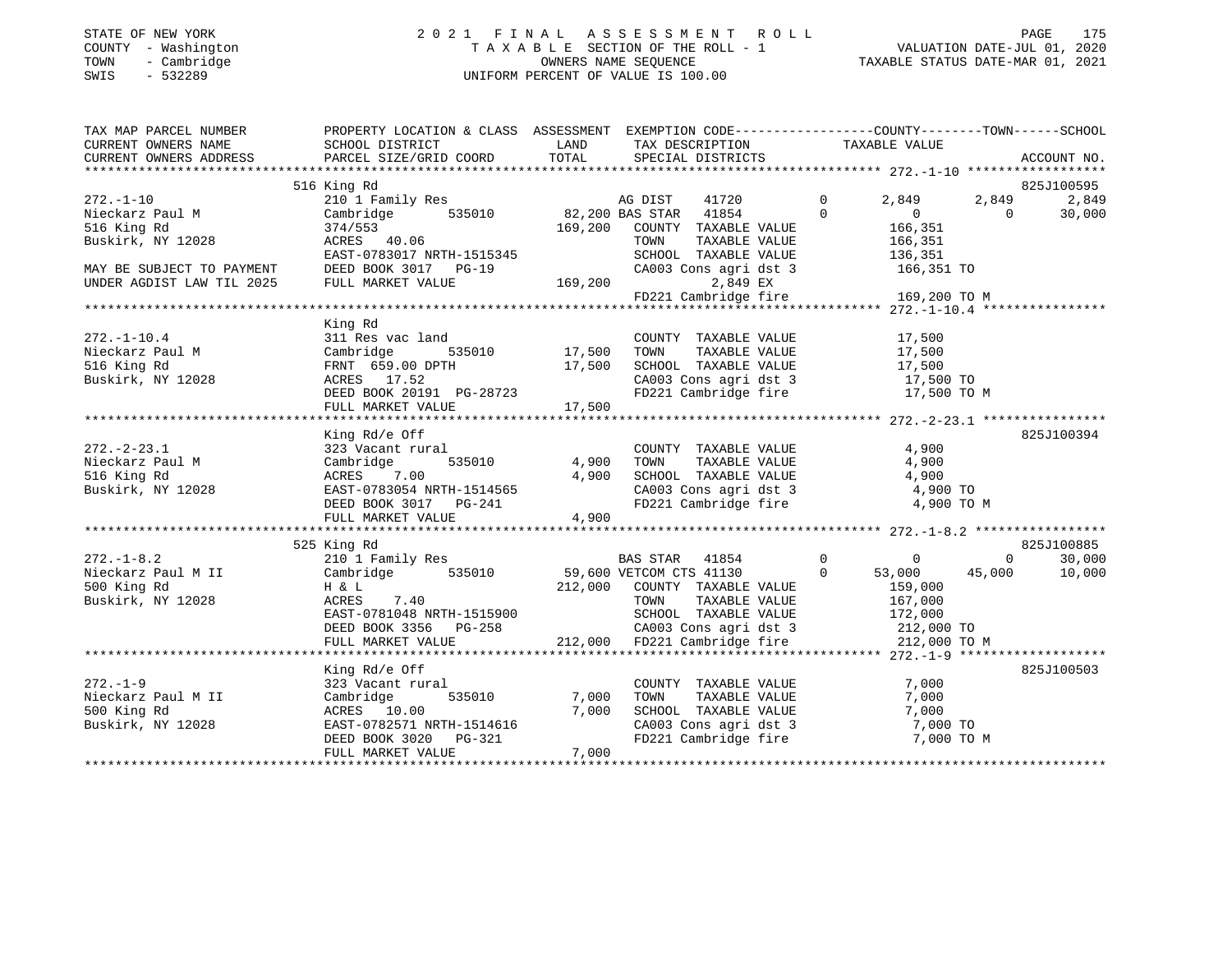STATE OF NEW YORK
COUNTY - Washington
TOWN - Cambridge
SWIS - 532289

# 2021 FINAL ASSESSMENT ROLL
TAXABLE SECTION OF THE ROLL - 1
OWNERS NAME SEQUENCE
UNIFORM PERCENT OF VALUE IS 100.00

VALUATION DATE-JUL 01, 2020
TAXABLE STATUS DATE-MAR 01, 2021

```
TAX MAP PARCEL NUMBER        PROPERTY LOCATION & CLASS  ASSESSMENT  EXEMPTION CODE------------------COUNTY--------TOWN------SCHOOL
CURRENT OWNERS NAME          SCHOOL DISTRICT               LAND     TAX DESCRIPTION             TAXABLE VALUE
CURRENT OWNERS ADDRESS       PARCEL SIZE/GRID COORD        TOTAL    SPECIAL DISTRICTS                                    ACCOUNT NO.
******************************************************************************************************* 272.-1-10 ******************
                             516 King Rd                                                                               825J100595
272.-1-10                    210 1 Family Res                       AG DIST    41720        0      2,849      2,849       2,849
Nieckarz Paul M              Cambridge      535010      82,200 BAS STAR   41854        0          0          0      30,000
516 King Rd                  374/553                   169,200   COUNTY  TAXABLE VALUE            166,351
Buskirk, NY 12028            ACRES  40.06                         TOWN    TAXABLE VALUE            166,351
                             EAST-0783017 NRTH-1515345            SCHOOL  TAXABLE VALUE            136,351
MAY BE SUBJECT TO PAYMENT    DEED BOOK 3017   PG-19               CA003 Cons agri dst 3            166,351 TO
UNDER AGDIST LAW TIL 2025    FULL MARKET VALUE         169,200         2,849 EX
                                                                  FD221 Cambridge fire             169,200 TO M
******************************************************************************************************* 272.-1-10.4 ****************
                             King Rd
272.-1-10.4                  311 Res vac land                     COUNTY  TAXABLE VALUE             17,500
Nieckarz Paul M              Cambridge      535010      17,500   TOWN    TAXABLE VALUE             17,500
516 King Rd                  FRNT 659.00 DPTH           17,500   SCHOOL  TAXABLE VALUE             17,500
Buskirk, NY 12028            ACRES  17.52                         CA003 Cons agri dst 3             17,500 TO
                             DEED BOOK 20191 PG-28723             FD221 Cambridge fire              17,500 TO M
                             FULL MARKET VALUE          17,500
******************************************************************************************************* 272.-2-23.1 ****************
                             King Rd/e Off                                                                             825J100394
272.-2-23.1                  323 Vacant rural                     COUNTY  TAXABLE VALUE              4,900
Nieckarz Paul M              Cambridge      535010       4,900   TOWN    TAXABLE VALUE              4,900
516 King Rd                  ACRES   7.00                4,900   SCHOOL  TAXABLE VALUE              4,900
Buskirk, NY 12028            EAST-0783054 NRTH-1514565            CA003 Cons agri dst 3              4,900 TO
                             DEED BOOK 3017   PG-241              FD221 Cambridge fire               4,900 TO M
                             FULL MARKET VALUE           4,900
******************************************************************************************************* 272.-1-8.2 *****************
                             525 King Rd                                                                               825J100885
272.-1-8.2                   210 1 Family Res                       BAS STAR   41854        0          0          0      30,000
Nieckarz Paul M II           Cambridge      535010      59,600 VETCOM CTS 41130        0     53,000     45,000      10,000
500 King Rd                  H & L                     212,000   COUNTY  TAXABLE VALUE            159,000
Buskirk, NY 12028            ACRES   7.40                         TOWN    TAXABLE VALUE            167,000
                             EAST-0781048 NRTH-1515900            SCHOOL  TAXABLE VALUE            172,000
                             DEED BOOK 3356   PG-258              CA003 Cons agri dst 3            212,000 TO
                             FULL MARKET VALUE         212,000   FD221 Cambridge fire             212,000 TO M
******************************************************************************************************* 272.-1-9 *******************
                             King Rd/e Off                                                                             825J100503
272.-1-9                     323 Vacant rural                     COUNTY  TAXABLE VALUE              7,000
Nieckarz Paul M II           Cambridge      535010       7,000   TOWN    TAXABLE VALUE              7,000
500 King Rd                  ACRES  10.00                7,000   SCHOOL  TAXABLE VALUE              7,000
Buskirk, NY 12028            EAST-0782571 NRTH-1514616            CA003 Cons agri dst 3              7,000 TO
                             DEED BOOK 3020   PG-321              FD221 Cambridge fire               7,000 TO M
                             FULL MARKET VALUE           7,000
************************************************************************************************************************************
```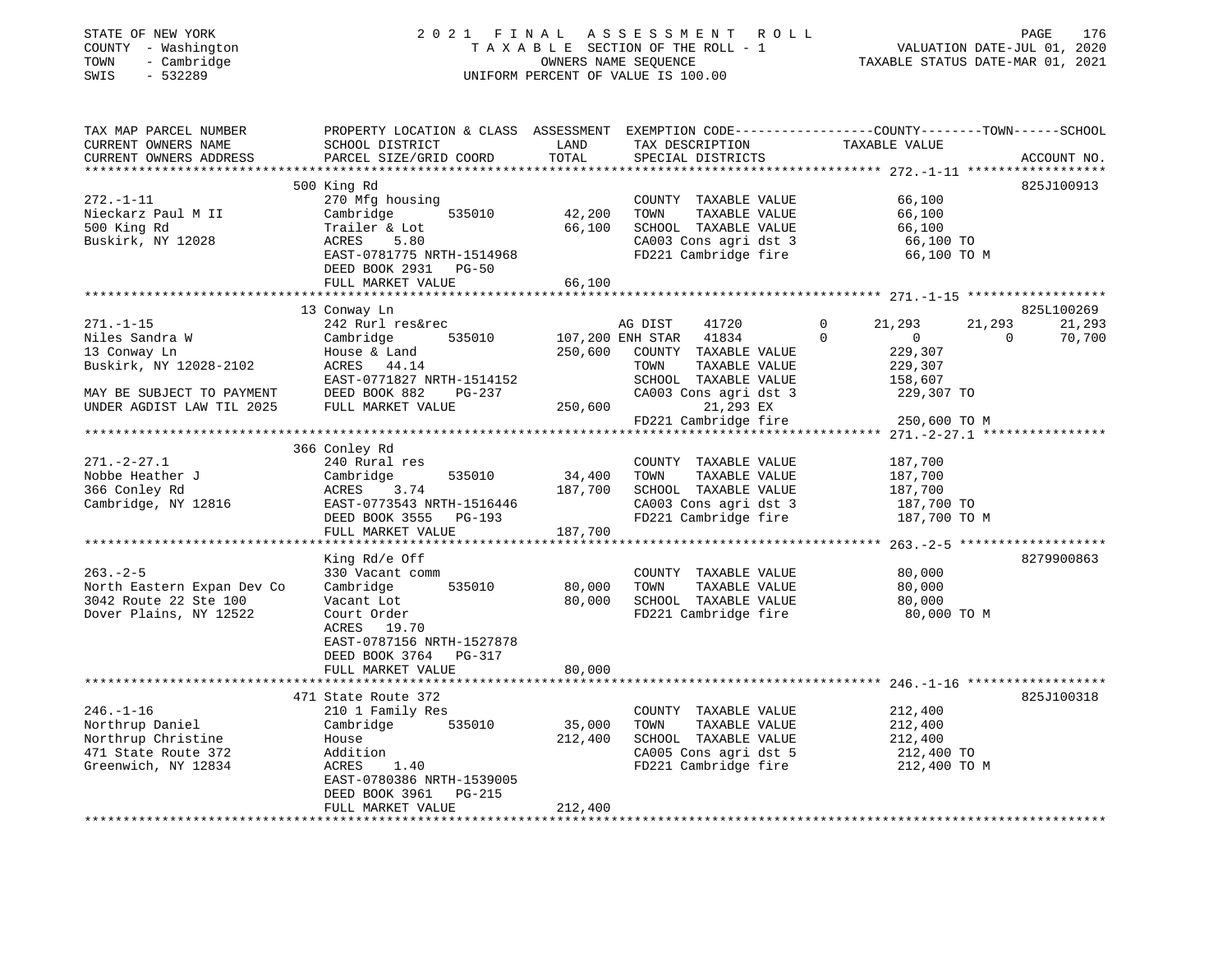STATE OF NEW YORK
COUNTY - Washington
TOWN - Cambridge
SWIS - 532289

2021 FINAL ASSESSMENT ROLL
TAXABLE SECTION OF THE ROLL - 1
OWNERS NAME SEQUENCE
UNIFORM PERCENT OF VALUE IS 100.00

VALUATION DATE-JUL 01, 2020
TAXABLE STATUS DATE-MAR 01, 2021

```
TAX MAP PARCEL NUMBER          PROPERTY LOCATION & CLASS  ASSESSMENT  EXEMPTION CODE-----------------COUNTY--------TOWN------SCHOOL
CURRENT OWNERS NAME            SCHOOL DISTRICT               LAND      TAX DESCRIPTION              TAXABLE VALUE
CURRENT OWNERS ADDRESS         PARCEL SIZE/GRID COORD        TOTAL     SPECIAL DISTRICTS                                   ACCOUNT NO.
******************************************************************************************************* 272.-1-11 ******************
                               500 King Rd                                                                              825J100913
272.-1-11                      270 Mfg housing                         COUNTY  TAXABLE VALUE            66,100
Nieckarz Paul M II             Cambridge      535010        42,200     TOWN    TAXABLE VALUE            66,100
500 King Rd                    Trailer & Lot                66,100     SCHOOL  TAXABLE VALUE            66,100
Buskirk, NY 12028              ACRES    5.80                           CA003 Cons agri dst 3             66,100 TO
                               EAST-0781775 NRTH-1514968               FD221 Cambridge fire              66,100 TO M
                               DEED BOOK 2931   PG-50
                               FULL MARKET VALUE            66,100
******************************************************************************************************* 271.-1-15 ******************
                               13 Conway Ln                                                                             825L100269
271.-1-15                      242 Rurl res&rec                        AG DIST     41720        0       21,293      21,293      21,293
Niles Sandra W                 Cambridge      535010       107,200 ENH STAR    41834        0            0           0      70,700
13 Conway Ln                   House & Land                250,600     COUNTY  TAXABLE VALUE           229,307
Buskirk, NY 12028-2102         ACRES   44.14                           TOWN    TAXABLE VALUE           229,307
                               EAST-0771827 NRTH-1514152               SCHOOL  TAXABLE VALUE           158,607
MAY BE SUBJECT TO PAYMENT      DEED BOOK 882    PG-237                 CA003 Cons agri dst 3            229,307 TO
UNDER AGDIST LAW TIL 2025      FULL MARKET VALUE           250,600          21,293 EX
                                                                       FD221 Cambridge fire             250,600 TO M
******************************************************************************************************* 271.-2-27.1 ****************
                               366 Conley Rd
271.-2-27.1                    240 Rural res                           COUNTY  TAXABLE VALUE           187,700
Nobbe Heather J                Cambridge      535010        34,400     TOWN    TAXABLE VALUE           187,700
366 Conley Rd                  ACRES    3.74               187,700     SCHOOL  TAXABLE VALUE           187,700
Cambridge, NY 12816            EAST-0773543 NRTH-1516446               CA003 Cons agri dst 3            187,700 TO
                               DEED BOOK 3555   PG-193                 FD221 Cambridge fire             187,700 TO M
                               FULL MARKET VALUE           187,700
******************************************************************************************************* 263.-2-5 *******************
                               King Rd/e Off                                                                            8279900863
263.-2-5                       330 Vacant comm                         COUNTY  TAXABLE VALUE            80,000
North Eastern Expan Dev Co     Cambridge      535010        80,000     TOWN    TAXABLE VALUE            80,000
3042 Route 22 Ste 100          Vacant Lot                   80,000     SCHOOL  TAXABLE VALUE            80,000
Dover Plains, NY 12522         Court Order                             FD221 Cambridge fire              80,000 TO M
                               ACRES   19.70
                               EAST-0787156 NRTH-1527878
                               DEED BOOK 3764   PG-317
                               FULL MARKET VALUE            80,000
******************************************************************************************************* 246.-1-16 ******************
                               471 State Route 372                                                                      825J100318
246.-1-16                      210 1 Family Res                        COUNTY  TAXABLE VALUE           212,400
Northrup Daniel                Cambridge      535010        35,000     TOWN    TAXABLE VALUE           212,400
Northrup Christine             House                       212,400     SCHOOL  TAXABLE VALUE           212,400
471 State Route 372            Addition                                CA005 Cons agri dst 5            212,400 TO
Greenwich, NY 12834            ACRES    1.40                           FD221 Cambridge fire             212,400 TO M
                               EAST-0780386 NRTH-1539005
                               DEED BOOK 3961   PG-215
                               FULL MARKET VALUE           212,400
************************************************************************************************************************************
```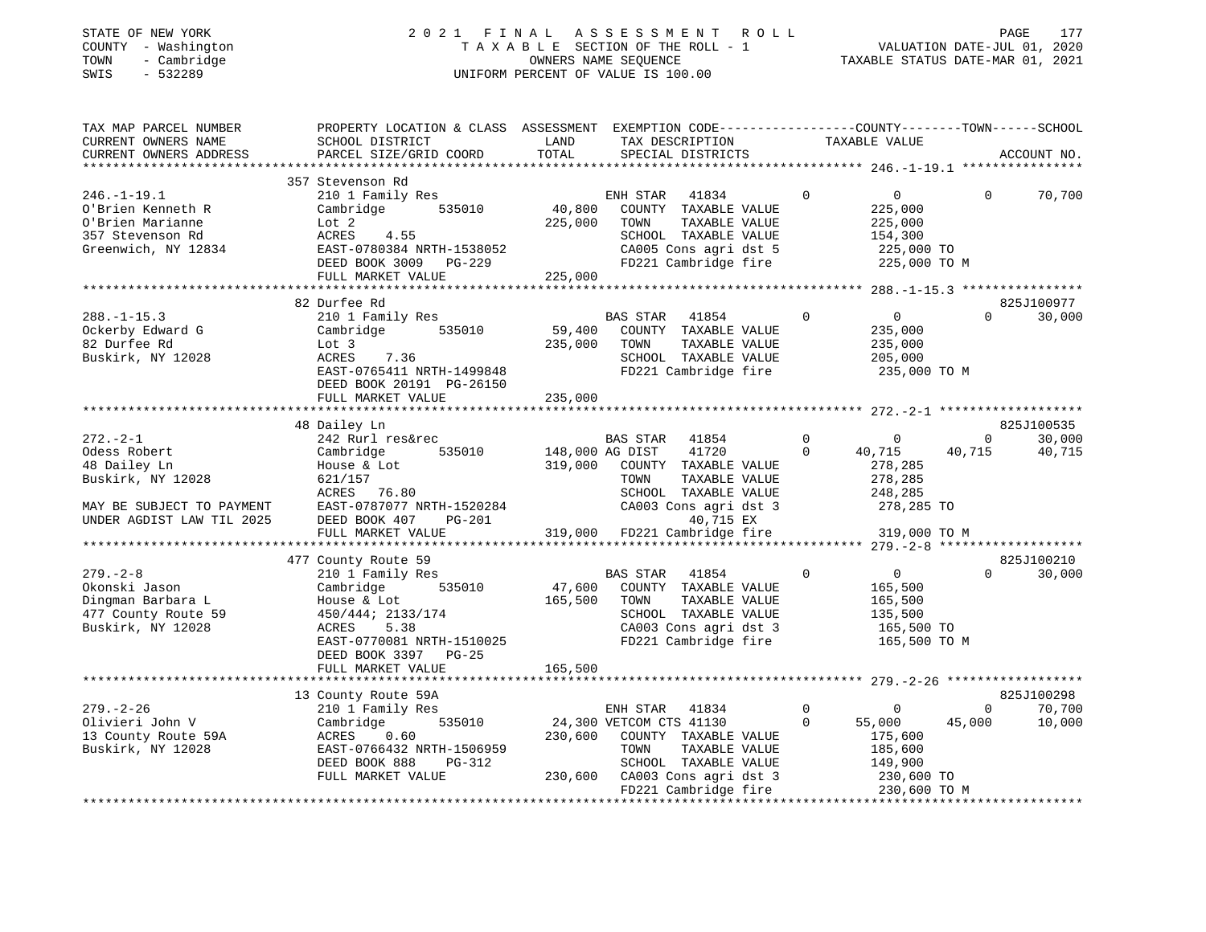STATE OF NEW YORK | 2 0 2 1 F I N A L A S S E S S M E N T R O L L
COUNTY - Washington | T A X A B L E SECTION OF THE ROLL - 1 | VALUATION DATE-JUL 01, 2020
TOWN - Cambridge | OWNERS NAME SEQUENCE | TAXABLE STATUS DATE-MAR 01, 2021
SWIS - 532289 | UNIFORM PERCENT OF VALUE IS 100.00

| TAX MAP PARCEL NUMBER / CURRENT OWNERS NAME / CURRENT OWNERS ADDRESS | PROPERTY LOCATION & CLASS / SCHOOL DISTRICT / PARCEL SIZE/GRID COORD | ASSESSMENT LAND / TOTAL | EXEMPTION CODE / TAX DESCRIPTION / SPECIAL DISTRICTS | COUNTY TAXABLE VALUE | TOWN | SCHOOL / ACCOUNT NO. |
|---|---|---|---|---|---|---|
| **246.-1-19.1** | 357 Stevenson Rd | | | | | |
| O'Brien Kenneth R | 210 1 Family Res | | ENH STAR 41834 | 0 | 0 | 70,700 |
| O'Brien Marianne | Cambridge 535010 | 40,800 | COUNTY TAXABLE VALUE | 225,000 | | |
| 357 Stevenson Rd | Lot 2 | 225,000 | TOWN TAXABLE VALUE | 225,000 | | |
| Greenwich, NY 12834 | ACRES 4.55 | | SCHOOL TAXABLE VALUE | 154,300 | | |
| | EAST-0780384 NRTH-1538052 | | CA005 Cons agri dst 5 | 225,000 TO | | |
| | DEED BOOK 3009 PG-229 | | FD221 Cambridge fire | 225,000 TO M | | |
| | FULL MARKET VALUE | 225,000 | | | | |
| **288.-1-15.3** | 82 Durfee Rd | | | | | 825J100977 |
| Ockerby Edward G | 210 1 Family Res | | BAS STAR 41854 | 0 | 0 | 30,000 |
| 82 Durfee Rd | Cambridge 535010 | 59,400 | COUNTY TAXABLE VALUE | 235,000 | | |
| Buskirk, NY 12028 | Lot 3 | 235,000 | TOWN TAXABLE VALUE | 235,000 | | |
| | ACRES 7.36 | | SCHOOL TAXABLE VALUE | 205,000 | | |
| | EAST-0765411 NRTH-1499848 | | FD221 Cambridge fire | 235,000 TO M | | |
| | DEED BOOK 20191 PG-26150 | | | | | |
| | FULL MARKET VALUE | 235,000 | | | | |
| **272.-2-1** | 48 Dailey Ln | | | | | 825J100535 |
| Odess Robert | 242 Rurl res&rec | | BAS STAR 41854 | 0 | 0 | 30,000 |
| 48 Dailey Ln | Cambridge 535010 | 148,000 | AG DIST 41720 | 40,715 | 40,715 | 40,715 |
| Buskirk, NY 12028 | House & Lot | 319,000 | COUNTY TAXABLE VALUE | 278,285 | | |
| | 621/157 | | TOWN TAXABLE VALUE | 278,285 | | |
| | ACRES 76.80 | | SCHOOL TAXABLE VALUE | 248,285 | | |
| MAY BE SUBJECT TO PAYMENT | EAST-0787077 NRTH-1520284 | | CA003 Cons agri dst 3 | 278,285 TO | | |
| UNDER AGDIST LAW TIL 2025 | DEED BOOK 407 PG-201 | | 40,715 EX | | | |
| | FULL MARKET VALUE | 319,000 | FD221 Cambridge fire | 319,000 TO M | | |
| **279.-2-8** | 477 County Route 59 | | | | | 825J100210 |
| Okonski Jason | 210 1 Family Res | | BAS STAR 41854 | 0 | 0 | 30,000 |
| Dingman Barbara L | Cambridge 535010 | 47,600 | COUNTY TAXABLE VALUE | 165,500 | | |
| 477 County Route 59 | House & Lot | 165,500 | TOWN TAXABLE VALUE | 165,500 | | |
| Buskirk, NY 12028 | 450/444; 2133/174 | | SCHOOL TAXABLE VALUE | 135,500 | | |
| | ACRES 5.38 | | CA003 Cons agri dst 3 | 165,500 TO | | |
| | EAST-0770081 NRTH-1510025 | | FD221 Cambridge fire | 165,500 TO M | | |
| | DEED BOOK 3397 PG-25 | | | | | |
| | FULL MARKET VALUE | 165,500 | | | | |
| **279.-2-26** | 13 County Route 59A | | | | | 825J100298 |
| Olivieri John V | 210 1 Family Res | | ENH STAR 41834 | 0 | 0 | 70,700 |
| 13 County Route 59A | Cambridge 535010 | 24,300 | VETCOM CTS 41130 | 55,000 | 45,000 | 10,000 |
| Buskirk, NY 12028 | ACRES 0.60 | 230,600 | COUNTY TAXABLE VALUE | 175,600 | | |
| | EAST-0766432 NRTH-1506959 | | TOWN TAXABLE VALUE | 185,600 | | |
| | DEED BOOK 888 PG-312 | | SCHOOL TAXABLE VALUE | 149,900 | | |
| | FULL MARKET VALUE | 230,600 | CA003 Cons agri dst 3 | 230,600 TO | | |
| | | | FD221 Cambridge fire | 230,600 TO M | | |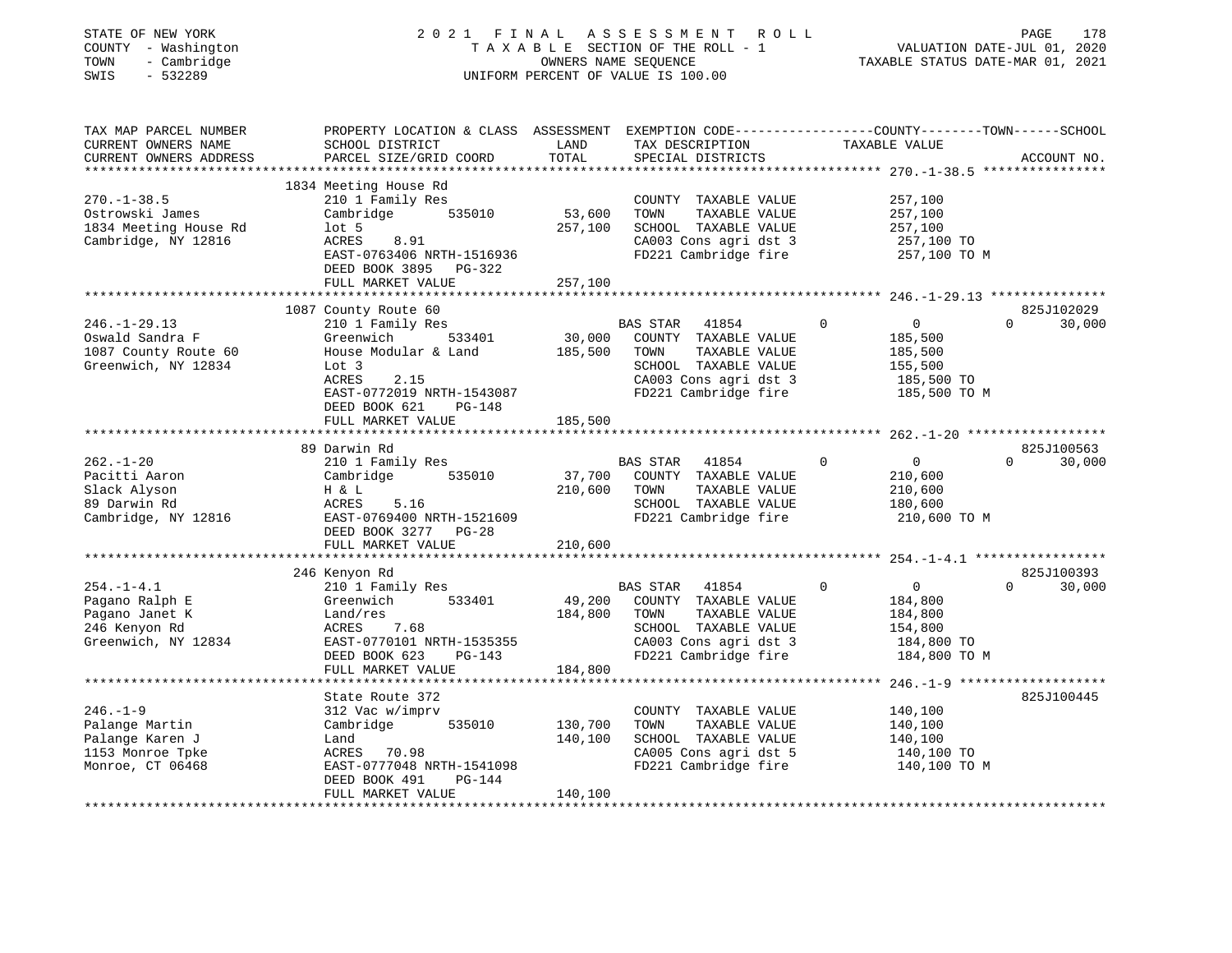STATE OF NEW YORK
COUNTY - Washington
TOWN - Cambridge
SWIS - 532289

# 2021 FINAL ASSESSMENT ROLL
TAXABLE SECTION OF THE ROLL - 1
OWNERS NAME SEQUENCE
UNIFORM PERCENT OF VALUE IS 100.00

VALUATION DATE-JUL 01, 2020
TAXABLE STATUS DATE-MAR 01, 2021

| TAX MAP PARCEL NUMBER / CURRENT OWNERS NAME / CURRENT OWNERS ADDRESS | PROPERTY LOCATION & CLASS / SCHOOL DISTRICT / PARCEL SIZE/GRID COORD | ASSESSMENT LAND / TOTAL | EXEMPTION CODE / TAX DESCRIPTION / SPECIAL DISTRICTS | COUNTY TAXABLE VALUE | TOWN | SCHOOL | ACCOUNT NO. |
|---|---|---|---|---|---|---|---|
| 270.-1-38.5 | 1834 Meeting House Rd | | | | | | |
| Ostrowski James | 210 1 Family Res | | COUNTY TAXABLE VALUE | 257,100 | | | |
| 1834 Meeting House Rd | Cambridge 535010 | 53,600 | TOWN TAXABLE VALUE | 257,100 | | | |
| Cambridge, NY 12816 | lot 5 | 257,100 | SCHOOL TAXABLE VALUE | 257,100 | | | |
| | ACRES 8.91 | | CA003 Cons agri dst 3 | 257,100 TO | | | |
| | EAST-0763406 NRTH-1516936 | | FD221 Cambridge fire | 257,100 TO M | | | |
| | DEED BOOK 3895 PG-322 | | | | | | |
| | FULL MARKET VALUE | 257,100 | | | | | |
| 246.-1-29.13 | 1087 County Route 60 | | | | | | 825J102029 |
| Oswald Sandra F | 210 1 Family Res | | BAS STAR 41854 | 0 | 0 | 30,000 | |
| 1087 County Route 60 | Greenwich 533401 | 30,000 | COUNTY TAXABLE VALUE | 185,500 | | | |
| Greenwich, NY 12834 | House Modular & Land | 185,500 | TOWN TAXABLE VALUE | 185,500 | | | |
| | Lot 3 | | SCHOOL TAXABLE VALUE | 155,500 | | | |
| | ACRES 2.15 | | CA003 Cons agri dst 3 | 185,500 TO | | | |
| | EAST-0772019 NRTH-1543087 | | FD221 Cambridge fire | 185,500 TO M | | | |
| | DEED BOOK 621 PG-148 | | | | | | |
| | FULL MARKET VALUE | 185,500 | | | | | |
| 262.-1-20 | 89 Darwin Rd | | | | | | 825J100563 |
| Pacitti Aaron | 210 1 Family Res | | BAS STAR 41854 | 0 | 0 | 30,000 | |
| Slack Alyson | Cambridge 535010 | 37,700 | COUNTY TAXABLE VALUE | 210,600 | | | |
| 89 Darwin Rd | H & L | 210,600 | TOWN TAXABLE VALUE | 210,600 | | | |
| Cambridge, NY 12816 | ACRES 5.16 | | SCHOOL TAXABLE VALUE | 180,600 | | | |
| | EAST-0769400 NRTH-1521609 | | FD221 Cambridge fire | 210,600 TO M | | | |
| | DEED BOOK 3277 PG-28 | | | | | | |
| | FULL MARKET VALUE | 210,600 | | | | | |
| 254.-1-4.1 | 246 Kenyon Rd | | | | | | 825J100393 |
| Pagano Ralph E | 210 1 Family Res | | BAS STAR 41854 | 0 | 0 | 30,000 | |
| Pagano Janet K | Greenwich 533401 | 49,200 | COUNTY TAXABLE VALUE | 184,800 | | | |
| 246 Kenyon Rd | Land/res | 184,800 | TOWN TAXABLE VALUE | 184,800 | | | |
| Greenwich, NY 12834 | ACRES 7.68 | | SCHOOL TAXABLE VALUE | 154,800 | | | |
| | EAST-0770101 NRTH-1535355 | | CA003 Cons agri dst 3 | 184,800 TO | | | |
| | DEED BOOK 623 PG-143 | | FD221 Cambridge fire | 184,800 TO M | | | |
| | FULL MARKET VALUE | 184,800 | | | | | |
| 246.-1-9 | State Route 372 | | | | | | 825J100445 |
| Palange Martin | 312 Vac w/imprv | | COUNTY TAXABLE VALUE | 140,100 | | | |
| Palange Karen J | Cambridge 535010 | 130,700 | TOWN TAXABLE VALUE | 140,100 | | | |
| 1153 Monroe Tpke | Land | 140,100 | SCHOOL TAXABLE VALUE | 140,100 | | | |
| Monroe, CT 06468 | ACRES 70.98 | | CA005 Cons agri dst 5 | 140,100 TO | | | |
| | EAST-0777048 NRTH-1541098 | | FD221 Cambridge fire | 140,100 TO M | | | |
| | DEED BOOK 491 PG-144 | | | | | | |
| | FULL MARKET VALUE | 140,100 | | | | | |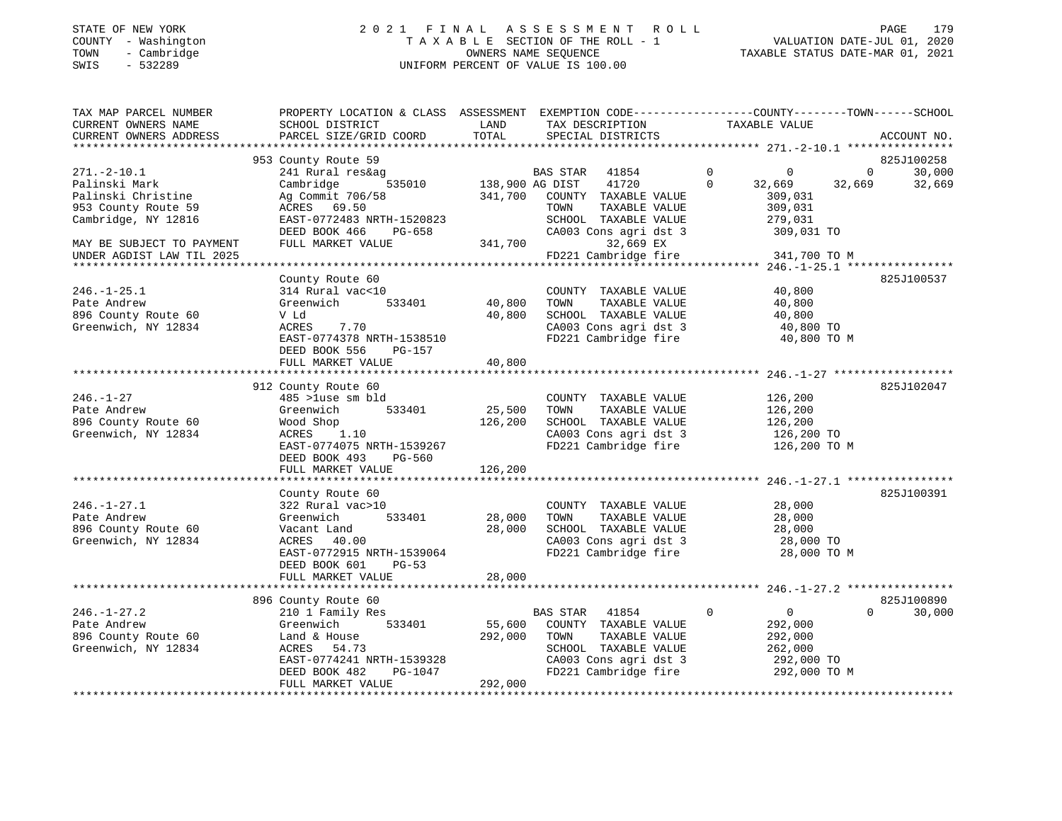STATE OF NEW YORK
COUNTY - Washington
TOWN - Cambridge
SWIS - 532289

# 2021 FINAL ASSESSMENT ROLL

TAXABLE SECTION OF THE ROLL - 1
OWNERS NAME SEQUENCE
UNIFORM PERCENT OF VALUE IS 100.00

VALUATION DATE-JUL 01, 2020
TAXABLE STATUS DATE-MAR 01, 2021

| TAX MAP PARCEL NUMBER / CURRENT OWNERS NAME / CURRENT OWNERS ADDRESS | PROPERTY LOCATION & CLASS / SCHOOL DISTRICT / PARCEL SIZE/GRID COORD | ASSESSMENT LAND / TOTAL | EXEMPTION CODE / TAX DESCRIPTION / SPECIAL DISTRICTS | COUNTY TAXABLE VALUE | TOWN | SCHOOL | ACCOUNT NO. |
|---|---|---|---|---|---|---|---|
| | 953 County Route 59 | | | | | | 825J100258 |
| 271.-2-10.1 | 241 Rural res&ag | | BAS STAR 41854 0 | 0 | 0 | 30,000 | |
| Palinski Mark | Cambridge 535010 | 138,900 | AG DIST 41720 0 | 32,669 | 32,669 | 32,669 | |
| Palinski Christine | Ag Commit 706/58 | 341,700 | COUNTY TAXABLE VALUE | 309,031 | | | |
| 953 County Route 59 | ACRES 69.50 | | TOWN TAXABLE VALUE | 309,031 | | | |
| Cambridge, NY 12816 | EAST-0772483 NRTH-1520823 | | SCHOOL TAXABLE VALUE | 279,031 | | | |
| | DEED BOOK 466 PG-658 | | CA003 Cons agri dst 3 | 309,031 TO | | | |
| MAY BE SUBJECT TO PAYMENT | FULL MARKET VALUE | 341,700 | 32,669 EX | | | | |
| UNDER AGDIST LAW TIL 2025 | | | FD221 Cambridge fire | 341,700 TO M | | | |
| | County Route 60 | | | | | | 825J100537 |
| 246.-1-25.1 | 314 Rural vac<10 | | COUNTY TAXABLE VALUE | 40,800 | | | |
| Pate Andrew | Greenwich 533401 | 40,800 | TOWN TAXABLE VALUE | 40,800 | | | |
| 896 County Route 60 | V Ld | 40,800 | SCHOOL TAXABLE VALUE | 40,800 | | | |
| Greenwich, NY 12834 | ACRES 7.70 | | CA003 Cons agri dst 3 | 40,800 TO | | | |
| | EAST-0774378 NRTH-1538510 | | FD221 Cambridge fire | 40,800 TO M | | | |
| | DEED BOOK 556 PG-157 | | | | | | |
| | FULL MARKET VALUE | 40,800 | | | | | |
| | 912 County Route 60 | | | | | | 825J102047 |
| 246.-1-27 | 485 >1use sm bld | | COUNTY TAXABLE VALUE | 126,200 | | | |
| Pate Andrew | Greenwich 533401 | 25,500 | TOWN TAXABLE VALUE | 126,200 | | | |
| 896 County Route 60 | Wood Shop | 126,200 | SCHOOL TAXABLE VALUE | 126,200 | | | |
| Greenwich, NY 12834 | ACRES 1.10 | | CA003 Cons agri dst 3 | 126,200 TO | | | |
| | EAST-0774075 NRTH-1539267 | | FD221 Cambridge fire | 126,200 TO M | | | |
| | DEED BOOK 493 PG-560 | | | | | | |
| | FULL MARKET VALUE | 126,200 | | | | | |
| | County Route 60 | | | | | | 825J100391 |
| 246.-1-27.1 | 322 Rural vac>10 | | COUNTY TAXABLE VALUE | 28,000 | | | |
| Pate Andrew | Greenwich 533401 | 28,000 | TOWN TAXABLE VALUE | 28,000 | | | |
| 896 County Route 60 | Vacant Land | 28,000 | SCHOOL TAXABLE VALUE | 28,000 | | | |
| Greenwich, NY 12834 | ACRES 40.00 | | CA003 Cons agri dst 3 | 28,000 TO | | | |
| | EAST-0772915 NRTH-1539064 | | FD221 Cambridge fire | 28,000 TO M | | | |
| | DEED BOOK 601 PG-53 | | | | | | |
| | FULL MARKET VALUE | 28,000 | | | | | |
| | 896 County Route 60 | | | | | | 825J100890 |
| 246.-1-27.2 | 210 1 Family Res | | BAS STAR 41854 0 | 0 | 0 | 30,000 | |
| Pate Andrew | Greenwich 533401 | 55,600 | COUNTY TAXABLE VALUE | 292,000 | | | |
| 896 County Route 60 | Land & House | 292,000 | TOWN TAXABLE VALUE | 292,000 | | | |
| Greenwich, NY 12834 | ACRES 54.73 | | SCHOOL TAXABLE VALUE | 262,000 | | | |
| | EAST-0774241 NRTH-1539328 | | CA003 Cons agri dst 3 | 292,000 TO | | | |
| | DEED BOOK 482 PG-1047 | | FD221 Cambridge fire | 292,000 TO M | | | |
| | FULL MARKET VALUE | 292,000 | | | | | |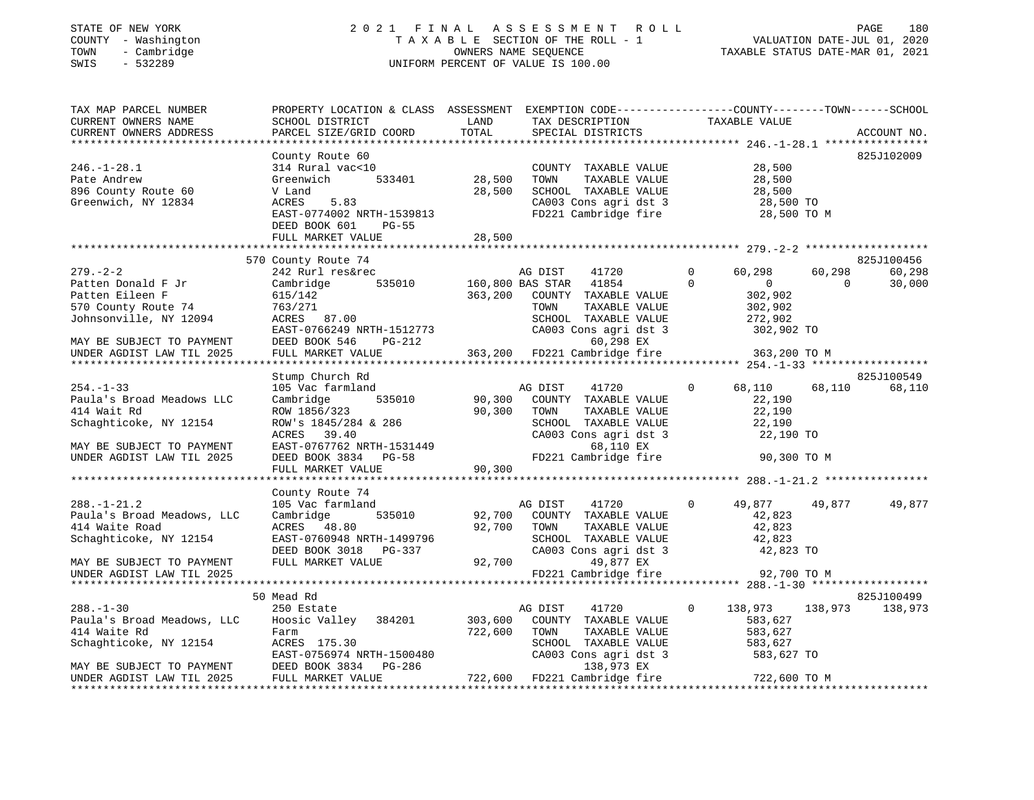STATE OF NEW YORK — COUNTY - Washington — TOWN - Cambridge — SWIS - 532289

# 2021 FINAL ASSESSMENT ROLL

TAXABLE SECTION OF THE ROLL - 1
OWNERS NAME SEQUENCE
UNIFORM PERCENT OF VALUE IS 100.00

VALUATION DATE-JUL 01, 2020
TAXABLE STATUS DATE-MAR 01, 2021

| TAX MAP PARCEL NUMBER / CURRENT OWNERS NAME / CURRENT OWNERS ADDRESS | PROPERTY LOCATION & CLASS / SCHOOL DISTRICT / PARCEL SIZE/GRID COORD | LAND / ASSESSMENT TOTAL | EXEMPTION CODE / TAX DESCRIPTION / SPECIAL DISTRICTS | COUNTY TAXABLE VALUE | TOWN | SCHOOL | ACCOUNT NO. |
|---|---|---|---|---|---|---|---|
| **246.-1-28.1** | County Route 60 | | | | | | 825J102009 |
| 246.-1-28.1 | 314 Rural vac<10 | | COUNTY TAXABLE VALUE | 28,500 | | | |
| Pate Andrew | Greenwich 533401 | 28,500 | TOWN TAXABLE VALUE | 28,500 | | | |
| 896 County Route 60 | V Land | 28,500 | SCHOOL TAXABLE VALUE | 28,500 | | | |
| Greenwich, NY 12834 | ACRES 5.83 | | CA003 Cons agri dst 3 | 28,500 TO | | | |
| | EAST-0774002 NRTH-1539813 | | FD221 Cambridge fire | 28,500 TO M | | | |
| | DEED BOOK 601 PG-55 | | | | | | |
| | FULL MARKET VALUE | 28,500 | | | | | |
| **279.-2-2** | 570 County Route 74 | | | | | | 825J100456 |
| 279.-2-2 | 242 Rurl res&rec | | AG DIST 41720 0 | 60,298 | 60,298 | 60,298 | |
| Patten Donald F Jr | Cambridge 535010 | 160,800 | BAS STAR 41854 0 | 0 | 0 | 30,000 | |
| Patten Eileen F | 615/142 | 363,200 | COUNTY TAXABLE VALUE | 302,902 | | | |
| 570 County Route 74 | 763/271 | | TOWN TAXABLE VALUE | 302,902 | | | |
| Johnsonville, NY 12094 | ACRES 87.00 | | SCHOOL TAXABLE VALUE | 272,902 | | | |
| | EAST-0766249 NRTH-1512773 | | CA003 Cons agri dst 3 | 302,902 TO | | | |
| MAY BE SUBJECT TO PAYMENT | DEED BOOK 546 PG-212 | | 60,298 EX | | | | |
| UNDER AGDIST LAW TIL 2025 | FULL MARKET VALUE | 363,200 | FD221 Cambridge fire | 363,200 TO M | | | |
| **254.-1-33** | Stump Church Rd | | | | | | 825J100549 |
| 254.-1-33 | 105 Vac farmland | | AG DIST 41720 0 | 68,110 | 68,110 | 68,110 | |
| Paula's Broad Meadows LLC | Cambridge 535010 | 90,300 | COUNTY TAXABLE VALUE | 22,190 | | | |
| 414 Wait Rd | ROW 1856/323 | 90,300 | TOWN TAXABLE VALUE | 22,190 | | | |
| Schaghticoke, NY 12154 | ROW's 1845/284 & 286 | | SCHOOL TAXABLE VALUE | 22,190 | | | |
| | ACRES 39.40 | | CA003 Cons agri dst 3 | 22,190 TO | | | |
| MAY BE SUBJECT TO PAYMENT | EAST-0767762 NRTH-1531449 | | 68,110 EX | | | | |
| UNDER AGDIST LAW TIL 2025 | DEED BOOK 3834 PG-58 | | FD221 Cambridge fire | 90,300 TO M | | | |
| | FULL MARKET VALUE | 90,300 | | | | | |
| **288.-1-21.2** | County Route 74 | | | | | | |
| 288.-1-21.2 | 105 Vac farmland | | AG DIST 41720 0 | 49,877 | 49,877 | 49,877 | |
| Paula's Broad Meadows, LLC | Cambridge 535010 | 92,700 | COUNTY TAXABLE VALUE | 42,823 | | | |
| 414 Waite Road | ACRES 48.80 | 92,700 | TOWN TAXABLE VALUE | 42,823 | | | |
| Schaghticoke, NY 12154 | EAST-0760948 NRTH-1499796 | | SCHOOL TAXABLE VALUE | 42,823 | | | |
| | DEED BOOK 3018 PG-337 | | CA003 Cons agri dst 3 | 42,823 TO | | | |
| MAY BE SUBJECT TO PAYMENT | FULL MARKET VALUE | 92,700 | 49,877 EX | | | | |
| UNDER AGDIST LAW TIL 2025 | | | FD221 Cambridge fire | 92,700 TO M | | | |
| **288.-1-30** | 50 Mead Rd | | | | | | 825J100499 |
| 288.-1-30 | 250 Estate | | AG DIST 41720 0 | 138,973 | 138,973 | 138,973 | |
| Paula's Broad Meadows, LLC | Hoosic Valley 384201 | 303,600 | COUNTY TAXABLE VALUE | 583,627 | | | |
| 414 Waite Rd | Farm | 722,600 | TOWN TAXABLE VALUE | 583,627 | | | |
| Schaghticoke, NY 12154 | ACRES 175.30 | | SCHOOL TAXABLE VALUE | 583,627 | | | |
| | EAST-0756974 NRTH-1500480 | | CA003 Cons agri dst 3 | 583,627 TO | | | |
| MAY BE SUBJECT TO PAYMENT | DEED BOOK 3834 PG-286 | | 138,973 EX | | | | |
| UNDER AGDIST LAW TIL 2025 | FULL MARKET VALUE | 722,600 | FD221 Cambridge fire | 722,600 TO M | | | |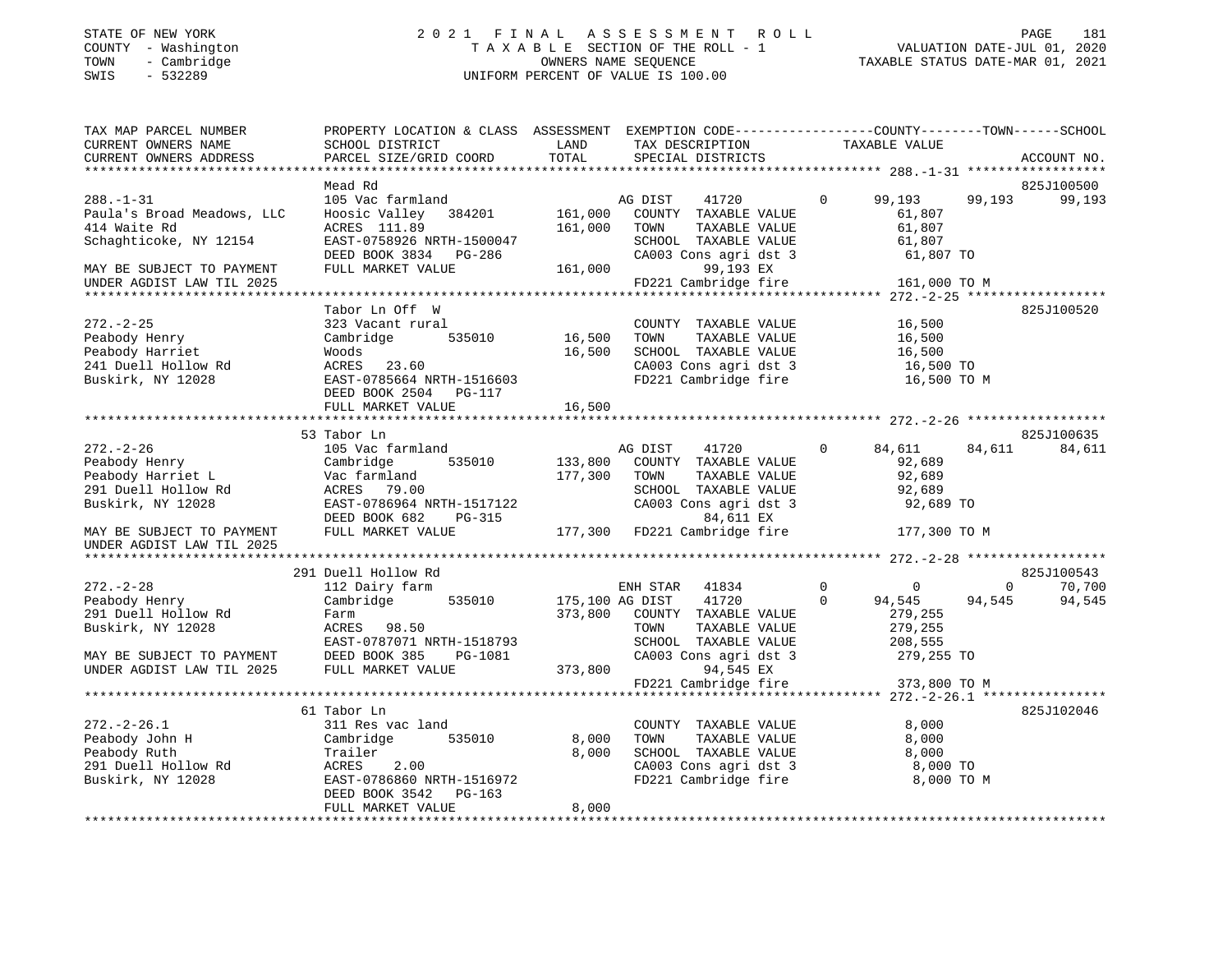STATE OF NEW YORK
COUNTY - Washington
TOWN - Cambridge
SWIS - 532289

2021 FINAL ASSESSMENT ROLL
TAXABLE SECTION OF THE ROLL - 1
OWNERS NAME SEQUENCE
UNIFORM PERCENT OF VALUE IS 100.00

VALUATION DATE-JUL 01, 2020
TAXABLE STATUS DATE-MAR 01, 2021

| TAX MAP PARCEL NUMBER / CURRENT OWNERS NAME / CURRENT OWNERS ADDRESS | PROPERTY LOCATION & CLASS / SCHOOL DISTRICT / PARCEL SIZE/GRID COORD | ASSESSMENT LAND | TOTAL | EXEMPTION CODE / TAX DESCRIPTION / SPECIAL DISTRICTS | COUNTY TAXABLE VALUE | TOWN | SCHOOL | ACCOUNT NO. |
|---|---|---|---|---|---|---|---|---|
| **288.-1-31** | Mead Rd | | | | | | | 825J100500 |
| 288.-1-31 | 105 Vac farmland | | | AG DIST 41720 0 | 99,193 | 99,193 | 99,193 | |
| Paula's Broad Meadows, LLC | Hoosic Valley 384201 | 161,000 | | COUNTY TAXABLE VALUE | 61,807 | | | |
| 414 Waite Rd | ACRES 111.89 | | 161,000 | TOWN TAXABLE VALUE | 61,807 | | | |
| Schaghticoke, NY 12154 | EAST-0758926 NRTH-1500047 | | | SCHOOL TAXABLE VALUE | 61,807 | | | |
| | DEED BOOK 3834 PG-286 | | | CA003 Cons agri dst 3 | 61,807 TO | | | |
| MAY BE SUBJECT TO PAYMENT | FULL MARKET VALUE | | 161,000 | 99,193 EX | | | | |
| UNDER AGDIST LAW TIL 2025 | | | | FD221 Cambridge fire | 161,000 TO M | | | |
| **272.-2-25** | Tabor Ln Off W | | | | | | | 825J100520 |
| 272.-2-25 | 323 Vacant rural | | | COUNTY TAXABLE VALUE | 16,500 | | | |
| Peabody Henry | Cambridge 535010 | 16,500 | | TOWN TAXABLE VALUE | 16,500 | | | |
| Peabody Harriet | Woods | | 16,500 | SCHOOL TAXABLE VALUE | 16,500 | | | |
| 241 Duell Hollow Rd | ACRES 23.60 | | | CA003 Cons agri dst 3 | 16,500 TO | | | |
| Buskirk, NY 12028 | EAST-0785664 NRTH-1516603 | | | FD221 Cambridge fire | 16,500 TO M | | | |
| | DEED BOOK 2504 PG-117 | | | | | | | |
| | FULL MARKET VALUE | | 16,500 | | | | | |
| **272.-2-26** | 53 Tabor Ln | | | | | | | 825J100635 |
| 272.-2-26 | 105 Vac farmland | | | AG DIST 41720 0 | 84,611 | 84,611 | 84,611 | |
| Peabody Henry | Cambridge 535010 | 133,800 | | COUNTY TAXABLE VALUE | 92,689 | | | |
| Peabody Harriet L | Vac farmland | | 177,300 | TOWN TAXABLE VALUE | 92,689 | | | |
| 291 Duell Hollow Rd | ACRES 79.00 | | | SCHOOL TAXABLE VALUE | 92,689 | | | |
| Buskirk, NY 12028 | EAST-0786964 NRTH-1517122 | | | CA003 Cons agri dst 3 | 92,689 TO | | | |
| | DEED BOOK 682 PG-315 | | | 84,611 EX | | | | |
| MAY BE SUBJECT TO PAYMENT | FULL MARKET VALUE | | 177,300 | FD221 Cambridge fire | 177,300 TO M | | | |
| UNDER AGDIST LAW TIL 2025 | | | | | | | | |
| **272.-2-28** | 291 Duell Hollow Rd | | | | | | | 825J100543 |
| 272.-2-28 | 112 Dairy farm | | | ENH STAR 41834 0 | 0 | 0 | 70,700 | |
| Peabody Henry | Cambridge 535010 | 175,100 | | AG DIST 41720 0 | 94,545 | 94,545 | 94,545 | |
| 291 Duell Hollow Rd | Farm | | 373,800 | COUNTY TAXABLE VALUE | 279,255 | | | |
| Buskirk, NY 12028 | ACRES 98.50 | | | TOWN TAXABLE VALUE | 279,255 | | | |
| | EAST-0787071 NRTH-1518793 | | | SCHOOL TAXABLE VALUE | 208,555 | | | |
| MAY BE SUBJECT TO PAYMENT | DEED BOOK 385 PG-1081 | | | CA003 Cons agri dst 3 | 279,255 TO | | | |
| UNDER AGDIST LAW TIL 2025 | FULL MARKET VALUE | | 373,800 | 94,545 EX | | | | |
| | | | | FD221 Cambridge fire | 373,800 TO M | | | |
| **272.-2-26.1** | 61 Tabor Ln | | | | | | | 825J102046 |
| 272.-2-26.1 | 311 Res vac land | | | COUNTY TAXABLE VALUE | 8,000 | | | |
| Peabody John H | Cambridge 535010 | 8,000 | | TOWN TAXABLE VALUE | 8,000 | | | |
| Peabody Ruth | Trailer | | 8,000 | SCHOOL TAXABLE VALUE | 8,000 | | | |
| 291 Duell Hollow Rd | ACRES 2.00 | | | CA003 Cons agri dst 3 | 8,000 TO | | | |
| Buskirk, NY 12028 | EAST-0786860 NRTH-1516972 | | | FD221 Cambridge fire | 8,000 TO M | | | |
| | DEED BOOK 3542 PG-163 | | | | | | | |
| | FULL MARKET VALUE | | 8,000 | | | | | |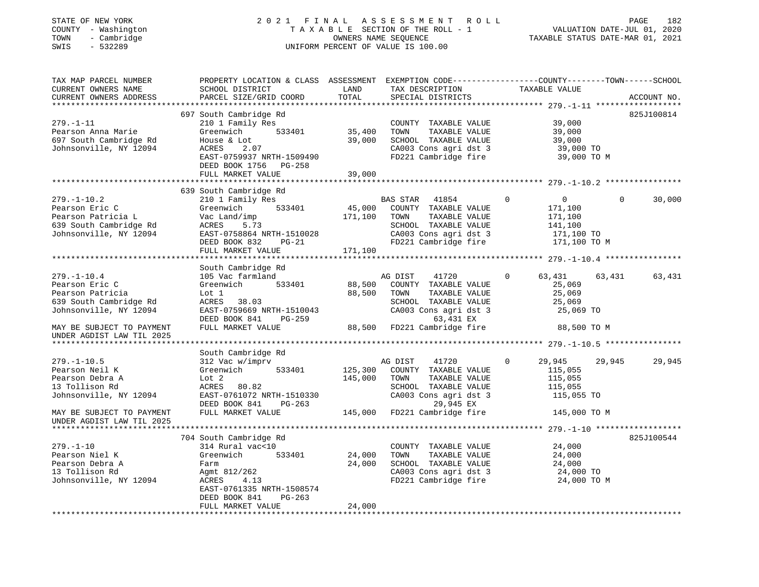STATE OF NEW YORK
COUNTY - Washington
TOWN - Cambridge
SWIS - 532289

# 2021 FINAL ASSESSMENT ROLL

TAXABLE SECTION OF THE ROLL - 1
OWNERS NAME SEQUENCE
UNIFORM PERCENT OF VALUE IS 100.00

VALUATION DATE-JUL 01, 2020
TAXABLE STATUS DATE-MAR 01, 2021

```
TAX MAP PARCEL NUMBER          PROPERTY LOCATION & CLASS  ASSESSMENT  EXEMPTION CODE------------------COUNTY--------TOWN------SCHOOL
CURRENT OWNERS NAME            SCHOOL DISTRICT                LAND      TAX DESCRIPTION              TAXABLE VALUE
CURRENT OWNERS ADDRESS         PARCEL SIZE/GRID COORD         TOTAL     SPECIAL DISTRICTS                                        ACCOUNT NO.
***************************************************************************************************** 279.-1-11 ******************
                               697 South Cambridge Rd                                                                          825J100814
279.-1-11                      210 1 Family Res                         COUNTY  TAXABLE VALUE            39,000
Pearson Anna Marie             Greenwich         533401       35,400    TOWN    TAXABLE VALUE            39,000
697 South Cambridge Rd         House & Lot                    39,000    SCHOOL  TAXABLE VALUE            39,000
Johnsonville, NY 12094         ACRES     2.07                           CA003 Cons agri dst 3             39,000 TO
                               EAST-0759937 NRTH-1509490                FD221 Cambridge fire              39,000 TO M
                               DEED BOOK 1756    PG-258
                               FULL MARKET VALUE              39,000
***************************************************************************************************** 279.-1-10.2 ****************
                               639 South Cambridge Rd
279.-1-10.2                    210 1 Family Res                         BAS STAR    41854         0           0           0      30,000
Pearson Eric C                 Greenwich         533401       45,000    COUNTY  TAXABLE VALUE           171,100
Pearson Patricia L             Vac Land/imp                  171,100    TOWN    TAXABLE VALUE           171,100
639 South Cambridge Rd         ACRES     5.73                           SCHOOL  TAXABLE VALUE           141,100
Johnsonville, NY 12094         EAST-0758864 NRTH-1510028                CA003 Cons agri dst 3            171,100 TO
                               DEED BOOK 832     PG-21                  FD221 Cambridge fire             171,100 TO M
                               FULL MARKET VALUE             171,100
***************************************************************************************************** 279.-1-10.4 ****************
                               South Cambridge Rd
279.-1-10.4                    105 Vac farmland                         AG DIST     41720         0      63,431      63,431      63,431
Pearson Eric C                 Greenwich         533401       88,500    COUNTY  TAXABLE VALUE            25,069
Pearson Patricia               Lot 1                          88,500    TOWN    TAXABLE VALUE            25,069
639 South Cambridge Rd         ACRES    38.03                           SCHOOL  TAXABLE VALUE            25,069
Johnsonville, NY 12094         EAST-0759669 NRTH-1510043                CA003 Cons agri dst 3             25,069 TO
                               DEED BOOK 841     PG-259                         63,431 EX
MAY BE SUBJECT TO PAYMENT      FULL MARKET VALUE              88,500    FD221 Cambridge fire              88,500 TO M
UNDER AGDIST LAW TIL 2025
***************************************************************************************************** 279.-1-10.5 ****************
                               South Cambridge Rd
279.-1-10.5                    312 Vac w/imprv                          AG DIST     41720         0      29,945      29,945      29,945
Pearson Neil K                 Greenwich         533401      125,300    COUNTY  TAXABLE VALUE           115,055
Pearson Debra A                Lot 2                         145,000    TOWN    TAXABLE VALUE           115,055
13 Tollison Rd                 ACRES    80.82                           SCHOOL  TAXABLE VALUE           115,055
Johnsonville, NY 12094         EAST-0761072 NRTH-1510330                CA003 Cons agri dst 3            115,055 TO
                               DEED BOOK 841     PG-263                         29,945 EX
MAY BE SUBJECT TO PAYMENT      FULL MARKET VALUE             145,000    FD221 Cambridge fire             145,000 TO M
UNDER AGDIST LAW TIL 2025
***************************************************************************************************** 279.-1-10 ******************
                               704 South Cambridge Rd                                                                          825J100544
279.-1-10                      314 Rural vac<10                         COUNTY  TAXABLE VALUE            24,000
Pearson Niel K                 Greenwich         533401       24,000    TOWN    TAXABLE VALUE            24,000
Pearson Debra A                Farm                           24,000    SCHOOL  TAXABLE VALUE            24,000
13 Tollison Rd                 Agmt 812/262                             CA003 Cons agri dst 3             24,000 TO
Johnsonville, NY 12094         ACRES     4.13                           FD221 Cambridge fire              24,000 TO M
                               EAST-0761335 NRTH-1508574
                               DEED BOOK 841     PG-263
                               FULL MARKET VALUE              24,000
************************************************************************************************************************************
```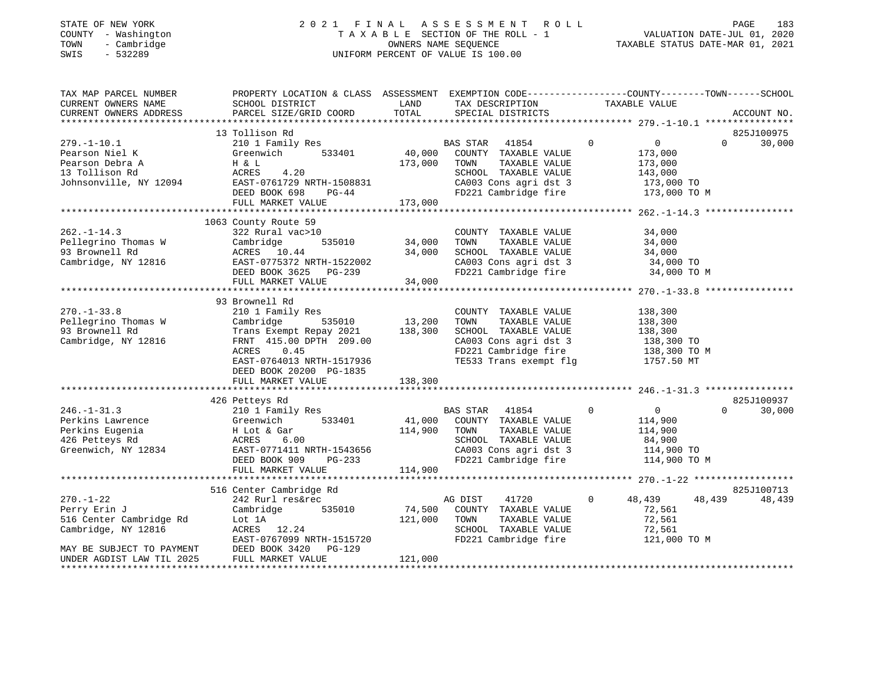STATE OF NEW YORK
COUNTY - Washington
TOWN - Cambridge
SWIS - 532289

2021 FINAL ASSESSMENT ROLL
TAXABLE SECTION OF THE ROLL - 1
OWNERS NAME SEQUENCE
UNIFORM PERCENT OF VALUE IS 100.00

VALUATION DATE-JUL 01, 2020
TAXABLE STATUS DATE-MAR 01, 2021

| TAX MAP PARCEL NUMBER / CURRENT OWNERS NAME / CURRENT OWNERS ADDRESS | PROPERTY LOCATION & CLASS / SCHOOL DISTRICT / PARCEL SIZE/GRID COORD | ASSESSMENT LAND / TOTAL | EXEMPTION CODE / TAX DESCRIPTION / SPECIAL DISTRICTS | COUNTY | TOWN | SCHOOL | TAXABLE VALUE / ACCOUNT NO. |
|---|---|---|---|---|---|---|---|
| **279.-1-10.1** | 13 Tollison Rd | | | | | | 825J100975 |
| 279.-1-10.1 | 210 1 Family Res | | BAS STAR 41854 | 0 | 0 | 30,000 | |
| Pearson Niel K | Greenwich 533401 | 40,000 | COUNTY TAXABLE VALUE | | | | 173,000 |
| Pearson Debra A | H & L | 173,000 | TOWN TAXABLE VALUE | | | | 173,000 |
| 13 Tollison Rd | ACRES 4.20 | | SCHOOL TAXABLE VALUE | | | | 143,000 |
| Johnsonville, NY 12094 | EAST-0761729 NRTH-1508831 | | CA003 Cons agri dst 3 | | | | 173,000 TO |
| | DEED BOOK 698 PG-44 | | FD221 Cambridge fire | | | | 173,000 TO M |
| | FULL MARKET VALUE | 173,000 | | | | | |
| **262.-1-14.3** | 1063 County Route 59 | | | | | | |
| 262.-1-14.3 | 322 Rural vac>10 | | COUNTY TAXABLE VALUE | | | | 34,000 |
| Pellegrino Thomas W | Cambridge 535010 | 34,000 | TOWN TAXABLE VALUE | | | | 34,000 |
| 93 Brownell Rd | ACRES 10.44 | 34,000 | SCHOOL TAXABLE VALUE | | | | 34,000 |
| Cambridge, NY 12816 | EAST-0775372 NRTH-1522002 | | CA003 Cons agri dst 3 | | | | 34,000 TO |
| | DEED BOOK 3625 PG-239 | | FD221 Cambridge fire | | | | 34,000 TO M |
| | FULL MARKET VALUE | 34,000 | | | | | |
| **270.-1-33.8** | 93 Brownell Rd | | | | | | |
| 270.-1-33.8 | 210 1 Family Res | | COUNTY TAXABLE VALUE | | | | 138,300 |
| Pellegrino Thomas W | Cambridge 535010 | 13,200 | TOWN TAXABLE VALUE | | | | 138,300 |
| 93 Brownell Rd | Trans Exempt Repay 2021 | 138,300 | SCHOOL TAXABLE VALUE | | | | 138,300 |
| Cambridge, NY 12816 | FRNT 415.00 DPTH 209.00 | | CA003 Cons agri dst 3 | | | | 138,300 TO |
| | ACRES 0.45 | | FD221 Cambridge fire | | | | 138,300 TO M |
| | EAST-0764013 NRTH-1517936 | | TE533 Trans exempt flg | | | | 1757.50 MT |
| | DEED BOOK 20200 PG-1835 | | | | | | |
| | FULL MARKET VALUE | 138,300 | | | | | |
| **246.-1-31.3** | 426 Petteys Rd | | | | | | 825J100937 |
| 246.-1-31.3 | 210 1 Family Res | | BAS STAR 41854 | 0 | 0 | 30,000 | |
| Perkins Lawrence | Greenwich 533401 | 41,000 | COUNTY TAXABLE VALUE | | | | 114,900 |
| Perkins Eugenia | H Lot & Gar | 114,900 | TOWN TAXABLE VALUE | | | | 114,900 |
| 426 Petteys Rd | ACRES 6.00 | | SCHOOL TAXABLE VALUE | | | | 84,900 |
| Greenwich, NY 12834 | EAST-0771411 NRTH-1543656 | | CA003 Cons agri dst 3 | | | | 114,900 TO |
| | DEED BOOK 909 PG-233 | | FD221 Cambridge fire | | | | 114,900 TO M |
| | FULL MARKET VALUE | 114,900 | | | | | |
| **270.-1-22** | 516 Center Cambridge Rd | | | | | | 825J100713 |
| 270.-1-22 | 242 Rurl res&rec | | AG DIST 41720 | 48,439 | 48,439 | 48,439 | |
| Perry Erin J | Cambridge 535010 | 74,500 | COUNTY TAXABLE VALUE | | | | 72,561 |
| 516 Center Cambridge Rd | Lot 1A | 121,000 | TOWN TAXABLE VALUE | | | | 72,561 |
| Cambridge, NY 12816 | ACRES 12.24 | | SCHOOL TAXABLE VALUE | | | | 72,561 |
| | EAST-0767099 NRTH-1515720 | | FD221 Cambridge fire | | | | 121,000 TO M |
| MAY BE SUBJECT TO PAYMENT | DEED BOOK 3420 PG-129 | | | | | | |
| UNDER AGDIST LAW TIL 2025 | FULL MARKET VALUE | 121,000 | | | | | |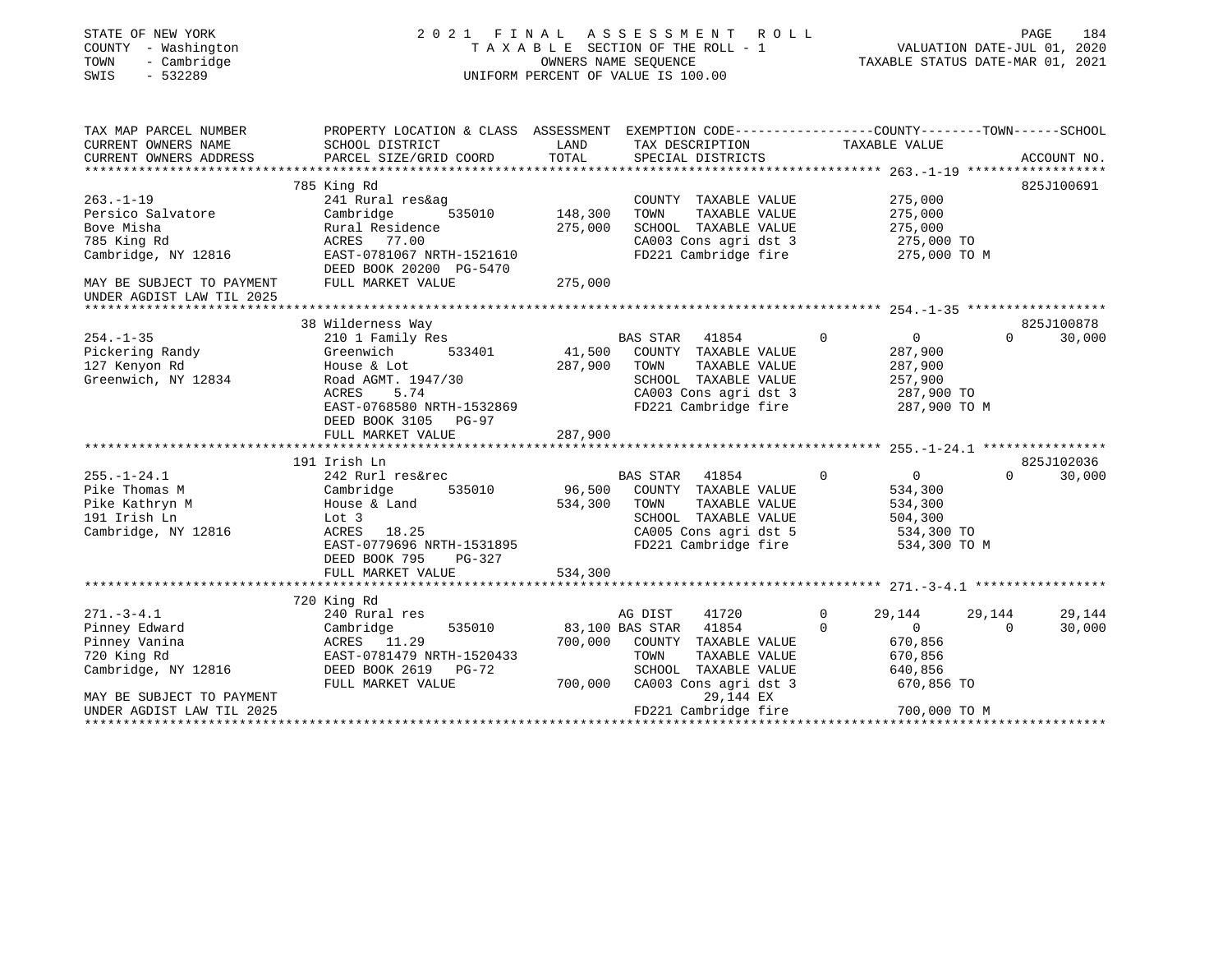STATE OF NEW YORK
COUNTY - Washington
TOWN - Cambridge
SWIS - 532289

2021 FINAL ASSESSMENT ROLL
TAXABLE SECTION OF THE ROLL - 1
OWNERS NAME SEQUENCE
UNIFORM PERCENT OF VALUE IS 100.00

VALUATION DATE-JUL 01, 2020
TAXABLE STATUS DATE-MAR 01, 2021

```
TAX MAP PARCEL NUMBER      PROPERTY LOCATION & CLASS  ASSESSMENT  EXEMPTION CODE------------------COUNTY--------TOWN------SCHOOL
CURRENT OWNERS NAME        SCHOOL DISTRICT              LAND      TAX DESCRIPTION              TAXABLE VALUE
CURRENT OWNERS ADDRESS     PARCEL SIZE/GRID COORD       TOTAL     SPECIAL DISTRICTS                                    ACCOUNT NO.
******************************************************************************************************* 263.-1-19 ******************
                          785 King Rd                                                                                825J100691
263.-1-19                  241 Rural res&ag                       COUNTY  TAXABLE VALUE          275,000
Persico Salvatore          Cambridge       535010    148,300      TOWN    TAXABLE VALUE          275,000
Bove Misha                 Rural Residence           275,000      SCHOOL  TAXABLE VALUE          275,000
785 King Rd                ACRES   77.00                          CA003 Cons agri dst 3           275,000 TO
Cambridge, NY 12816        EAST-0781067 NRTH-1521610              FD221 Cambridge fire            275,000 TO M
                           DEED BOOK 20200 PG-5470
MAY BE SUBJECT TO PAYMENT  FULL MARKET VALUE         275,000
UNDER AGDIST LAW TIL 2025
******************************************************************************************************* 254.-1-35 ******************
                          38 Wilderness Way                                                                          825J100878
254.-1-35                  210 1 Family Res                   BAS STAR   41854          0          0          0      30,000
Pickering Randy            Greenwich       533401     41,500      COUNTY  TAXABLE VALUE          287,900
127 Kenyon Rd              House & Lot               287,900      TOWN    TAXABLE VALUE          287,900
Greenwich, NY 12834        Road AGMT. 1947/30                     SCHOOL  TAXABLE VALUE          257,900
                           ACRES    5.74                          CA003 Cons agri dst 3           287,900 TO
                           EAST-0768580 NRTH-1532869              FD221 Cambridge fire            287,900 TO M
                           DEED BOOK 3105   PG-97
                           FULL MARKET VALUE         287,900
******************************************************************************************************* 255.-1-24.1 ****************
                          191 Irish Ln                                                                               825J102036
255.-1-24.1                242 Rurl res&rec                   BAS STAR   41854          0          0          0      30,000
Pike Thomas M              Cambridge       535010     96,500      COUNTY  TAXABLE VALUE          534,300
Pike Kathryn M             House & Land              534,300      TOWN    TAXABLE VALUE          534,300
191 Irish Ln               Lot 3                                  SCHOOL  TAXABLE VALUE          504,300
Cambridge, NY 12816        ACRES   18.25                          CA005 Cons agri dst 5           534,300 TO
                           EAST-0779696 NRTH-1531895              FD221 Cambridge fire            534,300 TO M
                           DEED BOOK 795    PG-327
                           FULL MARKET VALUE         534,300
******************************************************************************************************* 271.-3-4.1 *****************
                          720 King Rd
271.-3-4.1                 240 Rural res                      AG DIST    41720          0     29,144     29,144      29,144
Pinney Edward              Cambridge       535010     83,100 BAS STAR   41854          0          0          0      30,000
Pinney Vanina              ACRES   11.29             700,000      COUNTY  TAXABLE VALUE          670,856
720 King Rd                EAST-0781479 NRTH-1520433              TOWN    TAXABLE VALUE          670,856
Cambridge, NY 12816        DEED BOOK 2619   PG-72                 SCHOOL  TAXABLE VALUE          640,856
                           FULL MARKET VALUE         700,000      CA003 Cons agri dst 3           670,856 TO
MAY BE SUBJECT TO PAYMENT                                                29,144 EX
UNDER AGDIST LAW TIL 2025                                         FD221 Cambridge fire            700,000 TO M
************************************************************************************************************************************
```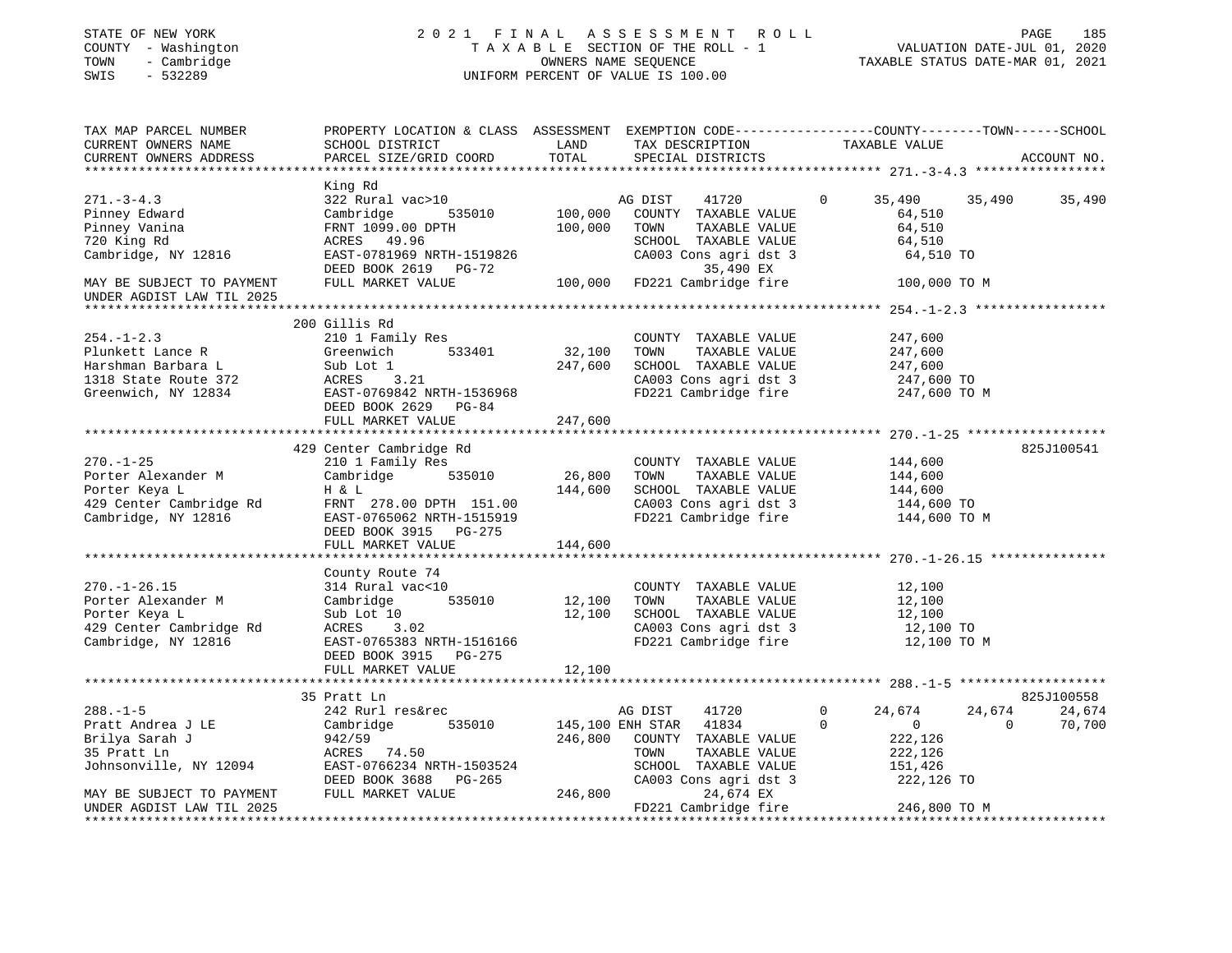STATE OF NEW YORK — 2021 FINAL ASSESSMENT ROLL — TAXABLE SECTION OF THE ROLL - 1
COUNTY - Washington — OWNERS NAME SEQUENCE — VALUATION DATE-JUL 01, 2020
TOWN - Cambridge — UNIFORM PERCENT OF VALUE IS 100.00 — TAXABLE STATUS DATE-MAR 01, 2021
SWIS - 532289

```
TAX MAP PARCEL NUMBER          PROPERTY LOCATION & CLASS  ASSESSMENT  EXEMPTION CODE------------------COUNTY--------TOWN------SCHOOL
CURRENT OWNERS NAME            SCHOOL DISTRICT              LAND      TAX DESCRIPTION                 TAXABLE VALUE
CURRENT OWNERS ADDRESS         PARCEL SIZE/GRID COORD       TOTAL     SPECIAL DISTRICTS                                    ACCOUNT NO.
******************************************************************************************************* 271.-3-4.3 *****************
                               King Rd
271.-3-4.3                     322 Rural vac>10                       AG DIST     41720       0     35,490     35,490     35,490
Pinney Edward                  Cambridge      535010      100,000     COUNTY  TAXABLE VALUE           64,510
Pinney Vanina                  FRNT 1099.00 DPTH          100,000     TOWN    TAXABLE VALUE           64,510
720 King Rd                    ACRES  49.96                           SCHOOL  TAXABLE VALUE           64,510
Cambridge, NY 12816            EAST-0781969 NRTH-1519826              CA003 Cons agri dst 3            64,510 TO
                               DEED BOOK 2619   PG-72                       35,490 EX
MAY BE SUBJECT TO PAYMENT      FULL MARKET VALUE          100,000     FD221 Cambridge fire            100,000 TO M
UNDER AGDIST LAW TIL 2025
******************************************************************************************************* 254.-1-2.3 *****************
                               200 Gillis Rd
254.-1-2.3                     210 1 Family Res                       COUNTY  TAXABLE VALUE          247,600
Plunkett Lance R               Greenwich      533401       32,100     TOWN    TAXABLE VALUE          247,600
Harshman Barbara L             Sub Lot 1                  247,600     SCHOOL  TAXABLE VALUE          247,600
1318 State Route 372           ACRES   3.21                           CA003 Cons agri dst 3           247,600 TO
Greenwich, NY 12834            EAST-0769842 NRTH-1536968              FD221 Cambridge fire            247,600 TO M
                               DEED BOOK 2629   PG-84
                               FULL MARKET VALUE          247,600
******************************************************************************************************* 270.-1-25 ******************
                               429 Center Cambridge Rd                                                            825J100541
270.-1-25                      210 1 Family Res                       COUNTY  TAXABLE VALUE          144,600
Porter Alexander M             Cambridge      535010       26,800     TOWN    TAXABLE VALUE          144,600
Porter Keya L                  H & L                      144,600     SCHOOL  TAXABLE VALUE          144,600
429 Center Cambridge Rd        FRNT 278.00 DPTH 151.00                CA003 Cons agri dst 3           144,600 TO
Cambridge, NY 12816            EAST-0765062 NRTH-1515919              FD221 Cambridge fire            144,600 TO M
                               DEED BOOK 3915   PG-275
                               FULL MARKET VALUE          144,600
******************************************************************************************************* 270.-1-26.15 ***************
                               County Route 74
270.-1-26.15                   314 Rural vac<10                       COUNTY  TAXABLE VALUE           12,100
Porter Alexander M             Cambridge      535010       12,100     TOWN    TAXABLE VALUE           12,100
Porter Keya L                  Sub Lot 10                  12,100     SCHOOL  TAXABLE VALUE           12,100
429 Center Cambridge Rd        ACRES   3.02                           CA003 Cons agri dst 3            12,100 TO
Cambridge, NY 12816            EAST-0765383 NRTH-1516166              FD221 Cambridge fire             12,100 TO M
                               DEED BOOK 3915   PG-275
                               FULL MARKET VALUE           12,100
******************************************************************************************************* 288.-1-5 *******************
                               35 Pratt Ln                                                                        825J100558
288.-1-5                       242 Rurl res&rec                       AG DIST     41720       0     24,674     24,674     24,674
Pratt Andrea J LE              Cambridge      535010      145,100 ENH STAR    41834       0          0          0     70,700
Brilya Sarah J                 942/59                     246,800     COUNTY  TAXABLE VALUE          222,126
35 Pratt Ln                    ACRES  74.50                           TOWN    TAXABLE VALUE          222,126
Johnsonville, NY 12094         EAST-0766234 NRTH-1503524              SCHOOL  TAXABLE VALUE          151,426
                               DEED BOOK 3688   PG-265                CA003 Cons agri dst 3           222,126 TO
MAY BE SUBJECT TO PAYMENT      FULL MARKET VALUE          246,800           24,674 EX
UNDER AGDIST LAW TIL 2025                                             FD221 Cambridge fire            246,800 TO M
************************************************************************************************************************************
```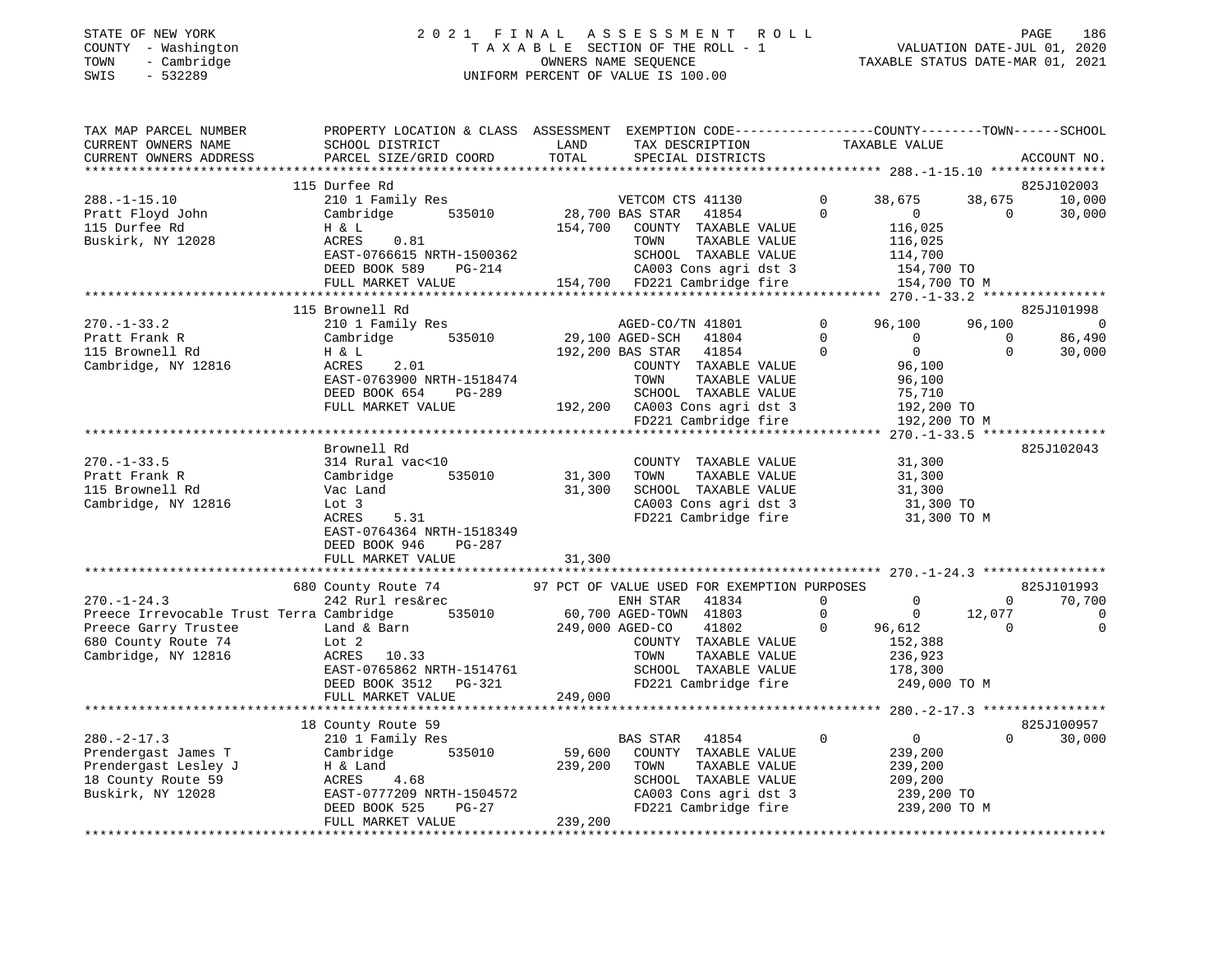STATE OF NEW YORK — 2021 FINAL ASSESSMENT ROLL — PAGE 186
COUNTY - Washington — TAXABLE SECTION OF THE ROLL - 1 — VALUATION DATE-JUL 01, 2020
TOWN - Cambridge — OWNERS NAME SEQUENCE — TAXABLE STATUS DATE-MAR 01, 2021
SWIS - 532289 — UNIFORM PERCENT OF VALUE IS 100.00

| TAX MAP PARCEL NUMBER / CURRENT OWNERS NAME / CURRENT OWNERS ADDRESS | PROPERTY LOCATION & CLASS / SCHOOL DISTRICT / PARCEL SIZE/GRID COORD | ASSESSMENT LAND / TOTAL | EXEMPTION CODE / TAX DESCRIPTION / SPECIAL DISTRICTS | COUNTY TAXABLE VALUE | TOWN | SCHOOL / ACCOUNT NO. |
|---|---|---|---|---|---|---|
| | 115 Durfee Rd | | | | | 825J102003 |
| 288.-1-15.10 | 210 1 Family Res | | VETCOM CTS 41130 0 | 38,675 | 38,675 | 10,000 |
| Pratt Floyd John | Cambridge 535010 | 28,700 | BAS STAR 41854 0 | 0 | 0 | 30,000 |
| 115 Durfee Rd | H & L | 154,700 | COUNTY TAXABLE VALUE | 116,025 | | |
| Buskirk, NY 12028 | ACRES 0.81 | | TOWN TAXABLE VALUE | 116,025 | | |
| | EAST-0766615 NRTH-1500362 | | SCHOOL TAXABLE VALUE | 114,700 | | |
| | DEED BOOK 589 PG-214 | | CA003 Cons agri dst 3 | 154,700 TO | | |
| | FULL MARKET VALUE | 154,700 | FD221 Cambridge fire | 154,700 TO M | | |
| | 115 Brownell Rd | | | | | 825J101998 |
| 270.-1-33.2 | 210 1 Family Res | | AGED-CO/TN 41801 0 | 96,100 | 96,100 | 0 |
| Pratt Frank R | Cambridge 535010 | 29,100 | AGED-SCH 41804 0 | 0 | 0 | 86,490 |
| 115 Brownell Rd | H & L | 192,200 | BAS STAR 41854 0 | 0 | 0 | 30,000 |
| Cambridge, NY 12816 | ACRES 2.01 | | COUNTY TAXABLE VALUE | 96,100 | | |
| | EAST-0763900 NRTH-1518474 | | TOWN TAXABLE VALUE | 96,100 | | |
| | DEED BOOK 654 PG-289 | | SCHOOL TAXABLE VALUE | 75,710 | | |
| | FULL MARKET VALUE | 192,200 | CA003 Cons agri dst 3 | 192,200 TO | | |
| | | | FD221 Cambridge fire | 192,200 TO M | | |
| | Brownell Rd | | | | | 825J102043 |
| 270.-1-33.5 | 314 Rural vac<10 | | COUNTY TAXABLE VALUE | 31,300 | | |
| Pratt Frank R | Cambridge 535010 | 31,300 | TOWN TAXABLE VALUE | 31,300 | | |
| 115 Brownell Rd | Vac Land | 31,300 | SCHOOL TAXABLE VALUE | 31,300 | | |
| Cambridge, NY 12816 | Lot 3 | | CA003 Cons agri dst 3 | 31,300 TO | | |
| | ACRES 5.31 | | FD221 Cambridge fire | 31,300 TO M | | |
| | EAST-0764364 NRTH-1518349 | | | | | |
| | DEED BOOK 946 PG-287 | | | | | |
| | FULL MARKET VALUE | 31,300 | | | | |
| | 680 County Route 74 | | 97 PCT OF VALUE USED FOR EXEMPTION PURPOSES | | | 825J101993 |
| 270.-1-24.3 | 242 Rurl res&rec | | ENH STAR 41834 0 | 0 | 0 | 70,700 |
| Preece Irrevocable Trust Terra | Cambridge 535010 | 60,700 | AGED-TOWN 41803 0 | 0 | 12,077 | 0 |
| Preece Garry Trustee | Land & Barn | 249,000 | AGED-CO 41802 0 | 96,612 | 0 | 0 |
| 680 County Route 74 | Lot 2 | | COUNTY TAXABLE VALUE | 152,388 | | |
| Cambridge, NY 12816 | ACRES 10.33 | | TOWN TAXABLE VALUE | 236,923 | | |
| | EAST-0765862 NRTH-1514761 | | SCHOOL TAXABLE VALUE | 178,300 | | |
| | DEED BOOK 3512 PG-321 | | FD221 Cambridge fire | 249,000 TO M | | |
| | FULL MARKET VALUE | 249,000 | | | | |
| | 18 County Route 59 | | | | | 825J100957 |
| 280.-2-17.3 | 210 1 Family Res | | BAS STAR 41854 0 | 0 | 0 | 30,000 |
| Prendergast James T | Cambridge 535010 | 59,600 | COUNTY TAXABLE VALUE | 239,200 | | |
| Prendergast Lesley J | H & Land | 239,200 | TOWN TAXABLE VALUE | 239,200 | | |
| 18 County Route 59 | ACRES 4.68 | | SCHOOL TAXABLE VALUE | 209,200 | | |
| Buskirk, NY 12028 | EAST-0777209 NRTH-1504572 | | CA003 Cons agri dst 3 | 239,200 TO | | |
| | DEED BOOK 525 PG-27 | | FD221 Cambridge fire | 239,200 TO M | | |
| | FULL MARKET VALUE | 239,200 | | | | |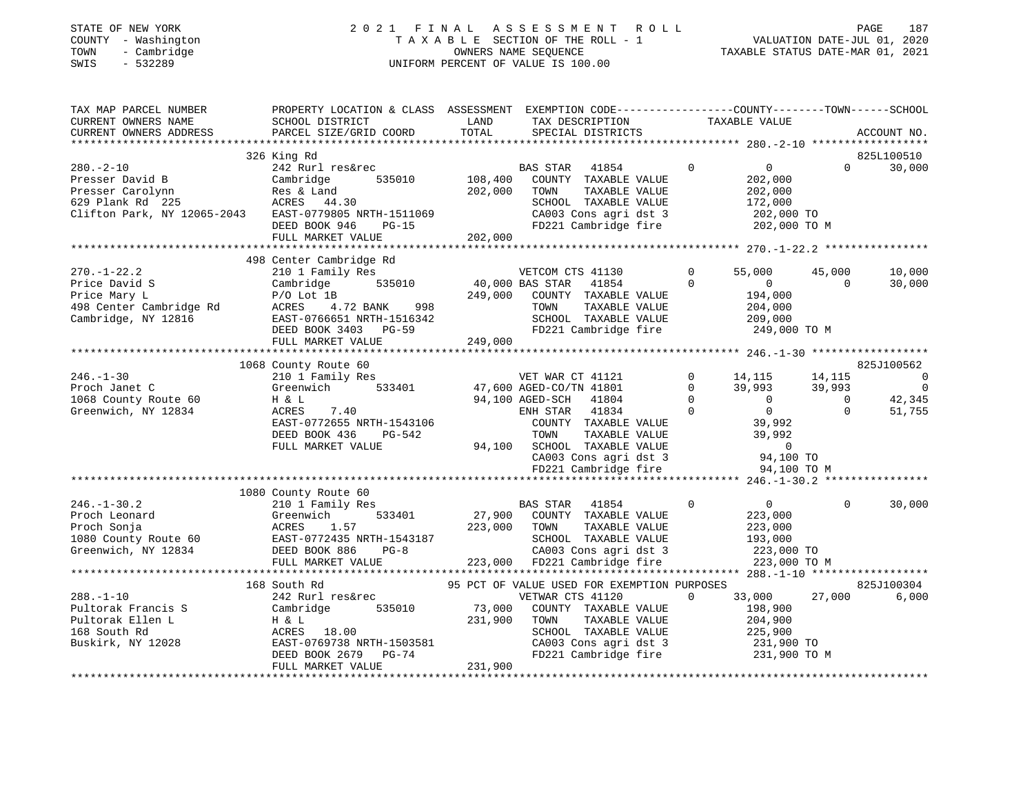STATE OF NEW YORK
COUNTY - Washington
TOWN - Cambridge
SWIS - 532289

# 2021 FINAL ASSESSMENT ROLL
TAXABLE SECTION OF THE ROLL - 1
OWNERS NAME SEQUENCE
UNIFORM PERCENT OF VALUE IS 100.00

VALUATION DATE-JUL 01, 2020
TAXABLE STATUS DATE-MAR 01, 2021

```
TAX MAP PARCEL NUMBER          PROPERTY LOCATION & CLASS  ASSESSMENT  EXEMPTION CODE-----------------COUNTY--------TOWN------SCHOOL
CURRENT OWNERS NAME            SCHOOL DISTRICT               LAND      TAX DESCRIPTION                TAXABLE VALUE
CURRENT OWNERS ADDRESS         PARCEL SIZE/GRID COORD       TOTAL      SPECIAL DISTRICTS                                         ACCOUNT NO.
****************************************************************************************************** 280.-2-10 ******************
                               326 King Rd                                                                                   825L100510
280.-2-10                      242 Rurl res&rec                      BAS STAR   41854          0            0            0      30,000
Presser David B                Cambridge         535010    108,400   COUNTY  TAXABLE VALUE             202,000
Presser Carolynn               Res & Land                  202,000   TOWN    TAXABLE VALUE             202,000
629 Plank Rd  225              ACRES   44.30                         SCHOOL  TAXABLE VALUE             172,000
Clifton Park, NY 12065-2043    EAST-0779805 NRTH-1511069             CA003 Cons agri dst 3             202,000 TO
                               DEED BOOK 946     PG-15               FD221 Cambridge fire              202,000 TO M
                               FULL MARKET VALUE           202,000
****************************************************************************************************** 270.-1-22.2 ****************
                               498 Center Cambridge Rd
270.-1-22.2                    210 1 Family Res                      VETCOM CTS 41130          0       55,000       45,000      10,000
Price David S                  Cambridge         535010     40,000 BAS STAR   41854          0            0            0      30,000
Price Mary L                   P/O Lot 1B                  249,000   COUNTY  TAXABLE VALUE             194,000
498 Center Cambridge Rd        ACRES    4.72 BANK     998            TOWN    TAXABLE VALUE             204,000
Cambridge, NY 12816            EAST-0766651 NRTH-1516342             SCHOOL  TAXABLE VALUE             209,000
                               DEED BOOK 3403    PG-59               FD221 Cambridge fire              249,000 TO M
                               FULL MARKET VALUE           249,000
****************************************************************************************************** 246.-1-30 ******************
                               1068 County Route 60                                                                          825J100562
246.-1-30                      210 1 Family Res                      VET WAR CT 41121          0       14,115       14,115           0
Proch Janet C                  Greenwich         533401     47,600 AGED-CO/TN 41801          0       39,993       39,993           0
1068 County Route 60           H & L                        94,100 AGED-SCH   41804          0            0            0      42,345
Greenwich, NY 12834            ACRES    7.40                         ENH STAR   41834          0            0            0      51,755
                               EAST-0772655 NRTH-1543106             COUNTY  TAXABLE VALUE              39,992
                               DEED BOOK 436     PG-542              TOWN    TAXABLE VALUE              39,992
                               FULL MARKET VALUE            94,100   SCHOOL  TAXABLE VALUE                   0
                                                                     CA003 Cons agri dst 3              94,100 TO
                                                                     FD221 Cambridge fire               94,100 TO M
****************************************************************************************************** 246.-1-30.2 ****************
                               1080 County Route 60
246.-1-30.2                    210 1 Family Res                      BAS STAR   41854          0            0            0      30,000
Proch Leonard                  Greenwich         533401     27,900   COUNTY  TAXABLE VALUE             223,000
Proch Sonja                    ACRES    1.57               223,000   TOWN    TAXABLE VALUE             223,000
1080 County Route 60           EAST-0772435 NRTH-1543187             SCHOOL  TAXABLE VALUE             193,000
Greenwich, NY 12834            DEED BOOK 886     PG-8                CA003 Cons agri dst 3             223,000 TO
                               FULL MARKET VALUE           223,000   FD221 Cambridge fire              223,000 TO M
****************************************************************************************************** 288.-1-10 ******************
                               168 South Rd                    95 PCT OF VALUE USED FOR EXEMPTION PURPOSES                   825J100304
288.-1-10                      242 Rurl res&rec                      VETWAR CTS 41120          0       33,000       27,000       6,000
Pultorak Francis S             Cambridge         535010     73,000   COUNTY  TAXABLE VALUE             198,900
Pultorak Ellen L               H & L                       231,900   TOWN    TAXABLE VALUE             204,900
168 South Rd                   ACRES   18.00                         SCHOOL  TAXABLE VALUE             225,900
Buskirk, NY 12028              EAST-0769738 NRTH-1503581             CA003 Cons agri dst 3             231,900 TO
                               DEED BOOK 2679    PG-74               FD221 Cambridge fire              231,900 TO M
                               FULL MARKET VALUE           231,900
************************************************************************************************************************************
```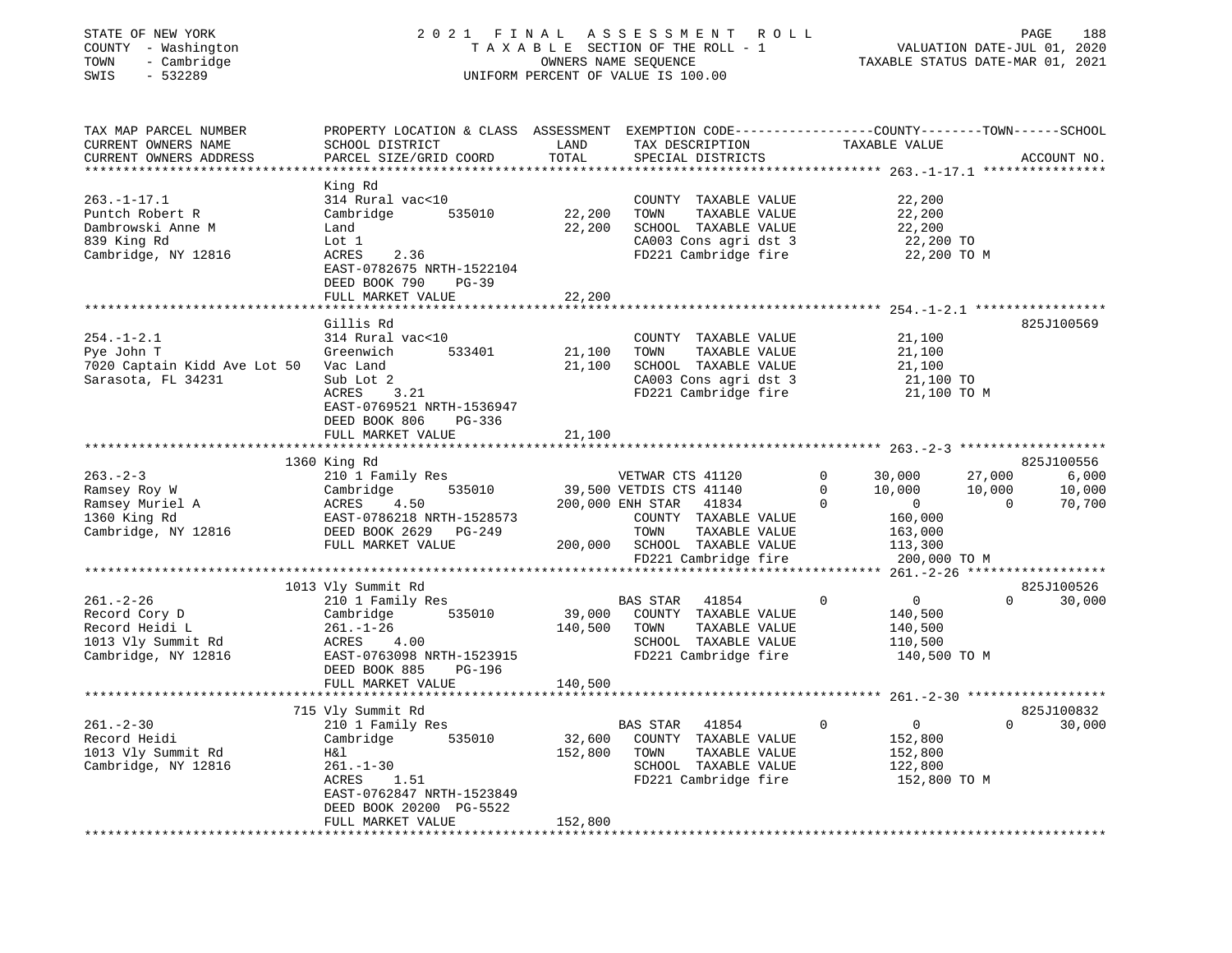STATE OF NEW YORK
COUNTY - Washington
TOWN - Cambridge
SWIS - 532289

# 2021 FINAL ASSESSMENT ROLL

TAXABLE SECTION OF THE ROLL - 1
OWNERS NAME SEQUENCE
UNIFORM PERCENT OF VALUE IS 100.00

VALUATION DATE-JUL 01, 2020
TAXABLE STATUS DATE-MAR 01, 2021

| TAX MAP PARCEL NUMBER / CURRENT OWNERS NAME / CURRENT OWNERS ADDRESS | PROPERTY LOCATION & CLASS / SCHOOL DISTRICT / PARCEL SIZE/GRID COORD | ASSESSMENT LAND / TOTAL | EXEMPTION CODE / TAX DESCRIPTION / SPECIAL DISTRICTS | COUNTY TAXABLE VALUE | TOWN | SCHOOL | ACCOUNT NO. |
|---|---|---|---|---|---|---|---|
| **263.-1-17.1** | King Rd | | | | | | |
| 263.-1-17.1 | 314 Rural vac<10 | | COUNTY TAXABLE VALUE | 22,200 | | | |
| Puntch Robert R | Cambridge 535010 | 22,200 | TOWN TAXABLE VALUE | 22,200 | | | |
| Dambrowski Anne M | Land | 22,200 | SCHOOL TAXABLE VALUE | 22,200 | | | |
| 839 King Rd | Lot 1 | | CA003 Cons agri dst 3 | 22,200 TO | | | |
| Cambridge, NY 12816 | ACRES 2.36 | | FD221 Cambridge fire | 22,200 TO M | | | |
| | EAST-0782675 NRTH-1522104 | | | | | | |
| | DEED BOOK 790 PG-39 | | | | | | |
| | FULL MARKET VALUE | 22,200 | | | | | |
| **254.-1-2.1** | Gillis Rd | | | | | | 825J100569 |
| 254.-1-2.1 | 314 Rural vac<10 | | COUNTY TAXABLE VALUE | 21,100 | | | |
| Pye John T | Greenwich 533401 | 21,100 | TOWN TAXABLE VALUE | 21,100 | | | |
| 7020 Captain Kidd Ave Lot 50 | Vac Land | 21,100 | SCHOOL TAXABLE VALUE | 21,100 | | | |
| Sarasota, FL 34231 | Sub Lot 2 | | CA003 Cons agri dst 3 | 21,100 TO | | | |
| | ACRES 3.21 | | FD221 Cambridge fire | 21,100 TO M | | | |
| | EAST-0769521 NRTH-1536947 | | | | | | |
| | DEED BOOK 806 PG-336 | | | | | | |
| | FULL MARKET VALUE | 21,100 | | | | | |
| **263.-2-3** | 1360 King Rd | | | | | | 825J100556 |
| 263.-2-3 | 210 1 Family Res | | VETWAR CTS 41120 0 | 30,000 | 27,000 | 6,000 | |
| Ramsey Roy W | Cambridge 535010 | 39,500 | VETDIS CTS 41140 0 | 10,000 | 10,000 | 10,000 | |
| Ramsey Muriel A | ACRES 4.50 | 200,000 | ENH STAR 41834 0 | 0 | 0 | 70,700 | |
| 1360 King Rd | EAST-0786218 NRTH-1528573 | | COUNTY TAXABLE VALUE | 160,000 | | | |
| Cambridge, NY 12816 | DEED BOOK 2629 PG-249 | | TOWN TAXABLE VALUE | 163,000 | | | |
| | FULL MARKET VALUE | 200,000 | SCHOOL TAXABLE VALUE | 113,300 | | | |
| | | | FD221 Cambridge fire | 200,000 TO M | | | |
| **261.-2-26** | 1013 Vly Summit Rd | | | | | | 825J100526 |
| 261.-2-26 | 210 1 Family Res | | BAS STAR 41854 0 | 0 | 0 | 30,000 | |
| Record Cory D | Cambridge 535010 | 39,000 | COUNTY TAXABLE VALUE | 140,500 | | | |
| Record Heidi L | 261.-1-26 | 140,500 | TOWN TAXABLE VALUE | 140,500 | | | |
| 1013 Vly Summit Rd | ACRES 4.00 | | SCHOOL TAXABLE VALUE | 110,500 | | | |
| Cambridge, NY 12816 | EAST-0763098 NRTH-1523915 | | FD221 Cambridge fire | 140,500 TO M | | | |
| | DEED BOOK 885 PG-196 | | | | | | |
| | FULL MARKET VALUE | 140,500 | | | | | |
| **261.-2-30** | 715 Vly Summit Rd | | | | | | 825J100832 |
| 261.-2-30 | 210 1 Family Res | | BAS STAR 41854 0 | 0 | 0 | 30,000 | |
| Record Heidi | Cambridge 535010 | 32,600 | COUNTY TAXABLE VALUE | 152,800 | | | |
| 1013 Vly Summit Rd | H&l | 152,800 | TOWN TAXABLE VALUE | 152,800 | | | |
| Cambridge, NY 12816 | 261.-1-30 | | SCHOOL TAXABLE VALUE | 122,800 | | | |
| | ACRES 1.51 | | FD221 Cambridge fire | 152,800 TO M | | | |
| | EAST-0762847 NRTH-1523849 | | | | | | |
| | DEED BOOK 20200 PG-5522 | | | | | | |
| | FULL MARKET VALUE | 152,800 | | | | | |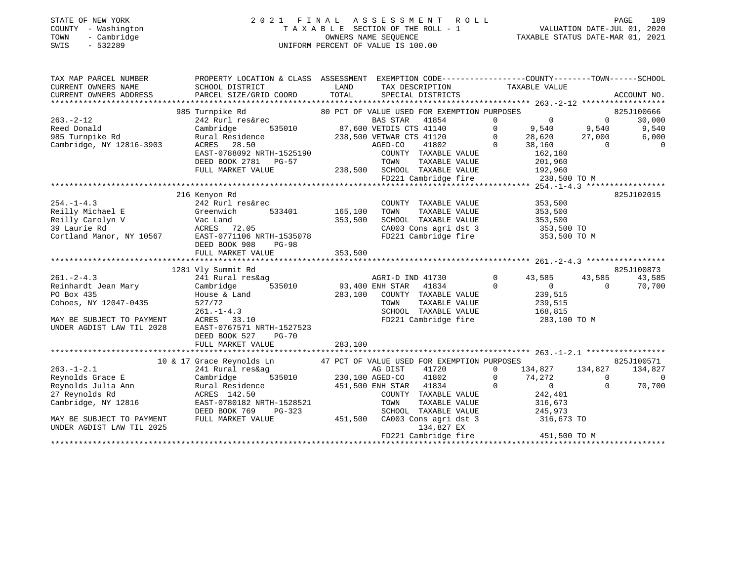STATE OF NEW YORK — COUNTY - Washington — TOWN - Cambridge — SWIS - 532289

# 2021 FINAL ASSESSMENT ROLL

TAXABLE SECTION OF THE ROLL - 1
OWNERS NAME SEQUENCE
UNIFORM PERCENT OF VALUE IS 100.00

VALUATION DATE-JUL 01, 2020
TAXABLE STATUS DATE-MAR 01, 2021

```
TAX MAP PARCEL NUMBER          PROPERTY LOCATION & CLASS  ASSESSMENT  EXEMPTION CODE-----------------COUNTY--------TOWN------SCHOOL
CURRENT OWNERS NAME            SCHOOL DISTRICT               LAND      TAX DESCRIPTION              TAXABLE VALUE
CURRENT OWNERS ADDRESS         PARCEL SIZE/GRID COORD        TOTAL     SPECIAL DISTRICTS                                     ACCOUNT NO.
******************************************************************************************************* 263.-2-12 ******************
                   985 Turnpike Rd                   80 PCT OF VALUE USED FOR EXEMPTION PURPOSES                             825J100666
263.-2-12                      242 Rurl res&rec                    BAS STAR   41854       0          0            0        30,000
Reed Donald                    Cambridge     535010      87,600 VETDIS CTS 41140       0      9,540        9,540         9,540
985 Turnpike Rd                Rural Residence          238,500 VETWAR CTS 41120       0     28,620       27,000         6,000
Cambridge, NY 12816-3903       ACRES   28.50                       AGED-CO    41802       0     38,160            0             0
                               EAST-0788092 NRTH-1525190           COUNTY  TAXABLE VALUE          162,180
                               DEED BOOK 2781   PG-57              TOWN    TAXABLE VALUE          201,960
                               FULL MARKET VALUE            238,500  SCHOOL  TAXABLE VALUE          192,960
                                                                   FD221 Cambridge fire           238,500 TO M
******************************************************************************************************* 254.-1-4.3 *****************
                   216 Kenyon Rd                                                                                             825J102015
254.-1-4.3                     242 Rurl res&rec                    COUNTY  TAXABLE VALUE          353,500
Reilly Michael E               Greenwich     533401     165,100    TOWN    TAXABLE VALUE          353,500
Reilly Carolyn V               Vac Land                 353,500    SCHOOL  TAXABLE VALUE          353,500
39 Laurie Rd                   ACRES   72.05                       CA003 Cons agri dst 3          353,500 TO
Cortland Manor, NY 10567       EAST-0771106 NRTH-1535078           FD221 Cambridge fire           353,500 TO M
                               DEED BOOK 908    PG-98
                               FULL MARKET VALUE            353,500
******************************************************************************************************* 261.-2-4.3 *****************
                  1281 Vly Summit Rd                                                                                         825J100873
261.-2-4.3                     241 Rural res&ag                    AGRI-D IND 41730       0     43,585       43,585        43,585
Reinhardt Jean Mary            Cambridge     535010      93,400 ENH STAR   41834       0          0            0        70,700
PO Box 435                     House & Land             283,100    COUNTY  TAXABLE VALUE          239,515
Cohoes, NY 12047-0435          527/72                              TOWN    TAXABLE VALUE          239,515
                               261.-1-4.3                          SCHOOL  TAXABLE VALUE          168,815
MAY BE SUBJECT TO PAYMENT      ACRES   33.10                       FD221 Cambridge fire           283,100 TO M
UNDER AGDIST LAW TIL 2028      EAST-0767571 NRTH-1527523
                               DEED BOOK 527    PG-70
                               FULL MARKET VALUE            283,100
******************************************************************************************************* 263.-1-2.1 *****************
              10 & 17 Grace Reynolds Ln              47 PCT OF VALUE USED FOR EXEMPTION PURPOSES                             825J100571
263.-1-2.1                     241 Rural res&ag                    AG DIST    41720       0    134,827      134,827       134,827
Reynolds Grace E               Cambridge     535010     230,100 AGED-CO    41802       0     74,272            0             0
Reynolds Julia Ann             Rural Residence          451,500 ENH STAR   41834       0          0            0        70,700
27 Reynolds Rd                 ACRES  142.50                       COUNTY  TAXABLE VALUE          242,401
Cambridge, NY 12816            EAST-0780182 NRTH-1528521           TOWN    TAXABLE VALUE          316,673
                               DEED BOOK 769    PG-323             SCHOOL  TAXABLE VALUE          245,973
MAY BE SUBJECT TO PAYMENT      FULL MARKET VALUE            451,500  CA003 Cons agri dst 3          316,673 TO
UNDER AGDIST LAW TIL 2025                                             134,827 EX
                                                                   FD221 Cambridge fire           451,500 TO M
************************************************************************************************************************************
```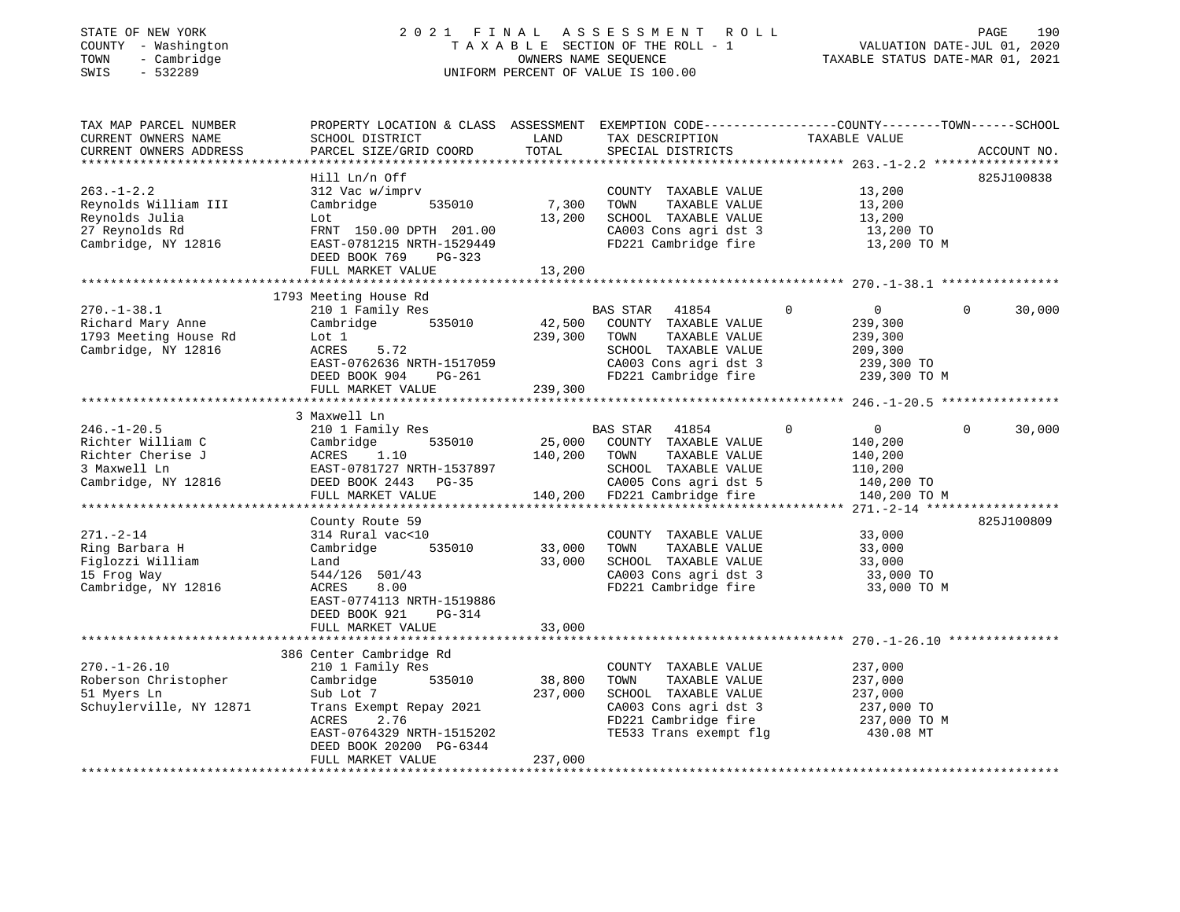STATE OF NEW YORK
COUNTY - Washington
TOWN - Cambridge
SWIS - 532289

# 2021 FINAL ASSESSMENT ROLL
TAXABLE SECTION OF THE ROLL - 1
OWNERS NAME SEQUENCE
UNIFORM PERCENT OF VALUE IS 100.00

VALUATION DATE-JUL 01, 2020
TAXABLE STATUS DATE-MAR 01, 2021

| TAX MAP PARCEL NUMBER / CURRENT OWNERS NAME / CURRENT OWNERS ADDRESS | PROPERTY LOCATION & CLASS / SCHOOL DISTRICT / PARCEL SIZE/GRID COORD | ASSESSMENT LAND | TOTAL | EXEMPTION CODE / TAX DESCRIPTION / SPECIAL DISTRICTS | COUNTY TAXABLE VALUE | TOWN | SCHOOL | ACCOUNT NO. |
|---|---|---|---|---|---|---|---|---|
| 263.-1-2.2 | Hill Ln/n Off | | | | | | | 825J100838 |
| Reynolds William III | 312 Vac w/imprv | | | COUNTY TAXABLE VALUE | 13,200 | | | |
| Reynolds Julia | Cambridge 535010 | 7,300 | | TOWN TAXABLE VALUE | 13,200 | | | |
| 27 Reynolds Rd | Lot | | 13,200 | SCHOOL TAXABLE VALUE | 13,200 | | | |
| Cambridge, NY 12816 | FRNT 150.00 DPTH 201.00 | | | CA003 Cons agri dst 3 | 13,200 TO | | | |
| | EAST-0781215 NRTH-1529449 | | | FD221 Cambridge fire | 13,200 TO M | | | |
| | DEED BOOK 769 PG-323 | | | | | | | |
| | FULL MARKET VALUE | | 13,200 | | | | | |
| 270.-1-38.1 | 1793 Meeting House Rd | | | | | | | |
| Richard Mary Anne | 210 1 Family Res | | | BAS STAR 41854 | 0 | 0 | 30,000 | |
| 1793 Meeting House Rd | Cambridge 535010 | 42,500 | | COUNTY TAXABLE VALUE | 239,300 | | | |
| Cambridge, NY 12816 | Lot 1 | | 239,300 | TOWN TAXABLE VALUE | 239,300 | | | |
| | ACRES 5.72 | | | SCHOOL TAXABLE VALUE | 209,300 | | | |
| | EAST-0762636 NRTH-1517059 | | | CA003 Cons agri dst 3 | 239,300 TO | | | |
| | DEED BOOK 904 PG-261 | | | FD221 Cambridge fire | 239,300 TO M | | | |
| | FULL MARKET VALUE | | 239,300 | | | | | |
| 246.-1-20.5 | 3 Maxwell Ln | | | | | | | |
| Richter William C | 210 1 Family Res | | | BAS STAR 41854 | 0 | 0 | 30,000 | |
| Richter Cherise J | Cambridge 535010 | 25,000 | | COUNTY TAXABLE VALUE | 140,200 | | | |
| 3 Maxwell Ln | ACRES 1.10 | | 140,200 | TOWN TAXABLE VALUE | 140,200 | | | |
| Cambridge, NY 12816 | EAST-0781727 NRTH-1537897 | | | SCHOOL TAXABLE VALUE | 110,200 | | | |
| | DEED BOOK 2443 PG-35 | | | CA005 Cons agri dst 5 | 140,200 TO | | | |
| | FULL MARKET VALUE | | 140,200 | FD221 Cambridge fire | 140,200 TO M | | | |
| 271.-2-14 | County Route 59 | | | | | | | 825J100809 |
| Ring Barbara H | 314 Rural vac<10 | | | COUNTY TAXABLE VALUE | 33,000 | | | |
| Figlozzi William | Cambridge 535010 | 33,000 | | TOWN TAXABLE VALUE | 33,000 | | | |
| 15 Frog Way | Land | | 33,000 | SCHOOL TAXABLE VALUE | 33,000 | | | |
| Cambridge, NY 12816 | 544/126 501/43 | | | CA003 Cons agri dst 3 | 33,000 TO | | | |
| | ACRES 8.00 | | | FD221 Cambridge fire | 33,000 TO M | | | |
| | EAST-0774113 NRTH-1519886 | | | | | | | |
| | DEED BOOK 921 PG-314 | | | | | | | |
| | FULL MARKET VALUE | | 33,000 | | | | | |
| 270.-1-26.10 | 386 Center Cambridge Rd | | | | | | | |
| Roberson Christopher | 210 1 Family Res | | | COUNTY TAXABLE VALUE | 237,000 | | | |
| 51 Myers Ln | Cambridge 535010 | 38,800 | | TOWN TAXABLE VALUE | 237,000 | | | |
| Schuylerville, NY 12871 | Sub Lot 7 | | 237,000 | SCHOOL TAXABLE VALUE | 237,000 | | | |
| | Trans Exempt Repay 2021 | | | CA003 Cons agri dst 3 | 237,000 TO | | | |
| | ACRES 2.76 | | | FD221 Cambridge fire | 237,000 TO M | | | |
| | EAST-0764329 NRTH-1515202 | | | TE533 Trans exempt flg | 430.08 MT | | | |
| | DEED BOOK 20200 PG-6344 | | | | | | | |
| | FULL MARKET VALUE | | 237,000 | | | | | |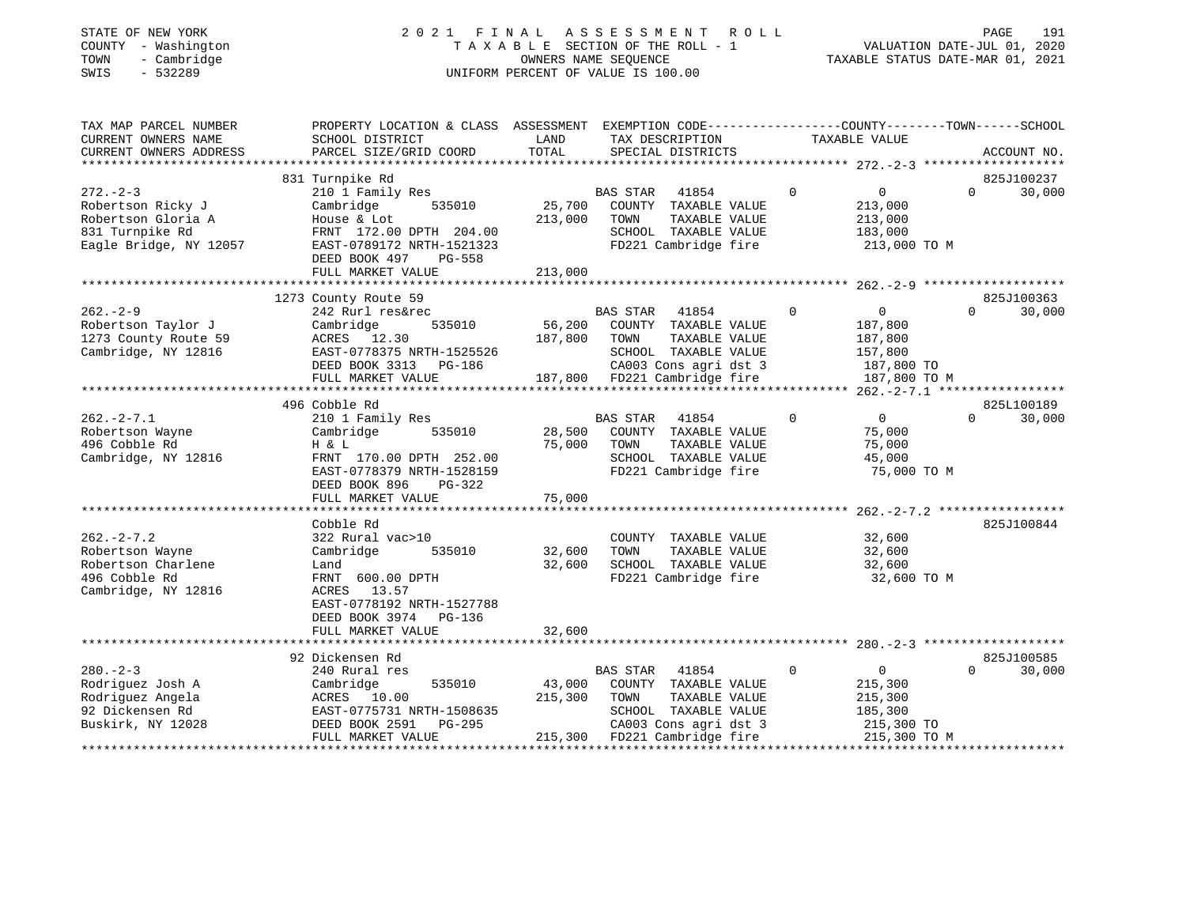STATE OF NEW YORK  
COUNTY - Washington  
TOWN - Cambridge  
SWIS - 532289

# 2021 FINAL ASSESSMENT ROLL

TAXABLE SECTION OF THE ROLL - 1  
OWNERS NAME SEQUENCE  
UNIFORM PERCENT OF VALUE IS 100.00

VALUATION DATE-JUL 01, 2020  
TAXABLE STATUS DATE-MAR 01, 2021

| TAX MAP PARCEL NUMBER / CURRENT OWNERS NAME / CURRENT OWNERS ADDRESS | PROPERTY LOCATION & CLASS / SCHOOL DISTRICT / PARCEL SIZE/GRID COORD | ASSESSMENT LAND / TOTAL | EXEMPTION CODE / TAX DESCRIPTION / SPECIAL DISTRICTS | COUNTY | TOWN | SCHOOL | ACCOUNT NO. |
|---|---|---|---|---|---|---|---|
| **272.-2-3** | 831 Turnpike Rd | | | | | | 825J100237 |
| Robertson Ricky J | 210 1 Family Res | | BAS STAR 41854 | 0 | 0 | 30,000 | |
| Robertson Gloria A | Cambridge 535010 | 25,700 | COUNTY TAXABLE VALUE | 213,000 | | | |
| 831 Turnpike Rd | House & Lot | 213,000 | TOWN TAXABLE VALUE | | 213,000 | | |
| Eagle Bridge, NY 12057 | FRNT 172.00 DPTH 204.00 | | SCHOOL TAXABLE VALUE | | | 183,000 | |
| | EAST-0789172 NRTH-1521323 | | FD221 Cambridge fire | 213,000 TO M | | | |
| | DEED BOOK 497 PG-558 | | | | | | |
| | FULL MARKET VALUE | 213,000 | | | | | |
| **262.-2-9** | 1273 County Route 59 | | | | | | 825J100363 |
| Robertson Taylor J | 242 Rurl res&rec | | BAS STAR 41854 | 0 | 0 | 30,000 | |
| 1273 County Route 59 | Cambridge 535010 | 56,200 | COUNTY TAXABLE VALUE | 187,800 | | | |
| Cambridge, NY 12816 | ACRES 12.30 | 187,800 | TOWN TAXABLE VALUE | | 187,800 | | |
| | EAST-0778375 NRTH-1525526 | | SCHOOL TAXABLE VALUE | | | 157,800 | |
| | DEED BOOK 3313 PG-186 | | CA003 Cons agri dst 3 | 187,800 TO | | | |
| | FULL MARKET VALUE | 187,800 | FD221 Cambridge fire | 187,800 TO M | | | |
| **262.-2-7.1** | 496 Cobble Rd | | | | | | 825L100189 |
| Robertson Wayne | 210 1 Family Res | | BAS STAR 41854 | 0 | 0 | 30,000 | |
| 496 Cobble Rd | Cambridge 535010 | 28,500 | COUNTY TAXABLE VALUE | 75,000 | | | |
| Cambridge, NY 12816 | H & L | 75,000 | TOWN TAXABLE VALUE | | 75,000 | | |
| | FRNT 170.00 DPTH 252.00 | | SCHOOL TAXABLE VALUE | | | 45,000 | |
| | EAST-0778379 NRTH-1528159 | | FD221 Cambridge fire | 75,000 TO M | | | |
| | DEED BOOK 896 PG-322 | | | | | | |
| | FULL MARKET VALUE | 75,000 | | | | | |
| **262.-2-7.2** | Cobble Rd | | | | | | 825J100844 |
| Robertson Wayne | 322 Rural vac>10 | | COUNTY TAXABLE VALUE | 32,600 | | | |
| Robertson Charlene | Cambridge 535010 | 32,600 | TOWN TAXABLE VALUE | | 32,600 | | |
| 496 Cobble Rd | Land | 32,600 | SCHOOL TAXABLE VALUE | | | 32,600 | |
| Cambridge, NY 12816 | FRNT 600.00 DPTH | | FD221 Cambridge fire | 32,600 TO M | | | |
| | ACRES 13.57 | | | | | | |
| | EAST-0778192 NRTH-1527788 | | | | | | |
| | DEED BOOK 3974 PG-136 | | | | | | |
| | FULL MARKET VALUE | 32,600 | | | | | |
| **280.-2-3** | 92 Dickensen Rd | | | | | | 825J100585 |
| Rodriguez Josh A | 240 Rural res | | BAS STAR 41854 | 0 | 0 | 30,000 | |
| Rodriguez Angela | Cambridge 535010 | 43,000 | COUNTY TAXABLE VALUE | 215,300 | | | |
| 92 Dickensen Rd | ACRES 10.00 | 215,300 | TOWN TAXABLE VALUE | | 215,300 | | |
| Buskirk, NY 12028 | EAST-0775731 NRTH-1508635 | | SCHOOL TAXABLE VALUE | | | 185,300 | |
| | DEED BOOK 2591 PG-295 | | CA003 Cons agri dst 3 | 215,300 TO | | | |
| | FULL MARKET VALUE | 215,300 | FD221 Cambridge fire | 215,300 TO M | | | |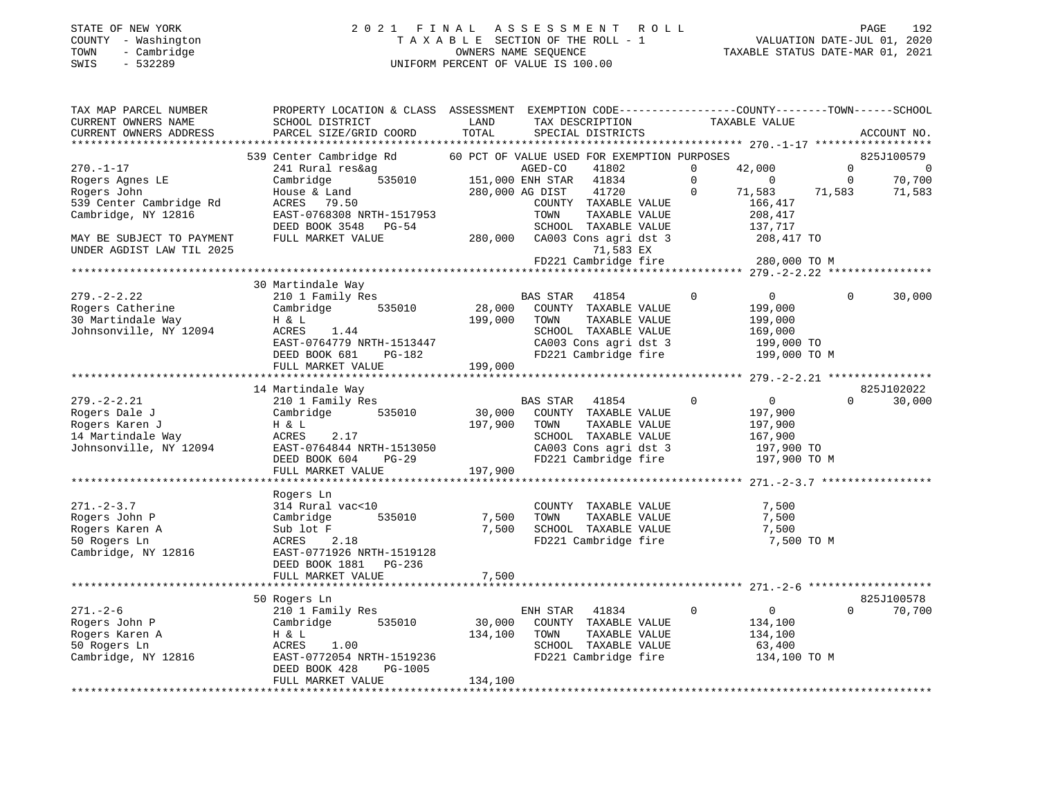STATE OF NEW YORK
COUNTY - Washington
TOWN - Cambridge
SWIS - 532289

# 2021 FINAL ASSESSMENT ROLL

TAXABLE SECTION OF THE ROLL - 1
OWNERS NAME SEQUENCE
UNIFORM PERCENT OF VALUE IS 100.00

VALUATION DATE-JUL 01, 2020
TAXABLE STATUS DATE-MAR 01, 2021

| TAX MAP PARCEL NUMBER / CURRENT OWNERS NAME / CURRENT OWNERS ADDRESS | PROPERTY LOCATION & CLASS / SCHOOL DISTRICT / PARCEL SIZE/GRID COORD | ASSESSMENT LAND / TOTAL | EXEMPTION CODE / TAX DESCRIPTION / SPECIAL DISTRICTS | COUNTY TAXABLE VALUE | TOWN | SCHOOL / ACCOUNT NO. |
|---|---|---|---|---|---|---|
| **270.-1-17** | 539 Center Cambridge Rd | | 60 PCT OF VALUE USED FOR EXEMPTION PURPOSES | | | 825J100579 |
| 270.-1-17 | 241 Rural res&ag | | AGED-CO 41802 0 | 42,000 | 0 | 0 |
| Rogers Agnes LE | Cambridge 535010 | 151,000 | ENH STAR 41834 0 | 0 | 0 | 70,700 |
| Rogers John | House & Land | 280,000 | AG DIST 41720 0 | 71,583 | 71,583 | 71,583 |
| 539 Center Cambridge Rd | ACRES 79.50 | | COUNTY TAXABLE VALUE | 166,417 | | |
| Cambridge, NY 12816 | EAST-0768308 NRTH-1517953 | | TOWN TAXABLE VALUE | 208,417 | | |
| | DEED BOOK 3548 PG-54 | | SCHOOL TAXABLE VALUE | 137,717 | | |
| MAY BE SUBJECT TO PAYMENT | FULL MARKET VALUE | 280,000 | CA003 Cons agri dst 3 | 208,417 TO | | |
| UNDER AGDIST LAW TIL 2025 | | | 71,583 EX | | | |
| | | | FD221 Cambridge fire | 280,000 TO M | | |
| **279.-2-2.22** | 30 Martindale Way | | | | | |
| 279.-2-2.22 | 210 1 Family Res | | BAS STAR 41854 0 | 0 | 0 | 30,000 |
| Rogers Catherine | Cambridge 535010 | 28,000 | COUNTY TAXABLE VALUE | 199,000 | | |
| 30 Martindale Way | H & L | 199,000 | TOWN TAXABLE VALUE | 199,000 | | |
| Johnsonville, NY 12094 | ACRES 1.44 | | SCHOOL TAXABLE VALUE | 169,000 | | |
| | EAST-0764779 NRTH-1513447 | | CA003 Cons agri dst 3 | 199,000 TO | | |
| | DEED BOOK 681 PG-182 | | FD221 Cambridge fire | 199,000 TO M | | |
| | FULL MARKET VALUE | 199,000 | | | | |
| **279.-2-2.21** | 14 Martindale Way | | | | | 825J102022 |
| 279.-2-2.21 | 210 1 Family Res | | BAS STAR 41854 0 | 0 | 0 | 30,000 |
| Rogers Dale J | Cambridge 535010 | 30,000 | COUNTY TAXABLE VALUE | 197,900 | | |
| Rogers Karen J | H & L | 197,900 | TOWN TAXABLE VALUE | 197,900 | | |
| 14 Martindale Way | ACRES 2.17 | | SCHOOL TAXABLE VALUE | 167,900 | | |
| Johnsonville, NY 12094 | EAST-0764844 NRTH-1513050 | | CA003 Cons agri dst 3 | 197,900 TO | | |
| | DEED BOOK 604 PG-29 | | FD221 Cambridge fire | 197,900 TO M | | |
| | FULL MARKET VALUE | 197,900 | | | | |
| **271.-2-3.7** | Rogers Ln | | | | | |
| 271.-2-3.7 | 314 Rural vac<10 | | COUNTY TAXABLE VALUE | 7,500 | | |
| Rogers John P | Cambridge 535010 | 7,500 | TOWN TAXABLE VALUE | 7,500 | | |
| Rogers Karen A | Sub lot F | 7,500 | SCHOOL TAXABLE VALUE | 7,500 | | |
| 50 Rogers Ln | ACRES 2.18 | | FD221 Cambridge fire | 7,500 TO M | | |
| Cambridge, NY 12816 | EAST-0771926 NRTH-1519128 | | | | | |
| | DEED BOOK 1881 PG-236 | | | | | |
| | FULL MARKET VALUE | 7,500 | | | | |
| **271.-2-6** | 50 Rogers Ln | | | | | 825J100578 |
| 271.-2-6 | 210 1 Family Res | | ENH STAR 41834 0 | 0 | 0 | 70,700 |
| Rogers John P | Cambridge 535010 | 30,000 | COUNTY TAXABLE VALUE | 134,100 | | |
| Rogers Karen A | H & L | 134,100 | TOWN TAXABLE VALUE | 134,100 | | |
| 50 Rogers Ln | ACRES 1.00 | | SCHOOL TAXABLE VALUE | 63,400 | | |
| Cambridge, NY 12816 | EAST-0772054 NRTH-1519236 | | FD221 Cambridge fire | 134,100 TO M | | |
| | DEED BOOK 428 PG-1005 | | | | | |
| | FULL MARKET VALUE | 134,100 | | | | |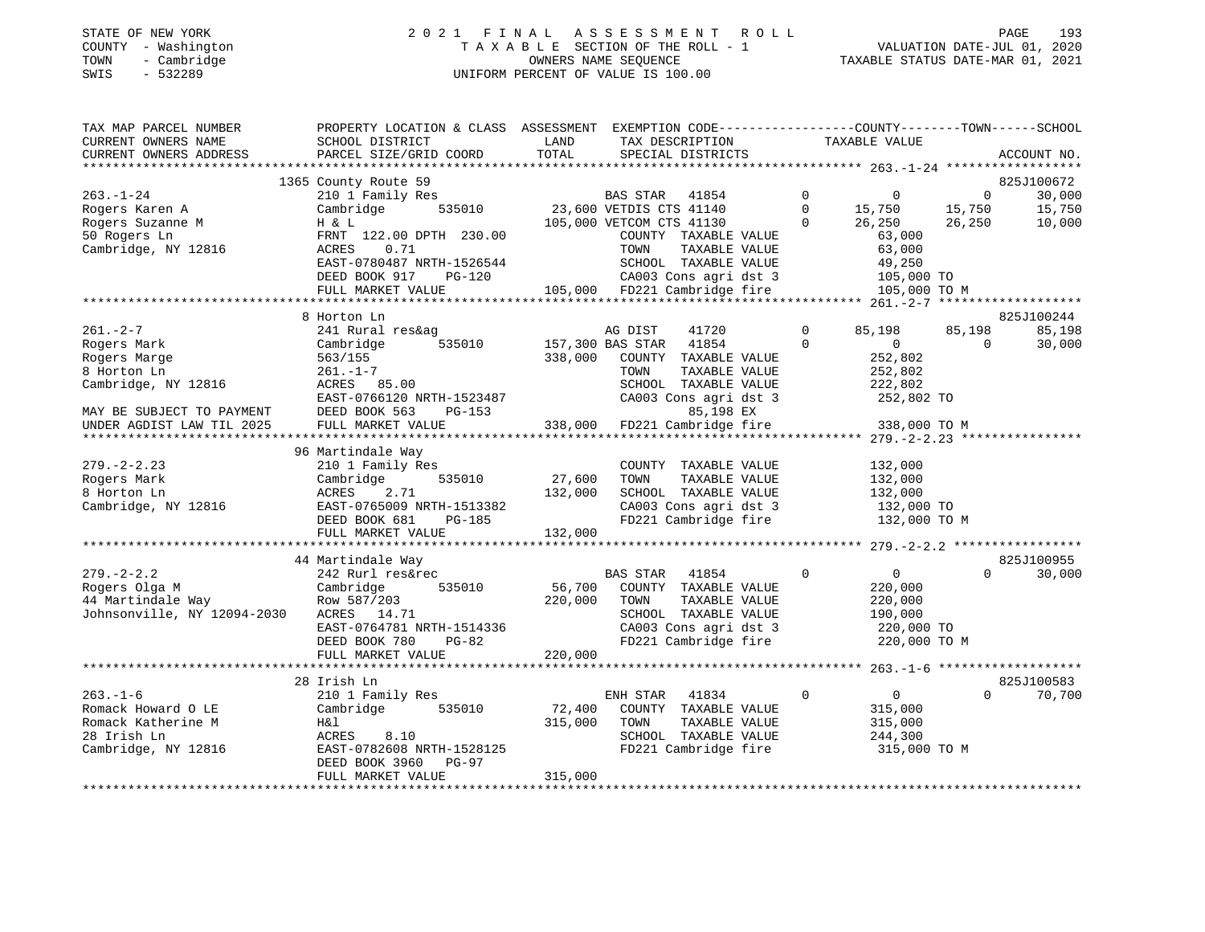STATE OF NEW YORK
COUNTY - Washington
TOWN - Cambridge
SWIS - 532289

2021 FINAL ASSESSMENT ROLL
TAXABLE SECTION OF THE ROLL - 1
OWNERS NAME SEQUENCE
UNIFORM PERCENT OF VALUE IS 100.00

VALUATION DATE-JUL 01, 2020
TAXABLE STATUS DATE-MAR 01, 2021

```
TAX MAP PARCEL NUMBER          PROPERTY LOCATION & CLASS  ASSESSMENT  EXEMPTION CODE-----------------COUNTY--------TOWN------SCHOOL
CURRENT OWNERS NAME            SCHOOL DISTRICT              LAND       TAX DESCRIPTION            TAXABLE VALUE
CURRENT OWNERS ADDRESS         PARCEL SIZE/GRID COORD       TOTAL      SPECIAL DISTRICTS                                     ACCOUNT NO.
*********************************************************************************************** 263.-1-24 ******************
                               1365 County Route 59                                                                      825J100672
263.-1-24                      210 1 Family Res                        BAS STAR  41854         0          0          0      30,000
Rogers Karen A                 Cambridge      535010       23,600 VETDIS CTS 41140         0     15,750     15,750     15,750
Rogers Suzanne M               H & L                      105,000 VETCOM CTS 41130         0     26,250     26,250     10,000
50 Rogers Ln                   FRNT 122.00 DPTH 230.00             COUNTY  TAXABLE VALUE            63,000
Cambridge, NY 12816            ACRES    0.71                       TOWN    TAXABLE VALUE            63,000
                               EAST-0780487 NRTH-1526544           SCHOOL  TAXABLE VALUE            49,250
                               DEED BOOK 917     PG-120            CA003 Cons agri dst 3           105,000 TO
                               FULL MARKET VALUE          105,000  FD221 Cambridge fire            105,000 TO M
*********************************************************************************************** 261.-2-7 *******************
                               8 Horton Ln                                                                               825J100244
261.-2-7                       241 Rural res&ag                        AG DIST   41720         0     85,198     85,198     85,198
Rogers Mark                    Cambridge      535010      157,300 BAS STAR  41854         0          0          0      30,000
Rogers Marge                   563/155                    338,000  COUNTY  TAXABLE VALUE           252,802
8 Horton Ln                    261.-1-7                            TOWN    TAXABLE VALUE           252,802
Cambridge, NY 12816            ACRES   85.00                       SCHOOL  TAXABLE VALUE           222,802
                               EAST-0766120 NRTH-1523487           CA003 Cons agri dst 3           252,802 TO
MAY BE SUBJECT TO PAYMENT      DEED BOOK 563     PG-153                       85,198 EX
UNDER AGDIST LAW TIL 2025      FULL MARKET VALUE          338,000  FD221 Cambridge fire            338,000 TO M
*********************************************************************************************** 279.-2-2.23 ****************
                               96 Martindale Way
279.-2-2.23                    210 1 Family Res                        COUNTY  TAXABLE VALUE           132,000
Rogers Mark                    Cambridge      535010       27,600  TOWN    TAXABLE VALUE           132,000
8 Horton Ln                    ACRES    2.71              132,000  SCHOOL  TAXABLE VALUE           132,000
Cambridge, NY 12816            EAST-0765009 NRTH-1513382           CA003 Cons agri dst 3           132,000 TO
                               DEED BOOK 681     PG-185            FD221 Cambridge fire            132,000 TO M
                               FULL MARKET VALUE          132,000
*********************************************************************************************** 279.-2-2.2 *****************
                               44 Martindale Way                                                                         825J100955
279.-2-2.2                     242 Rurl res&rec                        BAS STAR  41854         0          0          0      30,000
Rogers Olga M                  Cambridge      535010       56,700  COUNTY  TAXABLE VALUE           220,000
44 Martindale Way              Row 587/203                220,000  TOWN    TAXABLE VALUE           220,000
Johnsonville, NY 12094-2030    ACRES   14.71                       SCHOOL  TAXABLE VALUE           190,000
                               EAST-0764781 NRTH-1514336           CA003 Cons agri dst 3           220,000 TO
                               DEED BOOK 780     PG-82             FD221 Cambridge fire            220,000 TO M
                               FULL MARKET VALUE          220,000
*********************************************************************************************** 263.-1-6 *******************
                               28 Irish Ln                                                                               825J100583
263.-1-6                       210 1 Family Res                        ENH STAR  41834         0          0          0      70,700
Romack Howard O LE             Cambridge      535010       72,400  COUNTY  TAXABLE VALUE           315,000
Romack Katherine M             H&l                        315,000  TOWN    TAXABLE VALUE           315,000
28 Irish Ln                    ACRES    8.10                       SCHOOL  TAXABLE VALUE           244,300
Cambridge, NY 12816            EAST-0782608 NRTH-1528125           FD221 Cambridge fire            315,000 TO M
                               DEED BOOK 3960    PG-97
                               FULL MARKET VALUE          315,000
******************************************************************************************************************************
```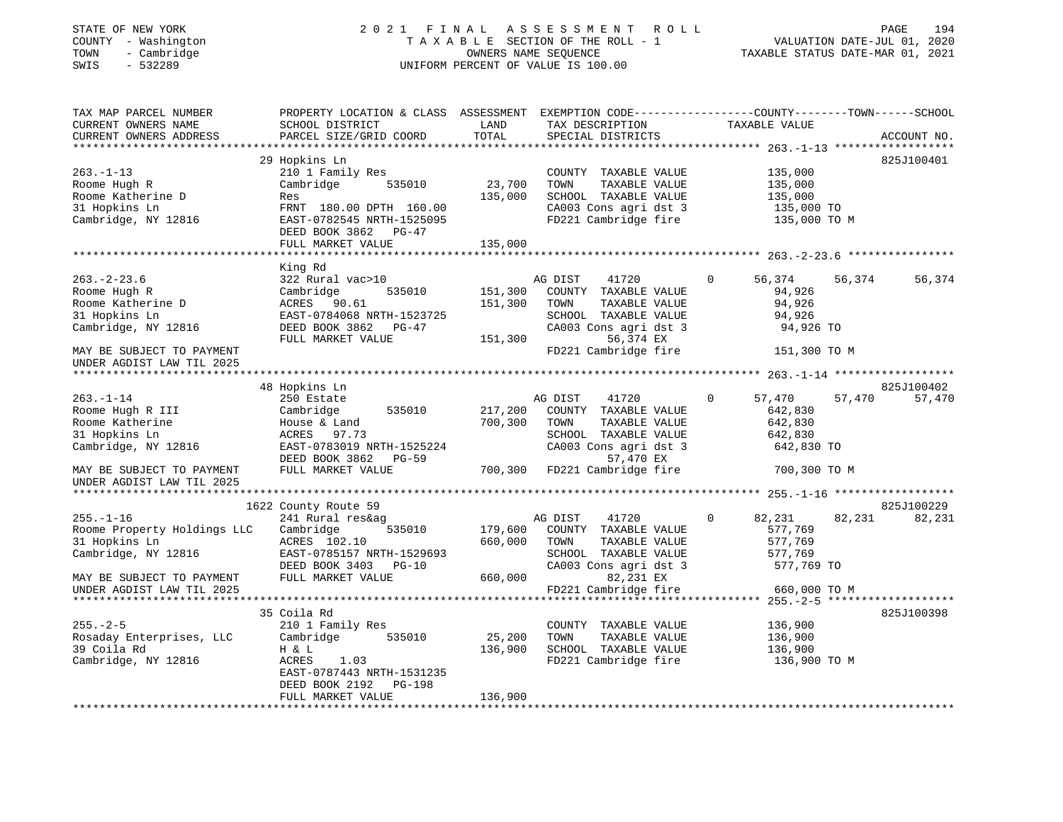STATE OF NEW YORK
COUNTY - Washington
TOWN - Cambridge
SWIS - 532289

# 2021 FINAL ASSESSMENT ROLL
TAXABLE SECTION OF THE ROLL - 1
OWNERS NAME SEQUENCE
UNIFORM PERCENT OF VALUE IS 100.00

VALUATION DATE-JUL 01, 2020
TAXABLE STATUS DATE-MAR 01, 2021

| TAX MAP PARCEL NUMBER / CURRENT OWNERS NAME / CURRENT OWNERS ADDRESS | PROPERTY LOCATION & CLASS / SCHOOL DISTRICT / PARCEL SIZE/GRID COORD | ASSESSMENT LAND / TOTAL | EXEMPTION CODE / TAX DESCRIPTION / SPECIAL DISTRICTS | COUNTY | TOWN | SCHOOL | ACCOUNT NO. |
|---|---|---|---|---|---|---|---|
| **263.-1-13** | 29 Hopkins Ln | | | | | | 825J100401 |
| 263.-1-13 | 210 1 Family Res | | COUNTY TAXABLE VALUE | 135,000 | | | |
| Roome Hugh R | Cambridge 535010 | 23,700 | TOWN TAXABLE VALUE | | 135,000 | | |
| Roome Katherine D | Res | 135,000 | SCHOOL TAXABLE VALUE | | | 135,000 | |
| 31 Hopkins Ln | FRNT 180.00 DPTH 160.00 | | CA003 Cons agri dst 3 | 135,000 TO | | | |
| Cambridge, NY 12816 | EAST-0782545 NRTH-1525095 | | FD221 Cambridge fire | 135,000 TO M | | | |
| | DEED BOOK 3862 PG-47 | | | | | | |
| | FULL MARKET VALUE | 135,000 | | | | | |
| **263.-2-23.6** | King Rd | | | | | | |
| 263.-2-23.6 | 322 Rural vac>10 | | AG DIST 41720 0 | 56,374 | 56,374 | 56,374 | |
| Roome Hugh R | Cambridge 535010 | 151,300 | COUNTY TAXABLE VALUE | 94,926 | | | |
| Roome Katherine D | ACRES 90.61 | 151,300 | TOWN TAXABLE VALUE | | 94,926 | | |
| 31 Hopkins Ln | EAST-0784068 NRTH-1523725 | | SCHOOL TAXABLE VALUE | | | 94,926 | |
| Cambridge, NY 12816 | DEED BOOK 3862 PG-47 | | CA003 Cons agri dst 3 | 94,926 TO | | | |
| | FULL MARKET VALUE | 151,300 | 56,374 EX | | | | |
| MAY BE SUBJECT TO PAYMENT UNDER AGDIST LAW TIL 2025 | | | FD221 Cambridge fire | 151,300 TO M | | | |
| **263.-1-14** | 48 Hopkins Ln | | | | | | 825J100402 |
| 263.-1-14 | 250 Estate | | AG DIST 41720 0 | 57,470 | 57,470 | 57,470 | |
| Roome Hugh R III | Cambridge 535010 | 217,200 | COUNTY TAXABLE VALUE | 642,830 | | | |
| Roome Katherine | House & Land | 700,300 | TOWN TAXABLE VALUE | | 642,830 | | |
| 31 Hopkins Ln | ACRES 97.73 | | SCHOOL TAXABLE VALUE | | | 642,830 | |
| Cambridge, NY 12816 | EAST-0783019 NRTH-1525224 | | CA003 Cons agri dst 3 | 642,830 TO | | | |
| | DEED BOOK 3862 PG-59 | | 57,470 EX | | | | |
| MAY BE SUBJECT TO PAYMENT UNDER AGDIST LAW TIL 2025 | FULL MARKET VALUE | 700,300 | FD221 Cambridge fire | 700,300 TO M | | | |
| **255.-1-16** | 1622 County Route 59 | | | | | | 825J100229 |
| 255.-1-16 | 241 Rural res&ag | | AG DIST 41720 0 | 82,231 | 82,231 | 82,231 | |
| Roome Property Holdings LLC | Cambridge 535010 | 179,600 | COUNTY TAXABLE VALUE | 577,769 | | | |
| 31 Hopkins Ln | ACRES 102.10 | 660,000 | TOWN TAXABLE VALUE | | 577,769 | | |
| Cambridge, NY 12816 | EAST-0785157 NRTH-1529693 | | SCHOOL TAXABLE VALUE | | | 577,769 | |
| | DEED BOOK 3403 PG-10 | | CA003 Cons agri dst 3 | 577,769 TO | | | |
| MAY BE SUBJECT TO PAYMENT | FULL MARKET VALUE | 660,000 | 82,231 EX | | | | |
| UNDER AGDIST LAW TIL 2025 | | | FD221 Cambridge fire | 660,000 TO M | | | |
| **255.-2-5** | 35 Coila Rd | | | | | | 825J100398 |
| 255.-2-5 | 210 1 Family Res | | COUNTY TAXABLE VALUE | 136,900 | | | |
| Rosaday Enterprises, LLC | Cambridge 535010 | 25,200 | TOWN TAXABLE VALUE | | 136,900 | | |
| 39 Coila Rd | H & L | 136,900 | SCHOOL TAXABLE VALUE | | | 136,900 | |
| Cambridge, NY 12816 | ACRES 1.03 | | FD221 Cambridge fire | 136,900 TO M | | | |
| | EAST-0787443 NRTH-1531235 | | | | | | |
| | DEED BOOK 2192 PG-198 | | | | | | |
| | FULL MARKET VALUE | 136,900 | | | | | |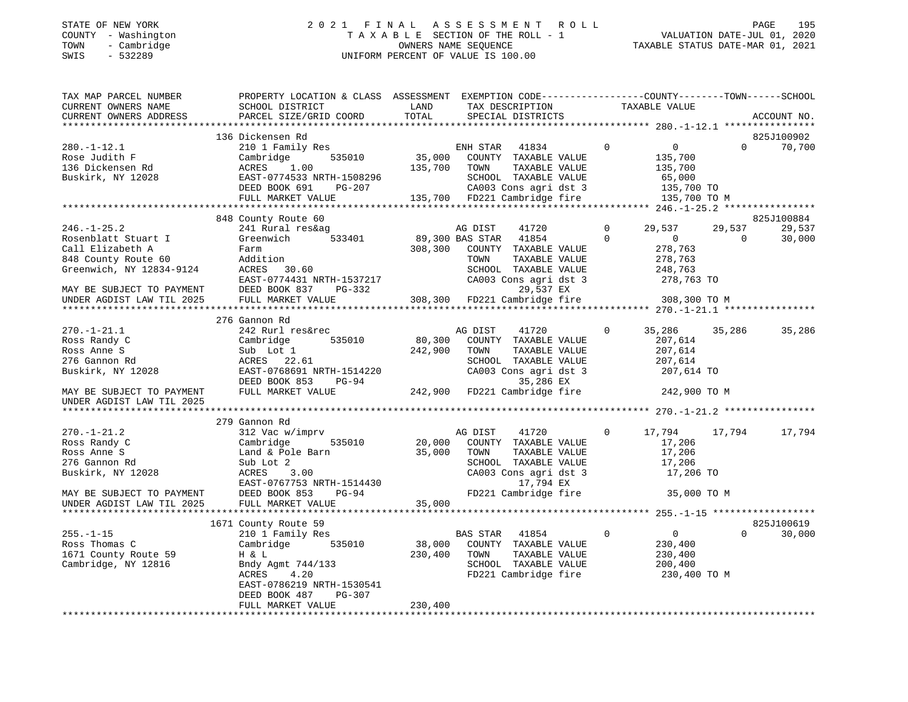STATE OF NEW YORK  
COUNTY - Washington  
TOWN - Cambridge  
SWIS - 532289

# 2021 FINAL ASSESSMENT ROLL
TAXABLE SECTION OF THE ROLL - 1  
OWNERS NAME SEQUENCE  
UNIFORM PERCENT OF VALUE IS 100.00

VALUATION DATE-JUL 01, 2020  
TAXABLE STATUS DATE-MAR 01, 2021

```
TAX MAP PARCEL NUMBER          PROPERTY LOCATION & CLASS  ASSESSMENT  EXEMPTION CODE------------------COUNTY--------TOWN------SCHOOL
CURRENT OWNERS NAME            SCHOOL DISTRICT               LAND      TAX DESCRIPTION             TAXABLE VALUE
CURRENT OWNERS ADDRESS         PARCEL SIZE/GRID COORD        TOTAL     SPECIAL DISTRICTS                                      ACCOUNT NO.
****************************************************************************************************** 280.-1-12.1 ****************
                               136 Dickensen Rd                                                                              825J100902
280.-1-12.1                    210 1 Family Res                  ENH STAR  41834         0             0             0      70,700
Rose Judith F                  Cambridge       535010    35,000   COUNTY  TAXABLE VALUE           135,700
136 Dickensen Rd               ACRES     1.00           135,700   TOWN    TAXABLE VALUE           135,700
Buskirk, NY 12028              EAST-0774533 NRTH-1508296          SCHOOL  TAXABLE VALUE            65,000
                               DEED BOOK 691     PG-207           CA003 Cons agri dst 3           135,700 TO
                               FULL MARKET VALUE        135,700   FD221 Cambridge fire            135,700 TO M
****************************************************************************************************** 246.-1-25.2 ****************
                               848 County Route 60                                                                           825J100884
246.-1-25.2                    241 Rural res&ag                  AG DIST   41720         0        29,537        29,537      29,537
Rosenblatt Stuart I            Greenwich       533401    89,300 BAS STAR  41854         0             0             0      30,000
Call Elizabeth A               Farm                     308,300   COUNTY  TAXABLE VALUE           278,763
848 County Route 60            Addition                           TOWN    TAXABLE VALUE           278,763
Greenwich, NY 12834-9124       ACRES    30.60                     SCHOOL  TAXABLE VALUE           248,763
                               EAST-0774431 NRTH-1537217          CA003 Cons agri dst 3           278,763 TO
MAY BE SUBJECT TO PAYMENT      DEED BOOK 837     PG-332                    29,537 EX
UNDER AGDIST LAW TIL 2025      FULL MARKET VALUE        308,300   FD221 Cambridge fire            308,300 TO M
****************************************************************************************************** 270.-1-21.1 ****************
                               276 Gannon Rd
270.-1-21.1                    242 Rurl res&rec                  AG DIST   41720         0        35,286        35,286      35,286
Ross Randy C                   Cambridge       535010    80,300   COUNTY  TAXABLE VALUE           207,614
Ross Anne S                    Sub Lot 1                242,900   TOWN    TAXABLE VALUE           207,614
276 Gannon Rd                  ACRES    22.61                     SCHOOL  TAXABLE VALUE           207,614
Buskirk, NY 12028              EAST-0768691 NRTH-1514220          CA003 Cons agri dst 3           207,614 TO
                               DEED BOOK 853     PG-94                     35,286 EX
MAY BE SUBJECT TO PAYMENT      FULL MARKET VALUE        242,900   FD221 Cambridge fire            242,900 TO M
UNDER AGDIST LAW TIL 2025
****************************************************************************************************** 270.-1-21.2 ****************
                               279 Gannon Rd
270.-1-21.2                    312 Vac w/imprv                   AG DIST   41720         0        17,794        17,794      17,794
Ross Randy C                   Cambridge       535010    20,000   COUNTY  TAXABLE VALUE            17,206
Ross Anne S                    Land & Pole Barn          35,000   TOWN    TAXABLE VALUE            17,206
276 Gannon Rd                  Sub Lot 2                          SCHOOL  TAXABLE VALUE            17,206
Buskirk, NY 12028              ACRES     3.00                     CA003 Cons agri dst 3            17,206 TO
                               EAST-0767753 NRTH-1514430                   17,794 EX
MAY BE SUBJECT TO PAYMENT      DEED BOOK 853     PG-94            FD221 Cambridge fire             35,000 TO M
UNDER AGDIST LAW TIL 2025      FULL MARKET VALUE         35,000
****************************************************************************************************** 255.-1-15 ******************
                               1671 County Route 59                                                                          825J100619
255.-1-15                      210 1 Family Res                  BAS STAR  41854         0             0             0      30,000
Ross Thomas C                  Cambridge       535010    38,000   COUNTY  TAXABLE VALUE           230,400
1671 County Route 59           H & L                    230,400   TOWN    TAXABLE VALUE           230,400
Cambridge, NY 12816            Bndy Agmt 744/133                  SCHOOL  TAXABLE VALUE           200,400
                               ACRES     4.20                     FD221 Cambridge fire            230,400 TO M
                               EAST-0786219 NRTH-1530541
                               DEED BOOK 487     PG-307
                               FULL MARKET VALUE        230,400
************************************************************************************************************************************
```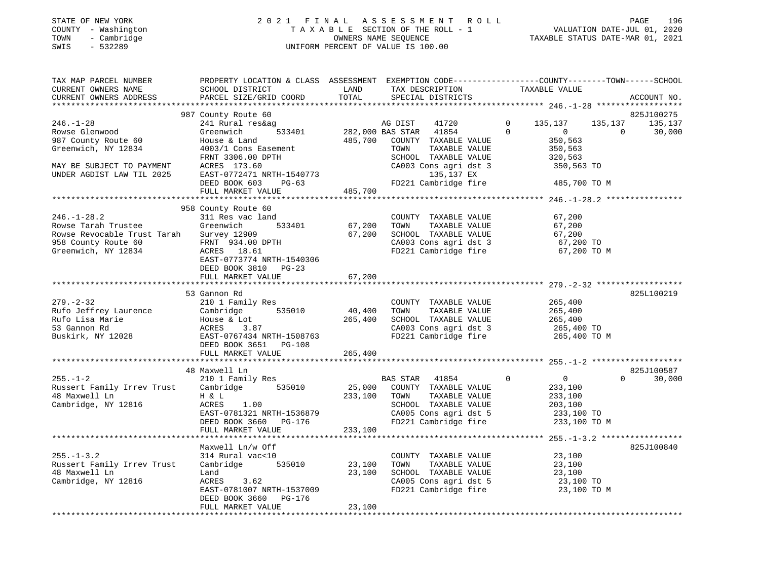STATE OF NEW YORK
COUNTY - Washington
TOWN - Cambridge
SWIS - 532289

2021 FINAL ASSESSMENT ROLL
TAXABLE SECTION OF THE ROLL - 1
OWNERS NAME SEQUENCE
UNIFORM PERCENT OF VALUE IS 100.00

VALUATION DATE-JUL 01, 2020
TAXABLE STATUS DATE-MAR 01, 2021

| TAX MAP PARCEL NUMBER / CURRENT OWNERS NAME / CURRENT OWNERS ADDRESS | PROPERTY LOCATION & CLASS / SCHOOL DISTRICT / PARCEL SIZE/GRID COORD | ASSESSMENT LAND | TOTAL | EXEMPTION CODE / TAX DESCRIPTION / SPECIAL DISTRICTS | COUNTY TAXABLE VALUE | TOWN | SCHOOL | ACCOUNT NO. |
|---|---|---|---|---|---|---|---|---|
| 246.-1-28 | 987 County Route 60 | | | | | | | 825J100275 |
| | 241 Rural res&ag | | | AG DIST 41720 0 | 135,137 | 135,137 | 135,137 | |
| Rowse Glenwood | Greenwich 533401 | 282,000 | | BAS STAR 41854 0 | 0 | 0 | 30,000 | |
| 987 County Route 60 | House & Land | | 485,700 | COUNTY TAXABLE VALUE | 350,563 | | | |
| Greenwich, NY 12834 | 4003/1 Cons Easement | | | TOWN TAXABLE VALUE | 350,563 | | | |
| | FRNT 3306.00 DPTH | | | SCHOOL TAXABLE VALUE | 320,563 | | | |
| MAY BE SUBJECT TO PAYMENT | ACRES 173.60 | | | CA003 Cons agri dst 3 | 350,563 TO | | | |
| UNDER AGDIST LAW TIL 2025 | EAST-0772471 NRTH-1540773 | | | 135,137 EX | | | | |
| | DEED BOOK 603 PG-63 | | | FD221 Cambridge fire | 485,700 TO M | | | |
| | FULL MARKET VALUE | | 485,700 | | | | | |
| 246.-1-28.2 | 958 County Route 60 | | | | | | | |
| | 311 Res vac land | | | COUNTY TAXABLE VALUE | 67,200 | | | |
| Rowse Tarah Trustee | Greenwich 533401 | 67,200 | | TOWN TAXABLE VALUE | 67,200 | | | |
| Rowse Revocable Trust Tarah | Survey 12909 | | 67,200 | SCHOOL TAXABLE VALUE | 67,200 | | | |
| 958 County Route 60 | FRNT 934.00 DPTH | | | CA003 Cons agri dst 3 | 67,200 TO | | | |
| Greenwich, NY 12834 | ACRES 18.61 | | | FD221 Cambridge fire | 67,200 TO M | | | |
| | EAST-0773774 NRTH-1540306 | | | | | | | |
| | DEED BOOK 3810 PG-23 | | | | | | | |
| | FULL MARKET VALUE | | 67,200 | | | | | |
| 279.-2-32 | 53 Gannon Rd | | | | | | | 825L100219 |
| | 210 1 Family Res | | | COUNTY TAXABLE VALUE | 265,400 | | | |
| Rufo Jeffrey Laurence | Cambridge 535010 | 40,400 | | TOWN TAXABLE VALUE | 265,400 | | | |
| Rufo Lisa Marie | House & Lot | | 265,400 | SCHOOL TAXABLE VALUE | 265,400 | | | |
| 53 Gannon Rd | ACRES 3.87 | | | CA003 Cons agri dst 3 | 265,400 TO | | | |
| Buskirk, NY 12028 | EAST-0767434 NRTH-1508763 | | | FD221 Cambridge fire | 265,400 TO M | | | |
| | DEED BOOK 3651 PG-108 | | | | | | | |
| | FULL MARKET VALUE | | 265,400 | | | | | |
| 255.-1-2 | 48 Maxwell Ln | | | | | | | 825J100587 |
| | 210 1 Family Res | | | BAS STAR 41854 0 | 0 | 0 | 30,000 | |
| Russert Family Irrev Trust | Cambridge 535010 | 25,000 | | COUNTY TAXABLE VALUE | 233,100 | | | |
| 48 Maxwell Ln | H & L | | 233,100 | TOWN TAXABLE VALUE | 233,100 | | | |
| Cambridge, NY 12816 | ACRES 1.00 | | | SCHOOL TAXABLE VALUE | 203,100 | | | |
| | EAST-0781321 NRTH-1536879 | | | CA005 Cons agri dst 5 | 233,100 TO | | | |
| | DEED BOOK 3660 PG-176 | | | FD221 Cambridge fire | 233,100 TO M | | | |
| | FULL MARKET VALUE | | 233,100 | | | | | |
| 255.-1-3.2 | Maxwell Ln/w Off | | | | | | | 825J100840 |
| | 314 Rural vac<10 | | | COUNTY TAXABLE VALUE | 23,100 | | | |
| Russert Family Irrev Trust | Cambridge 535010 | 23,100 | | TOWN TAXABLE VALUE | 23,100 | | | |
| 48 Maxwell Ln | Land | | 23,100 | SCHOOL TAXABLE VALUE | 23,100 | | | |
| Cambridge, NY 12816 | ACRES 3.62 | | | CA005 Cons agri dst 5 | 23,100 TO | | | |
| | EAST-0781007 NRTH-1537009 | | | FD221 Cambridge fire | 23,100 TO M | | | |
| | DEED BOOK 3660 PG-176 | | | | | | | |
| | FULL MARKET VALUE | | 23,100 | | | | | |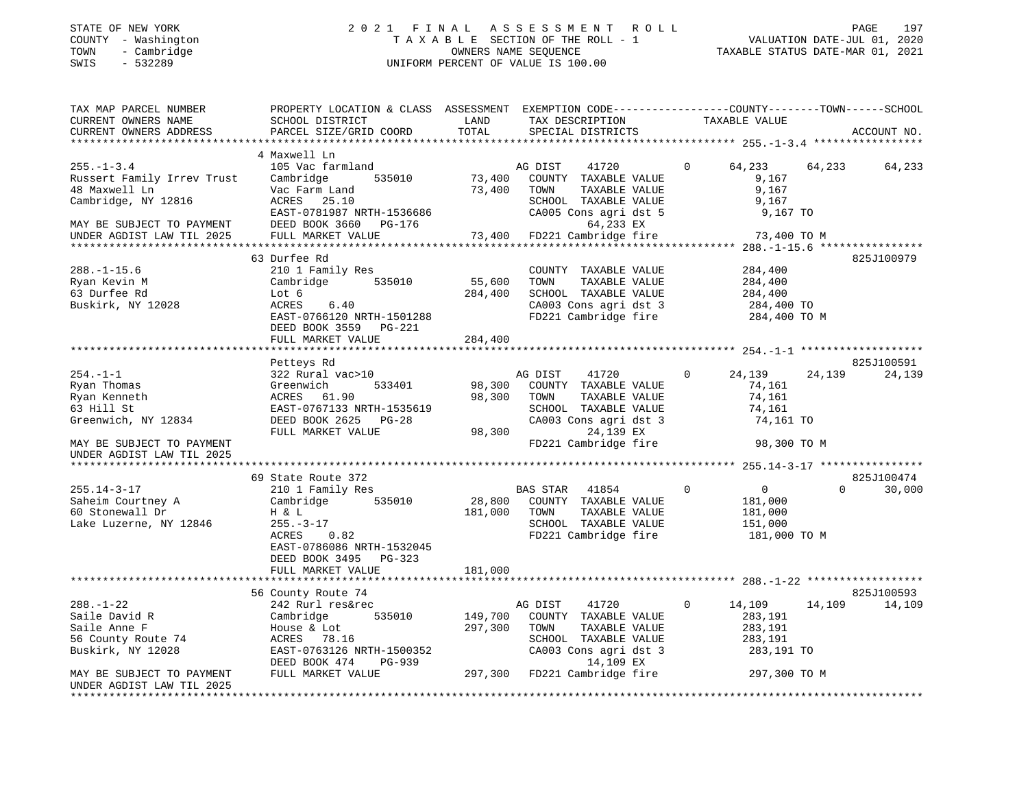STATE OF NEW YORK                2 0 2 1   F I N A L   A S S E S S M E N T   R O L L
COUNTY - Washington              T A X A B L E  SECTION OF THE ROLL - 1          VALUATION DATE-JUL 01, 2020
TOWN   - Cambridge               OWNERS NAME SEQUENCE                            TAXABLE STATUS DATE-MAR 01, 2021
SWIS   - 532289                  UNIFORM PERCENT OF VALUE IS 100.00

```
TAX MAP PARCEL NUMBER          PROPERTY LOCATION & CLASS  ASSESSMENT  EXEMPTION CODE------------------COUNTY--------TOWN------SCHOOL
CURRENT OWNERS NAME            SCHOOL DISTRICT             LAND       TAX DESCRIPTION              TAXABLE VALUE
CURRENT OWNERS ADDRESS         PARCEL SIZE/GRID COORD      TOTAL      SPECIAL DISTRICTS                                    ACCOUNT NO.
*********************************************************************************************** 255.-1-3.4 *****************
                               4 Maxwell Ln
255.-1-3.4                     105 Vac farmland                        AG DIST      41720       0      64,233     64,233     64,233
Russert Family Irrev Trust     Cambridge        535010      73,400     COUNTY  TAXABLE VALUE            9,167
48 Maxwell Ln                  Vac Farm Land                73,400     TOWN    TAXABLE VALUE            9,167
Cambridge, NY 12816            ACRES   25.10                           SCHOOL  TAXABLE VALUE            9,167
                               EAST-0781987 NRTH-1536686               CA005 Cons agri dst 5            9,167 TO
MAY BE SUBJECT TO PAYMENT      DEED BOOK 3660   PG-176                          64,233 EX
UNDER AGDIST LAW TIL 2025      FULL MARKET VALUE            73,400     FD221 Cambridge fire            73,400 TO M
*********************************************************************************************** 288.-1-15.6 ****************
                               63 Durfee Rd                                                                        825J100979
288.-1-15.6                    210 1 Family Res                        COUNTY  TAXABLE VALUE          284,400
Ryan Kevin M                   Cambridge        535010      55,600     TOWN    TAXABLE VALUE          284,400
63 Durfee Rd                   Lot 6                       284,400     SCHOOL  TAXABLE VALUE          284,400
Buskirk, NY 12028              ACRES    6.40                           CA003 Cons agri dst 3          284,400 TO
                               EAST-0766120 NRTH-1501288               FD221 Cambridge fire           284,400 TO M
                               DEED BOOK 3559   PG-221
                               FULL MARKET VALUE           284,400
*********************************************************************************************** 254.-1-1 *******************
                               Petteys Rd                                                                          825J100591
254.-1-1                       322 Rural vac>10                        AG DIST      41720       0      24,139     24,139     24,139
Ryan Thomas                    Greenwich        533401      98,300     COUNTY  TAXABLE VALUE           74,161
Ryan Kenneth                   ACRES   61.90                98,300     TOWN    TAXABLE VALUE           74,161
63 Hill St                     EAST-0767133 NRTH-1535619               SCHOOL  TAXABLE VALUE           74,161
Greenwich, NY 12834            DEED BOOK 2625   PG-28                  CA003 Cons agri dst 3           74,161 TO
                               FULL MARKET VALUE            98,300              24,139 EX
MAY BE SUBJECT TO PAYMENT                                              FD221 Cambridge fire            98,300 TO M
UNDER AGDIST LAW TIL 2025
*********************************************************************************************** 255.14-3-17 ****************
                               69 State Route 372                                                                  825J100474
255.14-3-17                    210 1 Family Res                        BAS STAR     41854       0           0          0     30,000
Saheim Courtney A              Cambridge        535010      28,800     COUNTY  TAXABLE VALUE          181,000
60 Stonewall Dr                H & L                       181,000     TOWN    TAXABLE VALUE          181,000
Lake Luzerne, NY 12846         255.-3-17                               SCHOOL  TAXABLE VALUE          151,000
                               ACRES    0.82                           FD221 Cambridge fire           181,000 TO M
                               EAST-0786086 NRTH-1532045
                               DEED BOOK 3495   PG-323
                               FULL MARKET VALUE           181,000
*********************************************************************************************** 288.-1-22 ******************
                               56 County Route 74                                                                  825J100593
288.-1-22                      242 Rurl res&rec                        AG DIST      41720       0      14,109     14,109     14,109
Saile David R                  Cambridge        535010     149,700     COUNTY  TAXABLE VALUE          283,191
Saile Anne F                   House & Lot                 297,300     TOWN    TAXABLE VALUE          283,191
56 County Route 74             ACRES   78.16                           SCHOOL  TAXABLE VALUE          283,191
Buskirk, NY 12028              EAST-0763126 NRTH-1500352               CA003 Cons agri dst 3          283,191 TO
                               DEED BOOK 474    PG-939                          14,109 EX
MAY BE SUBJECT TO PAYMENT      FULL MARKET VALUE           297,300     FD221 Cambridge fire           297,300 TO M
UNDER AGDIST LAW TIL 2025
****************************************************************************************************************************
```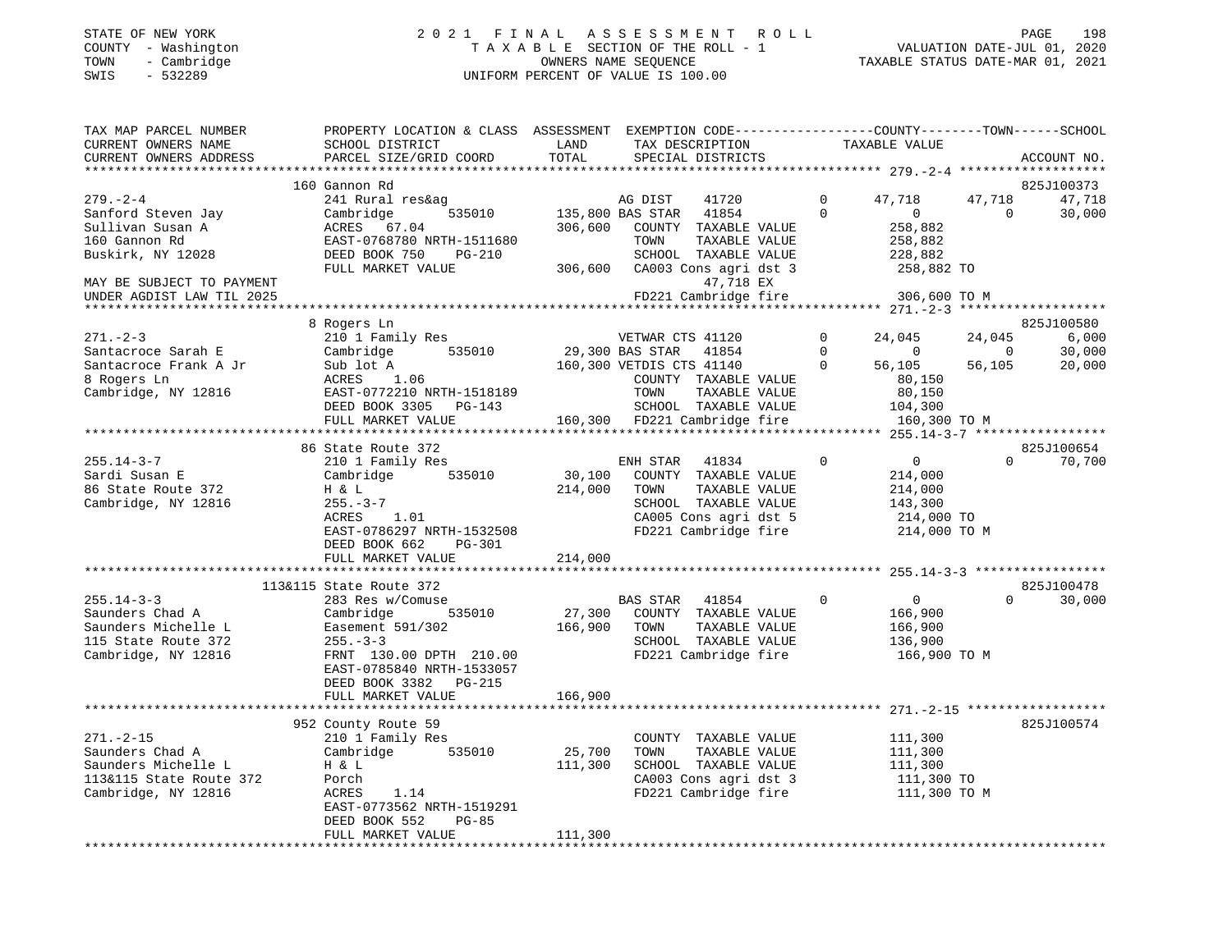STATE OF NEW YORK
COUNTY - Washington
TOWN - Cambridge
SWIS - 532289

2 0 2 1 F I N A L A S S E S S M E N T R O L L
T A X A B L E SECTION OF THE ROLL - 1
OWNERS NAME SEQUENCE
UNIFORM PERCENT OF VALUE IS 100.00

VALUATION DATE-JUL 01, 2020
TAXABLE STATUS DATE-MAR 01, 2021

```
TAX MAP PARCEL NUMBER     PROPERTY LOCATION & CLASS  ASSESSMENT  EXEMPTION CODE-----------------COUNTY--------TOWN------SCHOOL
CURRENT OWNERS NAME       SCHOOL DISTRICT               LAND      TAX DESCRIPTION                TAXABLE VALUE
CURRENT OWNERS ADDRESS    PARCEL SIZE/GRID COORD        TOTAL     SPECIAL DISTRICTS                                     ACCOUNT NO.
******************************************************************************************************* 279.-2-4 *******************
                    160 Gannon Rd                                                                                       825J100373
279.-2-4                  241 Rural res&ag                     AG DIST    41720          0      47,718     47,718      47,718
Sanford Steven Jay        Cambridge      535010       135,800 BAS STAR   41854          0           0          0      30,000
Sullivan Susan A          ACRES   67.04                306,600   COUNTY  TAXABLE VALUE         258,882
160 Gannon Rd             EAST-0768780 NRTH-1511680              TOWN    TAXABLE VALUE         258,882
Buskirk, NY 12028         DEED BOOK 750    PG-210                SCHOOL  TAXABLE VALUE         228,882
                          FULL MARKET VALUE            306,600   CA003 Cons agri dst 3         258,882 TO
MAY BE SUBJECT TO PAYMENT                                              47,718 EX
UNDER AGDIST LAW TIL 2025                                        FD221 Cambridge fire          306,600 TO M
******************************************************************************************************* 271.-2-3 *******************
                    8 Rogers Ln                                                                                         825J100580
271.-2-3                  210 1 Family Res                     VETWAR CTS 41120          0      24,045     24,045       6,000
Santacroce Sarah E        Cambridge      535010        29,300 BAS STAR   41854          0           0          0      30,000
Santacroce Frank A Jr     Sub lot A                    160,300 VETDIS CTS 41140          0      56,105     56,105      20,000
8 Rogers Ln               ACRES    1.06                          COUNTY  TAXABLE VALUE          80,150
Cambridge, NY 12816       EAST-0772210 NRTH-1518189              TOWN    TAXABLE VALUE          80,150
                          DEED BOOK 3305   PG-143                SCHOOL  TAXABLE VALUE         104,300
                          FULL MARKET VALUE            160,300   FD221 Cambridge fire          160,300 TO M
******************************************************************************************************* 255.14-3-7 *****************
                    86 State Route 372                                                                                  825J100654
255.14-3-7                210 1 Family Res                     ENH STAR   41834          0           0          0      70,700
Sardi Susan E             Cambridge      535010        30,100   COUNTY  TAXABLE VALUE         214,000
86 State Route 372        H & L                        214,000   TOWN    TAXABLE VALUE         214,000
Cambridge, NY 12816       255.-3-7                               SCHOOL  TAXABLE VALUE         143,300
                          ACRES    1.01                          CA005 Cons agri dst 5         214,000 TO
                          EAST-0786297 NRTH-1532508              FD221 Cambridge fire          214,000 TO M
                          DEED BOOK 662    PG-301
                          FULL MARKET VALUE            214,000
******************************************************************************************************* 255.14-3-3 *****************
                    113&115 State Route 372                                                                             825J100478
255.14-3-3                283 Res w/Comuse                     BAS STAR   41854          0           0          0      30,000
Saunders Chad A           Cambridge      535010        27,300   COUNTY  TAXABLE VALUE         166,900
Saunders Michelle L       Easement 591/302             166,900   TOWN    TAXABLE VALUE         166,900
115 State Route 372       255.-3-3                               SCHOOL  TAXABLE VALUE         136,900
Cambridge, NY 12816       FRNT 130.00 DPTH 210.00                FD221 Cambridge fire          166,900 TO M
                          EAST-0785840 NRTH-1533057
                          DEED BOOK 3382   PG-215
                          FULL MARKET VALUE            166,900
******************************************************************************************************* 271.-2-15 ******************
                    952 County Route 59                                                                                 825J100574
271.-2-15                 210 1 Family Res                       COUNTY  TAXABLE VALUE         111,300
Saunders Chad A           Cambridge      535010        25,700   TOWN    TAXABLE VALUE         111,300
Saunders Michelle L       H & L                        111,300   SCHOOL  TAXABLE VALUE         111,300
113&115 State Route 372   Porch                                  CA003 Cons agri dst 3         111,300 TO
Cambridge, NY 12816       ACRES    1.14                          FD221 Cambridge fire          111,300 TO M
                          EAST-0773562 NRTH-1519291
                          DEED BOOK 552    PG-85
                          FULL MARKET VALUE            111,300
************************************************************************************************************************************
```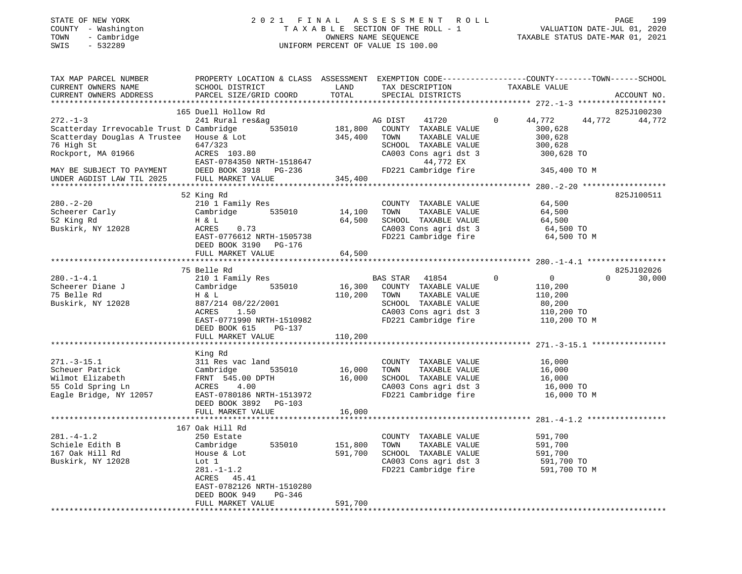STATE OF NEW YORK
COUNTY - Washington
TOWN - Cambridge
SWIS - 532289

2021 FINAL ASSESSMENT ROLL
TAXABLE SECTION OF THE ROLL - 1
OWNERS NAME SEQUENCE
UNIFORM PERCENT OF VALUE IS 100.00

VALUATION DATE-JUL 01, 2020
TAXABLE STATUS DATE-MAR 01, 2021

| TAX MAP PARCEL NUMBER / CURRENT OWNERS NAME / CURRENT OWNERS ADDRESS | PROPERTY LOCATION & CLASS / SCHOOL DISTRICT / PARCEL SIZE/GRID COORD | ASSESSMENT LAND / TOTAL | EXEMPTION CODE / TAX DESCRIPTION / SPECIAL DISTRICTS | COUNTY | TOWN | SCHOOL / ACCOUNT NO. |
|---|---|---|---|---|---|---|
| 272.-1-3 | 165 Duell Hollow Rd | | | | | 825J100230 |
| Scatterday Irrevocable Trust D | 241 Rural res&ag; Cambridge 535010 | 181,800 | AG DIST 41720 | 44,772 | 44,772 | 44,772 |
| Scatterday Douglas A Trustee | House & Lot | 345,400 | COUNTY TAXABLE VALUE | 300,628 | | |
| 76 High St | 647/323 | | TOWN TAXABLE VALUE | | 300,628 | |
| Rockport, MA 01966 | ACRES 103.80 | | SCHOOL TAXABLE VALUE | | | 300,628 |
| | EAST-0784350 NRTH-1518647 | | CA003 Cons agri dst 3 | 300,628 TO | | |
| MAY BE SUBJECT TO PAYMENT | DEED BOOK 3918 PG-236 | | 44,772 EX | | | |
| UNDER AGDIST LAW TIL 2025 | FULL MARKET VALUE | 345,400 | FD221 Cambridge fire | 345,400 TO M | | |
| 280.-2-20 | 52 King Rd | | | | | 825J100511 |
| Scheerer Carly | 210 1 Family Res; Cambridge 535010 | 14,100 | COUNTY TAXABLE VALUE | 64,500 | | |
| 52 King Rd | H & L | 64,500 | TOWN TAXABLE VALUE | | 64,500 | |
| Buskirk, NY 12028 | ACRES 0.73 | | SCHOOL TAXABLE VALUE | | | 64,500 |
| | EAST-0776612 NRTH-1505738 | | CA003 Cons agri dst 3 | 64,500 TO | | |
| | DEED BOOK 3190 PG-176 | | FD221 Cambridge fire | 64,500 TO M | | |
| | FULL MARKET VALUE | 64,500 | | | | |
| 280.-1-4.1 | 75 Belle Rd | | | | | 825J102026 |
| Scheerer Diane J | 210 1 Family Res; Cambridge 535010 | 16,300 | BAS STAR 41854 | 0 | 0 | 30,000 |
| 75 Belle Rd | H & L | 110,200 | COUNTY TAXABLE VALUE | 110,200 | | |
| Buskirk, NY 12028 | 887/214 08/22/2001 | | TOWN TAXABLE VALUE | | 110,200 | |
| | ACRES 1.50 | | SCHOOL TAXABLE VALUE | | | 80,200 |
| | EAST-0771990 NRTH-1510982 | | CA003 Cons agri dst 3 | 110,200 TO | | |
| | DEED BOOK 615 PG-137 | | FD221 Cambridge fire | 110,200 TO M | | |
| | FULL MARKET VALUE | 110,200 | | | | |
| 271.-3-15.1 | King Rd | | | | | |
| Scheuer Patrick | 311 Res vac land; Cambridge 535010 | 16,000 | COUNTY TAXABLE VALUE | 16,000 | | |
| Wilmot Elizabeth | FRNT 545.00 DPTH | 16,000 | TOWN TAXABLE VALUE | | 16,000 | |
| 55 Cold Spring Ln | ACRES 4.00 | | SCHOOL TAXABLE VALUE | | | 16,000 |
| Eagle Bridge, NY 12057 | EAST-0780186 NRTH-1513972 | | CA003 Cons agri dst 3 | 16,000 TO | | |
| | DEED BOOK 3892 PG-103 | | FD221 Cambridge fire | 16,000 TO M | | |
| | FULL MARKET VALUE | 16,000 | | | | |
| 281.-4-1.2 | 167 Oak Hill Rd | | | | | |
| Schiele Edith B | 250 Estate; Cambridge 535010 | 151,800 | COUNTY TAXABLE VALUE | 591,700 | | |
| 167 Oak Hill Rd | House & Lot | 591,700 | TOWN TAXABLE VALUE | | 591,700 | |
| Buskirk, NY 12028 | Lot 1 | | SCHOOL TAXABLE VALUE | | | 591,700 |
| | 281.-1-1.2 | | CA003 Cons agri dst 3 | 591,700 TO | | |
| | ACRES 45.41 | | FD221 Cambridge fire | 591,700 TO M | | |
| | EAST-0782126 NRTH-1510280 | | | | | |
| | DEED BOOK 949 PG-346 | | | | | |
| | FULL MARKET VALUE | 591,700 | | | | |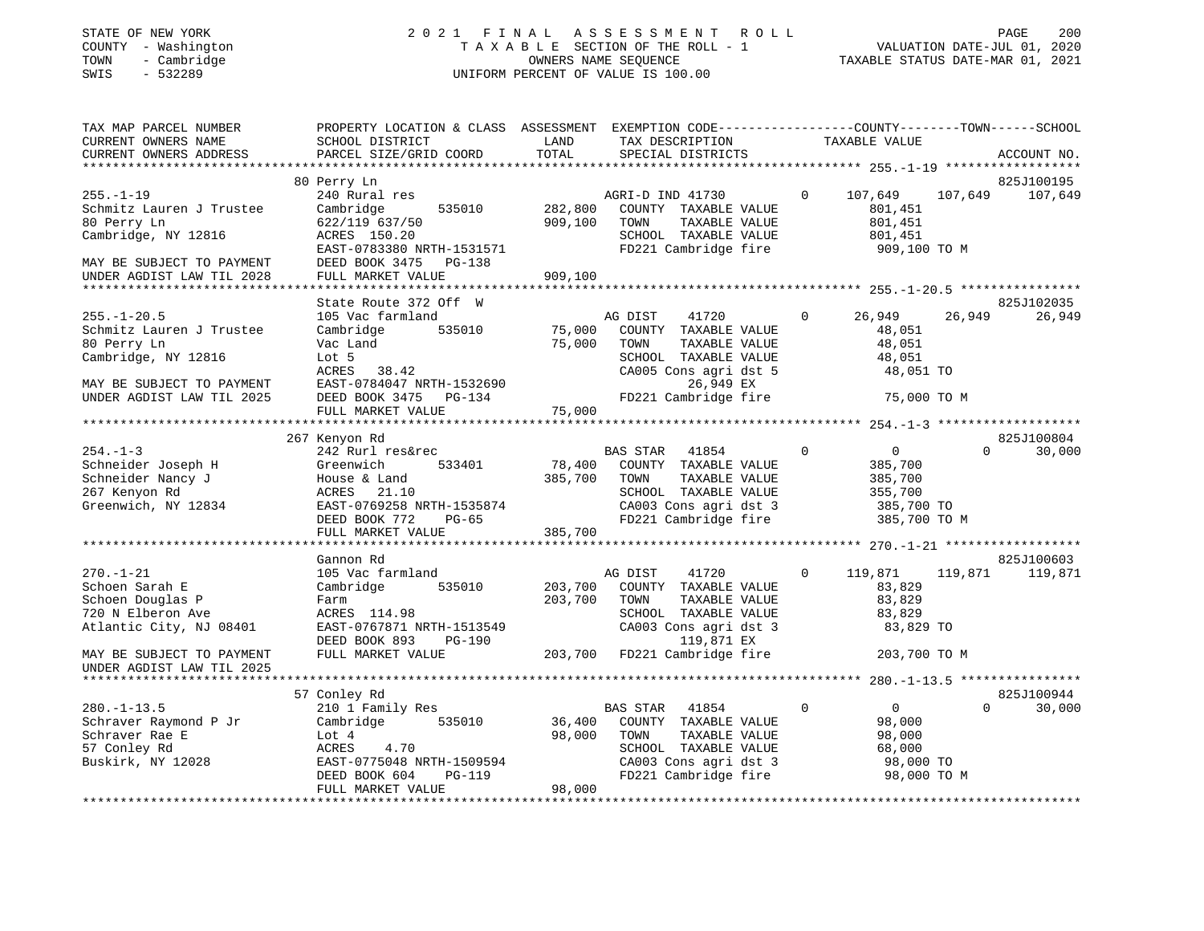STATE OF NEW YORK
COUNTY - Washington
TOWN - Cambridge
SWIS - 532289

2021 FINAL ASSESSMENT ROLL
TAXABLE SECTION OF THE ROLL - 1
OWNERS NAME SEQUENCE
UNIFORM PERCENT OF VALUE IS 100.00

VALUATION DATE-JUL 01, 2020
TAXABLE STATUS DATE-MAR 01, 2021

| TAX MAP PARCEL NUMBER / CURRENT OWNERS NAME / CURRENT OWNERS ADDRESS | PROPERTY LOCATION & CLASS / SCHOOL DISTRICT / PARCEL SIZE/GRID COORD | ASSESSMENT LAND | TOTAL | EXEMPTION CODE / TAX DESCRIPTION / SPECIAL DISTRICTS | COUNTY TAXABLE VALUE | TOWN | SCHOOL | ACCOUNT NO. |
|---|---|---|---|---|---|---|---|---|
| **255.-1-19** | 80 Perry Ln | | | | | | | 825J100195 |
| 255.-1-19 | 240 Rural res | | | AGRI-D IND 41730 0 | 107,649 | 107,649 | 107,649 | |
| Schmitz Lauren J Trustee | Cambridge 535010 | 282,800 | | COUNTY TAXABLE VALUE | 801,451 | | | |
| 80 Perry Ln | 622/119 637/50 | | 909,100 | TOWN TAXABLE VALUE | 801,451 | | | |
| Cambridge, NY 12816 | ACRES 150.20 | | | SCHOOL TAXABLE VALUE | 801,451 | | | |
| | EAST-0783380 NRTH-1531571 | | | FD221 Cambridge fire | 909,100 TO M | | | |
| MAY BE SUBJECT TO PAYMENT | DEED BOOK 3475 PG-138 | | | | | | | |
| UNDER AGDIST LAW TIL 2028 | FULL MARKET VALUE | | 909,100 | | | | | |
| **255.-1-20.5** | State Route 372 Off W | | | | | | | 825J102035 |
| 255.-1-20.5 | 105 Vac farmland | | | AG DIST 41720 0 | 26,949 | 26,949 | 26,949 | |
| Schmitz Lauren J Trustee | Cambridge 535010 | 75,000 | | COUNTY TAXABLE VALUE | 48,051 | | | |
| 80 Perry Ln | Vac Land | | 75,000 | TOWN TAXABLE VALUE | 48,051 | | | |
| Cambridge, NY 12816 | Lot 5 | | | SCHOOL TAXABLE VALUE | 48,051 | | | |
| | ACRES 38.42 | | | CA005 Cons agri dst 5 | 48,051 TO | | | |
| MAY BE SUBJECT TO PAYMENT | EAST-0784047 NRTH-1532690 | | | 26,949 EX | | | | |
| UNDER AGDIST LAW TIL 2025 | DEED BOOK 3475 PG-134 | | | FD221 Cambridge fire | 75,000 TO M | | | |
| | FULL MARKET VALUE | | 75,000 | | | | | |
| **254.-1-3** | 267 Kenyon Rd | | | | | | | 825J100804 |
| 254.-1-3 | 242 Rurl res&rec | | | BAS STAR 41854 0 | 0 | 0 | 30,000 | |
| Schneider Joseph H | Greenwich 533401 | 78,400 | | COUNTY TAXABLE VALUE | 385,700 | | | |
| Schneider Nancy J | House & Land | | 385,700 | TOWN TAXABLE VALUE | 385,700 | | | |
| 267 Kenyon Rd | ACRES 21.10 | | | SCHOOL TAXABLE VALUE | 355,700 | | | |
| Greenwich, NY 12834 | EAST-0769258 NRTH-1535874 | | | CA003 Cons agri dst 3 | 385,700 TO | | | |
| | DEED BOOK 772 PG-65 | | | FD221 Cambridge fire | 385,700 TO M | | | |
| | FULL MARKET VALUE | | 385,700 | | | | | |
| **270.-1-21** | Gannon Rd | | | | | | | 825J100603 |
| 270.-1-21 | 105 Vac farmland | | | AG DIST 41720 0 | 119,871 | 119,871 | 119,871 | |
| Schoen Sarah E | Cambridge 535010 | 203,700 | | COUNTY TAXABLE VALUE | 83,829 | | | |
| Schoen Douglas P | Farm | | 203,700 | TOWN TAXABLE VALUE | 83,829 | | | |
| 720 N Elberon Ave | ACRES 114.98 | | | SCHOOL TAXABLE VALUE | 83,829 | | | |
| Atlantic City, NJ 08401 | EAST-0767871 NRTH-1513549 | | | CA003 Cons agri dst 3 | 83,829 TO | | | |
| | DEED BOOK 893 PG-190 | | | 119,871 EX | | | | |
| MAY BE SUBJECT TO PAYMENT | FULL MARKET VALUE | | 203,700 | FD221 Cambridge fire | 203,700 TO M | | | |
| UNDER AGDIST LAW TIL 2025 | | | | | | | | |
| **280.-1-13.5** | 57 Conley Rd | | | | | | | 825J100944 |
| 280.-1-13.5 | 210 1 Family Res | | | BAS STAR 41854 0 | 0 | 0 | 30,000 | |
| Schraver Raymond P Jr | Cambridge 535010 | 36,400 | | COUNTY TAXABLE VALUE | 98,000 | | | |
| Schraver Rae E | Lot 4 | | 98,000 | TOWN TAXABLE VALUE | 98,000 | | | |
| 57 Conley Rd | ACRES 4.70 | | | SCHOOL TAXABLE VALUE | 68,000 | | | |
| Buskirk, NY 12028 | EAST-0775048 NRTH-1509594 | | | CA003 Cons agri dst 3 | 98,000 TO | | | |
| | DEED BOOK 604 PG-119 | | | FD221 Cambridge fire | 98,000 TO M | | | |
| | FULL MARKET VALUE | | 98,000 | | | | | |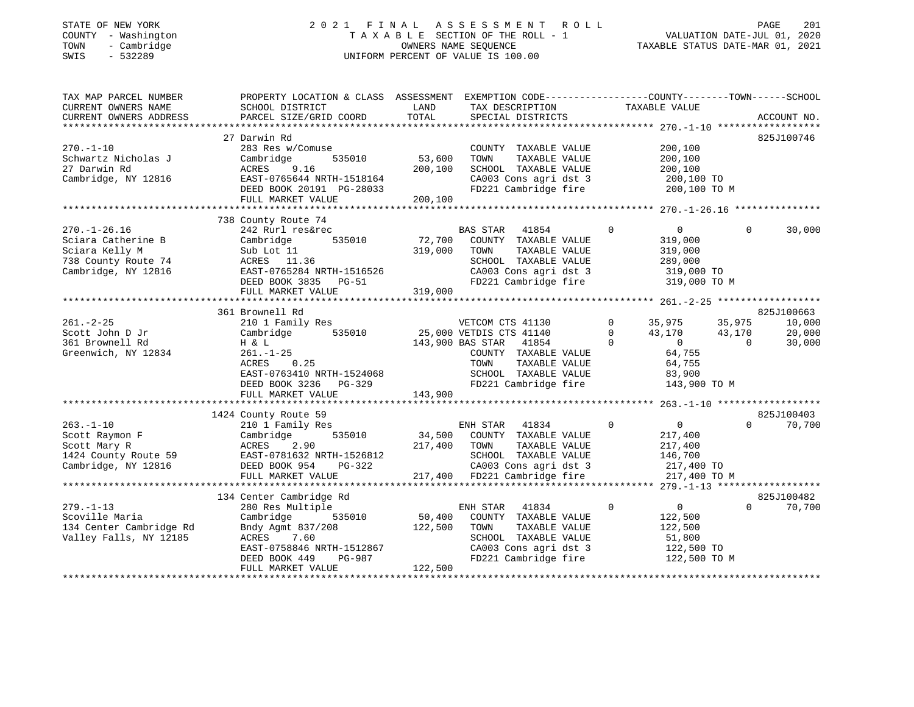STATE OF NEW YORK
COUNTY - Washington
TOWN - Cambridge
SWIS - 532289

# 2021 FINAL ASSESSMENT ROLL
TAXABLE SECTION OF THE ROLL - 1
OWNERS NAME SEQUENCE
UNIFORM PERCENT OF VALUE IS 100.00

VALUATION DATE-JUL 01, 2020
TAXABLE STATUS DATE-MAR 01, 2021

| TAX MAP PARCEL NUMBER / CURRENT OWNERS NAME / CURRENT OWNERS ADDRESS | PROPERTY LOCATION & CLASS / SCHOOL DISTRICT / PARCEL SIZE/GRID COORD | ASSESSMENT LAND / TOTAL | EXEMPTION CODE / TAX DESCRIPTION / SPECIAL DISTRICTS | COUNTY TAXABLE VALUE | TOWN | SCHOOL | ACCOUNT NO. |
|---|---|---|---|---|---|---|---|
| **270.-1-10** | 27 Darwin Rd | | | | | | 825J100746 |
| Schwartz Nicholas J | 283 Res w/Comuse | | COUNTY TAXABLE VALUE | 200,100 | | | |
| 27 Darwin Rd | Cambridge 535010 | 53,600 | TOWN TAXABLE VALUE | 200,100 | | | |
| Cambridge, NY 12816 | ACRES 9.16 | 200,100 | SCHOOL TAXABLE VALUE | 200,100 | | | |
| | EAST-0765644 NRTH-1518164 | | CA003 Cons agri dst 3 | 200,100 TO | | | |
| | DEED BOOK 20191 PG-28033 | | FD221 Cambridge fire | 200,100 TO M | | | |
| | FULL MARKET VALUE | 200,100 | | | | | |
| **270.-1-26.16** | 738 County Route 74 | | | | | | |
| Sciara Catherine B | 242 Rurl res&rec | | BAS STAR 41854 | 0 | 0 | 30,000 | |
| Sciara Kelly M | Cambridge 535010 | 72,700 | COUNTY TAXABLE VALUE | 319,000 | | | |
| 738 County Route 74 | Sub Lot 11 | 319,000 | TOWN TAXABLE VALUE | 319,000 | | | |
| Cambridge, NY 12816 | ACRES 11.36 | | SCHOOL TAXABLE VALUE | 289,000 | | | |
| | EAST-0765284 NRTH-1516526 | | CA003 Cons agri dst 3 | 319,000 TO | | | |
| | DEED BOOK 3835 PG-51 | | FD221 Cambridge fire | 319,000 TO M | | | |
| | FULL MARKET VALUE | 319,000 | | | | | |
| **261.-2-25** | 361 Brownell Rd | | | | | | 825J100663 |
| Scott John D Jr | 210 1 Family Res | | VETCOM CTS 41130 | 35,975 | 35,975 | 10,000 | |
| 361 Brownell Rd | Cambridge 535010 | 25,000 | VETDIS CTS 41140 | 43,170 | 43,170 | 20,000 | |
| Greenwich, NY 12834 | H & L | 143,900 | BAS STAR 41854 | 0 | 0 | 30,000 | |
| | 261.-1-25 | | COUNTY TAXABLE VALUE | 64,755 | | | |
| | ACRES 0.25 | | TOWN TAXABLE VALUE | 64,755 | | | |
| | EAST-0763410 NRTH-1524068 | | SCHOOL TAXABLE VALUE | 83,900 | | | |
| | DEED BOOK 3236 PG-329 | | FD221 Cambridge fire | 143,900 TO M | | | |
| | FULL MARKET VALUE | 143,900 | | | | | |
| **263.-1-10** | 1424 County Route 59 | | | | | | 825J100403 |
| Scott Raymon F | 210 1 Family Res | | ENH STAR 41834 | 0 | 0 | 70,700 | |
| Scott Mary R | Cambridge 535010 | 34,500 | COUNTY TAXABLE VALUE | 217,400 | | | |
| 1424 County Route 59 | ACRES 2.90 | 217,400 | TOWN TAXABLE VALUE | 217,400 | | | |
| Cambridge, NY 12816 | EAST-0781632 NRTH-1526812 | | SCHOOL TAXABLE VALUE | 146,700 | | | |
| | DEED BOOK 954 PG-322 | | CA003 Cons agri dst 3 | 217,400 TO | | | |
| | FULL MARKET VALUE | 217,400 | FD221 Cambridge fire | 217,400 TO M | | | |
| **279.-1-13** | 134 Center Cambridge Rd | | | | | | 825J100482 |
| Scoville Maria | 280 Res Multiple | | ENH STAR 41834 | 0 | 0 | 70,700 | |
| 134 Center Cambridge Rd | Cambridge 535010 | 50,400 | COUNTY TAXABLE VALUE | 122,500 | | | |
| Valley Falls, NY 12185 | Bndy Agmt 837/208 | 122,500 | TOWN TAXABLE VALUE | 122,500 | | | |
| | ACRES 7.60 | | SCHOOL TAXABLE VALUE | 51,800 | | | |
| | EAST-0758846 NRTH-1512867 | | CA003 Cons agri dst 3 | 122,500 TO | | | |
| | DEED BOOK 449 PG-987 | | FD221 Cambridge fire | 122,500 TO M | | | |
| | FULL MARKET VALUE | 122,500 | | | | | |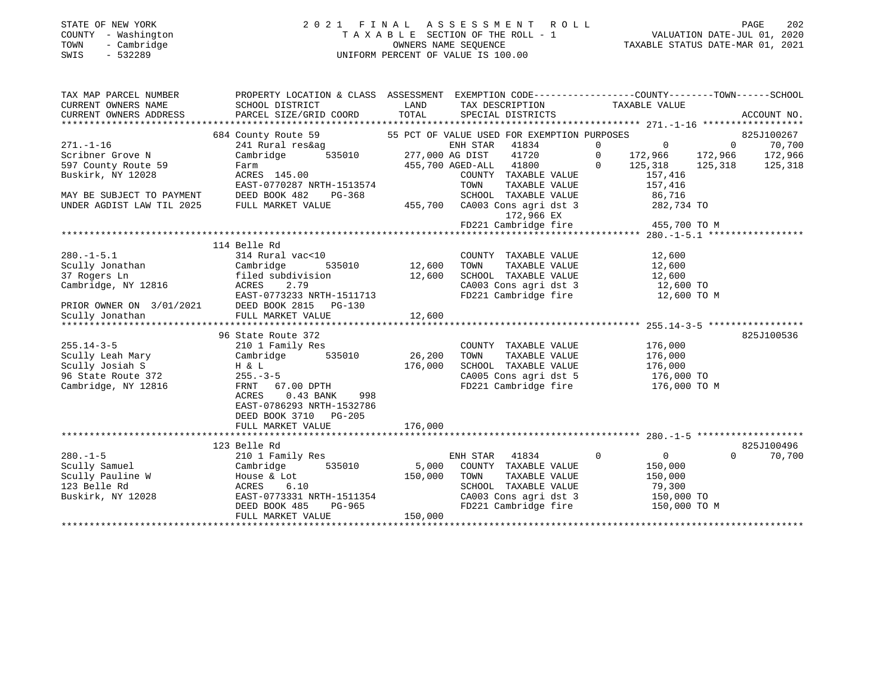STATE OF NEW YORK
COUNTY - Washington
TOWN - Cambridge
SWIS - 532289

2021 FINAL ASSESSMENT ROLL
TAXABLE SECTION OF THE ROLL - 1
OWNERS NAME SEQUENCE
UNIFORM PERCENT OF VALUE IS 100.00

VALUATION DATE-JUL 01, 2020
TAXABLE STATUS DATE-MAR 01, 2021

| TAX MAP PARCEL NUMBER / CURRENT OWNERS NAME / CURRENT OWNERS ADDRESS | PROPERTY LOCATION & CLASS / SCHOOL DISTRICT / PARCEL SIZE/GRID COORD | ASSESSMENT LAND / TOTAL | EXEMPTION CODE / TAX DESCRIPTION / SPECIAL DISTRICTS | COUNTY TAXABLE VALUE | TOWN | SCHOOL | ACCOUNT NO. |
|---|---|---|---|---|---|---|---|
| **271.-1-16** | 684 County Route 59 | | 55 PCT OF VALUE USED FOR EXEMPTION PURPOSES | | | | 825J100267 |
| Scribner Grove N | 241 Rural res&ag | | ENH STAR 41834 0 | 0 | 0 | 70,700 | |
| 597 County Route 59 | Cambridge 535010 | 277,000 | AG DIST 41720 0 | 172,966 | 172,966 | 172,966 | |
| Buskirk, NY 12028 | Farm | 455,700 | AGED-ALL 41800 0 | 125,318 | 125,318 | 125,318 | |
| | ACRES 145.00 | | COUNTY TAXABLE VALUE | 157,416 | | | |
| | EAST-0770287 NRTH-1513574 | | TOWN TAXABLE VALUE | 157,416 | | | |
| MAY BE SUBJECT TO PAYMENT | DEED BOOK 482 PG-368 | | SCHOOL TAXABLE VALUE | 86,716 | | | |
| UNDER AGDIST LAW TIL 2025 | FULL MARKET VALUE | 455,700 | CA003 Cons agri dst 3 | 282,734 TO | | | |
| | | | 172,966 EX | | | | |
| | | | FD221 Cambridge fire | 455,700 TO M | | | |
| **280.-1-5.1** | 114 Belle Rd | | | | | | |
| Scully Jonathan | 314 Rural vac<10 | | COUNTY TAXABLE VALUE | 12,600 | | | |
| 37 Rogers Ln | Cambridge 535010 | 12,600 | TOWN TAXABLE VALUE | 12,600 | | | |
| Cambridge, NY 12816 | filed subdivision | 12,600 | SCHOOL TAXABLE VALUE | 12,600 | | | |
| | ACRES 2.79 | | CA003 Cons agri dst 3 | 12,600 TO | | | |
| | EAST-0773233 NRTH-1511713 | | FD221 Cambridge fire | 12,600 TO M | | | |
| PRIOR OWNER ON 3/01/2021 | DEED BOOK 2815 PG-130 | | | | | | |
| Scully Jonathan | FULL MARKET VALUE | 12,600 | | | | | |
| **255.14-3-5** | 96 State Route 372 | | | | | | 825J100536 |
| Scully Leah Mary | 210 1 Family Res | | COUNTY TAXABLE VALUE | 176,000 | | | |
| Scully Josiah S | Cambridge 535010 | 26,200 | TOWN TAXABLE VALUE | 176,000 | | | |
| 96 State Route 372 | H & L | 176,000 | SCHOOL TAXABLE VALUE | 176,000 | | | |
| Cambridge, NY 12816 | 255.-3-5 | | CA005 Cons agri dst 5 | 176,000 TO | | | |
| | FRNT 67.00 DPTH | | FD221 Cambridge fire | 176,000 TO M | | | |
| | ACRES 0.43 BANK 998 | | | | | | |
| | EAST-0786293 NRTH-1532786 | | | | | | |
| | DEED BOOK 3710 PG-205 | | | | | | |
| | FULL MARKET VALUE | 176,000 | | | | | |
| **280.-1-5** | 123 Belle Rd | | | | | | 825J100496 |
| Scully Samuel | 210 1 Family Res | | ENH STAR 41834 0 | 0 | 0 | 70,700 | |
| Scully Pauline W | Cambridge 535010 | 5,000 | COUNTY TAXABLE VALUE | 150,000 | | | |
| 123 Belle Rd | House & Lot | 150,000 | TOWN TAXABLE VALUE | 150,000 | | | |
| Buskirk, NY 12028 | ACRES 6.10 | | SCHOOL TAXABLE VALUE | 79,300 | | | |
| | EAST-0773331 NRTH-1511354 | | CA003 Cons agri dst 3 | 150,000 TO | | | |
| | DEED BOOK 485 PG-965 | | FD221 Cambridge fire | 150,000 TO M | | | |
| | FULL MARKET VALUE | 150,000 | | | | | |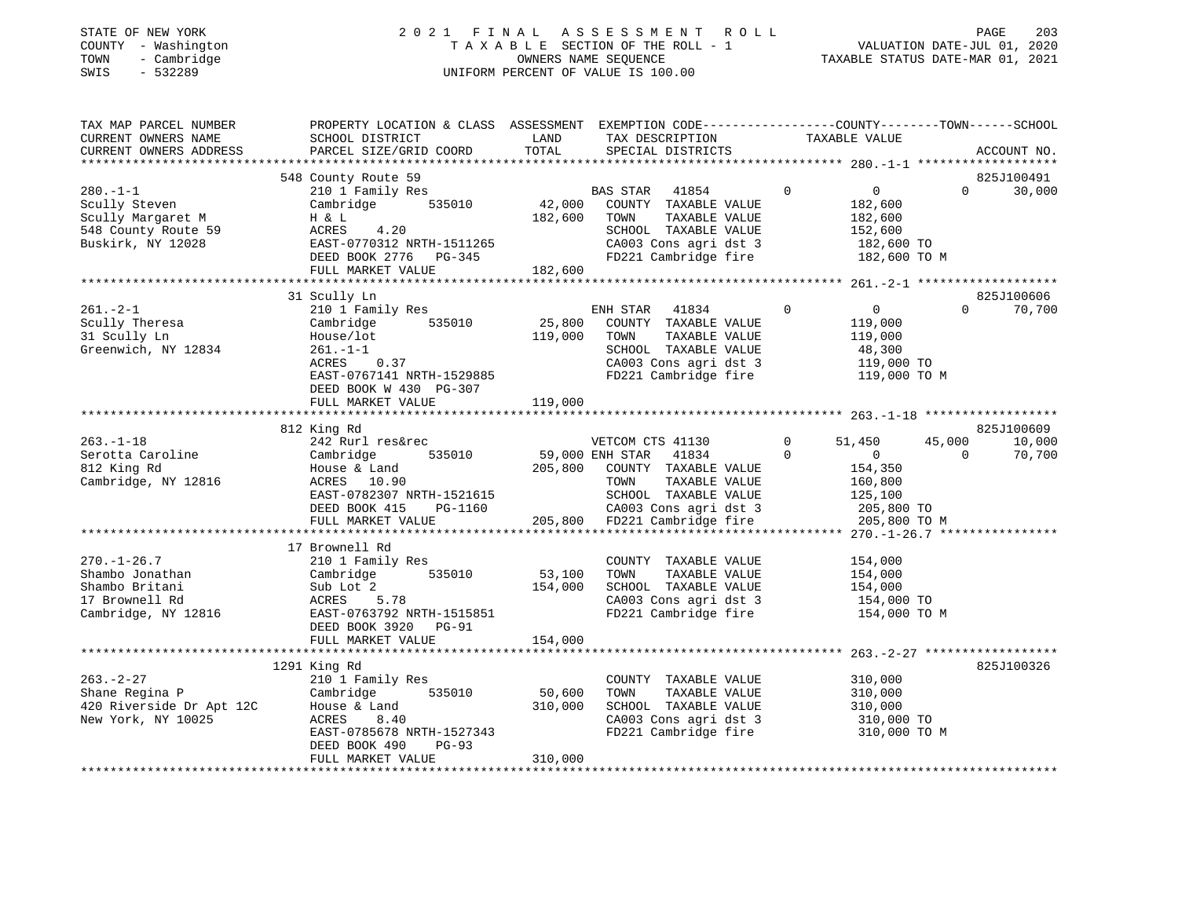STATE OF NEW YORK
COUNTY - Washington
TOWN - Cambridge
SWIS - 532289

2021 FINAL ASSESSMENT ROLL
TAXABLE SECTION OF THE ROLL - 1
OWNERS NAME SEQUENCE
UNIFORM PERCENT OF VALUE IS 100.00

VALUATION DATE-JUL 01, 2020
TAXABLE STATUS DATE-MAR 01, 2021

| TAX MAP PARCEL NUMBER / CURRENT OWNERS NAME / CURRENT OWNERS ADDRESS | PROPERTY LOCATION & CLASS / SCHOOL DISTRICT / PARCEL SIZE/GRID COORD | ASSESSMENT LAND / TOTAL | EXEMPTION CODE / TAX DESCRIPTION / SPECIAL DISTRICTS | COUNTY TAXABLE VALUE | TOWN | SCHOOL / ACCOUNT NO. |
|---|---|---|---|---|---|---|
| **280.-1-1** | 548 County Route 59 | | | | | 825J100491 |
| Scully Steven | 210 1 Family Res | | BAS STAR 41854 | 0 | 0 | 30,000 |
| Scully Margaret M | Cambridge 535010 | 42,000 | COUNTY TAXABLE VALUE | 182,600 | | |
| 548 County Route 59 | H & L | 182,600 | TOWN TAXABLE VALUE | 182,600 | | |
| Buskirk, NY 12028 | ACRES 4.20 | | SCHOOL TAXABLE VALUE | 152,600 | | |
| | EAST-0770312 NRTH-1511265 | | CA003 Cons agri dst 3 | 182,600 TO | | |
| | DEED BOOK 2776 PG-345 | | FD221 Cambridge fire | 182,600 TO M | | |
| | FULL MARKET VALUE | 182,600 | | | | |
| **261.-2-1** | 31 Scully Ln | | | | | 825J100606 |
| Scully Theresa | 210 1 Family Res | | ENH STAR 41834 | 0 | 0 | 70,700 |
| 31 Scully Ln | Cambridge 535010 | 25,800 | COUNTY TAXABLE VALUE | 119,000 | | |
| Greenwich, NY 12834 | House/lot | 119,000 | TOWN TAXABLE VALUE | 119,000 | | |
| | 261.-1-1 | | SCHOOL TAXABLE VALUE | 48,300 | | |
| | ACRES 0.37 | | CA003 Cons agri dst 3 | 119,000 TO | | |
| | EAST-0767141 NRTH-1529885 | | FD221 Cambridge fire | 119,000 TO M | | |
| | DEED BOOK W 430 PG-307 | | | | | |
| | FULL MARKET VALUE | 119,000 | | | | |
| **263.-1-18** | 812 King Rd | | | | | 825J100609 |
| Serotta Caroline | 242 Rurl res&rec | | VETCOM CTS 41130 | 51,450 | 45,000 | 10,000 |
| 812 King Rd | Cambridge 535010 | 59,000 | ENH STAR 41834 | 0 | 0 | 70,700 |
| Cambridge, NY 12816 | House & Land | 205,800 | COUNTY TAXABLE VALUE | 154,350 | | |
| | ACRES 10.90 | | TOWN TAXABLE VALUE | 160,800 | | |
| | EAST-0782307 NRTH-1521615 | | SCHOOL TAXABLE VALUE | 125,100 | | |
| | DEED BOOK 415 PG-1160 | | CA003 Cons agri dst 3 | 205,800 TO | | |
| | FULL MARKET VALUE | 205,800 | FD221 Cambridge fire | 205,800 TO M | | |
| **270.-1-26.7** | 17 Brownell Rd | | | | | |
| Shambo Jonathan | 210 1 Family Res | | COUNTY TAXABLE VALUE | 154,000 | | |
| Shambo Britani | Cambridge 535010 | 53,100 | TOWN TAXABLE VALUE | 154,000 | | |
| 17 Brownell Rd | Sub Lot 2 | 154,000 | SCHOOL TAXABLE VALUE | 154,000 | | |
| Cambridge, NY 12816 | ACRES 5.78 | | CA003 Cons agri dst 3 | 154,000 TO | | |
| | EAST-0763792 NRTH-1515851 | | FD221 Cambridge fire | 154,000 TO M | | |
| | DEED BOOK 3920 PG-91 | | | | | |
| | FULL MARKET VALUE | 154,000 | | | | |
| **263.-2-27** | 1291 King Rd | | | | | 825J100326 |
| Shane Regina P | 210 1 Family Res | | COUNTY TAXABLE VALUE | 310,000 | | |
| 420 Riverside Dr Apt 12C | Cambridge 535010 | 50,600 | TOWN TAXABLE VALUE | 310,000 | | |
| New York, NY 10025 | House & Land | 310,000 | SCHOOL TAXABLE VALUE | 310,000 | | |
| | ACRES 8.40 | | CA003 Cons agri dst 3 | 310,000 TO | | |
| | EAST-0785678 NRTH-1527343 | | FD221 Cambridge fire | 310,000 TO M | | |
| | DEED BOOK 490 PG-93 | | | | | |
| | FULL MARKET VALUE | 310,000 | | | | |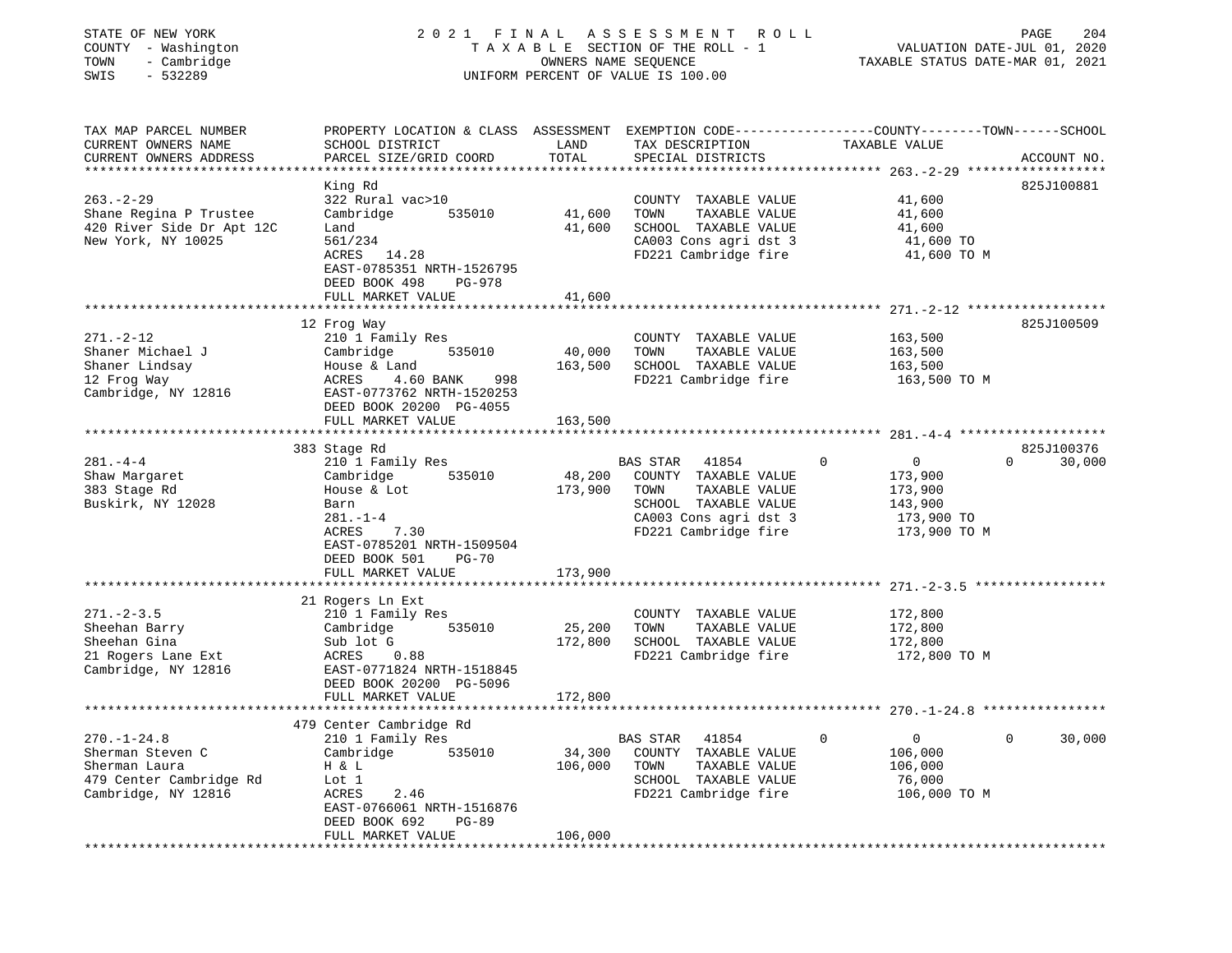STATE OF NEW YORK
COUNTY - Washington
TOWN - Cambridge
SWIS - 532289

2021 FINAL ASSESSMENT ROLL
TAXABLE SECTION OF THE ROLL - 1
OWNERS NAME SEQUENCE
UNIFORM PERCENT OF VALUE IS 100.00

VALUATION DATE-JUL 01, 2020
TAXABLE STATUS DATE-MAR 01, 2021

| TAX MAP PARCEL NUMBER / CURRENT OWNERS NAME / CURRENT OWNERS ADDRESS | PROPERTY LOCATION & CLASS / SCHOOL DISTRICT / PARCEL SIZE/GRID COORD | ASSESSMENT LAND | TOTAL | EXEMPTION CODE / TAX DESCRIPTION / SPECIAL DISTRICTS | COUNTY TAXABLE VALUE | TOWN | SCHOOL | ACCOUNT NO. |
|---|---|---|---|---|---|---|---|---|
| 263.-2-29 | King Rd | | | | | | | 825J100881 |
| Shane Regina P Trustee | 322 Rural vac>10 | | | COUNTY TAXABLE VALUE | 41,600 | | | |
| 420 River Side Dr Apt 12C | Cambridge 535010 | 41,600 | | TOWN TAXABLE VALUE | 41,600 | | | |
| New York, NY 10025 | Land | | 41,600 | SCHOOL TAXABLE VALUE | 41,600 | | | |
| | 561/234 | | | CA003 Cons agri dst 3 | 41,600 TO | | | |
| | ACRES 14.28 | | | FD221 Cambridge fire | 41,600 TO M | | | |
| | EAST-0785351 NRTH-1526795 | | | | | | | |
| | DEED BOOK 498 PG-978 | | | | | | | |
| | FULL MARKET VALUE | | 41,600 | | | | | |
| 271.-2-12 | 12 Frog Way | | | | | | | 825J100509 |
| Shaner Michael J | 210 1 Family Res | | | COUNTY TAXABLE VALUE | 163,500 | | | |
| Shaner Lindsay | Cambridge 535010 | 40,000 | | TOWN TAXABLE VALUE | 163,500 | | | |
| 12 Frog Way | House & Land | | 163,500 | SCHOOL TAXABLE VALUE | 163,500 | | | |
| Cambridge, NY 12816 | ACRES 4.60 BANK 998 | | | FD221 Cambridge fire | 163,500 TO M | | | |
| | EAST-0773762 NRTH-1520253 | | | | | | | |
| | DEED BOOK 20200 PG-4055 | | | | | | | |
| | FULL MARKET VALUE | | 163,500 | | | | | |
| 281.-4-4 | 383 Stage Rd | | | | | | | 825J100376 |
| Shaw Margaret | 210 1 Family Res | | | BAS STAR 41854 | 0 | 0 | 0 | 30,000 |
| 383 Stage Rd | Cambridge 535010 | 48,200 | | COUNTY TAXABLE VALUE | 173,900 | | | |
| Buskirk, NY 12028 | House & Lot | | 173,900 | TOWN TAXABLE VALUE | 173,900 | | | |
| | Barn | | | SCHOOL TAXABLE VALUE | 143,900 | | | |
| | 281.-1-4 | | | CA003 Cons agri dst 3 | 173,900 TO | | | |
| | ACRES 7.30 | | | FD221 Cambridge fire | 173,900 TO M | | | |
| | EAST-0785201 NRTH-1509504 | | | | | | | |
| | DEED BOOK 501 PG-70 | | | | | | | |
| | FULL MARKET VALUE | | 173,900 | | | | | |
| 271.-2-3.5 | 21 Rogers Ln Ext | | | | | | | |
| Sheehan Barry | 210 1 Family Res | | | COUNTY TAXABLE VALUE | 172,800 | | | |
| Sheehan Gina | Cambridge 535010 | 25,200 | | TOWN TAXABLE VALUE | 172,800 | | | |
| 21 Rogers Lane Ext | Sub lot G | | 172,800 | SCHOOL TAXABLE VALUE | 172,800 | | | |
| Cambridge, NY 12816 | ACRES 0.88 | | | FD221 Cambridge fire | 172,800 TO M | | | |
| | EAST-0771824 NRTH-1518845 | | | | | | | |
| | DEED BOOK 20200 PG-5096 | | | | | | | |
| | FULL MARKET VALUE | | 172,800 | | | | | |
| 270.-1-24.8 | 479 Center Cambridge Rd | | | | | | | |
| Sherman Steven C | 210 1 Family Res | | | BAS STAR 41854 | 0 | 0 | 0 | 30,000 |
| Sherman Laura | Cambridge 535010 | 34,300 | | COUNTY TAXABLE VALUE | 106,000 | | | |
| 479 Center Cambridge Rd | H & L | | 106,000 | TOWN TAXABLE VALUE | 106,000 | | | |
| Cambridge, NY 12816 | Lot 1 | | | SCHOOL TAXABLE VALUE | 76,000 | | | |
| | ACRES 2.46 | | | FD221 Cambridge fire | 106,000 TO M | | | |
| | EAST-0766061 NRTH-1516876 | | | | | | | |
| | DEED BOOK 692 PG-89 | | | | | | | |
| | FULL MARKET VALUE | | 106,000 | | | | | |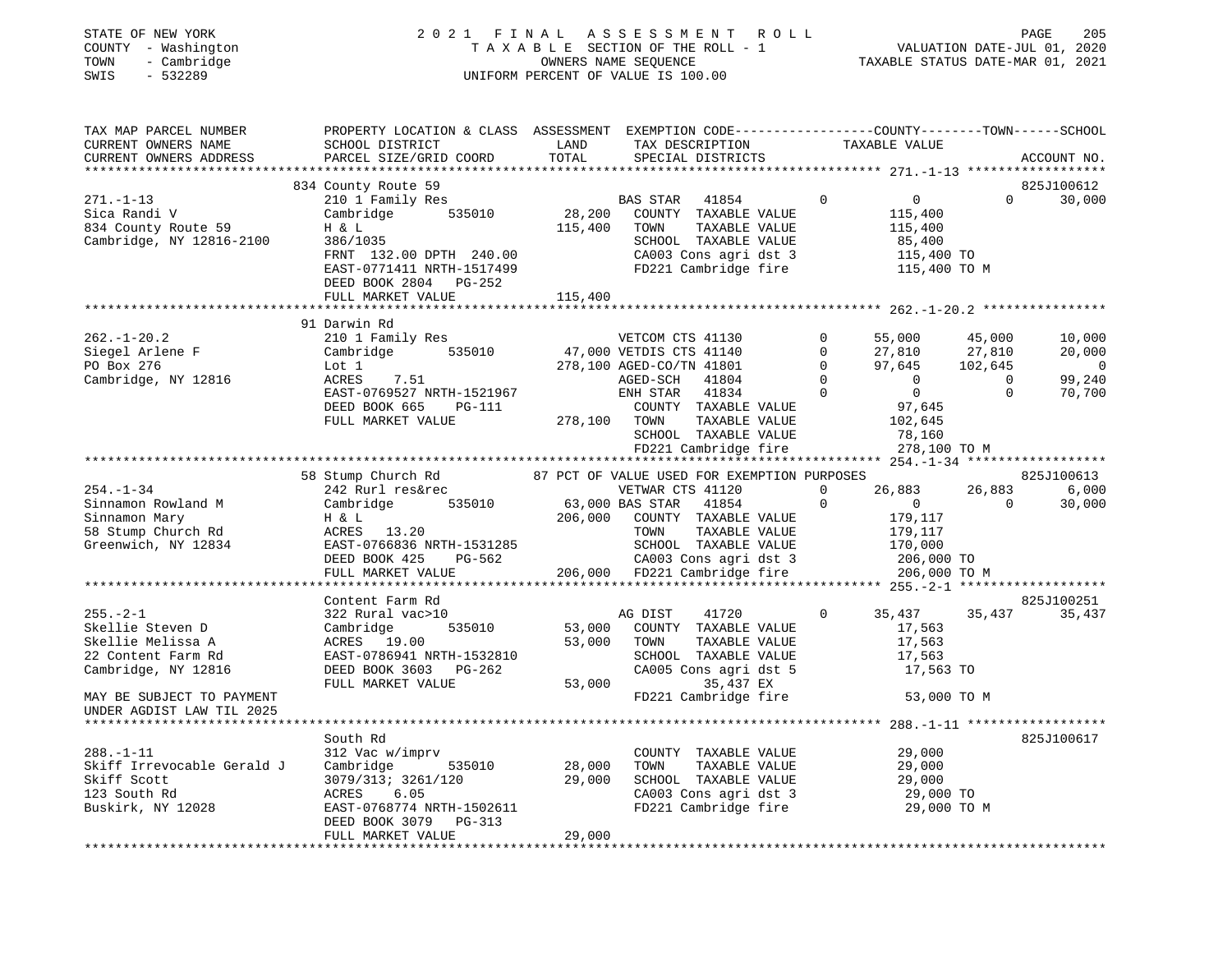STATE OF NEW YORK
COUNTY - Washington
TOWN - Cambridge
SWIS - 532289

# 2021 FINAL ASSESSMENT ROLL
TAXABLE SECTION OF THE ROLL - 1
OWNERS NAME SEQUENCE
UNIFORM PERCENT OF VALUE IS 100.00

VALUATION DATE-JUL 01, 2020
TAXABLE STATUS DATE-MAR 01, 2021

```
TAX MAP PARCEL NUMBER          PROPERTY LOCATION & CLASS  ASSESSMENT  EXEMPTION CODE------------------COUNTY--------TOWN------SCHOOL
CURRENT OWNERS NAME            SCHOOL DISTRICT              LAND       TAX DESCRIPTION            TAXABLE VALUE
CURRENT OWNERS ADDRESS         PARCEL SIZE/GRID COORD       TOTAL      SPECIAL DISTRICTS                                        ACCOUNT NO.
******************************************************************************************************* 271.-1-13 ******************
                               834 County Route 59                                                                              825J100612
271.-1-13                      210 1 Family Res                         BAS STAR   41854           0           0          0       30,000
Sica Randi V                   Cambridge        535010      28,200      COUNTY  TAXABLE VALUE             115,400
834 County Route 59            H & L                       115,400      TOWN    TAXABLE VALUE             115,400
Cambridge, NY 12816-2100       386/1035                                 SCHOOL  TAXABLE VALUE              85,400
                               FRNT 132.00 DPTH 240.00                  CA003 Cons agri dst 3             115,400 TO
                               EAST-0771411 NRTH-1517499                FD221 Cambridge fire              115,400 TO M
                               DEED BOOK 2804   PG-252
                               FULL MARKET VALUE           115,400
******************************************************************************************************* 262.-1-20.2 ****************
                               91 Darwin Rd
262.-1-20.2                    210 1 Family Res                         VETCOM CTS 41130        0      55,000     45,000     10,000
Siegel Arlene F                Cambridge        535010      47,000 VETDIS CTS 41140             0      27,810     27,810     20,000
PO Box 276                     Lot 1                       278,100 AGED-CO/TN 41801             0      97,645    102,645          0
Cambridge, NY 12816            ACRES    7.51                            AGED-SCH   41804        0           0          0     99,240
                               EAST-0769527 NRTH-1521967                ENH STAR   41834        0           0          0     70,700
                               DEED BOOK 665    PG-111                  COUNTY  TAXABLE VALUE              97,645
                               FULL MARKET VALUE           278,100      TOWN    TAXABLE VALUE             102,645
                                                                        SCHOOL  TAXABLE VALUE              78,160
                                                                        FD221 Cambridge fire              278,100 TO M
******************************************************************************************************* 254.-1-34 ******************
                               58 Stump Church Rd          87 PCT OF VALUE USED FOR EXEMPTION PURPOSES                          825J100613
254.-1-34                      242 Rurl res&rec                         VETWAR CTS 41120        0      26,883     26,883      6,000
Sinnamon Rowland M             Cambridge        535010      63,000 BAS STAR    41854            0           0          0     30,000
Sinnamon Mary                  H & L                       206,000      COUNTY  TAXABLE VALUE             179,117
58 Stump Church Rd             ACRES   13.20                            TOWN    TAXABLE VALUE             179,117
Greenwich, NY 12834            EAST-0766836 NRTH-1531285                SCHOOL  TAXABLE VALUE             170,000
                               DEED BOOK 425    PG-562                  CA003 Cons agri dst 3             206,000 TO
                               FULL MARKET VALUE           206,000      FD221 Cambridge fire              206,000 TO M
******************************************************************************************************* 255.-2-1 *******************
                               Content Farm Rd                                                                                  825J100251
255.-2-1                       322 Rural vac>10                         AG DIST    41720        0      35,437     35,437     35,437
Skellie Steven D               Cambridge        535010      53,000      COUNTY  TAXABLE VALUE              17,563
Skellie Melissa A              ACRES   19.00                53,000      TOWN    TAXABLE VALUE              17,563
22 Content Farm Rd             EAST-0786941 NRTH-1532810                SCHOOL  TAXABLE VALUE              17,563
Cambridge, NY 12816            DEED BOOK 3603   PG-262                  CA005 Cons agri dst 5              17,563 TO
                               FULL MARKET VALUE            53,000             35,437 EX
MAY BE SUBJECT TO PAYMENT                                               FD221 Cambridge fire               53,000 TO M
UNDER AGDIST LAW TIL 2025
******************************************************************************************************* 288.-1-11 ******************
                               South Rd                                                                                         825J100617
288.-1-11                      312 Vac w/imprv                          COUNTY  TAXABLE VALUE              29,000
Skiff Irrevocable Gerald J     Cambridge        535010      28,000      TOWN    TAXABLE VALUE              29,000
Skiff Scott                    3079/313; 3261/120           29,000      SCHOOL  TAXABLE VALUE              29,000
123 South Rd                   ACRES    6.05                            CA003 Cons agri dst 3              29,000 TO
Buskirk, NY 12028              EAST-0768774 NRTH-1502611                FD221 Cambridge fire               29,000 TO M
                               DEED BOOK 3079   PG-313
                               FULL MARKET VALUE            29,000
************************************************************************************************************************************
```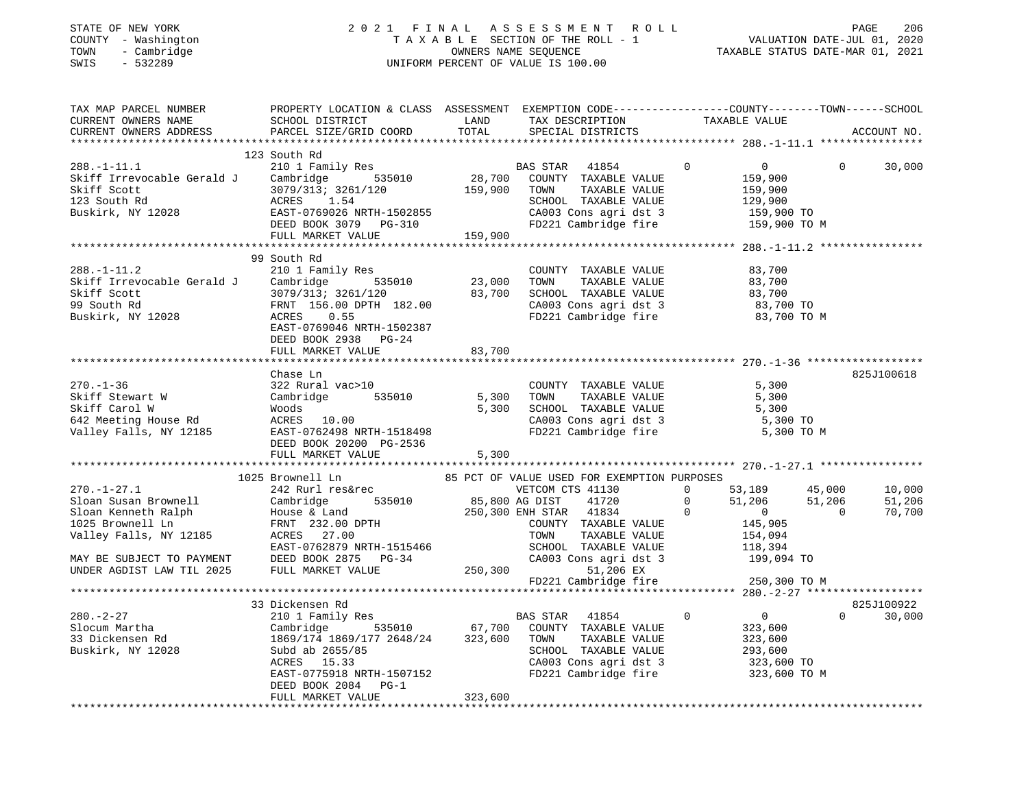STATE OF NEW YORK
COUNTY - Washington
TOWN - Cambridge
SWIS - 532289

# 2021 FINAL ASSESSMENT ROLL
TAXABLE SECTION OF THE ROLL - 1
OWNERS NAME SEQUENCE
UNIFORM PERCENT OF VALUE IS 100.00

VALUATION DATE-JUL 01, 2020
TAXABLE STATUS DATE-MAR 01, 2021

```
TAX MAP PARCEL NUMBER          PROPERTY LOCATION & CLASS  ASSESSMENT  EXEMPTION CODE-----------------COUNTY--------TOWN------SCHOOL
CURRENT OWNERS NAME            SCHOOL DISTRICT              LAND       TAX DESCRIPTION            TAXABLE VALUE
CURRENT OWNERS ADDRESS         PARCEL SIZE/GRID COORD       TOTAL      SPECIAL DISTRICTS                                    ACCOUNT NO.
*********************************************************************************************** 288.-1-11.1 ****************
                               123 South Rd
288.-1-11.1                    210 1 Family Res                     BAS STAR   41854          0          0          0      30,000
Skiff Irrevocable Gerald J     Cambridge       535010       28,700  COUNTY  TAXABLE VALUE           159,900
Skiff Scott                    3079/313; 3261/120          159,900  TOWN    TAXABLE VALUE           159,900
123 South Rd                   ACRES    1.54                        SCHOOL  TAXABLE VALUE           129,900
Buskirk, NY 12028              EAST-0769026 NRTH-1502855            CA003 Cons agri dst 3            159,900 TO
                               DEED BOOK 3079   PG-310              FD221 Cambridge fire             159,900 TO M
                               FULL MARKET VALUE           159,900
*********************************************************************************************** 288.-1-11.2 ****************
                               99 South Rd
288.-1-11.2                    210 1 Family Res                     COUNTY  TAXABLE VALUE            83,700
Skiff Irrevocable Gerald J     Cambridge       535010       23,000  TOWN    TAXABLE VALUE            83,700
Skiff Scott                    3079/313; 3261/120           83,700  SCHOOL  TAXABLE VALUE            83,700
99 South Rd                    FRNT  156.00 DPTH  182.00            CA003 Cons agri dst 3             83,700 TO
Buskirk, NY 12028              ACRES    0.55                        FD221 Cambridge fire              83,700 TO M
                               EAST-0769046 NRTH-1502387
                               DEED BOOK 2938   PG-24
                               FULL MARKET VALUE            83,700
*********************************************************************************************** 270.-1-36 ******************
                               Chase Ln                                                                          825J100618
270.-1-36                      322 Rural vac>10                     COUNTY  TAXABLE VALUE             5,300
Skiff Stewart W                Cambridge       535010        5,300  TOWN    TAXABLE VALUE             5,300
Skiff Carol W                  Woods                         5,300  SCHOOL  TAXABLE VALUE             5,300
642 Meeting House Rd           ACRES   10.00                        CA003 Cons agri dst 3              5,300 TO
Valley Falls, NY 12185         EAST-0762498 NRTH-1518498            FD221 Cambridge fire               5,300 TO M
                               DEED BOOK 20200 PG-2536
                               FULL MARKET VALUE             5,300
*********************************************************************************************** 270.-1-27.1 ****************
                               1025 Brownell Ln               85 PCT OF VALUE USED FOR EXEMPTION PURPOSES
270.-1-27.1                    242 Rurl res&rec                     VETCOM CTS 41130          0     53,189     45,000     10,000
Sloan Susan Brownell           Cambridge       535010       85,800  AG DIST    41720          0     51,206     51,206     51,206
Sloan Kenneth Ralph            House & Land                250,300  ENH STAR   41834          0          0          0     70,700
1025 Brownell Ln               FRNT  232.00 DPTH                    COUNTY  TAXABLE VALUE           145,905
Valley Falls, NY 12185         ACRES   27.00                        TOWN    TAXABLE VALUE           154,094
                               EAST-0762879 NRTH-1515466            SCHOOL  TAXABLE VALUE           118,394
MAY BE SUBJECT TO PAYMENT      DEED BOOK 2875   PG-34               CA003 Cons agri dst 3            199,094 TO
UNDER AGDIST LAW TIL 2025      FULL MARKET VALUE           250,300         51,206 EX
                                                                    FD221 Cambridge fire             250,300 TO M
*********************************************************************************************** 280.-2-27 ******************
                               33 Dickensen Rd                                                                   825J100922
280.-2-27                      210 1 Family Res                     BAS STAR   41854          0          0          0      30,000
Slocum Martha                  Cambridge       535010       67,700  COUNTY  TAXABLE VALUE           323,600
33 Dickensen Rd                1869/174 1869/177 2648/24   323,600  TOWN    TAXABLE VALUE           323,600
Buskirk, NY 12028              Subd ab 2655/85                      SCHOOL  TAXABLE VALUE           293,600
                               ACRES   15.33                        CA003 Cons agri dst 3            323,600 TO
                               EAST-0775918 NRTH-1507152            FD221 Cambridge fire             323,600 TO M
                               DEED BOOK 2084   PG-1
                               FULL MARKET VALUE           323,600
****************************************************************************************************************************
```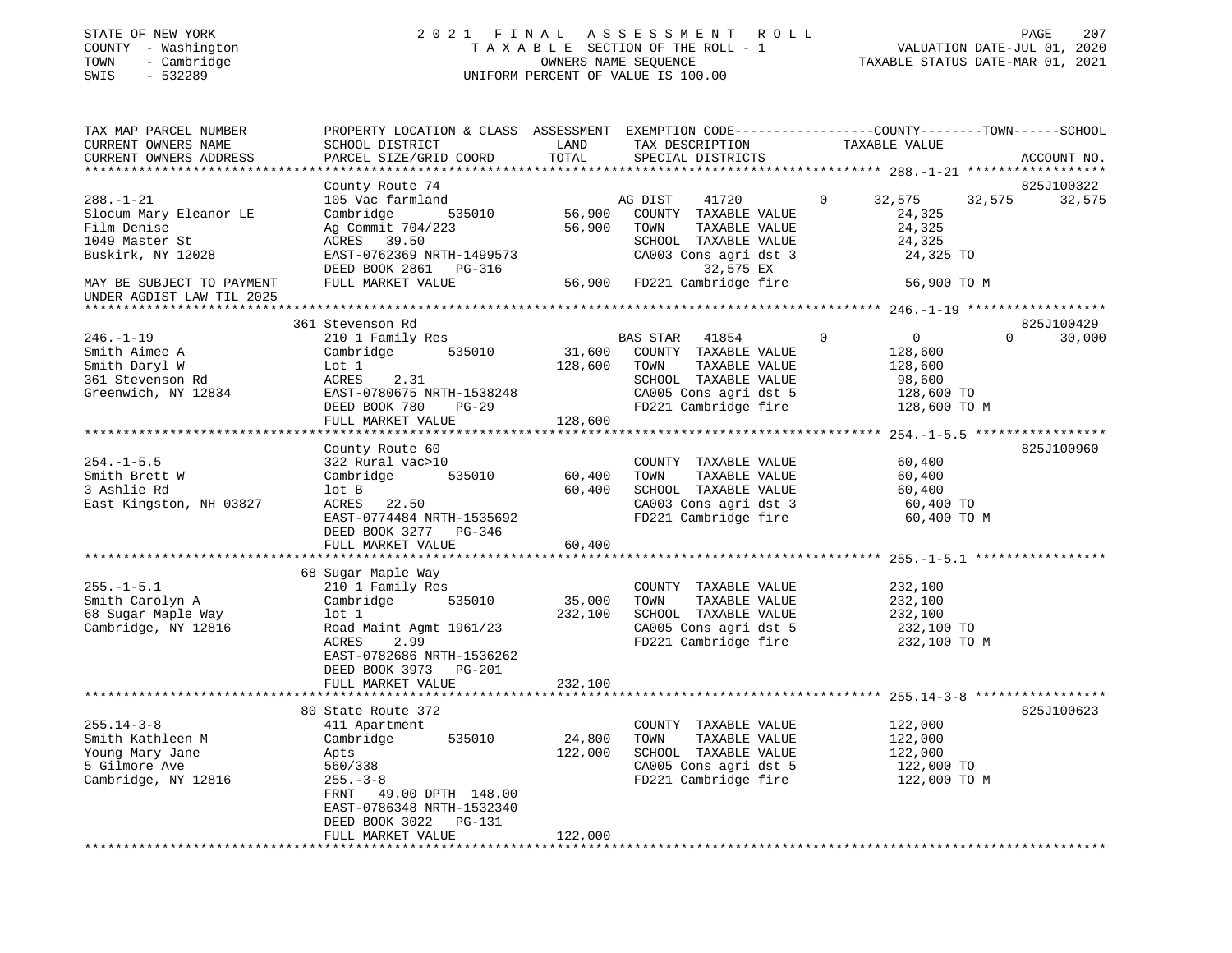STATE OF NEW YORK
COUNTY - Washington
TOWN - Cambridge
SWIS - 532289

2021 FINAL ASSESSMENT ROLL
TAXABLE SECTION OF THE ROLL - 1
OWNERS NAME SEQUENCE
UNIFORM PERCENT OF VALUE IS 100.00

VALUATION DATE-JUL 01, 2020
TAXABLE STATUS DATE-MAR 01, 2021

```
TAX MAP PARCEL NUMBER      PROPERTY LOCATION & CLASS  ASSESSMENT  EXEMPTION CODE-----------------COUNTY--------TOWN------SCHOOL
CURRENT OWNERS NAME        SCHOOL DISTRICT               LAND      TAX DESCRIPTION                TAXABLE VALUE
CURRENT OWNERS ADDRESS     PARCEL SIZE/GRID COORD       TOTAL      SPECIAL DISTRICTS                                      ACCOUNT NO.
******************************************************************************************************* 288.-1-21 ******************
                           County Route 74                                                                                825J100322
288.-1-21                  105 Vac farmland                         AG DIST    41720         0      32,575     32,575     32,575
Slocum Mary Eleanor LE     Cambridge       535010       56,900   COUNTY  TAXABLE VALUE             24,325
Film Denise                Ag Commit 704/223            56,900   TOWN    TAXABLE VALUE             24,325
1049 Master St             ACRES   39.50                          SCHOOL  TAXABLE VALUE             24,325
Buskirk, NY 12028          EAST-0762369 NRTH-1499573              CA003 Cons agri dst 3              24,325 TO
                           DEED BOOK 2861   PG-316                      32,575 EX
MAY BE SUBJECT TO PAYMENT  FULL MARKET VALUE            56,900   FD221 Cambridge fire               56,900 TO M
UNDER AGDIST LAW TIL 2025
******************************************************************************************************* 246.-1-19 ******************
                           361 Stevenson Rd                                                                               825J100429
246.-1-19                  210 1 Family Res                         BAS STAR   41854         0           0          0     30,000
Smith Aimee A              Cambridge       535010       31,600   COUNTY  TAXABLE VALUE            128,600
Smith Daryl W              Lot 1                       128,600   TOWN    TAXABLE VALUE            128,600
361 Stevenson Rd           ACRES    2.31                          SCHOOL  TAXABLE VALUE             98,600
Greenwich, NY 12834        EAST-0780675 NRTH-1538248              CA005 Cons agri dst 5             128,600 TO
                           DEED BOOK 780    PG-29                 FD221 Cambridge fire              128,600 TO M
                           FULL MARKET VALUE           128,600
******************************************************************************************************* 254.-1-5.5 *****************
                           County Route 60                                                                                825J100960
254.-1-5.5                 322 Rural vac>10                         COUNTY  TAXABLE VALUE             60,400
Smith Brett W              Cambridge       535010       60,400   TOWN    TAXABLE VALUE             60,400
3 Ashlie Rd                lot B                        60,400   SCHOOL  TAXABLE VALUE             60,400
East Kingston, NH 03827    ACRES   22.50                          CA003 Cons agri dst 3              60,400 TO
                           EAST-0774484 NRTH-1535692              FD221 Cambridge fire               60,400 TO M
                           DEED BOOK 3277   PG-346
                           FULL MARKET VALUE            60,400
******************************************************************************************************* 255.-1-5.1 *****************
                           68 Sugar Maple Way
255.-1-5.1                 210 1 Family Res                         COUNTY  TAXABLE VALUE            232,100
Smith Carolyn A            Cambridge       535010       35,000   TOWN    TAXABLE VALUE            232,100
68 Sugar Maple Way         lot 1                       232,100   SCHOOL  TAXABLE VALUE            232,100
Cambridge, NY 12816        Road Maint Agmt 1961/23                CA005 Cons agri dst 5             232,100 TO
                           ACRES    2.99                          FD221 Cambridge fire              232,100 TO M
                           EAST-0782686 NRTH-1536262
                           DEED BOOK 3973   PG-201
                           FULL MARKET VALUE           232,100
******************************************************************************************************* 255.14-3-8 *****************
                           80 State Route 372                                                                             825J100623
255.14-3-8                 411 Apartment                            COUNTY  TAXABLE VALUE            122,000
Smith Kathleen M           Cambridge       535010       24,800   TOWN    TAXABLE VALUE            122,000
Young Mary Jane            Apts                        122,000   SCHOOL  TAXABLE VALUE            122,000
5 Gilmore Ave              560/338                                CA005 Cons agri dst 5             122,000 TO
Cambridge, NY 12816        255.-3-8                               FD221 Cambridge fire              122,000 TO M
                           FRNT   49.00 DPTH 148.00
                           EAST-0786348 NRTH-1532340
                           DEED BOOK 3022   PG-131
                           FULL MARKET VALUE           122,000
************************************************************************************************************************************
```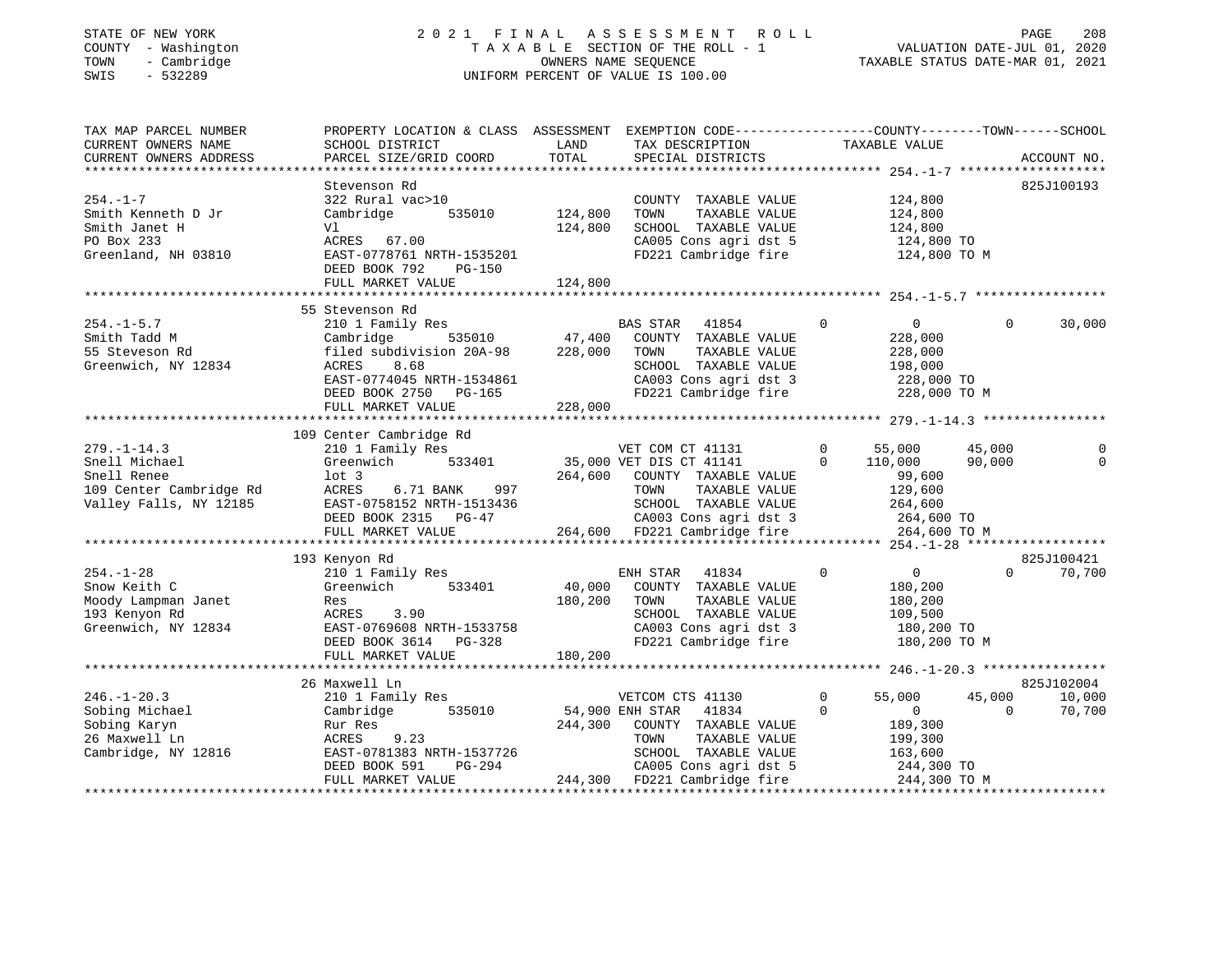STATE OF NEW YORK
COUNTY - Washington
TOWN - Cambridge
SWIS - 532289

2021 FINAL ASSESSMENT ROLL
TAXABLE SECTION OF THE ROLL - 1
OWNERS NAME SEQUENCE
UNIFORM PERCENT OF VALUE IS 100.00

VALUATION DATE-JUL 01, 2020
TAXABLE STATUS DATE-MAR 01, 2021

| TAX MAP PARCEL NUMBER / CURRENT OWNERS NAME / CURRENT OWNERS ADDRESS | PROPERTY LOCATION & CLASS / SCHOOL DISTRICT / PARCEL SIZE/GRID COORD | ASSESSMENT LAND / TOTAL | EXEMPTION CODE / TAX DESCRIPTION / SPECIAL DISTRICTS | COUNTY TAXABLE VALUE | TOWN | SCHOOL / ACCOUNT NO. |
|---|---|---|---|---|---|---|
| **254.-1-7** | Stevenson Rd | | | | | 825J100193 |
| 254.-1-7 | 322 Rural vac>10 | | COUNTY TAXABLE VALUE | 124,800 | | |
| Smith Kenneth D Jr | Cambridge 535010 | 124,800 | TOWN TAXABLE VALUE | 124,800 | | |
| Smith Janet H | Vl | 124,800 | SCHOOL TAXABLE VALUE | 124,800 | | |
| PO Box 233 | ACRES 67.00 | | CA005 Cons agri dst 5 | 124,800 TO | | |
| Greenland, NH 03810 | EAST-0778761 NRTH-1535201 | | FD221 Cambridge fire | 124,800 TO M | | |
| | DEED BOOK 792 PG-150 | | | | | |
| | FULL MARKET VALUE | 124,800 | | | | |
| **254.-1-5.7** | 55 Stevenson Rd | | | | | |
| 254.-1-5.7 | 210 1 Family Res | | BAS STAR 41854 0 | 0 | 0 | 30,000 |
| Smith Tadd M | Cambridge 535010 | 47,400 | COUNTY TAXABLE VALUE | 228,000 | | |
| 55 Steveson Rd | filed subdivision 20A-98 | 228,000 | TOWN TAXABLE VALUE | 228,000 | | |
| Greenwich, NY 12834 | ACRES 8.68 | | SCHOOL TAXABLE VALUE | 198,000 | | |
| | EAST-0774045 NRTH-1534861 | | CA003 Cons agri dst 3 | 228,000 TO | | |
| | DEED BOOK 2750 PG-165 | | FD221 Cambridge fire | 228,000 TO M | | |
| | FULL MARKET VALUE | 228,000 | | | | |
| **279.-1-14.3** | 109 Center Cambridge Rd | | | | | |
| 279.-1-14.3 | 210 1 Family Res | | VET COM CT 41131 0 | 55,000 | 45,000 | 0 |
| Snell Michael | Greenwich 533401 | 35,000 | VET DIS CT 41141 0 | 110,000 | 90,000 | 0 |
| Snell Renee | lot 3 | 264,600 | COUNTY TAXABLE VALUE | 99,600 | | |
| 109 Center Cambridge Rd | ACRES 6.71 BANK 997 | | TOWN TAXABLE VALUE | 129,600 | | |
| Valley Falls, NY 12185 | EAST-0758152 NRTH-1513436 | | SCHOOL TAXABLE VALUE | 264,600 | | |
| | DEED BOOK 2315 PG-47 | | CA003 Cons agri dst 3 | 264,600 TO | | |
| | FULL MARKET VALUE | 264,600 | FD221 Cambridge fire | 264,600 TO M | | |
| **254.-1-28** | 193 Kenyon Rd | | | | | 825J100421 |
| 254.-1-28 | 210 1 Family Res | | ENH STAR 41834 0 | 0 | 0 | 70,700 |
| Snow Keith C | Greenwich 533401 | 40,000 | COUNTY TAXABLE VALUE | 180,200 | | |
| Moody Lampman Janet | Res | 180,200 | TOWN TAXABLE VALUE | 180,200 | | |
| 193 Kenyon Rd | ACRES 3.90 | | SCHOOL TAXABLE VALUE | 109,500 | | |
| Greenwich, NY 12834 | EAST-0769608 NRTH-1533758 | | CA003 Cons agri dst 3 | 180,200 TO | | |
| | DEED BOOK 3614 PG-328 | | FD221 Cambridge fire | 180,200 TO M | | |
| | FULL MARKET VALUE | 180,200 | | | | |
| **246.-1-20.3** | 26 Maxwell Ln | | | | | 825J102004 |
| 246.-1-20.3 | 210 1 Family Res | | VETCOM CTS 41130 0 | 55,000 | 45,000 | 10,000 |
| Sobing Michael | Cambridge 535010 | 54,900 | ENH STAR 41834 0 | 0 | 0 | 70,700 |
| Sobing Karyn | Rur Res | 244,300 | COUNTY TAXABLE VALUE | 189,300 | | |
| 26 Maxwell Ln | ACRES 9.23 | | TOWN TAXABLE VALUE | 199,300 | | |
| Cambridge, NY 12816 | EAST-0781383 NRTH-1537726 | | SCHOOL TAXABLE VALUE | 163,600 | | |
| | DEED BOOK 591 PG-294 | | CA005 Cons agri dst 5 | 244,300 TO | | |
| | FULL MARKET VALUE | 244,300 | FD221 Cambridge fire | 244,300 TO M | | |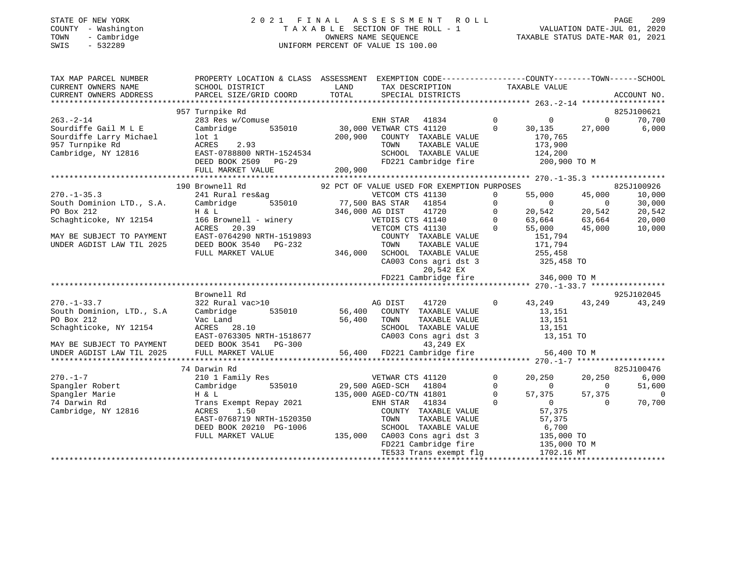STATE OF NEW YORK
COUNTY - Washington
TOWN - Cambridge
SWIS - 532289

# 2021 FINAL ASSESSMENT ROLL

TAXABLE SECTION OF THE ROLL - 1
OWNERS NAME SEQUENCE
UNIFORM PERCENT OF VALUE IS 100.00

VALUATION DATE-JUL 01, 2020
TAXABLE STATUS DATE-MAR 01, 2021

```
TAX MAP PARCEL NUMBER      PROPERTY LOCATION & CLASS  ASSESSMENT  EXEMPTION CODE-----------------COUNTY--------TOWN------SCHOOL
CURRENT OWNERS NAME        SCHOOL DISTRICT             LAND        TAX DESCRIPTION            TAXABLE VALUE
CURRENT OWNERS ADDRESS     PARCEL SIZE/GRID COORD      TOTAL       SPECIAL DISTRICTS                                          ACCOUNT NO.
******************************************************************************************************* 263.-2-14 ******************
                         957 Turnpike Rd                                                                                     825J100621
263.-2-14                  283 Res w/Comuse                  ENH STAR   41834        0           0            0        70,700
Sourdiffe Gail M L E       Cambridge      535010      30,000 VETWAR CTS 41120        0      30,135       27,000         6,000
Sourdiffe Larry Michael    lot 1                     200,900    COUNTY  TAXABLE VALUE           170,765
957 Turnpike Rd            ACRES     2.93                       TOWN    TAXABLE VALUE           173,900
Cambridge, NY 12816        EAST-0788800 NRTH-1524534            SCHOOL  TAXABLE VALUE           124,200
                           DEED BOOK 2509   PG-29               FD221 Cambridge fire            200,900 TO M
                           FULL MARKET VALUE         200,900
******************************************************************************************************* 270.-1-35.3 ****************
                         190 Brownell Rd             92 PCT OF VALUE USED FOR EXEMPTION PURPOSES                             825J100926
270.-1-35.3                241 Rural res&ag                  VETCOM CTS 41130        0      55,000       45,000        10,000
South Dominion LTD., S.A.  Cambridge      535010      77,500 BAS STAR   41854        0           0            0        30,000
PO Box 212                 H & L                     346,000 AG DIST    41720        0      20,542       20,542        20,542
Schaghticoke, NY 12154     166 Brownell - winery             VETDIS CTS 41140        0      63,664       63,664        20,000
                           ACRES    20.39                    VETCOM CTS 41130        0      55,000       45,000        10,000
MAY BE SUBJECT TO PAYMENT  EAST-0764290 NRTH-1519893            COUNTY  TAXABLE VALUE           151,794
UNDER AGDIST LAW TIL 2025  DEED BOOK 3540   PG-232              TOWN    TAXABLE VALUE           171,794
                           FULL MARKET VALUE         346,000    SCHOOL  TAXABLE VALUE           255,458
                                                                CA003 Cons agri dst 3           325,458 TO
                                                                      20,542 EX
                                                                FD221 Cambridge fire            346,000 TO M
******************************************************************************************************* 270.-1-33.7 ****************
                           Brownell Rd                                                                                       925J102045
270.-1-33.7                322 Rural vac>10                  AG DIST    41720        0      43,249       43,249        43,249
South Dominion, LTD., S.A  Cambridge      535010      56,400    COUNTY  TAXABLE VALUE            13,151
PO Box 212                 Vac Land                   56,400    TOWN    TAXABLE VALUE            13,151
Schaghticoke, NY 12154     ACRES    28.10                       SCHOOL  TAXABLE VALUE            13,151
                           EAST-0763305 NRTH-1518677            CA003 Cons agri dst 3            13,151 TO
MAY BE SUBJECT TO PAYMENT  DEED BOOK 3541   PG-300                    43,249 EX
UNDER AGDIST LAW TIL 2025  FULL MARKET VALUE          56,400    FD221 Cambridge fire             56,400 TO M
******************************************************************************************************* 270.-1-7 *******************
                         74 Darwin Rd                                                                                        825J100476
270.-1-7                   210 1 Family Res                  VETWAR CTS 41120        0      20,250       20,250         6,000
Spangler Robert            Cambridge      535010      29,500 AGED-SCH   41804        0           0            0        51,600
Spangler Marie             H & L                     135,000 AGED-CO/TN 41801        0      57,375       57,375             0
74 Darwin Rd               Trans Exempt Repay 2021           ENH STAR   41834        0           0            0        70,700
Cambridge, NY 12816        ACRES     1.50                       COUNTY  TAXABLE VALUE            57,375
                           EAST-0768719 NRTH-1520350            TOWN    TAXABLE VALUE            57,375
                           DEED BOOK 20210 PG-1006              SCHOOL  TAXABLE VALUE             6,700
                           FULL MARKET VALUE         135,000    CA003 Cons agri dst 3           135,000 TO
                                                                FD221 Cambridge fire            135,000 TO M
                                                                TE533 Trans exempt flg          1702.16 MT
************************************************************************************************************************************
```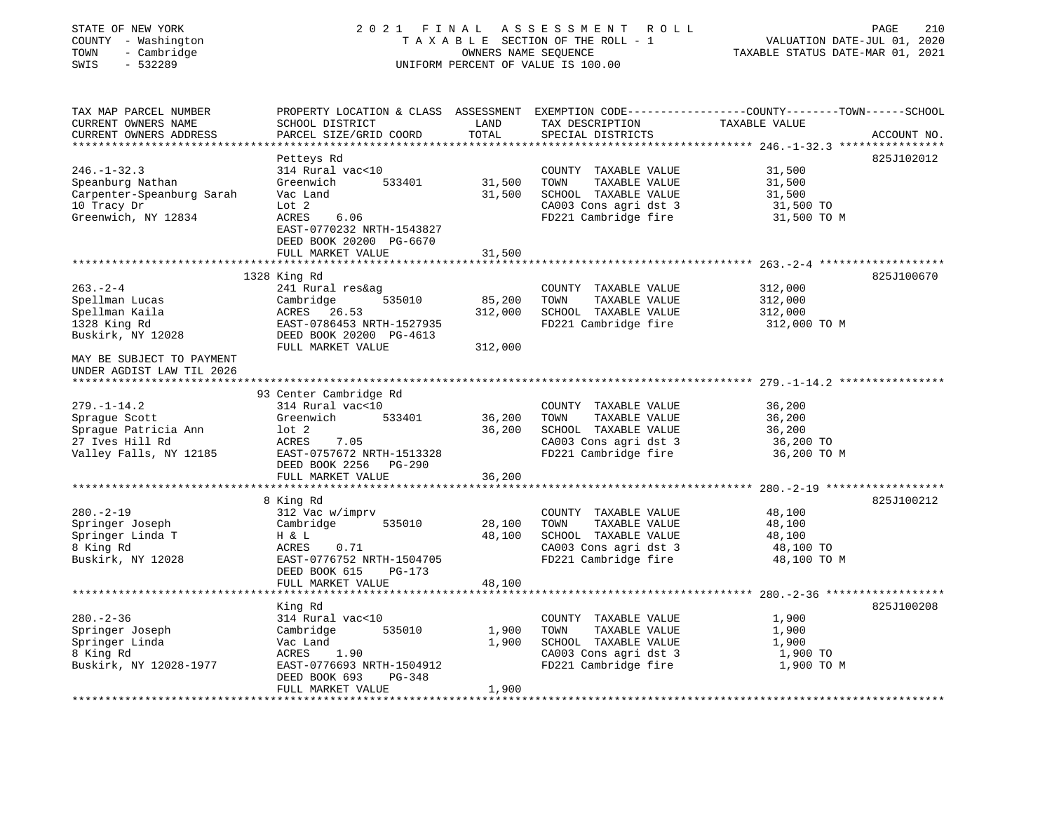STATE OF NEW YORK
COUNTY - Washington
TOWN - Cambridge
SWIS - 532289

# 2021 FINAL ASSESSMENT ROLL

TAXABLE SECTION OF THE ROLL - 1
OWNERS NAME SEQUENCE
UNIFORM PERCENT OF VALUE IS 100.00

VALUATION DATE-JUL 01, 2020
TAXABLE STATUS DATE-MAR 01, 2021

| TAX MAP PARCEL NUMBER<br>CURRENT OWNERS NAME<br>CURRENT OWNERS ADDRESS | PROPERTY LOCATION & CLASS<br>SCHOOL DISTRICT<br>PARCEL SIZE/GRID COORD | ASSESSMENT<br>LAND<br>TOTAL | EXEMPTION CODE---COUNTY----TOWN----SCHOOL<br>TAX DESCRIPTION<br>SPECIAL DISTRICTS | TAXABLE VALUE | ACCOUNT NO. |
|---|---|---|---|---|---|
| **246.-1-32.3** | Petteys Rd | | | | 825J102012 |
| 246.-1-32.3 | 314 Rural vac<10 | | COUNTY TAXABLE VALUE | 31,500 | |
| Speanburg Nathan | Greenwich 533401 | 31,500 | TOWN TAXABLE VALUE | 31,500 | |
| Carpenter-Speanburg Sarah | Vac Land | 31,500 | SCHOOL TAXABLE VALUE | 31,500 | |
| 10 Tracy Dr | Lot 2 | | CA003 Cons agri dst 3 | 31,500 TO | |
| Greenwich, NY 12834 | ACRES 6.06 | | FD221 Cambridge fire | 31,500 TO M | |
| | EAST-0770232 NRTH-1543827 | | | | |
| | DEED BOOK 20200 PG-6670 | | | | |
| | FULL MARKET VALUE | 31,500 | | | |
| **263.-2-4** | 1328 King Rd | | | | 825J100670 |
| 263.-2-4 | 241 Rural res&ag | | COUNTY TAXABLE VALUE | 312,000 | |
| Spellman Lucas | Cambridge 535010 | 85,200 | TOWN TAXABLE VALUE | 312,000 | |
| Spellman Kaila | ACRES 26.53 | 312,000 | SCHOOL TAXABLE VALUE | 312,000 | |
| 1328 King Rd | EAST-0786453 NRTH-1527935 | | FD221 Cambridge fire | 312,000 TO M | |
| Buskirk, NY 12028 | DEED BOOK 20200 PG-4613 | | | | |
| | FULL MARKET VALUE | 312,000 | | | |
| MAY BE SUBJECT TO PAYMENT<br>UNDER AGDIST LAW TIL 2026 | | | | | |
| **279.-1-14.2** | 93 Center Cambridge Rd | | | | |
| 279.-1-14.2 | 314 Rural vac<10 | | COUNTY TAXABLE VALUE | 36,200 | |
| Sprague Scott | Greenwich 533401 | 36,200 | TOWN TAXABLE VALUE | 36,200 | |
| Sprague Patricia Ann | lot 2 | 36,200 | SCHOOL TAXABLE VALUE | 36,200 | |
| 27 Ives Hill Rd | ACRES 7.05 | | CA003 Cons agri dst 3 | 36,200 TO | |
| Valley Falls, NY 12185 | EAST-0757672 NRTH-1513328 | | FD221 Cambridge fire | 36,200 TO M | |
| | DEED BOOK 2256 PG-290 | | | | |
| | FULL MARKET VALUE | 36,200 | | | |
| **280.-2-19** | 8 King Rd | | | | 825J100212 |
| 280.-2-19 | 312 Vac w/imprv | | COUNTY TAXABLE VALUE | 48,100 | |
| Springer Joseph | Cambridge 535010 | 28,100 | TOWN TAXABLE VALUE | 48,100 | |
| Springer Linda T | H & L | 48,100 | SCHOOL TAXABLE VALUE | 48,100 | |
| 8 King Rd | ACRES 0.71 | | CA003 Cons agri dst 3 | 48,100 TO | |
| Buskirk, NY 12028 | EAST-0776752 NRTH-1504705 | | FD221 Cambridge fire | 48,100 TO M | |
| | DEED BOOK 615 PG-173 | | | | |
| | FULL MARKET VALUE | 48,100 | | | |
| **280.-2-36** | King Rd | | | | 825J100208 |
| 280.-2-36 | 314 Rural vac<10 | | COUNTY TAXABLE VALUE | 1,900 | |
| Springer Joseph | Cambridge 535010 | 1,900 | TOWN TAXABLE VALUE | 1,900 | |
| Springer Linda | Vac Land | 1,900 | SCHOOL TAXABLE VALUE | 1,900 | |
| 8 King Rd | ACRES 1.90 | | CA003 Cons agri dst 3 | 1,900 TO | |
| Buskirk, NY 12028-1977 | EAST-0776693 NRTH-1504912 | | FD221 Cambridge fire | 1,900 TO M | |
| | DEED BOOK 693 PG-348 | | | | |
| | FULL MARKET VALUE | 1,900 | | | |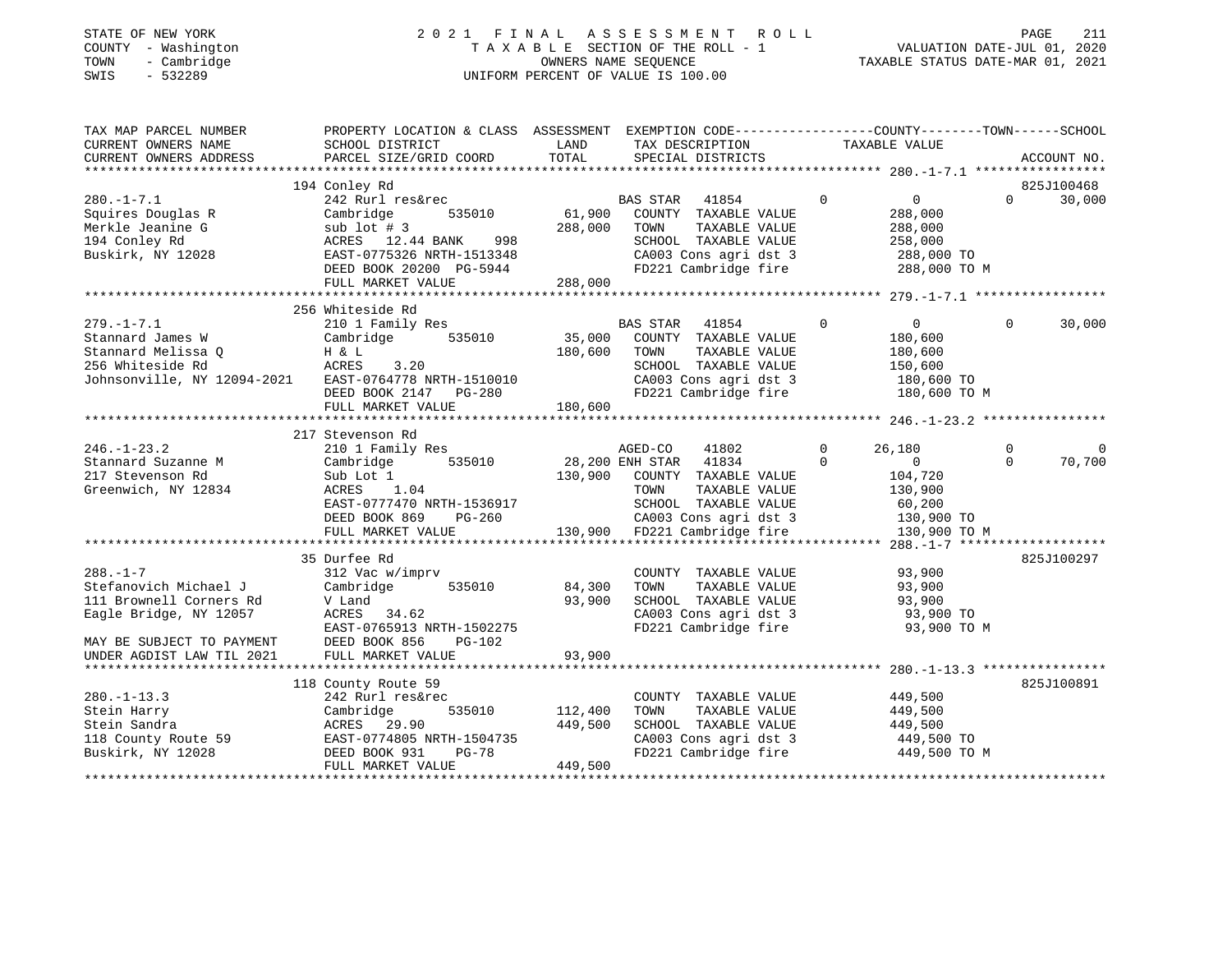STATE OF NEW YORK
COUNTY - Washington
TOWN - Cambridge
SWIS - 532289

2021 FINAL ASSESSMENT ROLL
TAXABLE SECTION OF THE ROLL - 1
OWNERS NAME SEQUENCE
UNIFORM PERCENT OF VALUE IS 100.00

VALUATION DATE-JUL 01, 2020
TAXABLE STATUS DATE-MAR 01, 2021

| TAX MAP PARCEL NUMBER / CURRENT OWNERS NAME / CURRENT OWNERS ADDRESS | PROPERTY LOCATION & CLASS / SCHOOL DISTRICT / PARCEL SIZE/GRID COORD | ASSESSMENT LAND / TOTAL | EXEMPTION CODE / TAX DESCRIPTION / SPECIAL DISTRICTS | COUNTY TAXABLE VALUE | TOWN | SCHOOL / ACCOUNT NO. |
|---|---|---|---|---|---|---|
| **280.-1-7.1** | 194 Conley Rd | | | | | 825J100468 |
| Squires Douglas R | 242 Rurl res&rec | | BAS STAR 41854 | 0 | 0 | 30,000 |
| Merkle Jeanine G | Cambridge 535010 | 61,900 | COUNTY TAXABLE VALUE | 288,000 | | |
| 194 Conley Rd | sub lot # 3 | 288,000 | TOWN TAXABLE VALUE | 288,000 | | |
| Buskirk, NY 12028 | ACRES 12.44 BANK 998 | | SCHOOL TAXABLE VALUE | 258,000 | | |
| | EAST-0775326 NRTH-1513348 | | CA003 Cons agri dst 3 | 288,000 TO | | |
| | DEED BOOK 20200 PG-5944 | | FD221 Cambridge fire | 288,000 TO M | | |
| | FULL MARKET VALUE | 288,000 | | | | |
| **279.-1-7.1** | 256 Whiteside Rd | | | | | |
| Stannard James W | 210 1 Family Res | | BAS STAR 41854 | 0 | 0 | 30,000 |
| Stannard Melissa Q | Cambridge 535010 | 35,000 | COUNTY TAXABLE VALUE | 180,600 | | |
| 256 Whiteside Rd | H & L | 180,600 | TOWN TAXABLE VALUE | 180,600 | | |
| Johnsonville, NY 12094-2021 | ACRES 3.20 | | SCHOOL TAXABLE VALUE | 150,600 | | |
| | EAST-0764778 NRTH-1510010 | | CA003 Cons agri dst 3 | 180,600 TO | | |
| | DEED BOOK 2147 PG-280 | | FD221 Cambridge fire | 180,600 TO M | | |
| | FULL MARKET VALUE | 180,600 | | | | |
| **246.-1-23.2** | 217 Stevenson Rd | | | | | |
| Stannard Suzanne M | 210 1 Family Res | | AGED-CO 41802 | 26,180 | 0 | 0 |
| 217 Stevenson Rd | Cambridge 535010 | 28,200 | ENH STAR 41834 | 0 | 0 | 70,700 |
| Greenwich, NY 12834 | Sub Lot 1 | 130,900 | COUNTY TAXABLE VALUE | 104,720 | | |
| | ACRES 1.04 | | TOWN TAXABLE VALUE | 130,900 | | |
| | EAST-0777470 NRTH-1536917 | | SCHOOL TAXABLE VALUE | 60,200 | | |
| | DEED BOOK 869 PG-260 | | CA003 Cons agri dst 3 | 130,900 TO | | |
| | FULL MARKET VALUE | 130,900 | FD221 Cambridge fire | 130,900 TO M | | |
| **288.-1-7** | 35 Durfee Rd | | | | | 825J100297 |
| Stefanovich Michael J | 312 Vac w/imprv | | COUNTY TAXABLE VALUE | 93,900 | | |
| 111 Brownell Corners Rd | Cambridge 535010 | 84,300 | TOWN TAXABLE VALUE | 93,900 | | |
| Eagle Bridge, NY 12057 | V Land | 93,900 | SCHOOL TAXABLE VALUE | 93,900 | | |
| | ACRES 34.62 | | CA003 Cons agri dst 3 | 93,900 TO | | |
| | EAST-0765913 NRTH-1502275 | | FD221 Cambridge fire | 93,900 TO M | | |
| MAY BE SUBJECT TO PAYMENT | DEED BOOK 856 PG-102 | | | | | |
| UNDER AGDIST LAW TIL 2021 | FULL MARKET VALUE | 93,900 | | | | |
| **280.-1-13.3** | 118 County Route 59 | | | | | 825J100891 |
| Stein Harry | 242 Rurl res&rec | | COUNTY TAXABLE VALUE | 449,500 | | |
| Stein Sandra | Cambridge 535010 | 112,400 | TOWN TAXABLE VALUE | 449,500 | | |
| 118 County Route 59 | ACRES 29.90 | 449,500 | SCHOOL TAXABLE VALUE | 449,500 | | |
| Buskirk, NY 12028 | EAST-0774805 NRTH-1504735 | | CA003 Cons agri dst 3 | 449,500 TO | | |
| | DEED BOOK 931 PG-78 | | FD221 Cambridge fire | 449,500 TO M | | |
| | FULL MARKET VALUE | 449,500 | | | | |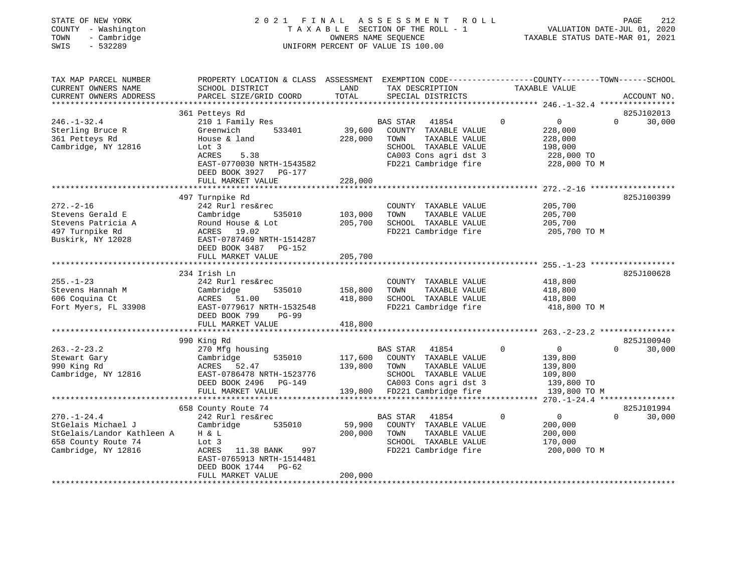STATE OF NEW YORK
COUNTY - Washington
TOWN - Cambridge
SWIS - 532289

# 2021 FINAL ASSESSMENT ROLL
TAXABLE SECTION OF THE ROLL - 1
OWNERS NAME SEQUENCE
UNIFORM PERCENT OF VALUE IS 100.00

VALUATION DATE-JUL 01, 2020
TAXABLE STATUS DATE-MAR 01, 2021

| TAX MAP PARCEL NUMBER / CURRENT OWNERS NAME / CURRENT OWNERS ADDRESS | PROPERTY LOCATION & CLASS / SCHOOL DISTRICT / PARCEL SIZE/GRID COORD | ASSESSMENT LAND / TOTAL | EXEMPTION CODE / TAX DESCRIPTION / SPECIAL DISTRICTS | COUNTY TAXABLE VALUE | TOWN | SCHOOL / ACCOUNT NO. |
|---|---|---|---|---|---|---|
| 246.-1-32.4 | 361 Petteys Rd | | | | | 825J102013 |
| Sterling Bruce R | 210 1 Family Res | | BAS STAR 41854 | 0 | 0 | 0 30,000 |
| 361 Petteys Rd | Greenwich 533401 | 39,600 | COUNTY TAXABLE VALUE | 228,000 | | |
| Cambridge, NY 12816 | House & land | 228,000 | TOWN TAXABLE VALUE | 228,000 | | |
| | Lot 3 | | SCHOOL TAXABLE VALUE | 198,000 | | |
| | ACRES 5.38 | | CA003 Cons agri dst 3 | 228,000 TO | | |
| | EAST-0770030 NRTH-1543582 | | FD221 Cambridge fire | 228,000 TO M | | |
| | DEED BOOK 3927 PG-177 | | | | | |
| | FULL MARKET VALUE | 228,000 | | | | |
| 272.-2-16 | 497 Turnpike Rd | | | | | 825J100399 |
| Stevens Gerald E | 242 Rurl res&rec | | COUNTY TAXABLE VALUE | 205,700 | | |
| Stevens Patricia A | Cambridge 535010 | 103,000 | TOWN TAXABLE VALUE | 205,700 | | |
| 497 Turnpike Rd | Round House & Lot | 205,700 | SCHOOL TAXABLE VALUE | 205,700 | | |
| Buskirk, NY 12028 | ACRES 19.02 | | FD221 Cambridge fire | 205,700 TO M | | |
| | EAST-0787469 NRTH-1514287 | | | | | |
| | DEED BOOK 3487 PG-152 | | | | | |
| | FULL MARKET VALUE | 205,700 | | | | |
| 255.-1-23 | 234 Irish Ln | | | | | 825J100628 |
| Stevens Hannah M | 242 Rurl res&rec | | COUNTY TAXABLE VALUE | 418,800 | | |
| 606 Coquina Ct | Cambridge 535010 | 158,800 | TOWN TAXABLE VALUE | 418,800 | | |
| Fort Myers, FL 33908 | ACRES 51.00 | 418,800 | SCHOOL TAXABLE VALUE | 418,800 | | |
| | EAST-0779617 NRTH-1532548 | | FD221 Cambridge fire | 418,800 TO M | | |
| | DEED BOOK 799 PG-99 | | | | | |
| | FULL MARKET VALUE | 418,800 | | | | |
| 263.-2-23.2 | 990 King Rd | | | | | 825J100940 |
| Stewart Gary | 270 Mfg housing | | BAS STAR 41854 | 0 | 0 | 0 30,000 |
| 990 King Rd | Cambridge 535010 | 117,600 | COUNTY TAXABLE VALUE | 139,800 | | |
| Cambridge, NY 12816 | ACRES 52.47 | 139,800 | TOWN TAXABLE VALUE | 139,800 | | |
| | EAST-0786478 NRTH-1523776 | | SCHOOL TAXABLE VALUE | 109,800 | | |
| | DEED BOOK 2496 PG-149 | | CA003 Cons agri dst 3 | 139,800 TO | | |
| | FULL MARKET VALUE | 139,800 | FD221 Cambridge fire | 139,800 TO M | | |
| 270.-1-24.4 | 658 County Route 74 | | | | | 825J101994 |
| StGelais Michael J | 242 Rurl res&rec | | BAS STAR 41854 | 0 | 0 | 0 30,000 |
| StGelais/Landor Kathleen A | Cambridge 535010 | 59,900 | COUNTY TAXABLE VALUE | 200,000 | | |
| 658 County Route 74 | H & L | 200,000 | TOWN TAXABLE VALUE | 200,000 | | |
| Cambridge, NY 12816 | Lot 3 | | SCHOOL TAXABLE VALUE | 170,000 | | |
| | ACRES 11.38 BANK 997 | | FD221 Cambridge fire | 200,000 TO M | | |
| | EAST-0765913 NRTH-1514481 | | | | | |
| | DEED BOOK 1744 PG-62 | | | | | |
| | FULL MARKET VALUE | 200,000 | | | | |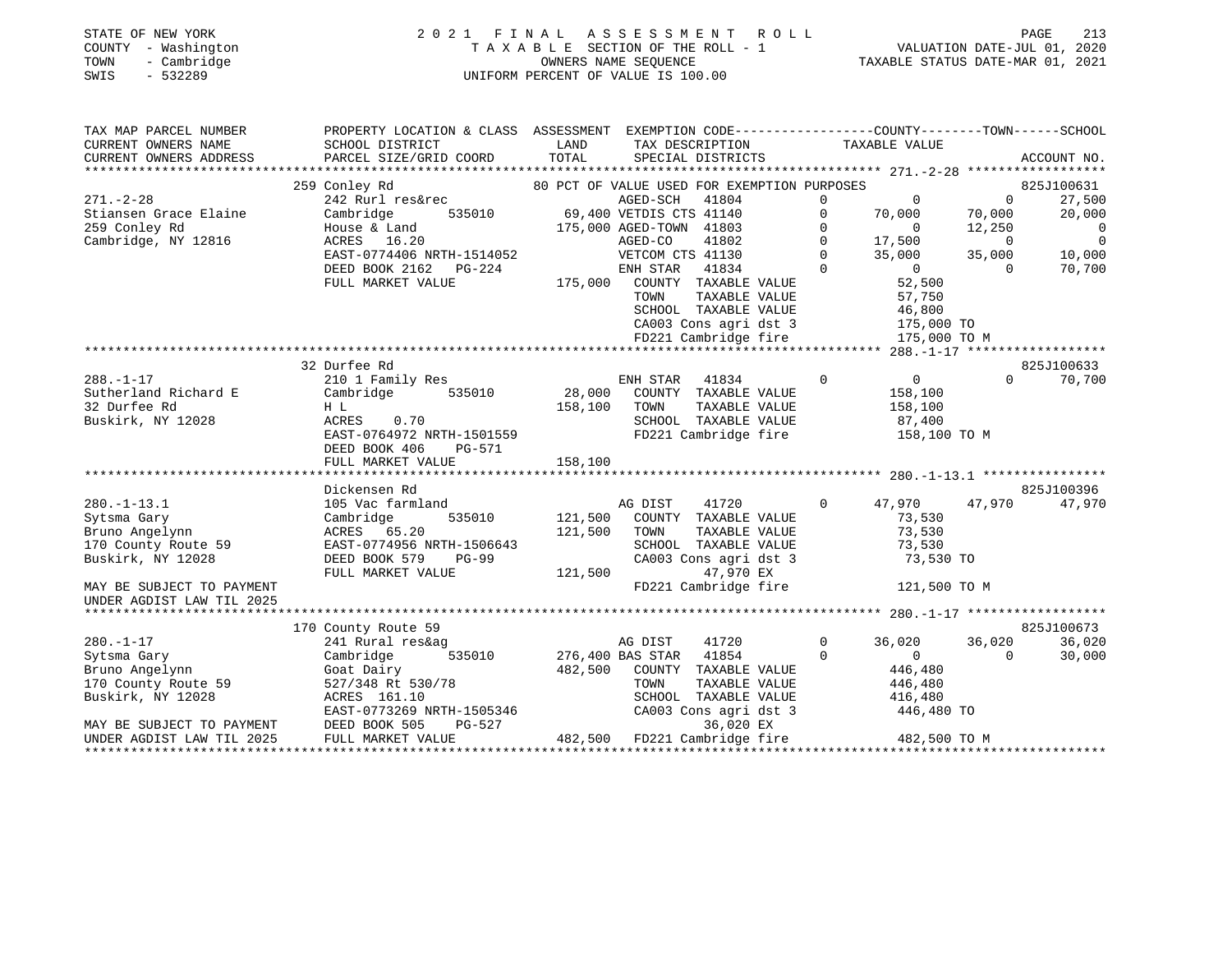STATE OF NEW YORK
COUNTY - Washington
TOWN - Cambridge
SWIS - 532289

2021 FINAL ASSESSMENT ROLL
TAXABLE SECTION OF THE ROLL - 1
OWNERS NAME SEQUENCE
UNIFORM PERCENT OF VALUE IS 100.00

VALUATION DATE-JUL 01, 2020
TAXABLE STATUS DATE-MAR 01, 2021

```
TAX MAP PARCEL NUMBER     PROPERTY LOCATION & CLASS  ASSESSMENT  EXEMPTION CODE-----------------COUNTY--------TOWN------SCHOOL
CURRENT OWNERS NAME       SCHOOL DISTRICT              LAND      TAX DESCRIPTION              TAXABLE VALUE
CURRENT OWNERS ADDRESS    PARCEL SIZE/GRID COORD       TOTAL     SPECIAL DISTRICTS                                       ACCOUNT NO.
******************************************************************************************************* 271.-2-28 ******************
                          259 Conley Rd                80 PCT OF VALUE USED FOR EXEMPTION PURPOSES                       825J100631
271.-2-28                 242 Rurl res&rec                     AGED-SCH    41804        0          0          0        27,500
Stiansen Grace Elaine     Cambridge       535010        69,400 VETDIS CTS 41140         0     70,000     70,000        20,000
259 Conley Rd             House & Land                 175,000 AGED-TOWN  41803         0          0     12,250             0
Cambridge, NY 12816       ACRES   16.20                        AGED-CO     41802        0     17,500          0             0
                          EAST-0774406 NRTH-1514052            VETCOM CTS 41130         0     35,000     35,000        10,000
                          DEED BOOK 2162   PG-224              ENH STAR    41834        0          0          0        70,700
                          FULL MARKET VALUE            175,000   COUNTY  TAXABLE VALUE          52,500
                                                                 TOWN    TAXABLE VALUE          57,750
                                                                 SCHOOL  TAXABLE VALUE          46,800
                                                                 CA003 Cons agri dst 3         175,000 TO
                                                                 FD221 Cambridge fire          175,000 TO M
******************************************************************************************************* 288.-1-17 ******************
                          32 Durfee Rd                                                                                   825J100633
288.-1-17                 210 1 Family Res                     ENH STAR    41834        0          0          0        70,700
Sutherland Richard E      Cambridge       535010        28,000   COUNTY  TAXABLE VALUE         158,100
32 Durfee Rd              H L                          158,100   TOWN    TAXABLE VALUE         158,100
Buskirk, NY 12028         ACRES    0.70                          SCHOOL  TAXABLE VALUE          87,400
                          EAST-0764972 NRTH-1501559              FD221 Cambridge fire          158,100 TO M
                          DEED BOOK 406    PG-571
                          FULL MARKET VALUE            158,100
******************************************************************************************************* 280.-1-13.1 ****************
                          Dickensen Rd                                                                                   825J100396
280.-1-13.1               105 Vac farmland                     AG DIST     41720        0     47,970     47,970        47,970
Sytsma Gary               Cambridge       535010       121,500   COUNTY  TAXABLE VALUE          73,530
Bruno Angelynn            ACRES   65.20                121,500   TOWN    TAXABLE VALUE          73,530
170 County Route 59       EAST-0774956 NRTH-1506643              SCHOOL  TAXABLE VALUE          73,530
Buskirk, NY 12028         DEED BOOK 579    PG-99                 CA003 Cons agri dst 3          73,530 TO
                          FULL MARKET VALUE            121,500          47,970 EX
MAY BE SUBJECT TO PAYMENT                                        FD221 Cambridge fire          121,500 TO M
UNDER AGDIST LAW TIL 2025
******************************************************************************************************* 280.-1-17 ******************
                          170 County Route 59                                                                            825J100673
280.-1-17                 241 Rural res&ag                     AG DIST     41720        0     36,020     36,020        36,020
Sytsma Gary               Cambridge       535010       276,400 BAS STAR    41854        0          0          0        30,000
Bruno Angelynn            Goat Dairy                   482,500   COUNTY  TAXABLE VALUE         446,480
170 County Route 59       527/348 Rt 530/78                      TOWN    TAXABLE VALUE         446,480
Buskirk, NY 12028         ACRES  161.10                          SCHOOL  TAXABLE VALUE         416,480
                          EAST-0773269 NRTH-1505346              CA003 Cons agri dst 3         446,480 TO
MAY BE SUBJECT TO PAYMENT DEED BOOK 505    PG-527                       36,020 EX
UNDER AGDIST LAW TIL 2025 FULL MARKET VALUE            482,500   FD221 Cambridge fire          482,500 TO M
************************************************************************************************************************************
```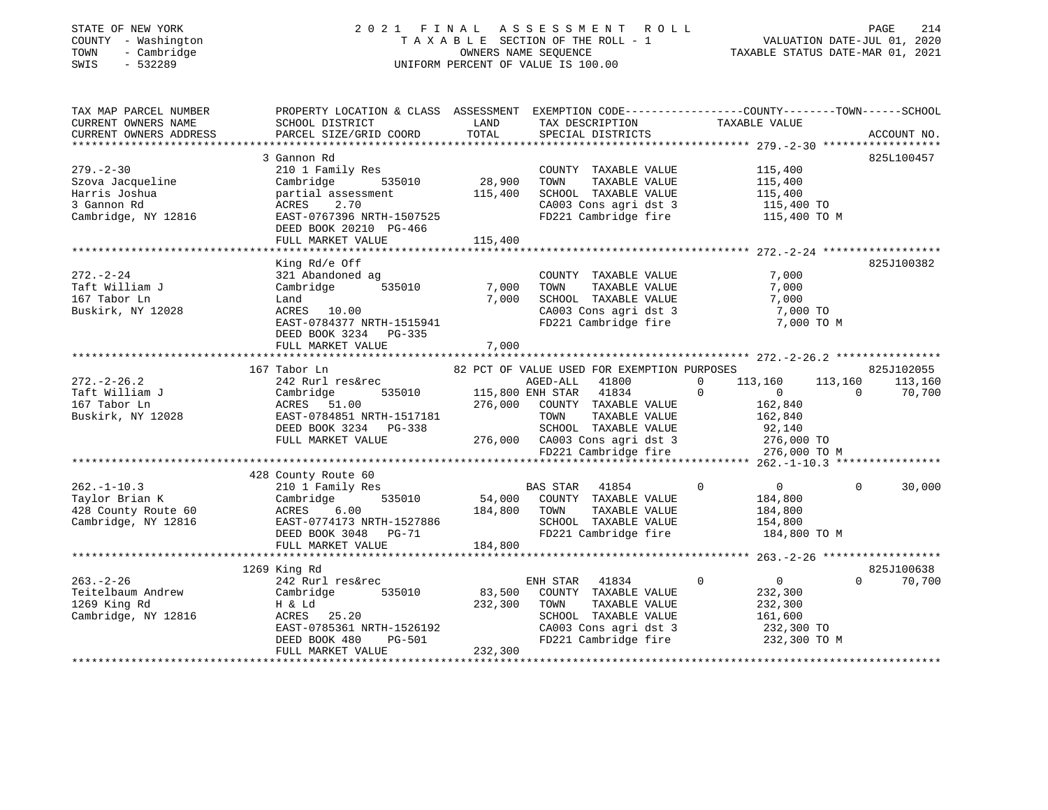STATE OF NEW YORK — COUNTY - Washington — TOWN - Cambridge — SWIS - 532289

# 2021 FINAL ASSESSMENT ROLL

TAXABLE SECTION OF THE ROLL - 1
OWNERS NAME SEQUENCE
UNIFORM PERCENT OF VALUE IS 100.00

VALUATION DATE-JUL 01, 2020
TAXABLE STATUS DATE-MAR 01, 2021

```
TAX MAP PARCEL NUMBER     PROPERTY LOCATION & CLASS  ASSESSMENT  EXEMPTION CODE-----------------COUNTY--------TOWN------SCHOOL
CURRENT OWNERS NAME       SCHOOL DISTRICT             LAND       TAX DESCRIPTION             TAXABLE VALUE
CURRENT OWNERS ADDRESS    PARCEL SIZE/GRID COORD      TOTAL      SPECIAL DISTRICTS                                    ACCOUNT NO.
******************************************************************************************************* 279.-2-30 ******************
                          3 Gannon Rd                                                                                 825L100457
279.-2-30                 210 1 Family Res                       COUNTY  TAXABLE VALUE          115,400
Szova Jacqueline          Cambridge       535010      28,900     TOWN    TAXABLE VALUE          115,400
Harris Joshua             partial assessment         115,400     SCHOOL  TAXABLE VALUE          115,400
3 Gannon Rd               ACRES    2.70                          CA003 Cons agri dst 3           115,400 TO
Cambridge, NY 12816       EAST-0767396 NRTH-1507525              FD221 Cambridge fire            115,400 TO M
                          DEED BOOK 20210 PG-466
                          FULL MARKET VALUE          115,400
******************************************************************************************************* 272.-2-24 ******************
                          King Rd/e Off                                                                               825J100382
272.-2-24                 321 Abandoned ag                       COUNTY  TAXABLE VALUE            7,000
Taft William J            Cambridge       535010       7,000     TOWN    TAXABLE VALUE            7,000
167 Tabor Ln              Land                         7,000     SCHOOL  TAXABLE VALUE            7,000
Buskirk, NY 12028         ACRES   10.00                          CA003 Cons agri dst 3             7,000 TO
                          EAST-0784377 NRTH-1515941              FD221 Cambridge fire              7,000 TO M
                          DEED BOOK 3234   PG-335
                          FULL MARKET VALUE            7,000
******************************************************************************************************* 272.-2-26.2 ****************
                          167 Tabor Ln                82 PCT OF VALUE USED FOR EXEMPTION PURPOSES                     825J102055
272.-2-26.2               242 Rurl res&rec                       AGED-ALL    41800        0     113,160    113,160    113,160
Taft William J            Cambridge       535010     115,800 ENH STAR    41834        0           0          0     70,700
167 Tabor Ln              ACRES   51.00              276,000     COUNTY  TAXABLE VALUE          162,840
Buskirk, NY 12028         EAST-0784851 NRTH-1517181              TOWN    TAXABLE VALUE          162,840
                          DEED BOOK 3234   PG-338                SCHOOL  TAXABLE VALUE           92,140
                          FULL MARKET VALUE          276,000     CA003 Cons agri dst 3           276,000 TO
                                                                 FD221 Cambridge fire            276,000 TO M
******************************************************************************************************* 262.-1-10.3 ****************
                          428 County Route 60
262.-1-10.3               210 1 Family Res                       BAS STAR    41854        0           0          0     30,000
Taylor Brian K            Cambridge       535010      54,000     COUNTY  TAXABLE VALUE          184,800
428 County Route 60       ACRES    6.00              184,800     TOWN    TAXABLE VALUE          184,800
Cambridge, NY 12816       EAST-0774173 NRTH-1527886              SCHOOL  TAXABLE VALUE          154,800
                          DEED BOOK 3048   PG-71                 FD221 Cambridge fire            184,800 TO M
                          FULL MARKET VALUE          184,800
******************************************************************************************************* 263.-2-26 ******************
                          1269 King Rd                                                                                825J100638
263.-2-26                 242 Rurl res&rec                       ENH STAR    41834        0           0          0     70,700
Teitelbaum Andrew         Cambridge       535010      83,500     COUNTY  TAXABLE VALUE          232,300
1269 King Rd              H & Ld                     232,300     TOWN    TAXABLE VALUE          232,300
Cambridge, NY 12816       ACRES   25.20                          SCHOOL  TAXABLE VALUE          161,600
                          EAST-0785361 NRTH-1526192              CA003 Cons agri dst 3           232,300 TO
                          DEED BOOK 480    PG-501                FD221 Cambridge fire            232,300 TO M
                          FULL MARKET VALUE          232,300
************************************************************************************************************************************
```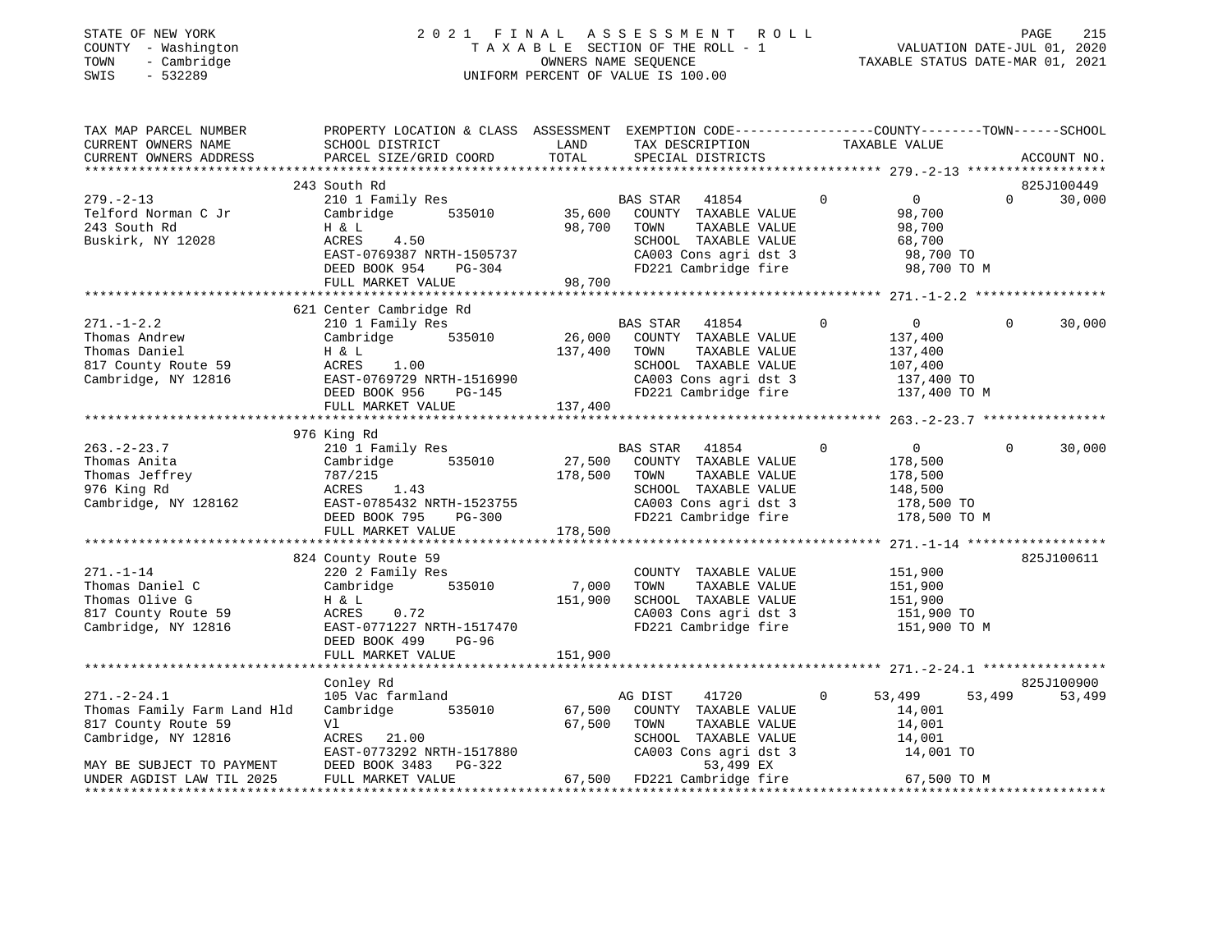STATE OF NEW YORK
COUNTY - Washington
TOWN - Cambridge
SWIS - 532289

# 2021 FINAL ASSESSMENT ROLL
TAXABLE SECTION OF THE ROLL - 1
OWNERS NAME SEQUENCE
UNIFORM PERCENT OF VALUE IS 100.00

VALUATION DATE-JUL 01, 2020
TAXABLE STATUS DATE-MAR 01, 2021

| TAX MAP PARCEL NUMBER / CURRENT OWNERS NAME / CURRENT OWNERS ADDRESS | PROPERTY LOCATION & CLASS / SCHOOL DISTRICT / PARCEL SIZE/GRID COORD | ASSESSMENT LAND / TOTAL | EXEMPTION CODE / TAX DESCRIPTION / SPECIAL DISTRICTS | COUNTY TAXABLE VALUE | TOWN | SCHOOL / ACCOUNT NO. |
|---|---|---|---|---|---|---|
| **279.-2-13** | 243 South Rd | | | | | 825J100449 |
| Telford Norman C Jr | 210 1 Family Res | | BAS STAR 41854 0 | 0 | 0 | 30,000 |
| 243 South Rd | Cambridge 535010 | 35,600 | COUNTY TAXABLE VALUE | 98,700 | | |
| Buskirk, NY 12028 | H & L | 98,700 | TOWN TAXABLE VALUE | 98,700 | | |
| | ACRES 4.50 | | SCHOOL TAXABLE VALUE | 68,700 | | |
| | EAST-0769387 NRTH-1505737 | | CA003 Cons agri dst 3 | 98,700 TO | | |
| | DEED BOOK 954 PG-304 | | FD221 Cambridge fire | 98,700 TO M | | |
| | FULL MARKET VALUE | 98,700 | | | | |
| **271.-1-2.2** | 621 Center Cambridge Rd | | | | | |
| Thomas Andrew | 210 1 Family Res | | BAS STAR 41854 0 | 0 | 0 | 30,000 |
| Thomas Daniel | Cambridge 535010 | 26,000 | COUNTY TAXABLE VALUE | 137,400 | | |
| 817 County Route 59 | H & L | 137,400 | TOWN TAXABLE VALUE | 137,400 | | |
| Cambridge, NY 12816 | ACRES 1.00 | | SCHOOL TAXABLE VALUE | 107,400 | | |
| | EAST-0769729 NRTH-1516990 | | CA003 Cons agri dst 3 | 137,400 TO | | |
| | DEED BOOK 956 PG-145 | | FD221 Cambridge fire | 137,400 TO M | | |
| | FULL MARKET VALUE | 137,400 | | | | |
| **263.-2-23.7** | 976 King Rd | | | | | |
| Thomas Anita | 210 1 Family Res | | BAS STAR 41854 0 | 0 | 0 | 30,000 |
| Thomas Jeffrey | Cambridge 535010 | 27,500 | COUNTY TAXABLE VALUE | 178,500 | | |
| 976 King Rd | 787/215 | 178,500 | TOWN TAXABLE VALUE | 178,500 | | |
| Cambridge, NY 128162 | ACRES 1.43 | | SCHOOL TAXABLE VALUE | 148,500 | | |
| | EAST-0785432 NRTH-1523755 | | CA003 Cons agri dst 3 | 178,500 TO | | |
| | DEED BOOK 795 PG-300 | | FD221 Cambridge fire | 178,500 TO M | | |
| | FULL MARKET VALUE | 178,500 | | | | |
| **271.-1-14** | 824 County Route 59 | | | | | 825J100611 |
| Thomas Daniel C | 220 2 Family Res | | COUNTY TAXABLE VALUE | 151,900 | | |
| Thomas Olive G | Cambridge 535010 | 7,000 | TOWN TAXABLE VALUE | 151,900 | | |
| 817 County Route 59 | H & L | 151,900 | SCHOOL TAXABLE VALUE | 151,900 | | |
| Cambridge, NY 12816 | ACRES 0.72 | | CA003 Cons agri dst 3 | 151,900 TO | | |
| | EAST-0771227 NRTH-1517470 | | FD221 Cambridge fire | 151,900 TO M | | |
| | DEED BOOK 499 PG-96 | | | | | |
| | FULL MARKET VALUE | 151,900 | | | | |
| **271.-2-24.1** | Conley Rd | | | | | 825J100900 |
| Thomas Family Farm Land Hld | 105 Vac farmland | | AG DIST 41720 0 | 53,499 | 53,499 | 53,499 |
| 817 County Route 59 | Cambridge 535010 | 67,500 | COUNTY TAXABLE VALUE | 14,001 | | |
| Cambridge, NY 12816 | Vl | 67,500 | TOWN TAXABLE VALUE | 14,001 | | |
| | ACRES 21.00 | | SCHOOL TAXABLE VALUE | 14,001 | | |
| | EAST-0773292 NRTH-1517880 | | CA003 Cons agri dst 3 | 14,001 TO | | |
| MAY BE SUBJECT TO PAYMENT | DEED BOOK 3483 PG-322 | | 53,499 EX | | | |
| UNDER AGDIST LAW TIL 2025 | FULL MARKET VALUE | 67,500 | FD221 Cambridge fire | 67,500 TO M | | |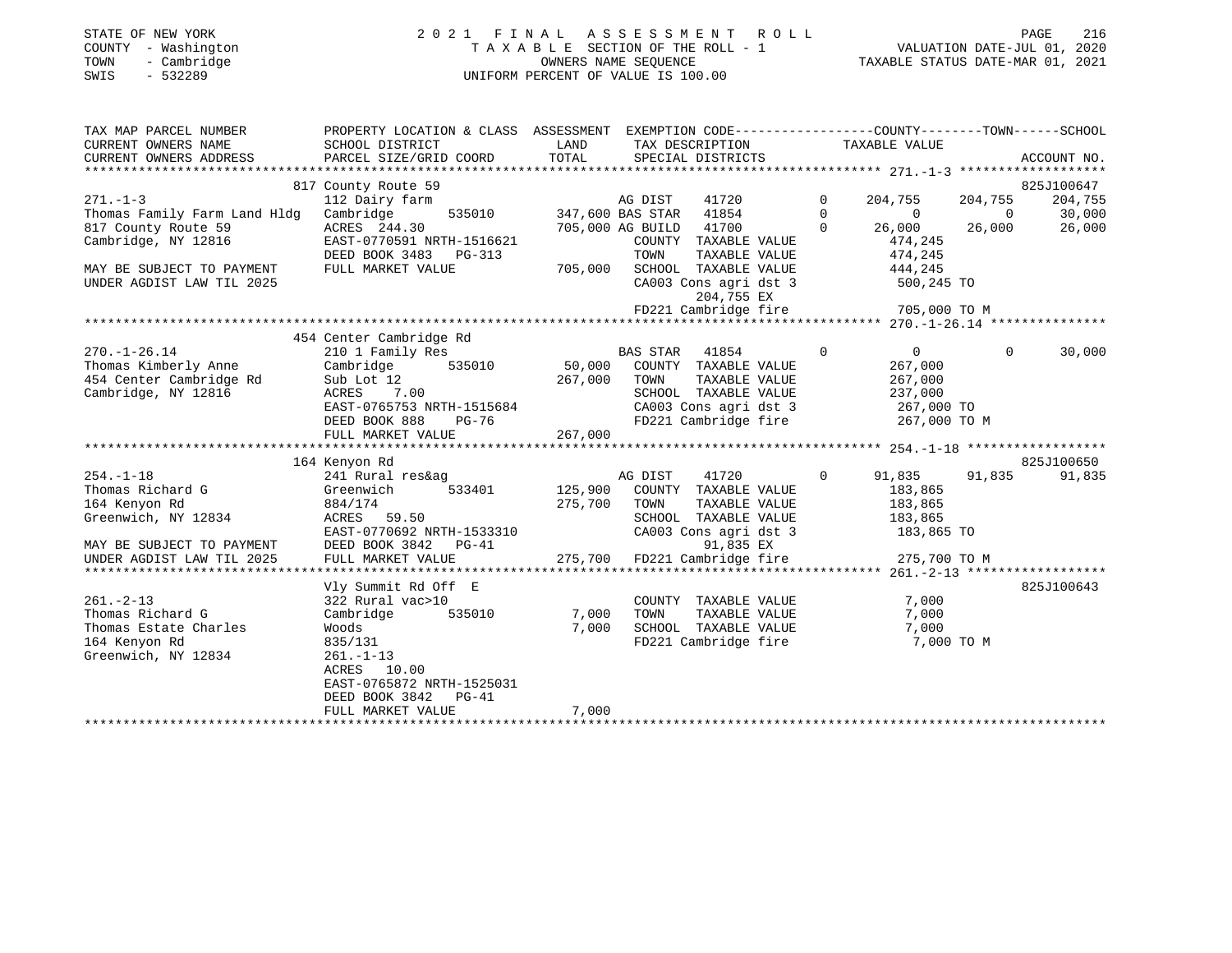STATE OF NEW YORK
COUNTY - Washington
TOWN - Cambridge
SWIS - 532289

2021 FINAL ASSESSMENT ROLL
TAXABLE SECTION OF THE ROLL - 1
OWNERS NAME SEQUENCE
UNIFORM PERCENT OF VALUE IS 100.00

VALUATION DATE-JUL 01, 2020
TAXABLE STATUS DATE-MAR 01, 2021

```
TAX MAP PARCEL NUMBER          PROPERTY LOCATION & CLASS  ASSESSMENT  EXEMPTION CODE-----------------COUNTY--------TOWN------SCHOOL
CURRENT OWNERS NAME            SCHOOL DISTRICT              LAND      TAX DESCRIPTION              TAXABLE VALUE
CURRENT OWNERS ADDRESS         PARCEL SIZE/GRID COORD       TOTAL     SPECIAL DISTRICTS                                       ACCOUNT NO.
******************************************************************************************************** 271.-1-3 *******************
                               817 County Route 59                                                                            825J100647
271.-1-3                       112 Dairy farm                          AG DIST    41720          0    204,755    204,755    204,755
Thomas Family Farm Land Hldg   Cambridge      535010     347,600 BAS STAR   41854          0          0          0     30,000
817 County Route 59            ACRES  244.30             705,000 AG BUILD   41700          0     26,000     26,000     26,000
Cambridge, NY 12816            EAST-0770591 NRTH-1516621          COUNTY  TAXABLE VALUE            474,245
                               DEED BOOK 3483   PG-313            TOWN    TAXABLE VALUE            474,245
MAY BE SUBJECT TO PAYMENT      FULL MARKET VALUE         705,000  SCHOOL  TAXABLE VALUE            444,245
UNDER AGDIST LAW TIL 2025                                         CA003 Cons agri dst 3            500,245 TO
                                                                        204,755 EX
                                                                  FD221 Cambridge fire             705,000 TO M
******************************************************************************************************** 270.-1-26.14 ***************
                               454 Center Cambridge Rd
270.-1-26.14                   210 1 Family Res                        BAS STAR   41854          0          0          0     30,000
Thomas Kimberly Anne           Cambridge      535010      50,000  COUNTY  TAXABLE VALUE            267,000
454 Center Cambridge Rd        Sub Lot 12                267,000  TOWN    TAXABLE VALUE            267,000
Cambridge, NY 12816            ACRES    7.00                      SCHOOL  TAXABLE VALUE            237,000
                               EAST-0765753 NRTH-1515684          CA003 Cons agri dst 3            267,000 TO
                               DEED BOOK 888    PG-76             FD221 Cambridge fire             267,000 TO M
                               FULL MARKET VALUE         267,000
******************************************************************************************************** 254.-1-18 ******************
                               164 Kenyon Rd                                                                                  825J100650
254.-1-18                      241 Rural res&ag                        AG DIST    41720          0     91,835     91,835     91,835
Thomas Richard G               Greenwich      533401     125,900  COUNTY  TAXABLE VALUE            183,865
164 Kenyon Rd                  884/174                   275,700  TOWN    TAXABLE VALUE            183,865
Greenwich, NY 12834            ACRES   59.50                      SCHOOL  TAXABLE VALUE            183,865
                               EAST-0770692 NRTH-1533310          CA003 Cons agri dst 3            183,865 TO
MAY BE SUBJECT TO PAYMENT      DEED BOOK 3842   PG-41                   91,835 EX
UNDER AGDIST LAW TIL 2025      FULL MARKET VALUE         275,700  FD221 Cambridge fire             275,700 TO M
******************************************************************************************************** 261.-2-13 ******************
                               Vly Summit Rd Off  E                                                                           825J100643
261.-2-13                      322 Rural vac>10                        COUNTY  TAXABLE VALUE              7,000
Thomas Richard G               Cambridge      535010       7,000  TOWN    TAXABLE VALUE              7,000
Thomas Estate Charles          Woods                       7,000  SCHOOL  TAXABLE VALUE              7,000
164 Kenyon Rd                  835/131                            FD221 Cambridge fire               7,000 TO M
Greenwich, NY 12834            261.-1-13
                               ACRES   10.00
                               EAST-0765872 NRTH-1525031
                               DEED BOOK 3842   PG-41
                               FULL MARKET VALUE           7,000
************************************************************************************************************************************
```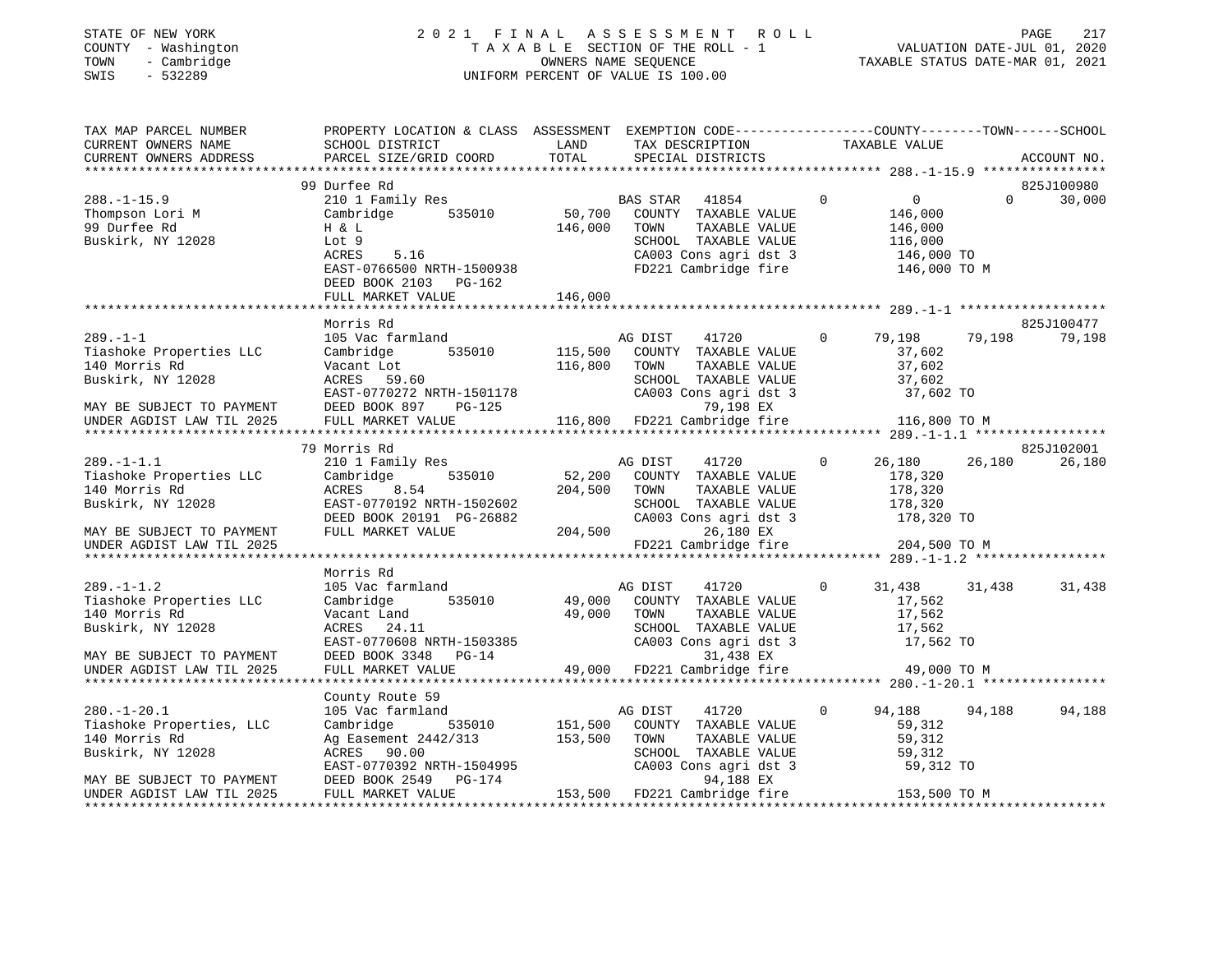STATE OF NEW YORK
COUNTY - Washington
TOWN - Cambridge
SWIS - 532289

2021 FINAL ASSESSMENT ROLL
TAXABLE SECTION OF THE ROLL - 1
OWNERS NAME SEQUENCE
UNIFORM PERCENT OF VALUE IS 100.00

VALUATION DATE-JUL 01, 2020
TAXABLE STATUS DATE-MAR 01, 2021

```
TAX MAP PARCEL NUMBER          PROPERTY LOCATION & CLASS  ASSESSMENT  EXEMPTION CODE-----------------COUNTY--------TOWN------SCHOOL
CURRENT OWNERS NAME            SCHOOL DISTRICT            LAND        TAX DESCRIPTION            TAXABLE VALUE
CURRENT OWNERS ADDRESS         PARCEL SIZE/GRID COORD     TOTAL       SPECIAL DISTRICTS                                   ACCOUNT NO.
******************************************************************************************************* 288.-1-15.9 ****************
                               99 Durfee Rd                                                                               825J100980
288.-1-15.9                    210 1 Family Res                       BAS STAR   41854         0          0          0        30,000
Thompson Lori M                Cambridge       535010      50,700     COUNTY  TAXABLE VALUE          146,000
99 Durfee Rd                   H & L                      146,000     TOWN    TAXABLE VALUE          146,000
Buskirk, NY 12028              Lot 9                                  SCHOOL  TAXABLE VALUE          116,000
                               ACRES    5.16                          CA003 Cons agri dst 3          146,000 TO
                               EAST-0766500 NRTH-1500938              FD221 Cambridge fire           146,000 TO M
                               DEED BOOK 2103   PG-162
                               FULL MARKET VALUE          146,000
******************************************************************************************************* 289.-1-1 *******************
                               Morris Rd                                                                                  825J100477
289.-1-1                       105 Vac farmland                       AG DIST    41720         0     79,198     79,198       79,198
Tiashoke Properties LLC        Cambridge       535010     115,500     COUNTY  TAXABLE VALUE           37,602
140 Morris Rd                  Vacant Lot                 116,800     TOWN    TAXABLE VALUE           37,602
Buskirk, NY 12028              ACRES   59.60                          SCHOOL  TAXABLE VALUE           37,602
                               EAST-0770272 NRTH-1501178              CA003 Cons agri dst 3           37,602 TO
MAY BE SUBJECT TO PAYMENT      DEED BOOK 897    PG-125                        79,198 EX
UNDER AGDIST LAW TIL 2025      FULL MARKET VALUE          116,800     FD221 Cambridge fire           116,800 TO M
******************************************************************************************************* 289.-1-1.1 *****************
                               79 Morris Rd                                                                               825J102001
289.-1-1.1                     210 1 Family Res                       AG DIST    41720         0     26,180     26,180       26,180
Tiashoke Properties LLC        Cambridge       535010      52,200     COUNTY  TAXABLE VALUE          178,320
140 Morris Rd                  ACRES    8.54              204,500     TOWN    TAXABLE VALUE          178,320
Buskirk, NY 12028              EAST-0770192 NRTH-1502602              SCHOOL  TAXABLE VALUE          178,320
                               DEED BOOK 20191 PG-26882               CA003 Cons agri dst 3          178,320 TO
MAY BE SUBJECT TO PAYMENT      FULL MARKET VALUE          204,500             26,180 EX
UNDER AGDIST LAW TIL 2025                                             FD221 Cambridge fire           204,500 TO M
******************************************************************************************************* 289.-1-1.2 *****************
                               Morris Rd
289.-1-1.2                     105 Vac farmland                       AG DIST    41720         0     31,438     31,438       31,438
Tiashoke Properties LLC        Cambridge       535010      49,000     COUNTY  TAXABLE VALUE           17,562
140 Morris Rd                  Vacant Land                 49,000     TOWN    TAXABLE VALUE           17,562
Buskirk, NY 12028              ACRES   24.11                          SCHOOL  TAXABLE VALUE           17,562
                               EAST-0770608 NRTH-1503385              CA003 Cons agri dst 3           17,562 TO
MAY BE SUBJECT TO PAYMENT      DEED BOOK 3348   PG-14                         31,438 EX
UNDER AGDIST LAW TIL 2025      FULL MARKET VALUE           49,000     FD221 Cambridge fire            49,000 TO M
******************************************************************************************************* 280.-1-20.1 ****************
                               County Route 59
280.-1-20.1                    105 Vac farmland                       AG DIST    41720         0     94,188     94,188       94,188
Tiashoke Properties, LLC       Cambridge       535010     151,500     COUNTY  TAXABLE VALUE           59,312
140 Morris Rd                  Ag Easement 2442/313       153,500     TOWN    TAXABLE VALUE           59,312
Buskirk, NY 12028              ACRES   90.00                          SCHOOL  TAXABLE VALUE           59,312
                               EAST-0770392 NRTH-1504995              CA003 Cons agri dst 3           59,312 TO
MAY BE SUBJECT TO PAYMENT      DEED BOOK 2549   PG-174                        94,188 EX
UNDER AGDIST LAW TIL 2025      FULL MARKET VALUE          153,500     FD221 Cambridge fire           153,500 TO M
************************************************************************************************************************************
```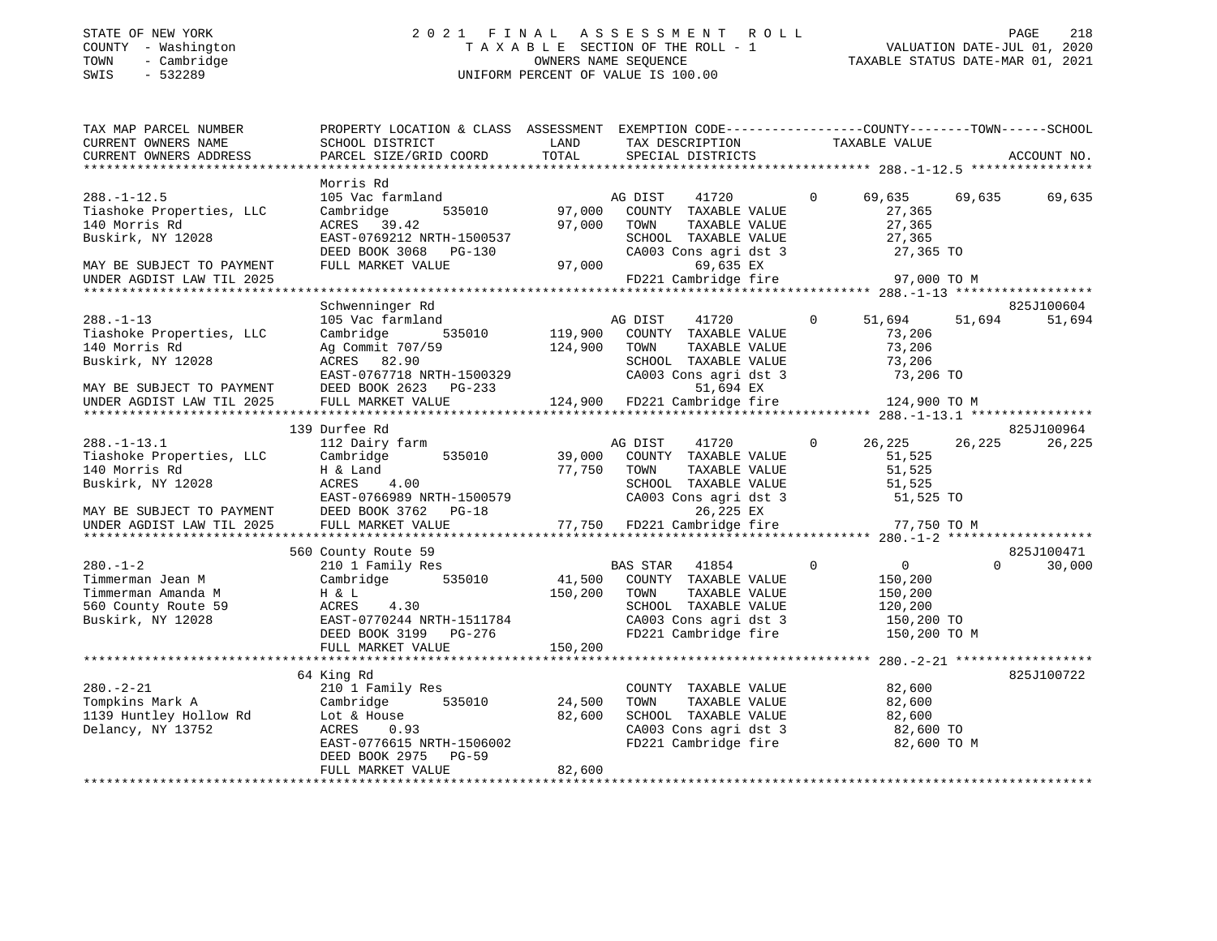STATE OF NEW YORK
COUNTY - Washington
TOWN - Cambridge
SWIS - 532289

2021 FINAL ASSESSMENT ROLL
TAXABLE SECTION OF THE ROLL - 1
OWNERS NAME SEQUENCE
UNIFORM PERCENT OF VALUE IS 100.00

VALUATION DATE-JUL 01, 2020
TAXABLE STATUS DATE-MAR 01, 2021

| TAX MAP PARCEL NUMBER / CURRENT OWNERS NAME / CURRENT OWNERS ADDRESS | PROPERTY LOCATION & CLASS / SCHOOL DISTRICT / PARCEL SIZE/GRID COORD | ASSESSMENT LAND | TOTAL | EXEMPTION CODE / TAX DESCRIPTION / SPECIAL DISTRICTS | COUNTY TAXABLE VALUE | TOWN | SCHOOL | ACCOUNT NO. |
|---|---|---|---|---|---|---|---|---|
| 288.-1-12.5 | Morris Rd | | | | | | | |
| | 105 Vac farmland | | | AG DIST 41720 0 | 69,635 | 69,635 | 69,635 | |
| Tiashoke Properties, LLC | Cambridge 535010 | 97,000 | | COUNTY TAXABLE VALUE | 27,365 | | | |
| 140 Morris Rd | ACRES 39.42 | | 97,000 | TOWN TAXABLE VALUE | 27,365 | | | |
| Buskirk, NY 12028 | EAST-0769212 NRTH-1500537 | | | SCHOOL TAXABLE VALUE | 27,365 | | | |
| | DEED BOOK 3068 PG-130 | | | CA003 Cons agri dst 3 | 27,365 TO | | | |
| MAY BE SUBJECT TO PAYMENT | FULL MARKET VALUE | | 97,000 | 69,635 EX | | | | |
| UNDER AGDIST LAW TIL 2025 | | | | FD221 Cambridge fire | 97,000 TO M | | | |
| 288.-1-13 | Schwenninger Rd | | | | | | | 825J100604 |
| | 105 Vac farmland | | | AG DIST 41720 0 | 51,694 | 51,694 | 51,694 | |
| Tiashoke Properties, LLC | Cambridge 535010 | 119,900 | | COUNTY TAXABLE VALUE | 73,206 | | | |
| 140 Morris Rd | Ag Commit 707/59 | | 124,900 | TOWN TAXABLE VALUE | 73,206 | | | |
| Buskirk, NY 12028 | ACRES 82.90 | | | SCHOOL TAXABLE VALUE | 73,206 | | | |
| | EAST-0767718 NRTH-1500329 | | | CA003 Cons agri dst 3 | 73,206 TO | | | |
| MAY BE SUBJECT TO PAYMENT | DEED BOOK 2623 PG-233 | | | 51,694 EX | | | | |
| UNDER AGDIST LAW TIL 2025 | FULL MARKET VALUE | | 124,900 | FD221 Cambridge fire | 124,900 TO M | | | |
| 288.-1-13.1 | 139 Durfee Rd | | | | | | | 825J100964 |
| | 112 Dairy farm | | | AG DIST 41720 0 | 26,225 | 26,225 | 26,225 | |
| Tiashoke Properties, LLC | Cambridge 535010 | 39,000 | | COUNTY TAXABLE VALUE | 51,525 | | | |
| 140 Morris Rd | H & Land | | 77,750 | TOWN TAXABLE VALUE | 51,525 | | | |
| Buskirk, NY 12028 | ACRES 4.00 | | | SCHOOL TAXABLE VALUE | 51,525 | | | |
| | EAST-0766989 NRTH-1500579 | | | CA003 Cons agri dst 3 | 51,525 TO | | | |
| MAY BE SUBJECT TO PAYMENT | DEED BOOK 3762 PG-18 | | | 26,225 EX | | | | |
| UNDER AGDIST LAW TIL 2025 | FULL MARKET VALUE | | 77,750 | FD221 Cambridge fire | 77,750 TO M | | | |
| 280.-1-2 | 560 County Route 59 | | | | | | | 825J100471 |
| | 210 1 Family Res | | | BAS STAR 41854 0 | 0 | 0 | 30,000 | |
| Timmerman Jean M | Cambridge 535010 | 41,500 | | COUNTY TAXABLE VALUE | 150,200 | | | |
| Timmerman Amanda M | H & L | | 150,200 | TOWN TAXABLE VALUE | 150,200 | | | |
| 560 County Route 59 | ACRES 4.30 | | | SCHOOL TAXABLE VALUE | 120,200 | | | |
| Buskirk, NY 12028 | EAST-0770244 NRTH-1511784 | | | CA003 Cons agri dst 3 | 150,200 TO | | | |
| | DEED BOOK 3199 PG-276 | | | FD221 Cambridge fire | 150,200 TO M | | | |
| | FULL MARKET VALUE | | 150,200 | | | | | |
| 280.-2-21 | 64 King Rd | | | | | | | 825J100722 |
| | 210 1 Family Res | | | COUNTY TAXABLE VALUE | 82,600 | | | |
| Tompkins Mark A | Cambridge 535010 | 24,500 | | TOWN TAXABLE VALUE | 82,600 | | | |
| 1139 Huntley Hollow Rd | Lot & House | | 82,600 | SCHOOL TAXABLE VALUE | 82,600 | | | |
| Delancy, NY 13752 | ACRES 0.93 | | | CA003 Cons agri dst 3 | 82,600 TO | | | |
| | EAST-0776615 NRTH-1506002 | | | FD221 Cambridge fire | 82,600 TO M | | | |
| | DEED BOOK 2975 PG-59 | | | | | | | |
| | FULL MARKET VALUE | | 82,600 | | | | | |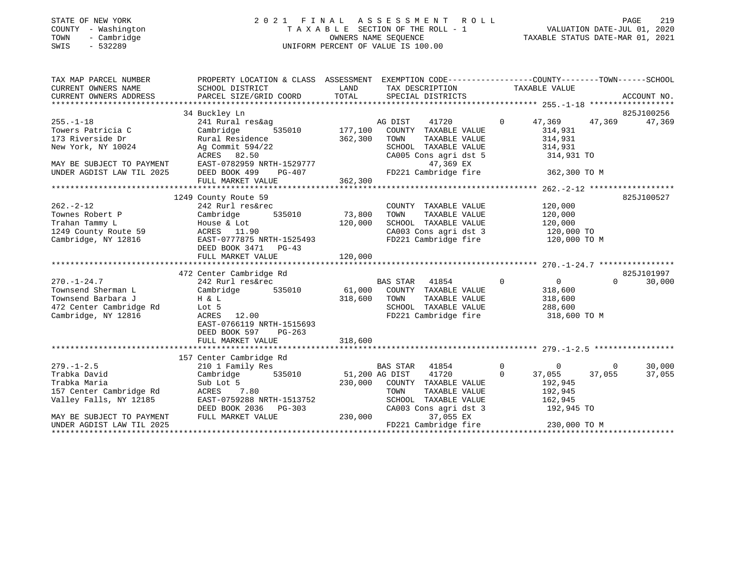STATE OF NEW YORK
COUNTY - Washington
TOWN - Cambridge
SWIS - 532289

2021 FINAL ASSESSMENT ROLL
TAXABLE SECTION OF THE ROLL - 1
OWNERS NAME SEQUENCE
UNIFORM PERCENT OF VALUE IS 100.00

VALUATION DATE-JUL 01, 2020
TAXABLE STATUS DATE-MAR 01, 2021

| TAX MAP PARCEL NUMBER / CURRENT OWNERS NAME / CURRENT OWNERS ADDRESS | PROPERTY LOCATION & CLASS / SCHOOL DISTRICT / PARCEL SIZE/GRID COORD | ASSESSMENT LAND / TOTAL | EXEMPTION CODE / TAX DESCRIPTION / SPECIAL DISTRICTS | COUNTY TAXABLE VALUE | TOWN | SCHOOL / ACCOUNT NO. |
|---|---|---|---|---|---|---|
| **255.-1-18** | 34 Buckley Ln | | | | | 825J100256 |
| 255.-1-18 | 241 Rural res&ag | | AG DIST 41720 0 | 47,369 | 47,369 | 47,369 |
| Towers Patricia C | Cambridge 535010 | 177,100 | COUNTY TAXABLE VALUE | 314,931 | | |
| 173 Riverside Dr | Rural Residence | 362,300 | TOWN TAXABLE VALUE | 314,931 | | |
| New York, NY 10024 | Ag Commit 594/22 | | SCHOOL TAXABLE VALUE | 314,931 | | |
| | ACRES 82.50 | | CA005 Cons agri dst 5 | 314,931 TO | | |
| MAY BE SUBJECT TO PAYMENT | EAST-0782959 NRTH-1529777 | | 47,369 EX | | | |
| UNDER AGDIST LAW TIL 2025 | DEED BOOK 499 PG-407 | | FD221 Cambridge fire | 362,300 TO M | | |
| | FULL MARKET VALUE | 362,300 | | | | |
| **262.-2-12** | 1249 County Route 59 | | | | | 825J100527 |
| 262.-2-12 | 242 Rurl res&rec | | COUNTY TAXABLE VALUE | 120,000 | | |
| Townes Robert P | Cambridge 535010 | 73,800 | TOWN TAXABLE VALUE | 120,000 | | |
| Trahan Tammy L | House & Lot | 120,000 | SCHOOL TAXABLE VALUE | 120,000 | | |
| 1249 County Route 59 | ACRES 11.90 | | CA003 Cons agri dst 3 | 120,000 TO | | |
| Cambridge, NY 12816 | EAST-0777875 NRTH-1525493 | | FD221 Cambridge fire | 120,000 TO M | | |
| | DEED BOOK 3471 PG-43 | | | | | |
| | FULL MARKET VALUE | 120,000 | | | | |
| **270.-1-24.7** | 472 Center Cambridge Rd | | | | | 825J101997 |
| 270.-1-24.7 | 242 Rurl res&rec | | BAS STAR 41854 0 | 0 | 0 | 30,000 |
| Townsend Sherman L | Cambridge 535010 | 61,000 | COUNTY TAXABLE VALUE | 318,600 | | |
| Townsend Barbara J | H & L | 318,600 | TOWN TAXABLE VALUE | 318,600 | | |
| 472 Center Cambridge Rd | Lot 5 | | SCHOOL TAXABLE VALUE | 288,600 | | |
| Cambridge, NY 12816 | ACRES 12.00 | | FD221 Cambridge fire | 318,600 TO M | | |
| | EAST-0766119 NRTH-1515693 | | | | | |
| | DEED BOOK 597 PG-263 | | | | | |
| | FULL MARKET VALUE | 318,600 | | | | |
| **279.-1-2.5** | 157 Center Cambridge Rd | | | | | |
| 279.-1-2.5 | 210 1 Family Res | | BAS STAR 41854 0 | 0 | 0 | 30,000 |
| Trabka David | Cambridge 535010 | 51,200 | AG DIST 41720 0 | 37,055 | 37,055 | 37,055 |
| Trabka Maria | Sub Lot 5 | 230,000 | COUNTY TAXABLE VALUE | 192,945 | | |
| 157 Center Cambridge Rd | ACRES 7.80 | | TOWN TAXABLE VALUE | 192,945 | | |
| Valley Falls, NY 12185 | EAST-0759288 NRTH-1513752 | | SCHOOL TAXABLE VALUE | 162,945 | | |
| | DEED BOOK 2036 PG-303 | | CA003 Cons agri dst 3 | 192,945 TO | | |
| MAY BE SUBJECT TO PAYMENT | FULL MARKET VALUE | 230,000 | 37,055 EX | | | |
| UNDER AGDIST LAW TIL 2025 | | | FD221 Cambridge fire | 230,000 TO M | | |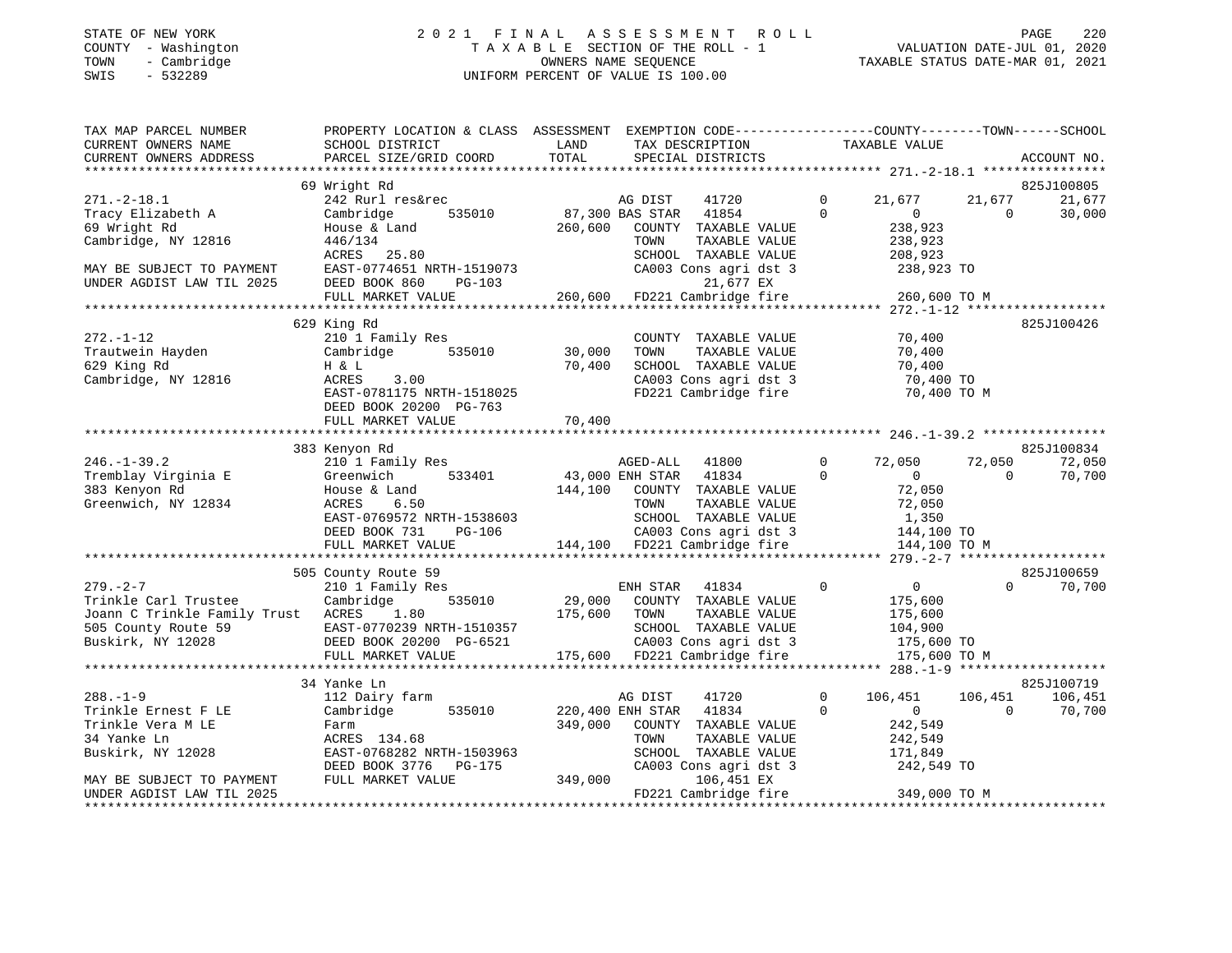STATE OF NEW YORK
COUNTY - Washington
TOWN - Cambridge
SWIS - 532289

2021 FINAL ASSESSMENT ROLL
TAXABLE SECTION OF THE ROLL - 1
OWNERS NAME SEQUENCE
UNIFORM PERCENT OF VALUE IS 100.00

VALUATION DATE-JUL 01, 2020
TAXABLE STATUS DATE-MAR 01, 2021

| TAX MAP PARCEL NUMBER / CURRENT OWNERS NAME / CURRENT OWNERS ADDRESS | PROPERTY LOCATION & CLASS / SCHOOL DISTRICT / PARCEL SIZE/GRID COORD | ASSESSMENT LAND / TOTAL | EXEMPTION CODE / TAX DESCRIPTION / SPECIAL DISTRICTS | COUNTY TAXABLE VALUE | TOWN | SCHOOL | ACCOUNT NO. |
|---|---|---|---|---|---|---|---|
| | 69 Wright Rd | | | | | | 825J100805 |
| 271.-2-18.1 | 242 Rurl res&rec | | AG DIST 41720 0 | 21,677 | 21,677 | 21,677 | |
| Tracy Elizabeth A | Cambridge 535010 | 87,300 | BAS STAR 41854 0 | 0 | 0 | 30,000 | |
| 69 Wright Rd | House & Land | 260,600 | COUNTY TAXABLE VALUE | 238,923 | | | |
| Cambridge, NY 12816 | 446/134 | | TOWN TAXABLE VALUE | 238,923 | | | |
| | ACRES 25.80 | | SCHOOL TAXABLE VALUE | 208,923 | | | |
| MAY BE SUBJECT TO PAYMENT | EAST-0774651 NRTH-1519073 | | CA003 Cons agri dst 3 | 238,923 TO | | | |
| UNDER AGDIST LAW TIL 2025 | DEED BOOK 860 PG-103 | | 21,677 EX | | | | |
| | FULL MARKET VALUE | 260,600 | FD221 Cambridge fire | 260,600 TO M | | | |
| | 629 King Rd | | | | | | 825J100426 |
| 272.-1-12 | 210 1 Family Res | | COUNTY TAXABLE VALUE | 70,400 | | | |
| Trautwein Hayden | Cambridge 535010 | 30,000 | TOWN TAXABLE VALUE | 70,400 | | | |
| 629 King Rd | H & L | 70,400 | SCHOOL TAXABLE VALUE | 70,400 | | | |
| Cambridge, NY 12816 | ACRES 3.00 | | CA003 Cons agri dst 3 | 70,400 TO | | | |
| | EAST-0781175 NRTH-1518025 | | FD221 Cambridge fire | 70,400 TO M | | | |
| | DEED BOOK 20200 PG-763 | | | | | | |
| | FULL MARKET VALUE | 70,400 | | | | | |
| | 383 Kenyon Rd | | | | | | 825J100834 |
| 246.-1-39.2 | 210 1 Family Res | | AGED-ALL 41800 0 | 72,050 | 72,050 | 72,050 | |
| Tremblay Virginia E | Greenwich 533401 | 43,000 | ENH STAR 41834 0 | 0 | 0 | 70,700 | |
| 383 Kenyon Rd | House & Land | 144,100 | COUNTY TAXABLE VALUE | 72,050 | | | |
| Greenwich, NY 12834 | ACRES 6.50 | | TOWN TAXABLE VALUE | 72,050 | | | |
| | EAST-0769572 NRTH-1538603 | | SCHOOL TAXABLE VALUE | 1,350 | | | |
| | DEED BOOK 731 PG-106 | | CA003 Cons agri dst 3 | 144,100 TO | | | |
| | FULL MARKET VALUE | 144,100 | FD221 Cambridge fire | 144,100 TO M | | | |
| | 505 County Route 59 | | | | | | 825J100659 |
| 279.-2-7 | 210 1 Family Res | | ENH STAR 41834 0 | 0 | 0 | 70,700 | |
| Trinkle Carl Trustee | Cambridge 535010 | 29,000 | COUNTY TAXABLE VALUE | 175,600 | | | |
| Joann C Trinkle Family Trust | ACRES 1.80 | 175,600 | TOWN TAXABLE VALUE | 175,600 | | | |
| 505 County Route 59 | EAST-0770239 NRTH-1510357 | | SCHOOL TAXABLE VALUE | 104,900 | | | |
| Buskirk, NY 12028 | DEED BOOK 20200 PG-6521 | | CA003 Cons agri dst 3 | 175,600 TO | | | |
| | FULL MARKET VALUE | 175,600 | FD221 Cambridge fire | 175,600 TO M | | | |
| | 34 Yanke Ln | | | | | | 825J100719 |
| 288.-1-9 | 112 Dairy farm | | AG DIST 41720 0 | 106,451 | 106,451 | 106,451 | |
| Trinkle Ernest F LE | Cambridge 535010 | 220,400 | ENH STAR 41834 0 | 0 | 0 | 70,700 | |
| Trinkle Vera M LE | Farm | 349,000 | COUNTY TAXABLE VALUE | 242,549 | | | |
| 34 Yanke Ln | ACRES 134.68 | | TOWN TAXABLE VALUE | 242,549 | | | |
| Buskirk, NY 12028 | EAST-0768282 NRTH-1503963 | | SCHOOL TAXABLE VALUE | 171,849 | | | |
| | DEED BOOK 3776 PG-175 | | CA003 Cons agri dst 3 | 242,549 TO | | | |
| MAY BE SUBJECT TO PAYMENT | FULL MARKET VALUE | 349,000 | 106,451 EX | | | | |
| UNDER AGDIST LAW TIL 2025 | | | FD221 Cambridge fire | 349,000 TO M | | | |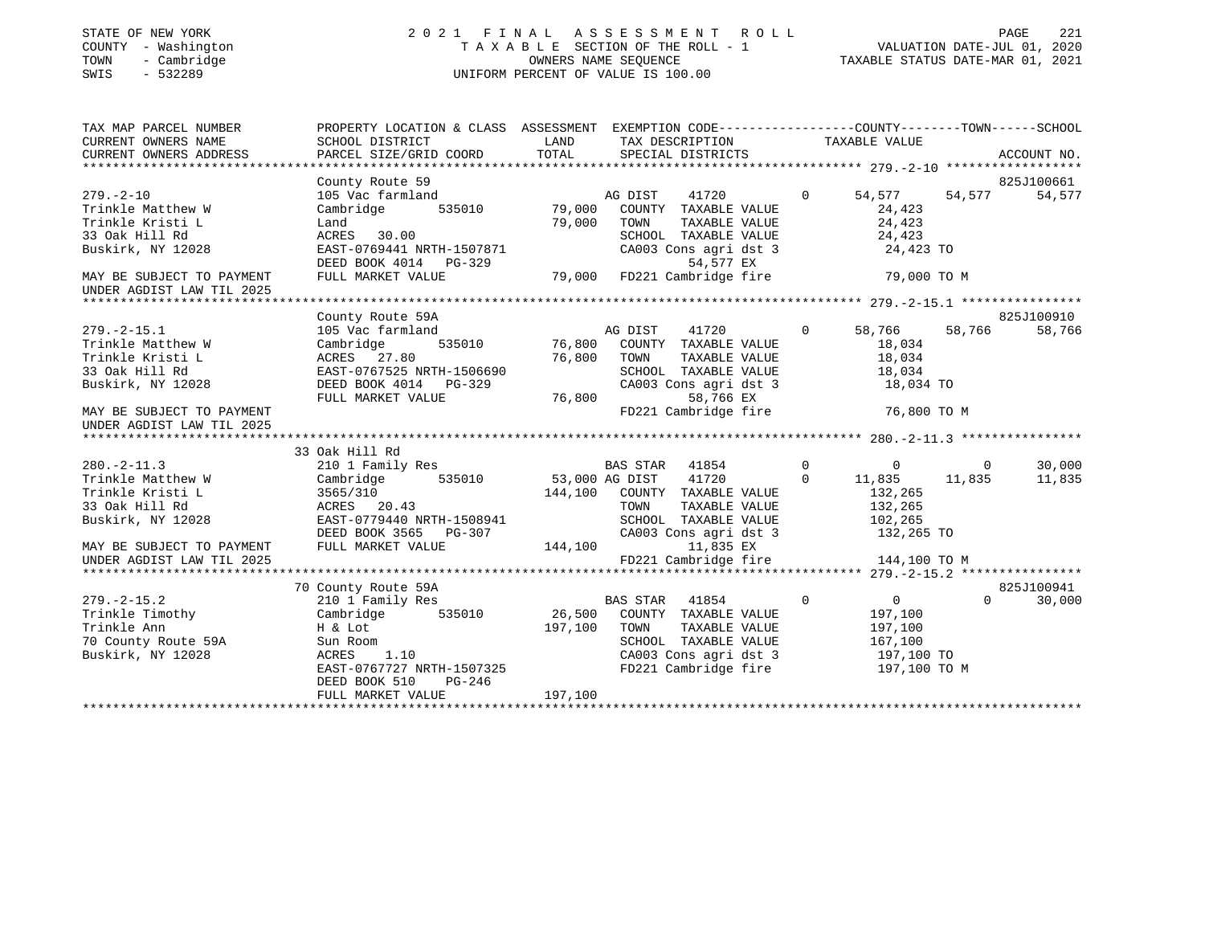STATE OF NEW YORK
COUNTY - Washington
TOWN - Cambridge
SWIS - 532289

# 2021 FINAL ASSESSMENT ROLL

TAXABLE SECTION OF THE ROLL - 1
OWNERS NAME SEQUENCE
UNIFORM PERCENT OF VALUE IS 100.00

VALUATION DATE-JUL 01, 2020
TAXABLE STATUS DATE-MAR 01, 2021

| TAX MAP PARCEL NUMBER / CURRENT OWNERS NAME / CURRENT OWNERS ADDRESS | PROPERTY LOCATION & CLASS / SCHOOL DISTRICT / PARCEL SIZE/GRID COORD | ASSESSMENT LAND / TOTAL | EXEMPTION CODE / TAX DESCRIPTION / SPECIAL DISTRICTS | COUNTY TAXABLE VALUE | TOWN | SCHOOL | ACCOUNT NO. |
|---|---|---|---|---|---|---|---|
| **279.-2-10** | County Route 59 | | | | | | 825J100661 |
| | 105 Vac farmland | | AG DIST 41720 0 | 54,577 | 54,577 | 54,577 | |
| Trinkle Matthew W | Cambridge 535010 | 79,000 | COUNTY TAXABLE VALUE | 24,423 | | | |
| Trinkle Kristi L | Land | 79,000 | TOWN TAXABLE VALUE | 24,423 | | | |
| 33 Oak Hill Rd | ACRES 30.00 | | SCHOOL TAXABLE VALUE | 24,423 | | | |
| Buskirk, NY 12028 | EAST-0769441 NRTH-1507871 | | CA003 Cons agri dst 3 | 24,423 TO | | | |
| | DEED BOOK 4014 PG-329 | | 54,577 EX | | | | |
| MAY BE SUBJECT TO PAYMENT | FULL MARKET VALUE | 79,000 | FD221 Cambridge fire | 79,000 TO M | | | |
| UNDER AGDIST LAW TIL 2025 | | | | | | | |
| **279.-2-15.1** | County Route 59A | | | | | | 825J100910 |
| | 105 Vac farmland | | AG DIST 41720 0 | 58,766 | 58,766 | 58,766 | |
| Trinkle Matthew W | Cambridge 535010 | 76,800 | COUNTY TAXABLE VALUE | 18,034 | | | |
| Trinkle Kristi L | ACRES 27.80 | 76,800 | TOWN TAXABLE VALUE | 18,034 | | | |
| 33 Oak Hill Rd | EAST-0767525 NRTH-1506690 | | SCHOOL TAXABLE VALUE | 18,034 | | | |
| Buskirk, NY 12028 | DEED BOOK 4014 PG-329 | | CA003 Cons agri dst 3 | 18,034 TO | | | |
| | FULL MARKET VALUE | 76,800 | 58,766 EX | | | | |
| MAY BE SUBJECT TO PAYMENT | | | FD221 Cambridge fire | 76,800 TO M | | | |
| UNDER AGDIST LAW TIL 2025 | | | | | | | |
| **280.-2-11.3** | 33 Oak Hill Rd | | | | | | |
| | 210 1 Family Res | | BAS STAR 41854 0 | 0 | 0 | 30,000 | |
| Trinkle Matthew W | Cambridge 535010 | 53,000 | AG DIST 41720 0 | 11,835 | 11,835 | 11,835 | |
| Trinkle Kristi L | 3565/310 | 144,100 | COUNTY TAXABLE VALUE | 132,265 | | | |
| 33 Oak Hill Rd | ACRES 20.43 | | TOWN TAXABLE VALUE | 132,265 | | | |
| Buskirk, NY 12028 | EAST-0779440 NRTH-1508941 | | SCHOOL TAXABLE VALUE | 102,265 | | | |
| | DEED BOOK 3565 PG-307 | | CA003 Cons agri dst 3 | 132,265 TO | | | |
| MAY BE SUBJECT TO PAYMENT | FULL MARKET VALUE | 144,100 | 11,835 EX | | | | |
| UNDER AGDIST LAW TIL 2025 | | | FD221 Cambridge fire | 144,100 TO M | | | |
| **279.-2-15.2** | 70 County Route 59A | | | | | | 825J100941 |
| | 210 1 Family Res | | BAS STAR 41854 0 | 0 | 0 | 30,000 | |
| Trinkle Timothy | Cambridge 535010 | 26,500 | COUNTY TAXABLE VALUE | 197,100 | | | |
| Trinkle Ann | H & Lot | 197,100 | TOWN TAXABLE VALUE | 197,100 | | | |
| 70 County Route 59A | Sun Room | | SCHOOL TAXABLE VALUE | 167,100 | | | |
| Buskirk, NY 12028 | ACRES 1.10 | | CA003 Cons agri dst 3 | 197,100 TO | | | |
| | EAST-0767727 NRTH-1507325 | | FD221 Cambridge fire | 197,100 TO M | | | |
| | DEED BOOK 510 PG-246 | | | | | | |
| | FULL MARKET VALUE | 197,100 | | | | | |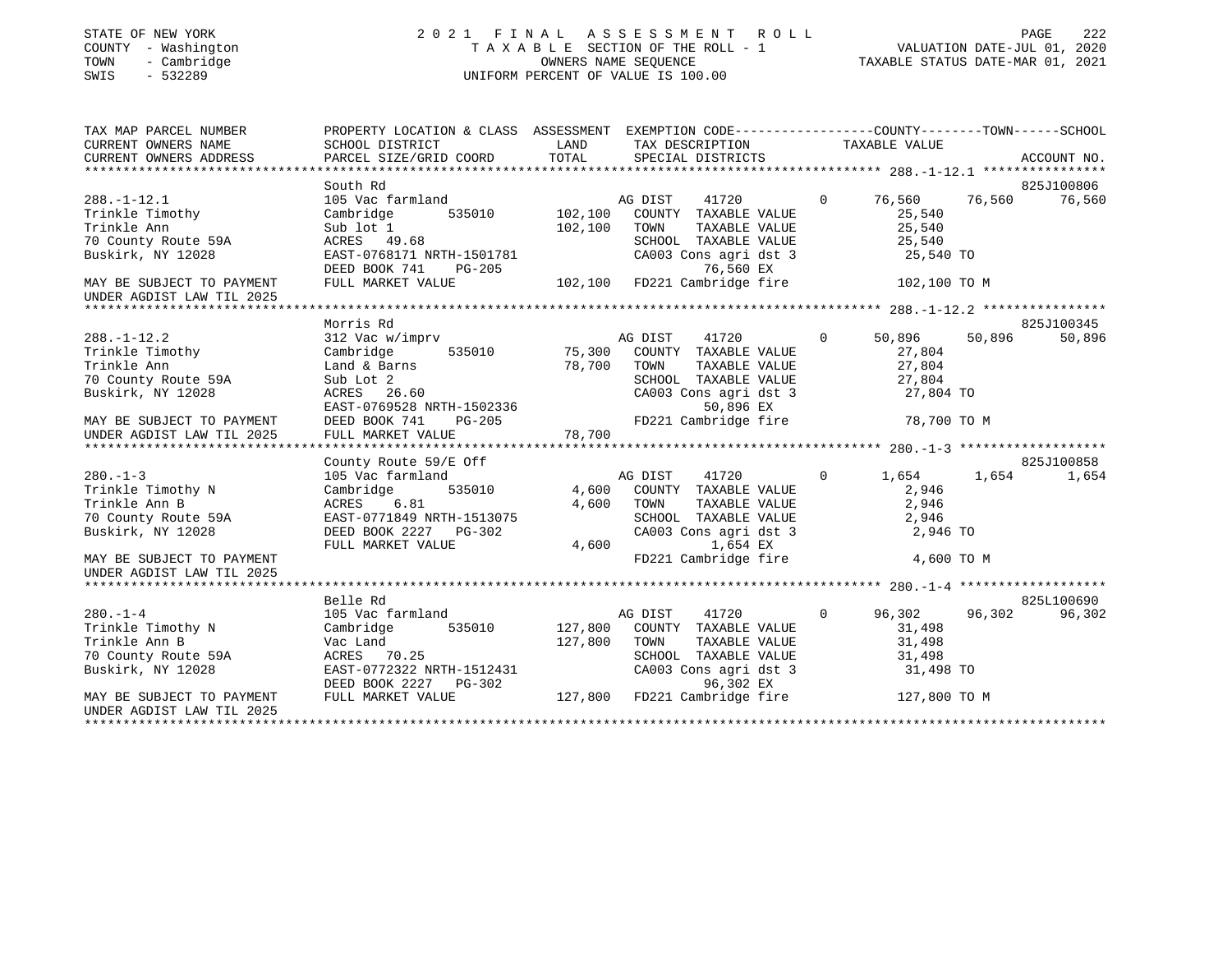STATE OF NEW YORK
COUNTY - Washington
TOWN - Cambridge
SWIS - 532289

2021 FINAL ASSESSMENT ROLL
TAXABLE SECTION OF THE ROLL - 1
OWNERS NAME SEQUENCE
UNIFORM PERCENT OF VALUE IS 100.00

VALUATION DATE-JUL 01, 2020
TAXABLE STATUS DATE-MAR 01, 2021

| TAX MAP PARCEL NUMBER / CURRENT OWNERS NAME / CURRENT OWNERS ADDRESS | PROPERTY LOCATION & CLASS / SCHOOL DISTRICT / PARCEL SIZE/GRID COORD | ASSESSMENT LAND / TOTAL | EXEMPTION CODE / TAX DESCRIPTION / SPECIAL DISTRICTS | | COUNTY | TOWN | SCHOOL | ACCOUNT NO. |
|---|---|---|---|---|---|---|---|---|
| **288.-1-12.1** | South Rd | | | | | | | 825J100806 |
| 288.-1-12.1 | 105 Vac farmland | | AG DIST 41720 | 0 | 76,560 | 76,560 | 76,560 | |
| Trinkle Timothy | Cambridge 535010 | 102,100 | COUNTY TAXABLE VALUE | | 25,540 | | | |
| Trinkle Ann | Sub lot 1 | 102,100 | TOWN TAXABLE VALUE | | 25,540 | | | |
| 70 County Route 59A | ACRES 49.68 | | SCHOOL TAXABLE VALUE | | 25,540 | | | |
| Buskirk, NY 12028 | EAST-0768171 NRTH-1501781 | | CA003 Cons agri dst 3 | | 25,540 TO | | | |
| | DEED BOOK 741 PG-205 | | 76,560 EX | | | | | |
| MAY BE SUBJECT TO PAYMENT | FULL MARKET VALUE | 102,100 | FD221 Cambridge fire | | 102,100 TO M | | | |
| UNDER AGDIST LAW TIL 2025 | | | | | | | | |
| **288.-1-12.2** | Morris Rd | | | | | | | 825J100345 |
| 288.-1-12.2 | 312 Vac w/imprv | | AG DIST 41720 | 0 | 50,896 | 50,896 | 50,896 | |
| Trinkle Timothy | Cambridge 535010 | 75,300 | COUNTY TAXABLE VALUE | | 27,804 | | | |
| Trinkle Ann | Land & Barns | 78,700 | TOWN TAXABLE VALUE | | 27,804 | | | |
| 70 County Route 59A | Sub Lot 2 | | SCHOOL TAXABLE VALUE | | 27,804 | | | |
| Buskirk, NY 12028 | ACRES 26.60 | | CA003 Cons agri dst 3 | | 27,804 TO | | | |
| | EAST-0769528 NRTH-1502336 | | 50,896 EX | | | | | |
| MAY BE SUBJECT TO PAYMENT | DEED BOOK 741 PG-205 | | FD221 Cambridge fire | | 78,700 TO M | | | |
| UNDER AGDIST LAW TIL 2025 | FULL MARKET VALUE | 78,700 | | | | | | |
| **280.-1-3** | County Route 59/E Off | | | | | | | 825J100858 |
| 280.-1-3 | 105 Vac farmland | | AG DIST 41720 | 0 | 1,654 | 1,654 | 1,654 | |
| Trinkle Timothy N | Cambridge 535010 | 4,600 | COUNTY TAXABLE VALUE | | 2,946 | | | |
| Trinkle Ann B | ACRES 6.81 | 4,600 | TOWN TAXABLE VALUE | | 2,946 | | | |
| 70 County Route 59A | EAST-0771849 NRTH-1513075 | | SCHOOL TAXABLE VALUE | | 2,946 | | | |
| Buskirk, NY 12028 | DEED BOOK 2227 PG-302 | | CA003 Cons agri dst 3 | | 2,946 TO | | | |
| | FULL MARKET VALUE | 4,600 | 1,654 EX | | | | | |
| MAY BE SUBJECT TO PAYMENT | | | FD221 Cambridge fire | | 4,600 TO M | | | |
| UNDER AGDIST LAW TIL 2025 | | | | | | | | |
| **280.-1-4** | Belle Rd | | | | | | | 825L100690 |
| 280.-1-4 | 105 Vac farmland | | AG DIST 41720 | 0 | 96,302 | 96,302 | 96,302 | |
| Trinkle Timothy N | Cambridge 535010 | 127,800 | COUNTY TAXABLE VALUE | | 31,498 | | | |
| Trinkle Ann B | Vac Land | 127,800 | TOWN TAXABLE VALUE | | 31,498 | | | |
| 70 County Route 59A | ACRES 70.25 | | SCHOOL TAXABLE VALUE | | 31,498 | | | |
| Buskirk, NY 12028 | EAST-0772322 NRTH-1512431 | | CA003 Cons agri dst 3 | | 31,498 TO | | | |
| | DEED BOOK 2227 PG-302 | | 96,302 EX | | | | | |
| MAY BE SUBJECT TO PAYMENT | FULL MARKET VALUE | 127,800 | FD221 Cambridge fire | | 127,800 TO M | | | |
| UNDER AGDIST LAW TIL 2025 | | | | | | | | |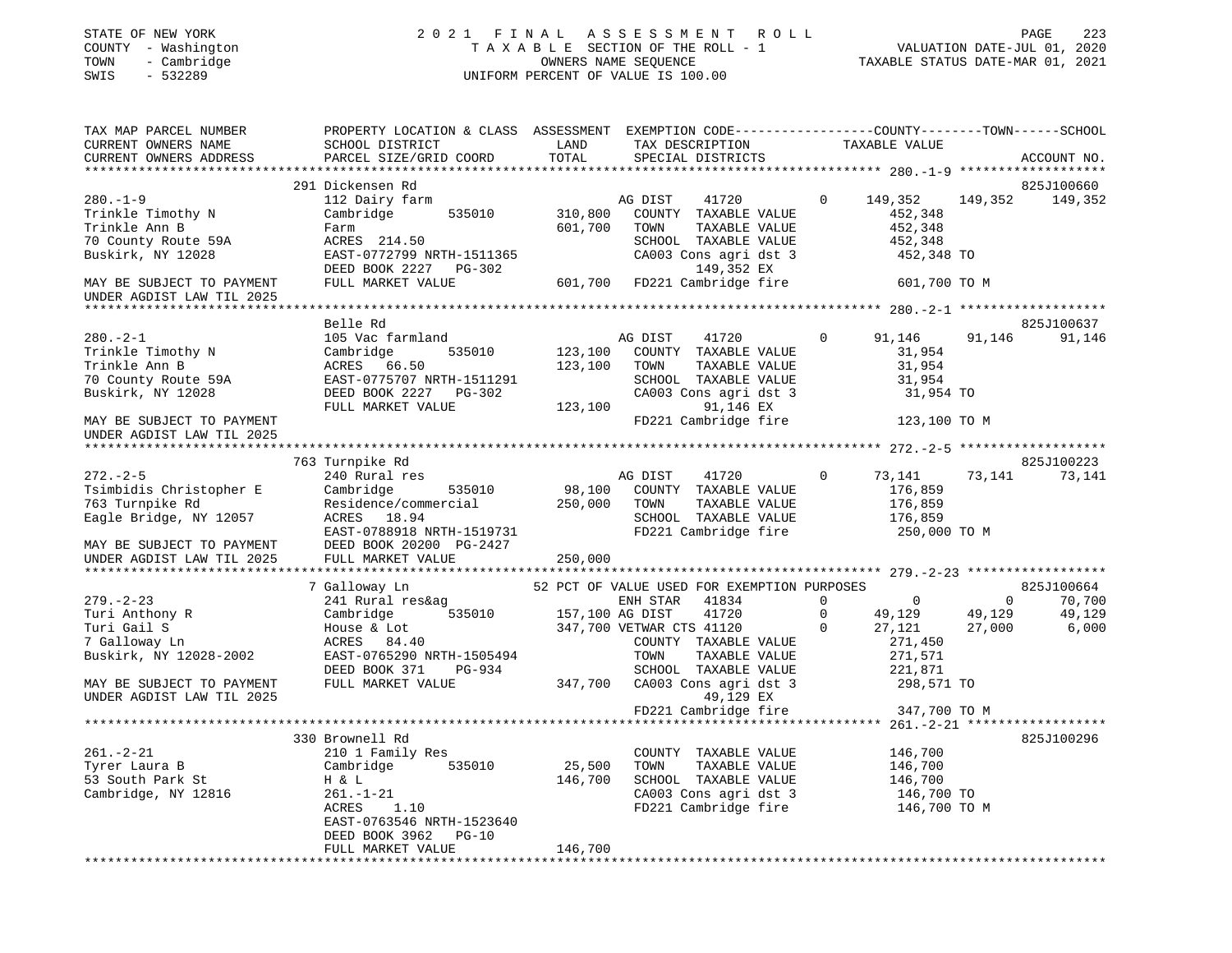STATE OF NEW YORK
COUNTY - Washington
TOWN - Cambridge
SWIS - 532289

2021 FINAL ASSESSMENT ROLL
TAXABLE SECTION OF THE ROLL - 1
OWNERS NAME SEQUENCE
UNIFORM PERCENT OF VALUE IS 100.00

VALUATION DATE-JUL 01, 2020
TAXABLE STATUS DATE-MAR 01, 2021

| TAX MAP PARCEL NUMBER / CURRENT OWNERS NAME / CURRENT OWNERS ADDRESS | PROPERTY LOCATION & CLASS / SCHOOL DISTRICT / PARCEL SIZE/GRID COORD | ASSESSMENT LAND / TOTAL | EXEMPTION CODE / TAX DESCRIPTION / SPECIAL DISTRICTS | COUNTY TAXABLE VALUE | TOWN | SCHOOL / ACCOUNT NO. |
|---|---|---|---|---|---|---|
| | 291 Dickensen Rd | | | | | 825J100660 |
| 280.-1-9 | 112 Dairy farm | | AG DIST 41720 0 | 149,352 | 149,352 | 149,352 |
| Trinkle Timothy N | Cambridge 535010 | 310,800 | COUNTY TAXABLE VALUE | 452,348 | | |
| Trinkle Ann B | Farm | 601,700 | TOWN TAXABLE VALUE | 452,348 | | |
| 70 County Route 59A | ACRES 214.50 | | SCHOOL TAXABLE VALUE | 452,348 | | |
| Buskirk, NY 12028 | EAST-0772799 NRTH-1511365 | | CA003 Cons agri dst 3 | 452,348 TO | | |
| | DEED BOOK 2227 PG-302 | | 149,352 EX | | | |
| MAY BE SUBJECT TO PAYMENT | FULL MARKET VALUE | 601,700 | FD221 Cambridge fire | 601,700 TO M | | |
| UNDER AGDIST LAW TIL 2025 | | | | | | |
| | Belle Rd | | | | | 825J100637 |
| 280.-2-1 | 105 Vac farmland | | AG DIST 41720 0 | 91,146 | 91,146 | 91,146 |
| Trinkle Timothy N | Cambridge 535010 | 123,100 | COUNTY TAXABLE VALUE | 31,954 | | |
| Trinkle Ann B | ACRES 66.50 | 123,100 | TOWN TAXABLE VALUE | 31,954 | | |
| 70 County Route 59A | EAST-0775707 NRTH-1511291 | | SCHOOL TAXABLE VALUE | 31,954 | | |
| Buskirk, NY 12028 | DEED BOOK 2227 PG-302 | | CA003 Cons agri dst 3 | 31,954 TO | | |
| | FULL MARKET VALUE | 123,100 | 91,146 EX | | | |
| MAY BE SUBJECT TO PAYMENT | | | FD221 Cambridge fire | 123,100 TO M | | |
| UNDER AGDIST LAW TIL 2025 | | | | | | |
| | 763 Turnpike Rd | | | | | 825J100223 |
| 272.-2-5 | 240 Rural res | | AG DIST 41720 0 | 73,141 | 73,141 | 73,141 |
| Tsimbidis Christopher E | Cambridge 535010 | 98,100 | COUNTY TAXABLE VALUE | 176,859 | | |
| 763 Turnpike Rd | Residence/commercial | 250,000 | TOWN TAXABLE VALUE | 176,859 | | |
| Eagle Bridge, NY 12057 | ACRES 18.94 | | SCHOOL TAXABLE VALUE | 176,859 | | |
| | EAST-0788918 NRTH-1519731 | | FD221 Cambridge fire | 250,000 TO M | | |
| MAY BE SUBJECT TO PAYMENT | DEED BOOK 20200 PG-2427 | | | | | |
| UNDER AGDIST LAW TIL 2025 | FULL MARKET VALUE | 250,000 | | | | |
| | 7 Galloway Ln | | 52 PCT OF VALUE USED FOR EXEMPTION PURPOSES | | | 825J100664 |
| 279.-2-23 | 241 Rural res&ag | | ENH STAR 41834 0 | 0 | 0 | 70,700 |
| Turi Anthony R | Cambridge 535010 | 157,100 | AG DIST 41720 0 | 49,129 | 49,129 | 49,129 |
| Turi Gail S | House & Lot | 347,700 | VETWAR CTS 41120 0 | 27,121 | 27,000 | 6,000 |
| 7 Galloway Ln | ACRES 84.40 | | COUNTY TAXABLE VALUE | 271,450 | | |
| Buskirk, NY 12028-2002 | EAST-0765290 NRTH-1505494 | | TOWN TAXABLE VALUE | 271,571 | | |
| | DEED BOOK 371 PG-934 | | SCHOOL TAXABLE VALUE | 221,871 | | |
| MAY BE SUBJECT TO PAYMENT | FULL MARKET VALUE | 347,700 | CA003 Cons agri dst 3 | 298,571 TO | | |
| UNDER AGDIST LAW TIL 2025 | | | 49,129 EX | | | |
| | | | FD221 Cambridge fire | 347,700 TO M | | |
| | 330 Brownell Rd | | | | | 825J100296 |
| 261.-2-21 | 210 1 Family Res | | COUNTY TAXABLE VALUE | 146,700 | | |
| Tyrer Laura B | Cambridge 535010 | 25,500 | TOWN TAXABLE VALUE | 146,700 | | |
| 53 South Park St | H & L | 146,700 | SCHOOL TAXABLE VALUE | 146,700 | | |
| Cambridge, NY 12816 | 261.-1-21 | | CA003 Cons agri dst 3 | 146,700 TO | | |
| | ACRES 1.10 | | FD221 Cambridge fire | 146,700 TO M | | |
| | EAST-0763546 NRTH-1523640 | | | | | |
| | DEED BOOK 3962 PG-10 | | | | | |
| | FULL MARKET VALUE | 146,700 | | | | |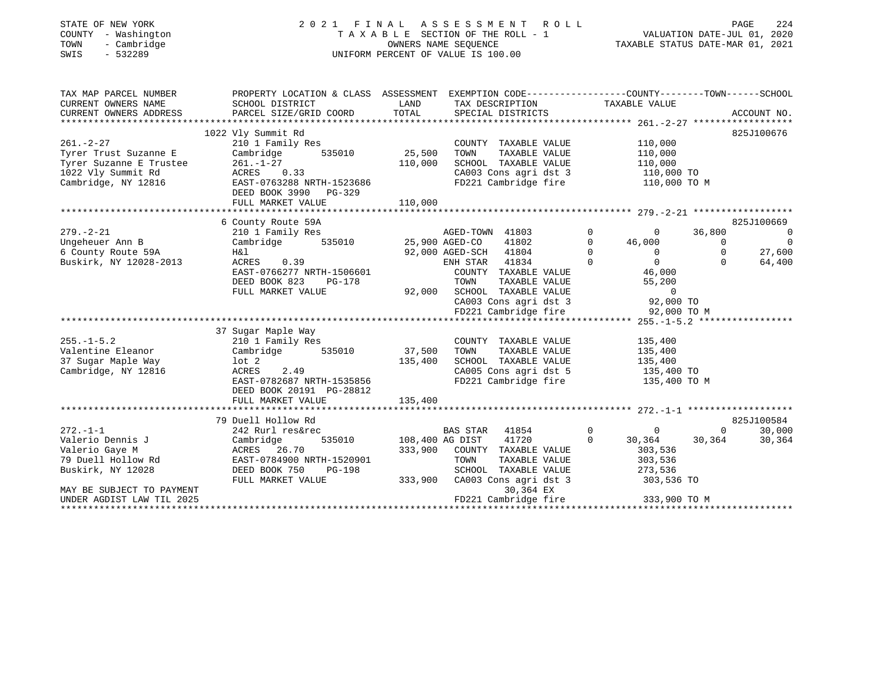STATE OF NEW YORK
COUNTY - Washington
TOWN - Cambridge
SWIS - 532289

# 2021 FINAL ASSESSMENT ROLL

TAXABLE SECTION OF THE ROLL - 1
OWNERS NAME SEQUENCE
UNIFORM PERCENT OF VALUE IS 100.00

VALUATION DATE-JUL 01, 2020
TAXABLE STATUS DATE-MAR 01, 2021

```
TAX MAP PARCEL NUMBER     PROPERTY LOCATION & CLASS  ASSESSMENT  EXEMPTION CODE-----------------COUNTY--------TOWN------SCHOOL
CURRENT OWNERS NAME       SCHOOL DISTRICT             LAND       TAX DESCRIPTION              TAXABLE VALUE
CURRENT OWNERS ADDRESS    PARCEL SIZE/GRID COORD      TOTAL      SPECIAL DISTRICTS                                        ACCOUNT NO.
******************************************************************************************************* 261.-2-27 ******************
                          1022 Vly Summit Rd                                                                           825J100676
261.-2-27                 210 1 Family Res                      COUNTY  TAXABLE VALUE            110,000
Tyrer Trust Suzanne E     Cambridge        535010     25,500   TOWN    TAXABLE VALUE            110,000
Tyrer Suzanne E Trustee   261.-1-27                  110,000   SCHOOL  TAXABLE VALUE            110,000
1022 Vly Summit Rd        ACRES    0.33                         CA003 Cons agri dst 3            110,000 TO
Cambridge, NY 12816       EAST-0763288 NRTH-1523686             FD221 Cambridge fire             110,000 TO M
                          DEED BOOK 3990   PG-329
                          FULL MARKET VALUE          110,000
******************************************************************************************************* 279.-2-21 ******************
                          6 County Route 59A                                                                            825J100669
279.-2-21                 210 1 Family Res                      AGED-TOWN  41803        0          0       36,800            0
Ungeheuer Ann B           Cambridge        535010     25,900 AGED-CO    41802        0     46,000            0            0
6 County Route 59A        H&l                         92,000 AGED-SCH   41804        0          0            0       27,600
Buskirk, NY 12028-2013    ACRES    0.39                         ENH STAR   41834        0          0            0       64,400
                          EAST-0766277 NRTH-1506601             COUNTY  TAXABLE VALUE             46,000
                          DEED BOOK 823    PG-178               TOWN    TAXABLE VALUE             55,200
                          FULL MARKET VALUE           92,000   SCHOOL  TAXABLE VALUE                  0
                                                                CA003 Cons agri dst 3             92,000 TO
                                                                FD221 Cambridge fire              92,000 TO M
******************************************************************************************************* 255.-1-5.2 *****************
                          37 Sugar Maple Way
255.-1-5.2                210 1 Family Res                      COUNTY  TAXABLE VALUE            135,400
Valentine Eleanor         Cambridge        535010     37,500   TOWN    TAXABLE VALUE            135,400
37 Sugar Maple Way        lot 2                      135,400   SCHOOL  TAXABLE VALUE            135,400
Cambridge, NY 12816       ACRES    2.49                         CA005 Cons agri dst 5            135,400 TO
                          EAST-0782687 NRTH-1535856             FD221 Cambridge fire             135,400 TO M
                          DEED BOOK 20191 PG-28812
                          FULL MARKET VALUE          135,400
******************************************************************************************************* 272.-1-1 *******************
                          79 Duell Hollow Rd                                                                            825J100584
272.-1-1                  242 Rurl res&rec                      BAS STAR   41854        0          0            0       30,000
Valerio Dennis J          Cambridge        535010    108,400 AG DIST    41720        0     30,364       30,364       30,364
Valerio Gaye M            ACRES   26.70              333,900   COUNTY  TAXABLE VALUE            303,536
79 Duell Hollow Rd        EAST-0784900 NRTH-1520901             TOWN    TAXABLE VALUE            303,536
Buskirk, NY 12028         DEED BOOK 750    PG-198               SCHOOL  TAXABLE VALUE            273,536
                          FULL MARKET VALUE          333,900   CA003 Cons agri dst 3            303,536 TO
MAY BE SUBJECT TO PAYMENT                                            30,364 EX
UNDER AGDIST LAW TIL 2025                                       FD221 Cambridge fire             333,900 TO M
************************************************************************************************************************************
```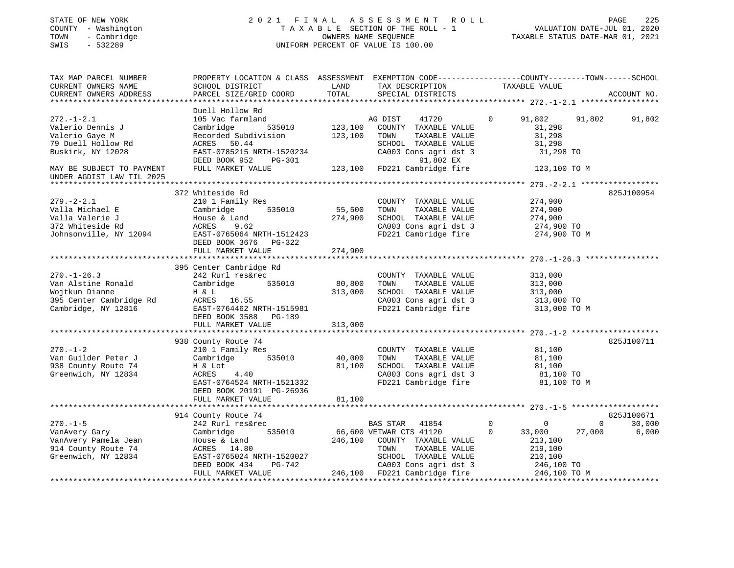STATE OF NEW YORK
COUNTY - Washington
TOWN - Cambridge
SWIS - 532289

2021 FINAL ASSESSMENT ROLL
TAXABLE SECTION OF THE ROLL - 1
OWNERS NAME SEQUENCE
UNIFORM PERCENT OF VALUE IS 100.00

VALUATION DATE-JUL 01, 2020
TAXABLE STATUS DATE-MAR 01, 2021

| TAX MAP PARCEL NUMBER / CURRENT OWNERS NAME / CURRENT OWNERS ADDRESS | PROPERTY LOCATION & CLASS / SCHOOL DISTRICT / PARCEL SIZE/GRID COORD | ASSESSMENT LAND | TOTAL | EXEMPTION CODE / TAX DESCRIPTION / SPECIAL DISTRICTS | COUNTY TAXABLE VALUE | TOWN | SCHOOL | ACCOUNT NO. |
|---|---|---|---|---|---|---|---|---|
| **272.-1-2.1** | Duell Hollow Rd | | | | | | | |
| 272.-1-2.1 | 105 Vac farmland | | | AG DIST 41720 0 | 91,802 | 91,802 | 91,802 | |
| Valerio Dennis J | Cambridge 535010 | 123,100 | | COUNTY TAXABLE VALUE | 31,298 | | | |
| Valerio Gaye M | Recorded Subdivision | | 123,100 | TOWN TAXABLE VALUE | 31,298 | | | |
| 79 Duell Hollow Rd | ACRES 50.44 | | | SCHOOL TAXABLE VALUE | 31,298 | | | |
| Buskirk, NY 12028 | EAST-0785215 NRTH-1520234 | | | CA003 Cons agri dst 3 | 31,298 TO | | | |
| | DEED BOOK 952 PG-301 | | | 91,802 EX | | | | |
| MAY BE SUBJECT TO PAYMENT | FULL MARKET VALUE | | 123,100 | FD221 Cambridge fire | 123,100 TO M | | | |
| UNDER AGDIST LAW TIL 2025 | | | | | | | | |
| **279.-2-2.1** | 372 Whiteside Rd | | | | | | | 825J100954 |
| 279.-2-2.1 | 210 1 Family Res | | | COUNTY TAXABLE VALUE | 274,900 | | | |
| Valla Michael E | Cambridge 535010 | 55,500 | | TOWN TAXABLE VALUE | 274,900 | | | |
| Valla Valerie J | House & Land | | 274,900 | SCHOOL TAXABLE VALUE | 274,900 | | | |
| 372 Whiteside Rd | ACRES 9.62 | | | CA003 Cons agri dst 3 | 274,900 TO | | | |
| Johnsonville, NY 12094 | EAST-0765064 NRTH-1512423 | | | FD221 Cambridge fire | 274,900 TO M | | | |
| | DEED BOOK 3676 PG-322 | | | | | | | |
| | FULL MARKET VALUE | | 274,900 | | | | | |
| **270.-1-26.3** | 395 Center Cambridge Rd | | | | | | | |
| 270.-1-26.3 | 242 Rurl res&rec | | | COUNTY TAXABLE VALUE | 313,000 | | | |
| Van Alstine Ronald | Cambridge 535010 | 80,800 | | TOWN TAXABLE VALUE | 313,000 | | | |
| Wojtkun Dianne | H & L | | 313,000 | SCHOOL TAXABLE VALUE | 313,000 | | | |
| 395 Center Cambridge Rd | ACRES 16.55 | | | CA003 Cons agri dst 3 | 313,000 TO | | | |
| Cambridge, NY 12816 | EAST-0764462 NRTH-1515981 | | | FD221 Cambridge fire | 313,000 TO M | | | |
| | DEED BOOK 3588 PG-189 | | | | | | | |
| | FULL MARKET VALUE | | 313,000 | | | | | |
| **270.-1-2** | 938 County Route 74 | | | | | | | 825J100711 |
| 270.-1-2 | 210 1 Family Res | | | COUNTY TAXABLE VALUE | 81,100 | | | |
| Van Guilder Peter J | Cambridge 535010 | 40,000 | | TOWN TAXABLE VALUE | 81,100 | | | |
| 938 County Route 74 | H & Lot | | 81,100 | SCHOOL TAXABLE VALUE | 81,100 | | | |
| Greenwich, NY 12834 | ACRES 4.40 | | | CA003 Cons agri dst 3 | 81,100 TO | | | |
| | EAST-0764524 NRTH-1521332 | | | FD221 Cambridge fire | 81,100 TO M | | | |
| | DEED BOOK 20191 PG-26936 | | | | | | | |
| | FULL MARKET VALUE | | 81,100 | | | | | |
| **270.-1-5** | 914 County Route 74 | | | | | | | 825J100671 |
| 270.-1-5 | 242 Rurl res&rec | | | BAS STAR 41854 0 | 0 | 0 | 30,000 | |
| VanAvery Gary | Cambridge 535010 | 66,600 | | VETWAR CTS 41120 0 | 33,000 | 27,000 | 6,000 | |
| VanAvery Pamela Jean | House & Land | | 246,100 | COUNTY TAXABLE VALUE | 213,100 | | | |
| 914 County Route 74 | ACRES 14.80 | | | TOWN TAXABLE VALUE | 219,100 | | | |
| Greenwich, NY 12834 | EAST-0765024 NRTH-1520027 | | | SCHOOL TAXABLE VALUE | 210,100 | | | |
| | DEED BOOK 434 PG-742 | | | CA003 Cons agri dst 3 | 246,100 TO | | | |
| | FULL MARKET VALUE | | 246,100 | FD221 Cambridge fire | 246,100 TO M | | | |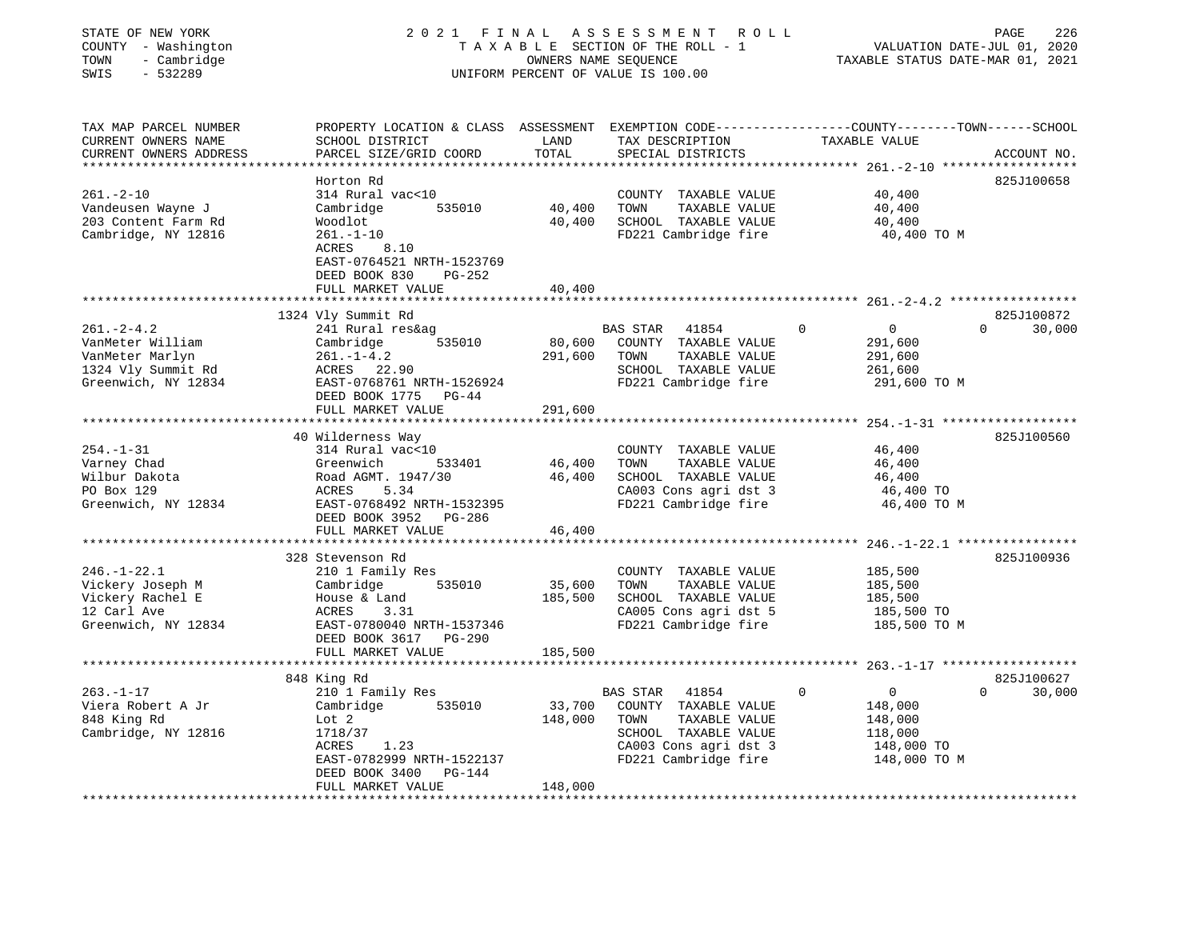STATE OF NEW YORK — COUNTY - Washington — TOWN - Cambridge — SWIS - 532289

# 2021 FINAL ASSESSMENT ROLL

TAXABLE SECTION OF THE ROLL - 1
OWNERS NAME SEQUENCE
UNIFORM PERCENT OF VALUE IS 100.00

VALUATION DATE-JUL 01, 2020
TAXABLE STATUS DATE-MAR 01, 2021

| TAX MAP PARCEL NUMBER / CURRENT OWNERS NAME / CURRENT OWNERS ADDRESS | PROPERTY LOCATION & CLASS / SCHOOL DISTRICT / PARCEL SIZE/GRID COORD | ASSESSMENT LAND | TOTAL | EXEMPTION CODE / TAX DESCRIPTION / SPECIAL DISTRICTS | COUNTY | TOWN | SCHOOL | ACCOUNT NO. |
|---|---|---|---|---|---|---|---|---|
| 261.-2-10 | Horton Rd | | | | | | | 825J100658 |
| Vandeusen Wayne J | 314 Rural vac<10 | | | COUNTY TAXABLE VALUE | 40,400 | | | |
| 203 Content Farm Rd | Cambridge 535010 | 40,400 | | TOWN TAXABLE VALUE | | 40,400 | | |
| Cambridge, NY 12816 | Woodlot | | 40,400 | SCHOOL TAXABLE VALUE | | | 40,400 | |
| | 261.-1-10 | | | FD221 Cambridge fire | 40,400 TO M | | | |
| | ACRES 8.10 | | | | | | | |
| | EAST-0764521 NRTH-1523769 | | | | | | | |
| | DEED BOOK 830 PG-252 | | | | | | | |
| | FULL MARKET VALUE | | 40,400 | | | | | |
| 261.-2-4.2 | 1324 Vly Summit Rd | | | | | | | 825J100872 |
| VanMeter William | 241 Rural res&ag | | | BAS STAR 41854 | 0 | 0 | 30,000 | |
| VanMeter Marlyn | Cambridge 535010 | 80,600 | | COUNTY TAXABLE VALUE | 291,600 | | | |
| 1324 Vly Summit Rd | 261.-1-4.2 | | 291,600 | TOWN TAXABLE VALUE | | 291,600 | | |
| Greenwich, NY 12834 | ACRES 22.90 | | | SCHOOL TAXABLE VALUE | | | 261,600 | |
| | EAST-0768761 NRTH-1526924 | | | FD221 Cambridge fire | 291,600 TO M | | | |
| | DEED BOOK 1775 PG-44 | | | | | | | |
| | FULL MARKET VALUE | | 291,600 | | | | | |
| 254.-1-31 | 40 Wilderness Way | | | | | | | 825J100560 |
| Varney Chad | 314 Rural vac<10 | | | COUNTY TAXABLE VALUE | 46,400 | | | |
| Wilbur Dakota | Greenwich 533401 | 46,400 | | TOWN TAXABLE VALUE | | 46,400 | | |
| PO Box 129 | Road AGMT. 1947/30 | | 46,400 | SCHOOL TAXABLE VALUE | | | 46,400 | |
| Greenwich, NY 12834 | ACRES 5.34 | | | CA003 Cons agri dst 3 | 46,400 TO | | | |
| | EAST-0768492 NRTH-1532395 | | | FD221 Cambridge fire | 46,400 TO M | | | |
| | DEED BOOK 3952 PG-286 | | | | | | | |
| | FULL MARKET VALUE | | 46,400 | | | | | |
| 246.-1-22.1 | 328 Stevenson Rd | | | | | | | 825J100936 |
| Vickery Joseph M | 210 1 Family Res | | | COUNTY TAXABLE VALUE | 185,500 | | | |
| Vickery Rachel E | Cambridge 535010 | 35,600 | | TOWN TAXABLE VALUE | | 185,500 | | |
| 12 Carl Ave | House & Land | | 185,500 | SCHOOL TAXABLE VALUE | | | 185,500 | |
| Greenwich, NY 12834 | ACRES 3.31 | | | CA005 Cons agri dst 5 | 185,500 TO | | | |
| | EAST-0780040 NRTH-1537346 | | | FD221 Cambridge fire | 185,500 TO M | | | |
| | DEED BOOK 3617 PG-290 | | | | | | | |
| | FULL MARKET VALUE | | 185,500 | | | | | |
| 263.-1-17 | 848 King Rd | | | | | | | 825J100627 |
| Viera Robert A Jr | 210 1 Family Res | | | BAS STAR 41854 | 0 | 0 | 30,000 | |
| 848 King Rd | Cambridge 535010 | 33,700 | | COUNTY TAXABLE VALUE | 148,000 | | | |
| Cambridge, NY 12816 | Lot 2 | | 148,000 | TOWN TAXABLE VALUE | | 148,000 | | |
| | 1718/37 | | | SCHOOL TAXABLE VALUE | | | 118,000 | |
| | ACRES 1.23 | | | CA003 Cons agri dst 3 | 148,000 TO | | | |
| | EAST-0782999 NRTH-1522137 | | | FD221 Cambridge fire | 148,000 TO M | | | |
| | DEED BOOK 3400 PG-144 | | | | | | | |
| | FULL MARKET VALUE | | 148,000 | | | | | |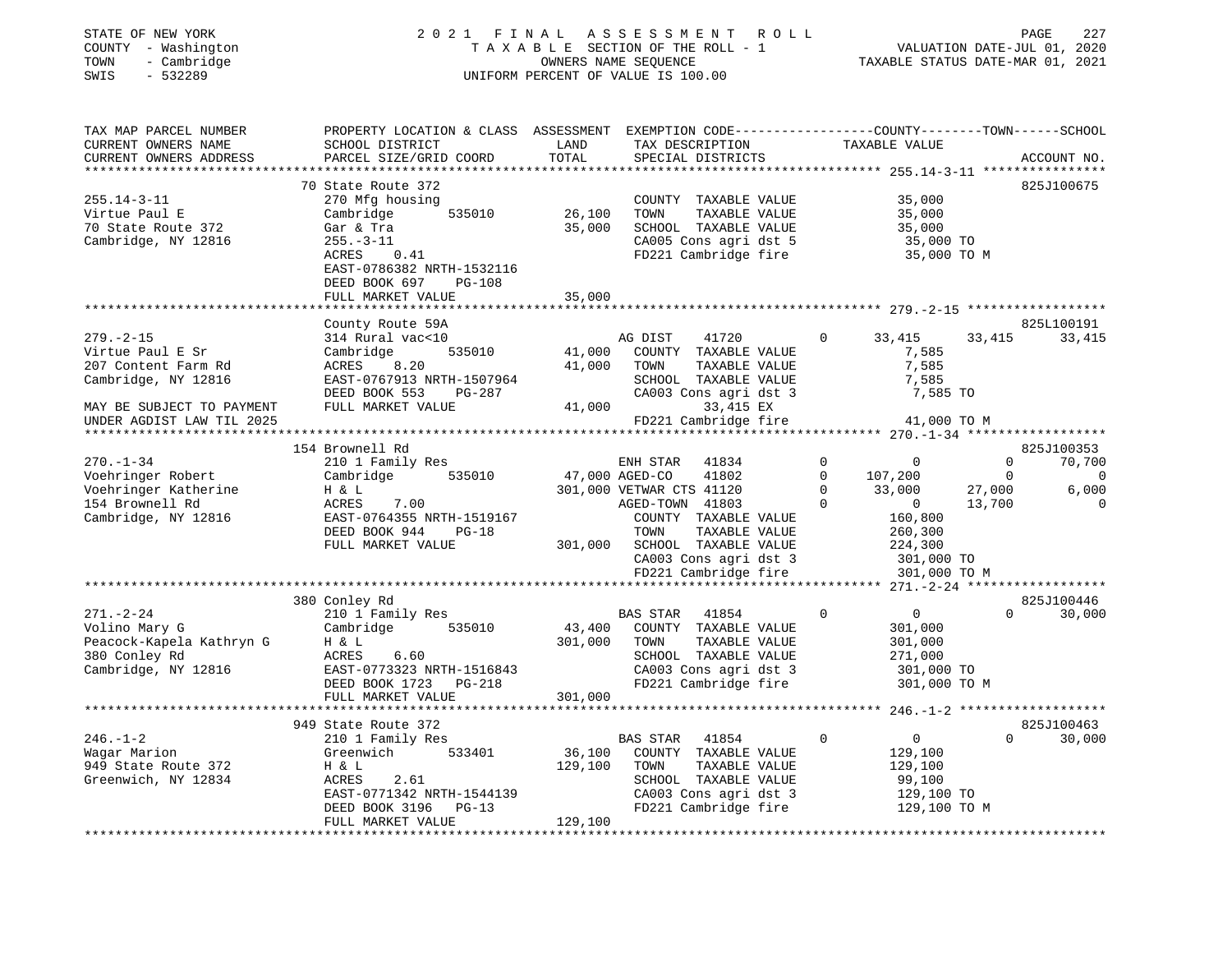STATE OF NEW YORK
COUNTY - Washington
TOWN - Cambridge
SWIS - 532289

2021 FINAL ASSESSMENT ROLL
TAXABLE SECTION OF THE ROLL - 1
OWNERS NAME SEQUENCE
UNIFORM PERCENT OF VALUE IS 100.00

VALUATION DATE-JUL 01, 2020
TAXABLE STATUS DATE-MAR 01, 2021

```
TAX MAP PARCEL NUMBER          PROPERTY LOCATION & CLASS  ASSESSMENT  EXEMPTION CODE------------------COUNTY--------TOWN------SCHOOL
CURRENT OWNERS NAME            SCHOOL DISTRICT              LAND      TAX DESCRIPTION              TAXABLE VALUE
CURRENT OWNERS ADDRESS         PARCEL SIZE/GRID COORD      TOTAL      SPECIAL DISTRICTS                                    ACCOUNT NO.
******************************************************************************************************* 255.14-3-11 ****************
                               70 State Route 372                                                                       825J100675
255.14-3-11                    270 Mfg housing                         COUNTY  TAXABLE VALUE           35,000
Virtue Paul E                  Cambridge        535010       26,100    TOWN    TAXABLE VALUE           35,000
70 State Route 372             Gar & Tra                     35,000    SCHOOL  TAXABLE VALUE           35,000
Cambridge, NY 12816            255.-3-11                               CA005 Cons agri dst 5           35,000 TO
                               ACRES     0.41                          FD221 Cambridge fire            35,000 TO M
                               EAST-0786382 NRTH-1532116
                               DEED BOOK 697    PG-108
                               FULL MARKET VALUE             35,000
******************************************************************************************************* 279.-2-15 ******************
                               County Route 59A                                                                         825L100191
279.-2-15                      314 Rural vac<10                        AG DIST     41720        0      33,415      33,415      33,415
Virtue Paul E Sr               Cambridge        535010       41,000    COUNTY  TAXABLE VALUE            7,585
207 Content Farm Rd            ACRES     8.20                41,000    TOWN    TAXABLE VALUE            7,585
Cambridge, NY 12816            EAST-0767913 NRTH-1507964               SCHOOL  TAXABLE VALUE            7,585
                               DEED BOOK 553    PG-287                 CA003 Cons agri dst 3            7,585 TO
MAY BE SUBJECT TO PAYMENT      FULL MARKET VALUE             41,000          33,415 EX
UNDER AGDIST LAW TIL 2025                                              FD221 Cambridge fire            41,000 TO M
******************************************************************************************************* 270.-1-34 ******************
                               154 Brownell Rd                                                                          825J100353
270.-1-34                      210 1 Family Res                        ENH STAR    41834        0           0           0      70,700
Voehringer Robert              Cambridge        535010       47,000 AGED-CO     41802        0     107,200           0           0
Voehringer Katherine           H & L                        301,000 VETWAR CTS 41120        0      33,000      27,000       6,000
154 Brownell Rd                ACRES     7.00                          AGED-TOWN  41803        0           0      13,700           0
Cambridge, NY 12816            EAST-0764355 NRTH-1519167               COUNTY  TAXABLE VALUE          160,800
                               DEED BOOK 944    PG-18                  TOWN    TAXABLE VALUE          260,300
                               FULL MARKET VALUE            301,000    SCHOOL  TAXABLE VALUE          224,300
                                                                       CA003 Cons agri dst 3          301,000 TO
                                                                       FD221 Cambridge fire           301,000 TO M
******************************************************************************************************* 271.-2-24 ******************
                               380 Conley Rd                                                                            825J100446
271.-2-24                      210 1 Family Res                        BAS STAR    41854        0           0           0      30,000
Volino Mary G                  Cambridge        535010       43,400    COUNTY  TAXABLE VALUE          301,000
Peacock-Kapela Kathryn G       H & L                        301,000    TOWN    TAXABLE VALUE          301,000
380 Conley Rd                  ACRES     6.60                          SCHOOL  TAXABLE VALUE          271,000
Cambridge, NY 12816            EAST-0773323 NRTH-1516843               CA003 Cons agri dst 3          301,000 TO
                               DEED BOOK 1723   PG-218                 FD221 Cambridge fire           301,000 TO M
                               FULL MARKET VALUE            301,000
******************************************************************************************************* 246.-1-2 *******************
                               949 State Route 372                                                                      825J100463
246.-1-2                       210 1 Family Res                        BAS STAR    41854        0           0           0      30,000
Wagar Marion                   Greenwich        533401       36,100    COUNTY  TAXABLE VALUE          129,100
949 State Route 372            H & L                        129,100    TOWN    TAXABLE VALUE          129,100
Greenwich, NY 12834            ACRES     2.61                          SCHOOL  TAXABLE VALUE           99,100
                               EAST-0771342 NRTH-1544139               CA003 Cons agri dst 3          129,100 TO
                               DEED BOOK 3196   PG-13                  FD221 Cambridge fire           129,100 TO M
                               FULL MARKET VALUE            129,100
************************************************************************************************************************************
```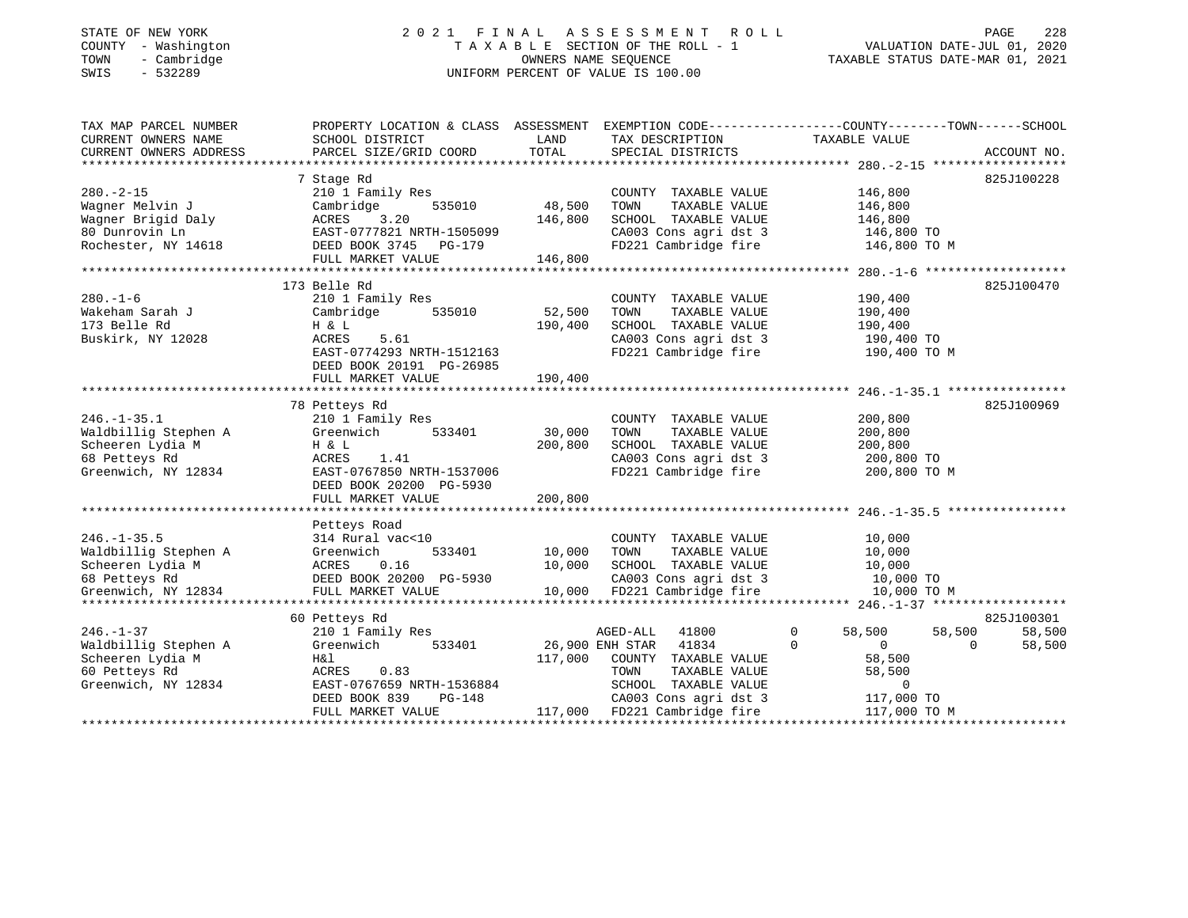STATE OF NEW YORK
COUNTY - Washington
TOWN - Cambridge
SWIS - 532289

# 2021 FINAL ASSESSMENT ROLL

TAXABLE SECTION OF THE ROLL - 1
OWNERS NAME SEQUENCE
UNIFORM PERCENT OF VALUE IS 100.00

VALUATION DATE-JUL 01, 2020
TAXABLE STATUS DATE-MAR 01, 2021

| TAX MAP PARCEL NUMBER / CURRENT OWNERS NAME / CURRENT OWNERS ADDRESS | PROPERTY LOCATION & CLASS / SCHOOL DISTRICT / PARCEL SIZE/GRID COORD | ASSESSMENT LAND | TOTAL | EXEMPTION CODE / TAX DESCRIPTION / SPECIAL DISTRICTS | COUNTY TAXABLE VALUE | TOWN | SCHOOL | ACCOUNT NO. |
|---|---|---|---|---|---|---|---|---|
| **280.-2-15** | 7 Stage Rd | | | | | | | 825J100228 |
| 280.-2-15 | 210 1 Family Res | | | COUNTY TAXABLE VALUE | 146,800 | | | |
| Wagner Melvin J | Cambridge 535010 | 48,500 | | TOWN TAXABLE VALUE | 146,800 | | | |
| Wagner Brigid Daly | ACRES 3.20 | | 146,800 | SCHOOL TAXABLE VALUE | 146,800 | | | |
| 80 Dunrovin Ln | EAST-0777821 NRTH-1505099 | | | CA003 Cons agri dst 3 | 146,800 TO | | | |
| Rochester, NY 14618 | DEED BOOK 3745 PG-179 | | | FD221 Cambridge fire | 146,800 TO M | | | |
| | FULL MARKET VALUE | | 146,800 | | | | | |
| **280.-1-6** | 173 Belle Rd | | | | | | | 825J100470 |
| 280.-1-6 | 210 1 Family Res | | | COUNTY TAXABLE VALUE | 190,400 | | | |
| Wakeham Sarah J | Cambridge 535010 | 52,500 | | TOWN TAXABLE VALUE | 190,400 | | | |
| 173 Belle Rd | H & L | | 190,400 | SCHOOL TAXABLE VALUE | 190,400 | | | |
| Buskirk, NY 12028 | ACRES 5.61 | | | CA003 Cons agri dst 3 | 190,400 TO | | | |
| | EAST-0774293 NRTH-1512163 | | | FD221 Cambridge fire | 190,400 TO M | | | |
| | DEED BOOK 20191 PG-26985 | | | | | | | |
| | FULL MARKET VALUE | | 190,400 | | | | | |
| **246.-1-35.1** | 78 Petteys Rd | | | | | | | 825J100969 |
| 246.-1-35.1 | 210 1 Family Res | | | COUNTY TAXABLE VALUE | 200,800 | | | |
| Waldbillig Stephen A | Greenwich 533401 | 30,000 | | TOWN TAXABLE VALUE | 200,800 | | | |
| Scheeren Lydia M | H & L | | 200,800 | SCHOOL TAXABLE VALUE | 200,800 | | | |
| 68 Petteys Rd | ACRES 1.41 | | | CA003 Cons agri dst 3 | 200,800 TO | | | |
| Greenwich, NY 12834 | EAST-0767850 NRTH-1537006 | | | FD221 Cambridge fire | 200,800 TO M | | | |
| | DEED BOOK 20200 PG-5930 | | | | | | | |
| | FULL MARKET VALUE | | 200,800 | | | | | |
| **246.-1-35.5** | Petteys Road | | | | | | | |
| 246.-1-35.5 | 314 Rural vac<10 | | | COUNTY TAXABLE VALUE | 10,000 | | | |
| Waldbillig Stephen A | Greenwich 533401 | 10,000 | | TOWN TAXABLE VALUE | 10,000 | | | |
| Scheeren Lydia M | ACRES 0.16 | | 10,000 | SCHOOL TAXABLE VALUE | 10,000 | | | |
| 68 Petteys Rd | DEED BOOK 20200 PG-5930 | | | CA003 Cons agri dst 3 | 10,000 TO | | | |
| Greenwich, NY 12834 | FULL MARKET VALUE | | 10,000 | FD221 Cambridge fire | 10,000 TO M | | | |
| **246.-1-37** | 60 Petteys Rd | | | | | | | 825J100301 |
| 246.-1-37 | 210 1 Family Res | | | AGED-ALL 41800 0 | 58,500 | 58,500 | 58,500 | |
| Waldbillig Stephen A | Greenwich 533401 | 26,900 | | ENH STAR 41834 0 | 0 | 0 | 58,500 | |
| Scheeren Lydia M | H&l | | 117,000 | COUNTY TAXABLE VALUE | 58,500 | | | |
| 60 Petteys Rd | ACRES 0.83 | | | TOWN TAXABLE VALUE | 58,500 | | | |
| Greenwich, NY 12834 | EAST-0767659 NRTH-1536884 | | | SCHOOL TAXABLE VALUE | 0 | | | |
| | DEED BOOK 839 PG-148 | | | CA003 Cons agri dst 3 | 117,000 TO | | | |
| | FULL MARKET VALUE | | 117,000 | FD221 Cambridge fire | 117,000 TO M | | | |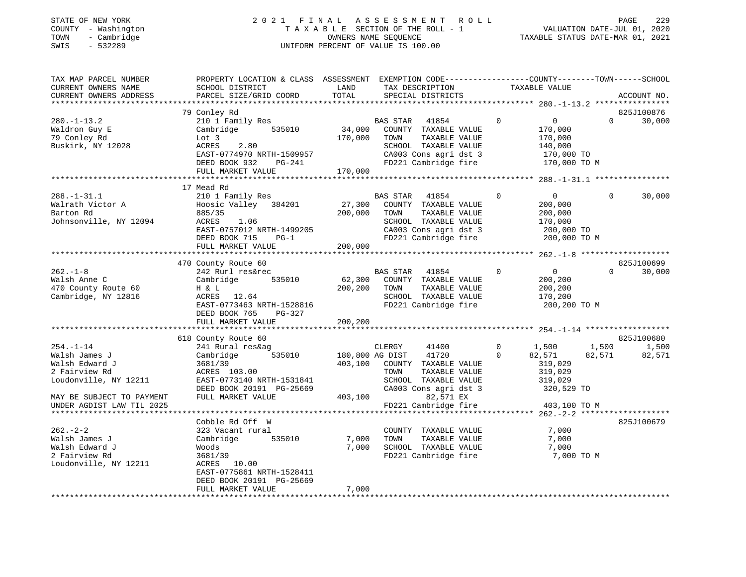STATE OF NEW YORK
COUNTY - Washington
TOWN - Cambridge
SWIS - 532289

2021 FINAL ASSESSMENT ROLL
TAXABLE SECTION OF THE ROLL - 1
OWNERS NAME SEQUENCE
UNIFORM PERCENT OF VALUE IS 100.00

VALUATION DATE-JUL 01, 2020
TAXABLE STATUS DATE-MAR 01, 2021

| TAX MAP PARCEL NUMBER / CURRENT OWNERS NAME / CURRENT OWNERS ADDRESS | PROPERTY LOCATION & CLASS / SCHOOL DISTRICT / PARCEL SIZE/GRID COORD | ASSESSMENT LAND / TOTAL | EXEMPTION CODE / TAX DESCRIPTION / SPECIAL DISTRICTS | COUNTY TAXABLE VALUE | TOWN | SCHOOL | ACCOUNT NO. |
|---|---|---|---|---|---|---|---|
| **280.-1-13.2** | 79 Conley Rd | | | | | | 825J100876 |
| 280.-1-13.2 | 210 1 Family Res | | BAS STAR 41854 | 0 | 0 | 0 30,000 | |
| Waldron Guy E | Cambridge 535010 | 34,000 | COUNTY TAXABLE VALUE | 170,000 | | | |
| 79 Conley Rd | Lot 3 | 170,000 | TOWN TAXABLE VALUE | 170,000 | | | |
| Buskirk, NY 12028 | ACRES 2.80 | | SCHOOL TAXABLE VALUE | 140,000 | | | |
| | EAST-0774970 NRTH-1509957 | | CA003 Cons agri dst 3 | 170,000 TO | | | |
| | DEED BOOK 932 PG-241 | | FD221 Cambridge fire | 170,000 TO M | | | |
| | FULL MARKET VALUE | 170,000 | | | | | |
| **288.-1-31.1** | 17 Mead Rd | | | | | | |
| 288.-1-31.1 | 210 1 Family Res | | BAS STAR 41854 | 0 | 0 | 0 30,000 | |
| Walrath Victor A | Hoosic Valley 384201 | 27,300 | COUNTY TAXABLE VALUE | 200,000 | | | |
| Barton Rd | 885/35 | 200,000 | TOWN TAXABLE VALUE | 200,000 | | | |
| Johnsonville, NY 12094 | ACRES 1.06 | | SCHOOL TAXABLE VALUE | 170,000 | | | |
| | EAST-0757012 NRTH-1499205 | | CA003 Cons agri dst 3 | 200,000 TO | | | |
| | DEED BOOK 715 PG-1 | | FD221 Cambridge fire | 200,000 TO M | | | |
| | FULL MARKET VALUE | 200,000 | | | | | |
| **262.-1-8** | 470 County Route 60 | | | | | | 825J100699 |
| 262.-1-8 | 242 Rurl res&rec | | BAS STAR 41854 | 0 | 0 | 0 30,000 | |
| Walsh Anne C | Cambridge 535010 | 62,300 | COUNTY TAXABLE VALUE | 200,200 | | | |
| 470 County Route 60 | H & L | 200,200 | TOWN TAXABLE VALUE | 200,200 | | | |
| Cambridge, NY 12816 | ACRES 12.64 | | SCHOOL TAXABLE VALUE | 170,200 | | | |
| | EAST-0773463 NRTH-1528816 | | FD221 Cambridge fire | 200,200 TO M | | | |
| | DEED BOOK 765 PG-327 | | | | | | |
| | FULL MARKET VALUE | 200,200 | | | | | |
| **254.-1-14** | 618 County Route 60 | | | | | | 825J100680 |
| 254.-1-14 | 241 Rural res&ag | | CLERGY 41400 | 0 1,500 | 1,500 | 1,500 | |
| Walsh James J | Cambridge 535010 | 180,800 | AG DIST 41720 | 0 82,571 | 82,571 | 82,571 | |
| Walsh Edward J | 3681/39 | 403,100 | COUNTY TAXABLE VALUE | 319,029 | | | |
| 2 Fairview Rd | ACRES 103.00 | | TOWN TAXABLE VALUE | 319,029 | | | |
| Loudonville, NY 12211 | EAST-0773140 NRTH-1531841 | | SCHOOL TAXABLE VALUE | 319,029 | | | |
| | DEED BOOK 20191 PG-25669 | | CA003 Cons agri dst 3 | 320,529 TO | | | |
| MAY BE SUBJECT TO PAYMENT | FULL MARKET VALUE | 403,100 | 82,571 EX | | | | |
| UNDER AGDIST LAW TIL 2025 | | | FD221 Cambridge fire | 403,100 TO M | | | |
| **262.-2-2** | Cobble Rd Off W | | | | | | 825J100679 |
| 262.-2-2 | 323 Vacant rural | | COUNTY TAXABLE VALUE | 7,000 | | | |
| Walsh James J | Cambridge 535010 | 7,000 | TOWN TAXABLE VALUE | 7,000 | | | |
| Walsh Edward J | Woods | 7,000 | SCHOOL TAXABLE VALUE | 7,000 | | | |
| 2 Fairview Rd | 3681/39 | | FD221 Cambridge fire | 7,000 TO M | | | |
| Loudonville, NY 12211 | ACRES 10.00 | | | | | | |
| | EAST-0775861 NRTH-1528411 | | | | | | |
| | DEED BOOK 20191 PG-25669 | | | | | | |
| | FULL MARKET VALUE | 7,000 | | | | | |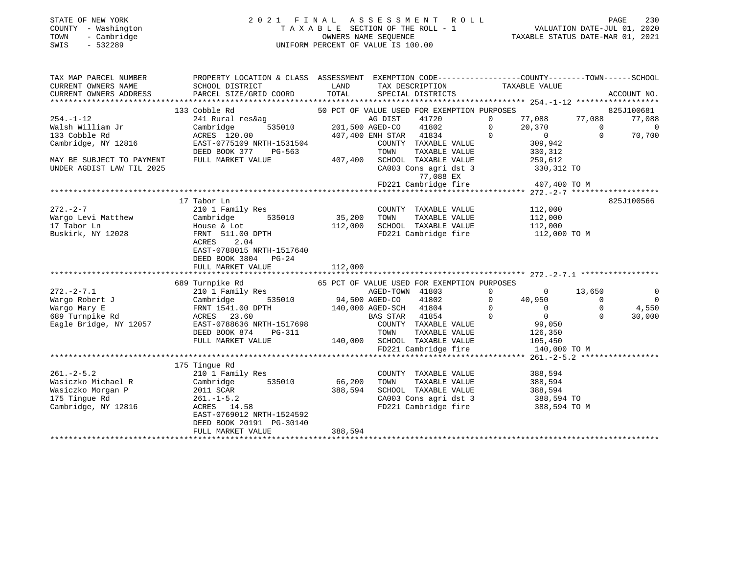STATE OF NEW YORK
COUNTY - Washington
TOWN - Cambridge
SWIS - 532289

2021 FINAL ASSESSMENT ROLL
TAXABLE SECTION OF THE ROLL - 1
OWNERS NAME SEQUENCE
UNIFORM PERCENT OF VALUE IS 100.00

VALUATION DATE-JUL 01, 2020
TAXABLE STATUS DATE-MAR 01, 2021

```
TAX MAP PARCEL NUMBER      PROPERTY LOCATION & CLASS  ASSESSMENT  EXEMPTION CODE------------------COUNTY--------TOWN------SCHOOL
CURRENT OWNERS NAME        SCHOOL DISTRICT              LAND      TAX DESCRIPTION              TAXABLE VALUE
CURRENT OWNERS ADDRESS     PARCEL SIZE/GRID COORD       TOTAL     SPECIAL DISTRICTS                                      ACCOUNT NO.
*********************************************************************************************** 254.-1-12 ******************
                 133 Cobble Rd                     50 PCT OF VALUE USED FOR EXEMPTION PURPOSES                         825J100681
254.-1-12                  241 Rural res&ag                  AG DIST       41720       0      77,088    77,088     77,088
Walsh William Jr           Cambridge      535010     201,500 AGED-CO       41802       0      20,370         0          0
133 Cobble Rd              ACRES 120.00              407,400 ENH STAR      41834       0           0         0     70,700
Cambridge, NY 12816        EAST-0775109 NRTH-1531504         COUNTY  TAXABLE VALUE            309,942
                           DEED BOOK 377    PG-563           TOWN    TAXABLE VALUE            330,312
MAY BE SUBJECT TO PAYMENT  FULL MARKET VALUE         407,400 SCHOOL  TAXABLE VALUE            259,612
UNDER AGDIST LAW TIL 2025                                    CA003 Cons agri dst 3            330,312 TO
                                                                   77,088 EX
                                                             FD221 Cambridge fire             407,400 TO M
*********************************************************************************************** 272.-2-7 *******************
                 17 Tabor Ln                                                                                   825J100566
272.-2-7                   210 1 Family Res                  COUNTY  TAXABLE VALUE            112,000
Wargo Levi Matthew         Cambridge      535010      35,200 TOWN    TAXABLE VALUE            112,000
17 Tabor Ln                House & Lot               112,000 SCHOOL  TAXABLE VALUE            112,000
Buskirk, NY 12028          FRNT 511.00 DPTH                  FD221 Cambridge fire             112,000 TO M
                           ACRES    2.04
                           EAST-0788015 NRTH-1517640
                           DEED BOOK 3804   PG-24
                           FULL MARKET VALUE         112,000
*********************************************************************************************** 272.-2-7.1 *****************
                 689 Turnpike Rd                   65 PCT OF VALUE USED FOR EXEMPTION PURPOSES
272.-2-7.1                 210 1 Family Res                  AGED-TOWN     41803       0           0    13,650          0
Wargo Robert J             Cambridge      535010      94,500 AGED-CO       41802       0      40,950         0          0
Wargo Mary E               FRNT 1541.00 DPTH         140,000 AGED-SCH      41804       0           0         0      4,550
689 Turnpike Rd            ACRES   23.60                     BAS STAR      41854       0           0         0     30,000
Eagle Bridge, NY 12057     EAST-0788636 NRTH-1517698         COUNTY  TAXABLE VALUE             99,050
                           DEED BOOK 874    PG-311           TOWN    TAXABLE VALUE            126,350
                           FULL MARKET VALUE         140,000 SCHOOL  TAXABLE VALUE            105,450
                                                             FD221 Cambridge fire             140,000 TO M
*********************************************************************************************** 261.-2-5.2 *****************
                 175 Tingue Rd
261.-2-5.2                 210 1 Family Res                  COUNTY  TAXABLE VALUE            388,594
Wasiczko Michael R         Cambridge      535010      66,200 TOWN    TAXABLE VALUE            388,594
Wasiczko Morgan P          2011 SCAR                 388,594 SCHOOL  TAXABLE VALUE            388,594
175 Tingue Rd              261.-1-5.2                        CA003 Cons agri dst 3            388,594 TO
Cambridge, NY 12816        ACRES   14.58                     FD221 Cambridge fire             388,594 TO M
                           EAST-0769012 NRTH-1524592
                           DEED BOOK 20191 PG-30140
                           FULL MARKET VALUE         388,594
****************************************************************************************************************************
```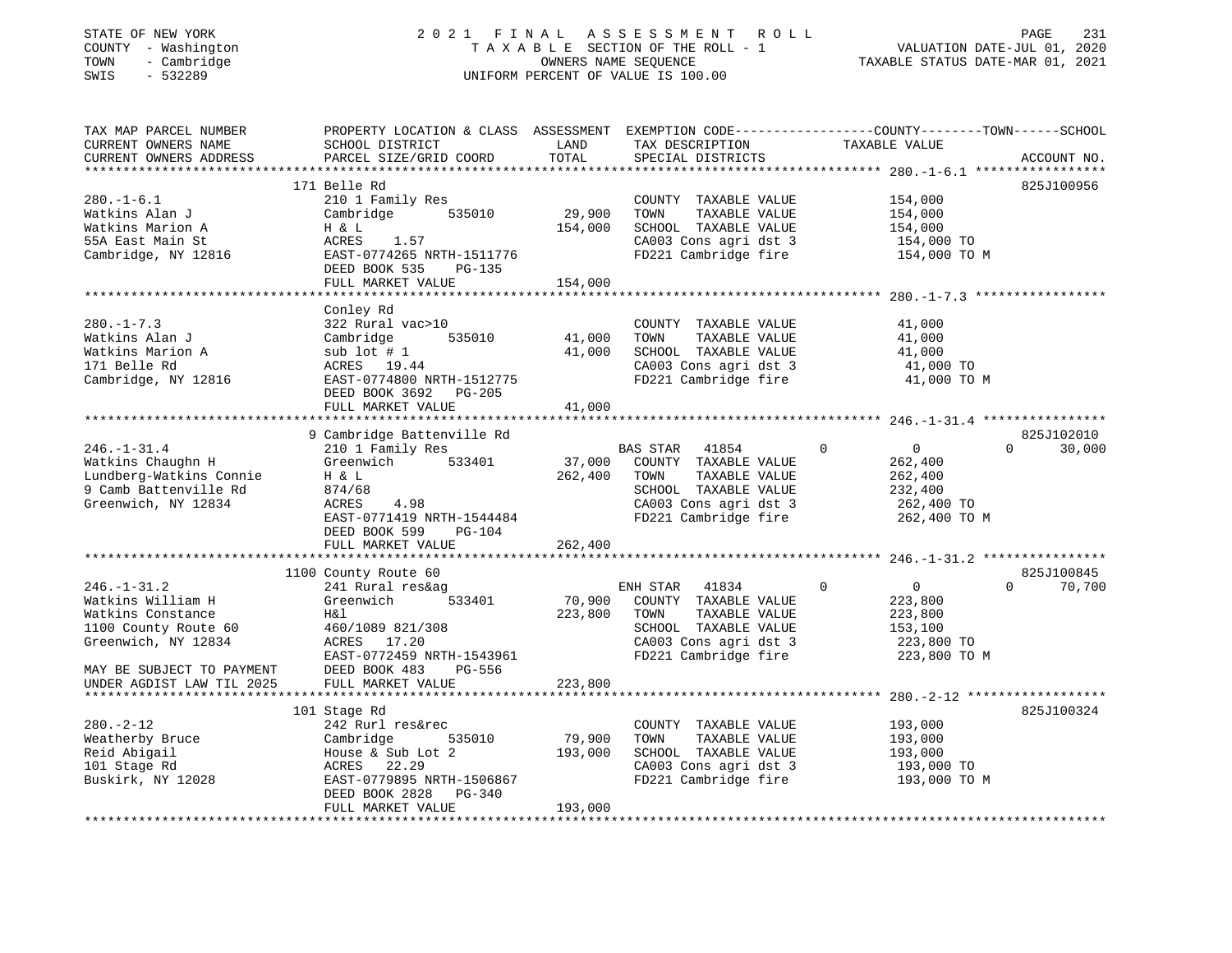STATE OF NEW YORK
COUNTY - Washington
TOWN - Cambridge
SWIS - 532289

2021 FINAL ASSESSMENT ROLL
TAXABLE SECTION OF THE ROLL - 1
OWNERS NAME SEQUENCE
UNIFORM PERCENT OF VALUE IS 100.00

VALUATION DATE-JUL 01, 2020
TAXABLE STATUS DATE-MAR 01, 2021

```
TAX MAP PARCEL NUMBER         PROPERTY LOCATION & CLASS  ASSESSMENT  EXEMPTION CODE------------------COUNTY--------TOWN------SCHOOL
CURRENT OWNERS NAME           SCHOOL DISTRICT               LAND      TAX DESCRIPTION                 TAXABLE VALUE
CURRENT OWNERS ADDRESS        PARCEL SIZE/GRID COORD        TOTAL     SPECIAL DISTRICTS                                     ACCOUNT NO.
*********************************************************************************************************** 280.-1-6.1 *****************
                              171 Belle Rd                                                                                   825J100956
280.-1-6.1                    210 1 Family Res                        COUNTY  TAXABLE VALUE             154,000
Watkins Alan J                Cambridge        535010       29,900    TOWN    TAXABLE VALUE             154,000
Watkins Marion A              H & L                        154,000    SCHOOL  TAXABLE VALUE             154,000
55A East Main St              ACRES    1.57                           CA003 Cons agri dst 3             154,000 TO
Cambridge, NY 12816           EAST-0774265 NRTH-1511776               FD221 Cambridge fire              154,000 TO M
                              DEED BOOK 535     PG-135
                              FULL MARKET VALUE            154,000
*********************************************************************************************************** 280.-1-7.3 *****************
                              Conley Rd
280.-1-7.3                    322 Rural vac>10                        COUNTY  TAXABLE VALUE              41,000
Watkins Alan J                Cambridge        535010       41,000    TOWN    TAXABLE VALUE              41,000
Watkins Marion A              sub lot # 1                   41,000    SCHOOL  TAXABLE VALUE              41,000
171 Belle Rd                  ACRES   19.44                           CA003 Cons agri dst 3              41,000 TO
Cambridge, NY 12816           EAST-0774800 NRTH-1512775               FD221 Cambridge fire               41,000 TO M
                              DEED BOOK 3692   PG-205
                              FULL MARKET VALUE             41,000
*********************************************************************************************************** 246.-1-31.4 ****************
                              9 Cambridge Battenville Rd                                                                     825J102010
246.-1-31.4                   210 1 Family Res                        BAS STAR   41854          0            0            0      30,000
Watkins Chaughn H             Greenwich        533401       37,000    COUNTY  TAXABLE VALUE             262,400
Lundberg-Watkins Connie       H & L                        262,400    TOWN    TAXABLE VALUE             262,400
9 Camb Battenville Rd         874/68                                  SCHOOL  TAXABLE VALUE             232,400
Greenwich, NY 12834           ACRES    4.98                           CA003 Cons agri dst 3             262,400 TO
                              EAST-0771419 NRTH-1544484               FD221 Cambridge fire              262,400 TO M
                              DEED BOOK 599     PG-104
                              FULL MARKET VALUE            262,400
*********************************************************************************************************** 246.-1-31.2 ****************
                              1100 County Route 60                                                                           825J100845
246.-1-31.2                   241 Rural res&ag                        ENH STAR   41834          0            0            0      70,700
Watkins William H             Greenwich        533401       70,900    COUNTY  TAXABLE VALUE             223,800
Watkins Constance             H&l                          223,800    TOWN    TAXABLE VALUE             223,800
1100 County Route 60          460/1089 821/308                        SCHOOL  TAXABLE VALUE             153,100
Greenwich, NY 12834           ACRES   17.20                           CA003 Cons agri dst 3             223,800 TO
                              EAST-0772459 NRTH-1543961               FD221 Cambridge fire              223,800 TO M
MAY BE SUBJECT TO PAYMENT     DEED BOOK 483     PG-556
UNDER AGDIST LAW TIL 2025     FULL MARKET VALUE            223,800
*********************************************************************************************************** 280.-2-12 ******************
                              101 Stage Rd                                                                                   825J100324
280.-2-12                     242 Rurl res&rec                        COUNTY  TAXABLE VALUE             193,000
Weatherby Bruce               Cambridge        535010       79,900    TOWN    TAXABLE VALUE             193,000
Reid Abigail                  House & Sub Lot 2            193,000    SCHOOL  TAXABLE VALUE             193,000
101 Stage Rd                  ACRES   22.29                           CA003 Cons agri dst 3             193,000 TO
Buskirk, NY 12028             EAST-0779895 NRTH-1506867               FD221 Cambridge fire              193,000 TO M
                              DEED BOOK 2828   PG-340
                              FULL MARKET VALUE            193,000
****************************************************************************************************************************************
```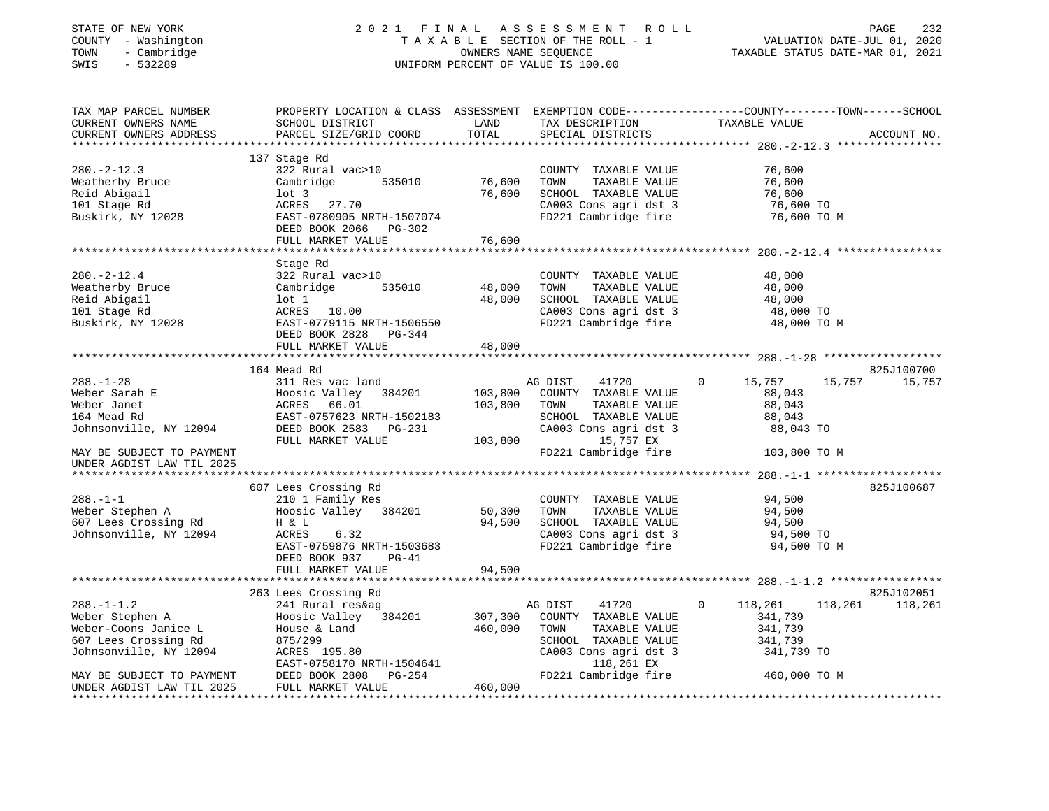STATE OF NEW YORK
COUNTY - Washington
TOWN - Cambridge
SWIS - 532289

# 2021 FINAL ASSESSMENT ROLL

TAXABLE SECTION OF THE ROLL - 1
OWNERS NAME SEQUENCE
UNIFORM PERCENT OF VALUE IS 100.00

VALUATION DATE-JUL 01, 2020
TAXABLE STATUS DATE-MAR 01, 2021

| TAX MAP PARCEL NUMBER / CURRENT OWNERS NAME / CURRENT OWNERS ADDRESS | PROPERTY LOCATION & CLASS / SCHOOL DISTRICT / PARCEL SIZE/GRID COORD | ASSESSMENT LAND / TOTAL | EXEMPTION CODE / TAX DESCRIPTION / SPECIAL DISTRICTS | COUNTY | TOWN | SCHOOL | ACCOUNT NO. |
|---|---|---|---|---|---|---|---|
| **280.-2-12.3** | 137 Stage Rd | | | | | | |
| | 322 Rural vac>10 | | COUNTY TAXABLE VALUE | 76,600 | | | |
| Weatherby Bruce | Cambridge 535010 | 76,600 | TOWN TAXABLE VALUE | | 76,600 | | |
| Reid Abigail | lot 3 | 76,600 | SCHOOL TAXABLE VALUE | | | 76,600 | |
| 101 Stage Rd | ACRES 27.70 | | CA003 Cons agri dst 3 | 76,600 TO | | | |
| Buskirk, NY 12028 | EAST-0780905 NRTH-1507074 | | FD221 Cambridge fire | 76,600 TO M | | | |
| | DEED BOOK 2066 PG-302 | | | | | | |
| | FULL MARKET VALUE | 76,600 | | | | | |
| **280.-2-12.4** | Stage Rd | | | | | | |
| | 322 Rural vac>10 | | COUNTY TAXABLE VALUE | 48,000 | | | |
| Weatherby Bruce | Cambridge 535010 | 48,000 | TOWN TAXABLE VALUE | | 48,000 | | |
| Reid Abigail | lot 1 | 48,000 | SCHOOL TAXABLE VALUE | | | 48,000 | |
| 101 Stage Rd | ACRES 10.00 | | CA003 Cons agri dst 3 | 48,000 TO | | | |
| Buskirk, NY 12028 | EAST-0779115 NRTH-1506550 | | FD221 Cambridge fire | 48,000 TO M | | | |
| | DEED BOOK 2828 PG-344 | | | | | | |
| | FULL MARKET VALUE | 48,000 | | | | | |
| **288.-1-28** | 164 Mead Rd | | | | | | 825J100700 |
| | 311 Res vac land | | AG DIST 41720 0 | 15,757 | 15,757 | 15,757 | |
| Weber Sarah E | Hoosic Valley 384201 | 103,800 | COUNTY TAXABLE VALUE | 88,043 | | | |
| Weber Janet | ACRES 66.01 | 103,800 | TOWN TAXABLE VALUE | | 88,043 | | |
| 164 Mead Rd | EAST-0757623 NRTH-1502183 | | SCHOOL TAXABLE VALUE | | | 88,043 | |
| Johnsonville, NY 12094 | DEED BOOK 2583 PG-231 | | CA003 Cons agri dst 3 | 88,043 TO | | | |
| | FULL MARKET VALUE | 103,800 | 15,757 EX | | | | |
| MAY BE SUBJECT TO PAYMENT | | | FD221 Cambridge fire | 103,800 TO M | | | |
| UNDER AGDIST LAW TIL 2025 | | | | | | | |
| **288.-1-1** | 607 Lees Crossing Rd | | | | | | 825J100687 |
| | 210 1 Family Res | | COUNTY TAXABLE VALUE | 94,500 | | | |
| Weber Stephen A | Hoosic Valley 384201 | 50,300 | TOWN TAXABLE VALUE | | 94,500 | | |
| 607 Lees Crossing Rd | H & L | 94,500 | SCHOOL TAXABLE VALUE | | | 94,500 | |
| Johnsonville, NY 12094 | ACRES 6.32 | | CA003 Cons agri dst 3 | 94,500 TO | | | |
| | EAST-0759876 NRTH-1503683 | | FD221 Cambridge fire | 94,500 TO M | | | |
| | DEED BOOK 937 PG-41 | | | | | | |
| | FULL MARKET VALUE | 94,500 | | | | | |
| **288.-1-1.2** | 263 Lees Crossing Rd | | | | | | 825J102051 |
| | 241 Rural res&ag | | AG DIST 41720 0 | 118,261 | 118,261 | 118,261 | |
| Weber Stephen A | Hoosic Valley 384201 | 307,300 | COUNTY TAXABLE VALUE | 341,739 | | | |
| Weber-Coons Janice L | House & Land | 460,000 | TOWN TAXABLE VALUE | | 341,739 | | |
| 607 Lees Crossing Rd | 875/299 | | SCHOOL TAXABLE VALUE | | | 341,739 | |
| Johnsonville, NY 12094 | ACRES 195.80 | | CA003 Cons agri dst 3 | 341,739 TO | | | |
| | EAST-0758170 NRTH-1504641 | | 118,261 EX | | | | |
| MAY BE SUBJECT TO PAYMENT | DEED BOOK 2808 PG-254 | | FD221 Cambridge fire | 460,000 TO M | | | |
| UNDER AGDIST LAW TIL 2025 | FULL MARKET VALUE | 460,000 | | | | | |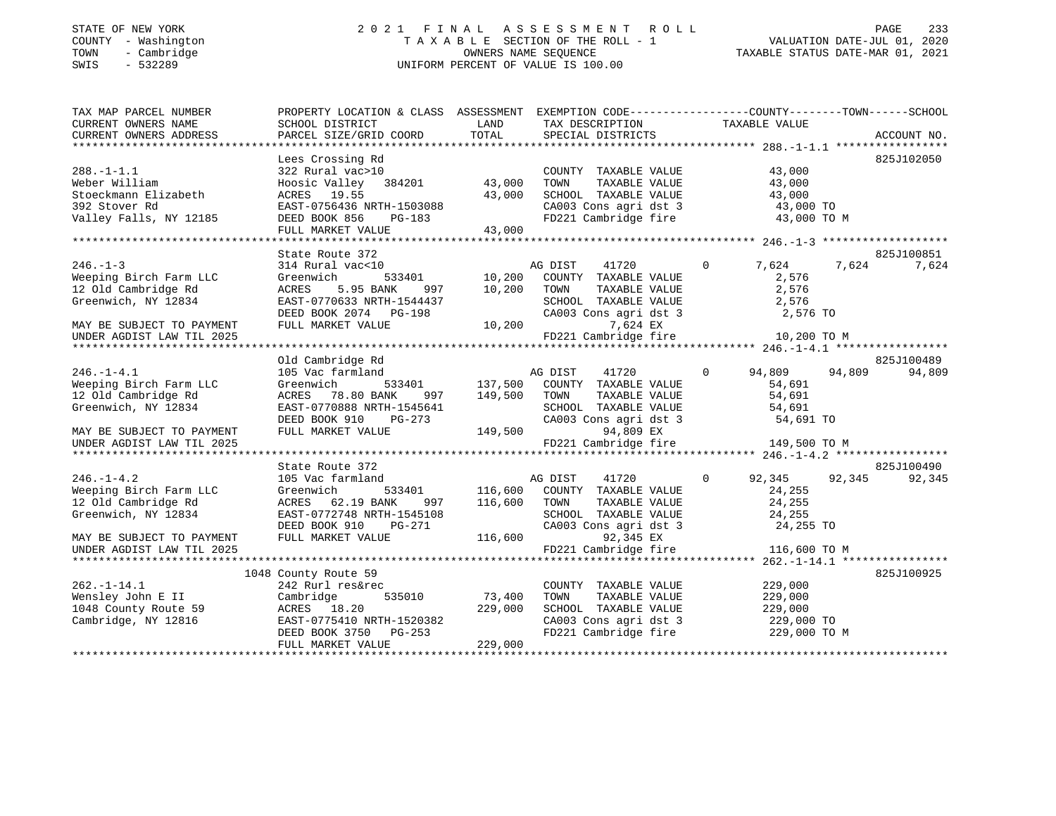STATE OF NEW YORK  
COUNTY - Washington  
TOWN - Cambridge  
SWIS - 532289

# 2021 FINAL ASSESSMENT ROLL

TAXABLE SECTION OF THE ROLL - 1  
OWNERS NAME SEQUENCE  
UNIFORM PERCENT OF VALUE IS 100.00

VALUATION DATE-JUL 01, 2020  
TAXABLE STATUS DATE-MAR 01, 2021

```
TAX MAP PARCEL NUMBER          PROPERTY LOCATION & CLASS  ASSESSMENT  EXEMPTION CODE-----------------COUNTY--------TOWN------SCHOOL
CURRENT OWNERS NAME            SCHOOL DISTRICT            LAND        TAX DESCRIPTION             TAXABLE VALUE
CURRENT OWNERS ADDRESS         PARCEL SIZE/GRID COORD     TOTAL       SPECIAL DISTRICTS                                   ACCOUNT NO.
*********************************************************************************************** 288.-1-1.1 *****************
                               Lees Crossing Rd                                                                           825J102050
288.-1-1.1                     322 Rural vac>10                        COUNTY  TAXABLE VALUE            43,000
Weber William                  Hoosic Valley   384201      43,000      TOWN    TAXABLE VALUE            43,000
Stoeckmann Elizabeth           ACRES   19.55               43,000      SCHOOL  TAXABLE VALUE            43,000
392 Stover Rd                  EAST-0756436 NRTH-1503088               CA003 Cons agri dst 3             43,000 TO
Valley Falls, NY 12185         DEED BOOK 856    PG-183                 FD221 Cambridge fire              43,000 TO M
                               FULL MARKET VALUE           43,000
*********************************************************************************************** 246.-1-3 *******************
                               State Route 372                                                                            825J100851
246.-1-3                       314 Rural vac<10                        AG DIST     41720        0        7,624      7,624      7,624
Weeping Birch Farm LLC         Greenwich       533401      10,200      COUNTY  TAXABLE VALUE             2,576
12 Old Cambridge Rd            ACRES    5.95 BANK    997   10,200      TOWN    TAXABLE VALUE             2,576
Greenwich, NY 12834            EAST-0770633 NRTH-1544437               SCHOOL  TAXABLE VALUE             2,576
                               DEED BOOK 2074   PG-198                 CA003 Cons agri dst 3              2,576 TO
MAY BE SUBJECT TO PAYMENT      FULL MARKET VALUE           10,200               7,624 EX
UNDER AGDIST LAW TIL 2025                                              FD221 Cambridge fire              10,200 TO M
*********************************************************************************************** 246.-1-4.1 *****************
                               Old Cambridge Rd                                                                           825J100489
246.-1-4.1                     105 Vac farmland                        AG DIST     41720        0       94,809     94,809     94,809
Weeping Birch Farm LLC         Greenwich       533401     137,500      COUNTY  TAXABLE VALUE            54,691
12 Old Cambridge Rd            ACRES   78.80 BANK    997  149,500      TOWN    TAXABLE VALUE            54,691
Greenwich, NY 12834            EAST-0770888 NRTH-1545641               SCHOOL  TAXABLE VALUE            54,691
                               DEED BOOK 910    PG-273                 CA003 Cons agri dst 3             54,691 TO
MAY BE SUBJECT TO PAYMENT      FULL MARKET VALUE          149,500              94,809 EX
UNDER AGDIST LAW TIL 2025                                              FD221 Cambridge fire             149,500 TO M
*********************************************************************************************** 246.-1-4.2 *****************
                               State Route 372                                                                            825J100490
246.-1-4.2                     105 Vac farmland                        AG DIST     41720        0       92,345     92,345     92,345
Weeping Birch Farm LLC         Greenwich       533401     116,600      COUNTY  TAXABLE VALUE            24,255
12 Old Cambridge Rd            ACRES   62.19 BANK    997  116,600      TOWN    TAXABLE VALUE            24,255
Greenwich, NY 12834            EAST-0772748 NRTH-1545108               SCHOOL  TAXABLE VALUE            24,255
                               DEED BOOK 910    PG-271                 CA003 Cons agri dst 3             24,255 TO
MAY BE SUBJECT TO PAYMENT      FULL MARKET VALUE          116,600              92,345 EX
UNDER AGDIST LAW TIL 2025                                              FD221 Cambridge fire             116,600 TO M
*********************************************************************************************** 262.-1-14.1 ****************
                          1048 County Route 59                                                                            825J100925
262.-1-14.1                    242 Rurl res&rec                        COUNTY  TAXABLE VALUE           229,000
Wensley John E II              Cambridge       535010      73,400      TOWN    TAXABLE VALUE           229,000
1048 County Route 59           ACRES   18.20              229,000      SCHOOL  TAXABLE VALUE           229,000
Cambridge, NY 12816            EAST-0775410 NRTH-1520382               CA003 Cons agri dst 3            229,000 TO
                               DEED BOOK 3750   PG-253                 FD221 Cambridge fire             229,000 TO M
                               FULL MARKET VALUE          229,000
*****************************************************************************************************************************
```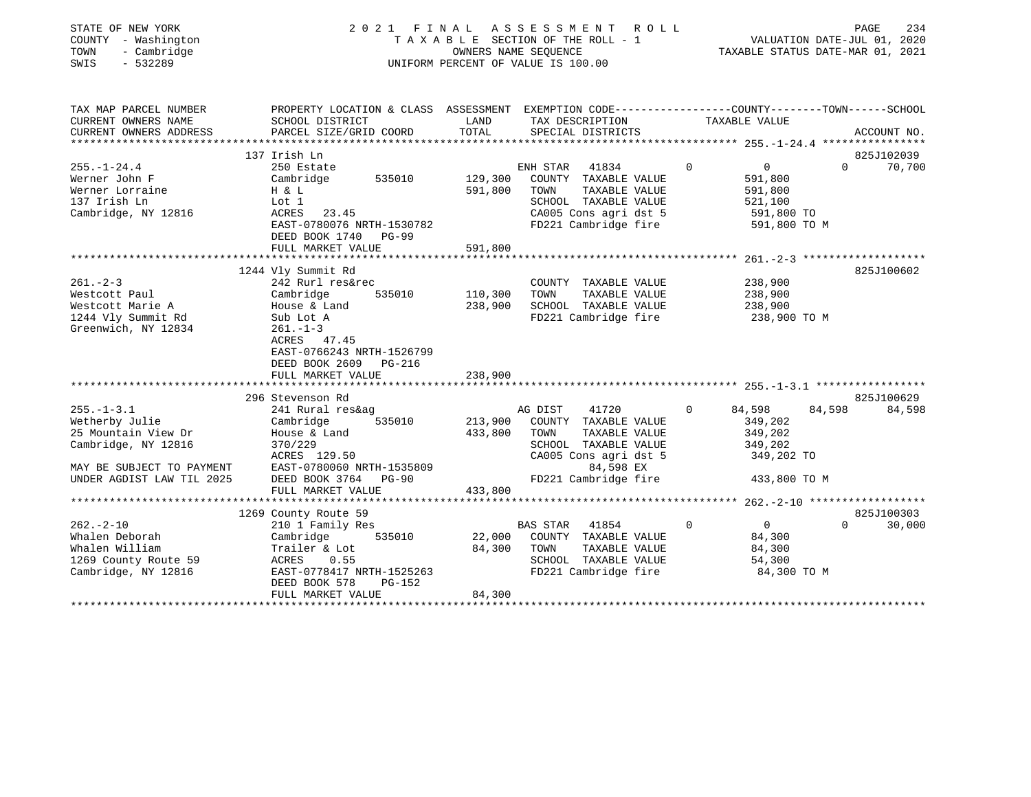STATE OF NEW YORK
COUNTY - Washington
TOWN - Cambridge
SWIS - 532289

# 2021 FINAL ASSESSMENT ROLL

TAXABLE SECTION OF THE ROLL - 1
OWNERS NAME SEQUENCE
UNIFORM PERCENT OF VALUE IS 100.00

VALUATION DATE-JUL 01, 2020
TAXABLE STATUS DATE-MAR 01, 2021

| TAX MAP PARCEL NUMBER / CURRENT OWNERS NAME / CURRENT OWNERS ADDRESS | PROPERTY LOCATION & CLASS / SCHOOL DISTRICT / PARCEL SIZE/GRID COORD | ASSESSMENT LAND / TOTAL | EXEMPTION CODE / TAX DESCRIPTION / SPECIAL DISTRICTS | COUNTY | TOWN | SCHOOL | ACCOUNT NO. |
|---|---|---|---|---|---|---|---|
| | 137 Irish Ln | | | | | | 825J102039 |
| 255.-1-24.4 | 250 Estate | | ENH STAR 41834 | 0 | 0 | 0 | 70,700 |
| Werner John F | Cambridge 535010 | 129,300 | COUNTY TAXABLE VALUE | 591,800 | | | |
| Werner Lorraine | H & L | 591,800 | TOWN TAXABLE VALUE | | 591,800 | | |
| 137 Irish Ln | Lot 1 | | SCHOOL TAXABLE VALUE | | | 521,100 | |
| Cambridge, NY 12816 | ACRES 23.45 | | CA005 Cons agri dst 5 | 591,800 TO | | | |
| | EAST-0780076 NRTH-1530782 | | FD221 Cambridge fire | 591,800 TO M | | | |
| | DEED BOOK 1740 PG-99 | | | | | | |
| | FULL MARKET VALUE | 591,800 | | | | | |
| | 1244 Vly Summit Rd | | | | | | 825J100602 |
| 261.-2-3 | 242 Rurl res&rec | | COUNTY TAXABLE VALUE | 238,900 | | | |
| Westcott Paul | Cambridge 535010 | 110,300 | TOWN TAXABLE VALUE | | 238,900 | | |
| Westcott Marie A | House & Land | 238,900 | SCHOOL TAXABLE VALUE | | | 238,900 | |
| 1244 Vly Summit Rd | Sub Lot A | | FD221 Cambridge fire | 238,900 TO M | | | |
| Greenwich, NY 12834 | 261.-1-3 | | | | | | |
| | ACRES 47.45 | | | | | | |
| | EAST-0766243 NRTH-1526799 | | | | | | |
| | DEED BOOK 2609 PG-216 | | | | | | |
| | FULL MARKET VALUE | 238,900 | | | | | |
| | 296 Stevenson Rd | | | | | | 825J100629 |
| 255.-1-3.1 | 241 Rural res&ag | | AG DIST 41720 | 0 84,598 | 84,598 | 84,598 | |
| Wetherby Julie | Cambridge 535010 | 213,900 | COUNTY TAXABLE VALUE | 349,202 | | | |
| 25 Mountain View Dr | House & Land | 433,800 | TOWN TAXABLE VALUE | | 349,202 | | |
| Cambridge, NY 12816 | 370/229 | | SCHOOL TAXABLE VALUE | | | 349,202 | |
| | ACRES 129.50 | | CA005 Cons agri dst 5 | 349,202 TO | | | |
| MAY BE SUBJECT TO PAYMENT | EAST-0780060 NRTH-1535809 | | 84,598 EX | | | | |
| UNDER AGDIST LAW TIL 2025 | DEED BOOK 3764 PG-90 | | FD221 Cambridge fire | 433,800 TO M | | | |
| | FULL MARKET VALUE | 433,800 | | | | | |
| | 1269 County Route 59 | | | | | | 825J100303 |
| 262.-2-10 | 210 1 Family Res | | BAS STAR 41854 | 0 | 0 | 0 | 30,000 |
| Whalen Deborah | Cambridge 535010 | 22,000 | COUNTY TAXABLE VALUE | 84,300 | | | |
| Whalen William | Trailer & Lot | 84,300 | TOWN TAXABLE VALUE | | 84,300 | | |
| 1269 County Route 59 | ACRES 0.55 | | SCHOOL TAXABLE VALUE | | | 54,300 | |
| Cambridge, NY 12816 | EAST-0778417 NRTH-1525263 | | FD221 Cambridge fire | 84,300 TO M | | | |
| | DEED BOOK 578 PG-152 | | | | | | |
| | FULL MARKET VALUE | 84,300 | | | | | |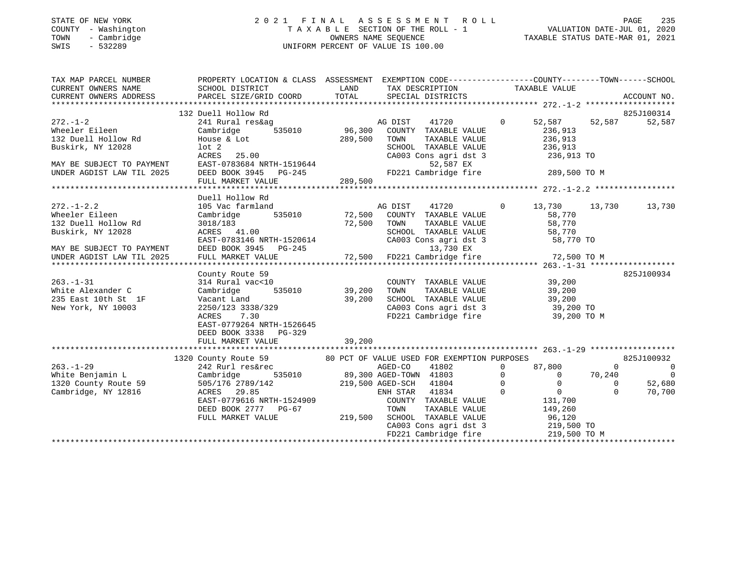STATE OF NEW YORK
COUNTY - Washington
TOWN - Cambridge
SWIS - 532289

2021 FINAL ASSESSMENT ROLL
TAXABLE SECTION OF THE ROLL - 1
OWNERS NAME SEQUENCE
UNIFORM PERCENT OF VALUE IS 100.00

VALUATION DATE-JUL 01, 2020
TAXABLE STATUS DATE-MAR 01, 2021

| TAX MAP PARCEL NUMBER / CURRENT OWNERS NAME / CURRENT OWNERS ADDRESS | PROPERTY LOCATION & CLASS / SCHOOL DISTRICT / PARCEL SIZE/GRID COORD | ASSESSMENT LAND | TOTAL | EXEMPTION CODE / TAX DESCRIPTION / SPECIAL DISTRICTS | COUNTY TAXABLE VALUE | TOWN | SCHOOL | ACCOUNT NO. |
|---|---|---|---|---|---|---|---|---|
| **272.-1-2** | 132 Duell Hollow Rd | | | | | | | 825J100314 |
| | 241 Rural res&ag | | | AG DIST 41720 0 | 52,587 | 52,587 | 52,587 | |
| Wheeler Eileen | Cambridge 535010 | 96,300 | | COUNTY TAXABLE VALUE | 236,913 | | | |
| 132 Duell Hollow Rd | House & Lot | | 289,500 | TOWN TAXABLE VALUE | 236,913 | | | |
| Buskirk, NY 12028 | lot 2 | | | SCHOOL TAXABLE VALUE | 236,913 | | | |
| | ACRES 25.00 | | | CA003 Cons agri dst 3 | 236,913 TO | | | |
| MAY BE SUBJECT TO PAYMENT | EAST-0783684 NRTH-1519644 | | | 52,587 EX | | | | |
| UNDER AGDIST LAW TIL 2025 | DEED BOOK 3945 PG-245 | | | FD221 Cambridge fire | 289,500 TO M | | | |
| | FULL MARKET VALUE | | 289,500 | | | | | |
| **272.-1-2.2** | Duell Hollow Rd | | | | | | | |
| | 105 Vac farmland | | | AG DIST 41720 0 | 13,730 | 13,730 | 13,730 | |
| Wheeler Eileen | Cambridge 535010 | 72,500 | | COUNTY TAXABLE VALUE | 58,770 | | | |
| 132 Duell Hollow Rd | 3018/183 | | 72,500 | TOWN TAXABLE VALUE | 58,770 | | | |
| Buskirk, NY 12028 | ACRES 41.00 | | | SCHOOL TAXABLE VALUE | 58,770 | | | |
| | EAST-0783146 NRTH-1520614 | | | CA003 Cons agri dst 3 | 58,770 TO | | | |
| MAY BE SUBJECT TO PAYMENT | DEED BOOK 3945 PG-245 | | | 13,730 EX | | | | |
| UNDER AGDIST LAW TIL 2025 | FULL MARKET VALUE | | 72,500 | FD221 Cambridge fire | 72,500 TO M | | | |
| **263.-1-31** | County Route 59 | | | | | | | 825J100934 |
| | 314 Rural vac<10 | | | COUNTY TAXABLE VALUE | 39,200 | | | |
| White Alexander C | Cambridge 535010 | 39,200 | | TOWN TAXABLE VALUE | 39,200 | | | |
| 235 East 10th St 1F | Vacant Land | | 39,200 | SCHOOL TAXABLE VALUE | 39,200 | | | |
| New York, NY 10003 | 2250/123 3338/329 | | | CA003 Cons agri dst 3 | 39,200 TO | | | |
| | ACRES 7.30 | | | FD221 Cambridge fire | 39,200 TO M | | | |
| | EAST-0779264 NRTH-1526645 | | | | | | | |
| | DEED BOOK 3338 PG-329 | | | | | | | |
| | FULL MARKET VALUE | | 39,200 | | | | | |
| **263.-1-29** | 1320 County Route 59 | | | 80 PCT OF VALUE USED FOR EXEMPTION PURPOSES | | | | 825J100932 |
| | 242 Rurl res&rec | | | AGED-CO 41802 0 | 87,800 | 0 | 0 | |
| White Benjamin L | Cambridge 535010 | 89,300 | | AGED-TOWN 41803 0 | 0 | 70,240 | 0 | |
| 1320 County Route 59 | 505/176 2789/142 | | 219,500 | AGED-SCH 41804 0 | 0 | 0 | 52,680 | |
| Cambridge, NY 12816 | ACRES 29.85 | | | ENH STAR 41834 0 | 0 | 0 | 70,700 | |
| | EAST-0779616 NRTH-1524909 | | | COUNTY TAXABLE VALUE | 131,700 | | | |
| | DEED BOOK 2777 PG-67 | | | TOWN TAXABLE VALUE | 149,260 | | | |
| | FULL MARKET VALUE | | 219,500 | SCHOOL TAXABLE VALUE | 96,120 | | | |
| | | | | CA003 Cons agri dst 3 | 219,500 TO | | | |
| | | | | FD221 Cambridge fire | 219,500 TO M | | | |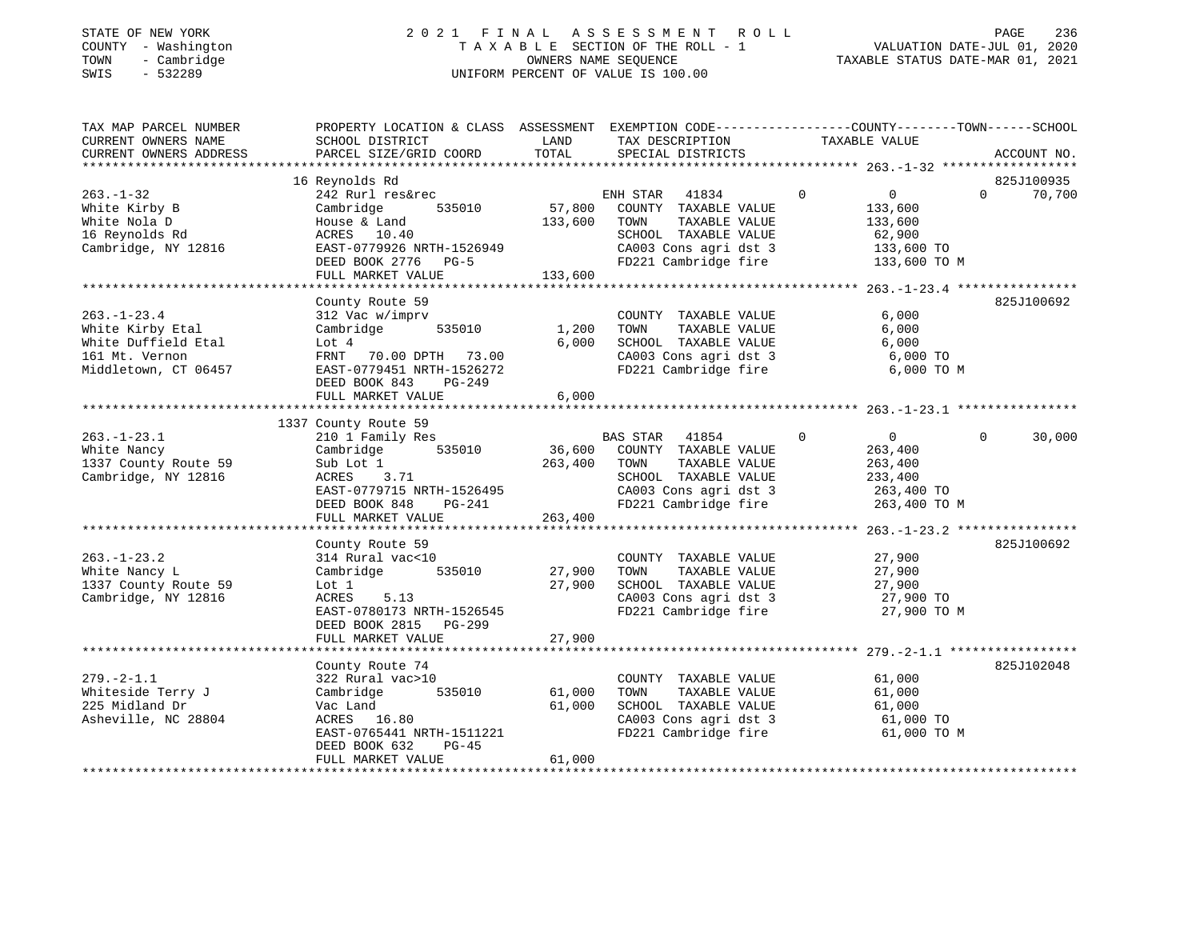STATE OF NEW YORK
COUNTY - Washington
TOWN - Cambridge
SWIS - 532289

2021 FINAL ASSESSMENT ROLL
TAXABLE SECTION OF THE ROLL - 1
OWNERS NAME SEQUENCE
UNIFORM PERCENT OF VALUE IS 100.00

VALUATION DATE-JUL 01, 2020
TAXABLE STATUS DATE-MAR 01, 2021

| TAX MAP PARCEL NUMBER / CURRENT OWNERS NAME / CURRENT OWNERS ADDRESS | PROPERTY LOCATION & CLASS / SCHOOL DISTRICT / PARCEL SIZE/GRID COORD | ASSESSMENT LAND | TOTAL | EXEMPTION CODE / TAX DESCRIPTION / SPECIAL DISTRICTS | COUNTY | TOWN | SCHOOL / TAXABLE VALUE | ACCOUNT NO. |
|---|---|---|---|---|---|---|---|---|
| **263.-1-32** | 16 Reynolds Rd | | | | | | | 825J100935 |
| White Kirby B | 242 Rurl res&rec | | | ENH STAR 41834 | 0 | 0 | 0 70,700 | |
| White Nola D | Cambridge 535010 | 57,800 | | COUNTY TAXABLE VALUE | | | 133,600 | |
| 16 Reynolds Rd | House & Land | | 133,600 | TOWN TAXABLE VALUE | | | 133,600 | |
| Cambridge, NY 12816 | ACRES 10.40 | | | SCHOOL TAXABLE VALUE | | | 62,900 | |
| | EAST-0779926 NRTH-1526949 | | | CA003 Cons agri dst 3 | | | 133,600 TO | |
| | DEED BOOK 2776 PG-5 | | | FD221 Cambridge fire | | | 133,600 TO M | |
| | FULL MARKET VALUE | | 133,600 | | | | | |
| **263.-1-23.4** | County Route 59 | | | | | | | 825J100692 |
| White Kirby Etal | 312 Vac w/imprv | | | COUNTY TAXABLE VALUE | | | 6,000 | |
| White Duffield Etal | Cambridge 535010 | 1,200 | | TOWN TAXABLE VALUE | | | 6,000 | |
| 161 Mt. Vernon | Lot 4 | | 6,000 | SCHOOL TAXABLE VALUE | | | 6,000 | |
| Middletown, CT 06457 | FRNT 70.00 DPTH 73.00 | | | CA003 Cons agri dst 3 | | | 6,000 TO | |
| | EAST-0779451 NRTH-1526272 | | | FD221 Cambridge fire | | | 6,000 TO M | |
| | DEED BOOK 843 PG-249 | | | | | | | |
| | FULL MARKET VALUE | | 6,000 | | | | | |
| **263.-1-23.1** | 1337 County Route 59 | | | | | | | |
| White Nancy | 210 1 Family Res | | | BAS STAR 41854 | 0 | 0 | 0 30,000 | |
| 1337 County Route 59 | Cambridge 535010 | 36,600 | | COUNTY TAXABLE VALUE | | | 263,400 | |
| Cambridge, NY 12816 | Sub Lot 1 | | 263,400 | TOWN TAXABLE VALUE | | | 263,400 | |
| | ACRES 3.71 | | | SCHOOL TAXABLE VALUE | | | 233,400 | |
| | EAST-0779715 NRTH-1526495 | | | CA003 Cons agri dst 3 | | | 263,400 TO | |
| | DEED BOOK 848 PG-241 | | | FD221 Cambridge fire | | | 263,400 TO M | |
| | FULL MARKET VALUE | | 263,400 | | | | | |
| **263.-1-23.2** | County Route 59 | | | | | | | 825J100692 |
| White Nancy L | 314 Rural vac<10 | | | COUNTY TAXABLE VALUE | | | 27,900 | |
| 1337 County Route 59 | Cambridge 535010 | 27,900 | | TOWN TAXABLE VALUE | | | 27,900 | |
| Cambridge, NY 12816 | Lot 1 | | 27,900 | SCHOOL TAXABLE VALUE | | | 27,900 | |
| | ACRES 5.13 | | | CA003 Cons agri dst 3 | | | 27,900 TO | |
| | EAST-0780173 NRTH-1526545 | | | FD221 Cambridge fire | | | 27,900 TO M | |
| | DEED BOOK 2815 PG-299 | | | | | | | |
| | FULL MARKET VALUE | | 27,900 | | | | | |
| **279.-2-1.1** | County Route 74 | | | | | | | 825J102048 |
| Whiteside Terry J | 322 Rural vac>10 | | | COUNTY TAXABLE VALUE | | | 61,000 | |
| 225 Midland Dr | Cambridge 535010 | 61,000 | | TOWN TAXABLE VALUE | | | 61,000 | |
| Asheville, NC 28804 | Vac Land | | 61,000 | SCHOOL TAXABLE VALUE | | | 61,000 | |
| | ACRES 16.80 | | | CA003 Cons agri dst 3 | | | 61,000 TO | |
| | EAST-0765441 NRTH-1511221 | | | FD221 Cambridge fire | | | 61,000 TO M | |
| | DEED BOOK 632 PG-45 | | | | | | | |
| | FULL MARKET VALUE | | 61,000 | | | | | |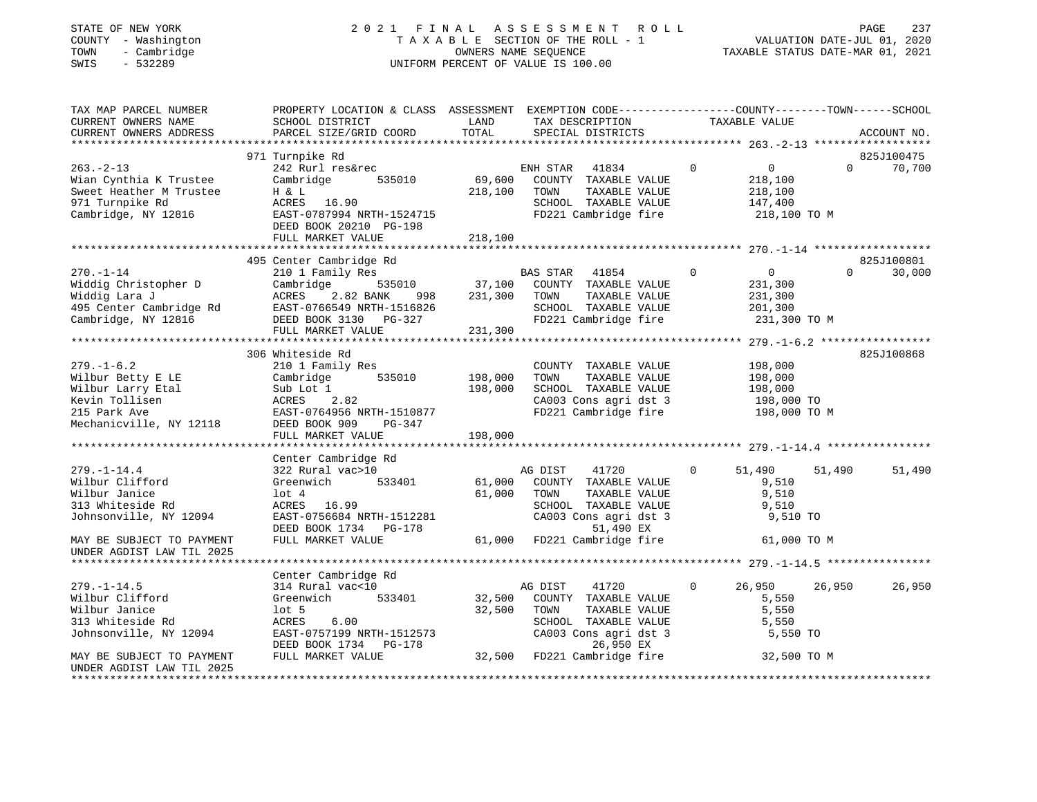STATE OF NEW YORK
COUNTY - Washington
TOWN - Cambridge
SWIS - 532289

# 2021 FINAL ASSESSMENT ROLL
TAXABLE SECTION OF THE ROLL - 1
OWNERS NAME SEQUENCE
UNIFORM PERCENT OF VALUE IS 100.00

VALUATION DATE-JUL 01, 2020
TAXABLE STATUS DATE-MAR 01, 2021

```
TAX MAP PARCEL NUMBER          PROPERTY LOCATION & CLASS  ASSESSMENT  EXEMPTION CODE------------------COUNTY--------TOWN------SCHOOL
CURRENT OWNERS NAME            SCHOOL DISTRICT               LAND      TAX DESCRIPTION              TAXABLE VALUE
CURRENT OWNERS ADDRESS         PARCEL SIZE/GRID COORD        TOTAL     SPECIAL DISTRICTS                                        ACCOUNT NO.
******************************************************************************************************* 263.-2-13 ******************
                               971 Turnpike Rd                                                                               825J100475
263.-2-13                      242 Rurl res&rec                       ENH STAR   41834           0            0           0      70,700
Wian Cynthia K Trustee         Cambridge        535010      69,600    COUNTY  TAXABLE VALUE              218,100
Sweet Heather M Trustee        H & L                       218,100    TOWN    TAXABLE VALUE              218,100
971 Turnpike Rd                ACRES   16.90                          SCHOOL  TAXABLE VALUE              147,400
Cambridge, NY 12816            EAST-0787994 NRTH-1524715              FD221 Cambridge fire                218,100 TO M
                               DEED BOOK 20210 PG-198
                               FULL MARKET VALUE           218,100
******************************************************************************************************* 270.-1-14 ******************
                               495 Center Cambridge Rd                                                                       825J100801
270.-1-14                      210 1 Family Res                       BAS STAR   41854           0            0           0      30,000
Widdig Christopher D           Cambridge        535010      37,100    COUNTY  TAXABLE VALUE              231,300
Widdig Lara J                  ACRES    2.82 BANK     998  231,300    TOWN    TAXABLE VALUE              231,300
495 Center Cambridge Rd        EAST-0766549 NRTH-1516826              SCHOOL  TAXABLE VALUE              201,300
Cambridge, NY 12816            DEED BOOK 3130   PG-327                FD221 Cambridge fire                231,300 TO M
                               FULL MARKET VALUE           231,300
******************************************************************************************************* 279.-1-6.2 *****************
                               306 Whiteside Rd                                                                              825J100868
279.-1-6.2                     210 1 Family Res                       COUNTY  TAXABLE VALUE              198,000
Wilbur Betty E LE              Cambridge        535010     198,000    TOWN    TAXABLE VALUE              198,000
Wilbur Larry Etal              Sub Lot 1                   198,000    SCHOOL  TAXABLE VALUE              198,000
Kevin Tollisen                 ACRES    2.82                          CA003 Cons agri dst 3               198,000 TO
215 Park Ave                   EAST-0764956 NRTH-1510877              FD221 Cambridge fire                198,000 TO M
Mechanicville, NY 12118        DEED BOOK 909    PG-347
                               FULL MARKET VALUE           198,000
******************************************************************************************************* 279.-1-14.4 ****************
                               Center Cambridge Rd
279.-1-14.4                    322 Rural vac>10                       AG DIST    41720           0       51,490      51,490      51,490
Wilbur Clifford                Greenwich        533401      61,000    COUNTY  TAXABLE VALUE                9,510
Wilbur Janice                  lot 4                        61,000    TOWN    TAXABLE VALUE                9,510
313 Whiteside Rd               ACRES   16.99                          SCHOOL  TAXABLE VALUE                9,510
Johnsonville, NY 12094         EAST-0756684 NRTH-1512281              CA003 Cons agri dst 3                 9,510 TO
                               DEED BOOK 1734   PG-178                     51,490 EX
MAY BE SUBJECT TO PAYMENT      FULL MARKET VALUE            61,000    FD221 Cambridge fire                 61,000 TO M
UNDER AGDIST LAW TIL 2025
******************************************************************************************************* 279.-1-14.5 ****************
                               Center Cambridge Rd
279.-1-14.5                    314 Rural vac<10                       AG DIST    41720           0       26,950      26,950      26,950
Wilbur Clifford                Greenwich        533401      32,500    COUNTY  TAXABLE VALUE                5,550
Wilbur Janice                  lot 5                        32,500    TOWN    TAXABLE VALUE                5,550
313 Whiteside Rd               ACRES    6.00                          SCHOOL  TAXABLE VALUE                5,550
Johnsonville, NY 12094         EAST-0757199 NRTH-1512573              CA003 Cons agri dst 3                 5,550 TO
                               DEED BOOK 1734   PG-178                     26,950 EX
MAY BE SUBJECT TO PAYMENT      FULL MARKET VALUE            32,500    FD221 Cambridge fire                 32,500 TO M
UNDER AGDIST LAW TIL 2025
************************************************************************************************************************************
```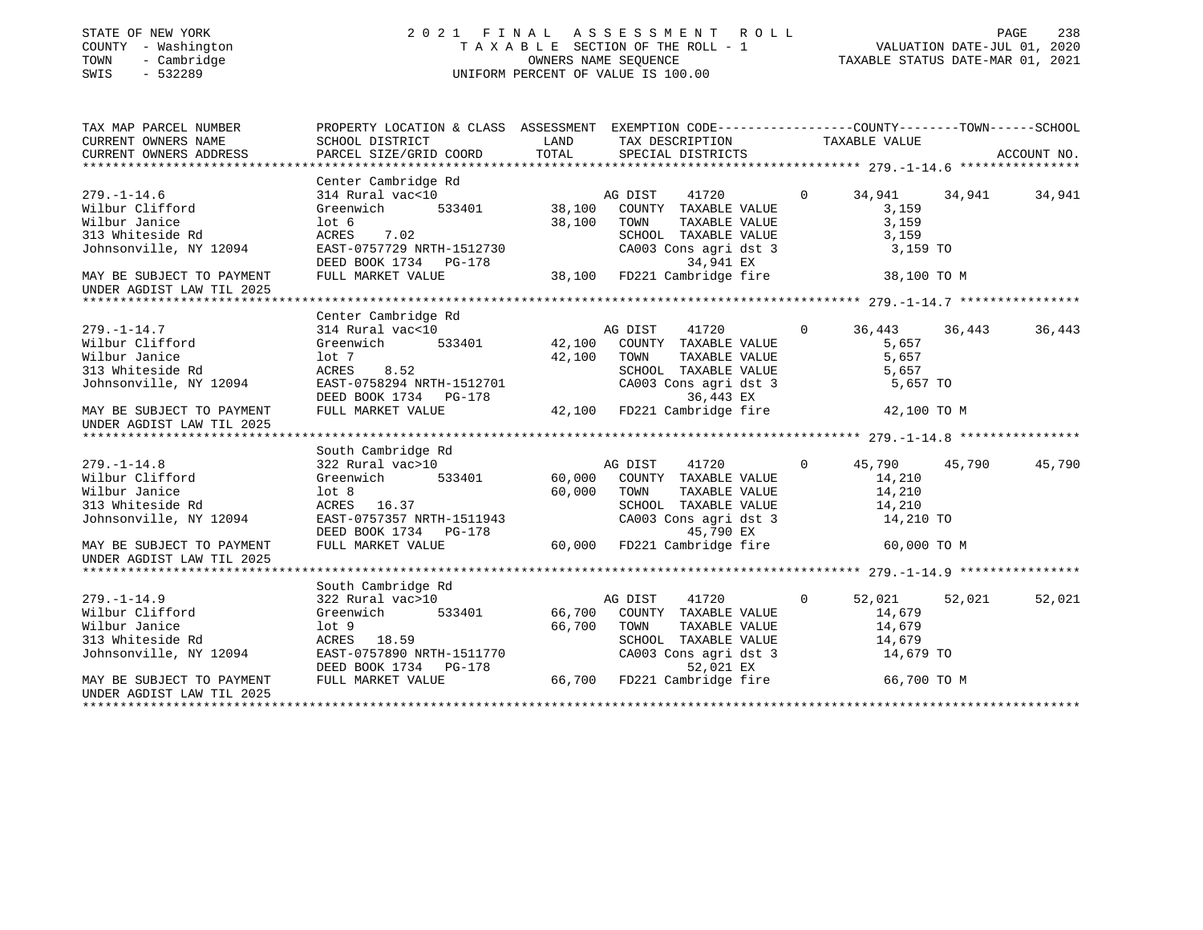STATE OF NEW YORK
COUNTY - Washington
TOWN - Cambridge
SWIS - 532289

2021 FINAL ASSESSMENT ROLL
TAXABLE SECTION OF THE ROLL - 1
OWNERS NAME SEQUENCE
UNIFORM PERCENT OF VALUE IS 100.00

VALUATION DATE-JUL 01, 2020
TAXABLE STATUS DATE-MAR 01, 2021

```
TAX MAP PARCEL NUMBER      PROPERTY LOCATION & CLASS  ASSESSMENT  EXEMPTION CODE-----------------COUNTY--------TOWN------SCHOOL
CURRENT OWNERS NAME        SCHOOL DISTRICT            LAND        TAX DESCRIPTION              TAXABLE VALUE
CURRENT OWNERS ADDRESS     PARCEL SIZE/GRID COORD     TOTAL       SPECIAL DISTRICTS                                      ACCOUNT NO.
******************************************************************************************** 279.-1-14.6 ****************
                           Center Cambridge Rd
279.-1-14.6                314 Rural vac<10                  AG DIST      41720           0     34,941     34,941     34,941
Wilbur Clifford            Greenwich        533401      38,100   COUNTY  TAXABLE VALUE              3,159
Wilbur Janice              lot 6                        38,100   TOWN    TAXABLE VALUE              3,159
313 Whiteside Rd           ACRES     7.02                        SCHOOL  TAXABLE VALUE              3,159
Johnsonville, NY 12094     EAST-0757729 NRTH-1512730             CA003 Cons agri dst 3               3,159 TO
                           DEED BOOK 1734   PG-178                       34,941 EX
MAY BE SUBJECT TO PAYMENT  FULL MARKET VALUE             38,100   FD221 Cambridge fire              38,100 TO M
UNDER AGDIST LAW TIL 2025
******************************************************************************************** 279.-1-14.7 ****************
                           Center Cambridge Rd
279.-1-14.7                314 Rural vac<10                  AG DIST      41720           0     36,443     36,443     36,443
Wilbur Clifford            Greenwich        533401      42,100   COUNTY  TAXABLE VALUE              5,657
Wilbur Janice              lot 7                        42,100   TOWN    TAXABLE VALUE              5,657
313 Whiteside Rd           ACRES     8.52                        SCHOOL  TAXABLE VALUE              5,657
Johnsonville, NY 12094     EAST-0758294 NRTH-1512701             CA003 Cons agri dst 3               5,657 TO
                           DEED BOOK 1734   PG-178                       36,443 EX
MAY BE SUBJECT TO PAYMENT  FULL MARKET VALUE             42,100   FD221 Cambridge fire              42,100 TO M
UNDER AGDIST LAW TIL 2025
******************************************************************************************** 279.-1-14.8 ****************
                           South Cambridge Rd
279.-1-14.8                322 Rural vac>10                  AG DIST      41720           0     45,790     45,790     45,790
Wilbur Clifford            Greenwich        533401      60,000   COUNTY  TAXABLE VALUE             14,210
Wilbur Janice              lot 8                        60,000   TOWN    TAXABLE VALUE             14,210
313 Whiteside Rd           ACRES    16.37                        SCHOOL  TAXABLE VALUE             14,210
Johnsonville, NY 12094     EAST-0757357 NRTH-1511943             CA003 Cons agri dst 3              14,210 TO
                           DEED BOOK 1734   PG-178                       45,790 EX
MAY BE SUBJECT TO PAYMENT  FULL MARKET VALUE             60,000   FD221 Cambridge fire              60,000 TO M
UNDER AGDIST LAW TIL 2025
******************************************************************************************** 279.-1-14.9 ****************
                           South Cambridge Rd
279.-1-14.9                322 Rural vac>10                  AG DIST      41720           0     52,021     52,021     52,021
Wilbur Clifford            Greenwich        533401      66,700   COUNTY  TAXABLE VALUE             14,679
Wilbur Janice              lot 9                        66,700   TOWN    TAXABLE VALUE             14,679
313 Whiteside Rd           ACRES    18.59                        SCHOOL  TAXABLE VALUE             14,679
Johnsonville, NY 12094     EAST-0757890 NRTH-1511770             CA003 Cons agri dst 3              14,679 TO
                           DEED BOOK 1734   PG-178                       52,021 EX
MAY BE SUBJECT TO PAYMENT  FULL MARKET VALUE             66,700   FD221 Cambridge fire              66,700 TO M
UNDER AGDIST LAW TIL 2025
**************************************************************************************************************************
```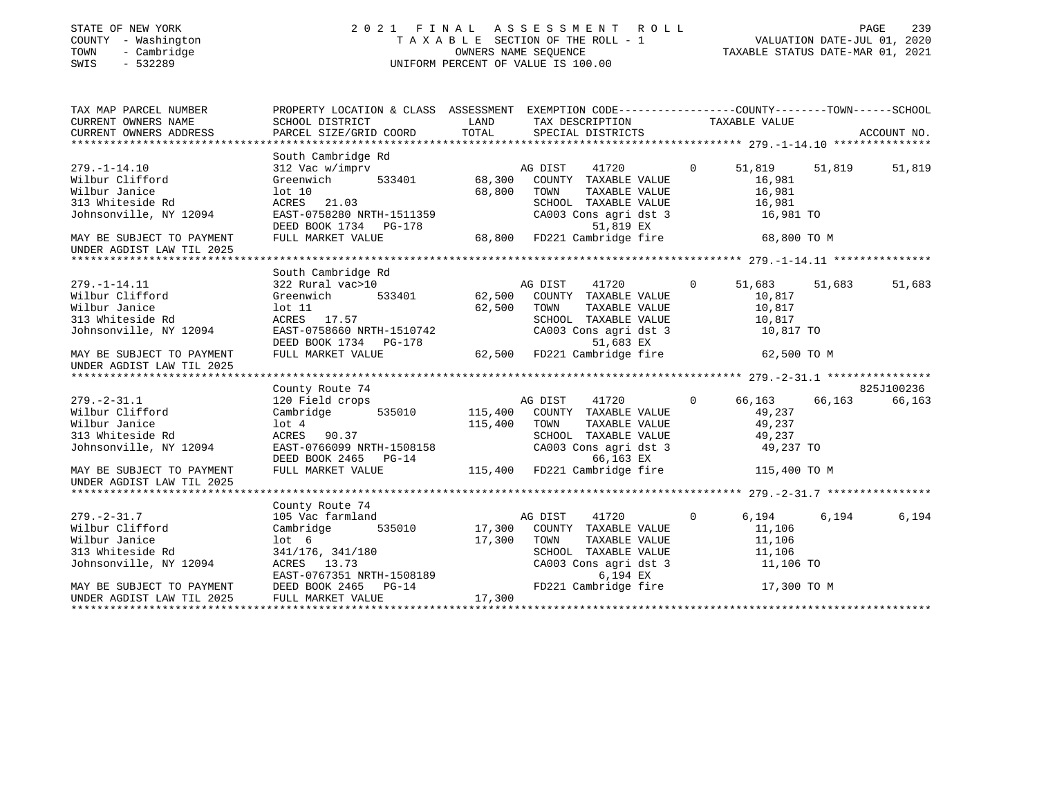STATE OF NEW YORK
COUNTY - Washington
TOWN - Cambridge
SWIS - 532289

# 2021 FINAL ASSESSMENT ROLL

TAXABLE SECTION OF THE ROLL - 1
OWNERS NAME SEQUENCE
UNIFORM PERCENT OF VALUE IS 100.00

VALUATION DATE-JUL 01, 2020
TAXABLE STATUS DATE-MAR 01, 2021

```
TAX MAP PARCEL NUMBER      PROPERTY LOCATION & CLASS  ASSESSMENT  EXEMPTION CODE-----------------COUNTY--------TOWN------SCHOOL
CURRENT OWNERS NAME        SCHOOL DISTRICT            LAND        TAX DESCRIPTION              TAXABLE VALUE
CURRENT OWNERS ADDRESS     PARCEL SIZE/GRID COORD     TOTAL       SPECIAL DISTRICTS                                     ACCOUNT NO.
******************************************************************************************************* 279.-1-14.10 ***************
                           South Cambridge Rd
279.-1-14.10               312 Vac w/imprv                        AG DIST     41720        0     51,819    51,819     51,819
Wilbur Clifford            Greenwich       533401       68,300    COUNTY  TAXABLE VALUE           16,981
Wilbur Janice              lot 10                       68,800    TOWN    TAXABLE VALUE           16,981
313 Whiteside Rd           ACRES    21.03                         SCHOOL  TAXABLE VALUE           16,981
Johnsonville, NY 12094     EAST-0758280 NRTH-1511359              CA003 Cons agri dst 3           16,981 TO
                           DEED BOOK 1734   PG-178                      51,819 EX
MAY BE SUBJECT TO PAYMENT  FULL MARKET VALUE            68,800    FD221 Cambridge fire            68,800 TO M
UNDER AGDIST LAW TIL 2025
******************************************************************************************************* 279.-1-14.11 ***************
                           South Cambridge Rd
279.-1-14.11               322 Rural vac>10                       AG DIST     41720        0     51,683    51,683     51,683
Wilbur Clifford            Greenwich       533401       62,500    COUNTY  TAXABLE VALUE           10,817
Wilbur Janice              lot 11                       62,500    TOWN    TAXABLE VALUE           10,817
313 Whiteside Rd           ACRES    17.57                         SCHOOL  TAXABLE VALUE           10,817
Johnsonville, NY 12094     EAST-0758660 NRTH-1510742              CA003 Cons agri dst 3           10,817 TO
                           DEED BOOK 1734   PG-178                      51,683 EX
MAY BE SUBJECT TO PAYMENT  FULL MARKET VALUE            62,500    FD221 Cambridge fire            62,500 TO M
UNDER AGDIST LAW TIL 2025
******************************************************************************************************* 279.-2-31.1 ****************
                           County Route 74                                                                          825J100236
279.-2-31.1                120 Field crops                        AG DIST     41720        0     66,163    66,163     66,163
Wilbur Clifford            Cambridge       535010      115,400    COUNTY  TAXABLE VALUE           49,237
Wilbur Janice              lot 4                       115,400    TOWN    TAXABLE VALUE           49,237
313 Whiteside Rd           ACRES    90.37                         SCHOOL  TAXABLE VALUE           49,237
Johnsonville, NY 12094     EAST-0766099 NRTH-1508158              CA003 Cons agri dst 3           49,237 TO
                           DEED BOOK 2465   PG-14                       66,163 EX
MAY BE SUBJECT TO PAYMENT  FULL MARKET VALUE           115,400    FD221 Cambridge fire           115,400 TO M
UNDER AGDIST LAW TIL 2025
******************************************************************************************************* 279.-2-31.7 ****************
                           County Route 74
279.-2-31.7                105 Vac farmland                       AG DIST     41720        0      6,194     6,194      6,194
Wilbur Clifford            Cambridge       535010       17,300    COUNTY  TAXABLE VALUE           11,106
Wilbur Janice              lot 6                        17,300    TOWN    TAXABLE VALUE           11,106
313 Whiteside Rd           341/176, 341/180                       SCHOOL  TAXABLE VALUE           11,106
Johnsonville, NY 12094     ACRES    13.73                         CA003 Cons agri dst 3           11,106 TO
                           EAST-0767351 NRTH-1508189                     6,194 EX
MAY BE SUBJECT TO PAYMENT  DEED BOOK 2465   PG-14                 FD221 Cambridge fire            17,300 TO M
UNDER AGDIST LAW TIL 2025  FULL MARKET VALUE            17,300
************************************************************************************************************************************
```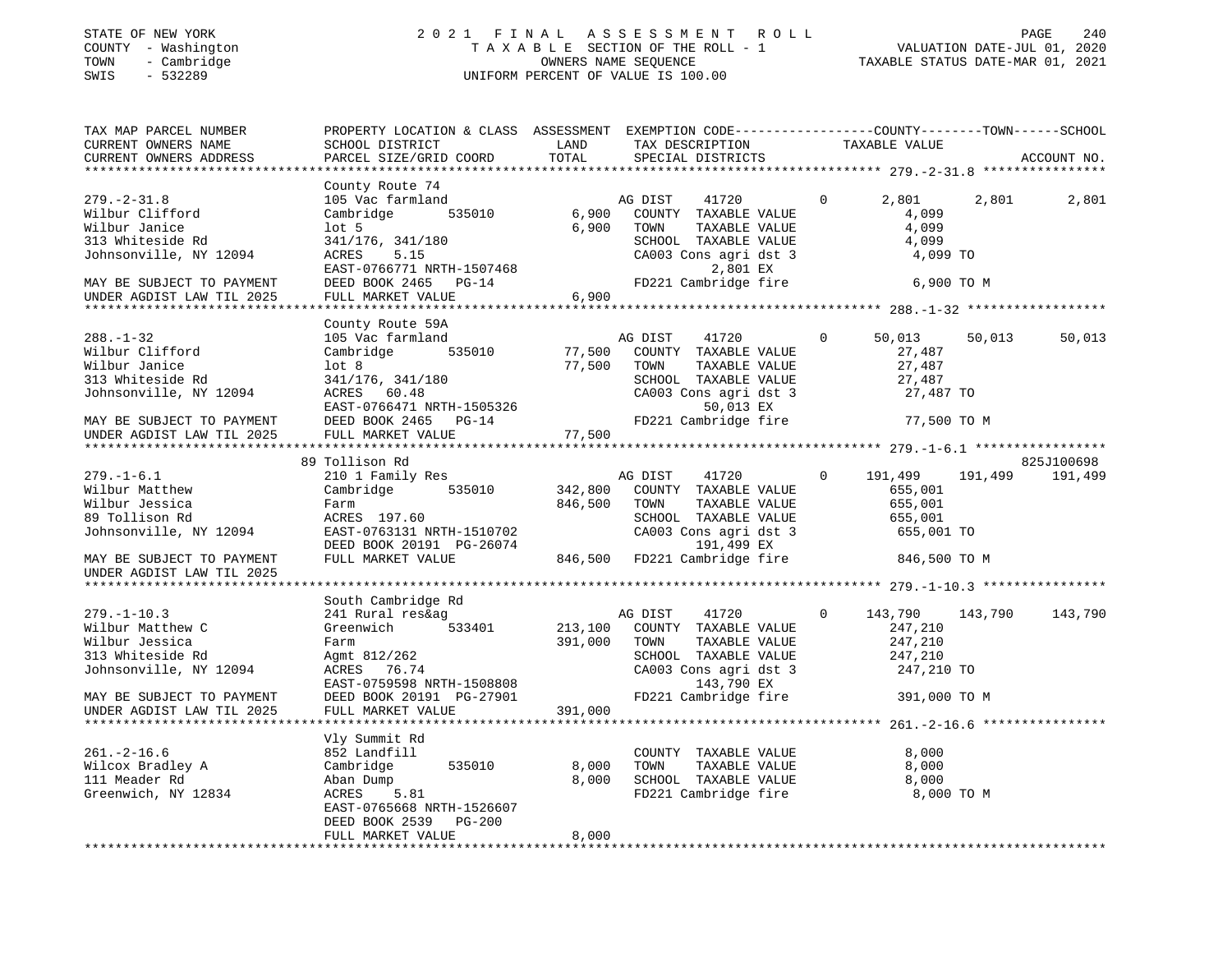STATE OF NEW YORK | 2021 FINAL ASSESSMENT ROLL | PAGE 240
COUNTY - Washington | TAXABLE SECTION OF THE ROLL - 1 | VALUATION DATE-JUL 01, 2020
TOWN - Cambridge | OWNERS NAME SEQUENCE | TAXABLE STATUS DATE-MAR 01, 2021
SWIS - 532289 | UNIFORM PERCENT OF VALUE IS 100.00

| TAX MAP PARCEL NUMBER / CURRENT OWNERS NAME / CURRENT OWNERS ADDRESS | PROPERTY LOCATION & CLASS / SCHOOL DISTRICT / PARCEL SIZE/GRID COORD | ASSESSMENT LAND | TOTAL | EXEMPTION CODE / TAX DESCRIPTION / SPECIAL DISTRICTS | COUNTY TAXABLE VALUE | TOWN | SCHOOL / ACCOUNT NO. |
|---|---|---|---|---|---|---|---|
| **279.-2-31.8** | County Route 74 | | | | | | |
| | 105 Vac farmland | | | AG DIST 41720 0 | 2,801 | 2,801 | 2,801 |
| Wilbur Clifford | Cambridge 535010 | 6,900 | | COUNTY TAXABLE VALUE | 4,099 | | |
| Wilbur Janice | lot 5 | | 6,900 | TOWN TAXABLE VALUE | 4,099 | | |
| 313 Whiteside Rd | 341/176, 341/180 | | | SCHOOL TAXABLE VALUE | 4,099 | | |
| Johnsonville, NY 12094 | ACRES 5.15 | | | CA003 Cons agri dst 3 | 4,099 TO | | |
| | EAST-0766771 NRTH-1507468 | | | 2,801 EX | | | |
| MAY BE SUBJECT TO PAYMENT | DEED BOOK 2465 PG-14 | | | FD221 Cambridge fire | 6,900 TO M | | |
| UNDER AGDIST LAW TIL 2025 | FULL MARKET VALUE | | 6,900 | | | | |
| **288.-1-32** | County Route 59A | | | | | | |
| | 105 Vac farmland | | | AG DIST 41720 0 | 50,013 | 50,013 | 50,013 |
| Wilbur Clifford | Cambridge 535010 | 77,500 | | COUNTY TAXABLE VALUE | 27,487 | | |
| Wilbur Janice | lot 8 | | 77,500 | TOWN TAXABLE VALUE | 27,487 | | |
| 313 Whiteside Rd | 341/176, 341/180 | | | SCHOOL TAXABLE VALUE | 27,487 | | |
| Johnsonville, NY 12094 | ACRES 60.48 | | | CA003 Cons agri dst 3 | 27,487 TO | | |
| | EAST-0766471 NRTH-1505326 | | | 50,013 EX | | | |
| MAY BE SUBJECT TO PAYMENT | DEED BOOK 2465 PG-14 | | | FD221 Cambridge fire | 77,500 TO M | | |
| UNDER AGDIST LAW TIL 2025 | FULL MARKET VALUE | | 77,500 | | | | |
| **279.-1-6.1** | 89 Tollison Rd | | | | | | 825J100698 |
| | 210 1 Family Res | | | AG DIST 41720 0 | 191,499 | 191,499 | 191,499 |
| Wilbur Matthew | Cambridge 535010 | 342,800 | | COUNTY TAXABLE VALUE | 655,001 | | |
| Wilbur Jessica | Farm | | 846,500 | TOWN TAXABLE VALUE | 655,001 | | |
| 89 Tollison Rd | ACRES 197.60 | | | SCHOOL TAXABLE VALUE | 655,001 | | |
| Johnsonville, NY 12094 | EAST-0763131 NRTH-1510702 | | | CA003 Cons agri dst 3 | 655,001 TO | | |
| | DEED BOOK 20191 PG-26074 | | | 191,499 EX | | | |
| MAY BE SUBJECT TO PAYMENT | FULL MARKET VALUE | | 846,500 | FD221 Cambridge fire | 846,500 TO M | | |
| UNDER AGDIST LAW TIL 2025 | | | | | | | |
| **279.-1-10.3** | South Cambridge Rd | | | | | | |
| | 241 Rural res&ag | | | AG DIST 41720 0 | 143,790 | 143,790 | 143,790 |
| Wilbur Matthew C | Greenwich 533401 | 213,100 | | COUNTY TAXABLE VALUE | 247,210 | | |
| Wilbur Jessica | Farm | | 391,000 | TOWN TAXABLE VALUE | 247,210 | | |
| 313 Whiteside Rd | Agmt 812/262 | | | SCHOOL TAXABLE VALUE | 247,210 | | |
| Johnsonville, NY 12094 | ACRES 76.74 | | | CA003 Cons agri dst 3 | 247,210 TO | | |
| | EAST-0759598 NRTH-1508808 | | | 143,790 EX | | | |
| MAY BE SUBJECT TO PAYMENT | DEED BOOK 20191 PG-27901 | | | FD221 Cambridge fire | 391,000 TO M | | |
| UNDER AGDIST LAW TIL 2025 | FULL MARKET VALUE | | 391,000 | | | | |
| **261.-2-16.6** | Vly Summit Rd | | | | | | |
| | 852 Landfill | | | COUNTY TAXABLE VALUE | 8,000 | | |
| Wilcox Bradley A | Cambridge 535010 | 8,000 | | TOWN TAXABLE VALUE | 8,000 | | |
| 111 Meader Rd | Aban Dump | | 8,000 | SCHOOL TAXABLE VALUE | 8,000 | | |
| Greenwich, NY 12834 | ACRES 5.81 | | | FD221 Cambridge fire | 8,000 TO M | | |
| | EAST-0765668 NRTH-1526607 | | | | | | |
| | DEED BOOK 2539 PG-200 | | | | | | |
| | FULL MARKET VALUE | | 8,000 | | | | |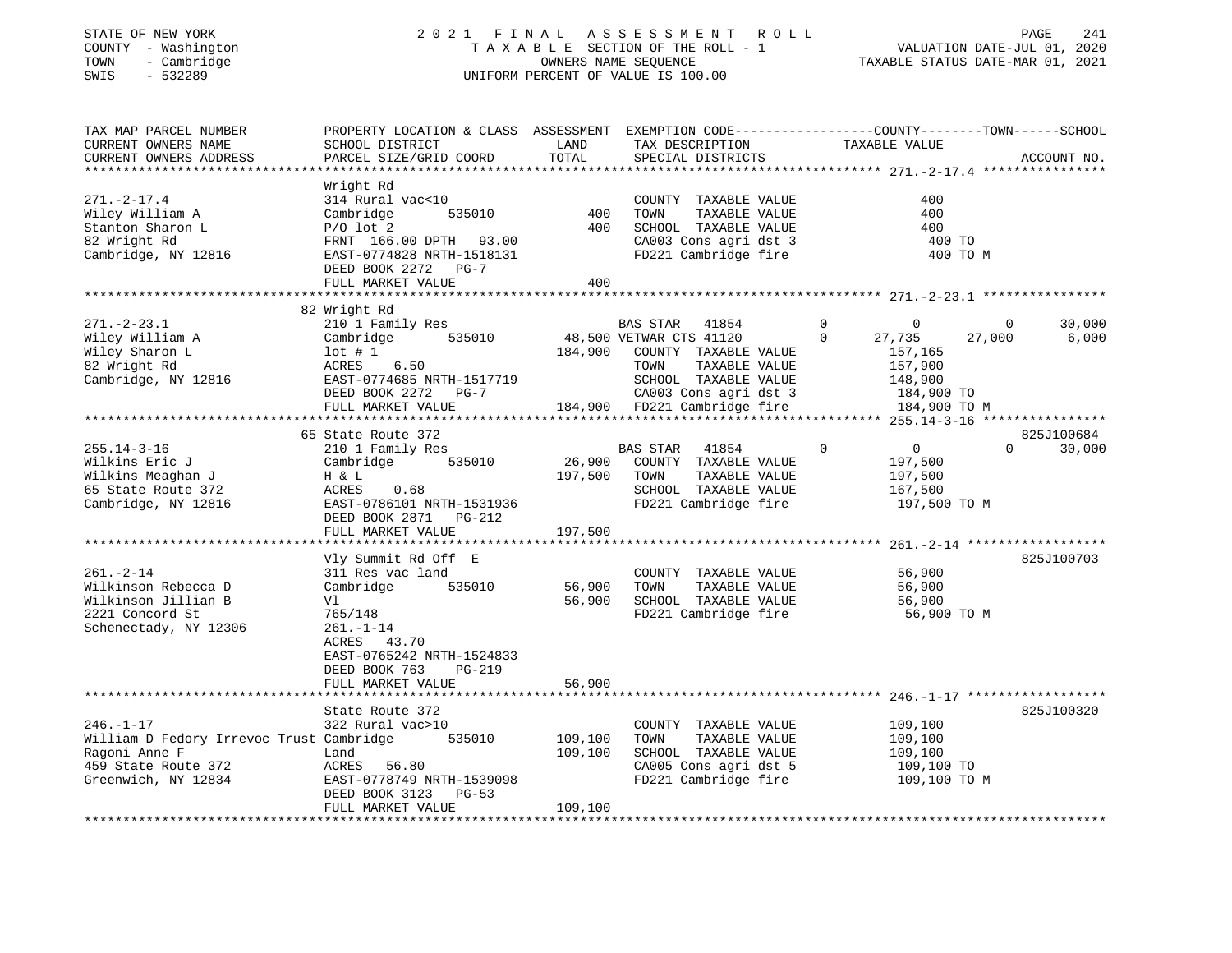STATE OF NEW YORK
COUNTY - Washington
TOWN - Cambridge
SWIS - 532289

# 2021 FINAL ASSESSMENT ROLL
TAXABLE SECTION OF THE ROLL - 1
OWNERS NAME SEQUENCE
UNIFORM PERCENT OF VALUE IS 100.00

VALUATION DATE-JUL 01, 2020
TAXABLE STATUS DATE-MAR 01, 2021

```
TAX MAP PARCEL NUMBER          PROPERTY LOCATION & CLASS  ASSESSMENT  EXEMPTION CODE------------------COUNTY--------TOWN------SCHOOL
CURRENT OWNERS NAME            SCHOOL DISTRICT              LAND      TAX DESCRIPTION                TAXABLE VALUE
CURRENT OWNERS ADDRESS         PARCEL SIZE/GRID COORD       TOTAL     SPECIAL DISTRICTS                                      ACCOUNT NO.
******************************************************************************************************* 271.-2-17.4 ****************
                               Wright Rd
271.-2-17.4                    314 Rural vac<10                       COUNTY  TAXABLE VALUE                400
Wiley William A                Cambridge        535010         400    TOWN    TAXABLE VALUE                400
Stanton Sharon L               P/O lot 2                       400    SCHOOL  TAXABLE VALUE                400
82 Wright Rd                   FRNT 166.00 DPTH  93.00                CA003 Cons agri dst 3                 400 TO
Cambridge, NY 12816            EAST-0774828 NRTH-1518131              FD221 Cambridge fire                  400 TO M
                               DEED BOOK 2272   PG-7
                               FULL MARKET VALUE               400
******************************************************************************************************* 271.-2-23.1 ****************
                               82 Wright Rd
271.-2-23.1                    210 1 Family Res                       BAS STAR   41854         0            0           0       30,000
Wiley William A                Cambridge        535010      48,500 VETWAR CTS 41120         0       27,735      27,000        6,000
Wiley Sharon L                 lot # 1                     184,900    COUNTY  TAXABLE VALUE            157,165
82 Wright Rd                   ACRES    6.50                          TOWN    TAXABLE VALUE            157,900
Cambridge, NY 12816            EAST-0774685 NRTH-1517719              SCHOOL  TAXABLE VALUE            148,900
                               DEED BOOK 2272   PG-7                  CA003 Cons agri dst 3            184,900 TO
                               FULL MARKET VALUE           184,900    FD221 Cambridge fire             184,900 TO M
******************************************************************************************************* 255.14-3-16 ****************
                               65 State Route 372                                                                    825J100684
255.14-3-16                    210 1 Family Res                       BAS STAR   41854         0            0           0       30,000
Wilkins Eric J                 Cambridge        535010      26,900    COUNTY  TAXABLE VALUE            197,500
Wilkins Meaghan J              H & L                       197,500    TOWN    TAXABLE VALUE            197,500
65 State Route 372             ACRES    0.68                          SCHOOL  TAXABLE VALUE            167,500
Cambridge, NY 12816            EAST-0786101 NRTH-1531936              FD221 Cambridge fire             197,500 TO M
                               DEED BOOK 2871   PG-212
                               FULL MARKET VALUE           197,500
******************************************************************************************************* 261.-2-14 ******************
                               Vly Summit Rd Off  E                                                                  825J100703
261.-2-14                      311 Res vac land                       COUNTY  TAXABLE VALUE             56,900
Wilkinson Rebecca D            Cambridge        535010      56,900    TOWN    TAXABLE VALUE             56,900
Wilkinson Jillian B            Vl                           56,900    SCHOOL  TAXABLE VALUE             56,900
2221 Concord St                765/148                                FD221 Cambridge fire              56,900 TO M
Schenectady, NY 12306          261.-1-14
                               ACRES   43.70
                               EAST-0765242 NRTH-1524833
                               DEED BOOK 763    PG-219
                               FULL MARKET VALUE            56,900
******************************************************************************************************* 246.-1-17 ******************
                               State Route 372                                                                       825J100320
246.-1-17                      322 Rural vac>10                       COUNTY  TAXABLE VALUE            109,100
William D Fedory Irrevoc Trust Cambridge        535010     109,100    TOWN    TAXABLE VALUE            109,100
Ragoni Anne F                  Land                        109,100    SCHOOL  TAXABLE VALUE            109,100
459 State Route 372            ACRES   56.80                          CA005 Cons agri dst 5            109,100 TO
Greenwich, NY 12834            EAST-0778749 NRTH-1539098              FD221 Cambridge fire             109,100 TO M
                               DEED BOOK 3123   PG-53
                               FULL MARKET VALUE           109,100
************************************************************************************************************************************
```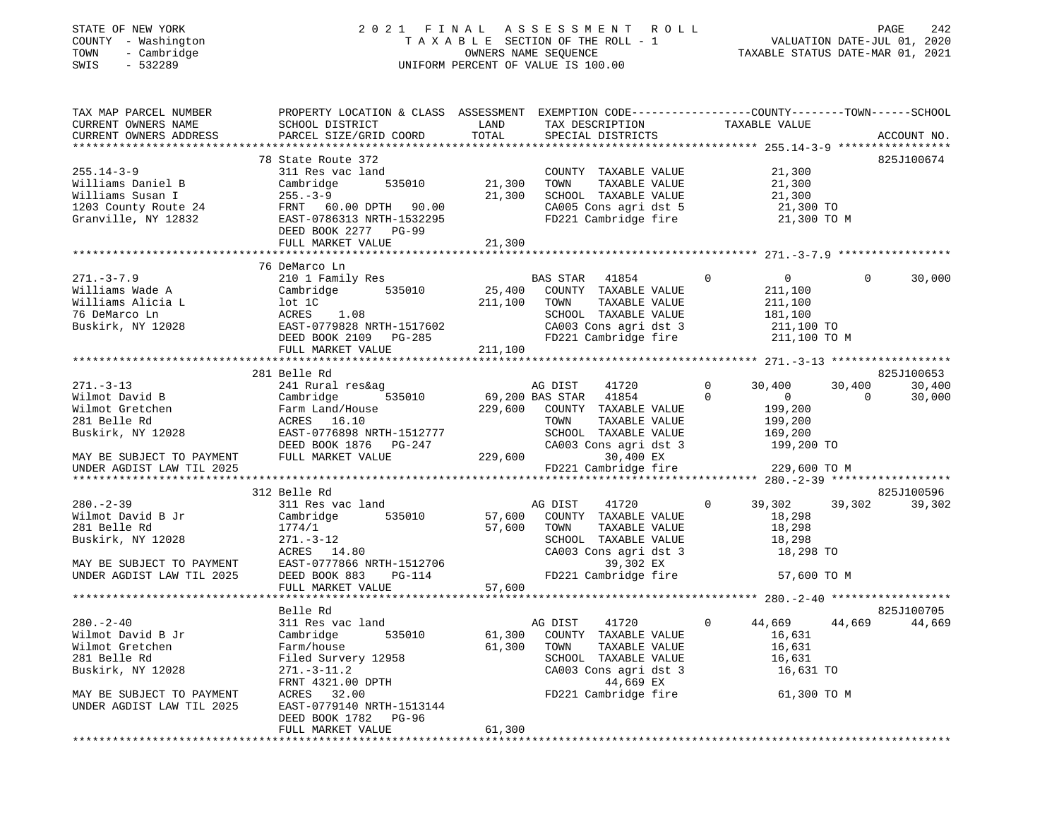STATE OF NEW YORK
COUNTY - Washington
TOWN - Cambridge
SWIS - 532289

2 0 2 1 F I N A L A S S E S S M E N T R O L L
T A X A B L E SECTION OF THE ROLL - 1
OWNERS NAME SEQUENCE
UNIFORM PERCENT OF VALUE IS 100.00

VALUATION DATE-JUL 01, 2020
TAXABLE STATUS DATE-MAR 01, 2021

```
TAX MAP PARCEL NUMBER          PROPERTY LOCATION & CLASS  ASSESSMENT  EXEMPTION CODE------------------COUNTY--------TOWN------SCHOOL
CURRENT OWNERS NAME            SCHOOL DISTRICT              LAND      TAX DESCRIPTION              TAXABLE VALUE
CURRENT OWNERS ADDRESS         PARCEL SIZE/GRID COORD       TOTAL     SPECIAL DISTRICTS                                    ACCOUNT NO.
**************************************************************************************************** 255.14-3-9 *****************
                               78 State Route 372                                                                      825J100674
255.14-3-9                     311 Res vac land                       COUNTY  TAXABLE VALUE            21,300
Williams Daniel B              Cambridge        535010      21,300    TOWN    TAXABLE VALUE            21,300
Williams Susan I               255.-3-9                     21,300    SCHOOL  TAXABLE VALUE            21,300
1203 County Route 24           FRNT   60.00 DPTH   90.00              CA005 Cons agri dst 5             21,300 TO
Granville, NY 12832            EAST-0786313 NRTH-1532295              FD221 Cambridge fire              21,300 TO M
                               DEED BOOK 2277   PG-99
                               FULL MARKET VALUE            21,300
**************************************************************************************************** 271.-3-7.9 *****************
                               76 DeMarco Ln
271.-3-7.9                     210 1 Family Res                       BAS STAR   41854          0           0           0     30,000
Williams Wade A                Cambridge        535010      25,400    COUNTY  TAXABLE VALUE           211,100
Williams Alicia L              lot 1C                      211,100    TOWN    TAXABLE VALUE           211,100
76 DeMarco Ln                  ACRES    1.08                          SCHOOL  TAXABLE VALUE           181,100
Buskirk, NY 12028              EAST-0779828 NRTH-1517602              CA003 Cons agri dst 3            211,100 TO
                               DEED BOOK 2109   PG-285                FD221 Cambridge fire             211,100 TO M
                               FULL MARKET VALUE           211,100
**************************************************************************************************** 271.-3-13 ******************
                               281 Belle Rd                                                                            825J100653
271.-3-13                      241 Rural res&ag                       AG DIST    41720          0      30,400      30,400     30,400
Wilmot David B                 Cambridge        535010      69,200 BAS STAR  41854          0           0           0     30,000
Wilmot Gretchen                Farm Land/House             229,600    COUNTY  TAXABLE VALUE           199,200
281 Belle Rd                   ACRES   16.10                          TOWN    TAXABLE VALUE           199,200
Buskirk, NY 12028              EAST-0776898 NRTH-1512777              SCHOOL  TAXABLE VALUE           169,200
                               DEED BOOK 1876   PG-247                CA003 Cons agri dst 3            199,200 TO
MAY BE SUBJECT TO PAYMENT      FULL MARKET VALUE           229,600         30,400 EX
UNDER AGDIST LAW TIL 2025                                             FD221 Cambridge fire             229,600 TO M
**************************************************************************************************** 280.-2-39 ******************
                               312 Belle Rd                                                                            825J100596
280.-2-39                      311 Res vac land                       AG DIST    41720          0      39,302      39,302     39,302
Wilmot David B Jr              Cambridge        535010      57,600    COUNTY  TAXABLE VALUE            18,298
281 Belle Rd                   1774/1                       57,600    TOWN    TAXABLE VALUE            18,298
Buskirk, NY 12028              271.-3-12                              SCHOOL  TAXABLE VALUE            18,298
                               ACRES   14.80                          CA003 Cons agri dst 3             18,298 TO
MAY BE SUBJECT TO PAYMENT      EAST-0777866 NRTH-1512706                   39,302 EX
UNDER AGDIST LAW TIL 2025      DEED BOOK 883    PG-114                FD221 Cambridge fire              57,600 TO M
                               FULL MARKET VALUE            57,600
**************************************************************************************************** 280.-2-40 ******************
                               Belle Rd                                                                                825J100705
280.-2-40                      311 Res vac land                       AG DIST    41720          0      44,669      44,669     44,669
Wilmot David B Jr              Cambridge        535010      61,300    COUNTY  TAXABLE VALUE            16,631
Wilmot Gretchen                Farm/house                   61,300    TOWN    TAXABLE VALUE            16,631
281 Belle Rd                   Filed Survery 12958                    SCHOOL  TAXABLE VALUE            16,631
Buskirk, NY 12028              271.-3-11.2                            CA003 Cons agri dst 3             16,631 TO
                               FRNT 4321.00 DPTH                           44,669 EX
MAY BE SUBJECT TO PAYMENT      ACRES   32.00                          FD221 Cambridge fire              61,300 TO M
UNDER AGDIST LAW TIL 2025      EAST-0779140 NRTH-1513144
                               DEED BOOK 1782   PG-96
                               FULL MARKET VALUE            61,300
********************************************************************************************************************************
```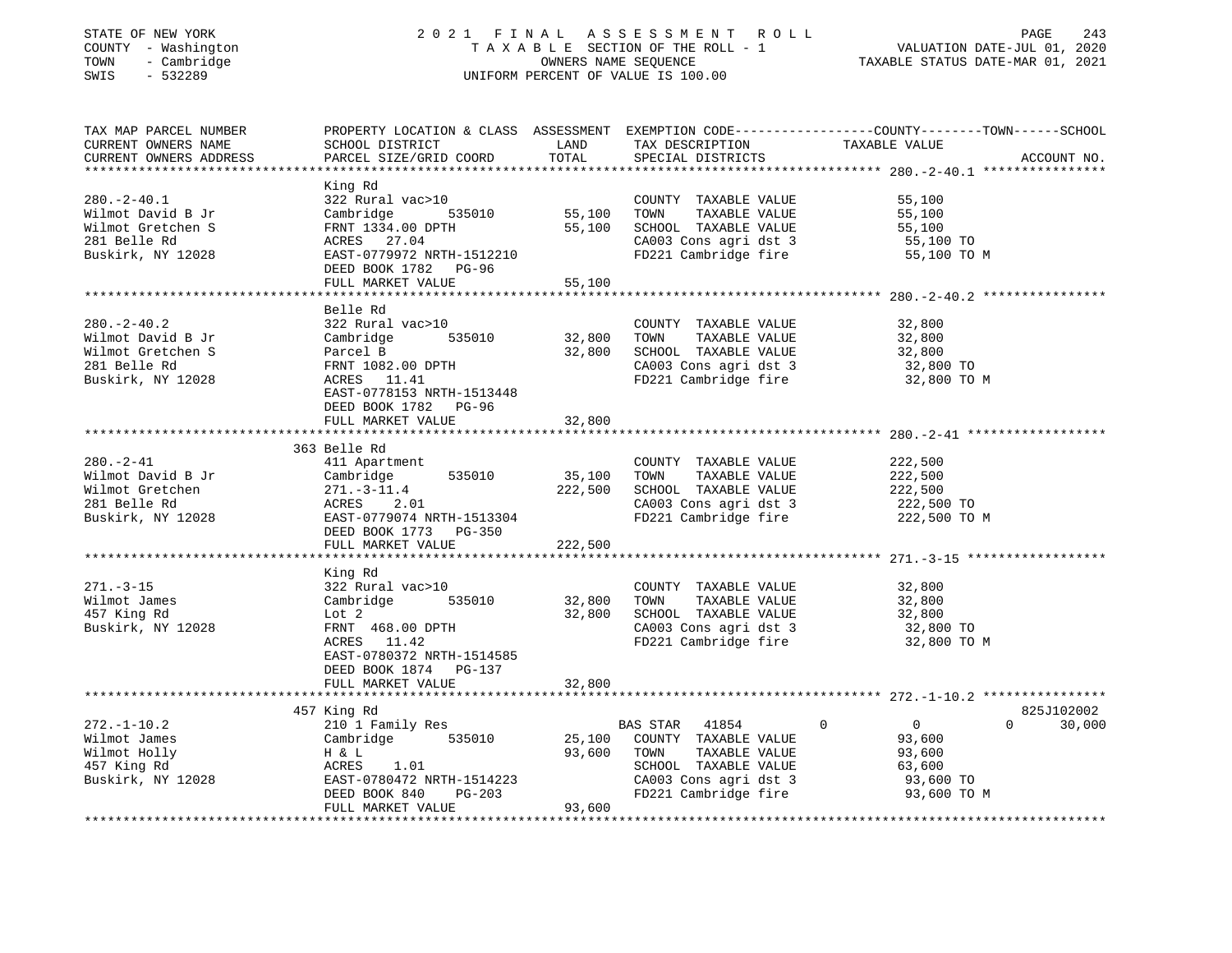STATE OF NEW YORK
COUNTY - Washington
TOWN - Cambridge
SWIS - 532289

# 2021 FINAL ASSESSMENT ROLL
TAXABLE SECTION OF THE ROLL - 1
OWNERS NAME SEQUENCE
UNIFORM PERCENT OF VALUE IS 100.00

VALUATION DATE-JUL 01, 2020
TAXABLE STATUS DATE-MAR 01, 2021

| TAX MAP PARCEL NUMBER / CURRENT OWNERS NAME / CURRENT OWNERS ADDRESS | PROPERTY LOCATION & CLASS / SCHOOL DISTRICT / PARCEL SIZE/GRID COORD | ASSESSMENT LAND | TOTAL | EXEMPTION CODE / TAX DESCRIPTION / SPECIAL DISTRICTS | COUNTY / TOWN / SCHOOL TAXABLE VALUE | ACCOUNT NO. |
|---|---|---|---|---|---|---|
| **280.-2-40.1** | King Rd | | | | | |
| 280.-2-40.1 | 322 Rural vac>10 | | | COUNTY TAXABLE VALUE | 55,100 | |
| Wilmot David B Jr | Cambridge 535010 | 55,100 | | TOWN TAXABLE VALUE | 55,100 | |
| Wilmot Gretchen S | FRNT 1334.00 DPTH | | 55,100 | SCHOOL TAXABLE VALUE | 55,100 | |
| 281 Belle Rd | ACRES 27.04 | | | CA003 Cons agri dst 3 | 55,100 TO | |
| Buskirk, NY 12028 | EAST-0779972 NRTH-1512210 | | | FD221 Cambridge fire | 55,100 TO M | |
| | DEED BOOK 1782 PG-96 | | | | | |
| | FULL MARKET VALUE | | 55,100 | | | |
| **280.-2-40.2** | Belle Rd | | | | | |
| 280.-2-40.2 | 322 Rural vac>10 | | | COUNTY TAXABLE VALUE | 32,800 | |
| Wilmot David B Jr | Cambridge 535010 | 32,800 | | TOWN TAXABLE VALUE | 32,800 | |
| Wilmot Gretchen S | Parcel B | | 32,800 | SCHOOL TAXABLE VALUE | 32,800 | |
| 281 Belle Rd | FRNT 1082.00 DPTH | | | CA003 Cons agri dst 3 | 32,800 TO | |
| Buskirk, NY 12028 | ACRES 11.41 | | | FD221 Cambridge fire | 32,800 TO M | |
| | EAST-0778153 NRTH-1513448 | | | | | |
| | DEED BOOK 1782 PG-96 | | | | | |
| | FULL MARKET VALUE | | 32,800 | | | |
| **280.-2-41** | 363 Belle Rd | | | | | |
| 280.-2-41 | 411 Apartment | | | COUNTY TAXABLE VALUE | 222,500 | |
| Wilmot David B Jr | Cambridge 535010 | 35,100 | | TOWN TAXABLE VALUE | 222,500 | |
| Wilmot Gretchen | 271.-3-11.4 | | 222,500 | SCHOOL TAXABLE VALUE | 222,500 | |
| 281 Belle Rd | ACRES 2.01 | | | CA003 Cons agri dst 3 | 222,500 TO | |
| Buskirk, NY 12028 | EAST-0779074 NRTH-1513304 | | | FD221 Cambridge fire | 222,500 TO M | |
| | DEED BOOK 1773 PG-350 | | | | | |
| | FULL MARKET VALUE | | 222,500 | | | |
| **271.-3-15** | King Rd | | | | | |
| 271.-3-15 | 322 Rural vac>10 | | | COUNTY TAXABLE VALUE | 32,800 | |
| Wilmot James | Cambridge 535010 | 32,800 | | TOWN TAXABLE VALUE | 32,800 | |
| 457 King Rd | Lot 2 | | 32,800 | SCHOOL TAXABLE VALUE | 32,800 | |
| Buskirk, NY 12028 | FRNT 468.00 DPTH | | | CA003 Cons agri dst 3 | 32,800 TO | |
| | ACRES 11.42 | | | FD221 Cambridge fire | 32,800 TO M | |
| | EAST-0780372 NRTH-1514585 | | | | | |
| | DEED BOOK 1874 PG-137 | | | | | |
| | FULL MARKET VALUE | | 32,800 | | | |
| **272.-1-10.2** | 457 King Rd | | | | | 825J102002 |
| 272.-1-10.2 | 210 1 Family Res | | | BAS STAR 41854 | 0 / 0 / 30,000 | |
| Wilmot James | Cambridge 535010 | 25,100 | | COUNTY TAXABLE VALUE | 93,600 | |
| Wilmot Holly | H & L | | 93,600 | TOWN TAXABLE VALUE | 93,600 | |
| 457 King Rd | ACRES 1.01 | | | SCHOOL TAXABLE VALUE | 63,600 | |
| Buskirk, NY 12028 | EAST-0780472 NRTH-1514223 | | | CA003 Cons agri dst 3 | 93,600 TO | |
| | DEED BOOK 840 PG-203 | | | FD221 Cambridge fire | 93,600 TO M | |
| | FULL MARKET VALUE | | 93,600 | | | |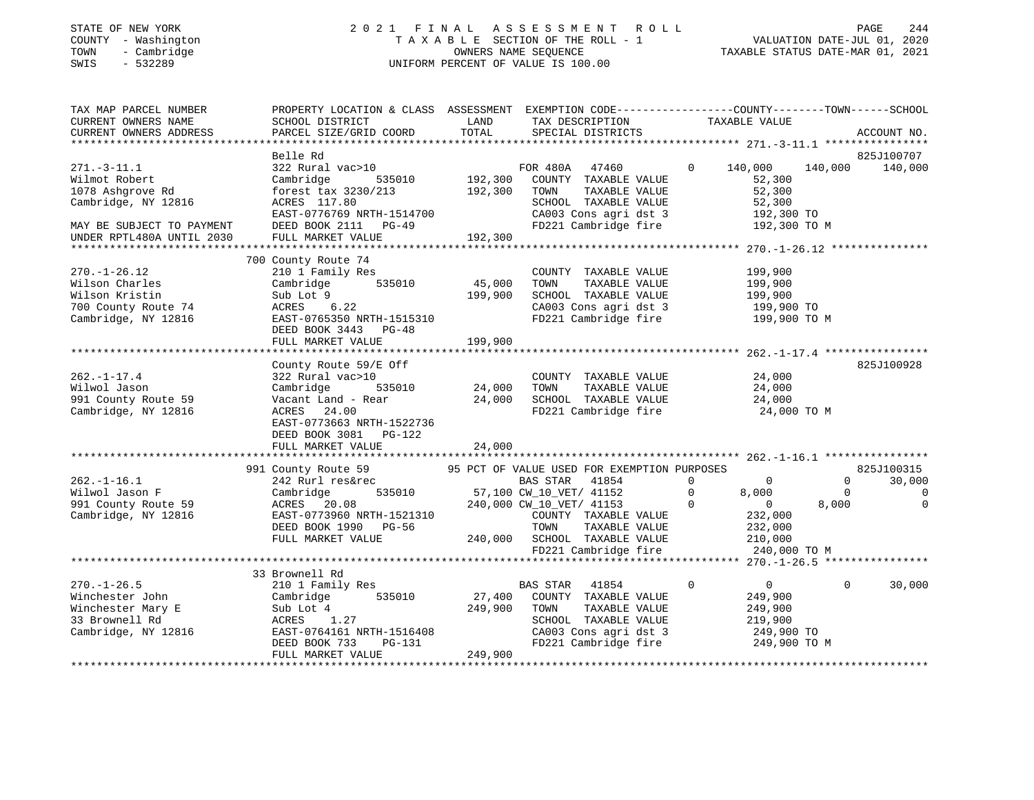STATE OF NEW YORK
COUNTY - Washington
TOWN - Cambridge
SWIS - 532289

# 2021 FINAL ASSESSMENT ROLL
TAXABLE SECTION OF THE ROLL - 1
OWNERS NAME SEQUENCE
UNIFORM PERCENT OF VALUE IS 100.00

VALUATION DATE-JUL 01, 2020
TAXABLE STATUS DATE-MAR 01, 2021

```
TAX MAP PARCEL NUMBER          PROPERTY LOCATION & CLASS  ASSESSMENT  EXEMPTION CODE-----------------COUNTY--------TOWN------SCHOOL
CURRENT OWNERS NAME            SCHOOL DISTRICT               LAND     TAX DESCRIPTION              TAXABLE VALUE
CURRENT OWNERS ADDRESS         PARCEL SIZE/GRID COORD        TOTAL    SPECIAL DISTRICTS                                  ACCOUNT NO.
*********************************************************************************************************** 271.-3-11.1 ****************
                               Belle Rd                                                                               825J100707
271.-3-11.1                    322 Rural vac>10                  FOR 480A   47460         0     140,000    140,000    140,000
Wilmot Robert                  Cambridge      535010    192,300   COUNTY  TAXABLE VALUE          52,300
1078 Ashgrove Rd               forest tax 3230/213      192,300   TOWN    TAXABLE VALUE          52,300
Cambridge, NY 12816            ACRES  117.80                      SCHOOL  TAXABLE VALUE          52,300
                               EAST-0776769 NRTH-1514700          CA003 Cons agri dst 3         192,300 TO
MAY BE SUBJECT TO PAYMENT      DEED BOOK 2111   PG-49             FD221 Cambridge fire          192,300 TO M
UNDER RPTL480A UNTIL 2030      FULL MARKET VALUE        192,300
*********************************************************************************************************** 270.-1-26.12 ***************
                               700 County Route 74
270.-1-26.12                   210 1 Family Res                   COUNTY  TAXABLE VALUE         199,900
Wilson Charles                 Cambridge      535010     45,000   TOWN    TAXABLE VALUE         199,900
Wilson Kristin                 Sub Lot 9                199,900   SCHOOL  TAXABLE VALUE         199,900
700 County Route 74            ACRES    6.22                      CA003 Cons agri dst 3         199,900 TO
Cambridge, NY 12816            EAST-0765350 NRTH-1515310          FD221 Cambridge fire          199,900 TO M
                               DEED BOOK 3443   PG-48
                               FULL MARKET VALUE        199,900
*********************************************************************************************************** 262.-1-17.4 ****************
                               County Route 59/E Off                                                                  825J100928
262.-1-17.4                    322 Rural vac>10                   COUNTY  TAXABLE VALUE          24,000
Wilwol Jason                   Cambridge      535010     24,000   TOWN    TAXABLE VALUE          24,000
991 County Route 59            Vacant Land - Rear        24,000   SCHOOL  TAXABLE VALUE          24,000
Cambridge, NY 12816            ACRES   24.00                      FD221 Cambridge fire           24,000 TO M
                               EAST-0773663 NRTH-1522736
                               DEED BOOK 3081   PG-122
                               FULL MARKET VALUE         24,000
*********************************************************************************************************** 262.-1-16.1 ****************
                               991 County Route 59           95 PCT OF VALUE USED FOR EXEMPTION PURPOSES                 825J100315
262.-1-16.1                    242 Rurl res&rec                  BAS STAR   41854         0           0          0     30,000
Wilwol Jason F                 Cambridge      535010     57,100 CW_10_VET/ 41152          0       8,000          0          0
991 County Route 59            ACRES   20.08             240,000 CW_10_VET/ 41153         0           0      8,000          0
Cambridge, NY 12816            EAST-0773960 NRTH-1521310          COUNTY  TAXABLE VALUE         232,000
                               DEED BOOK 1990   PG-56             TOWN    TAXABLE VALUE         232,000
                               FULL MARKET VALUE        240,000   SCHOOL  TAXABLE VALUE         210,000
                                                                  FD221 Cambridge fire          240,000 TO M
*********************************************************************************************************** 270.-1-26.5 ****************
                               33 Brownell Rd
270.-1-26.5                    210 1 Family Res                  BAS STAR   41854         0           0          0     30,000
Winchester John                Cambridge      535010     27,400   COUNTY  TAXABLE VALUE         249,900
Winchester Mary E              Sub Lot 4                249,900   TOWN    TAXABLE VALUE         249,900
33 Brownell Rd                 ACRES    1.27                      SCHOOL  TAXABLE VALUE         219,900
Cambridge, NY 12816            EAST-0764161 NRTH-1516408          CA003 Cons agri dst 3         249,900 TO
                               DEED BOOK 733    PG-131            FD221 Cambridge fire          249,900 TO M
                               FULL MARKET VALUE        249,900
****************************************************************************************************************************************
```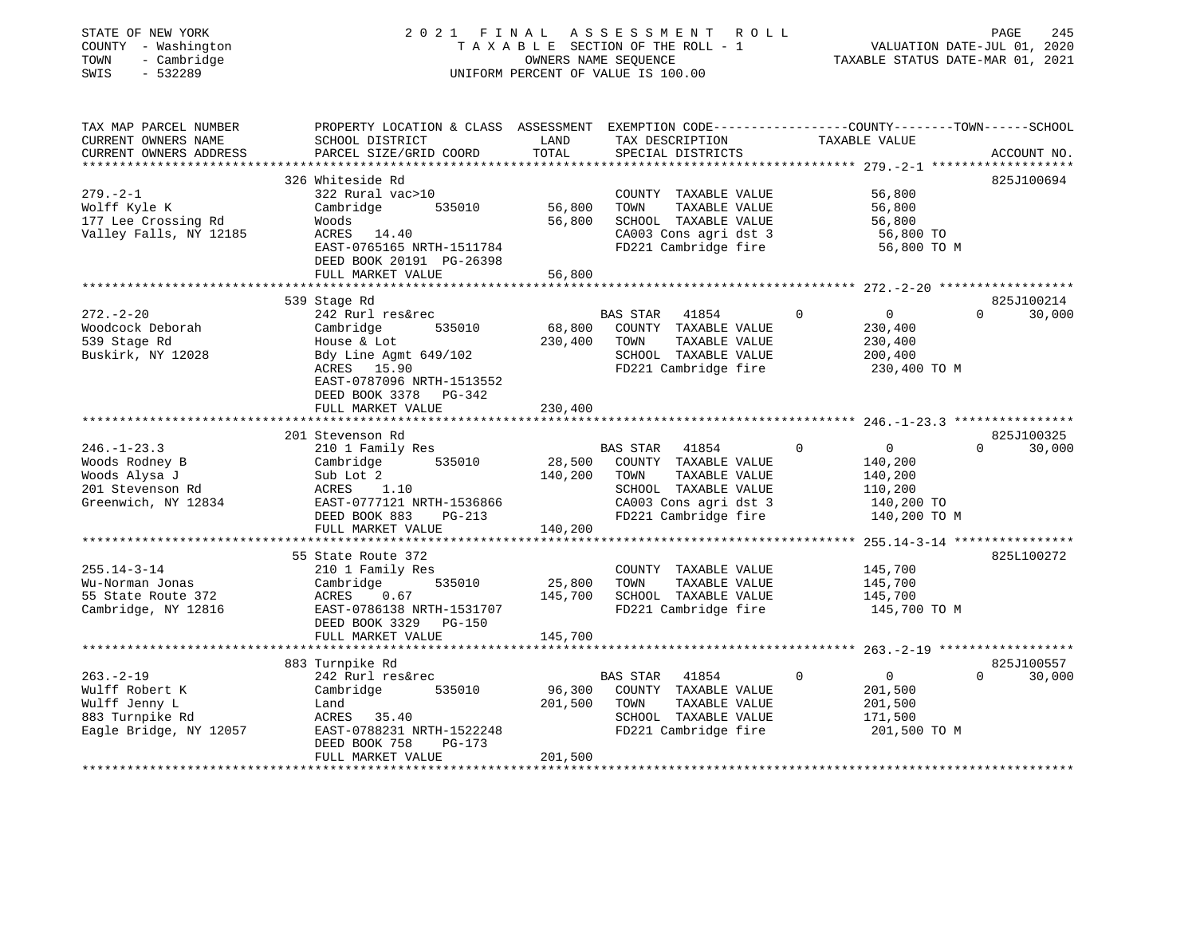STATE OF NEW YORK
COUNTY - Washington
TOWN - Cambridge
SWIS - 532289

2021 FINAL ASSESSMENT ROLL
TAXABLE SECTION OF THE ROLL - 1
OWNERS NAME SEQUENCE
UNIFORM PERCENT OF VALUE IS 100.00

VALUATION DATE-JUL 01, 2020
TAXABLE STATUS DATE-MAR 01, 2021

| TAX MAP PARCEL NUMBER / CURRENT OWNERS NAME / CURRENT OWNERS ADDRESS | PROPERTY LOCATION & CLASS / SCHOOL DISTRICT / PARCEL SIZE/GRID COORD | ASSESSMENT LAND | TOTAL | EXEMPTION CODE / TAX DESCRIPTION / SPECIAL DISTRICTS | COUNTY | TOWN | SCHOOL / TAXABLE VALUE | ACCOUNT NO. |
|---|---|---|---|---|---|---|---|---|
| **279.-2-1** | 326 Whiteside Rd | | | | | | | 825J100694 |
| Wolff Kyle K | 322 Rural vac>10 | | | COUNTY TAXABLE VALUE | 56,800 | | | |
| 177 Lee Crossing Rd | Cambridge 535010 | 56,800 | | TOWN TAXABLE VALUE | | 56,800 | | |
| Valley Falls, NY 12185 | Woods | | 56,800 | SCHOOL TAXABLE VALUE | | | 56,800 | |
| | ACRES 14.40 | | | CA003 Cons agri dst 3 | | | 56,800 TO | |
| | EAST-0765165 NRTH-1511784 | | | FD221 Cambridge fire | | | 56,800 TO M | |
| | DEED BOOK 20191 PG-26398 | | | | | | | |
| | FULL MARKET VALUE | | 56,800 | | | | | |
| **272.-2-20** | 539 Stage Rd | | | | | | | 825J100214 |
| Woodcock Deborah | 242 Rurl res&rec | | | BAS STAR 41854 | 0 | 0 | 0 30,000 | |
| 539 Stage Rd | Cambridge 535010 | 68,800 | | COUNTY TAXABLE VALUE | 230,400 | | | |
| Buskirk, NY 12028 | House & Lot | | 230,400 | TOWN TAXABLE VALUE | | 230,400 | | |
| | Bdy Line Agmt 649/102 | | | SCHOOL TAXABLE VALUE | | | 200,400 | |
| | ACRES 15.90 | | | FD221 Cambridge fire | | | 230,400 TO M | |
| | EAST-0787096 NRTH-1513552 | | | | | | | |
| | DEED BOOK 3378 PG-342 | | | | | | | |
| | FULL MARKET VALUE | | 230,400 | | | | | |
| **246.-1-23.3** | 201 Stevenson Rd | | | | | | | 825J100325 |
| Woods Rodney B | 210 1 Family Res | | | BAS STAR 41854 | 0 | 0 | 0 30,000 | |
| Woods Alysa J | Cambridge 535010 | 28,500 | | COUNTY TAXABLE VALUE | 140,200 | | | |
| 201 Stevenson Rd | Sub Lot 2 | | 140,200 | TOWN TAXABLE VALUE | | 140,200 | | |
| Greenwich, NY 12834 | ACRES 1.10 | | | SCHOOL TAXABLE VALUE | | | 110,200 | |
| | EAST-0777121 NRTH-1536866 | | | CA003 Cons agri dst 3 | | | 140,200 TO | |
| | DEED BOOK 883 PG-213 | | | FD221 Cambridge fire | | | 140,200 TO M | |
| | FULL MARKET VALUE | | 140,200 | | | | | |
| **255.14-3-14** | 55 State Route 372 | | | | | | | 825L100272 |
| Wu-Norman Jonas | 210 1 Family Res | | | COUNTY TAXABLE VALUE | 145,700 | | | |
| 55 State Route 372 | Cambridge 535010 | 25,800 | | TOWN TAXABLE VALUE | | 145,700 | | |
| Cambridge, NY 12816 | ACRES 0.67 | | 145,700 | SCHOOL TAXABLE VALUE | | | 145,700 | |
| | EAST-0786138 NRTH-1531707 | | | FD221 Cambridge fire | | | 145,700 TO M | |
| | DEED BOOK 3329 PG-150 | | | | | | | |
| | FULL MARKET VALUE | | 145,700 | | | | | |
| **263.-2-19** | 883 Turnpike Rd | | | | | | | 825J100557 |
| Wulff Robert K | 242 Rurl res&rec | | | BAS STAR 41854 | 0 | 0 | 0 30,000 | |
| Wulff Jenny L | Cambridge 535010 | 96,300 | | COUNTY TAXABLE VALUE | 201,500 | | | |
| 883 Turnpike Rd | Land | | 201,500 | TOWN TAXABLE VALUE | | 201,500 | | |
| Eagle Bridge, NY 12057 | ACRES 35.40 | | | SCHOOL TAXABLE VALUE | | | 171,500 | |
| | EAST-0788231 NRTH-1522248 | | | FD221 Cambridge fire | | | 201,500 TO M | |
| | DEED BOOK 758 PG-173 | | | | | | | |
| | FULL MARKET VALUE | | 201,500 | | | | | |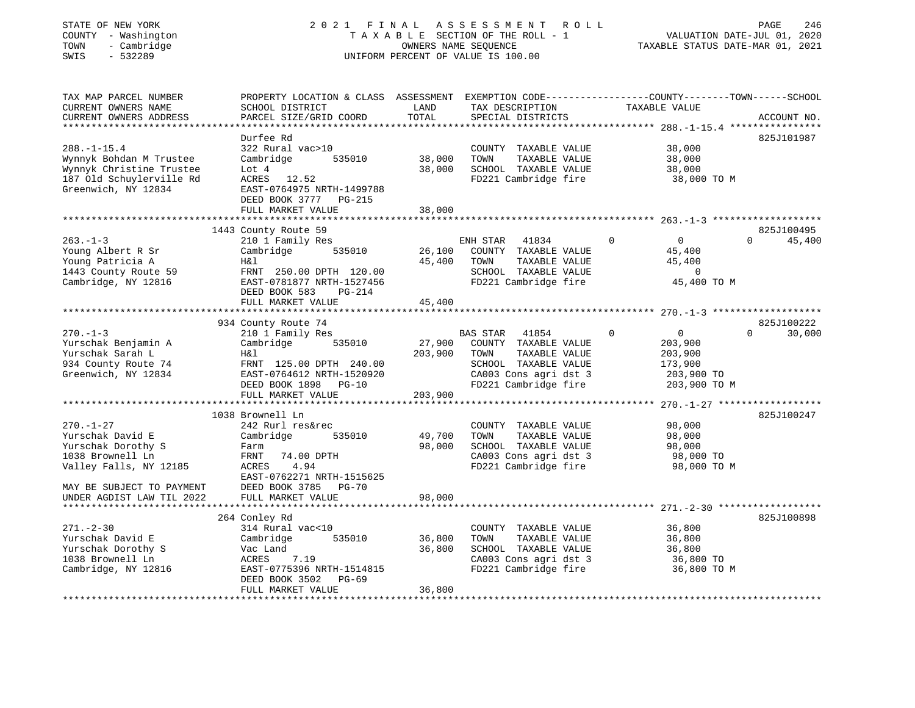STATE OF NEW YORK
COUNTY - Washington
TOWN - Cambridge
SWIS - 532289

# 2021 FINAL ASSESSMENT ROLL

TAXABLE SECTION OF THE ROLL - 1
OWNERS NAME SEQUENCE
UNIFORM PERCENT OF VALUE IS 100.00

VALUATION DATE-JUL 01, 2020
TAXABLE STATUS DATE-MAR 01, 2021

| TAX MAP PARCEL NUMBER / CURRENT OWNERS NAME / CURRENT OWNERS ADDRESS | PROPERTY LOCATION & CLASS / SCHOOL DISTRICT / PARCEL SIZE/GRID COORD | ASSESSMENT LAND | TOTAL | EXEMPTION CODE / TAX DESCRIPTION / SPECIAL DISTRICTS | COUNTY | TOWN | SCHOOL / TAXABLE VALUE | ACCOUNT NO. |
|---|---|---|---|---|---|---|---|---|
| 288.-1-15.4 | Durfee Rd | | | | | | | 825J101987 |
| | 322 Rural vac>10 | | | COUNTY TAXABLE VALUE | | | 38,000 | |
| Wynnyk Bohdan M Trustee | Cambridge 535010 | 38,000 | | TOWN TAXABLE VALUE | | | 38,000 | |
| Wynnyk Christine Trustee | Lot 4 | | 38,000 | SCHOOL TAXABLE VALUE | | | 38,000 | |
| 187 Old Schuylerville Rd | ACRES 12.52 | | | FD221 Cambridge fire | | | 38,000 TO M | |
| Greenwich, NY 12834 | EAST-0764975 NRTH-1499788 | | | | | | | |
| | DEED BOOK 3777 PG-215 | | | | | | | |
| | FULL MARKET VALUE | | 38,000 | | | | | |
| 263.-1-3 | 1443 County Route 59 | | | | | | | 825J100495 |
| | 210 1 Family Res | | | ENH STAR 41834 | 0 | 0 | 0 45,400 | |
| Young Albert R Sr | Cambridge 535010 | 26,100 | | COUNTY TAXABLE VALUE | | | 45,400 | |
| Young Patricia A | H&l | | 45,400 | TOWN TAXABLE VALUE | | | 45,400 | |
| 1443 County Route 59 | FRNT 250.00 DPTH 120.00 | | | SCHOOL TAXABLE VALUE | | | 0 | |
| Cambridge, NY 12816 | EAST-0781877 NRTH-1527456 | | | FD221 Cambridge fire | | | 45,400 TO M | |
| | DEED BOOK 583 PG-214 | | | | | | | |
| | FULL MARKET VALUE | | 45,400 | | | | | |
| 270.-1-3 | 934 County Route 74 | | | | | | | 825J100222 |
| | 210 1 Family Res | | | BAS STAR 41854 | 0 | 0 | 0 30,000 | |
| Yurschak Benjamin A | Cambridge 535010 | 27,900 | | COUNTY TAXABLE VALUE | | | 203,900 | |
| Yurschak Sarah L | H&l | | 203,900 | TOWN TAXABLE VALUE | | | 203,900 | |
| 934 County Route 74 | FRNT 125.00 DPTH 240.00 | | | SCHOOL TAXABLE VALUE | | | 173,900 | |
| Greenwich, NY 12834 | EAST-0764612 NRTH-1520920 | | | CA003 Cons agri dst 3 | | | 203,900 TO | |
| | DEED BOOK 1898 PG-10 | | | FD221 Cambridge fire | | | 203,900 TO M | |
| | FULL MARKET VALUE | | 203,900 | | | | | |
| 270.-1-27 | 1038 Brownell Ln | | | | | | | 825J100247 |
| | 242 Rurl res&rec | | | COUNTY TAXABLE VALUE | | | 98,000 | |
| Yurschak David E | Cambridge 535010 | 49,700 | | TOWN TAXABLE VALUE | | | 98,000 | |
| Yurschak Dorothy S | Farm | | 98,000 | SCHOOL TAXABLE VALUE | | | 98,000 | |
| 1038 Brownell Ln | FRNT 74.00 DPTH | | | CA003 Cons agri dst 3 | | | 98,000 TO | |
| Valley Falls, NY 12185 | ACRES 4.94 | | | FD221 Cambridge fire | | | 98,000 TO M | |
| | EAST-0762271 NRTH-1515625 | | | | | | | |
| MAY BE SUBJECT TO PAYMENT | DEED BOOK 3785 PG-70 | | | | | | | |
| UNDER AGDIST LAW TIL 2022 | FULL MARKET VALUE | | 98,000 | | | | | |
| 271.-2-30 | 264 Conley Rd | | | | | | | 825J100898 |
| | 314 Rural vac<10 | | | COUNTY TAXABLE VALUE | | | 36,800 | |
| Yurschak David E | Cambridge 535010 | 36,800 | | TOWN TAXABLE VALUE | | | 36,800 | |
| Yurschak Dorothy S | Vac Land | | 36,800 | SCHOOL TAXABLE VALUE | | | 36,800 | |
| 1038 Brownell Ln | ACRES 7.19 | | | CA003 Cons agri dst 3 | | | 36,800 TO | |
| Cambridge, NY 12816 | EAST-0775396 NRTH-1514815 | | | FD221 Cambridge fire | | | 36,800 TO M | |
| | DEED BOOK 3502 PG-69 | | | | | | | |
| | FULL MARKET VALUE | | 36,800 | | | | | |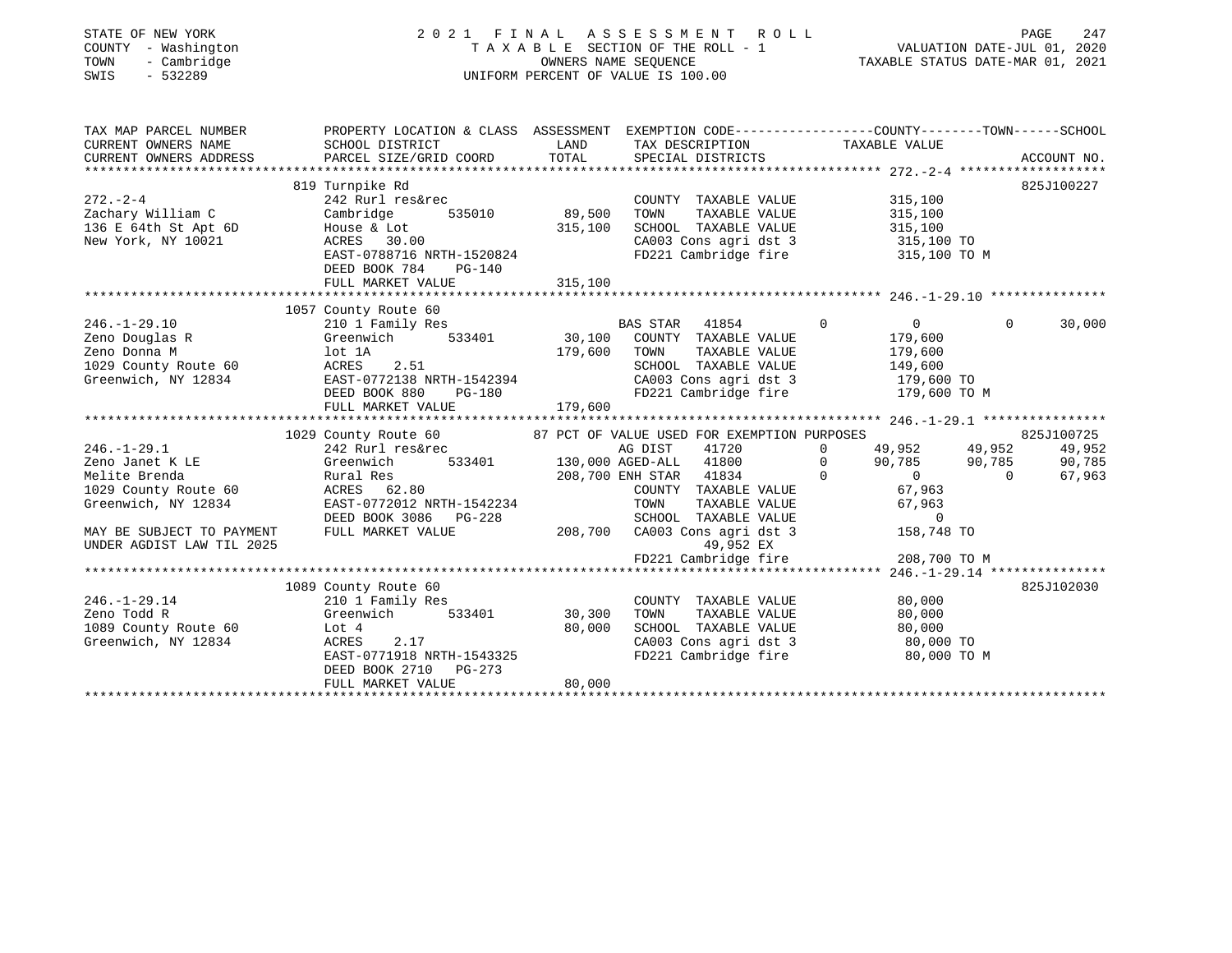STATE OF NEW YORK
COUNTY - Washington
TOWN - Cambridge
SWIS - 532289

2021 FINAL ASSESSMENT ROLL
TAXABLE SECTION OF THE ROLL - 1
OWNERS NAME SEQUENCE
UNIFORM PERCENT OF VALUE IS 100.00

VALUATION DATE-JUL 01, 2020
TAXABLE STATUS DATE-MAR 01, 2021

```
TAX MAP PARCEL NUMBER      PROPERTY LOCATION & CLASS  ASSESSMENT  EXEMPTION CODE-----------------COUNTY--------TOWN------SCHOOL
CURRENT OWNERS NAME        SCHOOL DISTRICT             LAND       TAX DESCRIPTION              TAXABLE VALUE
CURRENT OWNERS ADDRESS     PARCEL SIZE/GRID COORD      TOTAL      SPECIAL DISTRICTS                                   ACCOUNT NO.
******************************************************************************************************* 272.-2-4 *******************
                           819 Turnpike Rd                                                                           825J100227
272.-2-4                   242 Rurl res&rec                       COUNTY  TAXABLE VALUE          315,100
Zachary William C          Cambridge      535010      89,500      TOWN    TAXABLE VALUE          315,100
136 E 64th St Apt 6D       House & Lot               315,100      SCHOOL  TAXABLE VALUE          315,100
New York, NY 10021         ACRES  30.00                           CA003 Cons agri dst 3           315,100 TO
                           EAST-0788716 NRTH-1520824              FD221 Cambridge fire            315,100 TO M
                           DEED BOOK 784    PG-140
                           FULL MARKET VALUE         315,100
******************************************************************************************************* 246.-1-29.10 ***************
                           1057 County Route 60
246.-1-29.10               210 1 Family Res                       BAS STAR   41854         0          0           0       30,000
Zeno Douglas R             Greenwich      533401      30,100      COUNTY  TAXABLE VALUE          179,600
Zeno Donna M               lot 1A                    179,600      TOWN    TAXABLE VALUE          179,600
1029 County Route 60       ACRES    2.51                          SCHOOL  TAXABLE VALUE          149,600
Greenwich, NY 12834        EAST-0772138 NRTH-1542394              CA003 Cons agri dst 3           179,600 TO
                           DEED BOOK 880    PG-180                FD221 Cambridge fire            179,600 TO M
                           FULL MARKET VALUE         179,600
******************************************************************************************************* 246.-1-29.1 ****************
                           1029 County Route 60         87 PCT OF VALUE USED FOR EXEMPTION PURPOSES                  825J100725
246.-1-29.1                242 Rurl res&rec                       AG DIST    41720         0     49,952      49,952      49,952
Zeno Janet K LE            Greenwich      533401     130,000 AGED-ALL   41800         0     90,785      90,785      90,785
Melite Brenda              Rural Res                 208,700 ENH STAR   41834         0          0           0      67,963
1029 County Route 60       ACRES  62.80                           COUNTY  TAXABLE VALUE           67,963
Greenwich, NY 12834        EAST-0772012 NRTH-1542234              TOWN    TAXABLE VALUE           67,963
                           DEED BOOK 3086   PG-228                SCHOOL  TAXABLE VALUE                0
MAY BE SUBJECT TO PAYMENT  FULL MARKET VALUE         208,700      CA003 Cons agri dst 3           158,748 TO
UNDER AGDIST LAW TIL 2025                                               49,952 EX
                                                                  FD221 Cambridge fire            208,700 TO M
******************************************************************************************************* 246.-1-29.14 ***************
                           1089 County Route 60                                                                      825J102030
246.-1-29.14               210 1 Family Res                       COUNTY  TAXABLE VALUE           80,000
Zeno Todd R                Greenwich      533401      30,300      TOWN    TAXABLE VALUE           80,000
1089 County Route 60       Lot 4                      80,000      SCHOOL  TAXABLE VALUE           80,000
Greenwich, NY 12834        ACRES    2.17                          CA003 Cons agri dst 3            80,000 TO
                           EAST-0771918 NRTH-1543325              FD221 Cambridge fire             80,000 TO M
                           DEED BOOK 2710   PG-273
                           FULL MARKET VALUE          80,000
************************************************************************************************************************************
```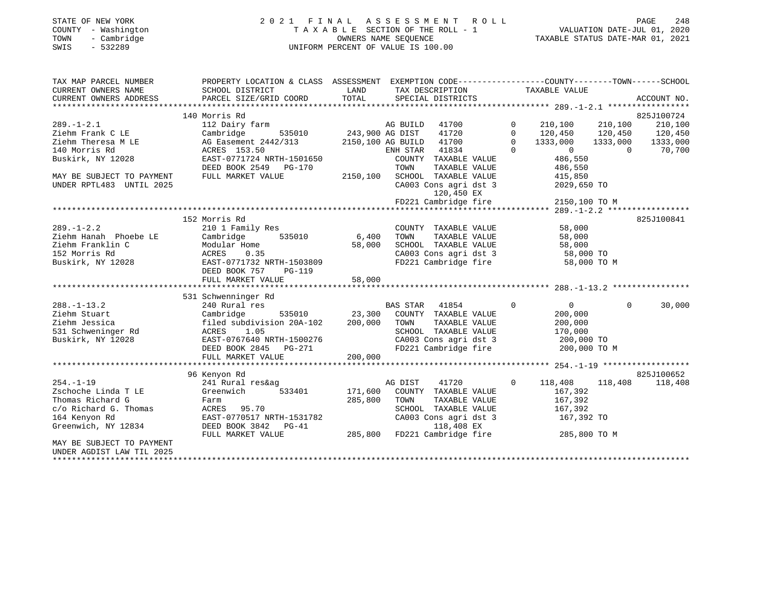STATE OF NEW YORK
COUNTY - Washington
TOWN - Cambridge
SWIS - 532289

2021 FINAL ASSESSMENT ROLL
TAXABLE SECTION OF THE ROLL - 1
OWNERS NAME SEQUENCE
UNIFORM PERCENT OF VALUE IS 100.00

VALUATION DATE-JUL 01, 2020
TAXABLE STATUS DATE-MAR 01, 2021

```
TAX MAP PARCEL NUMBER      PROPERTY LOCATION & CLASS  ASSESSMENT  EXEMPTION CODE-----------------COUNTY--------TOWN------SCHOOL
CURRENT OWNERS NAME        SCHOOL DISTRICT              LAND      TAX DESCRIPTION              TAXABLE VALUE
CURRENT OWNERS ADDRESS     PARCEL SIZE/GRID COORD       TOTAL     SPECIAL DISTRICTS                                        ACCOUNT NO.
******************************************************************************************************* 289.-1-2.1 *****************
                           140 Morris Rd                                                                                825J100724
289.-1-2.1                 112 Dairy farm                          AG BUILD  41700          0     210,100    210,100    210,100
Ziehm Frank C LE           Cambridge        535010   243,900 AG DIST   41720          0     120,450    120,450    120,450
Ziehm Theresa M LE         AG Easement 2442/313     2150,100 AG BUILD  41700          0    1333,000   1333,000   1333,000
140 Morris Rd              ACRES  153.50                     ENH STAR  41834          0           0          0     70,700
Buskirk, NY 12028          EAST-0771724 NRTH-1501650          COUNTY  TAXABLE VALUE              486,550
                           DEED BOOK 2549   PG-170            TOWN    TAXABLE VALUE              486,550
MAY BE SUBJECT TO PAYMENT  FULL MARKET VALUE        2150,100  SCHOOL  TAXABLE VALUE              415,850
UNDER RPTL483  UNTIL 2025                                     CA003 Cons agri dst 3             2029,650 TO
                                                                    120,450 EX
                                                              FD221 Cambridge fire              2150,100 TO M
******************************************************************************************************* 289.-1-2.2 *****************
                           152 Morris Rd                                                                                825J100841
289.-1-2.2                 210 1 Family Res                       COUNTY  TAXABLE VALUE               58,000
Ziehm Hanah  Phoebe LE     Cambridge        535010     6,400      TOWN    TAXABLE VALUE               58,000
Ziehm Franklin C           Modular Home               58,000      SCHOOL  TAXABLE VALUE               58,000
152 Morris Rd              ACRES    0.35                          CA003 Cons agri dst 3               58,000 TO
Buskirk, NY 12028          EAST-0771732 NRTH-1503809              FD221 Cambridge fire                58,000 TO M
                           DEED BOOK 757    PG-119
                           FULL MARKET VALUE          58,000
******************************************************************************************************* 288.-1-13.2 ****************
                           531 Schwenninger Rd
288.-1-13.2                240 Rural res                          BAS STAR  41854          0           0          0     30,000
Ziehm Stuart               Cambridge        535010    23,300      COUNTY  TAXABLE VALUE              200,000
Ziehm Jessica              filed subdivision 20A-102 200,000      TOWN    TAXABLE VALUE              200,000
531 Schweninger Rd         ACRES    1.05                          SCHOOL  TAXABLE VALUE              170,000
Buskirk, NY 12028          EAST-0767640 NRTH-1500276              CA003 Cons agri dst 3              200,000 TO
                           DEED BOOK 2845   PG-271                FD221 Cambridge fire               200,000 TO M
                           FULL MARKET VALUE         200,000
******************************************************************************************************* 254.-1-19 ******************
                           96 Kenyon Rd                                                                                 825J100652
254.-1-19                  241 Rural res&ag                       AG DIST   41720          0     118,408    118,408    118,408
Zschoche Linda T LE        Greenwich        533401   171,600      COUNTY  TAXABLE VALUE              167,392
Thomas Richard G           Farm                      285,800      TOWN    TAXABLE VALUE              167,392
c/o Richard G. Thomas      ACRES   95.70                          SCHOOL  TAXABLE VALUE              167,392
164 Kenyon Rd              EAST-0770517 NRTH-1531782              CA003 Cons agri dst 3              167,392 TO
Greenwich, NY 12834        DEED BOOK 3842   PG-41                       118,408 EX
                           FULL MARKET VALUE         285,800      FD221 Cambridge fire               285,800 TO M
MAY BE SUBJECT TO PAYMENT
UNDER AGDIST LAW TIL 2025
************************************************************************************************************************************
```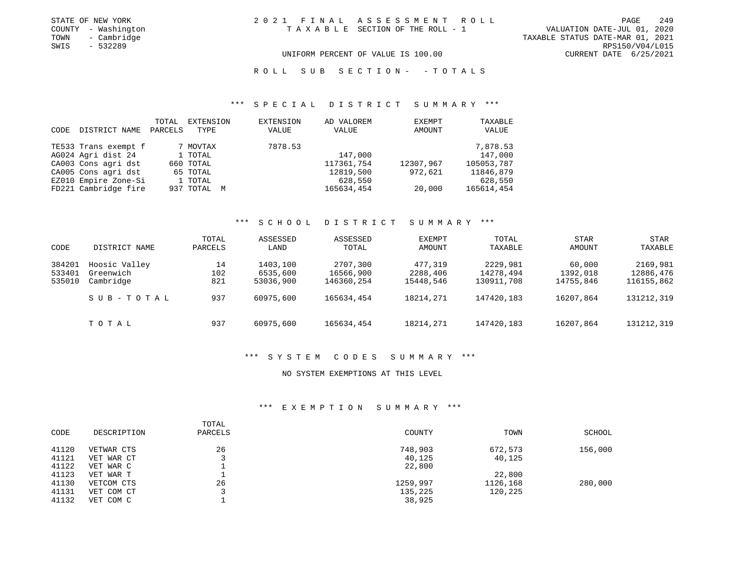STATE OF NEW YORK
COUNTY - Washington
TOWN - Cambridge
SWIS - 532289

2021 FINAL ASSESSMENT ROLL
TAXABLE SECTION OF THE ROLL - 1

VALUATION DATE-JUL 01, 2020
TAXABLE STATUS DATE-MAR 01, 2021
RPS150/V04/L015
CURRENT DATE 6/25/2021

UNIFORM PERCENT OF VALUE IS 100.00

ROLL SUB SECTION- - TOTALS

### *** SPECIAL DISTRICT SUMMARY ***

| CODE | DISTRICT NAME | TOTAL PARCELS | EXTENSION TYPE | EXTENSION VALUE | AD VALOREM VALUE | EXEMPT AMOUNT | TAXABLE VALUE |
|---|---|---|---|---|---|---|---|
| TE533 | Trans exempt f | 7 | MOVTAX | 7878.53 | | | 7,878.53 |
| AG024 | Agri dist 24 | 1 | TOTAL | | 147,000 | | 147,000 |
| CA003 | Cons agri dst | 660 | TOTAL | | 117361,754 | 12307,967 | 105053,787 |
| CA005 | Cons agri dst | 65 | TOTAL | | 12819,500 | 972,621 | 11846,879 |
| EZ010 | Empire Zone-Si | 1 | TOTAL | | 628,550 | | 628,550 |
| FD221 | Cambridge fire | 937 | TOTAL M | | 165634,454 | 20,000 | 165614,454 |

### *** SCHOOL DISTRICT SUMMARY ***

| CODE | DISTRICT NAME | TOTAL PARCELS | ASSESSED LAND | ASSESSED TOTAL | EXEMPT AMOUNT | TOTAL TAXABLE | STAR AMOUNT | STAR TAXABLE |
|---|---|---|---|---|---|---|---|---|
| 384201 | Hoosic Valley | 14 | 1403,100 | 2707,300 | 477,319 | 2229,981 | 60,000 | 2169,981 |
| 533401 | Greenwich | 102 | 6535,600 | 16566,900 | 2288,406 | 14278,494 | 1392,018 | 12886,476 |
| 535010 | Cambridge | 821 | 53036,900 | 146360,254 | 15448,546 | 130911,708 | 14755,846 | 116155,862 |
| | SUB-TOTAL | 937 | 60975,600 | 165634,454 | 18214,271 | 147420,183 | 16207,864 | 131212,319 |
| | TOTAL | 937 | 60975,600 | 165634,454 | 18214,271 | 147420,183 | 16207,864 | 131212,319 |

### *** SYSTEM CODES SUMMARY ***

NO SYSTEM EXEMPTIONS AT THIS LEVEL

### *** EXEMPTION SUMMARY ***

| CODE | DESCRIPTION | TOTAL PARCELS | COUNTY | TOWN | SCHOOL |
|---|---|---|---|---|---|
| 41120 | VETWAR CTS | 26 | 748,903 | 672,573 | 156,000 |
| 41121 | VET WAR CT | 3 | 40,125 | 40,125 | |
| 41122 | VET WAR C | 1 | 22,800 | | |
| 41123 | VET WAR T | 1 | | 22,800 | |
| 41130 | VETCOM CTS | 26 | 1259,997 | 1126,168 | 280,000 |
| 41131 | VET COM CT | 3 | 135,225 | 120,225 | |
| 41132 | VET COM C | 1 | 38,925 | | |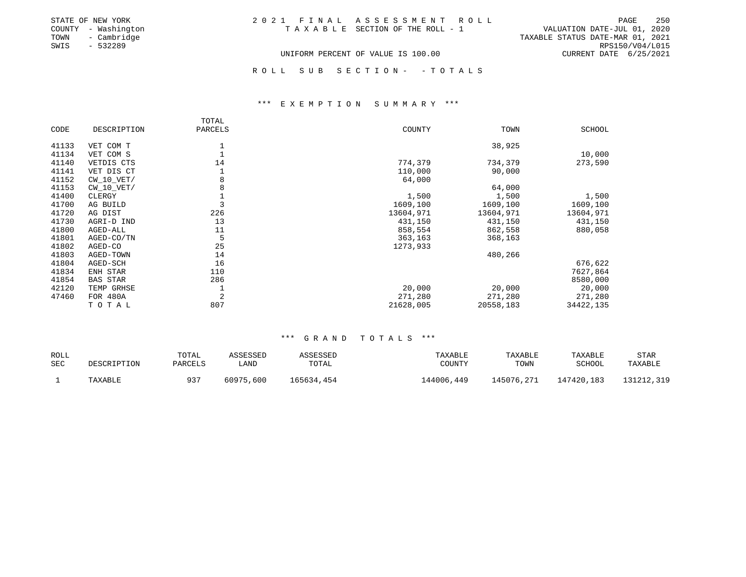STATE OF NEW YORK
COUNTY - Washington
TOWN - Cambridge
SWIS - 532289

# 2021 FINAL ASSESSMENT ROLL

TAXABLE SECTION OF THE ROLL - 1

UNIFORM PERCENT OF VALUE IS 100.00

VALUATION DATE-JUL 01, 2020
TAXABLE STATUS DATE-MAR 01, 2021
RPS150/V04/L015
CURRENT DATE 6/25/2021

## ROLL SUB SECTION- - TOTALS

### *** EXEMPTION SUMMARY ***

| CODE | DESCRIPTION | TOTAL PARCELS | COUNTY | TOWN | SCHOOL |
|---|---|---|---|---|---|
| 41133 | VET COM T | 1 | | 38,925 | |
| 41134 | VET COM S | 1 | | | 10,000 |
| 41140 | VETDIS CTS | 14 | 774,379 | 734,379 | 273,590 |
| 41141 | VET DIS CT | 1 | 110,000 | 90,000 | |
| 41152 | CW_10_VET/ | 8 | 64,000 | | |
| 41153 | CW_10_VET/ | 8 | | 64,000 | |
| 41400 | CLERGY | 1 | 1,500 | 1,500 | 1,500 |
| 41700 | AG BUILD | 3 | 1609,100 | 1609,100 | 1609,100 |
| 41720 | AG DIST | 226 | 13604,971 | 13604,971 | 13604,971 |
| 41730 | AGRI-D IND | 13 | 431,150 | 431,150 | 431,150 |
| 41800 | AGED-ALL | 11 | 858,554 | 862,558 | 880,058 |
| 41801 | AGED-CO/TN | 5 | 363,163 | 368,163 | |
| 41802 | AGED-CO | 25 | 1273,933 | | |
| 41803 | AGED-TOWN | 14 | | 480,266 | |
| 41804 | AGED-SCH | 16 | | | 676,622 |
| 41834 | ENH STAR | 110 | | | 7627,864 |
| 41854 | BAS STAR | 286 | | | 8580,000 |
| 42120 | TEMP GRHSE | 1 | 20,000 | 20,000 | 20,000 |
| 47460 | FOR 480A | 2 | 271,280 | 271,280 | 271,280 |
| | T O T A L | 807 | 21628,005 | 20558,183 | 34422,135 |

### *** GRAND TOTALS ***

| ROLL SEC | DESCRIPTION | TOTAL PARCELS | ASSESSED LAND | ASSESSED TOTAL | TAXABLE COUNTY | TAXABLE TOWN | TAXABLE SCHOOL | STAR TAXABLE |
|---|---|---|---|---|---|---|---|---|
| 1 | TAXABLE | 937 | 60975,600 | 165634,454 | 144006,449 | 145076,271 | 147420,183 | 131212,319 |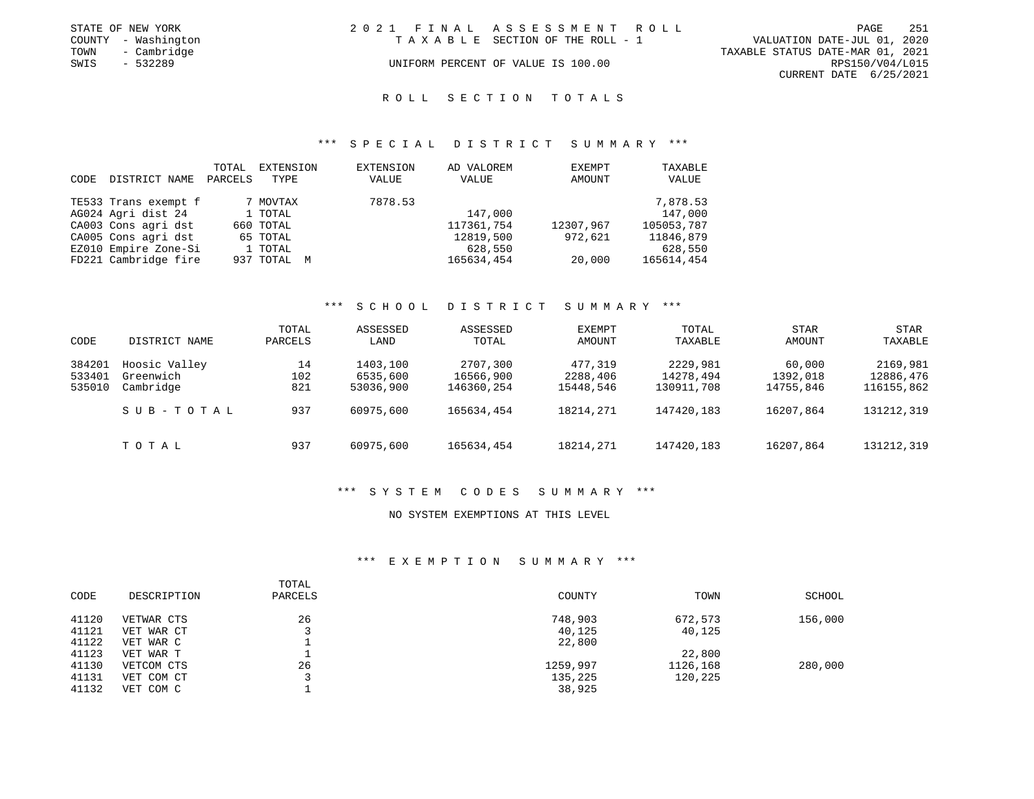STATE OF NEW YORK
COUNTY - Washington
TOWN - Cambridge
SWIS - 532289

# 2021 FINAL ASSESSMENT ROLL

TAXABLE SECTION OF THE ROLL - 1

UNIFORM PERCENT OF VALUE IS 100.00

VALUATION DATE-JUL 01, 2020
TAXABLE STATUS DATE-MAR 01, 2021
RPS150/V04/L015
CURRENT DATE 6/25/2021

## ROLL SECTION TOTALS

### *** SPECIAL DISTRICT SUMMARY ***

| CODE | DISTRICT NAME | TOTAL PARCELS | EXTENSION TYPE | EXTENSION VALUE | AD VALOREM VALUE | EXEMPT AMOUNT | TAXABLE VALUE |
|---|---|---|---|---|---|---|---|
| TE533 | Trans exempt f | 7 | MOVTAX | 7878.53 | | | 7,878.53 |
| AG024 | Agri dist 24 | 1 | TOTAL | | 147,000 | | 147,000 |
| CA003 | Cons agri dst | 660 | TOTAL | | 117361,754 | 12307,967 | 105053,787 |
| CA005 | Cons agri dst | 65 | TOTAL | | 12819,500 | 972,621 | 11846,879 |
| EZ010 | Empire Zone-Si | 1 | TOTAL | | 628,550 | | 628,550 |
| FD221 | Cambridge fire | 937 | TOTAL M | | 165634,454 | 20,000 | 165614,454 |

### *** SCHOOL DISTRICT SUMMARY ***

| CODE | DISTRICT NAME | TOTAL PARCELS | ASSESSED LAND | ASSESSED TOTAL | EXEMPT AMOUNT | TOTAL TAXABLE | STAR AMOUNT | STAR TAXABLE |
|---|---|---|---|---|---|---|---|---|
| 384201 | Hoosic Valley | 14 | 1403,100 | 2707,300 | 477,319 | 2229,981 | 60,000 | 2169,981 |
| 533401 | Greenwich | 102 | 6535,600 | 16566,900 | 2288,406 | 14278,494 | 1392,018 | 12886,476 |
| 535010 | Cambridge | 821 | 53036,900 | 146360,254 | 15448,546 | 130911,708 | 14755,846 | 116155,862 |
| | SUB-TOTAL | 937 | 60975,600 | 165634,454 | 18214,271 | 147420,183 | 16207,864 | 131212,319 |
| | TOTAL | 937 | 60975,600 | 165634,454 | 18214,271 | 147420,183 | 16207,864 | 131212,319 |

### *** SYSTEM CODES SUMMARY ***

NO SYSTEM EXEMPTIONS AT THIS LEVEL

### *** EXEMPTION SUMMARY ***

| CODE | DESCRIPTION | TOTAL PARCELS | COUNTY | TOWN | SCHOOL |
|---|---|---|---|---|---|
| 41120 | VETWAR CTS | 26 | 748,903 | 672,573 | 156,000 |
| 41121 | VET WAR CT | 3 | 40,125 | 40,125 | |
| 41122 | VET WAR C | 1 | 22,800 | | |
| 41123 | VET WAR T | 1 | | 22,800 | |
| 41130 | VETCOM CTS | 26 | 1259,997 | 1126,168 | 280,000 |
| 41131 | VET COM CT | 3 | 135,225 | 120,225 | |
| 41132 | VET COM C | 1 | 38,925 | | |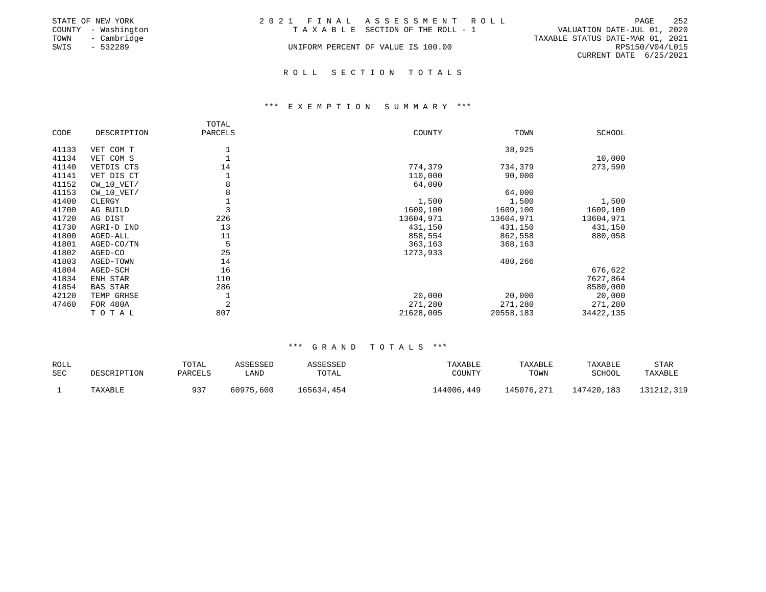STATE OF NEW YORK
COUNTY - Washington
TOWN - Cambridge
SWIS - 532289

2021 FINAL ASSESSMENT ROLL
TAXABLE SECTION OF THE ROLL - 1
UNIFORM PERCENT OF VALUE IS 100.00

VALUATION DATE-JUL 01, 2020
TAXABLE STATUS DATE-MAR 01, 2021
RPS150/V04/L015
CURRENT DATE 6/25/2021

## ROLL SECTION TOTALS

### *** EXEMPTION SUMMARY ***

| CODE | DESCRIPTION | TOTAL PARCELS | COUNTY | TOWN | SCHOOL |
|---|---|---|---|---|---|
| 41133 | VET COM T | 1 | | 38,925 | |
| 41134 | VET COM S | 1 | | | 10,000 |
| 41140 | VETDIS CTS | 14 | 774,379 | 734,379 | 273,590 |
| 41141 | VET DIS CT | 1 | 110,000 | 90,000 | |
| 41152 | CW_10_VET/ | 8 | 64,000 | | |
| 41153 | CW_10_VET/ | 8 | | 64,000 | |
| 41400 | CLERGY | 1 | 1,500 | 1,500 | 1,500 |
| 41700 | AG BUILD | 3 | 1609,100 | 1609,100 | 1609,100 |
| 41720 | AG DIST | 226 | 13604,971 | 13604,971 | 13604,971 |
| 41730 | AGRI-D IND | 13 | 431,150 | 431,150 | 431,150 |
| 41800 | AGED-ALL | 11 | 858,554 | 862,558 | 880,058 |
| 41801 | AGED-CO/TN | 5 | 363,163 | 368,163 | |
| 41802 | AGED-CO | 25 | 1273,933 | | |
| 41803 | AGED-TOWN | 14 | | 480,266 | |
| 41804 | AGED-SCH | 16 | | | 676,622 |
| 41834 | ENH STAR | 110 | | | 7627,864 |
| 41854 | BAS STAR | 286 | | | 8580,000 |
| 42120 | TEMP GRHSE | 1 | 20,000 | 20,000 | 20,000 |
| 47460 | FOR 480A | 2 | 271,280 | 271,280 | 271,280 |
| | TOTAL | 807 | 21628,005 | 20558,183 | 34422,135 |

### *** GRAND TOTALS ***

| ROLL SEC | DESCRIPTION | TOTAL PARCELS | ASSESSED LAND | ASSESSED TOTAL | TAXABLE COUNTY | TAXABLE TOWN | TAXABLE SCHOOL | STAR TAXABLE |
|---|---|---|---|---|---|---|---|---|
| 1 | TAXABLE | 937 | 60975,600 | 165634,454 | 144006,449 | 145076,271 | 147420,183 | 131212,319 |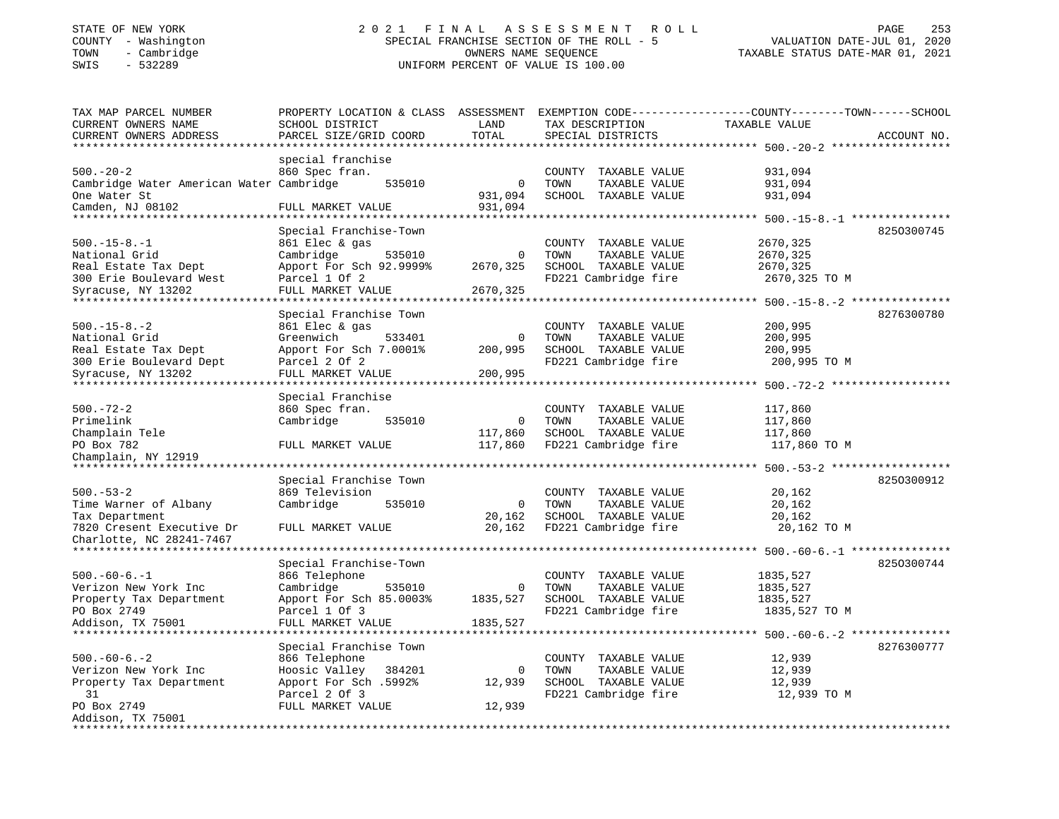STATE OF NEW YORK
COUNTY - Washington
TOWN - Cambridge
SWIS - 532289

2021 FINAL ASSESSMENT ROLL
SPECIAL FRANCHISE SECTION OF THE ROLL - 5
OWNERS NAME SEQUENCE
UNIFORM PERCENT OF VALUE IS 100.00

VALUATION DATE-JUL 01, 2020
TAXABLE STATUS DATE-MAR 01, 2021

| TAX MAP PARCEL NUMBER / CURRENT OWNERS NAME / CURRENT OWNERS ADDRESS | PROPERTY LOCATION & CLASS / SCHOOL DISTRICT / PARCEL SIZE/GRID COORD | ASSESSMENT LAND | TOTAL | EXEMPTION CODE / TAX DESCRIPTION / SPECIAL DISTRICTS | COUNTY--------TOWN------SCHOOL TAXABLE VALUE | ACCOUNT NO. |
|---|---|---|---|---|---|---|
| 500.-20-2 | special franchise | | | | | |
| 500.-20-2 | 860 Spec fran. | | | COUNTY TAXABLE VALUE | 931,094 | |
| Cambridge Water American Water | Cambridge 535010 | 0 | | TOWN TAXABLE VALUE | 931,094 | |
| One Water St | | | 931,094 | SCHOOL TAXABLE VALUE | 931,094 | |
| Camden, NJ 08102 | FULL MARKET VALUE | | 931,094 | | | |
| 500.-15-8.-1 | Special Franchise-Town | | | | | 8250300745 |
| 500.-15-8.-1 | 861 Elec & gas | | | COUNTY TAXABLE VALUE | 2670,325 | |
| National Grid | Cambridge 535010 | 0 | | TOWN TAXABLE VALUE | 2670,325 | |
| Real Estate Tax Dept | Apport For Sch 92.9999% | | 2670,325 | SCHOOL TAXABLE VALUE | 2670,325 | |
| 300 Erie Boulevard West | Parcel 1 Of 2 | | | FD221 Cambridge fire | 2670,325 TO M | |
| Syracuse, NY 13202 | FULL MARKET VALUE | | 2670,325 | | | |
| 500.-15-8.-2 | Special Franchise Town | | | | | 8276300780 |
| 500.-15-8.-2 | 861 Elec & gas | | | COUNTY TAXABLE VALUE | 200,995 | |
| National Grid | Greenwich 533401 | 0 | | TOWN TAXABLE VALUE | 200,995 | |
| Real Estate Tax Dept | Apport For Sch 7.0001% | | 200,995 | SCHOOL TAXABLE VALUE | 200,995 | |
| 300 Erie Boulevard Dept | Parcel 2 Of 2 | | | FD221 Cambridge fire | 200,995 TO M | |
| Syracuse, NY 13202 | FULL MARKET VALUE | | 200,995 | | | |
| 500.-72-2 | Special Franchise | | | | | |
| 500.-72-2 | 860 Spec fran. | | | COUNTY TAXABLE VALUE | 117,860 | |
| Primelink | Cambridge 535010 | 0 | | TOWN TAXABLE VALUE | 117,860 | |
| Champlain Tele | | | 117,860 | SCHOOL TAXABLE VALUE | 117,860 | |
| PO Box 782 | FULL MARKET VALUE | | 117,860 | FD221 Cambridge fire | 117,860 TO M | |
| Champlain, NY 12919 | | | | | | |
| 500.-53-2 | Special Franchise Town | | | | | 8250300912 |
| 500.-53-2 | 869 Television | | | COUNTY TAXABLE VALUE | 20,162 | |
| Time Warner of Albany | Cambridge 535010 | 0 | | TOWN TAXABLE VALUE | 20,162 | |
| Tax Department | | | 20,162 | SCHOOL TAXABLE VALUE | 20,162 | |
| 7820 Cresent Executive Dr | FULL MARKET VALUE | | 20,162 | FD221 Cambridge fire | 20,162 TO M | |
| Charlotte, NC 28241-7467 | | | | | | |
| 500.-60-6.-1 | Special Franchise-Town | | | | | 8250300744 |
| 500.-60-6.-1 | 866 Telephone | | | COUNTY TAXABLE VALUE | 1835,527 | |
| Verizon New York Inc | Cambridge 535010 | 0 | | TOWN TAXABLE VALUE | 1835,527 | |
| Property Tax Department | Apport For Sch 85.0003% | | 1835,527 | SCHOOL TAXABLE VALUE | 1835,527 | |
| PO Box 2749 | Parcel 1 Of 3 | | | FD221 Cambridge fire | 1835,527 TO M | |
| Addison, TX 75001 | FULL MARKET VALUE | | 1835,527 | | | |
| 500.-60-6.-2 | Special Franchise Town | | | | | 8276300777 |
| 500.-60-6.-2 | 866 Telephone | | | COUNTY TAXABLE VALUE | 12,939 | |
| Verizon New York Inc | Hoosic Valley 384201 | 0 | | TOWN TAXABLE VALUE | 12,939 | |
| Property Tax Department | Apport For Sch .5992% | | 12,939 | SCHOOL TAXABLE VALUE | 12,939 | |
| 31 | Parcel 2 Of 3 | | | FD221 Cambridge fire | 12,939 TO M | |
| PO Box 2749 | FULL MARKET VALUE | | 12,939 | | | |
| Addison, TX 75001 | | | | | | |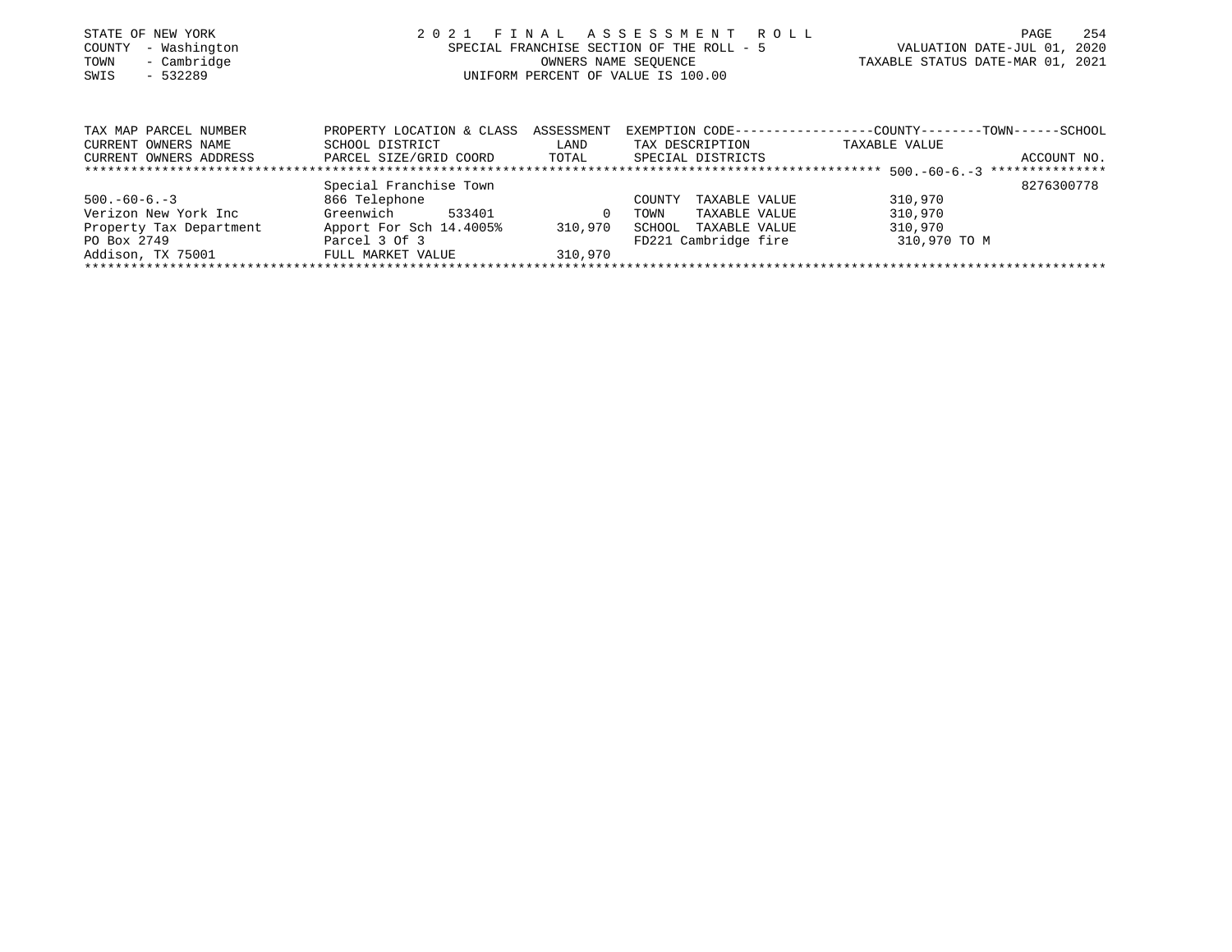STATE OF NEW YORK
COUNTY - Washington
TOWN - Cambridge
SWIS - 532289

2021 FINAL ASSESSMENT ROLL
SPECIAL FRANCHISE SECTION OF THE ROLL - 5
OWNERS NAME SEQUENCE
UNIFORM PERCENT OF VALUE IS 100.00

VALUATION DATE-JUL 01, 2020
TAXABLE STATUS DATE-MAR 01, 2021

| TAX MAP PARCEL NUMBER<br>CURRENT OWNERS NAME<br>CURRENT OWNERS ADDRESS | PROPERTY LOCATION & CLASS<br>SCHOOL DISTRICT<br>PARCEL SIZE/GRID COORD | ASSESSMENT<br>LAND<br>TOTAL | EXEMPTION CODE-----COUNTY-----TOWN-----SCHOOL<br>TAX DESCRIPTION<br>SPECIAL DISTRICTS | TAXABLE VALUE | ACCOUNT NO. |
|---|---|---|---|---|---|
| ******** 500.-60-6.-3 ******** | | | | | |
| | Special Franchise Town | | | | 8276300778 |
| 500.-60-6.-3 | 866 Telephone | | COUNTY TAXABLE VALUE | 310,970 | |
| Verizon New York Inc | Greenwich 533401 | 0 | TOWN TAXABLE VALUE | 310,970 | |
| Property Tax Department | Apport For Sch 14.4005% | 310,970 | SCHOOL TAXABLE VALUE | 310,970 | |
| PO Box 2749 | Parcel 3 Of 3 | | FD221 Cambridge fire | 310,970 TO M | |
| Addison, TX 75001 | FULL MARKET VALUE | 310,970 | | | |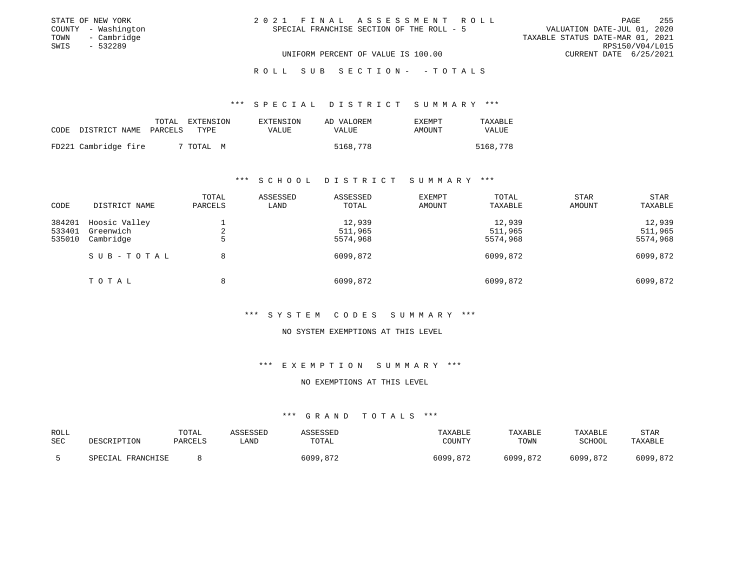STATE OF NEW YORK
COUNTY - Washington
TOWN - Cambridge
SWIS - 532289

2021 FINAL ASSESSMENT ROLL
SPECIAL FRANCHISE SECTION OF THE ROLL - 5

VALUATION DATE-JUL 01, 2020
TAXABLE STATUS DATE-MAR 01, 2021
RPS150/V04/L015
CURRENT DATE 6/25/2021

UNIFORM PERCENT OF VALUE IS 100.00

ROLL SUB SECTION- - TOTALS

### *** SPECIAL DISTRICT SUMMARY ***

| CODE | DISTRICT NAME | TOTAL PARCELS | EXTENSION TYPE | EXTENSION VALUE | AD VALOREM VALUE | EXEMPT AMOUNT | TAXABLE VALUE |
|---|---|---|---|---|---|---|---|
| FD221 | Cambridge fire | 7 | TOTAL M | | 5168,778 | | 5168,778 |

### *** SCHOOL DISTRICT SUMMARY ***

| CODE | DISTRICT NAME | TOTAL PARCELS | ASSESSED LAND | ASSESSED TOTAL | EXEMPT AMOUNT | TOTAL TAXABLE | STAR AMOUNT | STAR TAXABLE |
|---|---|---|---|---|---|---|---|---|
| 384201 | Hoosic Valley | 1 | | 12,939 | | 12,939 | | 12,939 |
| 533401 | Greenwich | 2 | | 511,965 | | 511,965 | | 511,965 |
| 535010 | Cambridge | 5 | | 5574,968 | | 5574,968 | | 5574,968 |
| | SUB-TOTAL | 8 | | 6099,872 | | 6099,872 | | 6099,872 |
| | TOTAL | 8 | | 6099,872 | | 6099,872 | | 6099,872 |

### *** SYSTEM CODES SUMMARY ***

NO SYSTEM EXEMPTIONS AT THIS LEVEL

### *** EXEMPTION SUMMARY ***

NO EXEMPTIONS AT THIS LEVEL

### *** GRAND TOTALS ***

| ROLL SEC | DESCRIPTION | TOTAL PARCELS | ASSESSED LAND | ASSESSED TOTAL | TAXABLE COUNTY | TAXABLE TOWN | TAXABLE SCHOOL | STAR TAXABLE |
|---|---|---|---|---|---|---|---|---|
| 5 | SPECIAL FRANCHISE | 8 | | 6099,872 | 6099,872 | 6099,872 | 6099,872 | 6099,872 |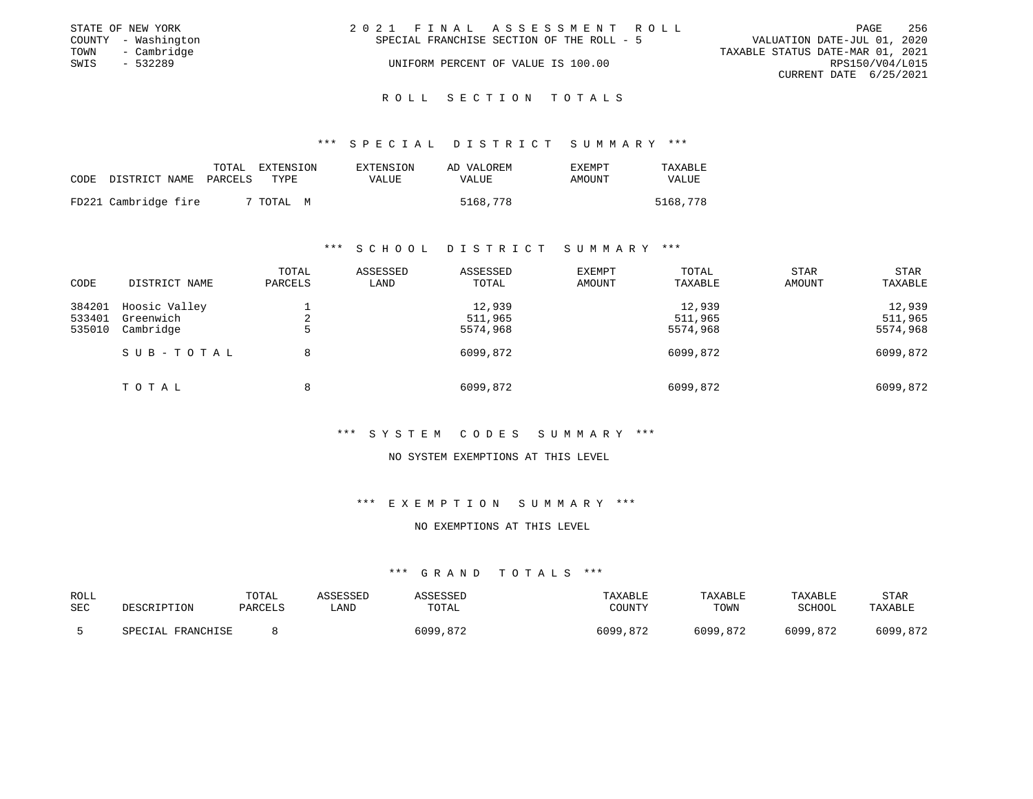STATE OF NEW YORK
COUNTY - Washington
TOWN - Cambridge
SWIS - 532289

2021 FINAL ASSESSMENT ROLL
SPECIAL FRANCHISE SECTION OF THE ROLL - 5
UNIFORM PERCENT OF VALUE IS 100.00

VALUATION DATE-JUL 01, 2020
TAXABLE STATUS DATE-MAR 01, 2021
RPS150/V04/L015
CURRENT DATE 6/25/2021

## ROLL SECTION TOTALS

### *** SPECIAL DISTRICT SUMMARY ***

| CODE | DISTRICT NAME | TOTAL PARCELS | EXTENSION TYPE | EXTENSION VALUE | AD VALOREM VALUE | EXEMPT AMOUNT | TAXABLE VALUE |
|---|---|---|---|---|---|---|---|
| FD221 | Cambridge fire | 7 | TOTAL M | | 5168,778 | | 5168,778 |

### *** SCHOOL DISTRICT SUMMARY ***

| CODE | DISTRICT NAME | TOTAL PARCELS | ASSESSED LAND | ASSESSED TOTAL | EXEMPT AMOUNT | TOTAL TAXABLE | STAR AMOUNT | STAR TAXABLE |
|---|---|---|---|---|---|---|---|---|
| 384201 | Hoosic Valley | 1 | | 12,939 | | 12,939 | | 12,939 |
| 533401 | Greenwich | 2 | | 511,965 | | 511,965 | | 511,965 |
| 535010 | Cambridge | 5 | | 5574,968 | | 5574,968 | | 5574,968 |
| | SUB-TOTAL | 8 | | 6099,872 | | 6099,872 | | 6099,872 |
| | TOTAL | 8 | | 6099,872 | | 6099,872 | | 6099,872 |

### *** SYSTEM CODES SUMMARY ***

NO SYSTEM EXEMPTIONS AT THIS LEVEL

### *** EXEMPTION SUMMARY ***

NO EXEMPTIONS AT THIS LEVEL

### *** GRAND TOTALS ***

| ROLL SEC | DESCRIPTION | TOTAL PARCELS | ASSESSED LAND | ASSESSED TOTAL | TAXABLE COUNTY | TAXABLE TOWN | TAXABLE SCHOOL | STAR TAXABLE |
|---|---|---|---|---|---|---|---|---|
| 5 | SPECIAL FRANCHISE | 8 | | 6099,872 | 6099,872 | 6099,872 | 6099,872 | 6099,872 |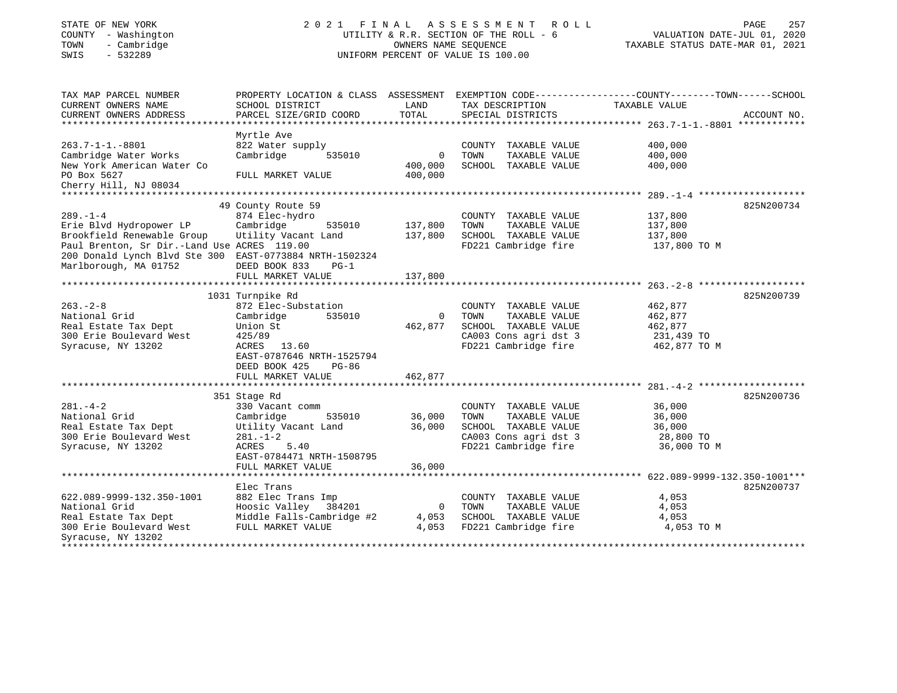STATE OF NEW YORK
COUNTY - Washington
TOWN - Cambridge
SWIS - 532289

# 2021 FINAL ASSESSMENT ROLL

UTILITY & R.R. SECTION OF THE ROLL - 6
OWNERS NAME SEQUENCE
UNIFORM PERCENT OF VALUE IS 100.00

VALUATION DATE-JUL 01, 2020
TAXABLE STATUS DATE-MAR 01, 2021

| TAX MAP PARCEL NUMBER / CURRENT OWNERS NAME / CURRENT OWNERS ADDRESS | PROPERTY LOCATION & CLASS / SCHOOL DISTRICT / PARCEL SIZE/GRID COORD | ASSESSMENT LAND | TOTAL | EXEMPTION CODE / TAX DESCRIPTION / SPECIAL DISTRICTS | TAXABLE VALUE (COUNTY--TOWN--SCHOOL) | ACCOUNT NO. |
|---|---|---|---|---|---|---|
| **263.7-1-1.-8801** | Myrtle Ave | | | | | |
| 263.7-1-1.-8801 | 822 Water supply | | | COUNTY TAXABLE VALUE | 400,000 | |
| Cambridge Water Works | Cambridge 535010 | 0 | | TOWN TAXABLE VALUE | 400,000 | |
| New York American Water Co | | | 400,000 | SCHOOL TAXABLE VALUE | 400,000 | |
| PO Box 5627 | FULL MARKET VALUE | | 400,000 | | | |
| Cherry Hill, NJ 08034 | | | | | | |
| **289.-1-4** | 49 County Route 59 | | | | | 825N200734 |
| 289.-1-4 | 874 Elec-hydro | | | COUNTY TAXABLE VALUE | 137,800 | |
| Erie Blvd Hydropower LP | Cambridge 535010 | 137,800 | | TOWN TAXABLE VALUE | 137,800 | |
| Brookfield Renewable Group | Utility Vacant Land | | 137,800 | SCHOOL TAXABLE VALUE | 137,800 | |
| Paul Brenton, Sr Dir.-Land Use | ACRES 119.00 | | | FD221 Cambridge fire | 137,800 TO M | |
| 200 Donald Lynch Blvd Ste 300 | EAST-0773884 NRTH-1502324 | | | | | |
| Marlborough, MA 01752 | DEED BOOK 833 PG-1 | | | | | |
| | FULL MARKET VALUE | | 137,800 | | | |
| **263.-2-8** | 1031 Turnpike Rd | | | | | 825N200739 |
| 263.-2-8 | 872 Elec-Substation | | | COUNTY TAXABLE VALUE | 462,877 | |
| National Grid | Cambridge 535010 | 0 | | TOWN TAXABLE VALUE | 462,877 | |
| Real Estate Tax Dept | Union St | | 462,877 | SCHOOL TAXABLE VALUE | 462,877 | |
| 300 Erie Boulevard West | 425/89 | | | CA003 Cons agri dst 3 | 231,439 TO | |
| Syracuse, NY 13202 | ACRES 13.60 | | | FD221 Cambridge fire | 462,877 TO M | |
| | EAST-0787646 NRTH-1525794 | | | | | |
| | DEED BOOK 425 PG-86 | | | | | |
| | FULL MARKET VALUE | | 462,877 | | | |
| **281.-4-2** | 351 Stage Rd | | | | | 825N200736 |
| 281.-4-2 | 330 Vacant comm | | | COUNTY TAXABLE VALUE | 36,000 | |
| National Grid | Cambridge 535010 | 36,000 | | TOWN TAXABLE VALUE | 36,000 | |
| Real Estate Tax Dept | Utility Vacant Land | | 36,000 | SCHOOL TAXABLE VALUE | 36,000 | |
| 300 Erie Boulevard West | 281.-1-2 | | | CA003 Cons agri dst 3 | 28,800 TO | |
| Syracuse, NY 13202 | ACRES 5.40 | | | FD221 Cambridge fire | 36,000 TO M | |
| | EAST-0784471 NRTH-1508795 | | | | | |
| | FULL MARKET VALUE | | 36,000 | | | |
| **622.089-9999-132.350-1001** | Elec Trans | | | | | 825N200737 |
| 622.089-9999-132.350-1001 | 882 Elec Trans Imp | | | COUNTY TAXABLE VALUE | 4,053 | |
| National Grid | Hoosic Valley 384201 | 0 | | TOWN TAXABLE VALUE | 4,053 | |
| Real Estate Tax Dept | Middle Falls-Cambridge #2 | | 4,053 | SCHOOL TAXABLE VALUE | 4,053 | |
| 300 Erie Boulevard West | FULL MARKET VALUE | | 4,053 | FD221 Cambridge fire | 4,053 TO M | |
| Syracuse, NY 13202 | | | | | | |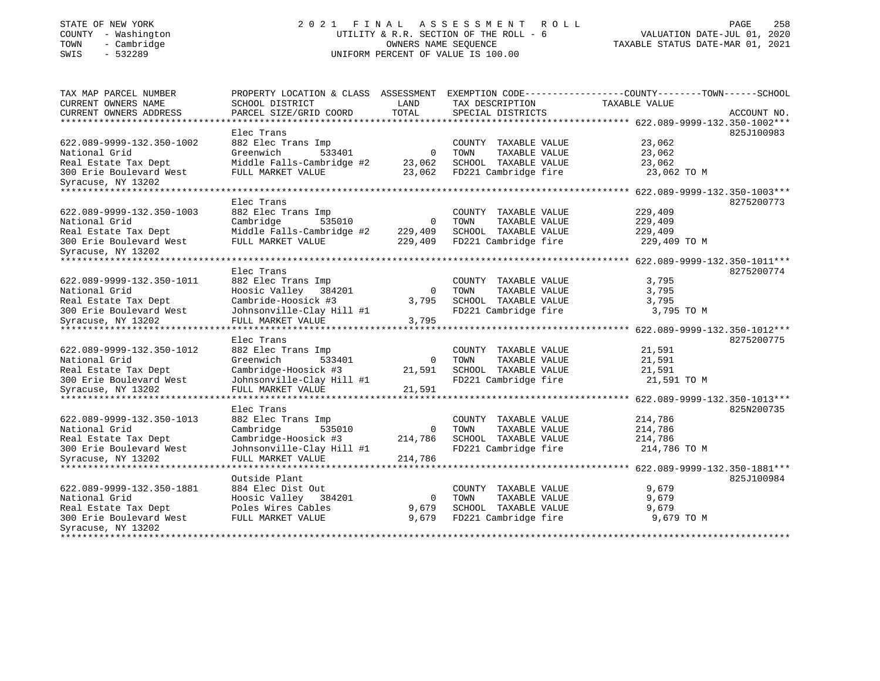STATE OF NEW YORK
COUNTY - Washington
TOWN - Cambridge
SWIS - 532289

# 2021 FINAL ASSESSMENT ROLL

UTILITY & R.R. SECTION OF THE ROLL - 6
OWNERS NAME SEQUENCE
UNIFORM PERCENT OF VALUE IS 100.00

VALUATION DATE-JUL 01, 2020
TAXABLE STATUS DATE-MAR 01, 2021

| TAX MAP PARCEL NUMBER / CURRENT OWNERS NAME / CURRENT OWNERS ADDRESS | PROPERTY LOCATION & CLASS / SCHOOL DISTRICT / PARCEL SIZE/GRID COORD | ASSESSMENT LAND | TOTAL | EXEMPTION CODE / TAX DESCRIPTION / SPECIAL DISTRICTS | TAXABLE VALUE (COUNTY--TOWN--SCHOOL) | ACCOUNT NO. |
|---|---|---|---|---|---|---|
| 622.089-9999-132.350-1002 | Elec Trans | | | | | 825J100983 |
| 622.089-9999-132.350-1002 | 882 Elec Trans Imp | | | COUNTY TAXABLE VALUE | 23,062 | |
| National Grid | Greenwich 533401 | 0 | | TOWN TAXABLE VALUE | 23,062 | |
| Real Estate Tax Dept | Middle Falls-Cambridge #2 | | 23,062 | SCHOOL TAXABLE VALUE | 23,062 | |
| 300 Erie Boulevard West | FULL MARKET VALUE | | 23,062 | FD221 Cambridge fire | 23,062 TO M | |
| Syracuse, NY 13202 | | | | | | |
| 622.089-9999-132.350-1003 | Elec Trans | | | | | 8275200773 |
| 622.089-9999-132.350-1003 | 882 Elec Trans Imp | | | COUNTY TAXABLE VALUE | 229,409 | |
| National Grid | Cambridge 535010 | 0 | | TOWN TAXABLE VALUE | 229,409 | |
| Real Estate Tax Dept | Middle Falls-Cambridge #2 | | 229,409 | SCHOOL TAXABLE VALUE | 229,409 | |
| 300 Erie Boulevard West | FULL MARKET VALUE | | 229,409 | FD221 Cambridge fire | 229,409 TO M | |
| Syracuse, NY 13202 | | | | | | |
| 622.089-9999-132.350-1011 | Elec Trans | | | | | 8275200774 |
| 622.089-9999-132.350-1011 | 882 Elec Trans Imp | | | COUNTY TAXABLE VALUE | 3,795 | |
| National Grid | Hoosic Valley 384201 | 0 | | TOWN TAXABLE VALUE | 3,795 | |
| Real Estate Tax Dept | Cambride-Hoosick #3 | | 3,795 | SCHOOL TAXABLE VALUE | 3,795 | |
| 300 Erie Boulevard West | Johnsonville-Clay Hill #1 | | | FD221 Cambridge fire | 3,795 TO M | |
| Syracuse, NY 13202 | FULL MARKET VALUE | | 3,795 | | | |
| 622.089-9999-132.350-1012 | Elec Trans | | | | | 8275200775 |
| 622.089-9999-132.350-1012 | 882 Elec Trans Imp | | | COUNTY TAXABLE VALUE | 21,591 | |
| National Grid | Greenwich 533401 | 0 | | TOWN TAXABLE VALUE | 21,591 | |
| Real Estate Tax Dept | Cambridge-Hoosick #3 | | 21,591 | SCHOOL TAXABLE VALUE | 21,591 | |
| 300 Erie Boulevard West | Johnsonville-Clay Hill #1 | | | FD221 Cambridge fire | 21,591 TO M | |
| Syracuse, NY 13202 | FULL MARKET VALUE | | 21,591 | | | |
| 622.089-9999-132.350-1013 | Elec Trans | | | | | 825N200735 |
| 622.089-9999-132.350-1013 | 882 Elec Trans Imp | | | COUNTY TAXABLE VALUE | 214,786 | |
| National Grid | Cambridge 535010 | 0 | | TOWN TAXABLE VALUE | 214,786 | |
| Real Estate Tax Dept | Cambridge-Hoosick #3 | | 214,786 | SCHOOL TAXABLE VALUE | 214,786 | |
| 300 Erie Boulevard West | Johnsonville-Clay Hill #1 | | | FD221 Cambridge fire | 214,786 TO M | |
| Syracuse, NY 13202 | FULL MARKET VALUE | | 214,786 | | | |
| 622.089-9999-132.350-1881 | Outside Plant | | | | | 825J100984 |
| 622.089-9999-132.350-1881 | 884 Elec Dist Out | | | COUNTY TAXABLE VALUE | 9,679 | |
| National Grid | Hoosic Valley 384201 | 0 | | TOWN TAXABLE VALUE | 9,679 | |
| Real Estate Tax Dept | Poles Wires Cables | | 9,679 | SCHOOL TAXABLE VALUE | 9,679 | |
| 300 Erie Boulevard West | FULL MARKET VALUE | | 9,679 | FD221 Cambridge fire | 9,679 TO M | |
| Syracuse, NY 13202 | | | | | | |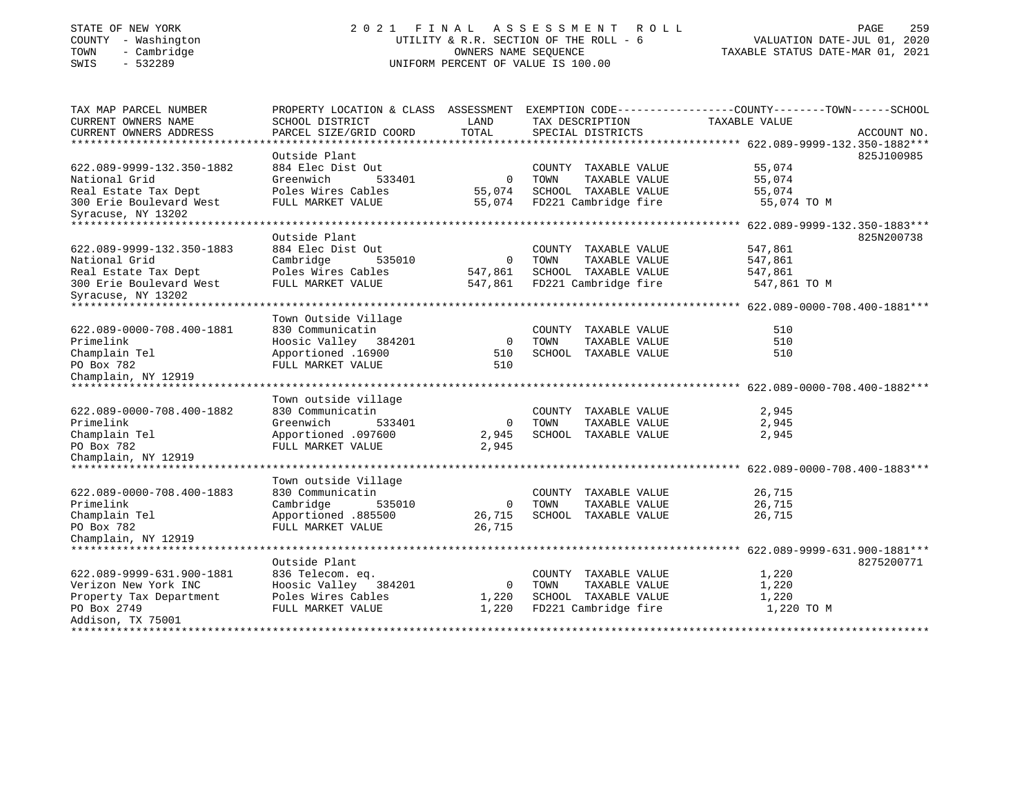STATE OF NEW YORK
COUNTY - Washington
TOWN - Cambridge
SWIS - 532289

2021 FINAL ASSESSMENT ROLL
UTILITY & R.R. SECTION OF THE ROLL - 6
OWNERS NAME SEQUENCE
UNIFORM PERCENT OF VALUE IS 100.00

VALUATION DATE-JUL 01, 2020
TAXABLE STATUS DATE-MAR 01, 2021

| TAX MAP PARCEL NUMBER / CURRENT OWNERS NAME / CURRENT OWNERS ADDRESS | PROPERTY LOCATION & CLASS / SCHOOL DISTRICT / PARCEL SIZE/GRID COORD | ASSESSMENT LAND / TOTAL | EXEMPTION CODE / TAX DESCRIPTION / SPECIAL DISTRICTS | TAXABLE VALUE | ACCOUNT NO. |
|---|---|---|---|---|---|
| **622.089-9999-132.350-1882** | Outside Plant | | | | 825J100985 |
| 622.089-9999-132.350-1882 | 884 Elec Dist Out | | COUNTY TAXABLE VALUE | 55,074 | |
| National Grid | Greenwich 533401 | 0 | TOWN TAXABLE VALUE | 55,074 | |
| Real Estate Tax Dept | Poles Wires Cables | 55,074 | SCHOOL TAXABLE VALUE | 55,074 | |
| 300 Erie Boulevard West | FULL MARKET VALUE | 55,074 | FD221 Cambridge fire | 55,074 TO M | |
| Syracuse, NY 13202 | | | | | |
| **622.089-9999-132.350-1883** | Outside Plant | | | | 825N200738 |
| 622.089-9999-132.350-1883 | 884 Elec Dist Out | | COUNTY TAXABLE VALUE | 547,861 | |
| National Grid | Cambridge 535010 | 0 | TOWN TAXABLE VALUE | 547,861 | |
| Real Estate Tax Dept | Poles Wires Cables | 547,861 | SCHOOL TAXABLE VALUE | 547,861 | |
| 300 Erie Boulevard West | FULL MARKET VALUE | 547,861 | FD221 Cambridge fire | 547,861 TO M | |
| Syracuse, NY 13202 | | | | | |
| **622.089-0000-708.400-1881** | Town Outside Village | | | | |
| 622.089-0000-708.400-1881 | 830 Communicatin | | COUNTY TAXABLE VALUE | 510 | |
| Primelink | Hoosic Valley 384201 | 0 | TOWN TAXABLE VALUE | 510 | |
| Champlain Tel | Apportioned .16900 | 510 | SCHOOL TAXABLE VALUE | 510 | |
| PO Box 782 | FULL MARKET VALUE | 510 | | | |
| Champlain, NY 12919 | | | | | |
| **622.089-0000-708.400-1882** | Town outside village | | | | |
| 622.089-0000-708.400-1882 | 830 Communicatin | | COUNTY TAXABLE VALUE | 2,945 | |
| Primelink | Greenwich 533401 | 0 | TOWN TAXABLE VALUE | 2,945 | |
| Champlain Tel | Apportioned .097600 | 2,945 | SCHOOL TAXABLE VALUE | 2,945 | |
| PO Box 782 | FULL MARKET VALUE | 2,945 | | | |
| Champlain, NY 12919 | | | | | |
| **622.089-0000-708.400-1883** | Town outside Village | | | | |
| 622.089-0000-708.400-1883 | 830 Communicatin | | COUNTY TAXABLE VALUE | 26,715 | |
| Primelink | Cambridge 535010 | 0 | TOWN TAXABLE VALUE | 26,715 | |
| Champlain Tel | Apportioned .885500 | 26,715 | SCHOOL TAXABLE VALUE | 26,715 | |
| PO Box 782 | FULL MARKET VALUE | 26,715 | | | |
| Champlain, NY 12919 | | | | | |
| **622.089-9999-631.900-1881** | Outside Plant | | | | 8275200771 |
| 622.089-9999-631.900-1881 | 836 Telecom. eq. | | COUNTY TAXABLE VALUE | 1,220 | |
| Verizon New York INC | Hoosic Valley 384201 | 0 | TOWN TAXABLE VALUE | 1,220 | |
| Property Tax Department | Poles Wires Cables | 1,220 | SCHOOL TAXABLE VALUE | 1,220 | |
| PO Box 2749 | FULL MARKET VALUE | 1,220 | FD221 Cambridge fire | 1,220 TO M | |
| Addison, TX 75001 | | | | | |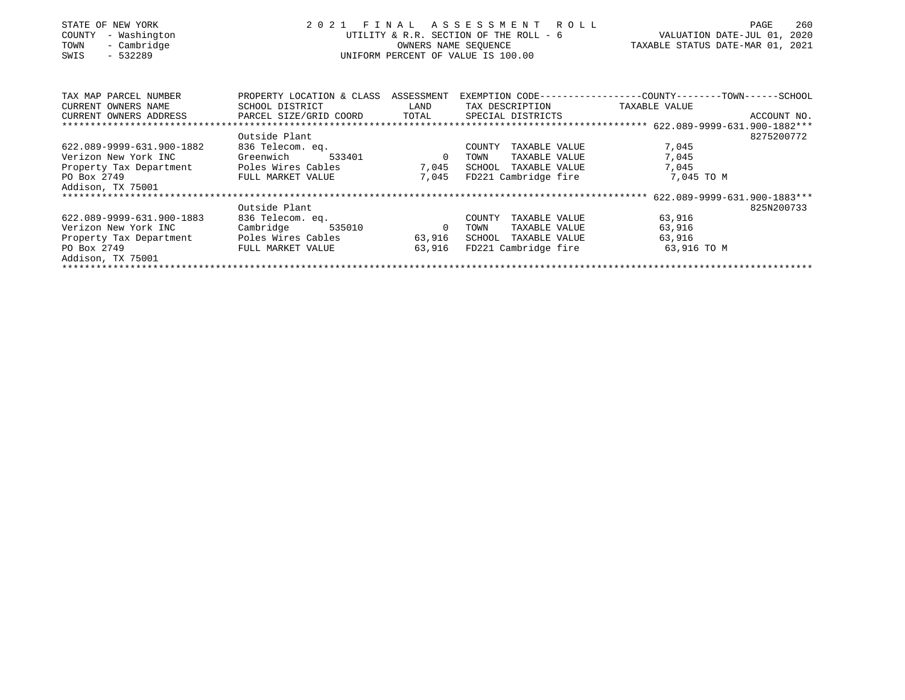STATE OF NEW YORK
COUNTY - Washington
TOWN - Cambridge
SWIS - 532289

# 2021 FINAL ASSESSMENT ROLL

UTILITY & R.R. SECTION OF THE ROLL - 6
OWNERS NAME SEQUENCE
UNIFORM PERCENT OF VALUE IS 100.00

VALUATION DATE-JUL 01, 2020
TAXABLE STATUS DATE-MAR 01, 2021

| TAX MAP PARCEL NUMBER / CURRENT OWNERS NAME / CURRENT OWNERS ADDRESS | PROPERTY LOCATION & CLASS / SCHOOL DISTRICT / PARCEL SIZE/GRID COORD | ASSESSMENT LAND / TOTAL | EXEMPTION CODE / TAX DESCRIPTION / SPECIAL DISTRICTS | COUNTY--------TOWN------SCHOOL TAXABLE VALUE | ACCOUNT NO. |
|---|---|---|---|---|---|
| ***622.089-9999-631.900-1882*** | | | | | |
| | Outside Plant | | | | 8275200772 |
| 622.089-9999-631.900-1882 | 836 Telecom. eq. | | COUNTY TAXABLE VALUE | 7,045 | |
| Verizon New York INC | Greenwich 533401 | 0 | TOWN TAXABLE VALUE | 7,045 | |
| Property Tax Department | Poles Wires Cables | 7,045 | SCHOOL TAXABLE VALUE | 7,045 | |
| PO Box 2749 | FULL MARKET VALUE | 7,045 | FD221 Cambridge fire | 7,045 TO M | |
| Addison, TX 75001 | | | | | |
| ***622.089-9999-631.900-1883*** | | | | | |
| | Outside Plant | | | | 825N200733 |
| 622.089-9999-631.900-1883 | 836 Telecom. eq. | | COUNTY TAXABLE VALUE | 63,916 | |
| Verizon New York INC | Cambridge 535010 | 0 | TOWN TAXABLE VALUE | 63,916 | |
| Property Tax Department | Poles Wires Cables | 63,916 | SCHOOL TAXABLE VALUE | 63,916 | |
| PO Box 2749 | FULL MARKET VALUE | 63,916 | FD221 Cambridge fire | 63,916 TO M | |
| Addison, TX 75001 | | | | | |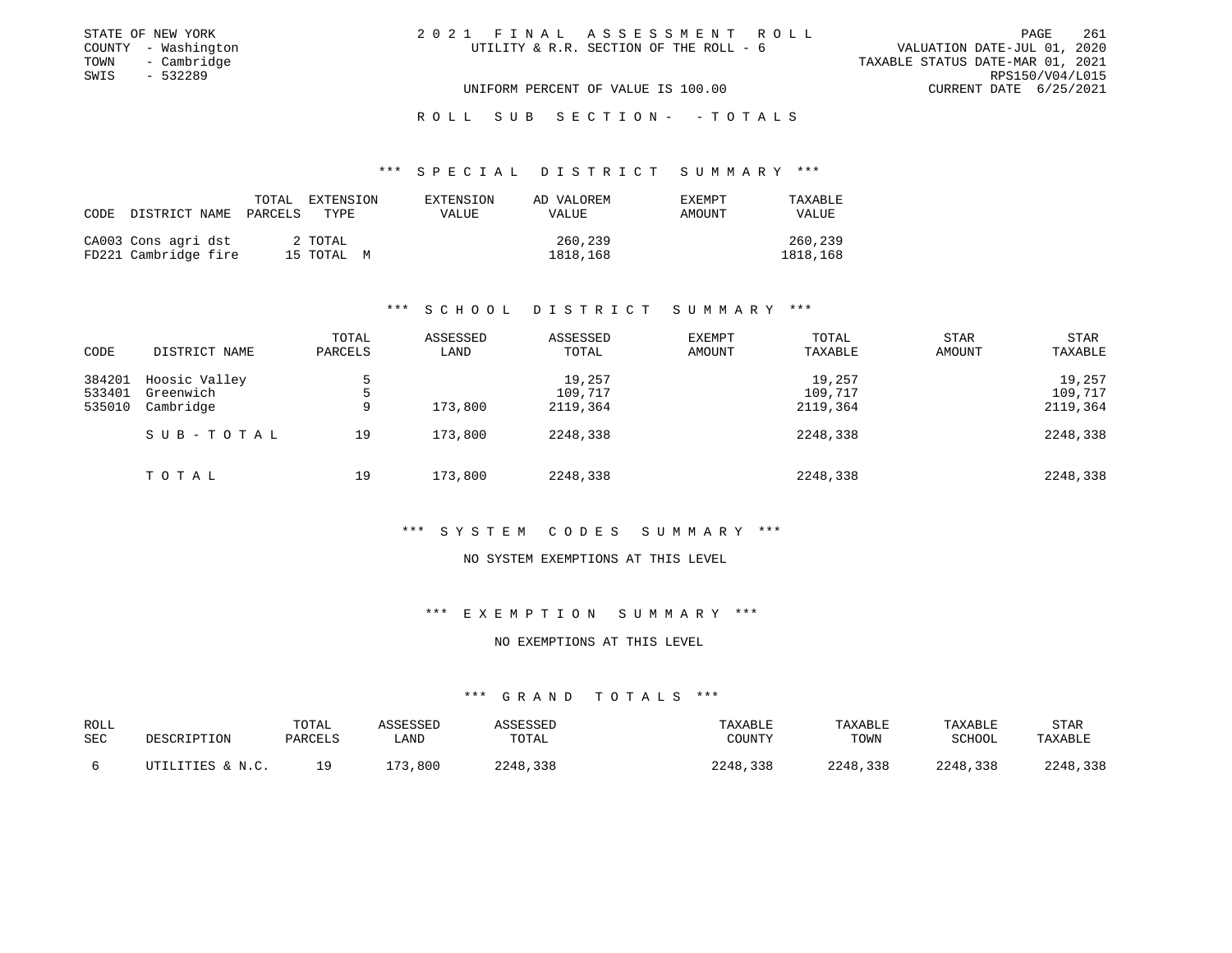STATE OF NEW YORK
COUNTY - Washington
TOWN - Cambridge
SWIS - 532289

2021 FINAL ASSESSMENT ROLL
UTILITY & R.R. SECTION OF THE ROLL - 6

VALUATION DATE-JUL 01, 2020
TAXABLE STATUS DATE-MAR 01, 2021
RPS150/V04/L015
CURRENT DATE 6/25/2021

UNIFORM PERCENT OF VALUE IS 100.00

ROLL SUB SECTION- - TOTALS

### *** SPECIAL DISTRICT SUMMARY ***

| CODE DISTRICT NAME | TOTAL PARCELS | EXTENSION TYPE | EXTENSION VALUE | AD VALOREM VALUE | EXEMPT AMOUNT | TAXABLE VALUE |
|---|---|---|---|---|---|---|
| CA003 Cons agri dst | 2 | TOTAL | | 260,239 | | 260,239 |
| FD221 Cambridge fire | 15 | TOTAL M | | 1818,168 | | 1818,168 |

### *** SCHOOL DISTRICT SUMMARY ***

| CODE | DISTRICT NAME | TOTAL PARCELS | ASSESSED LAND | ASSESSED TOTAL | EXEMPT AMOUNT | TOTAL TAXABLE | STAR AMOUNT | STAR TAXABLE |
|---|---|---|---|---|---|---|---|---|
| 384201 | Hoosic Valley | 5 | | 19,257 | | 19,257 | | 19,257 |
| 533401 | Greenwich | 5 | | 109,717 | | 109,717 | | 109,717 |
| 535010 | Cambridge | 9 | 173,800 | 2119,364 | | 2119,364 | | 2119,364 |
| | SUB-TOTAL | 19 | 173,800 | 2248,338 | | 2248,338 | | 2248,338 |
| | TOTAL | 19 | 173,800 | 2248,338 | | 2248,338 | | 2248,338 |

### *** SYSTEM CODES SUMMARY ***

NO SYSTEM EXEMPTIONS AT THIS LEVEL

### *** EXEMPTION SUMMARY ***

NO EXEMPTIONS AT THIS LEVEL

### *** GRAND TOTALS ***

| ROLL SEC | DESCRIPTION | TOTAL PARCELS | ASSESSED LAND | ASSESSED TOTAL | TAXABLE COUNTY | TAXABLE TOWN | TAXABLE SCHOOL | STAR TAXABLE |
|---|---|---|---|---|---|---|---|---|
| 6 | UTILITIES & N.C. | 19 | 173,800 | 2248,338 | 2248,338 | 2248,338 | 2248,338 | 2248,338 |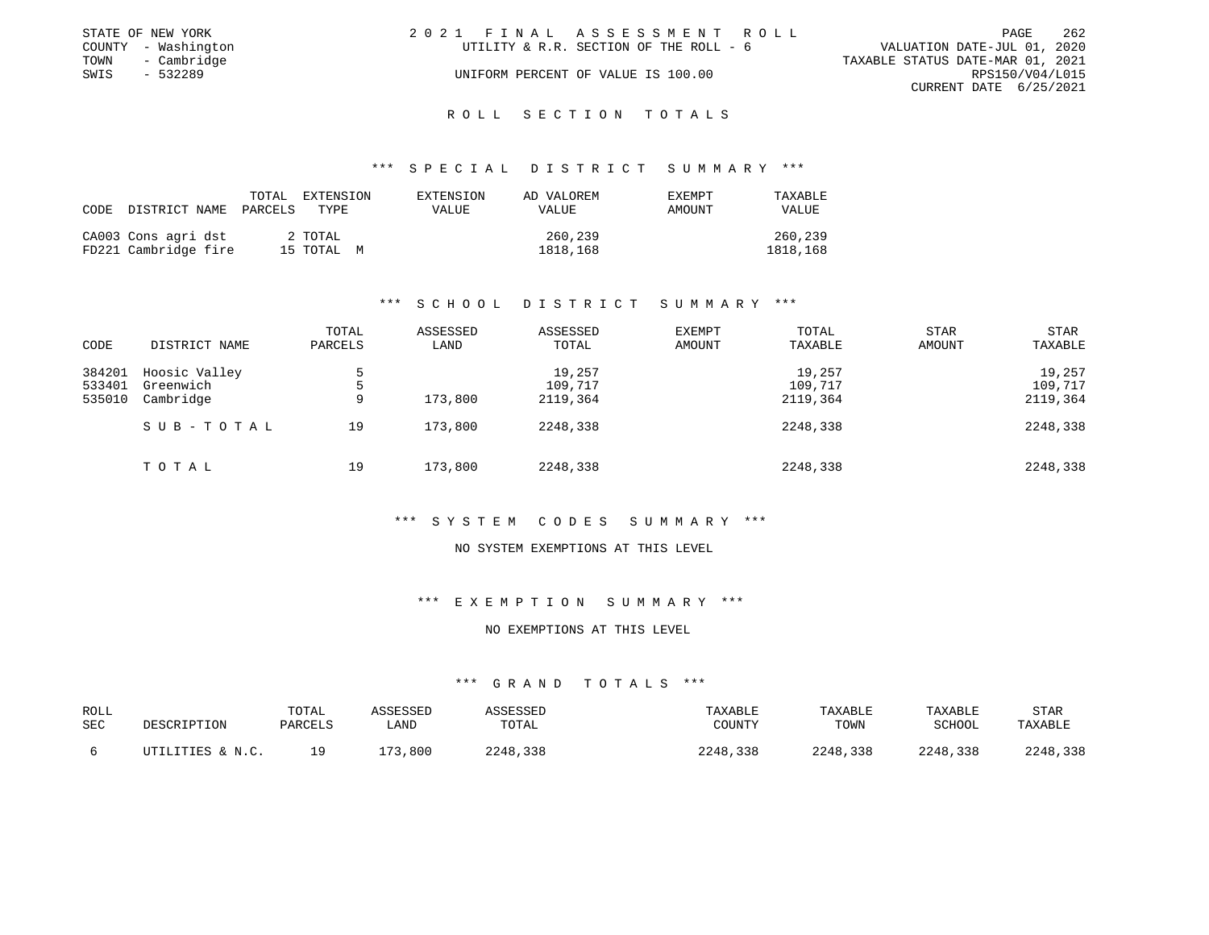STATE OF NEW YORK
COUNTY - Washington
TOWN - Cambridge
SWIS - 532289

2021 FINAL ASSESSMENT ROLL
UTILITY & R.R. SECTION OF THE ROLL - 6
UNIFORM PERCENT OF VALUE IS 100.00

VALUATION DATE-JUL 01, 2020
TAXABLE STATUS DATE-MAR 01, 2021
RPS150/V04/L015
CURRENT DATE 6/25/2021

## ROLL SECTION TOTALS

### *** SPECIAL DISTRICT SUMMARY ***

| CODE | DISTRICT NAME | TOTAL PARCELS | EXTENSION TYPE | EXTENSION VALUE | AD VALOREM VALUE | EXEMPT AMOUNT | TAXABLE VALUE |
|---|---|---|---|---|---|---|---|
| CA003 | Cons agri dst | 2 | TOTAL | | 260,239 | | 260,239 |
| FD221 | Cambridge fire | 15 | TOTAL M | | 1818,168 | | 1818,168 |

### *** SCHOOL DISTRICT SUMMARY ***

| CODE | DISTRICT NAME | TOTAL PARCELS | ASSESSED LAND | ASSESSED TOTAL | EXEMPT AMOUNT | TOTAL TAXABLE | STAR AMOUNT | STAR TAXABLE |
|---|---|---|---|---|---|---|---|---|
| 384201 | Hoosic Valley | 5 | | 19,257 | | 19,257 | | 19,257 |
| 533401 | Greenwich | 5 | | 109,717 | | 109,717 | | 109,717 |
| 535010 | Cambridge | 9 | 173,800 | 2119,364 | | 2119,364 | | 2119,364 |
| | SUB-TOTAL | 19 | 173,800 | 2248,338 | | 2248,338 | | 2248,338 |
| | TOTAL | 19 | 173,800 | 2248,338 | | 2248,338 | | 2248,338 |

### *** SYSTEM CODES SUMMARY ***

NO SYSTEM EXEMPTIONS AT THIS LEVEL

### *** EXEMPTION SUMMARY ***

NO EXEMPTIONS AT THIS LEVEL

### *** GRAND TOTALS ***

| ROLL SEC | DESCRIPTION | TOTAL PARCELS | ASSESSED LAND | ASSESSED TOTAL | TAXABLE COUNTY | TAXABLE TOWN | TAXABLE SCHOOL | STAR TAXABLE |
|---|---|---|---|---|---|---|---|---|
| 6 | UTILITIES & N.C. | 19 | 173,800 | 2248,338 | 2248,338 | 2248,338 | 2248,338 | 2248,338 |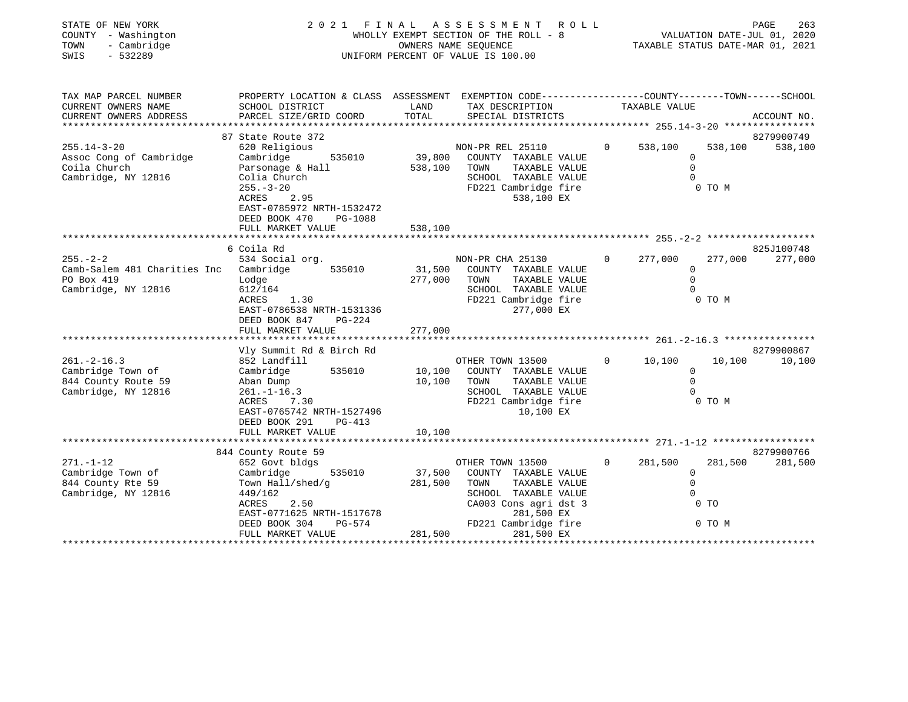STATE OF NEW YORK
COUNTY - Washington
TOWN - Cambridge
SWIS - 532289

2021 FINAL ASSESSMENT ROLL
WHOLLY EXEMPT SECTION OF THE ROLL - 8
OWNERS NAME SEQUENCE
UNIFORM PERCENT OF VALUE IS 100.00

VALUATION DATE-JUL 01, 2020
TAXABLE STATUS DATE-MAR 01, 2021

| TAX MAP PARCEL NUMBER / CURRENT OWNERS NAME / CURRENT OWNERS ADDRESS | PROPERTY LOCATION & CLASS / SCHOOL DISTRICT / PARCEL SIZE/GRID COORD | ASSESSMENT LAND / TOTAL | EXEMPTION CODE / TAX DESCRIPTION / SPECIAL DISTRICTS | | COUNTY | TOWN | SCHOOL / ACCOUNT NO. |
|---|---|---|---|---|---|---|---|
| | 87 State Route 372 | | | | | | 8279900749 |
| 255.14-3-20 | 620 Religious | | NON-PR REL 25110 | 0 | 538,100 | 538,100 | 538,100 |
| Assoc Cong of Cambridge | Cambridge 535010 | 39,800 | COUNTY TAXABLE VALUE | | 0 | | |
| Coila Church | Parsonage & Hall | 538,100 | TOWN TAXABLE VALUE | | 0 | | |
| Cambridge, NY 12816 | Colia Church | | SCHOOL TAXABLE VALUE | | 0 | | |
| | 255.-3-20 | | FD221 Cambridge fire | | 0 TO M | | |
| | ACRES 2.95 | | 538,100 EX | | | | |
| | EAST-0785972 NRTH-1532472 | | | | | | |
| | DEED BOOK 470 PG-1088 | | | | | | |
| | FULL MARKET VALUE | 538,100 | | | | | |
| | 6 Coila Rd | | | | | | 825J100748 |
| 255.-2-2 | 534 Social org. | | NON-PR CHA 25130 | 0 | 277,000 | 277,000 | 277,000 |
| Camb-Salem 481 Charities Inc | Cambridge 535010 | 31,500 | COUNTY TAXABLE VALUE | | 0 | | |
| PO Box 419 | Lodge | 277,000 | TOWN TAXABLE VALUE | | 0 | | |
| Cambridge, NY 12816 | 612/164 | | SCHOOL TAXABLE VALUE | | 0 | | |
| | ACRES 1.30 | | FD221 Cambridge fire | | 0 TO M | | |
| | EAST-0786538 NRTH-1531336 | | 277,000 EX | | | | |
| | DEED BOOK 847 PG-224 | | | | | | |
| | FULL MARKET VALUE | 277,000 | | | | | |
| | Vly Summit Rd & Birch Rd | | | | | | 8279900867 |
| 261.-2-16.3 | 852 Landfill | | OTHER TOWN 13500 | 0 | 10,100 | 10,100 | 10,100 |
| Cambridge Town of | Cambridge 535010 | 10,100 | COUNTY TAXABLE VALUE | | 0 | | |
| 844 County Route 59 | Aban Dump | 10,100 | TOWN TAXABLE VALUE | | 0 | | |
| Cambridge, NY 12816 | 261.-1-16.3 | | SCHOOL TAXABLE VALUE | | 0 | | |
| | ACRES 7.30 | | FD221 Cambridge fire | | 0 TO M | | |
| | EAST-0765742 NRTH-1527496 | | 10,100 EX | | | | |
| | DEED BOOK 291 PG-413 | | | | | | |
| | FULL MARKET VALUE | 10,100 | | | | | |
| | 844 County Route 59 | | | | | | 8279900766 |
| 271.-1-12 | 652 Govt bldgs | | OTHER TOWN 13500 | 0 | 281,500 | 281,500 | 281,500 |
| Cambridge Town of | Cambridge 535010 | 37,500 | COUNTY TAXABLE VALUE | | 0 | | |
| 844 County Rte 59 | Town Hall/shed/g | 281,500 | TOWN TAXABLE VALUE | | 0 | | |
| Cambridge, NY 12816 | 449/162 | | SCHOOL TAXABLE VALUE | | 0 | | |
| | ACRES 2.50 | | CA003 Cons agri dst 3 | | 0 TO | | |
| | EAST-0771625 NRTH-1517678 | | 281,500 EX | | | | |
| | DEED BOOK 304 PG-574 | | FD221 Cambridge fire | | 0 TO M | | |
| | FULL MARKET VALUE | 281,500 | 281,500 EX | | | | |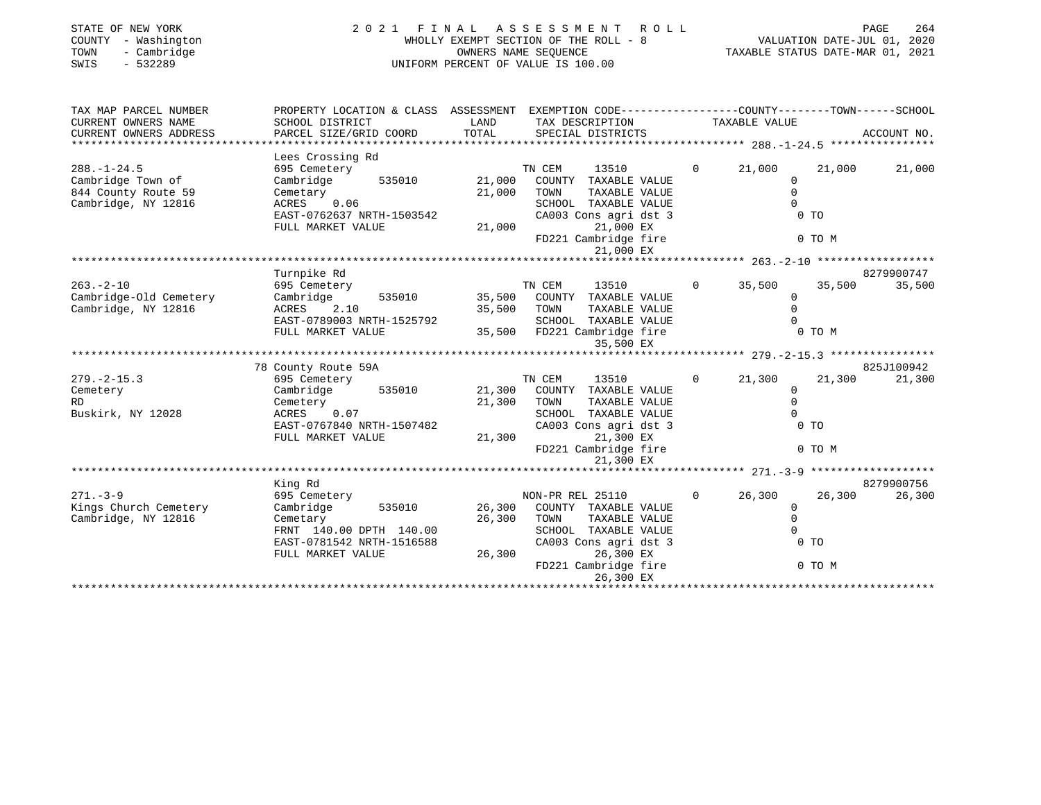STATE OF NEW YORK — 2021 FINAL ASSESSMENT ROLL
COUNTY - Washington — WHOLLY EXEMPT SECTION OF THE ROLL - 8 — VALUATION DATE-JUL 01, 2020
TOWN - Cambridge — OWNERS NAME SEQUENCE — TAXABLE STATUS DATE-MAR 01, 2021
SWIS - 532289 — UNIFORM PERCENT OF VALUE IS 100.00

```
TAX MAP PARCEL NUMBER          PROPERTY LOCATION & CLASS  ASSESSMENT  EXEMPTION CODE-----------------COUNTY--------TOWN------SCHOOL
CURRENT OWNERS NAME            SCHOOL DISTRICT            LAND        TAX DESCRIPTION              TAXABLE VALUE
CURRENT OWNERS ADDRESS         PARCEL SIZE/GRID COORD     TOTAL       SPECIAL DISTRICTS                                    ACCOUNT NO.
******************************************************************************************************* 288.-1-24.5 ****************
                               Lees Crossing Rd
288.-1-24.5                    695 Cemetery                           TN CEM      13510          0       21,000     21,000     21,000
Cambridge Town of              Cambridge        535010      21,000    COUNTY  TAXABLE VALUE                  0
844 County Route 59            Cemetary                     21,000    TOWN    TAXABLE VALUE                  0
Cambridge, NY 12816            ACRES    0.06                          SCHOOL  TAXABLE VALUE                  0
                               EAST-0762637 NRTH-1503542              CA003 Cons agri dst 3                  0 TO
                               FULL MARKET VALUE            21,000          21,000 EX
                                                                      FD221 Cambridge fire                   0 TO M
                                                                            21,000 EX
******************************************************************************************************* 263.-2-10 ******************
                               Turnpike Rd                                                                            8279900747
263.-2-10                      695 Cemetery                           TN CEM      13510          0       35,500     35,500     35,500
Cambridge-Old Cemetery         Cambridge        535010      35,500    COUNTY  TAXABLE VALUE                  0
Cambridge, NY 12816            ACRES    2.10                35,500    TOWN    TAXABLE VALUE                  0
                               EAST-0789003 NRTH-1525792              SCHOOL  TAXABLE VALUE                  0
                               FULL MARKET VALUE            35,500    FD221 Cambridge fire                   0 TO M
                                                                            35,500 EX
******************************************************************************************************* 279.-2-15.3 ****************
                               78 County Route 59A                                                                    825J100942
279.-2-15.3                    695 Cemetery                           TN CEM      13510          0       21,300     21,300     21,300
Cemetery                       Cambridge        535010      21,300    COUNTY  TAXABLE VALUE                  0
RD                             Cemetery                     21,300    TOWN    TAXABLE VALUE                  0
Buskirk, NY 12028              ACRES    0.07                          SCHOOL  TAXABLE VALUE                  0
                               EAST-0767840 NRTH-1507482              CA003 Cons agri dst 3                  0 TO
                               FULL MARKET VALUE            21,300          21,300 EX
                                                                      FD221 Cambridge fire                   0 TO M
                                                                            21,300 EX
******************************************************************************************************* 271.-3-9 *******************
                               King Rd                                                                                8279900756
271.-3-9                       695 Cemetery                           NON-PR REL 25110               0       26,300     26,300     26,300
Kings Church Cemetery          Cambridge        535010      26,300    COUNTY  TAXABLE VALUE                  0
Cambridge, NY 12816            Cemetary                     26,300    TOWN    TAXABLE VALUE                  0
                               FRNT 140.00 DPTH 140.00                SCHOOL  TAXABLE VALUE                  0
                               EAST-0781542 NRTH-1516588              CA003 Cons agri dst 3                  0 TO
                               FULL MARKET VALUE            26,300          26,300 EX
                                                                      FD221 Cambridge fire                   0 TO M
                                                                            26,300 EX
************************************************************************************************************************************
```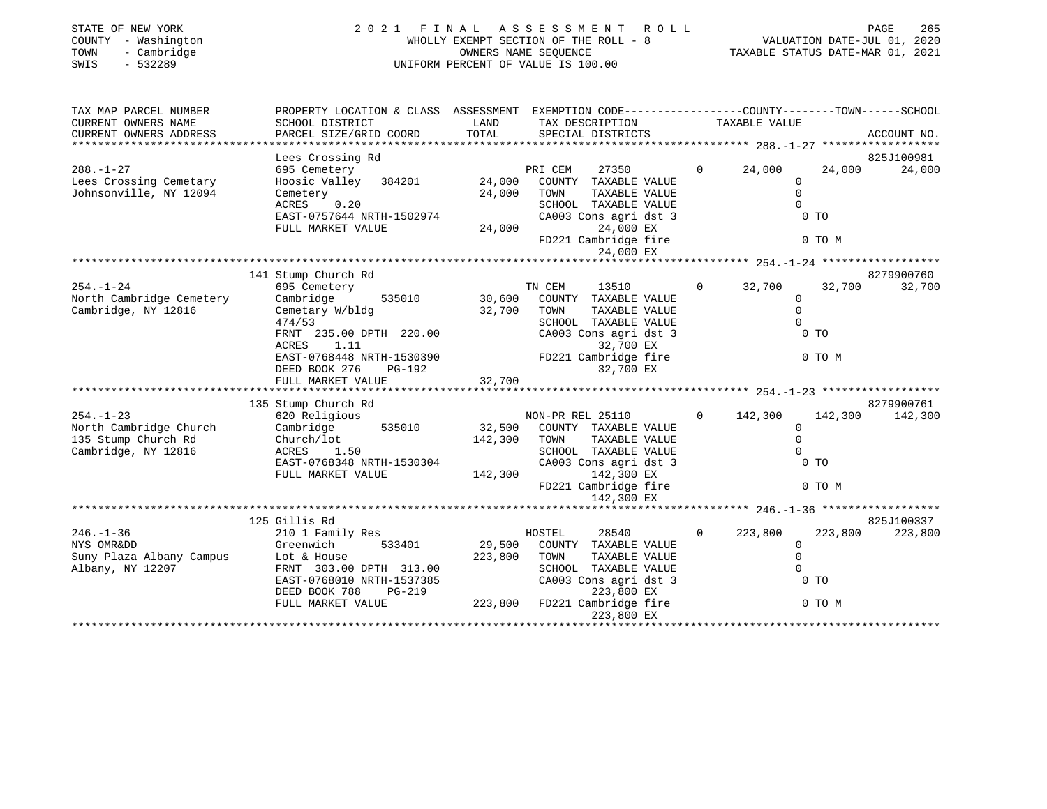STATE OF NEW YORK | COUNTY - Washington | TOWN - Cambridge | SWIS - 532289

# 2021 FINAL ASSESSMENT ROLL

WHOLLY EXEMPT SECTION OF THE ROLL - 8
OWNERS NAME SEQUENCE
UNIFORM PERCENT OF VALUE IS 100.00

VALUATION DATE-JUL 01, 2020
TAXABLE STATUS DATE-MAR 01, 2021

| TAX MAP PARCEL NUMBER / CURRENT OWNERS NAME / CURRENT OWNERS ADDRESS | PROPERTY LOCATION & CLASS / SCHOOL DISTRICT / PARCEL SIZE/GRID COORD | ASSESSMENT LAND / TOTAL | EXEMPTION CODE / TAX DESCRIPTION / SPECIAL DISTRICTS | COUNTY | TOWN | SCHOOL | ACCOUNT NO. |
|---|---|---|---|---|---|---|---|
| **288.-1-27** | Lees Crossing Rd | | | | | | 825J100981 |
| 288.-1-27 | 695 Cemetery | | PRI CEM 27350 0 | 24,000 | 24,000 | 24,000 | |
| Lees Crossing Cemetary | Hoosic Valley 384201 | 24,000 | COUNTY TAXABLE VALUE | 0 | | | |
| Johnsonville, NY 12094 | Cemetery | 24,000 | TOWN TAXABLE VALUE | | 0 | | |
| | ACRES 0.20 | | SCHOOL TAXABLE VALUE | | | 0 | |
| | EAST-0757644 NRTH-1502974 | | CA003 Cons agri dst 3 / 24,000 EX | 0 TO | | | |
| | FULL MARKET VALUE | 24,000 | FD221 Cambridge fire / 24,000 EX | 0 TO M | | | |
| **254.-1-24** | 141 Stump Church Rd | | | | | | 8279900760 |
| 254.-1-24 | 695 Cemetery | | TN CEM 13510 0 | 32,700 | 32,700 | 32,700 | |
| North Cambridge Cemetery | Cambridge 535010 | 30,600 | COUNTY TAXABLE VALUE | 0 | | | |
| Cambridge, NY 12816 | Cemetary W/bldg | 32,700 | TOWN TAXABLE VALUE | | 0 | | |
| | 474/53 | | SCHOOL TAXABLE VALUE | | | 0 | |
| | FRNT 235.00 DPTH 220.00 | | CA003 Cons agri dst 3 | 0 TO | | | |
| | ACRES 1.11 | | 32,700 EX | | | | |
| | EAST-0768448 NRTH-1530390 | | FD221 Cambridge fire | 0 TO M | | | |
| | DEED BOOK 276 PG-192 | | 32,700 EX | | | | |
| | FULL MARKET VALUE | 32,700 | | | | | |
| **254.-1-23** | 135 Stump Church Rd | | | | | | 8279900761 |
| 254.-1-23 | 620 Religious | | NON-PR REL 25110 0 | 142,300 | 142,300 | 142,300 | |
| North Cambridge Church | Cambridge 535010 | 32,500 | COUNTY TAXABLE VALUE | 0 | | | |
| 135 Stump Church Rd | Church/lot | 142,300 | TOWN TAXABLE VALUE | | 0 | | |
| Cambridge, NY 12816 | ACRES 1.50 | | SCHOOL TAXABLE VALUE | | | 0 | |
| | EAST-0768348 NRTH-1530304 | | CA003 Cons agri dst 3 | 0 TO | | | |
| | FULL MARKET VALUE | 142,300 | 142,300 EX | | | | |
| | | | FD221 Cambridge fire / 142,300 EX | 0 TO M | | | |
| **246.-1-36** | 125 Gillis Rd | | | | | | 825J100337 |
| 246.-1-36 | 210 1 Family Res | | HOSTEL 28540 0 | 223,800 | 223,800 | 223,800 | |
| NYS OMR&DD | Greenwich 533401 | 29,500 | COUNTY TAXABLE VALUE | 0 | | | |
| Suny Plaza Albany Campus | Lot & House | 223,800 | TOWN TAXABLE VALUE | | 0 | | |
| Albany, NY 12207 | FRNT 303.00 DPTH 313.00 | | SCHOOL TAXABLE VALUE | | | 0 | |
| | EAST-0768010 NRTH-1537385 | | CA003 Cons agri dst 3 | 0 TO | | | |
| | DEED BOOK 788 PG-219 | | 223,800 EX | | | | |
| | FULL MARKET VALUE | 223,800 | FD221 Cambridge fire / 223,800 EX | 0 TO M | | | |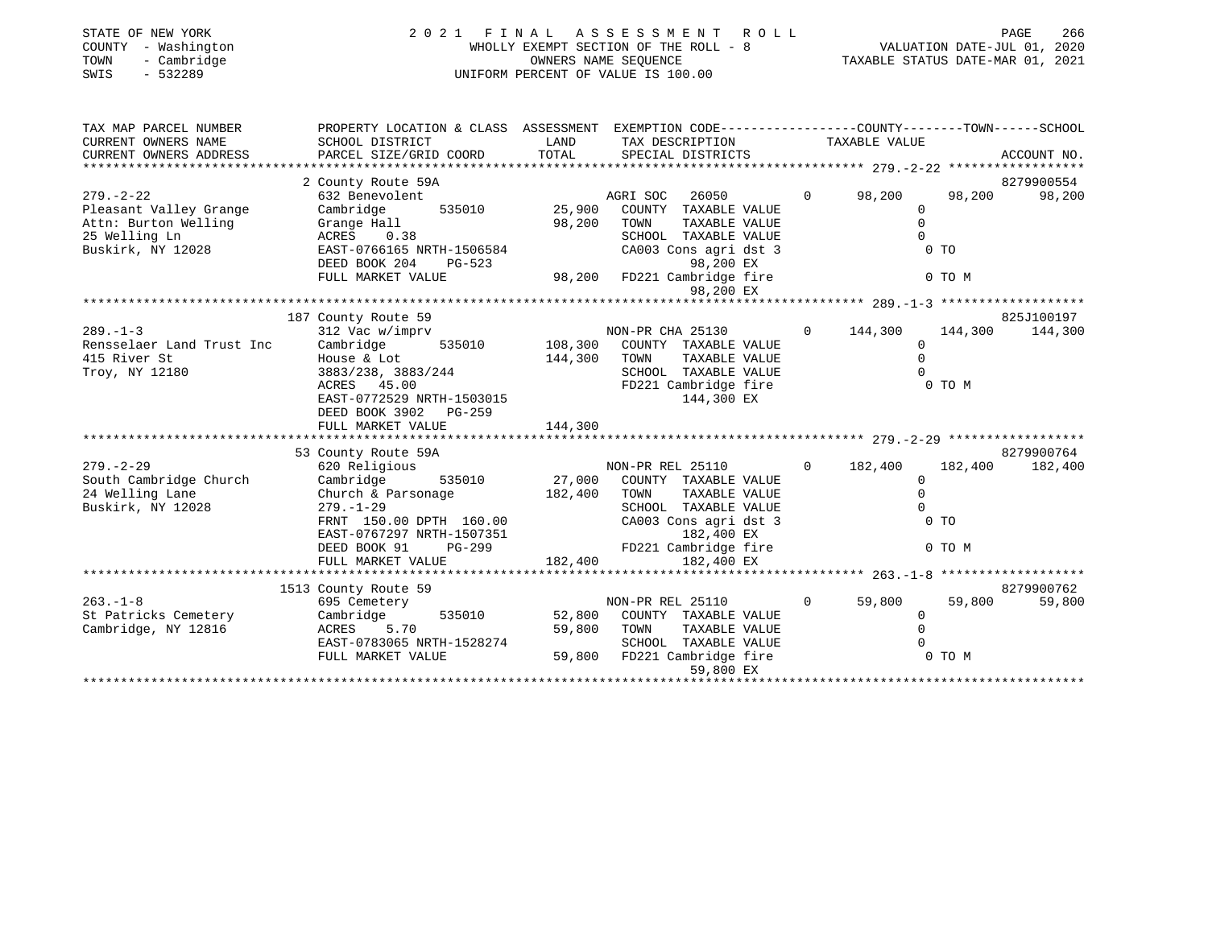STATE OF NEW YORK
COUNTY - Washington
TOWN - Cambridge
SWIS - 532289

# 2021 FINAL ASSESSMENT ROLL

WHOLLY EXEMPT SECTION OF THE ROLL - 8
OWNERS NAME SEQUENCE
UNIFORM PERCENT OF VALUE IS 100.00

VALUATION DATE-JUL 01, 2020
TAXABLE STATUS DATE-MAR 01, 2021

| TAX MAP PARCEL NUMBER / CURRENT OWNERS NAME / CURRENT OWNERS ADDRESS | PROPERTY LOCATION & CLASS / SCHOOL DISTRICT / PARCEL SIZE/GRID COORD | ASSESSMENT LAND | TOTAL | EXEMPTION CODE / TAX DESCRIPTION / SPECIAL DISTRICTS | COUNTY TAXABLE VALUE | TOWN | SCHOOL | ACCOUNT NO. |
|---|---|---|---|---|---|---|---|---|
| **279.-2-22** | 2 County Route 59A | | | | | | | 8279900554 |
| | 632 Benevolent | | | AGRI SOC 26050 0 | 98,200 | 98,200 | 98,200 | |
| Pleasant Valley Grange | Cambridge 535010 | 25,900 | | COUNTY TAXABLE VALUE | 0 | | | |
| Attn: Burton Welling | Grange Hall | | 98,200 | TOWN TAXABLE VALUE | | 0 | | |
| 25 Welling Ln | ACRES 0.38 | | | SCHOOL TAXABLE VALUE | | | 0 | |
| Buskirk, NY 12028 | EAST-0766165 NRTH-1506584 | | | CA003 Cons agri dst 3 | | 0 TO | | |
| | DEED BOOK 204 PG-523 | | | 98,200 EX | | | | |
| | FULL MARKET VALUE | | 98,200 | FD221 Cambridge fire | | 0 TO M | | |
| | | | | 98,200 EX | | | | |
| **289.-1-3** | 187 County Route 59 | | | | | | | 825J100197 |
| | 312 Vac w/imprv | | | NON-PR CHA 25130 0 | 144,300 | 144,300 | 144,300 | |
| Rensselaer Land Trust Inc | Cambridge 535010 | 108,300 | | COUNTY TAXABLE VALUE | 0 | | | |
| 415 River St | House & Lot | | 144,300 | TOWN TAXABLE VALUE | | 0 | | |
| Troy, NY 12180 | 3883/238, 3883/244 | | | SCHOOL TAXABLE VALUE | | | 0 | |
| | ACRES 45.00 | | | FD221 Cambridge fire | | 0 TO M | | |
| | EAST-0772529 NRTH-1503015 | | | 144,300 EX | | | | |
| | DEED BOOK 3902 PG-259 | | | | | | | |
| | FULL MARKET VALUE | | 144,300 | | | | | |
| **279.-2-29** | 53 County Route 59A | | | | | | | 8279900764 |
| | 620 Religious | | | NON-PR REL 25110 0 | 182,400 | 182,400 | 182,400 | |
| South Cambridge Church | Cambridge 535010 | 27,000 | | COUNTY TAXABLE VALUE | 0 | | | |
| 24 Welling Lane | Church & Parsonage | | 182,400 | TOWN TAXABLE VALUE | | 0 | | |
| Buskirk, NY 12028 | 279.-1-29 | | | SCHOOL TAXABLE VALUE | | | 0 | |
| | FRNT 150.00 DPTH 160.00 | | | CA003 Cons agri dst 3 | | 0 TO | | |
| | EAST-0767297 NRTH-1507351 | | | 182,400 EX | | | | |
| | DEED BOOK 91 PG-299 | | | FD221 Cambridge fire | | 0 TO M | | |
| | FULL MARKET VALUE | | 182,400 | 182,400 EX | | | | |
| **263.-1-8** | 1513 County Route 59 | | | | | | | 8279900762 |
| | 695 Cemetery | | | NON-PR REL 25110 0 | 59,800 | 59,800 | 59,800 | |
| St Patricks Cemetery | Cambridge 535010 | 52,800 | | COUNTY TAXABLE VALUE | 0 | | | |
| Cambridge, NY 12816 | ACRES 5.70 | | 59,800 | TOWN TAXABLE VALUE | | 0 | | |
| | EAST-0783065 NRTH-1528274 | | | SCHOOL TAXABLE VALUE | | | 0 | |
| | FULL MARKET VALUE | | 59,800 | FD221 Cambridge fire | | 0 TO M | | |
| | | | | 59,800 EX | | | | |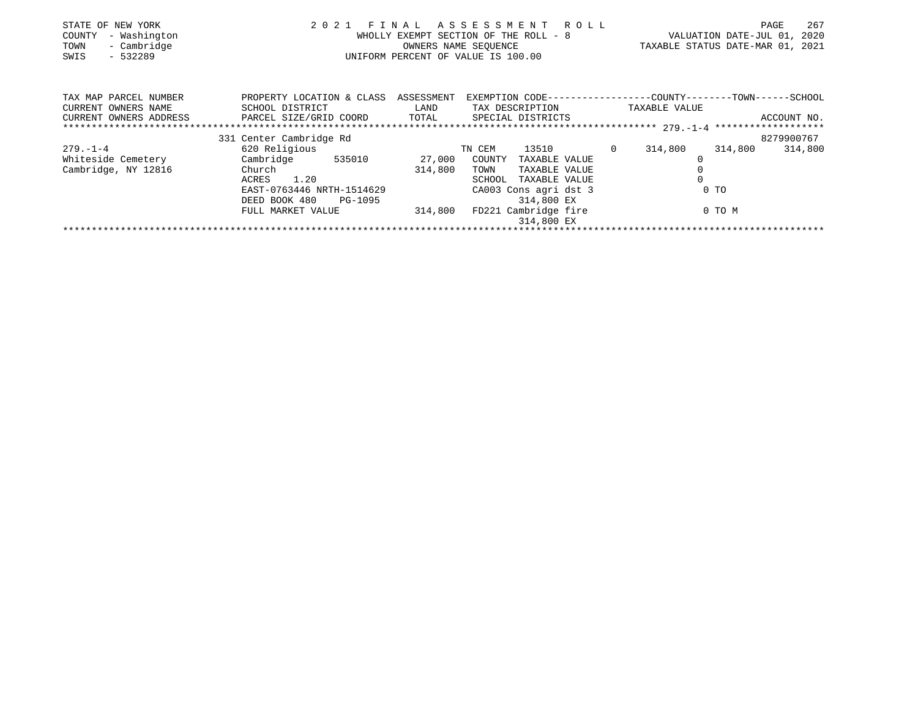STATE OF NEW YORK
COUNTY - Washington
TOWN - Cambridge
SWIS - 532289

2021 FINAL ASSESSMENT ROLL
WHOLLY EXEMPT SECTION OF THE ROLL - 8
OWNERS NAME SEQUENCE
UNIFORM PERCENT OF VALUE IS 100.00

VALUATION DATE-JUL 01, 2020
TAXABLE STATUS DATE-MAR 01, 2021

| TAX MAP PARCEL NUMBER / CURRENT OWNERS NAME / CURRENT OWNERS ADDRESS | PROPERTY LOCATION & CLASS / SCHOOL DISTRICT / PARCEL SIZE/GRID COORD | ASSESSMENT LAND / TOTAL | EXEMPTION CODE / TAX DESCRIPTION / SPECIAL DISTRICTS | | COUNTY | TOWN | SCHOOL |
|---|---|---|---|---|---|---|---|
| 279.-1-4 | 331 Center Cambridge Rd | | | | | | ACCOUNT NO. 8279900767 |
| 279.-1-4 | 620 Religious | | TN CEM 13510 | 0 | 314,800 | 314,800 | 314,800 |
| Whiteside Cemetery | Cambridge 535010 | 27,000 | COUNTY TAXABLE VALUE | | 0 | | |
| Cambridge, NY 12816 | Church | 314,800 | TOWN TAXABLE VALUE | | 0 | | |
| | ACRES 1.20 | | SCHOOL TAXABLE VALUE | | 0 | | |
| | EAST-0763446 NRTH-1514629 | | CA003 Cons agri dst 3 / 314,800 EX | | 0 TO | | |
| | DEED BOOK 480 PG-1095 | | | | | | |
| | FULL MARKET VALUE | 314,800 | FD221 Cambridge fire / 314,800 EX | | 0 TO M | | |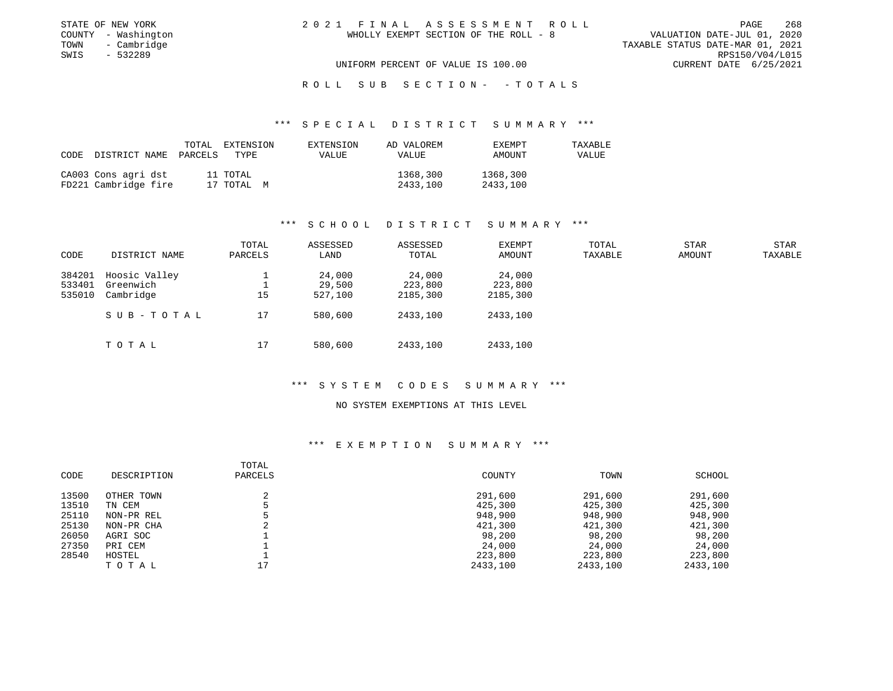STATE OF NEW YORK
COUNTY - Washington
TOWN - Cambridge
SWIS - 532289

# 2021 FINAL ASSESSMENT ROLL

WHOLLY EXEMPT SECTION OF THE ROLL - 8

VALUATION DATE-JUL 01, 2020
TAXABLE STATUS DATE-MAR 01, 2021
RPS150/V04/L015
CURRENT DATE 6/25/2021

UNIFORM PERCENT OF VALUE IS 100.00

ROLL SUB SECTION- - TOTALS

## *** SPECIAL DISTRICT SUMMARY ***

| CODE DISTRICT NAME | TOTAL PARCELS | EXTENSION TYPE | EXTENSION VALUE | AD VALOREM VALUE | EXEMPT AMOUNT | TAXABLE VALUE |
|---|---|---|---|---|---|---|
| CA003 Cons agri dst | 11 | TOTAL | | 1368,300 | 1368,300 | |
| FD221 Cambridge fire | 17 | TOTAL M | | 2433,100 | 2433,100 | |

## *** SCHOOL DISTRICT SUMMARY ***

| CODE | DISTRICT NAME | TOTAL PARCELS | ASSESSED LAND | ASSESSED TOTAL | EXEMPT AMOUNT | TOTAL TAXABLE | STAR AMOUNT | STAR TAXABLE |
|---|---|---|---|---|---|---|---|---|
| 384201 | Hoosic Valley | 1 | 24,000 | 24,000 | 24,000 | | | |
| 533401 | Greenwich | 1 | 29,500 | 223,800 | 223,800 | | | |
| 535010 | Cambridge | 15 | 527,100 | 2185,300 | 2185,300 | | | |
| | SUB-TOTAL | 17 | 580,600 | 2433,100 | 2433,100 | | | |
| | TOTAL | 17 | 580,600 | 2433,100 | 2433,100 | | | |

## *** SYSTEM CODES SUMMARY ***

NO SYSTEM EXEMPTIONS AT THIS LEVEL

## *** EXEMPTION SUMMARY ***

| CODE | DESCRIPTION | TOTAL PARCELS | COUNTY | TOWN | SCHOOL |
|---|---|---|---|---|---|
| 13500 | OTHER TOWN | 2 | 291,600 | 291,600 | 291,600 |
| 13510 | TN CEM | 5 | 425,300 | 425,300 | 425,300 |
| 25110 | NON-PR REL | 5 | 948,900 | 948,900 | 948,900 |
| 25130 | NON-PR CHA | 2 | 421,300 | 421,300 | 421,300 |
| 26050 | AGRI SOC | 1 | 98,200 | 98,200 | 98,200 |
| 27350 | PRI CEM | 1 | 24,000 | 24,000 | 24,000 |
| 28540 | HOSTEL | 1 | 223,800 | 223,800 | 223,800 |
| | TOTAL | 17 | 2433,100 | 2433,100 | 2433,100 |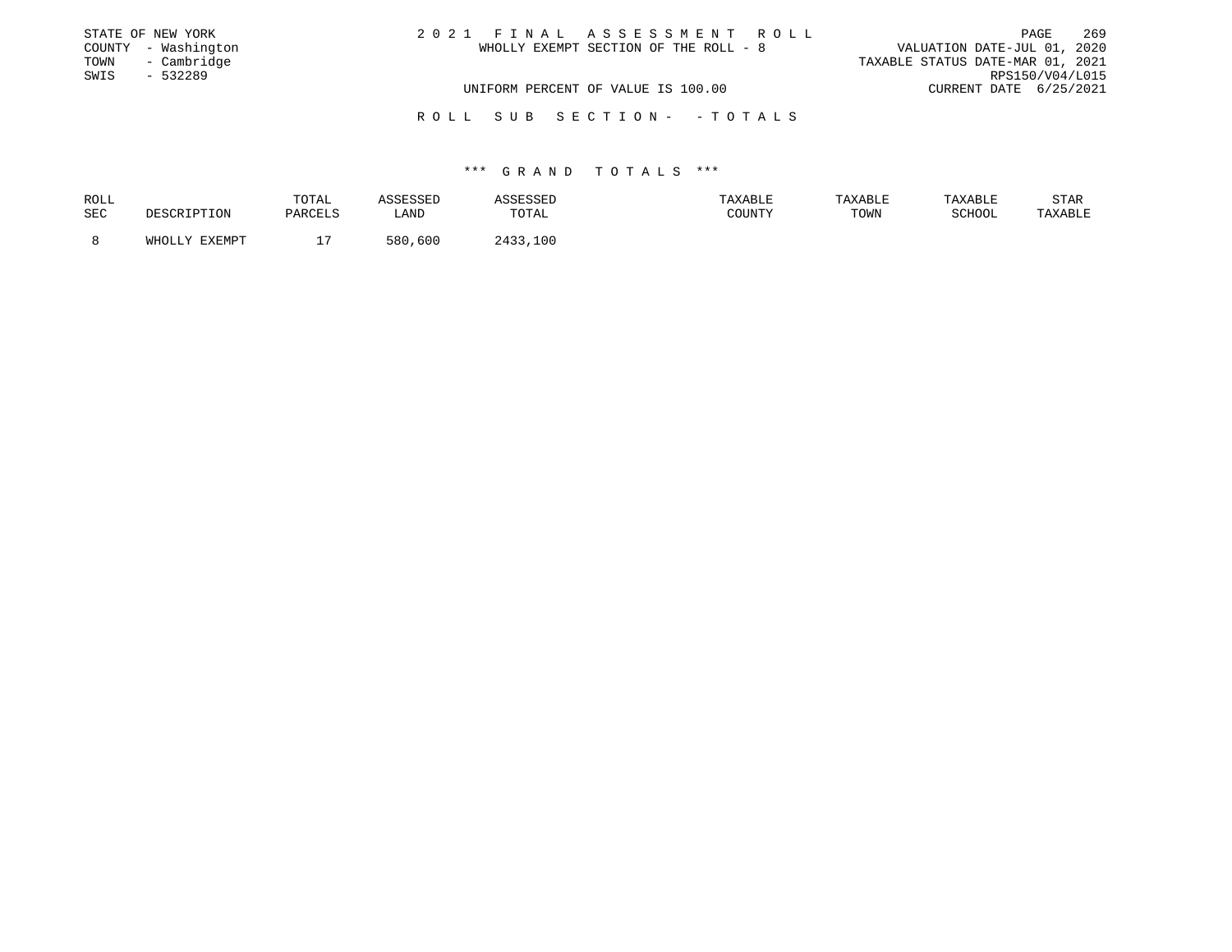STATE OF NEW YORK
COUNTY - Washington
TOWN - Cambridge
SWIS - 532289

# 2 0 2 1 F I N A L A S S E S S M E N T R O L L

WHOLLY EXEMPT SECTION OF THE ROLL - 8

VALUATION DATE-JUL 01, 2020
TAXABLE STATUS DATE-MAR 01, 2021
RPS150/V04/L015
CURRENT DATE 6/25/2021

UNIFORM PERCENT OF VALUE IS 100.00

R O L L S U B S E C T I O N - - T O T A L S

## \*\*\* G R A N D T O T A L S \*\*\*

| ROLL SEC | DESCRIPTION | TOTAL PARCELS | ASSESSED LAND | ASSESSED TOTAL | TAXABLE COUNTY | TAXABLE TOWN | TAXABLE SCHOOL | STAR TAXABLE |
|---|---|---|---|---|---|---|---|---|
| 8 | WHOLLY EXEMPT | 17 | 580,600 | 2433,100 | | | | |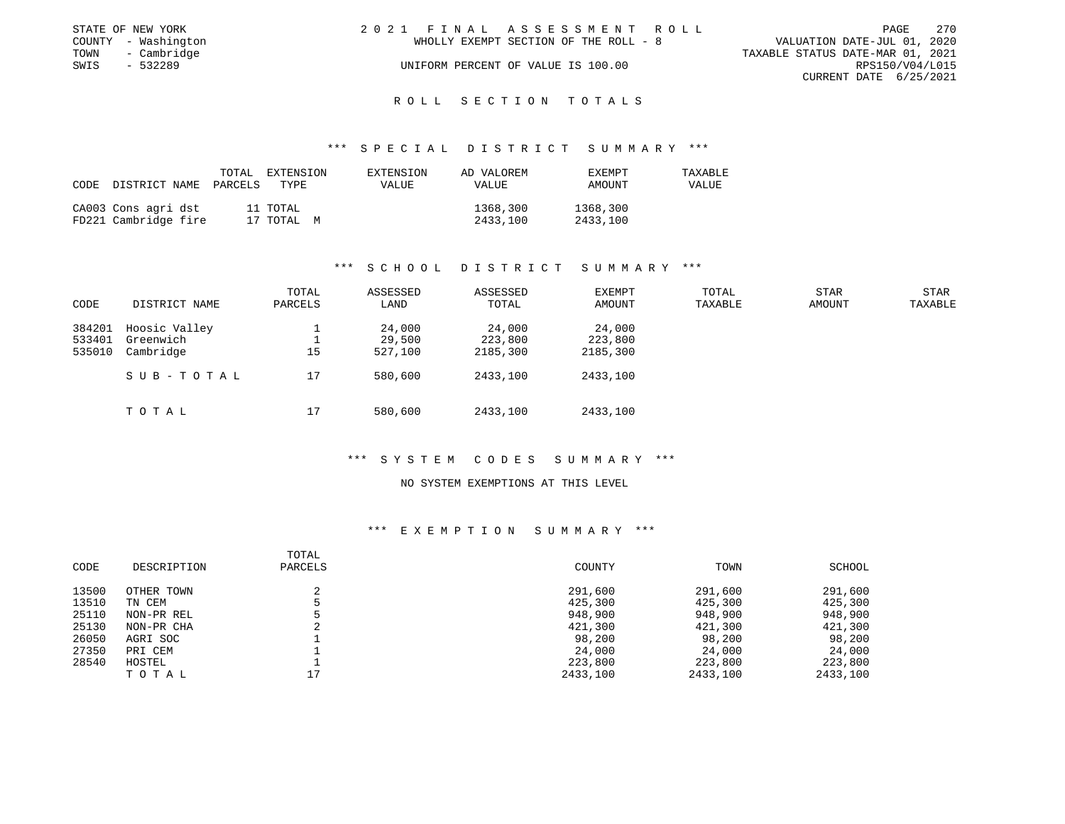STATE OF NEW YORK
COUNTY - Washington
TOWN - Cambridge
SWIS - 532289

2021 FINAL ASSESSMENT ROLL
WHOLLY EXEMPT SECTION OF THE ROLL - 8
UNIFORM PERCENT OF VALUE IS 100.00

VALUATION DATE-JUL 01, 2020
TAXABLE STATUS DATE-MAR 01, 2021
RPS150/V04/L015
CURRENT DATE 6/25/2021

## ROLL SECTION TOTALS

### *** SPECIAL DISTRICT SUMMARY ***

| CODE DISTRICT NAME | TOTAL PARCELS | EXTENSION TYPE | EXTENSION VALUE | AD VALOREM VALUE | EXEMPT AMOUNT | TAXABLE VALUE |
|---|---|---|---|---|---|---|
| CA003 Cons agri dst | 11 | TOTAL | | 1368,300 | 1368,300 | |
| FD221 Cambridge fire | 17 | TOTAL M | | 2433,100 | 2433,100 | |

### *** SCHOOL DISTRICT SUMMARY ***

| CODE | DISTRICT NAME | TOTAL PARCELS | ASSESSED LAND | ASSESSED TOTAL | EXEMPT AMOUNT | TOTAL TAXABLE | STAR AMOUNT | STAR TAXABLE |
|---|---|---|---|---|---|---|---|---|
| 384201 | Hoosic Valley | 1 | 24,000 | 24,000 | 24,000 | | | |
| 533401 | Greenwich | 1 | 29,500 | 223,800 | 223,800 | | | |
| 535010 | Cambridge | 15 | 527,100 | 2185,300 | 2185,300 | | | |
| | SUB-TOTAL | 17 | 580,600 | 2433,100 | 2433,100 | | | |
| | TOTAL | 17 | 580,600 | 2433,100 | 2433,100 | | | |

### *** SYSTEM CODES SUMMARY ***

NO SYSTEM EXEMPTIONS AT THIS LEVEL

### *** EXEMPTION SUMMARY ***

| CODE | DESCRIPTION | TOTAL PARCELS | COUNTY | TOWN | SCHOOL |
|---|---|---|---|---|---|
| 13500 | OTHER TOWN | 2 | 291,600 | 291,600 | 291,600 |
| 13510 | TN CEM | 5 | 425,300 | 425,300 | 425,300 |
| 25110 | NON-PR REL | 5 | 948,900 | 948,900 | 948,900 |
| 25130 | NON-PR CHA | 2 | 421,300 | 421,300 | 421,300 |
| 26050 | AGRI SOC | 1 | 98,200 | 98,200 | 98,200 |
| 27350 | PRI CEM | 1 | 24,000 | 24,000 | 24,000 |
| 28540 | HOSTEL | 1 | 223,800 | 223,800 | 223,800 |
| | TOTAL | 17 | 2433,100 | 2433,100 | 2433,100 |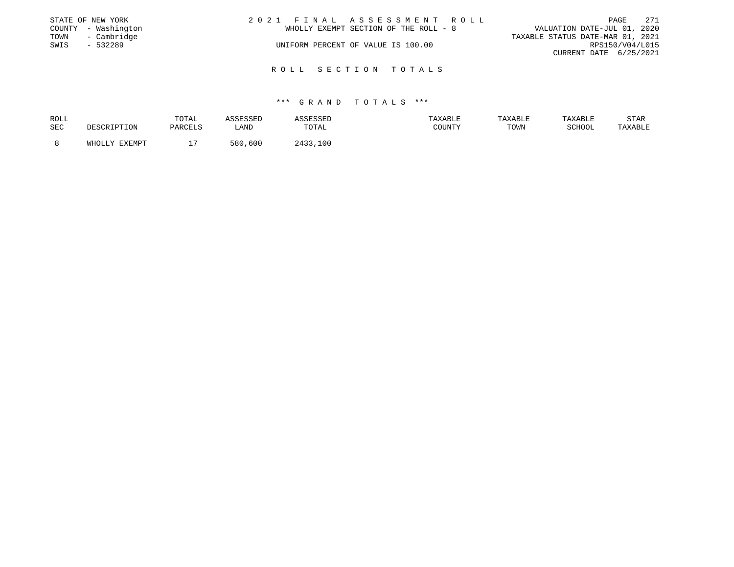STATE OF NEW YORK
COUNTY - Washington
TOWN - Cambridge
SWIS - 532289

# 2021 FINAL ASSESSMENT ROLL

WHOLLY EXEMPT SECTION OF THE ROLL - 8

UNIFORM PERCENT OF VALUE IS 100.00

VALUATION DATE-JUL 01, 2020
TAXABLE STATUS DATE-MAR 01, 2021
RPS150/V04/L015
CURRENT DATE 6/25/2021

## ROLL SECTION TOTALS

### *** GRAND TOTALS ***

| ROLL SEC | DESCRIPTION | TOTAL PARCELS | ASSESSED LAND | ASSESSED TOTAL | TAXABLE COUNTY | TAXABLE TOWN | TAXABLE SCHOOL | STAR TAXABLE |
|---|---|---|---|---|---|---|---|---|
| 8 | WHOLLY EXEMPT | 17 | 580,600 | 2433,100 | | | | |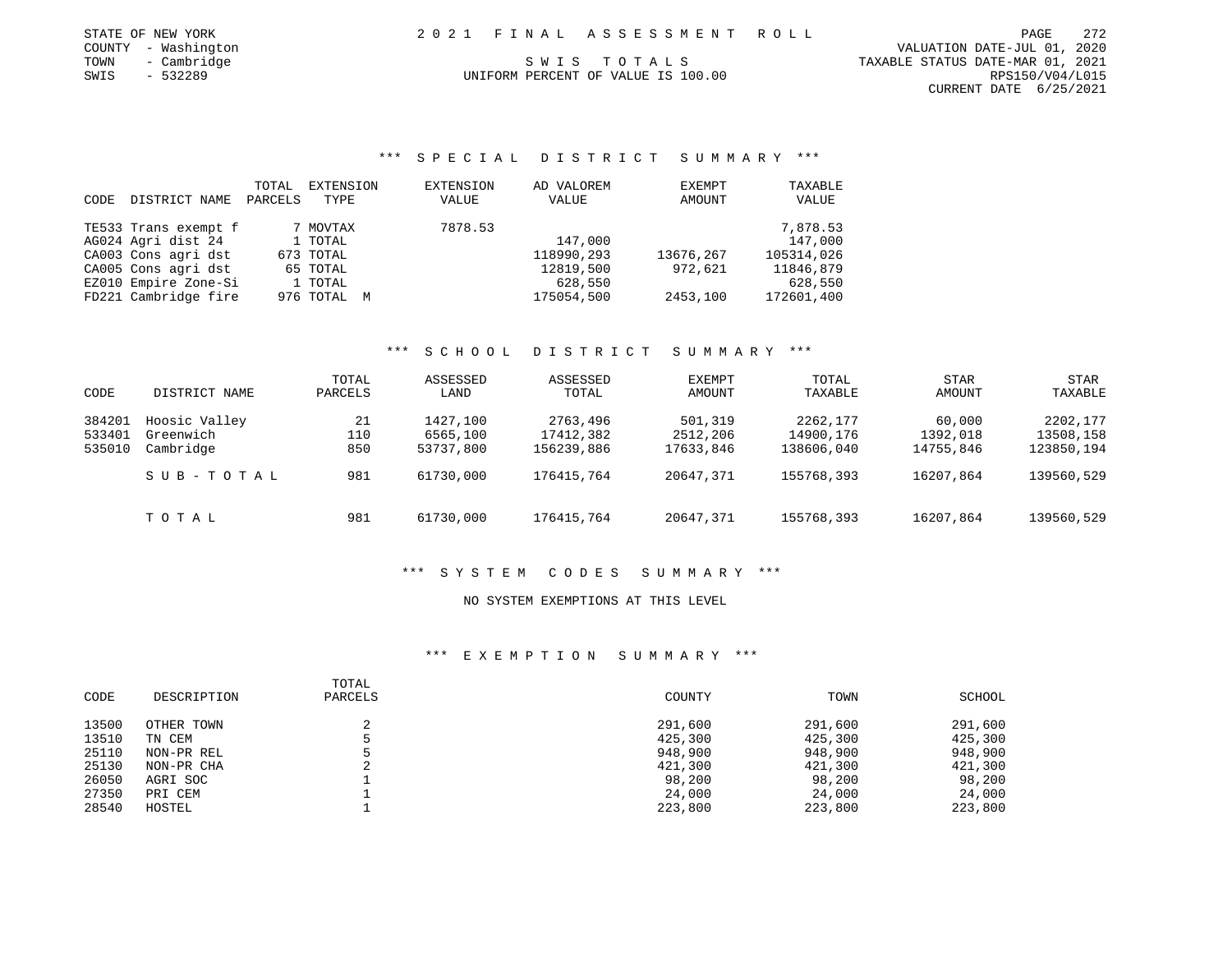STATE OF NEW YORK
COUNTY - Washington
TOWN - Cambridge
SWIS - 532289

2021 FINAL ASSESSMENT ROLL

SWIS TOTALS

UNIFORM PERCENT OF VALUE IS 100.00

VALUATION DATE-JUL 01, 2020
TAXABLE STATUS DATE-MAR 01, 2021
RPS150/V04/L015
CURRENT DATE 6/25/2021

## *** SPECIAL DISTRICT SUMMARY ***

| CODE | DISTRICT NAME | TOTAL PARCELS | EXTENSION TYPE | EXTENSION VALUE | AD VALOREM VALUE | EXEMPT AMOUNT | TAXABLE VALUE |
|---|---|---|---|---|---|---|---|
| TE533 | Trans exempt f | 7 | MOVTAX | 7878.53 | | | 7,878.53 |
| AG024 | Agri dist 24 | 1 | TOTAL | | 147,000 | | 147,000 |
| CA003 | Cons agri dst | 673 | TOTAL | | 118990,293 | 13676,267 | 105314,026 |
| CA005 | Cons agri dst | 65 | TOTAL | | 12819,500 | 972,621 | 11846,879 |
| EZ010 | Empire Zone-Si | 1 | TOTAL | | 628,550 | | 628,550 |
| FD221 | Cambridge fire | 976 | TOTAL M | | 175054,500 | 2453,100 | 172601,400 |

## *** SCHOOL DISTRICT SUMMARY ***

| CODE | DISTRICT NAME | TOTAL PARCELS | ASSESSED LAND | ASSESSED TOTAL | EXEMPT AMOUNT | TOTAL TAXABLE | STAR AMOUNT | STAR TAXABLE |
|---|---|---|---|---|---|---|---|---|
| 384201 | Hoosic Valley | 21 | 1427,100 | 2763,496 | 501,319 | 2262,177 | 60,000 | 2202,177 |
| 533401 | Greenwich | 110 | 6565,100 | 17412,382 | 2512,206 | 14900,176 | 1392,018 | 13508,158 |
| 535010 | Cambridge | 850 | 53737,800 | 156239,886 | 17633,846 | 138606,040 | 14755,846 | 123850,194 |
| | SUB-TOTAL | 981 | 61730,000 | 176415,764 | 20647,371 | 155768,393 | 16207,864 | 139560,529 |
| | TOTAL | 981 | 61730,000 | 176415,764 | 20647,371 | 155768,393 | 16207,864 | 139560,529 |

## *** SYSTEM CODES SUMMARY ***

NO SYSTEM EXEMPTIONS AT THIS LEVEL

## *** EXEMPTION SUMMARY ***

| CODE | DESCRIPTION | TOTAL PARCELS | COUNTY | TOWN | SCHOOL |
|---|---|---|---|---|---|
| 13500 | OTHER TOWN | 2 | 291,600 | 291,600 | 291,600 |
| 13510 | TN CEM | 5 | 425,300 | 425,300 | 425,300 |
| 25110 | NON-PR REL | 5 | 948,900 | 948,900 | 948,900 |
| 25130 | NON-PR CHA | 2 | 421,300 | 421,300 | 421,300 |
| 26050 | AGRI SOC | 1 | 98,200 | 98,200 | 98,200 |
| 27350 | PRI CEM | 1 | 24,000 | 24,000 | 24,000 |
| 28540 | HOSTEL | 1 | 223,800 | 223,800 | 223,800 |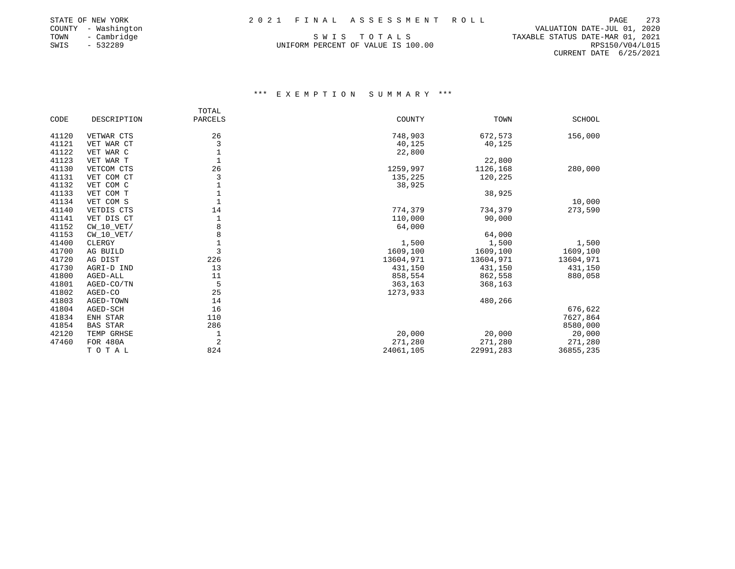STATE OF NEW YORK
COUNTY - Washington
TOWN - Cambridge
SWIS - 532289

# 2021 FINAL ASSESSMENT ROLL

SWIS TOTALS
UNIFORM PERCENT OF VALUE IS 100.00

VALUATION DATE-JUL 01, 2020
TAXABLE STATUS DATE-MAR 01, 2021
RPS150/V04/L015
CURRENT DATE 6/25/2021

## *** EXEMPTION SUMMARY ***

| CODE | DESCRIPTION | TOTAL PARCELS | COUNTY | TOWN | SCHOOL |
|---|---|---|---|---|---|
| 41120 | VETWAR CTS | 26 | 748,903 | 672,573 | 156,000 |
| 41121 | VET WAR CT | 3 | 40,125 | 40,125 | |
| 41122 | VET WAR C | 1 | 22,800 | | |
| 41123 | VET WAR T | 1 | | 22,800 | |
| 41130 | VETCOM CTS | 26 | 1259,997 | 1126,168 | 280,000 |
| 41131 | VET COM CT | 3 | 135,225 | 120,225 | |
| 41132 | VET COM C | 1 | 38,925 | | |
| 41133 | VET COM T | 1 | | 38,925 | |
| 41134 | VET COM S | 1 | | | 10,000 |
| 41140 | VETDIS CTS | 14 | 774,379 | 734,379 | 273,590 |
| 41141 | VET DIS CT | 1 | 110,000 | 90,000 | |
| 41152 | CW_10_VET/ | 8 | 64,000 | | |
| 41153 | CW_10_VET/ | 8 | | 64,000 | |
| 41400 | CLERGY | 1 | 1,500 | 1,500 | 1,500 |
| 41700 | AG BUILD | 3 | 1609,100 | 1609,100 | 1609,100 |
| 41720 | AG DIST | 226 | 13604,971 | 13604,971 | 13604,971 |
| 41730 | AGRI-D IND | 13 | 431,150 | 431,150 | 431,150 |
| 41800 | AGED-ALL | 11 | 858,554 | 862,558 | 880,058 |
| 41801 | AGED-CO/TN | 5 | 363,163 | 368,163 | |
| 41802 | AGED-CO | 25 | 1273,933 | | |
| 41803 | AGED-TOWN | 14 | | 480,266 | |
| 41804 | AGED-SCH | 16 | | | 676,622 |
| 41834 | ENH STAR | 110 | | | 7627,864 |
| 41854 | BAS STAR | 286 | | | 8580,000 |
| 42120 | TEMP GRHSE | 1 | 20,000 | 20,000 | 20,000 |
| 47460 | FOR 480A | 2 | 271,280 | 271,280 | 271,280 |
| | TOTAL | 824 | 24061,105 | 22991,283 | 36855,235 |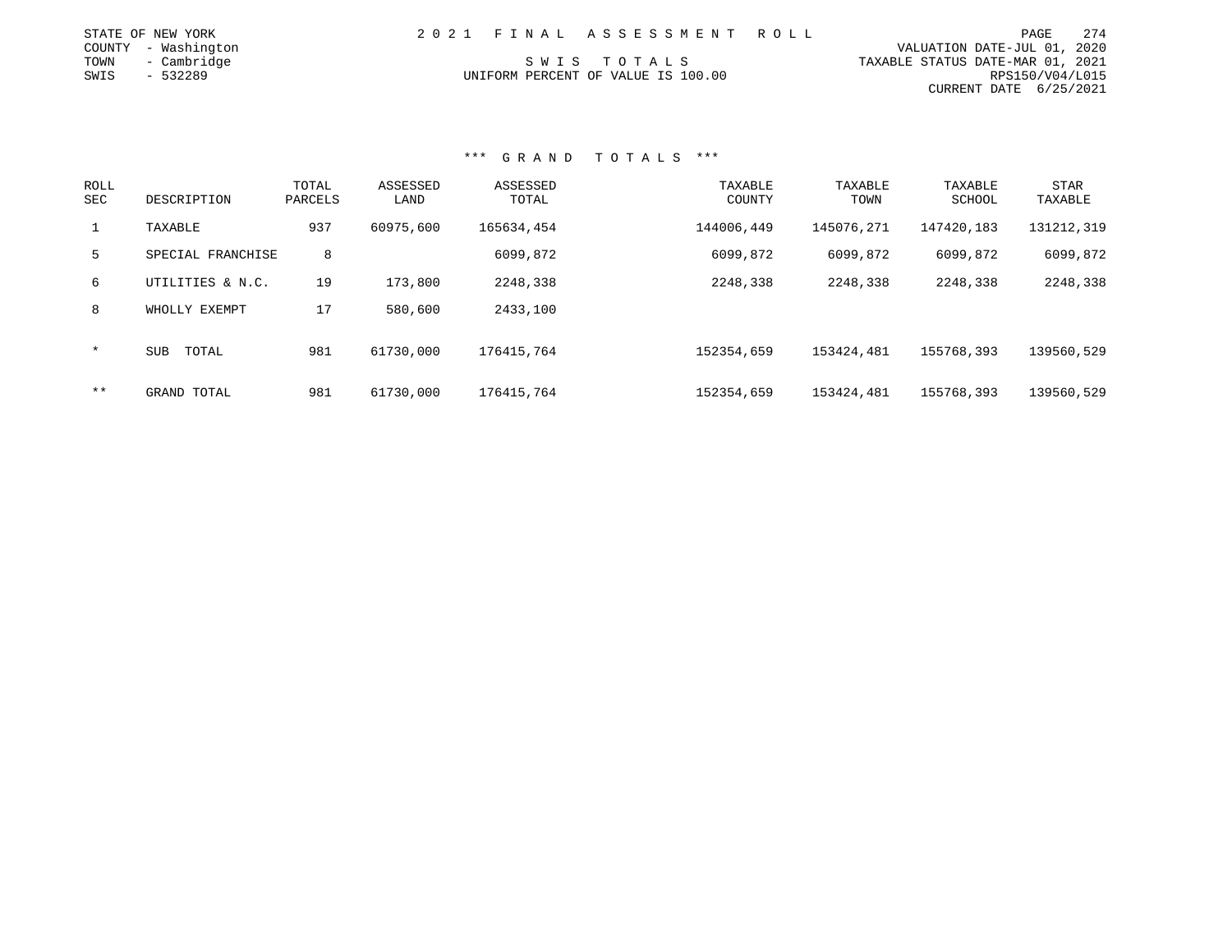STATE OF NEW YORK
COUNTY - Washington
TOWN - Cambridge
SWIS - 532289

2 0 2 1 F I N A L A S S E S S M E N T R O L L

S W I S T O T A L S

UNIFORM PERCENT OF VALUE IS 100.00

VALUATION DATE-JUL 01, 2020
TAXABLE STATUS DATE-MAR 01, 2021
RPS150/V04/L015
CURRENT DATE 6/25/2021

### *** G R A N D T O T A L S ***

| ROLL SEC | DESCRIPTION | TOTAL PARCELS | ASSESSED LAND | ASSESSED TOTAL | TAXABLE COUNTY | TAXABLE TOWN | TAXABLE SCHOOL | STAR TAXABLE |
|---|---|---|---|---|---|---|---|---|
| 1 | TAXABLE | 937 | 60975,600 | 165634,454 | 144006,449 | 145076,271 | 147420,183 | 131212,319 |
| 5 | SPECIAL FRANCHISE | 8 | | 6099,872 | 6099,872 | 6099,872 | 6099,872 | 6099,872 |
| 6 | UTILITIES & N.C. | 19 | 173,800 | 2248,338 | 2248,338 | 2248,338 | 2248,338 | 2248,338 |
| 8 | WHOLLY EXEMPT | 17 | 580,600 | 2433,100 | | | | |
| * | SUB TOTAL | 981 | 61730,000 | 176415,764 | 152354,659 | 153424,481 | 155768,393 | 139560,529 |
| ** | GRAND TOTAL | 981 | 61730,000 | 176415,764 | 152354,659 | 153424,481 | 155768,393 | 139560,529 |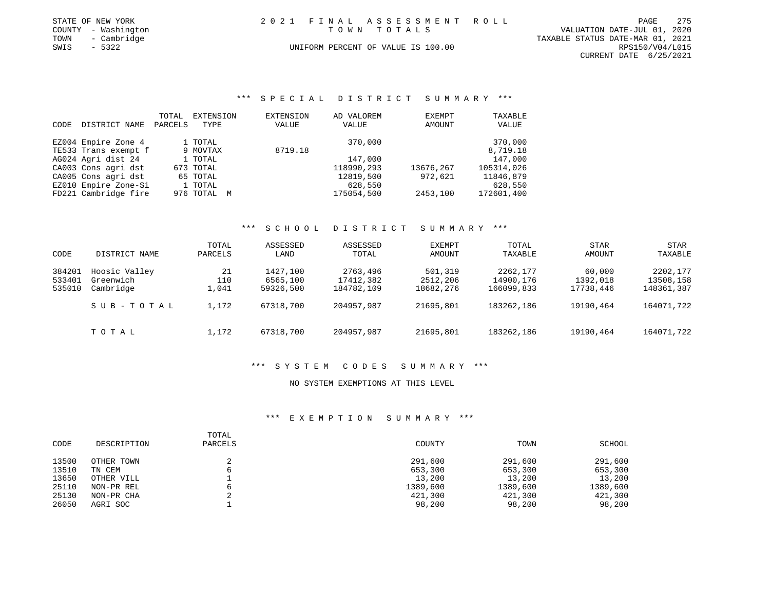STATE OF NEW YORK
COUNTY - Washington
TOWN - Cambridge
SWIS - 5322

2 0 2 1 F I N A L A S S E S S M E N T R O L L
T O W N T O T A L S
UNIFORM PERCENT OF VALUE IS 100.00

VALUATION DATE-JUL 01, 2020
TAXABLE STATUS DATE-MAR 01, 2021
RPS150/V04/L015
CURRENT DATE 6/25/2021

### *** S P E C I A L D I S T R I C T S U M M A R Y ***

| CODE | DISTRICT NAME | TOTAL PARCELS | EXTENSION TYPE | EXTENSION VALUE | AD VALOREM VALUE | EXEMPT AMOUNT | TAXABLE VALUE |
|---|---|---|---|---|---|---|---|
| EZ004 | Empire Zone 4 | 1 | TOTAL | | 370,000 | | 370,000 |
| TE533 | Trans exempt f | 9 | MOVTAX | 8719.18 | | | 8,719.18 |
| AG024 | Agri dist 24 | 1 | TOTAL | | 147,000 | | 147,000 |
| CA003 | Cons agri dst | 673 | TOTAL | | 118990,293 | 13676,267 | 105314,026 |
| CA005 | Cons agri dst | 65 | TOTAL | | 12819,500 | 972,621 | 11846,879 |
| EZ010 | Empire Zone-Si | 1 | TOTAL | | 628,550 | | 628,550 |
| FD221 | Cambridge fire | 976 | TOTAL M | | 175054,500 | 2453,100 | 172601,400 |

### *** S C H O O L D I S T R I C T S U M M A R Y ***

| CODE | DISTRICT NAME | TOTAL PARCELS | ASSESSED LAND | ASSESSED TOTAL | EXEMPT AMOUNT | TOTAL TAXABLE | STAR AMOUNT | STAR TAXABLE |
|---|---|---|---|---|---|---|---|---|
| 384201 | Hoosic Valley | 21 | 1427,100 | 2763,496 | 501,319 | 2262,177 | 60,000 | 2202,177 |
| 533401 | Greenwich | 110 | 6565,100 | 17412,382 | 2512,206 | 14900,176 | 1392,018 | 13508,158 |
| 535010 | Cambridge | 1,041 | 59326,500 | 184782,109 | 18682,276 | 166099,833 | 17738,446 | 148361,387 |
| | S U B - T O T A L | 1,172 | 67318,700 | 204957,987 | 21695,801 | 183262,186 | 19190,464 | 164071,722 |
| | T O T A L | 1,172 | 67318,700 | 204957,987 | 21695,801 | 183262,186 | 19190,464 | 164071,722 |

### *** S Y S T E M C O D E S S U M M A R Y ***

NO SYSTEM EXEMPTIONS AT THIS LEVEL

### *** E X E M P T I O N S U M M A R Y ***

| CODE | DESCRIPTION | TOTAL PARCELS | COUNTY | TOWN | SCHOOL |
|---|---|---|---|---|---|
| 13500 | OTHER TOWN | 2 | 291,600 | 291,600 | 291,600 |
| 13510 | TN CEM | 6 | 653,300 | 653,300 | 653,300 |
| 13650 | OTHER VILL | 1 | 13,200 | 13,200 | 13,200 |
| 25110 | NON-PR REL | 6 | 1389,600 | 1389,600 | 1389,600 |
| 25130 | NON-PR CHA | 2 | 421,300 | 421,300 | 421,300 |
| 26050 | AGRI SOC | 1 | 98,200 | 98,200 | 98,200 |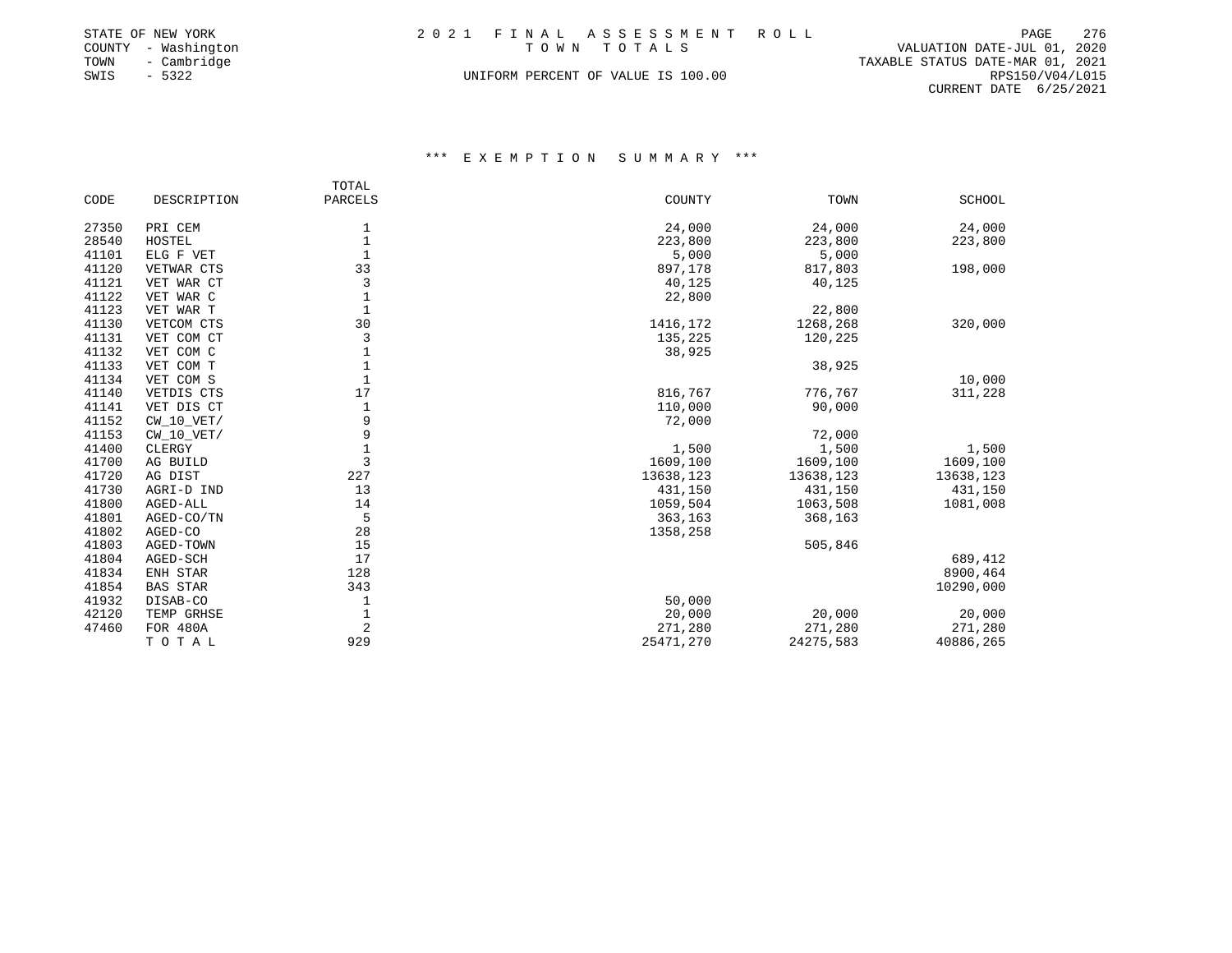STATE OF NEW YORK
COUNTY - Washington
TOWN - Cambridge
SWIS - 5322

# 2021 FINAL ASSESSMENT ROLL

TOWN TOTALS

UNIFORM PERCENT OF VALUE IS 100.00

VALUATION DATE-JUL 01, 2020
TAXABLE STATUS DATE-MAR 01, 2021
RPS150/V04/L015
CURRENT DATE 6/25/2021

## *** EXEMPTION SUMMARY ***

| CODE | DESCRIPTION | TOTAL PARCELS | COUNTY | TOWN | SCHOOL |
|---|---|---|---|---|---|
| 27350 | PRI CEM | 1 | 24,000 | 24,000 | 24,000 |
| 28540 | HOSTEL | 1 | 223,800 | 223,800 | 223,800 |
| 41101 | ELG F VET | 1 | 5,000 | 5,000 | |
| 41120 | VETWAR CTS | 33 | 897,178 | 817,803 | 198,000 |
| 41121 | VET WAR CT | 3 | 40,125 | 40,125 | |
| 41122 | VET WAR C | 1 | 22,800 | | |
| 41123 | VET WAR T | 1 | | 22,800 | |
| 41130 | VETCOM CTS | 30 | 1416,172 | 1268,268 | 320,000 |
| 41131 | VET COM CT | 3 | 135,225 | 120,225 | |
| 41132 | VET COM C | 1 | 38,925 | | |
| 41133 | VET COM T | 1 | | 38,925 | |
| 41134 | VET COM S | 1 | | | 10,000 |
| 41140 | VETDIS CTS | 17 | 816,767 | 776,767 | 311,228 |
| 41141 | VET DIS CT | 1 | 110,000 | 90,000 | |
| 41152 | CW_10_VET/ | 9 | 72,000 | | |
| 41153 | CW_10_VET/ | 9 | | 72,000 | |
| 41400 | CLERGY | 1 | 1,500 | 1,500 | 1,500 |
| 41700 | AG BUILD | 3 | 1609,100 | 1609,100 | 1609,100 |
| 41720 | AG DIST | 227 | 13638,123 | 13638,123 | 13638,123 |
| 41730 | AGRI-D IND | 13 | 431,150 | 431,150 | 431,150 |
| 41800 | AGED-ALL | 14 | 1059,504 | 1063,508 | 1081,008 |
| 41801 | AGED-CO/TN | 5 | 363,163 | 368,163 | |
| 41802 | AGED-CO | 28 | 1358,258 | | |
| 41803 | AGED-TOWN | 15 | | 505,846 | |
| 41804 | AGED-SCH | 17 | | | 689,412 |
| 41834 | ENH STAR | 128 | | | 8900,464 |
| 41854 | BAS STAR | 343 | | | 10290,000 |
| 41932 | DISAB-CO | 1 | 50,000 | | |
| 42120 | TEMP GRHSE | 1 | 20,000 | 20,000 | 20,000 |
| 47460 | FOR 480A | 2 | 271,280 | 271,280 | 271,280 |
| | T O T A L | 929 | 25471,270 | 24275,583 | 40886,265 |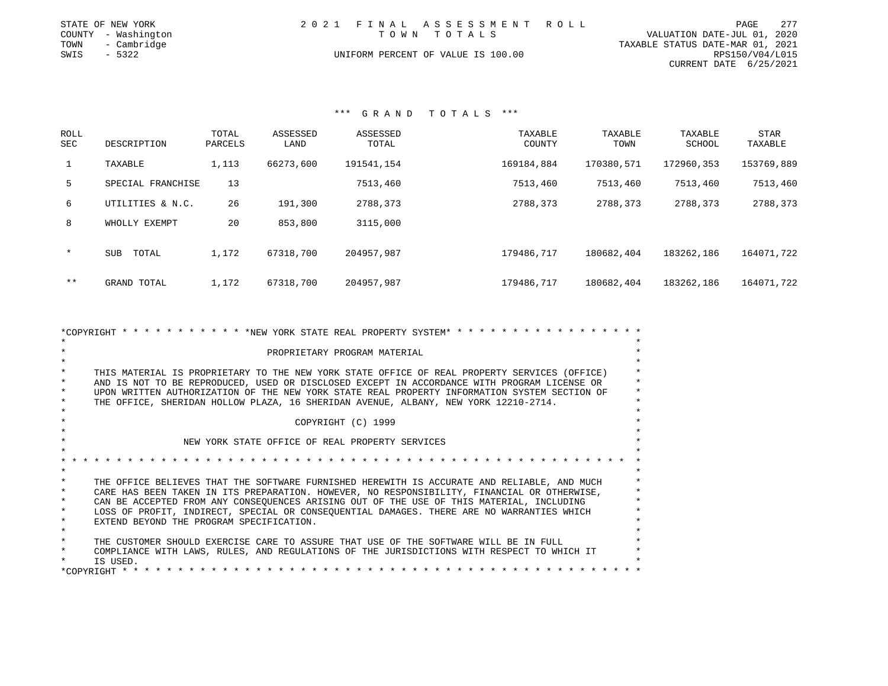STATE OF NEW YORK
COUNTY - Washington
TOWN - Cambridge
SWIS - 5322

2021 FINAL ASSESSMENT ROLL
TOWN TOTALS
UNIFORM PERCENT OF VALUE IS 100.00

VALUATION DATE-JUL 01, 2020
TAXABLE STATUS DATE-MAR 01, 2021
RPS150/V04/L015
CURRENT DATE 6/25/2021

*** GRAND TOTALS ***

| ROLL SEC | DESCRIPTION | TOTAL PARCELS | ASSESSED LAND | ASSESSED TOTAL | TAXABLE COUNTY | TAXABLE TOWN | TAXABLE SCHOOL | STAR TAXABLE |
|---|---|---|---|---|---|---|---|---|
| 1 | TAXABLE | 1,113 | 66273,600 | 191541,154 | 169184,884 | 170380,571 | 172960,353 | 153769,889 |
| 5 | SPECIAL FRANCHISE | 13 | | 7513,460 | 7513,460 | 7513,460 | 7513,460 | 7513,460 |
| 6 | UTILITIES & N.C. | 26 | 191,300 | 2788,373 | 2788,373 | 2788,373 | 2788,373 | 2788,373 |
| 8 | WHOLLY EXEMPT | 20 | 853,800 | 3115,000 | | | | |
| * | SUB TOTAL | 1,172 | 67318,700 | 204957,987 | 179486,717 | 180682,404 | 183262,186 | 164071,722 |
| ** | GRAND TOTAL | 1,172 | 67318,700 | 204957,987 | 179486,717 | 180682,404 | 183262,186 | 164071,722 |

*COPYRIGHT * * * * * * * * * * * *NEW YORK STATE REAL PROPERTY SYSTEM* * * * * * * * * * * * * * * * * *

PROPRIETARY PROGRAM MATERIAL

THIS MATERIAL IS PROPRIETARY TO THE NEW YORK STATE OFFICE OF REAL PROPERTY SERVICES (OFFICE) AND IS NOT TO BE REPRODUCED, USED OR DISCLOSED EXCEPT IN ACCORDANCE WITH PROGRAM LICENSE OR UPON WRITTEN AUTHORIZATION OF THE NEW YORK STATE REAL PROPERTY INFORMATION SYSTEM SECTION OF THE OFFICE, SHERIDAN HOLLOW PLAZA, 16 SHERIDAN AVENUE, ALBANY, NEW YORK 12210-2714.

COPYRIGHT (C) 1999

NEW YORK STATE OFFICE OF REAL PROPERTY SERVICES

THE OFFICE BELIEVES THAT THE SOFTWARE FURNISHED HEREWITH IS ACCURATE AND RELIABLE, AND MUCH CARE HAS BEEN TAKEN IN ITS PREPARATION. HOWEVER, NO RESPONSIBILITY, FINANCIAL OR OTHERWISE, CAN BE ACCEPTED FROM ANY CONSEQUENCES ARISING OUT OF THE USE OF THIS MATERIAL, INCLUDING LOSS OF PROFIT, INDIRECT, SPECIAL OR CONSEQUENTIAL DAMAGES. THERE ARE NO WARRANTIES WHICH EXTEND BEYOND THE PROGRAM SPECIFICATION.

THE CUSTOMER SHOULD EXERCISE CARE TO ASSURE THAT USE OF THE SOFTWARE WILL BE IN FULL COMPLIANCE WITH LAWS, RULES, AND REGULATIONS OF THE JURISDICTIONS WITH RESPECT TO WHICH IT IS USED.

*COPYRIGHT * * * * * * * * * * * * * * * * * * * * * * * * * * * * * * * * * * * * * * * * * * * * * *